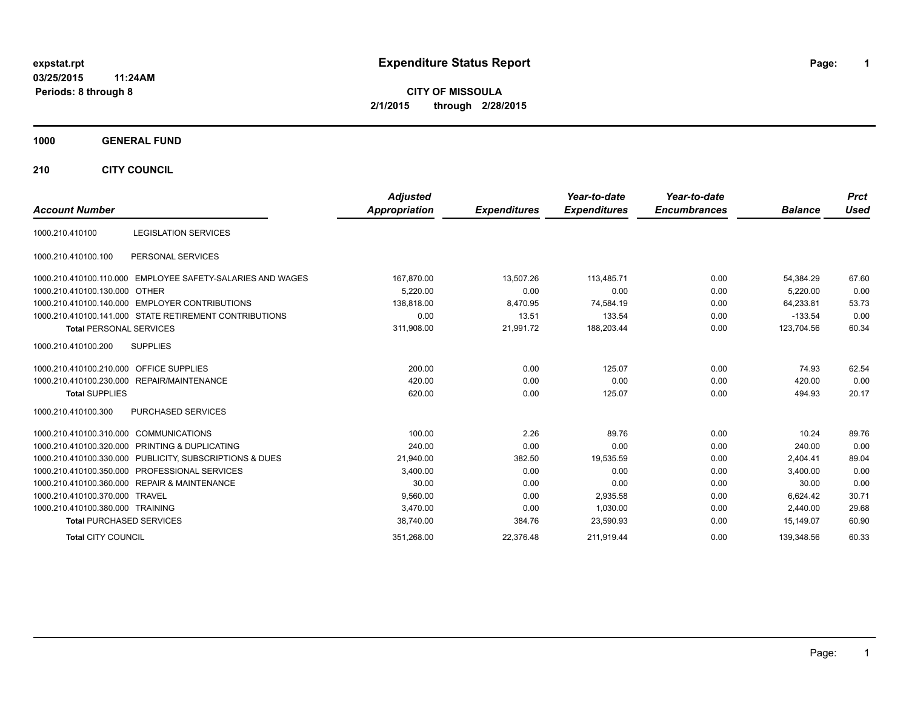**expstat.rpt**
**03/25/2015 11:24AM**
**Periods: 8 through 8**

# Expenditure Status Report

**CITY OF MISSOULA**
**2/1/2015 through 2/28/2015**

## 1000 GENERAL FUND

## 210 CITY COUNCIL

| Account Number | | Adjusted Appropriation | Expenditures | Year-to-date Expenditures | Year-to-date Encumbrances | Balance | Prct Used |
|---|---|---|---|---|---|---|---|
| 1000.210.410100 | LEGISLATION SERVICES | | | | | | |
| 1000.210.410100.100 | PERSONAL SERVICES | | | | | | |
| 1000.210.410100.110.000 | EMPLOYEE SAFETY-SALARIES AND WAGES | 167,870.00 | 13,507.26 | 113,485.71 | 0.00 | 54,384.29 | 67.60 |
| 1000.210.410100.130.000 | OTHER | 5,220.00 | 0.00 | 0.00 | 0.00 | 5,220.00 | 0.00 |
| 1000.210.410100.140.000 | EMPLOYER CONTRIBUTIONS | 138,818.00 | 8,470.95 | 74,584.19 | 0.00 | 64,233.81 | 53.73 |
| 1000.210.410100.141.000 | STATE RETIREMENT CONTRIBUTIONS | 0.00 | 13.51 | 133.54 | 0.00 | -133.54 | 0.00 |
| **Total** PERSONAL SERVICES | | 311,908.00 | 21,991.72 | 188,203.44 | 0.00 | 123,704.56 | 60.34 |
| 1000.210.410100.200 | SUPPLIES | | | | | | |
| 1000.210.410100.210.000 | OFFICE SUPPLIES | 200.00 | 0.00 | 125.07 | 0.00 | 74.93 | 62.54 |
| 1000.210.410100.230.000 | REPAIR/MAINTENANCE | 420.00 | 0.00 | 0.00 | 0.00 | 420.00 | 0.00 |
| **Total** SUPPLIES | | 620.00 | 0.00 | 125.07 | 0.00 | 494.93 | 20.17 |
| 1000.210.410100.300 | PURCHASED SERVICES | | | | | | |
| 1000.210.410100.310.000 | COMMUNICATIONS | 100.00 | 2.26 | 89.76 | 0.00 | 10.24 | 89.76 |
| 1000.210.410100.320.000 | PRINTING & DUPLICATING | 240.00 | 0.00 | 0.00 | 0.00 | 240.00 | 0.00 |
| 1000.210.410100.330.000 | PUBLICITY, SUBSCRIPTIONS & DUES | 21,940.00 | 382.50 | 19,535.59 | 0.00 | 2,404.41 | 89.04 |
| 1000.210.410100.350.000 | PROFESSIONAL SERVICES | 3,400.00 | 0.00 | 0.00 | 0.00 | 3,400.00 | 0.00 |
| 1000.210.410100.360.000 | REPAIR & MAINTENANCE | 30.00 | 0.00 | 0.00 | 0.00 | 30.00 | 0.00 |
| 1000.210.410100.370.000 | TRAVEL | 9,560.00 | 0.00 | 2,935.58 | 0.00 | 6,624.42 | 30.71 |
| 1000.210.410100.380.000 | TRAINING | 3,470.00 | 0.00 | 1,030.00 | 0.00 | 2,440.00 | 29.68 |
| **Total** PURCHASED SERVICES | | 38,740.00 | 384.76 | 23,590.93 | 0.00 | 15,149.07 | 60.90 |
| **Total** CITY COUNCIL | | 351,268.00 | 22,376.48 | 211,919.44 | 0.00 | 139,348.56 | 60.33 |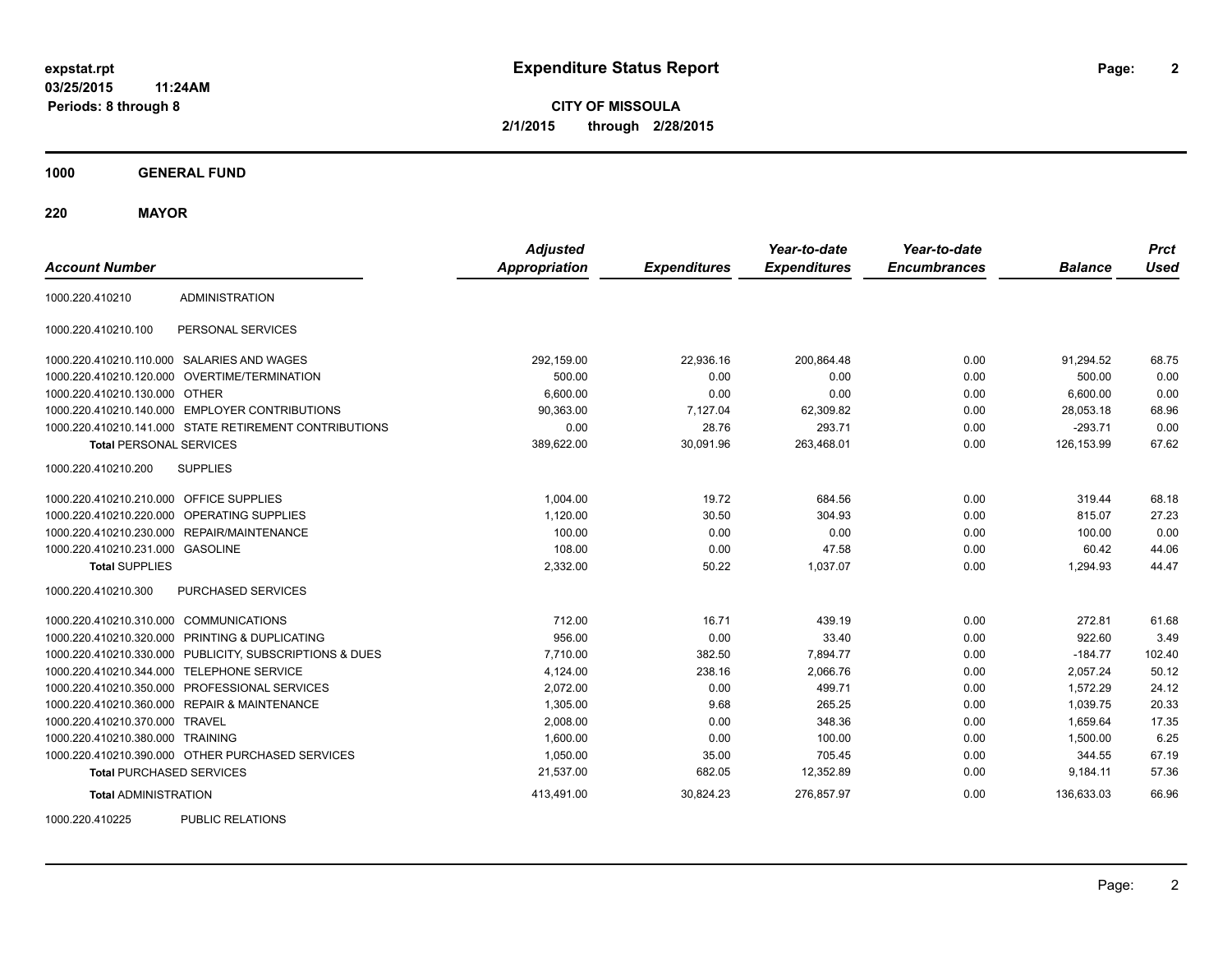# Expenditure Status Report

expstat.rpt
03/25/2015 11:24AM
Periods: 8 through 8

**CITY OF MISSOULA**
**2/1/2015 through 2/28/2015**

## 1000 GENERAL FUND

## 220 MAYOR

| Account Number | | Adjusted Appropriation | Expenditures | Year-to-date Expenditures | Year-to-date Encumbrances | Balance | Prct Used |
|---|---|---|---|---|---|---|---|
| 1000.220.410210 | ADMINISTRATION | | | | | | |
| 1000.220.410210.100 | PERSONAL SERVICES | | | | | | |
| 1000.220.410210.110.000 | SALARIES AND WAGES | 292,159.00 | 22,936.16 | 200,864.48 | 0.00 | 91,294.52 | 68.75 |
| 1000.220.410210.120.000 | OVERTIME/TERMINATION | 500.00 | 0.00 | 0.00 | 0.00 | 500.00 | 0.00 |
| 1000.220.410210.130.000 | OTHER | 6,600.00 | 0.00 | 0.00 | 0.00 | 6,600.00 | 0.00 |
| 1000.220.410210.140.000 | EMPLOYER CONTRIBUTIONS | 90,363.00 | 7,127.04 | 62,309.82 | 0.00 | 28,053.18 | 68.96 |
| 1000.220.410210.141.000 | STATE RETIREMENT CONTRIBUTIONS | 0.00 | 28.76 | 293.71 | 0.00 | -293.71 | 0.00 |
| **Total** PERSONAL SERVICES | | 389,622.00 | 30,091.96 | 263,468.01 | 0.00 | 126,153.99 | 67.62 |
| 1000.220.410210.200 | SUPPLIES | | | | | | |
| 1000.220.410210.210.000 | OFFICE SUPPLIES | 1,004.00 | 19.72 | 684.56 | 0.00 | 319.44 | 68.18 |
| 1000.220.410210.220.000 | OPERATING SUPPLIES | 1,120.00 | 30.50 | 304.93 | 0.00 | 815.07 | 27.23 |
| 1000.220.410210.230.000 | REPAIR/MAINTENANCE | 100.00 | 0.00 | 0.00 | 0.00 | 100.00 | 0.00 |
| 1000.220.410210.231.000 | GASOLINE | 108.00 | 0.00 | 47.58 | 0.00 | 60.42 | 44.06 |
| **Total** SUPPLIES | | 2,332.00 | 50.22 | 1,037.07 | 0.00 | 1,294.93 | 44.47 |
| 1000.220.410210.300 | PURCHASED SERVICES | | | | | | |
| 1000.220.410210.310.000 | COMMUNICATIONS | 712.00 | 16.71 | 439.19 | 0.00 | 272.81 | 61.68 |
| 1000.220.410210.320.000 | PRINTING & DUPLICATING | 956.00 | 0.00 | 33.40 | 0.00 | 922.60 | 3.49 |
| 1000.220.410210.330.000 | PUBLICITY, SUBSCRIPTIONS & DUES | 7,710.00 | 382.50 | 7,894.77 | 0.00 | -184.77 | 102.40 |
| 1000.220.410210.344.000 | TELEPHONE SERVICE | 4,124.00 | 238.16 | 2,066.76 | 0.00 | 2,057.24 | 50.12 |
| 1000.220.410210.350.000 | PROFESSIONAL SERVICES | 2,072.00 | 0.00 | 499.71 | 0.00 | 1,572.29 | 24.12 |
| 1000.220.410210.360.000 | REPAIR & MAINTENANCE | 1,305.00 | 9.68 | 265.25 | 0.00 | 1,039.75 | 20.33 |
| 1000.220.410210.370.000 | TRAVEL | 2,008.00 | 0.00 | 348.36 | 0.00 | 1,659.64 | 17.35 |
| 1000.220.410210.380.000 | TRAINING | 1,600.00 | 0.00 | 100.00 | 0.00 | 1,500.00 | 6.25 |
| 1000.220.410210.390.000 | OTHER PURCHASED SERVICES | 1,050.00 | 35.00 | 705.45 | 0.00 | 344.55 | 67.19 |
| **Total** PURCHASED SERVICES | | 21,537.00 | 682.05 | 12,352.89 | 0.00 | 9,184.11 | 57.36 |
| **Total** ADMINISTRATION | | 413,491.00 | 30,824.23 | 276,857.97 | 0.00 | 136,633.03 | 66.96 |
| 1000.220.410225 | PUBLIC RELATIONS | | | | | | |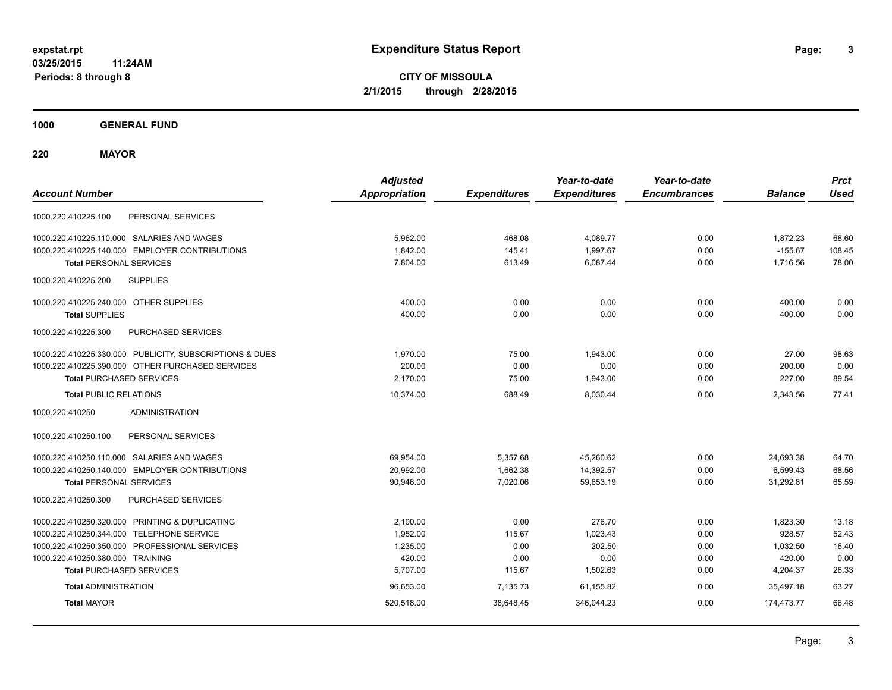# Expenditure Status Report

expstat.rpt
03/25/2015 11:24AM
Periods: 8 through 8

**CITY OF MISSOULA**
**2/1/2015 through 2/28/2015**

**1000 GENERAL FUND**

**220 MAYOR**

| Account Number | Adjusted Appropriation | Expenditures | Year-to-date Expenditures | Year-to-date Encumbrances | Balance | Prct Used |
|---|---|---|---|---|---|---|
| 1000.220.410225.100 PERSONAL SERVICES | | | | | | |
| 1000.220.410225.110.000 SALARIES AND WAGES | 5,962.00 | 468.08 | 4,089.77 | 0.00 | 1,872.23 | 68.60 |
| 1000.220.410225.140.000 EMPLOYER CONTRIBUTIONS | 1,842.00 | 145.41 | 1,997.67 | 0.00 | -155.67 | 108.45 |
| **Total** PERSONAL SERVICES | 7,804.00 | 613.49 | 6,087.44 | 0.00 | 1,716.56 | 78.00 |
| 1000.220.410225.200 SUPPLIES | | | | | | |
| 1000.220.410225.240.000 OTHER SUPPLIES | 400.00 | 0.00 | 0.00 | 0.00 | 400.00 | 0.00 |
| **Total** SUPPLIES | 400.00 | 0.00 | 0.00 | 0.00 | 400.00 | 0.00 |
| 1000.220.410225.300 PURCHASED SERVICES | | | | | | |
| 1000.220.410225.330.000 PUBLICITY, SUBSCRIPTIONS & DUES | 1,970.00 | 75.00 | 1,943.00 | 0.00 | 27.00 | 98.63 |
| 1000.220.410225.390.000 OTHER PURCHASED SERVICES | 200.00 | 0.00 | 0.00 | 0.00 | 200.00 | 0.00 |
| **Total** PURCHASED SERVICES | 2,170.00 | 75.00 | 1,943.00 | 0.00 | 227.00 | 89.54 |
| **Total** PUBLIC RELATIONS | 10,374.00 | 688.49 | 8,030.44 | 0.00 | 2,343.56 | 77.41 |
| 1000.220.410250 ADMINISTRATION | | | | | | |
| 1000.220.410250.100 PERSONAL SERVICES | | | | | | |
| 1000.220.410250.110.000 SALARIES AND WAGES | 69,954.00 | 5,357.68 | 45,260.62 | 0.00 | 24,693.38 | 64.70 |
| 1000.220.410250.140.000 EMPLOYER CONTRIBUTIONS | 20,992.00 | 1,662.38 | 14,392.57 | 0.00 | 6,599.43 | 68.56 |
| **Total** PERSONAL SERVICES | 90,946.00 | 7,020.06 | 59,653.19 | 0.00 | 31,292.81 | 65.59 |
| 1000.220.410250.300 PURCHASED SERVICES | | | | | | |
| 1000.220.410250.320.000 PRINTING & DUPLICATING | 2,100.00 | 0.00 | 276.70 | 0.00 | 1,823.30 | 13.18 |
| 1000.220.410250.344.000 TELEPHONE SERVICE | 1,952.00 | 115.67 | 1,023.43 | 0.00 | 928.57 | 52.43 |
| 1000.220.410250.350.000 PROFESSIONAL SERVICES | 1,235.00 | 0.00 | 202.50 | 0.00 | 1,032.50 | 16.40 |
| 1000.220.410250.380.000 TRAINING | 420.00 | 0.00 | 0.00 | 0.00 | 420.00 | 0.00 |
| **Total** PURCHASED SERVICES | 5,707.00 | 115.67 | 1,502.63 | 0.00 | 4,204.37 | 26.33 |
| **Total** ADMINISTRATION | 96,653.00 | 7,135.73 | 61,155.82 | 0.00 | 35,497.18 | 63.27 |
| **Total** MAYOR | 520,518.00 | 38,648.45 | 346,044.23 | 0.00 | 174,473.77 | 66.48 |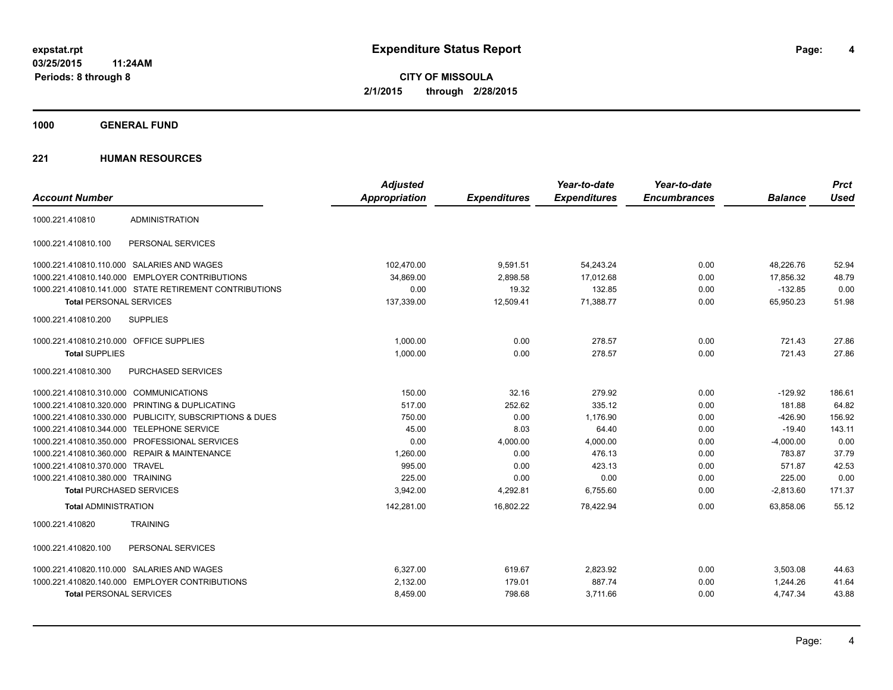**expstat.rpt**
**03/25/2015 11:24AM**
**Periods: 8 through 8**

# Expenditure Status Report

**CITY OF MISSOULA**
**2/1/2015 through 2/28/2015**

## 1000 GENERAL FUND

## 221 HUMAN RESOURCES

| Account Number | | Adjusted Appropriation | Expenditures | Year-to-date Expenditures | Year-to-date Encumbrances | Balance | Prct Used |
|---|---|---|---|---|---|---|---|
| 1000.221.410810 | ADMINISTRATION | | | | | | |
| 1000.221.410810.100 | PERSONAL SERVICES | | | | | | |
| 1000.221.410810.110.000 | SALARIES AND WAGES | 102,470.00 | 9,591.51 | 54,243.24 | 0.00 | 48,226.76 | 52.94 |
| 1000.221.410810.140.000 | EMPLOYER CONTRIBUTIONS | 34,869.00 | 2,898.58 | 17,012.68 | 0.00 | 17,856.32 | 48.79 |
| 1000.221.410810.141.000 | STATE RETIREMENT CONTRIBUTIONS | 0.00 | 19.32 | 132.85 | 0.00 | -132.85 | 0.00 |
| **Total** PERSONAL SERVICES | | 137,339.00 | 12,509.41 | 71,388.77 | 0.00 | 65,950.23 | 51.98 |
| 1000.221.410810.200 | SUPPLIES | | | | | | |
| 1000.221.410810.210.000 | OFFICE SUPPLIES | 1,000.00 | 0.00 | 278.57 | 0.00 | 721.43 | 27.86 |
| **Total** SUPPLIES | | 1,000.00 | 0.00 | 278.57 | 0.00 | 721.43 | 27.86 |
| 1000.221.410810.300 | PURCHASED SERVICES | | | | | | |
| 1000.221.410810.310.000 | COMMUNICATIONS | 150.00 | 32.16 | 279.92 | 0.00 | -129.92 | 186.61 |
| 1000.221.410810.320.000 | PRINTING & DUPLICATING | 517.00 | 252.62 | 335.12 | 0.00 | 181.88 | 64.82 |
| 1000.221.410810.330.000 | PUBLICITY, SUBSCRIPTIONS & DUES | 750.00 | 0.00 | 1,176.90 | 0.00 | -426.90 | 156.92 |
| 1000.221.410810.344.000 | TELEPHONE SERVICE | 45.00 | 8.03 | 64.40 | 0.00 | -19.40 | 143.11 |
| 1000.221.410810.350.000 | PROFESSIONAL SERVICES | 0.00 | 4,000.00 | 4,000.00 | 0.00 | -4,000.00 | 0.00 |
| 1000.221.410810.360.000 | REPAIR & MAINTENANCE | 1,260.00 | 0.00 | 476.13 | 0.00 | 783.87 | 37.79 |
| 1000.221.410810.370.000 | TRAVEL | 995.00 | 0.00 | 423.13 | 0.00 | 571.87 | 42.53 |
| 1000.221.410810.380.000 | TRAINING | 225.00 | 0.00 | 0.00 | 0.00 | 225.00 | 0.00 |
| **Total** PURCHASED SERVICES | | 3,942.00 | 4,292.81 | 6,755.60 | 0.00 | -2,813.60 | 171.37 |
| **Total** ADMINISTRATION | | 142,281.00 | 16,802.22 | 78,422.94 | 0.00 | 63,858.06 | 55.12 |
| 1000.221.410820 | TRAINING | | | | | | |
| 1000.221.410820.100 | PERSONAL SERVICES | | | | | | |
| 1000.221.410820.110.000 | SALARIES AND WAGES | 6,327.00 | 619.67 | 2,823.92 | 0.00 | 3,503.08 | 44.63 |
| 1000.221.410820.140.000 | EMPLOYER CONTRIBUTIONS | 2,132.00 | 179.01 | 887.74 | 0.00 | 1,244.26 | 41.64 |
| **Total** PERSONAL SERVICES | | 8,459.00 | 798.68 | 3,711.66 | 0.00 | 4,747.34 | 43.88 |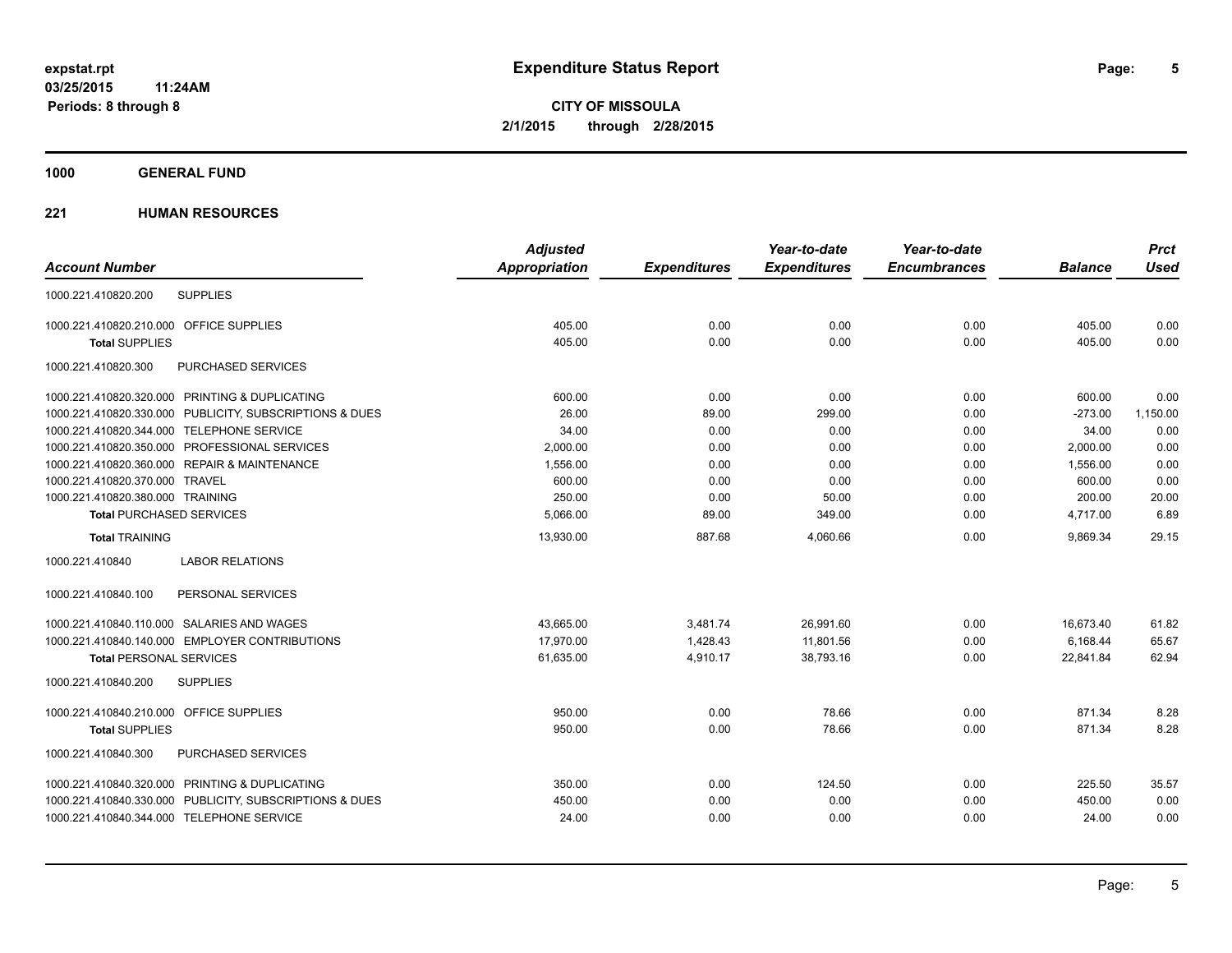**expstat.rpt**
**03/25/2015 11:24AM**
**Periods: 8 through 8**

# Expenditure Status Report

**CITY OF MISSOULA**
**2/1/2015 through 2/28/2015**

## 1000 GENERAL FUND

### 221 HUMAN RESOURCES

| Account Number | | Adjusted Appropriation | Expenditures | Year-to-date Expenditures | Year-to-date Encumbrances | Balance | Prct Used |
|---|---|---|---|---|---|---|---|
| 1000.221.410820.200 | SUPPLIES | | | | | | |
| 1000.221.410820.210.000 | OFFICE SUPPLIES | 405.00 | 0.00 | 0.00 | 0.00 | 405.00 | 0.00 |
| **Total** SUPPLIES | | 405.00 | 0.00 | 0.00 | 0.00 | 405.00 | 0.00 |
| 1000.221.410820.300 | PURCHASED SERVICES | | | | | | |
| 1000.221.410820.320.000 | PRINTING & DUPLICATING | 600.00 | 0.00 | 0.00 | 0.00 | 600.00 | 0.00 |
| 1000.221.410820.330.000 | PUBLICITY, SUBSCRIPTIONS & DUES | 26.00 | 89.00 | 299.00 | 0.00 | -273.00 | 1,150.00 |
| 1000.221.410820.344.000 | TELEPHONE SERVICE | 34.00 | 0.00 | 0.00 | 0.00 | 34.00 | 0.00 |
| 1000.221.410820.350.000 | PROFESSIONAL SERVICES | 2,000.00 | 0.00 | 0.00 | 0.00 | 2,000.00 | 0.00 |
| 1000.221.410820.360.000 | REPAIR & MAINTENANCE | 1,556.00 | 0.00 | 0.00 | 0.00 | 1,556.00 | 0.00 |
| 1000.221.410820.370.000 | TRAVEL | 600.00 | 0.00 | 0.00 | 0.00 | 600.00 | 0.00 |
| 1000.221.410820.380.000 | TRAINING | 250.00 | 0.00 | 50.00 | 0.00 | 200.00 | 20.00 |
| **Total** PURCHASED SERVICES | | 5,066.00 | 89.00 | 349.00 | 0.00 | 4,717.00 | 6.89 |
| **Total** TRAINING | | 13,930.00 | 887.68 | 4,060.66 | 0.00 | 9,869.34 | 29.15 |
| 1000.221.410840 | LABOR RELATIONS | | | | | | |
| 1000.221.410840.100 | PERSONAL SERVICES | | | | | | |
| 1000.221.410840.110.000 | SALARIES AND WAGES | 43,665.00 | 3,481.74 | 26,991.60 | 0.00 | 16,673.40 | 61.82 |
| 1000.221.410840.140.000 | EMPLOYER CONTRIBUTIONS | 17,970.00 | 1,428.43 | 11,801.56 | 0.00 | 6,168.44 | 65.67 |
| **Total** PERSONAL SERVICES | | 61,635.00 | 4,910.17 | 38,793.16 | 0.00 | 22,841.84 | 62.94 |
| 1000.221.410840.200 | SUPPLIES | | | | | | |
| 1000.221.410840.210.000 | OFFICE SUPPLIES | 950.00 | 0.00 | 78.66 | 0.00 | 871.34 | 8.28 |
| **Total** SUPPLIES | | 950.00 | 0.00 | 78.66 | 0.00 | 871.34 | 8.28 |
| 1000.221.410840.300 | PURCHASED SERVICES | | | | | | |
| 1000.221.410840.320.000 | PRINTING & DUPLICATING | 350.00 | 0.00 | 124.50 | 0.00 | 225.50 | 35.57 |
| 1000.221.410840.330.000 | PUBLICITY, SUBSCRIPTIONS & DUES | 450.00 | 0.00 | 0.00 | 0.00 | 450.00 | 0.00 |
| 1000.221.410840.344.000 | TELEPHONE SERVICE | 24.00 | 0.00 | 0.00 | 0.00 | 24.00 | 0.00 |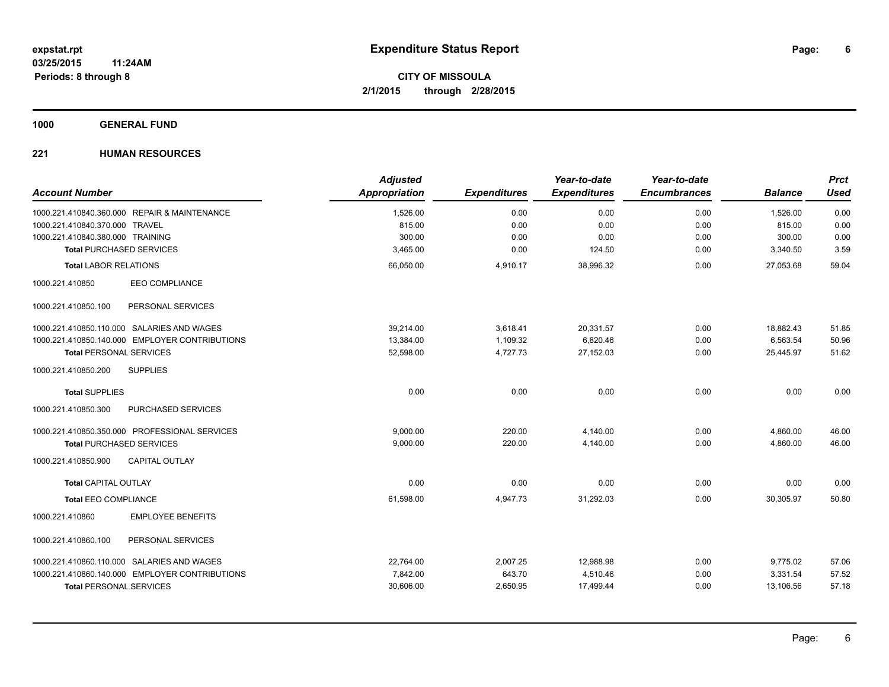**expstat.rpt**
**03/25/2015 11:24AM**
**Periods: 8 through 8**

# Expenditure Status Report

**CITY OF MISSOULA**
**2/1/2015 through 2/28/2015**

## 1000 GENERAL FUND

### 221 HUMAN RESOURCES

| Account Number | Adjusted Appropriation | Expenditures | Year-to-date Expenditures | Year-to-date Encumbrances | Balance | Prct Used |
|---|---|---|---|---|---|---|
| 1000.221.410840.360.000 REPAIR & MAINTENANCE | 1,526.00 | 0.00 | 0.00 | 0.00 | 1,526.00 | 0.00 |
| 1000.221.410840.370.000 TRAVEL | 815.00 | 0.00 | 0.00 | 0.00 | 815.00 | 0.00 |
| 1000.221.410840.380.000 TRAINING | 300.00 | 0.00 | 0.00 | 0.00 | 300.00 | 0.00 |
| **Total** PURCHASED SERVICES | 3,465.00 | 0.00 | 124.50 | 0.00 | 3,340.50 | 3.59 |
| **Total** LABOR RELATIONS | 66,050.00 | 4,910.17 | 38,996.32 | 0.00 | 27,053.68 | 59.04 |
| 1000.221.410850 EEO COMPLIANCE | | | | | | |
| 1000.221.410850.100 PERSONAL SERVICES | | | | | | |
| 1000.221.410850.110.000 SALARIES AND WAGES | 39,214.00 | 3,618.41 | 20,331.57 | 0.00 | 18,882.43 | 51.85 |
| 1000.221.410850.140.000 EMPLOYER CONTRIBUTIONS | 13,384.00 | 1,109.32 | 6,820.46 | 0.00 | 6,563.54 | 50.96 |
| **Total** PERSONAL SERVICES | 52,598.00 | 4,727.73 | 27,152.03 | 0.00 | 25,445.97 | 51.62 |
| 1000.221.410850.200 SUPPLIES | | | | | | |
| **Total** SUPPLIES | 0.00 | 0.00 | 0.00 | 0.00 | 0.00 | 0.00 |
| 1000.221.410850.300 PURCHASED SERVICES | | | | | | |
| 1000.221.410850.350.000 PROFESSIONAL SERVICES | 9,000.00 | 220.00 | 4,140.00 | 0.00 | 4,860.00 | 46.00 |
| **Total** PURCHASED SERVICES | 9,000.00 | 220.00 | 4,140.00 | 0.00 | 4,860.00 | 46.00 |
| 1000.221.410850.900 CAPITAL OUTLAY | | | | | | |
| **Total** CAPITAL OUTLAY | 0.00 | 0.00 | 0.00 | 0.00 | 0.00 | 0.00 |
| **Total** EEO COMPLIANCE | 61,598.00 | 4,947.73 | 31,292.03 | 0.00 | 30,305.97 | 50.80 |
| 1000.221.410860 EMPLOYEE BENEFITS | | | | | | |
| 1000.221.410860.100 PERSONAL SERVICES | | | | | | |
| 1000.221.410860.110.000 SALARIES AND WAGES | 22,764.00 | 2,007.25 | 12,988.98 | 0.00 | 9,775.02 | 57.06 |
| 1000.221.410860.140.000 EMPLOYER CONTRIBUTIONS | 7,842.00 | 643.70 | 4,510.46 | 0.00 | 3,331.54 | 57.52 |
| **Total** PERSONAL SERVICES | 30,606.00 | 2,650.95 | 17,499.44 | 0.00 | 13,106.56 | 57.18 |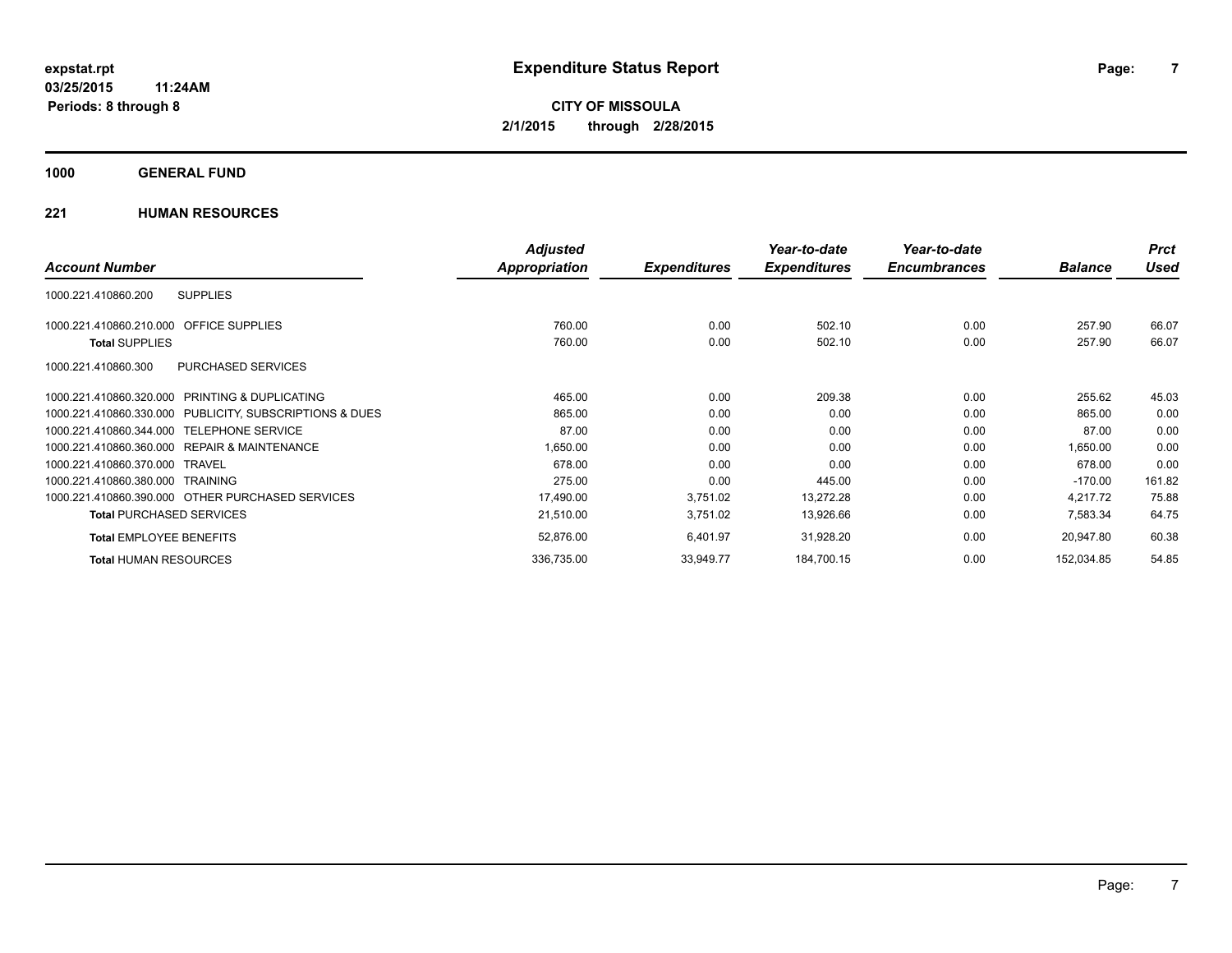**expstat.rpt**
**03/25/2015 11:24AM**
**Periods: 8 through 8**

# Expenditure Status Report

**CITY OF MISSOULA**
**2/1/2015 through 2/28/2015**

## 1000 GENERAL FUND

### 221 HUMAN RESOURCES

| Account Number | | Adjusted Appropriation | Expenditures | Year-to-date Expenditures | Year-to-date Encumbrances | Balance | Prct Used |
|---|---|---|---|---|---|---|---|
| 1000.221.410860.200 | SUPPLIES | | | | | | |
| 1000.221.410860.210.000 | OFFICE SUPPLIES | 760.00 | 0.00 | 502.10 | 0.00 | 257.90 | 66.07 |
| **Total** SUPPLIES | | 760.00 | 0.00 | 502.10 | 0.00 | 257.90 | 66.07 |
| 1000.221.410860.300 | PURCHASED SERVICES | | | | | | |
| 1000.221.410860.320.000 | PRINTING & DUPLICATING | 465.00 | 0.00 | 209.38 | 0.00 | 255.62 | 45.03 |
| 1000.221.410860.330.000 | PUBLICITY, SUBSCRIPTIONS & DUES | 865.00 | 0.00 | 0.00 | 0.00 | 865.00 | 0.00 |
| 1000.221.410860.344.000 | TELEPHONE SERVICE | 87.00 | 0.00 | 0.00 | 0.00 | 87.00 | 0.00 |
| 1000.221.410860.360.000 | REPAIR & MAINTENANCE | 1,650.00 | 0.00 | 0.00 | 0.00 | 1,650.00 | 0.00 |
| 1000.221.410860.370.000 | TRAVEL | 678.00 | 0.00 | 0.00 | 0.00 | 678.00 | 0.00 |
| 1000.221.410860.380.000 | TRAINING | 275.00 | 0.00 | 445.00 | 0.00 | -170.00 | 161.82 |
| 1000.221.410860.390.000 | OTHER PURCHASED SERVICES | 17,490.00 | 3,751.02 | 13,272.28 | 0.00 | 4,217.72 | 75.88 |
| **Total** PURCHASED SERVICES | | 21,510.00 | 3,751.02 | 13,926.66 | 0.00 | 7,583.34 | 64.75 |
| **Total** EMPLOYEE BENEFITS | | 52,876.00 | 6,401.97 | 31,928.20 | 0.00 | 20,947.80 | 60.38 |
| **Total** HUMAN RESOURCES | | 336,735.00 | 33,949.77 | 184,700.15 | 0.00 | 152,034.85 | 54.85 |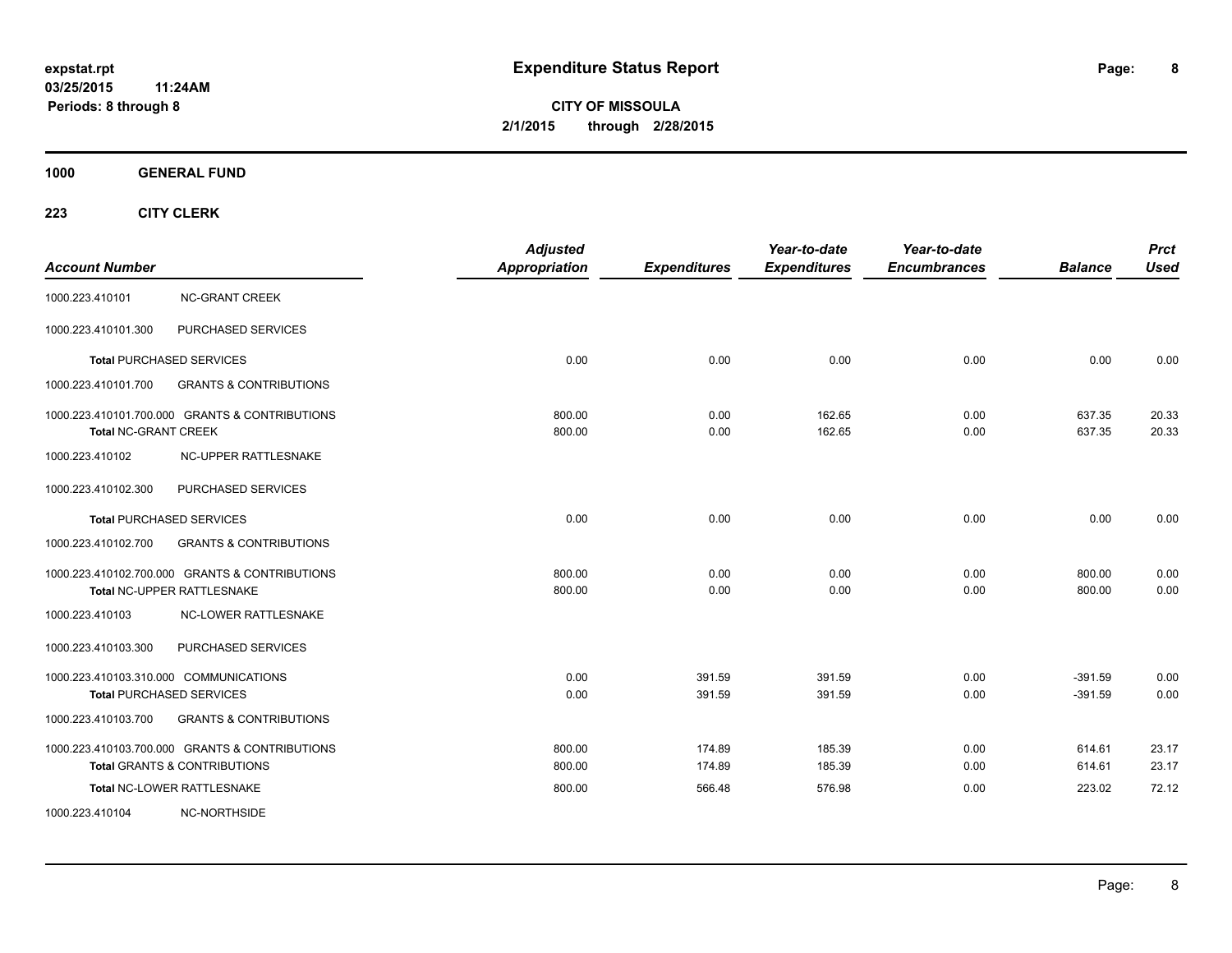**expstat.rpt**
**03/25/2015 11:24AM**
**Periods: 8 through 8**

# Expenditure Status Report

**CITY OF MISSOULA**
**2/1/2015 through 2/28/2015**

## 1000 GENERAL FUND

### 223 CITY CLERK

| Account Number | | Adjusted Appropriation | Expenditures | Year-to-date Expenditures | Year-to-date Encumbrances | Balance | Prct Used |
|---|---|---|---|---|---|---|---|
| 1000.223.410101 | NC-GRANT CREEK | | | | | | |
| 1000.223.410101.300 | PURCHASED SERVICES | | | | | | |
| **Total** PURCHASED SERVICES | | 0.00 | 0.00 | 0.00 | 0.00 | 0.00 | 0.00 |
| 1000.223.410101.700 | GRANTS & CONTRIBUTIONS | | | | | | |
| 1000.223.410101.700.000 GRANTS & CONTRIBUTIONS | | 800.00 | 0.00 | 162.65 | 0.00 | 637.35 | 20.33 |
| **Total** NC-GRANT CREEK | | 800.00 | 0.00 | 162.65 | 0.00 | 637.35 | 20.33 |
| 1000.223.410102 | NC-UPPER RATTLESNAKE | | | | | | |
| 1000.223.410102.300 | PURCHASED SERVICES | | | | | | |
| **Total** PURCHASED SERVICES | | 0.00 | 0.00 | 0.00 | 0.00 | 0.00 | 0.00 |
| 1000.223.410102.700 | GRANTS & CONTRIBUTIONS | | | | | | |
| 1000.223.410102.700.000 GRANTS & CONTRIBUTIONS | | 800.00 | 0.00 | 0.00 | 0.00 | 800.00 | 0.00 |
| **Total** NC-UPPER RATTLESNAKE | | 800.00 | 0.00 | 0.00 | 0.00 | 800.00 | 0.00 |
| 1000.223.410103 | NC-LOWER RATTLESNAKE | | | | | | |
| 1000.223.410103.300 | PURCHASED SERVICES | | | | | | |
| 1000.223.410103.310.000 COMMUNICATIONS | | 0.00 | 391.59 | 391.59 | 0.00 | -391.59 | 0.00 |
| **Total** PURCHASED SERVICES | | 0.00 | 391.59 | 391.59 | 0.00 | -391.59 | 0.00 |
| 1000.223.410103.700 | GRANTS & CONTRIBUTIONS | | | | | | |
| 1000.223.410103.700.000 GRANTS & CONTRIBUTIONS | | 800.00 | 174.89 | 185.39 | 0.00 | 614.61 | 23.17 |
| **Total** GRANTS & CONTRIBUTIONS | | 800.00 | 174.89 | 185.39 | 0.00 | 614.61 | 23.17 |
| **Total** NC-LOWER RATTLESNAKE | | 800.00 | 566.48 | 576.98 | 0.00 | 223.02 | 72.12 |
| 1000.223.410104 | NC-NORTHSIDE | | | | | | |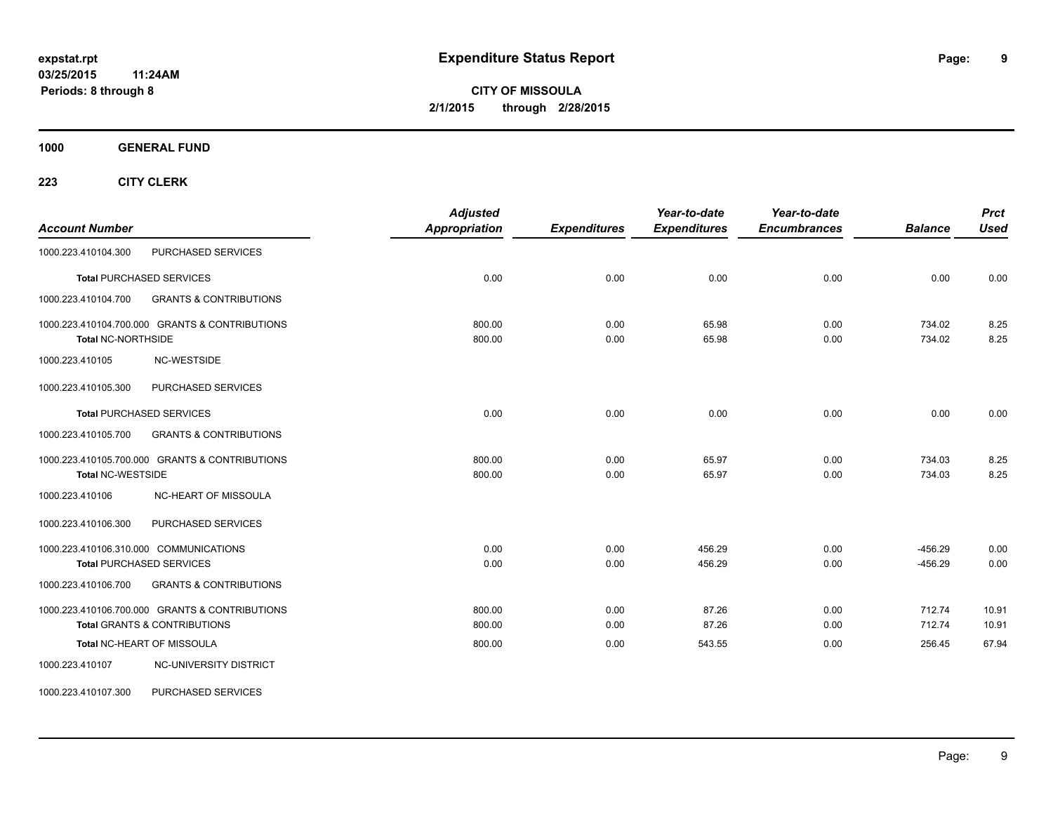**expstat.rpt**
**03/25/2015 11:24AM**
**Periods: 8 through 8**

# Expenditure Status Report

**CITY OF MISSOULA**
**2/1/2015 through 2/28/2015**

**1000 GENERAL FUND**

**223 CITY CLERK**

| Account Number | | Adjusted Appropriation | Expenditures | Year-to-date Expenditures | Year-to-date Encumbrances | Balance | Prct Used |
|---|---|---|---|---|---|---|---|
| 1000.223.410104.300 | PURCHASED SERVICES | | | | | | |
| **Total** PURCHASED SERVICES | | 0.00 | 0.00 | 0.00 | 0.00 | 0.00 | 0.00 |
| 1000.223.410104.700 | GRANTS & CONTRIBUTIONS | | | | | | |
| 1000.223.410104.700.000 | GRANTS & CONTRIBUTIONS | 800.00 | 0.00 | 65.98 | 0.00 | 734.02 | 8.25 |
| **Total** NC-NORTHSIDE | | 800.00 | 0.00 | 65.98 | 0.00 | 734.02 | 8.25 |
| 1000.223.410105 | NC-WESTSIDE | | | | | | |
| 1000.223.410105.300 | PURCHASED SERVICES | | | | | | |
| **Total** PURCHASED SERVICES | | 0.00 | 0.00 | 0.00 | 0.00 | 0.00 | 0.00 |
| 1000.223.410105.700 | GRANTS & CONTRIBUTIONS | | | | | | |
| 1000.223.410105.700.000 | GRANTS & CONTRIBUTIONS | 800.00 | 0.00 | 65.97 | 0.00 | 734.03 | 8.25 |
| **Total** NC-WESTSIDE | | 800.00 | 0.00 | 65.97 | 0.00 | 734.03 | 8.25 |
| 1000.223.410106 | NC-HEART OF MISSOULA | | | | | | |
| 1000.223.410106.300 | PURCHASED SERVICES | | | | | | |
| 1000.223.410106.310.000 | COMMUNICATIONS | 0.00 | 0.00 | 456.29 | 0.00 | -456.29 | 0.00 |
| **Total** PURCHASED SERVICES | | 0.00 | 0.00 | 456.29 | 0.00 | -456.29 | 0.00 |
| 1000.223.410106.700 | GRANTS & CONTRIBUTIONS | | | | | | |
| 1000.223.410106.700.000 | GRANTS & CONTRIBUTIONS | 800.00 | 0.00 | 87.26 | 0.00 | 712.74 | 10.91 |
| **Total** GRANTS & CONTRIBUTIONS | | 800.00 | 0.00 | 87.26 | 0.00 | 712.74 | 10.91 |
| **Total** NC-HEART OF MISSOULA | | 800.00 | 0.00 | 543.55 | 0.00 | 256.45 | 67.94 |
| 1000.223.410107 | NC-UNIVERSITY DISTRICT | | | | | | |
| 1000.223.410107.300 | PURCHASED SERVICES | | | | | | |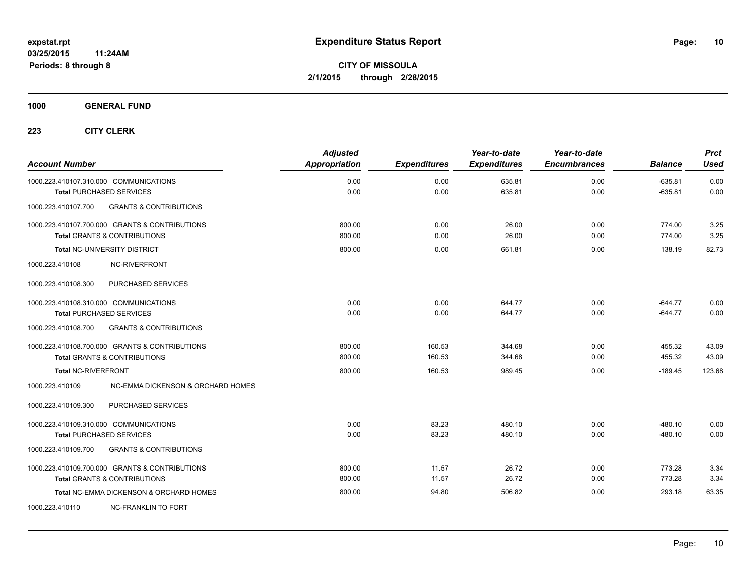**expstat.rpt**
**03/25/2015 11:24AM**
**Periods: 8 through 8**

# Expenditure Status Report

**CITY OF MISSOULA**
**2/1/2015 through 2/28/2015**

## 1000 GENERAL FUND

### 223 CITY CLERK

| Account Number | | Adjusted Appropriation | Expenditures | Year-to-date Expenditures | Year-to-date Encumbrances | Balance | Prct Used |
|---|---|---|---|---|---|---|---|
| 1000.223.410107.310.000 | COMMUNICATIONS | 0.00 | 0.00 | 635.81 | 0.00 | -635.81 | 0.00 |
| **Total** PURCHASED SERVICES | | 0.00 | 0.00 | 635.81 | 0.00 | -635.81 | 0.00 |
| 1000.223.410107.700 | GRANTS & CONTRIBUTIONS | | | | | | |
| 1000.223.410107.700.000 | GRANTS & CONTRIBUTIONS | 800.00 | 0.00 | 26.00 | 0.00 | 774.00 | 3.25 |
| **Total** GRANTS & CONTRIBUTIONS | | 800.00 | 0.00 | 26.00 | 0.00 | 774.00 | 3.25 |
| **Total** NC-UNIVERSITY DISTRICT | | 800.00 | 0.00 | 661.81 | 0.00 | 138.19 | 82.73 |
| 1000.223.410108 | NC-RIVERFRONT | | | | | | |
| 1000.223.410108.300 | PURCHASED SERVICES | | | | | | |
| 1000.223.410108.310.000 | COMMUNICATIONS | 0.00 | 0.00 | 644.77 | 0.00 | -644.77 | 0.00 |
| **Total** PURCHASED SERVICES | | 0.00 | 0.00 | 644.77 | 0.00 | -644.77 | 0.00 |
| 1000.223.410108.700 | GRANTS & CONTRIBUTIONS | | | | | | |
| 1000.223.410108.700.000 | GRANTS & CONTRIBUTIONS | 800.00 | 160.53 | 344.68 | 0.00 | 455.32 | 43.09 |
| **Total** GRANTS & CONTRIBUTIONS | | 800.00 | 160.53 | 344.68 | 0.00 | 455.32 | 43.09 |
| **Total** NC-RIVERFRONT | | 800.00 | 160.53 | 989.45 | 0.00 | -189.45 | 123.68 |
| 1000.223.410109 | NC-EMMA DICKENSON & ORCHARD HOMES | | | | | | |
| 1000.223.410109.300 | PURCHASED SERVICES | | | | | | |
| 1000.223.410109.310.000 | COMMUNICATIONS | 0.00 | 83.23 | 480.10 | 0.00 | -480.10 | 0.00 |
| **Total** PURCHASED SERVICES | | 0.00 | 83.23 | 480.10 | 0.00 | -480.10 | 0.00 |
| 1000.223.410109.700 | GRANTS & CONTRIBUTIONS | | | | | | |
| 1000.223.410109.700.000 | GRANTS & CONTRIBUTIONS | 800.00 | 11.57 | 26.72 | 0.00 | 773.28 | 3.34 |
| **Total** GRANTS & CONTRIBUTIONS | | 800.00 | 11.57 | 26.72 | 0.00 | 773.28 | 3.34 |
| **Total** NC-EMMA DICKENSON & ORCHARD HOMES | | 800.00 | 94.80 | 506.82 | 0.00 | 293.18 | 63.35 |
| 1000.223.410110 | NC-FRANKLIN TO FORT | | | | | | |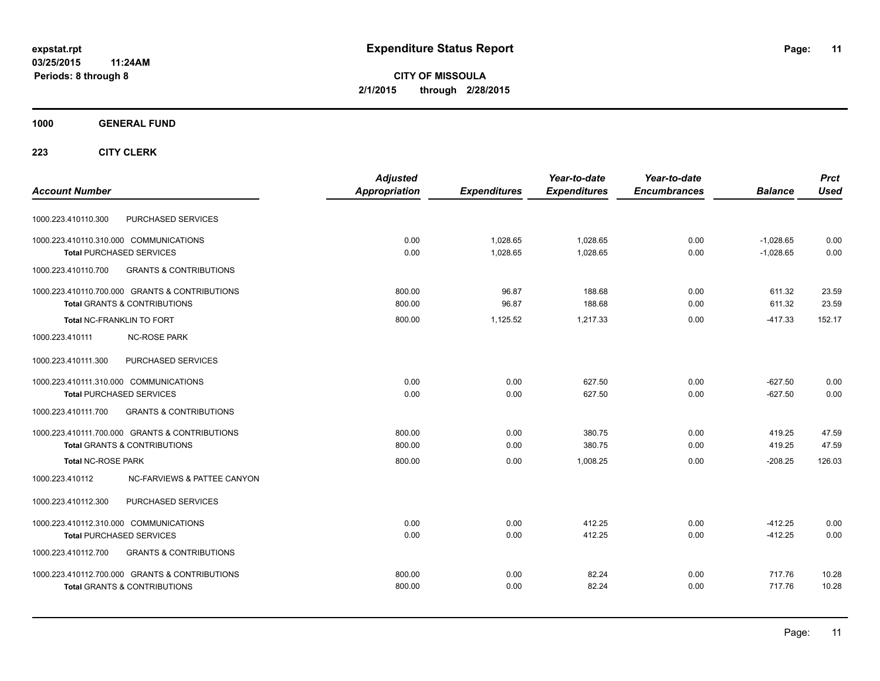**expstat.rpt**
**03/25/2015 11:24AM**
**Periods: 8 through 8**

# Expenditure Status Report

**CITY OF MISSOULA**
**2/1/2015 through 2/28/2015**

**1000 GENERAL FUND**

**223 CITY CLERK**

| Account Number | | Adjusted Appropriation | Expenditures | Year-to-date Expenditures | Year-to-date Encumbrances | Balance | Prct Used |
|---|---|---|---|---|---|---|---|
| 1000.223.410110.300 | PURCHASED SERVICES | | | | | | |
| 1000.223.410110.310.000 | COMMUNICATIONS | 0.00 | 1,028.65 | 1,028.65 | 0.00 | -1,028.65 | 0.00 |
| **Total** PURCHASED SERVICES | | 0.00 | 1,028.65 | 1,028.65 | 0.00 | -1,028.65 | 0.00 |
| 1000.223.410110.700 | GRANTS & CONTRIBUTIONS | | | | | | |
| 1000.223.410110.700.000 | GRANTS & CONTRIBUTIONS | 800.00 | 96.87 | 188.68 | 0.00 | 611.32 | 23.59 |
| **Total** GRANTS & CONTRIBUTIONS | | 800.00 | 96.87 | 188.68 | 0.00 | 611.32 | 23.59 |
| **Total** NC-FRANKLIN TO FORT | | 800.00 | 1,125.52 | 1,217.33 | 0.00 | -417.33 | 152.17 |
| 1000.223.410111 | NC-ROSE PARK | | | | | | |
| 1000.223.410111.300 | PURCHASED SERVICES | | | | | | |
| 1000.223.410111.310.000 | COMMUNICATIONS | 0.00 | 0.00 | 627.50 | 0.00 | -627.50 | 0.00 |
| **Total** PURCHASED SERVICES | | 0.00 | 0.00 | 627.50 | 0.00 | -627.50 | 0.00 |
| 1000.223.410111.700 | GRANTS & CONTRIBUTIONS | | | | | | |
| 1000.223.410111.700.000 | GRANTS & CONTRIBUTIONS | 800.00 | 0.00 | 380.75 | 0.00 | 419.25 | 47.59 |
| **Total** GRANTS & CONTRIBUTIONS | | 800.00 | 0.00 | 380.75 | 0.00 | 419.25 | 47.59 |
| **Total** NC-ROSE PARK | | 800.00 | 0.00 | 1,008.25 | 0.00 | -208.25 | 126.03 |
| 1000.223.410112 | NC-FARVIEWS & PATTEE CANYON | | | | | | |
| 1000.223.410112.300 | PURCHASED SERVICES | | | | | | |
| 1000.223.410112.310.000 | COMMUNICATIONS | 0.00 | 0.00 | 412.25 | 0.00 | -412.25 | 0.00 |
| **Total** PURCHASED SERVICES | | 0.00 | 0.00 | 412.25 | 0.00 | -412.25 | 0.00 |
| 1000.223.410112.700 | GRANTS & CONTRIBUTIONS | | | | | | |
| 1000.223.410112.700.000 | GRANTS & CONTRIBUTIONS | 800.00 | 0.00 | 82.24 | 0.00 | 717.76 | 10.28 |
| **Total** GRANTS & CONTRIBUTIONS | | 800.00 | 0.00 | 82.24 | 0.00 | 717.76 | 10.28 |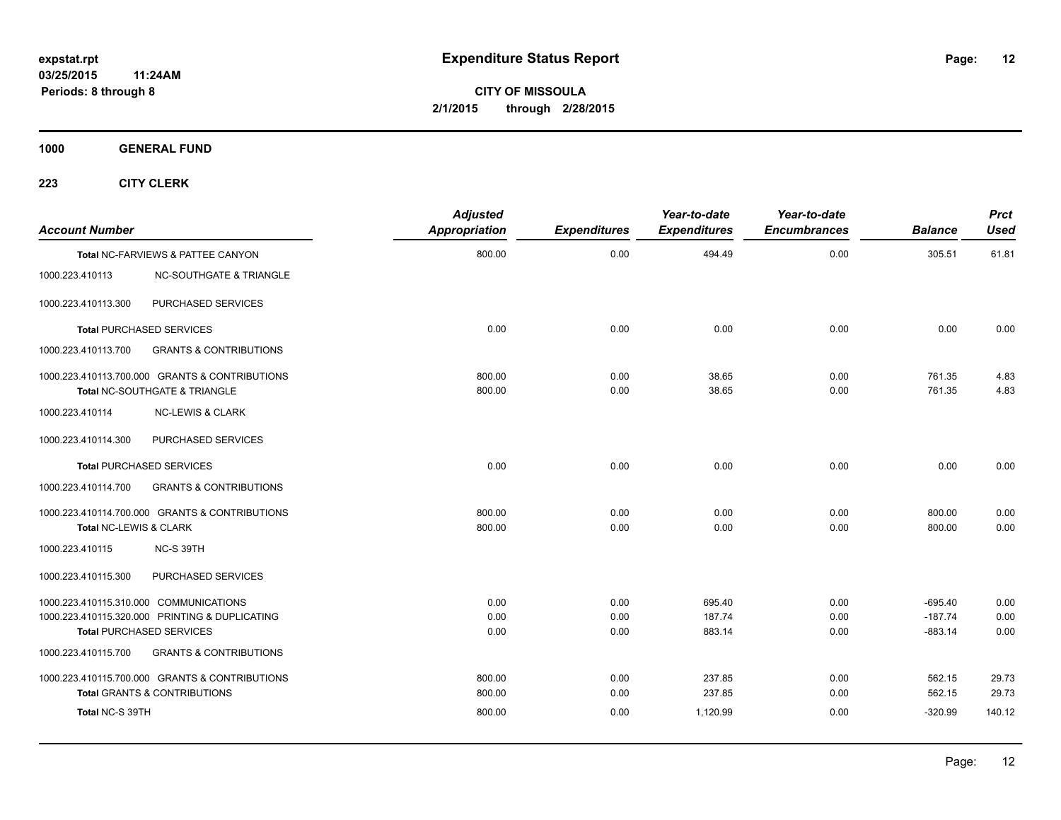**expstat.rpt**
**03/25/2015 11:24AM**
**Periods: 8 through 8**

# Expenditure Status Report

**CITY OF MISSOULA**
**2/1/2015 through 2/28/2015**

## 1000 GENERAL FUND

### 223 CITY CLERK

| Account Number | | Adjusted Appropriation | Expenditures | Year-to-date Expenditures | Year-to-date Encumbrances | Balance | Prct Used |
|---|---|---|---|---|---|---|---|
| **Total** NC-FARVIEWS & PATTEE CANYON | | 800.00 | 0.00 | 494.49 | 0.00 | 305.51 | 61.81 |
| 1000.223.410113 | NC-SOUTHGATE & TRIANGLE | | | | | | |
| 1000.223.410113.300 | PURCHASED SERVICES | | | | | | |
| **Total** PURCHASED SERVICES | | 0.00 | 0.00 | 0.00 | 0.00 | 0.00 | 0.00 |
| 1000.223.410113.700 | GRANTS & CONTRIBUTIONS | | | | | | |
| 1000.223.410113.700.000 | GRANTS & CONTRIBUTIONS | 800.00 | 0.00 | 38.65 | 0.00 | 761.35 | 4.83 |
| **Total** NC-SOUTHGATE & TRIANGLE | | 800.00 | 0.00 | 38.65 | 0.00 | 761.35 | 4.83 |
| 1000.223.410114 | NC-LEWIS & CLARK | | | | | | |
| 1000.223.410114.300 | PURCHASED SERVICES | | | | | | |
| **Total** PURCHASED SERVICES | | 0.00 | 0.00 | 0.00 | 0.00 | 0.00 | 0.00 |
| 1000.223.410114.700 | GRANTS & CONTRIBUTIONS | | | | | | |
| 1000.223.410114.700.000 | GRANTS & CONTRIBUTIONS | 800.00 | 0.00 | 0.00 | 0.00 | 800.00 | 0.00 |
| **Total** NC-LEWIS & CLARK | | 800.00 | 0.00 | 0.00 | 0.00 | 800.00 | 0.00 |
| 1000.223.410115 | NC-S 39TH | | | | | | |
| 1000.223.410115.300 | PURCHASED SERVICES | | | | | | |
| 1000.223.410115.310.000 | COMMUNICATIONS | 0.00 | 0.00 | 695.40 | 0.00 | -695.40 | 0.00 |
| 1000.223.410115.320.000 | PRINTING & DUPLICATING | 0.00 | 0.00 | 187.74 | 0.00 | -187.74 | 0.00 |
| **Total** PURCHASED SERVICES | | 0.00 | 0.00 | 883.14 | 0.00 | -883.14 | 0.00 |
| 1000.223.410115.700 | GRANTS & CONTRIBUTIONS | | | | | | |
| 1000.223.410115.700.000 | GRANTS & CONTRIBUTIONS | 800.00 | 0.00 | 237.85 | 0.00 | 562.15 | 29.73 |
| **Total** GRANTS & CONTRIBUTIONS | | 800.00 | 0.00 | 237.85 | 0.00 | 562.15 | 29.73 |
| **Total NC-S 39TH** | | 800.00 | 0.00 | 1,120.99 | 0.00 | -320.99 | 140.12 |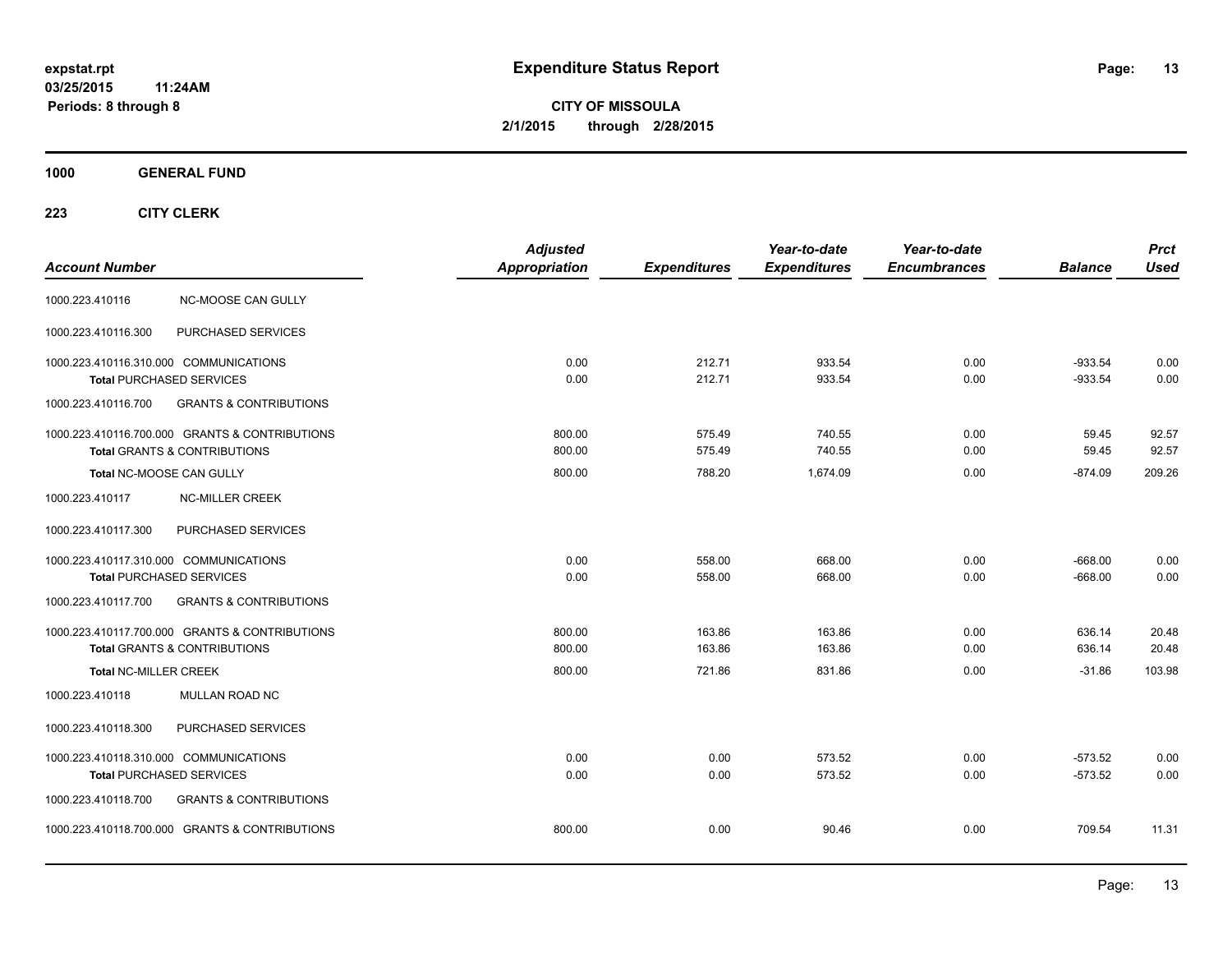**expstat.rpt**
**03/25/2015 11:24AM**
**Periods: 8 through 8**

# Expenditure Status Report

**CITY OF MISSOULA**
**2/1/2015 through 2/28/2015**

## 1000 GENERAL FUND

### 223 CITY CLERK

| Account Number | | Adjusted Appropriation | Expenditures | Year-to-date Expenditures | Year-to-date Encumbrances | Balance | Prct Used |
|---|---|---|---|---|---|---|---|
| 1000.223.410116 | NC-MOOSE CAN GULLY | | | | | | |
| 1000.223.410116.300 | PURCHASED SERVICES | | | | | | |
| 1000.223.410116.310.000 COMMUNICATIONS | | 0.00 | 212.71 | 933.54 | 0.00 | -933.54 | 0.00 |
| **Total** PURCHASED SERVICES | | 0.00 | 212.71 | 933.54 | 0.00 | -933.54 | 0.00 |
| 1000.223.410116.700 | GRANTS & CONTRIBUTIONS | | | | | | |
| 1000.223.410116.700.000 GRANTS & CONTRIBUTIONS | | 800.00 | 575.49 | 740.55 | 0.00 | 59.45 | 92.57 |
| **Total** GRANTS & CONTRIBUTIONS | | 800.00 | 575.49 | 740.55 | 0.00 | 59.45 | 92.57 |
| **Total** NC-MOOSE CAN GULLY | | 800.00 | 788.20 | 1,674.09 | 0.00 | -874.09 | 209.26 |
| 1000.223.410117 | NC-MILLER CREEK | | | | | | |
| 1000.223.410117.300 | PURCHASED SERVICES | | | | | | |
| 1000.223.410117.310.000 COMMUNICATIONS | | 0.00 | 558.00 | 668.00 | 0.00 | -668.00 | 0.00 |
| **Total** PURCHASED SERVICES | | 0.00 | 558.00 | 668.00 | 0.00 | -668.00 | 0.00 |
| 1000.223.410117.700 | GRANTS & CONTRIBUTIONS | | | | | | |
| 1000.223.410117.700.000 GRANTS & CONTRIBUTIONS | | 800.00 | 163.86 | 163.86 | 0.00 | 636.14 | 20.48 |
| **Total** GRANTS & CONTRIBUTIONS | | 800.00 | 163.86 | 163.86 | 0.00 | 636.14 | 20.48 |
| **Total** NC-MILLER CREEK | | 800.00 | 721.86 | 831.86 | 0.00 | -31.86 | 103.98 |
| 1000.223.410118 | MULLAN ROAD NC | | | | | | |
| 1000.223.410118.300 | PURCHASED SERVICES | | | | | | |
| 1000.223.410118.310.000 COMMUNICATIONS | | 0.00 | 0.00 | 573.52 | 0.00 | -573.52 | 0.00 |
| **Total** PURCHASED SERVICES | | 0.00 | 0.00 | 573.52 | 0.00 | -573.52 | 0.00 |
| 1000.223.410118.700 | GRANTS & CONTRIBUTIONS | | | | | | |
| 1000.223.410118.700.000 GRANTS & CONTRIBUTIONS | | 800.00 | 0.00 | 90.46 | 0.00 | 709.54 | 11.31 |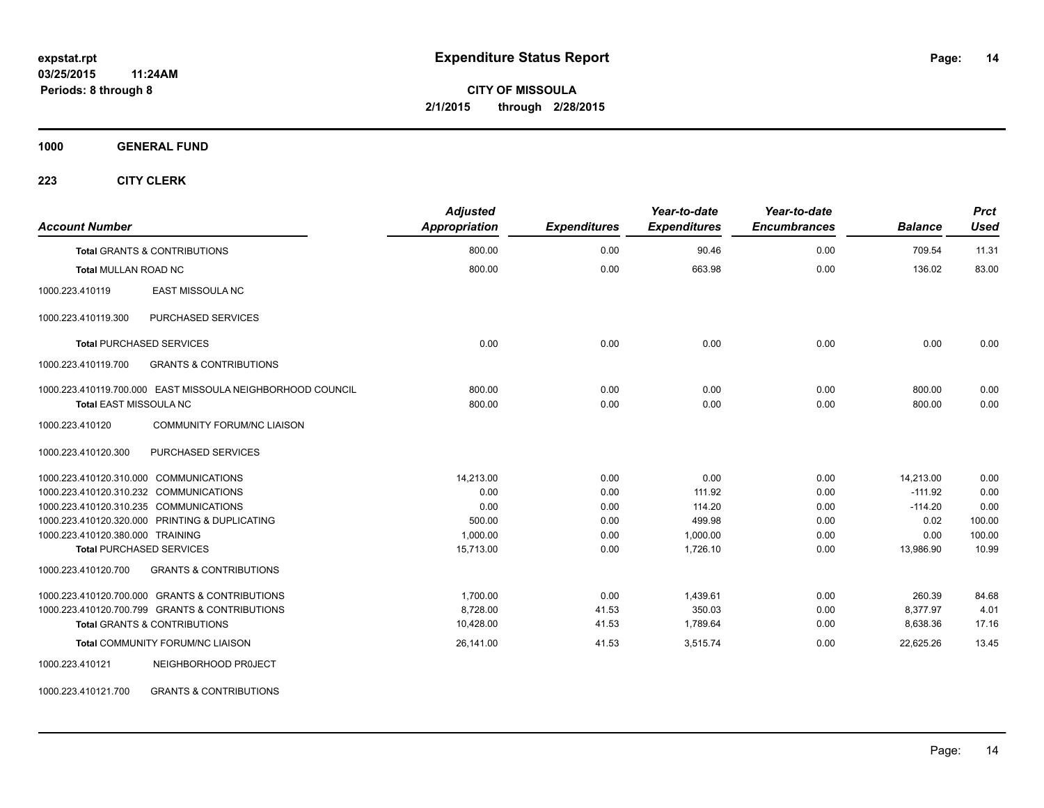**expstat.rpt**
**03/25/2015 11:24AM**
**Periods: 8 through 8**

# Expenditure Status Report

**CITY OF MISSOULA**
**2/1/2015 through 2/28/2015**

## 1000 GENERAL FUND

### 223 CITY CLERK

| Account Number | | Adjusted Appropriation | Expenditures | Year-to-date Expenditures | Year-to-date Encumbrances | Balance | Prct Used |
|---|---|---|---|---|---|---|---|
| **Total** GRANTS & CONTRIBUTIONS | | 800.00 | 0.00 | 90.46 | 0.00 | 709.54 | 11.31 |
| **Total** MULLAN ROAD NC | | 800.00 | 0.00 | 663.98 | 0.00 | 136.02 | 83.00 |
| 1000.223.410119 | EAST MISSOULA NC | | | | | | |
| 1000.223.410119.300 | PURCHASED SERVICES | | | | | | |
| **Total** PURCHASED SERVICES | | 0.00 | 0.00 | 0.00 | 0.00 | 0.00 | 0.00 |
| 1000.223.410119.700 | GRANTS & CONTRIBUTIONS | | | | | | |
| 1000.223.410119.700.000 | EAST MISSOULA NEIGHBORHOOD COUNCIL | 800.00 | 0.00 | 0.00 | 0.00 | 800.00 | 0.00 |
| **Total** EAST MISSOULA NC | | 800.00 | 0.00 | 0.00 | 0.00 | 800.00 | 0.00 |
| 1000.223.410120 | COMMUNITY FORUM/NC LIAISON | | | | | | |
| 1000.223.410120.300 | PURCHASED SERVICES | | | | | | |
| 1000.223.410120.310.000 | COMMUNICATIONS | 14,213.00 | 0.00 | 0.00 | 0.00 | 14,213.00 | 0.00 |
| 1000.223.410120.310.232 | COMMUNICATIONS | 0.00 | 0.00 | 111.92 | 0.00 | -111.92 | 0.00 |
| 1000.223.410120.310.235 | COMMUNICATIONS | 0.00 | 0.00 | 114.20 | 0.00 | -114.20 | 0.00 |
| 1000.223.410120.320.000 | PRINTING & DUPLICATING | 500.00 | 0.00 | 499.98 | 0.00 | 0.02 | 100.00 |
| 1000.223.410120.380.000 | TRAINING | 1,000.00 | 0.00 | 1,000.00 | 0.00 | 0.00 | 100.00 |
| **Total** PURCHASED SERVICES | | 15,713.00 | 0.00 | 1,726.10 | 0.00 | 13,986.90 | 10.99 |
| 1000.223.410120.700 | GRANTS & CONTRIBUTIONS | | | | | | |
| 1000.223.410120.700.000 | GRANTS & CONTRIBUTIONS | 1,700.00 | 0.00 | 1,439.61 | 0.00 | 260.39 | 84.68 |
| 1000.223.410120.700.799 | GRANTS & CONTRIBUTIONS | 8,728.00 | 41.53 | 350.03 | 0.00 | 8,377.97 | 4.01 |
| **Total** GRANTS & CONTRIBUTIONS | | 10,428.00 | 41.53 | 1,789.64 | 0.00 | 8,638.36 | 17.16 |
| **Total** COMMUNITY FORUM/NC LIAISON | | 26,141.00 | 41.53 | 3,515.74 | 0.00 | 22,625.26 | 13.45 |
| 1000.223.410121 | NEIGHBORHOOD PR0JECT | | | | | | |
| 1000.223.410121.700 | GRANTS & CONTRIBUTIONS | | | | | | |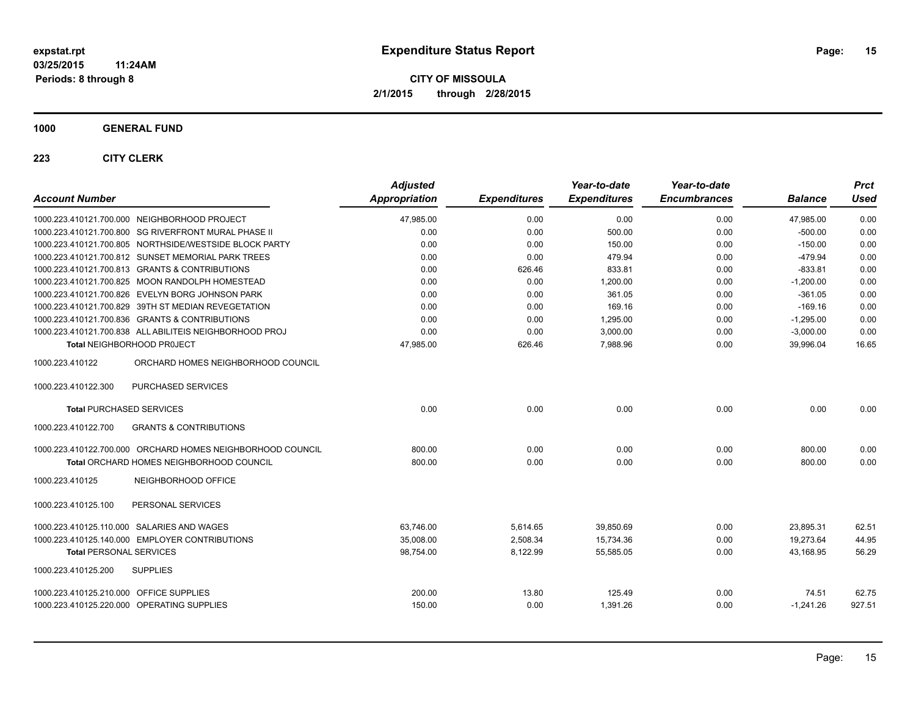# Expenditure Status Report

expstat.rpt
03/25/2015 11:24AM
Periods: 8 through 8

**CITY OF MISSOULA**
**2/1/2015 through 2/28/2015**

## 1000 GENERAL FUND

### 223 CITY CLERK

| Account Number | | Adjusted Appropriation | Expenditures | Year-to-date Expenditures | Year-to-date Encumbrances | Balance | Prct Used |
|---|---|---|---|---|---|---|---|
| 1000.223.410121.700.000 | NEIGHBORHOOD PROJECT | 47,985.00 | 0.00 | 0.00 | 0.00 | 47,985.00 | 0.00 |
| 1000.223.410121.700.800 | SG RIVERFRONT MURAL PHASE II | 0.00 | 0.00 | 500.00 | 0.00 | -500.00 | 0.00 |
| 1000.223.410121.700.805 | NORTHSIDE/WESTSIDE BLOCK PARTY | 0.00 | 0.00 | 150.00 | 0.00 | -150.00 | 0.00 |
| 1000.223.410121.700.812 | SUNSET MEMORIAL PARK TREES | 0.00 | 0.00 | 479.94 | 0.00 | -479.94 | 0.00 |
| 1000.223.410121.700.813 | GRANTS & CONTRIBUTIONS | 0.00 | 626.46 | 833.81 | 0.00 | -833.81 | 0.00 |
| 1000.223.410121.700.825 | MOON RANDOLPH HOMESTEAD | 0.00 | 0.00 | 1,200.00 | 0.00 | -1,200.00 | 0.00 |
| 1000.223.410121.700.826 | EVELYN BORG JOHNSON PARK | 0.00 | 0.00 | 361.05 | 0.00 | -361.05 | 0.00 |
| 1000.223.410121.700.829 | 39TH ST MEDIAN REVEGETATION | 0.00 | 0.00 | 169.16 | 0.00 | -169.16 | 0.00 |
| 1000.223.410121.700.836 | GRANTS & CONTRIBUTIONS | 0.00 | 0.00 | 1,295.00 | 0.00 | -1,295.00 | 0.00 |
| 1000.223.410121.700.838 | ALL ABILITEIS NEIGHBORHOOD PROJ | 0.00 | 0.00 | 3,000.00 | 0.00 | -3,000.00 | 0.00 |
| **Total** NEIGHBORHOOD PR0JECT | | 47,985.00 | 626.46 | 7,988.96 | 0.00 | 39,996.04 | 16.65 |
| 1000.223.410122 | ORCHARD HOMES NEIGHBORHOOD COUNCIL | | | | | | |
| 1000.223.410122.300 | PURCHASED SERVICES | | | | | | |
| **Total** PURCHASED SERVICES | | 0.00 | 0.00 | 0.00 | 0.00 | 0.00 | 0.00 |
| 1000.223.410122.700 | GRANTS & CONTRIBUTIONS | | | | | | |
| 1000.223.410122.700.000 | ORCHARD HOMES NEIGHBORHOOD COUNCIL | 800.00 | 0.00 | 0.00 | 0.00 | 800.00 | 0.00 |
| **Total** ORCHARD HOMES NEIGHBORHOOD COUNCIL | | 800.00 | 0.00 | 0.00 | 0.00 | 800.00 | 0.00 |
| 1000.223.410125 | NEIGHBORHOOD OFFICE | | | | | | |
| 1000.223.410125.100 | PERSONAL SERVICES | | | | | | |
| 1000.223.410125.110.000 | SALARIES AND WAGES | 63,746.00 | 5,614.65 | 39,850.69 | 0.00 | 23,895.31 | 62.51 |
| 1000.223.410125.140.000 | EMPLOYER CONTRIBUTIONS | 35,008.00 | 2,508.34 | 15,734.36 | 0.00 | 19,273.64 | 44.95 |
| **Total** PERSONAL SERVICES | | 98,754.00 | 8,122.99 | 55,585.05 | 0.00 | 43,168.95 | 56.29 |
| 1000.223.410125.200 | SUPPLIES | | | | | | |
| 1000.223.410125.210.000 | OFFICE SUPPLIES | 200.00 | 13.80 | 125.49 | 0.00 | 74.51 | 62.75 |
| 1000.223.410125.220.000 | OPERATING SUPPLIES | 150.00 | 0.00 | 1,391.26 | 0.00 | -1,241.26 | 927.51 |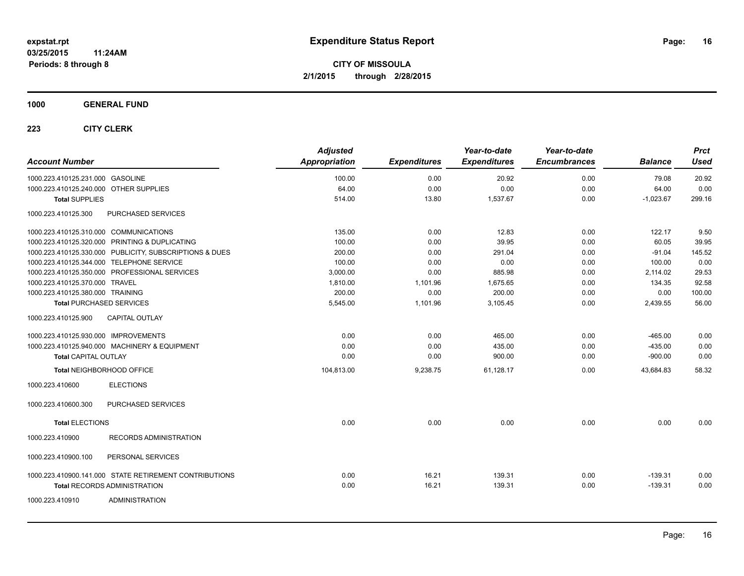# Expenditure Status Report

**CITY OF MISSOULA**
**2/1/2015 through 2/28/2015**

expstat.rpt
03/25/2015 11:24AM
Periods: 8 through 8

## 1000 GENERAL FUND

### 223 CITY CLERK

| Account Number | Adjusted Appropriation | Expenditures | Year-to-date Expenditures | Year-to-date Encumbrances | Balance | Prct Used |
|---|---|---|---|---|---|---|
| 1000.223.410125.231.000 GASOLINE | 100.00 | 0.00 | 20.92 | 0.00 | 79.08 | 20.92 |
| 1000.223.410125.240.000 OTHER SUPPLIES | 64.00 | 0.00 | 0.00 | 0.00 | 64.00 | 0.00 |
| **Total SUPPLIES** | 514.00 | 13.80 | 1,537.67 | 0.00 | -1,023.67 | 299.16 |
| 1000.223.410125.300 PURCHASED SERVICES | | | | | | |
| 1000.223.410125.310.000 COMMUNICATIONS | 135.00 | 0.00 | 12.83 | 0.00 | 122.17 | 9.50 |
| 1000.223.410125.320.000 PRINTING & DUPLICATING | 100.00 | 0.00 | 39.95 | 0.00 | 60.05 | 39.95 |
| 1000.223.410125.330.000 PUBLICITY, SUBSCRIPTIONS & DUES | 200.00 | 0.00 | 291.04 | 0.00 | -91.04 | 145.52 |
| 1000.223.410125.344.000 TELEPHONE SERVICE | 100.00 | 0.00 | 0.00 | 0.00 | 100.00 | 0.00 |
| 1000.223.410125.350.000 PROFESSIONAL SERVICES | 3,000.00 | 0.00 | 885.98 | 0.00 | 2,114.02 | 29.53 |
| 1000.223.410125.370.000 TRAVEL | 1,810.00 | 1,101.96 | 1,675.65 | 0.00 | 134.35 | 92.58 |
| 1000.223.410125.380.000 TRAINING | 200.00 | 0.00 | 200.00 | 0.00 | 0.00 | 100.00 |
| **Total PURCHASED SERVICES** | 5,545.00 | 1,101.96 | 3,105.45 | 0.00 | 2,439.55 | 56.00 |
| 1000.223.410125.900 CAPITAL OUTLAY | | | | | | |
| 1000.223.410125.930.000 IMPROVEMENTS | 0.00 | 0.00 | 465.00 | 0.00 | -465.00 | 0.00 |
| 1000.223.410125.940.000 MACHINERY & EQUIPMENT | 0.00 | 0.00 | 435.00 | 0.00 | -435.00 | 0.00 |
| **Total CAPITAL OUTLAY** | 0.00 | 0.00 | 900.00 | 0.00 | -900.00 | 0.00 |
| **Total NEIGHBORHOOD OFFICE** | 104,813.00 | 9,238.75 | 61,128.17 | 0.00 | 43,684.83 | 58.32 |
| 1000.223.410600 ELECTIONS | | | | | | |
| 1000.223.410600.300 PURCHASED SERVICES | | | | | | |
| **Total ELECTIONS** | 0.00 | 0.00 | 0.00 | 0.00 | 0.00 | 0.00 |
| 1000.223.410900 RECORDS ADMINISTRATION | | | | | | |
| 1000.223.410900.100 PERSONAL SERVICES | | | | | | |
| 1000.223.410900.141.000 STATE RETIREMENT CONTRIBUTIONS | 0.00 | 16.21 | 139.31 | 0.00 | -139.31 | 0.00 |
| **Total RECORDS ADMINISTRATION** | 0.00 | 16.21 | 139.31 | 0.00 | -139.31 | 0.00 |
| 1000.223.410910 ADMINISTRATION | | | | | | |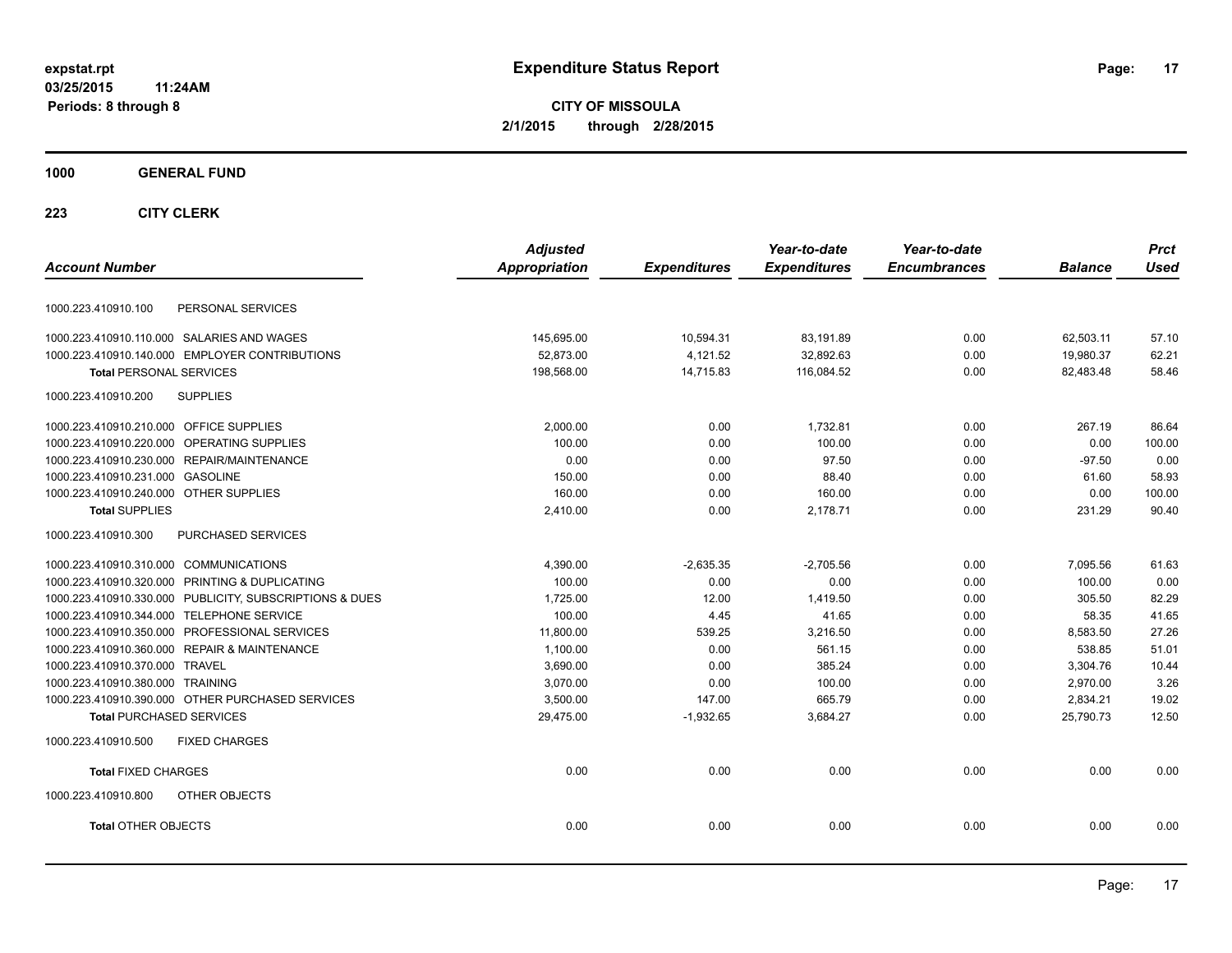expstat.rpt
03/25/2015 11:24AM
Periods: 8 through 8

# Expenditure Status Report

**CITY OF MISSOULA**
**2/1/2015 through 2/28/2015**

## 1000 GENERAL FUND

### 223 CITY CLERK

| Account Number | | Adjusted Appropriation | Expenditures | Year-to-date Expenditures | Year-to-date Encumbrances | Balance | Prct Used |
|---|---|---|---|---|---|---|---|
| 1000.223.410910.100 | PERSONAL SERVICES | | | | | | |
| 1000.223.410910.110.000 | SALARIES AND WAGES | 145,695.00 | 10,594.31 | 83,191.89 | 0.00 | 62,503.11 | 57.10 |
| 1000.223.410910.140.000 | EMPLOYER CONTRIBUTIONS | 52,873.00 | 4,121.52 | 32,892.63 | 0.00 | 19,980.37 | 62.21 |
| **Total** PERSONAL SERVICES | | 198,568.00 | 14,715.83 | 116,084.52 | 0.00 | 82,483.48 | 58.46 |
| 1000.223.410910.200 | SUPPLIES | | | | | | |
| 1000.223.410910.210.000 | OFFICE SUPPLIES | 2,000.00 | 0.00 | 1,732.81 | 0.00 | 267.19 | 86.64 |
| 1000.223.410910.220.000 | OPERATING SUPPLIES | 100.00 | 0.00 | 100.00 | 0.00 | 0.00 | 100.00 |
| 1000.223.410910.230.000 | REPAIR/MAINTENANCE | 0.00 | 0.00 | 97.50 | 0.00 | -97.50 | 0.00 |
| 1000.223.410910.231.000 | GASOLINE | 150.00 | 0.00 | 88.40 | 0.00 | 61.60 | 58.93 |
| 1000.223.410910.240.000 | OTHER SUPPLIES | 160.00 | 0.00 | 160.00 | 0.00 | 0.00 | 100.00 |
| **Total** SUPPLIES | | 2,410.00 | 0.00 | 2,178.71 | 0.00 | 231.29 | 90.40 |
| 1000.223.410910.300 | PURCHASED SERVICES | | | | | | |
| 1000.223.410910.310.000 | COMMUNICATIONS | 4,390.00 | -2,635.35 | -2,705.56 | 0.00 | 7,095.56 | 61.63 |
| 1000.223.410910.320.000 | PRINTING & DUPLICATING | 100.00 | 0.00 | 0.00 | 0.00 | 100.00 | 0.00 |
| 1000.223.410910.330.000 | PUBLICITY, SUBSCRIPTIONS & DUES | 1,725.00 | 12.00 | 1,419.50 | 0.00 | 305.50 | 82.29 |
| 1000.223.410910.344.000 | TELEPHONE SERVICE | 100.00 | 4.45 | 41.65 | 0.00 | 58.35 | 41.65 |
| 1000.223.410910.350.000 | PROFESSIONAL SERVICES | 11,800.00 | 539.25 | 3,216.50 | 0.00 | 8,583.50 | 27.26 |
| 1000.223.410910.360.000 | REPAIR & MAINTENANCE | 1,100.00 | 0.00 | 561.15 | 0.00 | 538.85 | 51.01 |
| 1000.223.410910.370.000 | TRAVEL | 3,690.00 | 0.00 | 385.24 | 0.00 | 3,304.76 | 10.44 |
| 1000.223.410910.380.000 | TRAINING | 3,070.00 | 0.00 | 100.00 | 0.00 | 2,970.00 | 3.26 |
| 1000.223.410910.390.000 | OTHER PURCHASED SERVICES | 3,500.00 | 147.00 | 665.79 | 0.00 | 2,834.21 | 19.02 |
| **Total** PURCHASED SERVICES | | 29,475.00 | -1,932.65 | 3,684.27 | 0.00 | 25,790.73 | 12.50 |
| 1000.223.410910.500 | FIXED CHARGES | | | | | | |
| **Total** FIXED CHARGES | | 0.00 | 0.00 | 0.00 | 0.00 | 0.00 | 0.00 |
| 1000.223.410910.800 | OTHER OBJECTS | | | | | | |
| **Total** OTHER OBJECTS | | 0.00 | 0.00 | 0.00 | 0.00 | 0.00 | 0.00 |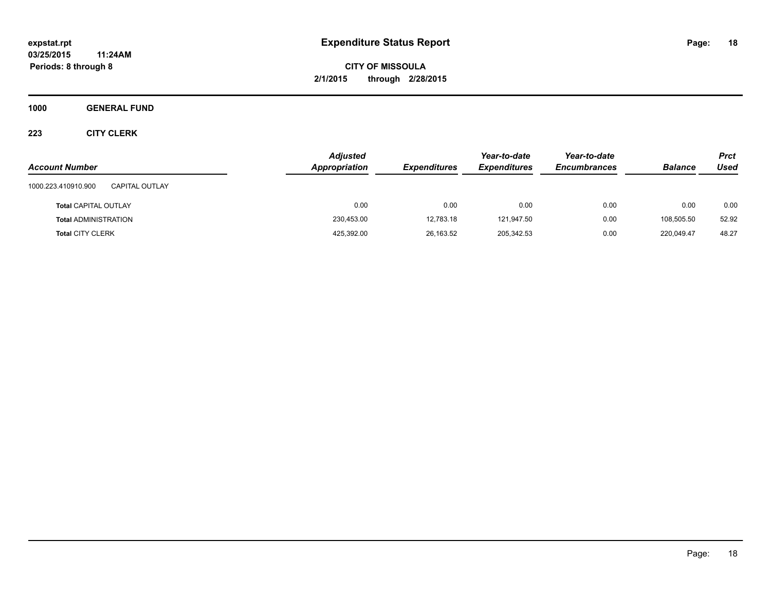**Expenditure Status Report**

**CITY OF MISSOULA**

**2/1/2015 through 2/28/2015**

expstat.rpt
03/25/2015 11:24AM
Periods: 8 through 8

## 1000 GENERAL FUND

### 223 CITY CLERK

| Account Number | | Adjusted Appropriation | Expenditures | Year-to-date Expenditures | Year-to-date Encumbrances | Balance | Prct Used |
|---|---|---|---|---|---|---|---|
| 1000.223.410910.900 | CAPITAL OUTLAY | | | | | | |
| **Total** CAPITAL OUTLAY | | 0.00 | 0.00 | 0.00 | 0.00 | 0.00 | 0.00 |
| **Total** ADMINISTRATION | | 230,453.00 | 12,783.18 | 121,947.50 | 0.00 | 108,505.50 | 52.92 |
| **Total** CITY CLERK | | 425,392.00 | 26,163.52 | 205,342.53 | 0.00 | 220,049.47 | 48.27 |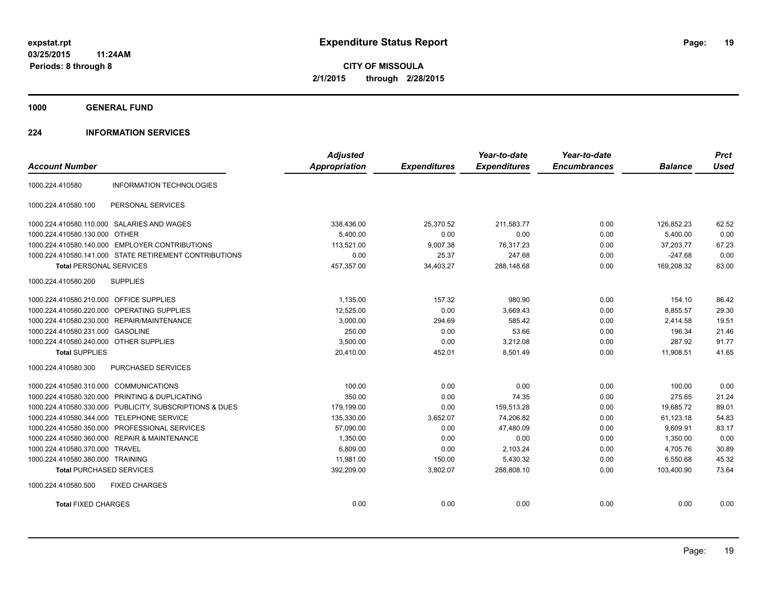**expstat.rpt**
**03/25/2015 11:24AM**
**Periods: 8 through 8**

# Expenditure Status Report

**CITY OF MISSOULA**
**2/1/2015 through 2/28/2015**

## 1000 GENERAL FUND

## 224 INFORMATION SERVICES

| Account Number | | *Adjusted Appropriation* | *Expenditures* | *Year-to-date Expenditures* | *Year-to-date Encumbrances* | *Balance* | *Prct Used* |
|---|---|---|---|---|---|---|---|
| 1000.224.410580 | INFORMATION TECHNOLOGIES | | | | | | |
| 1000.224.410580.100 | PERSONAL SERVICES | | | | | | |
| 1000.224.410580.110.000 | SALARIES AND WAGES | 338,436.00 | 25,370.52 | 211,583.77 | 0.00 | 126,852.23 | 62.52 |
| 1000.224.410580.130.000 | OTHER | 5,400.00 | 0.00 | 0.00 | 0.00 | 5,400.00 | 0.00 |
| 1000.224.410580.140.000 | EMPLOYER CONTRIBUTIONS | 113,521.00 | 9,007.38 | 76,317.23 | 0.00 | 37,203.77 | 67.23 |
| 1000.224.410580.141.000 | STATE RETIREMENT CONTRIBUTIONS | 0.00 | 25.37 | 247.68 | 0.00 | -247.68 | 0.00 |
| **Total** PERSONAL SERVICES | | 457,357.00 | 34,403.27 | 288,148.68 | 0.00 | 169,208.32 | 63.00 |
| 1000.224.410580.200 | SUPPLIES | | | | | | |
| 1000.224.410580.210.000 | OFFICE SUPPLIES | 1,135.00 | 157.32 | 980.90 | 0.00 | 154.10 | 86.42 |
| 1000.224.410580.220.000 | OPERATING SUPPLIES | 12,525.00 | 0.00 | 3,669.43 | 0.00 | 8,855.57 | 29.30 |
| 1000.224.410580.230.000 | REPAIR/MAINTENANCE | 3,000.00 | 294.69 | 585.42 | 0.00 | 2,414.58 | 19.51 |
| 1000.224.410580.231.000 | GASOLINE | 250.00 | 0.00 | 53.66 | 0.00 | 196.34 | 21.46 |
| 1000.224.410580.240.000 | OTHER SUPPLIES | 3,500.00 | 0.00 | 3,212.08 | 0.00 | 287.92 | 91.77 |
| **Total** SUPPLIES | | 20,410.00 | 452.01 | 8,501.49 | 0.00 | 11,908.51 | 41.65 |
| 1000.224.410580.300 | PURCHASED SERVICES | | | | | | |
| 1000.224.410580.310.000 | COMMUNICATIONS | 100.00 | 0.00 | 0.00 | 0.00 | 100.00 | 0.00 |
| 1000.224.410580.320.000 | PRINTING & DUPLICATING | 350.00 | 0.00 | 74.35 | 0.00 | 275.65 | 21.24 |
| 1000.224.410580.330.000 | PUBLICITY, SUBSCRIPTIONS & DUES | 179,199.00 | 0.00 | 159,513.28 | 0.00 | 19,685.72 | 89.01 |
| 1000.224.410580.344.000 | TELEPHONE SERVICE | 135,330.00 | 3,652.07 | 74,206.82 | 0.00 | 61,123.18 | 54.83 |
| 1000.224.410580.350.000 | PROFESSIONAL SERVICES | 57,090.00 | 0.00 | 47,480.09 | 0.00 | 9,609.91 | 83.17 |
| 1000.224.410580.360.000 | REPAIR & MAINTENANCE | 1,350.00 | 0.00 | 0.00 | 0.00 | 1,350.00 | 0.00 |
| 1000.224.410580.370.000 | TRAVEL | 6,809.00 | 0.00 | 2,103.24 | 0.00 | 4,705.76 | 30.89 |
| 1000.224.410580.380.000 | TRAINING | 11,981.00 | 150.00 | 5,430.32 | 0.00 | 6,550.68 | 45.32 |
| **Total** PURCHASED SERVICES | | 392,209.00 | 3,802.07 | 288,808.10 | 0.00 | 103,400.90 | 73.64 |
| 1000.224.410580.500 | FIXED CHARGES | | | | | | |
| **Total** FIXED CHARGES | | 0.00 | 0.00 | 0.00 | 0.00 | 0.00 | 0.00 |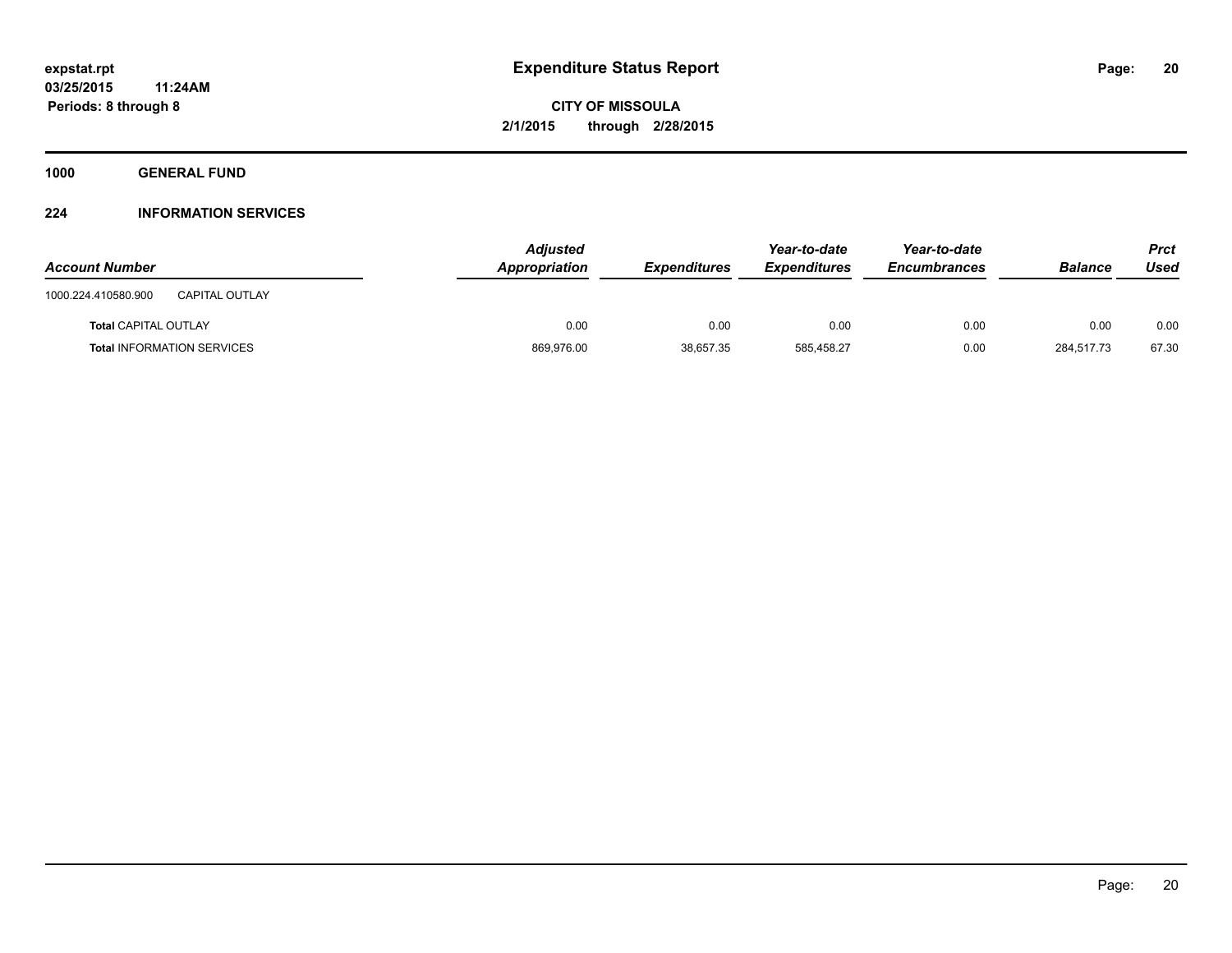# Expenditure Status Report

**CITY OF MISSOULA**

**2/1/2015 through 2/28/2015**

expstat.rpt
03/25/2015 11:24AM
Periods: 8 through 8

**1000 GENERAL FUND**

**224 INFORMATION SERVICES**

| Account Number | | Adjusted Appropriation | Expenditures | Year-to-date Expenditures | Year-to-date Encumbrances | Balance | Prct Used |
|---|---|---|---|---|---|---|---|
| 1000.224.410580.900 | CAPITAL OUTLAY | | | | | | |
| **Total** CAPITAL OUTLAY | | 0.00 | 0.00 | 0.00 | 0.00 | 0.00 | 0.00 |
| **Total** INFORMATION SERVICES | | 869,976.00 | 38,657.35 | 585,458.27 | 0.00 | 284,517.73 | 67.30 |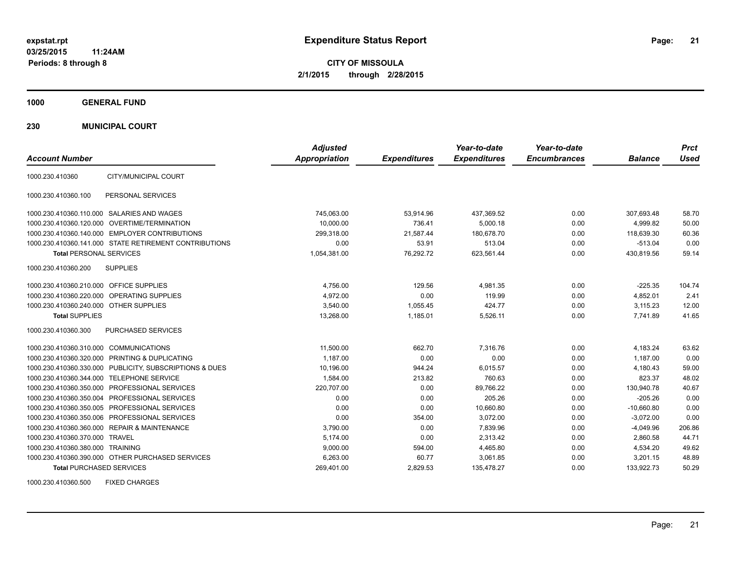**expstat.rpt**
**03/25/2015 11:24AM**
**Periods: 8 through 8**

# Expenditure Status Report

**CITY OF MISSOULA**
**2/1/2015 through 2/28/2015**

## 1000 GENERAL FUND

## 230 MUNICIPAL COURT

| Account Number | | Adjusted Appropriation | Expenditures | Year-to-date Expenditures | Year-to-date Encumbrances | Balance | Prct Used |
|---|---|---|---|---|---|---|---|
| 1000.230.410360 | CITY/MUNICIPAL COURT | | | | | | |
| 1000.230.410360.100 | PERSONAL SERVICES | | | | | | |
| 1000.230.410360.110.000 | SALARIES AND WAGES | 745,063.00 | 53,914.96 | 437,369.52 | 0.00 | 307,693.48 | 58.70 |
| 1000.230.410360.120.000 | OVERTIME/TERMINATION | 10,000.00 | 736.41 | 5,000.18 | 0.00 | 4,999.82 | 50.00 |
| 1000.230.410360.140.000 | EMPLOYER CONTRIBUTIONS | 299,318.00 | 21,587.44 | 180,678.70 | 0.00 | 118,639.30 | 60.36 |
| 1000.230.410360.141.000 | STATE RETIREMENT CONTRIBUTIONS | 0.00 | 53.91 | 513.04 | 0.00 | -513.04 | 0.00 |
| **Total** PERSONAL SERVICES | | 1,054,381.00 | 76,292.72 | 623,561.44 | 0.00 | 430,819.56 | 59.14 |
| 1000.230.410360.200 | SUPPLIES | | | | | | |
| 1000.230.410360.210.000 | OFFICE SUPPLIES | 4,756.00 | 129.56 | 4,981.35 | 0.00 | -225.35 | 104.74 |
| 1000.230.410360.220.000 | OPERATING SUPPLIES | 4,972.00 | 0.00 | 119.99 | 0.00 | 4,852.01 | 2.41 |
| 1000.230.410360.240.000 | OTHER SUPPLIES | 3,540.00 | 1,055.45 | 424.77 | 0.00 | 3,115.23 | 12.00 |
| **Total SUPPLIES** | | 13,268.00 | 1,185.01 | 5,526.11 | 0.00 | 7,741.89 | 41.65 |
| 1000.230.410360.300 | PURCHASED SERVICES | | | | | | |
| 1000.230.410360.310.000 | COMMUNICATIONS | 11,500.00 | 662.70 | 7,316.76 | 0.00 | 4,183.24 | 63.62 |
| 1000.230.410360.320.000 | PRINTING & DUPLICATING | 1,187.00 | 0.00 | 0.00 | 0.00 | 1,187.00 | 0.00 |
| 1000.230.410360.330.000 | PUBLICITY, SUBSCRIPTIONS & DUES | 10,196.00 | 944.24 | 6,015.57 | 0.00 | 4,180.43 | 59.00 |
| 1000.230.410360.344.000 | TELEPHONE SERVICE | 1,584.00 | 213.82 | 760.63 | 0.00 | 823.37 | 48.02 |
| 1000.230.410360.350.000 | PROFESSIONAL SERVICES | 220,707.00 | 0.00 | 89,766.22 | 0.00 | 130,940.78 | 40.67 |
| 1000.230.410360.350.004 | PROFESSIONAL SERVICES | 0.00 | 0.00 | 205.26 | 0.00 | -205.26 | 0.00 |
| 1000.230.410360.350.005 | PROFESSIONAL SERVICES | 0.00 | 0.00 | 10,660.80 | 0.00 | -10,660.80 | 0.00 |
| 1000.230.410360.350.006 | PROFESSIONAL SERVICES | 0.00 | 354.00 | 3,072.00 | 0.00 | -3,072.00 | 0.00 |
| 1000.230.410360.360.000 | REPAIR & MAINTENANCE | 3,790.00 | 0.00 | 7,839.96 | 0.00 | -4,049.96 | 206.86 |
| 1000.230.410360.370.000 | TRAVEL | 5,174.00 | 0.00 | 2,313.42 | 0.00 | 2,860.58 | 44.71 |
| 1000.230.410360.380.000 | TRAINING | 9,000.00 | 594.00 | 4,465.80 | 0.00 | 4,534.20 | 49.62 |
| 1000.230.410360.390.000 | OTHER PURCHASED SERVICES | 6,263.00 | 60.77 | 3,061.85 | 0.00 | 3,201.15 | 48.89 |
| **Total** PURCHASED SERVICES | | 269,401.00 | 2,829.53 | 135,478.27 | 0.00 | 133,922.73 | 50.29 |
| 1000.230.410360.500 | FIXED CHARGES | | | | | | |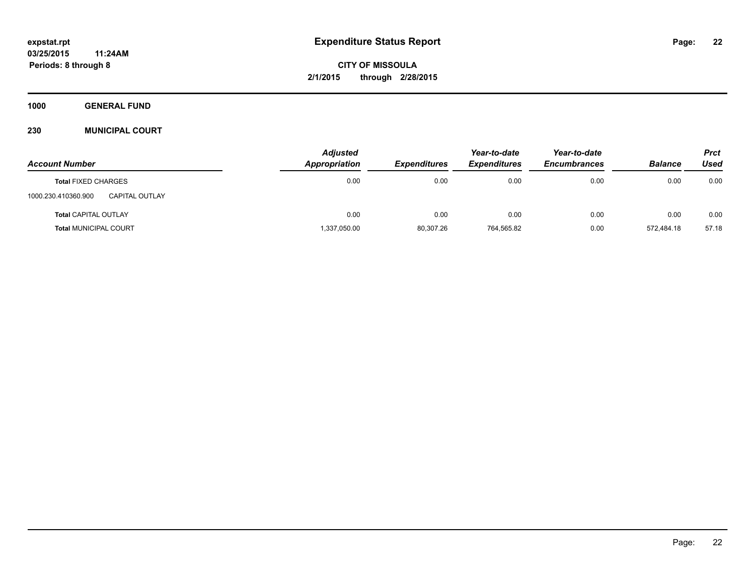**expstat.rpt**
**03/25/2015 11:24AM**
**Periods: 8 through 8**

# Expenditure Status Report

**CITY OF MISSOULA**
**2/1/2015 through 2/28/2015**

**1000 GENERAL FUND**

**230 MUNICIPAL COURT**

| Account Number | | Adjusted Appropriation | Expenditures | Year-to-date Expenditures | Year-to-date Encumbrances | Balance | Prct Used |
|---|---|---|---|---|---|---|---|
| **Total** FIXED CHARGES | | 0.00 | 0.00 | 0.00 | 0.00 | 0.00 | 0.00 |
| 1000.230.410360.900 | CAPITAL OUTLAY | | | | | | |
| **Total** CAPITAL OUTLAY | | 0.00 | 0.00 | 0.00 | 0.00 | 0.00 | 0.00 |
| **Total** MUNICIPAL COURT | | 1,337,050.00 | 80,307.26 | 764,565.82 | 0.00 | 572,484.18 | 57.18 |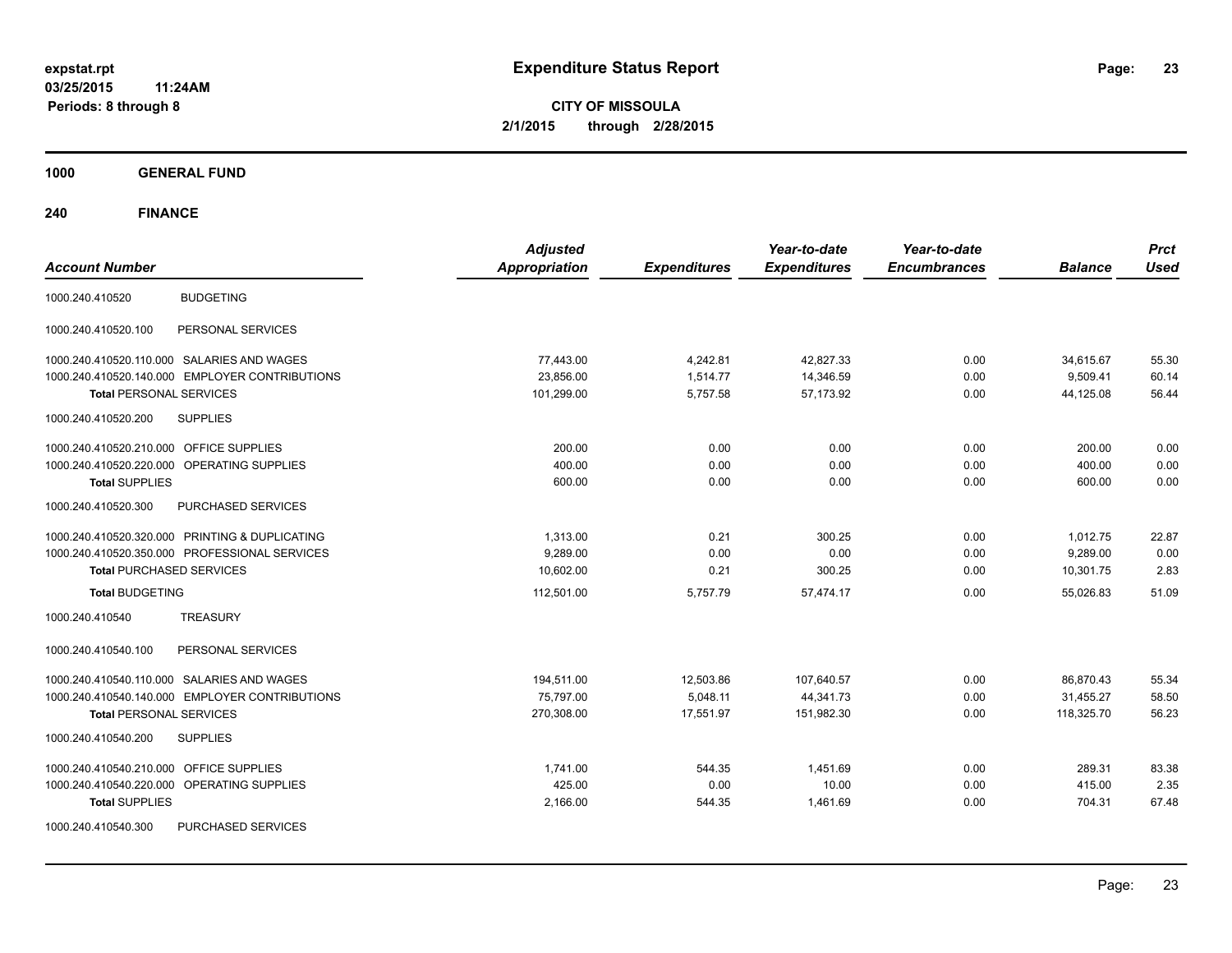**expstat.rpt**
**03/25/2015 11:24AM**
**Periods: 8 through 8**

# Expenditure Status Report

**CITY OF MISSOULA**
**2/1/2015 through 2/28/2015**

## 1000 GENERAL FUND

## 240 FINANCE

| Account Number | | Adjusted Appropriation | Expenditures | Year-to-date Expenditures | Year-to-date Encumbrances | Balance | Prct Used |
|---|---|---|---|---|---|---|---|
| 1000.240.410520 | BUDGETING | | | | | | |
| 1000.240.410520.100 | PERSONAL SERVICES | | | | | | |
| 1000.240.410520.110.000 | SALARIES AND WAGES | 77,443.00 | 4,242.81 | 42,827.33 | 0.00 | 34,615.67 | 55.30 |
| 1000.240.410520.140.000 | EMPLOYER CONTRIBUTIONS | 23,856.00 | 1,514.77 | 14,346.59 | 0.00 | 9,509.41 | 60.14 |
| **Total** PERSONAL SERVICES | | 101,299.00 | 5,757.58 | 57,173.92 | 0.00 | 44,125.08 | 56.44 |
| 1000.240.410520.200 | SUPPLIES | | | | | | |
| 1000.240.410520.210.000 | OFFICE SUPPLIES | 200.00 | 0.00 | 0.00 | 0.00 | 200.00 | 0.00 |
| 1000.240.410520.220.000 | OPERATING SUPPLIES | 400.00 | 0.00 | 0.00 | 0.00 | 400.00 | 0.00 |
| **Total** SUPPLIES | | 600.00 | 0.00 | 0.00 | 0.00 | 600.00 | 0.00 |
| 1000.240.410520.300 | PURCHASED SERVICES | | | | | | |
| 1000.240.410520.320.000 | PRINTING & DUPLICATING | 1,313.00 | 0.21 | 300.25 | 0.00 | 1,012.75 | 22.87 |
| 1000.240.410520.350.000 | PROFESSIONAL SERVICES | 9,289.00 | 0.00 | 0.00 | 0.00 | 9,289.00 | 0.00 |
| **Total** PURCHASED SERVICES | | 10,602.00 | 0.21 | 300.25 | 0.00 | 10,301.75 | 2.83 |
| **Total** BUDGETING | | 112,501.00 | 5,757.79 | 57,474.17 | 0.00 | 55,026.83 | 51.09 |
| 1000.240.410540 | TREASURY | | | | | | |
| 1000.240.410540.100 | PERSONAL SERVICES | | | | | | |
| 1000.240.410540.110.000 | SALARIES AND WAGES | 194,511.00 | 12,503.86 | 107,640.57 | 0.00 | 86,870.43 | 55.34 |
| 1000.240.410540.140.000 | EMPLOYER CONTRIBUTIONS | 75,797.00 | 5,048.11 | 44,341.73 | 0.00 | 31,455.27 | 58.50 |
| **Total** PERSONAL SERVICES | | 270,308.00 | 17,551.97 | 151,982.30 | 0.00 | 118,325.70 | 56.23 |
| 1000.240.410540.200 | SUPPLIES | | | | | | |
| 1000.240.410540.210.000 | OFFICE SUPPLIES | 1,741.00 | 544.35 | 1,451.69 | 0.00 | 289.31 | 83.38 |
| 1000.240.410540.220.000 | OPERATING SUPPLIES | 425.00 | 0.00 | 10.00 | 0.00 | 415.00 | 2.35 |
| **Total** SUPPLIES | | 2,166.00 | 544.35 | 1,461.69 | 0.00 | 704.31 | 67.48 |
| 1000.240.410540.300 | PURCHASED SERVICES | | | | | | |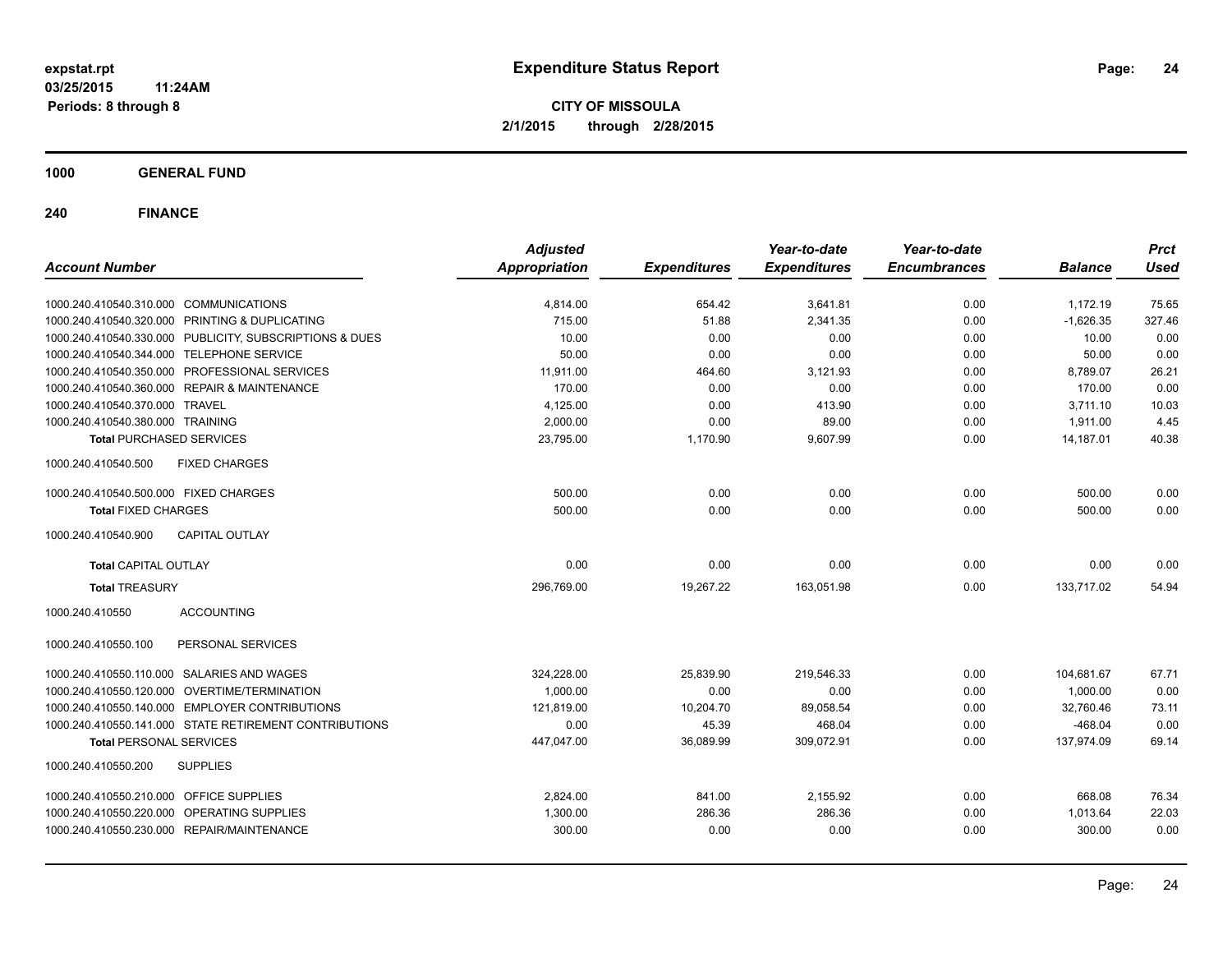# Expenditure Status Report

expstat.rpt
03/25/2015 11:24AM
Periods: 8 through 8

**CITY OF MISSOULA**
**2/1/2015 through 2/28/2015**

## 1000 GENERAL FUND

## 240 FINANCE

| Account Number | Adjusted Appropriation | Expenditures | Year-to-date Expenditures | Year-to-date Encumbrances | Balance | Prct Used |
|---|---|---|---|---|---|---|
| 1000.240.410540.310.000 COMMUNICATIONS | 4,814.00 | 654.42 | 3,641.81 | 0.00 | 1,172.19 | 75.65 |
| 1000.240.410540.320.000 PRINTING & DUPLICATING | 715.00 | 51.88 | 2,341.35 | 0.00 | -1,626.35 | 327.46 |
| 1000.240.410540.330.000 PUBLICITY, SUBSCRIPTIONS & DUES | 10.00 | 0.00 | 0.00 | 0.00 | 10.00 | 0.00 |
| 1000.240.410540.344.000 TELEPHONE SERVICE | 50.00 | 0.00 | 0.00 | 0.00 | 50.00 | 0.00 |
| 1000.240.410540.350.000 PROFESSIONAL SERVICES | 11,911.00 | 464.60 | 3,121.93 | 0.00 | 8,789.07 | 26.21 |
| 1000.240.410540.360.000 REPAIR & MAINTENANCE | 170.00 | 0.00 | 0.00 | 0.00 | 170.00 | 0.00 |
| 1000.240.410540.370.000 TRAVEL | 4,125.00 | 0.00 | 413.90 | 0.00 | 3,711.10 | 10.03 |
| 1000.240.410540.380.000 TRAINING | 2,000.00 | 0.00 | 89.00 | 0.00 | 1,911.00 | 4.45 |
| **Total** PURCHASED SERVICES | 23,795.00 | 1,170.90 | 9,607.99 | 0.00 | 14,187.01 | 40.38 |
| 1000.240.410540.500 FIXED CHARGES | | | | | | |
| 1000.240.410540.500.000 FIXED CHARGES | 500.00 | 0.00 | 0.00 | 0.00 | 500.00 | 0.00 |
| **Total** FIXED CHARGES | 500.00 | 0.00 | 0.00 | 0.00 | 500.00 | 0.00 |
| 1000.240.410540.900 CAPITAL OUTLAY | | | | | | |
| **Total** CAPITAL OUTLAY | 0.00 | 0.00 | 0.00 | 0.00 | 0.00 | 0.00 |
| **Total** TREASURY | 296,769.00 | 19,267.22 | 163,051.98 | 0.00 | 133,717.02 | 54.94 |
| 1000.240.410550 ACCOUNTING | | | | | | |
| 1000.240.410550.100 PERSONAL SERVICES | | | | | | |
| 1000.240.410550.110.000 SALARIES AND WAGES | 324,228.00 | 25,839.90 | 219,546.33 | 0.00 | 104,681.67 | 67.71 |
| 1000.240.410550.120.000 OVERTIME/TERMINATION | 1,000.00 | 0.00 | 0.00 | 0.00 | 1,000.00 | 0.00 |
| 1000.240.410550.140.000 EMPLOYER CONTRIBUTIONS | 121,819.00 | 10,204.70 | 89,058.54 | 0.00 | 32,760.46 | 73.11 |
| 1000.240.410550.141.000 STATE RETIREMENT CONTRIBUTIONS | 0.00 | 45.39 | 468.04 | 0.00 | -468.04 | 0.00 |
| **Total** PERSONAL SERVICES | 447,047.00 | 36,089.99 | 309,072.91 | 0.00 | 137,974.09 | 69.14 |
| 1000.240.410550.200 SUPPLIES | | | | | | |
| 1000.240.410550.210.000 OFFICE SUPPLIES | 2,824.00 | 841.00 | 2,155.92 | 0.00 | 668.08 | 76.34 |
| 1000.240.410550.220.000 OPERATING SUPPLIES | 1,300.00 | 286.36 | 286.36 | 0.00 | 1,013.64 | 22.03 |
| 1000.240.410550.230.000 REPAIR/MAINTENANCE | 300.00 | 0.00 | 0.00 | 0.00 | 300.00 | 0.00 |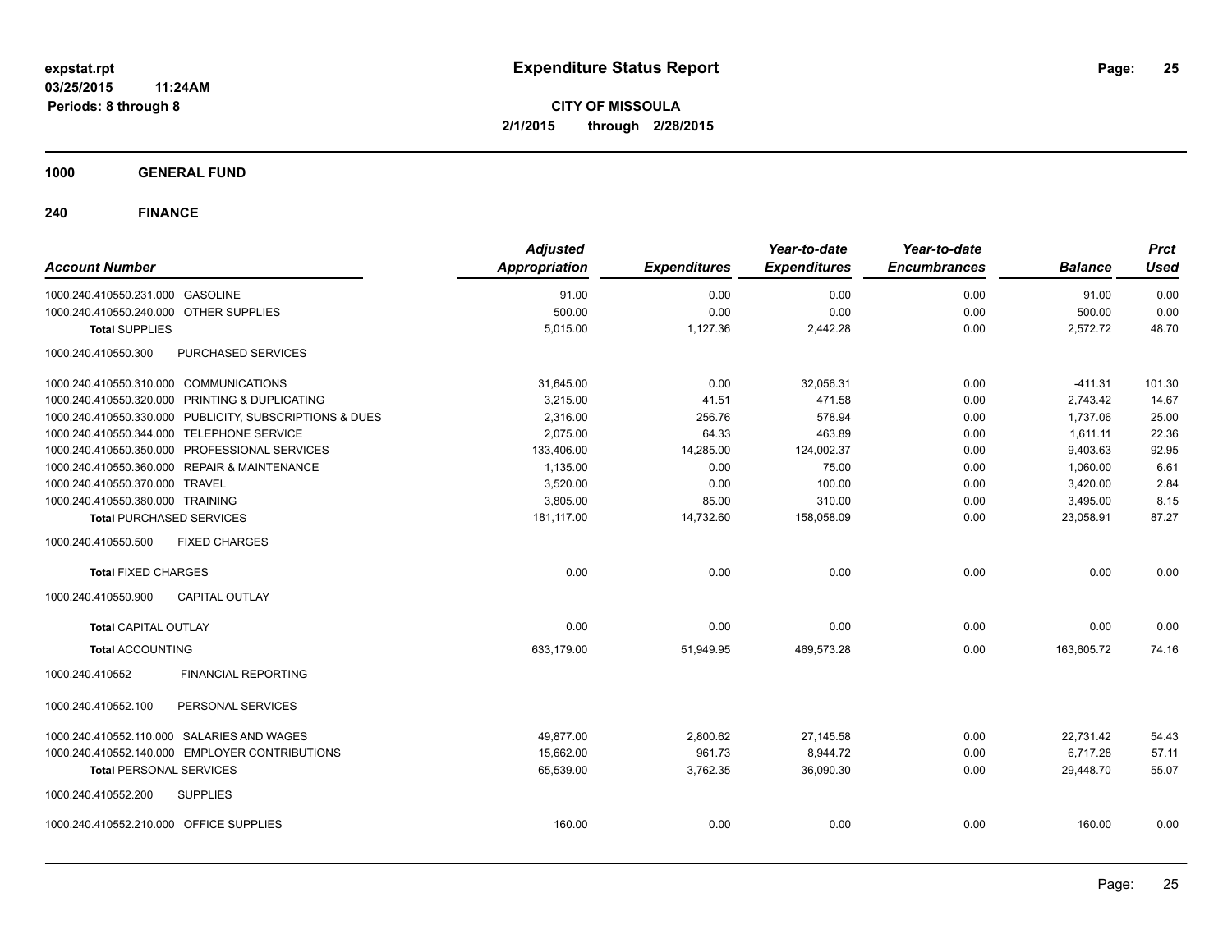**expstat.rpt**
**03/25/2015 11:24AM**
**Periods: 8 through 8**

# Expenditure Status Report

**CITY OF MISSOULA**
**2/1/2015 through 2/28/2015**

## 1000 GENERAL FUND

## 240 FINANCE

| Account Number | | Adjusted Appropriation | Expenditures | Year-to-date Expenditures | Year-to-date Encumbrances | Balance | Prct Used |
|---|---|---|---|---|---|---|---|
| 1000.240.410550.231.000 | GASOLINE | 91.00 | 0.00 | 0.00 | 0.00 | 91.00 | 0.00 |
| 1000.240.410550.240.000 | OTHER SUPPLIES | 500.00 | 0.00 | 0.00 | 0.00 | 500.00 | 0.00 |
| **Total** SUPPLIES | | 5,015.00 | 1,127.36 | 2,442.28 | 0.00 | 2,572.72 | 48.70 |
| 1000.240.410550.300 | PURCHASED SERVICES | | | | | | |
| 1000.240.410550.310.000 | COMMUNICATIONS | 31,645.00 | 0.00 | 32,056.31 | 0.00 | -411.31 | 101.30 |
| 1000.240.410550.320.000 | PRINTING & DUPLICATING | 3,215.00 | 41.51 | 471.58 | 0.00 | 2,743.42 | 14.67 |
| 1000.240.410550.330.000 | PUBLICITY, SUBSCRIPTIONS & DUES | 2,316.00 | 256.76 | 578.94 | 0.00 | 1,737.06 | 25.00 |
| 1000.240.410550.344.000 | TELEPHONE SERVICE | 2,075.00 | 64.33 | 463.89 | 0.00 | 1,611.11 | 22.36 |
| 1000.240.410550.350.000 | PROFESSIONAL SERVICES | 133,406.00 | 14,285.00 | 124,002.37 | 0.00 | 9,403.63 | 92.95 |
| 1000.240.410550.360.000 | REPAIR & MAINTENANCE | 1,135.00 | 0.00 | 75.00 | 0.00 | 1,060.00 | 6.61 |
| 1000.240.410550.370.000 | TRAVEL | 3,520.00 | 0.00 | 100.00 | 0.00 | 3,420.00 | 2.84 |
| 1000.240.410550.380.000 | TRAINING | 3,805.00 | 85.00 | 310.00 | 0.00 | 3,495.00 | 8.15 |
| **Total** PURCHASED SERVICES | | 181,117.00 | 14,732.60 | 158,058.09 | 0.00 | 23,058.91 | 87.27 |
| 1000.240.410550.500 | FIXED CHARGES | | | | | | |
| **Total** FIXED CHARGES | | 0.00 | 0.00 | 0.00 | 0.00 | 0.00 | 0.00 |
| 1000.240.410550.900 | CAPITAL OUTLAY | | | | | | |
| **Total** CAPITAL OUTLAY | | 0.00 | 0.00 | 0.00 | 0.00 | 0.00 | 0.00 |
| **Total** ACCOUNTING | | 633,179.00 | 51,949.95 | 469,573.28 | 0.00 | 163,605.72 | 74.16 |
| 1000.240.410552 | FINANCIAL REPORTING | | | | | | |
| 1000.240.410552.100 | PERSONAL SERVICES | | | | | | |
| 1000.240.410552.110.000 | SALARIES AND WAGES | 49,877.00 | 2,800.62 | 27,145.58 | 0.00 | 22,731.42 | 54.43 |
| 1000.240.410552.140.000 | EMPLOYER CONTRIBUTIONS | 15,662.00 | 961.73 | 8,944.72 | 0.00 | 6,717.28 | 57.11 |
| **Total** PERSONAL SERVICES | | 65,539.00 | 3,762.35 | 36,090.30 | 0.00 | 29,448.70 | 55.07 |
| 1000.240.410552.200 | SUPPLIES | | | | | | |
| 1000.240.410552.210.000 | OFFICE SUPPLIES | 160.00 | 0.00 | 0.00 | 0.00 | 160.00 | 0.00 |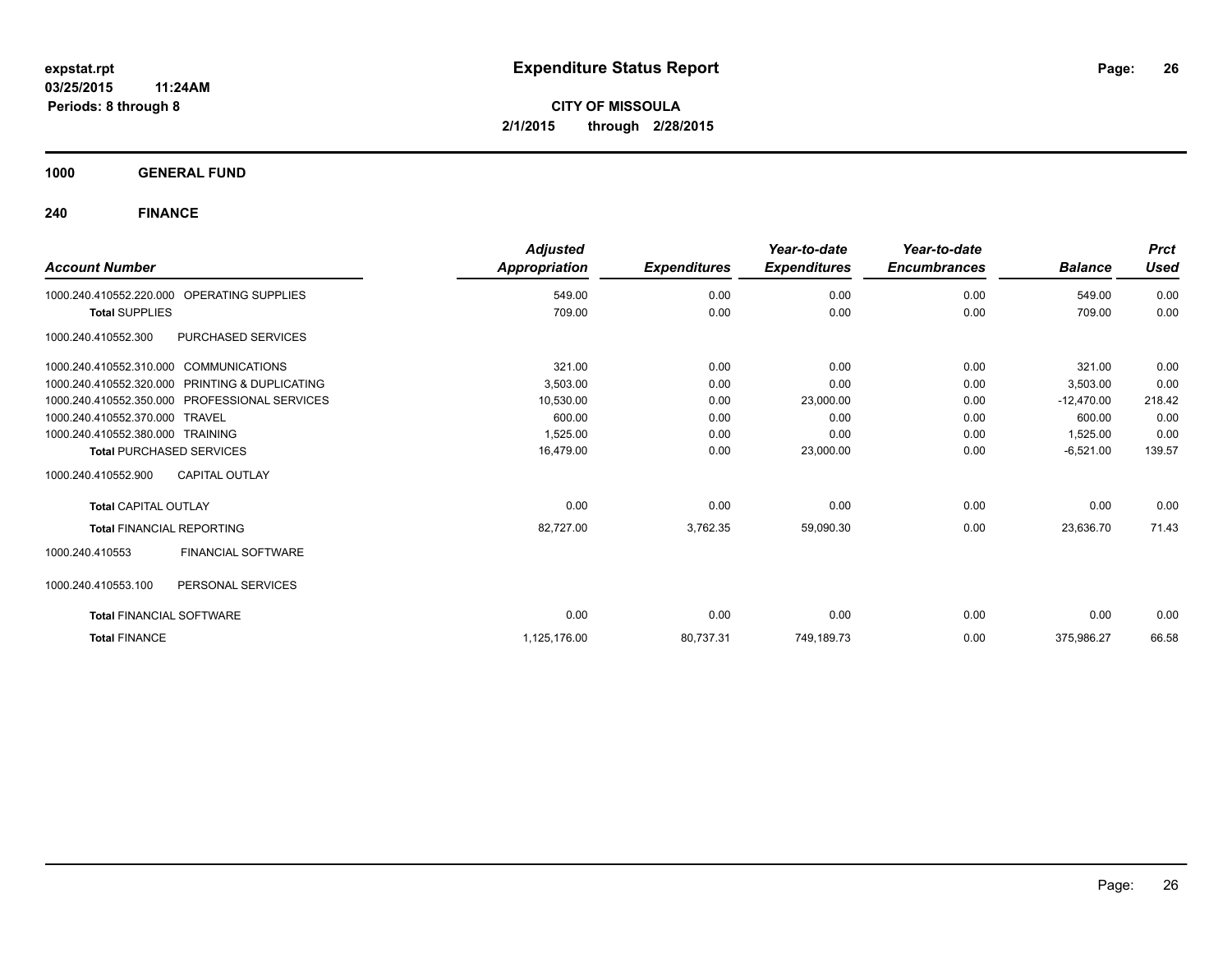# Expenditure Status Report

**CITY OF MISSOULA**

**2/1/2015 through 2/28/2015**

expstat.rpt
03/25/2015 11:24AM
Periods: 8 through 8

**1000 GENERAL FUND**

**240 FINANCE**

| Account Number | | Adjusted Appropriation | Expenditures | Year-to-date Expenditures | Year-to-date Encumbrances | Balance | Prct Used |
|---|---|---|---|---|---|---|---|
| 1000.240.410552.220.000 | OPERATING SUPPLIES | 549.00 | 0.00 | 0.00 | 0.00 | 549.00 | 0.00 |
| **Total** SUPPLIES | | 709.00 | 0.00 | 0.00 | 0.00 | 709.00 | 0.00 |
| 1000.240.410552.300 | PURCHASED SERVICES | | | | | | |
| 1000.240.410552.310.000 | COMMUNICATIONS | 321.00 | 0.00 | 0.00 | 0.00 | 321.00 | 0.00 |
| 1000.240.410552.320.000 | PRINTING & DUPLICATING | 3,503.00 | 0.00 | 0.00 | 0.00 | 3,503.00 | 0.00 |
| 1000.240.410552.350.000 | PROFESSIONAL SERVICES | 10,530.00 | 0.00 | 23,000.00 | 0.00 | -12,470.00 | 218.42 |
| 1000.240.410552.370.000 | TRAVEL | 600.00 | 0.00 | 0.00 | 0.00 | 600.00 | 0.00 |
| 1000.240.410552.380.000 | TRAINING | 1,525.00 | 0.00 | 0.00 | 0.00 | 1,525.00 | 0.00 |
| **Total** PURCHASED SERVICES | | 16,479.00 | 0.00 | 23,000.00 | 0.00 | -6,521.00 | 139.57 |
| 1000.240.410552.900 | CAPITAL OUTLAY | | | | | | |
| **Total** CAPITAL OUTLAY | | 0.00 | 0.00 | 0.00 | 0.00 | 0.00 | 0.00 |
| **Total** FINANCIAL REPORTING | | 82,727.00 | 3,762.35 | 59,090.30 | 0.00 | 23,636.70 | 71.43 |
| 1000.240.410553 | FINANCIAL SOFTWARE | | | | | | |
| 1000.240.410553.100 | PERSONAL SERVICES | | | | | | |
| **Total** FINANCIAL SOFTWARE | | 0.00 | 0.00 | 0.00 | 0.00 | 0.00 | 0.00 |
| **Total** FINANCE | | 1,125,176.00 | 80,737.31 | 749,189.73 | 0.00 | 375,986.27 | 66.58 |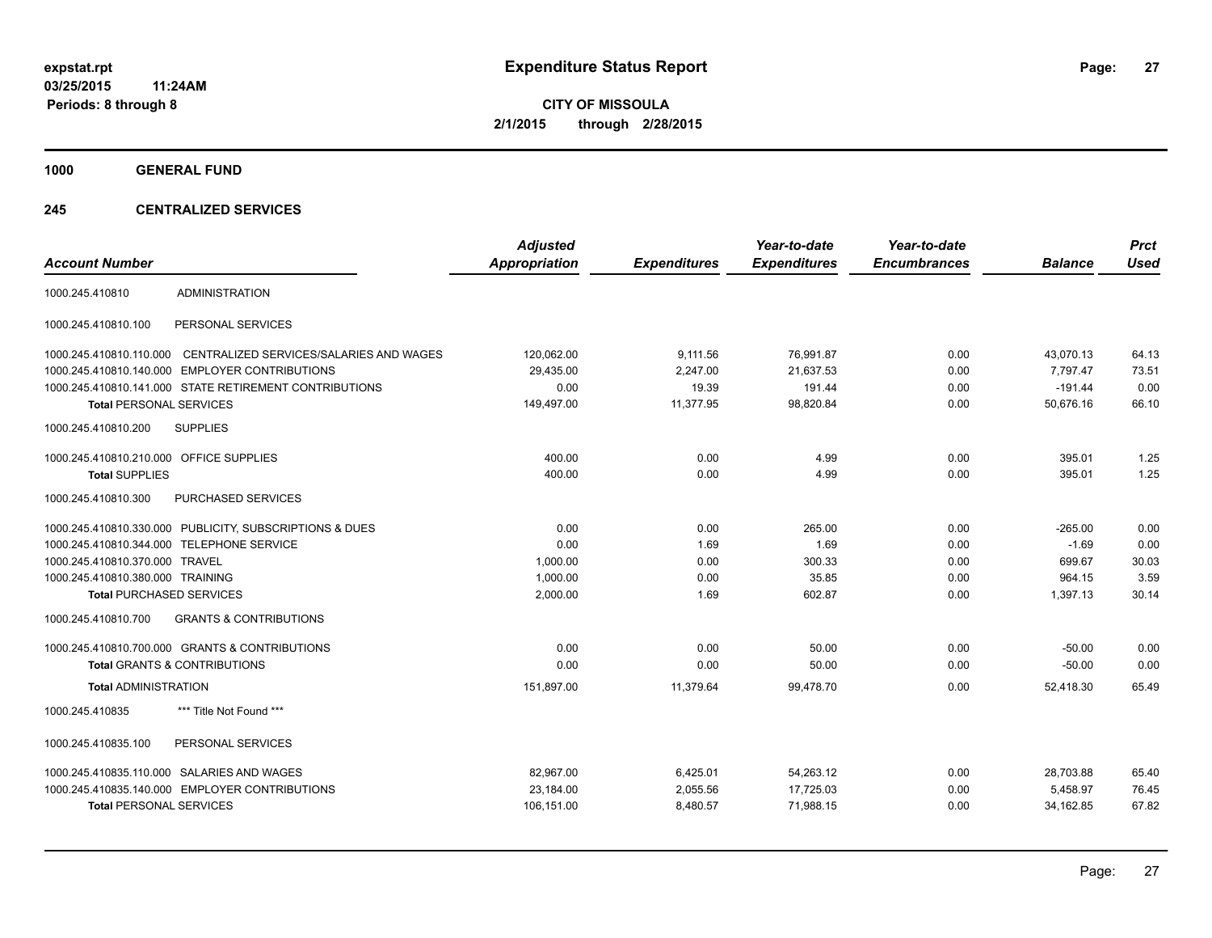**expstat.rpt**
**03/25/2015 11:24AM**
**Periods: 8 through 8**

# Expenditure Status Report

**CITY OF MISSOULA**
**2/1/2015 through 2/28/2015**

## 1000 GENERAL FUND

### 245 CENTRALIZED SERVICES

| Account Number | | Adjusted Appropriation | Expenditures | Year-to-date Expenditures | Year-to-date Encumbrances | Balance | Prct Used |
|---|---|---|---|---|---|---|---|
| 1000.245.410810 | ADMINISTRATION | | | | | | |
| 1000.245.410810.100 | PERSONAL SERVICES | | | | | | |
| 1000.245.410810.110.000 | CENTRALIZED SERVICES/SALARIES AND WAGES | 120,062.00 | 9,111.56 | 76,991.87 | 0.00 | 43,070.13 | 64.13 |
| 1000.245.410810.140.000 | EMPLOYER CONTRIBUTIONS | 29,435.00 | 2,247.00 | 21,637.53 | 0.00 | 7,797.47 | 73.51 |
| 1000.245.410810.141.000 | STATE RETIREMENT CONTRIBUTIONS | 0.00 | 19.39 | 191.44 | 0.00 | -191.44 | 0.00 |
| **Total** PERSONAL SERVICES | | 149,497.00 | 11,377.95 | 98,820.84 | 0.00 | 50,676.16 | 66.10 |
| 1000.245.410810.200 | SUPPLIES | | | | | | |
| 1000.245.410810.210.000 | OFFICE SUPPLIES | 400.00 | 0.00 | 4.99 | 0.00 | 395.01 | 1.25 |
| **Total** SUPPLIES | | 400.00 | 0.00 | 4.99 | 0.00 | 395.01 | 1.25 |
| 1000.245.410810.300 | PURCHASED SERVICES | | | | | | |
| 1000.245.410810.330.000 | PUBLICITY, SUBSCRIPTIONS & DUES | 0.00 | 0.00 | 265.00 | 0.00 | -265.00 | 0.00 |
| 1000.245.410810.344.000 | TELEPHONE SERVICE | 0.00 | 1.69 | 1.69 | 0.00 | -1.69 | 0.00 |
| 1000.245.410810.370.000 | TRAVEL | 1,000.00 | 0.00 | 300.33 | 0.00 | 699.67 | 30.03 |
| 1000.245.410810.380.000 | TRAINING | 1,000.00 | 0.00 | 35.85 | 0.00 | 964.15 | 3.59 |
| **Total** PURCHASED SERVICES | | 2,000.00 | 1.69 | 602.87 | 0.00 | 1,397.13 | 30.14 |
| 1000.245.410810.700 | GRANTS & CONTRIBUTIONS | | | | | | |
| 1000.245.410810.700.000 | GRANTS & CONTRIBUTIONS | 0.00 | 0.00 | 50.00 | 0.00 | -50.00 | 0.00 |
| **Total** GRANTS & CONTRIBUTIONS | | 0.00 | 0.00 | 50.00 | 0.00 | -50.00 | 0.00 |
| **Total** ADMINISTRATION | | 151,897.00 | 11,379.64 | 99,478.70 | 0.00 | 52,418.30 | 65.49 |
| 1000.245.410835 | *** Title Not Found *** | | | | | | |
| 1000.245.410835.100 | PERSONAL SERVICES | | | | | | |
| 1000.245.410835.110.000 | SALARIES AND WAGES | 82,967.00 | 6,425.01 | 54,263.12 | 0.00 | 28,703.88 | 65.40 |
| 1000.245.410835.140.000 | EMPLOYER CONTRIBUTIONS | 23,184.00 | 2,055.56 | 17,725.03 | 0.00 | 5,458.97 | 76.45 |
| **Total** PERSONAL SERVICES | | 106,151.00 | 8,480.57 | 71,988.15 | 0.00 | 34,162.85 | 67.82 |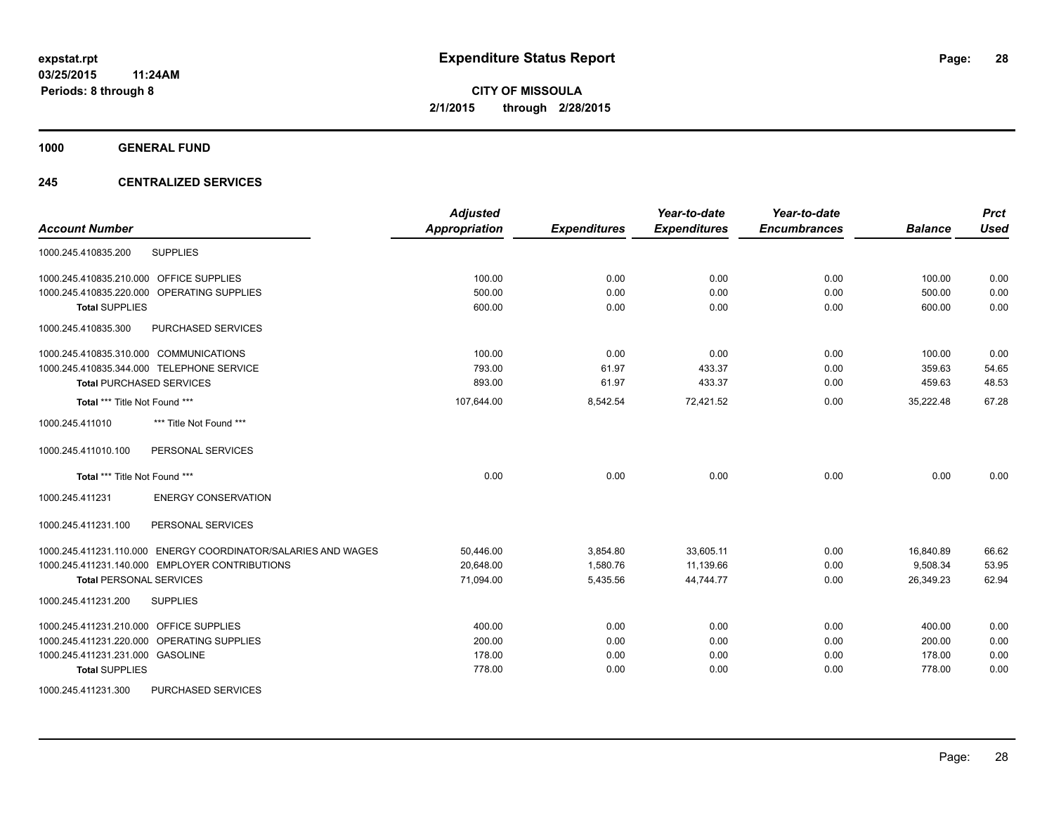**expstat.rpt**
**03/25/2015 11:24AM**
**Periods: 8 through 8**

# Expenditure Status Report

**CITY OF MISSOULA**
**2/1/2015 through 2/28/2015**

## 1000 GENERAL FUND

## 245 CENTRALIZED SERVICES

| Account Number | | Adjusted Appropriation | Expenditures | Year-to-date Expenditures | Year-to-date Encumbrances | Balance | Prct Used |
|---|---|---|---|---|---|---|---|
| 1000.245.410835.200 | SUPPLIES | | | | | | |
| 1000.245.410835.210.000 | OFFICE SUPPLIES | 100.00 | 0.00 | 0.00 | 0.00 | 100.00 | 0.00 |
| 1000.245.410835.220.000 | OPERATING SUPPLIES | 500.00 | 0.00 | 0.00 | 0.00 | 500.00 | 0.00 |
| **Total SUPPLIES** | | 600.00 | 0.00 | 0.00 | 0.00 | 600.00 | 0.00 |
| 1000.245.410835.300 | PURCHASED SERVICES | | | | | | |
| 1000.245.410835.310.000 | COMMUNICATIONS | 100.00 | 0.00 | 0.00 | 0.00 | 100.00 | 0.00 |
| 1000.245.410835.344.000 | TELEPHONE SERVICE | 793.00 | 61.97 | 433.37 | 0.00 | 359.63 | 54.65 |
| **Total PURCHASED SERVICES** | | 893.00 | 61.97 | 433.37 | 0.00 | 459.63 | 48.53 |
| **Total *** Title Not Found ***** | | 107,644.00 | 8,542.54 | 72,421.52 | 0.00 | 35,222.48 | 67.28 |
| 1000.245.411010 | *** Title Not Found *** | | | | | | |
| 1000.245.411010.100 | PERSONAL SERVICES | | | | | | |
| **Total *** Title Not Found ***** | | 0.00 | 0.00 | 0.00 | 0.00 | 0.00 | 0.00 |
| 1000.245.411231 | ENERGY CONSERVATION | | | | | | |
| 1000.245.411231.100 | PERSONAL SERVICES | | | | | | |
| 1000.245.411231.110.000 | ENERGY COORDINATOR/SALARIES AND WAGES | 50,446.00 | 3,854.80 | 33,605.11 | 0.00 | 16,840.89 | 66.62 |
| 1000.245.411231.140.000 | EMPLOYER CONTRIBUTIONS | 20,648.00 | 1,580.76 | 11,139.66 | 0.00 | 9,508.34 | 53.95 |
| **Total PERSONAL SERVICES** | | 71,094.00 | 5,435.56 | 44,744.77 | 0.00 | 26,349.23 | 62.94 |
| 1000.245.411231.200 | SUPPLIES | | | | | | |
| 1000.245.411231.210.000 | OFFICE SUPPLIES | 400.00 | 0.00 | 0.00 | 0.00 | 400.00 | 0.00 |
| 1000.245.411231.220.000 | OPERATING SUPPLIES | 200.00 | 0.00 | 0.00 | 0.00 | 200.00 | 0.00 |
| 1000.245.411231.231.000 | GASOLINE | 178.00 | 0.00 | 0.00 | 0.00 | 178.00 | 0.00 |
| **Total SUPPLIES** | | 778.00 | 0.00 | 0.00 | 0.00 | 778.00 | 0.00 |
| 1000.245.411231.300 | PURCHASED SERVICES | | | | | | |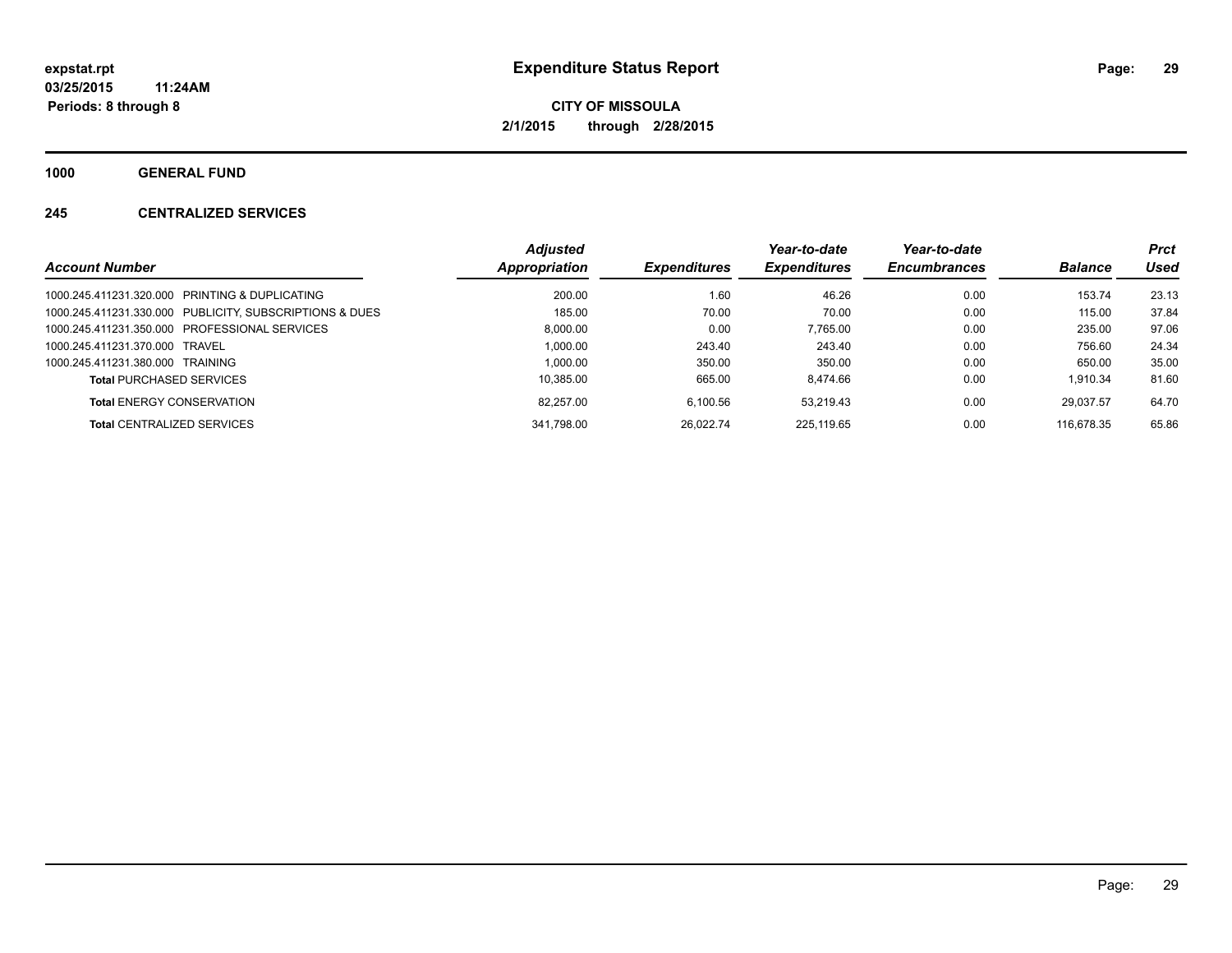**expstat.rpt**
**03/25/2015 11:24AM**
**Periods: 8 through 8**

# Expenditure Status Report

**CITY OF MISSOULA**
**2/1/2015 through 2/28/2015**

## 1000 GENERAL FUND

### 245 CENTRALIZED SERVICES

| *Account Number* | *Adjusted Appropriation* | *Expenditures* | *Year-to-date Expenditures* | *Year-to-date Encumbrances* | *Balance* | *Prct Used* |
|---|---|---|---|---|---|---|
| 1000.245.411231.320.000 PRINTING & DUPLICATING | 200.00 | 1.60 | 46.26 | 0.00 | 153.74 | 23.13 |
| 1000.245.411231.330.000 PUBLICITY, SUBSCRIPTIONS & DUES | 185.00 | 70.00 | 70.00 | 0.00 | 115.00 | 37.84 |
| 1000.245.411231.350.000 PROFESSIONAL SERVICES | 8,000.00 | 0.00 | 7,765.00 | 0.00 | 235.00 | 97.06 |
| 1000.245.411231.370.000 TRAVEL | 1,000.00 | 243.40 | 243.40 | 0.00 | 756.60 | 24.34 |
| 1000.245.411231.380.000 TRAINING | 1,000.00 | 350.00 | 350.00 | 0.00 | 650.00 | 35.00 |
| **Total** PURCHASED SERVICES | 10,385.00 | 665.00 | 8,474.66 | 0.00 | 1,910.34 | 81.60 |
| **Total** ENERGY CONSERVATION | 82,257.00 | 6,100.56 | 53,219.43 | 0.00 | 29,037.57 | 64.70 |
| **Total** CENTRALIZED SERVICES | 341,798.00 | 26,022.74 | 225,119.65 | 0.00 | 116,678.35 | 65.86 |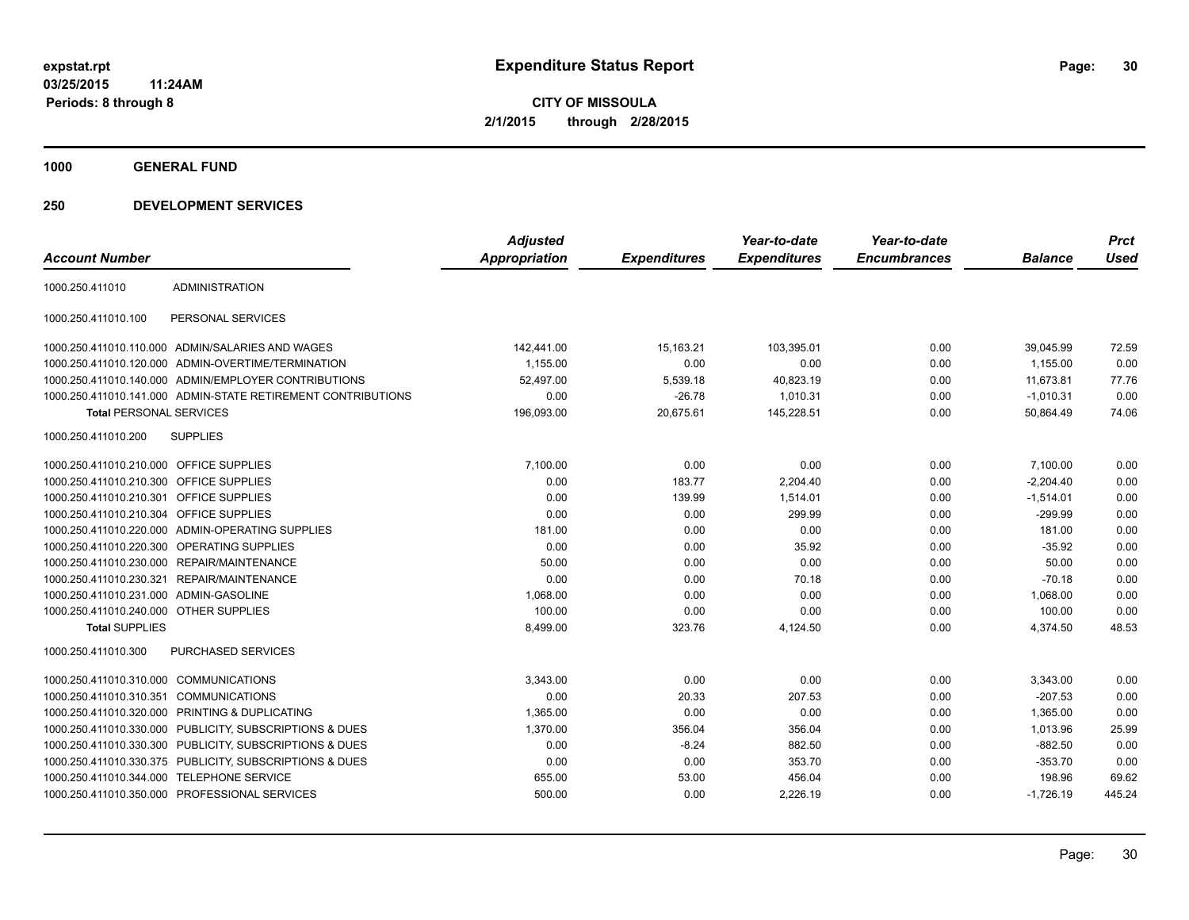**expstat.rpt**
**03/25/2015 11:24AM**
**Periods: 8 through 8**

# Expenditure Status Report

**CITY OF MISSOULA**
**2/1/2015 through 2/28/2015**

## 1000 GENERAL FUND

## 250 DEVELOPMENT SERVICES

| Account Number | | Adjusted Appropriation | Expenditures | Year-to-date Expenditures | Year-to-date Encumbrances | Balance | Prct Used |
|---|---|---|---|---|---|---|---|
| 1000.250.411010 | ADMINISTRATION | | | | | | |
| 1000.250.411010.100 | PERSONAL SERVICES | | | | | | |
| 1000.250.411010.110.000 | ADMIN/SALARIES AND WAGES | 142,441.00 | 15,163.21 | 103,395.01 | 0.00 | 39,045.99 | 72.59 |
| 1000.250.411010.120.000 | ADMIN-OVERTIME/TERMINATION | 1,155.00 | 0.00 | 0.00 | 0.00 | 1,155.00 | 0.00 |
| 1000.250.411010.140.000 | ADMIN/EMPLOYER CONTRIBUTIONS | 52,497.00 | 5,539.18 | 40,823.19 | 0.00 | 11,673.81 | 77.76 |
| 1000.250.411010.141.000 | ADMIN-STATE RETIREMENT CONTRIBUTIONS | 0.00 | -26.78 | 1,010.31 | 0.00 | -1,010.31 | 0.00 |
| **Total** PERSONAL SERVICES | | 196,093.00 | 20,675.61 | 145,228.51 | 0.00 | 50,864.49 | 74.06 |
| 1000.250.411010.200 | SUPPLIES | | | | | | |
| 1000.250.411010.210.000 | OFFICE SUPPLIES | 7,100.00 | 0.00 | 0.00 | 0.00 | 7,100.00 | 0.00 |
| 1000.250.411010.210.300 | OFFICE SUPPLIES | 0.00 | 183.77 | 2,204.40 | 0.00 | -2,204.40 | 0.00 |
| 1000.250.411010.210.301 | OFFICE SUPPLIES | 0.00 | 139.99 | 1,514.01 | 0.00 | -1,514.01 | 0.00 |
| 1000.250.411010.210.304 | OFFICE SUPPLIES | 0.00 | 0.00 | 299.99 | 0.00 | -299.99 | 0.00 |
| 1000.250.411010.220.000 | ADMIN-OPERATING SUPPLIES | 181.00 | 0.00 | 0.00 | 0.00 | 181.00 | 0.00 |
| 1000.250.411010.220.300 | OPERATING SUPPLIES | 0.00 | 0.00 | 35.92 | 0.00 | -35.92 | 0.00 |
| 1000.250.411010.230.000 | REPAIR/MAINTENANCE | 50.00 | 0.00 | 0.00 | 0.00 | 50.00 | 0.00 |
| 1000.250.411010.230.321 | REPAIR/MAINTENANCE | 0.00 | 0.00 | 70.18 | 0.00 | -70.18 | 0.00 |
| 1000.250.411010.231.000 | ADMIN-GASOLINE | 1,068.00 | 0.00 | 0.00 | 0.00 | 1,068.00 | 0.00 |
| 1000.250.411010.240.000 | OTHER SUPPLIES | 100.00 | 0.00 | 0.00 | 0.00 | 100.00 | 0.00 |
| **Total** SUPPLIES | | 8,499.00 | 323.76 | 4,124.50 | 0.00 | 4,374.50 | 48.53 |
| 1000.250.411010.300 | PURCHASED SERVICES | | | | | | |
| 1000.250.411010.310.000 | COMMUNICATIONS | 3,343.00 | 0.00 | 0.00 | 0.00 | 3,343.00 | 0.00 |
| 1000.250.411010.310.351 | COMMUNICATIONS | 0.00 | 20.33 | 207.53 | 0.00 | -207.53 | 0.00 |
| 1000.250.411010.320.000 | PRINTING & DUPLICATING | 1,365.00 | 0.00 | 0.00 | 0.00 | 1,365.00 | 0.00 |
| 1000.250.411010.330.000 | PUBLICITY, SUBSCRIPTIONS & DUES | 1,370.00 | 356.04 | 356.04 | 0.00 | 1,013.96 | 25.99 |
| 1000.250.411010.330.300 | PUBLICITY, SUBSCRIPTIONS & DUES | 0.00 | -8.24 | 882.50 | 0.00 | -882.50 | 0.00 |
| 1000.250.411010.330.375 | PUBLICITY, SUBSCRIPTIONS & DUES | 0.00 | 0.00 | 353.70 | 0.00 | -353.70 | 0.00 |
| 1000.250.411010.344.000 | TELEPHONE SERVICE | 655.00 | 53.00 | 456.04 | 0.00 | 198.96 | 69.62 |
| 1000.250.411010.350.000 | PROFESSIONAL SERVICES | 500.00 | 0.00 | 2,226.19 | 0.00 | -1,726.19 | 445.24 |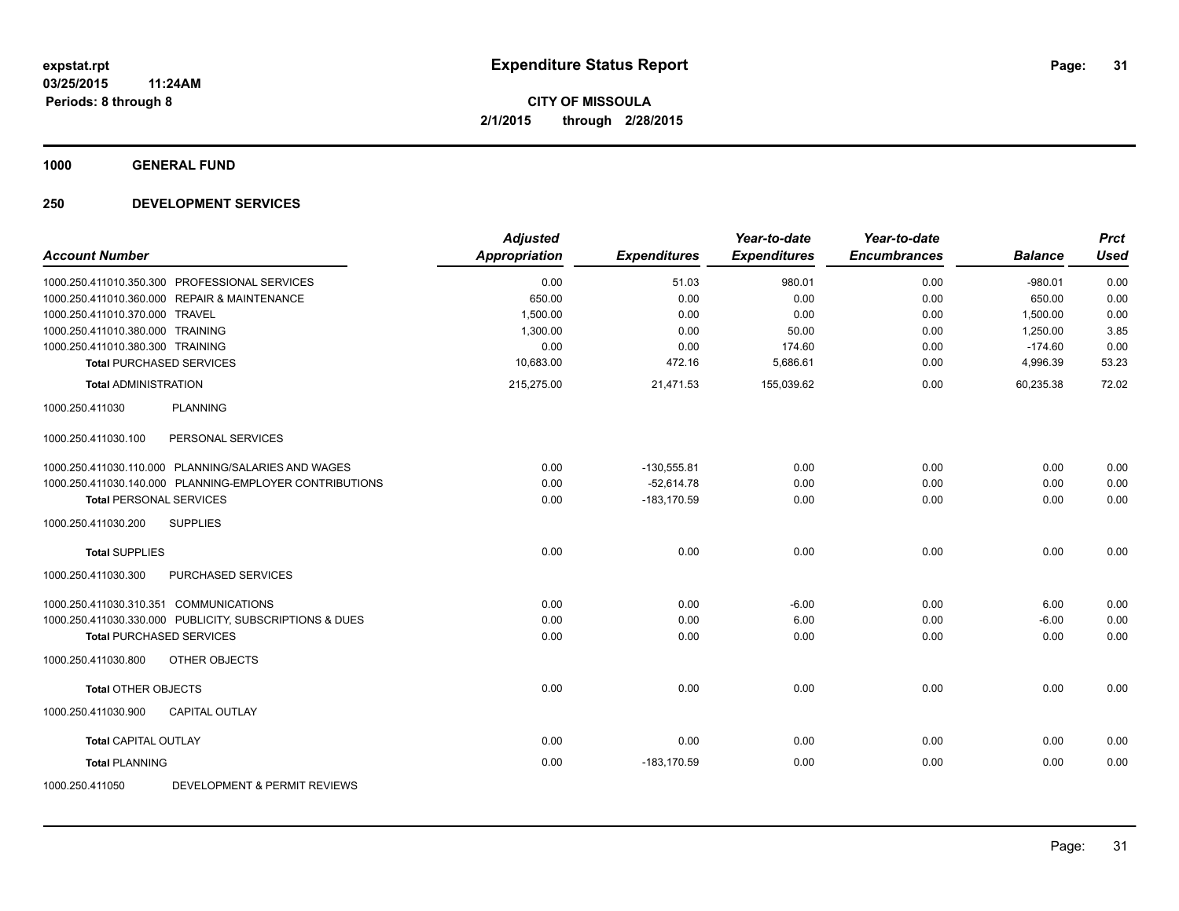**expstat.rpt**
**03/25/2015 11:24AM**
**Periods: 8 through 8**

# Expenditure Status Report

**CITY OF MISSOULA**
**2/1/2015 through 2/28/2015**

## 1000 GENERAL FUND

## 250 DEVELOPMENT SERVICES

| Account Number | Adjusted Appropriation | Expenditures | Year-to-date Expenditures | Year-to-date Encumbrances | Balance | Prct Used |
|---|---|---|---|---|---|---|
| 1000.250.411010.350.300 PROFESSIONAL SERVICES | 0.00 | 51.03 | 980.01 | 0.00 | -980.01 | 0.00 |
| 1000.250.411010.360.000 REPAIR & MAINTENANCE | 650.00 | 0.00 | 0.00 | 0.00 | 650.00 | 0.00 |
| 1000.250.411010.370.000 TRAVEL | 1,500.00 | 0.00 | 0.00 | 0.00 | 1,500.00 | 0.00 |
| 1000.250.411010.380.000 TRAINING | 1,300.00 | 0.00 | 50.00 | 0.00 | 1,250.00 | 3.85 |
| 1000.250.411010.380.300 TRAINING | 0.00 | 0.00 | 174.60 | 0.00 | -174.60 | 0.00 |
| **Total** PURCHASED SERVICES | 10,683.00 | 472.16 | 5,686.61 | 0.00 | 4,996.39 | 53.23 |
| **Total** ADMINISTRATION | 215,275.00 | 21,471.53 | 155,039.62 | 0.00 | 60,235.38 | 72.02 |
| 1000.250.411030 PLANNING | | | | | | |
| 1000.250.411030.100 PERSONAL SERVICES | | | | | | |
| 1000.250.411030.110.000 PLANNING/SALARIES AND WAGES | 0.00 | -130,555.81 | 0.00 | 0.00 | 0.00 | 0.00 |
| 1000.250.411030.140.000 PLANNING-EMPLOYER CONTRIBUTIONS | 0.00 | -52,614.78 | 0.00 | 0.00 | 0.00 | 0.00 |
| **Total** PERSONAL SERVICES | 0.00 | -183,170.59 | 0.00 | 0.00 | 0.00 | 0.00 |
| 1000.250.411030.200 SUPPLIES | | | | | | |
| **Total** SUPPLIES | 0.00 | 0.00 | 0.00 | 0.00 | 0.00 | 0.00 |
| 1000.250.411030.300 PURCHASED SERVICES | | | | | | |
| 1000.250.411030.310.351 COMMUNICATIONS | 0.00 | 0.00 | -6.00 | 0.00 | 6.00 | 0.00 |
| 1000.250.411030.330.000 PUBLICITY, SUBSCRIPTIONS & DUES | 0.00 | 0.00 | 6.00 | 0.00 | -6.00 | 0.00 |
| **Total** PURCHASED SERVICES | 0.00 | 0.00 | 0.00 | 0.00 | 0.00 | 0.00 |
| 1000.250.411030.800 OTHER OBJECTS | | | | | | |
| **Total** OTHER OBJECTS | 0.00 | 0.00 | 0.00 | 0.00 | 0.00 | 0.00 |
| 1000.250.411030.900 CAPITAL OUTLAY | | | | | | |
| **Total** CAPITAL OUTLAY | 0.00 | 0.00 | 0.00 | 0.00 | 0.00 | 0.00 |
| **Total** PLANNING | 0.00 | -183,170.59 | 0.00 | 0.00 | 0.00 | 0.00 |
| 1000.250.411050 DEVELOPMENT & PERMIT REVIEWS | | | | | | |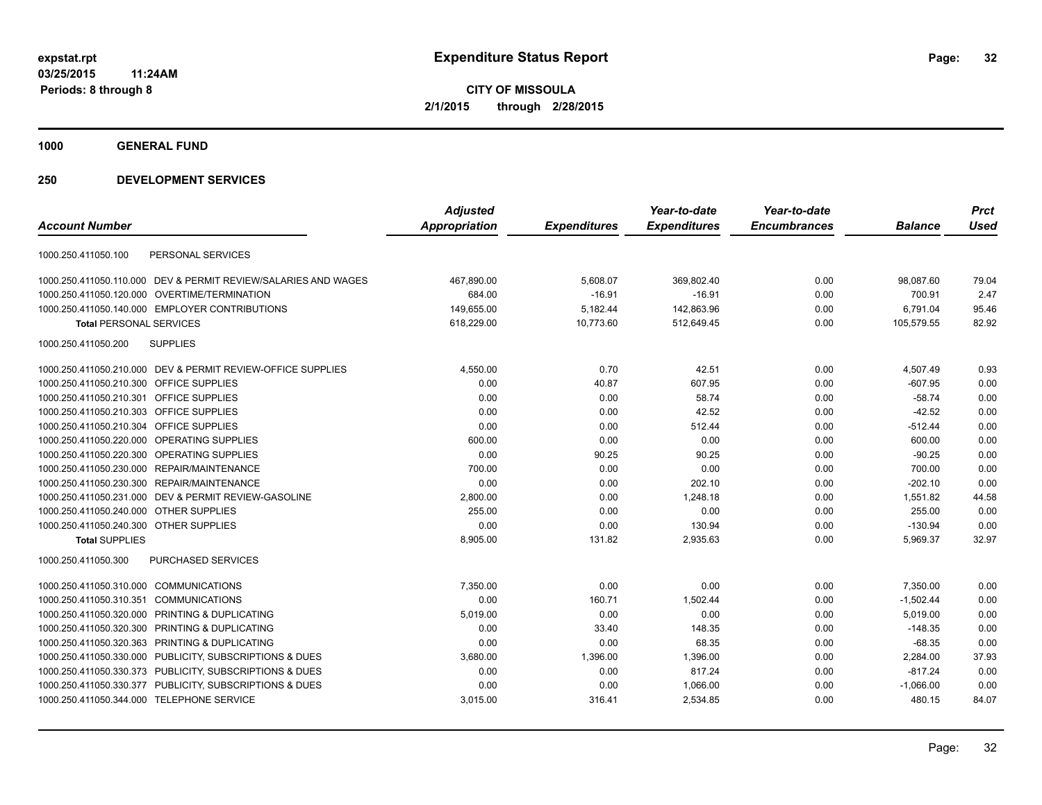**expstat.rpt**
**03/25/2015 11:24AM**
**Periods: 8 through 8**

# Expenditure Status Report

**CITY OF MISSOULA**
**2/1/2015 through 2/28/2015**

## 1000 GENERAL FUND

## 250 DEVELOPMENT SERVICES

| Account Number | | Adjusted Appropriation | Expenditures | Year-to-date Expenditures | Year-to-date Encumbrances | Balance | Prct Used |
|---|---|---|---|---|---|---|---|
| 1000.250.411050.100 | PERSONAL SERVICES | | | | | | |
| 1000.250.411050.110.000 | DEV & PERMIT REVIEW/SALARIES AND WAGES | 467,890.00 | 5,608.07 | 369,802.40 | 0.00 | 98,087.60 | 79.04 |
| 1000.250.411050.120.000 | OVERTIME/TERMINATION | 684.00 | -16.91 | -16.91 | 0.00 | 700.91 | 2.47 |
| 1000.250.411050.140.000 | EMPLOYER CONTRIBUTIONS | 149,655.00 | 5,182.44 | 142,863.96 | 0.00 | 6,791.04 | 95.46 |
| **Total** PERSONAL SERVICES | | 618,229.00 | 10,773.60 | 512,649.45 | 0.00 | 105,579.55 | 82.92 |
| 1000.250.411050.200 | SUPPLIES | | | | | | |
| 1000.250.411050.210.000 | DEV & PERMIT REVIEW-OFFICE SUPPLIES | 4,550.00 | 0.70 | 42.51 | 0.00 | 4,507.49 | 0.93 |
| 1000.250.411050.210.300 | OFFICE SUPPLIES | 0.00 | 40.87 | 607.95 | 0.00 | -607.95 | 0.00 |
| 1000.250.411050.210.301 | OFFICE SUPPLIES | 0.00 | 0.00 | 58.74 | 0.00 | -58.74 | 0.00 |
| 1000.250.411050.210.303 | OFFICE SUPPLIES | 0.00 | 0.00 | 42.52 | 0.00 | -42.52 | 0.00 |
| 1000.250.411050.210.304 | OFFICE SUPPLIES | 0.00 | 0.00 | 512.44 | 0.00 | -512.44 | 0.00 |
| 1000.250.411050.220.000 | OPERATING SUPPLIES | 600.00 | 0.00 | 0.00 | 0.00 | 600.00 | 0.00 |
| 1000.250.411050.220.300 | OPERATING SUPPLIES | 0.00 | 90.25 | 90.25 | 0.00 | -90.25 | 0.00 |
| 1000.250.411050.230.000 | REPAIR/MAINTENANCE | 700.00 | 0.00 | 0.00 | 0.00 | 700.00 | 0.00 |
| 1000.250.411050.230.300 | REPAIR/MAINTENANCE | 0.00 | 0.00 | 202.10 | 0.00 | -202.10 | 0.00 |
| 1000.250.411050.231.000 | DEV & PERMIT REVIEW-GASOLINE | 2,800.00 | 0.00 | 1,248.18 | 0.00 | 1,551.82 | 44.58 |
| 1000.250.411050.240.000 | OTHER SUPPLIES | 255.00 | 0.00 | 0.00 | 0.00 | 255.00 | 0.00 |
| 1000.250.411050.240.300 | OTHER SUPPLIES | 0.00 | 0.00 | 130.94 | 0.00 | -130.94 | 0.00 |
| **Total** SUPPLIES | | 8,905.00 | 131.82 | 2,935.63 | 0.00 | 5,969.37 | 32.97 |
| 1000.250.411050.300 | PURCHASED SERVICES | | | | | | |
| 1000.250.411050.310.000 | COMMUNICATIONS | 7,350.00 | 0.00 | 0.00 | 0.00 | 7,350.00 | 0.00 |
| 1000.250.411050.310.351 | COMMUNICATIONS | 0.00 | 160.71 | 1,502.44 | 0.00 | -1,502.44 | 0.00 |
| 1000.250.411050.320.000 | PRINTING & DUPLICATING | 5,019.00 | 0.00 | 0.00 | 0.00 | 5,019.00 | 0.00 |
| 1000.250.411050.320.300 | PRINTING & DUPLICATING | 0.00 | 33.40 | 148.35 | 0.00 | -148.35 | 0.00 |
| 1000.250.411050.320.363 | PRINTING & DUPLICATING | 0.00 | 0.00 | 68.35 | 0.00 | -68.35 | 0.00 |
| 1000.250.411050.330.000 | PUBLICITY, SUBSCRIPTIONS & DUES | 3,680.00 | 1,396.00 | 1,396.00 | 0.00 | 2,284.00 | 37.93 |
| 1000.250.411050.330.373 | PUBLICITY, SUBSCRIPTIONS & DUES | 0.00 | 0.00 | 817.24 | 0.00 | -817.24 | 0.00 |
| 1000.250.411050.330.377 | PUBLICITY, SUBSCRIPTIONS & DUES | 0.00 | 0.00 | 1,066.00 | 0.00 | -1,066.00 | 0.00 |
| 1000.250.411050.344.000 | TELEPHONE SERVICE | 3,015.00 | 316.41 | 2,534.85 | 0.00 | 480.15 | 84.07 |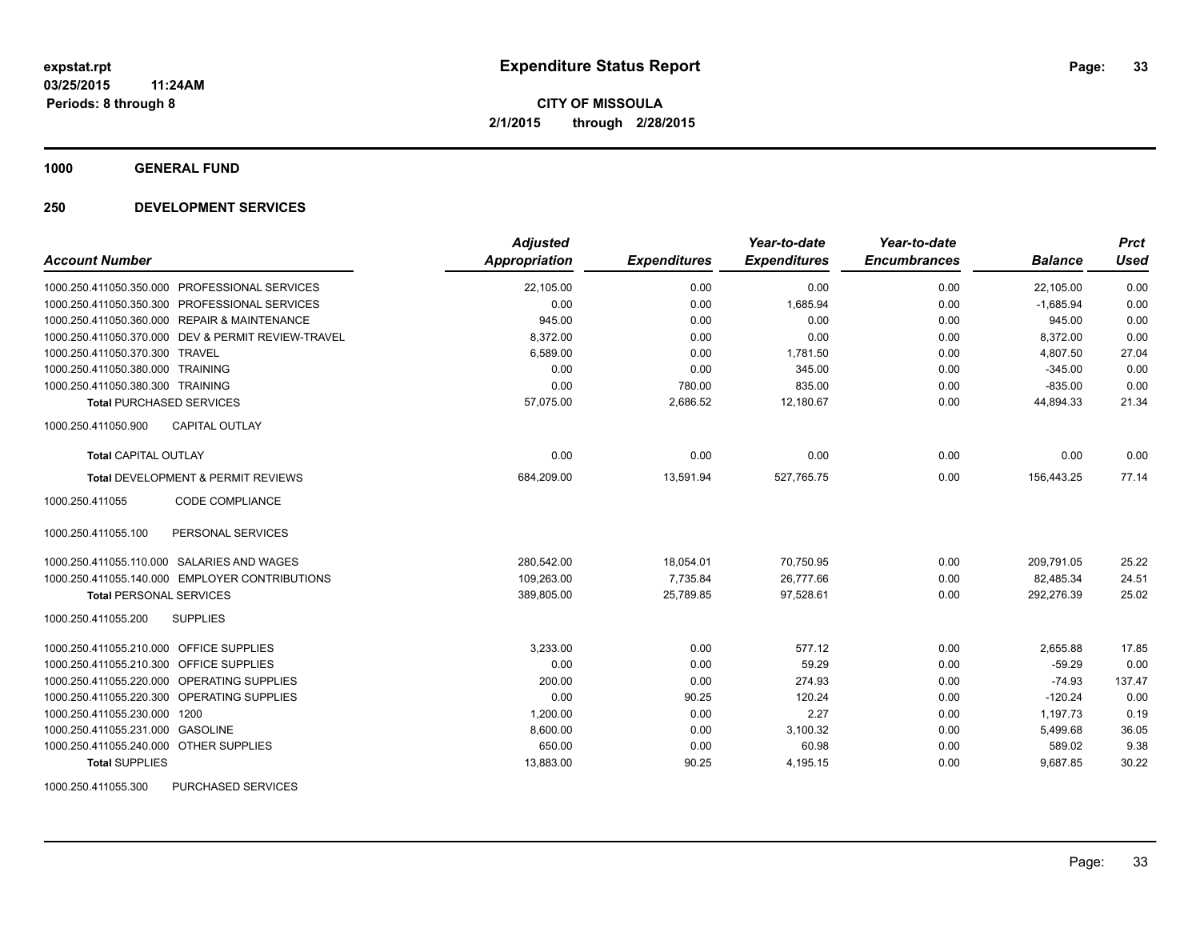**expstat.rpt**
**03/25/2015 11:24AM**
**Periods: 8 through 8**

# Expenditure Status Report

**CITY OF MISSOULA**
**2/1/2015 through 2/28/2015**

## 1000 GENERAL FUND

## 250 DEVELOPMENT SERVICES

| Account Number | Adjusted Appropriation | Expenditures | Year-to-date Expenditures | Year-to-date Encumbrances | Balance | Prct Used |
|---|---|---|---|---|---|---|
| 1000.250.411050.350.000 PROFESSIONAL SERVICES | 22,105.00 | 0.00 | 0.00 | 0.00 | 22,105.00 | 0.00 |
| 1000.250.411050.350.300 PROFESSIONAL SERVICES | 0.00 | 0.00 | 1,685.94 | 0.00 | -1,685.94 | 0.00 |
| 1000.250.411050.360.000 REPAIR & MAINTENANCE | 945.00 | 0.00 | 0.00 | 0.00 | 945.00 | 0.00 |
| 1000.250.411050.370.000 DEV & PERMIT REVIEW-TRAVEL | 8,372.00 | 0.00 | 0.00 | 0.00 | 8,372.00 | 0.00 |
| 1000.250.411050.370.300 TRAVEL | 6,589.00 | 0.00 | 1,781.50 | 0.00 | 4,807.50 | 27.04 |
| 1000.250.411050.380.000 TRAINING | 0.00 | 0.00 | 345.00 | 0.00 | -345.00 | 0.00 |
| 1000.250.411050.380.300 TRAINING | 0.00 | 780.00 | 835.00 | 0.00 | -835.00 | 0.00 |
| **Total** PURCHASED SERVICES | 57,075.00 | 2,686.52 | 12,180.67 | 0.00 | 44,894.33 | 21.34 |
| 1000.250.411050.900 CAPITAL OUTLAY | | | | | | |
| **Total** CAPITAL OUTLAY | 0.00 | 0.00 | 0.00 | 0.00 | 0.00 | 0.00 |
| **Total** DEVELOPMENT & PERMIT REVIEWS | 684,209.00 | 13,591.94 | 527,765.75 | 0.00 | 156,443.25 | 77.14 |
| 1000.250.411055 CODE COMPLIANCE | | | | | | |
| 1000.250.411055.100 PERSONAL SERVICES | | | | | | |
| 1000.250.411055.110.000 SALARIES AND WAGES | 280,542.00 | 18,054.01 | 70,750.95 | 0.00 | 209,791.05 | 25.22 |
| 1000.250.411055.140.000 EMPLOYER CONTRIBUTIONS | 109,263.00 | 7,735.84 | 26,777.66 | 0.00 | 82,485.34 | 24.51 |
| **Total** PERSONAL SERVICES | 389,805.00 | 25,789.85 | 97,528.61 | 0.00 | 292,276.39 | 25.02 |
| 1000.250.411055.200 SUPPLIES | | | | | | |
| 1000.250.411055.210.000 OFFICE SUPPLIES | 3,233.00 | 0.00 | 577.12 | 0.00 | 2,655.88 | 17.85 |
| 1000.250.411055.210.300 OFFICE SUPPLIES | 0.00 | 0.00 | 59.29 | 0.00 | -59.29 | 0.00 |
| 1000.250.411055.220.000 OPERATING SUPPLIES | 200.00 | 0.00 | 274.93 | 0.00 | -74.93 | 137.47 |
| 1000.250.411055.220.300 OPERATING SUPPLIES | 0.00 | 90.25 | 120.24 | 0.00 | -120.24 | 0.00 |
| 1000.250.411055.230.000 1200 | 1,200.00 | 0.00 | 2.27 | 0.00 | 1,197.73 | 0.19 |
| 1000.250.411055.231.000 GASOLINE | 8,600.00 | 0.00 | 3,100.32 | 0.00 | 5,499.68 | 36.05 |
| 1000.250.411055.240.000 OTHER SUPPLIES | 650.00 | 0.00 | 60.98 | 0.00 | 589.02 | 9.38 |
| **Total** SUPPLIES | 13,883.00 | 90.25 | 4,195.15 | 0.00 | 9,687.85 | 30.22 |
| 1000.250.411055.300 PURCHASED SERVICES | | | | | | |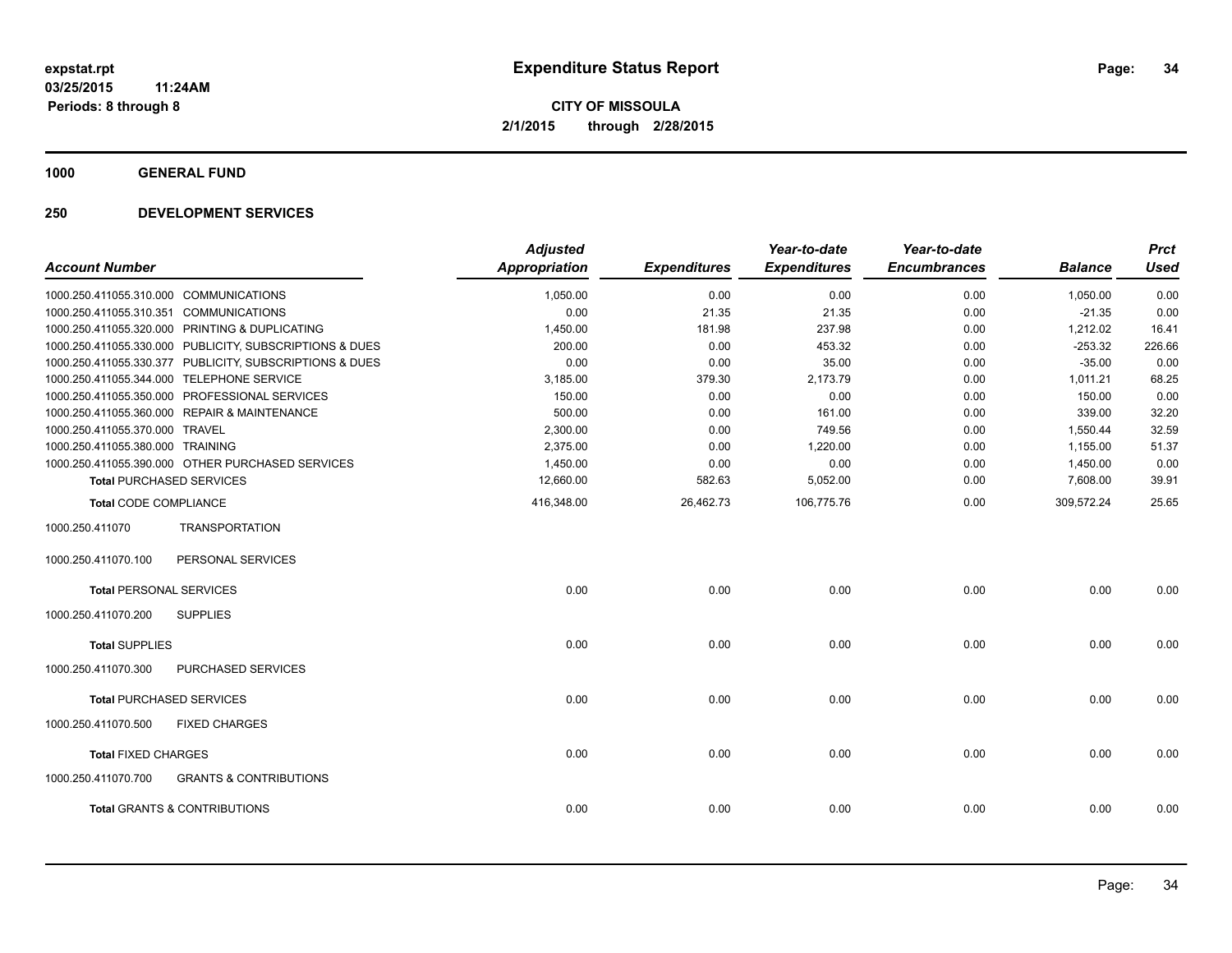**expstat.rpt**
**03/25/2015 11:24AM**
**Periods: 8 through 8**

# Expenditure Status Report

**CITY OF MISSOULA**
**2/1/2015 through 2/28/2015**

## 1000 GENERAL FUND

## 250 DEVELOPMENT SERVICES

| Account Number | | Adjusted Appropriation | Expenditures | Year-to-date Expenditures | Year-to-date Encumbrances | Balance | Prct Used |
|---|---|---|---|---|---|---|---|
| 1000.250.411055.310.000 | COMMUNICATIONS | 1,050.00 | 0.00 | 0.00 | 0.00 | 1,050.00 | 0.00 |
| 1000.250.411055.310.351 | COMMUNICATIONS | 0.00 | 21.35 | 21.35 | 0.00 | -21.35 | 0.00 |
| 1000.250.411055.320.000 | PRINTING & DUPLICATING | 1,450.00 | 181.98 | 237.98 | 0.00 | 1,212.02 | 16.41 |
| 1000.250.411055.330.000 | PUBLICITY, SUBSCRIPTIONS & DUES | 200.00 | 0.00 | 453.32 | 0.00 | -253.32 | 226.66 |
| 1000.250.411055.330.377 | PUBLICITY, SUBSCRIPTIONS & DUES | 0.00 | 0.00 | 35.00 | 0.00 | -35.00 | 0.00 |
| 1000.250.411055.344.000 | TELEPHONE SERVICE | 3,185.00 | 379.30 | 2,173.79 | 0.00 | 1,011.21 | 68.25 |
| 1000.250.411055.350.000 | PROFESSIONAL SERVICES | 150.00 | 0.00 | 0.00 | 0.00 | 150.00 | 0.00 |
| 1000.250.411055.360.000 | REPAIR & MAINTENANCE | 500.00 | 0.00 | 161.00 | 0.00 | 339.00 | 32.20 |
| 1000.250.411055.370.000 | TRAVEL | 2,300.00 | 0.00 | 749.56 | 0.00 | 1,550.44 | 32.59 |
| 1000.250.411055.380.000 | TRAINING | 2,375.00 | 0.00 | 1,220.00 | 0.00 | 1,155.00 | 51.37 |
| 1000.250.411055.390.000 | OTHER PURCHASED SERVICES | 1,450.00 | 0.00 | 0.00 | 0.00 | 1,450.00 | 0.00 |
| **Total** PURCHASED SERVICES | | 12,660.00 | 582.63 | 5,052.00 | 0.00 | 7,608.00 | 39.91 |
| **Total** CODE COMPLIANCE | | 416,348.00 | 26,462.73 | 106,775.76 | 0.00 | 309,572.24 | 25.65 |
| 1000.250.411070 | TRANSPORTATION | | | | | | |
| 1000.250.411070.100 | PERSONAL SERVICES | | | | | | |
| **Total** PERSONAL SERVICES | | 0.00 | 0.00 | 0.00 | 0.00 | 0.00 | 0.00 |
| 1000.250.411070.200 | SUPPLIES | | | | | | |
| **Total** SUPPLIES | | 0.00 | 0.00 | 0.00 | 0.00 | 0.00 | 0.00 |
| 1000.250.411070.300 | PURCHASED SERVICES | | | | | | |
| **Total** PURCHASED SERVICES | | 0.00 | 0.00 | 0.00 | 0.00 | 0.00 | 0.00 |
| 1000.250.411070.500 | FIXED CHARGES | | | | | | |
| **Total** FIXED CHARGES | | 0.00 | 0.00 | 0.00 | 0.00 | 0.00 | 0.00 |
| 1000.250.411070.700 | GRANTS & CONTRIBUTIONS | | | | | | |
| **Total** GRANTS & CONTRIBUTIONS | | 0.00 | 0.00 | 0.00 | 0.00 | 0.00 | 0.00 |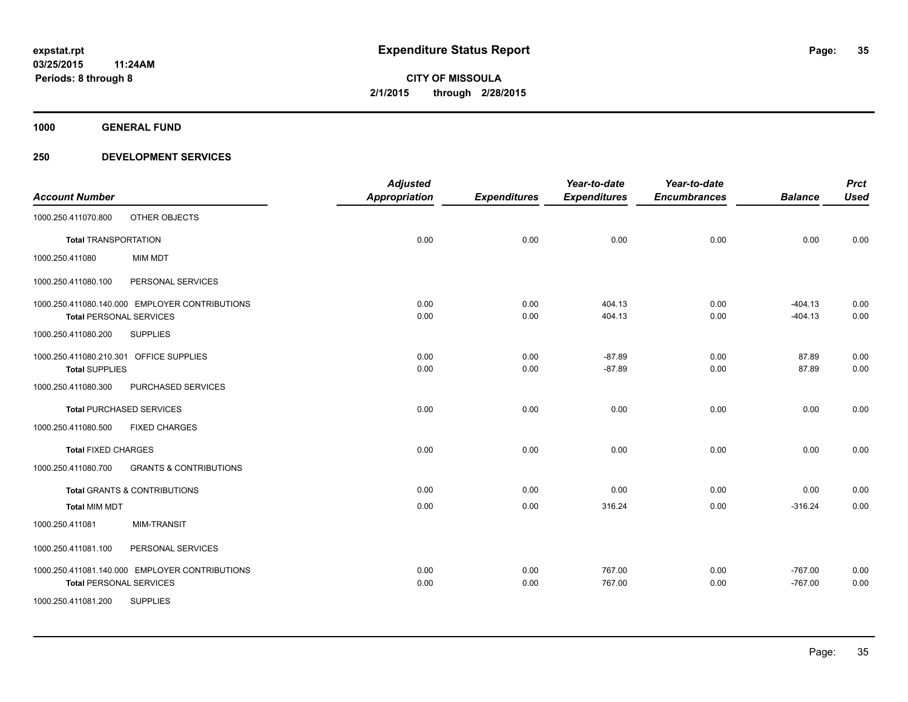**expstat.rpt**
**03/25/2015 11:24AM**
**Periods: 8 through 8**

# Expenditure Status Report

**CITY OF MISSOULA**
**2/1/2015 through 2/28/2015**

## 1000 GENERAL FUND

## 250 DEVELOPMENT SERVICES

| Account Number | | Adjusted Appropriation | Expenditures | Year-to-date Expenditures | Year-to-date Encumbrances | Balance | Prct Used |
|---|---|---|---|---|---|---|---|
| 1000.250.411070.800 | OTHER OBJECTS | | | | | | |
| **Total** TRANSPORTATION | | 0.00 | 0.00 | 0.00 | 0.00 | 0.00 | 0.00 |
| 1000.250.411080 | MIM MDT | | | | | | |
| 1000.250.411080.100 | PERSONAL SERVICES | | | | | | |
| 1000.250.411080.140.000 | EMPLOYER CONTRIBUTIONS | 0.00 | 0.00 | 404.13 | 0.00 | -404.13 | 0.00 |
| **Total** PERSONAL SERVICES | | 0.00 | 0.00 | 404.13 | 0.00 | -404.13 | 0.00 |
| 1000.250.411080.200 | SUPPLIES | | | | | | |
| 1000.250.411080.210.301 | OFFICE SUPPLIES | 0.00 | 0.00 | -87.89 | 0.00 | 87.89 | 0.00 |
| **Total** SUPPLIES | | 0.00 | 0.00 | -87.89 | 0.00 | 87.89 | 0.00 |
| 1000.250.411080.300 | PURCHASED SERVICES | | | | | | |
| **Total** PURCHASED SERVICES | | 0.00 | 0.00 | 0.00 | 0.00 | 0.00 | 0.00 |
| 1000.250.411080.500 | FIXED CHARGES | | | | | | |
| **Total** FIXED CHARGES | | 0.00 | 0.00 | 0.00 | 0.00 | 0.00 | 0.00 |
| 1000.250.411080.700 | GRANTS & CONTRIBUTIONS | | | | | | |
| **Total** GRANTS & CONTRIBUTIONS | | 0.00 | 0.00 | 0.00 | 0.00 | 0.00 | 0.00 |
| **Total** MIM MDT | | 0.00 | 0.00 | 316.24 | 0.00 | -316.24 | 0.00 |
| 1000.250.411081 | MIM-TRANSIT | | | | | | |
| 1000.250.411081.100 | PERSONAL SERVICES | | | | | | |
| 1000.250.411081.140.000 | EMPLOYER CONTRIBUTIONS | 0.00 | 0.00 | 767.00 | 0.00 | -767.00 | 0.00 |
| **Total** PERSONAL SERVICES | | 0.00 | 0.00 | 767.00 | 0.00 | -767.00 | 0.00 |
| 1000.250.411081.200 | SUPPLIES | | | | | | |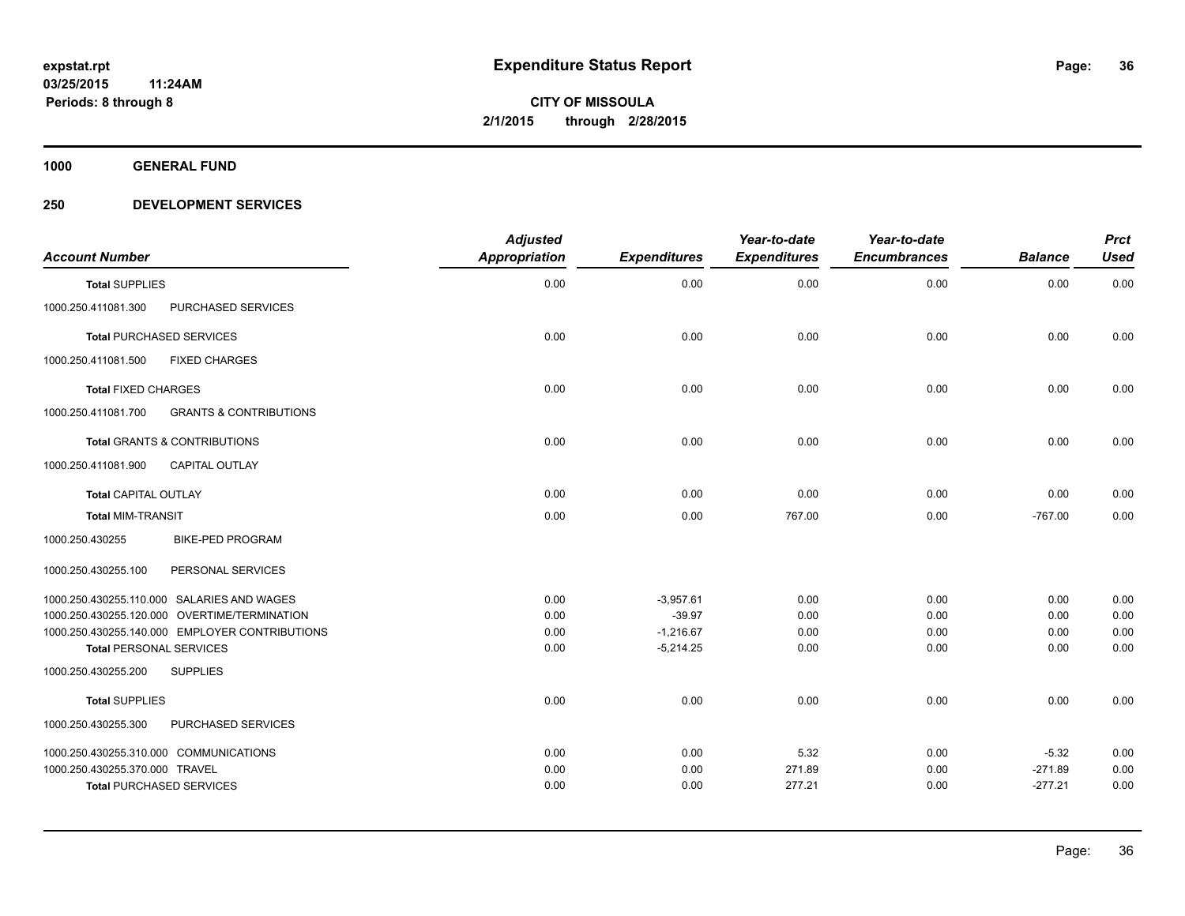**expstat.rpt**
**03/25/2015 11:24AM**
**Periods: 8 through 8**

# Expenditure Status Report

**CITY OF MISSOULA**
**2/1/2015 through 2/28/2015**

## 1000 GENERAL FUND

## 250 DEVELOPMENT SERVICES

| Account Number | | Adjusted Appropriation | Expenditures | Year-to-date Expenditures | Year-to-date Encumbrances | Balance | Prct Used |
|---|---|---|---|---|---|---|---|
| **Total** SUPPLIES | | 0.00 | 0.00 | 0.00 | 0.00 | 0.00 | 0.00 |
| 1000.250.411081.300 | PURCHASED SERVICES | | | | | | |
| **Total** PURCHASED SERVICES | | 0.00 | 0.00 | 0.00 | 0.00 | 0.00 | 0.00 |
| 1000.250.411081.500 | FIXED CHARGES | | | | | | |
| **Total** FIXED CHARGES | | 0.00 | 0.00 | 0.00 | 0.00 | 0.00 | 0.00 |
| 1000.250.411081.700 | GRANTS & CONTRIBUTIONS | | | | | | |
| **Total** GRANTS & CONTRIBUTIONS | | 0.00 | 0.00 | 0.00 | 0.00 | 0.00 | 0.00 |
| 1000.250.411081.900 | CAPITAL OUTLAY | | | | | | |
| **Total** CAPITAL OUTLAY | | 0.00 | 0.00 | 0.00 | 0.00 | 0.00 | 0.00 |
| **Total** MIM-TRANSIT | | 0.00 | 0.00 | 767.00 | 0.00 | -767.00 | 0.00 |
| 1000.250.430255 | BIKE-PED PROGRAM | | | | | | |
| 1000.250.430255.100 | PERSONAL SERVICES | | | | | | |
| 1000.250.430255.110.000 | SALARIES AND WAGES | 0.00 | -3,957.61 | 0.00 | 0.00 | 0.00 | 0.00 |
| 1000.250.430255.120.000 | OVERTIME/TERMINATION | 0.00 | -39.97 | 0.00 | 0.00 | 0.00 | 0.00 |
| 1000.250.430255.140.000 | EMPLOYER CONTRIBUTIONS | 0.00 | -1,216.67 | 0.00 | 0.00 | 0.00 | 0.00 |
| **Total** PERSONAL SERVICES | | 0.00 | -5,214.25 | 0.00 | 0.00 | 0.00 | 0.00 |
| 1000.250.430255.200 | SUPPLIES | | | | | | |
| **Total** SUPPLIES | | 0.00 | 0.00 | 0.00 | 0.00 | 0.00 | 0.00 |
| 1000.250.430255.300 | PURCHASED SERVICES | | | | | | |
| 1000.250.430255.310.000 | COMMUNICATIONS | 0.00 | 0.00 | 5.32 | 0.00 | -5.32 | 0.00 |
| 1000.250.430255.370.000 | TRAVEL | 0.00 | 0.00 | 271.89 | 0.00 | -271.89 | 0.00 |
| **Total** PURCHASED SERVICES | | 0.00 | 0.00 | 277.21 | 0.00 | -277.21 | 0.00 |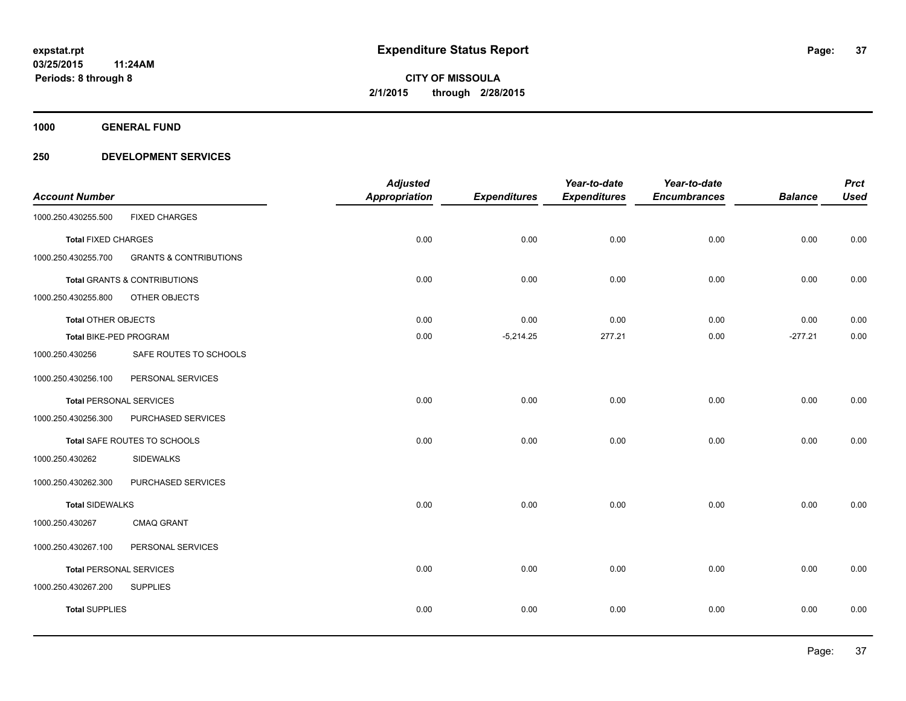**expstat.rpt**
**03/25/2015 11:24AM**
**Periods: 8 through 8**

# Expenditure Status Report

**CITY OF MISSOULA**
**2/1/2015 through 2/28/2015**

## 1000 GENERAL FUND

## 250 DEVELOPMENT SERVICES

| Account Number | | Adjusted Appropriation | Expenditures | Year-to-date Expenditures | Year-to-date Encumbrances | Balance | Prct Used |
|---|---|---|---|---|---|---|---|
| 1000.250.430255.500 | FIXED CHARGES | | | | | | |
| **Total** FIXED CHARGES | | 0.00 | 0.00 | 0.00 | 0.00 | 0.00 | 0.00 |
| 1000.250.430255.700 | GRANTS & CONTRIBUTIONS | | | | | | |
| **Total** GRANTS & CONTRIBUTIONS | | 0.00 | 0.00 | 0.00 | 0.00 | 0.00 | 0.00 |
| 1000.250.430255.800 | OTHER OBJECTS | | | | | | |
| **Total** OTHER OBJECTS | | 0.00 | 0.00 | 0.00 | 0.00 | 0.00 | 0.00 |
| **Total** BIKE-PED PROGRAM | | 0.00 | -5,214.25 | 277.21 | 0.00 | -277.21 | 0.00 |
| 1000.250.430256 | SAFE ROUTES TO SCHOOLS | | | | | | |
| 1000.250.430256.100 | PERSONAL SERVICES | | | | | | |
| **Total** PERSONAL SERVICES | | 0.00 | 0.00 | 0.00 | 0.00 | 0.00 | 0.00 |
| 1000.250.430256.300 | PURCHASED SERVICES | | | | | | |
| **Total** SAFE ROUTES TO SCHOOLS | | 0.00 | 0.00 | 0.00 | 0.00 | 0.00 | 0.00 |
| 1000.250.430262 | SIDEWALKS | | | | | | |
| 1000.250.430262.300 | PURCHASED SERVICES | | | | | | |
| **Total** SIDEWALKS | | 0.00 | 0.00 | 0.00 | 0.00 | 0.00 | 0.00 |
| 1000.250.430267 | CMAQ GRANT | | | | | | |
| 1000.250.430267.100 | PERSONAL SERVICES | | | | | | |
| **Total** PERSONAL SERVICES | | 0.00 | 0.00 | 0.00 | 0.00 | 0.00 | 0.00 |
| 1000.250.430267.200 | SUPPLIES | | | | | | |
| **Total** SUPPLIES | | 0.00 | 0.00 | 0.00 | 0.00 | 0.00 | 0.00 |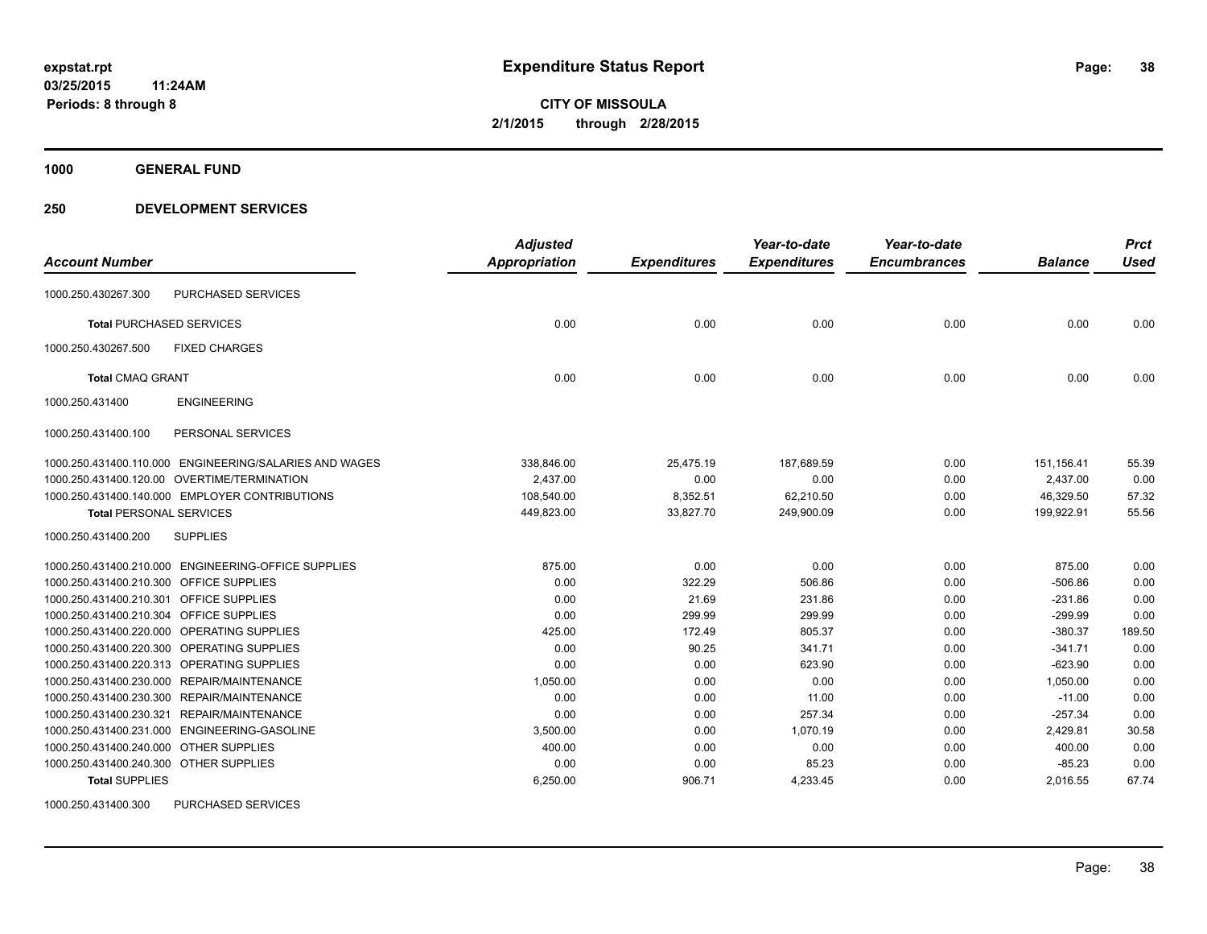**expstat.rpt**
**03/25/2015 11:24AM**
**Periods: 8 through 8**

# Expenditure Status Report

**CITY OF MISSOULA**
**2/1/2015 through 2/28/2015**

**1000 GENERAL FUND**

**250 DEVELOPMENT SERVICES**

| Account Number | | Adjusted Appropriation | Expenditures | Year-to-date Expenditures | Year-to-date Encumbrances | Balance | Prct Used |
|---|---|---|---|---|---|---|---|
| 1000.250.430267.300 | PURCHASED SERVICES | | | | | | |
| **Total** PURCHASED SERVICES | | 0.00 | 0.00 | 0.00 | 0.00 | 0.00 | 0.00 |
| 1000.250.430267.500 | FIXED CHARGES | | | | | | |
| **Total** CMAQ GRANT | | 0.00 | 0.00 | 0.00 | 0.00 | 0.00 | 0.00 |
| 1000.250.431400 | ENGINEERING | | | | | | |
| 1000.250.431400.100 | PERSONAL SERVICES | | | | | | |
| 1000.250.431400.110.000 | ENGINEERING/SALARIES AND WAGES | 338,846.00 | 25,475.19 | 187,689.59 | 0.00 | 151,156.41 | 55.39 |
| 1000.250.431400.120.00 | OVERTIME/TERMINATION | 2,437.00 | 0.00 | 0.00 | 0.00 | 2,437.00 | 0.00 |
| 1000.250.431400.140.000 | EMPLOYER CONTRIBUTIONS | 108,540.00 | 8,352.51 | 62,210.50 | 0.00 | 46,329.50 | 57.32 |
| **Total** PERSONAL SERVICES | | 449,823.00 | 33,827.70 | 249,900.09 | 0.00 | 199,922.91 | 55.56 |
| 1000.250.431400.200 | SUPPLIES | | | | | | |
| 1000.250.431400.210.000 | ENGINEERING-OFFICE SUPPLIES | 875.00 | 0.00 | 0.00 | 0.00 | 875.00 | 0.00 |
| 1000.250.431400.210.300 | OFFICE SUPPLIES | 0.00 | 322.29 | 506.86 | 0.00 | -506.86 | 0.00 |
| 1000.250.431400.210.301 | OFFICE SUPPLIES | 0.00 | 21.69 | 231.86 | 0.00 | -231.86 | 0.00 |
| 1000.250.431400.210.304 | OFFICE SUPPLIES | 0.00 | 299.99 | 299.99 | 0.00 | -299.99 | 0.00 |
| 1000.250.431400.220.000 | OPERATING SUPPLIES | 425.00 | 172.49 | 805.37 | 0.00 | -380.37 | 189.50 |
| 1000.250.431400.220.300 | OPERATING SUPPLIES | 0.00 | 90.25 | 341.71 | 0.00 | -341.71 | 0.00 |
| 1000.250.431400.220.313 | OPERATING SUPPLIES | 0.00 | 0.00 | 623.90 | 0.00 | -623.90 | 0.00 |
| 1000.250.431400.230.000 | REPAIR/MAINTENANCE | 1,050.00 | 0.00 | 0.00 | 0.00 | 1,050.00 | 0.00 |
| 1000.250.431400.230.300 | REPAIR/MAINTENANCE | 0.00 | 0.00 | 11.00 | 0.00 | -11.00 | 0.00 |
| 1000.250.431400.230.321 | REPAIR/MAINTENANCE | 0.00 | 0.00 | 257.34 | 0.00 | -257.34 | 0.00 |
| 1000.250.431400.231.000 | ENGINEERING-GASOLINE | 3,500.00 | 0.00 | 1,070.19 | 0.00 | 2,429.81 | 30.58 |
| 1000.250.431400.240.000 | OTHER SUPPLIES | 400.00 | 0.00 | 0.00 | 0.00 | 400.00 | 0.00 |
| 1000.250.431400.240.300 | OTHER SUPPLIES | 0.00 | 0.00 | 85.23 | 0.00 | -85.23 | 0.00 |
| **Total** SUPPLIES | | 6,250.00 | 906.71 | 4,233.45 | 0.00 | 2,016.55 | 67.74 |
| 1000.250.431400.300 | PURCHASED SERVICES | | | | | | |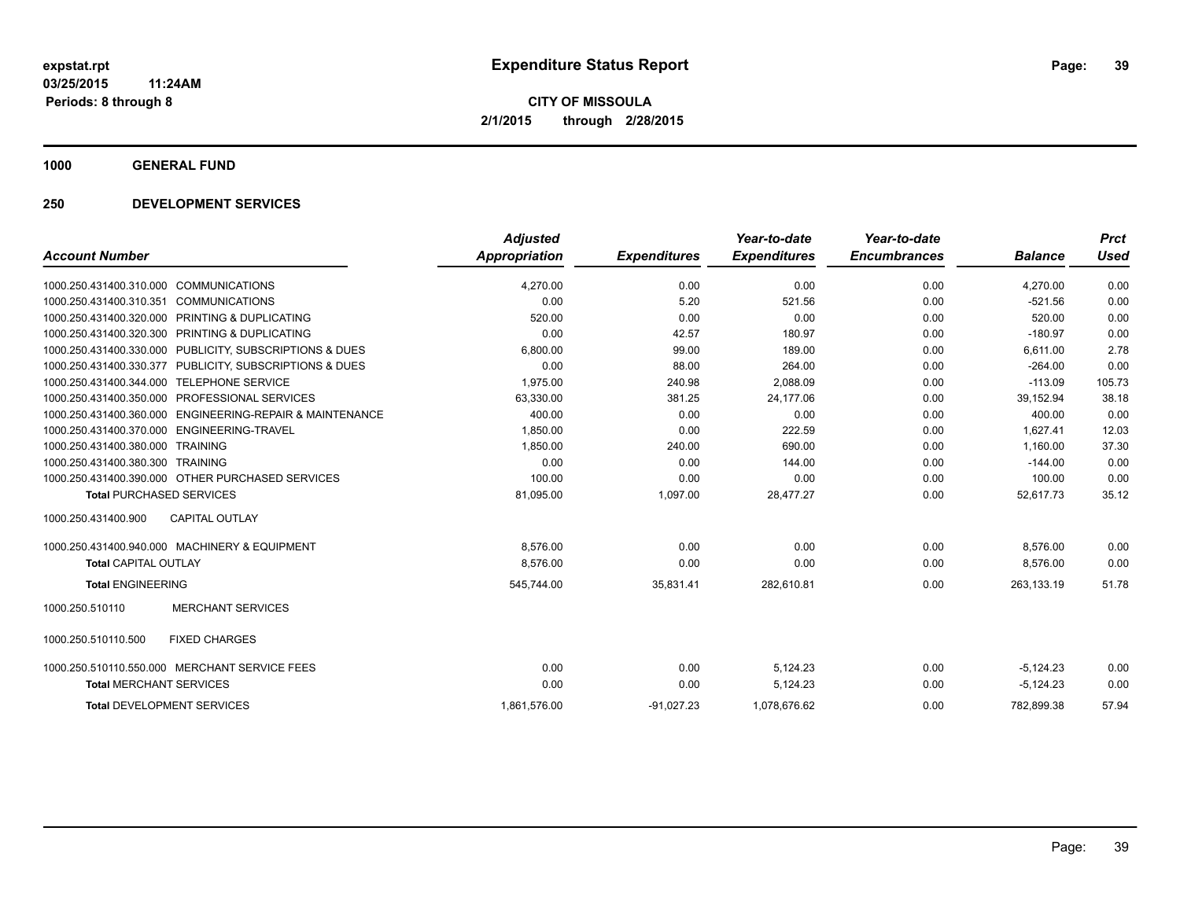**expstat.rpt**
**03/25/2015 11:24AM**
**Periods: 8 through 8**

# Expenditure Status Report

**CITY OF MISSOULA**
**2/1/2015 through 2/28/2015**

## 1000 GENERAL FUND

## 250 DEVELOPMENT SERVICES

| Account Number | | Adjusted Appropriation | Expenditures | Year-to-date Expenditures | Year-to-date Encumbrances | Balance | Prct Used |
|---|---|---|---|---|---|---|---|
| 1000.250.431400.310.000 | COMMUNICATIONS | 4,270.00 | 0.00 | 0.00 | 0.00 | 4,270.00 | 0.00 |
| 1000.250.431400.310.351 | COMMUNICATIONS | 0.00 | 5.20 | 521.56 | 0.00 | -521.56 | 0.00 |
| 1000.250.431400.320.000 | PRINTING & DUPLICATING | 520.00 | 0.00 | 0.00 | 0.00 | 520.00 | 0.00 |
| 1000.250.431400.320.300 | PRINTING & DUPLICATING | 0.00 | 42.57 | 180.97 | 0.00 | -180.97 | 0.00 |
| 1000.250.431400.330.000 | PUBLICITY, SUBSCRIPTIONS & DUES | 6,800.00 | 99.00 | 189.00 | 0.00 | 6,611.00 | 2.78 |
| 1000.250.431400.330.377 | PUBLICITY, SUBSCRIPTIONS & DUES | 0.00 | 88.00 | 264.00 | 0.00 | -264.00 | 0.00 |
| 1000.250.431400.344.000 | TELEPHONE SERVICE | 1,975.00 | 240.98 | 2,088.09 | 0.00 | -113.09 | 105.73 |
| 1000.250.431400.350.000 | PROFESSIONAL SERVICES | 63,330.00 | 381.25 | 24,177.06 | 0.00 | 39,152.94 | 38.18 |
| 1000.250.431400.360.000 | ENGINEERING-REPAIR & MAINTENANCE | 400.00 | 0.00 | 0.00 | 0.00 | 400.00 | 0.00 |
| 1000.250.431400.370.000 | ENGINEERING-TRAVEL | 1,850.00 | 0.00 | 222.59 | 0.00 | 1,627.41 | 12.03 |
| 1000.250.431400.380.000 | TRAINING | 1,850.00 | 240.00 | 690.00 | 0.00 | 1,160.00 | 37.30 |
| 1000.250.431400.380.300 | TRAINING | 0.00 | 0.00 | 144.00 | 0.00 | -144.00 | 0.00 |
| 1000.250.431400.390.000 | OTHER PURCHASED SERVICES | 100.00 | 0.00 | 0.00 | 0.00 | 100.00 | 0.00 |
| **Total** PURCHASED SERVICES | | 81,095.00 | 1,097.00 | 28,477.27 | 0.00 | 52,617.73 | 35.12 |
| 1000.250.431400.900 | CAPITAL OUTLAY | | | | | | |
| 1000.250.431400.940.000 | MACHINERY & EQUIPMENT | 8,576.00 | 0.00 | 0.00 | 0.00 | 8,576.00 | 0.00 |
| **Total** CAPITAL OUTLAY | | 8,576.00 | 0.00 | 0.00 | 0.00 | 8,576.00 | 0.00 |
| **Total** ENGINEERING | | 545,744.00 | 35,831.41 | 282,610.81 | 0.00 | 263,133.19 | 51.78 |
| 1000.250.510110 | MERCHANT SERVICES | | | | | | |
| 1000.250.510110.500 | FIXED CHARGES | | | | | | |
| 1000.250.510110.550.000 | MERCHANT SERVICE FEES | 0.00 | 0.00 | 5,124.23 | 0.00 | -5,124.23 | 0.00 |
| **Total** MERCHANT SERVICES | | 0.00 | 0.00 | 5,124.23 | 0.00 | -5,124.23 | 0.00 |
| **Total** DEVELOPMENT SERVICES | | 1,861,576.00 | -91,027.23 | 1,078,676.62 | 0.00 | 782,899.38 | 57.94 |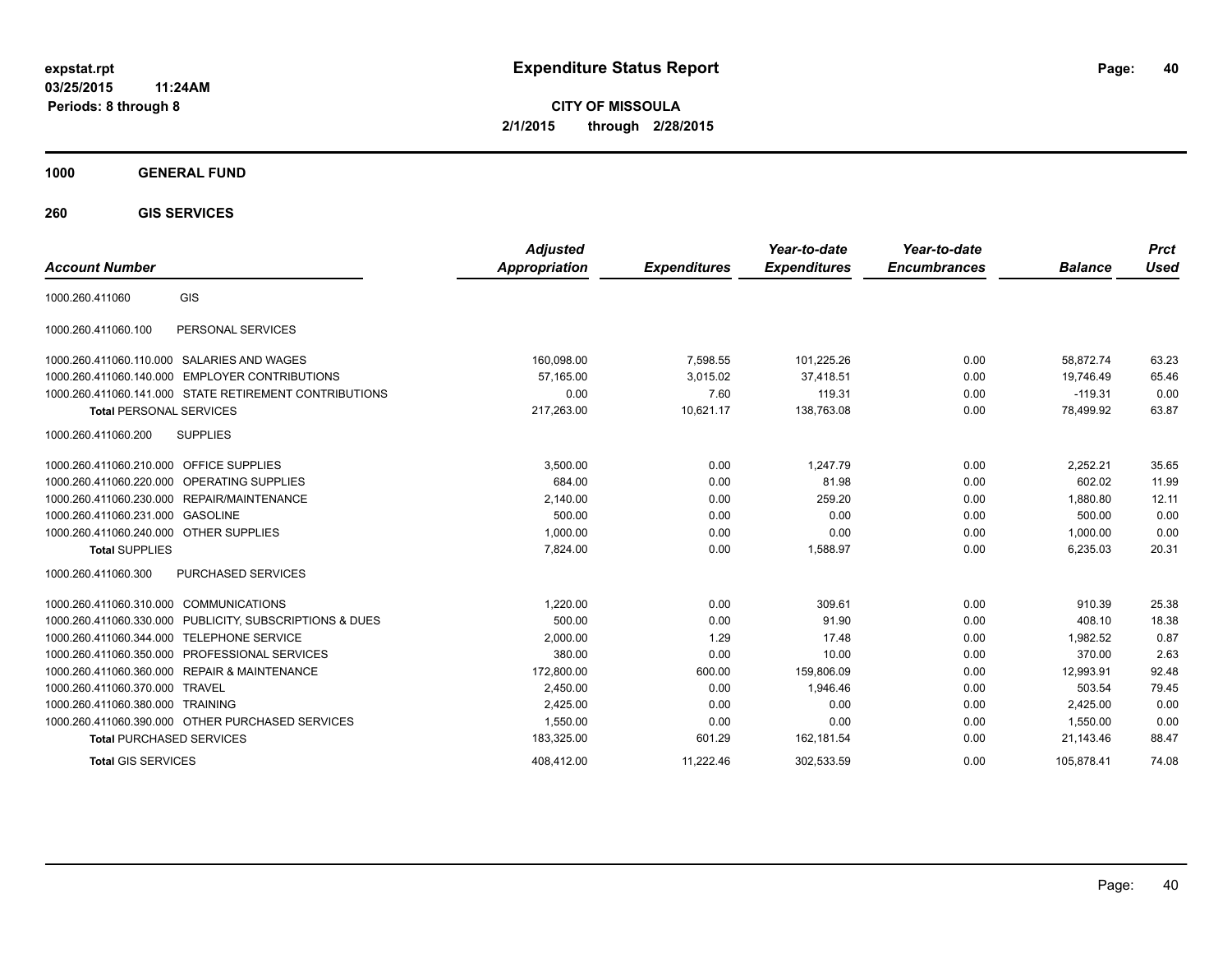**expstat.rpt**
**03/25/2015 11:24AM**
**Periods: 8 through 8**

# Expenditure Status Report

**CITY OF MISSOULA**
**2/1/2015 through 2/28/2015**

## 1000 GENERAL FUND

### 260 GIS SERVICES

| Account Number | | Adjusted Appropriation | Expenditures | Year-to-date Expenditures | Year-to-date Encumbrances | Balance | Prct Used |
|---|---|---|---|---|---|---|---|
| 1000.260.411060 | GIS | | | | | | |
| 1000.260.411060.100 | PERSONAL SERVICES | | | | | | |
| 1000.260.411060.110.000 | SALARIES AND WAGES | 160,098.00 | 7,598.55 | 101,225.26 | 0.00 | 58,872.74 | 63.23 |
| 1000.260.411060.140.000 | EMPLOYER CONTRIBUTIONS | 57,165.00 | 3,015.02 | 37,418.51 | 0.00 | 19,746.49 | 65.46 |
| 1000.260.411060.141.000 | STATE RETIREMENT CONTRIBUTIONS | 0.00 | 7.60 | 119.31 | 0.00 | -119.31 | 0.00 |
| **Total** PERSONAL SERVICES | | 217,263.00 | 10,621.17 | 138,763.08 | 0.00 | 78,499.92 | 63.87 |
| 1000.260.411060.200 | SUPPLIES | | | | | | |
| 1000.260.411060.210.000 | OFFICE SUPPLIES | 3,500.00 | 0.00 | 1,247.79 | 0.00 | 2,252.21 | 35.65 |
| 1000.260.411060.220.000 | OPERATING SUPPLIES | 684.00 | 0.00 | 81.98 | 0.00 | 602.02 | 11.99 |
| 1000.260.411060.230.000 | REPAIR/MAINTENANCE | 2,140.00 | 0.00 | 259.20 | 0.00 | 1,880.80 | 12.11 |
| 1000.260.411060.231.000 | GASOLINE | 500.00 | 0.00 | 0.00 | 0.00 | 500.00 | 0.00 |
| 1000.260.411060.240.000 | OTHER SUPPLIES | 1,000.00 | 0.00 | 0.00 | 0.00 | 1,000.00 | 0.00 |
| **Total** SUPPLIES | | 7,824.00 | 0.00 | 1,588.97 | 0.00 | 6,235.03 | 20.31 |
| 1000.260.411060.300 | PURCHASED SERVICES | | | | | | |
| 1000.260.411060.310.000 | COMMUNICATIONS | 1,220.00 | 0.00 | 309.61 | 0.00 | 910.39 | 25.38 |
| 1000.260.411060.330.000 | PUBLICITY, SUBSCRIPTIONS & DUES | 500.00 | 0.00 | 91.90 | 0.00 | 408.10 | 18.38 |
| 1000.260.411060.344.000 | TELEPHONE SERVICE | 2,000.00 | 1.29 | 17.48 | 0.00 | 1,982.52 | 0.87 |
| 1000.260.411060.350.000 | PROFESSIONAL SERVICES | 380.00 | 0.00 | 10.00 | 0.00 | 370.00 | 2.63 |
| 1000.260.411060.360.000 | REPAIR & MAINTENANCE | 172,800.00 | 600.00 | 159,806.09 | 0.00 | 12,993.91 | 92.48 |
| 1000.260.411060.370.000 | TRAVEL | 2,450.00 | 0.00 | 1,946.46 | 0.00 | 503.54 | 79.45 |
| 1000.260.411060.380.000 | TRAINING | 2,425.00 | 0.00 | 0.00 | 0.00 | 2,425.00 | 0.00 |
| 1000.260.411060.390.000 | OTHER PURCHASED SERVICES | 1,550.00 | 0.00 | 0.00 | 0.00 | 1,550.00 | 0.00 |
| **Total** PURCHASED SERVICES | | 183,325.00 | 601.29 | 162,181.54 | 0.00 | 21,143.46 | 88.47 |
| **Total** GIS SERVICES | | 408,412.00 | 11,222.46 | 302,533.59 | 0.00 | 105,878.41 | 74.08 |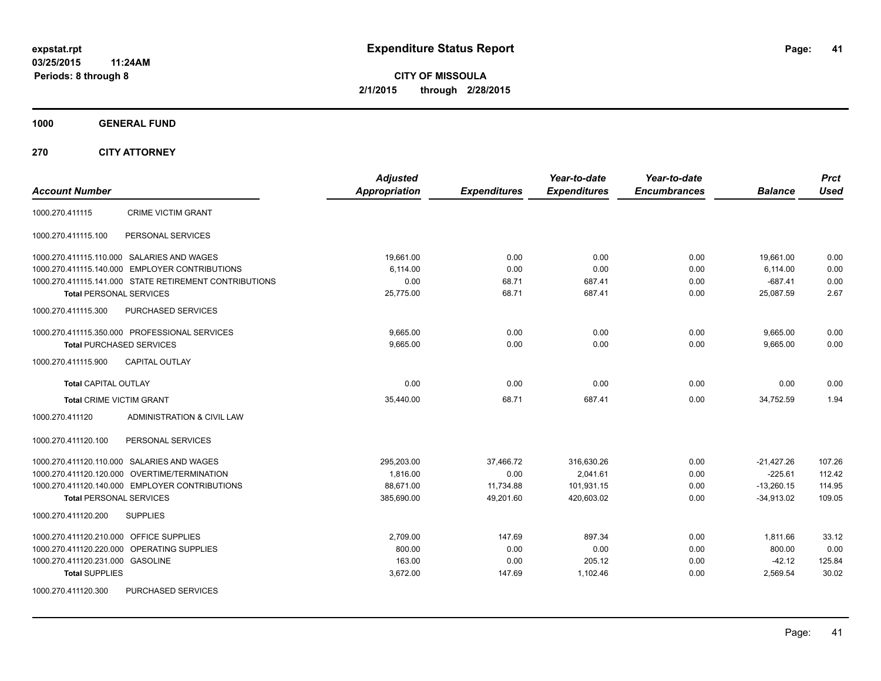**expstat.rpt**
**03/25/2015 11:24AM**
**Periods: 8 through 8**

# Expenditure Status Report

**CITY OF MISSOULA**
**2/1/2015 through 2/28/2015**

## 1000 GENERAL FUND

## 270 CITY ATTORNEY

| Account Number | | Adjusted Appropriation | Expenditures | Year-to-date Expenditures | Year-to-date Encumbrances | Balance | Prct Used |
|---|---|---|---|---|---|---|---|
| 1000.270.411115 | CRIME VICTIM GRANT | | | | | | |
| 1000.270.411115.100 | PERSONAL SERVICES | | | | | | |
| 1000.270.411115.110.000 | SALARIES AND WAGES | 19,661.00 | 0.00 | 0.00 | 0.00 | 19,661.00 | 0.00 |
| 1000.270.411115.140.000 | EMPLOYER CONTRIBUTIONS | 6,114.00 | 0.00 | 0.00 | 0.00 | 6,114.00 | 0.00 |
| 1000.270.411115.141.000 | STATE RETIREMENT CONTRIBUTIONS | 0.00 | 68.71 | 687.41 | 0.00 | -687.41 | 0.00 |
| **Total** PERSONAL SERVICES | | 25,775.00 | 68.71 | 687.41 | 0.00 | 25,087.59 | 2.67 |
| 1000.270.411115.300 | PURCHASED SERVICES | | | | | | |
| 1000.270.411115.350.000 | PROFESSIONAL SERVICES | 9,665.00 | 0.00 | 0.00 | 0.00 | 9,665.00 | 0.00 |
| **Total** PURCHASED SERVICES | | 9,665.00 | 0.00 | 0.00 | 0.00 | 9,665.00 | 0.00 |
| 1000.270.411115.900 | CAPITAL OUTLAY | | | | | | |
| **Total** CAPITAL OUTLAY | | 0.00 | 0.00 | 0.00 | 0.00 | 0.00 | 0.00 |
| **Total** CRIME VICTIM GRANT | | 35,440.00 | 68.71 | 687.41 | 0.00 | 34,752.59 | 1.94 |
| 1000.270.411120 | ADMINISTRATION & CIVIL LAW | | | | | | |
| 1000.270.411120.100 | PERSONAL SERVICES | | | | | | |
| 1000.270.411120.110.000 | SALARIES AND WAGES | 295,203.00 | 37,466.72 | 316,630.26 | 0.00 | -21,427.26 | 107.26 |
| 1000.270.411120.120.000 | OVERTIME/TERMINATION | 1,816.00 | 0.00 | 2,041.61 | 0.00 | -225.61 | 112.42 |
| 1000.270.411120.140.000 | EMPLOYER CONTRIBUTIONS | 88,671.00 | 11,734.88 | 101,931.15 | 0.00 | -13,260.15 | 114.95 |
| **Total** PERSONAL SERVICES | | 385,690.00 | 49,201.60 | 420,603.02 | 0.00 | -34,913.02 | 109.05 |
| 1000.270.411120.200 | SUPPLIES | | | | | | |
| 1000.270.411120.210.000 | OFFICE SUPPLIES | 2,709.00 | 147.69 | 897.34 | 0.00 | 1,811.66 | 33.12 |
| 1000.270.411120.220.000 | OPERATING SUPPLIES | 800.00 | 0.00 | 0.00 | 0.00 | 800.00 | 0.00 |
| 1000.270.411120.231.000 | GASOLINE | 163.00 | 0.00 | 205.12 | 0.00 | -42.12 | 125.84 |
| **Total** SUPPLIES | | 3,672.00 | 147.69 | 1,102.46 | 0.00 | 2,569.54 | 30.02 |
| 1000.270.411120.300 | PURCHASED SERVICES | | | | | | |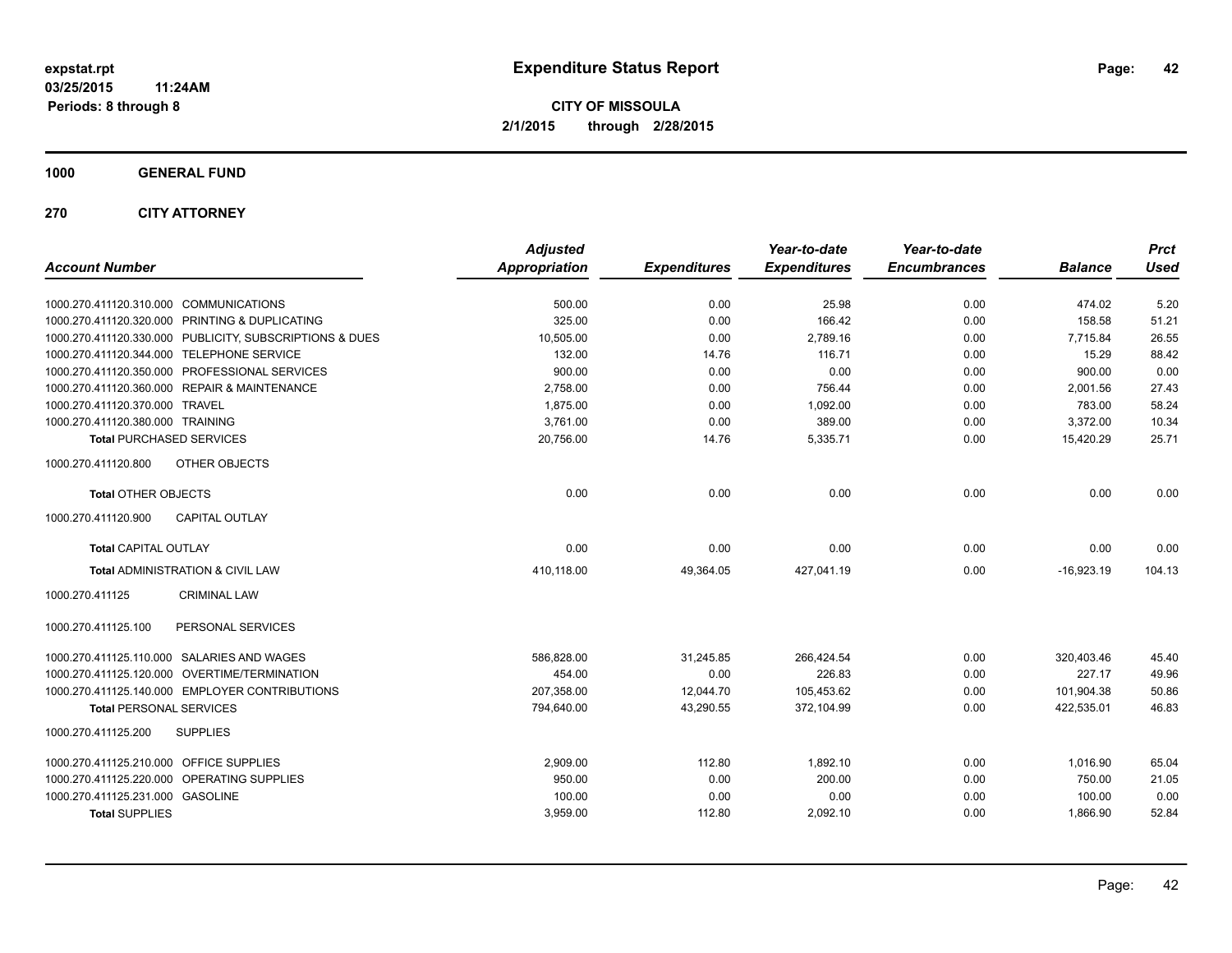**expstat.rpt**
**03/25/2015 11:24AM**
**Periods: 8 through 8**

# Expenditure Status Report

**CITY OF MISSOULA**
**2/1/2015 through 2/28/2015**

## 1000 GENERAL FUND

## 270 CITY ATTORNEY

| Account Number | Adjusted Appropriation | Expenditures | Year-to-date Expenditures | Year-to-date Encumbrances | Balance | Prct Used |
|---|---|---|---|---|---|---|
| 1000.270.411120.310.000 COMMUNICATIONS | 500.00 | 0.00 | 25.98 | 0.00 | 474.02 | 5.20 |
| 1000.270.411120.320.000 PRINTING & DUPLICATING | 325.00 | 0.00 | 166.42 | 0.00 | 158.58 | 51.21 |
| 1000.270.411120.330.000 PUBLICITY, SUBSCRIPTIONS & DUES | 10,505.00 | 0.00 | 2,789.16 | 0.00 | 7,715.84 | 26.55 |
| 1000.270.411120.344.000 TELEPHONE SERVICE | 132.00 | 14.76 | 116.71 | 0.00 | 15.29 | 88.42 |
| 1000.270.411120.350.000 PROFESSIONAL SERVICES | 900.00 | 0.00 | 0.00 | 0.00 | 900.00 | 0.00 |
| 1000.270.411120.360.000 REPAIR & MAINTENANCE | 2,758.00 | 0.00 | 756.44 | 0.00 | 2,001.56 | 27.43 |
| 1000.270.411120.370.000 TRAVEL | 1,875.00 | 0.00 | 1,092.00 | 0.00 | 783.00 | 58.24 |
| 1000.270.411120.380.000 TRAINING | 3,761.00 | 0.00 | 389.00 | 0.00 | 3,372.00 | 10.34 |
| **Total** PURCHASED SERVICES | 20,756.00 | 14.76 | 5,335.71 | 0.00 | 15,420.29 | 25.71 |
| 1000.270.411120.800 OTHER OBJECTS | | | | | | |
| **Total** OTHER OBJECTS | 0.00 | 0.00 | 0.00 | 0.00 | 0.00 | 0.00 |
| 1000.270.411120.900 CAPITAL OUTLAY | | | | | | |
| **Total** CAPITAL OUTLAY | 0.00 | 0.00 | 0.00 | 0.00 | 0.00 | 0.00 |
| **Total** ADMINISTRATION & CIVIL LAW | 410,118.00 | 49,364.05 | 427,041.19 | 0.00 | -16,923.19 | 104.13 |
| 1000.270.411125 CRIMINAL LAW | | | | | | |
| 1000.270.411125.100 PERSONAL SERVICES | | | | | | |
| 1000.270.411125.110.000 SALARIES AND WAGES | 586,828.00 | 31,245.85 | 266,424.54 | 0.00 | 320,403.46 | 45.40 |
| 1000.270.411125.120.000 OVERTIME/TERMINATION | 454.00 | 0.00 | 226.83 | 0.00 | 227.17 | 49.96 |
| 1000.270.411125.140.000 EMPLOYER CONTRIBUTIONS | 207,358.00 | 12,044.70 | 105,453.62 | 0.00 | 101,904.38 | 50.86 |
| **Total** PERSONAL SERVICES | 794,640.00 | 43,290.55 | 372,104.99 | 0.00 | 422,535.01 | 46.83 |
| 1000.270.411125.200 SUPPLIES | | | | | | |
| 1000.270.411125.210.000 OFFICE SUPPLIES | 2,909.00 | 112.80 | 1,892.10 | 0.00 | 1,016.90 | 65.04 |
| 1000.270.411125.220.000 OPERATING SUPPLIES | 950.00 | 0.00 | 200.00 | 0.00 | 750.00 | 21.05 |
| 1000.270.411125.231.000 GASOLINE | 100.00 | 0.00 | 0.00 | 0.00 | 100.00 | 0.00 |
| **Total** SUPPLIES | 3,959.00 | 112.80 | 2,092.10 | 0.00 | 1,866.90 | 52.84 |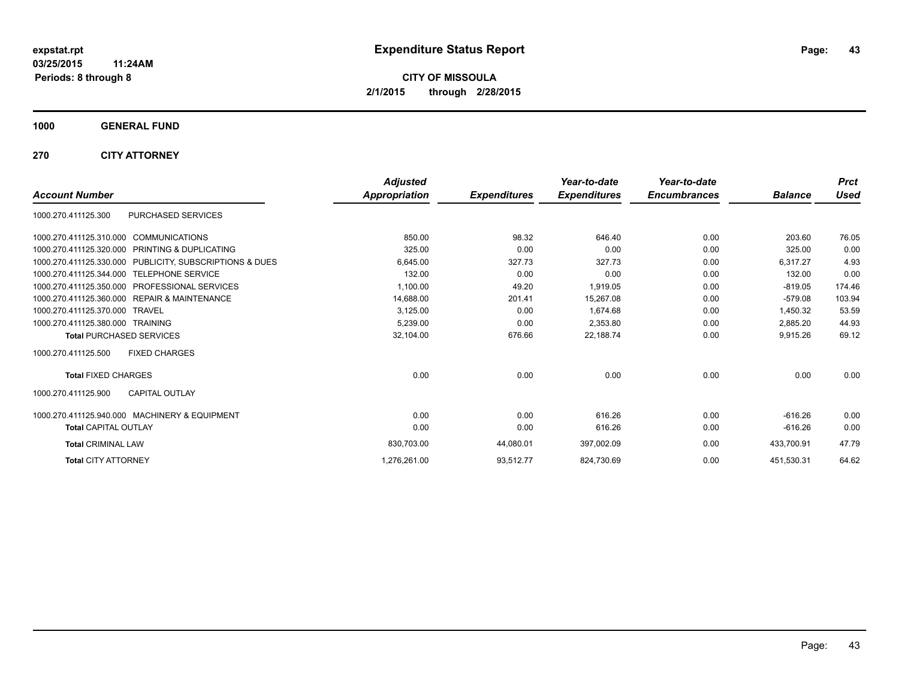# Expenditure Status Report

expstat.rpt
03/25/2015 11:24AM
Periods: 8 through 8

**CITY OF MISSOULA**
**2/1/2015 through 2/28/2015**

**1000 GENERAL FUND**

**270 CITY ATTORNEY**

| Account Number | | Adjusted Appropriation | Expenditures | Year-to-date Expenditures | Year-to-date Encumbrances | Balance | Prct Used |
|---|---|---|---|---|---|---|---|
| 1000.270.411125.300 | PURCHASED SERVICES | | | | | | |
| 1000.270.411125.310.000 | COMMUNICATIONS | 850.00 | 98.32 | 646.40 | 0.00 | 203.60 | 76.05 |
| 1000.270.411125.320.000 | PRINTING & DUPLICATING | 325.00 | 0.00 | 0.00 | 0.00 | 325.00 | 0.00 |
| 1000.270.411125.330.000 | PUBLICITY, SUBSCRIPTIONS & DUES | 6,645.00 | 327.73 | 327.73 | 0.00 | 6,317.27 | 4.93 |
| 1000.270.411125.344.000 | TELEPHONE SERVICE | 132.00 | 0.00 | 0.00 | 0.00 | 132.00 | 0.00 |
| 1000.270.411125.350.000 | PROFESSIONAL SERVICES | 1,100.00 | 49.20 | 1,919.05 | 0.00 | -819.05 | 174.46 |
| 1000.270.411125.360.000 | REPAIR & MAINTENANCE | 14,688.00 | 201.41 | 15,267.08 | 0.00 | -579.08 | 103.94 |
| 1000.270.411125.370.000 | TRAVEL | 3,125.00 | 0.00 | 1,674.68 | 0.00 | 1,450.32 | 53.59 |
| 1000.270.411125.380.000 | TRAINING | 5,239.00 | 0.00 | 2,353.80 | 0.00 | 2,885.20 | 44.93 |
| **Total** PURCHASED SERVICES | | 32,104.00 | 676.66 | 22,188.74 | 0.00 | 9,915.26 | 69.12 |
| 1000.270.411125.500 | FIXED CHARGES | | | | | | |
| **Total** FIXED CHARGES | | 0.00 | 0.00 | 0.00 | 0.00 | 0.00 | 0.00 |
| 1000.270.411125.900 | CAPITAL OUTLAY | | | | | | |
| 1000.270.411125.940.000 | MACHINERY & EQUIPMENT | 0.00 | 0.00 | 616.26 | 0.00 | -616.26 | 0.00 |
| **Total** CAPITAL OUTLAY | | 0.00 | 0.00 | 616.26 | 0.00 | -616.26 | 0.00 |
| **Total** CRIMINAL LAW | | 830,703.00 | 44,080.01 | 397,002.09 | 0.00 | 433,700.91 | 47.79 |
| **Total** CITY ATTORNEY | | 1,276,261.00 | 93,512.77 | 824,730.69 | 0.00 | 451,530.31 | 64.62 |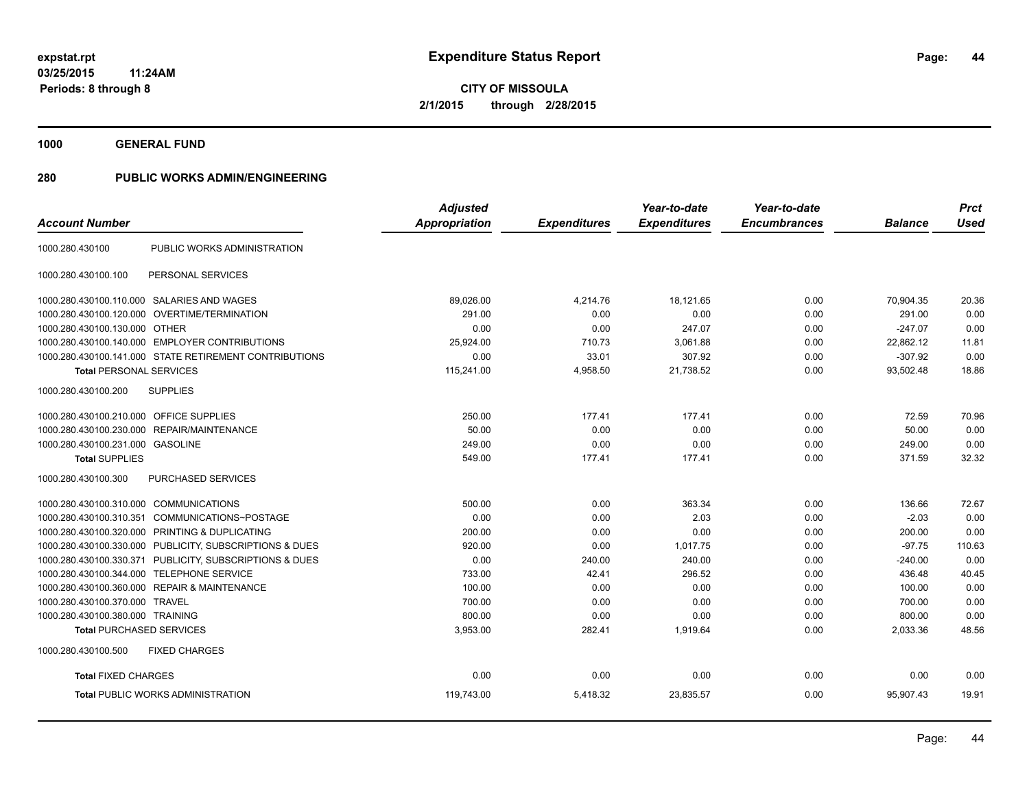# Expenditure Status Report

**CITY OF MISSOULA**

**2/1/2015 through 2/28/2015**

expstat.rpt
03/25/2015 11:24AM
Periods: 8 through 8

## 1000 GENERAL FUND

## 280 PUBLIC WORKS ADMIN/ENGINEERING

| Account Number | | Adjusted Appropriation | Expenditures | Year-to-date Expenditures | Year-to-date Encumbrances | Balance | Prct Used |
|---|---|---|---|---|---|---|---|
| 1000.280.430100 | PUBLIC WORKS ADMINISTRATION | | | | | | |
| 1000.280.430100.100 | PERSONAL SERVICES | | | | | | |
| 1000.280.430100.110.000 | SALARIES AND WAGES | 89,026.00 | 4,214.76 | 18,121.65 | 0.00 | 70,904.35 | 20.36 |
| 1000.280.430100.120.000 | OVERTIME/TERMINATION | 291.00 | 0.00 | 0.00 | 0.00 | 291.00 | 0.00 |
| 1000.280.430100.130.000 | OTHER | 0.00 | 0.00 | 247.07 | 0.00 | -247.07 | 0.00 |
| 1000.280.430100.140.000 | EMPLOYER CONTRIBUTIONS | 25,924.00 | 710.73 | 3,061.88 | 0.00 | 22,862.12 | 11.81 |
| 1000.280.430100.141.000 | STATE RETIREMENT CONTRIBUTIONS | 0.00 | 33.01 | 307.92 | 0.00 | -307.92 | 0.00 |
| **Total** PERSONAL SERVICES | | 115,241.00 | 4,958.50 | 21,738.52 | 0.00 | 93,502.48 | 18.86 |
| 1000.280.430100.200 | SUPPLIES | | | | | | |
| 1000.280.430100.210.000 | OFFICE SUPPLIES | 250.00 | 177.41 | 177.41 | 0.00 | 72.59 | 70.96 |
| 1000.280.430100.230.000 | REPAIR/MAINTENANCE | 50.00 | 0.00 | 0.00 | 0.00 | 50.00 | 0.00 |
| 1000.280.430100.231.000 | GASOLINE | 249.00 | 0.00 | 0.00 | 0.00 | 249.00 | 0.00 |
| **Total** SUPPLIES | | 549.00 | 177.41 | 177.41 | 0.00 | 371.59 | 32.32 |
| 1000.280.430100.300 | PURCHASED SERVICES | | | | | | |
| 1000.280.430100.310.000 | COMMUNICATIONS | 500.00 | 0.00 | 363.34 | 0.00 | 136.66 | 72.67 |
| 1000.280.430100.310.351 | COMMUNICATIONS~POSTAGE | 0.00 | 0.00 | 2.03 | 0.00 | -2.03 | 0.00 |
| 1000.280.430100.320.000 | PRINTING & DUPLICATING | 200.00 | 0.00 | 0.00 | 0.00 | 200.00 | 0.00 |
| 1000.280.430100.330.000 | PUBLICITY, SUBSCRIPTIONS & DUES | 920.00 | 0.00 | 1,017.75 | 0.00 | -97.75 | 110.63 |
| 1000.280.430100.330.371 | PUBLICITY, SUBSCRIPTIONS & DUES | 0.00 | 240.00 | 240.00 | 0.00 | -240.00 | 0.00 |
| 1000.280.430100.344.000 | TELEPHONE SERVICE | 733.00 | 42.41 | 296.52 | 0.00 | 436.48 | 40.45 |
| 1000.280.430100.360.000 | REPAIR & MAINTENANCE | 100.00 | 0.00 | 0.00 | 0.00 | 100.00 | 0.00 |
| 1000.280.430100.370.000 | TRAVEL | 700.00 | 0.00 | 0.00 | 0.00 | 700.00 | 0.00 |
| 1000.280.430100.380.000 | TRAINING | 800.00 | 0.00 | 0.00 | 0.00 | 800.00 | 0.00 |
| **Total** PURCHASED SERVICES | | 3,953.00 | 282.41 | 1,919.64 | 0.00 | 2,033.36 | 48.56 |
| 1000.280.430100.500 | FIXED CHARGES | | | | | | |
| **Total** FIXED CHARGES | | 0.00 | 0.00 | 0.00 | 0.00 | 0.00 | 0.00 |
| **Total** PUBLIC WORKS ADMINISTRATION | | 119,743.00 | 5,418.32 | 23,835.57 | 0.00 | 95,907.43 | 19.91 |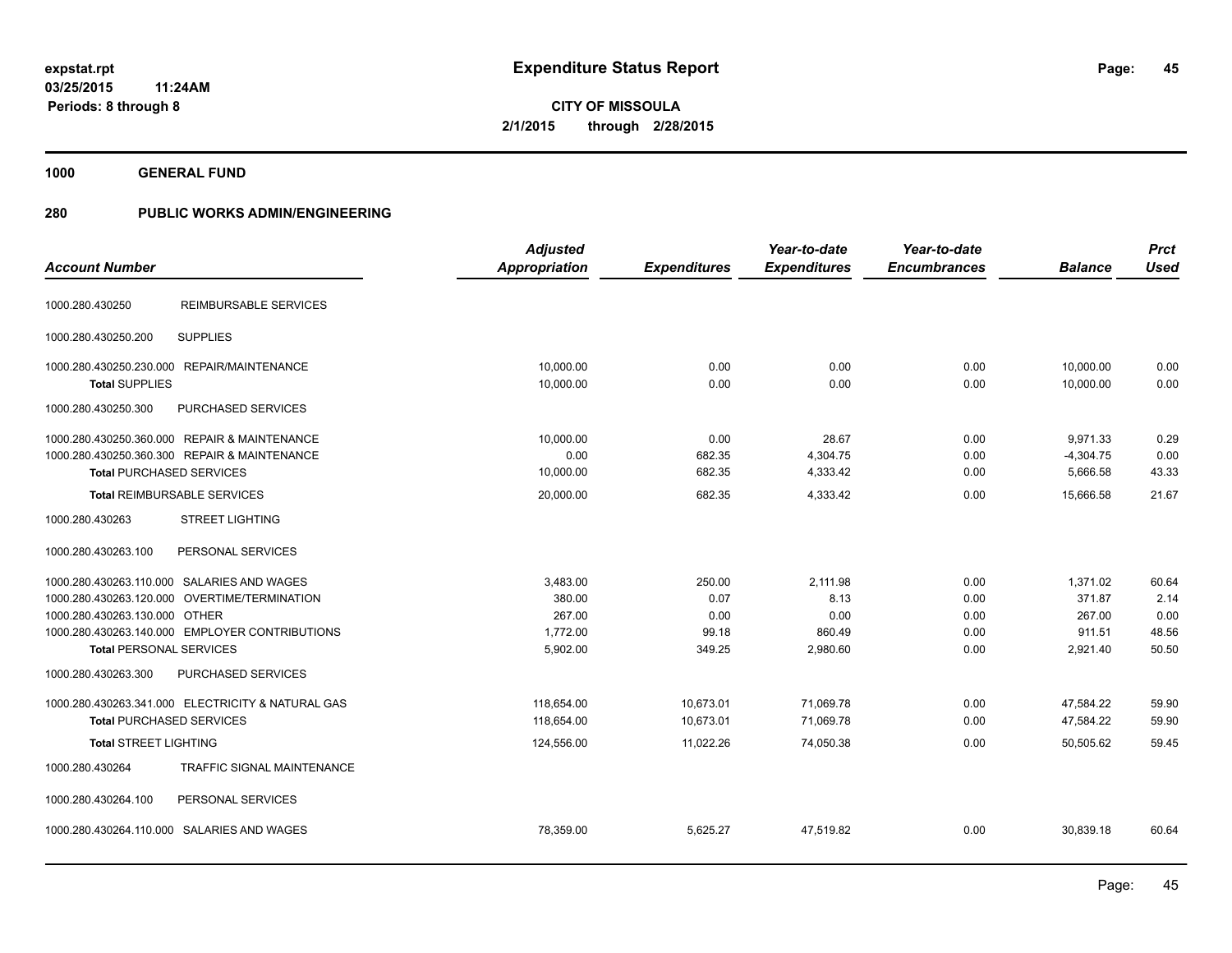# Expenditure Status Report

expstat.rpt
03/25/2015 11:24AM
Periods: 8 through 8

**CITY OF MISSOULA**
**2/1/2015 through 2/28/2015**

**1000 GENERAL FUND**

**280 PUBLIC WORKS ADMIN/ENGINEERING**

| Account Number | | Adjusted Appropriation | Expenditures | Year-to-date Expenditures | Year-to-date Encumbrances | Balance | Prct Used |
|---|---|---|---|---|---|---|---|
| 1000.280.430250 | REIMBURSABLE SERVICES | | | | | | |
| 1000.280.430250.200 | SUPPLIES | | | | | | |
| 1000.280.430250.230.000 | REPAIR/MAINTENANCE | 10,000.00 | 0.00 | 0.00 | 0.00 | 10,000.00 | 0.00 |
| **Total** SUPPLIES | | 10,000.00 | 0.00 | 0.00 | 0.00 | 10,000.00 | 0.00 |
| 1000.280.430250.300 | PURCHASED SERVICES | | | | | | |
| 1000.280.430250.360.000 | REPAIR & MAINTENANCE | 10,000.00 | 0.00 | 28.67 | 0.00 | 9,971.33 | 0.29 |
| 1000.280.430250.360.300 | REPAIR & MAINTENANCE | 0.00 | 682.35 | 4,304.75 | 0.00 | -4,304.75 | 0.00 |
| **Total** PURCHASED SERVICES | | 10,000.00 | 682.35 | 4,333.42 | 0.00 | 5,666.58 | 43.33 |
| **Total** REIMBURSABLE SERVICES | | 20,000.00 | 682.35 | 4,333.42 | 0.00 | 15,666.58 | 21.67 |
| 1000.280.430263 | STREET LIGHTING | | | | | | |
| 1000.280.430263.100 | PERSONAL SERVICES | | | | | | |
| 1000.280.430263.110.000 | SALARIES AND WAGES | 3,483.00 | 250.00 | 2,111.98 | 0.00 | 1,371.02 | 60.64 |
| 1000.280.430263.120.000 | OVERTIME/TERMINATION | 380.00 | 0.07 | 8.13 | 0.00 | 371.87 | 2.14 |
| 1000.280.430263.130.000 | OTHER | 267.00 | 0.00 | 0.00 | 0.00 | 267.00 | 0.00 |
| 1000.280.430263.140.000 | EMPLOYER CONTRIBUTIONS | 1,772.00 | 99.18 | 860.49 | 0.00 | 911.51 | 48.56 |
| **Total** PERSONAL SERVICES | | 5,902.00 | 349.25 | 2,980.60 | 0.00 | 2,921.40 | 50.50 |
| 1000.280.430263.300 | PURCHASED SERVICES | | | | | | |
| 1000.280.430263.341.000 | ELECTRICITY & NATURAL GAS | 118,654.00 | 10,673.01 | 71,069.78 | 0.00 | 47,584.22 | 59.90 |
| **Total** PURCHASED SERVICES | | 118,654.00 | 10,673.01 | 71,069.78 | 0.00 | 47,584.22 | 59.90 |
| **Total** STREET LIGHTING | | 124,556.00 | 11,022.26 | 74,050.38 | 0.00 | 50,505.62 | 59.45 |
| 1000.280.430264 | TRAFFIC SIGNAL MAINTENANCE | | | | | | |
| 1000.280.430264.100 | PERSONAL SERVICES | | | | | | |
| 1000.280.430264.110.000 | SALARIES AND WAGES | 78,359.00 | 5,625.27 | 47,519.82 | 0.00 | 30,839.18 | 60.64 |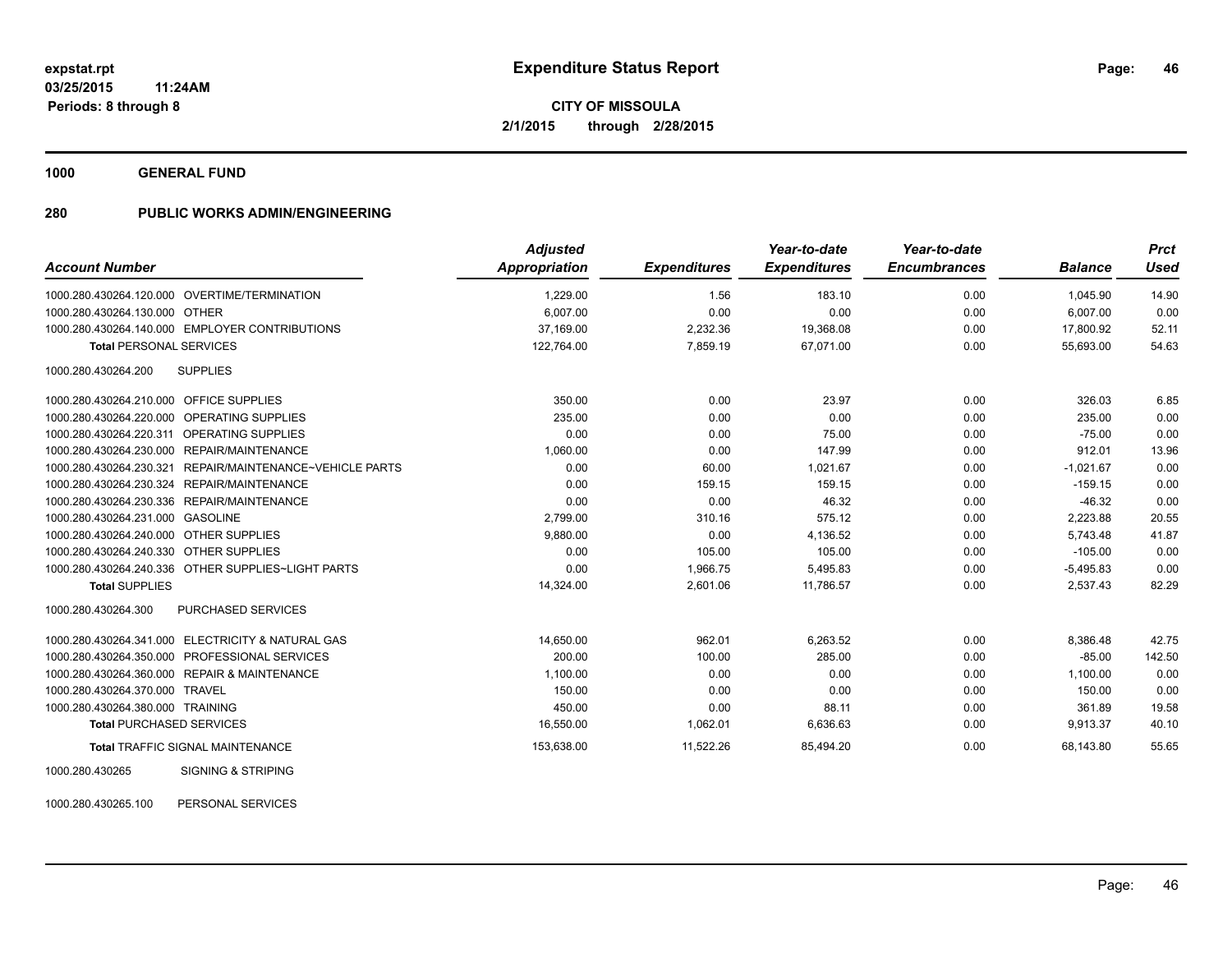**expstat.rpt**
**03/25/2015 11:24AM**
**Periods: 8 through 8**

# Expenditure Status Report

**CITY OF MISSOULA**
**2/1/2015 through 2/28/2015**

## 1000 GENERAL FUND

## 280 PUBLIC WORKS ADMIN/ENGINEERING

| Account Number | | Adjusted Appropriation | Expenditures | Year-to-date Expenditures | Year-to-date Encumbrances | Balance | Prct Used |
|---|---|---|---|---|---|---|---|
| 1000.280.430264.120.000 | OVERTIME/TERMINATION | 1,229.00 | 1.56 | 183.10 | 0.00 | 1,045.90 | 14.90 |
| 1000.280.430264.130.000 | OTHER | 6,007.00 | 0.00 | 0.00 | 0.00 | 6,007.00 | 0.00 |
| 1000.280.430264.140.000 | EMPLOYER CONTRIBUTIONS | 37,169.00 | 2,232.36 | 19,368.08 | 0.00 | 17,800.92 | 52.11 |
| **Total** PERSONAL SERVICES | | 122,764.00 | 7,859.19 | 67,071.00 | 0.00 | 55,693.00 | 54.63 |
| 1000.280.430264.200 | SUPPLIES | | | | | | |
| 1000.280.430264.210.000 | OFFICE SUPPLIES | 350.00 | 0.00 | 23.97 | 0.00 | 326.03 | 6.85 |
| 1000.280.430264.220.000 | OPERATING SUPPLIES | 235.00 | 0.00 | 0.00 | 0.00 | 235.00 | 0.00 |
| 1000.280.430264.220.311 | OPERATING SUPPLIES | 0.00 | 0.00 | 75.00 | 0.00 | -75.00 | 0.00 |
| 1000.280.430264.230.000 | REPAIR/MAINTENANCE | 1,060.00 | 0.00 | 147.99 | 0.00 | 912.01 | 13.96 |
| 1000.280.430264.230.321 | REPAIR/MAINTENANCE~VEHICLE PARTS | 0.00 | 60.00 | 1,021.67 | 0.00 | -1,021.67 | 0.00 |
| 1000.280.430264.230.324 | REPAIR/MAINTENANCE | 0.00 | 159.15 | 159.15 | 0.00 | -159.15 | 0.00 |
| 1000.280.430264.230.336 | REPAIR/MAINTENANCE | 0.00 | 0.00 | 46.32 | 0.00 | -46.32 | 0.00 |
| 1000.280.430264.231.000 | GASOLINE | 2,799.00 | 310.16 | 575.12 | 0.00 | 2,223.88 | 20.55 |
| 1000.280.430264.240.000 | OTHER SUPPLIES | 9,880.00 | 0.00 | 4,136.52 | 0.00 | 5,743.48 | 41.87 |
| 1000.280.430264.240.330 | OTHER SUPPLIES | 0.00 | 105.00 | 105.00 | 0.00 | -105.00 | 0.00 |
| 1000.280.430264.240.336 | OTHER SUPPLIES~LIGHT PARTS | 0.00 | 1,966.75 | 5,495.83 | 0.00 | -5,495.83 | 0.00 |
| **Total** SUPPLIES | | 14,324.00 | 2,601.06 | 11,786.57 | 0.00 | 2,537.43 | 82.29 |
| 1000.280.430264.300 | PURCHASED SERVICES | | | | | | |
| 1000.280.430264.341.000 | ELECTRICITY & NATURAL GAS | 14,650.00 | 962.01 | 6,263.52 | 0.00 | 8,386.48 | 42.75 |
| 1000.280.430264.350.000 | PROFESSIONAL SERVICES | 200.00 | 100.00 | 285.00 | 0.00 | -85.00 | 142.50 |
| 1000.280.430264.360.000 | REPAIR & MAINTENANCE | 1,100.00 | 0.00 | 0.00 | 0.00 | 1,100.00 | 0.00 |
| 1000.280.430264.370.000 | TRAVEL | 150.00 | 0.00 | 0.00 | 0.00 | 150.00 | 0.00 |
| 1000.280.430264.380.000 | TRAINING | 450.00 | 0.00 | 88.11 | 0.00 | 361.89 | 19.58 |
| **Total** PURCHASED SERVICES | | 16,550.00 | 1,062.01 | 6,636.63 | 0.00 | 9,913.37 | 40.10 |
| **Total** TRAFFIC SIGNAL MAINTENANCE | | 153,638.00 | 11,522.26 | 85,494.20 | 0.00 | 68,143.80 | 55.65 |
| 1000.280.430265 | SIGNING & STRIPING | | | | | | |
| 1000.280.430265.100 | PERSONAL SERVICES | | | | | | |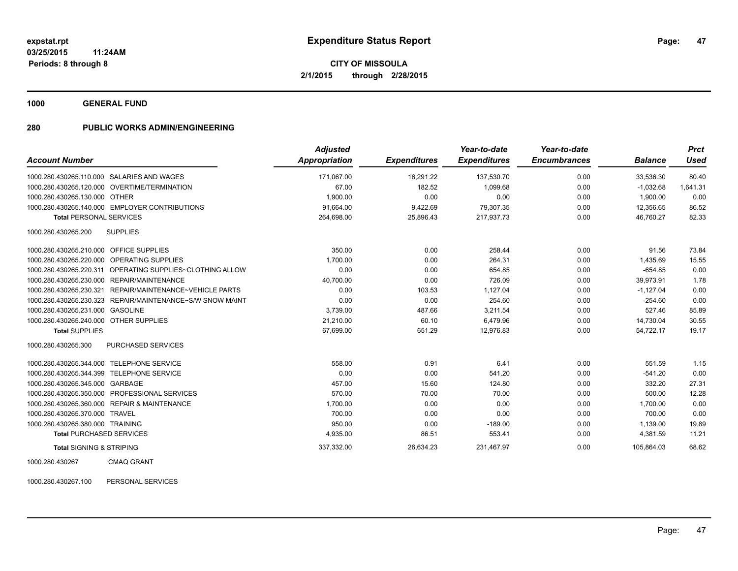# Expenditure Status Report

**CITY OF MISSOULA**
**2/1/2015 through 2/28/2015**

expstat.rpt
03/25/2015 11:24AM
Periods: 8 through 8

**1000 GENERAL FUND**

**280 PUBLIC WORKS ADMIN/ENGINEERING**

| Account Number | | Adjusted Appropriation | Expenditures | Year-to-date Expenditures | Year-to-date Encumbrances | Balance | Prct Used |
|---|---|---|---|---|---|---|---|
| 1000.280.430265.110.000 | SALARIES AND WAGES | 171,067.00 | 16,291.22 | 137,530.70 | 0.00 | 33,536.30 | 80.40 |
| 1000.280.430265.120.000 | OVERTIME/TERMINATION | 67.00 | 182.52 | 1,099.68 | 0.00 | -1,032.68 | 1,641.31 |
| 1000.280.430265.130.000 | OTHER | 1,900.00 | 0.00 | 0.00 | 0.00 | 1,900.00 | 0.00 |
| 1000.280.430265.140.000 | EMPLOYER CONTRIBUTIONS | 91,664.00 | 9,422.69 | 79,307.35 | 0.00 | 12,356.65 | 86.52 |
| **Total** PERSONAL SERVICES | | 264,698.00 | 25,896.43 | 217,937.73 | 0.00 | 46,760.27 | 82.33 |
| 1000.280.430265.200 | SUPPLIES | | | | | | |
| 1000.280.430265.210.000 | OFFICE SUPPLIES | 350.00 | 0.00 | 258.44 | 0.00 | 91.56 | 73.84 |
| 1000.280.430265.220.000 | OPERATING SUPPLIES | 1,700.00 | 0.00 | 264.31 | 0.00 | 1,435.69 | 15.55 |
| 1000.280.430265.220.311 | OPERATING SUPPLIES~CLOTHING ALLOW | 0.00 | 0.00 | 654.85 | 0.00 | -654.85 | 0.00 |
| 1000.280.430265.230.000 | REPAIR/MAINTENANCE | 40,700.00 | 0.00 | 726.09 | 0.00 | 39,973.91 | 1.78 |
| 1000.280.430265.230.321 | REPAIR/MAINTENANCE~VEHICLE PARTS | 0.00 | 103.53 | 1,127.04 | 0.00 | -1,127.04 | 0.00 |
| 1000.280.430265.230.323 | REPAIR/MAINTENANCE~S/W SNOW MAINT | 0.00 | 0.00 | 254.60 | 0.00 | -254.60 | 0.00 |
| 1000.280.430265.231.000 | GASOLINE | 3,739.00 | 487.66 | 3,211.54 | 0.00 | 527.46 | 85.89 |
| 1000.280.430265.240.000 | OTHER SUPPLIES | 21,210.00 | 60.10 | 6,479.96 | 0.00 | 14,730.04 | 30.55 |
| **Total** SUPPLIES | | 67,699.00 | 651.29 | 12,976.83 | 0.00 | 54,722.17 | 19.17 |
| 1000.280.430265.300 | PURCHASED SERVICES | | | | | | |
| 1000.280.430265.344.000 | TELEPHONE SERVICE | 558.00 | 0.91 | 6.41 | 0.00 | 551.59 | 1.15 |
| 1000.280.430265.344.399 | TELEPHONE SERVICE | 0.00 | 0.00 | 541.20 | 0.00 | -541.20 | 0.00 |
| 1000.280.430265.345.000 | GARBAGE | 457.00 | 15.60 | 124.80 | 0.00 | 332.20 | 27.31 |
| 1000.280.430265.350.000 | PROFESSIONAL SERVICES | 570.00 | 70.00 | 70.00 | 0.00 | 500.00 | 12.28 |
| 1000.280.430265.360.000 | REPAIR & MAINTENANCE | 1,700.00 | 0.00 | 0.00 | 0.00 | 1,700.00 | 0.00 |
| 1000.280.430265.370.000 | TRAVEL | 700.00 | 0.00 | 0.00 | 0.00 | 700.00 | 0.00 |
| 1000.280.430265.380.000 | TRAINING | 950.00 | 0.00 | -189.00 | 0.00 | 1,139.00 | 19.89 |
| **Total** PURCHASED SERVICES | | 4,935.00 | 86.51 | 553.41 | 0.00 | 4,381.59 | 11.21 |
| **Total** SIGNING & STRIPING | | 337,332.00 | 26,634.23 | 231,467.97 | 0.00 | 105,864.03 | 68.62 |

1000.280.430267 CMAQ GRANT

1000.280.430267.100 PERSONAL SERVICES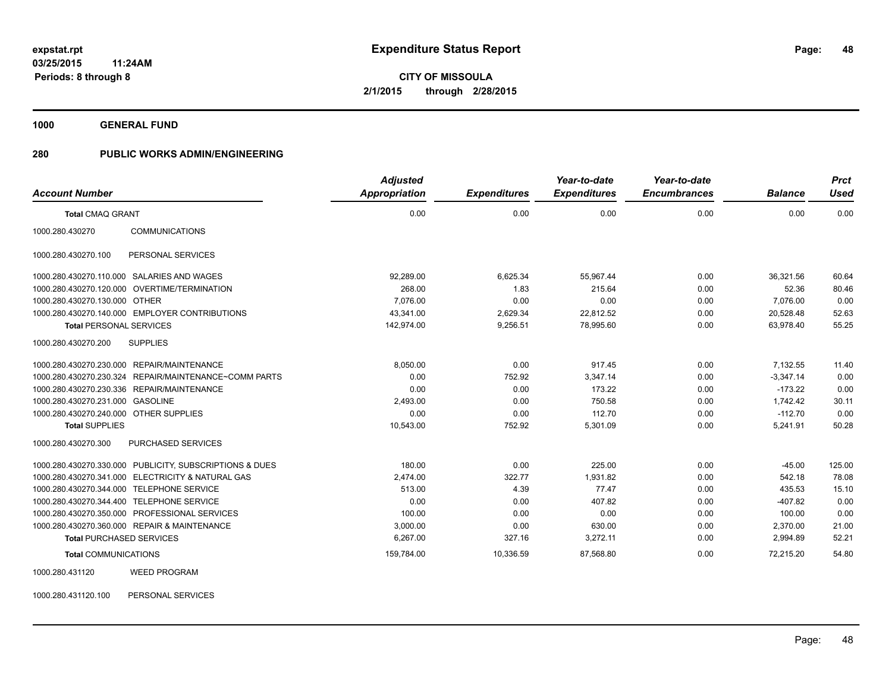**expstat.rpt**
**03/25/2015 11:24AM**
**Periods: 8 through 8**

# Expenditure Status Report

**CITY OF MISSOULA**
**2/1/2015 through 2/28/2015**

## 1000 GENERAL FUND

## 280 PUBLIC WORKS ADMIN/ENGINEERING

| Account Number | | Adjusted Appropriation | Expenditures | Year-to-date Expenditures | Year-to-date Encumbrances | Balance | Prct Used |
|---|---|---|---|---|---|---|---|
| **Total** CMAQ GRANT | | 0.00 | 0.00 | 0.00 | 0.00 | 0.00 | 0.00 |
| 1000.280.430270 | COMMUNICATIONS | | | | | | |
| 1000.280.430270.100 | PERSONAL SERVICES | | | | | | |
| 1000.280.430270.110.000 | SALARIES AND WAGES | 92,289.00 | 6,625.34 | 55,967.44 | 0.00 | 36,321.56 | 60.64 |
| 1000.280.430270.120.000 | OVERTIME/TERMINATION | 268.00 | 1.83 | 215.64 | 0.00 | 52.36 | 80.46 |
| 1000.280.430270.130.000 | OTHER | 7,076.00 | 0.00 | 0.00 | 0.00 | 7,076.00 | 0.00 |
| 1000.280.430270.140.000 | EMPLOYER CONTRIBUTIONS | 43,341.00 | 2,629.34 | 22,812.52 | 0.00 | 20,528.48 | 52.63 |
| **Total** PERSONAL SERVICES | | 142,974.00 | 9,256.51 | 78,995.60 | 0.00 | 63,978.40 | 55.25 |
| 1000.280.430270.200 | SUPPLIES | | | | | | |
| 1000.280.430270.230.000 | REPAIR/MAINTENANCE | 8,050.00 | 0.00 | 917.45 | 0.00 | 7,132.55 | 11.40 |
| 1000.280.430270.230.324 | REPAIR/MAINTENANCE~COMM PARTS | 0.00 | 752.92 | 3,347.14 | 0.00 | -3,347.14 | 0.00 |
| 1000.280.430270.230.336 | REPAIR/MAINTENANCE | 0.00 | 0.00 | 173.22 | 0.00 | -173.22 | 0.00 |
| 1000.280.430270.231.000 | GASOLINE | 2,493.00 | 0.00 | 750.58 | 0.00 | 1,742.42 | 30.11 |
| 1000.280.430270.240.000 | OTHER SUPPLIES | 0.00 | 0.00 | 112.70 | 0.00 | -112.70 | 0.00 |
| **Total** SUPPLIES | | 10,543.00 | 752.92 | 5,301.09 | 0.00 | 5,241.91 | 50.28 |
| 1000.280.430270.300 | PURCHASED SERVICES | | | | | | |
| 1000.280.430270.330.000 | PUBLICITY, SUBSCRIPTIONS & DUES | 180.00 | 0.00 | 225.00 | 0.00 | -45.00 | 125.00 |
| 1000.280.430270.341.000 | ELECTRICITY & NATURAL GAS | 2,474.00 | 322.77 | 1,931.82 | 0.00 | 542.18 | 78.08 |
| 1000.280.430270.344.000 | TELEPHONE SERVICE | 513.00 | 4.39 | 77.47 | 0.00 | 435.53 | 15.10 |
| 1000.280.430270.344.400 | TELEPHONE SERVICE | 0.00 | 0.00 | 407.82 | 0.00 | -407.82 | 0.00 |
| 1000.280.430270.350.000 | PROFESSIONAL SERVICES | 100.00 | 0.00 | 0.00 | 0.00 | 100.00 | 0.00 |
| 1000.280.430270.360.000 | REPAIR & MAINTENANCE | 3,000.00 | 0.00 | 630.00 | 0.00 | 2,370.00 | 21.00 |
| **Total** PURCHASED SERVICES | | 6,267.00 | 327.16 | 3,272.11 | 0.00 | 2,994.89 | 52.21 |
| **Total** COMMUNICATIONS | | 159,784.00 | 10,336.59 | 87,568.80 | 0.00 | 72,215.20 | 54.80 |
| 1000.280.431120 | WEED PROGRAM | | | | | | |
| 1000.280.431120.100 | PERSONAL SERVICES | | | | | | |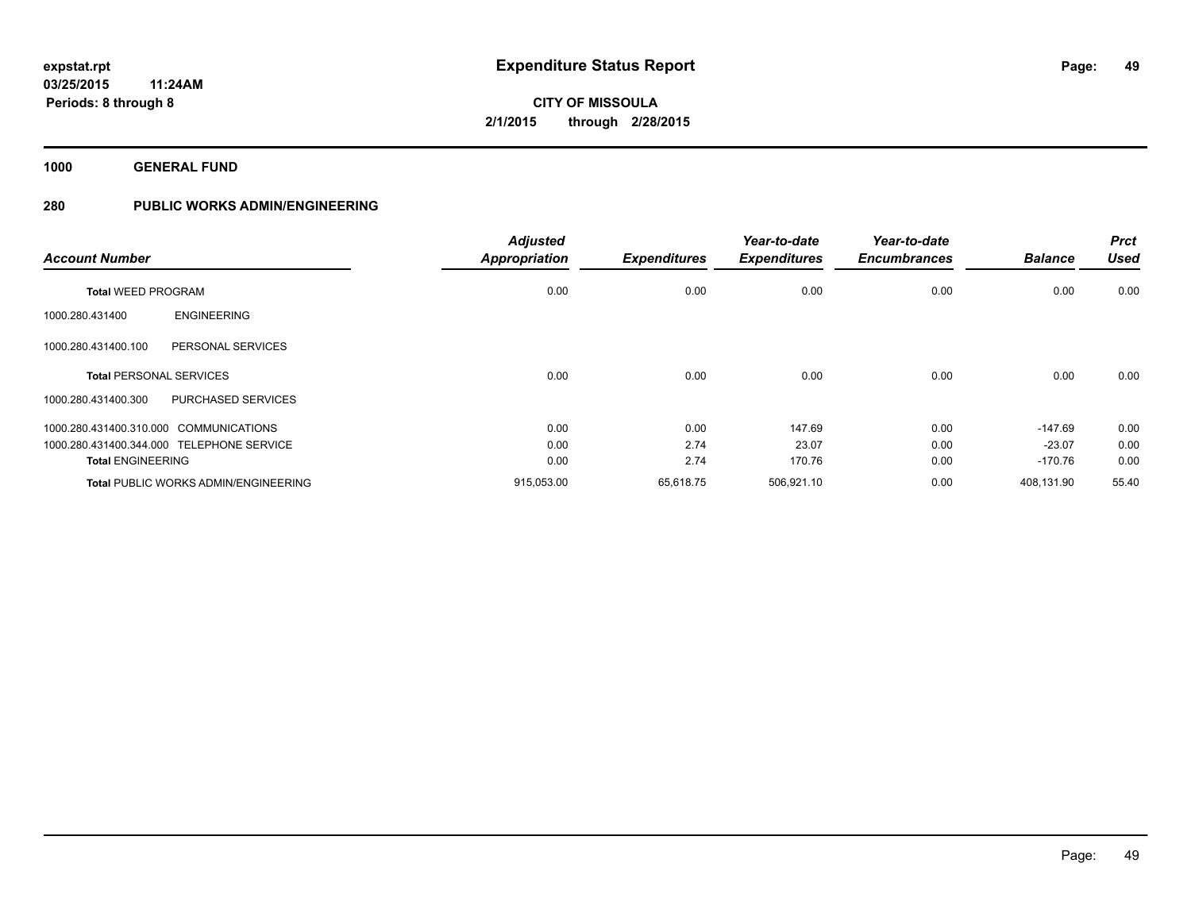# Expenditure Status Report

expstat.rpt
03/25/2015 11:24AM
Periods: 8 through 8

**CITY OF MISSOULA**
**2/1/2015 through 2/28/2015**

**1000 GENERAL FUND**

**280 PUBLIC WORKS ADMIN/ENGINEERING**

| Account Number | | Adjusted Appropriation | Expenditures | Year-to-date Expenditures | Year-to-date Encumbrances | Balance | Prct Used |
|---|---|---|---|---|---|---|---|
| **Total** WEED PROGRAM | | 0.00 | 0.00 | 0.00 | 0.00 | 0.00 | 0.00 |
| 1000.280.431400 | ENGINEERING | | | | | | |
| 1000.280.431400.100 | PERSONAL SERVICES | | | | | | |
| **Total** PERSONAL SERVICES | | 0.00 | 0.00 | 0.00 | 0.00 | 0.00 | 0.00 |
| 1000.280.431400.300 | PURCHASED SERVICES | | | | | | |
| 1000.280.431400.310.000 | COMMUNICATIONS | 0.00 | 0.00 | 147.69 | 0.00 | -147.69 | 0.00 |
| 1000.280.431400.344.000 | TELEPHONE SERVICE | 0.00 | 2.74 | 23.07 | 0.00 | -23.07 | 0.00 |
| **Total** ENGINEERING | | 0.00 | 2.74 | 170.76 | 0.00 | -170.76 | 0.00 |
| **Total** PUBLIC WORKS ADMIN/ENGINEERING | | 915,053.00 | 65,618.75 | 506,921.10 | 0.00 | 408,131.90 | 55.40 |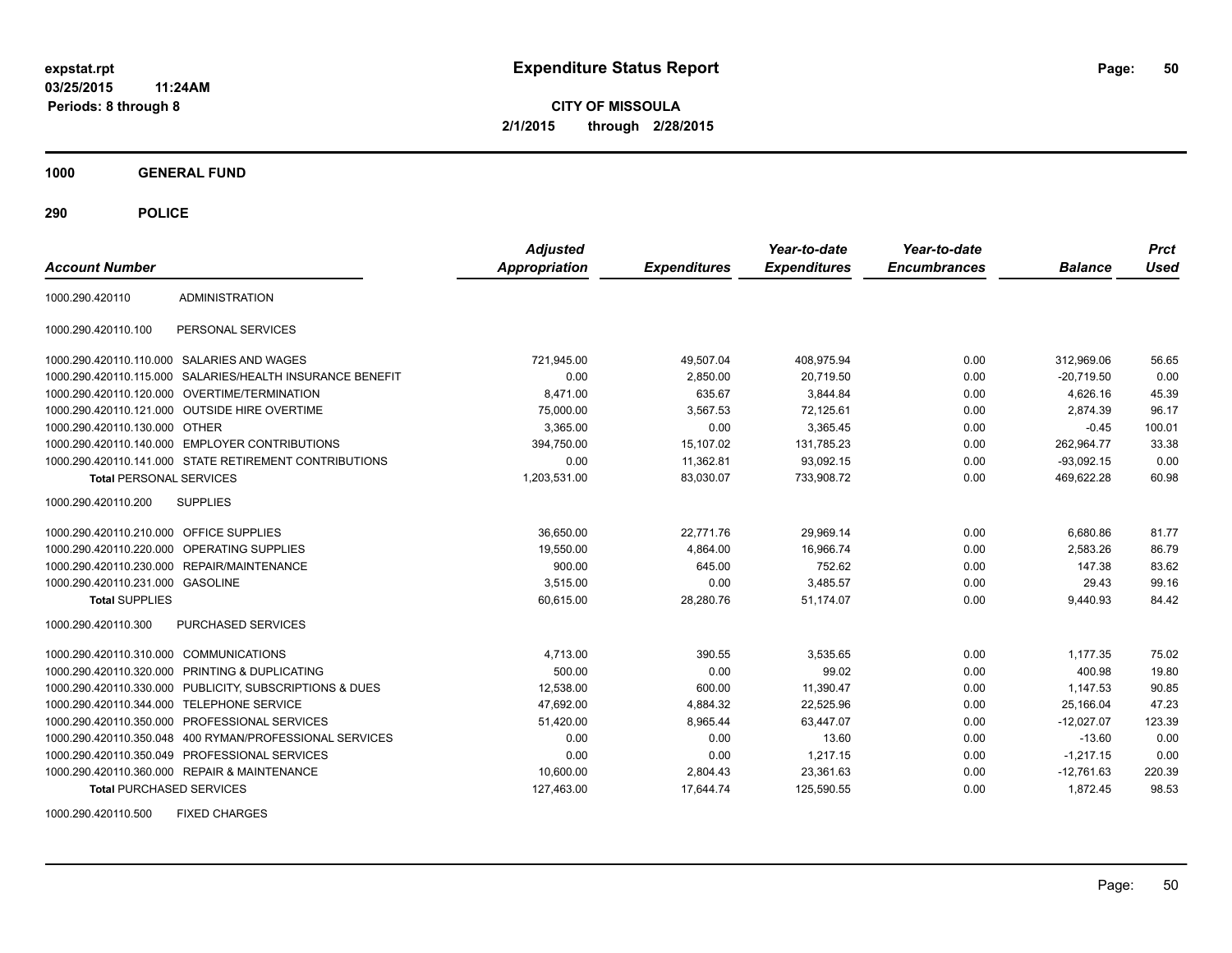**expstat.rpt**
**03/25/2015 11:24AM**
**Periods: 8 through 8**

# Expenditure Status Report

**CITY OF MISSOULA**
**2/1/2015 through 2/28/2015**

## 1000 GENERAL FUND

### 290 POLICE

| Account Number | | Adjusted Appropriation | Expenditures | Year-to-date Expenditures | Year-to-date Encumbrances | Balance | Prct Used |
|---|---|---|---|---|---|---|---|
| 1000.290.420110 | ADMINISTRATION | | | | | | |
| 1000.290.420110.100 | PERSONAL SERVICES | | | | | | |
| 1000.290.420110.110.000 | SALARIES AND WAGES | 721,945.00 | 49,507.04 | 408,975.94 | 0.00 | 312,969.06 | 56.65 |
| 1000.290.420110.115.000 | SALARIES/HEALTH INSURANCE BENEFIT | 0.00 | 2,850.00 | 20,719.50 | 0.00 | -20,719.50 | 0.00 |
| 1000.290.420110.120.000 | OVERTIME/TERMINATION | 8,471.00 | 635.67 | 3,844.84 | 0.00 | 4,626.16 | 45.39 |
| 1000.290.420110.121.000 | OUTSIDE HIRE OVERTIME | 75,000.00 | 3,567.53 | 72,125.61 | 0.00 | 2,874.39 | 96.17 |
| 1000.290.420110.130.000 | OTHER | 3,365.00 | 0.00 | 3,365.45 | 0.00 | -0.45 | 100.01 |
| 1000.290.420110.140.000 | EMPLOYER CONTRIBUTIONS | 394,750.00 | 15,107.02 | 131,785.23 | 0.00 | 262,964.77 | 33.38 |
| 1000.290.420110.141.000 | STATE RETIREMENT CONTRIBUTIONS | 0.00 | 11,362.81 | 93,092.15 | 0.00 | -93,092.15 | 0.00 |
| **Total** PERSONAL SERVICES | | 1,203,531.00 | 83,030.07 | 733,908.72 | 0.00 | 469,622.28 | 60.98 |
| 1000.290.420110.200 | SUPPLIES | | | | | | |
| 1000.290.420110.210.000 | OFFICE SUPPLIES | 36,650.00 | 22,771.76 | 29,969.14 | 0.00 | 6,680.86 | 81.77 |
| 1000.290.420110.220.000 | OPERATING SUPPLIES | 19,550.00 | 4,864.00 | 16,966.74 | 0.00 | 2,583.26 | 86.79 |
| 1000.290.420110.230.000 | REPAIR/MAINTENANCE | 900.00 | 645.00 | 752.62 | 0.00 | 147.38 | 83.62 |
| 1000.290.420110.231.000 | GASOLINE | 3,515.00 | 0.00 | 3,485.57 | 0.00 | 29.43 | 99.16 |
| **Total** SUPPLIES | | 60,615.00 | 28,280.76 | 51,174.07 | 0.00 | 9,440.93 | 84.42 |
| 1000.290.420110.300 | PURCHASED SERVICES | | | | | | |
| 1000.290.420110.310.000 | COMMUNICATIONS | 4,713.00 | 390.55 | 3,535.65 | 0.00 | 1,177.35 | 75.02 |
| 1000.290.420110.320.000 | PRINTING & DUPLICATING | 500.00 | 0.00 | 99.02 | 0.00 | 400.98 | 19.80 |
| 1000.290.420110.330.000 | PUBLICITY, SUBSCRIPTIONS & DUES | 12,538.00 | 600.00 | 11,390.47 | 0.00 | 1,147.53 | 90.85 |
| 1000.290.420110.344.000 | TELEPHONE SERVICE | 47,692.00 | 4,884.32 | 22,525.96 | 0.00 | 25,166.04 | 47.23 |
| 1000.290.420110.350.000 | PROFESSIONAL SERVICES | 51,420.00 | 8,965.44 | 63,447.07 | 0.00 | -12,027.07 | 123.39 |
| 1000.290.420110.350.048 | 400 RYMAN/PROFESSIONAL SERVICES | 0.00 | 0.00 | 13.60 | 0.00 | -13.60 | 0.00 |
| 1000.290.420110.350.049 | PROFESSIONAL SERVICES | 0.00 | 0.00 | 1,217.15 | 0.00 | -1,217.15 | 0.00 |
| 1000.290.420110.360.000 | REPAIR & MAINTENANCE | 10,600.00 | 2,804.43 | 23,361.63 | 0.00 | -12,761.63 | 220.39 |
| **Total** PURCHASED SERVICES | | 127,463.00 | 17,644.74 | 125,590.55 | 0.00 | 1,872.45 | 98.53 |
| 1000.290.420110.500 | FIXED CHARGES | | | | | | |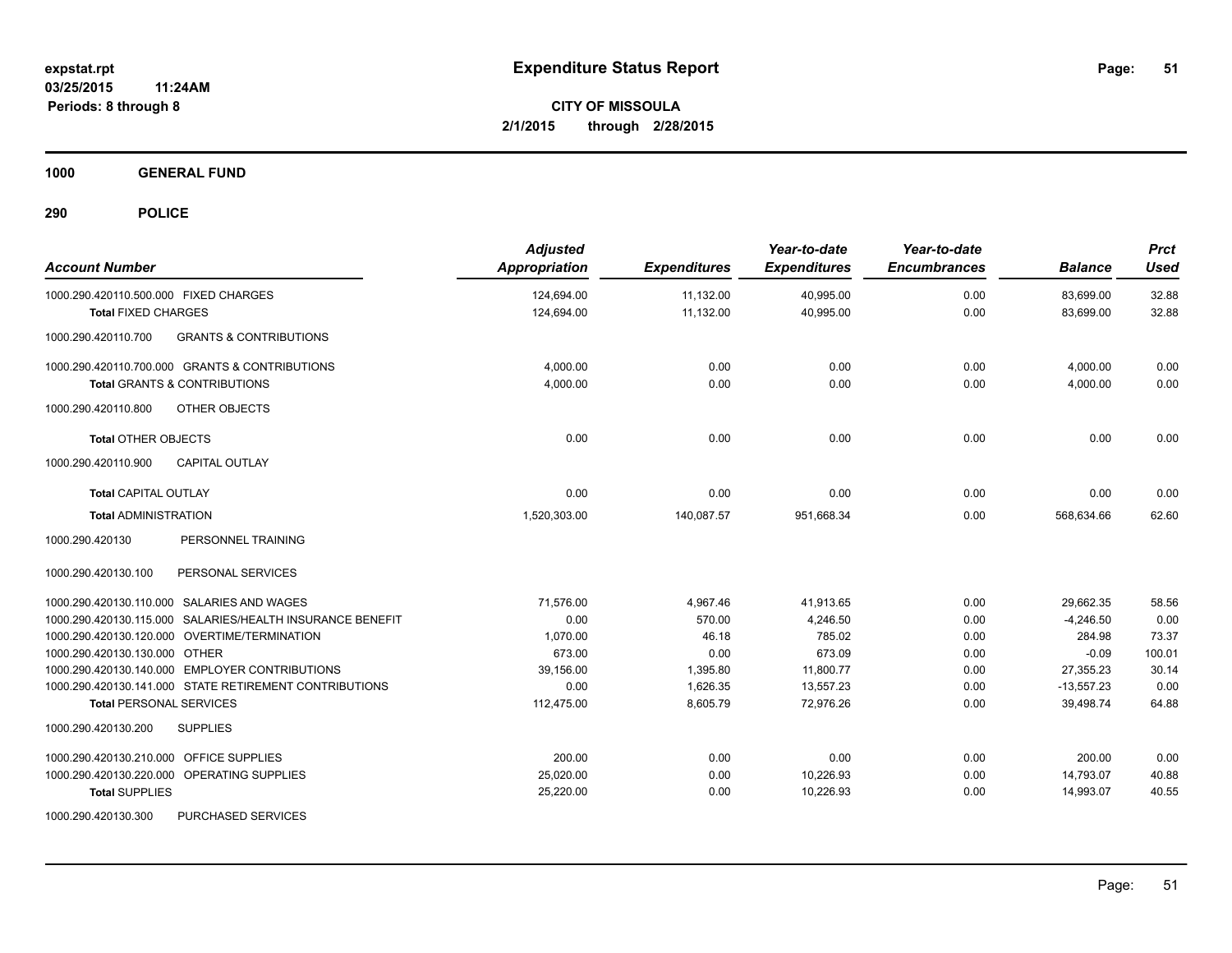**expstat.rpt**
**03/25/2015 11:24AM**
**Periods: 8 through 8**

# Expenditure Status Report

**CITY OF MISSOULA**
**2/1/2015 through 2/28/2015**

## 1000 GENERAL FUND

## 290 POLICE

| Account Number | Adjusted Appropriation | Expenditures | Year-to-date Expenditures | Year-to-date Encumbrances | Balance | Prct Used |
|---|---|---|---|---|---|---|
| 1000.290.420110.500.000 FIXED CHARGES | 124,694.00 | 11,132.00 | 40,995.00 | 0.00 | 83,699.00 | 32.88 |
| **Total** FIXED CHARGES | 124,694.00 | 11,132.00 | 40,995.00 | 0.00 | 83,699.00 | 32.88 |
| 1000.290.420110.700 GRANTS & CONTRIBUTIONS | | | | | | |
| 1000.290.420110.700.000 GRANTS & CONTRIBUTIONS | 4,000.00 | 0.00 | 0.00 | 0.00 | 4,000.00 | 0.00 |
| **Total** GRANTS & CONTRIBUTIONS | 4,000.00 | 0.00 | 0.00 | 0.00 | 4,000.00 | 0.00 |
| 1000.290.420110.800 OTHER OBJECTS | | | | | | |
| **Total** OTHER OBJECTS | 0.00 | 0.00 | 0.00 | 0.00 | 0.00 | 0.00 |
| 1000.290.420110.900 CAPITAL OUTLAY | | | | | | |
| **Total** CAPITAL OUTLAY | 0.00 | 0.00 | 0.00 | 0.00 | 0.00 | 0.00 |
| **Total** ADMINISTRATION | 1,520,303.00 | 140,087.57 | 951,668.34 | 0.00 | 568,634.66 | 62.60 |
| 1000.290.420130 PERSONNEL TRAINING | | | | | | |
| 1000.290.420130.100 PERSONAL SERVICES | | | | | | |
| 1000.290.420130.110.000 SALARIES AND WAGES | 71,576.00 | 4,967.46 | 41,913.65 | 0.00 | 29,662.35 | 58.56 |
| 1000.290.420130.115.000 SALARIES/HEALTH INSURANCE BENEFIT | 0.00 | 570.00 | 4,246.50 | 0.00 | -4,246.50 | 0.00 |
| 1000.290.420130.120.000 OVERTIME/TERMINATION | 1,070.00 | 46.18 | 785.02 | 0.00 | 284.98 | 73.37 |
| 1000.290.420130.130.000 OTHER | 673.00 | 0.00 | 673.09 | 0.00 | -0.09 | 100.01 |
| 1000.290.420130.140.000 EMPLOYER CONTRIBUTIONS | 39,156.00 | 1,395.80 | 11,800.77 | 0.00 | 27,355.23 | 30.14 |
| 1000.290.420130.141.000 STATE RETIREMENT CONTRIBUTIONS | 0.00 | 1,626.35 | 13,557.23 | 0.00 | -13,557.23 | 0.00 |
| **Total** PERSONAL SERVICES | 112,475.00 | 8,605.79 | 72,976.26 | 0.00 | 39,498.74 | 64.88 |
| 1000.290.420130.200 SUPPLIES | | | | | | |
| 1000.290.420130.210.000 OFFICE SUPPLIES | 200.00 | 0.00 | 0.00 | 0.00 | 200.00 | 0.00 |
| 1000.290.420130.220.000 OPERATING SUPPLIES | 25,020.00 | 0.00 | 10,226.93 | 0.00 | 14,793.07 | 40.88 |
| **Total** SUPPLIES | 25,220.00 | 0.00 | 10,226.93 | 0.00 | 14,993.07 | 40.55 |
| 1000.290.420130.300 PURCHASED SERVICES | | | | | | |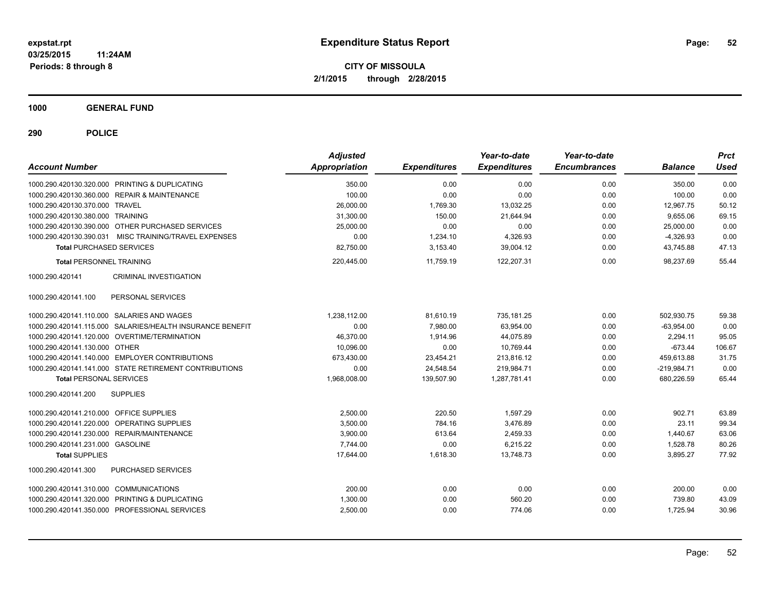# Expenditure Status Report

expstat.rpt
03/25/2015 11:24AM
Periods: 8 through 8

**CITY OF MISSOULA**
**2/1/2015 through 2/28/2015**

**1000 GENERAL FUND**

**290 POLICE**

| Account Number | Adjusted Appropriation | Expenditures | Year-to-date Expenditures | Year-to-date Encumbrances | Balance | Prct Used |
|---|---|---|---|---|---|---|
| 1000.290.420130.320.000 PRINTING & DUPLICATING | 350.00 | 0.00 | 0.00 | 0.00 | 350.00 | 0.00 |
| 1000.290.420130.360.000 REPAIR & MAINTENANCE | 100.00 | 0.00 | 0.00 | 0.00 | 100.00 | 0.00 |
| 1000.290.420130.370.000 TRAVEL | 26,000.00 | 1,769.30 | 13,032.25 | 0.00 | 12,967.75 | 50.12 |
| 1000.290.420130.380.000 TRAINING | 31,300.00 | 150.00 | 21,644.94 | 0.00 | 9,655.06 | 69.15 |
| 1000.290.420130.390.000 OTHER PURCHASED SERVICES | 25,000.00 | 0.00 | 0.00 | 0.00 | 25,000.00 | 0.00 |
| 1000.290.420130.390.031 MISC TRAINING/TRAVEL EXPENSES | 0.00 | 1,234.10 | 4,326.93 | 0.00 | -4,326.93 | 0.00 |
| **Total** PURCHASED SERVICES | 82,750.00 | 3,153.40 | 39,004.12 | 0.00 | 43,745.88 | 47.13 |
| **Total** PERSONNEL TRAINING | 220,445.00 | 11,759.19 | 122,207.31 | 0.00 | 98,237.69 | 55.44 |
| 1000.290.420141 CRIMINAL INVESTIGATION | | | | | | |
| 1000.290.420141.100 PERSONAL SERVICES | | | | | | |
| 1000.290.420141.110.000 SALARIES AND WAGES | 1,238,112.00 | 81,610.19 | 735,181.25 | 0.00 | 502,930.75 | 59.38 |
| 1000.290.420141.115.000 SALARIES/HEALTH INSURANCE BENEFIT | 0.00 | 7,980.00 | 63,954.00 | 0.00 | -63,954.00 | 0.00 |
| 1000.290.420141.120.000 OVERTIME/TERMINATION | 46,370.00 | 1,914.96 | 44,075.89 | 0.00 | 2,294.11 | 95.05 |
| 1000.290.420141.130.000 OTHER | 10,096.00 | 0.00 | 10,769.44 | 0.00 | -673.44 | 106.67 |
| 1000.290.420141.140.000 EMPLOYER CONTRIBUTIONS | 673,430.00 | 23,454.21 | 213,816.12 | 0.00 | 459,613.88 | 31.75 |
| 1000.290.420141.141.000 STATE RETIREMENT CONTRIBUTIONS | 0.00 | 24,548.54 | 219,984.71 | 0.00 | -219,984.71 | 0.00 |
| **Total** PERSONAL SERVICES | 1,968,008.00 | 139,507.90 | 1,287,781.41 | 0.00 | 680,226.59 | 65.44 |
| 1000.290.420141.200 SUPPLIES | | | | | | |
| 1000.290.420141.210.000 OFFICE SUPPLIES | 2,500.00 | 220.50 | 1,597.29 | 0.00 | 902.71 | 63.89 |
| 1000.290.420141.220.000 OPERATING SUPPLIES | 3,500.00 | 784.16 | 3,476.89 | 0.00 | 23.11 | 99.34 |
| 1000.290.420141.230.000 REPAIR/MAINTENANCE | 3,900.00 | 613.64 | 2,459.33 | 0.00 | 1,440.67 | 63.06 |
| 1000.290.420141.231.000 GASOLINE | 7,744.00 | 0.00 | 6,215.22 | 0.00 | 1,528.78 | 80.26 |
| **Total** SUPPLIES | 17,644.00 | 1,618.30 | 13,748.73 | 0.00 | 3,895.27 | 77.92 |
| 1000.290.420141.300 PURCHASED SERVICES | | | | | | |
| 1000.290.420141.310.000 COMMUNICATIONS | 200.00 | 0.00 | 0.00 | 0.00 | 200.00 | 0.00 |
| 1000.290.420141.320.000 PRINTING & DUPLICATING | 1,300.00 | 0.00 | 560.20 | 0.00 | 739.80 | 43.09 |
| 1000.290.420141.350.000 PROFESSIONAL SERVICES | 2,500.00 | 0.00 | 774.06 | 0.00 | 1,725.94 | 30.96 |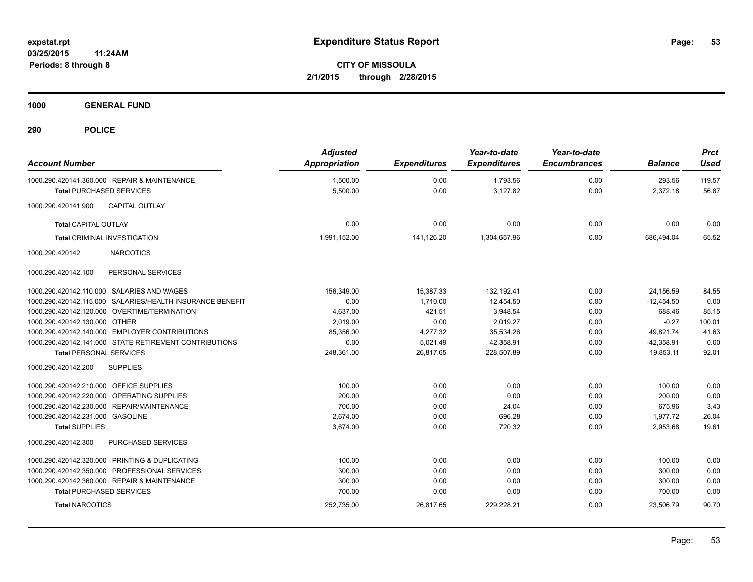expstat.rpt
03/25/2015 11:24AM
Periods: 8 through 8

# Expenditure Status Report

**CITY OF MISSOULA**
**2/1/2015 through 2/28/2015**

## 1000 GENERAL FUND

## 290 POLICE

| Account Number | Adjusted Appropriation | Expenditures | Year-to-date Expenditures | Year-to-date Encumbrances | Balance | Prct Used |
|---|---|---|---|---|---|---|
| 1000.290.420141.360.000 REPAIR & MAINTENANCE | 1,500.00 | 0.00 | 1,793.56 | 0.00 | -293.56 | 119.57 |
| **Total** PURCHASED SERVICES | 5,500.00 | 0.00 | 3,127.82 | 0.00 | 2,372.18 | 56.87 |
| 1000.290.420141.900 CAPITAL OUTLAY | | | | | | |
| **Total** CAPITAL OUTLAY | 0.00 | 0.00 | 0.00 | 0.00 | 0.00 | 0.00 |
| **Total** CRIMINAL INVESTIGATION | 1,991,152.00 | 141,126.20 | 1,304,657.96 | 0.00 | 686,494.04 | 65.52 |
| 1000.290.420142 NARCOTICS | | | | | | |
| 1000.290.420142.100 PERSONAL SERVICES | | | | | | |
| 1000.290.420142.110.000 SALARIES AND WAGES | 156,349.00 | 15,387.33 | 132,192.41 | 0.00 | 24,156.59 | 84.55 |
| 1000.290.420142.115.000 SALARIES/HEALTH INSURANCE BENEFIT | 0.00 | 1,710.00 | 12,454.50 | 0.00 | -12,454.50 | 0.00 |
| 1000.290.420142.120.000 OVERTIME/TERMINATION | 4,637.00 | 421.51 | 3,948.54 | 0.00 | 688.46 | 85.15 |
| 1000.290.420142.130.000 OTHER | 2,019.00 | 0.00 | 2,019.27 | 0.00 | -0.27 | 100.01 |
| 1000.290.420142.140.000 EMPLOYER CONTRIBUTIONS | 85,356.00 | 4,277.32 | 35,534.26 | 0.00 | 49,821.74 | 41.63 |
| 1000.290.420142.141.000 STATE RETIREMENT CONTRIBUTIONS | 0.00 | 5,021.49 | 42,358.91 | 0.00 | -42,358.91 | 0.00 |
| **Total** PERSONAL SERVICES | 248,361.00 | 26,817.65 | 228,507.89 | 0.00 | 19,853.11 | 92.01 |
| 1000.290.420142.200 SUPPLIES | | | | | | |
| 1000.290.420142.210.000 OFFICE SUPPLIES | 100.00 | 0.00 | 0.00 | 0.00 | 100.00 | 0.00 |
| 1000.290.420142.220.000 OPERATING SUPPLIES | 200.00 | 0.00 | 0.00 | 0.00 | 200.00 | 0.00 |
| 1000.290.420142.230.000 REPAIR/MAINTENANCE | 700.00 | 0.00 | 24.04 | 0.00 | 675.96 | 3.43 |
| 1000.290.420142.231.000 GASOLINE | 2,674.00 | 0.00 | 696.28 | 0.00 | 1,977.72 | 26.04 |
| **Total** SUPPLIES | 3,674.00 | 0.00 | 720.32 | 0.00 | 2,953.68 | 19.61 |
| 1000.290.420142.300 PURCHASED SERVICES | | | | | | |
| 1000.290.420142.320.000 PRINTING & DUPLICATING | 100.00 | 0.00 | 0.00 | 0.00 | 100.00 | 0.00 |
| 1000.290.420142.350.000 PROFESSIONAL SERVICES | 300.00 | 0.00 | 0.00 | 0.00 | 300.00 | 0.00 |
| 1000.290.420142.360.000 REPAIR & MAINTENANCE | 300.00 | 0.00 | 0.00 | 0.00 | 300.00 | 0.00 |
| **Total** PURCHASED SERVICES | 700.00 | 0.00 | 0.00 | 0.00 | 700.00 | 0.00 |
| **Total** NARCOTICS | 252,735.00 | 26,817.65 | 229,228.21 | 0.00 | 23,506.79 | 90.70 |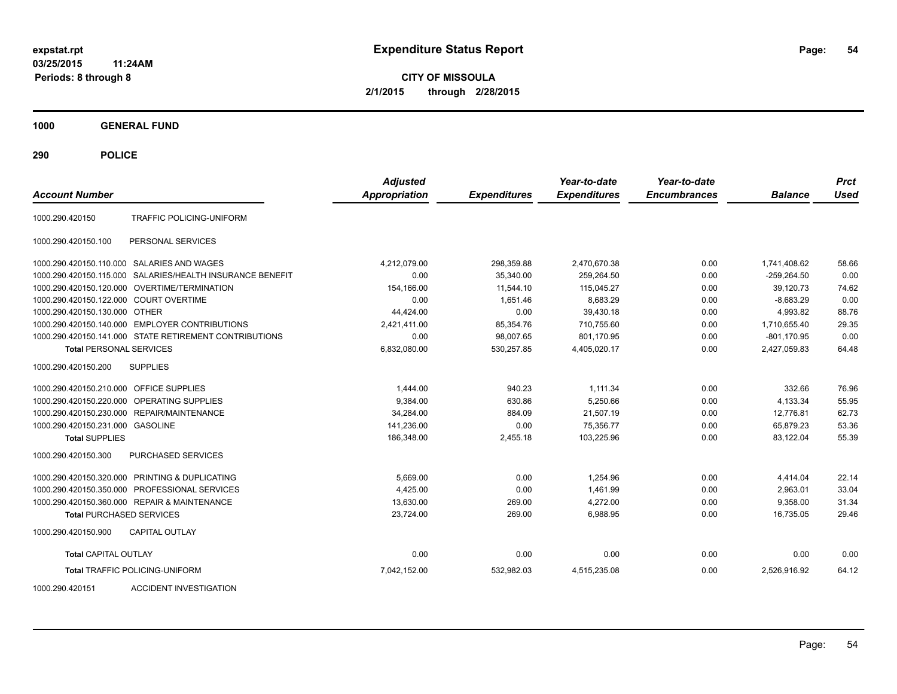# Expenditure Status Report

expstat.rpt
03/25/2015 11:24AM
Periods: 8 through 8

**CITY OF MISSOULA**
**2/1/2015 through 2/28/2015**

**1000 GENERAL FUND**

**290 POLICE**

| Account Number | | Adjusted Appropriation | Expenditures | Year-to-date Expenditures | Year-to-date Encumbrances | Balance | Prct Used |
|---|---|---|---|---|---|---|---|
| 1000.290.420150 | TRAFFIC POLICING-UNIFORM | | | | | | |
| 1000.290.420150.100 | PERSONAL SERVICES | | | | | | |
| 1000.290.420150.110.000 | SALARIES AND WAGES | 4,212,079.00 | 298,359.88 | 2,470,670.38 | 0.00 | 1,741,408.62 | 58.66 |
| 1000.290.420150.115.000 | SALARIES/HEALTH INSURANCE BENEFIT | 0.00 | 35,340.00 | 259,264.50 | 0.00 | -259,264.50 | 0.00 |
| 1000.290.420150.120.000 | OVERTIME/TERMINATION | 154,166.00 | 11,544.10 | 115,045.27 | 0.00 | 39,120.73 | 74.62 |
| 1000.290.420150.122.000 | COURT OVERTIME | 0.00 | 1,651.46 | 8,683.29 | 0.00 | -8,683.29 | 0.00 |
| 1000.290.420150.130.000 | OTHER | 44,424.00 | 0.00 | 39,430.18 | 0.00 | 4,993.82 | 88.76 |
| 1000.290.420150.140.000 | EMPLOYER CONTRIBUTIONS | 2,421,411.00 | 85,354.76 | 710,755.60 | 0.00 | 1,710,655.40 | 29.35 |
| 1000.290.420150.141.000 | STATE RETIREMENT CONTRIBUTIONS | 0.00 | 98,007.65 | 801,170.95 | 0.00 | -801,170.95 | 0.00 |
| **Total** PERSONAL SERVICES | | 6,832,080.00 | 530,257.85 | 4,405,020.17 | 0.00 | 2,427,059.83 | 64.48 |
| 1000.290.420150.200 | SUPPLIES | | | | | | |
| 1000.290.420150.210.000 | OFFICE SUPPLIES | 1,444.00 | 940.23 | 1,111.34 | 0.00 | 332.66 | 76.96 |
| 1000.290.420150.220.000 | OPERATING SUPPLIES | 9,384.00 | 630.86 | 5,250.66 | 0.00 | 4,133.34 | 55.95 |
| 1000.290.420150.230.000 | REPAIR/MAINTENANCE | 34,284.00 | 884.09 | 21,507.19 | 0.00 | 12,776.81 | 62.73 |
| 1000.290.420150.231.000 | GASOLINE | 141,236.00 | 0.00 | 75,356.77 | 0.00 | 65,879.23 | 53.36 |
| **Total** SUPPLIES | | 186,348.00 | 2,455.18 | 103,225.96 | 0.00 | 83,122.04 | 55.39 |
| 1000.290.420150.300 | PURCHASED SERVICES | | | | | | |
| 1000.290.420150.320.000 | PRINTING & DUPLICATING | 5,669.00 | 0.00 | 1,254.96 | 0.00 | 4,414.04 | 22.14 |
| 1000.290.420150.350.000 | PROFESSIONAL SERVICES | 4,425.00 | 0.00 | 1,461.99 | 0.00 | 2,963.01 | 33.04 |
| 1000.290.420150.360.000 | REPAIR & MAINTENANCE | 13,630.00 | 269.00 | 4,272.00 | 0.00 | 9,358.00 | 31.34 |
| **Total** PURCHASED SERVICES | | 23,724.00 | 269.00 | 6,988.95 | 0.00 | 16,735.05 | 29.46 |
| 1000.290.420150.900 | CAPITAL OUTLAY | | | | | | |
| **Total** CAPITAL OUTLAY | | 0.00 | 0.00 | 0.00 | 0.00 | 0.00 | 0.00 |
| **Total** TRAFFIC POLICING-UNIFORM | | 7,042,152.00 | 532,982.03 | 4,515,235.08 | 0.00 | 2,526,916.92 | 64.12 |
| 1000.290.420151 | ACCIDENT INVESTIGATION | | | | | | |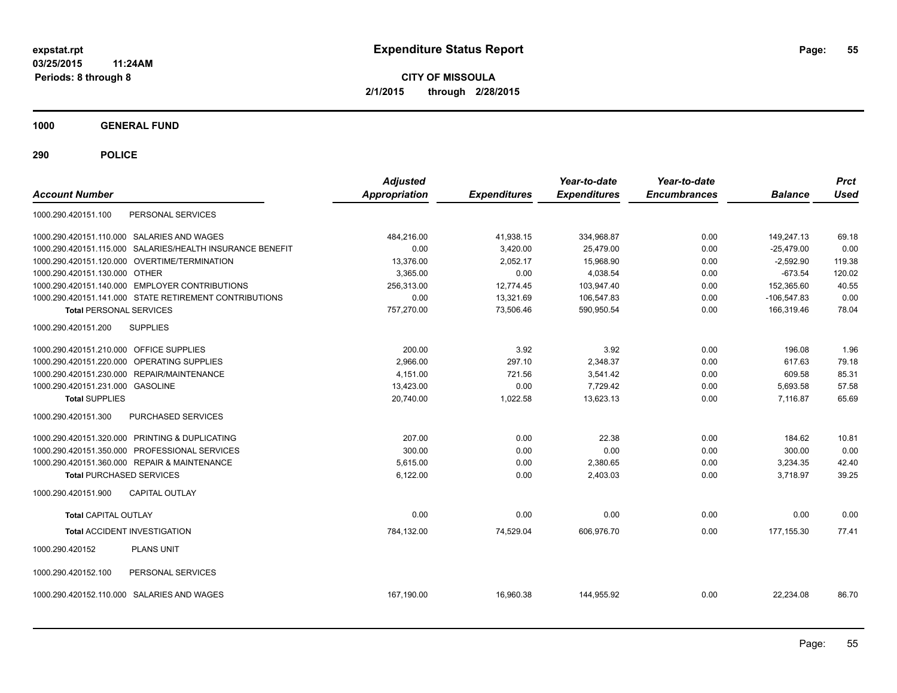**expstat.rpt**
**03/25/2015 11:24AM**
**Periods: 8 through 8**

# Expenditure Status Report

**CITY OF MISSOULA**
**2/1/2015 through 2/28/2015**

## 1000 GENERAL FUND

## 290 POLICE

| Account Number | | Adjusted Appropriation | Expenditures | Year-to-date Expenditures | Year-to-date Encumbrances | Balance | Prct Used |
|---|---|---|---|---|---|---|---|
| 1000.290.420151.100 | PERSONAL SERVICES | | | | | | |
| 1000.290.420151.110.000 | SALARIES AND WAGES | 484,216.00 | 41,938.15 | 334,968.87 | 0.00 | 149,247.13 | 69.18 |
| 1000.290.420151.115.000 | SALARIES/HEALTH INSURANCE BENEFIT | 0.00 | 3,420.00 | 25,479.00 | 0.00 | -25,479.00 | 0.00 |
| 1000.290.420151.120.000 | OVERTIME/TERMINATION | 13,376.00 | 2,052.17 | 15,968.90 | 0.00 | -2,592.90 | 119.38 |
| 1000.290.420151.130.000 | OTHER | 3,365.00 | 0.00 | 4,038.54 | 0.00 | -673.54 | 120.02 |
| 1000.290.420151.140.000 | EMPLOYER CONTRIBUTIONS | 256,313.00 | 12,774.45 | 103,947.40 | 0.00 | 152,365.60 | 40.55 |
| 1000.290.420151.141.000 | STATE RETIREMENT CONTRIBUTIONS | 0.00 | 13,321.69 | 106,547.83 | 0.00 | -106,547.83 | 0.00 |
| **Total** PERSONAL SERVICES | | 757,270.00 | 73,506.46 | 590,950.54 | 0.00 | 166,319.46 | 78.04 |
| 1000.290.420151.200 | SUPPLIES | | | | | | |
| 1000.290.420151.210.000 | OFFICE SUPPLIES | 200.00 | 3.92 | 3.92 | 0.00 | 196.08 | 1.96 |
| 1000.290.420151.220.000 | OPERATING SUPPLIES | 2,966.00 | 297.10 | 2,348.37 | 0.00 | 617.63 | 79.18 |
| 1000.290.420151.230.000 | REPAIR/MAINTENANCE | 4,151.00 | 721.56 | 3,541.42 | 0.00 | 609.58 | 85.31 |
| 1000.290.420151.231.000 | GASOLINE | 13,423.00 | 0.00 | 7,729.42 | 0.00 | 5,693.58 | 57.58 |
| **Total** SUPPLIES | | 20,740.00 | 1,022.58 | 13,623.13 | 0.00 | 7,116.87 | 65.69 |
| 1000.290.420151.300 | PURCHASED SERVICES | | | | | | |
| 1000.290.420151.320.000 | PRINTING & DUPLICATING | 207.00 | 0.00 | 22.38 | 0.00 | 184.62 | 10.81 |
| 1000.290.420151.350.000 | PROFESSIONAL SERVICES | 300.00 | 0.00 | 0.00 | 0.00 | 300.00 | 0.00 |
| 1000.290.420151.360.000 | REPAIR & MAINTENANCE | 5,615.00 | 0.00 | 2,380.65 | 0.00 | 3,234.35 | 42.40 |
| **Total** PURCHASED SERVICES | | 6,122.00 | 0.00 | 2,403.03 | 0.00 | 3,718.97 | 39.25 |
| 1000.290.420151.900 | CAPITAL OUTLAY | | | | | | |
| **Total** CAPITAL OUTLAY | | 0.00 | 0.00 | 0.00 | 0.00 | 0.00 | 0.00 |
| **Total** ACCIDENT INVESTIGATION | | 784,132.00 | 74,529.04 | 606,976.70 | 0.00 | 177,155.30 | 77.41 |
| 1000.290.420152 | PLANS UNIT | | | | | | |
| 1000.290.420152.100 | PERSONAL SERVICES | | | | | | |
| 1000.290.420152.110.000 | SALARIES AND WAGES | 167,190.00 | 16,960.38 | 144,955.92 | 0.00 | 22,234.08 | 86.70 |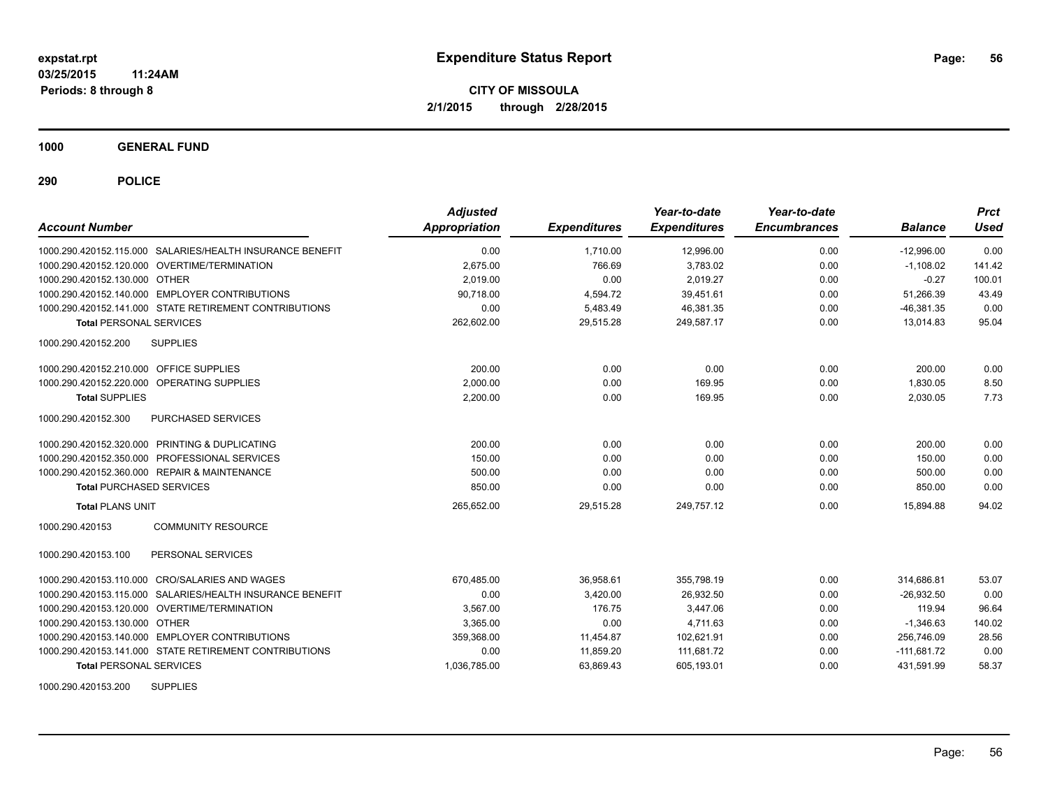# Expenditure Status Report

expstat.rpt
03/25/2015 11:24AM
Periods: 8 through 8

**CITY OF MISSOULA**
**2/1/2015 through 2/28/2015**

**1000 GENERAL FUND**

**290 POLICE**

| Account Number | | Adjusted Appropriation | Expenditures | Year-to-date Expenditures | Year-to-date Encumbrances | Balance | Prct Used |
|---|---|---|---|---|---|---|---|
| 1000.290.420152.115.000 | SALARIES/HEALTH INSURANCE BENEFIT | 0.00 | 1,710.00 | 12,996.00 | 0.00 | -12,996.00 | 0.00 |
| 1000.290.420152.120.000 | OVERTIME/TERMINATION | 2,675.00 | 766.69 | 3,783.02 | 0.00 | -1,108.02 | 141.42 |
| 1000.290.420152.130.000 | OTHER | 2,019.00 | 0.00 | 2,019.27 | 0.00 | -0.27 | 100.01 |
| 1000.290.420152.140.000 | EMPLOYER CONTRIBUTIONS | 90,718.00 | 4,594.72 | 39,451.61 | 0.00 | 51,266.39 | 43.49 |
| 1000.290.420152.141.000 | STATE RETIREMENT CONTRIBUTIONS | 0.00 | 5,483.49 | 46,381.35 | 0.00 | -46,381.35 | 0.00 |
| **Total** PERSONAL SERVICES | | 262,602.00 | 29,515.28 | 249,587.17 | 0.00 | 13,014.83 | 95.04 |
| 1000.290.420152.200 | SUPPLIES | | | | | | |
| 1000.290.420152.210.000 | OFFICE SUPPLIES | 200.00 | 0.00 | 0.00 | 0.00 | 200.00 | 0.00 |
| 1000.290.420152.220.000 | OPERATING SUPPLIES | 2,000.00 | 0.00 | 169.95 | 0.00 | 1,830.05 | 8.50 |
| **Total** SUPPLIES | | 2,200.00 | 0.00 | 169.95 | 0.00 | 2,030.05 | 7.73 |
| 1000.290.420152.300 | PURCHASED SERVICES | | | | | | |
| 1000.290.420152.320.000 | PRINTING & DUPLICATING | 200.00 | 0.00 | 0.00 | 0.00 | 200.00 | 0.00 |
| 1000.290.420152.350.000 | PROFESSIONAL SERVICES | 150.00 | 0.00 | 0.00 | 0.00 | 150.00 | 0.00 |
| 1000.290.420152.360.000 | REPAIR & MAINTENANCE | 500.00 | 0.00 | 0.00 | 0.00 | 500.00 | 0.00 |
| **Total** PURCHASED SERVICES | | 850.00 | 0.00 | 0.00 | 0.00 | 850.00 | 0.00 |
| **Total** PLANS UNIT | | 265,652.00 | 29,515.28 | 249,757.12 | 0.00 | 15,894.88 | 94.02 |
| 1000.290.420153 | COMMUNITY RESOURCE | | | | | | |
| 1000.290.420153.100 | PERSONAL SERVICES | | | | | | |
| 1000.290.420153.110.000 | CRO/SALARIES AND WAGES | 670,485.00 | 36,958.61 | 355,798.19 | 0.00 | 314,686.81 | 53.07 |
| 1000.290.420153.115.000 | SALARIES/HEALTH INSURANCE BENEFIT | 0.00 | 3,420.00 | 26,932.50 | 0.00 | -26,932.50 | 0.00 |
| 1000.290.420153.120.000 | OVERTIME/TERMINATION | 3,567.00 | 176.75 | 3,447.06 | 0.00 | 119.94 | 96.64 |
| 1000.290.420153.130.000 | OTHER | 3,365.00 | 0.00 | 4,711.63 | 0.00 | -1,346.63 | 140.02 |
| 1000.290.420153.140.000 | EMPLOYER CONTRIBUTIONS | 359,368.00 | 11,454.87 | 102,621.91 | 0.00 | 256,746.09 | 28.56 |
| 1000.290.420153.141.000 | STATE RETIREMENT CONTRIBUTIONS | 0.00 | 11,859.20 | 111,681.72 | 0.00 | -111,681.72 | 0.00 |
| **Total** PERSONAL SERVICES | | 1,036,785.00 | 63,869.43 | 605,193.01 | 0.00 | 431,591.99 | 58.37 |
| 1000.290.420153.200 | SUPPLIES | | | | | | |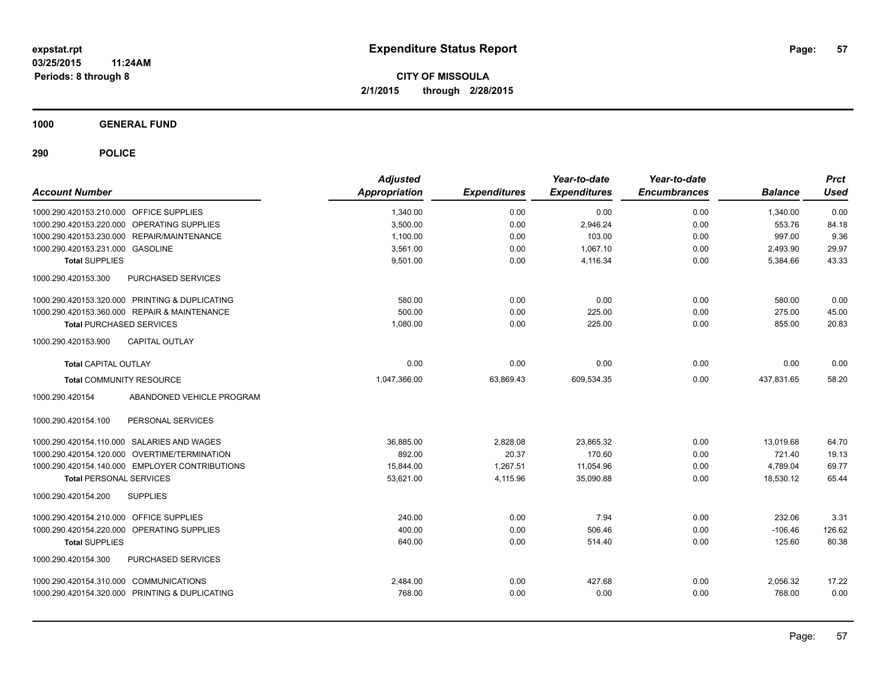# Expenditure Status Report

expstat.rpt
03/25/2015 11:24AM
Periods: 8 through 8

**CITY OF MISSOULA**
**2/1/2015 through 2/28/2015**

## 1000 GENERAL FUND

## 290 POLICE

| Account Number | | Adjusted Appropriation | Expenditures | Year-to-date Expenditures | Year-to-date Encumbrances | Balance | Prct Used |
|---|---|---|---|---|---|---|---|
| 1000.290.420153.210.000 | OFFICE SUPPLIES | 1,340.00 | 0.00 | 0.00 | 0.00 | 1,340.00 | 0.00 |
| 1000.290.420153.220.000 | OPERATING SUPPLIES | 3,500.00 | 0.00 | 2,946.24 | 0.00 | 553.76 | 84.18 |
| 1000.290.420153.230.000 | REPAIR/MAINTENANCE | 1,100.00 | 0.00 | 103.00 | 0.00 | 997.00 | 9.36 |
| 1000.290.420153.231.000 | GASOLINE | 3,561.00 | 0.00 | 1,067.10 | 0.00 | 2,493.90 | 29.97 |
| **Total SUPPLIES** | | 9,501.00 | 0.00 | 4,116.34 | 0.00 | 5,384.66 | 43.33 |
| 1000.290.420153.300 | PURCHASED SERVICES | | | | | | |
| 1000.290.420153.320.000 | PRINTING & DUPLICATING | 580.00 | 0.00 | 0.00 | 0.00 | 580.00 | 0.00 |
| 1000.290.420153.360.000 | REPAIR & MAINTENANCE | 500.00 | 0.00 | 225.00 | 0.00 | 275.00 | 45.00 |
| **Total PURCHASED SERVICES** | | 1,080.00 | 0.00 | 225.00 | 0.00 | 855.00 | 20.83 |
| 1000.290.420153.900 | CAPITAL OUTLAY | | | | | | |
| **Total CAPITAL OUTLAY** | | 0.00 | 0.00 | 0.00 | 0.00 | 0.00 | 0.00 |
| **Total COMMUNITY RESOURCE** | | 1,047,366.00 | 63,869.43 | 609,534.35 | 0.00 | 437,831.65 | 58.20 |
| 1000.290.420154 | ABANDONED VEHICLE PROGRAM | | | | | | |
| 1000.290.420154.100 | PERSONAL SERVICES | | | | | | |
| 1000.290.420154.110.000 | SALARIES AND WAGES | 36,885.00 | 2,828.08 | 23,865.32 | 0.00 | 13,019.68 | 64.70 |
| 1000.290.420154.120.000 | OVERTIME/TERMINATION | 892.00 | 20.37 | 170.60 | 0.00 | 721.40 | 19.13 |
| 1000.290.420154.140.000 | EMPLOYER CONTRIBUTIONS | 15,844.00 | 1,267.51 | 11,054.96 | 0.00 | 4,789.04 | 69.77 |
| **Total PERSONAL SERVICES** | | 53,621.00 | 4,115.96 | 35,090.88 | 0.00 | 18,530.12 | 65.44 |
| 1000.290.420154.200 | SUPPLIES | | | | | | |
| 1000.290.420154.210.000 | OFFICE SUPPLIES | 240.00 | 0.00 | 7.94 | 0.00 | 232.06 | 3.31 |
| 1000.290.420154.220.000 | OPERATING SUPPLIES | 400.00 | 0.00 | 506.46 | 0.00 | -106.46 | 126.62 |
| **Total SUPPLIES** | | 640.00 | 0.00 | 514.40 | 0.00 | 125.60 | 80.38 |
| 1000.290.420154.300 | PURCHASED SERVICES | | | | | | |
| 1000.290.420154.310.000 | COMMUNICATIONS | 2,484.00 | 0.00 | 427.68 | 0.00 | 2,056.32 | 17.22 |
| 1000.290.420154.320.000 | PRINTING & DUPLICATING | 768.00 | 0.00 | 0.00 | 0.00 | 768.00 | 0.00 |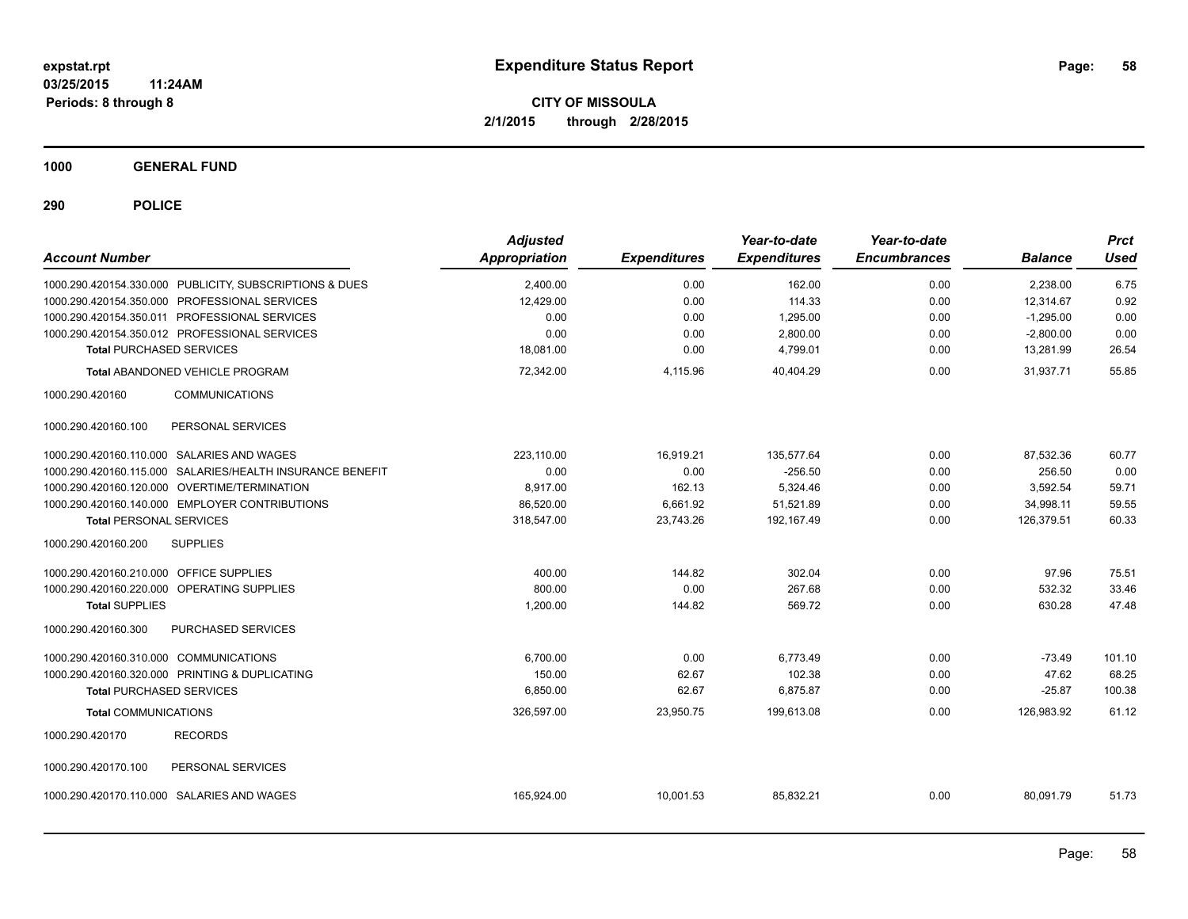# Expenditure Status Report

**expstat.rpt**
**03/25/2015 11:24AM**
**Periods: 8 through 8**

**CITY OF MISSOULA**
**2/1/2015 through 2/28/2015**

**1000 GENERAL FUND**

**290 POLICE**

| Account Number | Adjusted Appropriation | Expenditures | Year-to-date Expenditures | Year-to-date Encumbrances | Balance | Prct Used |
|---|---|---|---|---|---|---|
| 1000.290.420154.330.000 PUBLICITY, SUBSCRIPTIONS & DUES | 2,400.00 | 0.00 | 162.00 | 0.00 | 2,238.00 | 6.75 |
| 1000.290.420154.350.000 PROFESSIONAL SERVICES | 12,429.00 | 0.00 | 114.33 | 0.00 | 12,314.67 | 0.92 |
| 1000.290.420154.350.011 PROFESSIONAL SERVICES | 0.00 | 0.00 | 1,295.00 | 0.00 | -1,295.00 | 0.00 |
| 1000.290.420154.350.012 PROFESSIONAL SERVICES | 0.00 | 0.00 | 2,800.00 | 0.00 | -2,800.00 | 0.00 |
| **Total** PURCHASED SERVICES | 18,081.00 | 0.00 | 4,799.01 | 0.00 | 13,281.99 | 26.54 |
| **Total** ABANDONED VEHICLE PROGRAM | 72,342.00 | 4,115.96 | 40,404.29 | 0.00 | 31,937.71 | 55.85 |
| 1000.290.420160 COMMUNICATIONS | | | | | | |
| 1000.290.420160.100 PERSONAL SERVICES | | | | | | |
| 1000.290.420160.110.000 SALARIES AND WAGES | 223,110.00 | 16,919.21 | 135,577.64 | 0.00 | 87,532.36 | 60.77 |
| 1000.290.420160.115.000 SALARIES/HEALTH INSURANCE BENEFIT | 0.00 | 0.00 | -256.50 | 0.00 | 256.50 | 0.00 |
| 1000.290.420160.120.000 OVERTIME/TERMINATION | 8,917.00 | 162.13 | 5,324.46 | 0.00 | 3,592.54 | 59.71 |
| 1000.290.420160.140.000 EMPLOYER CONTRIBUTIONS | 86,520.00 | 6,661.92 | 51,521.89 | 0.00 | 34,998.11 | 59.55 |
| **Total** PERSONAL SERVICES | 318,547.00 | 23,743.26 | 192,167.49 | 0.00 | 126,379.51 | 60.33 |
| 1000.290.420160.200 SUPPLIES | | | | | | |
| 1000.290.420160.210.000 OFFICE SUPPLIES | 400.00 | 144.82 | 302.04 | 0.00 | 97.96 | 75.51 |
| 1000.290.420160.220.000 OPERATING SUPPLIES | 800.00 | 0.00 | 267.68 | 0.00 | 532.32 | 33.46 |
| **Total** SUPPLIES | 1,200.00 | 144.82 | 569.72 | 0.00 | 630.28 | 47.48 |
| 1000.290.420160.300 PURCHASED SERVICES | | | | | | |
| 1000.290.420160.310.000 COMMUNICATIONS | 6,700.00 | 0.00 | 6,773.49 | 0.00 | -73.49 | 101.10 |
| 1000.290.420160.320.000 PRINTING & DUPLICATING | 150.00 | 62.67 | 102.38 | 0.00 | 47.62 | 68.25 |
| **Total** PURCHASED SERVICES | 6,850.00 | 62.67 | 6,875.87 | 0.00 | -25.87 | 100.38 |
| **Total** COMMUNICATIONS | 326,597.00 | 23,950.75 | 199,613.08 | 0.00 | 126,983.92 | 61.12 |
| 1000.290.420170 RECORDS | | | | | | |
| 1000.290.420170.100 PERSONAL SERVICES | | | | | | |
| 1000.290.420170.110.000 SALARIES AND WAGES | 165,924.00 | 10,001.53 | 85,832.21 | 0.00 | 80,091.79 | 51.73 |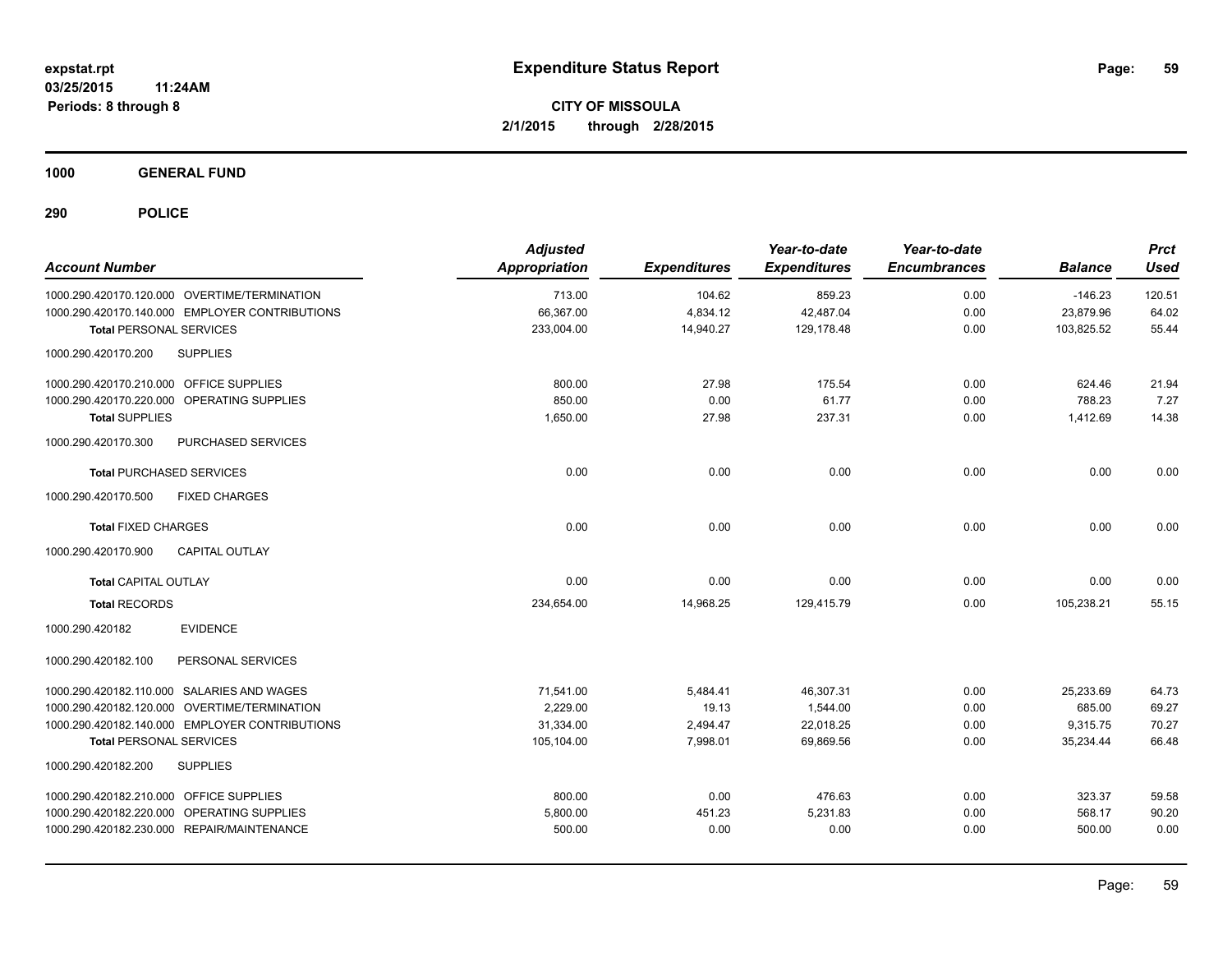**expstat.rpt**
**03/25/2015 11:24AM**
**Periods: 8 through 8**

# Expenditure Status Report

**CITY OF MISSOULA**
**2/1/2015 through 2/28/2015**

## 1000 GENERAL FUND

## 290 POLICE

| Account Number | Adjusted Appropriation | Expenditures | Year-to-date Expenditures | Year-to-date Encumbrances | Balance | Prct Used |
|---|---|---|---|---|---|---|
| 1000.290.420170.120.000 OVERTIME/TERMINATION | 713.00 | 104.62 | 859.23 | 0.00 | -146.23 | 120.51 |
| 1000.290.420170.140.000 EMPLOYER CONTRIBUTIONS | 66,367.00 | 4,834.12 | 42,487.04 | 0.00 | 23,879.96 | 64.02 |
| **Total** PERSONAL SERVICES | 233,004.00 | 14,940.27 | 129,178.48 | 0.00 | 103,825.52 | 55.44 |
| 1000.290.420170.200 SUPPLIES | | | | | | |
| 1000.290.420170.210.000 OFFICE SUPPLIES | 800.00 | 27.98 | 175.54 | 0.00 | 624.46 | 21.94 |
| 1000.290.420170.220.000 OPERATING SUPPLIES | 850.00 | 0.00 | 61.77 | 0.00 | 788.23 | 7.27 |
| **Total SUPPLIES** | 1,650.00 | 27.98 | 237.31 | 0.00 | 1,412.69 | 14.38 |
| 1000.290.420170.300 PURCHASED SERVICES | | | | | | |
| **Total** PURCHASED SERVICES | 0.00 | 0.00 | 0.00 | 0.00 | 0.00 | 0.00 |
| 1000.290.420170.500 FIXED CHARGES | | | | | | |
| **Total** FIXED CHARGES | 0.00 | 0.00 | 0.00 | 0.00 | 0.00 | 0.00 |
| 1000.290.420170.900 CAPITAL OUTLAY | | | | | | |
| **Total** CAPITAL OUTLAY | 0.00 | 0.00 | 0.00 | 0.00 | 0.00 | 0.00 |
| **Total** RECORDS | 234,654.00 | 14,968.25 | 129,415.79 | 0.00 | 105,238.21 | 55.15 |
| 1000.290.420182 EVIDENCE | | | | | | |
| 1000.290.420182.100 PERSONAL SERVICES | | | | | | |
| 1000.290.420182.110.000 SALARIES AND WAGES | 71,541.00 | 5,484.41 | 46,307.31 | 0.00 | 25,233.69 | 64.73 |
| 1000.290.420182.120.000 OVERTIME/TERMINATION | 2,229.00 | 19.13 | 1,544.00 | 0.00 | 685.00 | 69.27 |
| 1000.290.420182.140.000 EMPLOYER CONTRIBUTIONS | 31,334.00 | 2,494.47 | 22,018.25 | 0.00 | 9,315.75 | 70.27 |
| **Total** PERSONAL SERVICES | 105,104.00 | 7,998.01 | 69,869.56 | 0.00 | 35,234.44 | 66.48 |
| 1000.290.420182.200 SUPPLIES | | | | | | |
| 1000.290.420182.210.000 OFFICE SUPPLIES | 800.00 | 0.00 | 476.63 | 0.00 | 323.37 | 59.58 |
| 1000.290.420182.220.000 OPERATING SUPPLIES | 5,800.00 | 451.23 | 5,231.83 | 0.00 | 568.17 | 90.20 |
| 1000.290.420182.230.000 REPAIR/MAINTENANCE | 500.00 | 0.00 | 0.00 | 0.00 | 500.00 | 0.00 |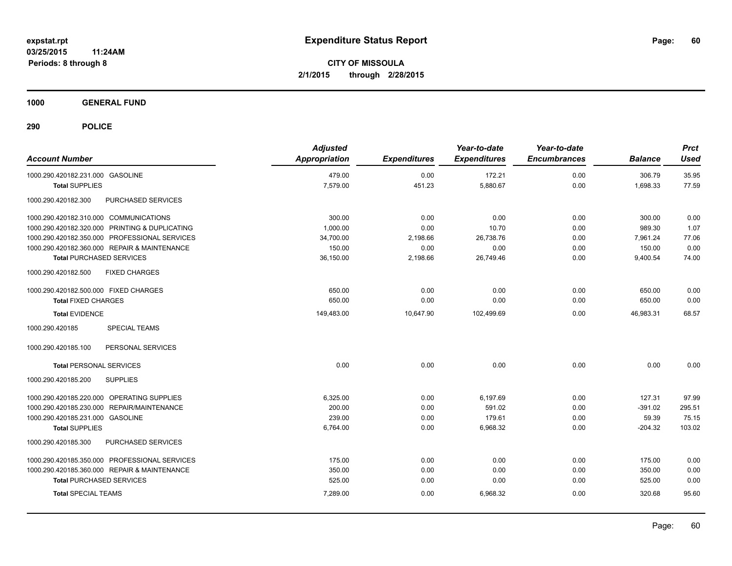expstat.rpt
03/25/2015 11:24AM
Periods: 8 through 8

# Expenditure Status Report

**CITY OF MISSOULA**
**2/1/2015 through 2/28/2015**

## 1000 GENERAL FUND

## 290 POLICE

| Account Number | Adjusted Appropriation | Expenditures | Year-to-date Expenditures | Year-to-date Encumbrances | Balance | Prct Used |
|---|---|---|---|---|---|---|
| 1000.290.420182.231.000 GASOLINE | 479.00 | 0.00 | 172.21 | 0.00 | 306.79 | 35.95 |
| **Total** SUPPLIES | 7,579.00 | 451.23 | 5,880.67 | 0.00 | 1,698.33 | 77.59 |
| 1000.290.420182.300 PURCHASED SERVICES | | | | | | |
| 1000.290.420182.310.000 COMMUNICATIONS | 300.00 | 0.00 | 0.00 | 0.00 | 300.00 | 0.00 |
| 1000.290.420182.320.000 PRINTING & DUPLICATING | 1,000.00 | 0.00 | 10.70 | 0.00 | 989.30 | 1.07 |
| 1000.290.420182.350.000 PROFESSIONAL SERVICES | 34,700.00 | 2,198.66 | 26,738.76 | 0.00 | 7,961.24 | 77.06 |
| 1000.290.420182.360.000 REPAIR & MAINTENANCE | 150.00 | 0.00 | 0.00 | 0.00 | 150.00 | 0.00 |
| **Total** PURCHASED SERVICES | 36,150.00 | 2,198.66 | 26,749.46 | 0.00 | 9,400.54 | 74.00 |
| 1000.290.420182.500 FIXED CHARGES | | | | | | |
| 1000.290.420182.500.000 FIXED CHARGES | 650.00 | 0.00 | 0.00 | 0.00 | 650.00 | 0.00 |
| **Total** FIXED CHARGES | 650.00 | 0.00 | 0.00 | 0.00 | 650.00 | 0.00 |
| **Total** EVIDENCE | 149,483.00 | 10,647.90 | 102,499.69 | 0.00 | 46,983.31 | 68.57 |
| 1000.290.420185 SPECIAL TEAMS | | | | | | |
| 1000.290.420185.100 PERSONAL SERVICES | | | | | | |
| **Total** PERSONAL SERVICES | 0.00 | 0.00 | 0.00 | 0.00 | 0.00 | 0.00 |
| 1000.290.420185.200 SUPPLIES | | | | | | |
| 1000.290.420185.220.000 OPERATING SUPPLIES | 6,325.00 | 0.00 | 6,197.69 | 0.00 | 127.31 | 97.99 |
| 1000.290.420185.230.000 REPAIR/MAINTENANCE | 200.00 | 0.00 | 591.02 | 0.00 | -391.02 | 295.51 |
| 1000.290.420185.231.000 GASOLINE | 239.00 | 0.00 | 179.61 | 0.00 | 59.39 | 75.15 |
| **Total** SUPPLIES | 6,764.00 | 0.00 | 6,968.32 | 0.00 | -204.32 | 103.02 |
| 1000.290.420185.300 PURCHASED SERVICES | | | | | | |
| 1000.290.420185.350.000 PROFESSIONAL SERVICES | 175.00 | 0.00 | 0.00 | 0.00 | 175.00 | 0.00 |
| 1000.290.420185.360.000 REPAIR & MAINTENANCE | 350.00 | 0.00 | 0.00 | 0.00 | 350.00 | 0.00 |
| **Total** PURCHASED SERVICES | 525.00 | 0.00 | 0.00 | 0.00 | 525.00 | 0.00 |
| **Total** SPECIAL TEAMS | 7,289.00 | 0.00 | 6,968.32 | 0.00 | 320.68 | 95.60 |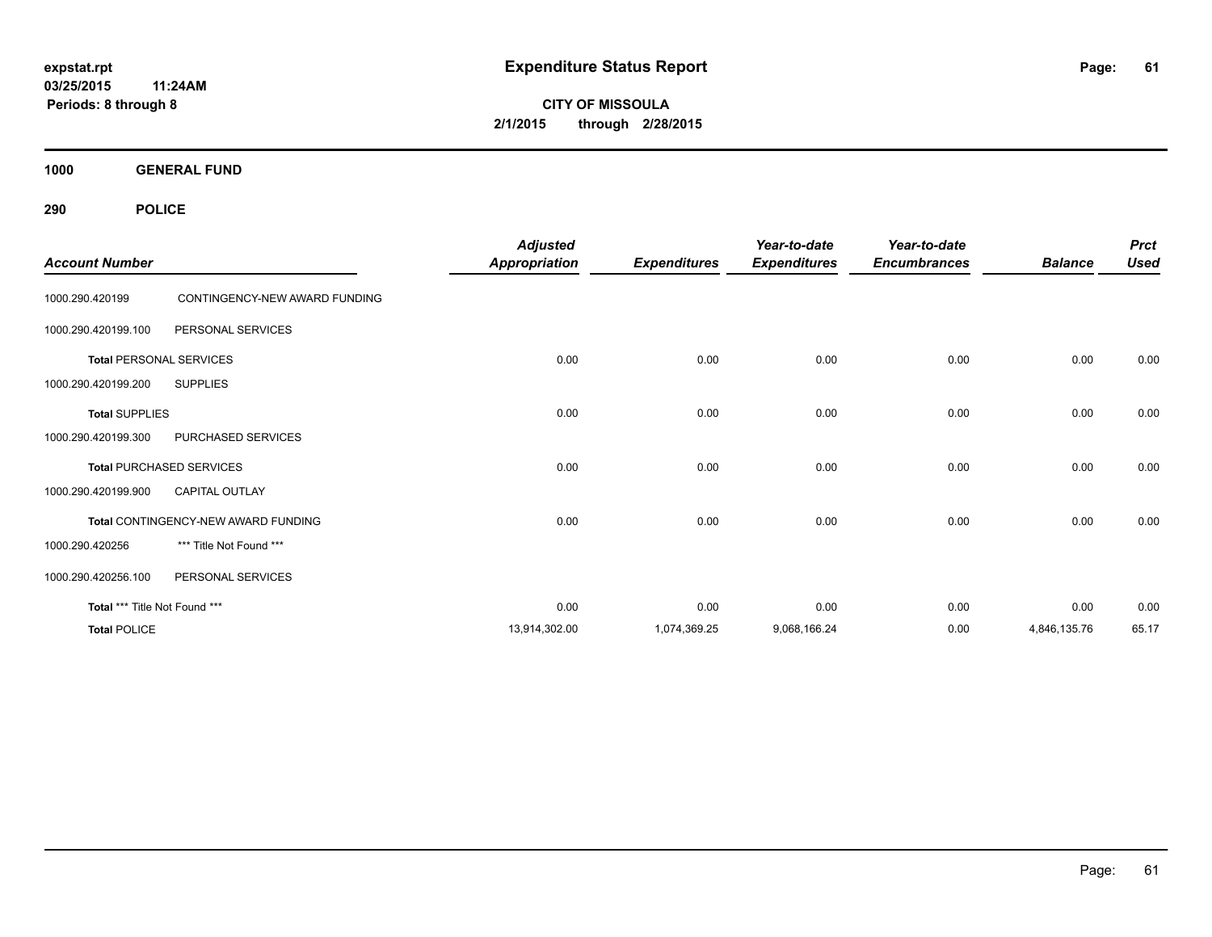**expstat.rpt**
**03/25/2015 11:24AM**
**Periods: 8 through 8**

# Expenditure Status Report

**CITY OF MISSOULA**
**2/1/2015 through 2/28/2015**

## 1000 GENERAL FUND

## 290 POLICE

| Account Number | | Adjusted Appropriation | Expenditures | Year-to-date Expenditures | Year-to-date Encumbrances | Balance | Prct Used |
|---|---|---|---|---|---|---|---|
| 1000.290.420199 | CONTINGENCY-NEW AWARD FUNDING | | | | | | |
| 1000.290.420199.100 | PERSONAL SERVICES | | | | | | |
| **Total** PERSONAL SERVICES | | 0.00 | 0.00 | 0.00 | 0.00 | 0.00 | 0.00 |
| 1000.290.420199.200 | SUPPLIES | | | | | | |
| **Total** SUPPLIES | | 0.00 | 0.00 | 0.00 | 0.00 | 0.00 | 0.00 |
| 1000.290.420199.300 | PURCHASED SERVICES | | | | | | |
| **Total** PURCHASED SERVICES | | 0.00 | 0.00 | 0.00 | 0.00 | 0.00 | 0.00 |
| 1000.290.420199.900 | CAPITAL OUTLAY | | | | | | |
| **Total** CONTINGENCY-NEW AWARD FUNDING | | 0.00 | 0.00 | 0.00 | 0.00 | 0.00 | 0.00 |
| 1000.290.420256 | *** Title Not Found *** | | | | | | |
| 1000.290.420256.100 | PERSONAL SERVICES | | | | | | |
| **Total** *** Title Not Found *** | | 0.00 | 0.00 | 0.00 | 0.00 | 0.00 | 0.00 |
| **Total** POLICE | | 13,914,302.00 | 1,074,369.25 | 9,068,166.24 | 0.00 | 4,846,135.76 | 65.17 |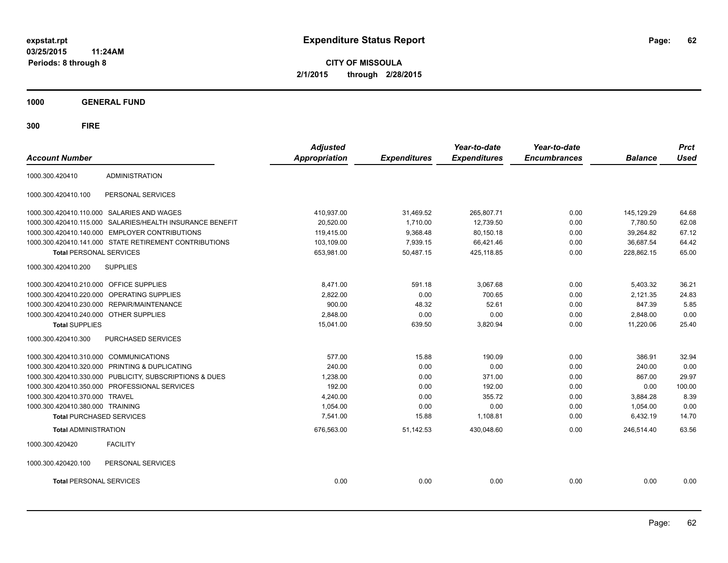# Expenditure Status Report

expstat.rpt
03/25/2015 11:24AM
Periods: 8 through 8

**CITY OF MISSOULA**
**2/1/2015 through 2/28/2015**

## 1000 GENERAL FUND

## 300 FIRE

| Account Number | | Adjusted Appropriation | Expenditures | Year-to-date Expenditures | Year-to-date Encumbrances | Balance | Prct Used |
|---|---|---|---|---|---|---|---|
| 1000.300.420410 | ADMINISTRATION | | | | | | |
| 1000.300.420410.100 | PERSONAL SERVICES | | | | | | |
| 1000.300.420410.110.000 | SALARIES AND WAGES | 410,937.00 | 31,469.52 | 265,807.71 | 0.00 | 145,129.29 | 64.68 |
| 1000.300.420410.115.000 | SALARIES/HEALTH INSURANCE BENEFIT | 20,520.00 | 1,710.00 | 12,739.50 | 0.00 | 7,780.50 | 62.08 |
| 1000.300.420410.140.000 | EMPLOYER CONTRIBUTIONS | 119,415.00 | 9,368.48 | 80,150.18 | 0.00 | 39,264.82 | 67.12 |
| 1000.300.420410.141.000 | STATE RETIREMENT CONTRIBUTIONS | 103,109.00 | 7,939.15 | 66,421.46 | 0.00 | 36,687.54 | 64.42 |
| **Total** PERSONAL SERVICES | | 653,981.00 | 50,487.15 | 425,118.85 | 0.00 | 228,862.15 | 65.00 |
| 1000.300.420410.200 | SUPPLIES | | | | | | |
| 1000.300.420410.210.000 | OFFICE SUPPLIES | 8,471.00 | 591.18 | 3,067.68 | 0.00 | 5,403.32 | 36.21 |
| 1000.300.420410.220.000 | OPERATING SUPPLIES | 2,822.00 | 0.00 | 700.65 | 0.00 | 2,121.35 | 24.83 |
| 1000.300.420410.230.000 | REPAIR/MAINTENANCE | 900.00 | 48.32 | 52.61 | 0.00 | 847.39 | 5.85 |
| 1000.300.420410.240.000 | OTHER SUPPLIES | 2,848.00 | 0.00 | 0.00 | 0.00 | 2,848.00 | 0.00 |
| **Total** SUPPLIES | | 15,041.00 | 639.50 | 3,820.94 | 0.00 | 11,220.06 | 25.40 |
| 1000.300.420410.300 | PURCHASED SERVICES | | | | | | |
| 1000.300.420410.310.000 | COMMUNICATIONS | 577.00 | 15.88 | 190.09 | 0.00 | 386.91 | 32.94 |
| 1000.300.420410.320.000 | PRINTING & DUPLICATING | 240.00 | 0.00 | 0.00 | 0.00 | 240.00 | 0.00 |
| 1000.300.420410.330.000 | PUBLICITY, SUBSCRIPTIONS & DUES | 1,238.00 | 0.00 | 371.00 | 0.00 | 867.00 | 29.97 |
| 1000.300.420410.350.000 | PROFESSIONAL SERVICES | 192.00 | 0.00 | 192.00 | 0.00 | 0.00 | 100.00 |
| 1000.300.420410.370.000 | TRAVEL | 4,240.00 | 0.00 | 355.72 | 0.00 | 3,884.28 | 8.39 |
| 1000.300.420410.380.000 | TRAINING | 1,054.00 | 0.00 | 0.00 | 0.00 | 1,054.00 | 0.00 |
| **Total** PURCHASED SERVICES | | 7,541.00 | 15.88 | 1,108.81 | 0.00 | 6,432.19 | 14.70 |
| **Total** ADMINISTRATION | | 676,563.00 | 51,142.53 | 430,048.60 | 0.00 | 246,514.40 | 63.56 |
| 1000.300.420420 | FACILITY | | | | | | |
| 1000.300.420420.100 | PERSONAL SERVICES | | | | | | |
| **Total** PERSONAL SERVICES | | 0.00 | 0.00 | 0.00 | 0.00 | 0.00 | 0.00 |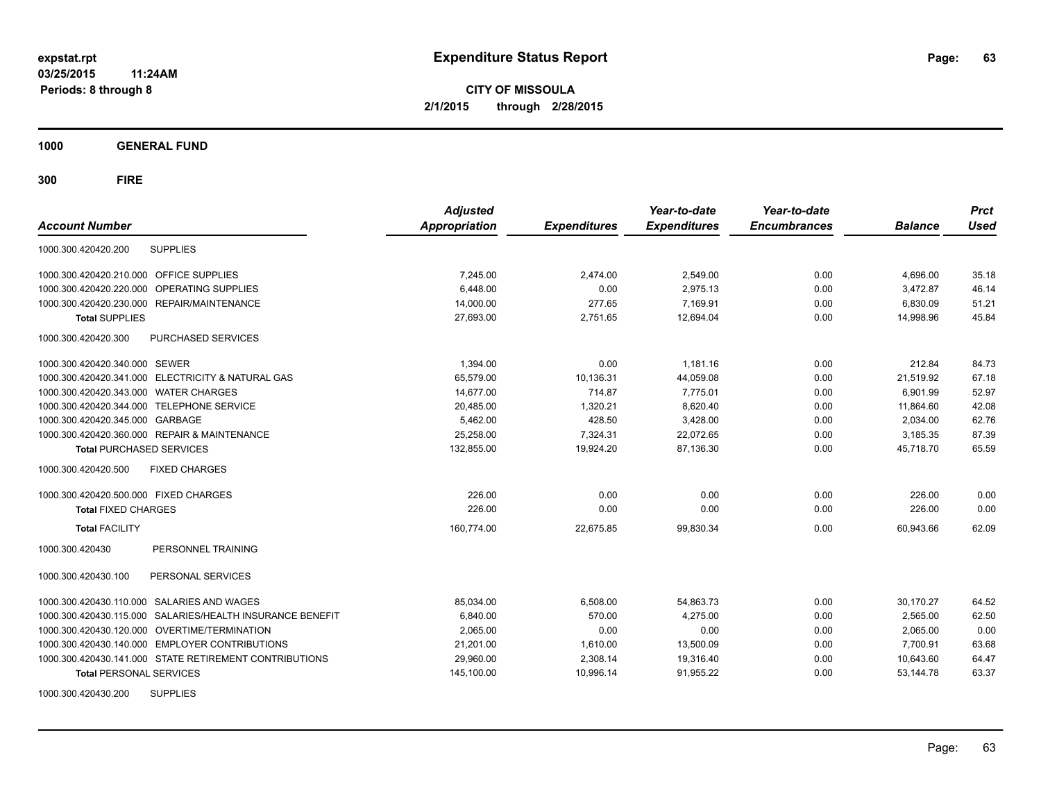**expstat.rpt**
**03/25/2015 11:24AM**
**Periods: 8 through 8**

# Expenditure Status Report

**CITY OF MISSOULA**
**2/1/2015 through 2/28/2015**

## 1000 GENERAL FUND

## 300 FIRE

| Account Number | | Adjusted Appropriation | Expenditures | Year-to-date Expenditures | Year-to-date Encumbrances | Balance | Prct Used |
|---|---|---|---|---|---|---|---|
| 1000.300.420420.200 | SUPPLIES | | | | | | |
| 1000.300.420420.210.000 | OFFICE SUPPLIES | 7,245.00 | 2,474.00 | 2,549.00 | 0.00 | 4,696.00 | 35.18 |
| 1000.300.420420.220.000 | OPERATING SUPPLIES | 6,448.00 | 0.00 | 2,975.13 | 0.00 | 3,472.87 | 46.14 |
| 1000.300.420420.230.000 | REPAIR/MAINTENANCE | 14,000.00 | 277.65 | 7,169.91 | 0.00 | 6,830.09 | 51.21 |
| **Total** SUPPLIES | | 27,693.00 | 2,751.65 | 12,694.04 | 0.00 | 14,998.96 | 45.84 |
| 1000.300.420420.300 | PURCHASED SERVICES | | | | | | |
| 1000.300.420420.340.000 | SEWER | 1,394.00 | 0.00 | 1,181.16 | 0.00 | 212.84 | 84.73 |
| 1000.300.420420.341.000 | ELECTRICITY & NATURAL GAS | 65,579.00 | 10,136.31 | 44,059.08 | 0.00 | 21,519.92 | 67.18 |
| 1000.300.420420.343.000 | WATER CHARGES | 14,677.00 | 714.87 | 7,775.01 | 0.00 | 6,901.99 | 52.97 |
| 1000.300.420420.344.000 | TELEPHONE SERVICE | 20,485.00 | 1,320.21 | 8,620.40 | 0.00 | 11,864.60 | 42.08 |
| 1000.300.420420.345.000 | GARBAGE | 5,462.00 | 428.50 | 3,428.00 | 0.00 | 2,034.00 | 62.76 |
| 1000.300.420420.360.000 | REPAIR & MAINTENANCE | 25,258.00 | 7,324.31 | 22,072.65 | 0.00 | 3,185.35 | 87.39 |
| **Total** PURCHASED SERVICES | | 132,855.00 | 19,924.20 | 87,136.30 | 0.00 | 45,718.70 | 65.59 |
| 1000.300.420420.500 | FIXED CHARGES | | | | | | |
| 1000.300.420420.500.000 | FIXED CHARGES | 226.00 | 0.00 | 0.00 | 0.00 | 226.00 | 0.00 |
| **Total** FIXED CHARGES | | 226.00 | 0.00 | 0.00 | 0.00 | 226.00 | 0.00 |
| **Total** FACILITY | | 160,774.00 | 22,675.85 | 99,830.34 | 0.00 | 60,943.66 | 62.09 |
| 1000.300.420430 | PERSONNEL TRAINING | | | | | | |
| 1000.300.420430.100 | PERSONAL SERVICES | | | | | | |
| 1000.300.420430.110.000 | SALARIES AND WAGES | 85,034.00 | 6,508.00 | 54,863.73 | 0.00 | 30,170.27 | 64.52 |
| 1000.300.420430.115.000 | SALARIES/HEALTH INSURANCE BENEFIT | 6,840.00 | 570.00 | 4,275.00 | 0.00 | 2,565.00 | 62.50 |
| 1000.300.420430.120.000 | OVERTIME/TERMINATION | 2,065.00 | 0.00 | 0.00 | 0.00 | 2,065.00 | 0.00 |
| 1000.300.420430.140.000 | EMPLOYER CONTRIBUTIONS | 21,201.00 | 1,610.00 | 13,500.09 | 0.00 | 7,700.91 | 63.68 |
| 1000.300.420430.141.000 | STATE RETIREMENT CONTRIBUTIONS | 29,960.00 | 2,308.14 | 19,316.40 | 0.00 | 10,643.60 | 64.47 |
| **Total** PERSONAL SERVICES | | 145,100.00 | 10,996.14 | 91,955.22 | 0.00 | 53,144.78 | 63.37 |
| 1000.300.420430.200 | SUPPLIES | | | | | | |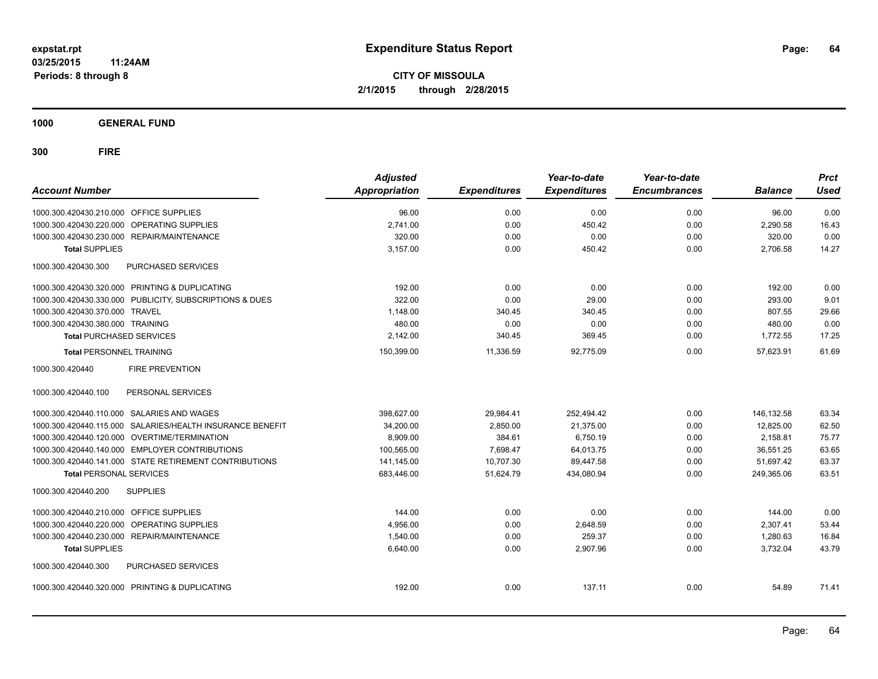**expstat.rpt**
**03/25/2015 11:24AM**
**Periods: 8 through 8**

# Expenditure Status Report

**CITY OF MISSOULA**
**2/1/2015 through 2/28/2015**

## 1000 GENERAL FUND

## 300 FIRE

| Account Number | | Adjusted Appropriation | Expenditures | Year-to-date Expenditures | Year-to-date Encumbrances | Balance | Prct Used |
|---|---|---|---|---|---|---|---|
| 1000.300.420430.210.000 | OFFICE SUPPLIES | 96.00 | 0.00 | 0.00 | 0.00 | 96.00 | 0.00 |
| 1000.300.420430.220.000 | OPERATING SUPPLIES | 2,741.00 | 0.00 | 450.42 | 0.00 | 2,290.58 | 16.43 |
| 1000.300.420430.230.000 | REPAIR/MAINTENANCE | 320.00 | 0.00 | 0.00 | 0.00 | 320.00 | 0.00 |
| **Total** SUPPLIES | | 3,157.00 | 0.00 | 450.42 | 0.00 | 2,706.58 | 14.27 |
| 1000.300.420430.300 | PURCHASED SERVICES | | | | | | |
| 1000.300.420430.320.000 | PRINTING & DUPLICATING | 192.00 | 0.00 | 0.00 | 0.00 | 192.00 | 0.00 |
| 1000.300.420430.330.000 | PUBLICITY, SUBSCRIPTIONS & DUES | 322.00 | 0.00 | 29.00 | 0.00 | 293.00 | 9.01 |
| 1000.300.420430.370.000 | TRAVEL | 1,148.00 | 340.45 | 340.45 | 0.00 | 807.55 | 29.66 |
| 1000.300.420430.380.000 | TRAINING | 480.00 | 0.00 | 0.00 | 0.00 | 480.00 | 0.00 |
| **Total** PURCHASED SERVICES | | 2,142.00 | 340.45 | 369.45 | 0.00 | 1,772.55 | 17.25 |
| **Total** PERSONNEL TRAINING | | 150,399.00 | 11,336.59 | 92,775.09 | 0.00 | 57,623.91 | 61.69 |
| 1000.300.420440 | FIRE PREVENTION | | | | | | |
| 1000.300.420440.100 | PERSONAL SERVICES | | | | | | |
| 1000.300.420440.110.000 | SALARIES AND WAGES | 398,627.00 | 29,984.41 | 252,494.42 | 0.00 | 146,132.58 | 63.34 |
| 1000.300.420440.115.000 | SALARIES/HEALTH INSURANCE BENEFIT | 34,200.00 | 2,850.00 | 21,375.00 | 0.00 | 12,825.00 | 62.50 |
| 1000.300.420440.120.000 | OVERTIME/TERMINATION | 8,909.00 | 384.61 | 6,750.19 | 0.00 | 2,158.81 | 75.77 |
| 1000.300.420440.140.000 | EMPLOYER CONTRIBUTIONS | 100,565.00 | 7,698.47 | 64,013.75 | 0.00 | 36,551.25 | 63.65 |
| 1000.300.420440.141.000 | STATE RETIREMENT CONTRIBUTIONS | 141,145.00 | 10,707.30 | 89,447.58 | 0.00 | 51,697.42 | 63.37 |
| **Total** PERSONAL SERVICES | | 683,446.00 | 51,624.79 | 434,080.94 | 0.00 | 249,365.06 | 63.51 |
| 1000.300.420440.200 | SUPPLIES | | | | | | |
| 1000.300.420440.210.000 | OFFICE SUPPLIES | 144.00 | 0.00 | 0.00 | 0.00 | 144.00 | 0.00 |
| 1000.300.420440.220.000 | OPERATING SUPPLIES | 4,956.00 | 0.00 | 2,648.59 | 0.00 | 2,307.41 | 53.44 |
| 1000.300.420440.230.000 | REPAIR/MAINTENANCE | 1,540.00 | 0.00 | 259.37 | 0.00 | 1,280.63 | 16.84 |
| **Total** SUPPLIES | | 6,640.00 | 0.00 | 2,907.96 | 0.00 | 3,732.04 | 43.79 |
| 1000.300.420440.300 | PURCHASED SERVICES | | | | | | |
| 1000.300.420440.320.000 | PRINTING & DUPLICATING | 192.00 | 0.00 | 137.11 | 0.00 | 54.89 | 71.41 |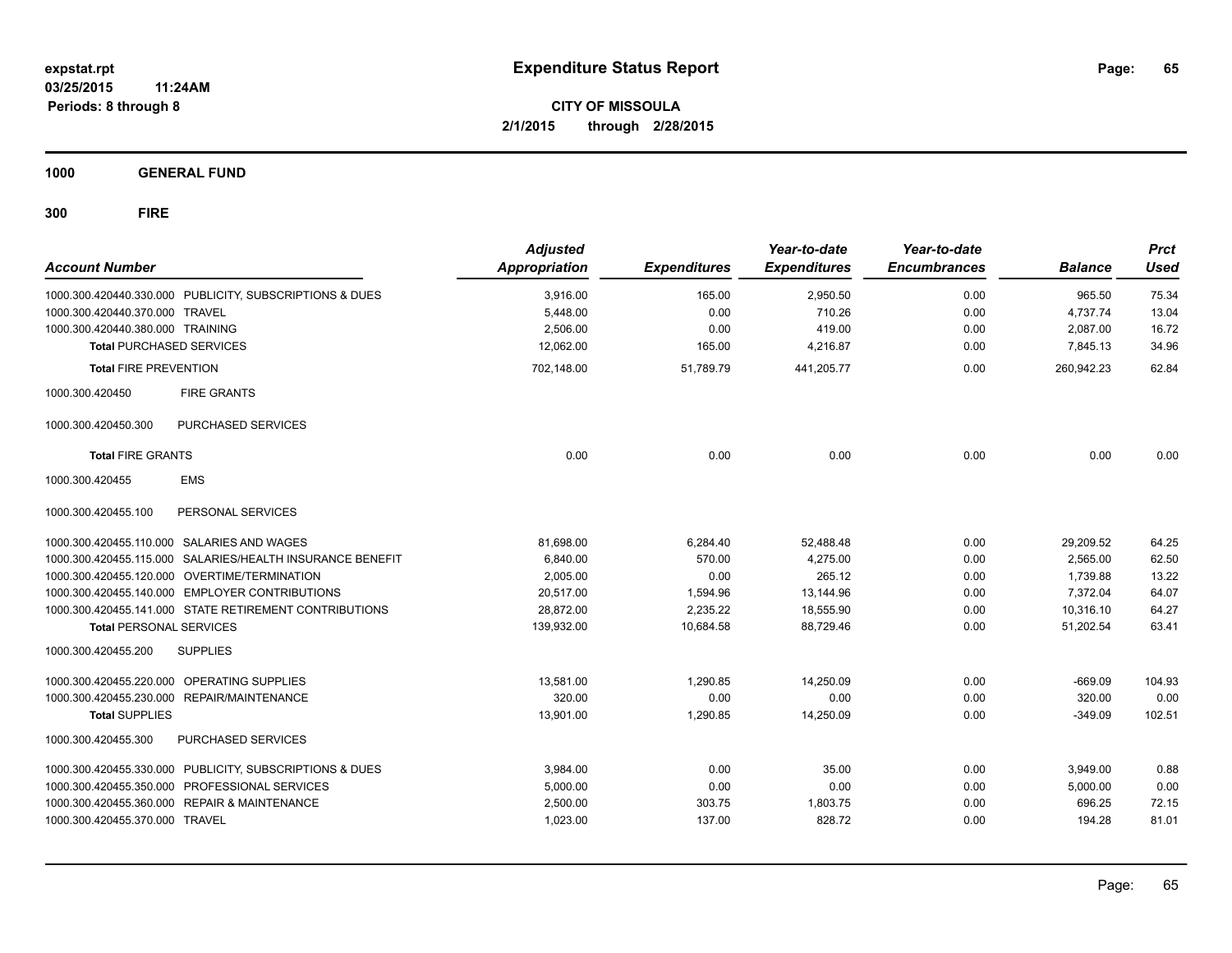**expstat.rpt**
**03/25/2015 11:24AM**
**Periods: 8 through 8**

# Expenditure Status Report

**CITY OF MISSOULA**
**2/1/2015 through 2/28/2015**

## 1000 GENERAL FUND

### 300 FIRE

| Account Number | Adjusted Appropriation | Expenditures | Year-to-date Expenditures | Year-to-date Encumbrances | Balance | Prct Used |
|---|---|---|---|---|---|---|
| 1000.300.420440.330.000 PUBLICITY, SUBSCRIPTIONS & DUES | 3,916.00 | 165.00 | 2,950.50 | 0.00 | 965.50 | 75.34 |
| 1000.300.420440.370.000 TRAVEL | 5,448.00 | 0.00 | 710.26 | 0.00 | 4,737.74 | 13.04 |
| 1000.300.420440.380.000 TRAINING | 2,506.00 | 0.00 | 419.00 | 0.00 | 2,087.00 | 16.72 |
| **Total** PURCHASED SERVICES | 12,062.00 | 165.00 | 4,216.87 | 0.00 | 7,845.13 | 34.96 |
| **Total** FIRE PREVENTION | 702,148.00 | 51,789.79 | 441,205.77 | 0.00 | 260,942.23 | 62.84 |
| 1000.300.420450 FIRE GRANTS | | | | | | |
| 1000.300.420450.300 PURCHASED SERVICES | | | | | | |
| **Total** FIRE GRANTS | 0.00 | 0.00 | 0.00 | 0.00 | 0.00 | 0.00 |
| 1000.300.420455 EMS | | | | | | |
| 1000.300.420455.100 PERSONAL SERVICES | | | | | | |
| 1000.300.420455.110.000 SALARIES AND WAGES | 81,698.00 | 6,284.40 | 52,488.48 | 0.00 | 29,209.52 | 64.25 |
| 1000.300.420455.115.000 SALARIES/HEALTH INSURANCE BENEFIT | 6,840.00 | 570.00 | 4,275.00 | 0.00 | 2,565.00 | 62.50 |
| 1000.300.420455.120.000 OVERTIME/TERMINATION | 2,005.00 | 0.00 | 265.12 | 0.00 | 1,739.88 | 13.22 |
| 1000.300.420455.140.000 EMPLOYER CONTRIBUTIONS | 20,517.00 | 1,594.96 | 13,144.96 | 0.00 | 7,372.04 | 64.07 |
| 1000.300.420455.141.000 STATE RETIREMENT CONTRIBUTIONS | 28,872.00 | 2,235.22 | 18,555.90 | 0.00 | 10,316.10 | 64.27 |
| **Total** PERSONAL SERVICES | 139,932.00 | 10,684.58 | 88,729.46 | 0.00 | 51,202.54 | 63.41 |
| 1000.300.420455.200 SUPPLIES | | | | | | |
| 1000.300.420455.220.000 OPERATING SUPPLIES | 13,581.00 | 1,290.85 | 14,250.09 | 0.00 | -669.09 | 104.93 |
| 1000.300.420455.230.000 REPAIR/MAINTENANCE | 320.00 | 0.00 | 0.00 | 0.00 | 320.00 | 0.00 |
| **Total** SUPPLIES | 13,901.00 | 1,290.85 | 14,250.09 | 0.00 | -349.09 | 102.51 |
| 1000.300.420455.300 PURCHASED SERVICES | | | | | | |
| 1000.300.420455.330.000 PUBLICITY, SUBSCRIPTIONS & DUES | 3,984.00 | 0.00 | 35.00 | 0.00 | 3,949.00 | 0.88 |
| 1000.300.420455.350.000 PROFESSIONAL SERVICES | 5,000.00 | 0.00 | 0.00 | 0.00 | 5,000.00 | 0.00 |
| 1000.300.420455.360.000 REPAIR & MAINTENANCE | 2,500.00 | 303.75 | 1,803.75 | 0.00 | 696.25 | 72.15 |
| 1000.300.420455.370.000 TRAVEL | 1,023.00 | 137.00 | 828.72 | 0.00 | 194.28 | 81.01 |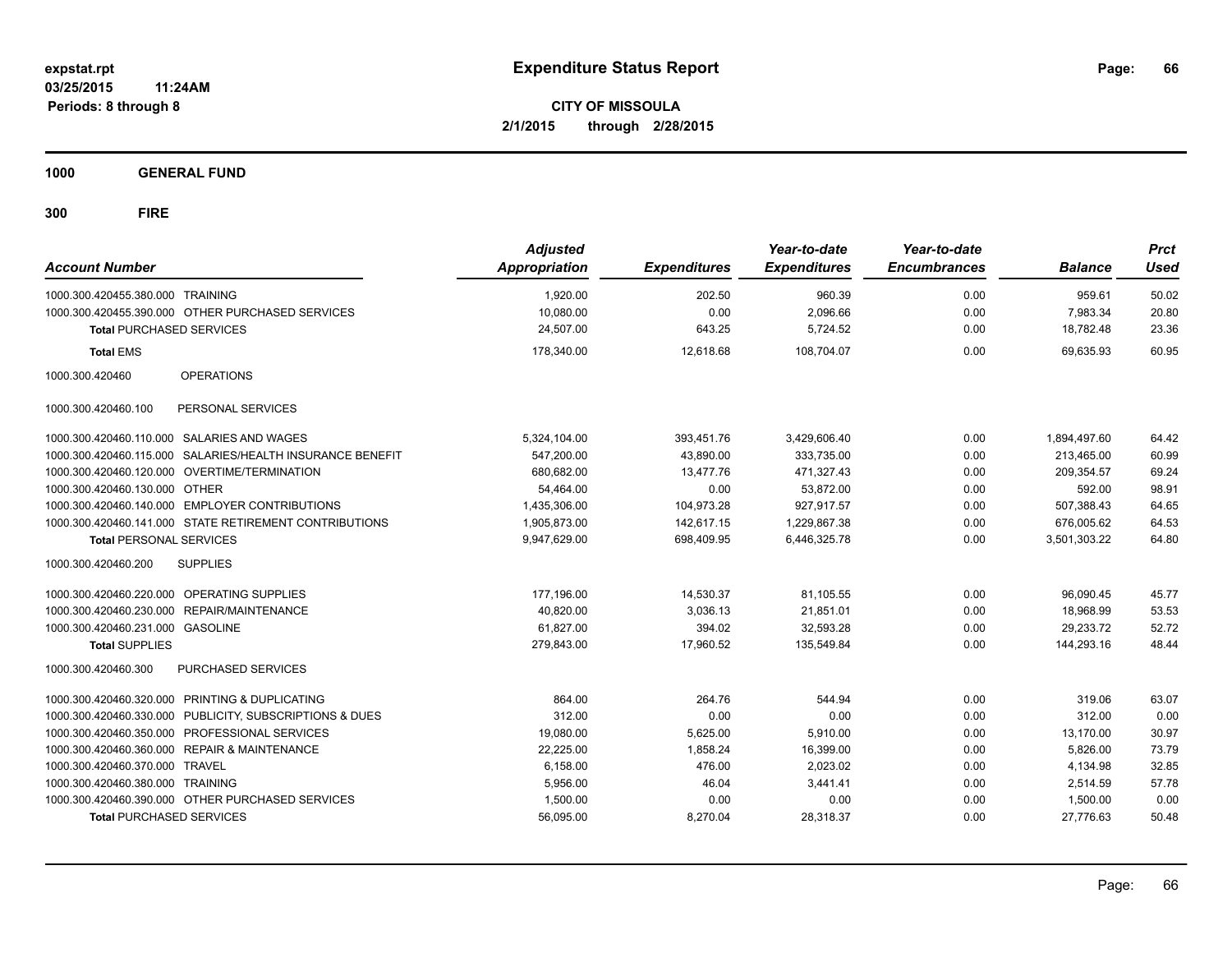expstat.rpt
03/25/2015 11:24AM
Periods: 8 through 8

# Expenditure Status Report

**CITY OF MISSOULA**
**2/1/2015 through 2/28/2015**

**1000 GENERAL FUND**

**300 FIRE**

| Account Number | Adjusted Appropriation | Expenditures | Year-to-date Expenditures | Year-to-date Encumbrances | Balance | Prct Used |
|---|---|---|---|---|---|---|
| 1000.300.420455.380.000 TRAINING | 1,920.00 | 202.50 | 960.39 | 0.00 | 959.61 | 50.02 |
| 1000.300.420455.390.000 OTHER PURCHASED SERVICES | 10,080.00 | 0.00 | 2,096.66 | 0.00 | 7,983.34 | 20.80 |
| **Total** PURCHASED SERVICES | 24,507.00 | 643.25 | 5,724.52 | 0.00 | 18,782.48 | 23.36 |
| **Total** EMS | 178,340.00 | 12,618.68 | 108,704.07 | 0.00 | 69,635.93 | 60.95 |
| 1000.300.420460 OPERATIONS | | | | | | |
| 1000.300.420460.100 PERSONAL SERVICES | | | | | | |
| 1000.300.420460.110.000 SALARIES AND WAGES | 5,324,104.00 | 393,451.76 | 3,429,606.40 | 0.00 | 1,894,497.60 | 64.42 |
| 1000.300.420460.115.000 SALARIES/HEALTH INSURANCE BENEFIT | 547,200.00 | 43,890.00 | 333,735.00 | 0.00 | 213,465.00 | 60.99 |
| 1000.300.420460.120.000 OVERTIME/TERMINATION | 680,682.00 | 13,477.76 | 471,327.43 | 0.00 | 209,354.57 | 69.24 |
| 1000.300.420460.130.000 OTHER | 54,464.00 | 0.00 | 53,872.00 | 0.00 | 592.00 | 98.91 |
| 1000.300.420460.140.000 EMPLOYER CONTRIBUTIONS | 1,435,306.00 | 104,973.28 | 927,917.57 | 0.00 | 507,388.43 | 64.65 |
| 1000.300.420460.141.000 STATE RETIREMENT CONTRIBUTIONS | 1,905,873.00 | 142,617.15 | 1,229,867.38 | 0.00 | 676,005.62 | 64.53 |
| **Total** PERSONAL SERVICES | 9,947,629.00 | 698,409.95 | 6,446,325.78 | 0.00 | 3,501,303.22 | 64.80 |
| 1000.300.420460.200 SUPPLIES | | | | | | |
| 1000.300.420460.220.000 OPERATING SUPPLIES | 177,196.00 | 14,530.37 | 81,105.55 | 0.00 | 96,090.45 | 45.77 |
| 1000.300.420460.230.000 REPAIR/MAINTENANCE | 40,820.00 | 3,036.13 | 21,851.01 | 0.00 | 18,968.99 | 53.53 |
| 1000.300.420460.231.000 GASOLINE | 61,827.00 | 394.02 | 32,593.28 | 0.00 | 29,233.72 | 52.72 |
| **Total** SUPPLIES | 279,843.00 | 17,960.52 | 135,549.84 | 0.00 | 144,293.16 | 48.44 |
| 1000.300.420460.300 PURCHASED SERVICES | | | | | | |
| 1000.300.420460.320.000 PRINTING & DUPLICATING | 864.00 | 264.76 | 544.94 | 0.00 | 319.06 | 63.07 |
| 1000.300.420460.330.000 PUBLICITY, SUBSCRIPTIONS & DUES | 312.00 | 0.00 | 0.00 | 0.00 | 312.00 | 0.00 |
| 1000.300.420460.350.000 PROFESSIONAL SERVICES | 19,080.00 | 5,625.00 | 5,910.00 | 0.00 | 13,170.00 | 30.97 |
| 1000.300.420460.360.000 REPAIR & MAINTENANCE | 22,225.00 | 1,858.24 | 16,399.00 | 0.00 | 5,826.00 | 73.79 |
| 1000.300.420460.370.000 TRAVEL | 6,158.00 | 476.00 | 2,023.02 | 0.00 | 4,134.98 | 32.85 |
| 1000.300.420460.380.000 TRAINING | 5,956.00 | 46.04 | 3,441.41 | 0.00 | 2,514.59 | 57.78 |
| 1000.300.420460.390.000 OTHER PURCHASED SERVICES | 1,500.00 | 0.00 | 0.00 | 0.00 | 1,500.00 | 0.00 |
| **Total** PURCHASED SERVICES | 56,095.00 | 8,270.04 | 28,318.37 | 0.00 | 27,776.63 | 50.48 |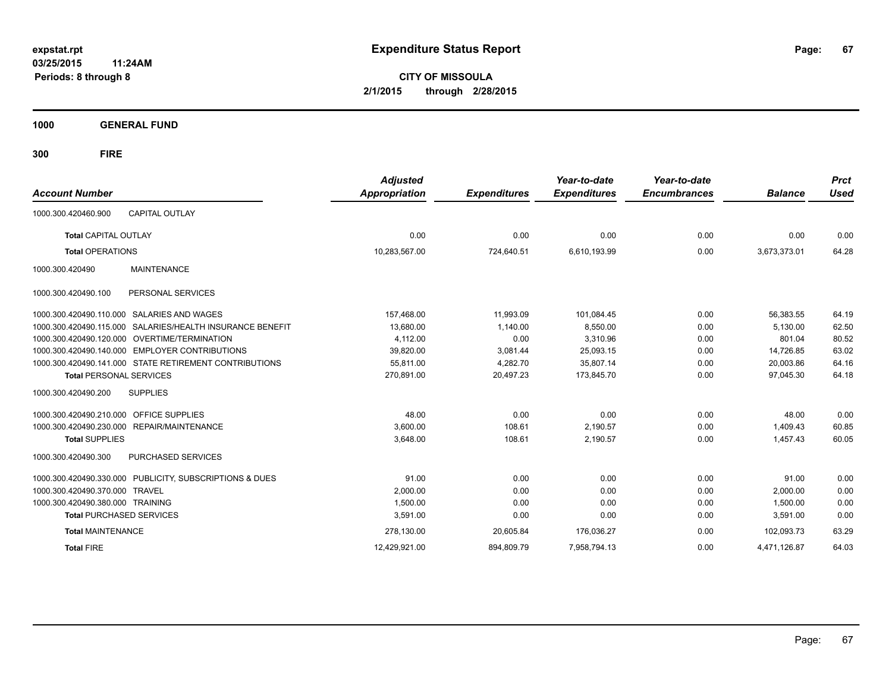**expstat.rpt**
**03/25/2015 11:24AM**
**Periods: 8 through 8**

# Expenditure Status Report

**CITY OF MISSOULA**
**2/1/2015 through 2/28/2015**

**1000 GENERAL FUND**

**300 FIRE**

| Account Number | | Adjusted Appropriation | Expenditures | Year-to-date Expenditures | Year-to-date Encumbrances | Balance | Prct Used |
|---|---|---|---|---|---|---|---|
| 1000.300.420460.900 | CAPITAL OUTLAY | | | | | | |
| **Total** CAPITAL OUTLAY | | 0.00 | 0.00 | 0.00 | 0.00 | 0.00 | 0.00 |
| **Total** OPERATIONS | | 10,283,567.00 | 724,640.51 | 6,610,193.99 | 0.00 | 3,673,373.01 | 64.28 |
| 1000.300.420490 | MAINTENANCE | | | | | | |
| 1000.300.420490.100 | PERSONAL SERVICES | | | | | | |
| 1000.300.420490.110.000 | SALARIES AND WAGES | 157,468.00 | 11,993.09 | 101,084.45 | 0.00 | 56,383.55 | 64.19 |
| 1000.300.420490.115.000 | SALARIES/HEALTH INSURANCE BENEFIT | 13,680.00 | 1,140.00 | 8,550.00 | 0.00 | 5,130.00 | 62.50 |
| 1000.300.420490.120.000 | OVERTIME/TERMINATION | 4,112.00 | 0.00 | 3,310.96 | 0.00 | 801.04 | 80.52 |
| 1000.300.420490.140.000 | EMPLOYER CONTRIBUTIONS | 39,820.00 | 3,081.44 | 25,093.15 | 0.00 | 14,726.85 | 63.02 |
| 1000.300.420490.141.000 | STATE RETIREMENT CONTRIBUTIONS | 55,811.00 | 4,282.70 | 35,807.14 | 0.00 | 20,003.86 | 64.16 |
| **Total** PERSONAL SERVICES | | 270,891.00 | 20,497.23 | 173,845.70 | 0.00 | 97,045.30 | 64.18 |
| 1000.300.420490.200 | SUPPLIES | | | | | | |
| 1000.300.420490.210.000 | OFFICE SUPPLIES | 48.00 | 0.00 | 0.00 | 0.00 | 48.00 | 0.00 |
| 1000.300.420490.230.000 | REPAIR/MAINTENANCE | 3,600.00 | 108.61 | 2,190.57 | 0.00 | 1,409.43 | 60.85 |
| **Total** SUPPLIES | | 3,648.00 | 108.61 | 2,190.57 | 0.00 | 1,457.43 | 60.05 |
| 1000.300.420490.300 | PURCHASED SERVICES | | | | | | |
| 1000.300.420490.330.000 | PUBLICITY, SUBSCRIPTIONS & DUES | 91.00 | 0.00 | 0.00 | 0.00 | 91.00 | 0.00 |
| 1000.300.420490.370.000 | TRAVEL | 2,000.00 | 0.00 | 0.00 | 0.00 | 2,000.00 | 0.00 |
| 1000.300.420490.380.000 | TRAINING | 1,500.00 | 0.00 | 0.00 | 0.00 | 1,500.00 | 0.00 |
| **Total** PURCHASED SERVICES | | 3,591.00 | 0.00 | 0.00 | 0.00 | 3,591.00 | 0.00 |
| **Total** MAINTENANCE | | 278,130.00 | 20,605.84 | 176,036.27 | 0.00 | 102,093.73 | 63.29 |
| **Total** FIRE | | 12,429,921.00 | 894,809.79 | 7,958,794.13 | 0.00 | 4,471,126.87 | 64.03 |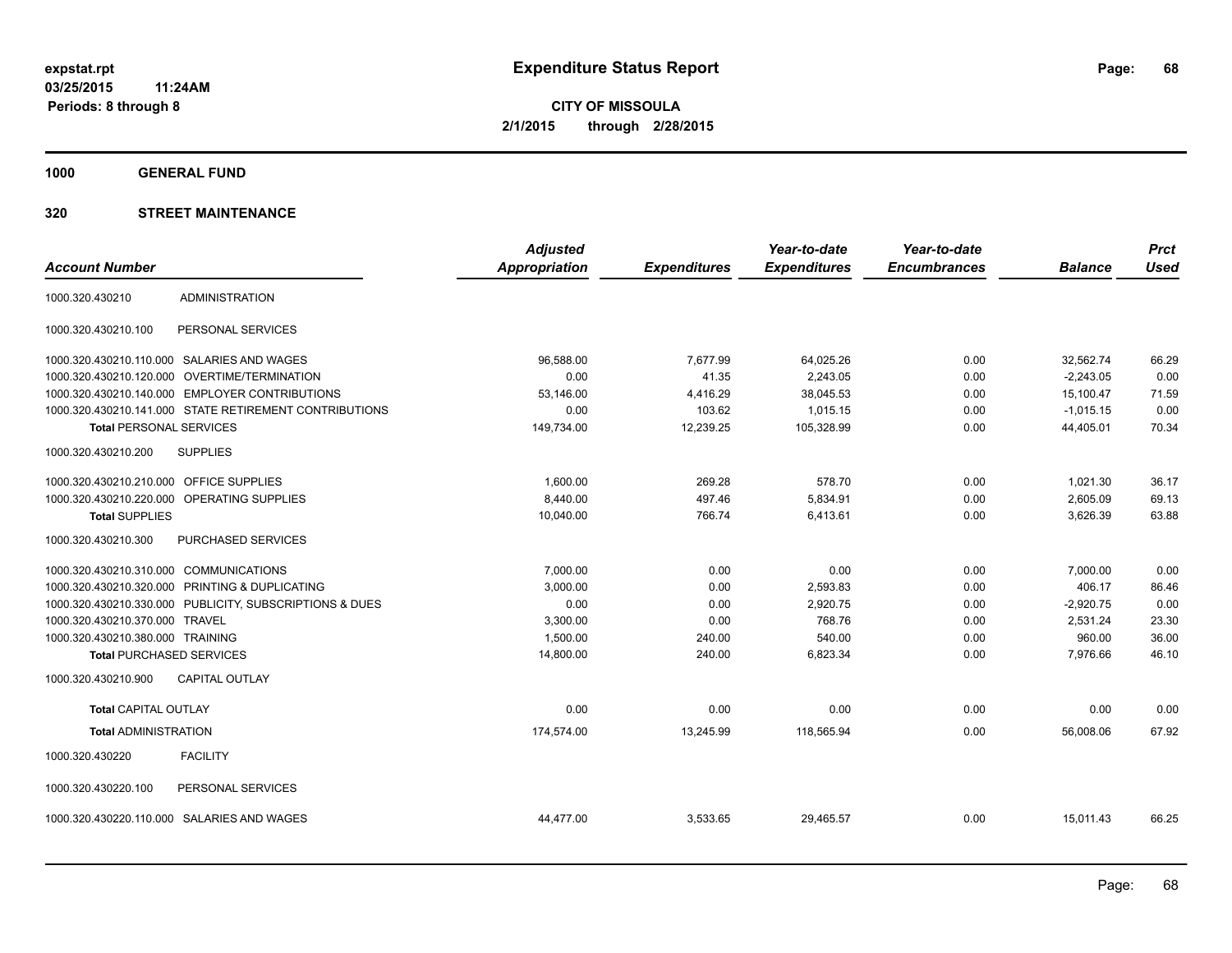**expstat.rpt**
**03/25/2015 11:24AM**
**Periods: 8 through 8**

# Expenditure Status Report

**CITY OF MISSOULA**
**2/1/2015 through 2/28/2015**

## 1000 GENERAL FUND

## 320 STREET MAINTENANCE

| Account Number | | Adjusted Appropriation | Expenditures | Year-to-date Expenditures | Year-to-date Encumbrances | Balance | Prct Used |
|---|---|---|---|---|---|---|---|
| 1000.320.430210 | ADMINISTRATION | | | | | | |
| 1000.320.430210.100 | PERSONAL SERVICES | | | | | | |
| 1000.320.430210.110.000 | SALARIES AND WAGES | 96,588.00 | 7,677.99 | 64,025.26 | 0.00 | 32,562.74 | 66.29 |
| 1000.320.430210.120.000 | OVERTIME/TERMINATION | 0.00 | 41.35 | 2,243.05 | 0.00 | -2,243.05 | 0.00 |
| 1000.320.430210.140.000 | EMPLOYER CONTRIBUTIONS | 53,146.00 | 4,416.29 | 38,045.53 | 0.00 | 15,100.47 | 71.59 |
| 1000.320.430210.141.000 | STATE RETIREMENT CONTRIBUTIONS | 0.00 | 103.62 | 1,015.15 | 0.00 | -1,015.15 | 0.00 |
| **Total** PERSONAL SERVICES | | 149,734.00 | 12,239.25 | 105,328.99 | 0.00 | 44,405.01 | 70.34 |
| 1000.320.430210.200 | SUPPLIES | | | | | | |
| 1000.320.430210.210.000 | OFFICE SUPPLIES | 1,600.00 | 269.28 | 578.70 | 0.00 | 1,021.30 | 36.17 |
| 1000.320.430210.220.000 | OPERATING SUPPLIES | 8,440.00 | 497.46 | 5,834.91 | 0.00 | 2,605.09 | 69.13 |
| **Total** SUPPLIES | | 10,040.00 | 766.74 | 6,413.61 | 0.00 | 3,626.39 | 63.88 |
| 1000.320.430210.300 | PURCHASED SERVICES | | | | | | |
| 1000.320.430210.310.000 | COMMUNICATIONS | 7,000.00 | 0.00 | 0.00 | 0.00 | 7,000.00 | 0.00 |
| 1000.320.430210.320.000 | PRINTING & DUPLICATING | 3,000.00 | 0.00 | 2,593.83 | 0.00 | 406.17 | 86.46 |
| 1000.320.430210.330.000 | PUBLICITY, SUBSCRIPTIONS & DUES | 0.00 | 0.00 | 2,920.75 | 0.00 | -2,920.75 | 0.00 |
| 1000.320.430210.370.000 | TRAVEL | 3,300.00 | 0.00 | 768.76 | 0.00 | 2,531.24 | 23.30 |
| 1000.320.430210.380.000 | TRAINING | 1,500.00 | 240.00 | 540.00 | 0.00 | 960.00 | 36.00 |
| **Total** PURCHASED SERVICES | | 14,800.00 | 240.00 | 6,823.34 | 0.00 | 7,976.66 | 46.10 |
| 1000.320.430210.900 | CAPITAL OUTLAY | | | | | | |
| **Total** CAPITAL OUTLAY | | 0.00 | 0.00 | 0.00 | 0.00 | 0.00 | 0.00 |
| **Total** ADMINISTRATION | | 174,574.00 | 13,245.99 | 118,565.94 | 0.00 | 56,008.06 | 67.92 |
| 1000.320.430220 | FACILITY | | | | | | |
| 1000.320.430220.100 | PERSONAL SERVICES | | | | | | |
| 1000.320.430220.110.000 | SALARIES AND WAGES | 44,477.00 | 3,533.65 | 29,465.57 | 0.00 | 15,011.43 | 66.25 |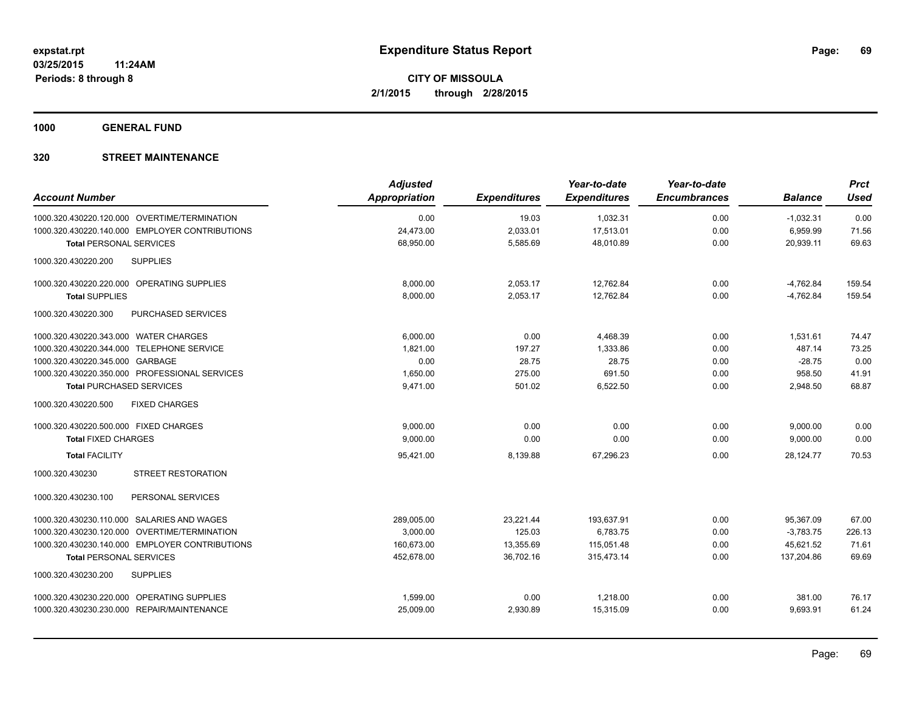**expstat.rpt**
**03/25/2015 11:24AM**
**Periods: 8 through 8**

# Expenditure Status Report

**CITY OF MISSOULA**
**2/1/2015 through 2/28/2015**

## 1000 GENERAL FUND

## 320 STREET MAINTENANCE

| Account Number | Adjusted Appropriation | Expenditures | Year-to-date Expenditures | Year-to-date Encumbrances | Balance | Prct Used |
|---|---|---|---|---|---|---|
| 1000.320.430220.120.000 OVERTIME/TERMINATION | 0.00 | 19.03 | 1,032.31 | 0.00 | -1,032.31 | 0.00 |
| 1000.320.430220.140.000 EMPLOYER CONTRIBUTIONS | 24,473.00 | 2,033.01 | 17,513.01 | 0.00 | 6,959.99 | 71.56 |
| **Total** PERSONAL SERVICES | 68,950.00 | 5,585.69 | 48,010.89 | 0.00 | 20,939.11 | 69.63 |
| 1000.320.430220.200 SUPPLIES | | | | | | |
| 1000.320.430220.220.000 OPERATING SUPPLIES | 8,000.00 | 2,053.17 | 12,762.84 | 0.00 | -4,762.84 | 159.54 |
| **Total** SUPPLIES | 8,000.00 | 2,053.17 | 12,762.84 | 0.00 | -4,762.84 | 159.54 |
| 1000.320.430220.300 PURCHASED SERVICES | | | | | | |
| 1000.320.430220.343.000 WATER CHARGES | 6,000.00 | 0.00 | 4,468.39 | 0.00 | 1,531.61 | 74.47 |
| 1000.320.430220.344.000 TELEPHONE SERVICE | 1,821.00 | 197.27 | 1,333.86 | 0.00 | 487.14 | 73.25 |
| 1000.320.430220.345.000 GARBAGE | 0.00 | 28.75 | 28.75 | 0.00 | -28.75 | 0.00 |
| 1000.320.430220.350.000 PROFESSIONAL SERVICES | 1,650.00 | 275.00 | 691.50 | 0.00 | 958.50 | 41.91 |
| **Total** PURCHASED SERVICES | 9,471.00 | 501.02 | 6,522.50 | 0.00 | 2,948.50 | 68.87 |
| 1000.320.430220.500 FIXED CHARGES | | | | | | |
| 1000.320.430220.500.000 FIXED CHARGES | 9,000.00 | 0.00 | 0.00 | 0.00 | 9,000.00 | 0.00 |
| **Total** FIXED CHARGES | 9,000.00 | 0.00 | 0.00 | 0.00 | 9,000.00 | 0.00 |
| **Total** FACILITY | 95,421.00 | 8,139.88 | 67,296.23 | 0.00 | 28,124.77 | 70.53 |
| 1000.320.430230 STREET RESTORATION | | | | | | |
| 1000.320.430230.100 PERSONAL SERVICES | | | | | | |
| 1000.320.430230.110.000 SALARIES AND WAGES | 289,005.00 | 23,221.44 | 193,637.91 | 0.00 | 95,367.09 | 67.00 |
| 1000.320.430230.120.000 OVERTIME/TERMINATION | 3,000.00 | 125.03 | 6,783.75 | 0.00 | -3,783.75 | 226.13 |
| 1000.320.430230.140.000 EMPLOYER CONTRIBUTIONS | 160,673.00 | 13,355.69 | 115,051.48 | 0.00 | 45,621.52 | 71.61 |
| **Total** PERSONAL SERVICES | 452,678.00 | 36,702.16 | 315,473.14 | 0.00 | 137,204.86 | 69.69 |
| 1000.320.430230.200 SUPPLIES | | | | | | |
| 1000.320.430230.220.000 OPERATING SUPPLIES | 1,599.00 | 0.00 | 1,218.00 | 0.00 | 381.00 | 76.17 |
| 1000.320.430230.230.000 REPAIR/MAINTENANCE | 25,009.00 | 2,930.89 | 15,315.09 | 0.00 | 9,693.91 | 61.24 |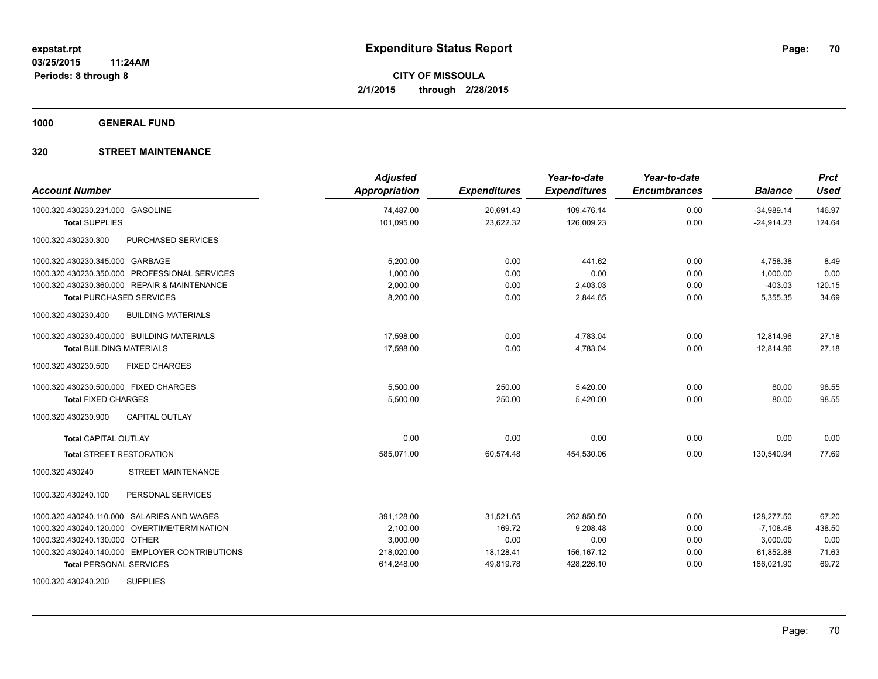**expstat.rpt**
**03/25/2015 11:24AM**
**Periods: 8 through 8**

# Expenditure Status Report

**CITY OF MISSOULA**
**2/1/2015 through 2/28/2015**

## 1000 GENERAL FUND

## 320 STREET MAINTENANCE

| Account Number | | Adjusted Appropriation | Expenditures | Year-to-date Expenditures | Year-to-date Encumbrances | Balance | Prct Used |
|---|---|---|---|---|---|---|---|
| 1000.320.430230.231.000 | GASOLINE | 74,487.00 | 20,691.43 | 109,476.14 | 0.00 | -34,989.14 | 146.97 |
| **Total** SUPPLIES | | 101,095.00 | 23,622.32 | 126,009.23 | 0.00 | -24,914.23 | 124.64 |
| 1000.320.430230.300 | PURCHASED SERVICES | | | | | | |
| 1000.320.430230.345.000 | GARBAGE | 5,200.00 | 0.00 | 441.62 | 0.00 | 4,758.38 | 8.49 |
| 1000.320.430230.350.000 | PROFESSIONAL SERVICES | 1,000.00 | 0.00 | 0.00 | 0.00 | 1,000.00 | 0.00 |
| 1000.320.430230.360.000 | REPAIR & MAINTENANCE | 2,000.00 | 0.00 | 2,403.03 | 0.00 | -403.03 | 120.15 |
| **Total** PURCHASED SERVICES | | 8,200.00 | 0.00 | 2,844.65 | 0.00 | 5,355.35 | 34.69 |
| 1000.320.430230.400 | BUILDING MATERIALS | | | | | | |
| 1000.320.430230.400.000 | BUILDING MATERIALS | 17,598.00 | 0.00 | 4,783.04 | 0.00 | 12,814.96 | 27.18 |
| **Total** BUILDING MATERIALS | | 17,598.00 | 0.00 | 4,783.04 | 0.00 | 12,814.96 | 27.18 |
| 1000.320.430230.500 | FIXED CHARGES | | | | | | |
| 1000.320.430230.500.000 | FIXED CHARGES | 5,500.00 | 250.00 | 5,420.00 | 0.00 | 80.00 | 98.55 |
| **Total** FIXED CHARGES | | 5,500.00 | 250.00 | 5,420.00 | 0.00 | 80.00 | 98.55 |
| 1000.320.430230.900 | CAPITAL OUTLAY | | | | | | |
| **Total** CAPITAL OUTLAY | | 0.00 | 0.00 | 0.00 | 0.00 | 0.00 | 0.00 |
| **Total** STREET RESTORATION | | 585,071.00 | 60,574.48 | 454,530.06 | 0.00 | 130,540.94 | 77.69 |
| 1000.320.430240 | STREET MAINTENANCE | | | | | | |
| 1000.320.430240.100 | PERSONAL SERVICES | | | | | | |
| 1000.320.430240.110.000 | SALARIES AND WAGES | 391,128.00 | 31,521.65 | 262,850.50 | 0.00 | 128,277.50 | 67.20 |
| 1000.320.430240.120.000 | OVERTIME/TERMINATION | 2,100.00 | 169.72 | 9,208.48 | 0.00 | -7,108.48 | 438.50 |
| 1000.320.430240.130.000 | OTHER | 3,000.00 | 0.00 | 0.00 | 0.00 | 3,000.00 | 0.00 |
| 1000.320.430240.140.000 | EMPLOYER CONTRIBUTIONS | 218,020.00 | 18,128.41 | 156,167.12 | 0.00 | 61,852.88 | 71.63 |
| **Total** PERSONAL SERVICES | | 614,248.00 | 49,819.78 | 428,226.10 | 0.00 | 186,021.90 | 69.72 |
| 1000.320.430240.200 | SUPPLIES | | | | | | |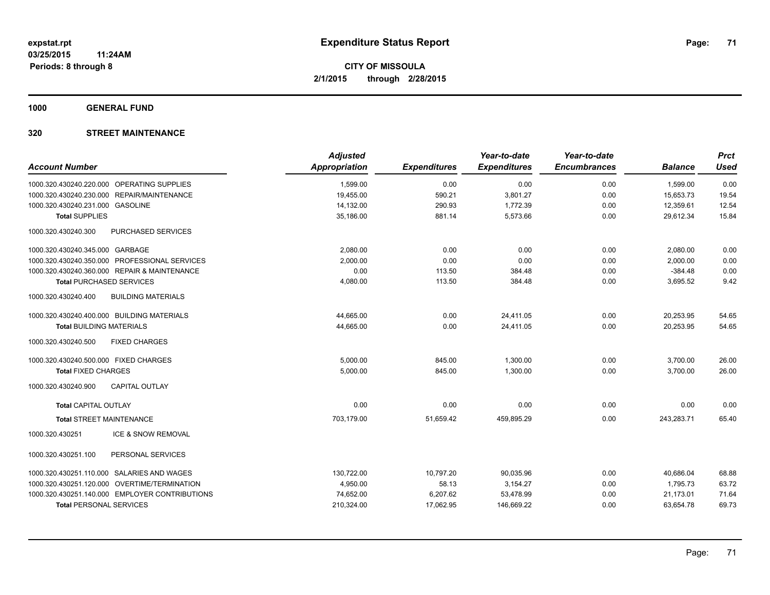**expstat.rpt**
**03/25/2015 11:24AM**
**Periods: 8 through 8**

# Expenditure Status Report

**CITY OF MISSOULA**
**2/1/2015 through 2/28/2015**

## 1000 GENERAL FUND

## 320 STREET MAINTENANCE

| Account Number | | Adjusted Appropriation | Expenditures | Year-to-date Expenditures | Year-to-date Encumbrances | Balance | Prct Used |
|---|---|---|---|---|---|---|---|
| 1000.320.430240.220.000 | OPERATING SUPPLIES | 1,599.00 | 0.00 | 0.00 | 0.00 | 1,599.00 | 0.00 |
| 1000.320.430240.230.000 | REPAIR/MAINTENANCE | 19,455.00 | 590.21 | 3,801.27 | 0.00 | 15,653.73 | 19.54 |
| 1000.320.430240.231.000 | GASOLINE | 14,132.00 | 290.93 | 1,772.39 | 0.00 | 12,359.61 | 12.54 |
| **Total** SUPPLIES | | 35,186.00 | 881.14 | 5,573.66 | 0.00 | 29,612.34 | 15.84 |
| 1000.320.430240.300 | PURCHASED SERVICES | | | | | | |
| 1000.320.430240.345.000 | GARBAGE | 2,080.00 | 0.00 | 0.00 | 0.00 | 2,080.00 | 0.00 |
| 1000.320.430240.350.000 | PROFESSIONAL SERVICES | 2,000.00 | 0.00 | 0.00 | 0.00 | 2,000.00 | 0.00 |
| 1000.320.430240.360.000 | REPAIR & MAINTENANCE | 0.00 | 113.50 | 384.48 | 0.00 | -384.48 | 0.00 |
| **Total** PURCHASED SERVICES | | 4,080.00 | 113.50 | 384.48 | 0.00 | 3,695.52 | 9.42 |
| 1000.320.430240.400 | BUILDING MATERIALS | | | | | | |
| 1000.320.430240.400.000 | BUILDING MATERIALS | 44,665.00 | 0.00 | 24,411.05 | 0.00 | 20,253.95 | 54.65 |
| **Total** BUILDING MATERIALS | | 44,665.00 | 0.00 | 24,411.05 | 0.00 | 20,253.95 | 54.65 |
| 1000.320.430240.500 | FIXED CHARGES | | | | | | |
| 1000.320.430240.500.000 | FIXED CHARGES | 5,000.00 | 845.00 | 1,300.00 | 0.00 | 3,700.00 | 26.00 |
| **Total** FIXED CHARGES | | 5,000.00 | 845.00 | 1,300.00 | 0.00 | 3,700.00 | 26.00 |
| 1000.320.430240.900 | CAPITAL OUTLAY | | | | | | |
| **Total** CAPITAL OUTLAY | | 0.00 | 0.00 | 0.00 | 0.00 | 0.00 | 0.00 |
| **Total** STREET MAINTENANCE | | 703,179.00 | 51,659.42 | 459,895.29 | 0.00 | 243,283.71 | 65.40 |
| 1000.320.430251 | ICE & SNOW REMOVAL | | | | | | |
| 1000.320.430251.100 | PERSONAL SERVICES | | | | | | |
| 1000.320.430251.110.000 | SALARIES AND WAGES | 130,722.00 | 10,797.20 | 90,035.96 | 0.00 | 40,686.04 | 68.88 |
| 1000.320.430251.120.000 | OVERTIME/TERMINATION | 4,950.00 | 58.13 | 3,154.27 | 0.00 | 1,795.73 | 63.72 |
| 1000.320.430251.140.000 | EMPLOYER CONTRIBUTIONS | 74,652.00 | 6,207.62 | 53,478.99 | 0.00 | 21,173.01 | 71.64 |
| **Total** PERSONAL SERVICES | | 210,324.00 | 17,062.95 | 146,669.22 | 0.00 | 63,654.78 | 69.73 |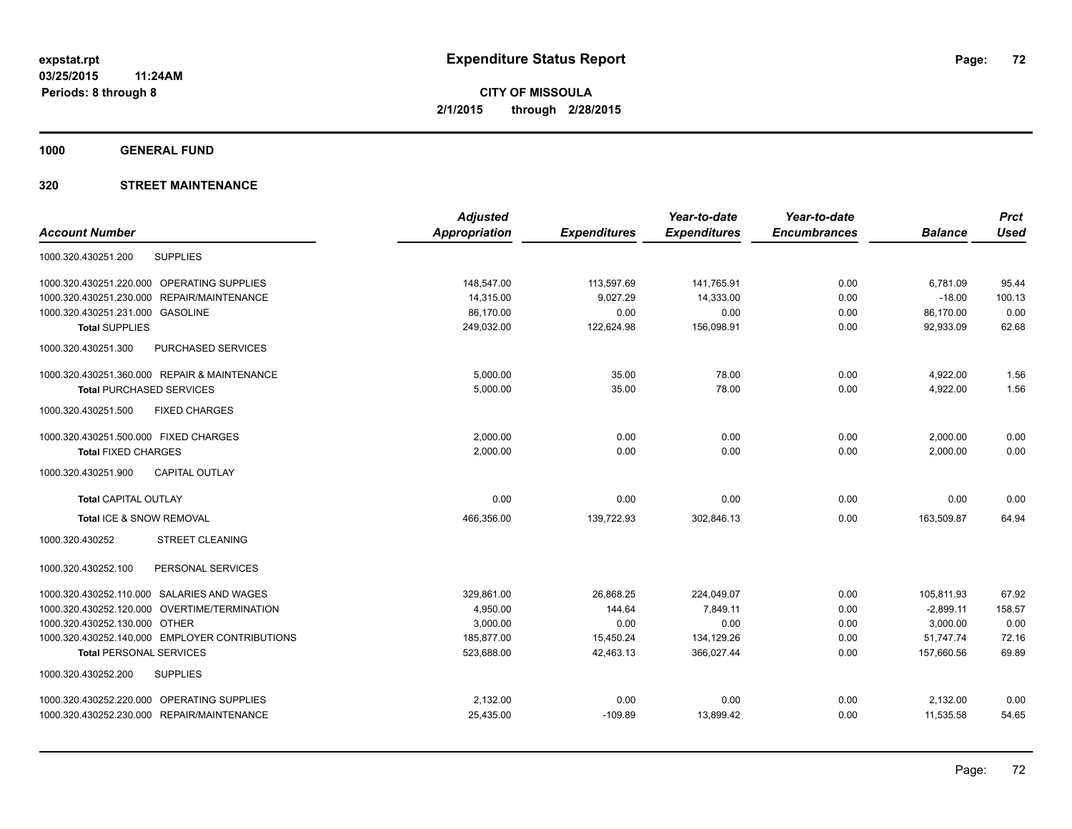**expstat.rpt**
**03/25/2015 11:24AM**
**Periods: 8 through 8**

# Expenditure Status Report

**CITY OF MISSOULA**
**2/1/2015 through 2/28/2015**

## 1000 GENERAL FUND

## 320 STREET MAINTENANCE

| Account Number | Adjusted Appropriation | Expenditures | Year-to-date Expenditures | Year-to-date Encumbrances | Balance | Prct Used |
|---|---|---|---|---|---|---|
| 1000.320.430251.200 SUPPLIES | | | | | | |
| 1000.320.430251.220.000 OPERATING SUPPLIES | 148,547.00 | 113,597.69 | 141,765.91 | 0.00 | 6,781.09 | 95.44 |
| 1000.320.430251.230.000 REPAIR/MAINTENANCE | 14,315.00 | 9,027.29 | 14,333.00 | 0.00 | -18.00 | 100.13 |
| 1000.320.430251.231.000 GASOLINE | 86,170.00 | 0.00 | 0.00 | 0.00 | 86,170.00 | 0.00 |
| **Total SUPPLIES** | 249,032.00 | 122,624.98 | 156,098.91 | 0.00 | 92,933.09 | 62.68 |
| 1000.320.430251.300 PURCHASED SERVICES | | | | | | |
| 1000.320.430251.360.000 REPAIR & MAINTENANCE | 5,000.00 | 35.00 | 78.00 | 0.00 | 4,922.00 | 1.56 |
| **Total PURCHASED SERVICES** | 5,000.00 | 35.00 | 78.00 | 0.00 | 4,922.00 | 1.56 |
| 1000.320.430251.500 FIXED CHARGES | | | | | | |
| 1000.320.430251.500.000 FIXED CHARGES | 2,000.00 | 0.00 | 0.00 | 0.00 | 2,000.00 | 0.00 |
| **Total FIXED CHARGES** | 2,000.00 | 0.00 | 0.00 | 0.00 | 2,000.00 | 0.00 |
| 1000.320.430251.900 CAPITAL OUTLAY | | | | | | |
| **Total CAPITAL OUTLAY** | 0.00 | 0.00 | 0.00 | 0.00 | 0.00 | 0.00 |
| **Total ICE & SNOW REMOVAL** | 466,356.00 | 139,722.93 | 302,846.13 | 0.00 | 163,509.87 | 64.94 |
| 1000.320.430252 STREET CLEANING | | | | | | |
| 1000.320.430252.100 PERSONAL SERVICES | | | | | | |
| 1000.320.430252.110.000 SALARIES AND WAGES | 329,861.00 | 26,868.25 | 224,049.07 | 0.00 | 105,811.93 | 67.92 |
| 1000.320.430252.120.000 OVERTIME/TERMINATION | 4,950.00 | 144.64 | 7,849.11 | 0.00 | -2,899.11 | 158.57 |
| 1000.320.430252.130.000 OTHER | 3,000.00 | 0.00 | 0.00 | 0.00 | 3,000.00 | 0.00 |
| 1000.320.430252.140.000 EMPLOYER CONTRIBUTIONS | 185,877.00 | 15,450.24 | 134,129.26 | 0.00 | 51,747.74 | 72.16 |
| **Total PERSONAL SERVICES** | 523,688.00 | 42,463.13 | 366,027.44 | 0.00 | 157,660.56 | 69.89 |
| 1000.320.430252.200 SUPPLIES | | | | | | |
| 1000.320.430252.220.000 OPERATING SUPPLIES | 2,132.00 | 0.00 | 0.00 | 0.00 | 2,132.00 | 0.00 |
| 1000.320.430252.230.000 REPAIR/MAINTENANCE | 25,435.00 | -109.89 | 13,899.42 | 0.00 | 11,535.58 | 54.65 |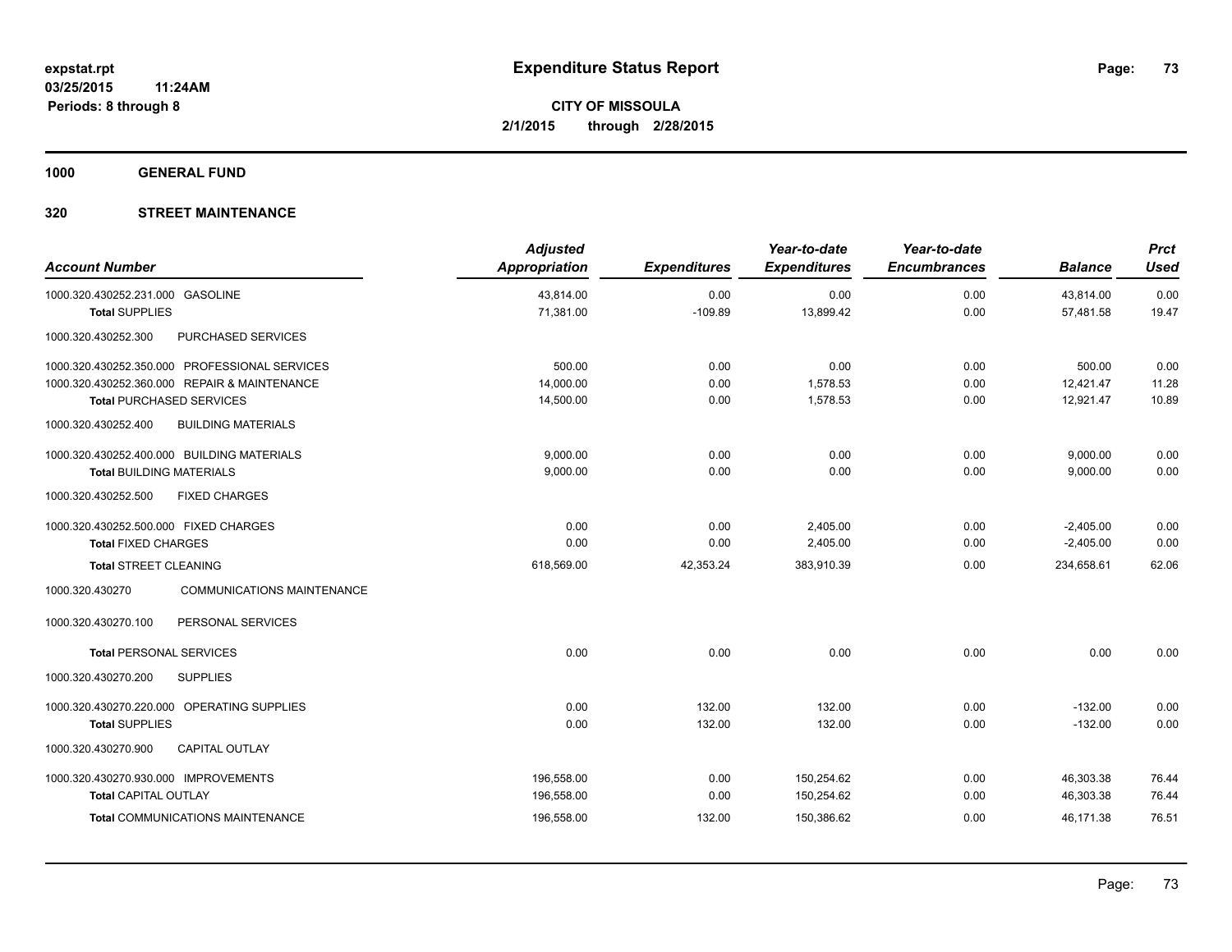# Expenditure Status Report

**CITY OF MISSOULA**

**2/1/2015 through 2/28/2015**

expstat.rpt
03/25/2015 11:24AM
Periods: 8 through 8

## 1000 GENERAL FUND

### 320 STREET MAINTENANCE

| Account Number | | Adjusted Appropriation | Expenditures | Year-to-date Expenditures | Year-to-date Encumbrances | Balance | Prct Used |
|---|---|---|---|---|---|---|---|
| 1000.320.430252.231.000 | GASOLINE | 43,814.00 | 0.00 | 0.00 | 0.00 | 43,814.00 | 0.00 |
| **Total** SUPPLIES | | 71,381.00 | -109.89 | 13,899.42 | 0.00 | 57,481.58 | 19.47 |
| 1000.320.430252.300 | PURCHASED SERVICES | | | | | | |
| 1000.320.430252.350.000 | PROFESSIONAL SERVICES | 500.00 | 0.00 | 0.00 | 0.00 | 500.00 | 0.00 |
| 1000.320.430252.360.000 | REPAIR & MAINTENANCE | 14,000.00 | 0.00 | 1,578.53 | 0.00 | 12,421.47 | 11.28 |
| **Total** PURCHASED SERVICES | | 14,500.00 | 0.00 | 1,578.53 | 0.00 | 12,921.47 | 10.89 |
| 1000.320.430252.400 | BUILDING MATERIALS | | | | | | |
| 1000.320.430252.400.000 | BUILDING MATERIALS | 9,000.00 | 0.00 | 0.00 | 0.00 | 9,000.00 | 0.00 |
| **Total** BUILDING MATERIALS | | 9,000.00 | 0.00 | 0.00 | 0.00 | 9,000.00 | 0.00 |
| 1000.320.430252.500 | FIXED CHARGES | | | | | | |
| 1000.320.430252.500.000 | FIXED CHARGES | 0.00 | 0.00 | 2,405.00 | 0.00 | -2,405.00 | 0.00 |
| **Total** FIXED CHARGES | | 0.00 | 0.00 | 2,405.00 | 0.00 | -2,405.00 | 0.00 |
| **Total** STREET CLEANING | | 618,569.00 | 42,353.24 | 383,910.39 | 0.00 | 234,658.61 | 62.06 |
| 1000.320.430270 | COMMUNICATIONS MAINTENANCE | | | | | | |
| 1000.320.430270.100 | PERSONAL SERVICES | | | | | | |
| **Total** PERSONAL SERVICES | | 0.00 | 0.00 | 0.00 | 0.00 | 0.00 | 0.00 |
| 1000.320.430270.200 | SUPPLIES | | | | | | |
| 1000.320.430270.220.000 | OPERATING SUPPLIES | 0.00 | 132.00 | 132.00 | 0.00 | -132.00 | 0.00 |
| **Total** SUPPLIES | | 0.00 | 132.00 | 132.00 | 0.00 | -132.00 | 0.00 |
| 1000.320.430270.900 | CAPITAL OUTLAY | | | | | | |
| 1000.320.430270.930.000 | IMPROVEMENTS | 196,558.00 | 0.00 | 150,254.62 | 0.00 | 46,303.38 | 76.44 |
| **Total** CAPITAL OUTLAY | | 196,558.00 | 0.00 | 150,254.62 | 0.00 | 46,303.38 | 76.44 |
| **Total** COMMUNICATIONS MAINTENANCE | | 196,558.00 | 132.00 | 150,386.62 | 0.00 | 46,171.38 | 76.51 |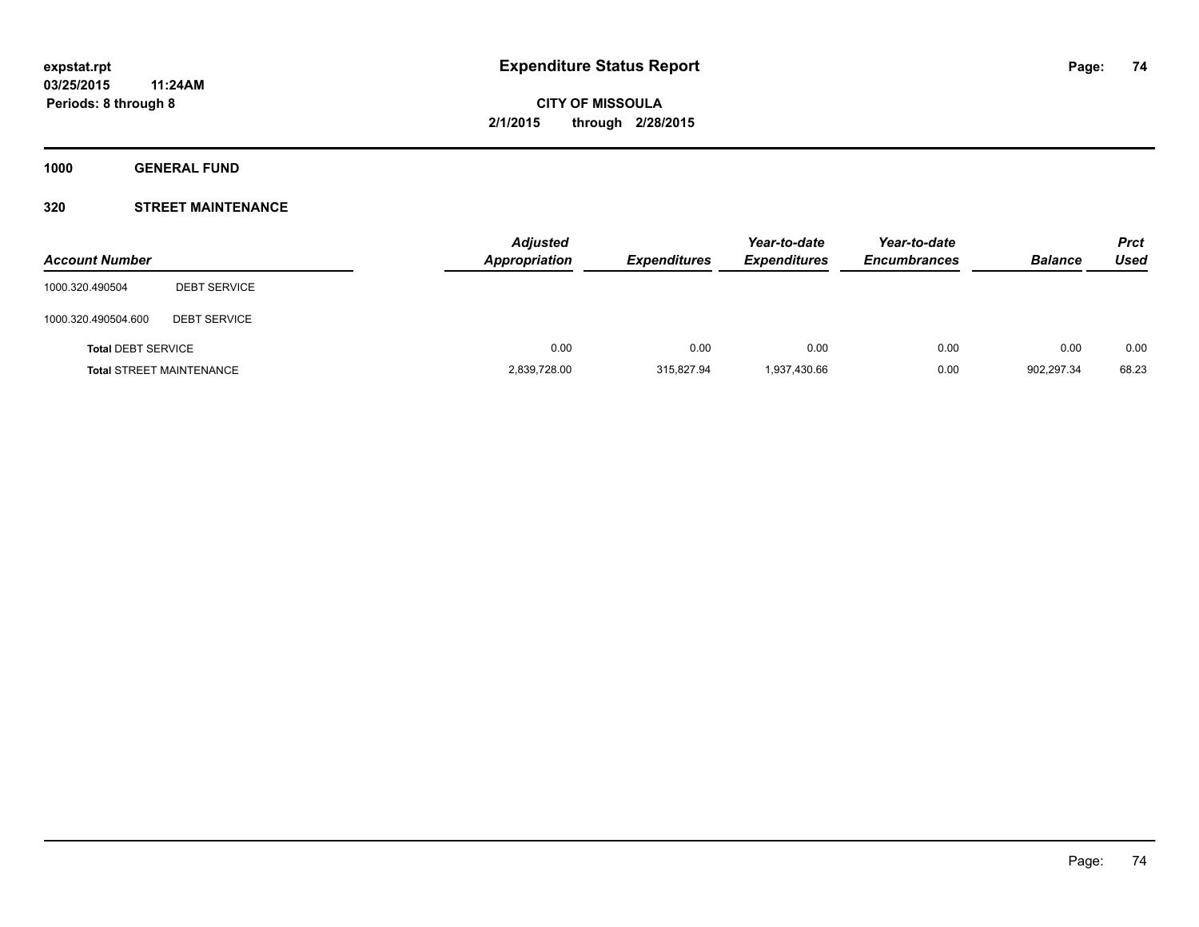**expstat.rpt**
**03/25/2015 11:24AM**
**Periods: 8 through 8**

# Expenditure Status Report

**CITY OF MISSOULA**
**2/1/2015 through 2/28/2015**

## 1000 GENERAL FUND

### 320 STREET MAINTENANCE

| Account Number | | Adjusted Appropriation | Expenditures | Year-to-date Expenditures | Year-to-date Encumbrances | Balance | Prct Used |
|---|---|---|---|---|---|---|---|
| 1000.320.490504 | DEBT SERVICE | | | | | | |
| 1000.320.490504.600 | DEBT SERVICE | | | | | | |
| **Total** DEBT SERVICE | | 0.00 | 0.00 | 0.00 | 0.00 | 0.00 | 0.00 |
| **Total** STREET MAINTENANCE | | 2,839,728.00 | 315,827.94 | 1,937,430.66 | 0.00 | 902,297.34 | 68.23 |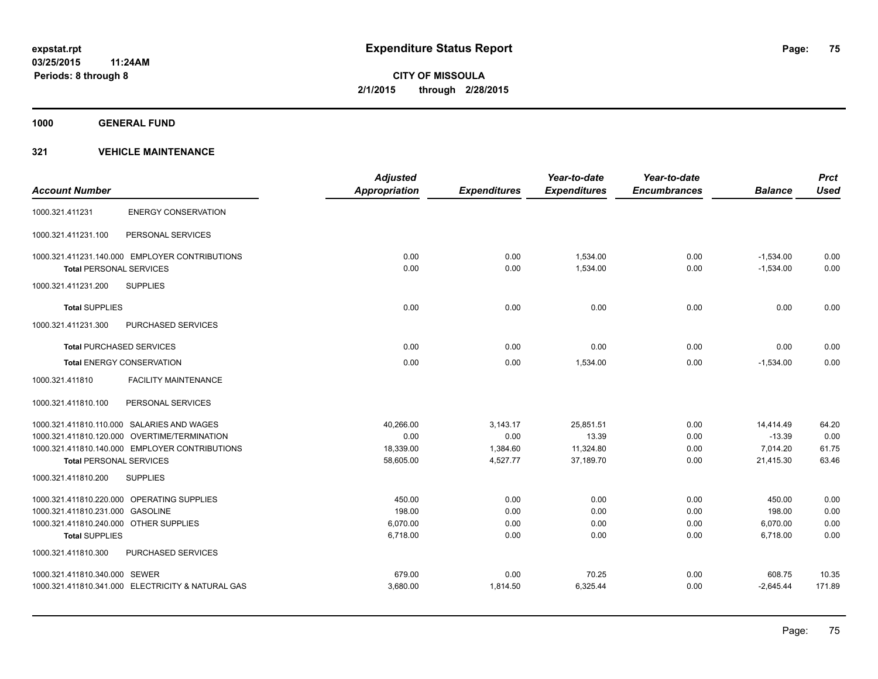# Expenditure Status Report

**CITY OF MISSOULA**
**2/1/2015 through 2/28/2015**

expstat.rpt
03/25/2015 11:24AM
Periods: 8 through 8

**1000 GENERAL FUND**

**321 VEHICLE MAINTENANCE**

| Account Number | | Adjusted Appropriation | Expenditures | Year-to-date Expenditures | Year-to-date Encumbrances | Balance | Prct Used |
|---|---|---|---|---|---|---|---|
| 1000.321.411231 | ENERGY CONSERVATION | | | | | | |
| 1000.321.411231.100 | PERSONAL SERVICES | | | | | | |
| 1000.321.411231.140.000 | EMPLOYER CONTRIBUTIONS | 0.00 | 0.00 | 1,534.00 | 0.00 | -1,534.00 | 0.00 |
| Total PERSONAL SERVICES | | 0.00 | 0.00 | 1,534.00 | 0.00 | -1,534.00 | 0.00 |
| 1000.321.411231.200 | SUPPLIES | | | | | | |
| Total SUPPLIES | | 0.00 | 0.00 | 0.00 | 0.00 | 0.00 | 0.00 |
| 1000.321.411231.300 | PURCHASED SERVICES | | | | | | |
| Total PURCHASED SERVICES | | 0.00 | 0.00 | 0.00 | 0.00 | 0.00 | 0.00 |
| Total ENERGY CONSERVATION | | 0.00 | 0.00 | 1,534.00 | 0.00 | -1,534.00 | 0.00 |
| 1000.321.411810 | FACILITY MAINTENANCE | | | | | | |
| 1000.321.411810.100 | PERSONAL SERVICES | | | | | | |
| 1000.321.411810.110.000 | SALARIES AND WAGES | 40,266.00 | 3,143.17 | 25,851.51 | 0.00 | 14,414.49 | 64.20 |
| 1000.321.411810.120.000 | OVERTIME/TERMINATION | 0.00 | 0.00 | 13.39 | 0.00 | -13.39 | 0.00 |
| 1000.321.411810.140.000 | EMPLOYER CONTRIBUTIONS | 18,339.00 | 1,384.60 | 11,324.80 | 0.00 | 7,014.20 | 61.75 |
| Total PERSONAL SERVICES | | 58,605.00 | 4,527.77 | 37,189.70 | 0.00 | 21,415.30 | 63.46 |
| 1000.321.411810.200 | SUPPLIES | | | | | | |
| 1000.321.411810.220.000 | OPERATING SUPPLIES | 450.00 | 0.00 | 0.00 | 0.00 | 450.00 | 0.00 |
| 1000.321.411810.231.000 | GASOLINE | 198.00 | 0.00 | 0.00 | 0.00 | 198.00 | 0.00 |
| 1000.321.411810.240.000 | OTHER SUPPLIES | 6,070.00 | 0.00 | 0.00 | 0.00 | 6,070.00 | 0.00 |
| Total SUPPLIES | | 6,718.00 | 0.00 | 0.00 | 0.00 | 6,718.00 | 0.00 |
| 1000.321.411810.300 | PURCHASED SERVICES | | | | | | |
| 1000.321.411810.340.000 | SEWER | 679.00 | 0.00 | 70.25 | 0.00 | 608.75 | 10.35 |
| 1000.321.411810.341.000 | ELECTRICITY & NATURAL GAS | 3,680.00 | 1,814.50 | 6,325.44 | 0.00 | -2,645.44 | 171.89 |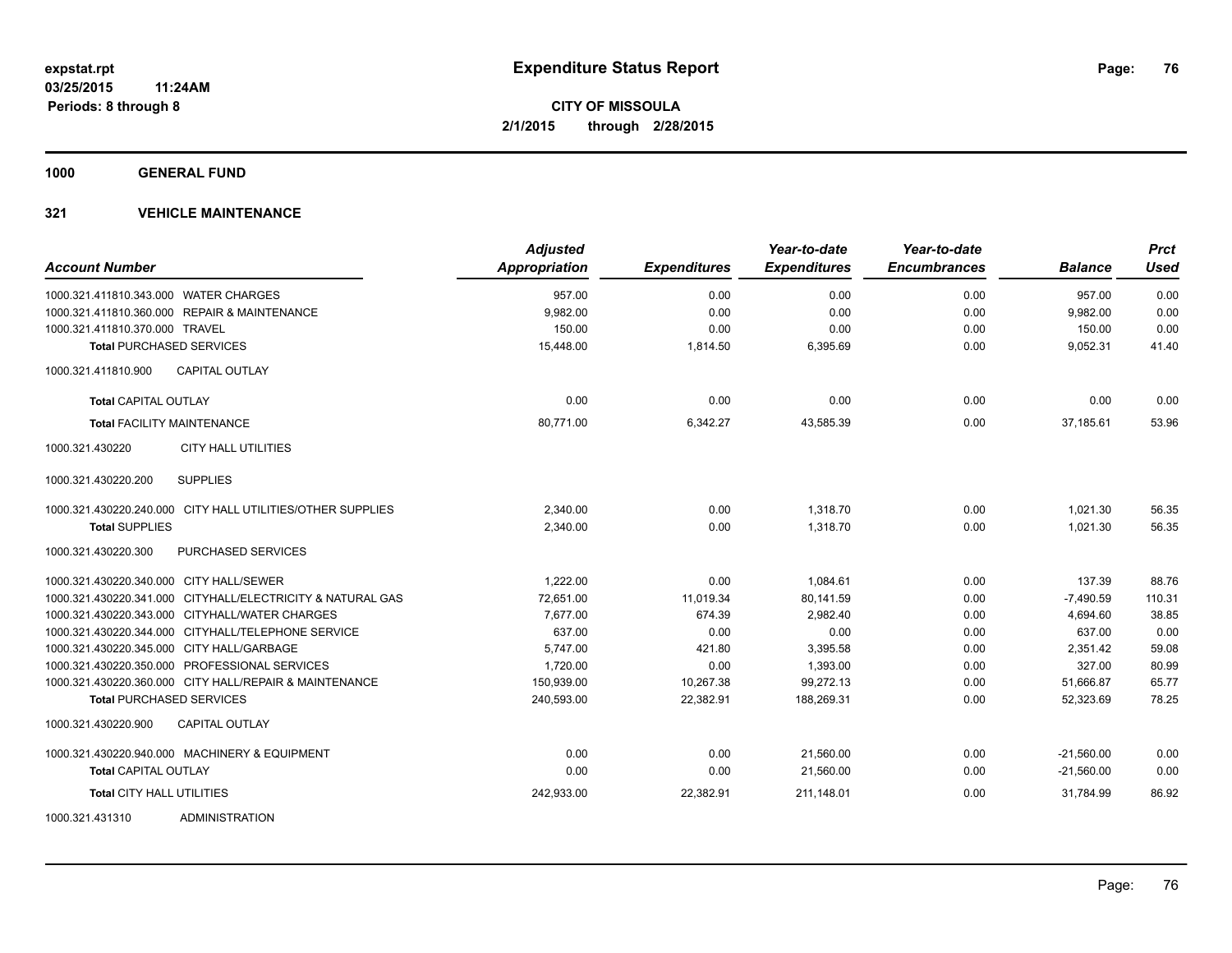**expstat.rpt**
**03/25/2015 11:24AM**
**Periods: 8 through 8**

# Expenditure Status Report

**CITY OF MISSOULA**
**2/1/2015 through 2/28/2015**

## 1000 GENERAL FUND

### 321 VEHICLE MAINTENANCE

| Account Number | Adjusted Appropriation | Expenditures | Year-to-date Expenditures | Year-to-date Encumbrances | Balance | Prct Used |
|---|---|---|---|---|---|---|
| 1000.321.411810.343.000 WATER CHARGES | 957.00 | 0.00 | 0.00 | 0.00 | 957.00 | 0.00 |
| 1000.321.411810.360.000 REPAIR & MAINTENANCE | 9,982.00 | 0.00 | 0.00 | 0.00 | 9,982.00 | 0.00 |
| 1000.321.411810.370.000 TRAVEL | 150.00 | 0.00 | 0.00 | 0.00 | 150.00 | 0.00 |
| **Total** PURCHASED SERVICES | 15,448.00 | 1,814.50 | 6,395.69 | 0.00 | 9,052.31 | 41.40 |
| 1000.321.411810.900 CAPITAL OUTLAY | | | | | | |
| **Total** CAPITAL OUTLAY | 0.00 | 0.00 | 0.00 | 0.00 | 0.00 | 0.00 |
| **Total** FACILITY MAINTENANCE | 80,771.00 | 6,342.27 | 43,585.39 | 0.00 | 37,185.61 | 53.96 |
| 1000.321.430220 CITY HALL UTILITIES | | | | | | |
| 1000.321.430220.200 SUPPLIES | | | | | | |
| 1000.321.430220.240.000 CITY HALL UTILITIES/OTHER SUPPLIES | 2,340.00 | 0.00 | 1,318.70 | 0.00 | 1,021.30 | 56.35 |
| **Total** SUPPLIES | 2,340.00 | 0.00 | 1,318.70 | 0.00 | 1,021.30 | 56.35 |
| 1000.321.430220.300 PURCHASED SERVICES | | | | | | |
| 1000.321.430220.340.000 CITY HALL/SEWER | 1,222.00 | 0.00 | 1,084.61 | 0.00 | 137.39 | 88.76 |
| 1000.321.430220.341.000 CITYHALL/ELECTRICITY & NATURAL GAS | 72,651.00 | 11,019.34 | 80,141.59 | 0.00 | -7,490.59 | 110.31 |
| 1000.321.430220.343.000 CITYHALL/WATER CHARGES | 7,677.00 | 674.39 | 2,982.40 | 0.00 | 4,694.60 | 38.85 |
| 1000.321.430220.344.000 CITYHALL/TELEPHONE SERVICE | 637.00 | 0.00 | 0.00 | 0.00 | 637.00 | 0.00 |
| 1000.321.430220.345.000 CITY HALL/GARBAGE | 5,747.00 | 421.80 | 3,395.58 | 0.00 | 2,351.42 | 59.08 |
| 1000.321.430220.350.000 PROFESSIONAL SERVICES | 1,720.00 | 0.00 | 1,393.00 | 0.00 | 327.00 | 80.99 |
| 1000.321.430220.360.000 CITY HALL/REPAIR & MAINTENANCE | 150,939.00 | 10,267.38 | 99,272.13 | 0.00 | 51,666.87 | 65.77 |
| **Total** PURCHASED SERVICES | 240,593.00 | 22,382.91 | 188,269.31 | 0.00 | 52,323.69 | 78.25 |
| 1000.321.430220.900 CAPITAL OUTLAY | | | | | | |
| 1000.321.430220.940.000 MACHINERY & EQUIPMENT | 0.00 | 0.00 | 21,560.00 | 0.00 | -21,560.00 | 0.00 |
| **Total** CAPITAL OUTLAY | 0.00 | 0.00 | 21,560.00 | 0.00 | -21,560.00 | 0.00 |
| **Total** CITY HALL UTILITIES | 242,933.00 | 22,382.91 | 211,148.01 | 0.00 | 31,784.99 | 86.92 |
| 1000.321.431310 ADMINISTRATION | | | | | | |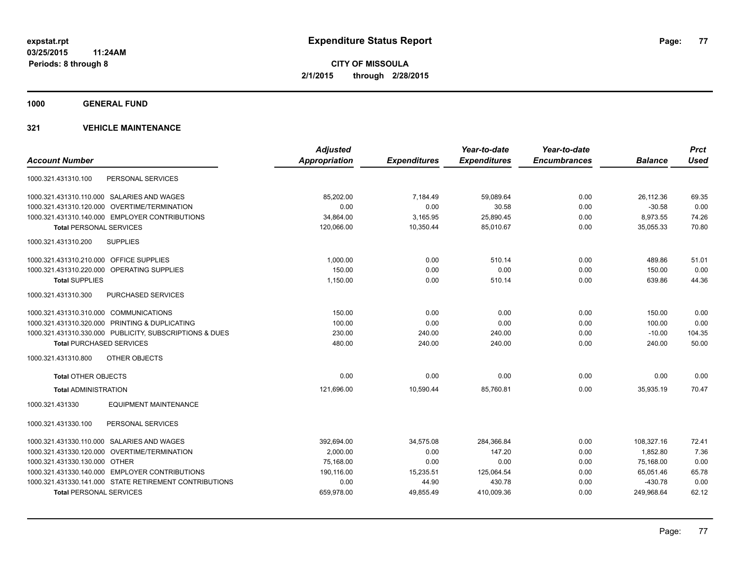**expstat.rpt**
**03/25/2015 11:24AM**
**Periods: 8 through 8**

# Expenditure Status Report

**CITY OF MISSOULA**
**2/1/2015 through 2/28/2015**

## 1000 GENERAL FUND

### 321 VEHICLE MAINTENANCE

| Account Number | | Adjusted Appropriation | Expenditures | Year-to-date Expenditures | Year-to-date Encumbrances | Balance | Prct Used |
|---|---|---|---|---|---|---|---|
| 1000.321.431310.100 | PERSONAL SERVICES | | | | | | |
| 1000.321.431310.110.000 | SALARIES AND WAGES | 85,202.00 | 7,184.49 | 59,089.64 | 0.00 | 26,112.36 | 69.35 |
| 1000.321.431310.120.000 | OVERTIME/TERMINATION | 0.00 | 0.00 | 30.58 | 0.00 | -30.58 | 0.00 |
| 1000.321.431310.140.000 | EMPLOYER CONTRIBUTIONS | 34,864.00 | 3,165.95 | 25,890.45 | 0.00 | 8,973.55 | 74.26 |
| **Total** PERSONAL SERVICES | | 120,066.00 | 10,350.44 | 85,010.67 | 0.00 | 35,055.33 | 70.80 |
| 1000.321.431310.200 | SUPPLIES | | | | | | |
| 1000.321.431310.210.000 | OFFICE SUPPLIES | 1,000.00 | 0.00 | 510.14 | 0.00 | 489.86 | 51.01 |
| 1000.321.431310.220.000 | OPERATING SUPPLIES | 150.00 | 0.00 | 0.00 | 0.00 | 150.00 | 0.00 |
| **Total** SUPPLIES | | 1,150.00 | 0.00 | 510.14 | 0.00 | 639.86 | 44.36 |
| 1000.321.431310.300 | PURCHASED SERVICES | | | | | | |
| 1000.321.431310.310.000 | COMMUNICATIONS | 150.00 | 0.00 | 0.00 | 0.00 | 150.00 | 0.00 |
| 1000.321.431310.320.000 | PRINTING & DUPLICATING | 100.00 | 0.00 | 0.00 | 0.00 | 100.00 | 0.00 |
| 1000.321.431310.330.000 | PUBLICITY, SUBSCRIPTIONS & DUES | 230.00 | 240.00 | 240.00 | 0.00 | -10.00 | 104.35 |
| **Total** PURCHASED SERVICES | | 480.00 | 240.00 | 240.00 | 0.00 | 240.00 | 50.00 |
| 1000.321.431310.800 | OTHER OBJECTS | | | | | | |
| **Total** OTHER OBJECTS | | 0.00 | 0.00 | 0.00 | 0.00 | 0.00 | 0.00 |
| **Total** ADMINISTRATION | | 121,696.00 | 10,590.44 | 85,760.81 | 0.00 | 35,935.19 | 70.47 |
| 1000.321.431330 | EQUIPMENT MAINTENANCE | | | | | | |
| 1000.321.431330.100 | PERSONAL SERVICES | | | | | | |
| 1000.321.431330.110.000 | SALARIES AND WAGES | 392,694.00 | 34,575.08 | 284,366.84 | 0.00 | 108,327.16 | 72.41 |
| 1000.321.431330.120.000 | OVERTIME/TERMINATION | 2,000.00 | 0.00 | 147.20 | 0.00 | 1,852.80 | 7.36 |
| 1000.321.431330.130.000 | OTHER | 75,168.00 | 0.00 | 0.00 | 0.00 | 75,168.00 | 0.00 |
| 1000.321.431330.140.000 | EMPLOYER CONTRIBUTIONS | 190,116.00 | 15,235.51 | 125,064.54 | 0.00 | 65,051.46 | 65.78 |
| 1000.321.431330.141.000 | STATE RETIREMENT CONTRIBUTIONS | 0.00 | 44.90 | 430.78 | 0.00 | -430.78 | 0.00 |
| **Total** PERSONAL SERVICES | | 659,978.00 | 49,855.49 | 410,009.36 | 0.00 | 249,968.64 | 62.12 |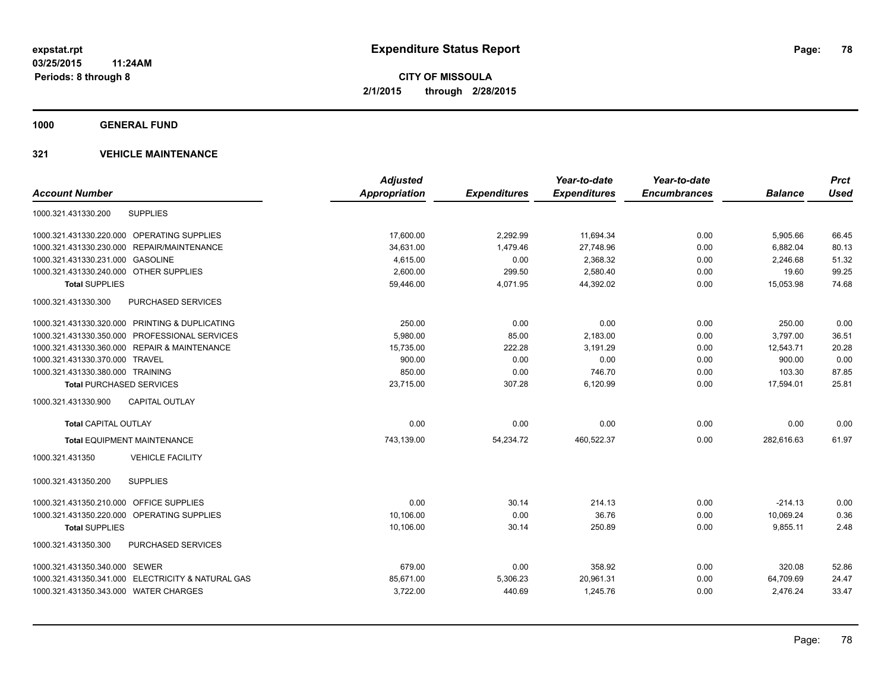**expstat.rpt**
**03/25/2015 11:24AM**
**Periods: 8 through 8**

# Expenditure Status Report

**CITY OF MISSOULA**
**2/1/2015 through 2/28/2015**

## 1000 GENERAL FUND

## 321 VEHICLE MAINTENANCE

| Account Number | | Adjusted Appropriation | Expenditures | Year-to-date Expenditures | Year-to-date Encumbrances | Balance | Prct Used |
|---|---|---|---|---|---|---|---|
| 1000.321.431330.200 | SUPPLIES | | | | | | |
| 1000.321.431330.220.000 | OPERATING SUPPLIES | 17,600.00 | 2,292.99 | 11,694.34 | 0.00 | 5,905.66 | 66.45 |
| 1000.321.431330.230.000 | REPAIR/MAINTENANCE | 34,631.00 | 1,479.46 | 27,748.96 | 0.00 | 6,882.04 | 80.13 |
| 1000.321.431330.231.000 | GASOLINE | 4,615.00 | 0.00 | 2,368.32 | 0.00 | 2,246.68 | 51.32 |
| 1000.321.431330.240.000 | OTHER SUPPLIES | 2,600.00 | 299.50 | 2,580.40 | 0.00 | 19.60 | 99.25 |
| **Total** SUPPLIES | | 59,446.00 | 4,071.95 | 44,392.02 | 0.00 | 15,053.98 | 74.68 |
| 1000.321.431330.300 | PURCHASED SERVICES | | | | | | |
| 1000.321.431330.320.000 | PRINTING & DUPLICATING | 250.00 | 0.00 | 0.00 | 0.00 | 250.00 | 0.00 |
| 1000.321.431330.350.000 | PROFESSIONAL SERVICES | 5,980.00 | 85.00 | 2,183.00 | 0.00 | 3,797.00 | 36.51 |
| 1000.321.431330.360.000 | REPAIR & MAINTENANCE | 15,735.00 | 222.28 | 3,191.29 | 0.00 | 12,543.71 | 20.28 |
| 1000.321.431330.370.000 | TRAVEL | 900.00 | 0.00 | 0.00 | 0.00 | 900.00 | 0.00 |
| 1000.321.431330.380.000 | TRAINING | 850.00 | 0.00 | 746.70 | 0.00 | 103.30 | 87.85 |
| **Total** PURCHASED SERVICES | | 23,715.00 | 307.28 | 6,120.99 | 0.00 | 17,594.01 | 25.81 |
| 1000.321.431330.900 | CAPITAL OUTLAY | | | | | | |
| **Total** CAPITAL OUTLAY | | 0.00 | 0.00 | 0.00 | 0.00 | 0.00 | 0.00 |
| **Total** EQUIPMENT MAINTENANCE | | 743,139.00 | 54,234.72 | 460,522.37 | 0.00 | 282,616.63 | 61.97 |
| 1000.321.431350 | VEHICLE FACILITY | | | | | | |
| 1000.321.431350.200 | SUPPLIES | | | | | | |
| 1000.321.431350.210.000 | OFFICE SUPPLIES | 0.00 | 30.14 | 214.13 | 0.00 | -214.13 | 0.00 |
| 1000.321.431350.220.000 | OPERATING SUPPLIES | 10,106.00 | 0.00 | 36.76 | 0.00 | 10,069.24 | 0.36 |
| **Total** SUPPLIES | | 10,106.00 | 30.14 | 250.89 | 0.00 | 9,855.11 | 2.48 |
| 1000.321.431350.300 | PURCHASED SERVICES | | | | | | |
| 1000.321.431350.340.000 | SEWER | 679.00 | 0.00 | 358.92 | 0.00 | 320.08 | 52.86 |
| 1000.321.431350.341.000 | ELECTRICITY & NATURAL GAS | 85,671.00 | 5,306.23 | 20,961.31 | 0.00 | 64,709.69 | 24.47 |
| 1000.321.431350.343.000 | WATER CHARGES | 3,722.00 | 440.69 | 1,245.76 | 0.00 | 2,476.24 | 33.47 |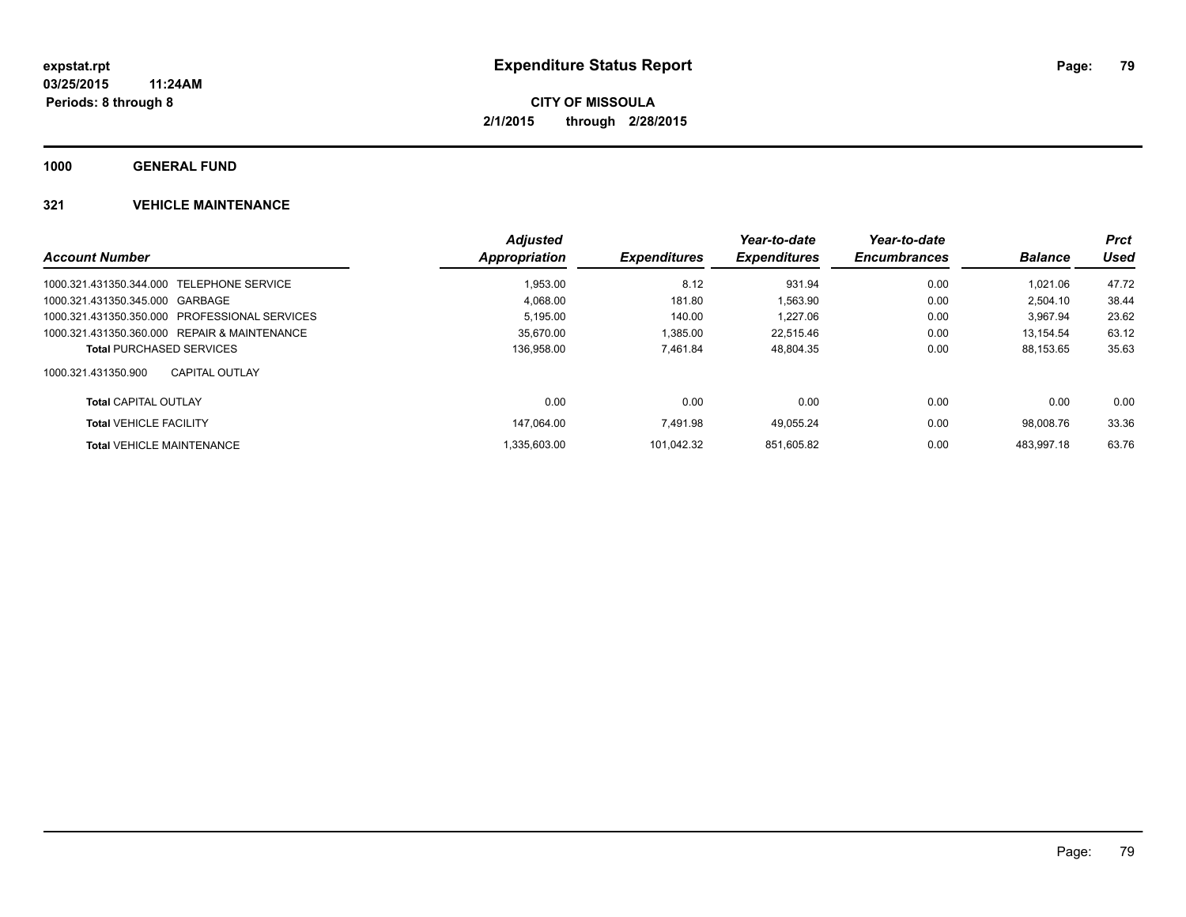**expstat.rpt**
**03/25/2015 11:24AM**
**Periods: 8 through 8**

# Expenditure Status Report

**CITY OF MISSOULA**
**2/1/2015 through 2/28/2015**

## 1000 GENERAL FUND

### 321 VEHICLE MAINTENANCE

| *Account Number* | *Adjusted Appropriation* | *Expenditures* | *Year-to-date Expenditures* | *Year-to-date Encumbrances* | *Balance* | *Prct Used* |
|---|---|---|---|---|---|---|
| 1000.321.431350.344.000 TELEPHONE SERVICE | 1,953.00 | 8.12 | 931.94 | 0.00 | 1,021.06 | 47.72 |
| 1000.321.431350.345.000 GARBAGE | 4,068.00 | 181.80 | 1,563.90 | 0.00 | 2,504.10 | 38.44 |
| 1000.321.431350.350.000 PROFESSIONAL SERVICES | 5,195.00 | 140.00 | 1,227.06 | 0.00 | 3,967.94 | 23.62 |
| 1000.321.431350.360.000 REPAIR & MAINTENANCE | 35,670.00 | 1,385.00 | 22,515.46 | 0.00 | 13,154.54 | 63.12 |
| **Total** PURCHASED SERVICES | 136,958.00 | 7,461.84 | 48,804.35 | 0.00 | 88,153.65 | 35.63 |
| 1000.321.431350.900 CAPITAL OUTLAY | | | | | | |
| **Total** CAPITAL OUTLAY | 0.00 | 0.00 | 0.00 | 0.00 | 0.00 | 0.00 |
| **Total** VEHICLE FACILITY | 147,064.00 | 7,491.98 | 49,055.24 | 0.00 | 98,008.76 | 33.36 |
| **Total** VEHICLE MAINTENANCE | 1,335,603.00 | 101,042.32 | 851,605.82 | 0.00 | 483,997.18 | 63.76 |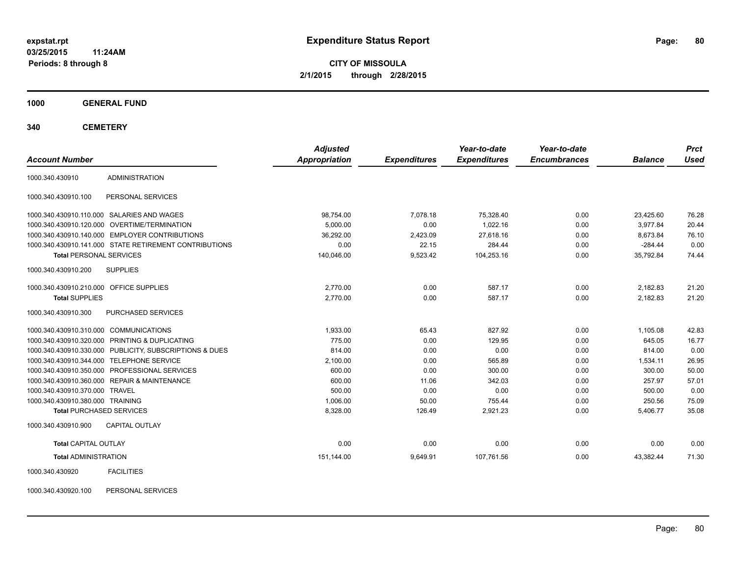# Expenditure Status Report

expstat.rpt
03/25/2015 11:24AM
Periods: 8 through 8

**CITY OF MISSOULA**
**2/1/2015 through 2/28/2015**

**1000 GENERAL FUND**

**340 CEMETERY**

| Account Number | | Adjusted Appropriation | Expenditures | Year-to-date Expenditures | Year-to-date Encumbrances | Balance | Prct Used |
|---|---|---|---|---|---|---|---|
| 1000.340.430910 | ADMINISTRATION | | | | | | |
| 1000.340.430910.100 | PERSONAL SERVICES | | | | | | |
| 1000.340.430910.110.000 | SALARIES AND WAGES | 98,754.00 | 7,078.18 | 75,328.40 | 0.00 | 23,425.60 | 76.28 |
| 1000.340.430910.120.000 | OVERTIME/TERMINATION | 5,000.00 | 0.00 | 1,022.16 | 0.00 | 3,977.84 | 20.44 |
| 1000.340.430910.140.000 | EMPLOYER CONTRIBUTIONS | 36,292.00 | 2,423.09 | 27,618.16 | 0.00 | 8,673.84 | 76.10 |
| 1000.340.430910.141.000 | STATE RETIREMENT CONTRIBUTIONS | 0.00 | 22.15 | 284.44 | 0.00 | -284.44 | 0.00 |
| **Total** PERSONAL SERVICES | | 140,046.00 | 9,523.42 | 104,253.16 | 0.00 | 35,792.84 | 74.44 |
| 1000.340.430910.200 | SUPPLIES | | | | | | |
| 1000.340.430910.210.000 | OFFICE SUPPLIES | 2,770.00 | 0.00 | 587.17 | 0.00 | 2,182.83 | 21.20 |
| **Total** SUPPLIES | | 2,770.00 | 0.00 | 587.17 | 0.00 | 2,182.83 | 21.20 |
| 1000.340.430910.300 | PURCHASED SERVICES | | | | | | |
| 1000.340.430910.310.000 | COMMUNICATIONS | 1,933.00 | 65.43 | 827.92 | 0.00 | 1,105.08 | 42.83 |
| 1000.340.430910.320.000 | PRINTING & DUPLICATING | 775.00 | 0.00 | 129.95 | 0.00 | 645.05 | 16.77 |
| 1000.340.430910.330.000 | PUBLICITY, SUBSCRIPTIONS & DUES | 814.00 | 0.00 | 0.00 | 0.00 | 814.00 | 0.00 |
| 1000.340.430910.344.000 | TELEPHONE SERVICE | 2,100.00 | 0.00 | 565.89 | 0.00 | 1,534.11 | 26.95 |
| 1000.340.430910.350.000 | PROFESSIONAL SERVICES | 600.00 | 0.00 | 300.00 | 0.00 | 300.00 | 50.00 |
| 1000.340.430910.360.000 | REPAIR & MAINTENANCE | 600.00 | 11.06 | 342.03 | 0.00 | 257.97 | 57.01 |
| 1000.340.430910.370.000 | TRAVEL | 500.00 | 0.00 | 0.00 | 0.00 | 500.00 | 0.00 |
| 1000.340.430910.380.000 | TRAINING | 1,006.00 | 50.00 | 755.44 | 0.00 | 250.56 | 75.09 |
| **Total** PURCHASED SERVICES | | 8,328.00 | 126.49 | 2,921.23 | 0.00 | 5,406.77 | 35.08 |
| 1000.340.430910.900 | CAPITAL OUTLAY | | | | | | |
| **Total** CAPITAL OUTLAY | | 0.00 | 0.00 | 0.00 | 0.00 | 0.00 | 0.00 |
| **Total** ADMINISTRATION | | 151,144.00 | 9,649.91 | 107,761.56 | 0.00 | 43,382.44 | 71.30 |
| 1000.340.430920 | FACILITIES | | | | | | |
| 1000.340.430920.100 | PERSONAL SERVICES | | | | | | |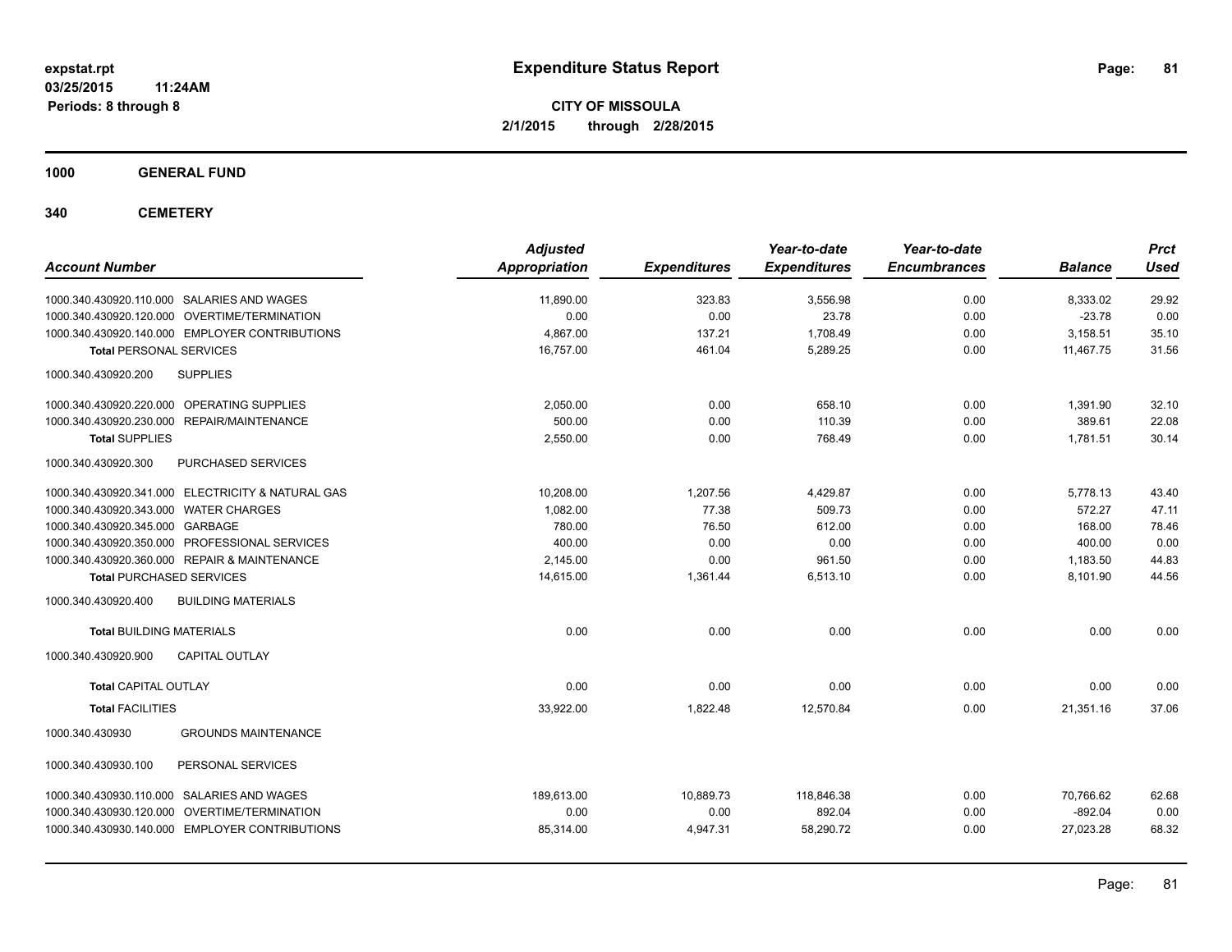**expstat.rpt**
**03/25/2015 11:24AM**
**Periods: 8 through 8**

# Expenditure Status Report

**CITY OF MISSOULA**
**2/1/2015 through 2/28/2015**

## 1000 GENERAL FUND

## 340 CEMETERY

| Account Number | Adjusted Appropriation | Expenditures | Year-to-date Expenditures | Year-to-date Encumbrances | Balance | Prct Used |
|---|---|---|---|---|---|---|
| 1000.340.430920.110.000 SALARIES AND WAGES | 11,890.00 | 323.83 | 3,556.98 | 0.00 | 8,333.02 | 29.92 |
| 1000.340.430920.120.000 OVERTIME/TERMINATION | 0.00 | 0.00 | 23.78 | 0.00 | -23.78 | 0.00 |
| 1000.340.430920.140.000 EMPLOYER CONTRIBUTIONS | 4,867.00 | 137.21 | 1,708.49 | 0.00 | 3,158.51 | 35.10 |
| **Total** PERSONAL SERVICES | 16,757.00 | 461.04 | 5,289.25 | 0.00 | 11,467.75 | 31.56 |
| 1000.340.430920.200 SUPPLIES | | | | | | |
| 1000.340.430920.220.000 OPERATING SUPPLIES | 2,050.00 | 0.00 | 658.10 | 0.00 | 1,391.90 | 32.10 |
| 1000.340.430920.230.000 REPAIR/MAINTENANCE | 500.00 | 0.00 | 110.39 | 0.00 | 389.61 | 22.08 |
| **Total** SUPPLIES | 2,550.00 | 0.00 | 768.49 | 0.00 | 1,781.51 | 30.14 |
| 1000.340.430920.300 PURCHASED SERVICES | | | | | | |
| 1000.340.430920.341.000 ELECTRICITY & NATURAL GAS | 10,208.00 | 1,207.56 | 4,429.87 | 0.00 | 5,778.13 | 43.40 |
| 1000.340.430920.343.000 WATER CHARGES | 1,082.00 | 77.38 | 509.73 | 0.00 | 572.27 | 47.11 |
| 1000.340.430920.345.000 GARBAGE | 780.00 | 76.50 | 612.00 | 0.00 | 168.00 | 78.46 |
| 1000.340.430920.350.000 PROFESSIONAL SERVICES | 400.00 | 0.00 | 0.00 | 0.00 | 400.00 | 0.00 |
| 1000.340.430920.360.000 REPAIR & MAINTENANCE | 2,145.00 | 0.00 | 961.50 | 0.00 | 1,183.50 | 44.83 |
| **Total** PURCHASED SERVICES | 14,615.00 | 1,361.44 | 6,513.10 | 0.00 | 8,101.90 | 44.56 |
| 1000.340.430920.400 BUILDING MATERIALS | | | | | | |
| **Total** BUILDING MATERIALS | 0.00 | 0.00 | 0.00 | 0.00 | 0.00 | 0.00 |
| 1000.340.430920.900 CAPITAL OUTLAY | | | | | | |
| **Total** CAPITAL OUTLAY | 0.00 | 0.00 | 0.00 | 0.00 | 0.00 | 0.00 |
| **Total** FACILITIES | 33,922.00 | 1,822.48 | 12,570.84 | 0.00 | 21,351.16 | 37.06 |
| 1000.340.430930 GROUNDS MAINTENANCE | | | | | | |
| 1000.340.430930.100 PERSONAL SERVICES | | | | | | |
| 1000.340.430930.110.000 SALARIES AND WAGES | 189,613.00 | 10,889.73 | 118,846.38 | 0.00 | 70,766.62 | 62.68 |
| 1000.340.430930.120.000 OVERTIME/TERMINATION | 0.00 | 0.00 | 892.04 | 0.00 | -892.04 | 0.00 |
| 1000.340.430930.140.000 EMPLOYER CONTRIBUTIONS | 85,314.00 | 4,947.31 | 58,290.72 | 0.00 | 27,023.28 | 68.32 |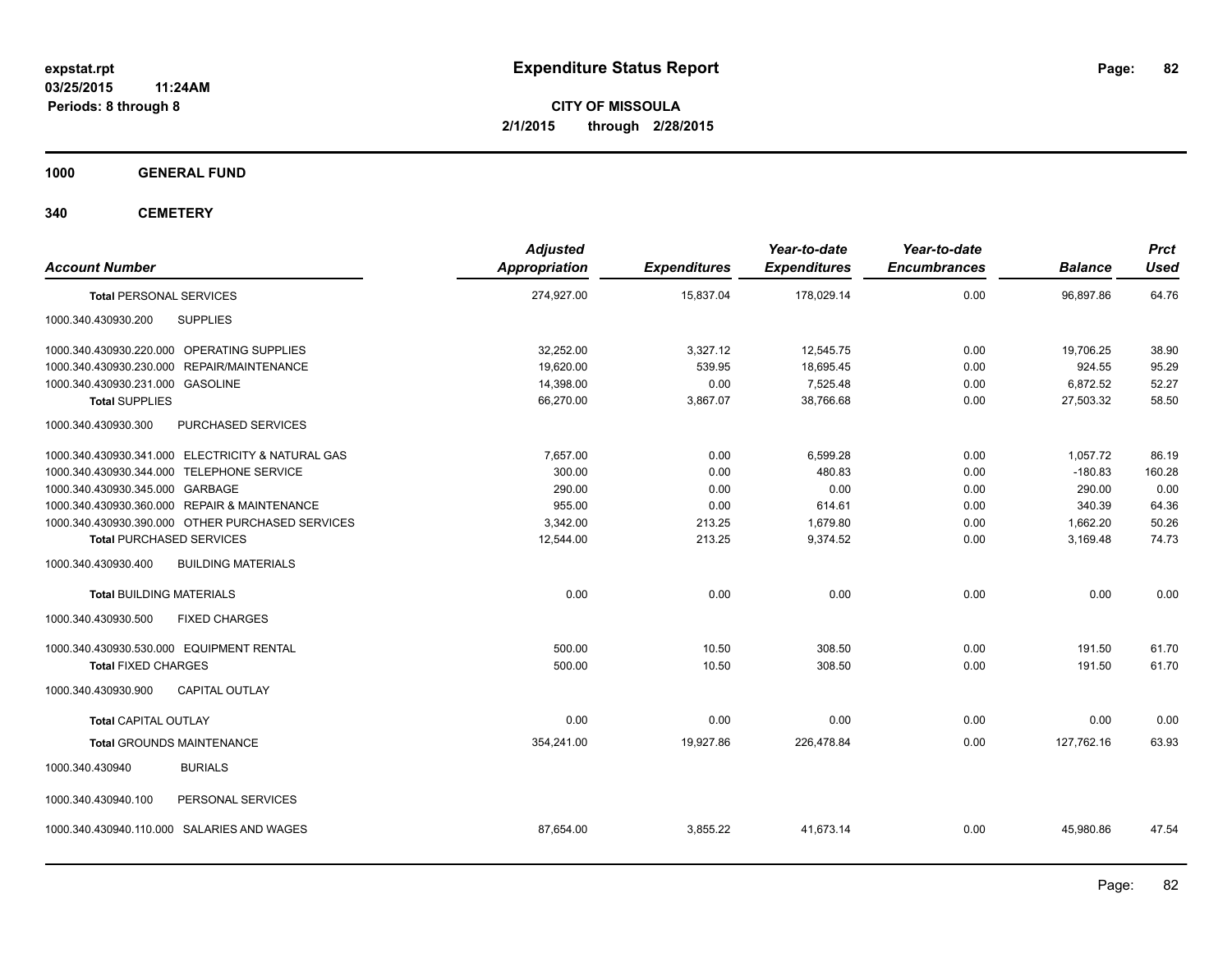**expstat.rpt**
**03/25/2015 11:24AM**
**Periods: 8 through 8**

# Expenditure Status Report

**CITY OF MISSOULA**
**2/1/2015 through 2/28/2015**

## 1000 GENERAL FUND

## 340 CEMETERY

| Account Number | | Adjusted Appropriation | Expenditures | Year-to-date Expenditures | Year-to-date Encumbrances | Balance | Prct Used |
|---|---|---|---|---|---|---|---|
| **Total** PERSONAL SERVICES | | 274,927.00 | 15,837.04 | 178,029.14 | 0.00 | 96,897.86 | 64.76 |
| 1000.340.430930.200 | SUPPLIES | | | | | | |
| 1000.340.430930.220.000 | OPERATING SUPPLIES | 32,252.00 | 3,327.12 | 12,545.75 | 0.00 | 19,706.25 | 38.90 |
| 1000.340.430930.230.000 | REPAIR/MAINTENANCE | 19,620.00 | 539.95 | 18,695.45 | 0.00 | 924.55 | 95.29 |
| 1000.340.430930.231.000 | GASOLINE | 14,398.00 | 0.00 | 7,525.48 | 0.00 | 6,872.52 | 52.27 |
| **Total** SUPPLIES | | 66,270.00 | 3,867.07 | 38,766.68 | 0.00 | 27,503.32 | 58.50 |
| 1000.340.430930.300 | PURCHASED SERVICES | | | | | | |
| 1000.340.430930.341.000 | ELECTRICITY & NATURAL GAS | 7,657.00 | 0.00 | 6,599.28 | 0.00 | 1,057.72 | 86.19 |
| 1000.340.430930.344.000 | TELEPHONE SERVICE | 300.00 | 0.00 | 480.83 | 0.00 | -180.83 | 160.28 |
| 1000.340.430930.345.000 | GARBAGE | 290.00 | 0.00 | 0.00 | 0.00 | 290.00 | 0.00 |
| 1000.340.430930.360.000 | REPAIR & MAINTENANCE | 955.00 | 0.00 | 614.61 | 0.00 | 340.39 | 64.36 |
| 1000.340.430930.390.000 | OTHER PURCHASED SERVICES | 3,342.00 | 213.25 | 1,679.80 | 0.00 | 1,662.20 | 50.26 |
| **Total** PURCHASED SERVICES | | 12,544.00 | 213.25 | 9,374.52 | 0.00 | 3,169.48 | 74.73 |
| 1000.340.430930.400 | BUILDING MATERIALS | | | | | | |
| **Total** BUILDING MATERIALS | | 0.00 | 0.00 | 0.00 | 0.00 | 0.00 | 0.00 |
| 1000.340.430930.500 | FIXED CHARGES | | | | | | |
| 1000.340.430930.530.000 | EQUIPMENT RENTAL | 500.00 | 10.50 | 308.50 | 0.00 | 191.50 | 61.70 |
| **Total** FIXED CHARGES | | 500.00 | 10.50 | 308.50 | 0.00 | 191.50 | 61.70 |
| 1000.340.430930.900 | CAPITAL OUTLAY | | | | | | |
| **Total** CAPITAL OUTLAY | | 0.00 | 0.00 | 0.00 | 0.00 | 0.00 | 0.00 |
| **Total** GROUNDS MAINTENANCE | | 354,241.00 | 19,927.86 | 226,478.84 | 0.00 | 127,762.16 | 63.93 |
| 1000.340.430940 | BURIALS | | | | | | |
| 1000.340.430940.100 | PERSONAL SERVICES | | | | | | |
| 1000.340.430940.110.000 | SALARIES AND WAGES | 87,654.00 | 3,855.22 | 41,673.14 | 0.00 | 45,980.86 | 47.54 |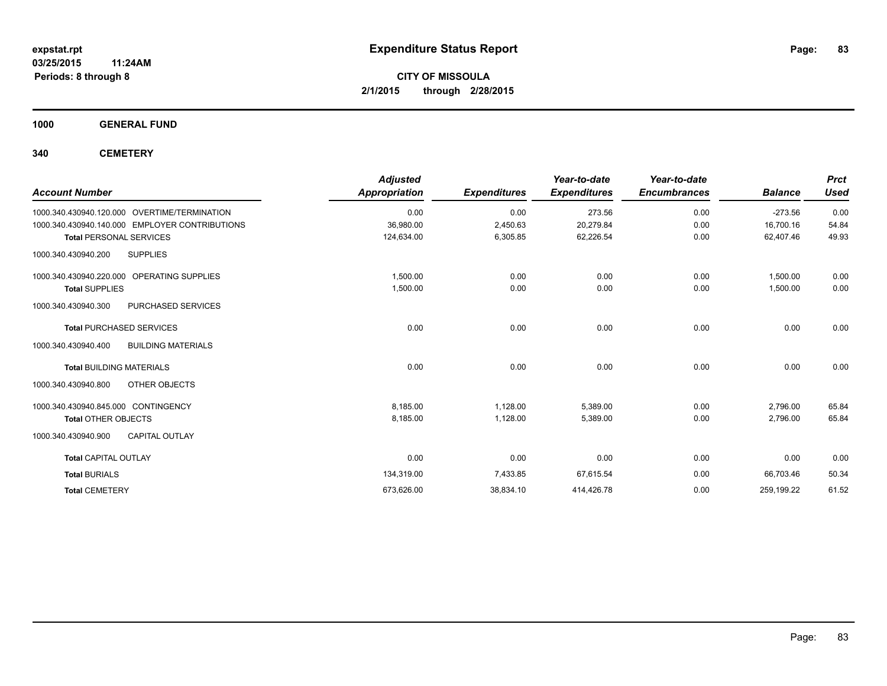**expstat.rpt**
**03/25/2015 11:24AM**
**Periods: 8 through 8**

# Expenditure Status Report

**CITY OF MISSOULA**
**2/1/2015 through 2/28/2015**

## 1000 GENERAL FUND

## 340 CEMETERY

| Account Number | Adjusted Appropriation | Expenditures | Year-to-date Expenditures | Year-to-date Encumbrances | Balance | Prct Used |
|---|---|---|---|---|---|---|
| 1000.340.430940.120.000 OVERTIME/TERMINATION | 0.00 | 0.00 | 273.56 | 0.00 | -273.56 | 0.00 |
| 1000.340.430940.140.000 EMPLOYER CONTRIBUTIONS | 36,980.00 | 2,450.63 | 20,279.84 | 0.00 | 16,700.16 | 54.84 |
| **Total** PERSONAL SERVICES | 124,634.00 | 6,305.85 | 62,226.54 | 0.00 | 62,407.46 | 49.93 |
| 1000.340.430940.200 SUPPLIES | | | | | | |
| 1000.340.430940.220.000 OPERATING SUPPLIES | 1,500.00 | 0.00 | 0.00 | 0.00 | 1,500.00 | 0.00 |
| **Total** SUPPLIES | 1,500.00 | 0.00 | 0.00 | 0.00 | 1,500.00 | 0.00 |
| 1000.340.430940.300 PURCHASED SERVICES | | | | | | |
| **Total** PURCHASED SERVICES | 0.00 | 0.00 | 0.00 | 0.00 | 0.00 | 0.00 |
| 1000.340.430940.400 BUILDING MATERIALS | | | | | | |
| **Total** BUILDING MATERIALS | 0.00 | 0.00 | 0.00 | 0.00 | 0.00 | 0.00 |
| 1000.340.430940.800 OTHER OBJECTS | | | | | | |
| 1000.340.430940.845.000 CONTINGENCY | 8,185.00 | 1,128.00 | 5,389.00 | 0.00 | 2,796.00 | 65.84 |
| **Total** OTHER OBJECTS | 8,185.00 | 1,128.00 | 5,389.00 | 0.00 | 2,796.00 | 65.84 |
| 1000.340.430940.900 CAPITAL OUTLAY | | | | | | |
| **Total** CAPITAL OUTLAY | 0.00 | 0.00 | 0.00 | 0.00 | 0.00 | 0.00 |
| **Total** BURIALS | 134,319.00 | 7,433.85 | 67,615.54 | 0.00 | 66,703.46 | 50.34 |
| **Total** CEMETERY | 673,626.00 | 38,834.10 | 414,426.78 | 0.00 | 259,199.22 | 61.52 |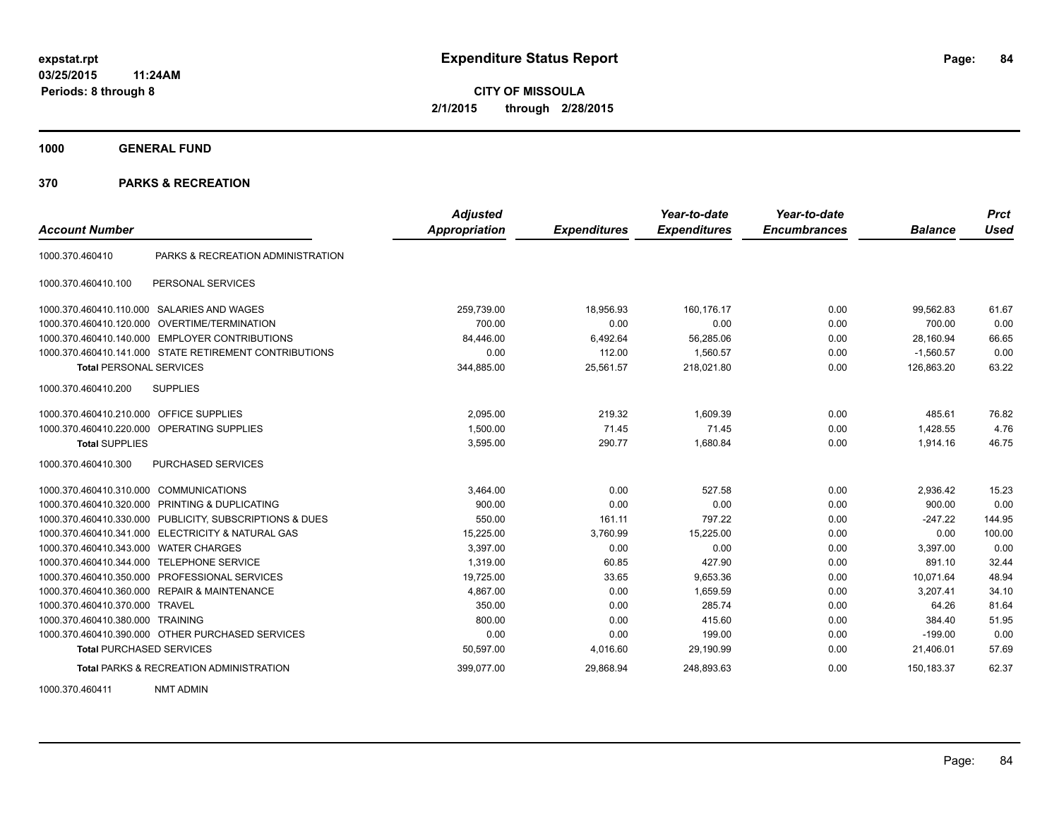# Expenditure Status Report

expstat.rpt
03/25/2015 11:24AM
Periods: 8 through 8

**CITY OF MISSOULA**
**2/1/2015 through 2/28/2015**

## 1000 GENERAL FUND

## 370 PARKS & RECREATION

| Account Number | | Adjusted Appropriation | Expenditures | Year-to-date Expenditures | Year-to-date Encumbrances | Balance | Prct Used |
|---|---|---|---|---|---|---|---|
| 1000.370.460410 | PARKS & RECREATION ADMINISTRATION | | | | | | |
| 1000.370.460410.100 | PERSONAL SERVICES | | | | | | |
| 1000.370.460410.110.000 | SALARIES AND WAGES | 259,739.00 | 18,956.93 | 160,176.17 | 0.00 | 99,562.83 | 61.67 |
| 1000.370.460410.120.000 | OVERTIME/TERMINATION | 700.00 | 0.00 | 0.00 | 0.00 | 700.00 | 0.00 |
| 1000.370.460410.140.000 | EMPLOYER CONTRIBUTIONS | 84,446.00 | 6,492.64 | 56,285.06 | 0.00 | 28,160.94 | 66.65 |
| 1000.370.460410.141.000 | STATE RETIREMENT CONTRIBUTIONS | 0.00 | 112.00 | 1,560.57 | 0.00 | -1,560.57 | 0.00 |
| **Total** PERSONAL SERVICES | | 344,885.00 | 25,561.57 | 218,021.80 | 0.00 | 126,863.20 | 63.22 |
| 1000.370.460410.200 | SUPPLIES | | | | | | |
| 1000.370.460410.210.000 | OFFICE SUPPLIES | 2,095.00 | 219.32 | 1,609.39 | 0.00 | 485.61 | 76.82 |
| 1000.370.460410.220.000 | OPERATING SUPPLIES | 1,500.00 | 71.45 | 71.45 | 0.00 | 1,428.55 | 4.76 |
| **Total** SUPPLIES | | 3,595.00 | 290.77 | 1,680.84 | 0.00 | 1,914.16 | 46.75 |
| 1000.370.460410.300 | PURCHASED SERVICES | | | | | | |
| 1000.370.460410.310.000 | COMMUNICATIONS | 3,464.00 | 0.00 | 527.58 | 0.00 | 2,936.42 | 15.23 |
| 1000.370.460410.320.000 | PRINTING & DUPLICATING | 900.00 | 0.00 | 0.00 | 0.00 | 900.00 | 0.00 |
| 1000.370.460410.330.000 | PUBLICITY, SUBSCRIPTIONS & DUES | 550.00 | 161.11 | 797.22 | 0.00 | -247.22 | 144.95 |
| 1000.370.460410.341.000 | ELECTRICITY & NATURAL GAS | 15,225.00 | 3,760.99 | 15,225.00 | 0.00 | 0.00 | 100.00 |
| 1000.370.460410.343.000 | WATER CHARGES | 3,397.00 | 0.00 | 0.00 | 0.00 | 3,397.00 | 0.00 |
| 1000.370.460410.344.000 | TELEPHONE SERVICE | 1,319.00 | 60.85 | 427.90 | 0.00 | 891.10 | 32.44 |
| 1000.370.460410.350.000 | PROFESSIONAL SERVICES | 19,725.00 | 33.65 | 9,653.36 | 0.00 | 10,071.64 | 48.94 |
| 1000.370.460410.360.000 | REPAIR & MAINTENANCE | 4,867.00 | 0.00 | 1,659.59 | 0.00 | 3,207.41 | 34.10 |
| 1000.370.460410.370.000 | TRAVEL | 350.00 | 0.00 | 285.74 | 0.00 | 64.26 | 81.64 |
| 1000.370.460410.380.000 | TRAINING | 800.00 | 0.00 | 415.60 | 0.00 | 384.40 | 51.95 |
| 1000.370.460410.390.000 | OTHER PURCHASED SERVICES | 0.00 | 0.00 | 199.00 | 0.00 | -199.00 | 0.00 |
| **Total** PURCHASED SERVICES | | 50,597.00 | 4,016.60 | 29,190.99 | 0.00 | 21,406.01 | 57.69 |
| **Total** PARKS & RECREATION ADMINISTRATION | | 399,077.00 | 29,868.94 | 248,893.63 | 0.00 | 150,183.37 | 62.37 |
| 1000.370.460411 | NMT ADMIN | | | | | | |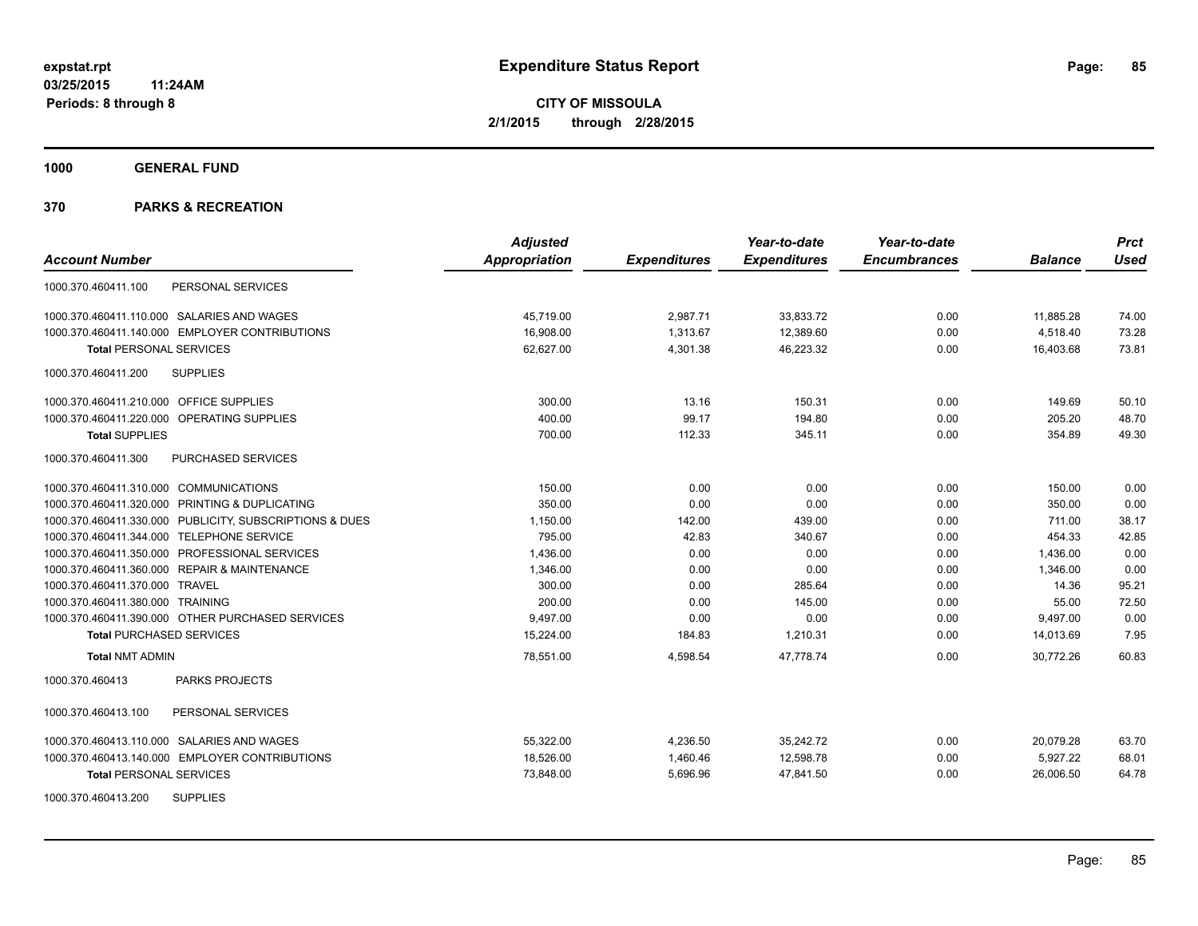**Expenditure Status Report**

**CITY OF MISSOULA**
**2/1/2015 through 2/28/2015**

expstat.rpt
03/25/2015 11:24AM
Periods: 8 through 8

**1000 GENERAL FUND**

**370 PARKS & RECREATION**

| Account Number | Adjusted Appropriation | Expenditures | Year-to-date Expenditures | Year-to-date Encumbrances | Balance | Prct Used |
|---|---|---|---|---|---|---|
| 1000.370.460411.100 PERSONAL SERVICES | | | | | | |
| 1000.370.460411.110.000 SALARIES AND WAGES | 45,719.00 | 2,987.71 | 33,833.72 | 0.00 | 11,885.28 | 74.00 |
| 1000.370.460411.140.000 EMPLOYER CONTRIBUTIONS | 16,908.00 | 1,313.67 | 12,389.60 | 0.00 | 4,518.40 | 73.28 |
| **Total** PERSONAL SERVICES | 62,627.00 | 4,301.38 | 46,223.32 | 0.00 | 16,403.68 | 73.81 |
| 1000.370.460411.200 SUPPLIES | | | | | | |
| 1000.370.460411.210.000 OFFICE SUPPLIES | 300.00 | 13.16 | 150.31 | 0.00 | 149.69 | 50.10 |
| 1000.370.460411.220.000 OPERATING SUPPLIES | 400.00 | 99.17 | 194.80 | 0.00 | 205.20 | 48.70 |
| **Total** SUPPLIES | 700.00 | 112.33 | 345.11 | 0.00 | 354.89 | 49.30 |
| 1000.370.460411.300 PURCHASED SERVICES | | | | | | |
| 1000.370.460411.310.000 COMMUNICATIONS | 150.00 | 0.00 | 0.00 | 0.00 | 150.00 | 0.00 |
| 1000.370.460411.320.000 PRINTING & DUPLICATING | 350.00 | 0.00 | 0.00 | 0.00 | 350.00 | 0.00 |
| 1000.370.460411.330.000 PUBLICITY, SUBSCRIPTIONS & DUES | 1,150.00 | 142.00 | 439.00 | 0.00 | 711.00 | 38.17 |
| 1000.370.460411.344.000 TELEPHONE SERVICE | 795.00 | 42.83 | 340.67 | 0.00 | 454.33 | 42.85 |
| 1000.370.460411.350.000 PROFESSIONAL SERVICES | 1,436.00 | 0.00 | 0.00 | 0.00 | 1,436.00 | 0.00 |
| 1000.370.460411.360.000 REPAIR & MAINTENANCE | 1,346.00 | 0.00 | 0.00 | 0.00 | 1,346.00 | 0.00 |
| 1000.370.460411.370.000 TRAVEL | 300.00 | 0.00 | 285.64 | 0.00 | 14.36 | 95.21 |
| 1000.370.460411.380.000 TRAINING | 200.00 | 0.00 | 145.00 | 0.00 | 55.00 | 72.50 |
| 1000.370.460411.390.000 OTHER PURCHASED SERVICES | 9,497.00 | 0.00 | 0.00 | 0.00 | 9,497.00 | 0.00 |
| **Total** PURCHASED SERVICES | 15,224.00 | 184.83 | 1,210.31 | 0.00 | 14,013.69 | 7.95 |
| **Total** NMT ADMIN | 78,551.00 | 4,598.54 | 47,778.74 | 0.00 | 30,772.26 | 60.83 |
| 1000.370.460413 PARKS PROJECTS | | | | | | |
| 1000.370.460413.100 PERSONAL SERVICES | | | | | | |
| 1000.370.460413.110.000 SALARIES AND WAGES | 55,322.00 | 4,236.50 | 35,242.72 | 0.00 | 20,079.28 | 63.70 |
| 1000.370.460413.140.000 EMPLOYER CONTRIBUTIONS | 18,526.00 | 1,460.46 | 12,598.78 | 0.00 | 5,927.22 | 68.01 |
| **Total** PERSONAL SERVICES | 73,848.00 | 5,696.96 | 47,841.50 | 0.00 | 26,006.50 | 64.78 |
| 1000.370.460413.200 SUPPLIES | | | | | | |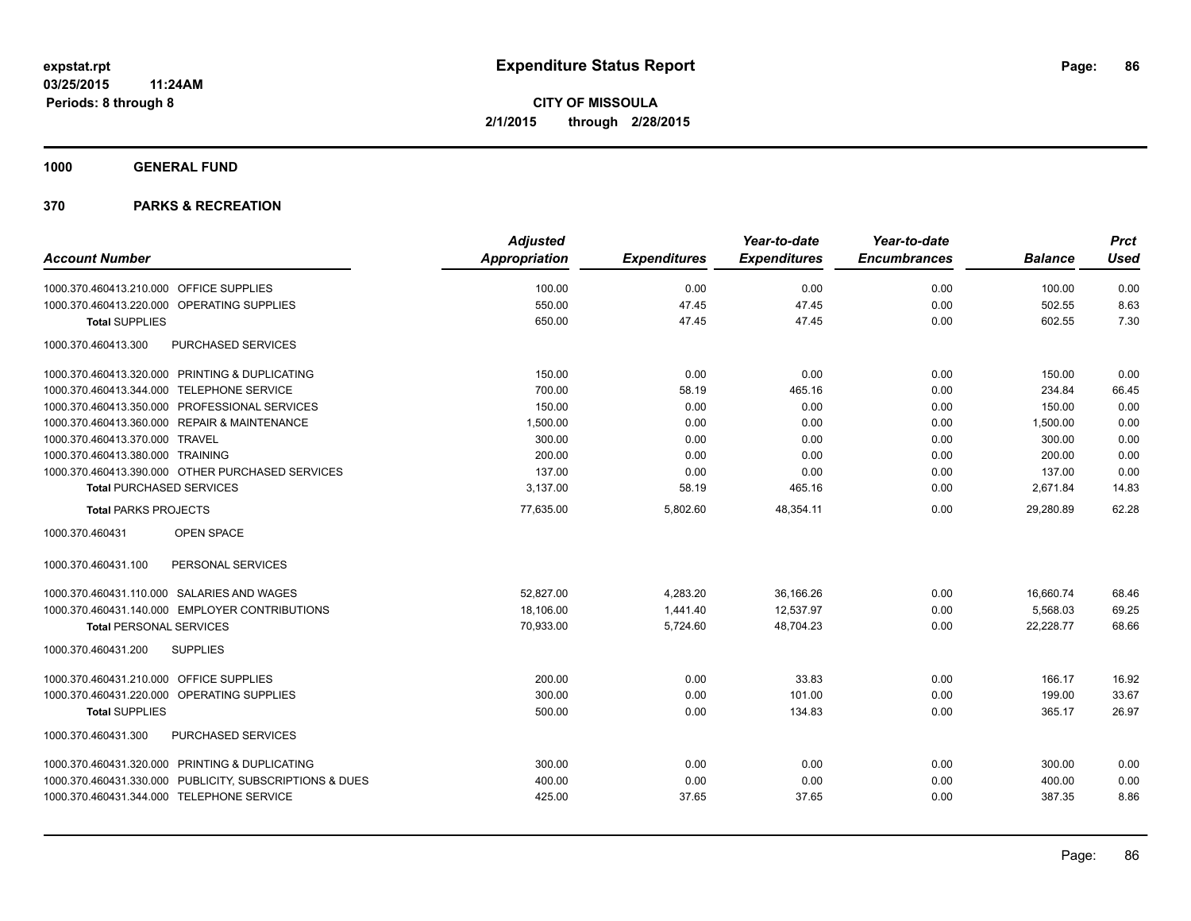# Expenditure Status Report

**CITY OF MISSOULA**
**2/1/2015 through 2/28/2015**

expstat.rpt
03/25/2015 11:24AM
Periods: 8 through 8

## 1000 GENERAL FUND

## 370 PARKS & RECREATION

| Account Number | Adjusted Appropriation | Expenditures | Year-to-date Expenditures | Year-to-date Encumbrances | Balance | Prct Used |
|---|---|---|---|---|---|---|
| 1000.370.460413.210.000 OFFICE SUPPLIES | 100.00 | 0.00 | 0.00 | 0.00 | 100.00 | 0.00 |
| 1000.370.460413.220.000 OPERATING SUPPLIES | 550.00 | 47.45 | 47.45 | 0.00 | 502.55 | 8.63 |
| **Total** SUPPLIES | 650.00 | 47.45 | 47.45 | 0.00 | 602.55 | 7.30 |
| 1000.370.460413.300 PURCHASED SERVICES | | | | | | |
| 1000.370.460413.320.000 PRINTING & DUPLICATING | 150.00 | 0.00 | 0.00 | 0.00 | 150.00 | 0.00 |
| 1000.370.460413.344.000 TELEPHONE SERVICE | 700.00 | 58.19 | 465.16 | 0.00 | 234.84 | 66.45 |
| 1000.370.460413.350.000 PROFESSIONAL SERVICES | 150.00 | 0.00 | 0.00 | 0.00 | 150.00 | 0.00 |
| 1000.370.460413.360.000 REPAIR & MAINTENANCE | 1,500.00 | 0.00 | 0.00 | 0.00 | 1,500.00 | 0.00 |
| 1000.370.460413.370.000 TRAVEL | 300.00 | 0.00 | 0.00 | 0.00 | 300.00 | 0.00 |
| 1000.370.460413.380.000 TRAINING | 200.00 | 0.00 | 0.00 | 0.00 | 200.00 | 0.00 |
| 1000.370.460413.390.000 OTHER PURCHASED SERVICES | 137.00 | 0.00 | 0.00 | 0.00 | 137.00 | 0.00 |
| **Total** PURCHASED SERVICES | 3,137.00 | 58.19 | 465.16 | 0.00 | 2,671.84 | 14.83 |
| **Total** PARKS PROJECTS | 77,635.00 | 5,802.60 | 48,354.11 | 0.00 | 29,280.89 | 62.28 |
| 1000.370.460431 OPEN SPACE | | | | | | |
| 1000.370.460431.100 PERSONAL SERVICES | | | | | | |
| 1000.370.460431.110.000 SALARIES AND WAGES | 52,827.00 | 4,283.20 | 36,166.26 | 0.00 | 16,660.74 | 68.46 |
| 1000.370.460431.140.000 EMPLOYER CONTRIBUTIONS | 18,106.00 | 1,441.40 | 12,537.97 | 0.00 | 5,568.03 | 69.25 |
| **Total** PERSONAL SERVICES | 70,933.00 | 5,724.60 | 48,704.23 | 0.00 | 22,228.77 | 68.66 |
| 1000.370.460431.200 SUPPLIES | | | | | | |
| 1000.370.460431.210.000 OFFICE SUPPLIES | 200.00 | 0.00 | 33.83 | 0.00 | 166.17 | 16.92 |
| 1000.370.460431.220.000 OPERATING SUPPLIES | 300.00 | 0.00 | 101.00 | 0.00 | 199.00 | 33.67 |
| **Total** SUPPLIES | 500.00 | 0.00 | 134.83 | 0.00 | 365.17 | 26.97 |
| 1000.370.460431.300 PURCHASED SERVICES | | | | | | |
| 1000.370.460431.320.000 PRINTING & DUPLICATING | 300.00 | 0.00 | 0.00 | 0.00 | 300.00 | 0.00 |
| 1000.370.460431.330.000 PUBLICITY, SUBSCRIPTIONS & DUES | 400.00 | 0.00 | 0.00 | 0.00 | 400.00 | 0.00 |
| 1000.370.460431.344.000 TELEPHONE SERVICE | 425.00 | 37.65 | 37.65 | 0.00 | 387.35 | 8.86 |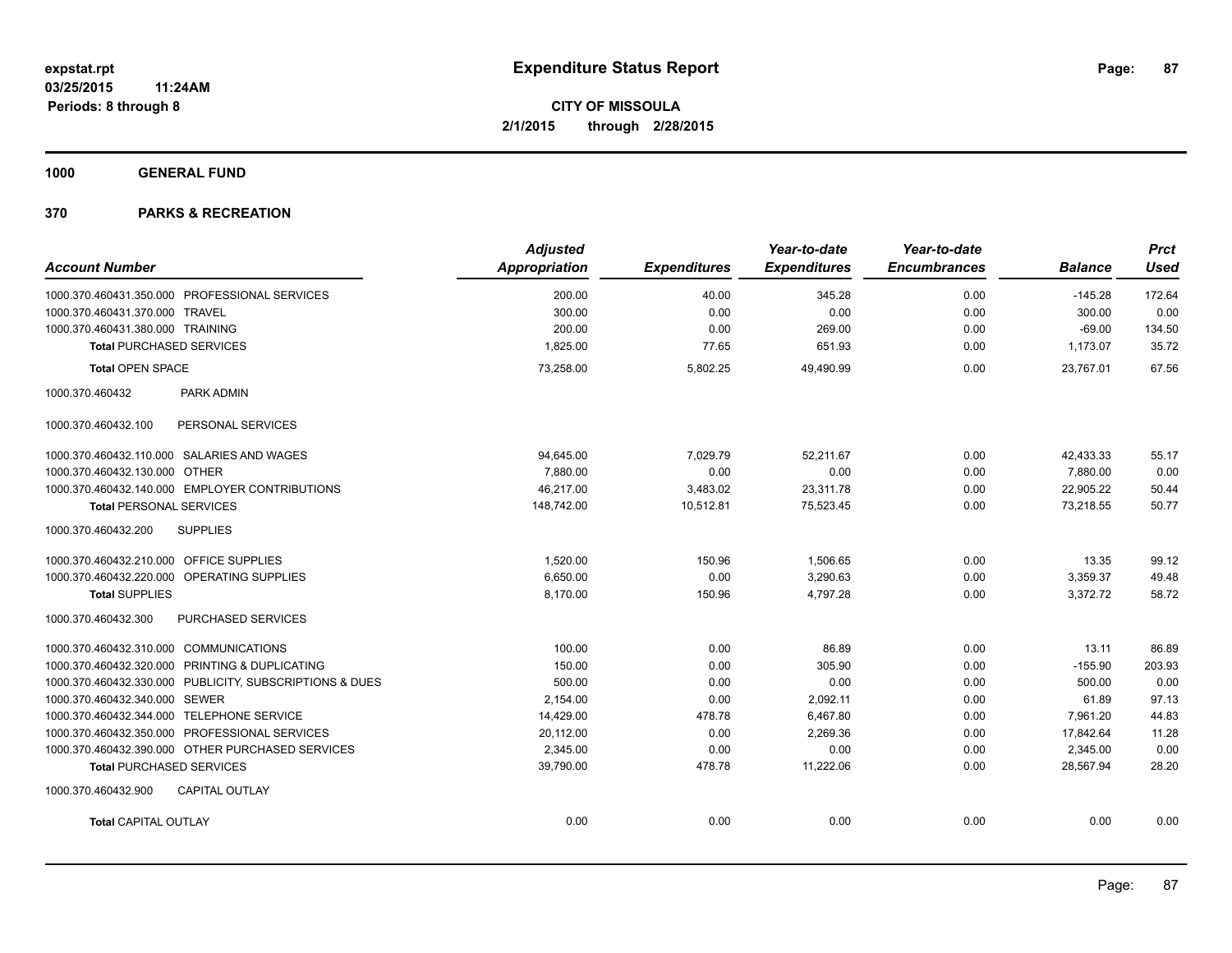**expstat.rpt**
**03/25/2015 11:24AM**
**Periods: 8 through 8**

# Expenditure Status Report

**CITY OF MISSOULA**
**2/1/2015 through 2/28/2015**

## 1000 GENERAL FUND

## 370 PARKS & RECREATION

| Account Number | | Adjusted Appropriation | Expenditures | Year-to-date Expenditures | Year-to-date Encumbrances | Balance | Prct Used |
|---|---|---|---|---|---|---|---|
| 1000.370.460431.350.000 | PROFESSIONAL SERVICES | 200.00 | 40.00 | 345.28 | 0.00 | -145.28 | 172.64 |
| 1000.370.460431.370.000 | TRAVEL | 300.00 | 0.00 | 0.00 | 0.00 | 300.00 | 0.00 |
| 1000.370.460431.380.000 | TRAINING | 200.00 | 0.00 | 269.00 | 0.00 | -69.00 | 134.50 |
| **Total** PURCHASED SERVICES | | 1,825.00 | 77.65 | 651.93 | 0.00 | 1,173.07 | 35.72 |
| **Total** OPEN SPACE | | 73,258.00 | 5,802.25 | 49,490.99 | 0.00 | 23,767.01 | 67.56 |
| 1000.370.460432 | PARK ADMIN | | | | | | |
| 1000.370.460432.100 | PERSONAL SERVICES | | | | | | |
| 1000.370.460432.110.000 | SALARIES AND WAGES | 94,645.00 | 7,029.79 | 52,211.67 | 0.00 | 42,433.33 | 55.17 |
| 1000.370.460432.130.000 | OTHER | 7,880.00 | 0.00 | 0.00 | 0.00 | 7,880.00 | 0.00 |
| 1000.370.460432.140.000 | EMPLOYER CONTRIBUTIONS | 46,217.00 | 3,483.02 | 23,311.78 | 0.00 | 22,905.22 | 50.44 |
| **Total** PERSONAL SERVICES | | 148,742.00 | 10,512.81 | 75,523.45 | 0.00 | 73,218.55 | 50.77 |
| 1000.370.460432.200 | SUPPLIES | | | | | | |
| 1000.370.460432.210.000 | OFFICE SUPPLIES | 1,520.00 | 150.96 | 1,506.65 | 0.00 | 13.35 | 99.12 |
| 1000.370.460432.220.000 | OPERATING SUPPLIES | 6,650.00 | 0.00 | 3,290.63 | 0.00 | 3,359.37 | 49.48 |
| **Total** SUPPLIES | | 8,170.00 | 150.96 | 4,797.28 | 0.00 | 3,372.72 | 58.72 |
| 1000.370.460432.300 | PURCHASED SERVICES | | | | | | |
| 1000.370.460432.310.000 | COMMUNICATIONS | 100.00 | 0.00 | 86.89 | 0.00 | 13.11 | 86.89 |
| 1000.370.460432.320.000 | PRINTING & DUPLICATING | 150.00 | 0.00 | 305.90 | 0.00 | -155.90 | 203.93 |
| 1000.370.460432.330.000 | PUBLICITY, SUBSCRIPTIONS & DUES | 500.00 | 0.00 | 0.00 | 0.00 | 500.00 | 0.00 |
| 1000.370.460432.340.000 | SEWER | 2,154.00 | 0.00 | 2,092.11 | 0.00 | 61.89 | 97.13 |
| 1000.370.460432.344.000 | TELEPHONE SERVICE | 14,429.00 | 478.78 | 6,467.80 | 0.00 | 7,961.20 | 44.83 |
| 1000.370.460432.350.000 | PROFESSIONAL SERVICES | 20,112.00 | 0.00 | 2,269.36 | 0.00 | 17,842.64 | 11.28 |
| 1000.370.460432.390.000 | OTHER PURCHASED SERVICES | 2,345.00 | 0.00 | 0.00 | 0.00 | 2,345.00 | 0.00 |
| **Total** PURCHASED SERVICES | | 39,790.00 | 478.78 | 11,222.06 | 0.00 | 28,567.94 | 28.20 |
| 1000.370.460432.900 | CAPITAL OUTLAY | | | | | | |
| **Total** CAPITAL OUTLAY | | 0.00 | 0.00 | 0.00 | 0.00 | 0.00 | 0.00 |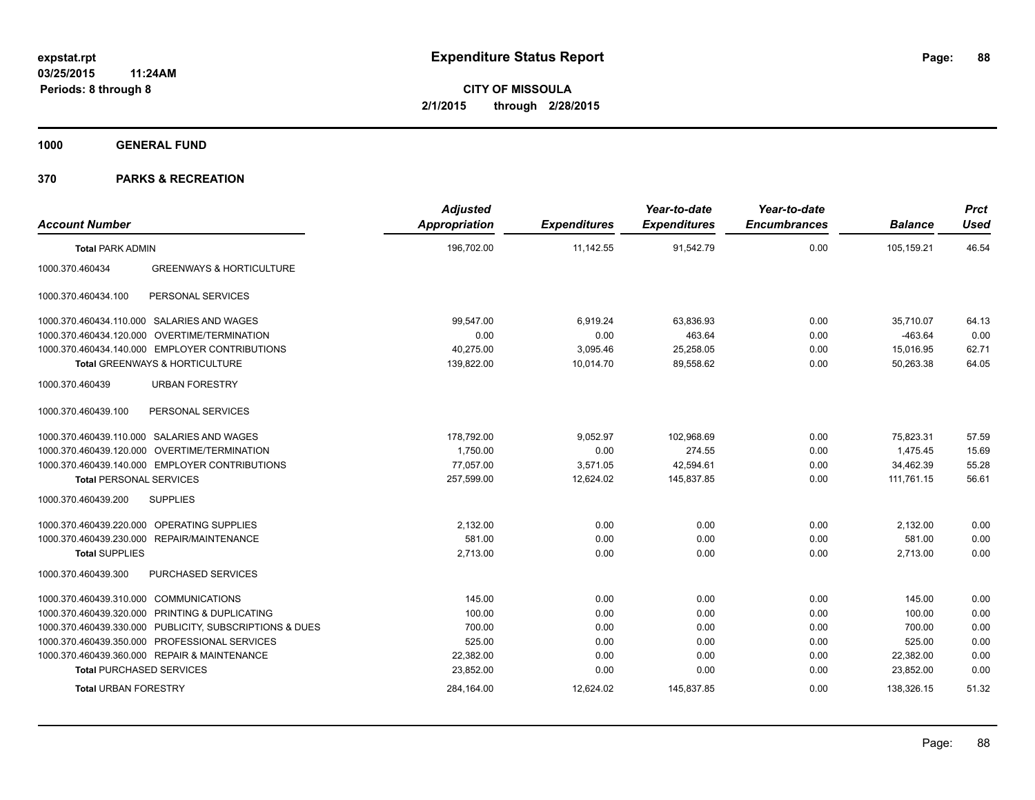**expstat.rpt**
**03/25/2015 11:24AM**
**Periods: 8 through 8**

# Expenditure Status Report

**CITY OF MISSOULA**
**2/1/2015 through 2/28/2015**

## 1000 GENERAL FUND

## 370 PARKS & RECREATION

| Account Number | | Adjusted Appropriation | Expenditures | Year-to-date Expenditures | Year-to-date Encumbrances | Balance | Prct Used |
|---|---|---|---|---|---|---|---|
| **Total** PARK ADMIN | | 196,702.00 | 11,142.55 | 91,542.79 | 0.00 | 105,159.21 | 46.54 |
| 1000.370.460434 | GREENWAYS & HORTICULTURE | | | | | | |
| 1000.370.460434.100 | PERSONAL SERVICES | | | | | | |
| 1000.370.460434.110.000 | SALARIES AND WAGES | 99,547.00 | 6,919.24 | 63,836.93 | 0.00 | 35,710.07 | 64.13 |
| 1000.370.460434.120.000 | OVERTIME/TERMINATION | 0.00 | 0.00 | 463.64 | 0.00 | -463.64 | 0.00 |
| 1000.370.460434.140.000 | EMPLOYER CONTRIBUTIONS | 40,275.00 | 3,095.46 | 25,258.05 | 0.00 | 15,016.95 | 62.71 |
| **Total** GREENWAYS & HORTICULTURE | | 139,822.00 | 10,014.70 | 89,558.62 | 0.00 | 50,263.38 | 64.05 |
| 1000.370.460439 | URBAN FORESTRY | | | | | | |
| 1000.370.460439.100 | PERSONAL SERVICES | | | | | | |
| 1000.370.460439.110.000 | SALARIES AND WAGES | 178,792.00 | 9,052.97 | 102,968.69 | 0.00 | 75,823.31 | 57.59 |
| 1000.370.460439.120.000 | OVERTIME/TERMINATION | 1,750.00 | 0.00 | 274.55 | 0.00 | 1,475.45 | 15.69 |
| 1000.370.460439.140.000 | EMPLOYER CONTRIBUTIONS | 77,057.00 | 3,571.05 | 42,594.61 | 0.00 | 34,462.39 | 55.28 |
| **Total** PERSONAL SERVICES | | 257,599.00 | 12,624.02 | 145,837.85 | 0.00 | 111,761.15 | 56.61 |
| 1000.370.460439.200 | SUPPLIES | | | | | | |
| 1000.370.460439.220.000 | OPERATING SUPPLIES | 2,132.00 | 0.00 | 0.00 | 0.00 | 2,132.00 | 0.00 |
| 1000.370.460439.230.000 | REPAIR/MAINTENANCE | 581.00 | 0.00 | 0.00 | 0.00 | 581.00 | 0.00 |
| **Total** SUPPLIES | | 2,713.00 | 0.00 | 0.00 | 0.00 | 2,713.00 | 0.00 |
| 1000.370.460439.300 | PURCHASED SERVICES | | | | | | |
| 1000.370.460439.310.000 | COMMUNICATIONS | 145.00 | 0.00 | 0.00 | 0.00 | 145.00 | 0.00 |
| 1000.370.460439.320.000 | PRINTING & DUPLICATING | 100.00 | 0.00 | 0.00 | 0.00 | 100.00 | 0.00 |
| 1000.370.460439.330.000 | PUBLICITY, SUBSCRIPTIONS & DUES | 700.00 | 0.00 | 0.00 | 0.00 | 700.00 | 0.00 |
| 1000.370.460439.350.000 | PROFESSIONAL SERVICES | 525.00 | 0.00 | 0.00 | 0.00 | 525.00 | 0.00 |
| 1000.370.460439.360.000 | REPAIR & MAINTENANCE | 22,382.00 | 0.00 | 0.00 | 0.00 | 22,382.00 | 0.00 |
| **Total** PURCHASED SERVICES | | 23,852.00 | 0.00 | 0.00 | 0.00 | 23,852.00 | 0.00 |
| **Total** URBAN FORESTRY | | 284,164.00 | 12,624.02 | 145,837.85 | 0.00 | 138,326.15 | 51.32 |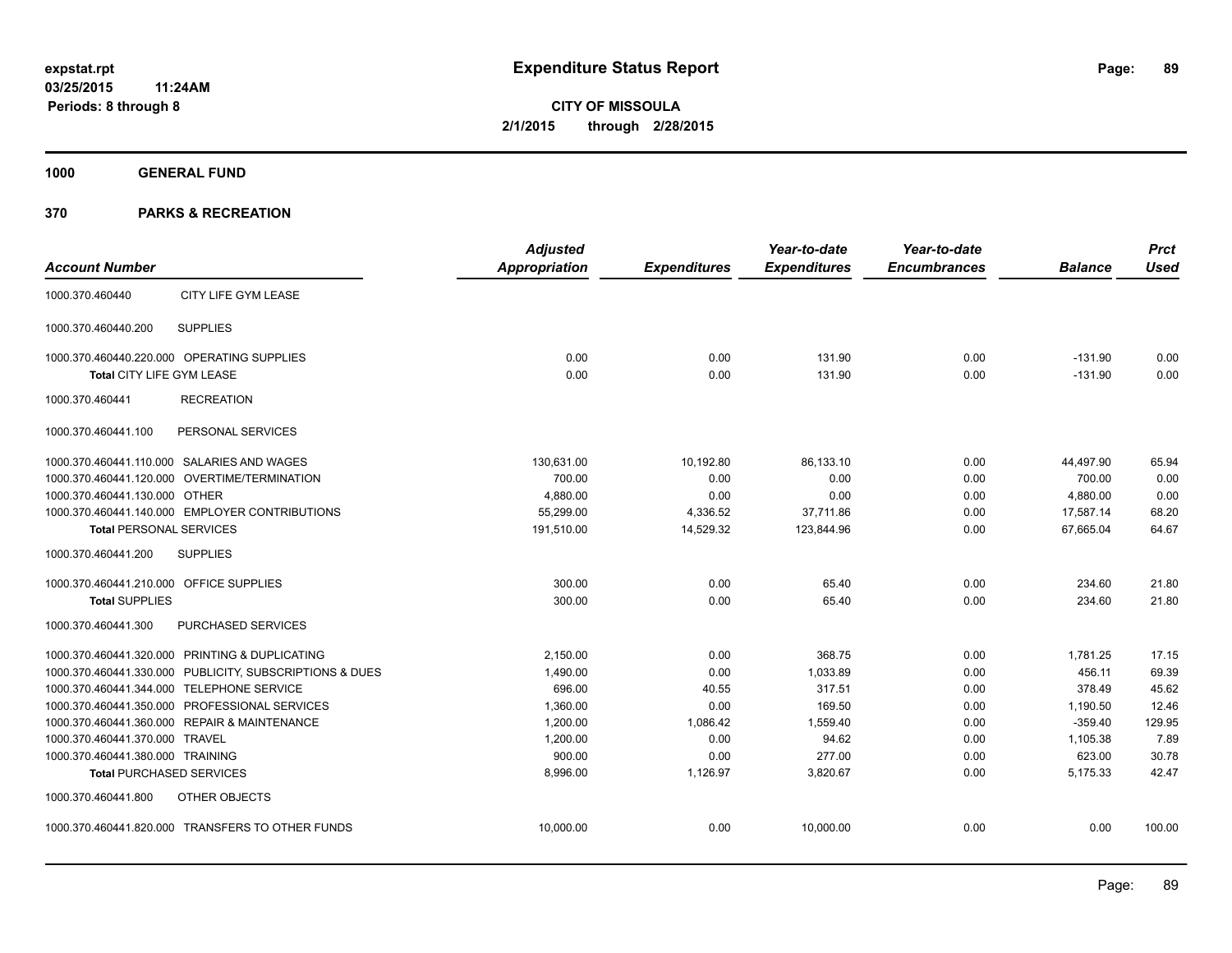**expstat.rpt**
**03/25/2015 11:24AM**
**Periods: 8 through 8**

# Expenditure Status Report

**CITY OF MISSOULA**
**2/1/2015 through 2/28/2015**

## 1000 GENERAL FUND

## 370 PARKS & RECREATION

| Account Number | | Adjusted Appropriation | Expenditures | Year-to-date Expenditures | Year-to-date Encumbrances | Balance | Prct Used |
|---|---|---|---|---|---|---|---|
| 1000.370.460440 | CITY LIFE GYM LEASE | | | | | | |
| 1000.370.460440.200 | SUPPLIES | | | | | | |
| 1000.370.460440.220.000 | OPERATING SUPPLIES | 0.00 | 0.00 | 131.90 | 0.00 | -131.90 | 0.00 |
| **Total** CITY LIFE GYM LEASE | | 0.00 | 0.00 | 131.90 | 0.00 | -131.90 | 0.00 |
| 1000.370.460441 | RECREATION | | | | | | |
| 1000.370.460441.100 | PERSONAL SERVICES | | | | | | |
| 1000.370.460441.110.000 | SALARIES AND WAGES | 130,631.00 | 10,192.80 | 86,133.10 | 0.00 | 44,497.90 | 65.94 |
| 1000.370.460441.120.000 | OVERTIME/TERMINATION | 700.00 | 0.00 | 0.00 | 0.00 | 700.00 | 0.00 |
| 1000.370.460441.130.000 | OTHER | 4,880.00 | 0.00 | 0.00 | 0.00 | 4,880.00 | 0.00 |
| 1000.370.460441.140.000 | EMPLOYER CONTRIBUTIONS | 55,299.00 | 4,336.52 | 37,711.86 | 0.00 | 17,587.14 | 68.20 |
| **Total** PERSONAL SERVICES | | 191,510.00 | 14,529.32 | 123,844.96 | 0.00 | 67,665.04 | 64.67 |
| 1000.370.460441.200 | SUPPLIES | | | | | | |
| 1000.370.460441.210.000 | OFFICE SUPPLIES | 300.00 | 0.00 | 65.40 | 0.00 | 234.60 | 21.80 |
| **Total** SUPPLIES | | 300.00 | 0.00 | 65.40 | 0.00 | 234.60 | 21.80 |
| 1000.370.460441.300 | PURCHASED SERVICES | | | | | | |
| 1000.370.460441.320.000 | PRINTING & DUPLICATING | 2,150.00 | 0.00 | 368.75 | 0.00 | 1,781.25 | 17.15 |
| 1000.370.460441.330.000 | PUBLICITY, SUBSCRIPTIONS & DUES | 1,490.00 | 0.00 | 1,033.89 | 0.00 | 456.11 | 69.39 |
| 1000.370.460441.344.000 | TELEPHONE SERVICE | 696.00 | 40.55 | 317.51 | 0.00 | 378.49 | 45.62 |
| 1000.370.460441.350.000 | PROFESSIONAL SERVICES | 1,360.00 | 0.00 | 169.50 | 0.00 | 1,190.50 | 12.46 |
| 1000.370.460441.360.000 | REPAIR & MAINTENANCE | 1,200.00 | 1,086.42 | 1,559.40 | 0.00 | -359.40 | 129.95 |
| 1000.370.460441.370.000 | TRAVEL | 1,200.00 | 0.00 | 94.62 | 0.00 | 1,105.38 | 7.89 |
| 1000.370.460441.380.000 | TRAINING | 900.00 | 0.00 | 277.00 | 0.00 | 623.00 | 30.78 |
| **Total** PURCHASED SERVICES | | 8,996.00 | 1,126.97 | 3,820.67 | 0.00 | 5,175.33 | 42.47 |
| 1000.370.460441.800 | OTHER OBJECTS | | | | | | |
| 1000.370.460441.820.000 | TRANSFERS TO OTHER FUNDS | 10,000.00 | 0.00 | 10,000.00 | 0.00 | 0.00 | 100.00 |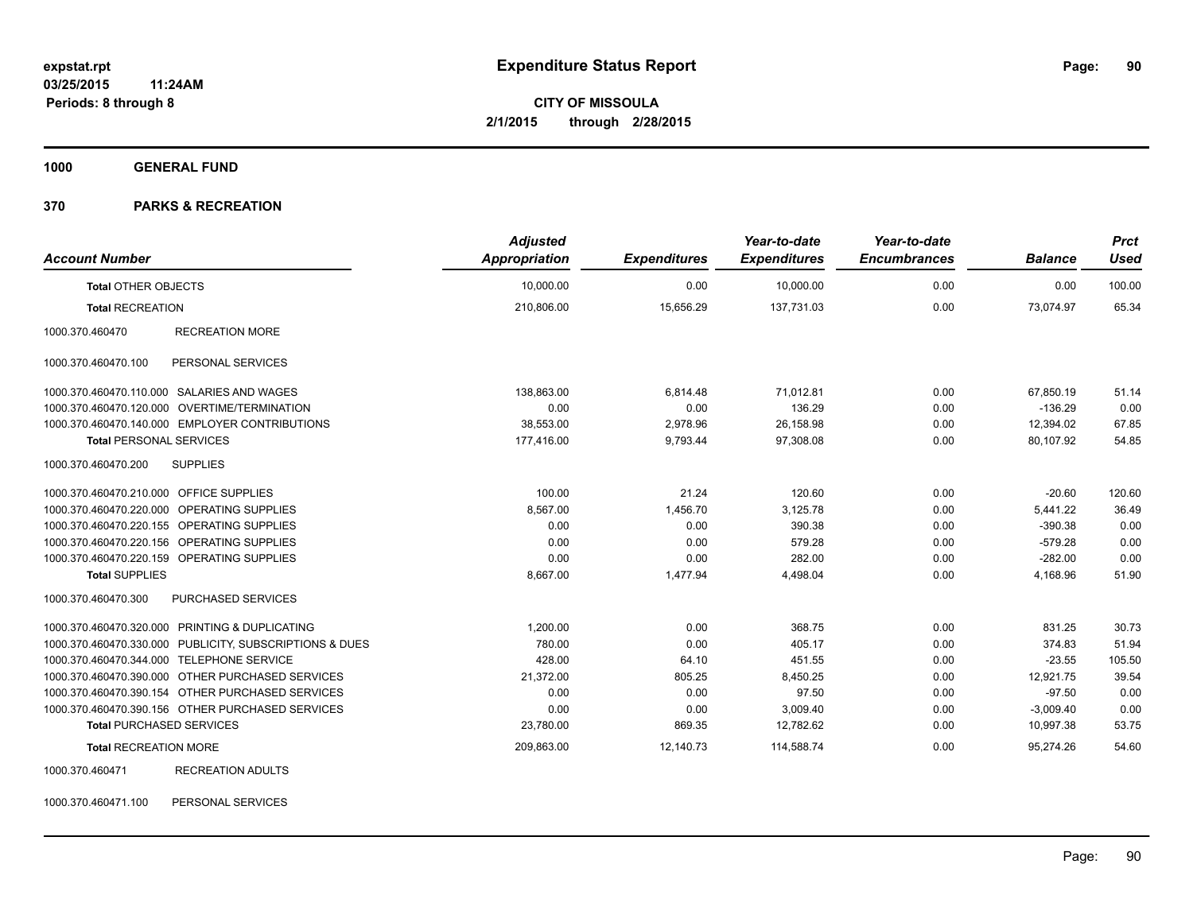**expstat.rpt**
**03/25/2015 11:24AM**
**Periods: 8 through 8**

# Expenditure Status Report

**CITY OF MISSOULA**
**2/1/2015 through 2/28/2015**

## 1000 GENERAL FUND

## 370 PARKS & RECREATION

| Account Number | | Adjusted Appropriation | Expenditures | Year-to-date Expenditures | Year-to-date Encumbrances | Balance | Prct Used |
|---|---|---|---|---|---|---|---|
| **Total** OTHER OBJECTS | | 10,000.00 | 0.00 | 10,000.00 | 0.00 | 0.00 | 100.00 |
| **Total** RECREATION | | 210,806.00 | 15,656.29 | 137,731.03 | 0.00 | 73,074.97 | 65.34 |
| 1000.370.460470 | RECREATION MORE | | | | | | |
| 1000.370.460470.100 | PERSONAL SERVICES | | | | | | |
| 1000.370.460470.110.000 | SALARIES AND WAGES | 138,863.00 | 6,814.48 | 71,012.81 | 0.00 | 67,850.19 | 51.14 |
| 1000.370.460470.120.000 | OVERTIME/TERMINATION | 0.00 | 0.00 | 136.29 | 0.00 | -136.29 | 0.00 |
| 1000.370.460470.140.000 | EMPLOYER CONTRIBUTIONS | 38,553.00 | 2,978.96 | 26,158.98 | 0.00 | 12,394.02 | 67.85 |
| **Total** PERSONAL SERVICES | | 177,416.00 | 9,793.44 | 97,308.08 | 0.00 | 80,107.92 | 54.85 |
| 1000.370.460470.200 | SUPPLIES | | | | | | |
| 1000.370.460470.210.000 | OFFICE SUPPLIES | 100.00 | 21.24 | 120.60 | 0.00 | -20.60 | 120.60 |
| 1000.370.460470.220.000 | OPERATING SUPPLIES | 8,567.00 | 1,456.70 | 3,125.78 | 0.00 | 5,441.22 | 36.49 |
| 1000.370.460470.220.155 | OPERATING SUPPLIES | 0.00 | 0.00 | 390.38 | 0.00 | -390.38 | 0.00 |
| 1000.370.460470.220.156 | OPERATING SUPPLIES | 0.00 | 0.00 | 579.28 | 0.00 | -579.28 | 0.00 |
| 1000.370.460470.220.159 | OPERATING SUPPLIES | 0.00 | 0.00 | 282.00 | 0.00 | -282.00 | 0.00 |
| **Total** SUPPLIES | | 8,667.00 | 1,477.94 | 4,498.04 | 0.00 | 4,168.96 | 51.90 |
| 1000.370.460470.300 | PURCHASED SERVICES | | | | | | |
| 1000.370.460470.320.000 | PRINTING & DUPLICATING | 1,200.00 | 0.00 | 368.75 | 0.00 | 831.25 | 30.73 |
| 1000.370.460470.330.000 | PUBLICITY, SUBSCRIPTIONS & DUES | 780.00 | 0.00 | 405.17 | 0.00 | 374.83 | 51.94 |
| 1000.370.460470.344.000 | TELEPHONE SERVICE | 428.00 | 64.10 | 451.55 | 0.00 | -23.55 | 105.50 |
| 1000.370.460470.390.000 | OTHER PURCHASED SERVICES | 21,372.00 | 805.25 | 8,450.25 | 0.00 | 12,921.75 | 39.54 |
| 1000.370.460470.390.154 | OTHER PURCHASED SERVICES | 0.00 | 0.00 | 97.50 | 0.00 | -97.50 | 0.00 |
| 1000.370.460470.390.156 | OTHER PURCHASED SERVICES | 0.00 | 0.00 | 3,009.40 | 0.00 | -3,009.40 | 0.00 |
| **Total** PURCHASED SERVICES | | 23,780.00 | 869.35 | 12,782.62 | 0.00 | 10,997.38 | 53.75 |
| **Total** RECREATION MORE | | 209,863.00 | 12,140.73 | 114,588.74 | 0.00 | 95,274.26 | 54.60 |
| 1000.370.460471 | RECREATION ADULTS | | | | | | |
| 1000.370.460471.100 | PERSONAL SERVICES | | | | | | |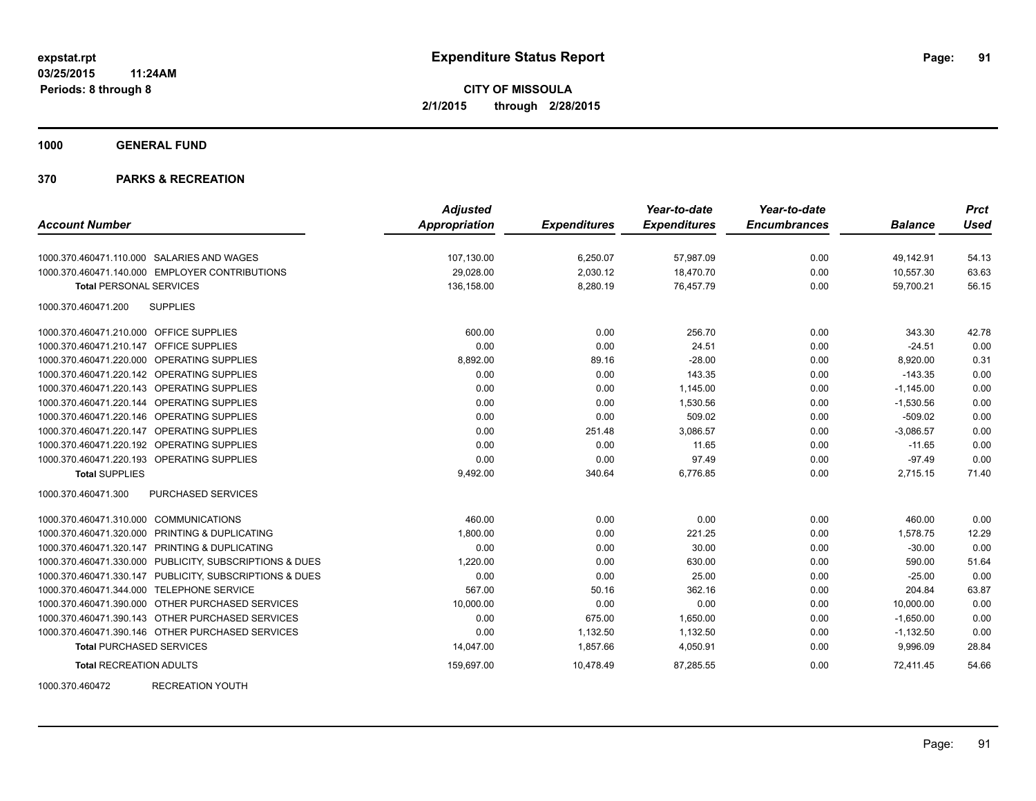**expstat.rpt**
**03/25/2015 11:24AM**
**Periods: 8 through 8**

# Expenditure Status Report

**CITY OF MISSOULA**
**2/1/2015 through 2/28/2015**

## 1000 GENERAL FUND

## 370 PARKS & RECREATION

| Account Number | Adjusted Appropriation | Expenditures | Year-to-date Expenditures | Year-to-date Encumbrances | Balance | Prct Used |
|---|---|---|---|---|---|---|
| 1000.370.460471.110.000 SALARIES AND WAGES | 107,130.00 | 6,250.07 | 57,987.09 | 0.00 | 49,142.91 | 54.13 |
| 1000.370.460471.140.000 EMPLOYER CONTRIBUTIONS | 29,028.00 | 2,030.12 | 18,470.70 | 0.00 | 10,557.30 | 63.63 |
| **Total** PERSONAL SERVICES | 136,158.00 | 8,280.19 | 76,457.79 | 0.00 | 59,700.21 | 56.15 |
| 1000.370.460471.200 SUPPLIES | | | | | | |
| 1000.370.460471.210.000 OFFICE SUPPLIES | 600.00 | 0.00 | 256.70 | 0.00 | 343.30 | 42.78 |
| 1000.370.460471.210.147 OFFICE SUPPLIES | 0.00 | 0.00 | 24.51 | 0.00 | -24.51 | 0.00 |
| 1000.370.460471.220.000 OPERATING SUPPLIES | 8,892.00 | 89.16 | -28.00 | 0.00 | 8,920.00 | 0.31 |
| 1000.370.460471.220.142 OPERATING SUPPLIES | 0.00 | 0.00 | 143.35 | 0.00 | -143.35 | 0.00 |
| 1000.370.460471.220.143 OPERATING SUPPLIES | 0.00 | 0.00 | 1,145.00 | 0.00 | -1,145.00 | 0.00 |
| 1000.370.460471.220.144 OPERATING SUPPLIES | 0.00 | 0.00 | 1,530.56 | 0.00 | -1,530.56 | 0.00 |
| 1000.370.460471.220.146 OPERATING SUPPLIES | 0.00 | 0.00 | 509.02 | 0.00 | -509.02 | 0.00 |
| 1000.370.460471.220.147 OPERATING SUPPLIES | 0.00 | 251.48 | 3,086.57 | 0.00 | -3,086.57 | 0.00 |
| 1000.370.460471.220.192 OPERATING SUPPLIES | 0.00 | 0.00 | 11.65 | 0.00 | -11.65 | 0.00 |
| 1000.370.460471.220.193 OPERATING SUPPLIES | 0.00 | 0.00 | 97.49 | 0.00 | -97.49 | 0.00 |
| **Total** SUPPLIES | 9,492.00 | 340.64 | 6,776.85 | 0.00 | 2,715.15 | 71.40 |
| 1000.370.460471.300 PURCHASED SERVICES | | | | | | |
| 1000.370.460471.310.000 COMMUNICATIONS | 460.00 | 0.00 | 0.00 | 0.00 | 460.00 | 0.00 |
| 1000.370.460471.320.000 PRINTING & DUPLICATING | 1,800.00 | 0.00 | 221.25 | 0.00 | 1,578.75 | 12.29 |
| 1000.370.460471.320.147 PRINTING & DUPLICATING | 0.00 | 0.00 | 30.00 | 0.00 | -30.00 | 0.00 |
| 1000.370.460471.330.000 PUBLICITY, SUBSCRIPTIONS & DUES | 1,220.00 | 0.00 | 630.00 | 0.00 | 590.00 | 51.64 |
| 1000.370.460471.330.147 PUBLICITY, SUBSCRIPTIONS & DUES | 0.00 | 0.00 | 25.00 | 0.00 | -25.00 | 0.00 |
| 1000.370.460471.344.000 TELEPHONE SERVICE | 567.00 | 50.16 | 362.16 | 0.00 | 204.84 | 63.87 |
| 1000.370.460471.390.000 OTHER PURCHASED SERVICES | 10,000.00 | 0.00 | 0.00 | 0.00 | 10,000.00 | 0.00 |
| 1000.370.460471.390.143 OTHER PURCHASED SERVICES | 0.00 | 675.00 | 1,650.00 | 0.00 | -1,650.00 | 0.00 |
| 1000.370.460471.390.146 OTHER PURCHASED SERVICES | 0.00 | 1,132.50 | 1,132.50 | 0.00 | -1,132.50 | 0.00 |
| **Total** PURCHASED SERVICES | 14,047.00 | 1,857.66 | 4,050.91 | 0.00 | 9,996.09 | 28.84 |
| **Total** RECREATION ADULTS | 159,697.00 | 10,478.49 | 87,285.55 | 0.00 | 72,411.45 | 54.66 |

1000.370.460472 RECREATION YOUTH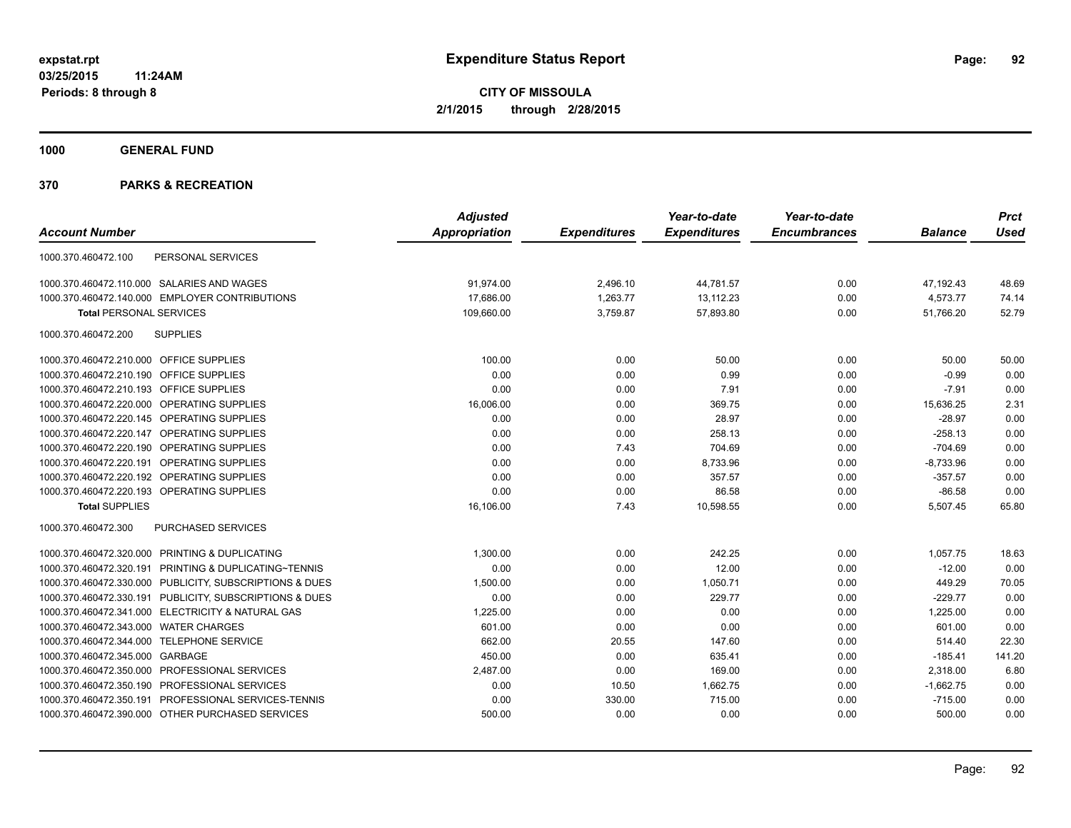**expstat.rpt**
**03/25/2015 11:24AM**
**Periods: 8 through 8**

# Expenditure Status Report

**CITY OF MISSOULA**
**2/1/2015 through 2/28/2015**

## 1000 GENERAL FUND

### 370 PARKS & RECREATION

| Account Number | | Adjusted Appropriation | Expenditures | Year-to-date Expenditures | Year-to-date Encumbrances | Balance | Prct Used |
|---|---|---|---|---|---|---|---|
| 1000.370.460472.100 | PERSONAL SERVICES | | | | | | |
| 1000.370.460472.110.000 | SALARIES AND WAGES | 91,974.00 | 2,496.10 | 44,781.57 | 0.00 | 47,192.43 | 48.69 |
| 1000.370.460472.140.000 | EMPLOYER CONTRIBUTIONS | 17,686.00 | 1,263.77 | 13,112.23 | 0.00 | 4,573.77 | 74.14 |
| **Total** PERSONAL SERVICES | | 109,660.00 | 3,759.87 | 57,893.80 | 0.00 | 51,766.20 | 52.79 |
| 1000.370.460472.200 | SUPPLIES | | | | | | |
| 1000.370.460472.210.000 | OFFICE SUPPLIES | 100.00 | 0.00 | 50.00 | 0.00 | 50.00 | 50.00 |
| 1000.370.460472.210.190 | OFFICE SUPPLIES | 0.00 | 0.00 | 0.99 | 0.00 | -0.99 | 0.00 |
| 1000.370.460472.210.193 | OFFICE SUPPLIES | 0.00 | 0.00 | 7.91 | 0.00 | -7.91 | 0.00 |
| 1000.370.460472.220.000 | OPERATING SUPPLIES | 16,006.00 | 0.00 | 369.75 | 0.00 | 15,636.25 | 2.31 |
| 1000.370.460472.220.145 | OPERATING SUPPLIES | 0.00 | 0.00 | 28.97 | 0.00 | -28.97 | 0.00 |
| 1000.370.460472.220.147 | OPERATING SUPPLIES | 0.00 | 0.00 | 258.13 | 0.00 | -258.13 | 0.00 |
| 1000.370.460472.220.190 | OPERATING SUPPLIES | 0.00 | 7.43 | 704.69 | 0.00 | -704.69 | 0.00 |
| 1000.370.460472.220.191 | OPERATING SUPPLIES | 0.00 | 0.00 | 8,733.96 | 0.00 | -8,733.96 | 0.00 |
| 1000.370.460472.220.192 | OPERATING SUPPLIES | 0.00 | 0.00 | 357.57 | 0.00 | -357.57 | 0.00 |
| 1000.370.460472.220.193 | OPERATING SUPPLIES | 0.00 | 0.00 | 86.58 | 0.00 | -86.58 | 0.00 |
| **Total** SUPPLIES | | 16,106.00 | 7.43 | 10,598.55 | 0.00 | 5,507.45 | 65.80 |
| 1000.370.460472.300 | PURCHASED SERVICES | | | | | | |
| 1000.370.460472.320.000 | PRINTING & DUPLICATING | 1,300.00 | 0.00 | 242.25 | 0.00 | 1,057.75 | 18.63 |
| 1000.370.460472.320.191 | PRINTING & DUPLICATING~TENNIS | 0.00 | 0.00 | 12.00 | 0.00 | -12.00 | 0.00 |
| 1000.370.460472.330.000 | PUBLICITY, SUBSCRIPTIONS & DUES | 1,500.00 | 0.00 | 1,050.71 | 0.00 | 449.29 | 70.05 |
| 1000.370.460472.330.191 | PUBLICITY, SUBSCRIPTIONS & DUES | 0.00 | 0.00 | 229.77 | 0.00 | -229.77 | 0.00 |
| 1000.370.460472.341.000 | ELECTRICITY & NATURAL GAS | 1,225.00 | 0.00 | 0.00 | 0.00 | 1,225.00 | 0.00 |
| 1000.370.460472.343.000 | WATER CHARGES | 601.00 | 0.00 | 0.00 | 0.00 | 601.00 | 0.00 |
| 1000.370.460472.344.000 | TELEPHONE SERVICE | 662.00 | 20.55 | 147.60 | 0.00 | 514.40 | 22.30 |
| 1000.370.460472.345.000 | GARBAGE | 450.00 | 0.00 | 635.41 | 0.00 | -185.41 | 141.20 |
| 1000.370.460472.350.000 | PROFESSIONAL SERVICES | 2,487.00 | 0.00 | 169.00 | 0.00 | 2,318.00 | 6.80 |
| 1000.370.460472.350.190 | PROFESSIONAL SERVICES | 0.00 | 10.50 | 1,662.75 | 0.00 | -1,662.75 | 0.00 |
| 1000.370.460472.350.191 | PROFESSIONAL SERVICES-TENNIS | 0.00 | 330.00 | 715.00 | 0.00 | -715.00 | 0.00 |
| 1000.370.460472.390.000 | OTHER PURCHASED SERVICES | 500.00 | 0.00 | 0.00 | 0.00 | 500.00 | 0.00 |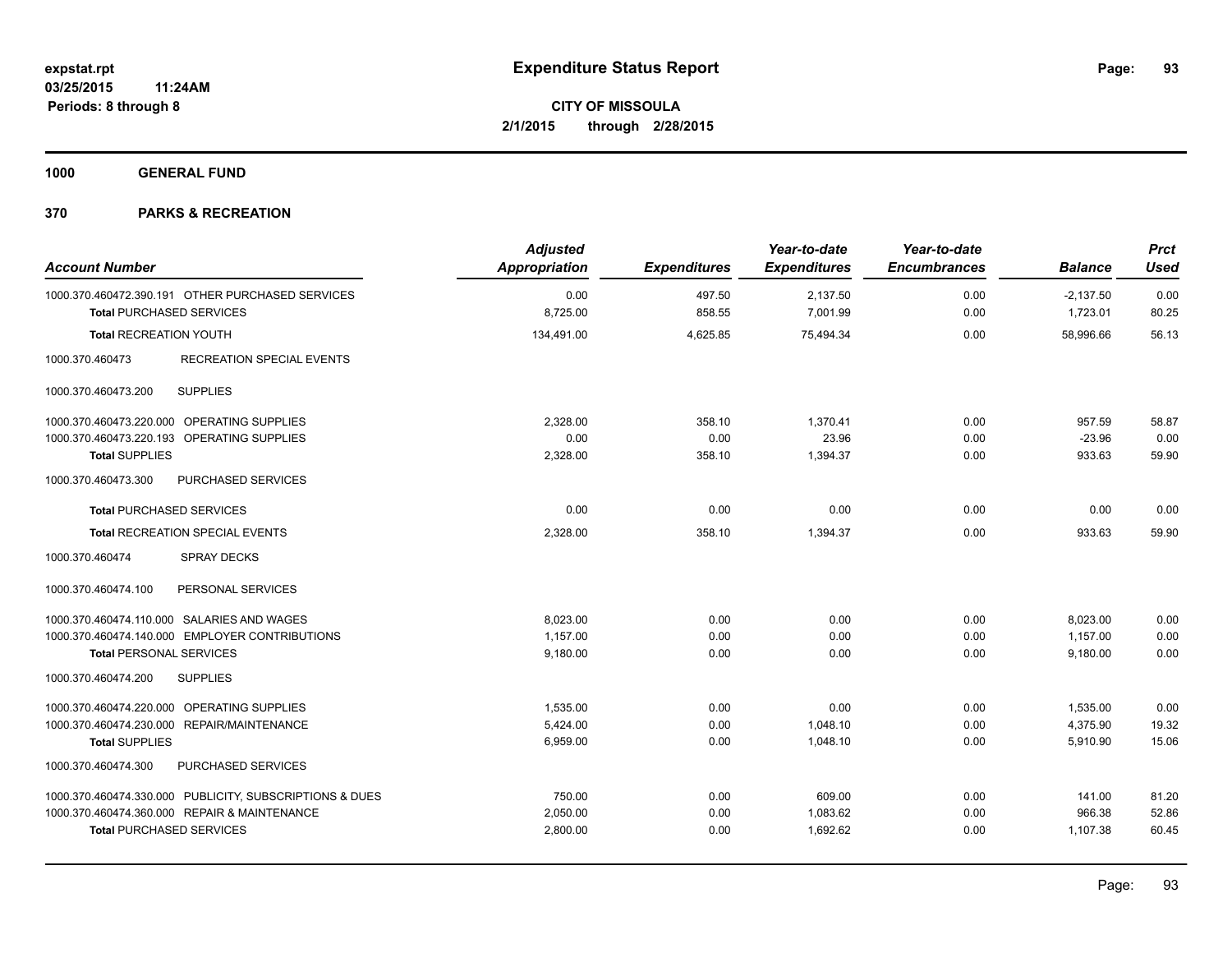**expstat.rpt**
**03/25/2015 11:24AM**
**Periods: 8 through 8**

# Expenditure Status Report

**CITY OF MISSOULA**
**2/1/2015 through 2/28/2015**

## 1000 GENERAL FUND

## 370 PARKS & RECREATION

| Account Number | Adjusted Appropriation | Expenditures | Year-to-date Expenditures | Year-to-date Encumbrances | Balance | Prct Used |
|---|---|---|---|---|---|---|
| 1000.370.460472.390.191 OTHER PURCHASED SERVICES | 0.00 | 497.50 | 2,137.50 | 0.00 | -2,137.50 | 0.00 |
| **Total** PURCHASED SERVICES | 8,725.00 | 858.55 | 7,001.99 | 0.00 | 1,723.01 | 80.25 |
| **Total** RECREATION YOUTH | 134,491.00 | 4,625.85 | 75,494.34 | 0.00 | 58,996.66 | 56.13 |
| 1000.370.460473 RECREATION SPECIAL EVENTS | | | | | | |
| 1000.370.460473.200 SUPPLIES | | | | | | |
| 1000.370.460473.220.000 OPERATING SUPPLIES | 2,328.00 | 358.10 | 1,370.41 | 0.00 | 957.59 | 58.87 |
| 1000.370.460473.220.193 OPERATING SUPPLIES | 0.00 | 0.00 | 23.96 | 0.00 | -23.96 | 0.00 |
| **Total** SUPPLIES | 2,328.00 | 358.10 | 1,394.37 | 0.00 | 933.63 | 59.90 |
| 1000.370.460473.300 PURCHASED SERVICES | | | | | | |
| **Total** PURCHASED SERVICES | 0.00 | 0.00 | 0.00 | 0.00 | 0.00 | 0.00 |
| **Total** RECREATION SPECIAL EVENTS | 2,328.00 | 358.10 | 1,394.37 | 0.00 | 933.63 | 59.90 |
| 1000.370.460474 SPRAY DECKS | | | | | | |
| 1000.370.460474.100 PERSONAL SERVICES | | | | | | |
| 1000.370.460474.110.000 SALARIES AND WAGES | 8,023.00 | 0.00 | 0.00 | 0.00 | 8,023.00 | 0.00 |
| 1000.370.460474.140.000 EMPLOYER CONTRIBUTIONS | 1,157.00 | 0.00 | 0.00 | 0.00 | 1,157.00 | 0.00 |
| **Total** PERSONAL SERVICES | 9,180.00 | 0.00 | 0.00 | 0.00 | 9,180.00 | 0.00 |
| 1000.370.460474.200 SUPPLIES | | | | | | |
| 1000.370.460474.220.000 OPERATING SUPPLIES | 1,535.00 | 0.00 | 0.00 | 0.00 | 1,535.00 | 0.00 |
| 1000.370.460474.230.000 REPAIR/MAINTENANCE | 5,424.00 | 0.00 | 1,048.10 | 0.00 | 4,375.90 | 19.32 |
| **Total** SUPPLIES | 6,959.00 | 0.00 | 1,048.10 | 0.00 | 5,910.90 | 15.06 |
| 1000.370.460474.300 PURCHASED SERVICES | | | | | | |
| 1000.370.460474.330.000 PUBLICITY, SUBSCRIPTIONS & DUES | 750.00 | 0.00 | 609.00 | 0.00 | 141.00 | 81.20 |
| 1000.370.460474.360.000 REPAIR & MAINTENANCE | 2,050.00 | 0.00 | 1,083.62 | 0.00 | 966.38 | 52.86 |
| **Total** PURCHASED SERVICES | 2,800.00 | 0.00 | 1,692.62 | 0.00 | 1,107.38 | 60.45 |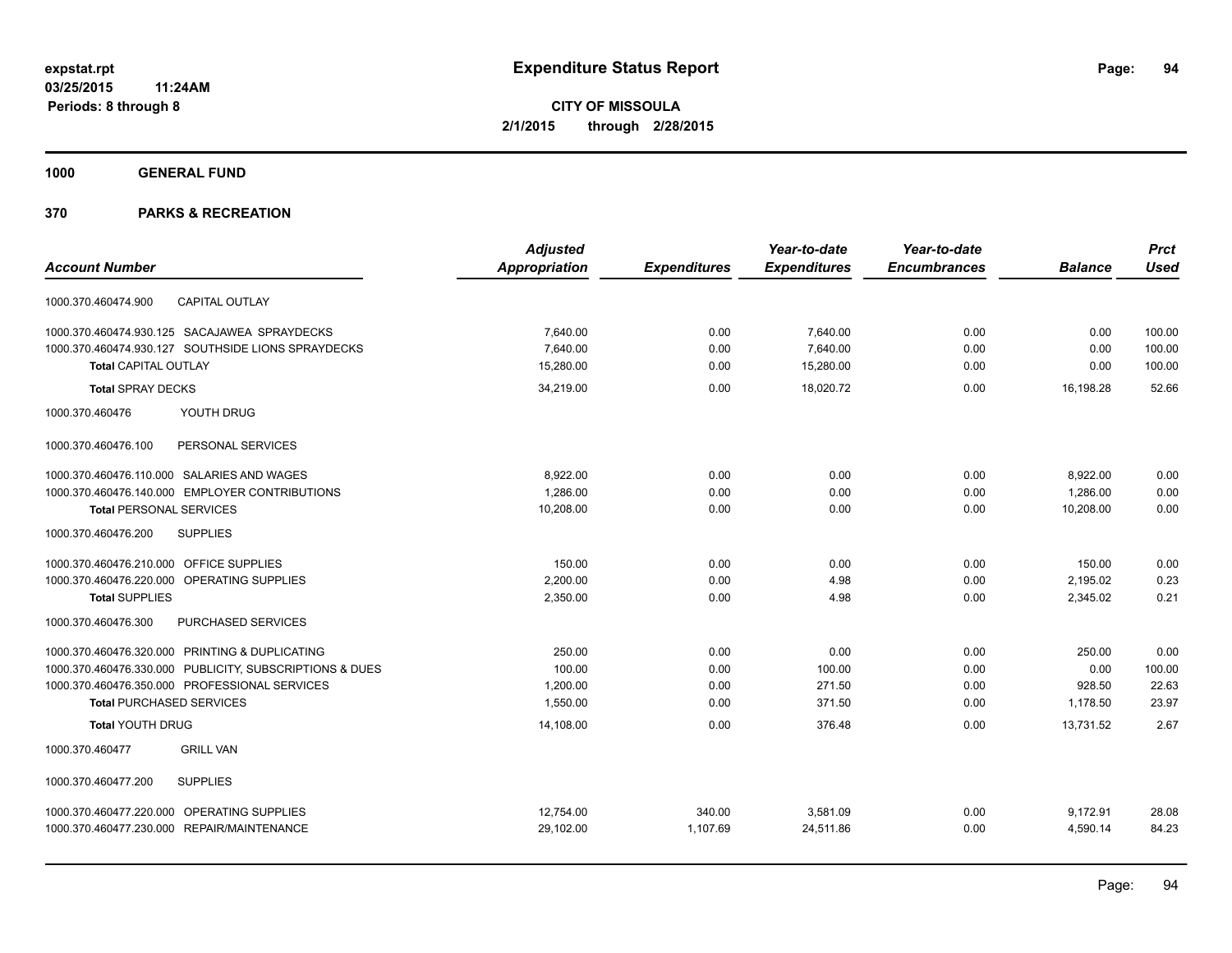**expstat.rpt**
**03/25/2015 11:24AM**
**Periods: 8 through 8**

# Expenditure Status Report

**CITY OF MISSOULA**
**2/1/2015 through 2/28/2015**

## 1000 GENERAL FUND

## 370 PARKS & RECREATION

| Account Number | Adjusted Appropriation | Expenditures | Year-to-date Expenditures | Year-to-date Encumbrances | Balance | Prct Used |
|---|---|---|---|---|---|---|
| 1000.370.460474.900 CAPITAL OUTLAY | | | | | | |
| 1000.370.460474.930.125 SACAJAWEA SPRAYDECKS | 7,640.00 | 0.00 | 7,640.00 | 0.00 | 0.00 | 100.00 |
| 1000.370.460474.930.127 SOUTHSIDE LIONS SPRAYDECKS | 7,640.00 | 0.00 | 7,640.00 | 0.00 | 0.00 | 100.00 |
| **Total** CAPITAL OUTLAY | 15,280.00 | 0.00 | 15,280.00 | 0.00 | 0.00 | 100.00 |
| **Total** SPRAY DECKS | 34,219.00 | 0.00 | 18,020.72 | 0.00 | 16,198.28 | 52.66 |
| 1000.370.460476 YOUTH DRUG | | | | | | |
| 1000.370.460476.100 PERSONAL SERVICES | | | | | | |
| 1000.370.460476.110.000 SALARIES AND WAGES | 8,922.00 | 0.00 | 0.00 | 0.00 | 8,922.00 | 0.00 |
| 1000.370.460476.140.000 EMPLOYER CONTRIBUTIONS | 1,286.00 | 0.00 | 0.00 | 0.00 | 1,286.00 | 0.00 |
| **Total** PERSONAL SERVICES | 10,208.00 | 0.00 | 0.00 | 0.00 | 10,208.00 | 0.00 |
| 1000.370.460476.200 SUPPLIES | | | | | | |
| 1000.370.460476.210.000 OFFICE SUPPLIES | 150.00 | 0.00 | 0.00 | 0.00 | 150.00 | 0.00 |
| 1000.370.460476.220.000 OPERATING SUPPLIES | 2,200.00 | 0.00 | 4.98 | 0.00 | 2,195.02 | 0.23 |
| **Total** SUPPLIES | 2,350.00 | 0.00 | 4.98 | 0.00 | 2,345.02 | 0.21 |
| 1000.370.460476.300 PURCHASED SERVICES | | | | | | |
| 1000.370.460476.320.000 PRINTING & DUPLICATING | 250.00 | 0.00 | 0.00 | 0.00 | 250.00 | 0.00 |
| 1000.370.460476.330.000 PUBLICITY, SUBSCRIPTIONS & DUES | 100.00 | 0.00 | 100.00 | 0.00 | 0.00 | 100.00 |
| 1000.370.460476.350.000 PROFESSIONAL SERVICES | 1,200.00 | 0.00 | 271.50 | 0.00 | 928.50 | 22.63 |
| **Total** PURCHASED SERVICES | 1,550.00 | 0.00 | 371.50 | 0.00 | 1,178.50 | 23.97 |
| **Total** YOUTH DRUG | 14,108.00 | 0.00 | 376.48 | 0.00 | 13,731.52 | 2.67 |
| 1000.370.460477 GRILL VAN | | | | | | |
| 1000.370.460477.200 SUPPLIES | | | | | | |
| 1000.370.460477.220.000 OPERATING SUPPLIES | 12,754.00 | 340.00 | 3,581.09 | 0.00 | 9,172.91 | 28.08 |
| 1000.370.460477.230.000 REPAIR/MAINTENANCE | 29,102.00 | 1,107.69 | 24,511.86 | 0.00 | 4,590.14 | 84.23 |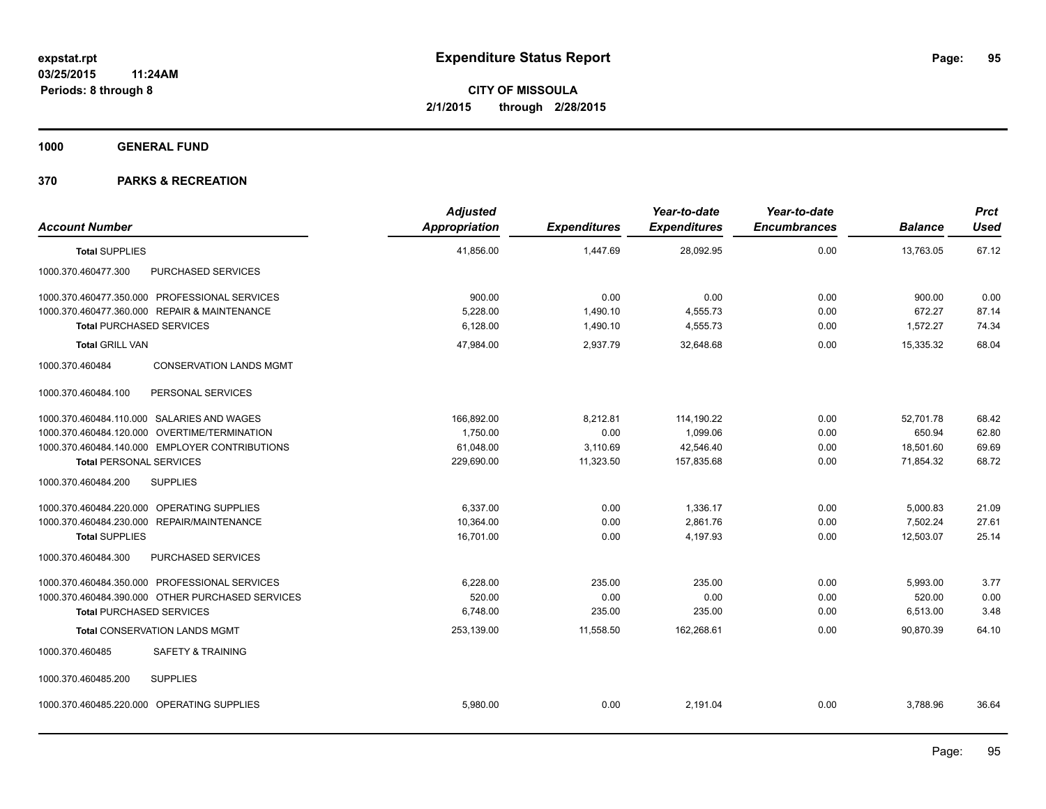**Expenditure Status Report**

**CITY OF MISSOULA**
**2/1/2015 through 2/28/2015**

expstat.rpt
03/25/2015 11:24AM
Periods: 8 through 8

**1000 GENERAL FUND**

**370 PARKS & RECREATION**

| Account Number | Adjusted Appropriation | Expenditures | Year-to-date Expenditures | Year-to-date Encumbrances | Balance | Prct Used |
|---|---|---|---|---|---|---|
| **Total SUPPLIES** | 41,856.00 | 1,447.69 | 28,092.95 | 0.00 | 13,763.05 | 67.12 |
| 1000.370.460477.300 PURCHASED SERVICES | | | | | | |
| 1000.370.460477.350.000 PROFESSIONAL SERVICES | 900.00 | 0.00 | 0.00 | 0.00 | 900.00 | 0.00 |
| 1000.370.460477.360.000 REPAIR & MAINTENANCE | 5,228.00 | 1,490.10 | 4,555.73 | 0.00 | 672.27 | 87.14 |
| **Total PURCHASED SERVICES** | 6,128.00 | 1,490.10 | 4,555.73 | 0.00 | 1,572.27 | 74.34 |
| **Total GRILL VAN** | 47,984.00 | 2,937.79 | 32,648.68 | 0.00 | 15,335.32 | 68.04 |
| 1000.370.460484 CONSERVATION LANDS MGMT | | | | | | |
| 1000.370.460484.100 PERSONAL SERVICES | | | | | | |
| 1000.370.460484.110.000 SALARIES AND WAGES | 166,892.00 | 8,212.81 | 114,190.22 | 0.00 | 52,701.78 | 68.42 |
| 1000.370.460484.120.000 OVERTIME/TERMINATION | 1,750.00 | 0.00 | 1,099.06 | 0.00 | 650.94 | 62.80 |
| 1000.370.460484.140.000 EMPLOYER CONTRIBUTIONS | 61,048.00 | 3,110.69 | 42,546.40 | 0.00 | 18,501.60 | 69.69 |
| **Total PERSONAL SERVICES** | 229,690.00 | 11,323.50 | 157,835.68 | 0.00 | 71,854.32 | 68.72 |
| 1000.370.460484.200 SUPPLIES | | | | | | |
| 1000.370.460484.220.000 OPERATING SUPPLIES | 6,337.00 | 0.00 | 1,336.17 | 0.00 | 5,000.83 | 21.09 |
| 1000.370.460484.230.000 REPAIR/MAINTENANCE | 10,364.00 | 0.00 | 2,861.76 | 0.00 | 7,502.24 | 27.61 |
| **Total SUPPLIES** | 16,701.00 | 0.00 | 4,197.93 | 0.00 | 12,503.07 | 25.14 |
| 1000.370.460484.300 PURCHASED SERVICES | | | | | | |
| 1000.370.460484.350.000 PROFESSIONAL SERVICES | 6,228.00 | 235.00 | 235.00 | 0.00 | 5,993.00 | 3.77 |
| 1000.370.460484.390.000 OTHER PURCHASED SERVICES | 520.00 | 0.00 | 0.00 | 0.00 | 520.00 | 0.00 |
| **Total PURCHASED SERVICES** | 6,748.00 | 235.00 | 235.00 | 0.00 | 6,513.00 | 3.48 |
| **Total CONSERVATION LANDS MGMT** | 253,139.00 | 11,558.50 | 162,268.61 | 0.00 | 90,870.39 | 64.10 |
| 1000.370.460485 SAFETY & TRAINING | | | | | | |
| 1000.370.460485.200 SUPPLIES | | | | | | |
| 1000.370.460485.220.000 OPERATING SUPPLIES | 5,980.00 | 0.00 | 2,191.04 | 0.00 | 3,788.96 | 36.64 |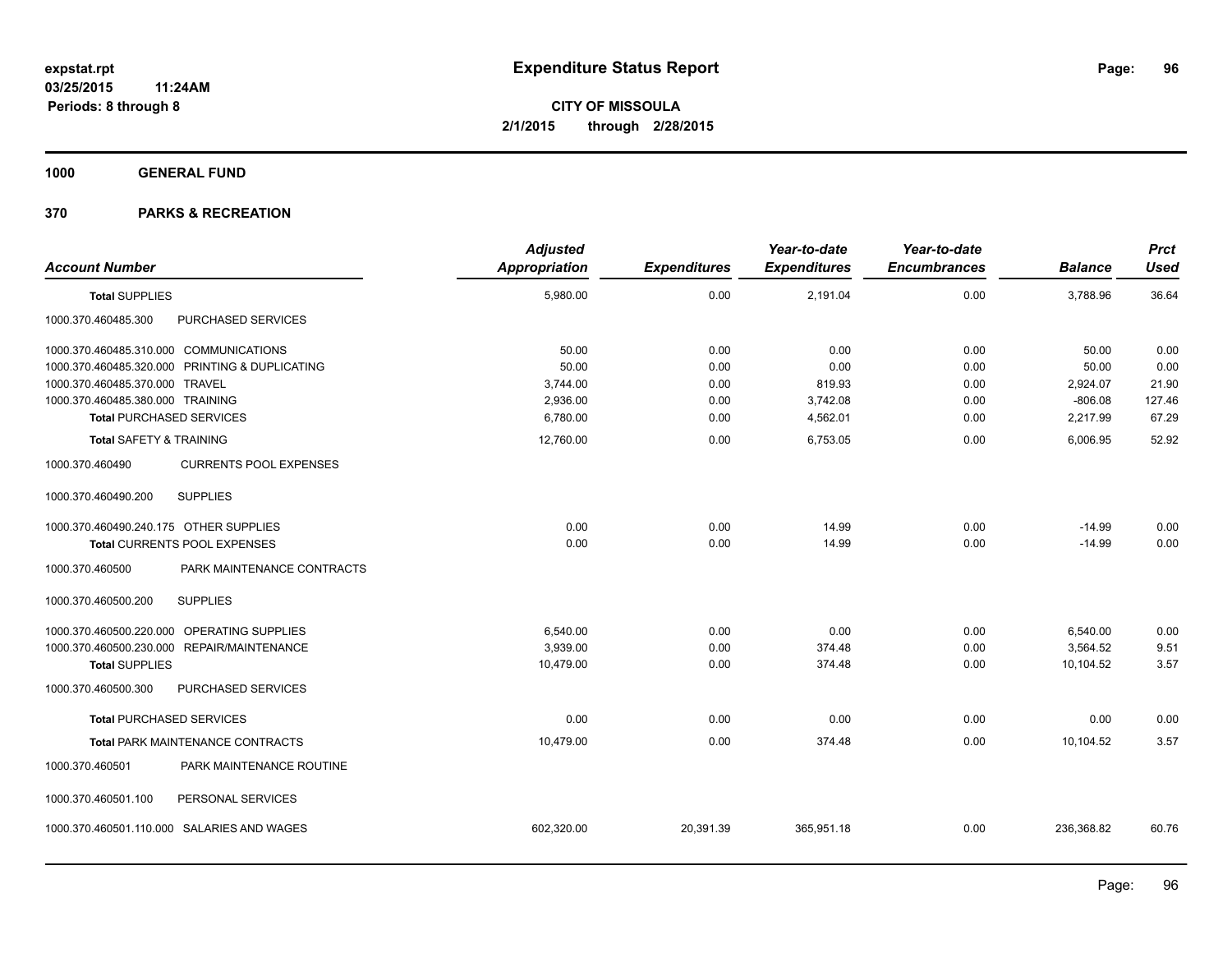**expstat.rpt**
**03/25/2015 11:24AM**
**Periods: 8 through 8**

# Expenditure Status Report

**CITY OF MISSOULA**
**2/1/2015 through 2/28/2015**

## 1000 GENERAL FUND

## 370 PARKS & RECREATION

| Account Number | | Adjusted Appropriation | Expenditures | Year-to-date Expenditures | Year-to-date Encumbrances | Balance | Prct Used |
|---|---|---|---|---|---|---|---|
| **Total SUPPLIES** | | 5,980.00 | 0.00 | 2,191.04 | 0.00 | 3,788.96 | 36.64 |
| 1000.370.460485.300 | PURCHASED SERVICES | | | | | | |
| 1000.370.460485.310.000 | COMMUNICATIONS | 50.00 | 0.00 | 0.00 | 0.00 | 50.00 | 0.00 |
| 1000.370.460485.320.000 | PRINTING & DUPLICATING | 50.00 | 0.00 | 0.00 | 0.00 | 50.00 | 0.00 |
| 1000.370.460485.370.000 | TRAVEL | 3,744.00 | 0.00 | 819.93 | 0.00 | 2,924.07 | 21.90 |
| 1000.370.460485.380.000 | TRAINING | 2,936.00 | 0.00 | 3,742.08 | 0.00 | -806.08 | 127.46 |
| **Total PURCHASED SERVICES** | | 6,780.00 | 0.00 | 4,562.01 | 0.00 | 2,217.99 | 67.29 |
| **Total SAFETY & TRAINING** | | 12,760.00 | 0.00 | 6,753.05 | 0.00 | 6,006.95 | 52.92 |
| 1000.370.460490 | CURRENTS POOL EXPENSES | | | | | | |
| 1000.370.460490.200 | SUPPLIES | | | | | | |
| 1000.370.460490.240.175 | OTHER SUPPLIES | 0.00 | 0.00 | 14.99 | 0.00 | -14.99 | 0.00 |
| **Total CURRENTS POOL EXPENSES** | | 0.00 | 0.00 | 14.99 | 0.00 | -14.99 | 0.00 |
| 1000.370.460500 | PARK MAINTENANCE CONTRACTS | | | | | | |
| 1000.370.460500.200 | SUPPLIES | | | | | | |
| 1000.370.460500.220.000 | OPERATING SUPPLIES | 6,540.00 | 0.00 | 0.00 | 0.00 | 6,540.00 | 0.00 |
| 1000.370.460500.230.000 | REPAIR/MAINTENANCE | 3,939.00 | 0.00 | 374.48 | 0.00 | 3,564.52 | 9.51 |
| **Total SUPPLIES** | | 10,479.00 | 0.00 | 374.48 | 0.00 | 10,104.52 | 3.57 |
| 1000.370.460500.300 | PURCHASED SERVICES | | | | | | |
| **Total PURCHASED SERVICES** | | 0.00 | 0.00 | 0.00 | 0.00 | 0.00 | 0.00 |
| **Total PARK MAINTENANCE CONTRACTS** | | 10,479.00 | 0.00 | 374.48 | 0.00 | 10,104.52 | 3.57 |
| 1000.370.460501 | PARK MAINTENANCE ROUTINE | | | | | | |
| 1000.370.460501.100 | PERSONAL SERVICES | | | | | | |
| 1000.370.460501.110.000 | SALARIES AND WAGES | 602,320.00 | 20,391.39 | 365,951.18 | 0.00 | 236,368.82 | 60.76 |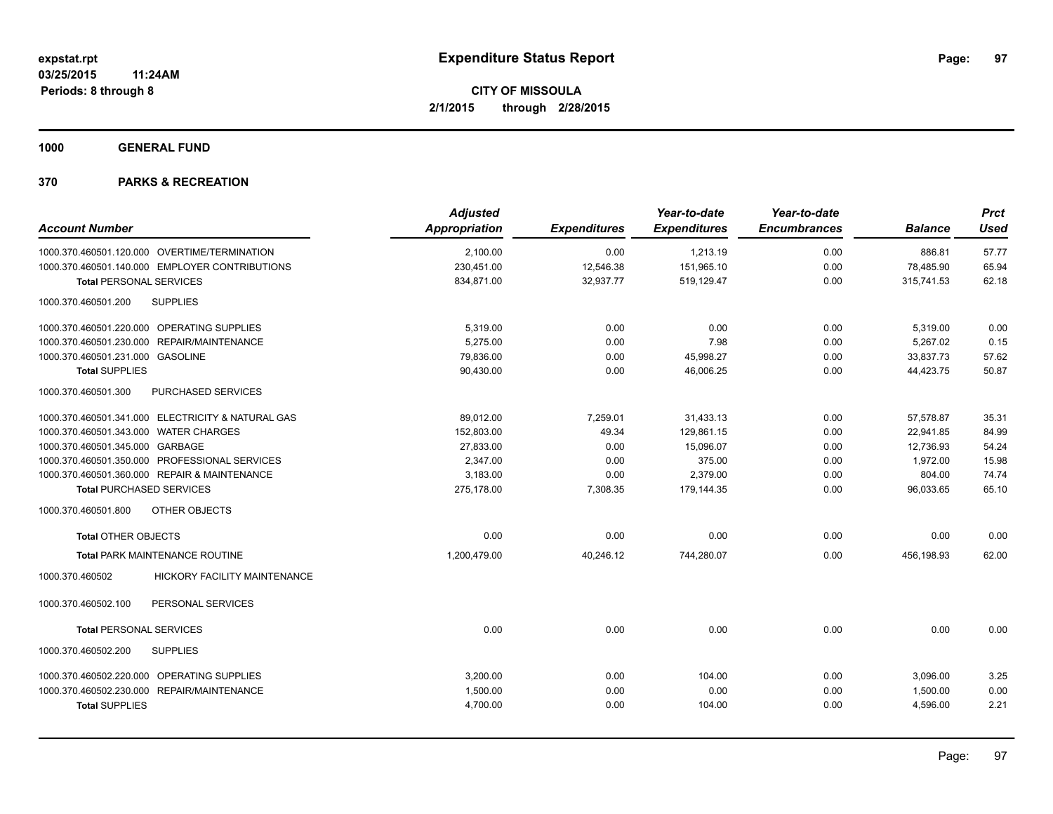# Expenditure Status Report

expstat.rpt
03/25/2015 11:24AM
Periods: 8 through 8

**CITY OF MISSOULA**
**2/1/2015 through 2/28/2015**

## 1000 GENERAL FUND

### 370 PARKS & RECREATION

| Account Number | | Adjusted Appropriation | Expenditures | Year-to-date Expenditures | Year-to-date Encumbrances | Balance | Prct Used |
|---|---|---|---|---|---|---|---|
| 1000.370.460501.120.000 | OVERTIME/TERMINATION | 2,100.00 | 0.00 | 1,213.19 | 0.00 | 886.81 | 57.77 |
| 1000.370.460501.140.000 | EMPLOYER CONTRIBUTIONS | 230,451.00 | 12,546.38 | 151,965.10 | 0.00 | 78,485.90 | 65.94 |
| **Total** PERSONAL SERVICES | | 834,871.00 | 32,937.77 | 519,129.47 | 0.00 | 315,741.53 | 62.18 |
| 1000.370.460501.200 | SUPPLIES | | | | | | |
| 1000.370.460501.220.000 | OPERATING SUPPLIES | 5,319.00 | 0.00 | 0.00 | 0.00 | 5,319.00 | 0.00 |
| 1000.370.460501.230.000 | REPAIR/MAINTENANCE | 5,275.00 | 0.00 | 7.98 | 0.00 | 5,267.02 | 0.15 |
| 1000.370.460501.231.000 | GASOLINE | 79,836.00 | 0.00 | 45,998.27 | 0.00 | 33,837.73 | 57.62 |
| **Total** SUPPLIES | | 90,430.00 | 0.00 | 46,006.25 | 0.00 | 44,423.75 | 50.87 |
| 1000.370.460501.300 | PURCHASED SERVICES | | | | | | |
| 1000.370.460501.341.000 | ELECTRICITY & NATURAL GAS | 89,012.00 | 7,259.01 | 31,433.13 | 0.00 | 57,578.87 | 35.31 |
| 1000.370.460501.343.000 | WATER CHARGES | 152,803.00 | 49.34 | 129,861.15 | 0.00 | 22,941.85 | 84.99 |
| 1000.370.460501.345.000 | GARBAGE | 27,833.00 | 0.00 | 15,096.07 | 0.00 | 12,736.93 | 54.24 |
| 1000.370.460501.350.000 | PROFESSIONAL SERVICES | 2,347.00 | 0.00 | 375.00 | 0.00 | 1,972.00 | 15.98 |
| 1000.370.460501.360.000 | REPAIR & MAINTENANCE | 3,183.00 | 0.00 | 2,379.00 | 0.00 | 804.00 | 74.74 |
| **Total** PURCHASED SERVICES | | 275,178.00 | 7,308.35 | 179,144.35 | 0.00 | 96,033.65 | 65.10 |
| 1000.370.460501.800 | OTHER OBJECTS | | | | | | |
| **Total** OTHER OBJECTS | | 0.00 | 0.00 | 0.00 | 0.00 | 0.00 | 0.00 |
| **Total** PARK MAINTENANCE ROUTINE | | 1,200,479.00 | 40,246.12 | 744,280.07 | 0.00 | 456,198.93 | 62.00 |
| 1000.370.460502 | HICKORY FACILITY MAINTENANCE | | | | | | |
| 1000.370.460502.100 | PERSONAL SERVICES | | | | | | |
| **Total** PERSONAL SERVICES | | 0.00 | 0.00 | 0.00 | 0.00 | 0.00 | 0.00 |
| 1000.370.460502.200 | SUPPLIES | | | | | | |
| 1000.370.460502.220.000 | OPERATING SUPPLIES | 3,200.00 | 0.00 | 104.00 | 0.00 | 3,096.00 | 3.25 |
| 1000.370.460502.230.000 | REPAIR/MAINTENANCE | 1,500.00 | 0.00 | 0.00 | 0.00 | 1,500.00 | 0.00 |
| **Total** SUPPLIES | | 4,700.00 | 0.00 | 104.00 | 0.00 | 4,596.00 | 2.21 |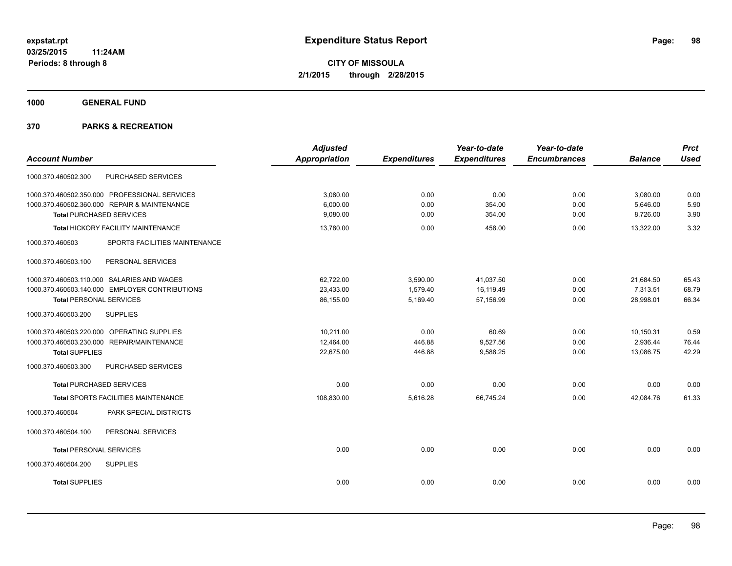# Expenditure Status Report

expstat.rpt
03/25/2015 11:24AM
Periods: 8 through 8

**CITY OF MISSOULA**
**2/1/2015 through 2/28/2015**

**1000 GENERAL FUND**

**370 PARKS & RECREATION**

| Account Number | Adjusted Appropriation | Expenditures | Year-to-date Expenditures | Year-to-date Encumbrances | Balance | Prct Used |
|---|---|---|---|---|---|---|
| 1000.370.460502.300 PURCHASED SERVICES | | | | | | |
| 1000.370.460502.350.000 PROFESSIONAL SERVICES | 3,080.00 | 0.00 | 0.00 | 0.00 | 3,080.00 | 0.00 |
| 1000.370.460502.360.000 REPAIR & MAINTENANCE | 6,000.00 | 0.00 | 354.00 | 0.00 | 5,646.00 | 5.90 |
| **Total** PURCHASED SERVICES | 9,080.00 | 0.00 | 354.00 | 0.00 | 8,726.00 | 3.90 |
| **Total** HICKORY FACILITY MAINTENANCE | 13,780.00 | 0.00 | 458.00 | 0.00 | 13,322.00 | 3.32 |
| 1000.370.460503 SPORTS FACILITIES MAINTENANCE | | | | | | |
| 1000.370.460503.100 PERSONAL SERVICES | | | | | | |
| 1000.370.460503.110.000 SALARIES AND WAGES | 62,722.00 | 3,590.00 | 41,037.50 | 0.00 | 21,684.50 | 65.43 |
| 1000.370.460503.140.000 EMPLOYER CONTRIBUTIONS | 23,433.00 | 1,579.40 | 16,119.49 | 0.00 | 7,313.51 | 68.79 |
| **Total** PERSONAL SERVICES | 86,155.00 | 5,169.40 | 57,156.99 | 0.00 | 28,998.01 | 66.34 |
| 1000.370.460503.200 SUPPLIES | | | | | | |
| 1000.370.460503.220.000 OPERATING SUPPLIES | 10,211.00 | 0.00 | 60.69 | 0.00 | 10,150.31 | 0.59 |
| 1000.370.460503.230.000 REPAIR/MAINTENANCE | 12,464.00 | 446.88 | 9,527.56 | 0.00 | 2,936.44 | 76.44 |
| **Total** SUPPLIES | 22,675.00 | 446.88 | 9,588.25 | 0.00 | 13,086.75 | 42.29 |
| 1000.370.460503.300 PURCHASED SERVICES | | | | | | |
| **Total** PURCHASED SERVICES | 0.00 | 0.00 | 0.00 | 0.00 | 0.00 | 0.00 |
| **Total** SPORTS FACILITIES MAINTENANCE | 108,830.00 | 5,616.28 | 66,745.24 | 0.00 | 42,084.76 | 61.33 |
| 1000.370.460504 PARK SPECIAL DISTRICTS | | | | | | |
| 1000.370.460504.100 PERSONAL SERVICES | | | | | | |
| **Total** PERSONAL SERVICES | 0.00 | 0.00 | 0.00 | 0.00 | 0.00 | 0.00 |
| 1000.370.460504.200 SUPPLIES | | | | | | |
| **Total** SUPPLIES | 0.00 | 0.00 | 0.00 | 0.00 | 0.00 | 0.00 |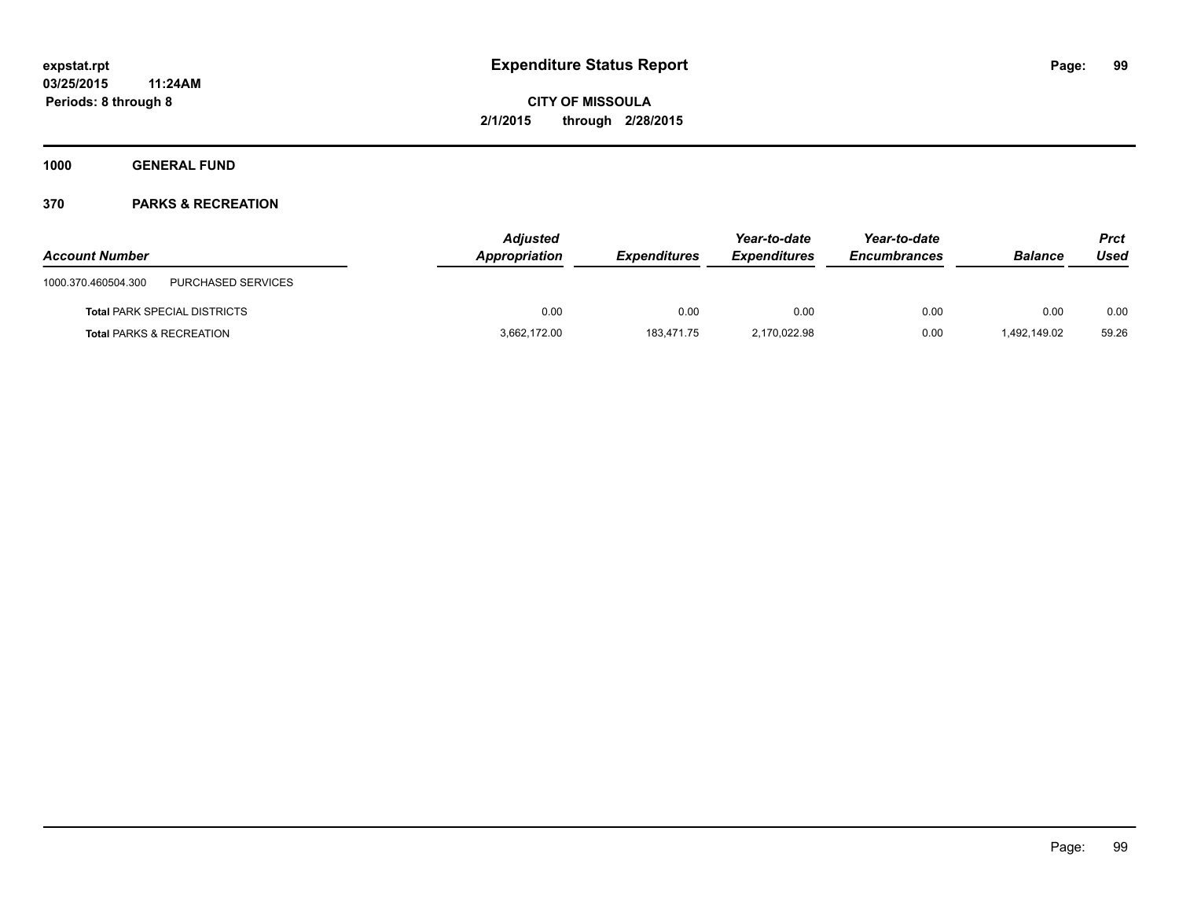**expstat.rpt**
**03/25/2015 11:24AM**
**Periods: 8 through 8**

# Expenditure Status Report

**CITY OF MISSOULA**
**2/1/2015 through 2/28/2015**

## 1000 GENERAL FUND

## 370 PARKS & RECREATION

| Account Number | | Adjusted Appropriation | Expenditures | Year-to-date Expenditures | Year-to-date Encumbrances | Balance | Prct Used |
|---|---|---|---|---|---|---|---|
| 1000.370.460504.300 | PURCHASED SERVICES | | | | | | |
| **Total** PARK SPECIAL DISTRICTS | | 0.00 | 0.00 | 0.00 | 0.00 | 0.00 | 0.00 |
| **Total** PARKS & RECREATION | | 3,662,172.00 | 183,471.75 | 2,170,022.98 | 0.00 | 1,492,149.02 | 59.26 |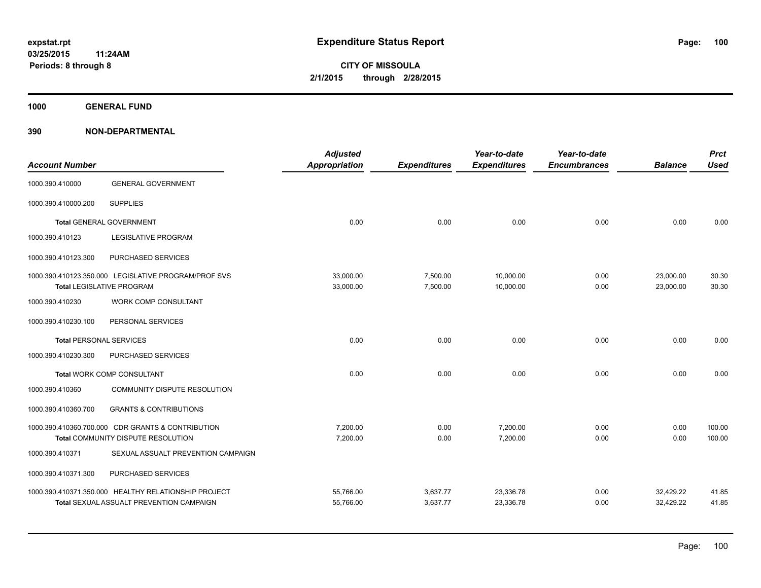**expstat.rpt**
**03/25/2015 11:24AM**
**Periods: 8 through 8**

# Expenditure Status Report

**CITY OF MISSOULA**
**2/1/2015 through 2/28/2015**

## 1000 GENERAL FUND

### 390 NON-DEPARTMENTAL

| Account Number | | Adjusted Appropriation | Expenditures | Year-to-date Expenditures | Year-to-date Encumbrances | Balance | Prct Used |
|---|---|---|---|---|---|---|---|
| 1000.390.410000 | GENERAL GOVERNMENT | | | | | | |
| 1000.390.410000.200 | SUPPLIES | | | | | | |
| **Total** GENERAL GOVERNMENT | | 0.00 | 0.00 | 0.00 | 0.00 | 0.00 | 0.00 |
| 1000.390.410123 | LEGISLATIVE PROGRAM | | | | | | |
| 1000.390.410123.300 | PURCHASED SERVICES | | | | | | |
| 1000.390.410123.350.000 | LEGISLATIVE PROGRAM/PROF SVS | 33,000.00 | 7,500.00 | 10,000.00 | 0.00 | 23,000.00 | 30.30 |
| **Total** LEGISLATIVE PROGRAM | | 33,000.00 | 7,500.00 | 10,000.00 | 0.00 | 23,000.00 | 30.30 |
| 1000.390.410230 | WORK COMP CONSULTANT | | | | | | |
| 1000.390.410230.100 | PERSONAL SERVICES | | | | | | |
| **Total** PERSONAL SERVICES | | 0.00 | 0.00 | 0.00 | 0.00 | 0.00 | 0.00 |
| 1000.390.410230.300 | PURCHASED SERVICES | | | | | | |
| **Total** WORK COMP CONSULTANT | | 0.00 | 0.00 | 0.00 | 0.00 | 0.00 | 0.00 |
| 1000.390.410360 | COMMUNITY DISPUTE RESOLUTION | | | | | | |
| 1000.390.410360.700 | GRANTS & CONTRIBUTIONS | | | | | | |
| 1000.390.410360.700.000 | CDR GRANTS & CONTRIBUTION | 7,200.00 | 0.00 | 7,200.00 | 0.00 | 0.00 | 100.00 |
| **Total** COMMUNITY DISPUTE RESOLUTION | | 7,200.00 | 0.00 | 7,200.00 | 0.00 | 0.00 | 100.00 |
| 1000.390.410371 | SEXUAL ASSUALT PREVENTION CAMPAIGN | | | | | | |
| 1000.390.410371.300 | PURCHASED SERVICES | | | | | | |
| 1000.390.410371.350.000 | HEALTHY RELATIONSHIP PROJECT | 55,766.00 | 3,637.77 | 23,336.78 | 0.00 | 32,429.22 | 41.85 |
| **Total** SEXUAL ASSUALT PREVENTION CAMPAIGN | | 55,766.00 | 3,637.77 | 23,336.78 | 0.00 | 32,429.22 | 41.85 |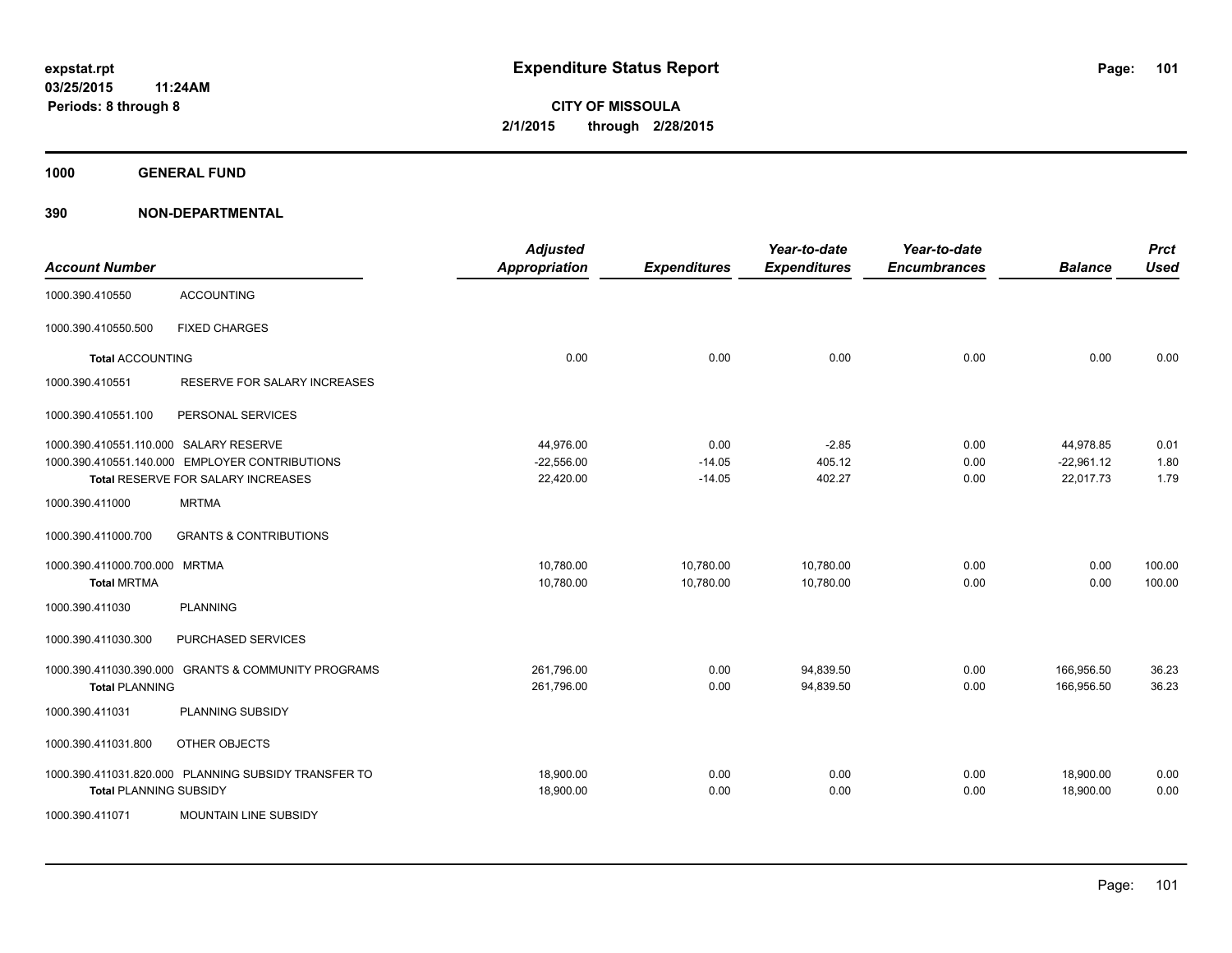# Expenditure Status Report

**CITY OF MISSOULA**
**2/1/2015 through 2/28/2015**

expstat.rpt
03/25/2015 11:24AM
Periods: 8 through 8

**1000 GENERAL FUND**

**390 NON-DEPARTMENTAL**

| Account Number | | Adjusted Appropriation | Expenditures | Year-to-date Expenditures | Year-to-date Encumbrances | Balance | Prct Used |
|---|---|---|---|---|---|---|---|
| 1000.390.410550 | ACCOUNTING | | | | | | |
| 1000.390.410550.500 | FIXED CHARGES | | | | | | |
| **Total** ACCOUNTING | | 0.00 | 0.00 | 0.00 | 0.00 | 0.00 | 0.00 |
| 1000.390.410551 | RESERVE FOR SALARY INCREASES | | | | | | |
| 1000.390.410551.100 | PERSONAL SERVICES | | | | | | |
| 1000.390.410551.110.000 | SALARY RESERVE | 44,976.00 | 0.00 | -2.85 | 0.00 | 44,978.85 | 0.01 |
| 1000.390.410551.140.000 | EMPLOYER CONTRIBUTIONS | -22,556.00 | -14.05 | 405.12 | 0.00 | -22,961.12 | 1.80 |
| **Total** RESERVE FOR SALARY INCREASES | | 22,420.00 | -14.05 | 402.27 | 0.00 | 22,017.73 | 1.79 |
| 1000.390.411000 | MRTMA | | | | | | |
| 1000.390.411000.700 | GRANTS & CONTRIBUTIONS | | | | | | |
| 1000.390.411000.700.000 | MRTMA | 10,780.00 | 10,780.00 | 10,780.00 | 0.00 | 0.00 | 100.00 |
| **Total MRTMA** | | 10,780.00 | 10,780.00 | 10,780.00 | 0.00 | 0.00 | 100.00 |
| 1000.390.411030 | PLANNING | | | | | | |
| 1000.390.411030.300 | PURCHASED SERVICES | | | | | | |
| 1000.390.411030.390.000 | GRANTS & COMMUNITY PROGRAMS | 261,796.00 | 0.00 | 94,839.50 | 0.00 | 166,956.50 | 36.23 |
| **Total PLANNING** | | 261,796.00 | 0.00 | 94,839.50 | 0.00 | 166,956.50 | 36.23 |
| 1000.390.411031 | PLANNING SUBSIDY | | | | | | |
| 1000.390.411031.800 | OTHER OBJECTS | | | | | | |
| 1000.390.411031.820.000 | PLANNING SUBSIDY TRANSFER TO | 18,900.00 | 0.00 | 0.00 | 0.00 | 18,900.00 | 0.00 |
| **Total** PLANNING SUBSIDY | | 18,900.00 | 0.00 | 0.00 | 0.00 | 18,900.00 | 0.00 |
| 1000.390.411071 | MOUNTAIN LINE SUBSIDY | | | | | | |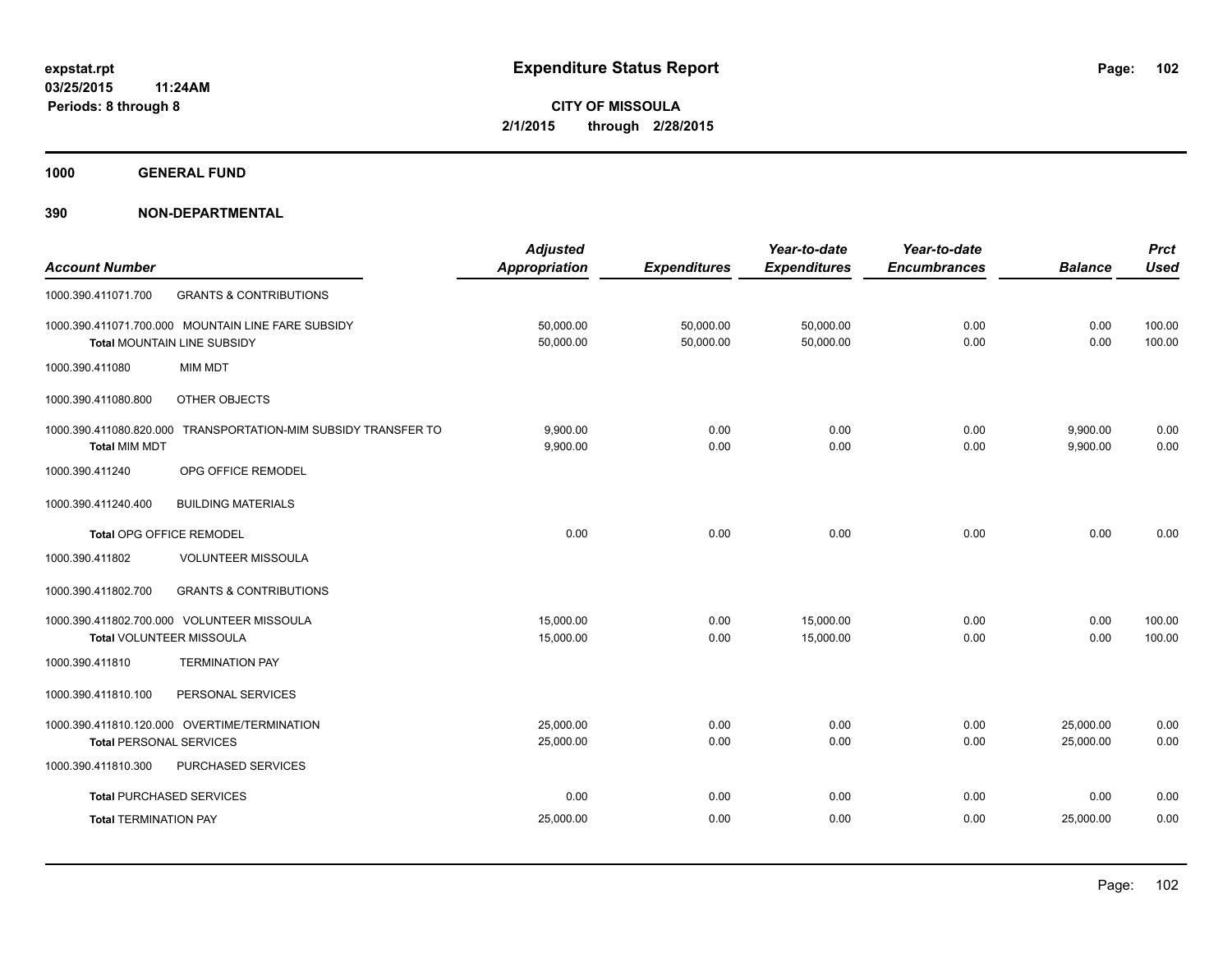**expstat.rpt**
**03/25/2015 11:24AM**
**Periods: 8 through 8**

# Expenditure Status Report

**CITY OF MISSOULA**
**2/1/2015 through 2/28/2015**

**1000 GENERAL FUND**

**390 NON-DEPARTMENTAL**

| Account Number | | Adjusted Appropriation | Expenditures | Year-to-date Expenditures | Year-to-date Encumbrances | Balance | Prct Used |
|---|---|---|---|---|---|---|---|
| 1000.390.411071.700 | GRANTS & CONTRIBUTIONS | | | | | | |
| 1000.390.411071.700.000 | MOUNTAIN LINE FARE SUBSIDY | 50,000.00 | 50,000.00 | 50,000.00 | 0.00 | 0.00 | 100.00 |
| Total MOUNTAIN LINE SUBSIDY | | 50,000.00 | 50,000.00 | 50,000.00 | 0.00 | 0.00 | 100.00 |
| 1000.390.411080 | MIM MDT | | | | | | |
| 1000.390.411080.800 | OTHER OBJECTS | | | | | | |
| 1000.390.411080.820.000 | TRANSPORTATION-MIM SUBSIDY TRANSFER TO | 9,900.00 | 0.00 | 0.00 | 0.00 | 9,900.00 | 0.00 |
| Total MIM MDT | | 9,900.00 | 0.00 | 0.00 | 0.00 | 9,900.00 | 0.00 |
| 1000.390.411240 | OPG OFFICE REMODEL | | | | | | |
| 1000.390.411240.400 | BUILDING MATERIALS | | | | | | |
| Total OPG OFFICE REMODEL | | 0.00 | 0.00 | 0.00 | 0.00 | 0.00 | 0.00 |
| 1000.390.411802 | VOLUNTEER MISSOULA | | | | | | |
| 1000.390.411802.700 | GRANTS & CONTRIBUTIONS | | | | | | |
| 1000.390.411802.700.000 | VOLUNTEER MISSOULA | 15,000.00 | 0.00 | 15,000.00 | 0.00 | 0.00 | 100.00 |
| Total VOLUNTEER MISSOULA | | 15,000.00 | 0.00 | 15,000.00 | 0.00 | 0.00 | 100.00 |
| 1000.390.411810 | TERMINATION PAY | | | | | | |
| 1000.390.411810.100 | PERSONAL SERVICES | | | | | | |
| 1000.390.411810.120.000 | OVERTIME/TERMINATION | 25,000.00 | 0.00 | 0.00 | 0.00 | 25,000.00 | 0.00 |
| Total PERSONAL SERVICES | | 25,000.00 | 0.00 | 0.00 | 0.00 | 25,000.00 | 0.00 |
| 1000.390.411810.300 | PURCHASED SERVICES | | | | | | |
| Total PURCHASED SERVICES | | 0.00 | 0.00 | 0.00 | 0.00 | 0.00 | 0.00 |
| Total TERMINATION PAY | | 25,000.00 | 0.00 | 0.00 | 0.00 | 25,000.00 | 0.00 |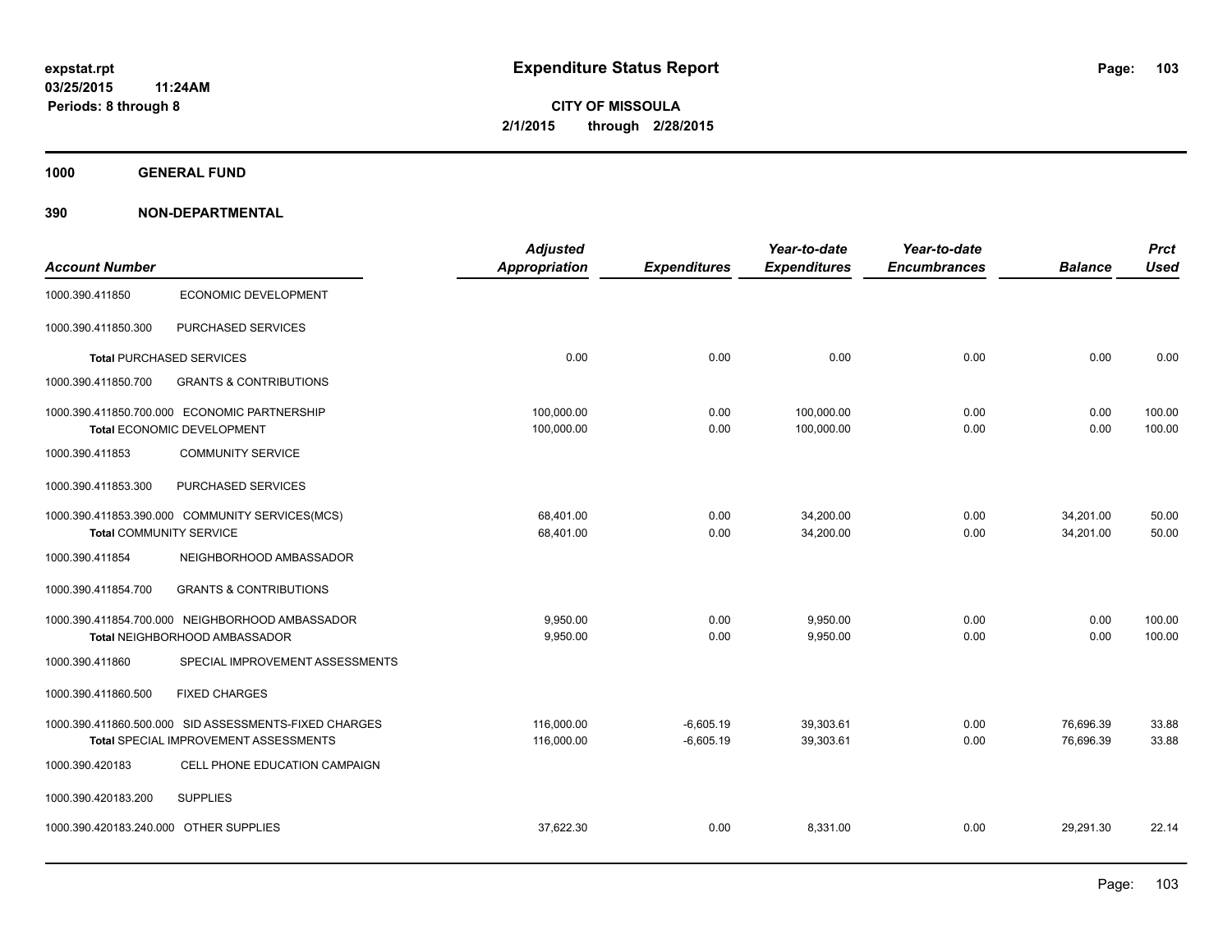**Expenditure Status Report**

**CITY OF MISSOULA**
**2/1/2015 through 2/28/2015**

expstat.rpt
03/25/2015 11:24AM
Periods: 8 through 8

**1000 GENERAL FUND**

**390 NON-DEPARTMENTAL**

| Account Number | | Adjusted Appropriation | Expenditures | Year-to-date Expenditures | Year-to-date Encumbrances | Balance | Prct Used |
|---|---|---|---|---|---|---|---|
| 1000.390.411850 | ECONOMIC DEVELOPMENT | | | | | | |
| 1000.390.411850.300 | PURCHASED SERVICES | | | | | | |
| Total PURCHASED SERVICES | | 0.00 | 0.00 | 0.00 | 0.00 | 0.00 | 0.00 |
| 1000.390.411850.700 | GRANTS & CONTRIBUTIONS | | | | | | |
| 1000.390.411850.700.000 | ECONOMIC PARTNERSHIP | 100,000.00 | 0.00 | 100,000.00 | 0.00 | 0.00 | 100.00 |
| Total ECONOMIC DEVELOPMENT | | 100,000.00 | 0.00 | 100,000.00 | 0.00 | 0.00 | 100.00 |
| 1000.390.411853 | COMMUNITY SERVICE | | | | | | |
| 1000.390.411853.300 | PURCHASED SERVICES | | | | | | |
| 1000.390.411853.390.000 | COMMUNITY SERVICES(MCS) | 68,401.00 | 0.00 | 34,200.00 | 0.00 | 34,201.00 | 50.00 |
| Total COMMUNITY SERVICE | | 68,401.00 | 0.00 | 34,200.00 | 0.00 | 34,201.00 | 50.00 |
| 1000.390.411854 | NEIGHBORHOOD AMBASSADOR | | | | | | |
| 1000.390.411854.700 | GRANTS & CONTRIBUTIONS | | | | | | |
| 1000.390.411854.700.000 | NEIGHBORHOOD AMBASSADOR | 9,950.00 | 0.00 | 9,950.00 | 0.00 | 0.00 | 100.00 |
| Total NEIGHBORHOOD AMBASSADOR | | 9,950.00 | 0.00 | 9,950.00 | 0.00 | 0.00 | 100.00 |
| 1000.390.411860 | SPECIAL IMPROVEMENT ASSESSMENTS | | | | | | |
| 1000.390.411860.500 | FIXED CHARGES | | | | | | |
| 1000.390.411860.500.000 | SID ASSESSMENTS-FIXED CHARGES | 116,000.00 | -6,605.19 | 39,303.61 | 0.00 | 76,696.39 | 33.88 |
| Total SPECIAL IMPROVEMENT ASSESSMENTS | | 116,000.00 | -6,605.19 | 39,303.61 | 0.00 | 76,696.39 | 33.88 |
| 1000.390.420183 | CELL PHONE EDUCATION CAMPAIGN | | | | | | |
| 1000.390.420183.200 | SUPPLIES | | | | | | |
| 1000.390.420183.240.000 | OTHER SUPPLIES | 37,622.30 | 0.00 | 8,331.00 | 0.00 | 29,291.30 | 22.14 |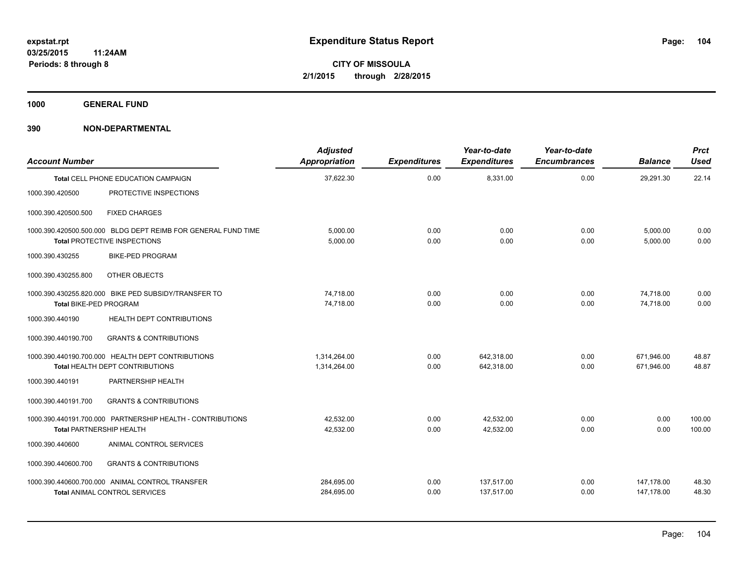**expstat.rpt**
**03/25/2015 11:24AM**
**Periods: 8 through 8**

# Expenditure Status Report

**CITY OF MISSOULA**
**2/1/2015 through 2/28/2015**

## 1000 GENERAL FUND

## 390 NON-DEPARTMENTAL

| Account Number | Adjusted Appropriation | Expenditures | Year-to-date Expenditures | Year-to-date Encumbrances | Balance | Prct Used |
|---|---|---|---|---|---|---|
| **Total** CELL PHONE EDUCATION CAMPAIGN | 37,622.30 | 0.00 | 8,331.00 | 0.00 | 29,291.30 | 22.14 |
| 1000.390.420500 PROTECTIVE INSPECTIONS | | | | | | |
| 1000.390.420500.500 FIXED CHARGES | | | | | | |
| 1000.390.420500.500.000 BLDG DEPT REIMB FOR GENERAL FUND TIME | 5,000.00 | 0.00 | 0.00 | 0.00 | 5,000.00 | 0.00 |
| **Total** PROTECTIVE INSPECTIONS | 5,000.00 | 0.00 | 0.00 | 0.00 | 5,000.00 | 0.00 |
| 1000.390.430255 BIKE-PED PROGRAM | | | | | | |
| 1000.390.430255.800 OTHER OBJECTS | | | | | | |
| 1000.390.430255.820.000 BIKE PED SUBSIDY/TRANSFER TO | 74,718.00 | 0.00 | 0.00 | 0.00 | 74,718.00 | 0.00 |
| **Total** BIKE-PED PROGRAM | 74,718.00 | 0.00 | 0.00 | 0.00 | 74,718.00 | 0.00 |
| 1000.390.440190 HEALTH DEPT CONTRIBUTIONS | | | | | | |
| 1000.390.440190.700 GRANTS & CONTRIBUTIONS | | | | | | |
| 1000.390.440190.700.000 HEALTH DEPT CONTRIBUTIONS | 1,314,264.00 | 0.00 | 642,318.00 | 0.00 | 671,946.00 | 48.87 |
| **Total** HEALTH DEPT CONTRIBUTIONS | 1,314,264.00 | 0.00 | 642,318.00 | 0.00 | 671,946.00 | 48.87 |
| 1000.390.440191 PARTNERSHIP HEALTH | | | | | | |
| 1000.390.440191.700 GRANTS & CONTRIBUTIONS | | | | | | |
| 1000.390.440191.700.000 PARTNERSHIP HEALTH - CONTRIBUTIONS | 42,532.00 | 0.00 | 42,532.00 | 0.00 | 0.00 | 100.00 |
| **Total** PARTNERSHIP HEALTH | 42,532.00 | 0.00 | 42,532.00 | 0.00 | 0.00 | 100.00 |
| 1000.390.440600 ANIMAL CONTROL SERVICES | | | | | | |
| 1000.390.440600.700 GRANTS & CONTRIBUTIONS | | | | | | |
| 1000.390.440600.700.000 ANIMAL CONTROL TRANSFER | 284,695.00 | 0.00 | 137,517.00 | 0.00 | 147,178.00 | 48.30 |
| **Total** ANIMAL CONTROL SERVICES | 284,695.00 | 0.00 | 137,517.00 | 0.00 | 147,178.00 | 48.30 |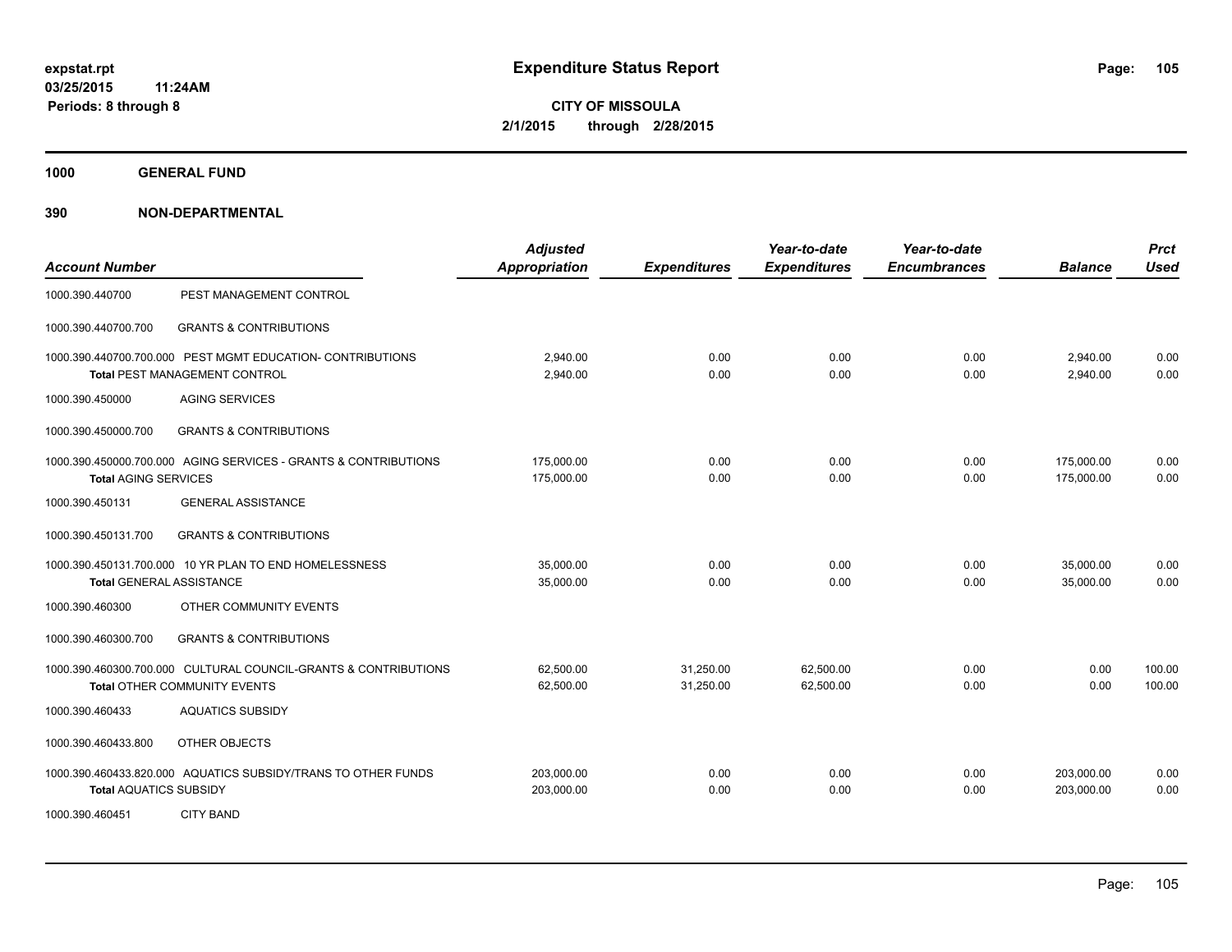# Expenditure Status Report

**CITY OF MISSOULA**
**2/1/2015 through 2/28/2015**

expstat.rpt
03/25/2015 11:24AM
Periods: 8 through 8

## 1000 GENERAL FUND

## 390 NON-DEPARTMENTAL

| Account Number | | Adjusted Appropriation | Expenditures | Year-to-date Expenditures | Year-to-date Encumbrances | Balance | Prct Used |
|---|---|---|---|---|---|---|---|
| 1000.390.440700 | PEST MANAGEMENT CONTROL | | | | | | |
| 1000.390.440700.700 | GRANTS & CONTRIBUTIONS | | | | | | |
| 1000.390.440700.700.000 | PEST MGMT EDUCATION- CONTRIBUTIONS | 2,940.00 | 0.00 | 0.00 | 0.00 | 2,940.00 | 0.00 |
| **Total** PEST MANAGEMENT CONTROL | | 2,940.00 | 0.00 | 0.00 | 0.00 | 2,940.00 | 0.00 |
| 1000.390.450000 | AGING SERVICES | | | | | | |
| 1000.390.450000.700 | GRANTS & CONTRIBUTIONS | | | | | | |
| 1000.390.450000.700.000 | AGING SERVICES - GRANTS & CONTRIBUTIONS | 175,000.00 | 0.00 | 0.00 | 0.00 | 175,000.00 | 0.00 |
| **Total** AGING SERVICES | | 175,000.00 | 0.00 | 0.00 | 0.00 | 175,000.00 | 0.00 |
| 1000.390.450131 | GENERAL ASSISTANCE | | | | | | |
| 1000.390.450131.700 | GRANTS & CONTRIBUTIONS | | | | | | |
| 1000.390.450131.700.000 | 10 YR PLAN TO END HOMELESSNESS | 35,000.00 | 0.00 | 0.00 | 0.00 | 35,000.00 | 0.00 |
| **Total** GENERAL ASSISTANCE | | 35,000.00 | 0.00 | 0.00 | 0.00 | 35,000.00 | 0.00 |
| 1000.390.460300 | OTHER COMMUNITY EVENTS | | | | | | |
| 1000.390.460300.700 | GRANTS & CONTRIBUTIONS | | | | | | |
| 1000.390.460300.700.000 | CULTURAL COUNCIL-GRANTS & CONTRIBUTIONS | 62,500.00 | 31,250.00 | 62,500.00 | 0.00 | 0.00 | 100.00 |
| **Total** OTHER COMMUNITY EVENTS | | 62,500.00 | 31,250.00 | 62,500.00 | 0.00 | 0.00 | 100.00 |
| 1000.390.460433 | AQUATICS SUBSIDY | | | | | | |
| 1000.390.460433.800 | OTHER OBJECTS | | | | | | |
| 1000.390.460433.820.000 | AQUATICS SUBSIDY/TRANS TO OTHER FUNDS | 203,000.00 | 0.00 | 0.00 | 0.00 | 203,000.00 | 0.00 |
| **Total** AQUATICS SUBSIDY | | 203,000.00 | 0.00 | 0.00 | 0.00 | 203,000.00 | 0.00 |
| 1000.390.460451 | CITY BAND | | | | | | |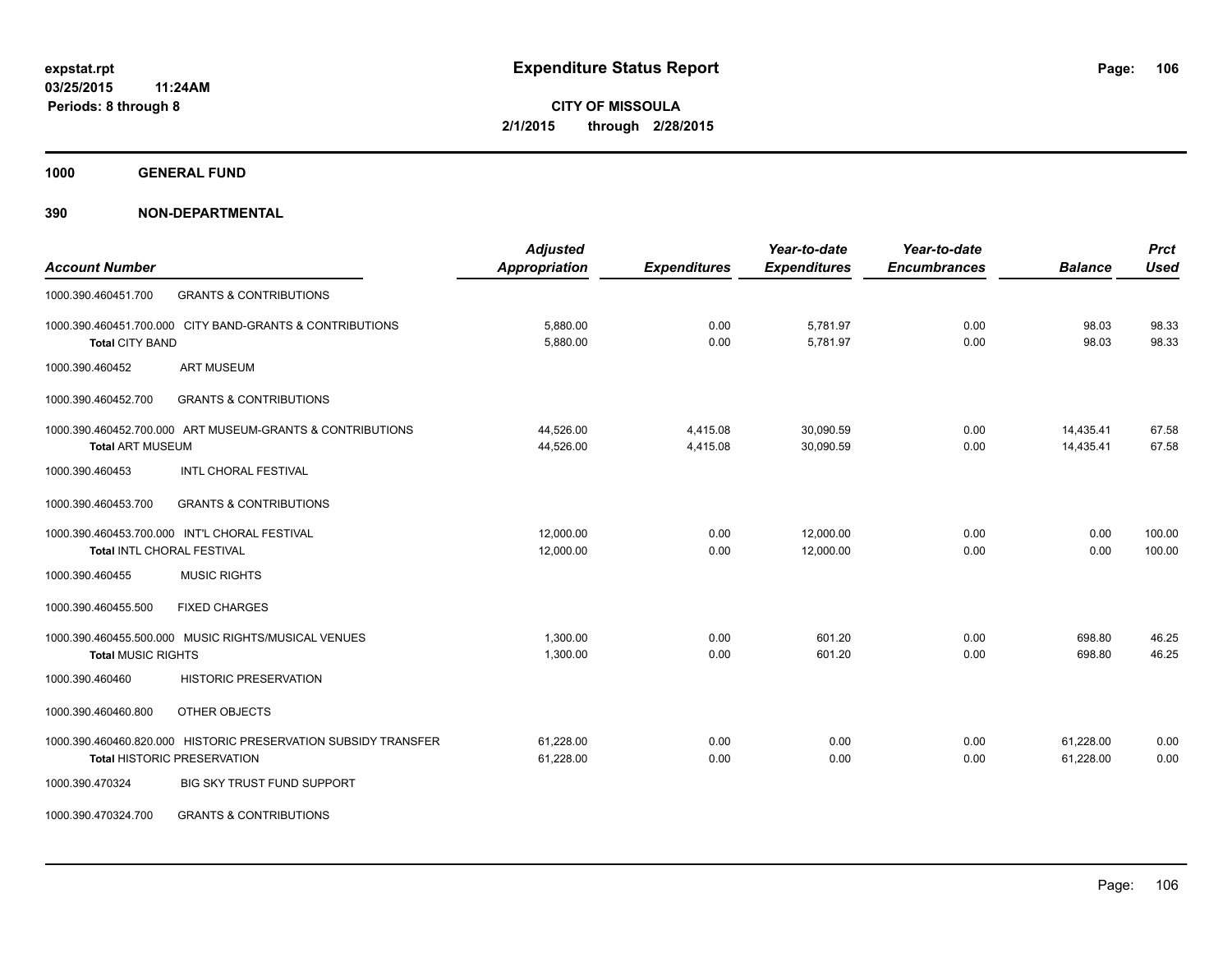# Expenditure Status Report

**CITY OF MISSOULA**
**2/1/2015 through 2/28/2015**

expstat.rpt
03/25/2015 11:24AM
Periods: 8 through 8

**1000 GENERAL FUND**

**390 NON-DEPARTMENTAL**

| Account Number | | Adjusted Appropriation | Expenditures | Year-to-date Expenditures | Year-to-date Encumbrances | Balance | Prct Used |
|---|---|---|---|---|---|---|---|
| 1000.390.460451.700 | GRANTS & CONTRIBUTIONS | | | | | | |
| 1000.390.460451.700.000 | CITY BAND-GRANTS & CONTRIBUTIONS | 5,880.00 | 0.00 | 5,781.97 | 0.00 | 98.03 | 98.33 |
| **Total CITY BAND** | | 5,880.00 | 0.00 | 5,781.97 | 0.00 | 98.03 | 98.33 |
| 1000.390.460452 | ART MUSEUM | | | | | | |
| 1000.390.460452.700 | GRANTS & CONTRIBUTIONS | | | | | | |
| 1000.390.460452.700.000 | ART MUSEUM-GRANTS & CONTRIBUTIONS | 44,526.00 | 4,415.08 | 30,090.59 | 0.00 | 14,435.41 | 67.58 |
| **Total ART MUSEUM** | | 44,526.00 | 4,415.08 | 30,090.59 | 0.00 | 14,435.41 | 67.58 |
| 1000.390.460453 | INTL CHORAL FESTIVAL | | | | | | |
| 1000.390.460453.700 | GRANTS & CONTRIBUTIONS | | | | | | |
| 1000.390.460453.700.000 | INT'L CHORAL FESTIVAL | 12,000.00 | 0.00 | 12,000.00 | 0.00 | 0.00 | 100.00 |
| **Total INTL CHORAL FESTIVAL** | | 12,000.00 | 0.00 | 12,000.00 | 0.00 | 0.00 | 100.00 |
| 1000.390.460455 | MUSIC RIGHTS | | | | | | |
| 1000.390.460455.500 | FIXED CHARGES | | | | | | |
| 1000.390.460455.500.000 | MUSIC RIGHTS/MUSICAL VENUES | 1,300.00 | 0.00 | 601.20 | 0.00 | 698.80 | 46.25 |
| **Total MUSIC RIGHTS** | | 1,300.00 | 0.00 | 601.20 | 0.00 | 698.80 | 46.25 |
| 1000.390.460460 | HISTORIC PRESERVATION | | | | | | |
| 1000.390.460460.800 | OTHER OBJECTS | | | | | | |
| 1000.390.460460.820.000 | HISTORIC PRESERVATION SUBSIDY TRANSFER | 61,228.00 | 0.00 | 0.00 | 0.00 | 61,228.00 | 0.00 |
| **Total HISTORIC PRESERVATION** | | 61,228.00 | 0.00 | 0.00 | 0.00 | 61,228.00 | 0.00 |
| 1000.390.470324 | BIG SKY TRUST FUND SUPPORT | | | | | | |
| 1000.390.470324.700 | GRANTS & CONTRIBUTIONS | | | | | | |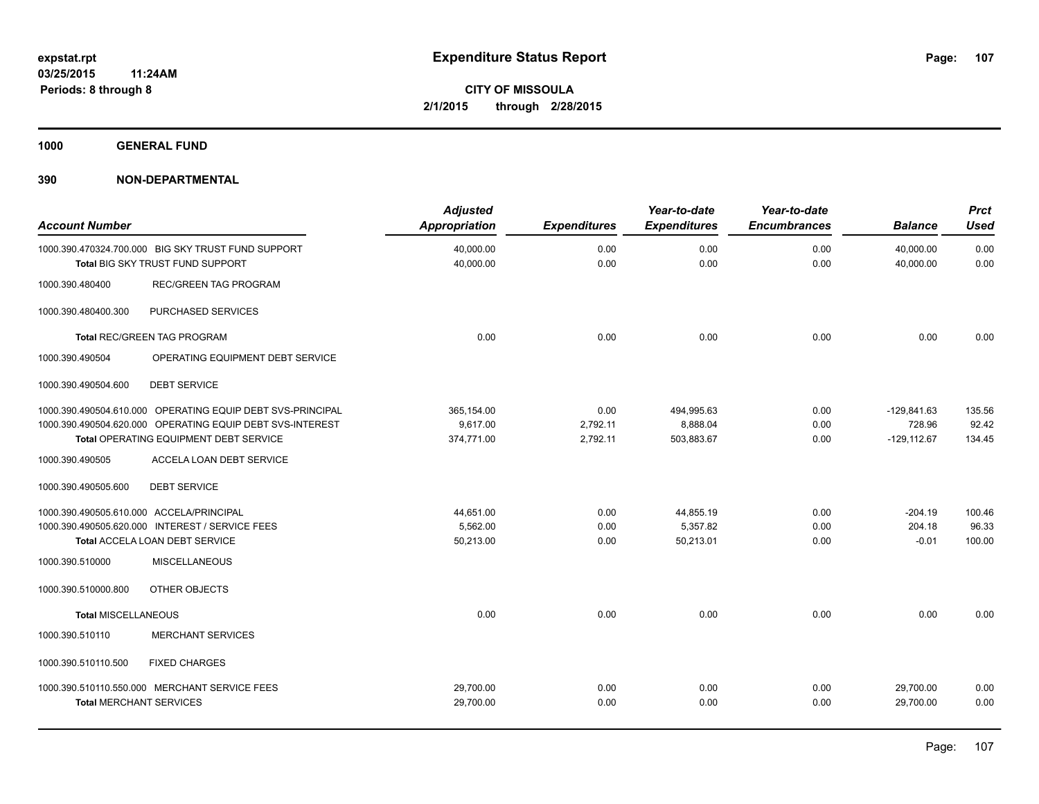**expstat.rpt**
**03/25/2015 11:24AM**
**Periods: 8 through 8**

# Expenditure Status Report

**CITY OF MISSOULA**
**2/1/2015 through 2/28/2015**

## 1000 GENERAL FUND

## 390 NON-DEPARTMENTAL

| Account Number | | Adjusted Appropriation | Expenditures | Year-to-date Expenditures | Year-to-date Encumbrances | Balance | Prct Used |
|---|---|---|---|---|---|---|---|
| 1000.390.470324.700.000 | BIG SKY TRUST FUND SUPPORT | 40,000.00 | 0.00 | 0.00 | 0.00 | 40,000.00 | 0.00 |
| | **Total** BIG SKY TRUST FUND SUPPORT | 40,000.00 | 0.00 | 0.00 | 0.00 | 40,000.00 | 0.00 |
| 1000.390.480400 | REC/GREEN TAG PROGRAM | | | | | | |
| 1000.390.480400.300 | PURCHASED SERVICES | | | | | | |
| | **Total** REC/GREEN TAG PROGRAM | 0.00 | 0.00 | 0.00 | 0.00 | 0.00 | 0.00 |
| 1000.390.490504 | OPERATING EQUIPMENT DEBT SERVICE | | | | | | |
| 1000.390.490504.600 | DEBT SERVICE | | | | | | |
| 1000.390.490504.610.000 | OPERATING EQUIP DEBT SVS-PRINCIPAL | 365,154.00 | 0.00 | 494,995.63 | 0.00 | -129,841.63 | 135.56 |
| 1000.390.490504.620.000 | OPERATING EQUIP DEBT SVS-INTEREST | 9,617.00 | 2,792.11 | 8,888.04 | 0.00 | 728.96 | 92.42 |
| | **Total** OPERATING EQUIPMENT DEBT SERVICE | 374,771.00 | 2,792.11 | 503,883.67 | 0.00 | -129,112.67 | 134.45 |
| 1000.390.490505 | ACCELA LOAN DEBT SERVICE | | | | | | |
| 1000.390.490505.600 | DEBT SERVICE | | | | | | |
| 1000.390.490505.610.000 | ACCELA/PRINCIPAL | 44,651.00 | 0.00 | 44,855.19 | 0.00 | -204.19 | 100.46 |
| 1000.390.490505.620.000 | INTEREST / SERVICE FEES | 5,562.00 | 0.00 | 5,357.82 | 0.00 | 204.18 | 96.33 |
| | **Total** ACCELA LOAN DEBT SERVICE | 50,213.00 | 0.00 | 50,213.01 | 0.00 | -0.01 | 100.00 |
| 1000.390.510000 | MISCELLANEOUS | | | | | | |
| 1000.390.510000.800 | OTHER OBJECTS | | | | | | |
| | **Total** MISCELLANEOUS | 0.00 | 0.00 | 0.00 | 0.00 | 0.00 | 0.00 |
| 1000.390.510110 | MERCHANT SERVICES | | | | | | |
| 1000.390.510110.500 | FIXED CHARGES | | | | | | |
| 1000.390.510110.550.000 | MERCHANT SERVICE FEES | 29,700.00 | 0.00 | 0.00 | 0.00 | 29,700.00 | 0.00 |
| | **Total** MERCHANT SERVICES | 29,700.00 | 0.00 | 0.00 | 0.00 | 29,700.00 | 0.00 |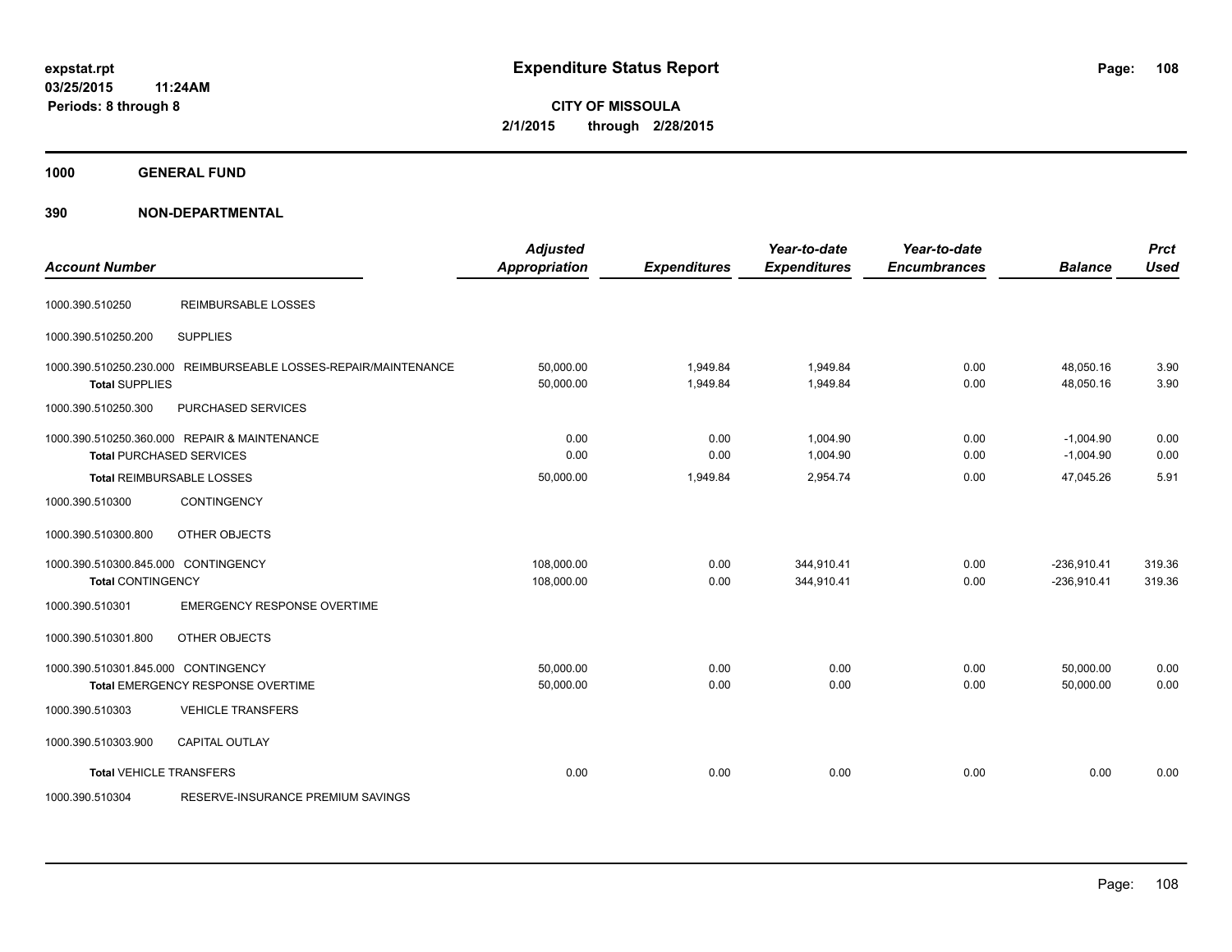**Expenditure Status Report**

**CITY OF MISSOULA**

**2/1/2015 through 2/28/2015**

expstat.rpt
03/25/2015 11:24AM
Periods: 8 through 8

**1000 GENERAL FUND**

**390 NON-DEPARTMENTAL**

| Account Number | | Adjusted Appropriation | Expenditures | Year-to-date Expenditures | Year-to-date Encumbrances | Balance | Prct Used |
|---|---|---|---|---|---|---|---|
| 1000.390.510250 | REIMBURSABLE LOSSES | | | | | | |
| 1000.390.510250.200 | SUPPLIES | | | | | | |
| 1000.390.510250.230.000 | REIMBURSEABLE LOSSES-REPAIR/MAINTENANCE | 50,000.00 | 1,949.84 | 1,949.84 | 0.00 | 48,050.16 | 3.90 |
| **Total** SUPPLIES | | 50,000.00 | 1,949.84 | 1,949.84 | 0.00 | 48,050.16 | 3.90 |
| 1000.390.510250.300 | PURCHASED SERVICES | | | | | | |
| 1000.390.510250.360.000 | REPAIR & MAINTENANCE | 0.00 | 0.00 | 1,004.90 | 0.00 | -1,004.90 | 0.00 |
| **Total** PURCHASED SERVICES | | 0.00 | 0.00 | 1,004.90 | 0.00 | -1,004.90 | 0.00 |
| **Total** REIMBURSABLE LOSSES | | 50,000.00 | 1,949.84 | 2,954.74 | 0.00 | 47,045.26 | 5.91 |
| 1000.390.510300 | CONTINGENCY | | | | | | |
| 1000.390.510300.800 | OTHER OBJECTS | | | | | | |
| 1000.390.510300.845.000 | CONTINGENCY | 108,000.00 | 0.00 | 344,910.41 | 0.00 | -236,910.41 | 319.36 |
| **Total** CONTINGENCY | | 108,000.00 | 0.00 | 344,910.41 | 0.00 | -236,910.41 | 319.36 |
| 1000.390.510301 | EMERGENCY RESPONSE OVERTIME | | | | | | |
| 1000.390.510301.800 | OTHER OBJECTS | | | | | | |
| 1000.390.510301.845.000 | CONTINGENCY | 50,000.00 | 0.00 | 0.00 | 0.00 | 50,000.00 | 0.00 |
| **Total** EMERGENCY RESPONSE OVERTIME | | 50,000.00 | 0.00 | 0.00 | 0.00 | 50,000.00 | 0.00 |
| 1000.390.510303 | VEHICLE TRANSFERS | | | | | | |
| 1000.390.510303.900 | CAPITAL OUTLAY | | | | | | |
| **Total** VEHICLE TRANSFERS | | 0.00 | 0.00 | 0.00 | 0.00 | 0.00 | 0.00 |
| 1000.390.510304 | RESERVE-INSURANCE PREMIUM SAVINGS | | | | | | |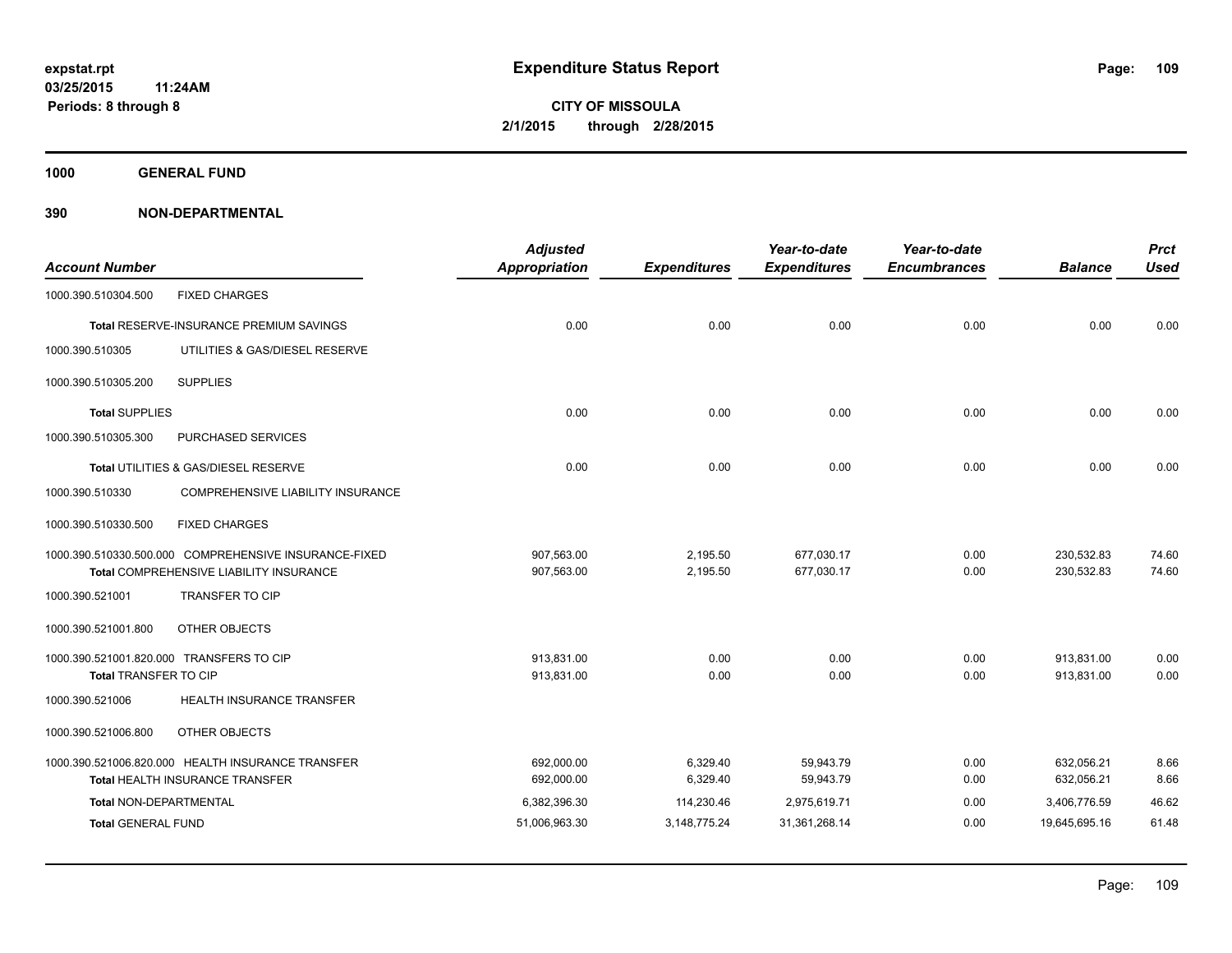**expstat.rpt**
**03/25/2015 11:24AM**
**Periods: 8 through 8**

# Expenditure Status Report

**CITY OF MISSOULA**
**2/1/2015 through 2/28/2015**

## 1000 GENERAL FUND

## 390 NON-DEPARTMENTAL

| Account Number | | Adjusted Appropriation | Expenditures | Year-to-date Expenditures | Year-to-date Encumbrances | Balance | Prct Used |
|---|---|---|---|---|---|---|---|
| 1000.390.510304.500 | FIXED CHARGES | | | | | | |
| **Total** RESERVE-INSURANCE PREMIUM SAVINGS | | 0.00 | 0.00 | 0.00 | 0.00 | 0.00 | 0.00 |
| 1000.390.510305 | UTILITIES & GAS/DIESEL RESERVE | | | | | | |
| 1000.390.510305.200 | SUPPLIES | | | | | | |
| **Total** SUPPLIES | | 0.00 | 0.00 | 0.00 | 0.00 | 0.00 | 0.00 |
| 1000.390.510305.300 | PURCHASED SERVICES | | | | | | |
| **Total** UTILITIES & GAS/DIESEL RESERVE | | 0.00 | 0.00 | 0.00 | 0.00 | 0.00 | 0.00 |
| 1000.390.510330 | COMPREHENSIVE LIABILITY INSURANCE | | | | | | |
| 1000.390.510330.500 | FIXED CHARGES | | | | | | |
| 1000.390.510330.500.000 | COMPREHENSIVE INSURANCE-FIXED | 907,563.00 | 2,195.50 | 677,030.17 | 0.00 | 230,532.83 | 74.60 |
| **Total** COMPREHENSIVE LIABILITY INSURANCE | | 907,563.00 | 2,195.50 | 677,030.17 | 0.00 | 230,532.83 | 74.60 |
| 1000.390.521001 | TRANSFER TO CIP | | | | | | |
| 1000.390.521001.800 | OTHER OBJECTS | | | | | | |
| 1000.390.521001.820.000 | TRANSFERS TO CIP | 913,831.00 | 0.00 | 0.00 | 0.00 | 913,831.00 | 0.00 |
| **Total** TRANSFER TO CIP | | 913,831.00 | 0.00 | 0.00 | 0.00 | 913,831.00 | 0.00 |
| 1000.390.521006 | HEALTH INSURANCE TRANSFER | | | | | | |
| 1000.390.521006.800 | OTHER OBJECTS | | | | | | |
| 1000.390.521006.820.000 | HEALTH INSURANCE TRANSFER | 692,000.00 | 6,329.40 | 59,943.79 | 0.00 | 632,056.21 | 8.66 |
| **Total** HEALTH INSURANCE TRANSFER | | 692,000.00 | 6,329.40 | 59,943.79 | 0.00 | 632,056.21 | 8.66 |
| **Total** NON-DEPARTMENTAL | | 6,382,396.30 | 114,230.46 | 2,975,619.71 | 0.00 | 3,406,776.59 | 46.62 |
| **Total** GENERAL FUND | | 51,006,963.30 | 3,148,775.24 | 31,361,268.14 | 0.00 | 19,645,695.16 | 61.48 |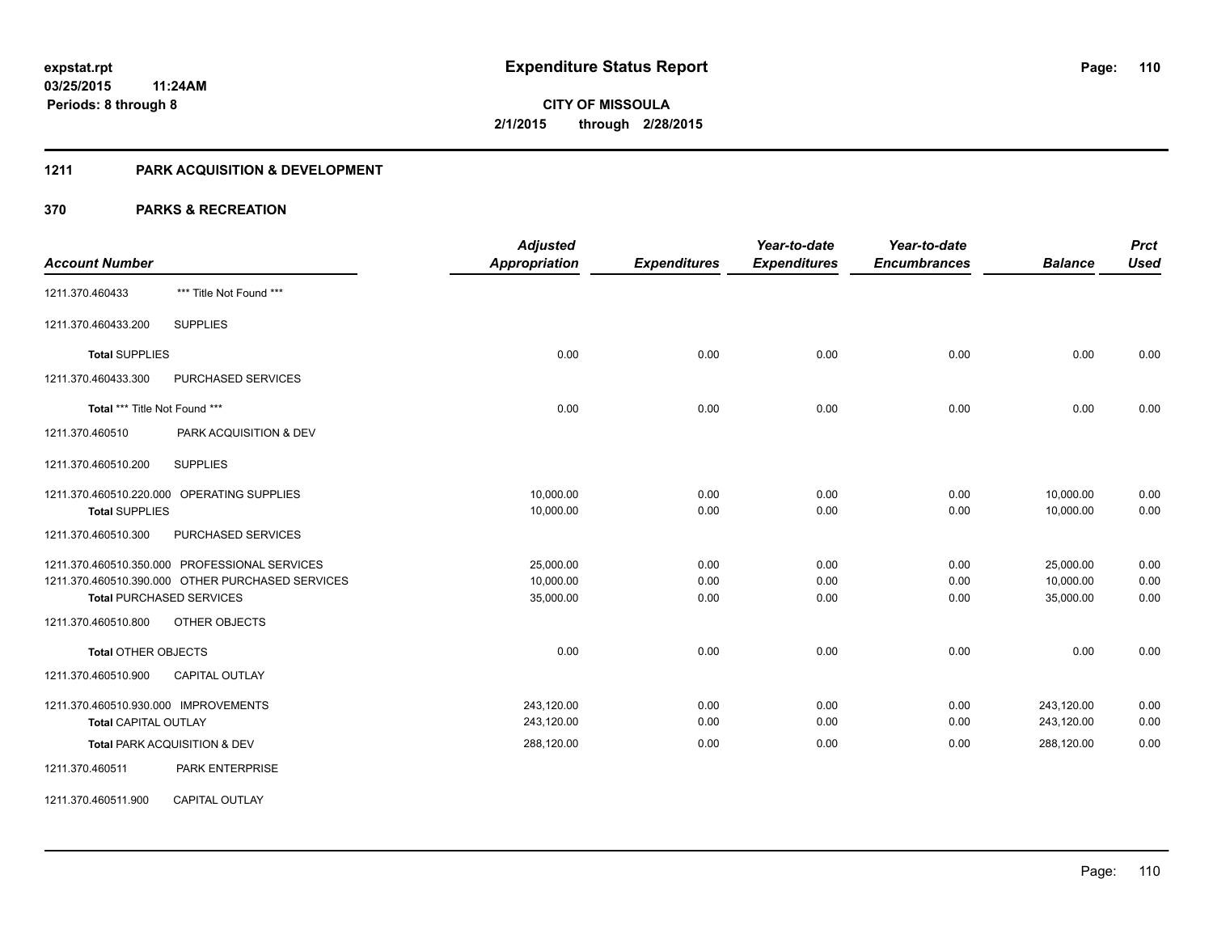**expstat.rpt**
**03/25/2015 11:24AM**
**Periods: 8 through 8**

# Expenditure Status Report

**CITY OF MISSOULA**
**2/1/2015 through 2/28/2015**

## 1211 PARK ACQUISITION & DEVELOPMENT

## 370 PARKS & RECREATION

| Account Number | | Adjusted Appropriation | Expenditures | Year-to-date Expenditures | Year-to-date Encumbrances | Balance | Prct Used |
|---|---|---|---|---|---|---|---|
| 1211.370.460433 | *** Title Not Found *** | | | | | | |
| 1211.370.460433.200 | SUPPLIES | | | | | | |
| **Total** SUPPLIES | | 0.00 | 0.00 | 0.00 | 0.00 | 0.00 | 0.00 |
| 1211.370.460433.300 | PURCHASED SERVICES | | | | | | |
| **Total** *** Title Not Found *** | | 0.00 | 0.00 | 0.00 | 0.00 | 0.00 | 0.00 |
| 1211.370.460510 | PARK ACQUISITION & DEV | | | | | | |
| 1211.370.460510.200 | SUPPLIES | | | | | | |
| 1211.370.460510.220.000 | OPERATING SUPPLIES | 10,000.00 | 0.00 | 0.00 | 0.00 | 10,000.00 | 0.00 |
| **Total** SUPPLIES | | 10,000.00 | 0.00 | 0.00 | 0.00 | 10,000.00 | 0.00 |
| 1211.370.460510.300 | PURCHASED SERVICES | | | | | | |
| 1211.370.460510.350.000 | PROFESSIONAL SERVICES | 25,000.00 | 0.00 | 0.00 | 0.00 | 25,000.00 | 0.00 |
| 1211.370.460510.390.000 | OTHER PURCHASED SERVICES | 10,000.00 | 0.00 | 0.00 | 0.00 | 10,000.00 | 0.00 |
| **Total** PURCHASED SERVICES | | 35,000.00 | 0.00 | 0.00 | 0.00 | 35,000.00 | 0.00 |
| 1211.370.460510.800 | OTHER OBJECTS | | | | | | |
| **Total** OTHER OBJECTS | | 0.00 | 0.00 | 0.00 | 0.00 | 0.00 | 0.00 |
| 1211.370.460510.900 | CAPITAL OUTLAY | | | | | | |
| 1211.370.460510.930.000 | IMPROVEMENTS | 243,120.00 | 0.00 | 0.00 | 0.00 | 243,120.00 | 0.00 |
| **Total** CAPITAL OUTLAY | | 243,120.00 | 0.00 | 0.00 | 0.00 | 243,120.00 | 0.00 |
| **Total** PARK ACQUISITION & DEV | | 288,120.00 | 0.00 | 0.00 | 0.00 | 288,120.00 | 0.00 |
| 1211.370.460511 | PARK ENTERPRISE | | | | | | |
| 1211.370.460511.900 | CAPITAL OUTLAY | | | | | | |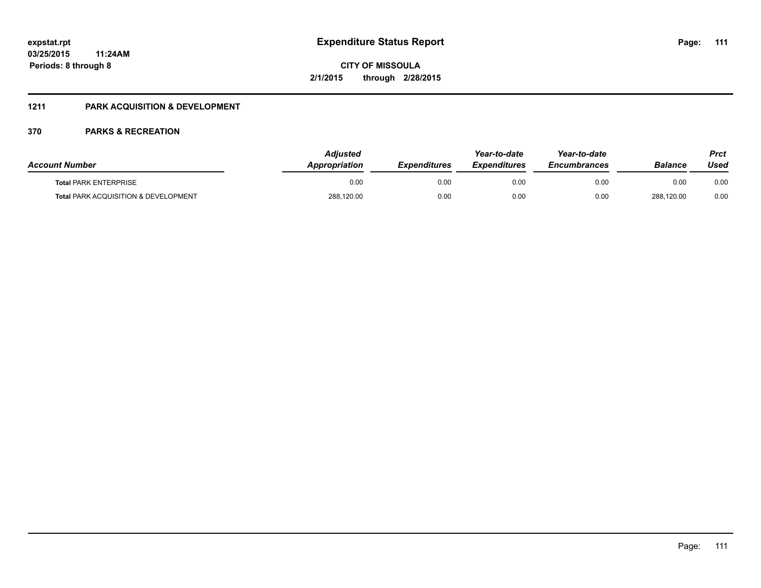# Expenditure Status Report

**CITY OF MISSOULA**

**2/1/2015 through 2/28/2015**

expstat.rpt
03/25/2015 11:24AM
Periods: 8 through 8

## 1211 PARK ACQUISITION & DEVELOPMENT

## 370 PARKS & RECREATION

| Account Number | Adjusted Appropriation | Expenditures | Year-to-date Expenditures | Year-to-date Encumbrances | Balance | Prct Used |
|---|---|---|---|---|---|---|
| **Total** PARK ENTERPRISE | 0.00 | 0.00 | 0.00 | 0.00 | 0.00 | 0.00 |
| **Total** PARK ACQUISITION & DEVELOPMENT | 288,120.00 | 0.00 | 0.00 | 0.00 | 288,120.00 | 0.00 |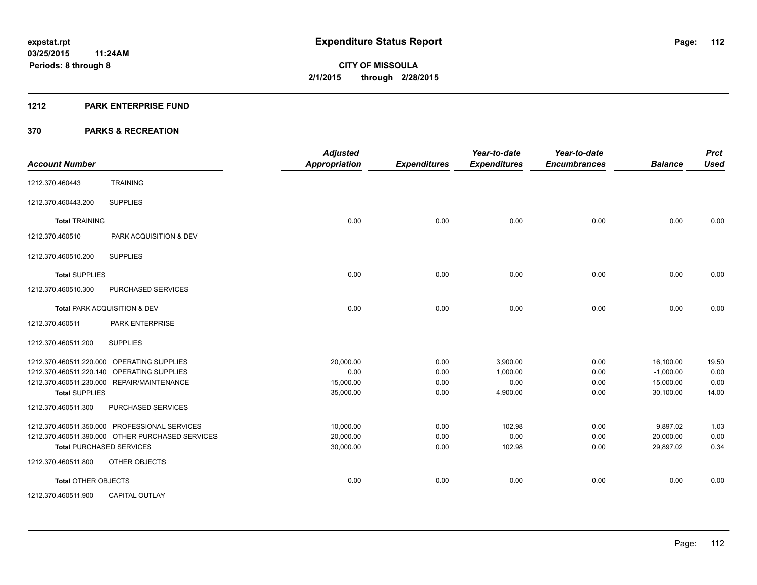**expstat.rpt**
**03/25/2015 11:24AM**
**Periods: 8 through 8**

# Expenditure Status Report

**CITY OF MISSOULA**
**2/1/2015 through 2/28/2015**

## 1212 PARK ENTERPRISE FUND

## 370 PARKS & RECREATION

| Account Number | | Adjusted Appropriation | Expenditures | Year-to-date Expenditures | Year-to-date Encumbrances | Balance | Prct Used |
|---|---|---|---|---|---|---|---|
| 1212.370.460443 | TRAINING | | | | | | |
| 1212.370.460443.200 | SUPPLIES | | | | | | |
| **Total** TRAINING | | 0.00 | 0.00 | 0.00 | 0.00 | 0.00 | 0.00 |
| 1212.370.460510 | PARK ACQUISITION & DEV | | | | | | |
| 1212.370.460510.200 | SUPPLIES | | | | | | |
| **Total** SUPPLIES | | 0.00 | 0.00 | 0.00 | 0.00 | 0.00 | 0.00 |
| 1212.370.460510.300 | PURCHASED SERVICES | | | | | | |
| **Total** PARK ACQUISITION & DEV | | 0.00 | 0.00 | 0.00 | 0.00 | 0.00 | 0.00 |
| 1212.370.460511 | PARK ENTERPRISE | | | | | | |
| 1212.370.460511.200 | SUPPLIES | | | | | | |
| 1212.370.460511.220.000 | OPERATING SUPPLIES | 20,000.00 | 0.00 | 3,900.00 | 0.00 | 16,100.00 | 19.50 |
| 1212.370.460511.220.140 | OPERATING SUPPLIES | 0.00 | 0.00 | 1,000.00 | 0.00 | -1,000.00 | 0.00 |
| 1212.370.460511.230.000 | REPAIR/MAINTENANCE | 15,000.00 | 0.00 | 0.00 | 0.00 | 15,000.00 | 0.00 |
| **Total** SUPPLIES | | 35,000.00 | 0.00 | 4,900.00 | 0.00 | 30,100.00 | 14.00 |
| 1212.370.460511.300 | PURCHASED SERVICES | | | | | | |
| 1212.370.460511.350.000 | PROFESSIONAL SERVICES | 10,000.00 | 0.00 | 102.98 | 0.00 | 9,897.02 | 1.03 |
| 1212.370.460511.390.000 | OTHER PURCHASED SERVICES | 20,000.00 | 0.00 | 0.00 | 0.00 | 20,000.00 | 0.00 |
| **Total** PURCHASED SERVICES | | 30,000.00 | 0.00 | 102.98 | 0.00 | 29,897.02 | 0.34 |
| 1212.370.460511.800 | OTHER OBJECTS | | | | | | |
| **Total** OTHER OBJECTS | | 0.00 | 0.00 | 0.00 | 0.00 | 0.00 | 0.00 |
| 1212.370.460511.900 | CAPITAL OUTLAY | | | | | | |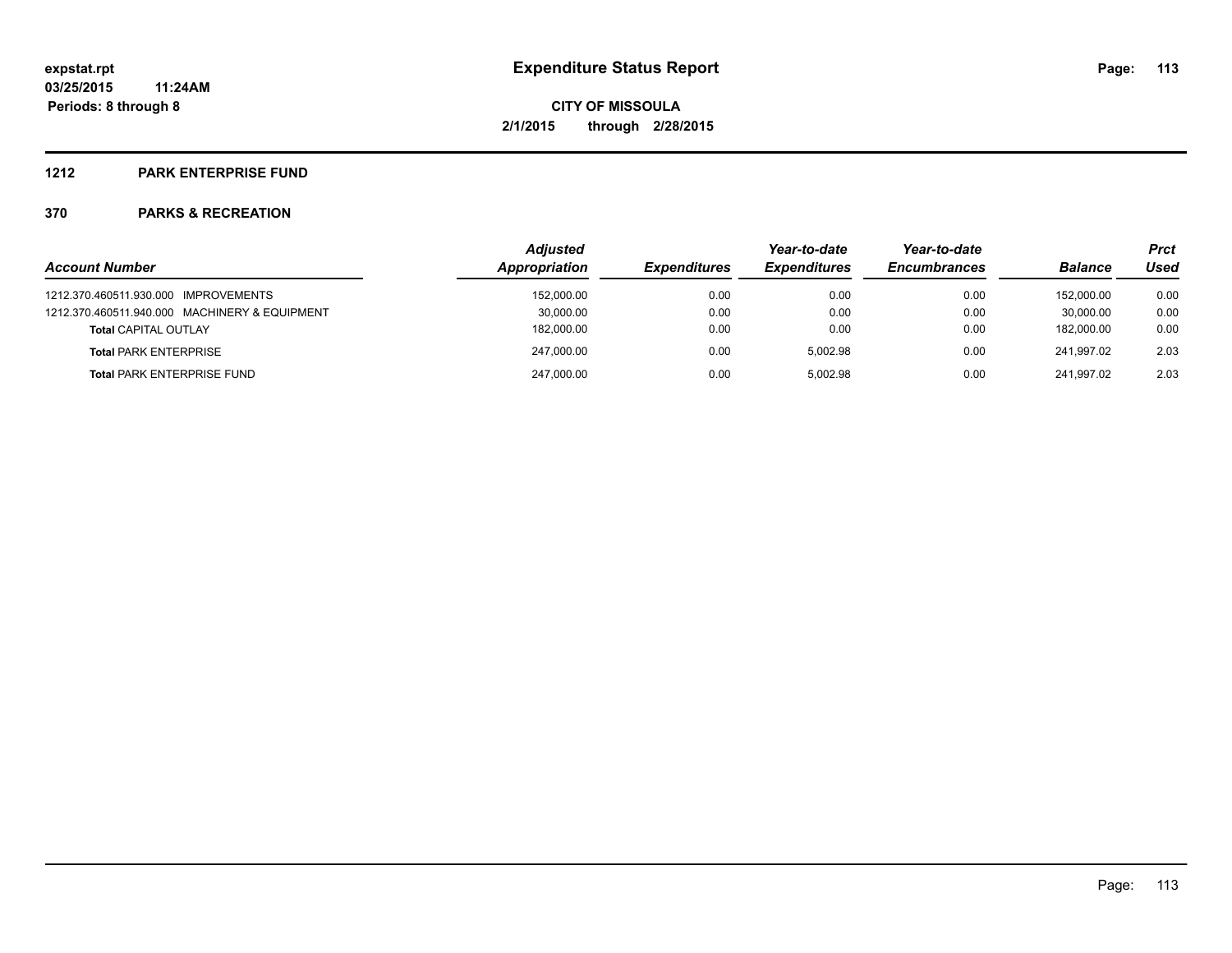# Expenditure Status Report

expstat.rpt
03/25/2015 11:24AM
Periods: 8 through 8

**CITY OF MISSOULA**
**2/1/2015 through 2/28/2015**

## 1212 PARK ENTERPRISE FUND

## 370 PARKS & RECREATION

| Account Number | Adjusted Appropriation | Expenditures | Year-to-date Expenditures | Year-to-date Encumbrances | Balance | Prct Used |
|---|---|---|---|---|---|---|
| 1212.370.460511.930.000 IMPROVEMENTS | 152,000.00 | 0.00 | 0.00 | 0.00 | 152,000.00 | 0.00 |
| 1212.370.460511.940.000 MACHINERY & EQUIPMENT | 30,000.00 | 0.00 | 0.00 | 0.00 | 30,000.00 | 0.00 |
| **Total** CAPITAL OUTLAY | 182,000.00 | 0.00 | 0.00 | 0.00 | 182,000.00 | 0.00 |
| **Total** PARK ENTERPRISE | 247,000.00 | 0.00 | 5,002.98 | 0.00 | 241,997.02 | 2.03 |
| **Total** PARK ENTERPRISE FUND | 247,000.00 | 0.00 | 5,002.98 | 0.00 | 241,997.02 | 2.03 |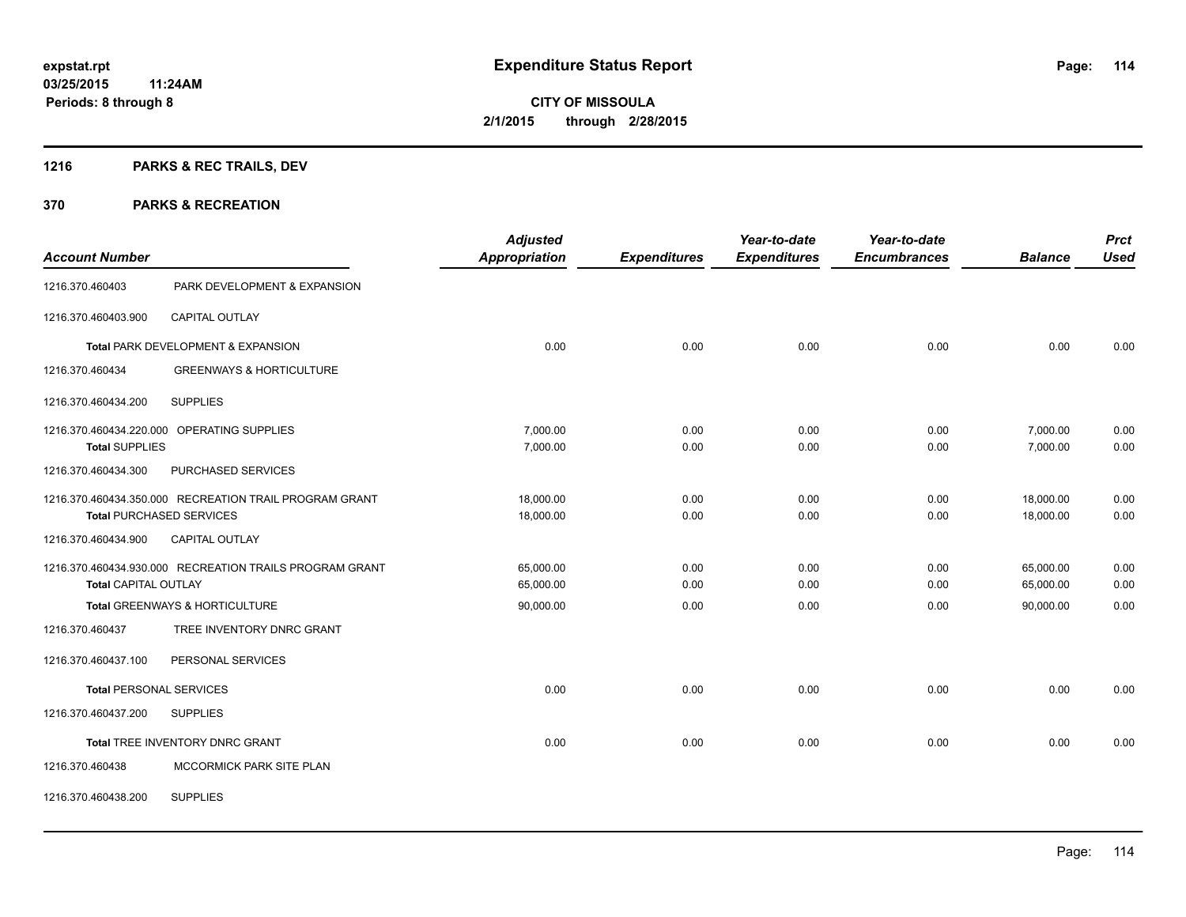**expstat.rpt**
**03/25/2015 11:24AM**
**Periods: 8 through 8**

# Expenditure Status Report

**CITY OF MISSOULA**
**2/1/2015 through 2/28/2015**

## 1216 PARKS & REC TRAILS, DEV

## 370 PARKS & RECREATION

| Account Number | | Adjusted Appropriation | Expenditures | Year-to-date Expenditures | Year-to-date Encumbrances | Balance | Prct Used |
|---|---|---|---|---|---|---|---|
| 1216.370.460403 | PARK DEVELOPMENT & EXPANSION | | | | | | |
| 1216.370.460403.900 | CAPITAL OUTLAY | | | | | | |
| Total PARK DEVELOPMENT & EXPANSION | | 0.00 | 0.00 | 0.00 | 0.00 | 0.00 | 0.00 |
| 1216.370.460434 | GREENWAYS & HORTICULTURE | | | | | | |
| 1216.370.460434.200 | SUPPLIES | | | | | | |
| 1216.370.460434.220.000 | OPERATING SUPPLIES | 7,000.00 | 0.00 | 0.00 | 0.00 | 7,000.00 | 0.00 |
| Total SUPPLIES | | 7,000.00 | 0.00 | 0.00 | 0.00 | 7,000.00 | 0.00 |
| 1216.370.460434.300 | PURCHASED SERVICES | | | | | | |
| 1216.370.460434.350.000 | RECREATION TRAIL PROGRAM GRANT | 18,000.00 | 0.00 | 0.00 | 0.00 | 18,000.00 | 0.00 |
| Total PURCHASED SERVICES | | 18,000.00 | 0.00 | 0.00 | 0.00 | 18,000.00 | 0.00 |
| 1216.370.460434.900 | CAPITAL OUTLAY | | | | | | |
| 1216.370.460434.930.000 | RECREATION TRAILS PROGRAM GRANT | 65,000.00 | 0.00 | 0.00 | 0.00 | 65,000.00 | 0.00 |
| Total CAPITAL OUTLAY | | 65,000.00 | 0.00 | 0.00 | 0.00 | 65,000.00 | 0.00 |
| Total GREENWAYS & HORTICULTURE | | 90,000.00 | 0.00 | 0.00 | 0.00 | 90,000.00 | 0.00 |
| 1216.370.460437 | TREE INVENTORY DNRC GRANT | | | | | | |
| 1216.370.460437.100 | PERSONAL SERVICES | | | | | | |
| Total PERSONAL SERVICES | | 0.00 | 0.00 | 0.00 | 0.00 | 0.00 | 0.00 |
| 1216.370.460437.200 | SUPPLIES | | | | | | |
| Total TREE INVENTORY DNRC GRANT | | 0.00 | 0.00 | 0.00 | 0.00 | 0.00 | 0.00 |
| 1216.370.460438 | MCCORMICK PARK SITE PLAN | | | | | | |
| 1216.370.460438.200 | SUPPLIES | | | | | | |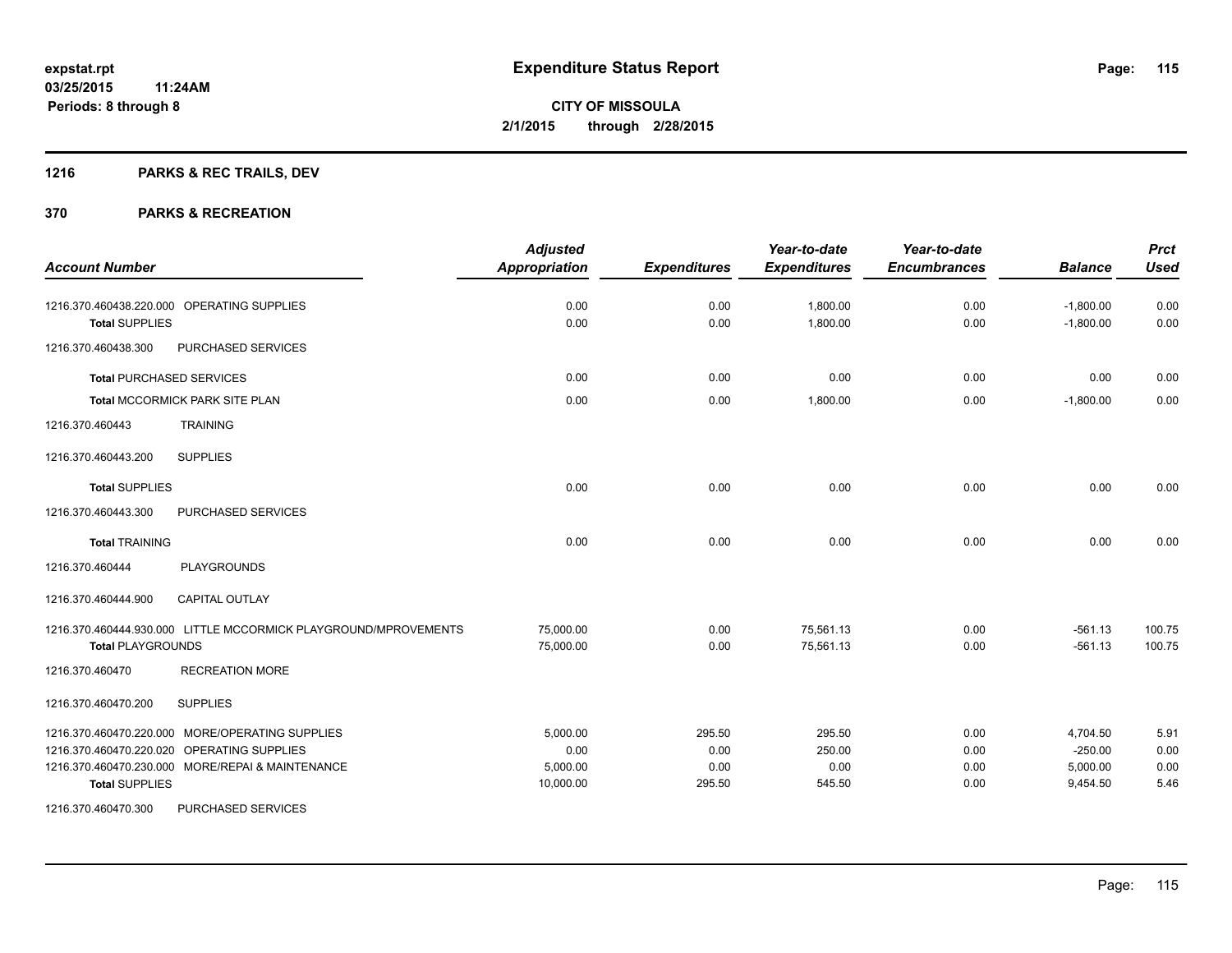**Expenditure Status Report**

expstat.rpt
03/25/2015 11:24AM
Periods: 8 through 8

**CITY OF MISSOULA**
**2/1/2015 through 2/28/2015**

## 1216 PARKS & REC TRAILS, DEV

## 370 PARKS & RECREATION

| Account Number | | Adjusted Appropriation | Expenditures | Year-to-date Expenditures | Year-to-date Encumbrances | Balance | Prct Used |
|---|---|---|---|---|---|---|---|
| 1216.370.460438.220.000 | OPERATING SUPPLIES | 0.00 | 0.00 | 1,800.00 | 0.00 | -1,800.00 | 0.00 |
| **Total** SUPPLIES | | 0.00 | 0.00 | 1,800.00 | 0.00 | -1,800.00 | 0.00 |
| 1216.370.460438.300 | PURCHASED SERVICES | | | | | | |
| **Total** PURCHASED SERVICES | | 0.00 | 0.00 | 0.00 | 0.00 | 0.00 | 0.00 |
| **Total** MCCORMICK PARK SITE PLAN | | 0.00 | 0.00 | 1,800.00 | 0.00 | -1,800.00 | 0.00 |
| 1216.370.460443 | TRAINING | | | | | | |
| 1216.370.460443.200 | SUPPLIES | | | | | | |
| **Total** SUPPLIES | | 0.00 | 0.00 | 0.00 | 0.00 | 0.00 | 0.00 |
| 1216.370.460443.300 | PURCHASED SERVICES | | | | | | |
| **Total** TRAINING | | 0.00 | 0.00 | 0.00 | 0.00 | 0.00 | 0.00 |
| 1216.370.460444 | PLAYGROUNDS | | | | | | |
| 1216.370.460444.900 | CAPITAL OUTLAY | | | | | | |
| 1216.370.460444.930.000 | LITTLE MCCORMICK PLAYGROUND/MPROVEMENTS | 75,000.00 | 0.00 | 75,561.13 | 0.00 | -561.13 | 100.75 |
| **Total** PLAYGROUNDS | | 75,000.00 | 0.00 | 75,561.13 | 0.00 | -561.13 | 100.75 |
| 1216.370.460470 | RECREATION MORE | | | | | | |
| 1216.370.460470.200 | SUPPLIES | | | | | | |
| 1216.370.460470.220.000 | MORE/OPERATING SUPPLIES | 5,000.00 | 295.50 | 295.50 | 0.00 | 4,704.50 | 5.91 |
| 1216.370.460470.220.020 | OPERATING SUPPLIES | 0.00 | 0.00 | 250.00 | 0.00 | -250.00 | 0.00 |
| 1216.370.460470.230.000 | MORE/REPAI & MAINTENANCE | 5,000.00 | 0.00 | 0.00 | 0.00 | 5,000.00 | 0.00 |
| **Total** SUPPLIES | | 10,000.00 | 295.50 | 545.50 | 0.00 | 9,454.50 | 5.46 |
| 1216.370.460470.300 | PURCHASED SERVICES | | | | | | |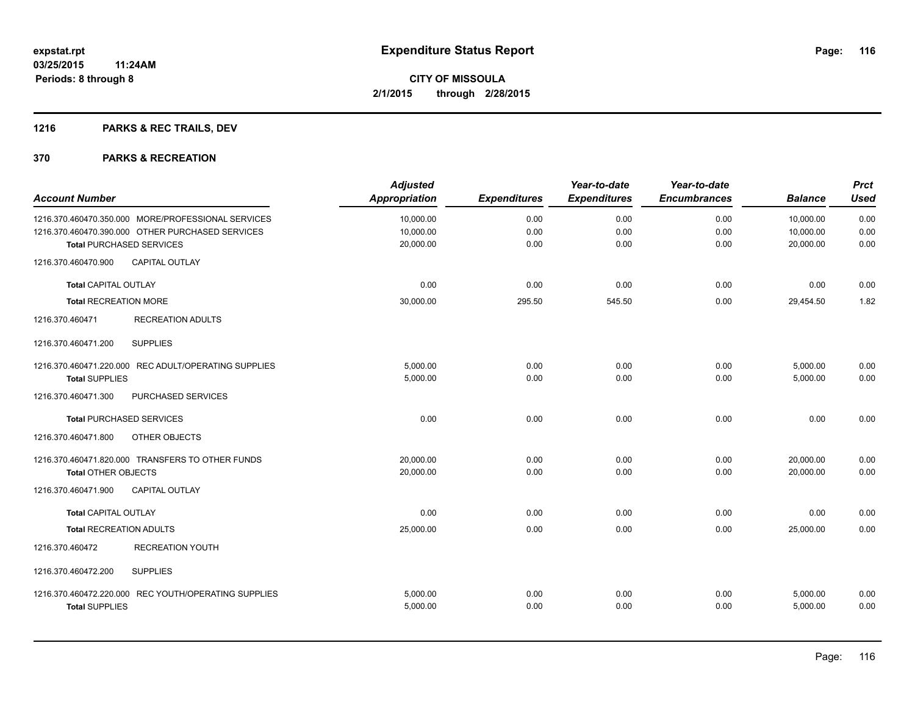**expstat.rpt**
**03/25/2015 11:24AM**
**Periods: 8 through 8**

# Expenditure Status Report

**CITY OF MISSOULA**
**2/1/2015 through 2/28/2015**

## 1216 PARKS & REC TRAILS, DEV

## 370 PARKS & RECREATION

| Account Number | Adjusted Appropriation | Expenditures | Year-to-date Expenditures | Year-to-date Encumbrances | Balance | Prct Used |
|---|---|---|---|---|---|---|
| 1216.370.460470.350.000 MORE/PROFESSIONAL SERVICES | 10,000.00 | 0.00 | 0.00 | 0.00 | 10,000.00 | 0.00 |
| 1216.370.460470.390.000 OTHER PURCHASED SERVICES | 10,000.00 | 0.00 | 0.00 | 0.00 | 10,000.00 | 0.00 |
| **Total** PURCHASED SERVICES | 20,000.00 | 0.00 | 0.00 | 0.00 | 20,000.00 | 0.00 |
| 1216.370.460470.900 CAPITAL OUTLAY | | | | | | |
| **Total** CAPITAL OUTLAY | 0.00 | 0.00 | 0.00 | 0.00 | 0.00 | 0.00 |
| **Total** RECREATION MORE | 30,000.00 | 295.50 | 545.50 | 0.00 | 29,454.50 | 1.82 |
| 1216.370.460471 RECREATION ADULTS | | | | | | |
| 1216.370.460471.200 SUPPLIES | | | | | | |
| 1216.370.460471.220.000 REC ADULT/OPERATING SUPPLIES | 5,000.00 | 0.00 | 0.00 | 0.00 | 5,000.00 | 0.00 |
| **Total** SUPPLIES | 5,000.00 | 0.00 | 0.00 | 0.00 | 5,000.00 | 0.00 |
| 1216.370.460471.300 PURCHASED SERVICES | | | | | | |
| **Total** PURCHASED SERVICES | 0.00 | 0.00 | 0.00 | 0.00 | 0.00 | 0.00 |
| 1216.370.460471.800 OTHER OBJECTS | | | | | | |
| 1216.370.460471.820.000 TRANSFERS TO OTHER FUNDS | 20,000.00 | 0.00 | 0.00 | 0.00 | 20,000.00 | 0.00 |
| **Total** OTHER OBJECTS | 20,000.00 | 0.00 | 0.00 | 0.00 | 20,000.00 | 0.00 |
| 1216.370.460471.900 CAPITAL OUTLAY | | | | | | |
| **Total** CAPITAL OUTLAY | 0.00 | 0.00 | 0.00 | 0.00 | 0.00 | 0.00 |
| **Total** RECREATION ADULTS | 25,000.00 | 0.00 | 0.00 | 0.00 | 25,000.00 | 0.00 |
| 1216.370.460472 RECREATION YOUTH | | | | | | |
| 1216.370.460472.200 SUPPLIES | | | | | | |
| 1216.370.460472.220.000 REC YOUTH/OPERATING SUPPLIES | 5,000.00 | 0.00 | 0.00 | 0.00 | 5,000.00 | 0.00 |
| **Total** SUPPLIES | 5,000.00 | 0.00 | 0.00 | 0.00 | 5,000.00 | 0.00 |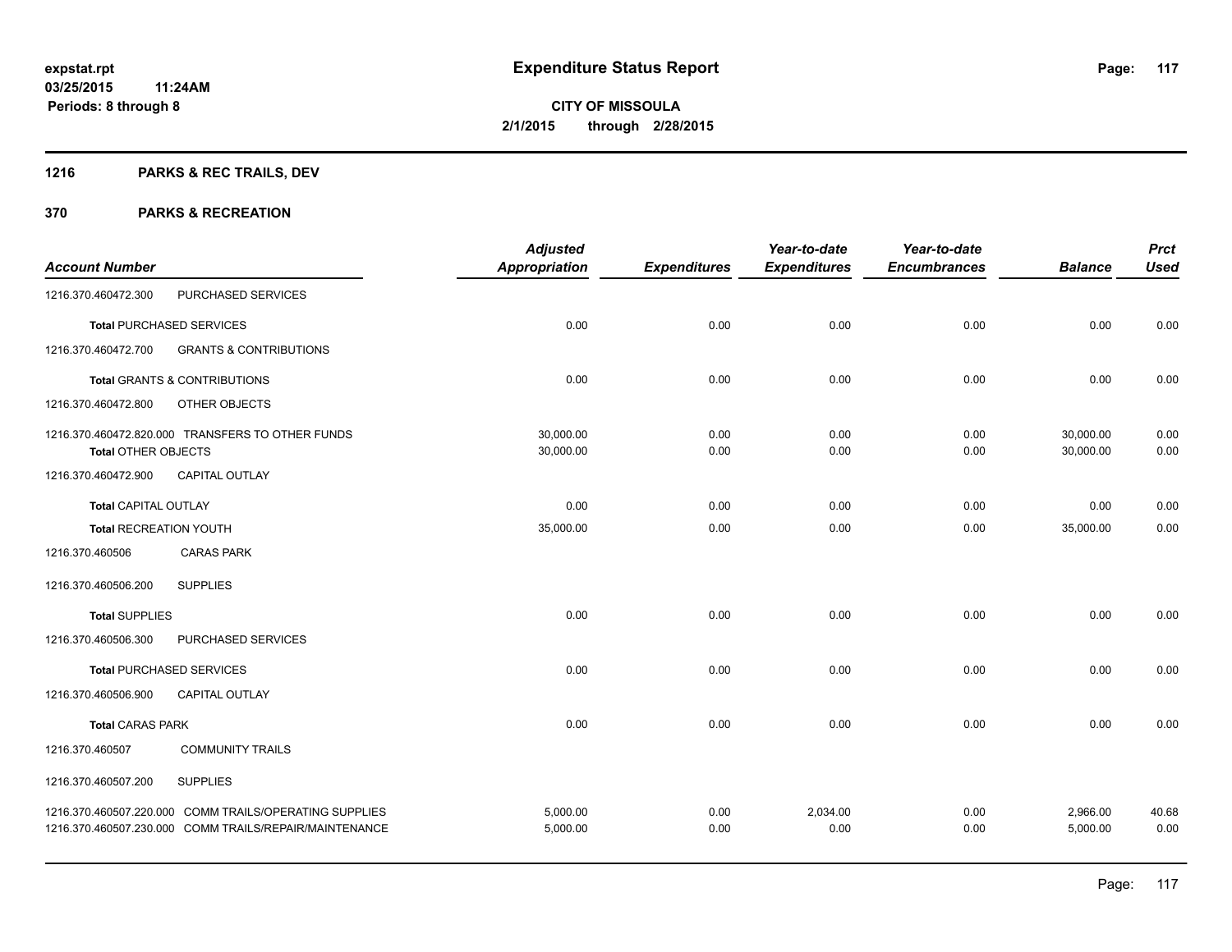**expstat.rpt**
**03/25/2015 11:24AM**
**Periods: 8 through 8**

# Expenditure Status Report

**CITY OF MISSOULA**
**2/1/2015 through 2/28/2015**

## 1216 PARKS & REC TRAILS, DEV

## 370 PARKS & RECREATION

| Account Number | | Adjusted Appropriation | Expenditures | Year-to-date Expenditures | Year-to-date Encumbrances | Balance | Prct Used |
|---|---|---|---|---|---|---|---|
| 1216.370.460472.300 | PURCHASED SERVICES | | | | | | |
| **Total** PURCHASED SERVICES | | 0.00 | 0.00 | 0.00 | 0.00 | 0.00 | 0.00 |
| 1216.370.460472.700 | GRANTS & CONTRIBUTIONS | | | | | | |
| **Total** GRANTS & CONTRIBUTIONS | | 0.00 | 0.00 | 0.00 | 0.00 | 0.00 | 0.00 |
| 1216.370.460472.800 | OTHER OBJECTS | | | | | | |
| 1216.370.460472.820.000 | TRANSFERS TO OTHER FUNDS | 30,000.00 | 0.00 | 0.00 | 0.00 | 30,000.00 | 0.00 |
| **Total** OTHER OBJECTS | | 30,000.00 | 0.00 | 0.00 | 0.00 | 30,000.00 | 0.00 |
| 1216.370.460472.900 | CAPITAL OUTLAY | | | | | | |
| **Total** CAPITAL OUTLAY | | 0.00 | 0.00 | 0.00 | 0.00 | 0.00 | 0.00 |
| **Total** RECREATION YOUTH | | 35,000.00 | 0.00 | 0.00 | 0.00 | 35,000.00 | 0.00 |
| 1216.370.460506 | CARAS PARK | | | | | | |
| 1216.370.460506.200 | SUPPLIES | | | | | | |
| **Total** SUPPLIES | | 0.00 | 0.00 | 0.00 | 0.00 | 0.00 | 0.00 |
| 1216.370.460506.300 | PURCHASED SERVICES | | | | | | |
| **Total** PURCHASED SERVICES | | 0.00 | 0.00 | 0.00 | 0.00 | 0.00 | 0.00 |
| 1216.370.460506.900 | CAPITAL OUTLAY | | | | | | |
| **Total** CARAS PARK | | 0.00 | 0.00 | 0.00 | 0.00 | 0.00 | 0.00 |
| 1216.370.460507 | COMMUNITY TRAILS | | | | | | |
| 1216.370.460507.200 | SUPPLIES | | | | | | |
| 1216.370.460507.220.000 | COMM TRAILS/OPERATING SUPPLIES | 5,000.00 | 0.00 | 2,034.00 | 0.00 | 2,966.00 | 40.68 |
| 1216.370.460507.230.000 | COMM TRAILS/REPAIR/MAINTENANCE | 5,000.00 | 0.00 | 0.00 | 0.00 | 5,000.00 | 0.00 |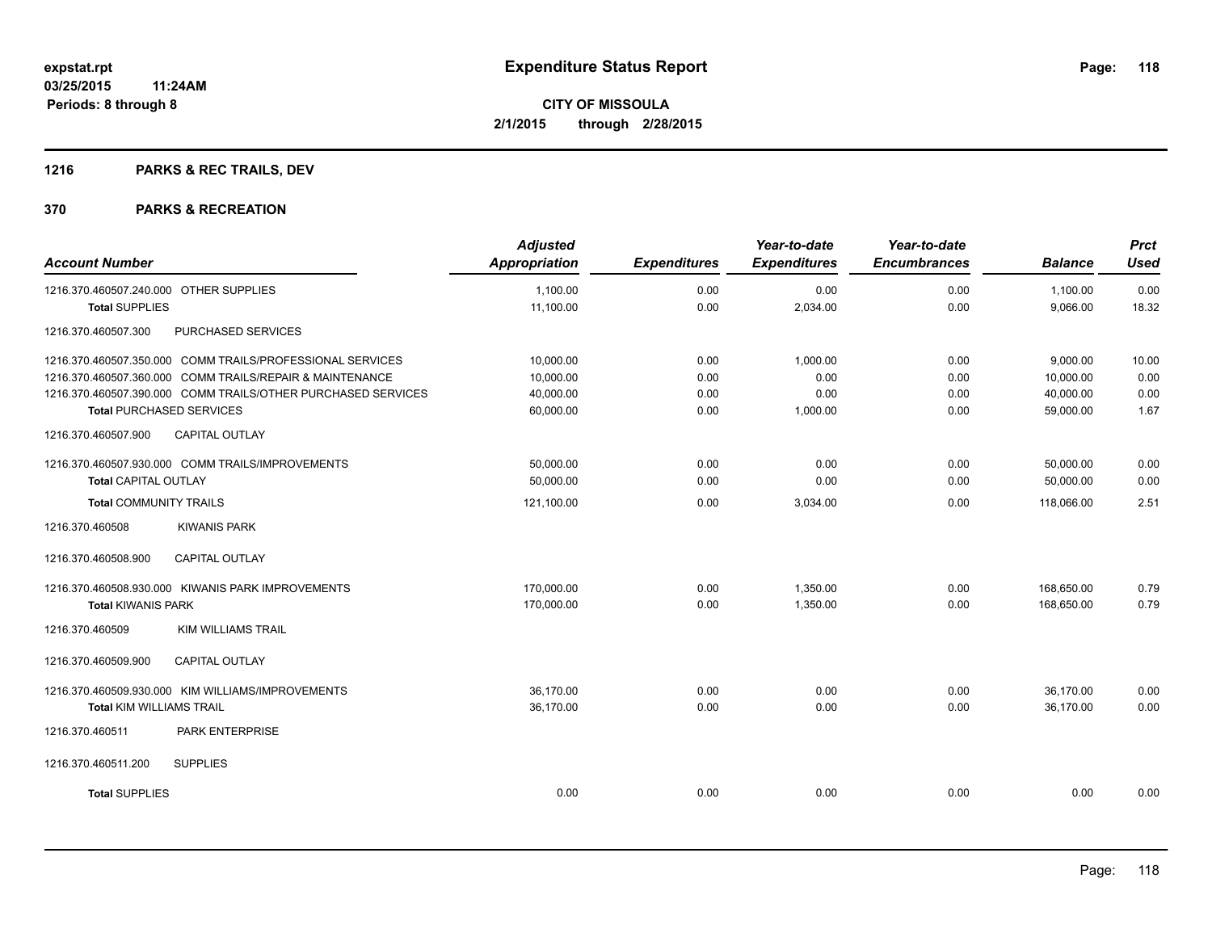# Expenditure Status Report

**CITY OF MISSOULA**
**2/1/2015 through 2/28/2015**

expstat.rpt
03/25/2015 11:24AM
Periods: 8 through 8

## 1216 PARKS & REC TRAILS, DEV

## 370 PARKS & RECREATION

| Account Number | Adjusted Appropriation | Expenditures | Year-to-date Expenditures | Year-to-date Encumbrances | Balance | Prct Used |
|---|---|---|---|---|---|---|
| 1216.370.460507.240.000 OTHER SUPPLIES | 1,100.00 | 0.00 | 0.00 | 0.00 | 1,100.00 | 0.00 |
| **Total** SUPPLIES | 11,100.00 | 0.00 | 2,034.00 | 0.00 | 9,066.00 | 18.32 |
| 1216.370.460507.300 PURCHASED SERVICES | | | | | | |
| 1216.370.460507.350.000 COMM TRAILS/PROFESSIONAL SERVICES | 10,000.00 | 0.00 | 1,000.00 | 0.00 | 9,000.00 | 10.00 |
| 1216.370.460507.360.000 COMM TRAILS/REPAIR & MAINTENANCE | 10,000.00 | 0.00 | 0.00 | 0.00 | 10,000.00 | 0.00 |
| 1216.370.460507.390.000 COMM TRAILS/OTHER PURCHASED SERVICES | 40,000.00 | 0.00 | 0.00 | 0.00 | 40,000.00 | 0.00 |
| **Total** PURCHASED SERVICES | 60,000.00 | 0.00 | 1,000.00 | 0.00 | 59,000.00 | 1.67 |
| 1216.370.460507.900 CAPITAL OUTLAY | | | | | | |
| 1216.370.460507.930.000 COMM TRAILS/IMPROVEMENTS | 50,000.00 | 0.00 | 0.00 | 0.00 | 50,000.00 | 0.00 |
| **Total** CAPITAL OUTLAY | 50,000.00 | 0.00 | 0.00 | 0.00 | 50,000.00 | 0.00 |
| **Total** COMMUNITY TRAILS | 121,100.00 | 0.00 | 3,034.00 | 0.00 | 118,066.00 | 2.51 |
| 1216.370.460508 KIWANIS PARK | | | | | | |
| 1216.370.460508.900 CAPITAL OUTLAY | | | | | | |
| 1216.370.460508.930.000 KIWANIS PARK IMPROVEMENTS | 170,000.00 | 0.00 | 1,350.00 | 0.00 | 168,650.00 | 0.79 |
| **Total** KIWANIS PARK | 170,000.00 | 0.00 | 1,350.00 | 0.00 | 168,650.00 | 0.79 |
| 1216.370.460509 KIM WILLIAMS TRAIL | | | | | | |
| 1216.370.460509.900 CAPITAL OUTLAY | | | | | | |
| 1216.370.460509.930.000 KIM WILLIAMS/IMPROVEMENTS | 36,170.00 | 0.00 | 0.00 | 0.00 | 36,170.00 | 0.00 |
| **Total** KIM WILLIAMS TRAIL | 36,170.00 | 0.00 | 0.00 | 0.00 | 36,170.00 | 0.00 |
| 1216.370.460511 PARK ENTERPRISE | | | | | | |
| 1216.370.460511.200 SUPPLIES | | | | | | |
| **Total** SUPPLIES | 0.00 | 0.00 | 0.00 | 0.00 | 0.00 | 0.00 |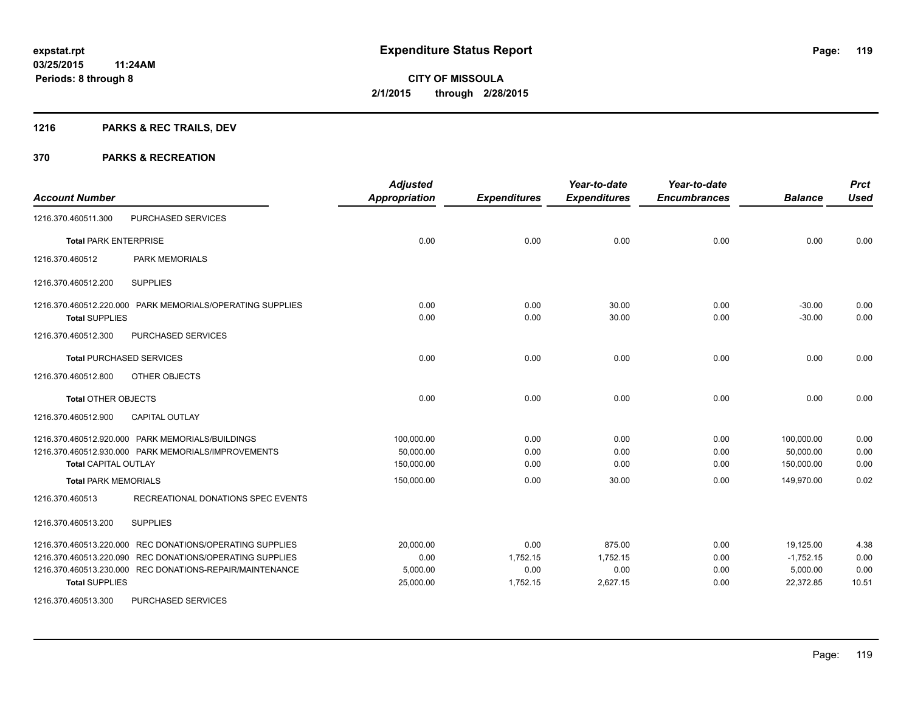**expstat.rpt**
**03/25/2015 11:24AM**
**Periods: 8 through 8**

# Expenditure Status Report

**CITY OF MISSOULA**
**2/1/2015 through 2/28/2015**

## 1216 PARKS & REC TRAILS, DEV

## 370 PARKS & RECREATION

| Account Number | | Adjusted Appropriation | Expenditures | Year-to-date Expenditures | Year-to-date Encumbrances | Balance | Prct Used |
|---|---|---|---|---|---|---|---|
| 1216.370.460511.300 | PURCHASED SERVICES | | | | | | |
| **Total** PARK ENTERPRISE | | 0.00 | 0.00 | 0.00 | 0.00 | 0.00 | 0.00 |
| 1216.370.460512 | PARK MEMORIALS | | | | | | |
| 1216.370.460512.200 | SUPPLIES | | | | | | |
| 1216.370.460512.220.000 | PARK MEMORIALS/OPERATING SUPPLIES | 0.00 | 0.00 | 30.00 | 0.00 | -30.00 | 0.00 |
| **Total** SUPPLIES | | 0.00 | 0.00 | 30.00 | 0.00 | -30.00 | 0.00 |
| 1216.370.460512.300 | PURCHASED SERVICES | | | | | | |
| **Total** PURCHASED SERVICES | | 0.00 | 0.00 | 0.00 | 0.00 | 0.00 | 0.00 |
| 1216.370.460512.800 | OTHER OBJECTS | | | | | | |
| **Total** OTHER OBJECTS | | 0.00 | 0.00 | 0.00 | 0.00 | 0.00 | 0.00 |
| 1216.370.460512.900 | CAPITAL OUTLAY | | | | | | |
| 1216.370.460512.920.000 | PARK MEMORIALS/BUILDINGS | 100,000.00 | 0.00 | 0.00 | 0.00 | 100,000.00 | 0.00 |
| 1216.370.460512.930.000 | PARK MEMORIALS/IMPROVEMENTS | 50,000.00 | 0.00 | 0.00 | 0.00 | 50,000.00 | 0.00 |
| **Total** CAPITAL OUTLAY | | 150,000.00 | 0.00 | 0.00 | 0.00 | 150,000.00 | 0.00 |
| **Total** PARK MEMORIALS | | 150,000.00 | 0.00 | 30.00 | 0.00 | 149,970.00 | 0.02 |
| 1216.370.460513 | RECREATIONAL DONATIONS SPEC EVENTS | | | | | | |
| 1216.370.460513.200 | SUPPLIES | | | | | | |
| 1216.370.460513.220.000 | REC DONATIONS/OPERATING SUPPLIES | 20,000.00 | 0.00 | 875.00 | 0.00 | 19,125.00 | 4.38 |
| 1216.370.460513.220.090 | REC DONATIONS/OPERATING SUPPLIES | 0.00 | 1,752.15 | 1,752.15 | 0.00 | -1,752.15 | 0.00 |
| 1216.370.460513.230.000 | REC DONATIONS-REPAIR/MAINTENANCE | 5,000.00 | 0.00 | 0.00 | 0.00 | 5,000.00 | 0.00 |
| **Total** SUPPLIES | | 25,000.00 | 1,752.15 | 2,627.15 | 0.00 | 22,372.85 | 10.51 |
| 1216.370.460513.300 | PURCHASED SERVICES | | | | | | |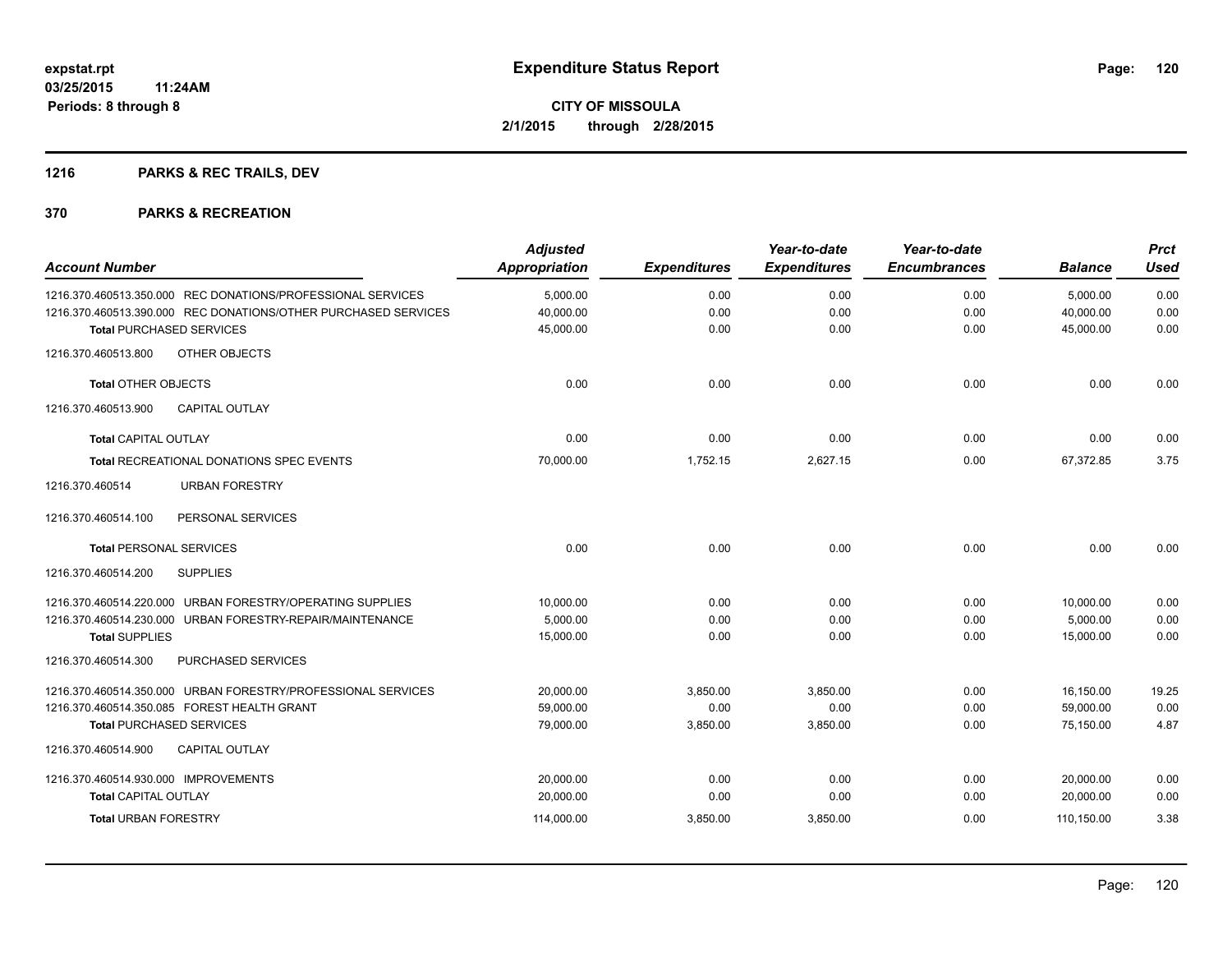# Expenditure Status Report

**CITY OF MISSOULA**
**2/1/2015 through 2/28/2015**

expstat.rpt
03/25/2015 11:24AM
Periods: 8 through 8

## 1216 PARKS & REC TRAILS, DEV

## 370 PARKS & RECREATION

| Account Number | Adjusted Appropriation | Expenditures | Year-to-date Expenditures | Year-to-date Encumbrances | Balance | Prct Used |
|---|---|---|---|---|---|---|
| 1216.370.460513.350.000 REC DONATIONS/PROFESSIONAL SERVICES | 5,000.00 | 0.00 | 0.00 | 0.00 | 5,000.00 | 0.00 |
| 1216.370.460513.390.000 REC DONATIONS/OTHER PURCHASED SERVICES | 40,000.00 | 0.00 | 0.00 | 0.00 | 40,000.00 | 0.00 |
| **Total** PURCHASED SERVICES | 45,000.00 | 0.00 | 0.00 | 0.00 | 45,000.00 | 0.00 |
| 1216.370.460513.800 OTHER OBJECTS | | | | | | |
| **Total** OTHER OBJECTS | 0.00 | 0.00 | 0.00 | 0.00 | 0.00 | 0.00 |
| 1216.370.460513.900 CAPITAL OUTLAY | | | | | | |
| **Total** CAPITAL OUTLAY | 0.00 | 0.00 | 0.00 | 0.00 | 0.00 | 0.00 |
| **Total** RECREATIONAL DONATIONS SPEC EVENTS | 70,000.00 | 1,752.15 | 2,627.15 | 0.00 | 67,372.85 | 3.75 |
| 1216.370.460514 URBAN FORESTRY | | | | | | |
| 1216.370.460514.100 PERSONAL SERVICES | | | | | | |
| **Total** PERSONAL SERVICES | 0.00 | 0.00 | 0.00 | 0.00 | 0.00 | 0.00 |
| 1216.370.460514.200 SUPPLIES | | | | | | |
| 1216.370.460514.220.000 URBAN FORESTRY/OPERATING SUPPLIES | 10,000.00 | 0.00 | 0.00 | 0.00 | 10,000.00 | 0.00 |
| 1216.370.460514.230.000 URBAN FORESTRY-REPAIR/MAINTENANCE | 5,000.00 | 0.00 | 0.00 | 0.00 | 5,000.00 | 0.00 |
| **Total** SUPPLIES | 15,000.00 | 0.00 | 0.00 | 0.00 | 15,000.00 | 0.00 |
| 1216.370.460514.300 PURCHASED SERVICES | | | | | | |
| 1216.370.460514.350.000 URBAN FORESTRY/PROFESSIONAL SERVICES | 20,000.00 | 3,850.00 | 3,850.00 | 0.00 | 16,150.00 | 19.25 |
| 1216.370.460514.350.085 FOREST HEALTH GRANT | 59,000.00 | 0.00 | 0.00 | 0.00 | 59,000.00 | 0.00 |
| **Total** PURCHASED SERVICES | 79,000.00 | 3,850.00 | 3,850.00 | 0.00 | 75,150.00 | 4.87 |
| 1216.370.460514.900 CAPITAL OUTLAY | | | | | | |
| 1216.370.460514.930.000 IMPROVEMENTS | 20,000.00 | 0.00 | 0.00 | 0.00 | 20,000.00 | 0.00 |
| **Total** CAPITAL OUTLAY | 20,000.00 | 0.00 | 0.00 | 0.00 | 20,000.00 | 0.00 |
| **Total** URBAN FORESTRY | 114,000.00 | 3,850.00 | 3,850.00 | 0.00 | 110,150.00 | 3.38 |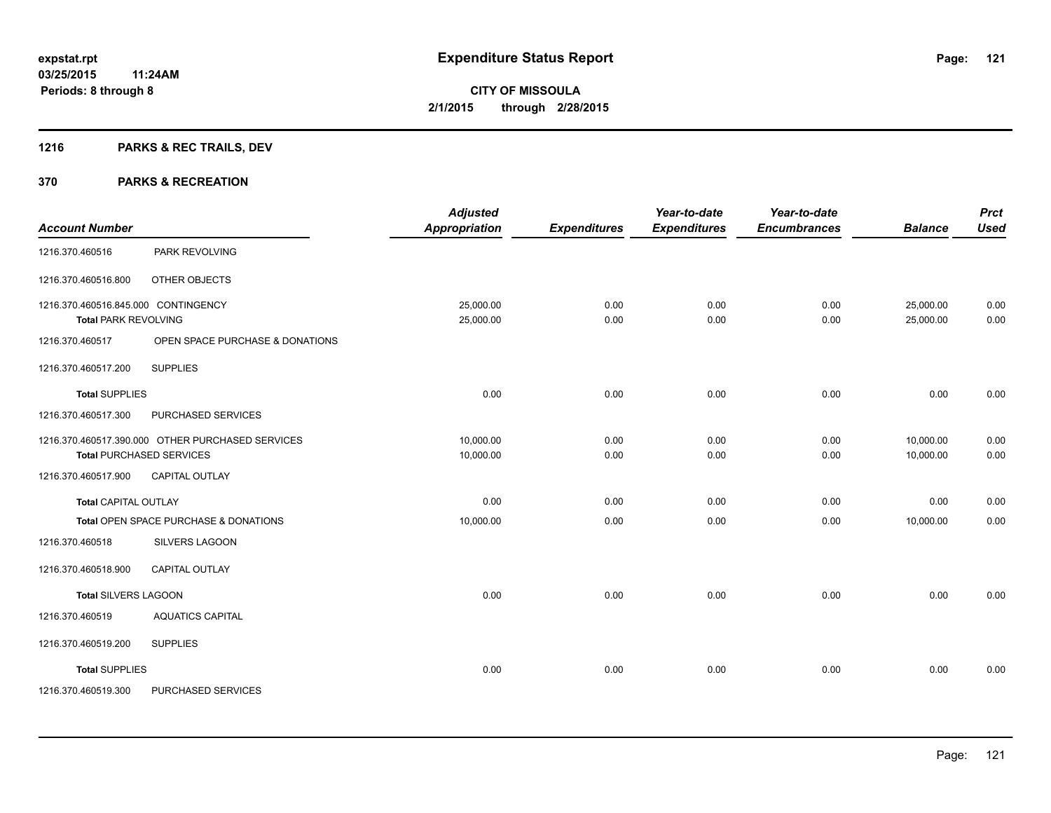# Expenditure Status Report

**CITY OF MISSOULA**
**2/1/2015 through 2/28/2015**

expstat.rpt
03/25/2015 11:24AM
Periods: 8 through 8

## 1216 PARKS & REC TRAILS, DEV

## 370 PARKS & RECREATION

| Account Number | | Adjusted Appropriation | Expenditures | Year-to-date Expenditures | Year-to-date Encumbrances | Balance | Prct Used |
|---|---|---|---|---|---|---|---|
| 1216.370.460516 | PARK REVOLVING | | | | | | |
| 1216.370.460516.800 | OTHER OBJECTS | | | | | | |
| 1216.370.460516.845.000 | CONTINGENCY | 25,000.00 | 0.00 | 0.00 | 0.00 | 25,000.00 | 0.00 |
| **Total** PARK REVOLVING | | 25,000.00 | 0.00 | 0.00 | 0.00 | 25,000.00 | 0.00 |
| 1216.370.460517 | OPEN SPACE PURCHASE & DONATIONS | | | | | | |
| 1216.370.460517.200 | SUPPLIES | | | | | | |
| **Total** SUPPLIES | | 0.00 | 0.00 | 0.00 | 0.00 | 0.00 | 0.00 |
| 1216.370.460517.300 | PURCHASED SERVICES | | | | | | |
| 1216.370.460517.390.000 | OTHER PURCHASED SERVICES | 10,000.00 | 0.00 | 0.00 | 0.00 | 10,000.00 | 0.00 |
| **Total** PURCHASED SERVICES | | 10,000.00 | 0.00 | 0.00 | 0.00 | 10,000.00 | 0.00 |
| 1216.370.460517.900 | CAPITAL OUTLAY | | | | | | |
| **Total** CAPITAL OUTLAY | | 0.00 | 0.00 | 0.00 | 0.00 | 0.00 | 0.00 |
| **Total** OPEN SPACE PURCHASE & DONATIONS | | 10,000.00 | 0.00 | 0.00 | 0.00 | 10,000.00 | 0.00 |
| 1216.370.460518 | SILVERS LAGOON | | | | | | |
| 1216.370.460518.900 | CAPITAL OUTLAY | | | | | | |
| **Total** SILVERS LAGOON | | 0.00 | 0.00 | 0.00 | 0.00 | 0.00 | 0.00 |
| 1216.370.460519 | AQUATICS CAPITAL | | | | | | |
| 1216.370.460519.200 | SUPPLIES | | | | | | |
| **Total** SUPPLIES | | 0.00 | 0.00 | 0.00 | 0.00 | 0.00 | 0.00 |
| 1216.370.460519.300 | PURCHASED SERVICES | | | | | | |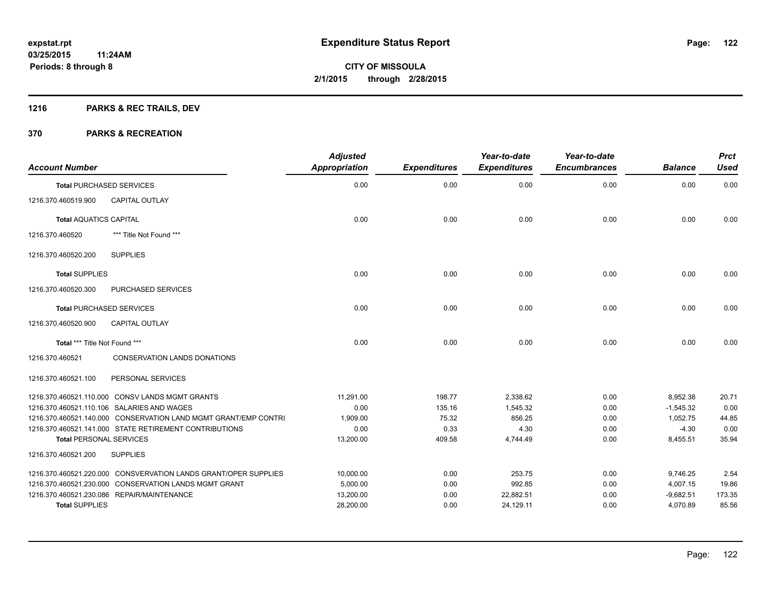**expstat.rpt**
**03/25/2015 11:24AM**
**Periods: 8 through 8**

# Expenditure Status Report

**CITY OF MISSOULA**
**2/1/2015 through 2/28/2015**

## 1216 PARKS & REC TRAILS, DEV

## 370 PARKS & RECREATION

| Account Number | | Adjusted Appropriation | Expenditures | Year-to-date Expenditures | Year-to-date Encumbrances | Balance | Prct Used |
|---|---|---|---|---|---|---|---|
| **Total** PURCHASED SERVICES | | 0.00 | 0.00 | 0.00 | 0.00 | 0.00 | 0.00 |
| 1216.370.460519.900 | CAPITAL OUTLAY | | | | | | |
| **Total** AQUATICS CAPITAL | | 0.00 | 0.00 | 0.00 | 0.00 | 0.00 | 0.00 |
| 1216.370.460520 | *** Title Not Found *** | | | | | | |
| 1216.370.460520.200 | SUPPLIES | | | | | | |
| **Total** SUPPLIES | | 0.00 | 0.00 | 0.00 | 0.00 | 0.00 | 0.00 |
| 1216.370.460520.300 | PURCHASED SERVICES | | | | | | |
| **Total** PURCHASED SERVICES | | 0.00 | 0.00 | 0.00 | 0.00 | 0.00 | 0.00 |
| 1216.370.460520.900 | CAPITAL OUTLAY | | | | | | |
| **Total** *** Title Not Found *** | | 0.00 | 0.00 | 0.00 | 0.00 | 0.00 | 0.00 |
| 1216.370.460521 | CONSERVATION LANDS DONATIONS | | | | | | |
| 1216.370.460521.100 | PERSONAL SERVICES | | | | | | |
| 1216.370.460521.110.000 | CONSV LANDS MGMT GRANTS | 11,291.00 | 198.77 | 2,338.62 | 0.00 | 8,952.38 | 20.71 |
| 1216.370.460521.110.106 | SALARIES AND WAGES | 0.00 | 135.16 | 1,545.32 | 0.00 | -1,545.32 | 0.00 |
| 1216.370.460521.140.000 | CONSERVATION LAND MGMT GRANT/EMP CONTRI | 1,909.00 | 75.32 | 856.25 | 0.00 | 1,052.75 | 44.85 |
| 1216.370.460521.141.000 | STATE RETIREMENT CONTRIBUTIONS | 0.00 | 0.33 | 4.30 | 0.00 | -4.30 | 0.00 |
| **Total** PERSONAL SERVICES | | 13,200.00 | 409.58 | 4,744.49 | 0.00 | 8,455.51 | 35.94 |
| 1216.370.460521.200 | SUPPLIES | | | | | | |
| 1216.370.460521.220.000 | CONSVERVATION LANDS GRANT/OPER SUPPLIES | 10,000.00 | 0.00 | 253.75 | 0.00 | 9,746.25 | 2.54 |
| 1216.370.460521.230.000 | CONSERVATION LANDS MGMT GRANT | 5,000.00 | 0.00 | 992.85 | 0.00 | 4,007.15 | 19.86 |
| 1216.370.460521.230.086 | REPAIR/MAINTENANCE | 13,200.00 | 0.00 | 22,882.51 | 0.00 | -9,682.51 | 173.35 |
| **Total** SUPPLIES | | 28,200.00 | 0.00 | 24,129.11 | 0.00 | 4,070.89 | 85.56 |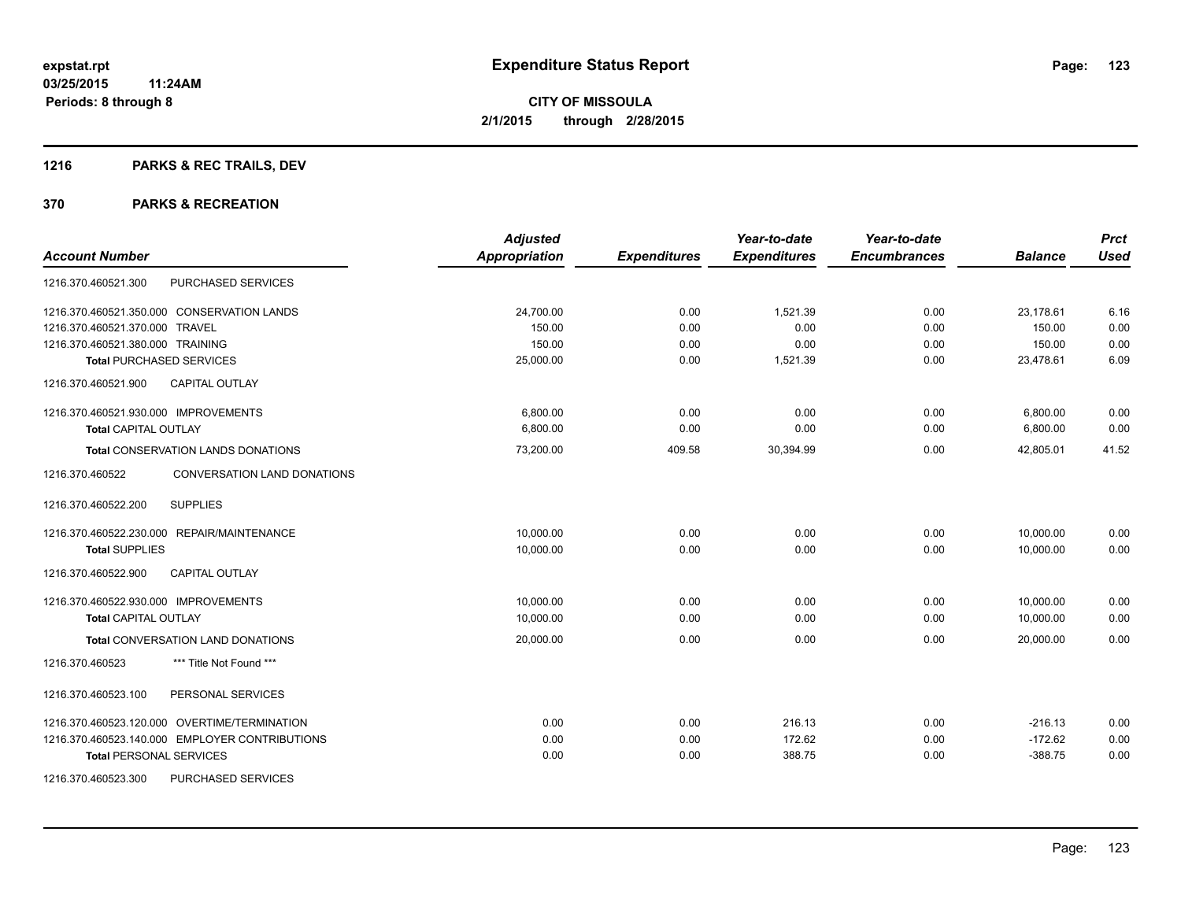expstat.rpt
03/25/2015 11:24AM
Periods: 8 through 8

# Expenditure Status Report

**CITY OF MISSOULA**
**2/1/2015 through 2/28/2015**

## 1216 PARKS & REC TRAILS, DEV

## 370 PARKS & RECREATION

| Account Number | Adjusted Appropriation | Expenditures | Year-to-date Expenditures | Year-to-date Encumbrances | Balance | Prct Used |
|---|---|---|---|---|---|---|
| 1216.370.460521.300 PURCHASED SERVICES | | | | | | |
| 1216.370.460521.350.000 CONSERVATION LANDS | 24,700.00 | 0.00 | 1,521.39 | 0.00 | 23,178.61 | 6.16 |
| 1216.370.460521.370.000 TRAVEL | 150.00 | 0.00 | 0.00 | 0.00 | 150.00 | 0.00 |
| 1216.370.460521.380.000 TRAINING | 150.00 | 0.00 | 0.00 | 0.00 | 150.00 | 0.00 |
| **Total** PURCHASED SERVICES | 25,000.00 | 0.00 | 1,521.39 | 0.00 | 23,478.61 | 6.09 |
| 1216.370.460521.900 CAPITAL OUTLAY | | | | | | |
| 1216.370.460521.930.000 IMPROVEMENTS | 6,800.00 | 0.00 | 0.00 | 0.00 | 6,800.00 | 0.00 |
| **Total** CAPITAL OUTLAY | 6,800.00 | 0.00 | 0.00 | 0.00 | 6,800.00 | 0.00 |
| **Total** CONSERVATION LANDS DONATIONS | 73,200.00 | 409.58 | 30,394.99 | 0.00 | 42,805.01 | 41.52 |
| 1216.370.460522 CONVERSATION LAND DONATIONS | | | | | | |
| 1216.370.460522.200 SUPPLIES | | | | | | |
| 1216.370.460522.230.000 REPAIR/MAINTENANCE | 10,000.00 | 0.00 | 0.00 | 0.00 | 10,000.00 | 0.00 |
| **Total** SUPPLIES | 10,000.00 | 0.00 | 0.00 | 0.00 | 10,000.00 | 0.00 |
| 1216.370.460522.900 CAPITAL OUTLAY | | | | | | |
| 1216.370.460522.930.000 IMPROVEMENTS | 10,000.00 | 0.00 | 0.00 | 0.00 | 10,000.00 | 0.00 |
| **Total** CAPITAL OUTLAY | 10,000.00 | 0.00 | 0.00 | 0.00 | 10,000.00 | 0.00 |
| **Total** CONVERSATION LAND DONATIONS | 20,000.00 | 0.00 | 0.00 | 0.00 | 20,000.00 | 0.00 |
| 1216.370.460523 *** Title Not Found *** | | | | | | |
| 1216.370.460523.100 PERSONAL SERVICES | | | | | | |
| 1216.370.460523.120.000 OVERTIME/TERMINATION | 0.00 | 0.00 | 216.13 | 0.00 | -216.13 | 0.00 |
| 1216.370.460523.140.000 EMPLOYER CONTRIBUTIONS | 0.00 | 0.00 | 172.62 | 0.00 | -172.62 | 0.00 |
| **Total** PERSONAL SERVICES | 0.00 | 0.00 | 388.75 | 0.00 | -388.75 | 0.00 |
| 1216.370.460523.300 PURCHASED SERVICES | | | | | | |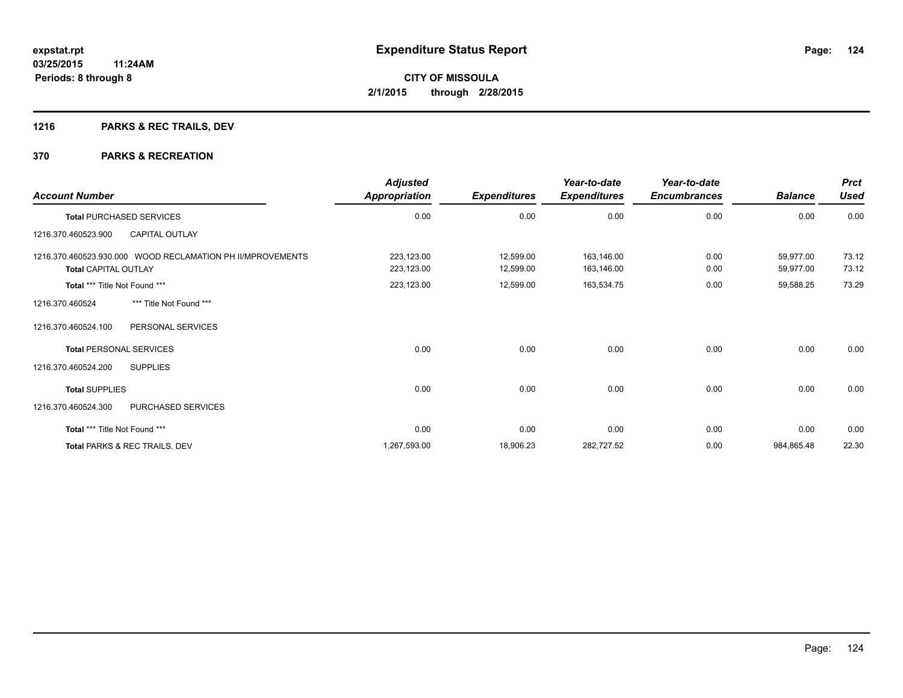**expstat.rpt**
**03/25/2015 11:24AM**
**Periods: 8 through 8**

# Expenditure Status Report

**CITY OF MISSOULA**
**2/1/2015 through 2/28/2015**

## 1216 PARKS & REC TRAILS, DEV

## 370 PARKS & RECREATION

| Account Number | Adjusted Appropriation | Expenditures | Year-to-date Expenditures | Year-to-date Encumbrances | Balance | Prct Used |
|---|---|---|---|---|---|---|
| **Total** PURCHASED SERVICES | 0.00 | 0.00 | 0.00 | 0.00 | 0.00 | 0.00 |
| 1216.370.460523.900 CAPITAL OUTLAY | | | | | | |
| 1216.370.460523.930.000 WOOD RECLAMATION PH II/MPROVEMENTS | 223,123.00 | 12,599.00 | 163,146.00 | 0.00 | 59,977.00 | 73.12 |
| **Total** CAPITAL OUTLAY | 223,123.00 | 12,599.00 | 163,146.00 | 0.00 | 59,977.00 | 73.12 |
| **Total** *** Title Not Found *** | 223,123.00 | 12,599.00 | 163,534.75 | 0.00 | 59,588.25 | 73.29 |
| 1216.370.460524 *** Title Not Found *** | | | | | | |
| 1216.370.460524.100 PERSONAL SERVICES | | | | | | |
| **Total** PERSONAL SERVICES | 0.00 | 0.00 | 0.00 | 0.00 | 0.00 | 0.00 |
| 1216.370.460524.200 SUPPLIES | | | | | | |
| **Total** SUPPLIES | 0.00 | 0.00 | 0.00 | 0.00 | 0.00 | 0.00 |
| 1216.370.460524.300 PURCHASED SERVICES | | | | | | |
| **Total** *** Title Not Found *** | 0.00 | 0.00 | 0.00 | 0.00 | 0.00 | 0.00 |
| **Total** PARKS & REC TRAILS, DEV | 1,267,593.00 | 18,906.23 | 282,727.52 | 0.00 | 984,865.48 | 22.30 |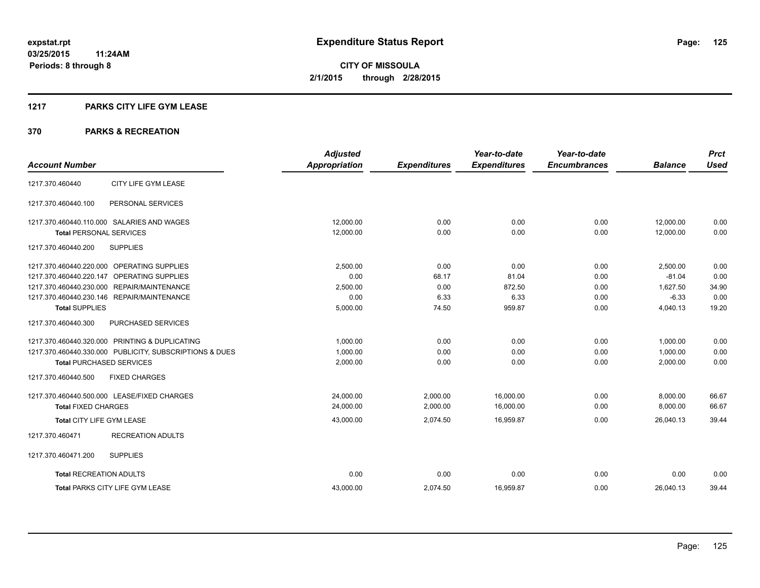**expstat.rpt**
**03/25/2015 11:24AM**
**Periods: 8 through 8**

# Expenditure Status Report

**CITY OF MISSOULA**
**2/1/2015 through 2/28/2015**

## 1217 PARKS CITY LIFE GYM LEASE

## 370 PARKS & RECREATION

| Account Number | | Adjusted Appropriation | Expenditures | Year-to-date Expenditures | Year-to-date Encumbrances | Balance | Prct Used |
|---|---|---|---|---|---|---|---|
| 1217.370.460440 | CITY LIFE GYM LEASE | | | | | | |
| 1217.370.460440.100 | PERSONAL SERVICES | | | | | | |
| 1217.370.460440.110.000 | SALARIES AND WAGES | 12,000.00 | 0.00 | 0.00 | 0.00 | 12,000.00 | 0.00 |
| **Total** PERSONAL SERVICES | | 12,000.00 | 0.00 | 0.00 | 0.00 | 12,000.00 | 0.00 |
| 1217.370.460440.200 | SUPPLIES | | | | | | |
| 1217.370.460440.220.000 | OPERATING SUPPLIES | 2,500.00 | 0.00 | 0.00 | 0.00 | 2,500.00 | 0.00 |
| 1217.370.460440.220.147 | OPERATING SUPPLIES | 0.00 | 68.17 | 81.04 | 0.00 | -81.04 | 0.00 |
| 1217.370.460440.230.000 | REPAIR/MAINTENANCE | 2,500.00 | 0.00 | 872.50 | 0.00 | 1,627.50 | 34.90 |
| 1217.370.460440.230.146 | REPAIR/MAINTENANCE | 0.00 | 6.33 | 6.33 | 0.00 | -6.33 | 0.00 |
| **Total** SUPPLIES | | 5,000.00 | 74.50 | 959.87 | 0.00 | 4,040.13 | 19.20 |
| 1217.370.460440.300 | PURCHASED SERVICES | | | | | | |
| 1217.370.460440.320.000 | PRINTING & DUPLICATING | 1,000.00 | 0.00 | 0.00 | 0.00 | 1,000.00 | 0.00 |
| 1217.370.460440.330.000 | PUBLICITY, SUBSCRIPTIONS & DUES | 1,000.00 | 0.00 | 0.00 | 0.00 | 1,000.00 | 0.00 |
| **Total** PURCHASED SERVICES | | 2,000.00 | 0.00 | 0.00 | 0.00 | 2,000.00 | 0.00 |
| 1217.370.460440.500 | FIXED CHARGES | | | | | | |
| 1217.370.460440.500.000 | LEASE/FIXED CHARGES | 24,000.00 | 2,000.00 | 16,000.00 | 0.00 | 8,000.00 | 66.67 |
| **Total** FIXED CHARGES | | 24,000.00 | 2,000.00 | 16,000.00 | 0.00 | 8,000.00 | 66.67 |
| **Total** CITY LIFE GYM LEASE | | 43,000.00 | 2,074.50 | 16,959.87 | 0.00 | 26,040.13 | 39.44 |
| 1217.370.460471 | RECREATION ADULTS | | | | | | |
| 1217.370.460471.200 | SUPPLIES | | | | | | |
| **Total** RECREATION ADULTS | | 0.00 | 0.00 | 0.00 | 0.00 | 0.00 | 0.00 |
| **Total** PARKS CITY LIFE GYM LEASE | | 43,000.00 | 2,074.50 | 16,959.87 | 0.00 | 26,040.13 | 39.44 |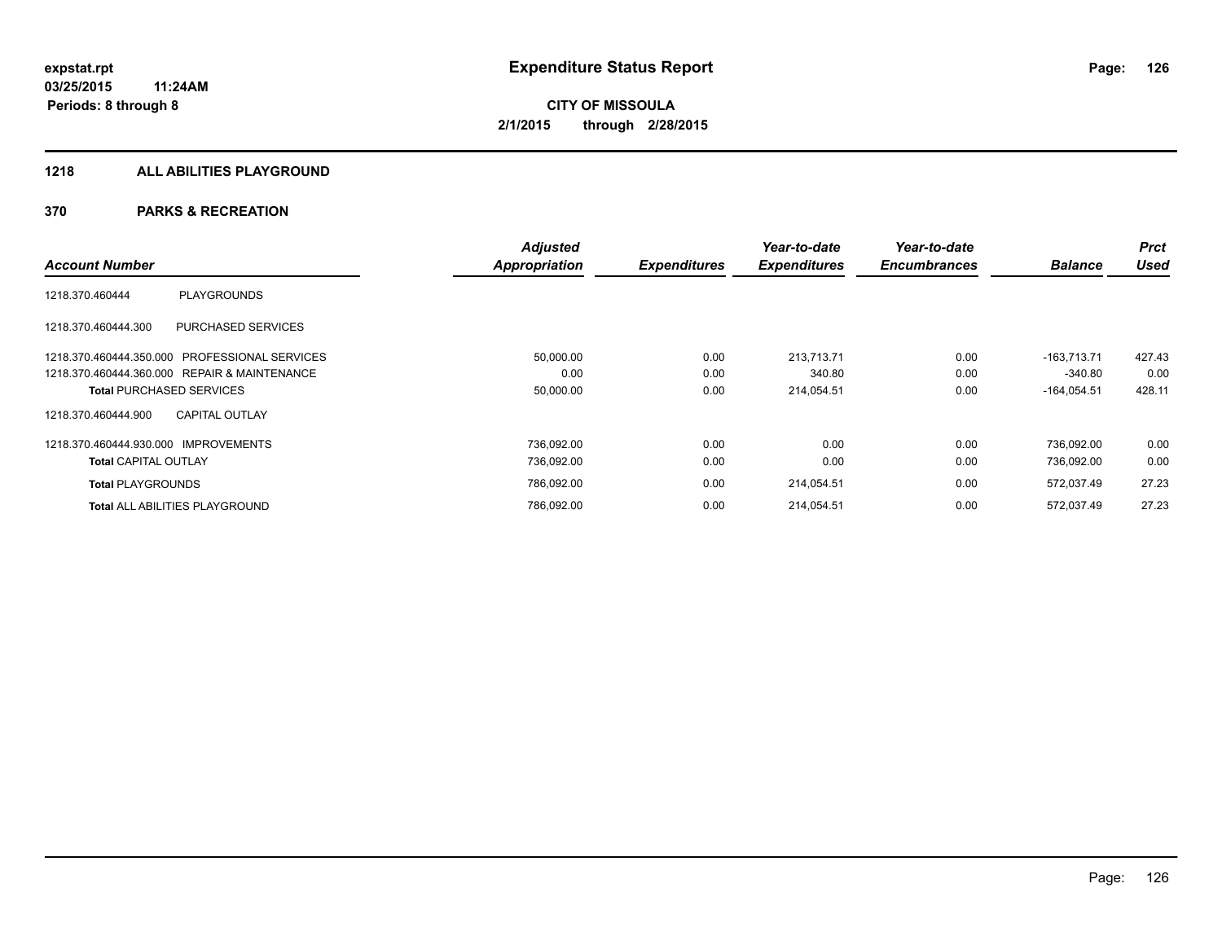**expstat.rpt**
**03/25/2015 11:24AM**
**Periods: 8 through 8**

# Expenditure Status Report

**CITY OF MISSOULA**
**2/1/2015 through 2/28/2015**

## 1218 ALL ABILITIES PLAYGROUND

## 370 PARKS & RECREATION

| Account Number | | Adjusted Appropriation | Expenditures | Year-to-date Expenditures | Year-to-date Encumbrances | Balance | Prct Used |
|---|---|---|---|---|---|---|---|
| 1218.370.460444 | PLAYGROUNDS | | | | | | |
| 1218.370.460444.300 | PURCHASED SERVICES | | | | | | |
| 1218.370.460444.350.000 | PROFESSIONAL SERVICES | 50,000.00 | 0.00 | 213,713.71 | 0.00 | -163,713.71 | 427.43 |
| 1218.370.460444.360.000 | REPAIR & MAINTENANCE | 0.00 | 0.00 | 340.80 | 0.00 | -340.80 | 0.00 |
| **Total** PURCHASED SERVICES | | 50,000.00 | 0.00 | 214,054.51 | 0.00 | -164,054.51 | 428.11 |
| 1218.370.460444.900 | CAPITAL OUTLAY | | | | | | |
| 1218.370.460444.930.000 | IMPROVEMENTS | 736,092.00 | 0.00 | 0.00 | 0.00 | 736,092.00 | 0.00 |
| **Total** CAPITAL OUTLAY | | 736,092.00 | 0.00 | 0.00 | 0.00 | 736,092.00 | 0.00 |
| **Total** PLAYGROUNDS | | 786,092.00 | 0.00 | 214,054.51 | 0.00 | 572,037.49 | 27.23 |
| **Total** ALL ABILITIES PLAYGROUND | | 786,092.00 | 0.00 | 214,054.51 | 0.00 | 572,037.49 | 27.23 |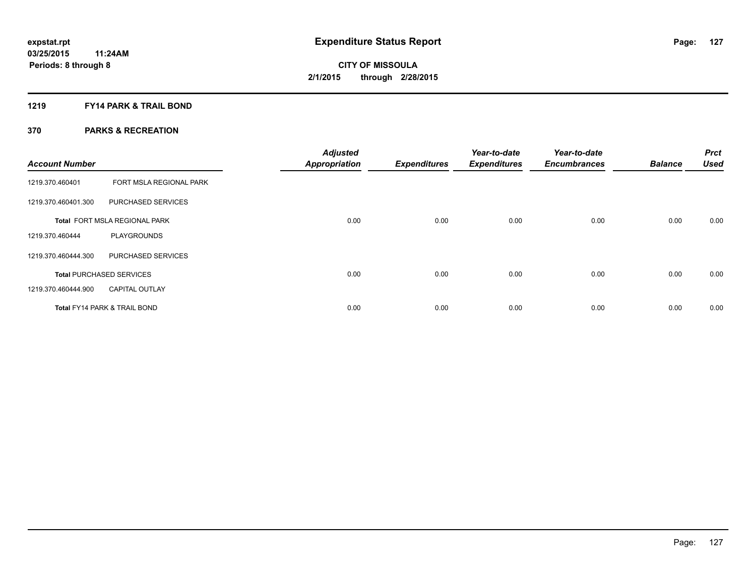**expstat.rpt**
**03/25/2015 11:24AM**
**Periods: 8 through 8**

# Expenditure Status Report

**CITY OF MISSOULA**
**2/1/2015 through 2/28/2015**

## 1219 FY14 PARK & TRAIL BOND

## 370 PARKS & RECREATION

| Account Number | | Adjusted Appropriation | Expenditures | Year-to-date Expenditures | Year-to-date Encumbrances | Balance | Prct Used |
|---|---|---|---|---|---|---|---|
| 1219.370.460401 | FORT MSLA REGIONAL PARK | | | | | | |
| 1219.370.460401.300 | PURCHASED SERVICES | | | | | | |
| Total FORT MSLA REGIONAL PARK | | 0.00 | 0.00 | 0.00 | 0.00 | 0.00 | 0.00 |
| 1219.370.460444 | PLAYGROUNDS | | | | | | |
| 1219.370.460444.300 | PURCHASED SERVICES | | | | | | |
| Total PURCHASED SERVICES | | 0.00 | 0.00 | 0.00 | 0.00 | 0.00 | 0.00 |
| 1219.370.460444.900 | CAPITAL OUTLAY | | | | | | |
| Total FY14 PARK & TRAIL BOND | | 0.00 | 0.00 | 0.00 | 0.00 | 0.00 | 0.00 |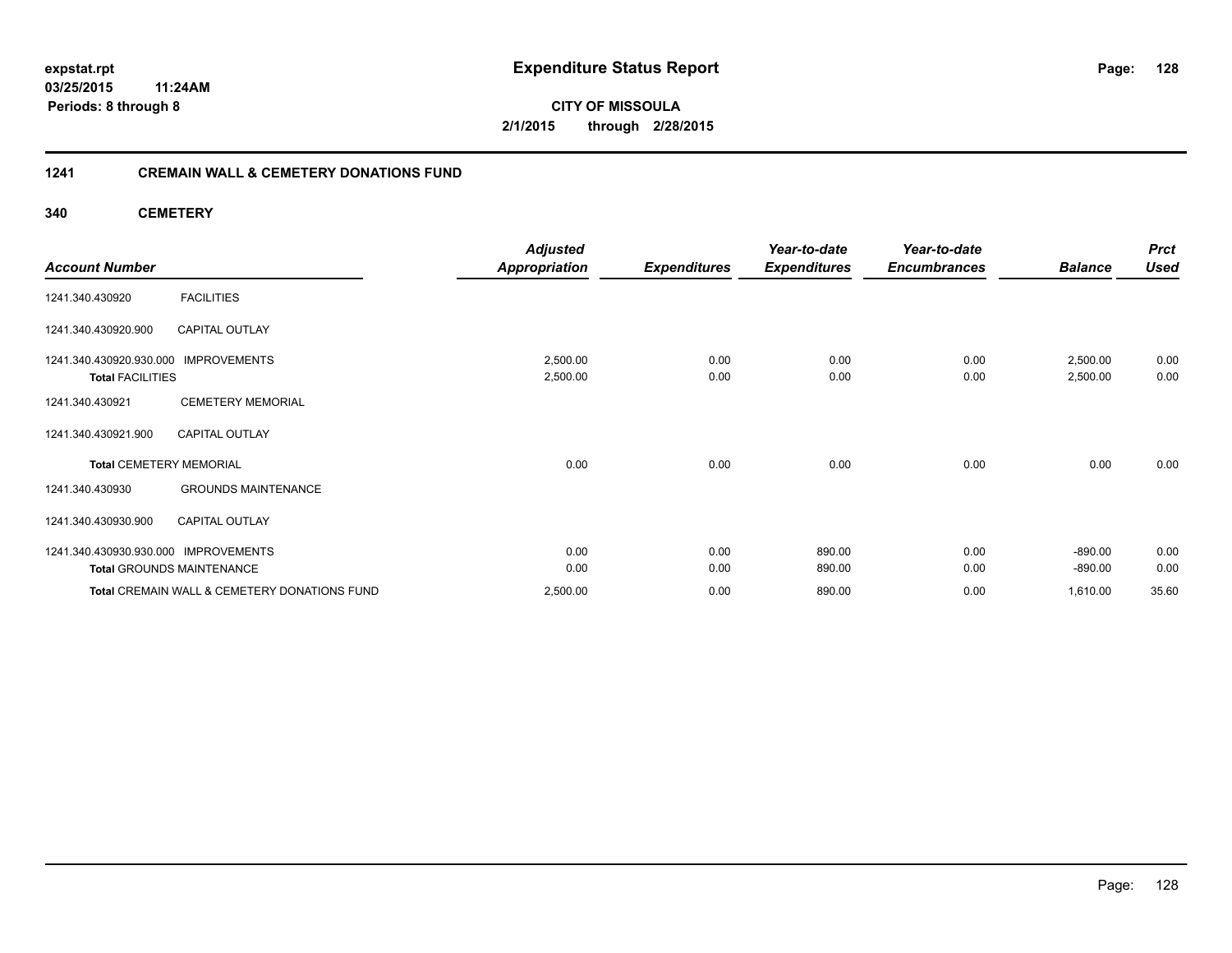**expstat.rpt**
**03/25/2015 11:24AM**
**Periods: 8 through 8**

# Expenditure Status Report

**CITY OF MISSOULA**
**2/1/2015 through 2/28/2015**

## 1241 CREMAIN WALL & CEMETERY DONATIONS FUND

### 340 CEMETERY

| Account Number | | Adjusted Appropriation | Expenditures | Year-to-date Expenditures | Year-to-date Encumbrances | Balance | Prct Used |
|---|---|---|---|---|---|---|---|
| 1241.340.430920 | FACILITIES | | | | | | |
| 1241.340.430920.900 | CAPITAL OUTLAY | | | | | | |
| 1241.340.430920.930.000 | IMPROVEMENTS | 2,500.00 | 0.00 | 0.00 | 0.00 | 2,500.00 | 0.00 |
| **Total** FACILITIES | | 2,500.00 | 0.00 | 0.00 | 0.00 | 2,500.00 | 0.00 |
| 1241.340.430921 | CEMETERY MEMORIAL | | | | | | |
| 1241.340.430921.900 | CAPITAL OUTLAY | | | | | | |
| **Total** CEMETERY MEMORIAL | | 0.00 | 0.00 | 0.00 | 0.00 | 0.00 | 0.00 |
| 1241.340.430930 | GROUNDS MAINTENANCE | | | | | | |
| 1241.340.430930.900 | CAPITAL OUTLAY | | | | | | |
| 1241.340.430930.930.000 | IMPROVEMENTS | 0.00 | 0.00 | 890.00 | 0.00 | -890.00 | 0.00 |
| **Total** GROUNDS MAINTENANCE | | 0.00 | 0.00 | 890.00 | 0.00 | -890.00 | 0.00 |
| **Total** CREMAIN WALL & CEMETERY DONATIONS FUND | | 2,500.00 | 0.00 | 890.00 | 0.00 | 1,610.00 | 35.60 |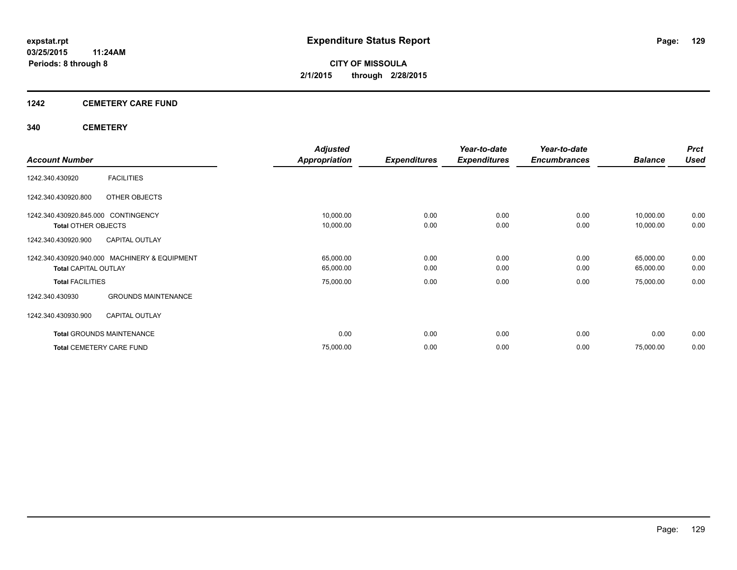# Expenditure Status Report

expstat.rpt
03/25/2015 11:24AM
Periods: 8 through 8

**CITY OF MISSOULA**
**2/1/2015 through 2/28/2015**

## 1242 CEMETERY CARE FUND

### 340 CEMETERY

| Account Number | | Adjusted Appropriation | Expenditures | Year-to-date Expenditures | Year-to-date Encumbrances | Balance | Prct Used |
|---|---|---|---|---|---|---|---|
| 1242.340.430920 | FACILITIES | | | | | | |
| 1242.340.430920.800 | OTHER OBJECTS | | | | | | |
| 1242.340.430920.845.000 | CONTINGENCY | 10,000.00 | 0.00 | 0.00 | 0.00 | 10,000.00 | 0.00 |
| **Total** OTHER OBJECTS | | 10,000.00 | 0.00 | 0.00 | 0.00 | 10,000.00 | 0.00 |
| 1242.340.430920.900 | CAPITAL OUTLAY | | | | | | |
| 1242.340.430920.940.000 | MACHINERY & EQUIPMENT | 65,000.00 | 0.00 | 0.00 | 0.00 | 65,000.00 | 0.00 |
| **Total** CAPITAL OUTLAY | | 65,000.00 | 0.00 | 0.00 | 0.00 | 65,000.00 | 0.00 |
| **Total** FACILITIES | | 75,000.00 | 0.00 | 0.00 | 0.00 | 75,000.00 | 0.00 |
| 1242.340.430930 | GROUNDS MAINTENANCE | | | | | | |
| 1242.340.430930.900 | CAPITAL OUTLAY | | | | | | |
| **Total** GROUNDS MAINTENANCE | | 0.00 | 0.00 | 0.00 | 0.00 | 0.00 | 0.00 |
| **Total** CEMETERY CARE FUND | | 75,000.00 | 0.00 | 0.00 | 0.00 | 75,000.00 | 0.00 |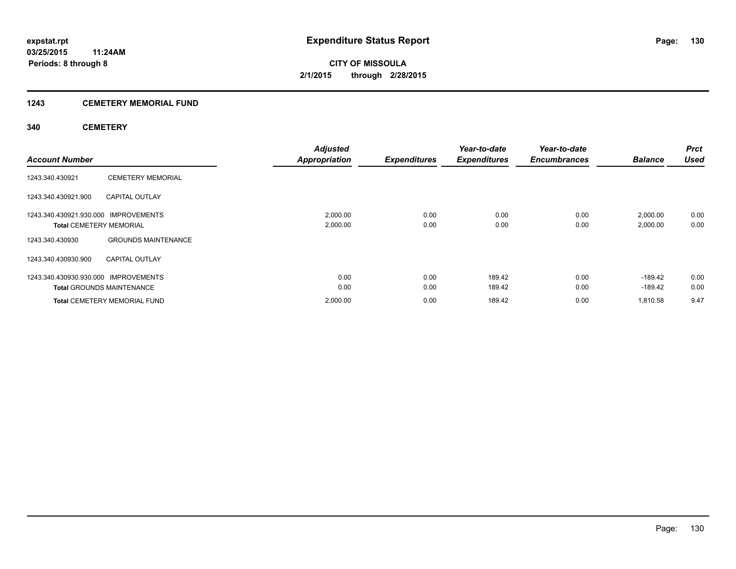**expstat.rpt**
**03/25/2015 11:24AM**
**Periods: 8 through 8**

# Expenditure Status Report

**CITY OF MISSOULA**
**2/1/2015 through 2/28/2015**

## 1243 CEMETERY MEMORIAL FUND

### 340 CEMETERY

| Account Number | | Adjusted Appropriation | Expenditures | Year-to-date Expenditures | Year-to-date Encumbrances | Balance | Prct Used |
|---|---|---|---|---|---|---|---|
| 1243.340.430921 | CEMETERY MEMORIAL | | | | | | |
| 1243.340.430921.900 | CAPITAL OUTLAY | | | | | | |
| 1243.340.430921.930.000 | IMPROVEMENTS | 2,000.00 | 0.00 | 0.00 | 0.00 | 2,000.00 | 0.00 |
| **Total** CEMETERY MEMORIAL | | 2,000.00 | 0.00 | 0.00 | 0.00 | 2,000.00 | 0.00 |
| 1243.340.430930 | GROUNDS MAINTENANCE | | | | | | |
| 1243.340.430930.900 | CAPITAL OUTLAY | | | | | | |
| 1243.340.430930.930.000 | IMPROVEMENTS | 0.00 | 0.00 | 189.42 | 0.00 | -189.42 | 0.00 |
| **Total** GROUNDS MAINTENANCE | | 0.00 | 0.00 | 189.42 | 0.00 | -189.42 | 0.00 |
| **Total** CEMETERY MEMORIAL FUND | | 2,000.00 | 0.00 | 189.42 | 0.00 | 1,810.58 | 9.47 |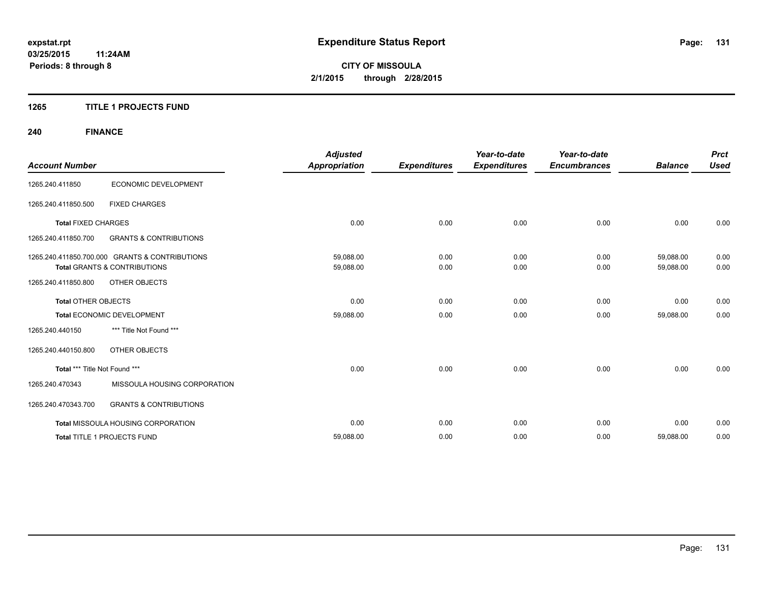# Expenditure Status Report

**CITY OF MISSOULA**
**2/1/2015 through 2/28/2015**

expstat.rpt
03/25/2015 11:24AM
Periods: 8 through 8

## 1265 TITLE 1 PROJECTS FUND

## 240 FINANCE

| Account Number | | Adjusted Appropriation | Expenditures | Year-to-date Expenditures | Year-to-date Encumbrances | Balance | Prct Used |
|---|---|---|---|---|---|---|---|
| 1265.240.411850 | ECONOMIC DEVELOPMENT | | | | | | |
| 1265.240.411850.500 | FIXED CHARGES | | | | | | |
| **Total** FIXED CHARGES | | 0.00 | 0.00 | 0.00 | 0.00 | 0.00 | 0.00 |
| 1265.240.411850.700 | GRANTS & CONTRIBUTIONS | | | | | | |
| 1265.240.411850.700.000 | GRANTS & CONTRIBUTIONS | 59,088.00 | 0.00 | 0.00 | 0.00 | 59,088.00 | 0.00 |
| **Total** GRANTS & CONTRIBUTIONS | | 59,088.00 | 0.00 | 0.00 | 0.00 | 59,088.00 | 0.00 |
| 1265.240.411850.800 | OTHER OBJECTS | | | | | | |
| **Total** OTHER OBJECTS | | 0.00 | 0.00 | 0.00 | 0.00 | 0.00 | 0.00 |
| **Total** ECONOMIC DEVELOPMENT | | 59,088.00 | 0.00 | 0.00 | 0.00 | 59,088.00 | 0.00 |
| 1265.240.440150 | *** Title Not Found *** | | | | | | |
| 1265.240.440150.800 | OTHER OBJECTS | | | | | | |
| **Total** *** Title Not Found *** | | 0.00 | 0.00 | 0.00 | 0.00 | 0.00 | 0.00 |
| 1265.240.470343 | MISSOULA HOUSING CORPORATION | | | | | | |
| 1265.240.470343.700 | GRANTS & CONTRIBUTIONS | | | | | | |
| **Total** MISSOULA HOUSING CORPORATION | | 0.00 | 0.00 | 0.00 | 0.00 | 0.00 | 0.00 |
| **Total** TITLE 1 PROJECTS FUND | | 59,088.00 | 0.00 | 0.00 | 0.00 | 59,088.00 | 0.00 |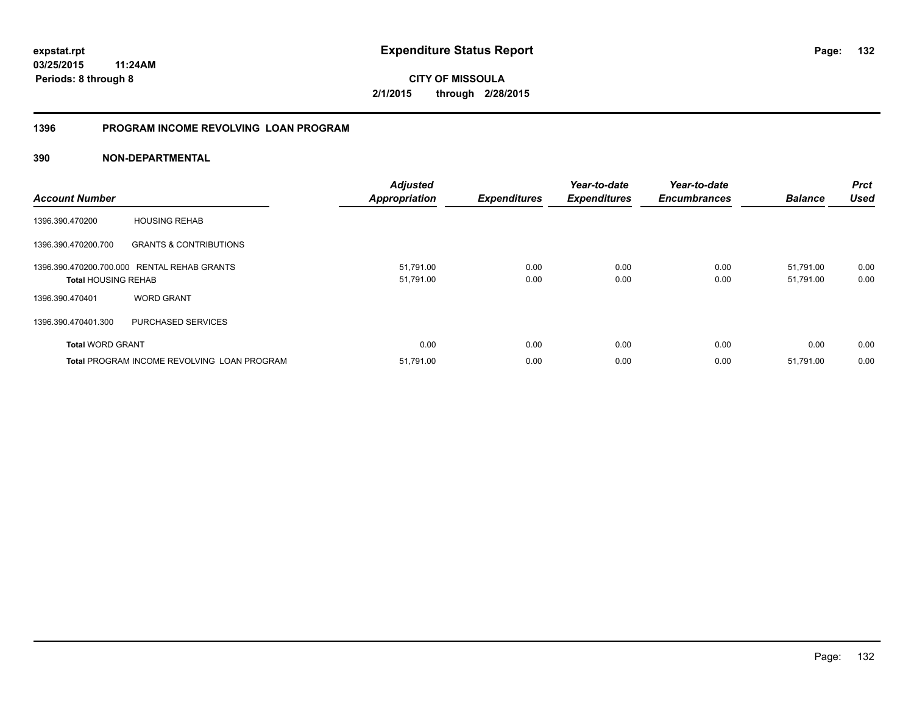**expstat.rpt**
**03/25/2015 11:24AM**
**Periods: 8 through 8**

# Expenditure Status Report

**CITY OF MISSOULA**
**2/1/2015 through 2/28/2015**

## 1396 PROGRAM INCOME REVOLVING LOAN PROGRAM

### 390 NON-DEPARTMENTAL

| Account Number | | Adjusted Appropriation | Expenditures | Year-to-date Expenditures | Year-to-date Encumbrances | Balance | Prct Used |
|---|---|---|---|---|---|---|---|
| 1396.390.470200 | HOUSING REHAB | | | | | | |
| 1396.390.470200.700 | GRANTS & CONTRIBUTIONS | | | | | | |
| 1396.390.470200.700.000 | RENTAL REHAB GRANTS | 51,791.00 | 0.00 | 0.00 | 0.00 | 51,791.00 | 0.00 |
| **Total** HOUSING REHAB | | 51,791.00 | 0.00 | 0.00 | 0.00 | 51,791.00 | 0.00 |
| 1396.390.470401 | WORD GRANT | | | | | | |
| 1396.390.470401.300 | PURCHASED SERVICES | | | | | | |
| **Total** WORD GRANT | | 0.00 | 0.00 | 0.00 | 0.00 | 0.00 | 0.00 |
| **Total** PROGRAM INCOME REVOLVING LOAN PROGRAM | | 51,791.00 | 0.00 | 0.00 | 0.00 | 51,791.00 | 0.00 |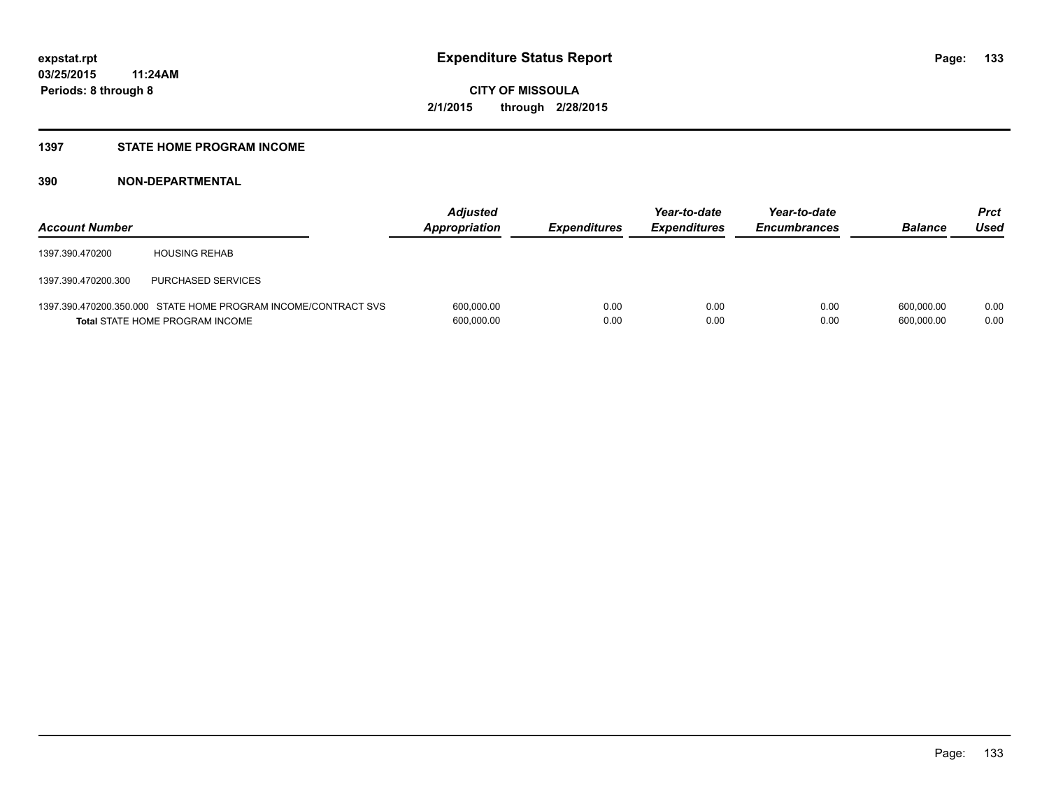**expstat.rpt**
**03/25/2015 11:24AM**
**Periods: 8 through 8**

# Expenditure Status Report

**CITY OF MISSOULA**
**2/1/2015 through 2/28/2015**

## 1397 STATE HOME PROGRAM INCOME

## 390 NON-DEPARTMENTAL

| Account Number | | Adjusted Appropriation | Expenditures | Year-to-date Expenditures | Year-to-date Encumbrances | Balance | Prct Used |
|---|---|---|---|---|---|---|---|
| 1397.390.470200 | HOUSING REHAB | | | | | | |
| 1397.390.470200.300 | PURCHASED SERVICES | | | | | | |
| 1397.390.470200.350.000 | STATE HOME PROGRAM INCOME/CONTRACT SVS | 600,000.00 | 0.00 | 0.00 | 0.00 | 600,000.00 | 0.00 |
| **Total** STATE HOME PROGRAM INCOME | | 600,000.00 | 0.00 | 0.00 | 0.00 | 600,000.00 | 0.00 |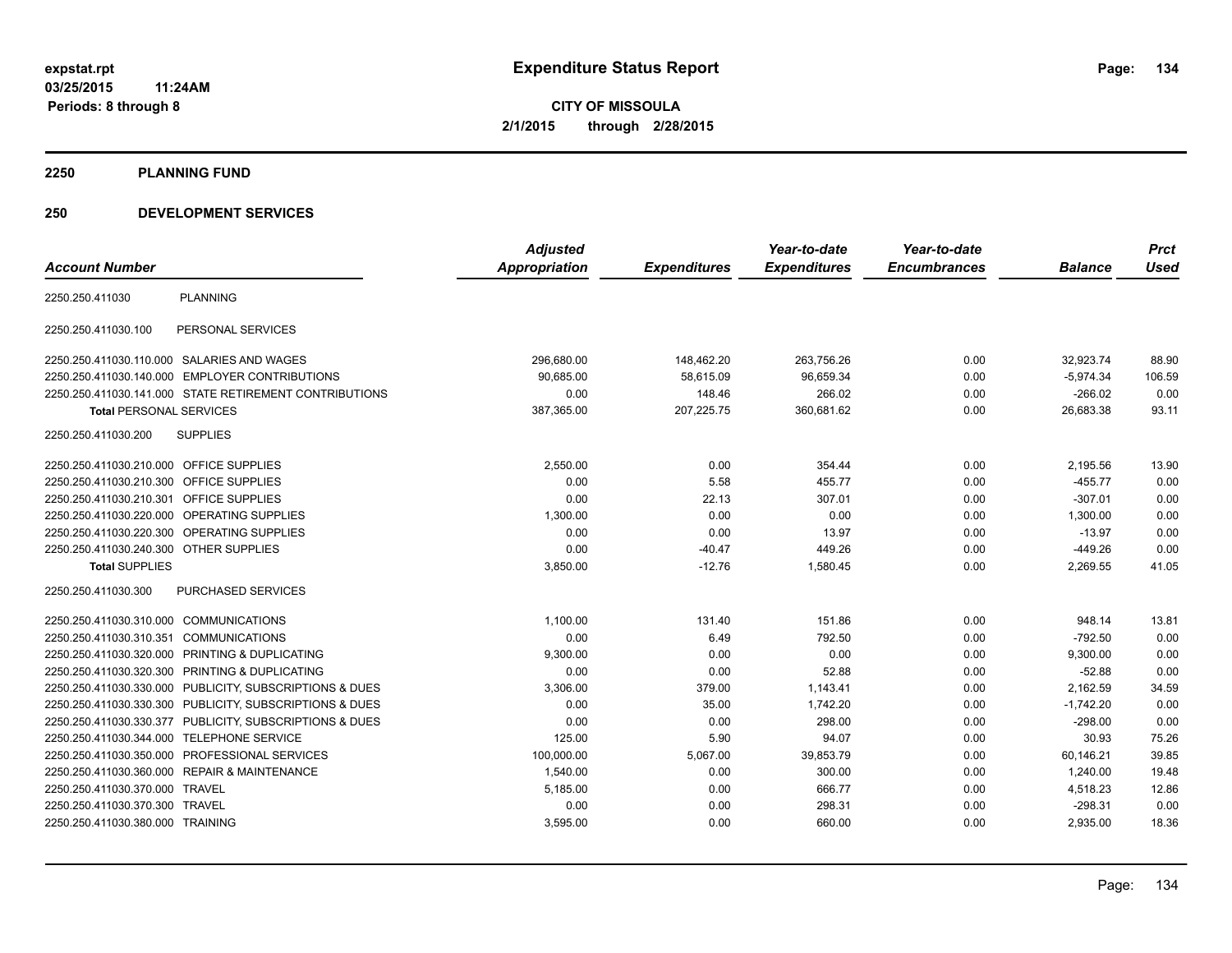**expstat.rpt**
**03/25/2015 11:24AM**
**Periods: 8 through 8**

# Expenditure Status Report

**CITY OF MISSOULA**
**2/1/2015 through 2/28/2015**

## 2250 PLANNING FUND

## 250 DEVELOPMENT SERVICES

| Account Number | | Adjusted Appropriation | Expenditures | Year-to-date Expenditures | Year-to-date Encumbrances | Balance | Prct Used |
|---|---|---|---|---|---|---|---|
| 2250.250.411030 | PLANNING | | | | | | |
| 2250.250.411030.100 | PERSONAL SERVICES | | | | | | |
| 2250.250.411030.110.000 | SALARIES AND WAGES | 296,680.00 | 148,462.20 | 263,756.26 | 0.00 | 32,923.74 | 88.90 |
| 2250.250.411030.140.000 | EMPLOYER CONTRIBUTIONS | 90,685.00 | 58,615.09 | 96,659.34 | 0.00 | -5,974.34 | 106.59 |
| 2250.250.411030.141.000 | STATE RETIREMENT CONTRIBUTIONS | 0.00 | 148.46 | 266.02 | 0.00 | -266.02 | 0.00 |
| **Total** PERSONAL SERVICES | | 387,365.00 | 207,225.75 | 360,681.62 | 0.00 | 26,683.38 | 93.11 |
| 2250.250.411030.200 | SUPPLIES | | | | | | |
| 2250.250.411030.210.000 | OFFICE SUPPLIES | 2,550.00 | 0.00 | 354.44 | 0.00 | 2,195.56 | 13.90 |
| 2250.250.411030.210.300 | OFFICE SUPPLIES | 0.00 | 5.58 | 455.77 | 0.00 | -455.77 | 0.00 |
| 2250.250.411030.210.301 | OFFICE SUPPLIES | 0.00 | 22.13 | 307.01 | 0.00 | -307.01 | 0.00 |
| 2250.250.411030.220.000 | OPERATING SUPPLIES | 1,300.00 | 0.00 | 0.00 | 0.00 | 1,300.00 | 0.00 |
| 2250.250.411030.220.300 | OPERATING SUPPLIES | 0.00 | 0.00 | 13.97 | 0.00 | -13.97 | 0.00 |
| 2250.250.411030.240.300 | OTHER SUPPLIES | 0.00 | -40.47 | 449.26 | 0.00 | -449.26 | 0.00 |
| **Total** SUPPLIES | | 3,850.00 | -12.76 | 1,580.45 | 0.00 | 2,269.55 | 41.05 |
| 2250.250.411030.300 | PURCHASED SERVICES | | | | | | |
| 2250.250.411030.310.000 | COMMUNICATIONS | 1,100.00 | 131.40 | 151.86 | 0.00 | 948.14 | 13.81 |
| 2250.250.411030.310.351 | COMMUNICATIONS | 0.00 | 6.49 | 792.50 | 0.00 | -792.50 | 0.00 |
| 2250.250.411030.320.000 | PRINTING & DUPLICATING | 9,300.00 | 0.00 | 0.00 | 0.00 | 9,300.00 | 0.00 |
| 2250.250.411030.320.300 | PRINTING & DUPLICATING | 0.00 | 0.00 | 52.88 | 0.00 | -52.88 | 0.00 |
| 2250.250.411030.330.000 | PUBLICITY, SUBSCRIPTIONS & DUES | 3,306.00 | 379.00 | 1,143.41 | 0.00 | 2,162.59 | 34.59 |
| 2250.250.411030.330.300 | PUBLICITY, SUBSCRIPTIONS & DUES | 0.00 | 35.00 | 1,742.20 | 0.00 | -1,742.20 | 0.00 |
| 2250.250.411030.330.377 | PUBLICITY, SUBSCRIPTIONS & DUES | 0.00 | 0.00 | 298.00 | 0.00 | -298.00 | 0.00 |
| 2250.250.411030.344.000 | TELEPHONE SERVICE | 125.00 | 5.90 | 94.07 | 0.00 | 30.93 | 75.26 |
| 2250.250.411030.350.000 | PROFESSIONAL SERVICES | 100,000.00 | 5,067.00 | 39,853.79 | 0.00 | 60,146.21 | 39.85 |
| 2250.250.411030.360.000 | REPAIR & MAINTENANCE | 1,540.00 | 0.00 | 300.00 | 0.00 | 1,240.00 | 19.48 |
| 2250.250.411030.370.000 | TRAVEL | 5,185.00 | 0.00 | 666.77 | 0.00 | 4,518.23 | 12.86 |
| 2250.250.411030.370.300 | TRAVEL | 0.00 | 0.00 | 298.31 | 0.00 | -298.31 | 0.00 |
| 2250.250.411030.380.000 | TRAINING | 3,595.00 | 0.00 | 660.00 | 0.00 | 2,935.00 | 18.36 |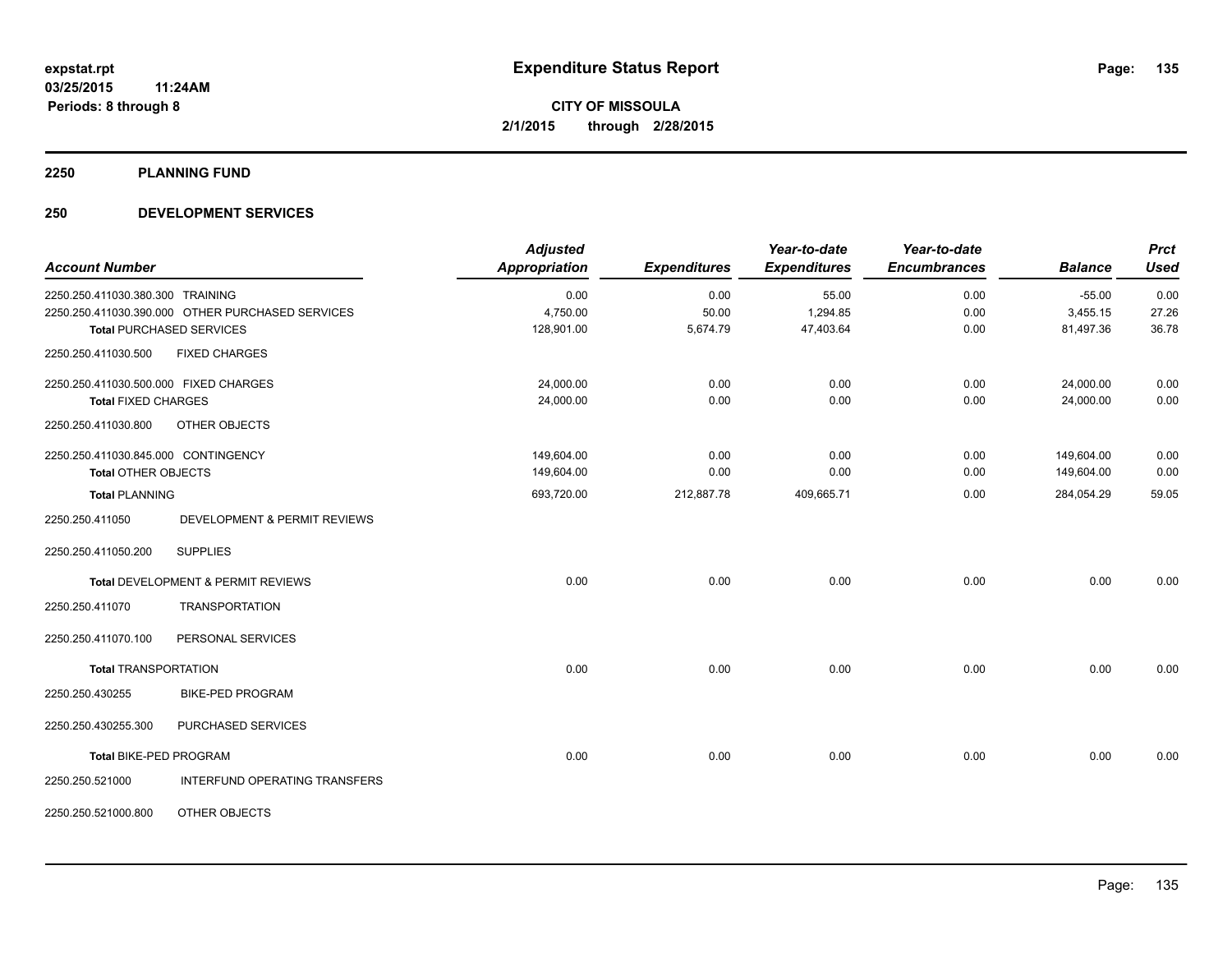**expstat.rpt**
**03/25/2015 11:24AM**
**Periods: 8 through 8**

# Expenditure Status Report

**CITY OF MISSOULA**
**2/1/2015 through 2/28/2015**

## 2250 PLANNING FUND

## 250 DEVELOPMENT SERVICES

| Account Number | | Adjusted Appropriation | Expenditures | Year-to-date Expenditures | Year-to-date Encumbrances | Balance | Prct Used |
|---|---|---|---|---|---|---|---|
| 2250.250.411030.380.300 | TRAINING | 0.00 | 0.00 | 55.00 | 0.00 | -55.00 | 0.00 |
| 2250.250.411030.390.000 | OTHER PURCHASED SERVICES | 4,750.00 | 50.00 | 1,294.85 | 0.00 | 3,455.15 | 27.26 |
| **Total** PURCHASED SERVICES | | 128,901.00 | 5,674.79 | 47,403.64 | 0.00 | 81,497.36 | 36.78 |
| 2250.250.411030.500 | FIXED CHARGES | | | | | | |
| 2250.250.411030.500.000 | FIXED CHARGES | 24,000.00 | 0.00 | 0.00 | 0.00 | 24,000.00 | 0.00 |
| **Total** FIXED CHARGES | | 24,000.00 | 0.00 | 0.00 | 0.00 | 24,000.00 | 0.00 |
| 2250.250.411030.800 | OTHER OBJECTS | | | | | | |
| 2250.250.411030.845.000 | CONTINGENCY | 149,604.00 | 0.00 | 0.00 | 0.00 | 149,604.00 | 0.00 |
| **Total** OTHER OBJECTS | | 149,604.00 | 0.00 | 0.00 | 0.00 | 149,604.00 | 0.00 |
| **Total** PLANNING | | 693,720.00 | 212,887.78 | 409,665.71 | 0.00 | 284,054.29 | 59.05 |
| 2250.250.411050 | DEVELOPMENT & PERMIT REVIEWS | | | | | | |
| 2250.250.411050.200 | SUPPLIES | | | | | | |
| **Total** DEVELOPMENT & PERMIT REVIEWS | | 0.00 | 0.00 | 0.00 | 0.00 | 0.00 | 0.00 |
| 2250.250.411070 | TRANSPORTATION | | | | | | |
| 2250.250.411070.100 | PERSONAL SERVICES | | | | | | |
| **Total** TRANSPORTATION | | 0.00 | 0.00 | 0.00 | 0.00 | 0.00 | 0.00 |
| 2250.250.430255 | BIKE-PED PROGRAM | | | | | | |
| 2250.250.430255.300 | PURCHASED SERVICES | | | | | | |
| **Total** BIKE-PED PROGRAM | | 0.00 | 0.00 | 0.00 | 0.00 | 0.00 | 0.00 |
| 2250.250.521000 | INTERFUND OPERATING TRANSFERS | | | | | | |
| 2250.250.521000.800 | OTHER OBJECTS | | | | | | |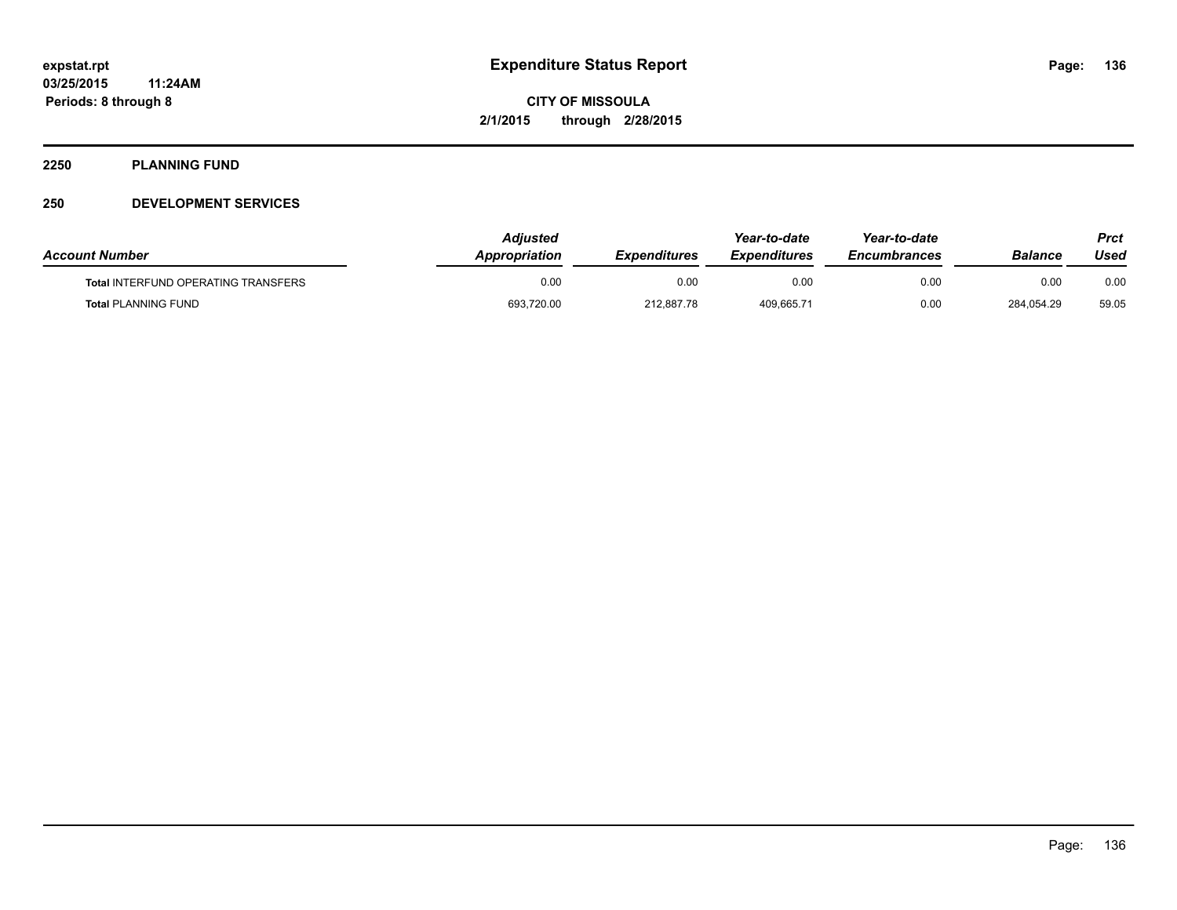**Expenditure Status Report**

**CITY OF MISSOULA**

**2/1/2015 through 2/28/2015**

expstat.rpt
03/25/2015 11:24AM
Periods: 8 through 8

## 2250 PLANNING FUND

### 250 DEVELOPMENT SERVICES

| Account Number | Adjusted Appropriation | Expenditures | Year-to-date Expenditures | Year-to-date Encumbrances | Balance | Prct Used |
|---|---|---|---|---|---|---|
| Total INTERFUND OPERATING TRANSFERS | 0.00 | 0.00 | 0.00 | 0.00 | 0.00 | 0.00 |
| Total PLANNING FUND | 693,720.00 | 212,887.78 | 409,665.71 | 0.00 | 284,054.29 | 59.05 |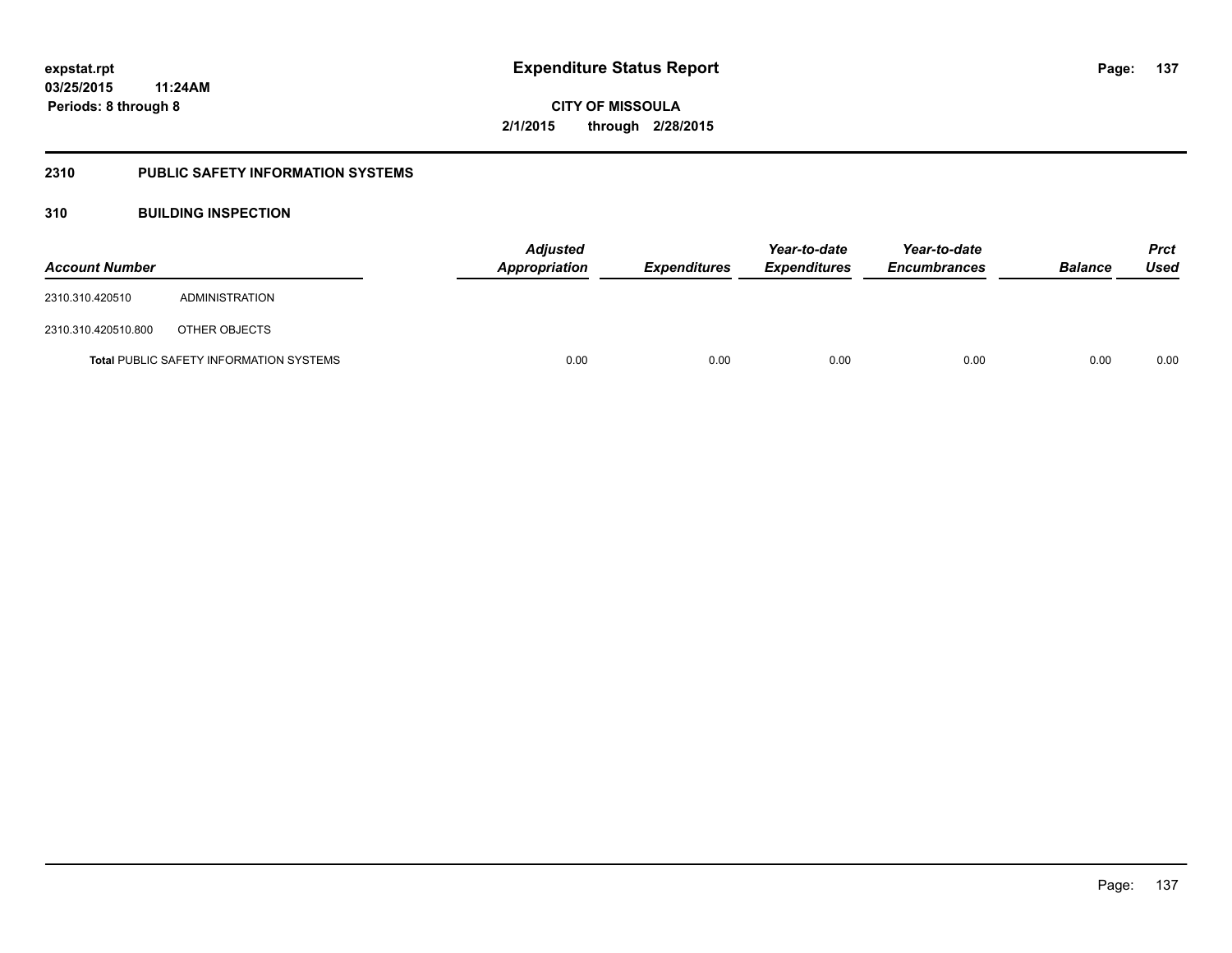# Expenditure Status Report

**CITY OF MISSOULA**

**2/1/2015 through 2/28/2015**

expstat.rpt
03/25/2015 11:24AM
Periods: 8 through 8

## 2310 PUBLIC SAFETY INFORMATION SYSTEMS

### 310 BUILDING INSPECTION

| Account Number | | Adjusted Appropriation | Expenditures | Year-to-date Expenditures | Year-to-date Encumbrances | Balance | Prct Used |
|---|---|---|---|---|---|---|---|
| 2310.310.420510 | ADMINISTRATION | | | | | | |
| 2310.310.420510.800 | OTHER OBJECTS | | | | | | |
| **Total** PUBLIC SAFETY INFORMATION SYSTEMS | | 0.00 | 0.00 | 0.00 | 0.00 | 0.00 | 0.00 |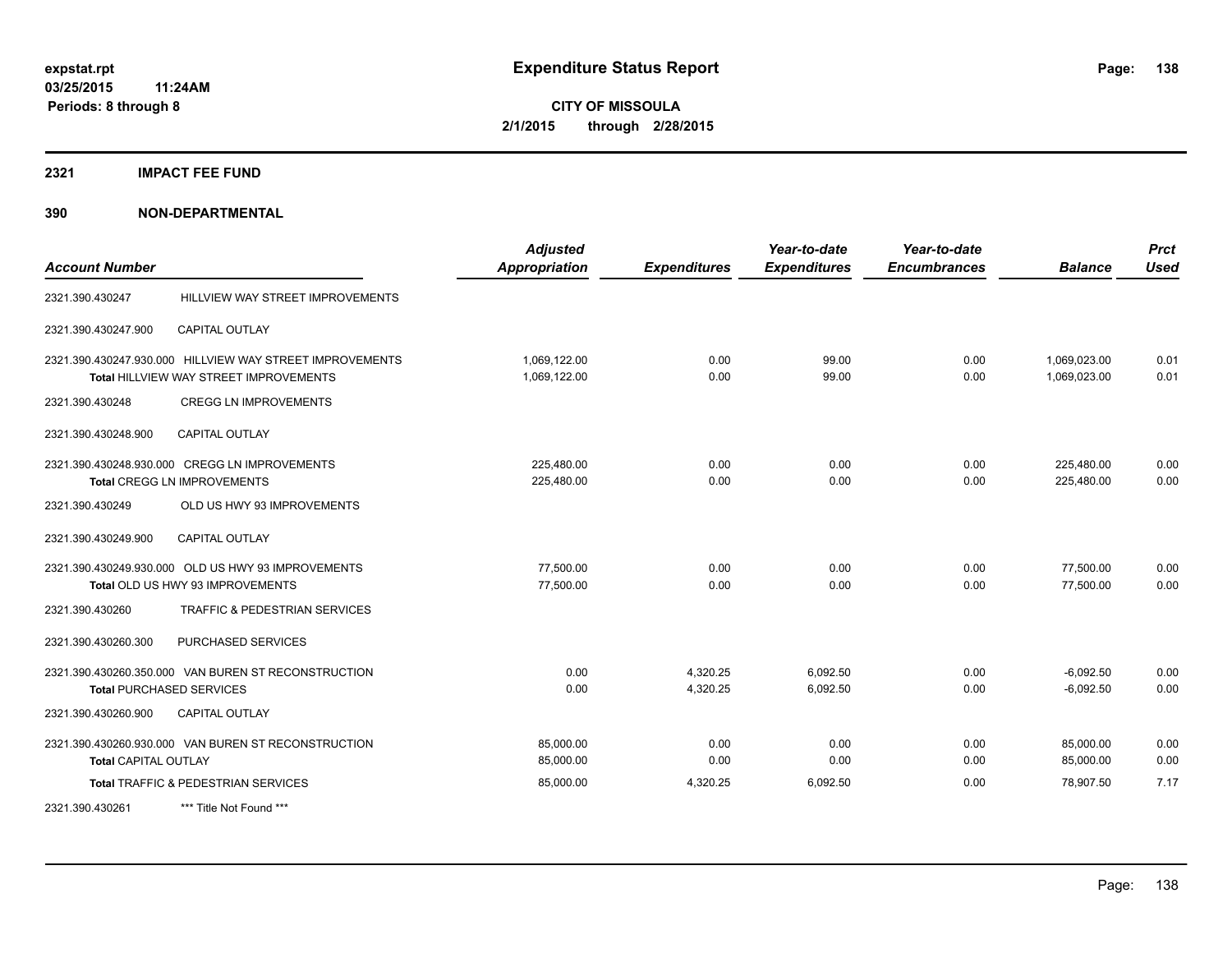**expstat.rpt**
**03/25/2015 11:24AM**
**Periods: 8 through 8**

# Expenditure Status Report

**CITY OF MISSOULA**
**2/1/2015 through 2/28/2015**

## 2321 IMPACT FEE FUND

## 390 NON-DEPARTMENTAL

| Account Number | | Adjusted Appropriation | Expenditures | Year-to-date Expenditures | Year-to-date Encumbrances | Balance | Prct Used |
|---|---|---|---|---|---|---|---|
| 2321.390.430247 | HILLVIEW WAY STREET IMPROVEMENTS | | | | | | |
| 2321.390.430247.900 | CAPITAL OUTLAY | | | | | | |
| 2321.390.430247.930.000 | HILLVIEW WAY STREET IMPROVEMENTS | 1,069,122.00 | 0.00 | 99.00 | 0.00 | 1,069,023.00 | 0.01 |
| | Total HILLVIEW WAY STREET IMPROVEMENTS | 1,069,122.00 | 0.00 | 99.00 | 0.00 | 1,069,023.00 | 0.01 |
| 2321.390.430248 | CREGG LN IMPROVEMENTS | | | | | | |
| 2321.390.430248.900 | CAPITAL OUTLAY | | | | | | |
| 2321.390.430248.930.000 | CREGG LN IMPROVEMENTS | 225,480.00 | 0.00 | 0.00 | 0.00 | 225,480.00 | 0.00 |
| | Total CREGG LN IMPROVEMENTS | 225,480.00 | 0.00 | 0.00 | 0.00 | 225,480.00 | 0.00 |
| 2321.390.430249 | OLD US HWY 93 IMPROVEMENTS | | | | | | |
| 2321.390.430249.900 | CAPITAL OUTLAY | | | | | | |
| 2321.390.430249.930.000 | OLD US HWY 93 IMPROVEMENTS | 77,500.00 | 0.00 | 0.00 | 0.00 | 77,500.00 | 0.00 |
| | Total OLD US HWY 93 IMPROVEMENTS | 77,500.00 | 0.00 | 0.00 | 0.00 | 77,500.00 | 0.00 |
| 2321.390.430260 | TRAFFIC & PEDESTRIAN SERVICES | | | | | | |
| 2321.390.430260.300 | PURCHASED SERVICES | | | | | | |
| 2321.390.430260.350.000 | VAN BUREN ST RECONSTRUCTION | 0.00 | 4,320.25 | 6,092.50 | 0.00 | -6,092.50 | 0.00 |
| | Total PURCHASED SERVICES | 0.00 | 4,320.25 | 6,092.50 | 0.00 | -6,092.50 | 0.00 |
| 2321.390.430260.900 | CAPITAL OUTLAY | | | | | | |
| 2321.390.430260.930.000 | VAN BUREN ST RECONSTRUCTION | 85,000.00 | 0.00 | 0.00 | 0.00 | 85,000.00 | 0.00 |
| | Total CAPITAL OUTLAY | 85,000.00 | 0.00 | 0.00 | 0.00 | 85,000.00 | 0.00 |
| | Total TRAFFIC & PEDESTRIAN SERVICES | 85,000.00 | 4,320.25 | 6,092.50 | 0.00 | 78,907.50 | 7.17 |
| 2321.390.430261 | *** Title Not Found *** | | | | | | |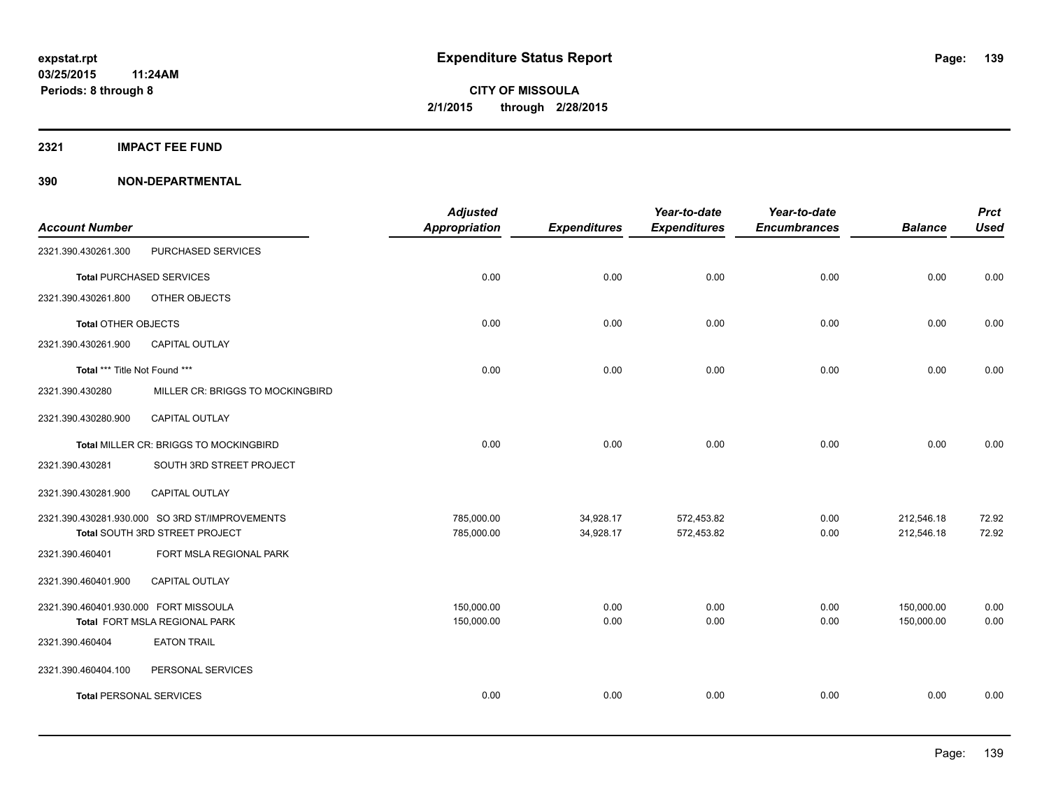**expstat.rpt**
**03/25/2015 11:24AM**
**Periods: 8 through 8**

# Expenditure Status Report

**CITY OF MISSOULA**
**2/1/2015 through 2/28/2015**

## 2321 IMPACT FEE FUND

## 390 NON-DEPARTMENTAL

| Account Number | | Adjusted Appropriation | Expenditures | Year-to-date Expenditures | Year-to-date Encumbrances | Balance | Prct Used |
|---|---|---|---|---|---|---|---|
| 2321.390.430261.300 | PURCHASED SERVICES | | | | | | |
| **Total** PURCHASED SERVICES | | 0.00 | 0.00 | 0.00 | 0.00 | 0.00 | 0.00 |
| 2321.390.430261.800 | OTHER OBJECTS | | | | | | |
| **Total** OTHER OBJECTS | | 0.00 | 0.00 | 0.00 | 0.00 | 0.00 | 0.00 |
| 2321.390.430261.900 | CAPITAL OUTLAY | | | | | | |
| **Total** *** Title Not Found *** | | 0.00 | 0.00 | 0.00 | 0.00 | 0.00 | 0.00 |
| 2321.390.430280 | MILLER CR: BRIGGS TO MOCKINGBIRD | | | | | | |
| 2321.390.430280.900 | CAPITAL OUTLAY | | | | | | |
| **Total** MILLER CR: BRIGGS TO MOCKINGBIRD | | 0.00 | 0.00 | 0.00 | 0.00 | 0.00 | 0.00 |
| 2321.390.430281 | SOUTH 3RD STREET PROJECT | | | | | | |
| 2321.390.430281.900 | CAPITAL OUTLAY | | | | | | |
| 2321.390.430281.930.000 | SO 3RD ST/IMPROVEMENTS | 785,000.00 | 34,928.17 | 572,453.82 | 0.00 | 212,546.18 | 72.92 |
| **Total** SOUTH 3RD STREET PROJECT | | 785,000.00 | 34,928.17 | 572,453.82 | 0.00 | 212,546.18 | 72.92 |
| 2321.390.460401 | FORT MSLA REGIONAL PARK | | | | | | |
| 2321.390.460401.900 | CAPITAL OUTLAY | | | | | | |
| 2321.390.460401.930.000 | FORT MISSOULA | 150,000.00 | 0.00 | 0.00 | 0.00 | 150,000.00 | 0.00 |
| **Total** FORT MSLA REGIONAL PARK | | 150,000.00 | 0.00 | 0.00 | 0.00 | 150,000.00 | 0.00 |
| 2321.390.460404 | EATON TRAIL | | | | | | |
| 2321.390.460404.100 | PERSONAL SERVICES | | | | | | |
| **Total** PERSONAL SERVICES | | 0.00 | 0.00 | 0.00 | 0.00 | 0.00 | 0.00 |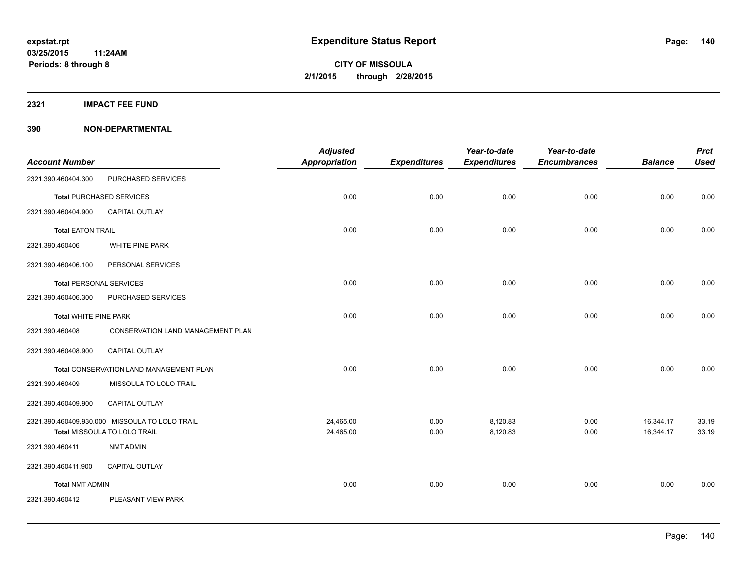**expstat.rpt**
**03/25/2015 11:24AM**
**Periods: 8 through 8**

# Expenditure Status Report

**CITY OF MISSOULA**
**2/1/2015 through 2/28/2015**

## 2321 IMPACT FEE FUND

## 390 NON-DEPARTMENTAL

| Account Number | | Adjusted Appropriation | Expenditures | Year-to-date Expenditures | Year-to-date Encumbrances | Balance | Prct Used |
|---|---|---|---|---|---|---|---|
| 2321.390.460404.300 | PURCHASED SERVICES | | | | | | |
| **Total** PURCHASED SERVICES | | 0.00 | 0.00 | 0.00 | 0.00 | 0.00 | 0.00 |
| 2321.390.460404.900 | CAPITAL OUTLAY | | | | | | |
| **Total** EATON TRAIL | | 0.00 | 0.00 | 0.00 | 0.00 | 0.00 | 0.00 |
| 2321.390.460406 | WHITE PINE PARK | | | | | | |
| 2321.390.460406.100 | PERSONAL SERVICES | | | | | | |
| **Total** PERSONAL SERVICES | | 0.00 | 0.00 | 0.00 | 0.00 | 0.00 | 0.00 |
| 2321.390.460406.300 | PURCHASED SERVICES | | | | | | |
| **Total** WHITE PINE PARK | | 0.00 | 0.00 | 0.00 | 0.00 | 0.00 | 0.00 |
| 2321.390.460408 | CONSERVATION LAND MANAGEMENT PLAN | | | | | | |
| 2321.390.460408.900 | CAPITAL OUTLAY | | | | | | |
| **Total** CONSERVATION LAND MANAGEMENT PLAN | | 0.00 | 0.00 | 0.00 | 0.00 | 0.00 | 0.00 |
| 2321.390.460409 | MISSOULA TO LOLO TRAIL | | | | | | |
| 2321.390.460409.900 | CAPITAL OUTLAY | | | | | | |
| 2321.390.460409.930.000 | MISSOULA TO LOLO TRAIL | 24,465.00 | 0.00 | 8,120.83 | 0.00 | 16,344.17 | 33.19 |
| **Total** MISSOULA TO LOLO TRAIL | | 24,465.00 | 0.00 | 8,120.83 | 0.00 | 16,344.17 | 33.19 |
| 2321.390.460411 | NMT ADMIN | | | | | | |
| 2321.390.460411.900 | CAPITAL OUTLAY | | | | | | |
| **Total** NMT ADMIN | | 0.00 | 0.00 | 0.00 | 0.00 | 0.00 | 0.00 |
| 2321.390.460412 | PLEASANT VIEW PARK | | | | | | |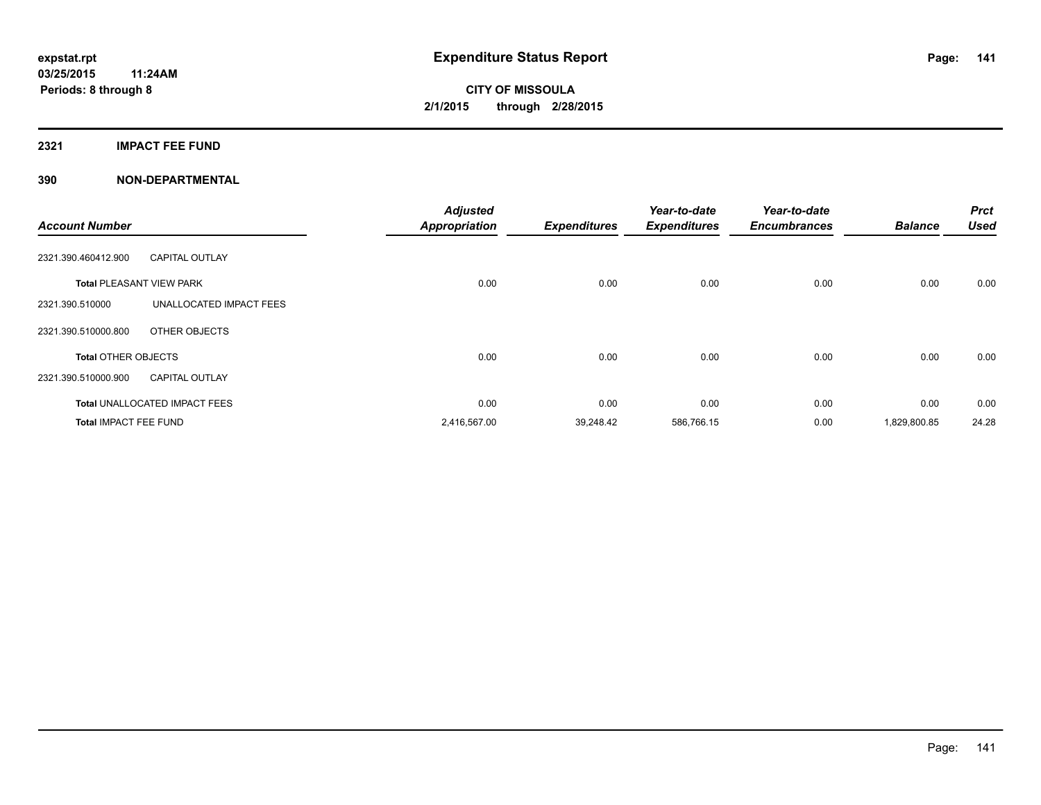**expstat.rpt**
**03/25/2015 11:24AM**
**Periods: 8 through 8**

# Expenditure Status Report

**CITY OF MISSOULA**
**2/1/2015 through 2/28/2015**

## 2321 IMPACT FEE FUND

## 390 NON-DEPARTMENTAL

| Account Number | | Adjusted Appropriation | Expenditures | Year-to-date Expenditures | Year-to-date Encumbrances | Balance | Prct Used |
|---|---|---|---|---|---|---|---|
| 2321.390.460412.900 | CAPITAL OUTLAY | | | | | | |
| **Total** PLEASANT VIEW PARK | | 0.00 | 0.00 | 0.00 | 0.00 | 0.00 | 0.00 |
| 2321.390.510000 | UNALLOCATED IMPACT FEES | | | | | | |
| 2321.390.510000.800 | OTHER OBJECTS | | | | | | |
| **Total** OTHER OBJECTS | | 0.00 | 0.00 | 0.00 | 0.00 | 0.00 | 0.00 |
| 2321.390.510000.900 | CAPITAL OUTLAY | | | | | | |
| **Total** UNALLOCATED IMPACT FEES | | 0.00 | 0.00 | 0.00 | 0.00 | 0.00 | 0.00 |
| **Total** IMPACT FEE FUND | | 2,416,567.00 | 39,248.42 | 586,766.15 | 0.00 | 1,829,800.85 | 24.28 |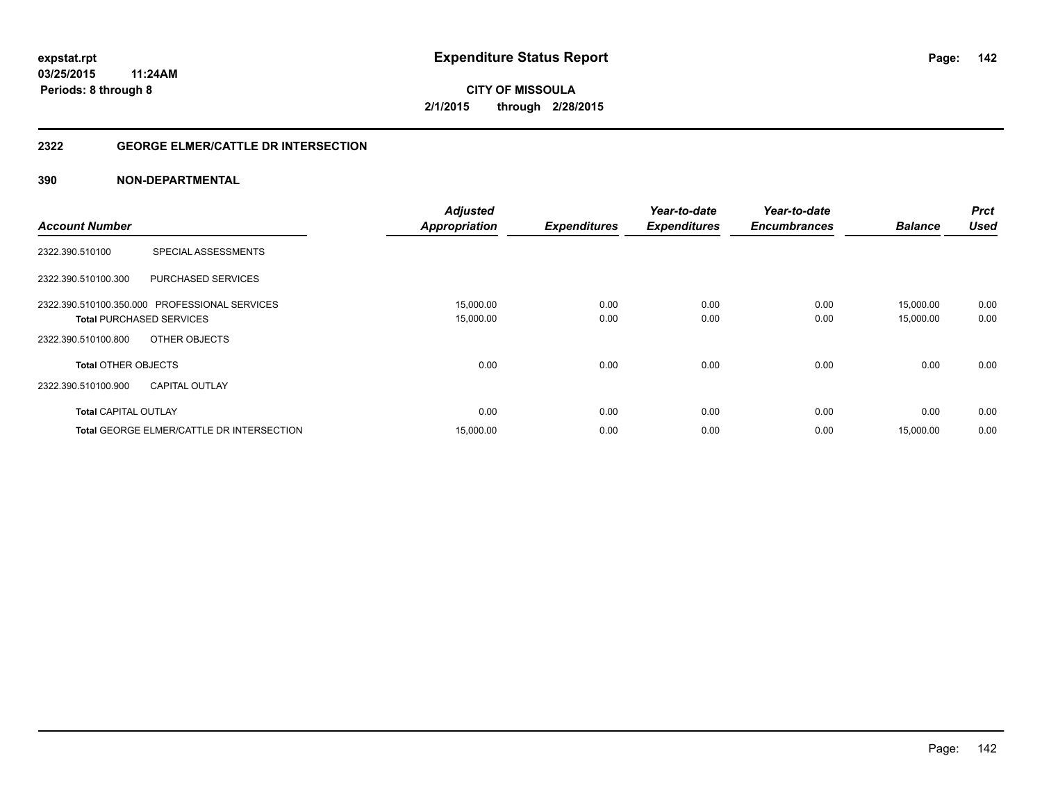# Expenditure Status Report

expstat.rpt
03/25/2015 11:24AM
Periods: 8 through 8

**CITY OF MISSOULA**
**2/1/2015 through 2/28/2015**

## 2322 GEORGE ELMER/CATTLE DR INTERSECTION

### 390 NON-DEPARTMENTAL

| Account Number | | Adjusted Appropriation | Expenditures | Year-to-date Expenditures | Year-to-date Encumbrances | Balance | Prct Used |
|---|---|---|---|---|---|---|---|
| 2322.390.510100 | SPECIAL ASSESSMENTS | | | | | | |
| 2322.390.510100.300 | PURCHASED SERVICES | | | | | | |
| 2322.390.510100.350.000 | PROFESSIONAL SERVICES | 15,000.00 | 0.00 | 0.00 | 0.00 | 15,000.00 | 0.00 |
| **Total** PURCHASED SERVICES | | 15,000.00 | 0.00 | 0.00 | 0.00 | 15,000.00 | 0.00 |
| 2322.390.510100.800 | OTHER OBJECTS | | | | | | |
| **Total** OTHER OBJECTS | | 0.00 | 0.00 | 0.00 | 0.00 | 0.00 | 0.00 |
| 2322.390.510100.900 | CAPITAL OUTLAY | | | | | | |
| **Total** CAPITAL OUTLAY | | 0.00 | 0.00 | 0.00 | 0.00 | 0.00 | 0.00 |
| **Total** GEORGE ELMER/CATTLE DR INTERSECTION | | 15,000.00 | 0.00 | 0.00 | 0.00 | 15,000.00 | 0.00 |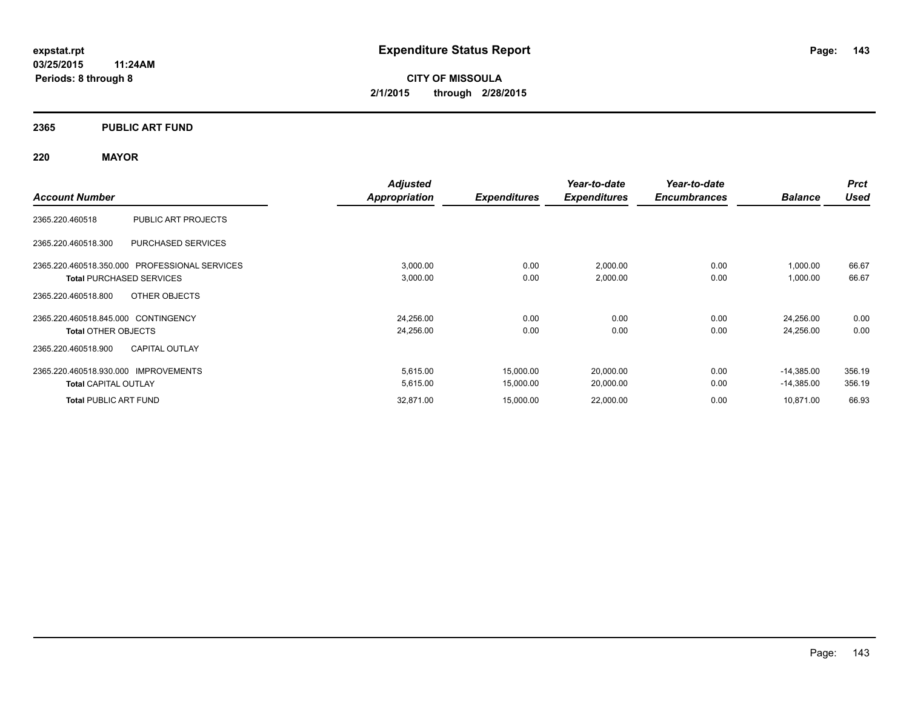# Expenditure Status Report

**CITY OF MISSOULA**

**2/1/2015 through 2/28/2015**

expstat.rpt
03/25/2015 11:24AM
Periods: 8 through 8

## 2365 PUBLIC ART FUND

## 220 MAYOR

| Account Number | | Adjusted Appropriation | Expenditures | Year-to-date Expenditures | Year-to-date Encumbrances | Balance | Prct Used |
|---|---|---|---|---|---|---|---|
| 2365.220.460518 | PUBLIC ART PROJECTS | | | | | | |
| 2365.220.460518.300 | PURCHASED SERVICES | | | | | | |
| 2365.220.460518.350.000 | PROFESSIONAL SERVICES | 3,000.00 | 0.00 | 2,000.00 | 0.00 | 1,000.00 | 66.67 |
| **Total** PURCHASED SERVICES | | 3,000.00 | 0.00 | 2,000.00 | 0.00 | 1,000.00 | 66.67 |
| 2365.220.460518.800 | OTHER OBJECTS | | | | | | |
| 2365.220.460518.845.000 | CONTINGENCY | 24,256.00 | 0.00 | 0.00 | 0.00 | 24,256.00 | 0.00 |
| **Total** OTHER OBJECTS | | 24,256.00 | 0.00 | 0.00 | 0.00 | 24,256.00 | 0.00 |
| 2365.220.460518.900 | CAPITAL OUTLAY | | | | | | |
| 2365.220.460518.930.000 | IMPROVEMENTS | 5,615.00 | 15,000.00 | 20,000.00 | 0.00 | -14,385.00 | 356.19 |
| **Total** CAPITAL OUTLAY | | 5,615.00 | 15,000.00 | 20,000.00 | 0.00 | -14,385.00 | 356.19 |
| **Total** PUBLIC ART FUND | | 32,871.00 | 15,000.00 | 22,000.00 | 0.00 | 10,871.00 | 66.93 |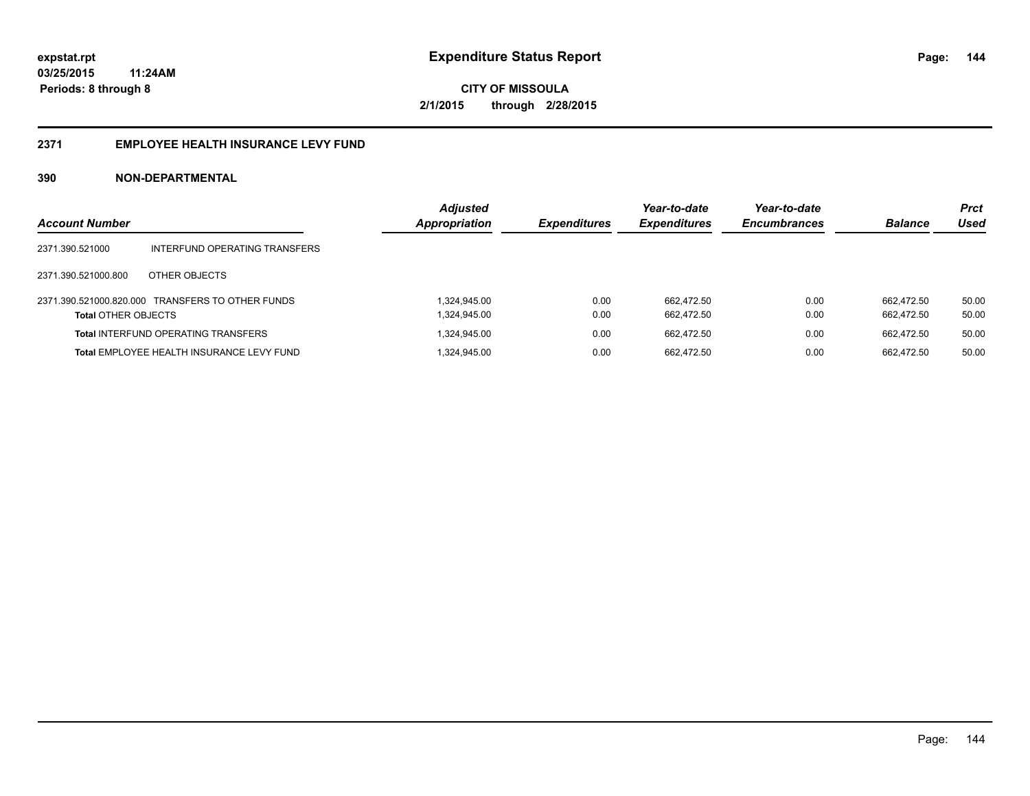# Expenditure Status Report

**expstat.rpt**
**03/25/2015 11:24AM**
**Periods: 8 through 8**

**CITY OF MISSOULA**
**2/1/2015 through 2/28/2015**

## 2371 EMPLOYEE HEALTH INSURANCE LEVY FUND

### 390 NON-DEPARTMENTAL

| Account Number | | Adjusted Appropriation | Expenditures | Year-to-date Expenditures | Year-to-date Encumbrances | Balance | Prct Used |
|---|---|---|---|---|---|---|---|
| 2371.390.521000 | INTERFUND OPERATING TRANSFERS | | | | | | |
| 2371.390.521000.800 | OTHER OBJECTS | | | | | | |
| 2371.390.521000.820.000 | TRANSFERS TO OTHER FUNDS | 1,324,945.00 | 0.00 | 662,472.50 | 0.00 | 662,472.50 | 50.00 |
| **Total** OTHER OBJECTS | | 1,324,945.00 | 0.00 | 662,472.50 | 0.00 | 662,472.50 | 50.00 |
| **Total** INTERFUND OPERATING TRANSFERS | | 1,324,945.00 | 0.00 | 662,472.50 | 0.00 | 662,472.50 | 50.00 |
| **Total** EMPLOYEE HEALTH INSURANCE LEVY FUND | | 1,324,945.00 | 0.00 | 662,472.50 | 0.00 | 662,472.50 | 50.00 |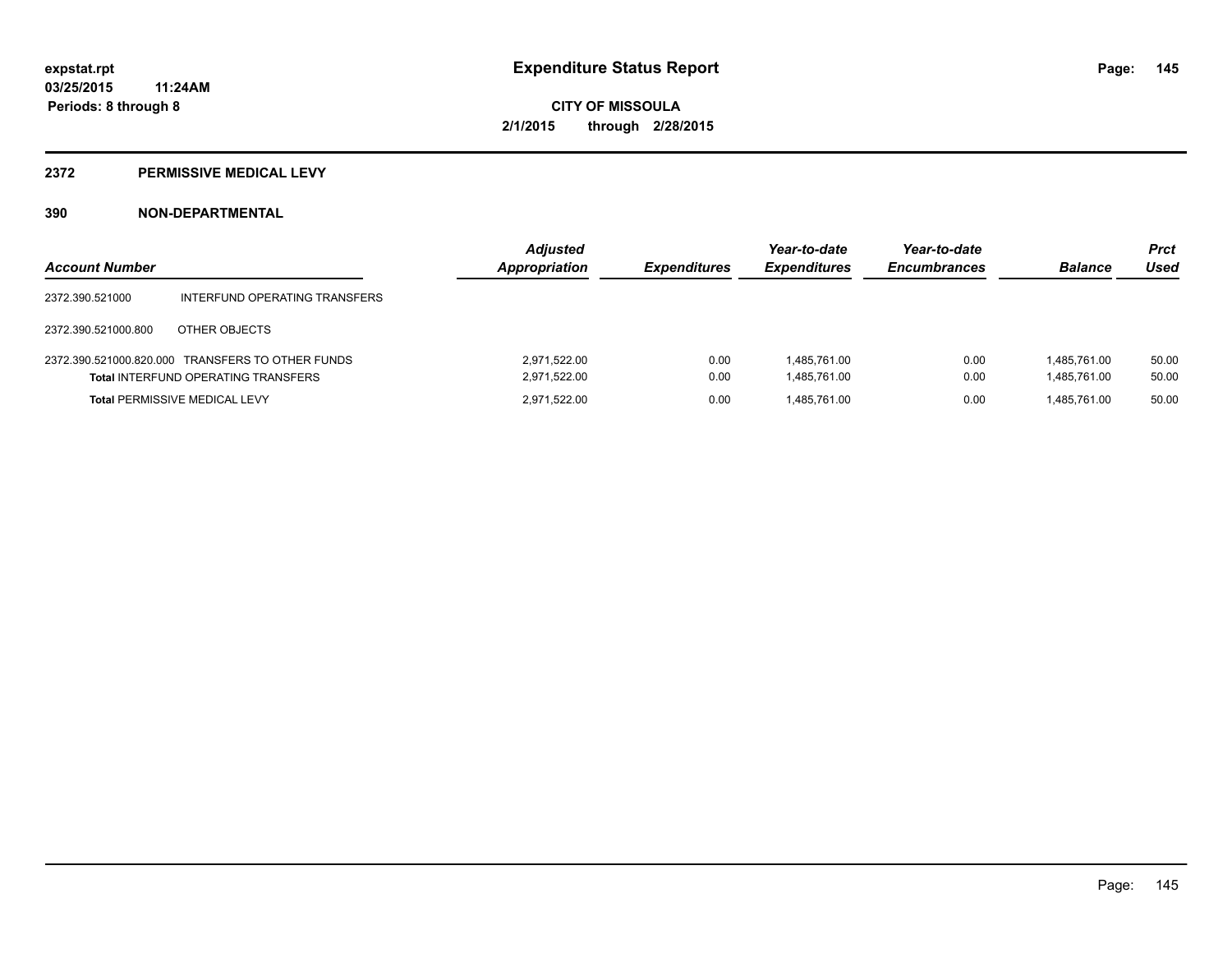**expstat.rpt**
**03/25/2015 11:24AM**
**Periods: 8 through 8**

# Expenditure Status Report

**CITY OF MISSOULA**
**2/1/2015 through 2/28/2015**

## 2372 PERMISSIVE MEDICAL LEVY

### 390 NON-DEPARTMENTAL

| Account Number | | Adjusted Appropriation | Expenditures | Year-to-date Expenditures | Year-to-date Encumbrances | Balance | Prct Used |
|---|---|---|---|---|---|---|---|
| 2372.390.521000 | INTERFUND OPERATING TRANSFERS | | | | | | |
| 2372.390.521000.800 | OTHER OBJECTS | | | | | | |
| 2372.390.521000.820.000 | TRANSFERS TO OTHER FUNDS | 2,971,522.00 | 0.00 | 1,485,761.00 | 0.00 | 1,485,761.00 | 50.00 |
| **Total** INTERFUND OPERATING TRANSFERS | | 2,971,522.00 | 0.00 | 1,485,761.00 | 0.00 | 1,485,761.00 | 50.00 |
| **Total** PERMISSIVE MEDICAL LEVY | | 2,971,522.00 | 0.00 | 1,485,761.00 | 0.00 | 1,485,761.00 | 50.00 |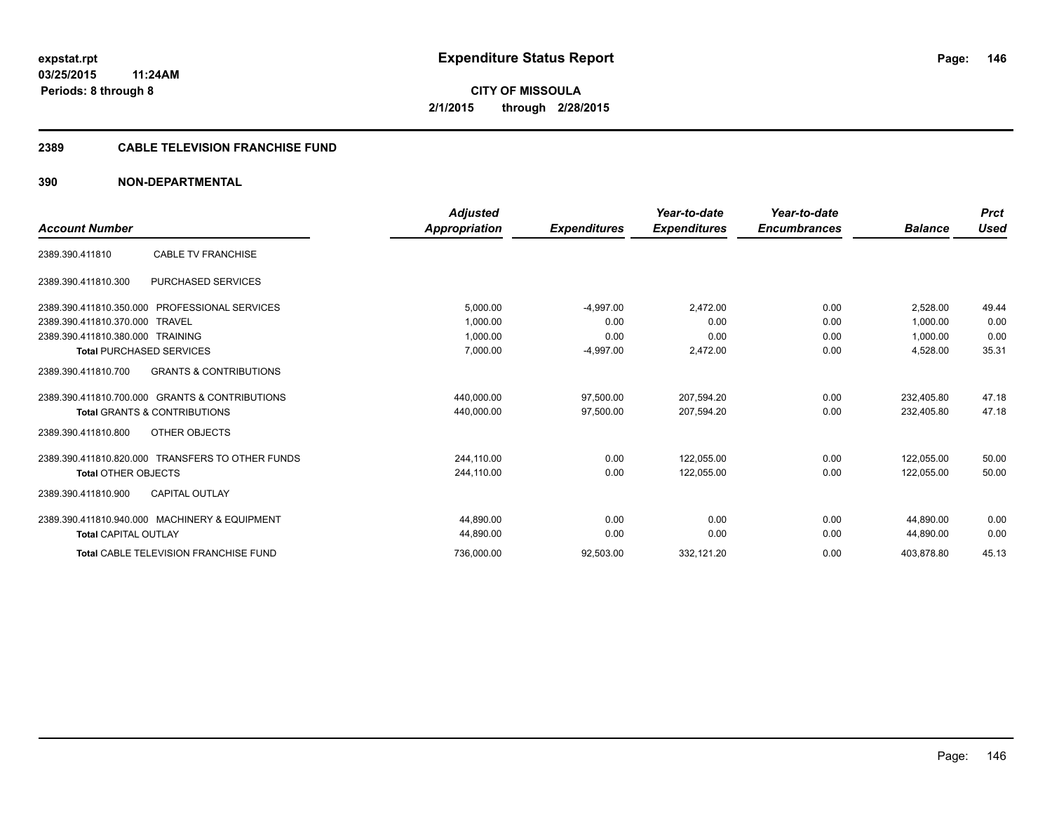# Expenditure Status Report

**CITY OF MISSOULA**
**2/1/2015 through 2/28/2015**

expstat.rpt
03/25/2015 11:24AM
Periods: 8 through 8

## 2389 CABLE TELEVISION FRANCHISE FUND

### 390 NON-DEPARTMENTAL

| Account Number | | Adjusted Appropriation | Expenditures | Year-to-date Expenditures | Year-to-date Encumbrances | Balance | Prct Used |
|---|---|---|---|---|---|---|---|
| 2389.390.411810 | CABLE TV FRANCHISE | | | | | | |
| 2389.390.411810.300 | PURCHASED SERVICES | | | | | | |
| 2389.390.411810.350.000 | PROFESSIONAL SERVICES | 5,000.00 | -4,997.00 | 2,472.00 | 0.00 | 2,528.00 | 49.44 |
| 2389.390.411810.370.000 | TRAVEL | 1,000.00 | 0.00 | 0.00 | 0.00 | 1,000.00 | 0.00 |
| 2389.390.411810.380.000 | TRAINING | 1,000.00 | 0.00 | 0.00 | 0.00 | 1,000.00 | 0.00 |
| **Total** PURCHASED SERVICES | | 7,000.00 | -4,997.00 | 2,472.00 | 0.00 | 4,528.00 | 35.31 |
| 2389.390.411810.700 | GRANTS & CONTRIBUTIONS | | | | | | |
| 2389.390.411810.700.000 | GRANTS & CONTRIBUTIONS | 440,000.00 | 97,500.00 | 207,594.20 | 0.00 | 232,405.80 | 47.18 |
| **Total** GRANTS & CONTRIBUTIONS | | 440,000.00 | 97,500.00 | 207,594.20 | 0.00 | 232,405.80 | 47.18 |
| 2389.390.411810.800 | OTHER OBJECTS | | | | | | |
| 2389.390.411810.820.000 | TRANSFERS TO OTHER FUNDS | 244,110.00 | 0.00 | 122,055.00 | 0.00 | 122,055.00 | 50.00 |
| **Total** OTHER OBJECTS | | 244,110.00 | 0.00 | 122,055.00 | 0.00 | 122,055.00 | 50.00 |
| 2389.390.411810.900 | CAPITAL OUTLAY | | | | | | |
| 2389.390.411810.940.000 | MACHINERY & EQUIPMENT | 44,890.00 | 0.00 | 0.00 | 0.00 | 44,890.00 | 0.00 |
| **Total** CAPITAL OUTLAY | | 44,890.00 | 0.00 | 0.00 | 0.00 | 44,890.00 | 0.00 |
| **Total** CABLE TELEVISION FRANCHISE FUND | | 736,000.00 | 92,503.00 | 332,121.20 | 0.00 | 403,878.80 | 45.13 |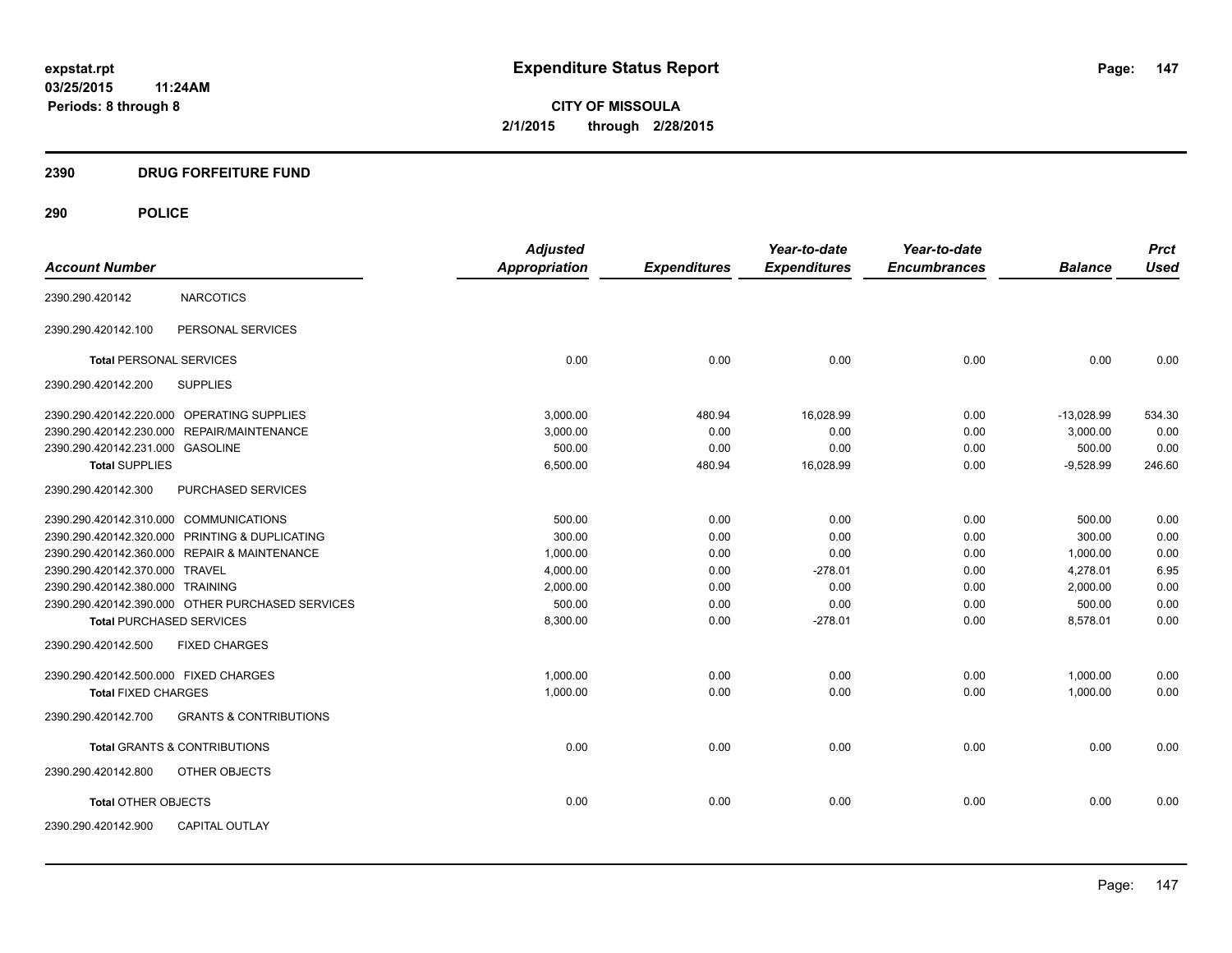**Expenditure Status Report**

**CITY OF MISSOULA**
**2/1/2015 through 2/28/2015**

expstat.rpt
03/25/2015 11:24AM
Periods: 8 through 8

## 2390 DRUG FORFEITURE FUND

## 290 POLICE

| Account Number | | Adjusted Appropriation | Expenditures | Year-to-date Expenditures | Year-to-date Encumbrances | Balance | Prct Used |
|---|---|---|---|---|---|---|---|
| 2390.290.420142 | NARCOTICS | | | | | | |
| 2390.290.420142.100 | PERSONAL SERVICES | | | | | | |
| **Total** PERSONAL SERVICES | | 0.00 | 0.00 | 0.00 | 0.00 | 0.00 | 0.00 |
| 2390.290.420142.200 | SUPPLIES | | | | | | |
| 2390.290.420142.220.000 | OPERATING SUPPLIES | 3,000.00 | 480.94 | 16,028.99 | 0.00 | -13,028.99 | 534.30 |
| 2390.290.420142.230.000 | REPAIR/MAINTENANCE | 3,000.00 | 0.00 | 0.00 | 0.00 | 3,000.00 | 0.00 |
| 2390.290.420142.231.000 | GASOLINE | 500.00 | 0.00 | 0.00 | 0.00 | 500.00 | 0.00 |
| **Total SUPPLIES** | | 6,500.00 | 480.94 | 16,028.99 | 0.00 | -9,528.99 | 246.60 |
| 2390.290.420142.300 | PURCHASED SERVICES | | | | | | |
| 2390.290.420142.310.000 | COMMUNICATIONS | 500.00 | 0.00 | 0.00 | 0.00 | 500.00 | 0.00 |
| 2390.290.420142.320.000 | PRINTING & DUPLICATING | 300.00 | 0.00 | 0.00 | 0.00 | 300.00 | 0.00 |
| 2390.290.420142.360.000 | REPAIR & MAINTENANCE | 1,000.00 | 0.00 | 0.00 | 0.00 | 1,000.00 | 0.00 |
| 2390.290.420142.370.000 | TRAVEL | 4,000.00 | 0.00 | -278.01 | 0.00 | 4,278.01 | 6.95 |
| 2390.290.420142.380.000 | TRAINING | 2,000.00 | 0.00 | 0.00 | 0.00 | 2,000.00 | 0.00 |
| 2390.290.420142.390.000 | OTHER PURCHASED SERVICES | 500.00 | 0.00 | 0.00 | 0.00 | 500.00 | 0.00 |
| **Total** PURCHASED SERVICES | | 8,300.00 | 0.00 | -278.01 | 0.00 | 8,578.01 | 0.00 |
| 2390.290.420142.500 | FIXED CHARGES | | | | | | |
| 2390.290.420142.500.000 | FIXED CHARGES | 1,000.00 | 0.00 | 0.00 | 0.00 | 1,000.00 | 0.00 |
| **Total** FIXED CHARGES | | 1,000.00 | 0.00 | 0.00 | 0.00 | 1,000.00 | 0.00 |
| 2390.290.420142.700 | GRANTS & CONTRIBUTIONS | | | | | | |
| **Total** GRANTS & CONTRIBUTIONS | | 0.00 | 0.00 | 0.00 | 0.00 | 0.00 | 0.00 |
| 2390.290.420142.800 | OTHER OBJECTS | | | | | | |
| **Total** OTHER OBJECTS | | 0.00 | 0.00 | 0.00 | 0.00 | 0.00 | 0.00 |
| 2390.290.420142.900 | CAPITAL OUTLAY | | | | | | |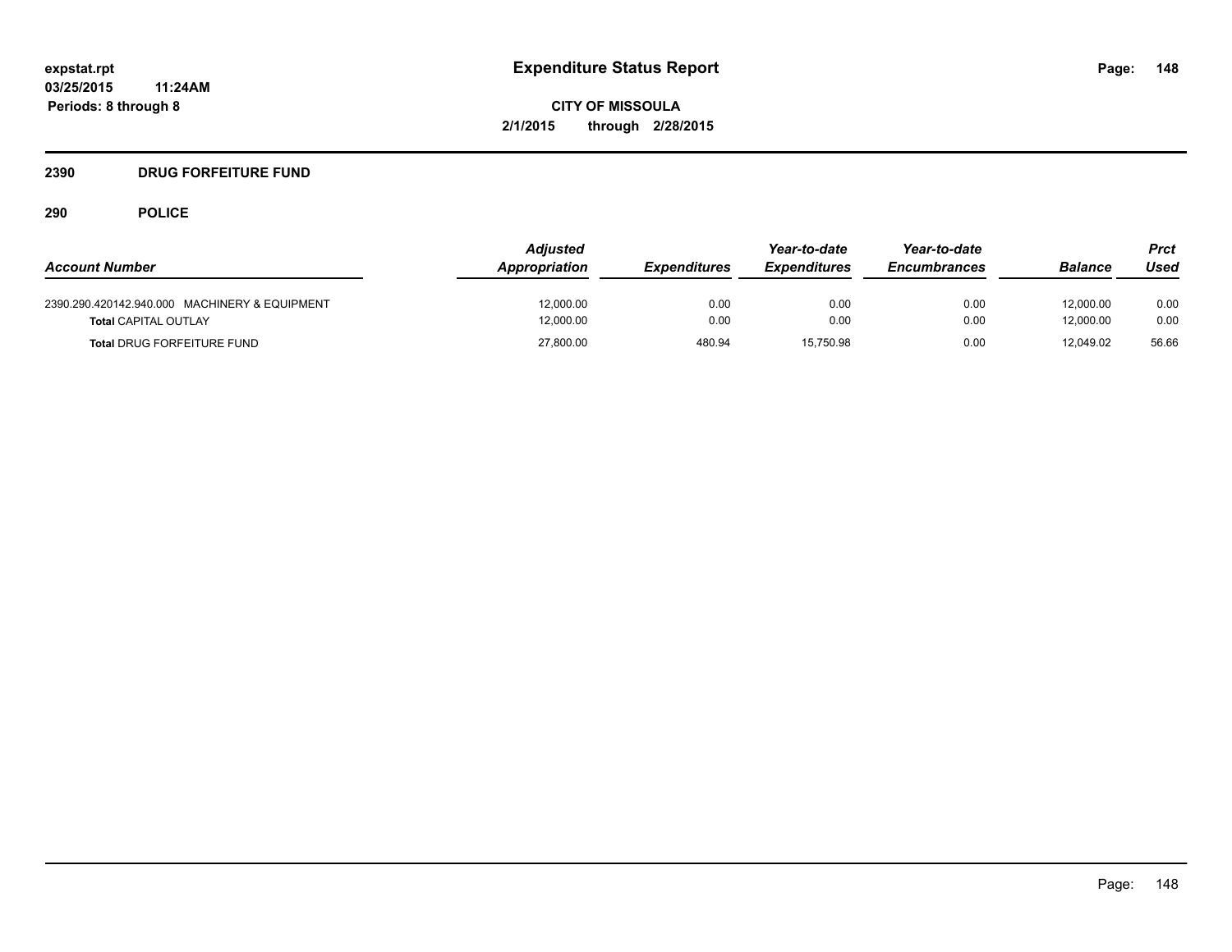# Expenditure Status Report

**expstat.rpt**
**03/25/2015 11:24AM**
**Periods: 8 through 8**

**CITY OF MISSOULA**
**2/1/2015 through 2/28/2015**

## 2390 DRUG FORFEITURE FUND

### 290 POLICE

| Account Number | Adjusted Appropriation | Expenditures | Year-to-date Expenditures | Year-to-date Encumbrances | Balance | Prct Used |
|---|---|---|---|---|---|---|
| 2390.290.420142.940.000 MACHINERY & EQUIPMENT | 12,000.00 | 0.00 | 0.00 | 0.00 | 12,000.00 | 0.00 |
| **Total** CAPITAL OUTLAY | 12,000.00 | 0.00 | 0.00 | 0.00 | 12,000.00 | 0.00 |
| **Total** DRUG FORFEITURE FUND | 27,800.00 | 480.94 | 15,750.98 | 0.00 | 12,049.02 | 56.66 |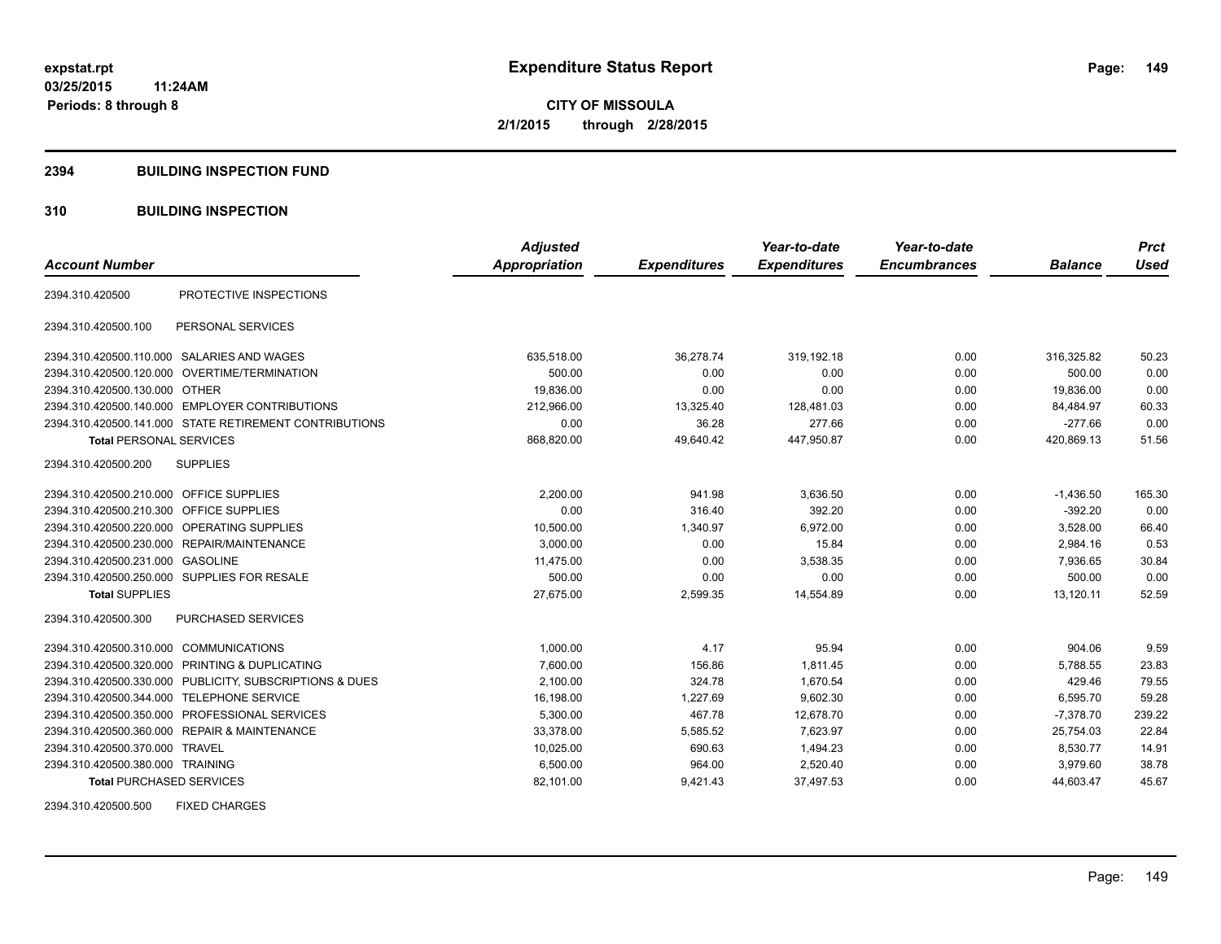# Expenditure Status Report

expstat.rpt
03/25/2015 11:24AM
Periods: 8 through 8

**CITY OF MISSOULA**
**2/1/2015 through 2/28/2015**

## 2394 BUILDING INSPECTION FUND

## 310 BUILDING INSPECTION

| Account Number | | Adjusted Appropriation | Expenditures | Year-to-date Expenditures | Year-to-date Encumbrances | Balance | Prct Used |
|---|---|---|---|---|---|---|---|
| 2394.310.420500 | PROTECTIVE INSPECTIONS | | | | | | |
| 2394.310.420500.100 | PERSONAL SERVICES | | | | | | |
| 2394.310.420500.110.000 | SALARIES AND WAGES | 635,518.00 | 36,278.74 | 319,192.18 | 0.00 | 316,325.82 | 50.23 |
| 2394.310.420500.120.000 | OVERTIME/TERMINATION | 500.00 | 0.00 | 0.00 | 0.00 | 500.00 | 0.00 |
| 2394.310.420500.130.000 | OTHER | 19,836.00 | 0.00 | 0.00 | 0.00 | 19,836.00 | 0.00 |
| 2394.310.420500.140.000 | EMPLOYER CONTRIBUTIONS | 212,966.00 | 13,325.40 | 128,481.03 | 0.00 | 84,484.97 | 60.33 |
| 2394.310.420500.141.000 | STATE RETIREMENT CONTRIBUTIONS | 0.00 | 36.28 | 277.66 | 0.00 | -277.66 | 0.00 |
| **Total** PERSONAL SERVICES | | 868,820.00 | 49,640.42 | 447,950.87 | 0.00 | 420,869.13 | 51.56 |
| 2394.310.420500.200 | SUPPLIES | | | | | | |
| 2394.310.420500.210.000 | OFFICE SUPPLIES | 2,200.00 | 941.98 | 3,636.50 | 0.00 | -1,436.50 | 165.30 |
| 2394.310.420500.210.300 | OFFICE SUPPLIES | 0.00 | 316.40 | 392.20 | 0.00 | -392.20 | 0.00 |
| 2394.310.420500.220.000 | OPERATING SUPPLIES | 10,500.00 | 1,340.97 | 6,972.00 | 0.00 | 3,528.00 | 66.40 |
| 2394.310.420500.230.000 | REPAIR/MAINTENANCE | 3,000.00 | 0.00 | 15.84 | 0.00 | 2,984.16 | 0.53 |
| 2394.310.420500.231.000 | GASOLINE | 11,475.00 | 0.00 | 3,538.35 | 0.00 | 7,936.65 | 30.84 |
| 2394.310.420500.250.000 | SUPPLIES FOR RESALE | 500.00 | 0.00 | 0.00 | 0.00 | 500.00 | 0.00 |
| **Total** SUPPLIES | | 27,675.00 | 2,599.35 | 14,554.89 | 0.00 | 13,120.11 | 52.59 |
| 2394.310.420500.300 | PURCHASED SERVICES | | | | | | |
| 2394.310.420500.310.000 | COMMUNICATIONS | 1,000.00 | 4.17 | 95.94 | 0.00 | 904.06 | 9.59 |
| 2394.310.420500.320.000 | PRINTING & DUPLICATING | 7,600.00 | 156.86 | 1,811.45 | 0.00 | 5,788.55 | 23.83 |
| 2394.310.420500.330.000 | PUBLICITY, SUBSCRIPTIONS & DUES | 2,100.00 | 324.78 | 1,670.54 | 0.00 | 429.46 | 79.55 |
| 2394.310.420500.344.000 | TELEPHONE SERVICE | 16,198.00 | 1,227.69 | 9,602.30 | 0.00 | 6,595.70 | 59.28 |
| 2394.310.420500.350.000 | PROFESSIONAL SERVICES | 5,300.00 | 467.78 | 12,678.70 | 0.00 | -7,378.70 | 239.22 |
| 2394.310.420500.360.000 | REPAIR & MAINTENANCE | 33,378.00 | 5,585.52 | 7,623.97 | 0.00 | 25,754.03 | 22.84 |
| 2394.310.420500.370.000 | TRAVEL | 10,025.00 | 690.63 | 1,494.23 | 0.00 | 8,530.77 | 14.91 |
| 2394.310.420500.380.000 | TRAINING | 6,500.00 | 964.00 | 2,520.40 | 0.00 | 3,979.60 | 38.78 |
| **Total** PURCHASED SERVICES | | 82,101.00 | 9,421.43 | 37,497.53 | 0.00 | 44,603.47 | 45.67 |
| 2394.310.420500.500 | FIXED CHARGES | | | | | | |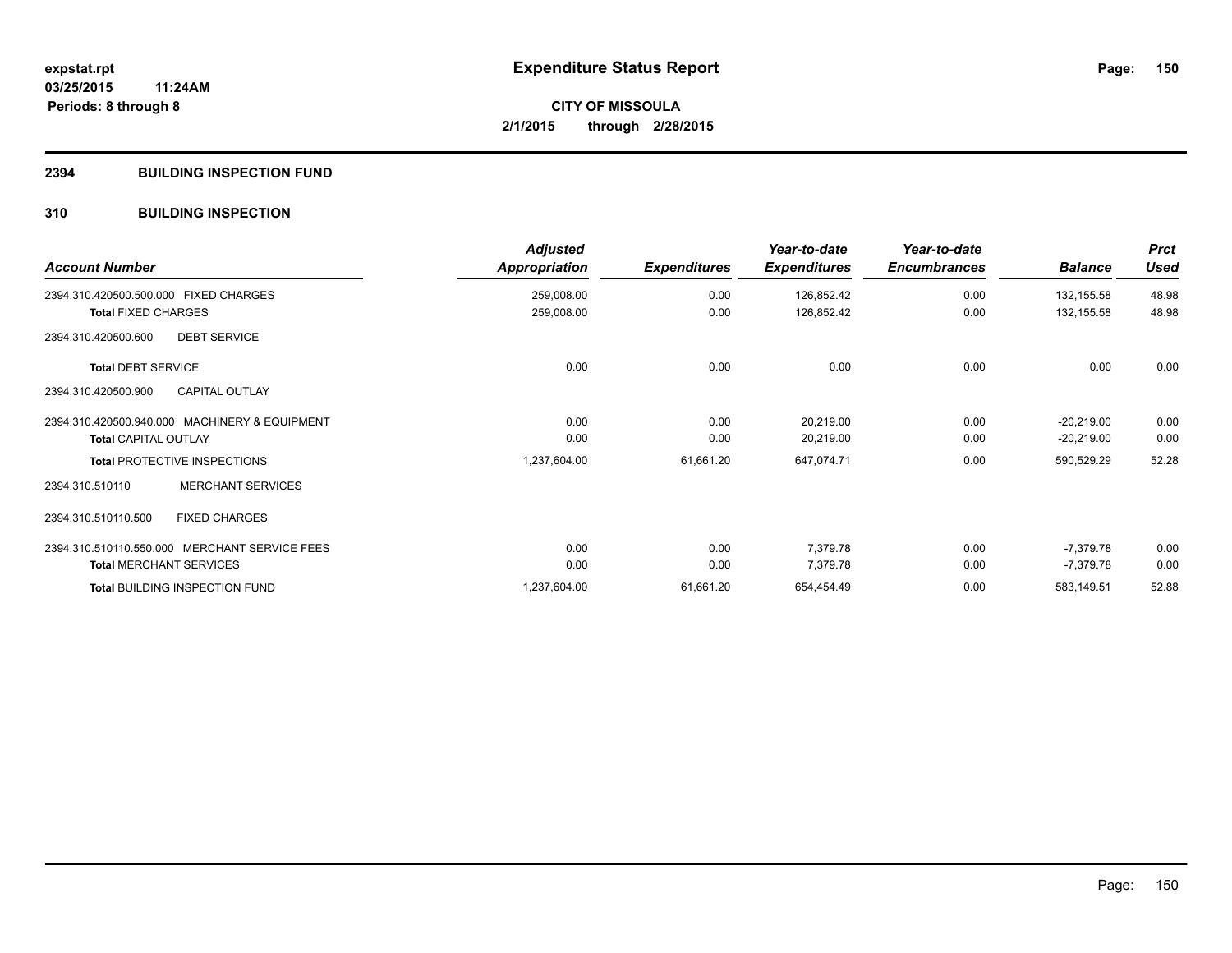**expstat.rpt**
**03/25/2015 11:24AM**
**Periods: 8 through 8**

# Expenditure Status Report

**CITY OF MISSOULA**
**2/1/2015 through 2/28/2015**

## 2394 BUILDING INSPECTION FUND

### 310 BUILDING INSPECTION

| Account Number | Adjusted Appropriation | Expenditures | Year-to-date Expenditures | Year-to-date Encumbrances | Balance | Prct Used |
|---|---|---|---|---|---|---|
| 2394.310.420500.500.000 FIXED CHARGES | 259,008.00 | 0.00 | 126,852.42 | 0.00 | 132,155.58 | 48.98 |
| **Total** FIXED CHARGES | 259,008.00 | 0.00 | 126,852.42 | 0.00 | 132,155.58 | 48.98 |
| 2394.310.420500.600 DEBT SERVICE | | | | | | |
| **Total** DEBT SERVICE | 0.00 | 0.00 | 0.00 | 0.00 | 0.00 | 0.00 |
| 2394.310.420500.900 CAPITAL OUTLAY | | | | | | |
| 2394.310.420500.940.000 MACHINERY & EQUIPMENT | 0.00 | 0.00 | 20,219.00 | 0.00 | -20,219.00 | 0.00 |
| **Total** CAPITAL OUTLAY | 0.00 | 0.00 | 20,219.00 | 0.00 | -20,219.00 | 0.00 |
| **Total** PROTECTIVE INSPECTIONS | 1,237,604.00 | 61,661.20 | 647,074.71 | 0.00 | 590,529.29 | 52.28 |
| 2394.310.510110 MERCHANT SERVICES | | | | | | |
| 2394.310.510110.500 FIXED CHARGES | | | | | | |
| 2394.310.510110.550.000 MERCHANT SERVICE FEES | 0.00 | 0.00 | 7,379.78 | 0.00 | -7,379.78 | 0.00 |
| **Total** MERCHANT SERVICES | 0.00 | 0.00 | 7,379.78 | 0.00 | -7,379.78 | 0.00 |
| **Total** BUILDING INSPECTION FUND | 1,237,604.00 | 61,661.20 | 654,454.49 | 0.00 | 583,149.51 | 52.88 |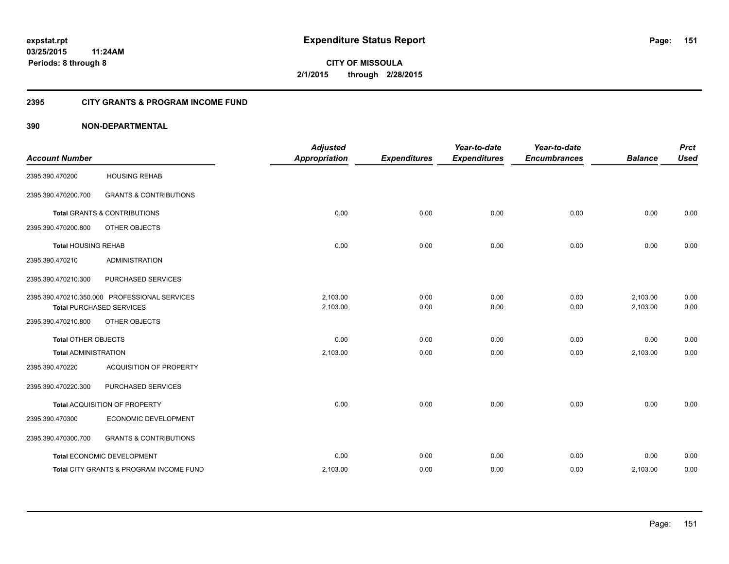**expstat.rpt**
**03/25/2015 11:24AM**
**Periods: 8 through 8**

# Expenditure Status Report

**CITY OF MISSOULA**
**2/1/2015 through 2/28/2015**

## 2395 CITY GRANTS & PROGRAM INCOME FUND

## 390 NON-DEPARTMENTAL

| Account Number | | Adjusted Appropriation | Expenditures | Year-to-date Expenditures | Year-to-date Encumbrances | Balance | Prct Used |
|---|---|---|---|---|---|---|---|
| 2395.390.470200 | HOUSING REHAB | | | | | | |
| 2395.390.470200.700 | GRANTS & CONTRIBUTIONS | | | | | | |
| **Total** GRANTS & CONTRIBUTIONS | | 0.00 | 0.00 | 0.00 | 0.00 | 0.00 | 0.00 |
| 2395.390.470200.800 | OTHER OBJECTS | | | | | | |
| **Total** HOUSING REHAB | | 0.00 | 0.00 | 0.00 | 0.00 | 0.00 | 0.00 |
| 2395.390.470210 | ADMINISTRATION | | | | | | |
| 2395.390.470210.300 | PURCHASED SERVICES | | | | | | |
| 2395.390.470210.350.000 | PROFESSIONAL SERVICES | 2,103.00 | 0.00 | 0.00 | 0.00 | 2,103.00 | 0.00 |
| **Total** PURCHASED SERVICES | | 2,103.00 | 0.00 | 0.00 | 0.00 | 2,103.00 | 0.00 |
| 2395.390.470210.800 | OTHER OBJECTS | | | | | | |
| **Total** OTHER OBJECTS | | 0.00 | 0.00 | 0.00 | 0.00 | 0.00 | 0.00 |
| **Total** ADMINISTRATION | | 2,103.00 | 0.00 | 0.00 | 0.00 | 2,103.00 | 0.00 |
| 2395.390.470220 | ACQUISITION OF PROPERTY | | | | | | |
| 2395.390.470220.300 | PURCHASED SERVICES | | | | | | |
| **Total** ACQUISITION OF PROPERTY | | 0.00 | 0.00 | 0.00 | 0.00 | 0.00 | 0.00 |
| 2395.390.470300 | ECONOMIC DEVELOPMENT | | | | | | |
| 2395.390.470300.700 | GRANTS & CONTRIBUTIONS | | | | | | |
| **Total** ECONOMIC DEVELOPMENT | | 0.00 | 0.00 | 0.00 | 0.00 | 0.00 | 0.00 |
| **Total** CITY GRANTS & PROGRAM INCOME FUND | | 2,103.00 | 0.00 | 0.00 | 0.00 | 2,103.00 | 0.00 |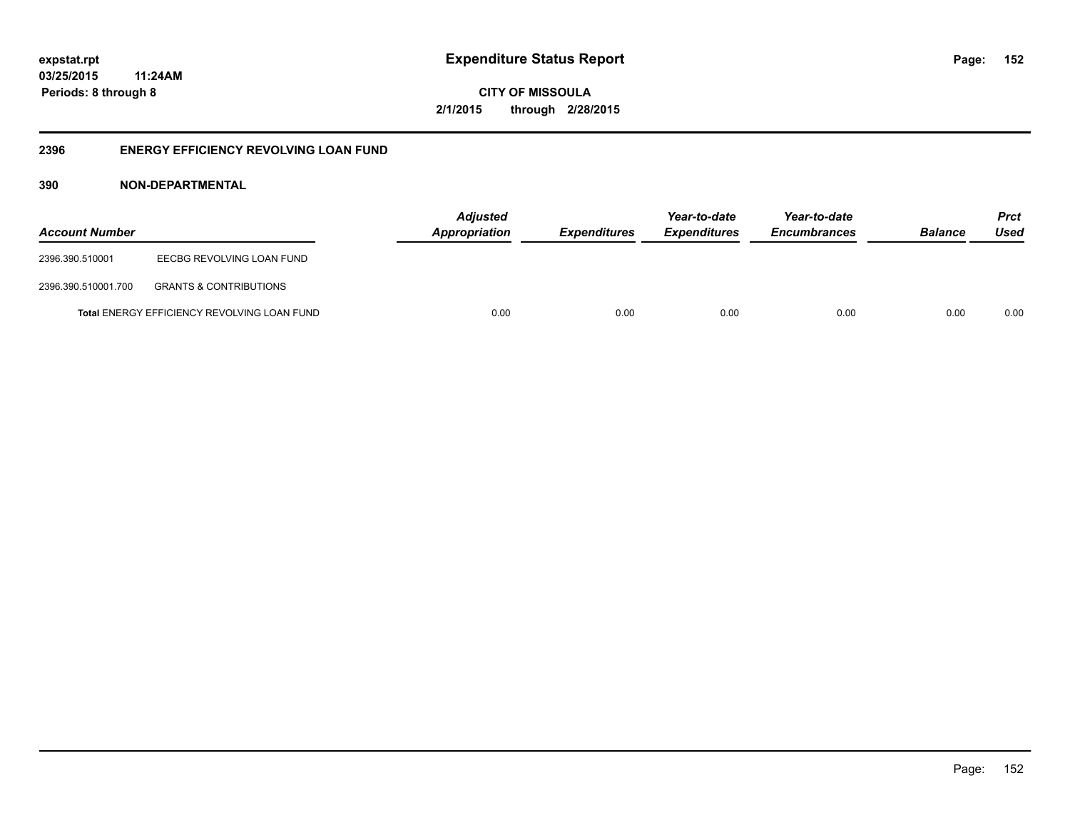**expstat.rpt**
**03/25/2015 11:24AM**
**Periods: 8 through 8**

# Expenditure Status Report

**CITY OF MISSOULA**
**2/1/2015 through 2/28/2015**

## 2396 ENERGY EFFICIENCY REVOLVING LOAN FUND

### 390 NON-DEPARTMENTAL

| Account Number | | Adjusted Appropriation | Expenditures | Year-to-date Expenditures | Year-to-date Encumbrances | Balance | Prct Used |
|---|---|---|---|---|---|---|---|
| 2396.390.510001 | EECBG REVOLVING LOAN FUND | | | | | | |
| 2396.390.510001.700 | GRANTS & CONTRIBUTIONS | | | | | | |
| | **Total** ENERGY EFFICIENCY REVOLVING LOAN FUND | 0.00 | 0.00 | 0.00 | 0.00 | 0.00 | 0.00 |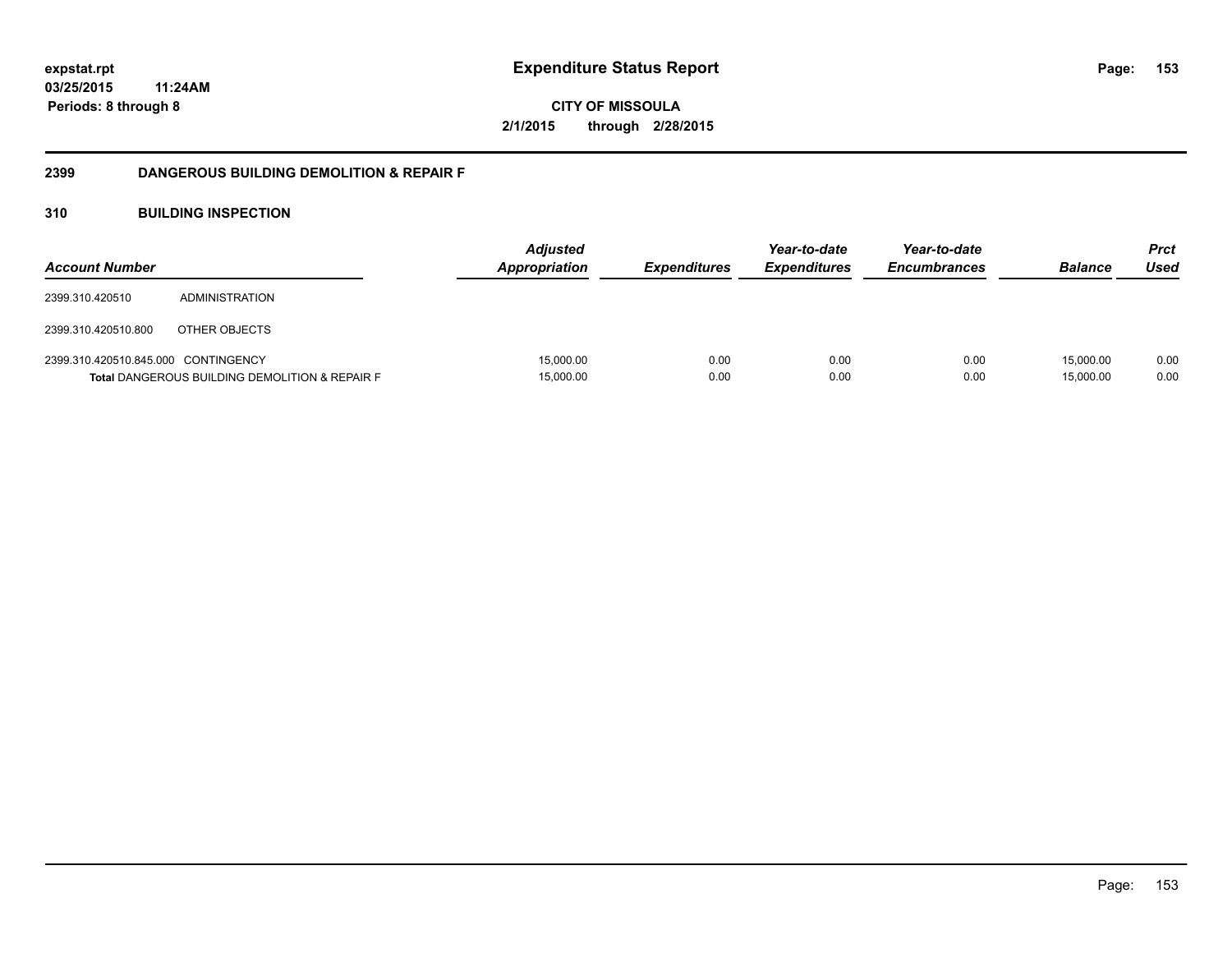**expstat.rpt**
**03/25/2015 11:24AM**
**Periods: 8 through 8**

# Expenditure Status Report

**CITY OF MISSOULA**
**2/1/2015 through 2/28/2015**

## 2399 DANGEROUS BUILDING DEMOLITION & REPAIR F

## 310 BUILDING INSPECTION

| Account Number | | Adjusted Appropriation | Expenditures | Year-to-date Expenditures | Year-to-date Encumbrances | Balance | Prct Used |
|---|---|---|---|---|---|---|---|
| 2399.310.420510 | ADMINISTRATION | | | | | | |
| 2399.310.420510.800 | OTHER OBJECTS | | | | | | |
| 2399.310.420510.845.000 | CONTINGENCY | 15,000.00 | 0.00 | 0.00 | 0.00 | 15,000.00 | 0.00 |
| **Total** DANGEROUS BUILDING DEMOLITION & REPAIR F | | 15,000.00 | 0.00 | 0.00 | 0.00 | 15,000.00 | 0.00 |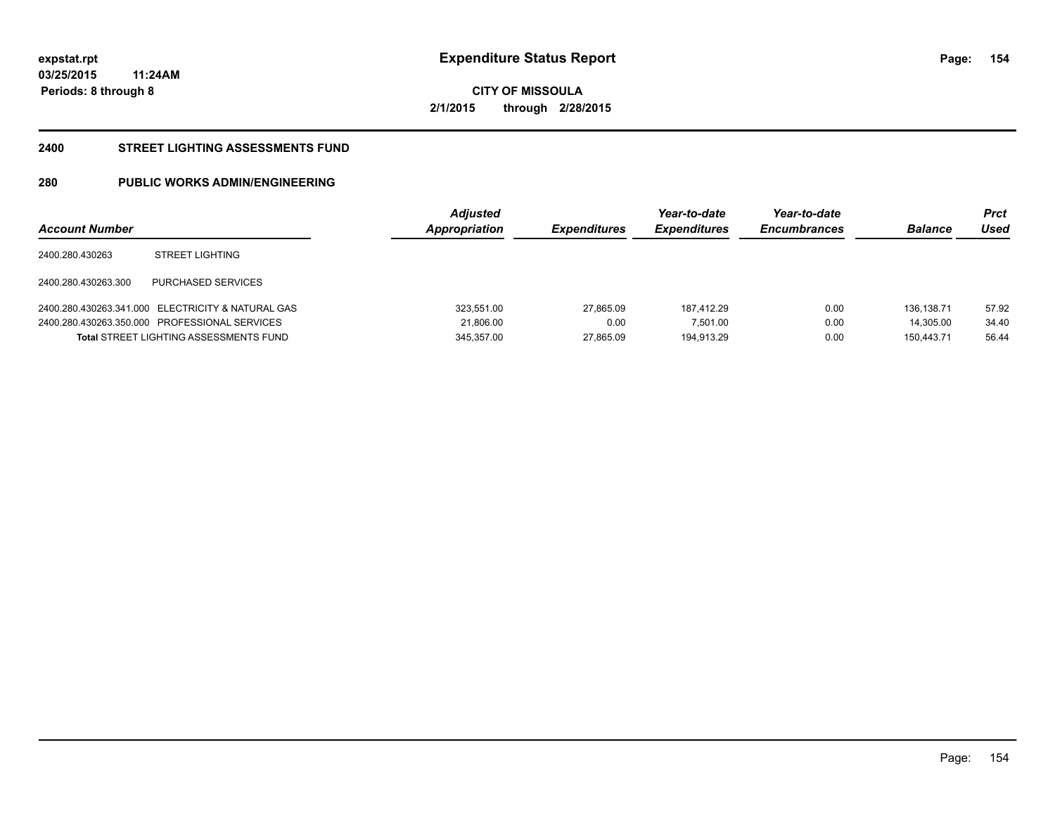**expstat.rpt**
**03/25/2015 11:24AM**
**Periods: 8 through 8**

# Expenditure Status Report

**CITY OF MISSOULA**
**2/1/2015 through 2/28/2015**

## 2400 STREET LIGHTING ASSESSMENTS FUND

## 280 PUBLIC WORKS ADMIN/ENGINEERING

| Account Number | | Adjusted Appropriation | Expenditures | Year-to-date Expenditures | Year-to-date Encumbrances | Balance | Prct Used |
|---|---|---|---|---|---|---|---|
| 2400.280.430263 | STREET LIGHTING | | | | | | |
| 2400.280.430263.300 | PURCHASED SERVICES | | | | | | |
| 2400.280.430263.341.000 | ELECTRICITY & NATURAL GAS | 323,551.00 | 27,865.09 | 187,412.29 | 0.00 | 136,138.71 | 57.92 |
| 2400.280.430263.350.000 | PROFESSIONAL SERVICES | 21,806.00 | 0.00 | 7,501.00 | 0.00 | 14,305.00 | 34.40 |
| **Total** STREET LIGHTING ASSESSMENTS FUND | | 345,357.00 | 27,865.09 | 194,913.29 | 0.00 | 150,443.71 | 56.44 |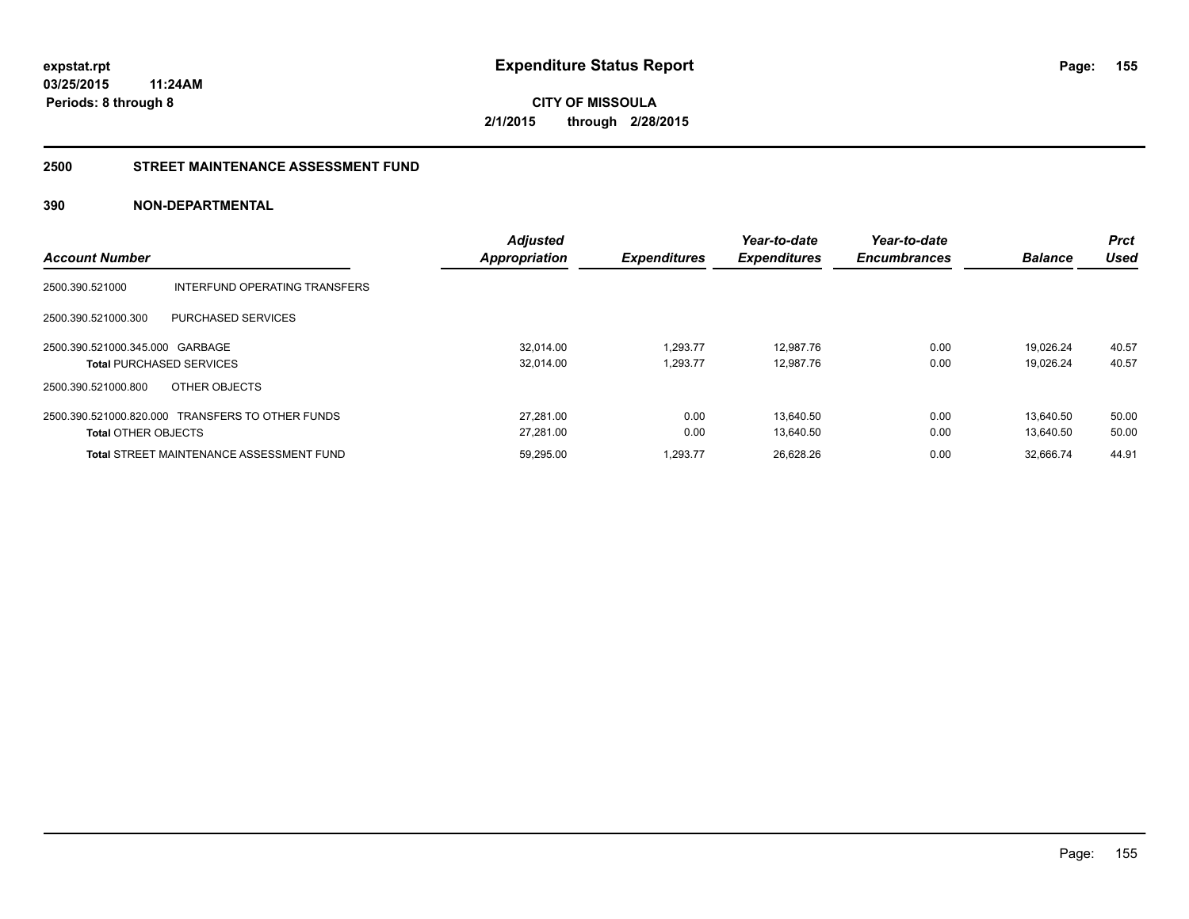**expstat.rpt**
**03/25/2015 11:24AM**
**Periods: 8 through 8**

# Expenditure Status Report

**CITY OF MISSOULA**
**2/1/2015 through 2/28/2015**

## 2500 STREET MAINTENANCE ASSESSMENT FUND

### 390 NON-DEPARTMENTAL

| Account Number | | Adjusted Appropriation | Expenditures | Year-to-date Expenditures | Year-to-date Encumbrances | Balance | Prct Used |
|---|---|---|---|---|---|---|---|
| 2500.390.521000 | INTERFUND OPERATING TRANSFERS | | | | | | |
| 2500.390.521000.300 | PURCHASED SERVICES | | | | | | |
| 2500.390.521000.345.000 | GARBAGE | 32,014.00 | 1,293.77 | 12,987.76 | 0.00 | 19,026.24 | 40.57 |
| **Total** PURCHASED SERVICES | | 32,014.00 | 1,293.77 | 12,987.76 | 0.00 | 19,026.24 | 40.57 |
| 2500.390.521000.800 | OTHER OBJECTS | | | | | | |
| 2500.390.521000.820.000 | TRANSFERS TO OTHER FUNDS | 27,281.00 | 0.00 | 13,640.50 | 0.00 | 13,640.50 | 50.00 |
| **Total** OTHER OBJECTS | | 27,281.00 | 0.00 | 13,640.50 | 0.00 | 13,640.50 | 50.00 |
| **Total** STREET MAINTENANCE ASSESSMENT FUND | | 59,295.00 | 1,293.77 | 26,628.26 | 0.00 | 32,666.74 | 44.91 |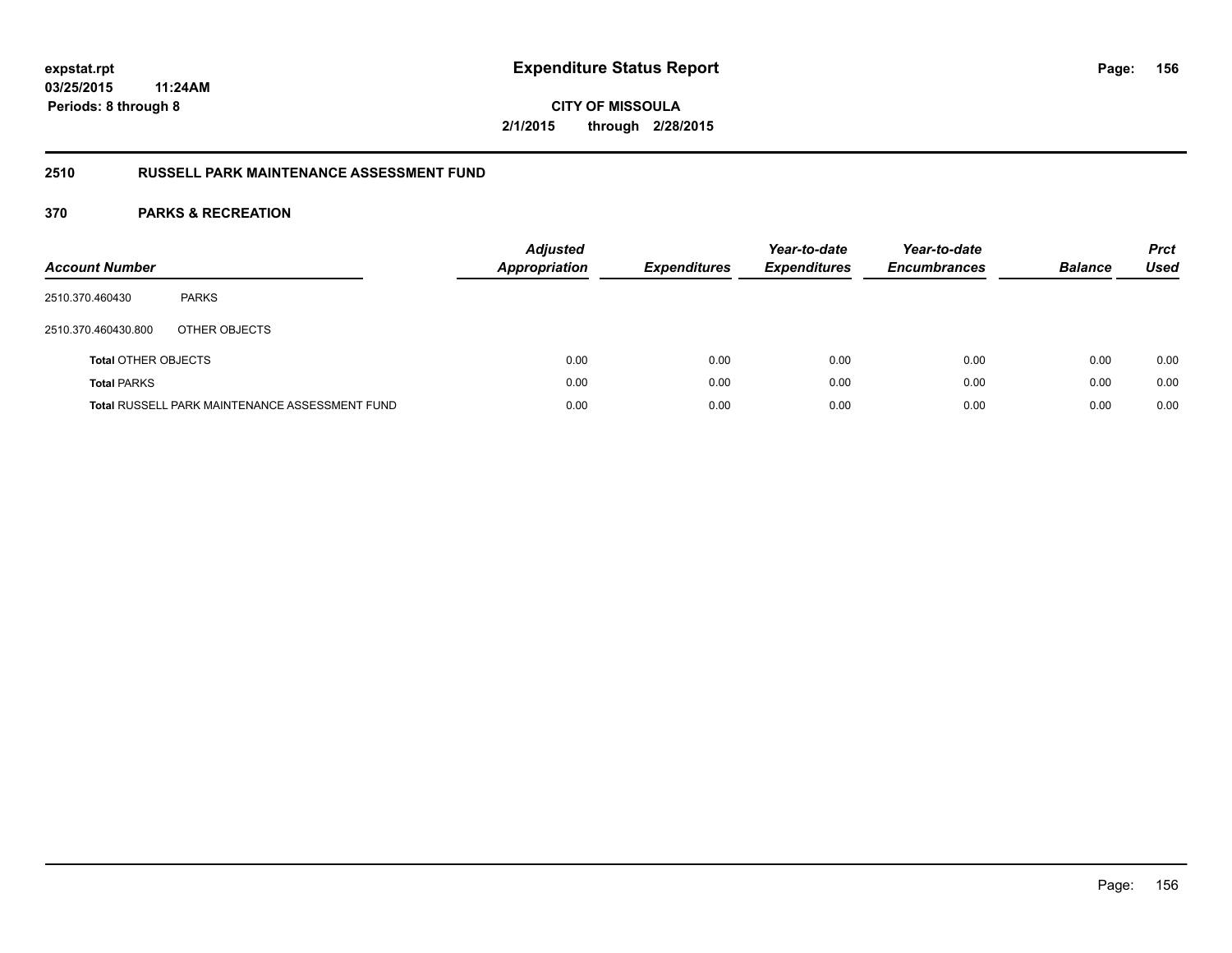# Expenditure Status Report

**CITY OF MISSOULA**

**2/1/2015 through 2/28/2015**

**expstat.rpt**
**03/25/2015 11:24AM**
**Periods: 8 through 8**

## 2510 RUSSELL PARK MAINTENANCE ASSESSMENT FUND

### 370 PARKS & RECREATION

| *Account Number* | | *Adjusted Appropriation* | *Expenditures* | *Year-to-date Expenditures* | *Year-to-date Encumbrances* | *Balance* | *Prct Used* |
|---|---|---|---|---|---|---|---|
| 2510.370.460430 | PARKS | | | | | | |
| 2510.370.460430.800 | OTHER OBJECTS | | | | | | |
| **Total** OTHER OBJECTS | | 0.00 | 0.00 | 0.00 | 0.00 | 0.00 | 0.00 |
| **Total** PARKS | | 0.00 | 0.00 | 0.00 | 0.00 | 0.00 | 0.00 |
| **Total** RUSSELL PARK MAINTENANCE ASSESSMENT FUND | | 0.00 | 0.00 | 0.00 | 0.00 | 0.00 | 0.00 |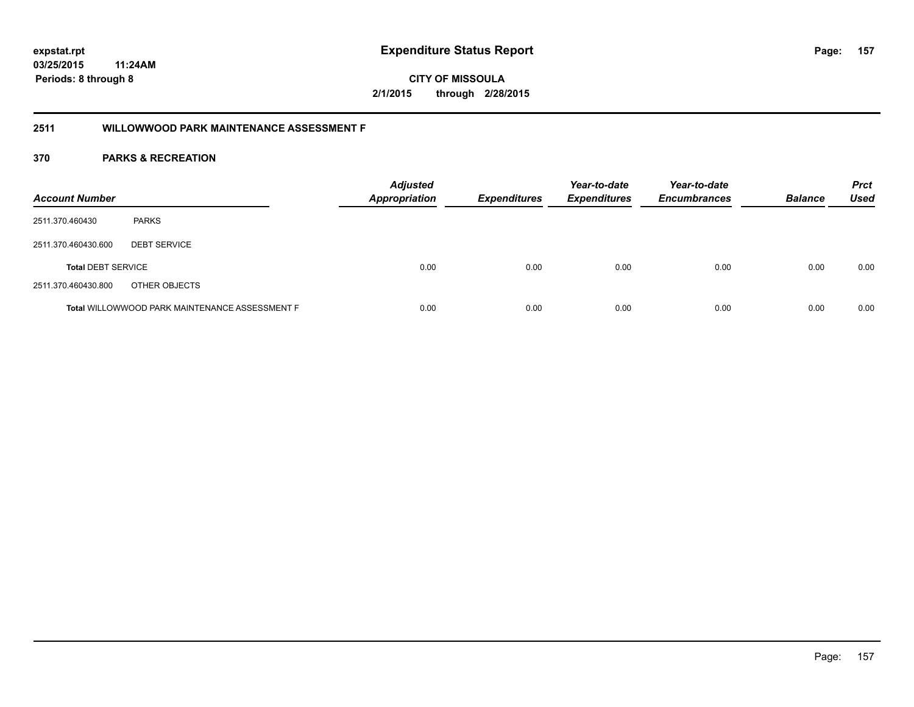# Expenditure Status Report

expstat.rpt
03/25/2015 11:24AM
Periods: 8 through 8

**CITY OF MISSOULA**
**2/1/2015 through 2/28/2015**

## 2511 WILLOWWOOD PARK MAINTENANCE ASSESSMENT F

### 370 PARKS & RECREATION

| Account Number | | Adjusted Appropriation | Expenditures | Year-to-date Expenditures | Year-to-date Encumbrances | Balance | Prct Used |
|---|---|---|---|---|---|---|---|
| 2511.370.460430 | PARKS | | | | | | |
| 2511.370.460430.600 | DEBT SERVICE | | | | | | |
| **Total** DEBT SERVICE | | 0.00 | 0.00 | 0.00 | 0.00 | 0.00 | 0.00 |
| 2511.370.460430.800 | OTHER OBJECTS | | | | | | |
| **Total** WILLOWWOOD PARK MAINTENANCE ASSESSMENT F | | 0.00 | 0.00 | 0.00 | 0.00 | 0.00 | 0.00 |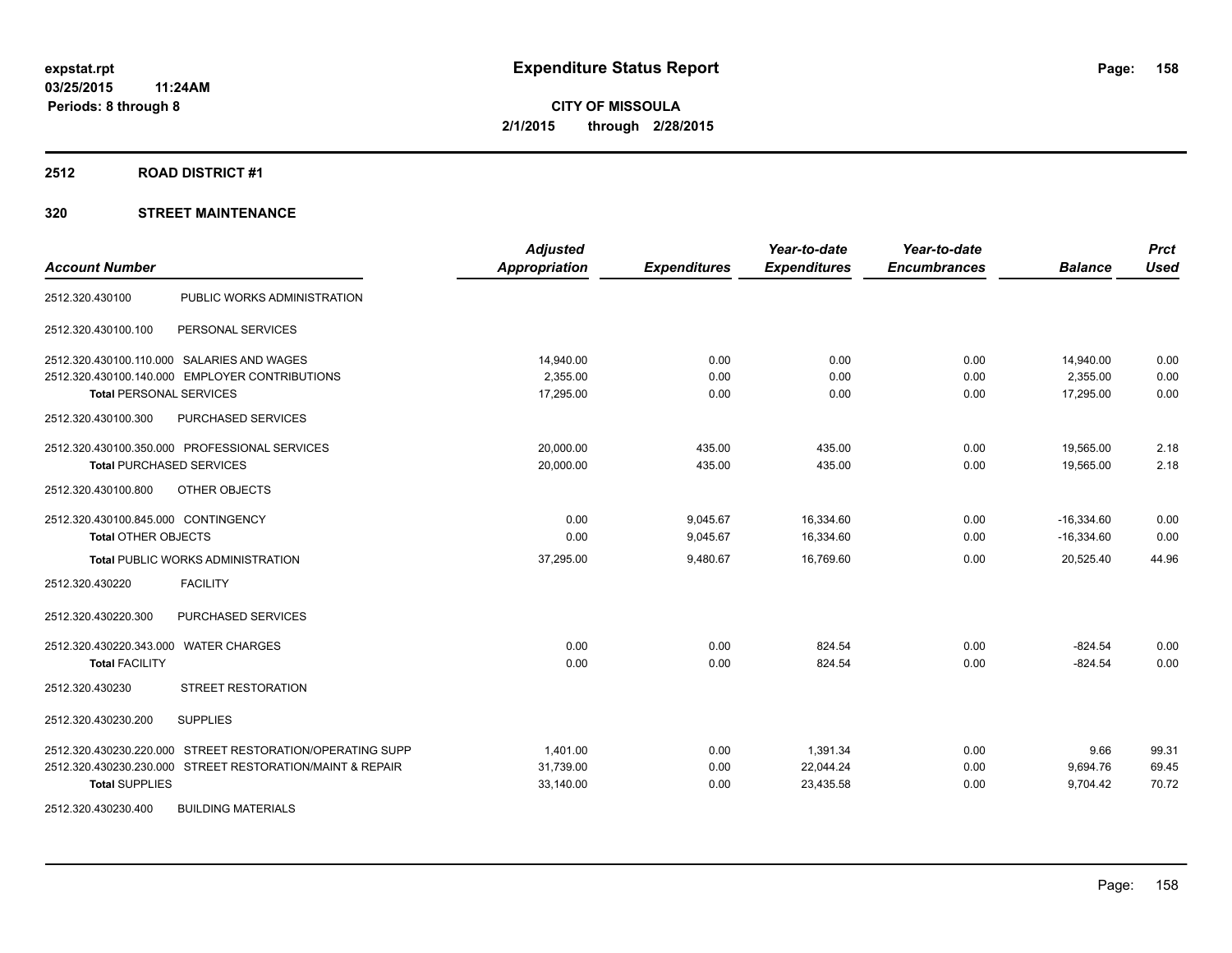**expstat.rpt**
**03/25/2015 11:24AM**
**Periods: 8 through 8**

# Expenditure Status Report

**CITY OF MISSOULA**
**2/1/2015 through 2/28/2015**

## 2512 ROAD DISTRICT #1

## 320 STREET MAINTENANCE

| Account Number | | Adjusted Appropriation | Expenditures | Year-to-date Expenditures | Year-to-date Encumbrances | Balance | Prct Used |
|---|---|---|---|---|---|---|---|
| 2512.320.430100 | PUBLIC WORKS ADMINISTRATION | | | | | | |
| 2512.320.430100.100 | PERSONAL SERVICES | | | | | | |
| 2512.320.430100.110.000 | SALARIES AND WAGES | 14,940.00 | 0.00 | 0.00 | 0.00 | 14,940.00 | 0.00 |
| 2512.320.430100.140.000 | EMPLOYER CONTRIBUTIONS | 2,355.00 | 0.00 | 0.00 | 0.00 | 2,355.00 | 0.00 |
| **Total** PERSONAL SERVICES | | 17,295.00 | 0.00 | 0.00 | 0.00 | 17,295.00 | 0.00 |
| 2512.320.430100.300 | PURCHASED SERVICES | | | | | | |
| 2512.320.430100.350.000 | PROFESSIONAL SERVICES | 20,000.00 | 435.00 | 435.00 | 0.00 | 19,565.00 | 2.18 |
| **Total** PURCHASED SERVICES | | 20,000.00 | 435.00 | 435.00 | 0.00 | 19,565.00 | 2.18 |
| 2512.320.430100.800 | OTHER OBJECTS | | | | | | |
| 2512.320.430100.845.000 | CONTINGENCY | 0.00 | 9,045.67 | 16,334.60 | 0.00 | -16,334.60 | 0.00 |
| **Total** OTHER OBJECTS | | 0.00 | 9,045.67 | 16,334.60 | 0.00 | -16,334.60 | 0.00 |
| **Total** PUBLIC WORKS ADMINISTRATION | | 37,295.00 | 9,480.67 | 16,769.60 | 0.00 | 20,525.40 | 44.96 |
| 2512.320.430220 | FACILITY | | | | | | |
| 2512.320.430220.300 | PURCHASED SERVICES | | | | | | |
| 2512.320.430220.343.000 | WATER CHARGES | 0.00 | 0.00 | 824.54 | 0.00 | -824.54 | 0.00 |
| **Total** FACILITY | | 0.00 | 0.00 | 824.54 | 0.00 | -824.54 | 0.00 |
| 2512.320.430230 | STREET RESTORATION | | | | | | |
| 2512.320.430230.200 | SUPPLIES | | | | | | |
| 2512.320.430230.220.000 | STREET RESTORATION/OPERATING SUPP | 1,401.00 | 0.00 | 1,391.34 | 0.00 | 9.66 | 99.31 |
| 2512.320.430230.230.000 | STREET RESTORATION/MAINT & REPAIR | 31,739.00 | 0.00 | 22,044.24 | 0.00 | 9,694.76 | 69.45 |
| **Total** SUPPLIES | | 33,140.00 | 0.00 | 23,435.58 | 0.00 | 9,704.42 | 70.72 |
| 2512.320.430230.400 | BUILDING MATERIALS | | | | | | |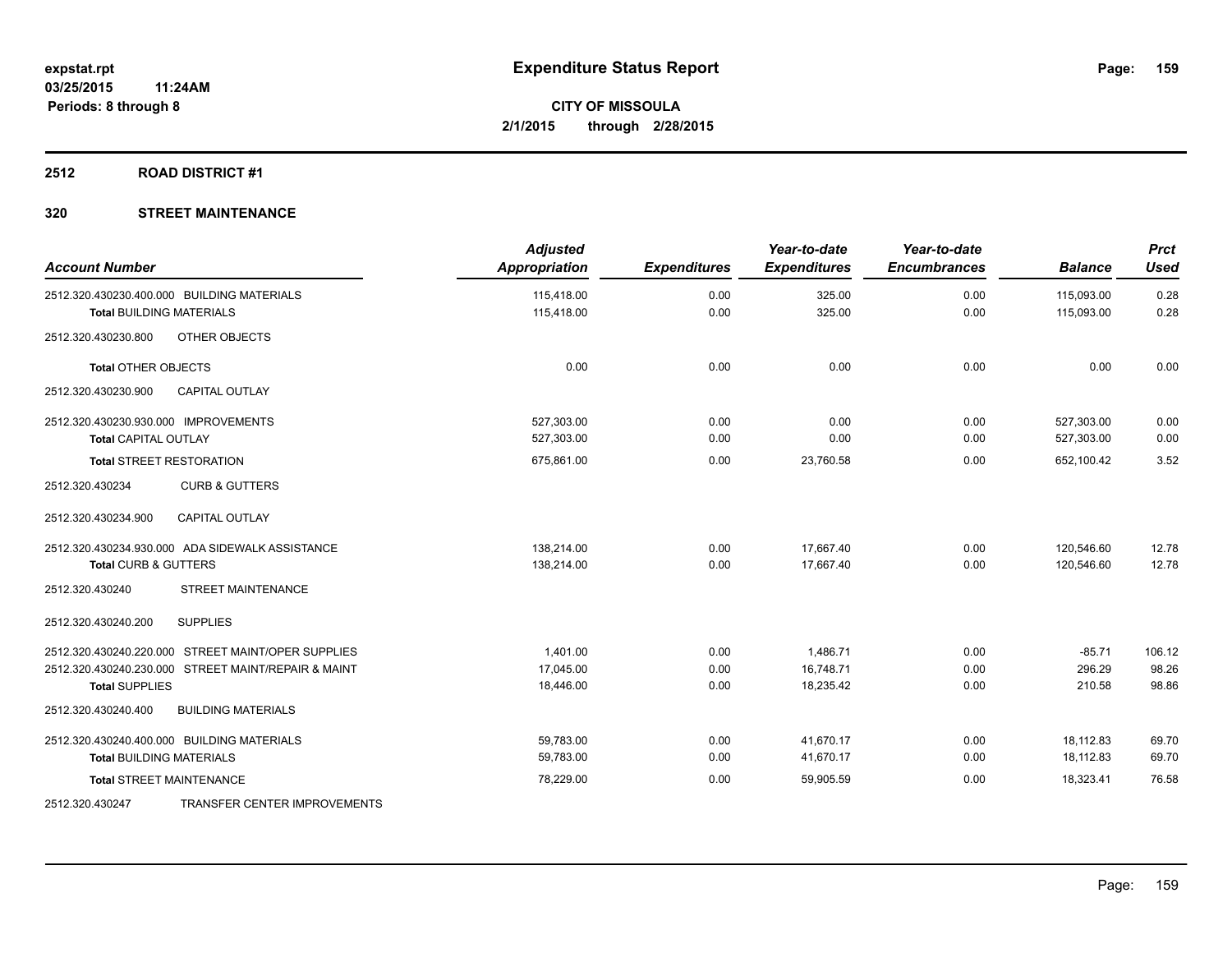**expstat.rpt**
**03/25/2015 11:24AM**
**Periods: 8 through 8**

# Expenditure Status Report

**CITY OF MISSOULA**
**2/1/2015 through 2/28/2015**

## 2512 ROAD DISTRICT #1

## 320 STREET MAINTENANCE

| Account Number | Adjusted Appropriation | Expenditures | Year-to-date Expenditures | Year-to-date Encumbrances | Balance | Prct Used |
|---|---|---|---|---|---|---|
| 2512.320.430230.400.000 BUILDING MATERIALS | 115,418.00 | 0.00 | 325.00 | 0.00 | 115,093.00 | 0.28 |
| **Total** BUILDING MATERIALS | 115,418.00 | 0.00 | 325.00 | 0.00 | 115,093.00 | 0.28 |
| 2512.320.430230.800 OTHER OBJECTS | | | | | | |
| **Total** OTHER OBJECTS | 0.00 | 0.00 | 0.00 | 0.00 | 0.00 | 0.00 |
| 2512.320.430230.900 CAPITAL OUTLAY | | | | | | |
| 2512.320.430230.930.000 IMPROVEMENTS | 527,303.00 | 0.00 | 0.00 | 0.00 | 527,303.00 | 0.00 |
| **Total** CAPITAL OUTLAY | 527,303.00 | 0.00 | 0.00 | 0.00 | 527,303.00 | 0.00 |
| **Total** STREET RESTORATION | 675,861.00 | 0.00 | 23,760.58 | 0.00 | 652,100.42 | 3.52 |
| 2512.320.430234 CURB & GUTTERS | | | | | | |
| 2512.320.430234.900 CAPITAL OUTLAY | | | | | | |
| 2512.320.430234.930.000 ADA SIDEWALK ASSISTANCE | 138,214.00 | 0.00 | 17,667.40 | 0.00 | 120,546.60 | 12.78 |
| **Total** CURB & GUTTERS | 138,214.00 | 0.00 | 17,667.40 | 0.00 | 120,546.60 | 12.78 |
| 2512.320.430240 STREET MAINTENANCE | | | | | | |
| 2512.320.430240.200 SUPPLIES | | | | | | |
| 2512.320.430240.220.000 STREET MAINT/OPER SUPPLIES | 1,401.00 | 0.00 | 1,486.71 | 0.00 | -85.71 | 106.12 |
| 2512.320.430240.230.000 STREET MAINT/REPAIR & MAINT | 17,045.00 | 0.00 | 16,748.71 | 0.00 | 296.29 | 98.26 |
| **Total** SUPPLIES | 18,446.00 | 0.00 | 18,235.42 | 0.00 | 210.58 | 98.86 |
| 2512.320.430240.400 BUILDING MATERIALS | | | | | | |
| 2512.320.430240.400.000 BUILDING MATERIALS | 59,783.00 | 0.00 | 41,670.17 | 0.00 | 18,112.83 | 69.70 |
| **Total** BUILDING MATERIALS | 59,783.00 | 0.00 | 41,670.17 | 0.00 | 18,112.83 | 69.70 |
| **Total** STREET MAINTENANCE | 78,229.00 | 0.00 | 59,905.59 | 0.00 | 18,323.41 | 76.58 |
| 2512.320.430247 TRANSFER CENTER IMPROVEMENTS | | | | | | |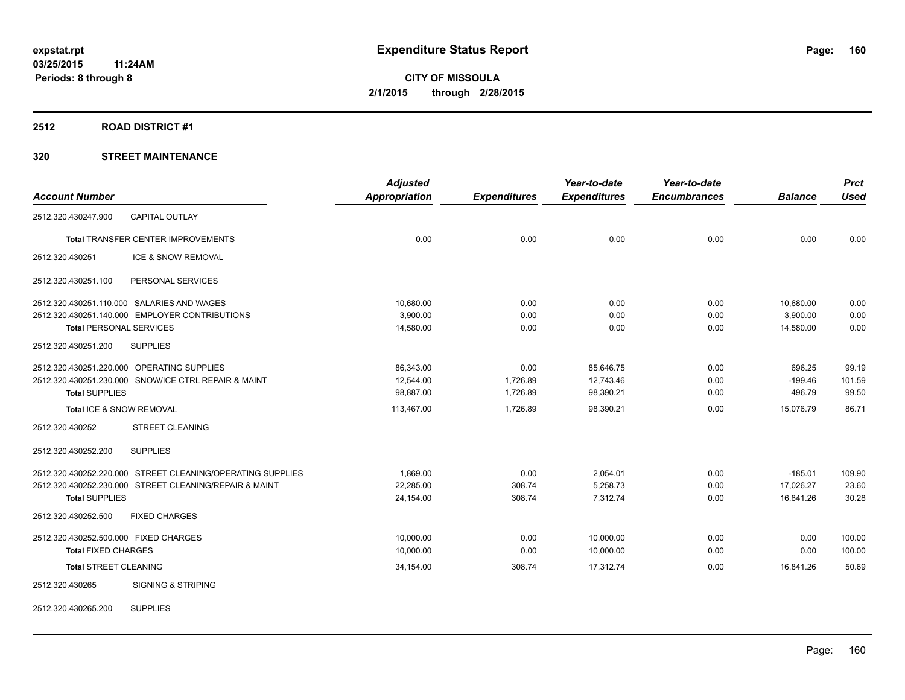**expstat.rpt**
**03/25/2015 11:24AM**
**Periods: 8 through 8**

# Expenditure Status Report

**CITY OF MISSOULA**
**2/1/2015 through 2/28/2015**

## 2512 ROAD DISTRICT #1

### 320 STREET MAINTENANCE

| Account Number | | Adjusted Appropriation | Expenditures | Year-to-date Expenditures | Year-to-date Encumbrances | Balance | Prct Used |
|---|---|---|---|---|---|---|---|
| 2512.320.430247.900 | CAPITAL OUTLAY | | | | | | |
| **Total** TRANSFER CENTER IMPROVEMENTS | | 0.00 | 0.00 | 0.00 | 0.00 | 0.00 | 0.00 |
| 2512.320.430251 | ICE & SNOW REMOVAL | | | | | | |
| 2512.320.430251.100 | PERSONAL SERVICES | | | | | | |
| 2512.320.430251.110.000 | SALARIES AND WAGES | 10,680.00 | 0.00 | 0.00 | 0.00 | 10,680.00 | 0.00 |
| 2512.320.430251.140.000 | EMPLOYER CONTRIBUTIONS | 3,900.00 | 0.00 | 0.00 | 0.00 | 3,900.00 | 0.00 |
| **Total** PERSONAL SERVICES | | 14,580.00 | 0.00 | 0.00 | 0.00 | 14,580.00 | 0.00 |
| 2512.320.430251.200 | SUPPLIES | | | | | | |
| 2512.320.430251.220.000 | OPERATING SUPPLIES | 86,343.00 | 0.00 | 85,646.75 | 0.00 | 696.25 | 99.19 |
| 2512.320.430251.230.000 | SNOW/ICE CTRL REPAIR & MAINT | 12,544.00 | 1,726.89 | 12,743.46 | 0.00 | -199.46 | 101.59 |
| **Total** SUPPLIES | | 98,887.00 | 1,726.89 | 98,390.21 | 0.00 | 496.79 | 99.50 |
| **Total** ICE & SNOW REMOVAL | | 113,467.00 | 1,726.89 | 98,390.21 | 0.00 | 15,076.79 | 86.71 |
| 2512.320.430252 | STREET CLEANING | | | | | | |
| 2512.320.430252.200 | SUPPLIES | | | | | | |
| 2512.320.430252.220.000 | STREET CLEANING/OPERATING SUPPLIES | 1,869.00 | 0.00 | 2,054.01 | 0.00 | -185.01 | 109.90 |
| 2512.320.430252.230.000 | STREET CLEANING/REPAIR & MAINT | 22,285.00 | 308.74 | 5,258.73 | 0.00 | 17,026.27 | 23.60 |
| **Total** SUPPLIES | | 24,154.00 | 308.74 | 7,312.74 | 0.00 | 16,841.26 | 30.28 |
| 2512.320.430252.500 | FIXED CHARGES | | | | | | |
| 2512.320.430252.500.000 | FIXED CHARGES | 10,000.00 | 0.00 | 10,000.00 | 0.00 | 0.00 | 100.00 |
| **Total** FIXED CHARGES | | 10,000.00 | 0.00 | 10,000.00 | 0.00 | 0.00 | 100.00 |
| **Total** STREET CLEANING | | 34,154.00 | 308.74 | 17,312.74 | 0.00 | 16,841.26 | 50.69 |
| 2512.320.430265 | SIGNING & STRIPING | | | | | | |
| 2512.320.430265.200 | SUPPLIES | | | | | | |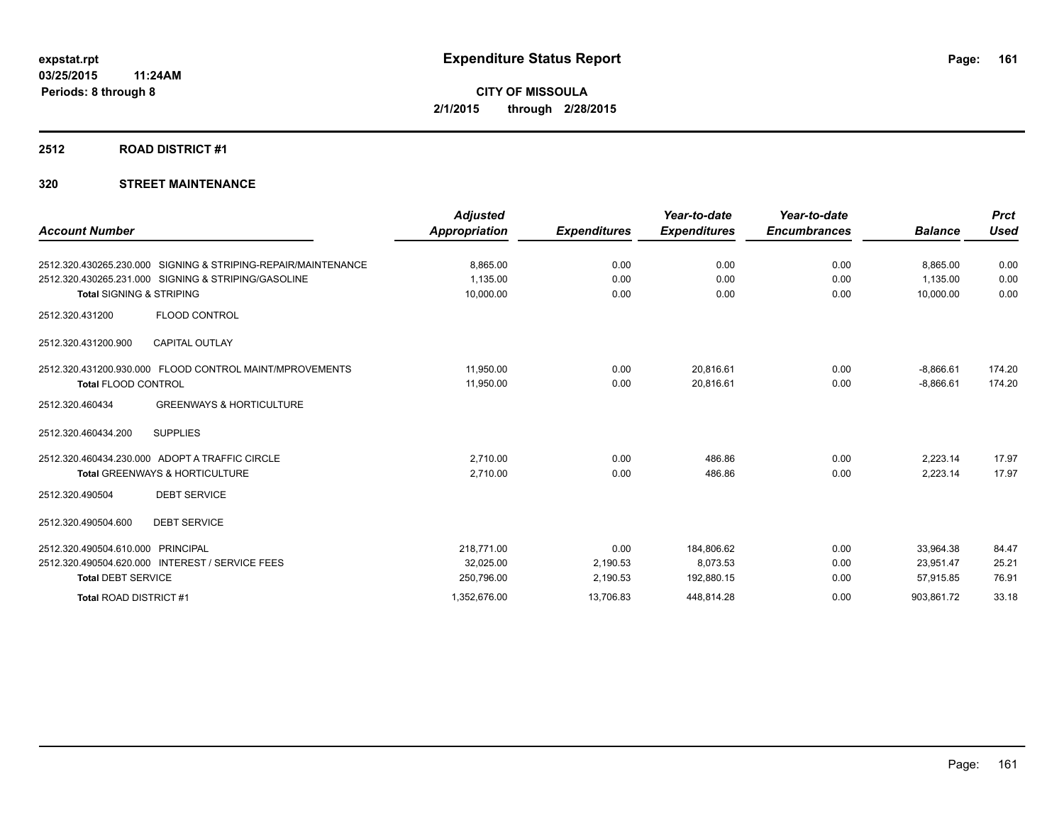**expstat.rpt**
**03/25/2015 11:24AM**
**Periods: 8 through 8**

# Expenditure Status Report

**CITY OF MISSOULA**
**2/1/2015 through 2/28/2015**

## 2512 ROAD DISTRICT #1

## 320 STREET MAINTENANCE

| Account Number | | Adjusted Appropriation | Expenditures | Year-to-date Expenditures | Year-to-date Encumbrances | Balance | Prct Used |
|---|---|---|---|---|---|---|---|
| 2512.320.430265.230.000 | SIGNING & STRIPING-REPAIR/MAINTENANCE | 8,865.00 | 0.00 | 0.00 | 0.00 | 8,865.00 | 0.00 |
| 2512.320.430265.231.000 | SIGNING & STRIPING/GASOLINE | 1,135.00 | 0.00 | 0.00 | 0.00 | 1,135.00 | 0.00 |
| **Total** SIGNING & STRIPING | | 10,000.00 | 0.00 | 0.00 | 0.00 | 10,000.00 | 0.00 |
| 2512.320.431200 | FLOOD CONTROL | | | | | | |
| 2512.320.431200.900 | CAPITAL OUTLAY | | | | | | |
| 2512.320.431200.930.000 | FLOOD CONTROL MAINT/MPROVEMENTS | 11,950.00 | 0.00 | 20,816.61 | 0.00 | -8,866.61 | 174.20 |
| **Total** FLOOD CONTROL | | 11,950.00 | 0.00 | 20,816.61 | 0.00 | -8,866.61 | 174.20 |
| 2512.320.460434 | GREENWAYS & HORTICULTURE | | | | | | |
| 2512.320.460434.200 | SUPPLIES | | | | | | |
| 2512.320.460434.230.000 | ADOPT A TRAFFIC CIRCLE | 2,710.00 | 0.00 | 486.86 | 0.00 | 2,223.14 | 17.97 |
| **Total** GREENWAYS & HORTICULTURE | | 2,710.00 | 0.00 | 486.86 | 0.00 | 2,223.14 | 17.97 |
| 2512.320.490504 | DEBT SERVICE | | | | | | |
| 2512.320.490504.600 | DEBT SERVICE | | | | | | |
| 2512.320.490504.610.000 | PRINCIPAL | 218,771.00 | 0.00 | 184,806.62 | 0.00 | 33,964.38 | 84.47 |
| 2512.320.490504.620.000 | INTEREST / SERVICE FEES | 32,025.00 | 2,190.53 | 8,073.53 | 0.00 | 23,951.47 | 25.21 |
| **Total** DEBT SERVICE | | 250,796.00 | 2,190.53 | 192,880.15 | 0.00 | 57,915.85 | 76.91 |
| **Total** ROAD DISTRICT #1 | | 1,352,676.00 | 13,706.83 | 448,814.28 | 0.00 | 903,861.72 | 33.18 |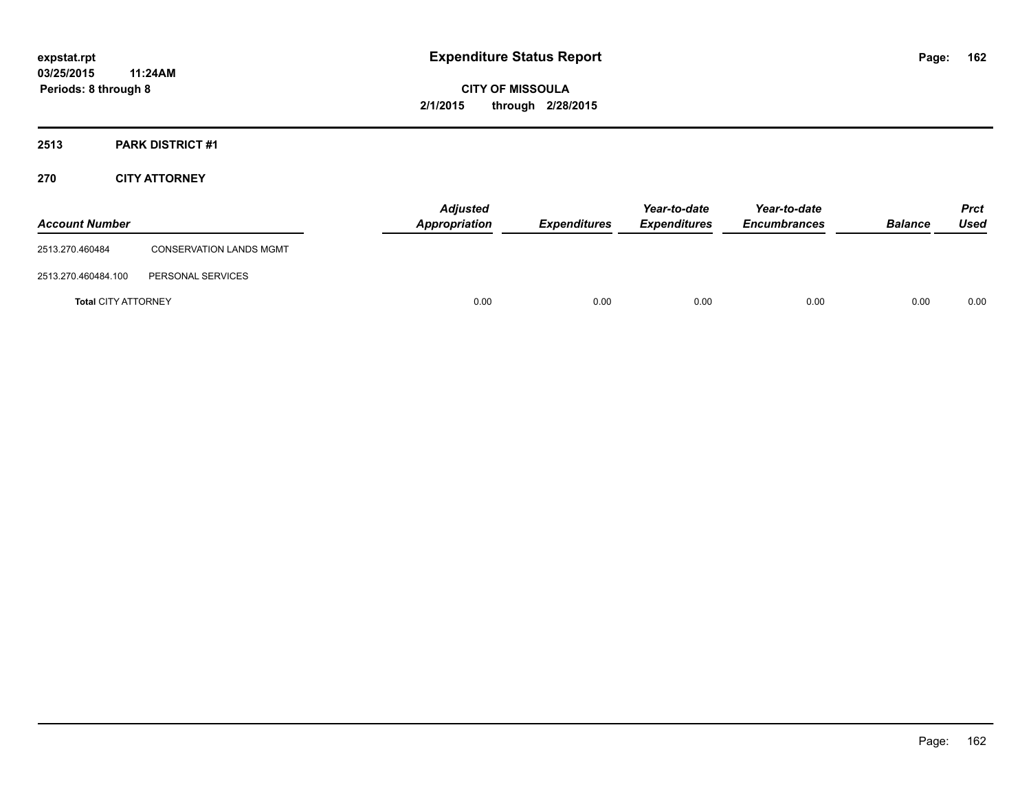# Expenditure Status Report

**CITY OF MISSOULA**
**2/1/2015 through 2/28/2015**

expstat.rpt
03/25/2015 11:24AM
Periods: 8 through 8

## 2513 PARK DISTRICT #1

### 270 CITY ATTORNEY

| Account Number | | Adjusted Appropriation | Expenditures | Year-to-date Expenditures | Year-to-date Encumbrances | Balance | Prct Used |
|---|---|---|---|---|---|---|---|
| 2513.270.460484 | CONSERVATION LANDS MGMT | | | | | | |
| 2513.270.460484.100 | PERSONAL SERVICES | | | | | | |
| **Total** CITY ATTORNEY | | 0.00 | 0.00 | 0.00 | 0.00 | 0.00 | 0.00 |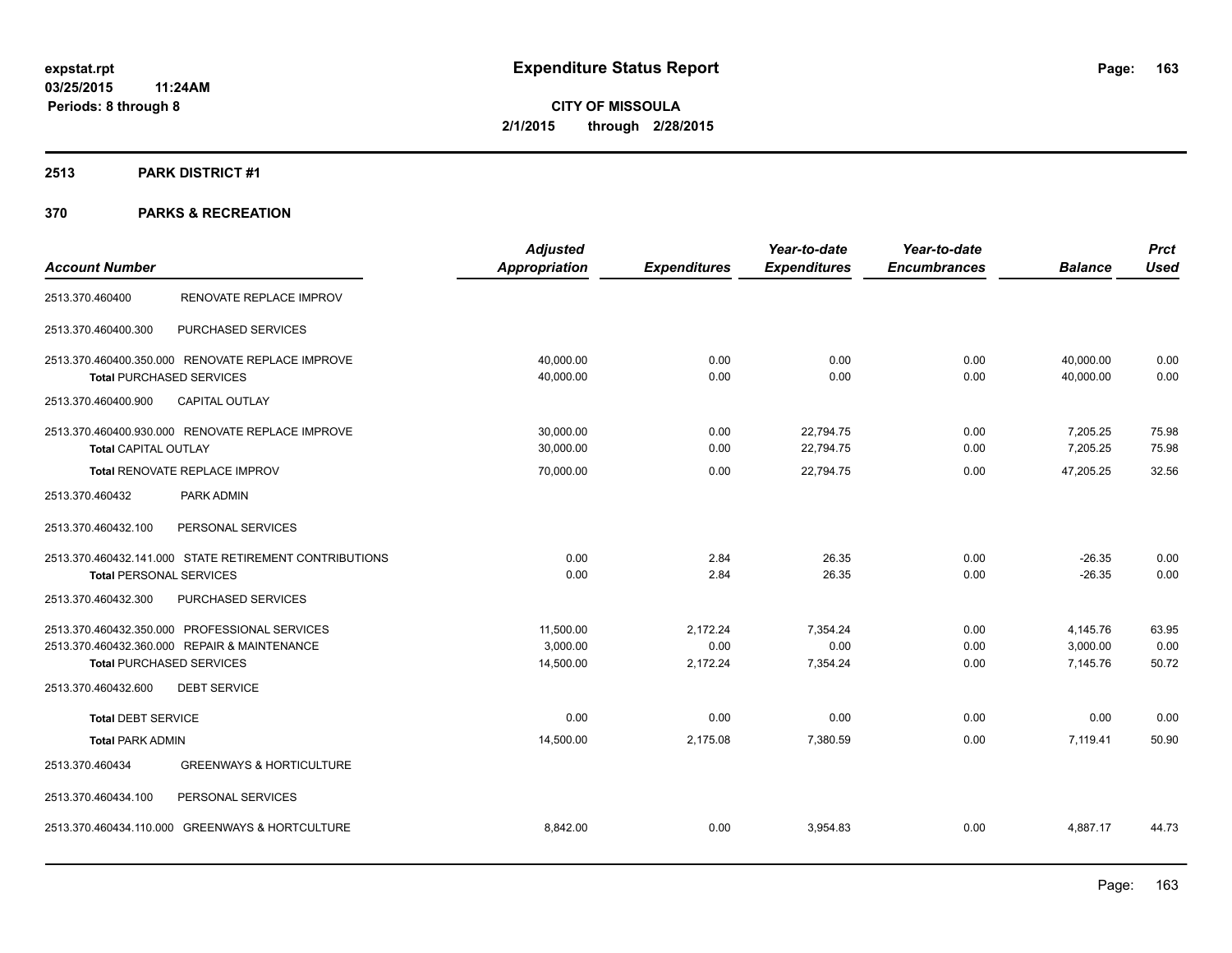**expstat.rpt**
**03/25/2015 11:24AM**
**Periods: 8 through 8**

# Expenditure Status Report

**CITY OF MISSOULA**
**2/1/2015 through 2/28/2015**

## 2513 PARK DISTRICT #1

## 370 PARKS & RECREATION

| Account Number | | Adjusted Appropriation | Expenditures | Year-to-date Expenditures | Year-to-date Encumbrances | Balance | Prct Used |
|---|---|---|---|---|---|---|---|
| 2513.370.460400 | RENOVATE REPLACE IMPROV | | | | | | |
| 2513.370.460400.300 | PURCHASED SERVICES | | | | | | |
| 2513.370.460400.350.000 | RENOVATE REPLACE IMPROVE | 40,000.00 | 0.00 | 0.00 | 0.00 | 40,000.00 | 0.00 |
| **Total** PURCHASED SERVICES | | 40,000.00 | 0.00 | 0.00 | 0.00 | 40,000.00 | 0.00 |
| 2513.370.460400.900 | CAPITAL OUTLAY | | | | | | |
| 2513.370.460400.930.000 | RENOVATE REPLACE IMPROVE | 30,000.00 | 0.00 | 22,794.75 | 0.00 | 7,205.25 | 75.98 |
| **Total** CAPITAL OUTLAY | | 30,000.00 | 0.00 | 22,794.75 | 0.00 | 7,205.25 | 75.98 |
| **Total** RENOVATE REPLACE IMPROV | | 70,000.00 | 0.00 | 22,794.75 | 0.00 | 47,205.25 | 32.56 |
| 2513.370.460432 | PARK ADMIN | | | | | | |
| 2513.370.460432.100 | PERSONAL SERVICES | | | | | | |
| 2513.370.460432.141.000 | STATE RETIREMENT CONTRIBUTIONS | 0.00 | 2.84 | 26.35 | 0.00 | -26.35 | 0.00 |
| **Total** PERSONAL SERVICES | | 0.00 | 2.84 | 26.35 | 0.00 | -26.35 | 0.00 |
| 2513.370.460432.300 | PURCHASED SERVICES | | | | | | |
| 2513.370.460432.350.000 | PROFESSIONAL SERVICES | 11,500.00 | 2,172.24 | 7,354.24 | 0.00 | 4,145.76 | 63.95 |
| 2513.370.460432.360.000 | REPAIR & MAINTENANCE | 3,000.00 | 0.00 | 0.00 | 0.00 | 3,000.00 | 0.00 |
| **Total** PURCHASED SERVICES | | 14,500.00 | 2,172.24 | 7,354.24 | 0.00 | 7,145.76 | 50.72 |
| 2513.370.460432.600 | DEBT SERVICE | | | | | | |
| **Total** DEBT SERVICE | | 0.00 | 0.00 | 0.00 | 0.00 | 0.00 | 0.00 |
| **Total** PARK ADMIN | | 14,500.00 | 2,175.08 | 7,380.59 | 0.00 | 7,119.41 | 50.90 |
| 2513.370.460434 | GREENWAYS & HORTICULTURE | | | | | | |
| 2513.370.460434.100 | PERSONAL SERVICES | | | | | | |
| 2513.370.460434.110.000 | GREENWAYS & HORTCULTURE | 8,842.00 | 0.00 | 3,954.83 | 0.00 | 4,887.17 | 44.73 |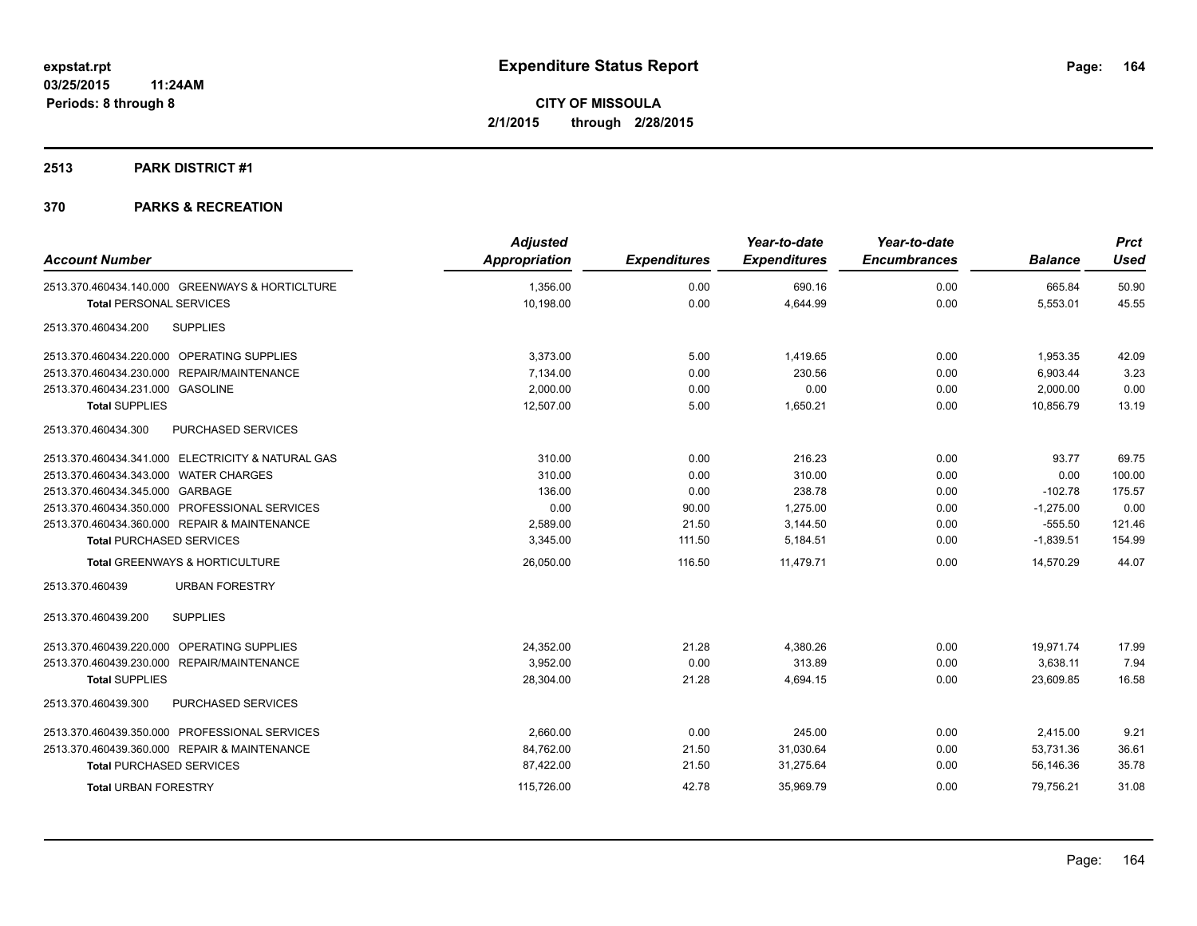**expstat.rpt**
**03/25/2015 11:24AM**
**Periods: 8 through 8**

# Expenditure Status Report

**CITY OF MISSOULA**
**2/1/2015 through 2/28/2015**

## 2513 PARK DISTRICT #1

## 370 PARKS & RECREATION

| Account Number | Adjusted Appropriation | Expenditures | Year-to-date Expenditures | Year-to-date Encumbrances | Balance | Prct Used |
|---|---|---|---|---|---|---|
| 2513.370.460434.140.000 GREENWAYS & HORTICLTURE | 1,356.00 | 0.00 | 690.16 | 0.00 | 665.84 | 50.90 |
| **Total** PERSONAL SERVICES | 10,198.00 | 0.00 | 4,644.99 | 0.00 | 5,553.01 | 45.55 |
| 2513.370.460434.200 SUPPLIES | | | | | | |
| 2513.370.460434.220.000 OPERATING SUPPLIES | 3,373.00 | 5.00 | 1,419.65 | 0.00 | 1,953.35 | 42.09 |
| 2513.370.460434.230.000 REPAIR/MAINTENANCE | 7,134.00 | 0.00 | 230.56 | 0.00 | 6,903.44 | 3.23 |
| 2513.370.460434.231.000 GASOLINE | 2,000.00 | 0.00 | 0.00 | 0.00 | 2,000.00 | 0.00 |
| **Total** SUPPLIES | 12,507.00 | 5.00 | 1,650.21 | 0.00 | 10,856.79 | 13.19 |
| 2513.370.460434.300 PURCHASED SERVICES | | | | | | |
| 2513.370.460434.341.000 ELECTRICITY & NATURAL GAS | 310.00 | 0.00 | 216.23 | 0.00 | 93.77 | 69.75 |
| 2513.370.460434.343.000 WATER CHARGES | 310.00 | 0.00 | 310.00 | 0.00 | 0.00 | 100.00 |
| 2513.370.460434.345.000 GARBAGE | 136.00 | 0.00 | 238.78 | 0.00 | -102.78 | 175.57 |
| 2513.370.460434.350.000 PROFESSIONAL SERVICES | 0.00 | 90.00 | 1,275.00 | 0.00 | -1,275.00 | 0.00 |
| 2513.370.460434.360.000 REPAIR & MAINTENANCE | 2,589.00 | 21.50 | 3,144.50 | 0.00 | -555.50 | 121.46 |
| **Total** PURCHASED SERVICES | 3,345.00 | 111.50 | 5,184.51 | 0.00 | -1,839.51 | 154.99 |
| **Total** GREENWAYS & HORTICULTURE | 26,050.00 | 116.50 | 11,479.71 | 0.00 | 14,570.29 | 44.07 |
| 2513.370.460439 URBAN FORESTRY | | | | | | |
| 2513.370.460439.200 SUPPLIES | | | | | | |
| 2513.370.460439.220.000 OPERATING SUPPLIES | 24,352.00 | 21.28 | 4,380.26 | 0.00 | 19,971.74 | 17.99 |
| 2513.370.460439.230.000 REPAIR/MAINTENANCE | 3,952.00 | 0.00 | 313.89 | 0.00 | 3,638.11 | 7.94 |
| **Total** SUPPLIES | 28,304.00 | 21.28 | 4,694.15 | 0.00 | 23,609.85 | 16.58 |
| 2513.370.460439.300 PURCHASED SERVICES | | | | | | |
| 2513.370.460439.350.000 PROFESSIONAL SERVICES | 2,660.00 | 0.00 | 245.00 | 0.00 | 2,415.00 | 9.21 |
| 2513.370.460439.360.000 REPAIR & MAINTENANCE | 84,762.00 | 21.50 | 31,030.64 | 0.00 | 53,731.36 | 36.61 |
| **Total** PURCHASED SERVICES | 87,422.00 | 21.50 | 31,275.64 | 0.00 | 56,146.36 | 35.78 |
| **Total** URBAN FORESTRY | 115,726.00 | 42.78 | 35,969.79 | 0.00 | 79,756.21 | 31.08 |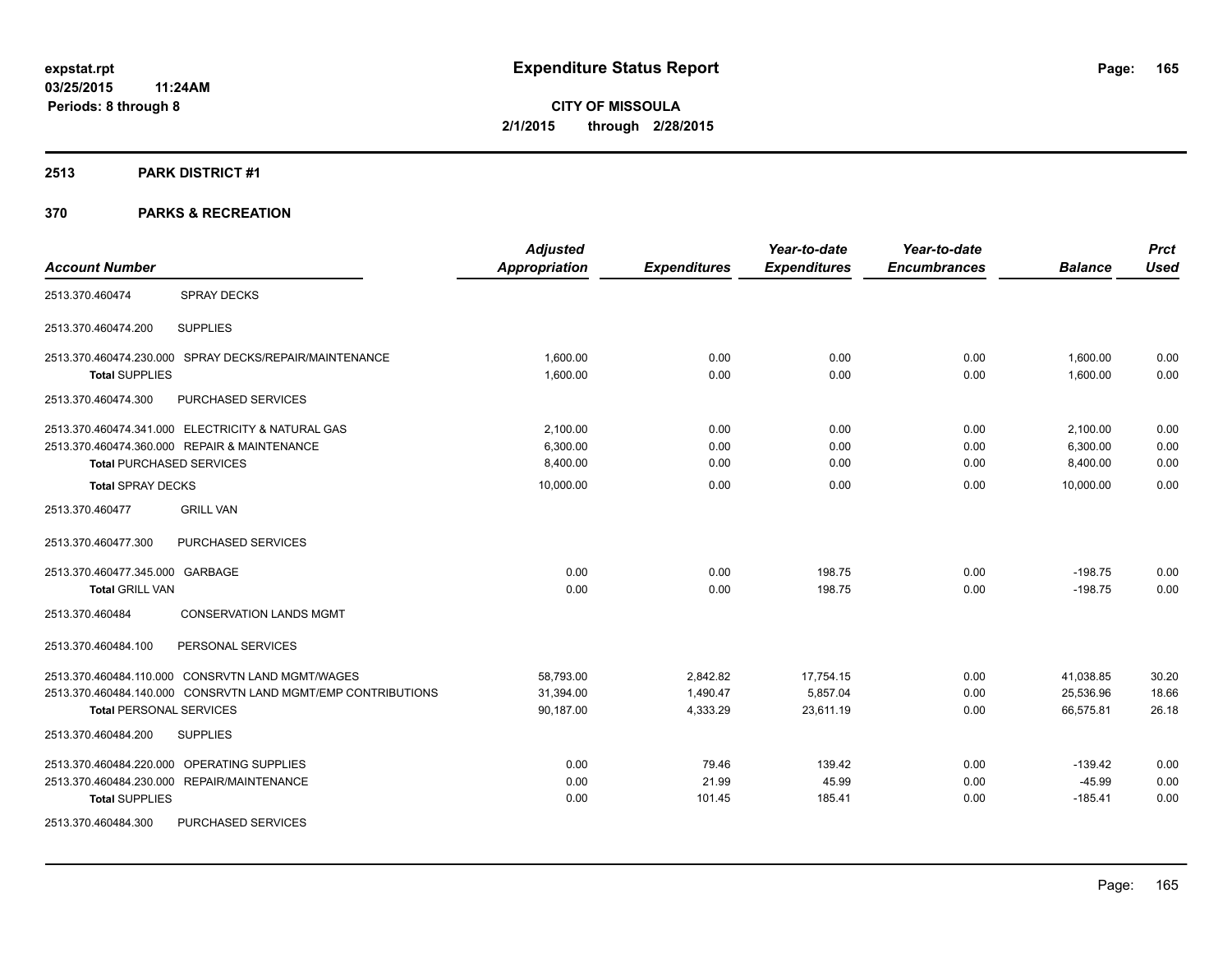**expstat.rpt**
**03/25/2015 11:24AM**
**Periods: 8 through 8**

# Expenditure Status Report

**CITY OF MISSOULA**
**2/1/2015 through 2/28/2015**

## 2513 PARK DISTRICT #1

## 370 PARKS & RECREATION

| Account Number | | Adjusted Appropriation | Expenditures | Year-to-date Expenditures | Year-to-date Encumbrances | Balance | Prct Used |
|---|---|---|---|---|---|---|---|
| 2513.370.460474 | SPRAY DECKS | | | | | | |
| 2513.370.460474.200 | SUPPLIES | | | | | | |
| 2513.370.460474.230.000 | SPRAY DECKS/REPAIR/MAINTENANCE | 1,600.00 | 0.00 | 0.00 | 0.00 | 1,600.00 | 0.00 |
| **Total SUPPLIES** | | 1,600.00 | 0.00 | 0.00 | 0.00 | 1,600.00 | 0.00 |
| 2513.370.460474.300 | PURCHASED SERVICES | | | | | | |
| 2513.370.460474.341.000 | ELECTRICITY & NATURAL GAS | 2,100.00 | 0.00 | 0.00 | 0.00 | 2,100.00 | 0.00 |
| 2513.370.460474.360.000 | REPAIR & MAINTENANCE | 6,300.00 | 0.00 | 0.00 | 0.00 | 6,300.00 | 0.00 |
| **Total PURCHASED SERVICES** | | 8,400.00 | 0.00 | 0.00 | 0.00 | 8,400.00 | 0.00 |
| **Total SPRAY DECKS** | | 10,000.00 | 0.00 | 0.00 | 0.00 | 10,000.00 | 0.00 |
| 2513.370.460477 | GRILL VAN | | | | | | |
| 2513.370.460477.300 | PURCHASED SERVICES | | | | | | |
| 2513.370.460477.345.000 | GARBAGE | 0.00 | 0.00 | 198.75 | 0.00 | -198.75 | 0.00 |
| **Total GRILL VAN** | | 0.00 | 0.00 | 198.75 | 0.00 | -198.75 | 0.00 |
| 2513.370.460484 | CONSERVATION LANDS MGMT | | | | | | |
| 2513.370.460484.100 | PERSONAL SERVICES | | | | | | |
| 2513.370.460484.110.000 | CONSRVTN LAND MGMT/WAGES | 58,793.00 | 2,842.82 | 17,754.15 | 0.00 | 41,038.85 | 30.20 |
| 2513.370.460484.140.000 | CONSRVTN LAND MGMT/EMP CONTRIBUTIONS | 31,394.00 | 1,490.47 | 5,857.04 | 0.00 | 25,536.96 | 18.66 |
| **Total PERSONAL SERVICES** | | 90,187.00 | 4,333.29 | 23,611.19 | 0.00 | 66,575.81 | 26.18 |
| 2513.370.460484.200 | SUPPLIES | | | | | | |
| 2513.370.460484.220.000 | OPERATING SUPPLIES | 0.00 | 79.46 | 139.42 | 0.00 | -139.42 | 0.00 |
| 2513.370.460484.230.000 | REPAIR/MAINTENANCE | 0.00 | 21.99 | 45.99 | 0.00 | -45.99 | 0.00 |
| **Total SUPPLIES** | | 0.00 | 101.45 | 185.41 | 0.00 | -185.41 | 0.00 |
| 2513.370.460484.300 | PURCHASED SERVICES | | | | | | |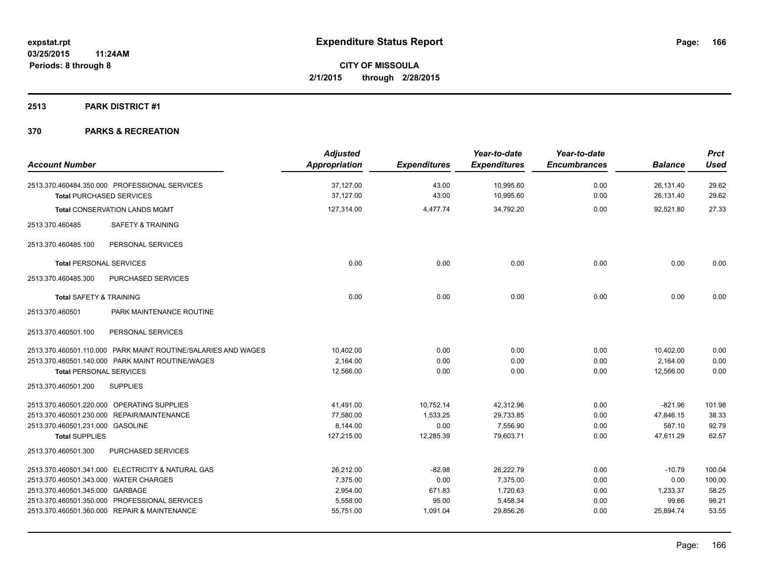**expstat.rpt**
**03/25/2015 11:24AM**
**Periods: 8 through 8**

# Expenditure Status Report

**CITY OF MISSOULA**
**2/1/2015 through 2/28/2015**

## 2513 PARK DISTRICT #1

## 370 PARKS & RECREATION

| Account Number | Adjusted Appropriation | Expenditures | Year-to-date Expenditures | Year-to-date Encumbrances | Balance | Prct Used |
|---|---|---|---|---|---|---|
| 2513.370.460484.350.000 PROFESSIONAL SERVICES | 37,127.00 | 43.00 | 10,995.60 | 0.00 | 26,131.40 | 29.62 |
| **Total** PURCHASED SERVICES | 37,127.00 | 43.00 | 10,995.60 | 0.00 | 26,131.40 | 29.62 |
| **Total** CONSERVATION LANDS MGMT | 127,314.00 | 4,477.74 | 34,792.20 | 0.00 | 92,521.80 | 27.33 |
| 2513.370.460485 SAFETY & TRAINING | | | | | | |
| 2513.370.460485.100 PERSONAL SERVICES | | | | | | |
| **Total** PERSONAL SERVICES | 0.00 | 0.00 | 0.00 | 0.00 | 0.00 | 0.00 |
| 2513.370.460485.300 PURCHASED SERVICES | | | | | | |
| **Total** SAFETY & TRAINING | 0.00 | 0.00 | 0.00 | 0.00 | 0.00 | 0.00 |
| 2513.370.460501 PARK MAINTENANCE ROUTINE | | | | | | |
| 2513.370.460501.100 PERSONAL SERVICES | | | | | | |
| 2513.370.460501.110.000 PARK MAINT ROUTINE/SALARIES AND WAGES | 10,402.00 | 0.00 | 0.00 | 0.00 | 10,402.00 | 0.00 |
| 2513.370.460501.140.000 PARK MAINT ROUTINE/WAGES | 2,164.00 | 0.00 | 0.00 | 0.00 | 2,164.00 | 0.00 |
| **Total** PERSONAL SERVICES | 12,566.00 | 0.00 | 0.00 | 0.00 | 12,566.00 | 0.00 |
| 2513.370.460501.200 SUPPLIES | | | | | | |
| 2513.370.460501.220.000 OPERATING SUPPLIES | 41,491.00 | 10,752.14 | 42,312.96 | 0.00 | -821.96 | 101.98 |
| 2513.370.460501.230.000 REPAIR/MAINTENANCE | 77,580.00 | 1,533.25 | 29,733.85 | 0.00 | 47,846.15 | 38.33 |
| 2513.370.460501.231.000 GASOLINE | 8,144.00 | 0.00 | 7,556.90 | 0.00 | 587.10 | 92.79 |
| **Total** SUPPLIES | 127,215.00 | 12,285.39 | 79,603.71 | 0.00 | 47,611.29 | 62.57 |
| 2513.370.460501.300 PURCHASED SERVICES | | | | | | |
| 2513.370.460501.341.000 ELECTRICITY & NATURAL GAS | 26,212.00 | -82.98 | 26,222.79 | 0.00 | -10.79 | 100.04 |
| 2513.370.460501.343.000 WATER CHARGES | 7,375.00 | 0.00 | 7,375.00 | 0.00 | 0.00 | 100.00 |
| 2513.370.460501.345.000 GARBAGE | 2,954.00 | 671.83 | 1,720.63 | 0.00 | 1,233.37 | 58.25 |
| 2513.370.460501.350.000 PROFESSIONAL SERVICES | 5,558.00 | 95.00 | 5,458.34 | 0.00 | 99.66 | 98.21 |
| 2513.370.460501.360.000 REPAIR & MAINTENANCE | 55,751.00 | 1,091.04 | 29,856.26 | 0.00 | 25,894.74 | 53.55 |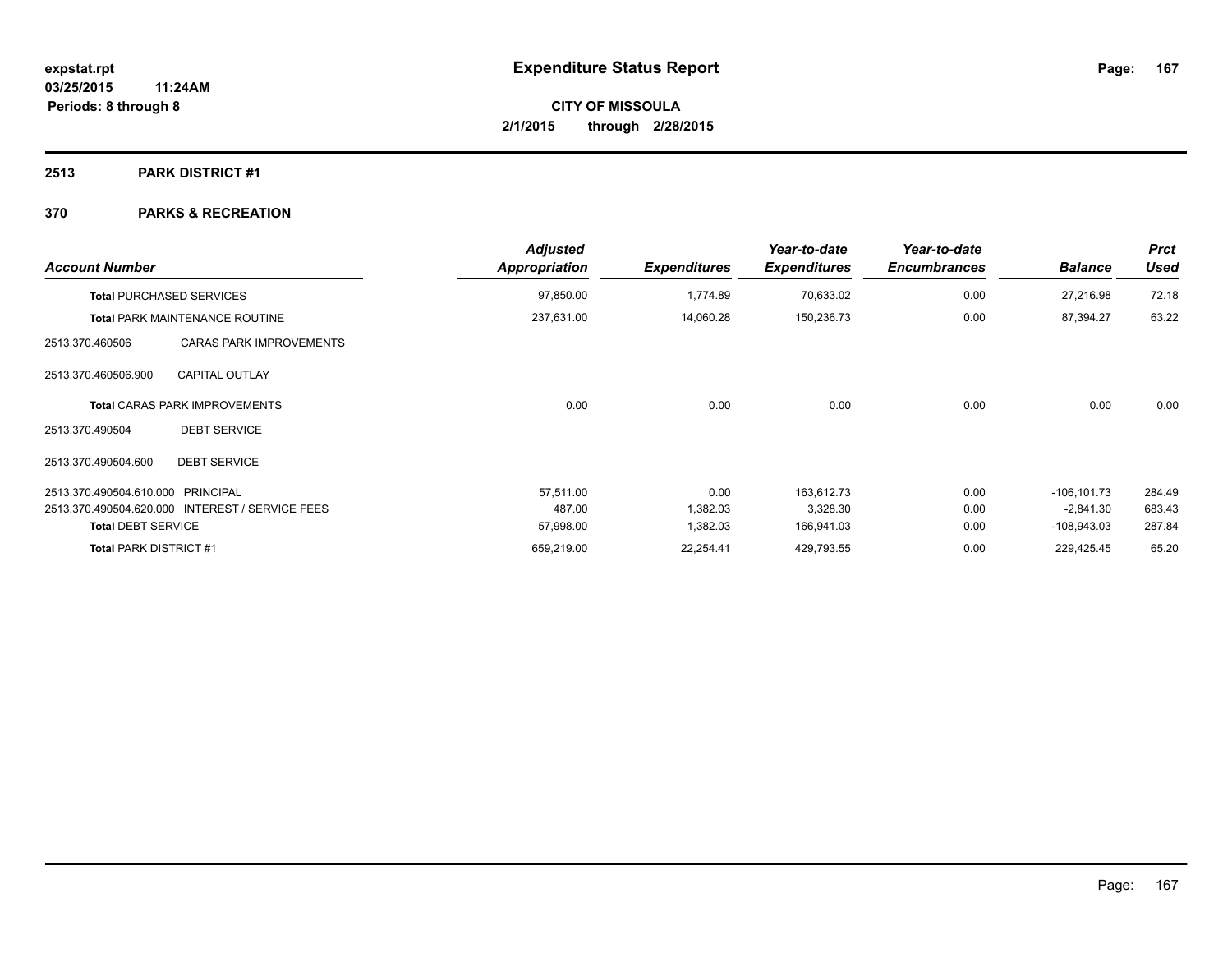# Expenditure Status Report

**expstat.rpt**
**03/25/2015 11:24AM**
**Periods: 8 through 8**

**CITY OF MISSOULA**
**2/1/2015 through 2/28/2015**

## 2513 PARK DISTRICT #1

## 370 PARKS & RECREATION

| Account Number | | Adjusted Appropriation | Expenditures | Year-to-date Expenditures | Year-to-date Encumbrances | Balance | Prct Used |
|---|---|---|---|---|---|---|---|
| **Total** PURCHASED SERVICES | | 97,850.00 | 1,774.89 | 70,633.02 | 0.00 | 27,216.98 | 72.18 |
| **Total** PARK MAINTENANCE ROUTINE | | 237,631.00 | 14,060.28 | 150,236.73 | 0.00 | 87,394.27 | 63.22 |
| 2513.370.460506 | CARAS PARK IMPROVEMENTS | | | | | | |
| 2513.370.460506.900 | CAPITAL OUTLAY | | | | | | |
| **Total** CARAS PARK IMPROVEMENTS | | 0.00 | 0.00 | 0.00 | 0.00 | 0.00 | 0.00 |
| 2513.370.490504 | DEBT SERVICE | | | | | | |
| 2513.370.490504.600 | DEBT SERVICE | | | | | | |
| 2513.370.490504.610.000 | PRINCIPAL | 57,511.00 | 0.00 | 163,612.73 | 0.00 | -106,101.73 | 284.49 |
| 2513.370.490504.620.000 | INTEREST / SERVICE FEES | 487.00 | 1,382.03 | 3,328.30 | 0.00 | -2,841.30 | 683.43 |
| **Total** DEBT SERVICE | | 57,998.00 | 1,382.03 | 166,941.03 | 0.00 | -108,943.03 | 287.84 |
| **Total** PARK DISTRICT #1 | | 659,219.00 | 22,254.41 | 429,793.55 | 0.00 | 229,425.45 | 65.20 |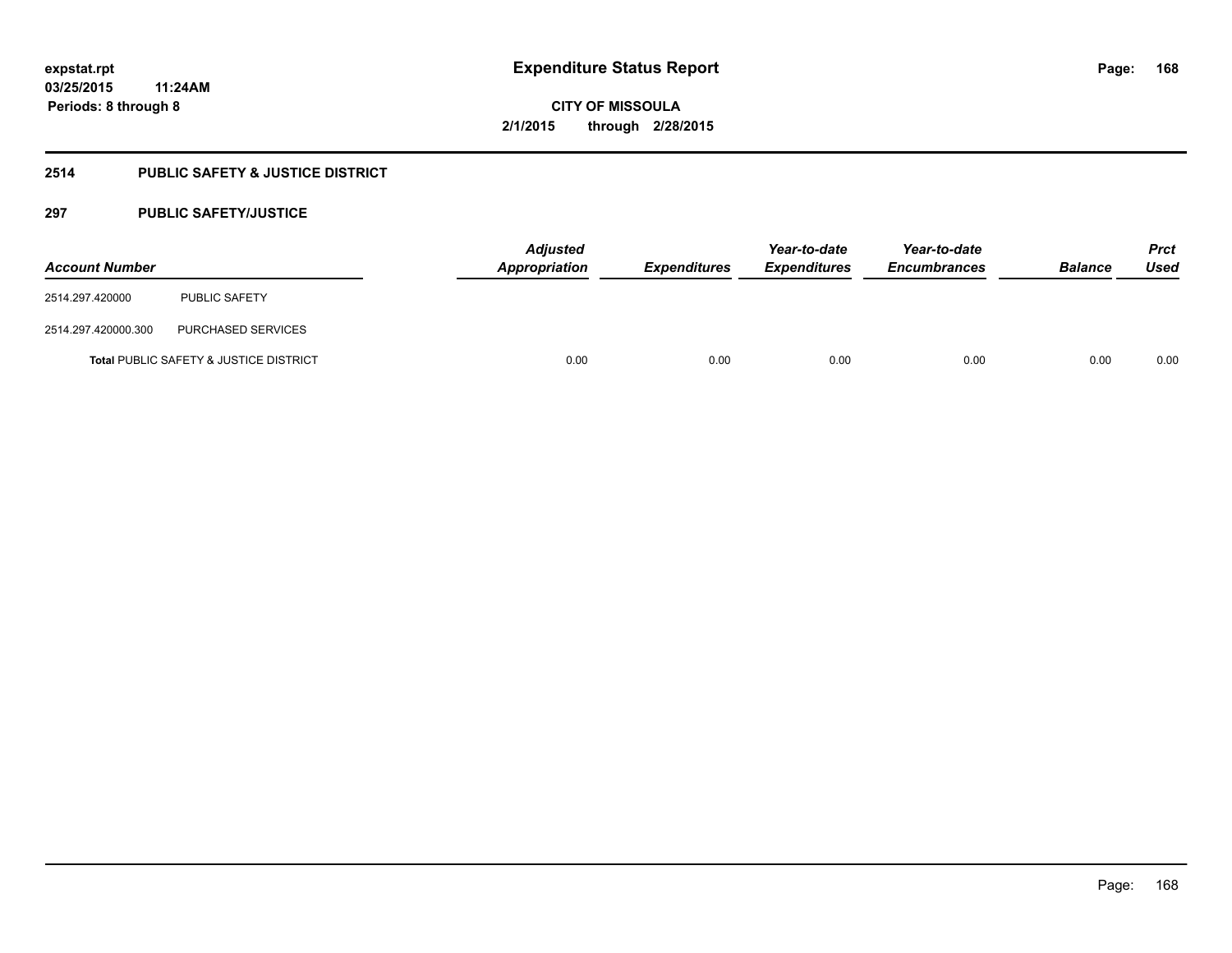**Expenditure Status Report**

**CITY OF MISSOULA**

**2/1/2015 through 2/28/2015**

expstat.rpt
03/25/2015 11:24AM
Periods: 8 through 8

## 2514 PUBLIC SAFETY & JUSTICE DISTRICT

## 297 PUBLIC SAFETY/JUSTICE

| Account Number | | Adjusted Appropriation | Expenditures | Year-to-date Expenditures | Year-to-date Encumbrances | Balance | Prct Used |
|---|---|---|---|---|---|---|---|
| 2514.297.420000 | PUBLIC SAFETY | | | | | | |
| 2514.297.420000.300 | PURCHASED SERVICES | | | | | | |
| **Total** PUBLIC SAFETY & JUSTICE DISTRICT | | 0.00 | 0.00 | 0.00 | 0.00 | 0.00 | 0.00 |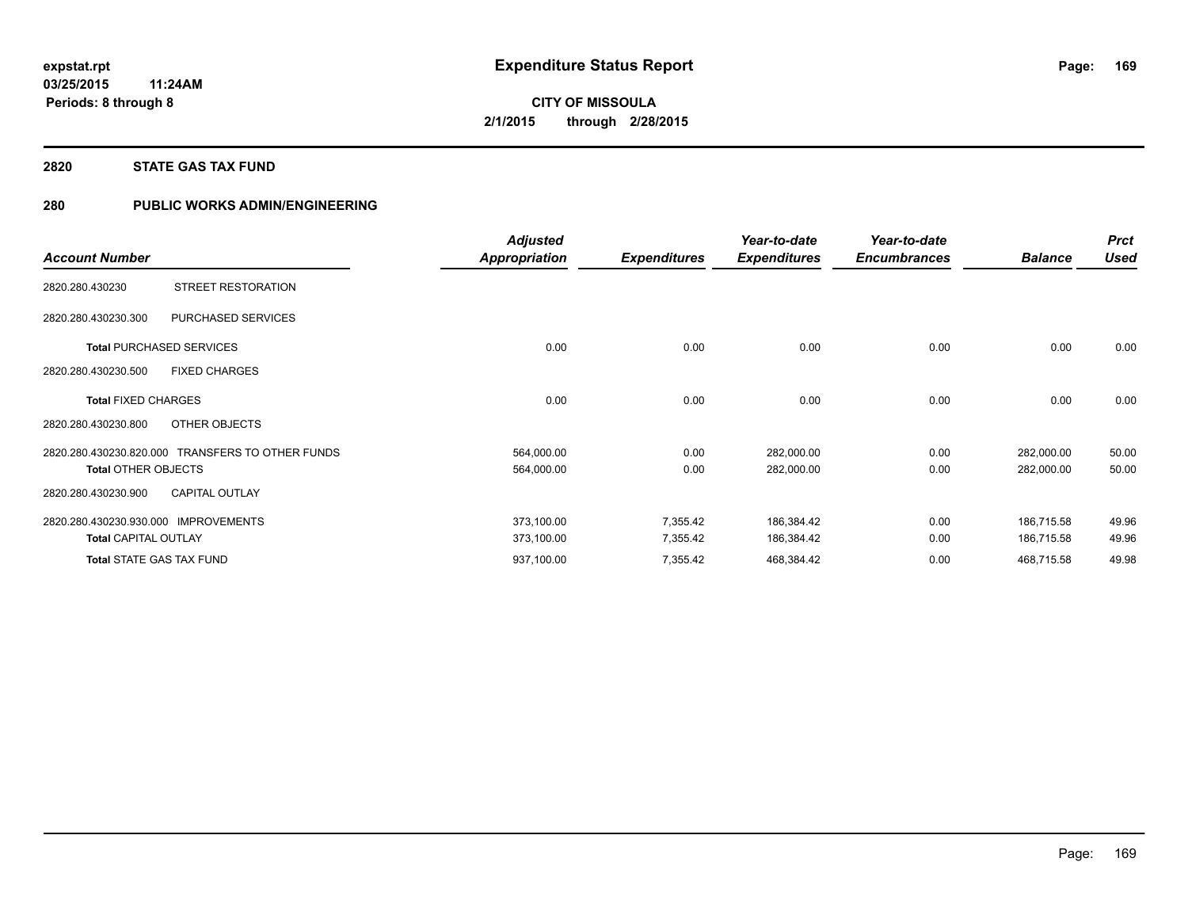**expstat.rpt**
**03/25/2015 11:24AM**
**Periods: 8 through 8**

# Expenditure Status Report

**CITY OF MISSOULA**
**2/1/2015 through 2/28/2015**

## 2820 STATE GAS TAX FUND

## 280 PUBLIC WORKS ADMIN/ENGINEERING

| Account Number | | Adjusted Appropriation | Expenditures | Year-to-date Expenditures | Year-to-date Encumbrances | Balance | Prct Used |
|---|---|---|---|---|---|---|---|
| 2820.280.430230 | STREET RESTORATION | | | | | | |
| 2820.280.430230.300 | PURCHASED SERVICES | | | | | | |
| **Total** PURCHASED SERVICES | | 0.00 | 0.00 | 0.00 | 0.00 | 0.00 | 0.00 |
| 2820.280.430230.500 | FIXED CHARGES | | | | | | |
| **Total** FIXED CHARGES | | 0.00 | 0.00 | 0.00 | 0.00 | 0.00 | 0.00 |
| 2820.280.430230.800 | OTHER OBJECTS | | | | | | |
| 2820.280.430230.820.000 | TRANSFERS TO OTHER FUNDS | 564,000.00 | 0.00 | 282,000.00 | 0.00 | 282,000.00 | 50.00 |
| **Total** OTHER OBJECTS | | 564,000.00 | 0.00 | 282,000.00 | 0.00 | 282,000.00 | 50.00 |
| 2820.280.430230.900 | CAPITAL OUTLAY | | | | | | |
| 2820.280.430230.930.000 | IMPROVEMENTS | 373,100.00 | 7,355.42 | 186,384.42 | 0.00 | 186,715.58 | 49.96 |
| **Total** CAPITAL OUTLAY | | 373,100.00 | 7,355.42 | 186,384.42 | 0.00 | 186,715.58 | 49.96 |
| **Total** STATE GAS TAX FUND | | 937,100.00 | 7,355.42 | 468,384.42 | 0.00 | 468,715.58 | 49.98 |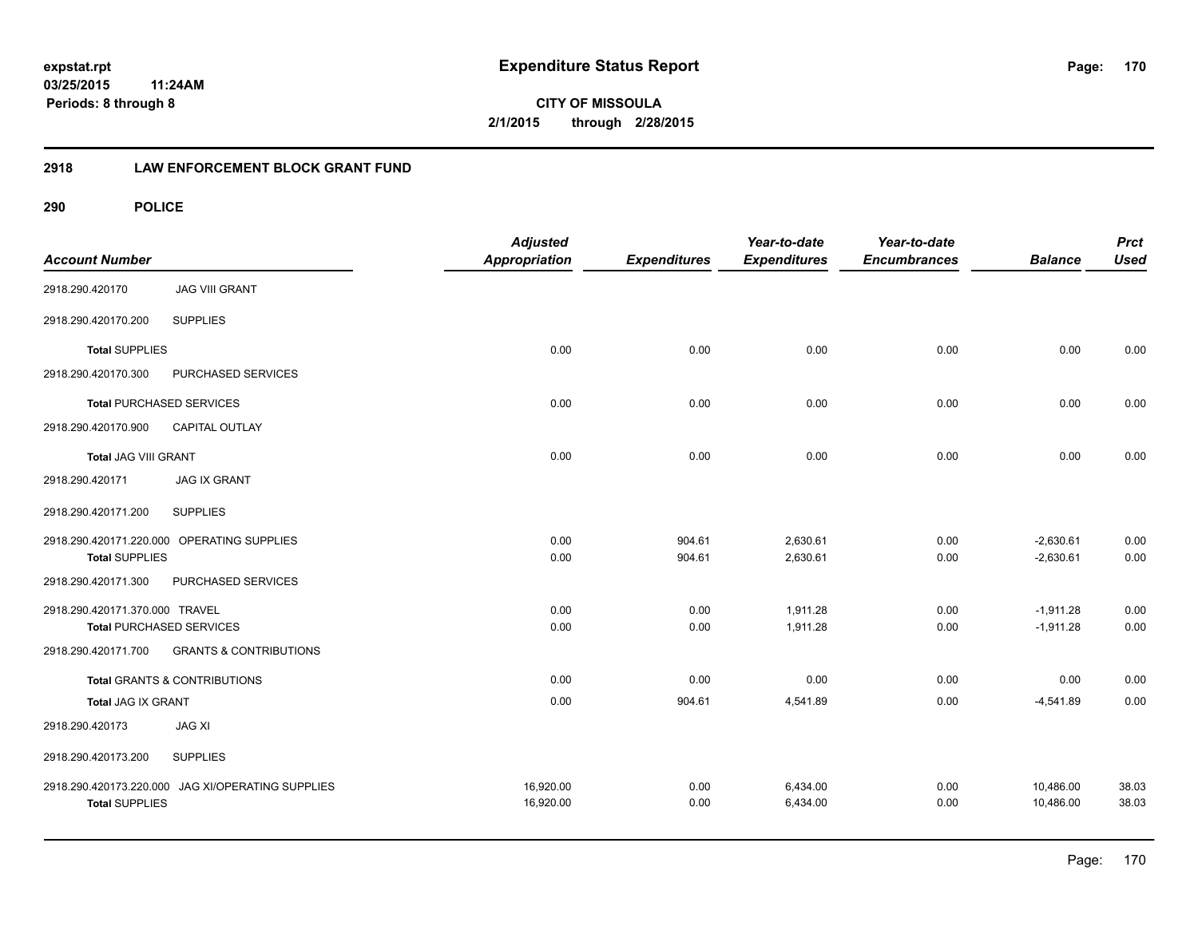**expstat.rpt**
**03/25/2015 11:24AM**
**Periods: 8 through 8**

# Expenditure Status Report

**CITY OF MISSOULA**
**2/1/2015 through 2/28/2015**

## 2918 LAW ENFORCEMENT BLOCK GRANT FUND

### 290 POLICE

| Account Number | | Adjusted Appropriation | Expenditures | Year-to-date Expenditures | Year-to-date Encumbrances | Balance | Prct Used |
|---|---|---|---|---|---|---|---|
| 2918.290.420170 | JAG VIII GRANT | | | | | | |
| 2918.290.420170.200 | SUPPLIES | | | | | | |
| **Total** SUPPLIES | | 0.00 | 0.00 | 0.00 | 0.00 | 0.00 | 0.00 |
| 2918.290.420170.300 | PURCHASED SERVICES | | | | | | |
| **Total** PURCHASED SERVICES | | 0.00 | 0.00 | 0.00 | 0.00 | 0.00 | 0.00 |
| 2918.290.420170.900 | CAPITAL OUTLAY | | | | | | |
| **Total** JAG VIII GRANT | | 0.00 | 0.00 | 0.00 | 0.00 | 0.00 | 0.00 |
| 2918.290.420171 | JAG IX GRANT | | | | | | |
| 2918.290.420171.200 | SUPPLIES | | | | | | |
| 2918.290.420171.220.000 | OPERATING SUPPLIES | 0.00 | 904.61 | 2,630.61 | 0.00 | -2,630.61 | 0.00 |
| **Total** SUPPLIES | | 0.00 | 904.61 | 2,630.61 | 0.00 | -2,630.61 | 0.00 |
| 2918.290.420171.300 | PURCHASED SERVICES | | | | | | |
| 2918.290.420171.370.000 | TRAVEL | 0.00 | 0.00 | 1,911.28 | 0.00 | -1,911.28 | 0.00 |
| **Total** PURCHASED SERVICES | | 0.00 | 0.00 | 1,911.28 | 0.00 | -1,911.28 | 0.00 |
| 2918.290.420171.700 | GRANTS & CONTRIBUTIONS | | | | | | |
| **Total** GRANTS & CONTRIBUTIONS | | 0.00 | 0.00 | 0.00 | 0.00 | 0.00 | 0.00 |
| **Total** JAG IX GRANT | | 0.00 | 904.61 | 4,541.89 | 0.00 | -4,541.89 | 0.00 |
| 2918.290.420173 | JAG XI | | | | | | |
| 2918.290.420173.200 | SUPPLIES | | | | | | |
| 2918.290.420173.220.000 | JAG XI/OPERATING SUPPLIES | 16,920.00 | 0.00 | 6,434.00 | 0.00 | 10,486.00 | 38.03 |
| **Total** SUPPLIES | | 16,920.00 | 0.00 | 6,434.00 | 0.00 | 10,486.00 | 38.03 |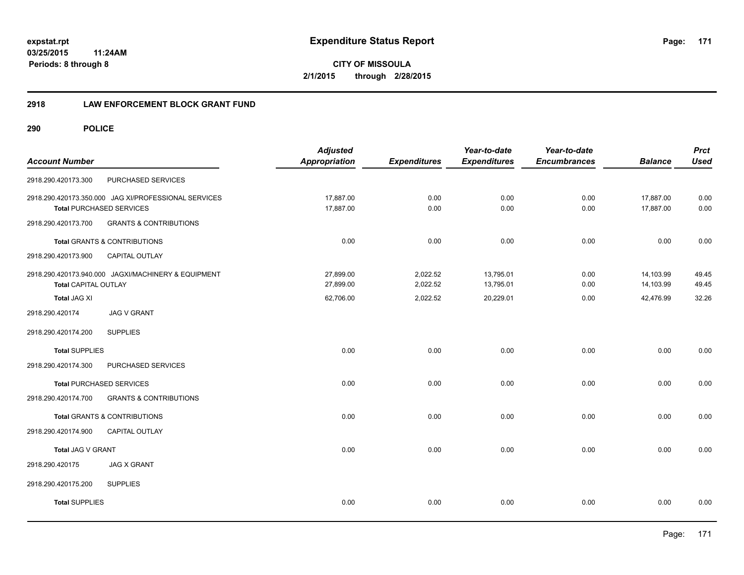## 2918 LAW ENFORCEMENT BLOCK GRANT FUND

### 290 POLICE

| Account Number | Adjusted Appropriation | Expenditures | Year-to-date Expenditures | Year-to-date Encumbrances | Balance | Prct Used |
|---|---|---|---|---|---|---|
| 2918.290.420173.300 PURCHASED SERVICES | | | | | | |
| 2918.290.420173.350.000 JAG XI/PROFESSIONAL SERVICES | 17,887.00 | 0.00 | 0.00 | 0.00 | 17,887.00 | 0.00 |
| Total PURCHASED SERVICES | 17,887.00 | 0.00 | 0.00 | 0.00 | 17,887.00 | 0.00 |
| 2918.290.420173.700 GRANTS & CONTRIBUTIONS | | | | | | |
| Total GRANTS & CONTRIBUTIONS | 0.00 | 0.00 | 0.00 | 0.00 | 0.00 | 0.00 |
| 2918.290.420173.900 CAPITAL OUTLAY | | | | | | |
| 2918.290.420173.940.000 JAGXI/MACHINERY & EQUIPMENT | 27,899.00 | 2,022.52 | 13,795.01 | 0.00 | 14,103.99 | 49.45 |
| Total CAPITAL OUTLAY | 27,899.00 | 2,022.52 | 13,795.01 | 0.00 | 14,103.99 | 49.45 |
| Total JAG XI | 62,706.00 | 2,022.52 | 20,229.01 | 0.00 | 42,476.99 | 32.26 |
| 2918.290.420174 JAG V GRANT | | | | | | |
| 2918.290.420174.200 SUPPLIES | | | | | | |
| Total SUPPLIES | 0.00 | 0.00 | 0.00 | 0.00 | 0.00 | 0.00 |
| 2918.290.420174.300 PURCHASED SERVICES | | | | | | |
| Total PURCHASED SERVICES | 0.00 | 0.00 | 0.00 | 0.00 | 0.00 | 0.00 |
| 2918.290.420174.700 GRANTS & CONTRIBUTIONS | | | | | | |
| Total GRANTS & CONTRIBUTIONS | 0.00 | 0.00 | 0.00 | 0.00 | 0.00 | 0.00 |
| 2918.290.420174.900 CAPITAL OUTLAY | | | | | | |
| Total JAG V GRANT | 0.00 | 0.00 | 0.00 | 0.00 | 0.00 | 0.00 |
| 2918.290.420175 JAG X GRANT | | | | | | |
| 2918.290.420175.200 SUPPLIES | | | | | | |
| Total SUPPLIES | 0.00 | 0.00 | 0.00 | 0.00 | 0.00 | 0.00 |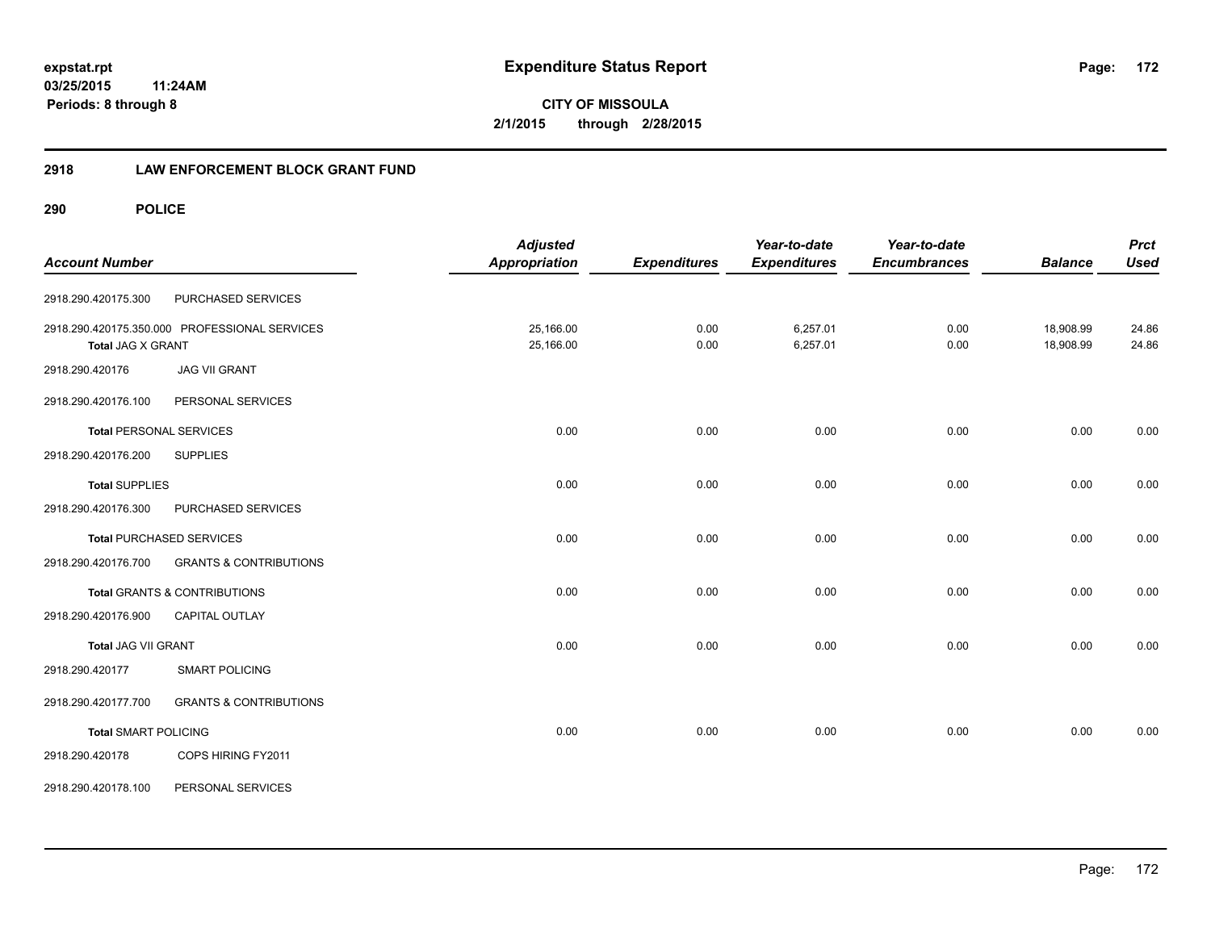**expstat.rpt**
**03/25/2015 11:24AM**
**Periods: 8 through 8**

# Expenditure Status Report

**CITY OF MISSOULA**
**2/1/2015 through 2/28/2015**

## 2918 LAW ENFORCEMENT BLOCK GRANT FUND

### 290 POLICE

| Account Number | | Adjusted Appropriation | Expenditures | Year-to-date Expenditures | Year-to-date Encumbrances | Balance | Prct Used |
|---|---|---|---|---|---|---|---|
| 2918.290.420175.300 | PURCHASED SERVICES | | | | | | |
| 2918.290.420175.350.000 | PROFESSIONAL SERVICES | 25,166.00 | 0.00 | 6,257.01 | 0.00 | 18,908.99 | 24.86 |
| **Total** JAG X GRANT | | 25,166.00 | 0.00 | 6,257.01 | 0.00 | 18,908.99 | 24.86 |
| 2918.290.420176 | JAG VII GRANT | | | | | | |
| 2918.290.420176.100 | PERSONAL SERVICES | | | | | | |
| **Total** PERSONAL SERVICES | | 0.00 | 0.00 | 0.00 | 0.00 | 0.00 | 0.00 |
| 2918.290.420176.200 | SUPPLIES | | | | | | |
| **Total** SUPPLIES | | 0.00 | 0.00 | 0.00 | 0.00 | 0.00 | 0.00 |
| 2918.290.420176.300 | PURCHASED SERVICES | | | | | | |
| **Total** PURCHASED SERVICES | | 0.00 | 0.00 | 0.00 | 0.00 | 0.00 | 0.00 |
| 2918.290.420176.700 | GRANTS & CONTRIBUTIONS | | | | | | |
| **Total** GRANTS & CONTRIBUTIONS | | 0.00 | 0.00 | 0.00 | 0.00 | 0.00 | 0.00 |
| 2918.290.420176.900 | CAPITAL OUTLAY | | | | | | |
| **Total** JAG VII GRANT | | 0.00 | 0.00 | 0.00 | 0.00 | 0.00 | 0.00 |
| 2918.290.420177 | SMART POLICING | | | | | | |
| 2918.290.420177.700 | GRANTS & CONTRIBUTIONS | | | | | | |
| **Total** SMART POLICING | | 0.00 | 0.00 | 0.00 | 0.00 | 0.00 | 0.00 |
| 2918.290.420178 | COPS HIRING FY2011 | | | | | | |
| 2918.290.420178.100 | PERSONAL SERVICES | | | | | | |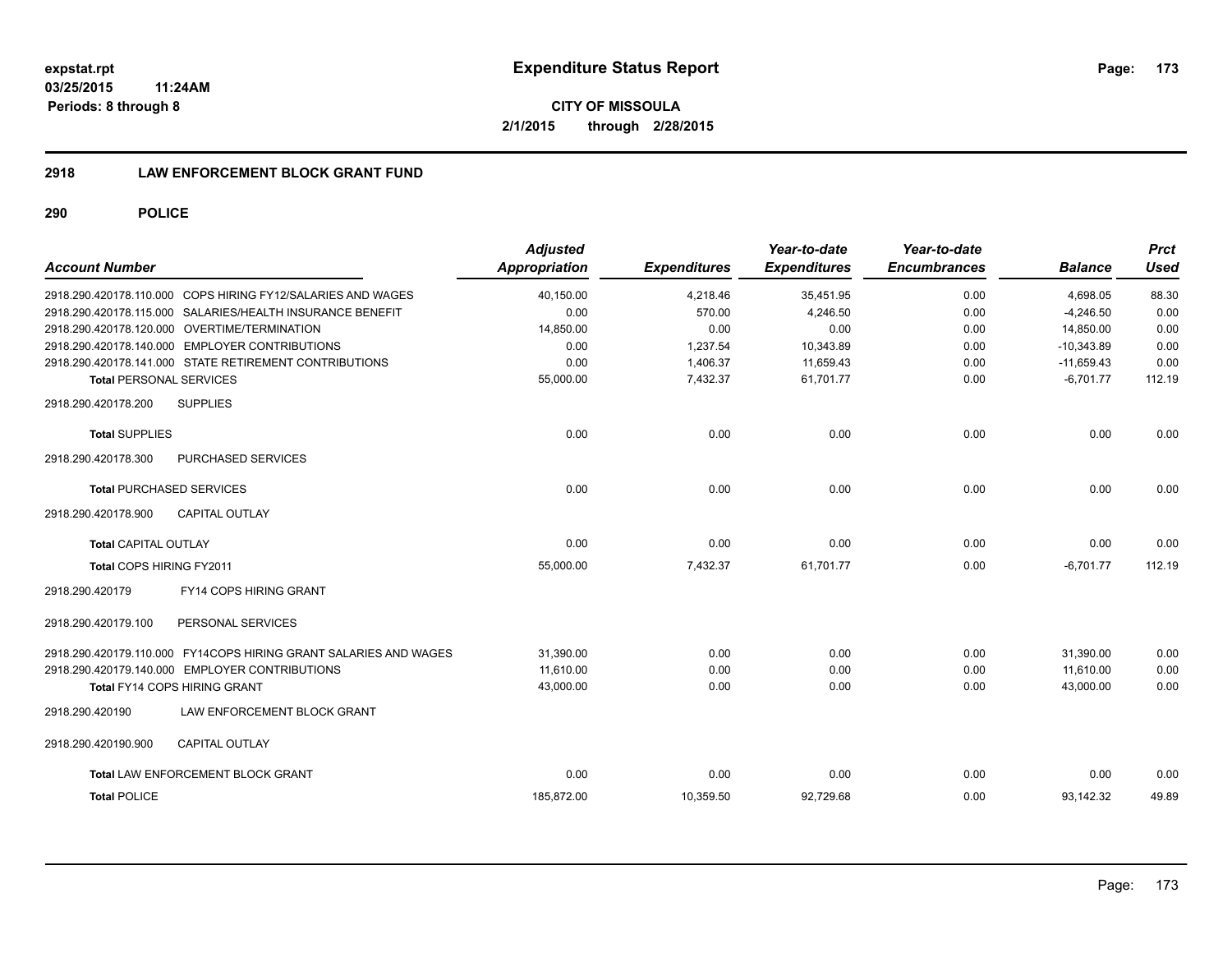**expstat.rpt**
**03/25/2015 11:24AM**
**Periods: 8 through 8**

# Expenditure Status Report

**CITY OF MISSOULA**
**2/1/2015 through 2/28/2015**

## 2918 LAW ENFORCEMENT BLOCK GRANT FUND

### 290 POLICE

| Account Number | Adjusted Appropriation | Expenditures | Year-to-date Expenditures | Year-to-date Encumbrances | Balance | Prct Used |
|---|---|---|---|---|---|---|
| 2918.290.420178.110.000 COPS HIRING FY12/SALARIES AND WAGES | 40,150.00 | 4,218.46 | 35,451.95 | 0.00 | 4,698.05 | 88.30 |
| 2918.290.420178.115.000 SALARIES/HEALTH INSURANCE BENEFIT | 0.00 | 570.00 | 4,246.50 | 0.00 | -4,246.50 | 0.00 |
| 2918.290.420178.120.000 OVERTIME/TERMINATION | 14,850.00 | 0.00 | 0.00 | 0.00 | 14,850.00 | 0.00 |
| 2918.290.420178.140.000 EMPLOYER CONTRIBUTIONS | 0.00 | 1,237.54 | 10,343.89 | 0.00 | -10,343.89 | 0.00 |
| 2918.290.420178.141.000 STATE RETIREMENT CONTRIBUTIONS | 0.00 | 1,406.37 | 11,659.43 | 0.00 | -11,659.43 | 0.00 |
| **Total** PERSONAL SERVICES | 55,000.00 | 7,432.37 | 61,701.77 | 0.00 | -6,701.77 | 112.19 |
| 2918.290.420178.200 SUPPLIES | | | | | | |
| **Total** SUPPLIES | 0.00 | 0.00 | 0.00 | 0.00 | 0.00 | 0.00 |
| 2918.290.420178.300 PURCHASED SERVICES | | | | | | |
| **Total** PURCHASED SERVICES | 0.00 | 0.00 | 0.00 | 0.00 | 0.00 | 0.00 |
| 2918.290.420178.900 CAPITAL OUTLAY | | | | | | |
| **Total** CAPITAL OUTLAY | 0.00 | 0.00 | 0.00 | 0.00 | 0.00 | 0.00 |
| **Total** COPS HIRING FY2011 | 55,000.00 | 7,432.37 | 61,701.77 | 0.00 | -6,701.77 | 112.19 |
| 2918.290.420179 FY14 COPS HIRING GRANT | | | | | | |
| 2918.290.420179.100 PERSONAL SERVICES | | | | | | |
| 2918.290.420179.110.000 FY14COPS HIRING GRANT SALARIES AND WAGES | 31,390.00 | 0.00 | 0.00 | 0.00 | 31,390.00 | 0.00 |
| 2918.290.420179.140.000 EMPLOYER CONTRIBUTIONS | 11,610.00 | 0.00 | 0.00 | 0.00 | 11,610.00 | 0.00 |
| **Total** FY14 COPS HIRING GRANT | 43,000.00 | 0.00 | 0.00 | 0.00 | 43,000.00 | 0.00 |
| 2918.290.420190 LAW ENFORCEMENT BLOCK GRANT | | | | | | |
| 2918.290.420190.900 CAPITAL OUTLAY | | | | | | |
| **Total** LAW ENFORCEMENT BLOCK GRANT | 0.00 | 0.00 | 0.00 | 0.00 | 0.00 | 0.00 |
| **Total** POLICE | 185,872.00 | 10,359.50 | 92,729.68 | 0.00 | 93,142.32 | 49.89 |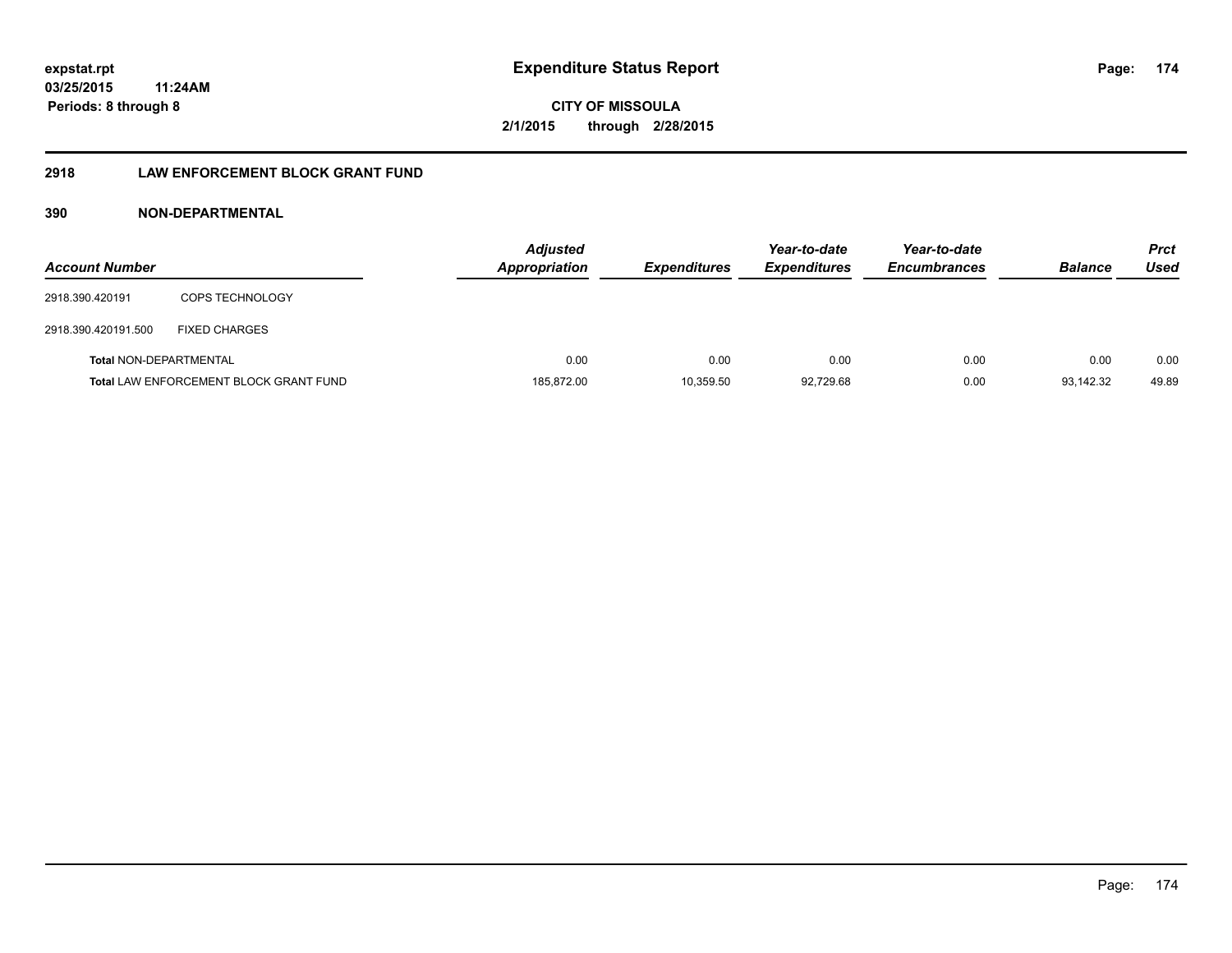**expstat.rpt**
**03/25/2015 11:24AM**
**Periods: 8 through 8**

# Expenditure Status Report

**CITY OF MISSOULA**
**2/1/2015 through 2/28/2015**

## 2918 LAW ENFORCEMENT BLOCK GRANT FUND

### 390 NON-DEPARTMENTAL

| Account Number | | Adjusted Appropriation | Expenditures | Year-to-date Expenditures | Year-to-date Encumbrances | Balance | Prct Used |
|---|---|---|---|---|---|---|---|
| 2918.390.420191 | COPS TECHNOLOGY | | | | | | |
| 2918.390.420191.500 | FIXED CHARGES | | | | | | |
| **Total** NON-DEPARTMENTAL | | 0.00 | 0.00 | 0.00 | 0.00 | 0.00 | 0.00 |
| **Total** LAW ENFORCEMENT BLOCK GRANT FUND | | 185,872.00 | 10,359.50 | 92,729.68 | 0.00 | 93,142.32 | 49.89 |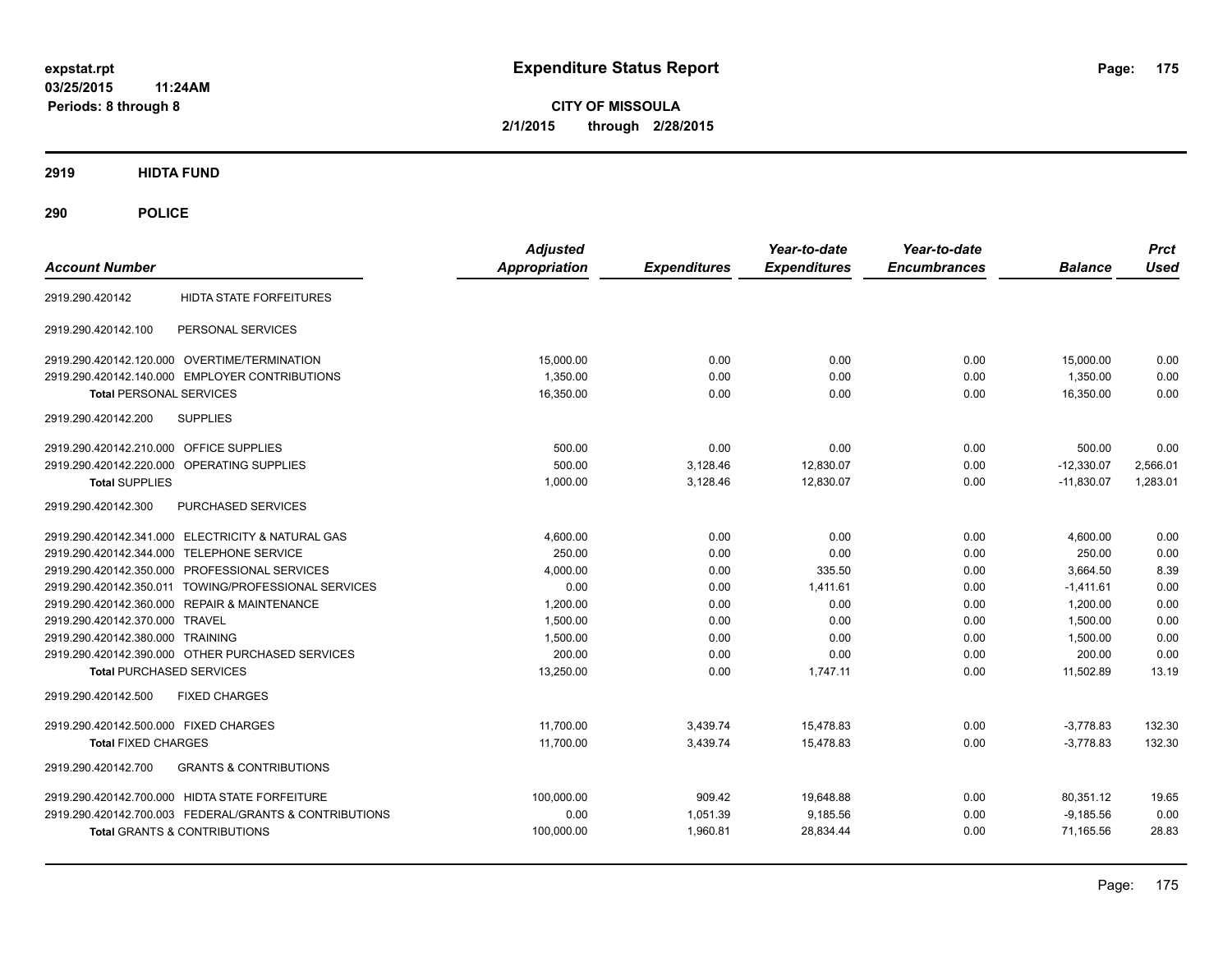**expstat.rpt**
**03/25/2015 11:24AM**
**Periods: 8 through 8**

# Expenditure Status Report

**CITY OF MISSOULA**
**2/1/2015 through 2/28/2015**

## 2919 HIDTA FUND

## 290 POLICE

| Account Number | | Adjusted Appropriation | Expenditures | Year-to-date Expenditures | Year-to-date Encumbrances | Balance | Prct Used |
|---|---|---|---|---|---|---|---|
| 2919.290.420142 | HIDTA STATE FORFEITURES | | | | | | |
| 2919.290.420142.100 | PERSONAL SERVICES | | | | | | |
| 2919.290.420142.120.000 | OVERTIME/TERMINATION | 15,000.00 | 0.00 | 0.00 | 0.00 | 15,000.00 | 0.00 |
| 2919.290.420142.140.000 | EMPLOYER CONTRIBUTIONS | 1,350.00 | 0.00 | 0.00 | 0.00 | 1,350.00 | 0.00 |
| **Total** PERSONAL SERVICES | | 16,350.00 | 0.00 | 0.00 | 0.00 | 16,350.00 | 0.00 |
| 2919.290.420142.200 | SUPPLIES | | | | | | |
| 2919.290.420142.210.000 | OFFICE SUPPLIES | 500.00 | 0.00 | 0.00 | 0.00 | 500.00 | 0.00 |
| 2919.290.420142.220.000 | OPERATING SUPPLIES | 500.00 | 3,128.46 | 12,830.07 | 0.00 | -12,330.07 | 2,566.01 |
| **Total** SUPPLIES | | 1,000.00 | 3,128.46 | 12,830.07 | 0.00 | -11,830.07 | 1,283.01 |
| 2919.290.420142.300 | PURCHASED SERVICES | | | | | | |
| 2919.290.420142.341.000 | ELECTRICITY & NATURAL GAS | 4,600.00 | 0.00 | 0.00 | 0.00 | 4,600.00 | 0.00 |
| 2919.290.420142.344.000 | TELEPHONE SERVICE | 250.00 | 0.00 | 0.00 | 0.00 | 250.00 | 0.00 |
| 2919.290.420142.350.000 | PROFESSIONAL SERVICES | 4,000.00 | 0.00 | 335.50 | 0.00 | 3,664.50 | 8.39 |
| 2919.290.420142.350.011 | TOWING/PROFESSIONAL SERVICES | 0.00 | 0.00 | 1,411.61 | 0.00 | -1,411.61 | 0.00 |
| 2919.290.420142.360.000 | REPAIR & MAINTENANCE | 1,200.00 | 0.00 | 0.00 | 0.00 | 1,200.00 | 0.00 |
| 2919.290.420142.370.000 | TRAVEL | 1,500.00 | 0.00 | 0.00 | 0.00 | 1,500.00 | 0.00 |
| 2919.290.420142.380.000 | TRAINING | 1,500.00 | 0.00 | 0.00 | 0.00 | 1,500.00 | 0.00 |
| 2919.290.420142.390.000 | OTHER PURCHASED SERVICES | 200.00 | 0.00 | 0.00 | 0.00 | 200.00 | 0.00 |
| **Total** PURCHASED SERVICES | | 13,250.00 | 0.00 | 1,747.11 | 0.00 | 11,502.89 | 13.19 |
| 2919.290.420142.500 | FIXED CHARGES | | | | | | |
| 2919.290.420142.500.000 | FIXED CHARGES | 11,700.00 | 3,439.74 | 15,478.83 | 0.00 | -3,778.83 | 132.30 |
| **Total** FIXED CHARGES | | 11,700.00 | 3,439.74 | 15,478.83 | 0.00 | -3,778.83 | 132.30 |
| 2919.290.420142.700 | GRANTS & CONTRIBUTIONS | | | | | | |
| 2919.290.420142.700.000 | HIDTA STATE FORFEITURE | 100,000.00 | 909.42 | 19,648.88 | 0.00 | 80,351.12 | 19.65 |
| 2919.290.420142.700.003 | FEDERAL/GRANTS & CONTRIBUTIONS | 0.00 | 1,051.39 | 9,185.56 | 0.00 | -9,185.56 | 0.00 |
| **Total** GRANTS & CONTRIBUTIONS | | 100,000.00 | 1,960.81 | 28,834.44 | 0.00 | 71,165.56 | 28.83 |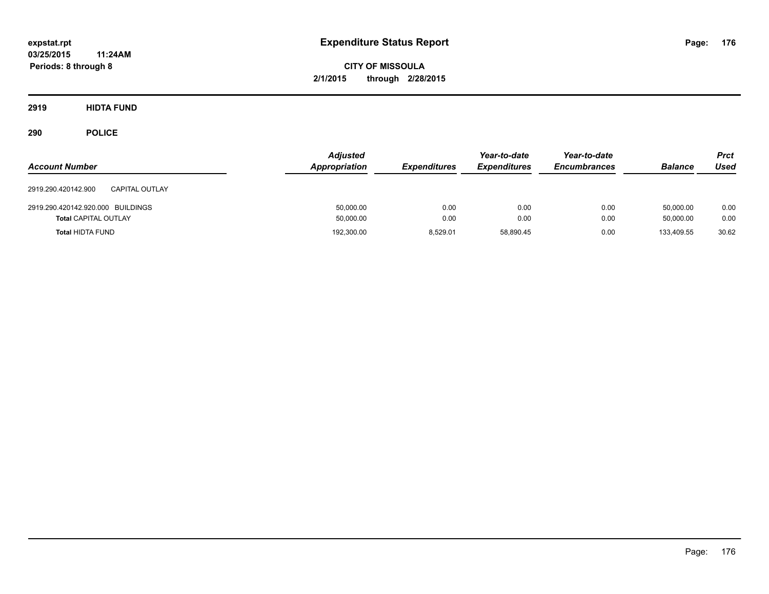expstat.rpt
03/25/2015 11:24AM
Periods: 8 through 8

# Expenditure Status Report

**CITY OF MISSOULA**
**2/1/2015 through 2/28/2015**

## 2919 HIDTA FUND

## 290 POLICE

| Account Number | | Adjusted Appropriation | Expenditures | Year-to-date Expenditures | Year-to-date Encumbrances | Balance | Prct Used |
|---|---|---|---|---|---|---|---|
| 2919.290.420142.900 | CAPITAL OUTLAY | | | | | | |
| 2919.290.420142.920.000 | BUILDINGS | 50,000.00 | 0.00 | 0.00 | 0.00 | 50,000.00 | 0.00 |
| **Total** CAPITAL OUTLAY | | 50,000.00 | 0.00 | 0.00 | 0.00 | 50,000.00 | 0.00 |
| **Total** HIDTA FUND | | 192,300.00 | 8,529.01 | 58,890.45 | 0.00 | 133,409.55 | 30.62 |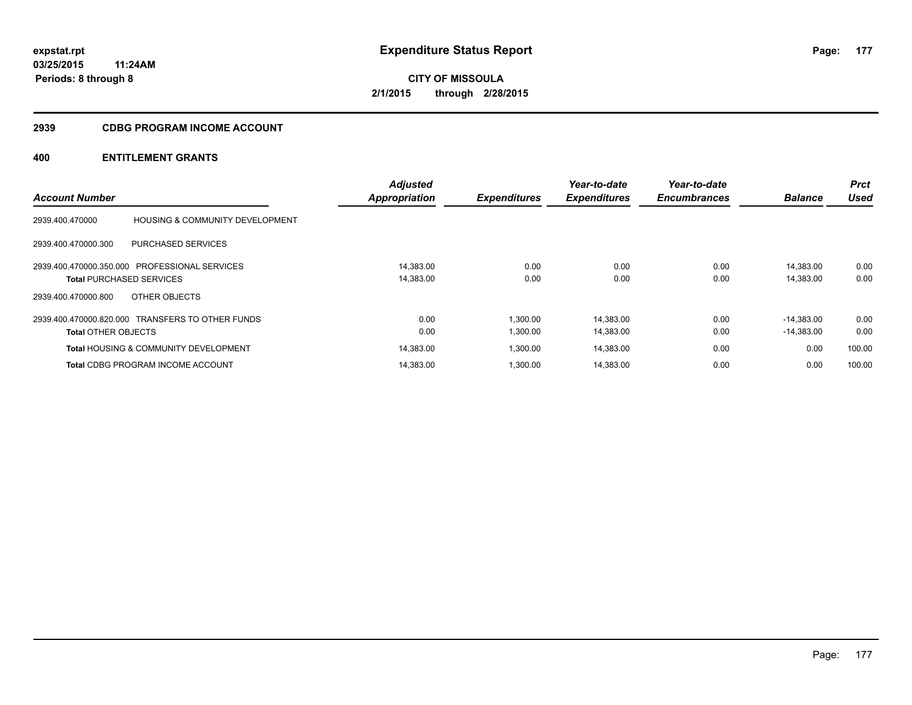# Expenditure Status Report

**CITY OF MISSOULA**
**2/1/2015 through 2/28/2015**

expstat.rpt
03/25/2015 11:24AM
Periods: 8 through 8

## 2939 CDBG PROGRAM INCOME ACCOUNT

## 400 ENTITLEMENT GRANTS

| Account Number | | Adjusted Appropriation | Expenditures | Year-to-date Expenditures | Year-to-date Encumbrances | Balance | Prct Used |
|---|---|---|---|---|---|---|---|
| 2939.400.470000 | HOUSING & COMMUNITY DEVELOPMENT | | | | | | |
| 2939.400.470000.300 | PURCHASED SERVICES | | | | | | |
| 2939.400.470000.350.000 | PROFESSIONAL SERVICES | 14,383.00 | 0.00 | 0.00 | 0.00 | 14,383.00 | 0.00 |
| **Total** PURCHASED SERVICES | | 14,383.00 | 0.00 | 0.00 | 0.00 | 14,383.00 | 0.00 |
| 2939.400.470000.800 | OTHER OBJECTS | | | | | | |
| 2939.400.470000.820.000 | TRANSFERS TO OTHER FUNDS | 0.00 | 1,300.00 | 14,383.00 | 0.00 | -14,383.00 | 0.00 |
| **Total** OTHER OBJECTS | | 0.00 | 1,300.00 | 14,383.00 | 0.00 | -14,383.00 | 0.00 |
| **Total** HOUSING & COMMUNITY DEVELOPMENT | | 14,383.00 | 1,300.00 | 14,383.00 | 0.00 | 0.00 | 100.00 |
| **Total** CDBG PROGRAM INCOME ACCOUNT | | 14,383.00 | 1,300.00 | 14,383.00 | 0.00 | 0.00 | 100.00 |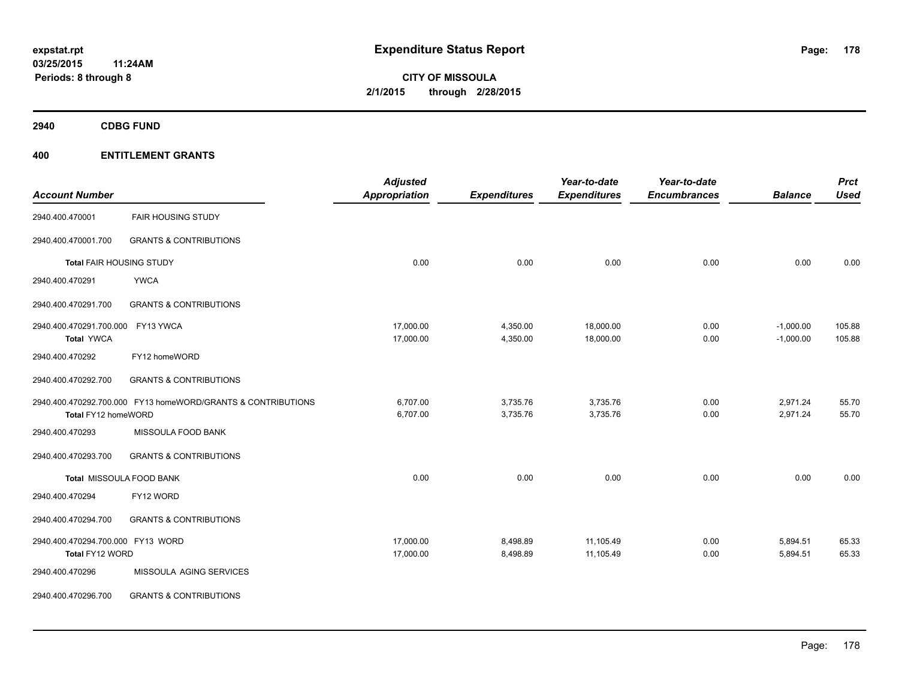# Expenditure Status Report

expstat.rpt
03/25/2015 11:24AM
Periods: 8 through 8

**CITY OF MISSOULA**
**2/1/2015 through 2/28/2015**

## 2940 CDBG FUND

## 400 ENTITLEMENT GRANTS

| Account Number | | Adjusted Appropriation | Expenditures | Year-to-date Expenditures | Year-to-date Encumbrances | Balance | Prct Used |
|---|---|---|---|---|---|---|---|
| 2940.400.470001 | FAIR HOUSING STUDY | | | | | | |
| 2940.400.470001.700 | GRANTS & CONTRIBUTIONS | | | | | | |
| **Total** FAIR HOUSING STUDY | | 0.00 | 0.00 | 0.00 | 0.00 | 0.00 | 0.00 |
| 2940.400.470291 | YWCA | | | | | | |
| 2940.400.470291.700 | GRANTS & CONTRIBUTIONS | | | | | | |
| 2940.400.470291.700.000 | FY13 YWCA | 17,000.00 | 4,350.00 | 18,000.00 | 0.00 | -1,000.00 | 105.88 |
| **Total** YWCA | | 17,000.00 | 4,350.00 | 18,000.00 | 0.00 | -1,000.00 | 105.88 |
| 2940.400.470292 | FY12 homeWORD | | | | | | |
| 2940.400.470292.700 | GRANTS & CONTRIBUTIONS | | | | | | |
| 2940.400.470292.700.000 | FY13 homeWORD/GRANTS & CONTRIBUTIONS | 6,707.00 | 3,735.76 | 3,735.76 | 0.00 | 2,971.24 | 55.70 |
| **Total** FY12 homeWORD | | 6,707.00 | 3,735.76 | 3,735.76 | 0.00 | 2,971.24 | 55.70 |
| 2940.400.470293 | MISSOULA FOOD BANK | | | | | | |
| 2940.400.470293.700 | GRANTS & CONTRIBUTIONS | | | | | | |
| **Total** MISSOULA FOOD BANK | | 0.00 | 0.00 | 0.00 | 0.00 | 0.00 | 0.00 |
| 2940.400.470294 | FY12 WORD | | | | | | |
| 2940.400.470294.700 | GRANTS & CONTRIBUTIONS | | | | | | |
| 2940.400.470294.700.000 | FY13 WORD | 17,000.00 | 8,498.89 | 11,105.49 | 0.00 | 5,894.51 | 65.33 |
| **Total** FY12 WORD | | 17,000.00 | 8,498.89 | 11,105.49 | 0.00 | 5,894.51 | 65.33 |
| 2940.400.470296 | MISSOULA AGING SERVICES | | | | | | |
| 2940.400.470296.700 | GRANTS & CONTRIBUTIONS | | | | | | |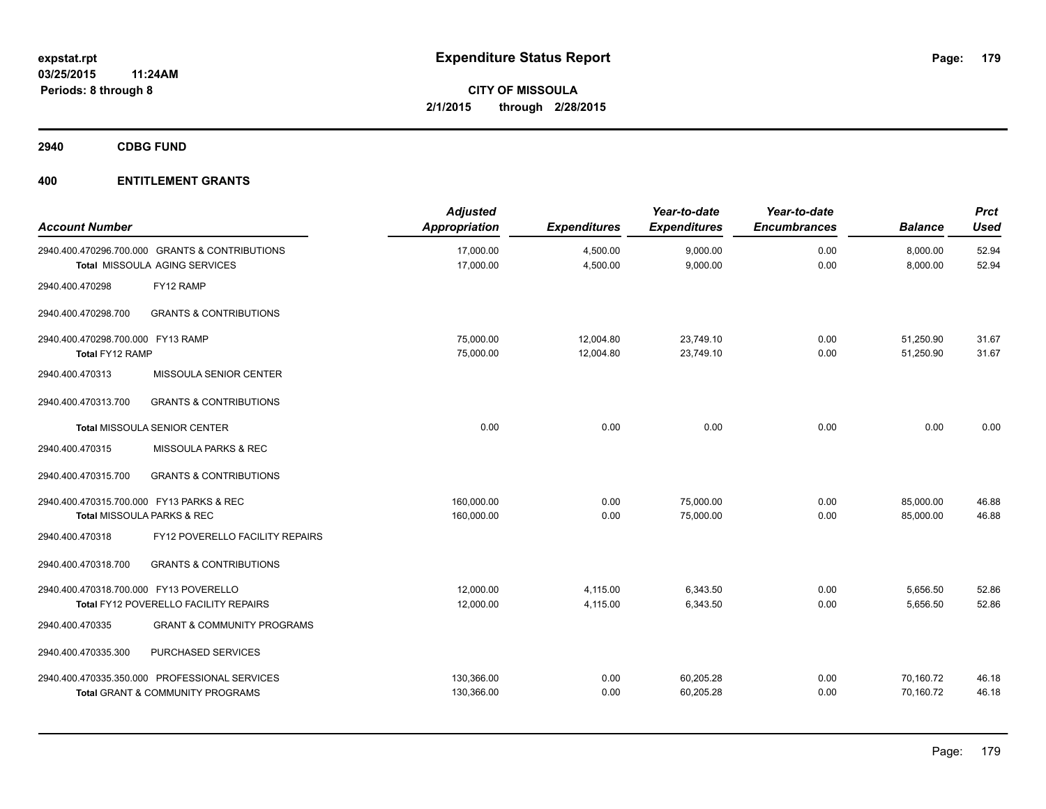**expstat.rpt**
**03/25/2015 11:24AM**
**Periods: 8 through 8**

# Expenditure Status Report

**CITY OF MISSOULA**
**2/1/2015 through 2/28/2015**

## 2940 CDBG FUND

## 400 ENTITLEMENT GRANTS

| Account Number | | Adjusted Appropriation | Expenditures | Year-to-date Expenditures | Year-to-date Encumbrances | Balance | Prct Used |
|---|---|---|---|---|---|---|---|
| 2940.400.470296.700.000 | GRANTS & CONTRIBUTIONS | 17,000.00 | 4,500.00 | 9,000.00 | 0.00 | 8,000.00 | 52.94 |
| **Total** MISSOULA AGING SERVICES | | 17,000.00 | 4,500.00 | 9,000.00 | 0.00 | 8,000.00 | 52.94 |
| 2940.400.470298 | FY12 RAMP | | | | | | |
| 2940.400.470298.700 | GRANTS & CONTRIBUTIONS | | | | | | |
| 2940.400.470298.700.000 | FY13 RAMP | 75,000.00 | 12,004.80 | 23,749.10 | 0.00 | 51,250.90 | 31.67 |
| **Total** FY12 RAMP | | 75,000.00 | 12,004.80 | 23,749.10 | 0.00 | 51,250.90 | 31.67 |
| 2940.400.470313 | MISSOULA SENIOR CENTER | | | | | | |
| 2940.400.470313.700 | GRANTS & CONTRIBUTIONS | | | | | | |
| **Total** MISSOULA SENIOR CENTER | | 0.00 | 0.00 | 0.00 | 0.00 | 0.00 | 0.00 |
| 2940.400.470315 | MISSOULA PARKS & REC | | | | | | |
| 2940.400.470315.700 | GRANTS & CONTRIBUTIONS | | | | | | |
| 2940.400.470315.700.000 | FY13 PARKS & REC | 160,000.00 | 0.00 | 75,000.00 | 0.00 | 85,000.00 | 46.88 |
| **Total** MISSOULA PARKS & REC | | 160,000.00 | 0.00 | 75,000.00 | 0.00 | 85,000.00 | 46.88 |
| 2940.400.470318 | FY12 POVERELLO FACILITY REPAIRS | | | | | | |
| 2940.400.470318.700 | GRANTS & CONTRIBUTIONS | | | | | | |
| 2940.400.470318.700.000 | FY13 POVERELLO | 12,000.00 | 4,115.00 | 6,343.50 | 0.00 | 5,656.50 | 52.86 |
| **Total** FY12 POVERELLO FACILITY REPAIRS | | 12,000.00 | 4,115.00 | 6,343.50 | 0.00 | 5,656.50 | 52.86 |
| 2940.400.470335 | GRANT & COMMUNITY PROGRAMS | | | | | | |
| 2940.400.470335.300 | PURCHASED SERVICES | | | | | | |
| 2940.400.470335.350.000 | PROFESSIONAL SERVICES | 130,366.00 | 0.00 | 60,205.28 | 0.00 | 70,160.72 | 46.18 |
| **Total** GRANT & COMMUNITY PROGRAMS | | 130,366.00 | 0.00 | 60,205.28 | 0.00 | 70,160.72 | 46.18 |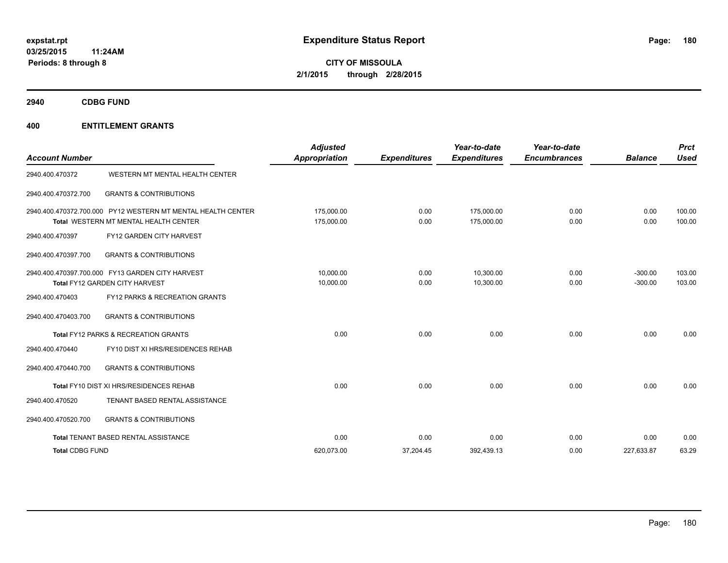**expstat.rpt**
**03/25/2015 11:24AM**
**Periods: 8 through 8**

# Expenditure Status Report

**CITY OF MISSOULA**
**2/1/2015 through 2/28/2015**

## 2940 CDBG FUND

## 400 ENTITLEMENT GRANTS

| Account Number | | Adjusted Appropriation | Expenditures | Year-to-date Expenditures | Year-to-date Encumbrances | Balance | Prct Used |
|---|---|---|---|---|---|---|---|
| 2940.400.470372 | WESTERN MT MENTAL HEALTH CENTER | | | | | | |
| 2940.400.470372.700 | GRANTS & CONTRIBUTIONS | | | | | | |
| 2940.400.470372.700.000 | PY12 WESTERN MT MENTAL HEALTH CENTER | 175,000.00 | 0.00 | 175,000.00 | 0.00 | 0.00 | 100.00 |
| **Total** WESTERN MT MENTAL HEALTH CENTER | | 175,000.00 | 0.00 | 175,000.00 | 0.00 | 0.00 | 100.00 |
| 2940.400.470397 | FY12 GARDEN CITY HARVEST | | | | | | |
| 2940.400.470397.700 | GRANTS & CONTRIBUTIONS | | | | | | |
| 2940.400.470397.700.000 | FY13 GARDEN CITY HARVEST | 10,000.00 | 0.00 | 10,300.00 | 0.00 | -300.00 | 103.00 |
| **Total** FY12 GARDEN CITY HARVEST | | 10,000.00 | 0.00 | 10,300.00 | 0.00 | -300.00 | 103.00 |
| 2940.400.470403 | FY12 PARKS & RECREATION GRANTS | | | | | | |
| 2940.400.470403.700 | GRANTS & CONTRIBUTIONS | | | | | | |
| **Total** FY12 PARKS & RECREATION GRANTS | | 0.00 | 0.00 | 0.00 | 0.00 | 0.00 | 0.00 |
| 2940.400.470440 | FY10 DIST XI HRS/RESIDENCES REHAB | | | | | | |
| 2940.400.470440.700 | GRANTS & CONTRIBUTIONS | | | | | | |
| **Total** FY10 DIST XI HRS/RESIDENCES REHAB | | 0.00 | 0.00 | 0.00 | 0.00 | 0.00 | 0.00 |
| 2940.400.470520 | TENANT BASED RENTAL ASSISTANCE | | | | | | |
| 2940.400.470520.700 | GRANTS & CONTRIBUTIONS | | | | | | |
| **Total** TENANT BASED RENTAL ASSISTANCE | | 0.00 | 0.00 | 0.00 | 0.00 | 0.00 | 0.00 |
| **Total CDBG FUND** | | 620,073.00 | 37,204.45 | 392,439.13 | 0.00 | 227,633.87 | 63.29 |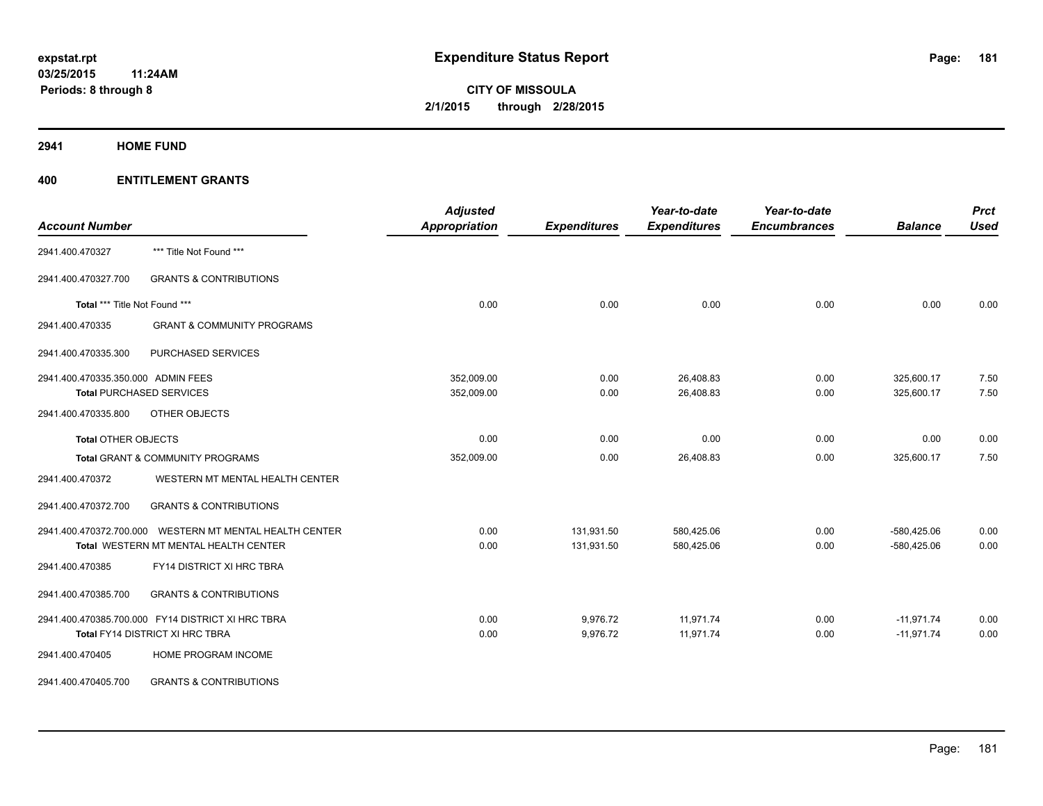# Expenditure Status Report

**expstat.rpt**
**03/25/2015 11:24AM**
**Periods: 8 through 8**

**CITY OF MISSOULA**
**2/1/2015 through 2/28/2015**

## 2941 HOME FUND

### 400 ENTITLEMENT GRANTS

| Account Number | | Adjusted Appropriation | Expenditures | Year-to-date Expenditures | Year-to-date Encumbrances | Balance | Prct Used |
|---|---|---|---|---|---|---|---|
| 2941.400.470327 | *** Title Not Found *** | | | | | | |
| 2941.400.470327.700 | GRANTS & CONTRIBUTIONS | | | | | | |
| **Total** *** Title Not Found *** | | 0.00 | 0.00 | 0.00 | 0.00 | 0.00 | 0.00 |
| 2941.400.470335 | GRANT & COMMUNITY PROGRAMS | | | | | | |
| 2941.400.470335.300 | PURCHASED SERVICES | | | | | | |
| 2941.400.470335.350.000 | ADMIN FEES | 352,009.00 | 0.00 | 26,408.83 | 0.00 | 325,600.17 | 7.50 |
| **Total** PURCHASED SERVICES | | 352,009.00 | 0.00 | 26,408.83 | 0.00 | 325,600.17 | 7.50 |
| 2941.400.470335.800 | OTHER OBJECTS | | | | | | |
| **Total** OTHER OBJECTS | | 0.00 | 0.00 | 0.00 | 0.00 | 0.00 | 0.00 |
| **Total** GRANT & COMMUNITY PROGRAMS | | 352,009.00 | 0.00 | 26,408.83 | 0.00 | 325,600.17 | 7.50 |
| 2941.400.470372 | WESTERN MT MENTAL HEALTH CENTER | | | | | | |
| 2941.400.470372.700 | GRANTS & CONTRIBUTIONS | | | | | | |
| 2941.400.470372.700.000 | WESTERN MT MENTAL HEALTH CENTER | 0.00 | 131,931.50 | 580,425.06 | 0.00 | -580,425.06 | 0.00 |
| **Total** WESTERN MT MENTAL HEALTH CENTER | | 0.00 | 131,931.50 | 580,425.06 | 0.00 | -580,425.06 | 0.00 |
| 2941.400.470385 | FY14 DISTRICT XI HRC TBRA | | | | | | |
| 2941.400.470385.700 | GRANTS & CONTRIBUTIONS | | | | | | |
| 2941.400.470385.700.000 | FY14 DISTRICT XI HRC TBRA | 0.00 | 9,976.72 | 11,971.74 | 0.00 | -11,971.74 | 0.00 |
| **Total** FY14 DISTRICT XI HRC TBRA | | 0.00 | 9,976.72 | 11,971.74 | 0.00 | -11,971.74 | 0.00 |
| 2941.400.470405 | HOME PROGRAM INCOME | | | | | | |
| 2941.400.470405.700 | GRANTS & CONTRIBUTIONS | | | | | | |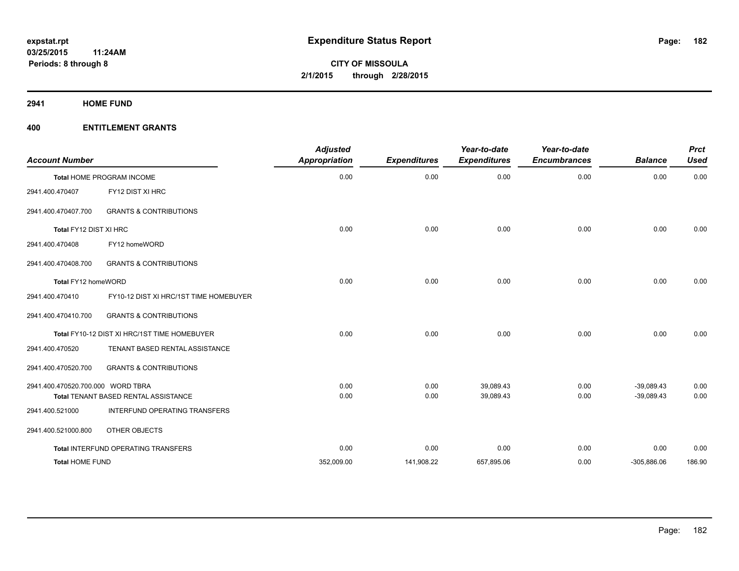# Expenditure Status Report

**expstat.rpt**
**03/25/2015 11:24AM**
**Periods: 8 through 8**

**CITY OF MISSOULA**
**2/1/2015 through 2/28/2015**

## 2941 HOME FUND

### 400 ENTITLEMENT GRANTS

| Account Number | | Adjusted Appropriation | Expenditures | Year-to-date Expenditures | Year-to-date Encumbrances | Balance | Prct Used |
|---|---|---|---|---|---|---|---|
| Total HOME PROGRAM INCOME | | 0.00 | 0.00 | 0.00 | 0.00 | 0.00 | 0.00 |
| 2941.400.470407 | FY12 DIST XI HRC | | | | | | |
| 2941.400.470407.700 | GRANTS & CONTRIBUTIONS | | | | | | |
| Total FY12 DIST XI HRC | | 0.00 | 0.00 | 0.00 | 0.00 | 0.00 | 0.00 |
| 2941.400.470408 | FY12 homeWORD | | | | | | |
| 2941.400.470408.700 | GRANTS & CONTRIBUTIONS | | | | | | |
| Total FY12 homeWORD | | 0.00 | 0.00 | 0.00 | 0.00 | 0.00 | 0.00 |
| 2941.400.470410 | FY10-12 DIST XI HRC/1ST TIME HOMEBUYER | | | | | | |
| 2941.400.470410.700 | GRANTS & CONTRIBUTIONS | | | | | | |
| Total FY10-12 DIST XI HRC/1ST TIME HOMEBUYER | | 0.00 | 0.00 | 0.00 | 0.00 | 0.00 | 0.00 |
| 2941.400.470520 | TENANT BASED RENTAL ASSISTANCE | | | | | | |
| 2941.400.470520.700 | GRANTS & CONTRIBUTIONS | | | | | | |
| 2941.400.470520.700.000 | WORD TBRA | 0.00 | 0.00 | 39,089.43 | 0.00 | -39,089.43 | 0.00 |
| Total TENANT BASED RENTAL ASSISTANCE | | 0.00 | 0.00 | 39,089.43 | 0.00 | -39,089.43 | 0.00 |
| 2941.400.521000 | INTERFUND OPERATING TRANSFERS | | | | | | |
| 2941.400.521000.800 | OTHER OBJECTS | | | | | | |
| Total INTERFUND OPERATING TRANSFERS | | 0.00 | 0.00 | 0.00 | 0.00 | 0.00 | 0.00 |
| **Total HOME FUND** | | 352,009.00 | 141,908.22 | 657,895.06 | 0.00 | -305,886.06 | 186.90 |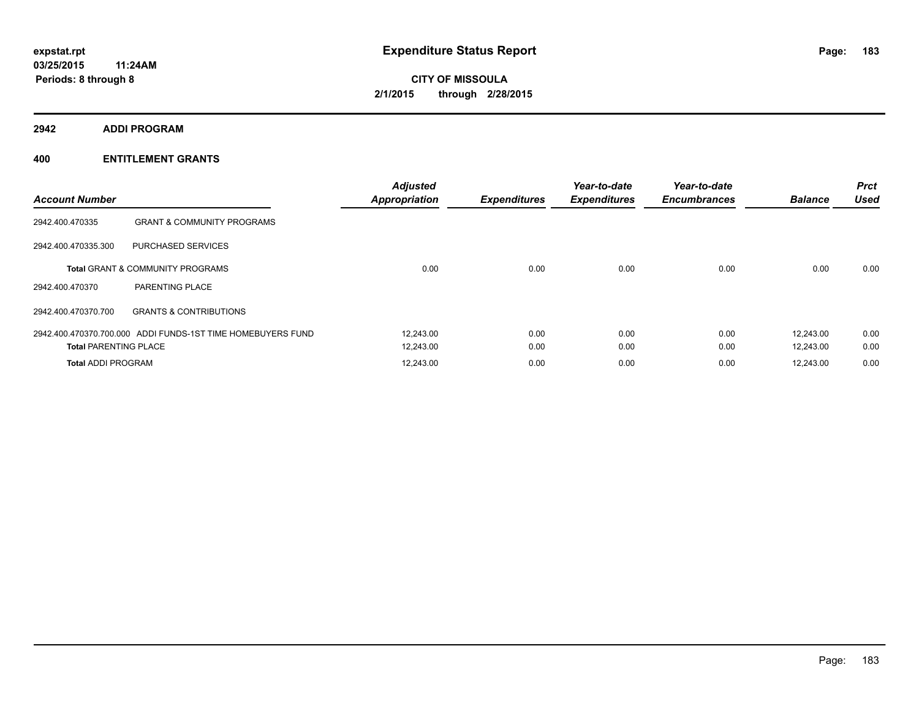# Expenditure Status Report

expstat.rpt
03/25/2015 11:24AM
Periods: 8 through 8

**CITY OF MISSOULA**
**2/1/2015 through 2/28/2015**

## 2942 ADDI PROGRAM

### 400 ENTITLEMENT GRANTS

| Account Number | | Adjusted Appropriation | Expenditures | Year-to-date Expenditures | Year-to-date Encumbrances | Balance | Prct Used |
|---|---|---|---|---|---|---|---|
| 2942.400.470335 | GRANT & COMMUNITY PROGRAMS | | | | | | |
| 2942.400.470335.300 | PURCHASED SERVICES | | | | | | |
| **Total** GRANT & COMMUNITY PROGRAMS | | 0.00 | 0.00 | 0.00 | 0.00 | 0.00 | 0.00 |
| 2942.400.470370 | PARENTING PLACE | | | | | | |
| 2942.400.470370.700 | GRANTS & CONTRIBUTIONS | | | | | | |
| 2942.400.470370.700.000 | ADDI FUNDS-1ST TIME HOMEBUYERS FUND | 12,243.00 | 0.00 | 0.00 | 0.00 | 12,243.00 | 0.00 |
| **Total** PARENTING PLACE | | 12,243.00 | 0.00 | 0.00 | 0.00 | 12,243.00 | 0.00 |
| **Total** ADDI PROGRAM | | 12,243.00 | 0.00 | 0.00 | 0.00 | 12,243.00 | 0.00 |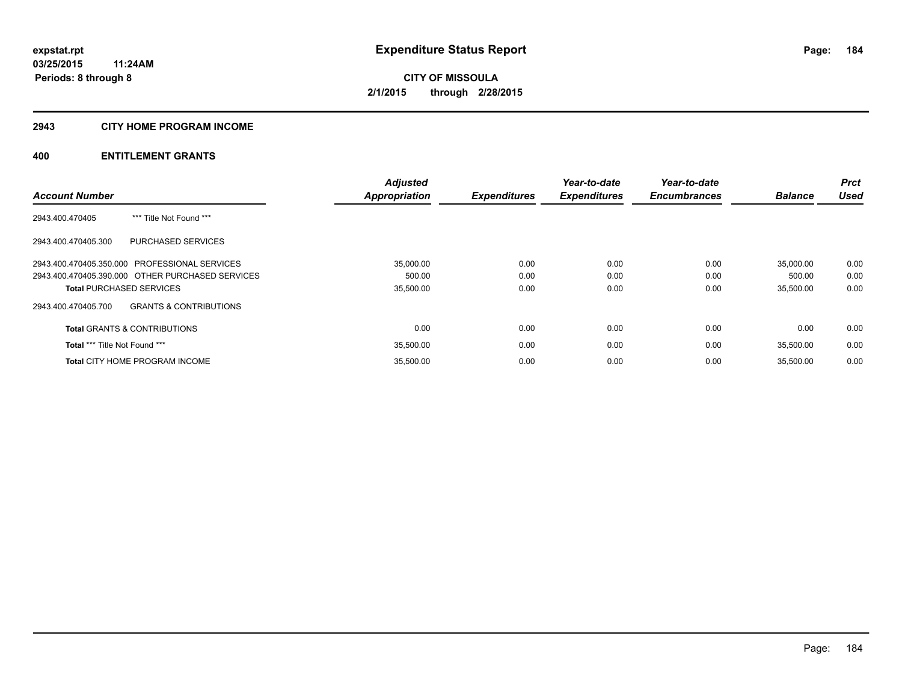**expstat.rpt**
**03/25/2015 11:24AM**
**Periods: 8 through 8**

# Expenditure Status Report

**CITY OF MISSOULA**
**2/1/2015 through 2/28/2015**

## 2943 CITY HOME PROGRAM INCOME

## 400 ENTITLEMENT GRANTS

| Account Number | | Adjusted Appropriation | Expenditures | Year-to-date Expenditures | Year-to-date Encumbrances | Balance | Prct Used |
|---|---|---|---|---|---|---|---|
| 2943.400.470405 | *** Title Not Found *** | | | | | | |
| 2943.400.470405.300 | PURCHASED SERVICES | | | | | | |
| 2943.400.470405.350.000 | PROFESSIONAL SERVICES | 35,000.00 | 0.00 | 0.00 | 0.00 | 35,000.00 | 0.00 |
| 2943.400.470405.390.000 | OTHER PURCHASED SERVICES | 500.00 | 0.00 | 0.00 | 0.00 | 500.00 | 0.00 |
| **Total** PURCHASED SERVICES | | 35,500.00 | 0.00 | 0.00 | 0.00 | 35,500.00 | 0.00 |
| 2943.400.470405.700 | GRANTS & CONTRIBUTIONS | | | | | | |
| **Total** GRANTS & CONTRIBUTIONS | | 0.00 | 0.00 | 0.00 | 0.00 | 0.00 | 0.00 |
| **Total** *** Title Not Found *** | | 35,500.00 | 0.00 | 0.00 | 0.00 | 35,500.00 | 0.00 |
| **Total** CITY HOME PROGRAM INCOME | | 35,500.00 | 0.00 | 0.00 | 0.00 | 35,500.00 | 0.00 |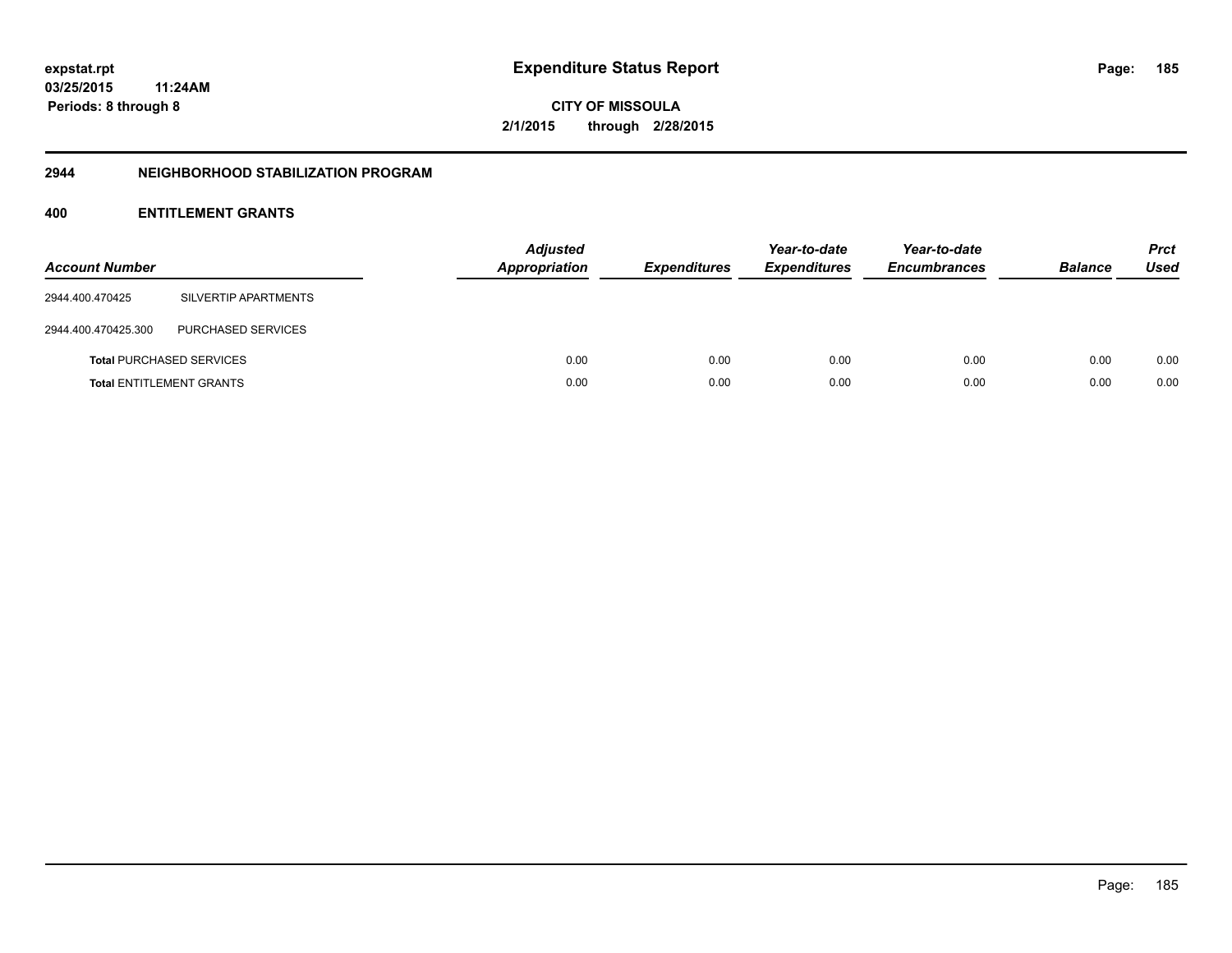## 2944 NEIGHBORHOOD STABILIZATION PROGRAM

### 400 ENTITLEMENT GRANTS

| Account Number | | Adjusted Appropriation | Expenditures | Year-to-date Expenditures | Year-to-date Encumbrances | Balance | Prct Used |
|---|---|---|---|---|---|---|---|
| 2944.400.470425 | SILVERTIP APARTMENTS | | | | | | |
| 2944.400.470425.300 | PURCHASED SERVICES | | | | | | |
| **Total** PURCHASED SERVICES | | 0.00 | 0.00 | 0.00 | 0.00 | 0.00 | 0.00 |
| **Total** ENTITLEMENT GRANTS | | 0.00 | 0.00 | 0.00 | 0.00 | 0.00 | 0.00 |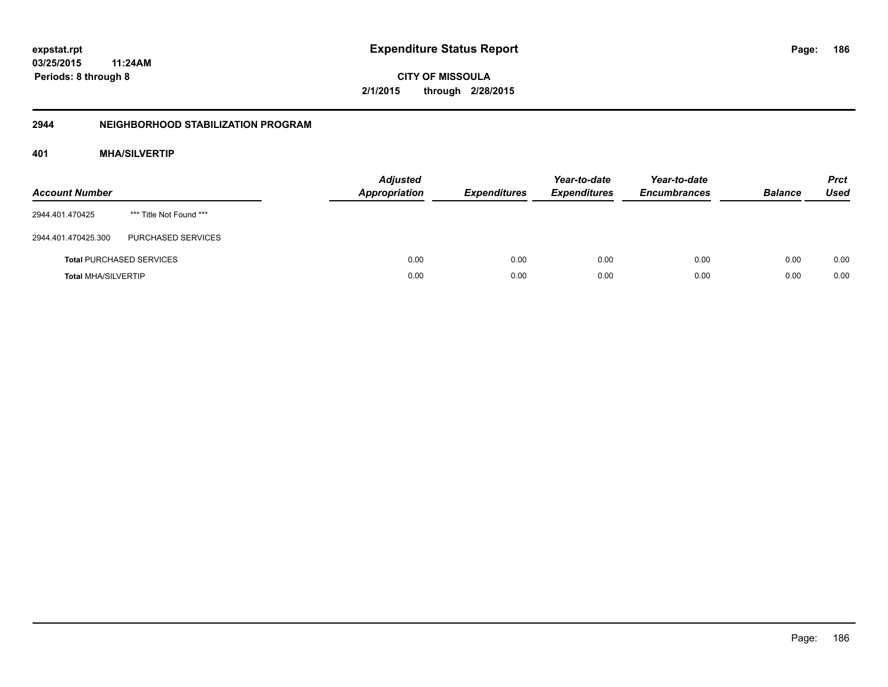## 2944 NEIGHBORHOOD STABILIZATION PROGRAM

### 401 MHA/SILVERTIP

| Account Number | | Adjusted Appropriation | Expenditures | Year-to-date Expenditures | Year-to-date Encumbrances | Balance | Prct Used |
|---|---|---|---|---|---|---|---|
| 2944.401.470425 | *** Title Not Found *** | | | | | | |
| 2944.401.470425.300 | PURCHASED SERVICES | | | | | | |
| Total PURCHASED SERVICES | | 0.00 | 0.00 | 0.00 | 0.00 | 0.00 | 0.00 |
| Total MHA/SILVERTIP | | 0.00 | 0.00 | 0.00 | 0.00 | 0.00 | 0.00 |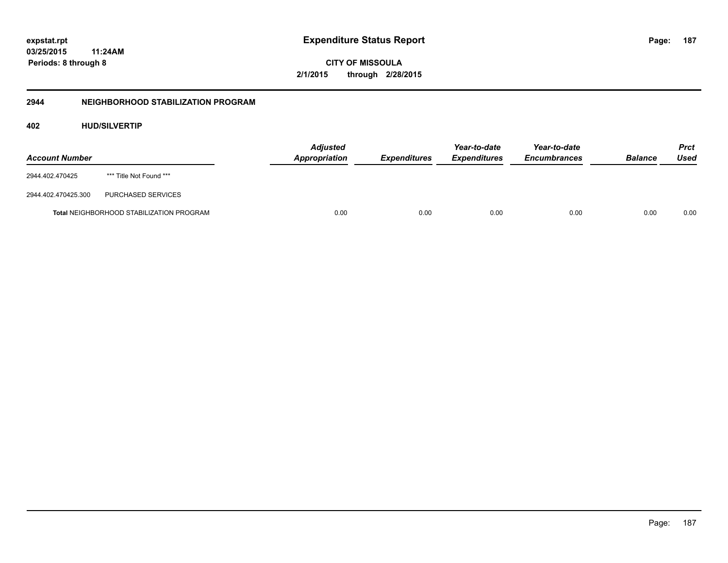**expstat.rpt**
**03/25/2015 11:24AM**
**Periods: 8 through 8**

# Expenditure Status Report

**CITY OF MISSOULA**
**2/1/2015 through 2/28/2015**

## 2944 NEIGHBORHOOD STABILIZATION PROGRAM

### 402 HUD/SILVERTIP

| Account Number | | Adjusted Appropriation | Expenditures | Year-to-date Expenditures | Year-to-date Encumbrances | Balance | Prct Used |
|---|---|---|---|---|---|---|---|
| 2944.402.470425 | *** Title Not Found *** | | | | | | |
| 2944.402.470425.300 | PURCHASED SERVICES | | | | | | |
| **Total** NEIGHBORHOOD STABILIZATION PROGRAM | | 0.00 | 0.00 | 0.00 | 0.00 | 0.00 | 0.00 |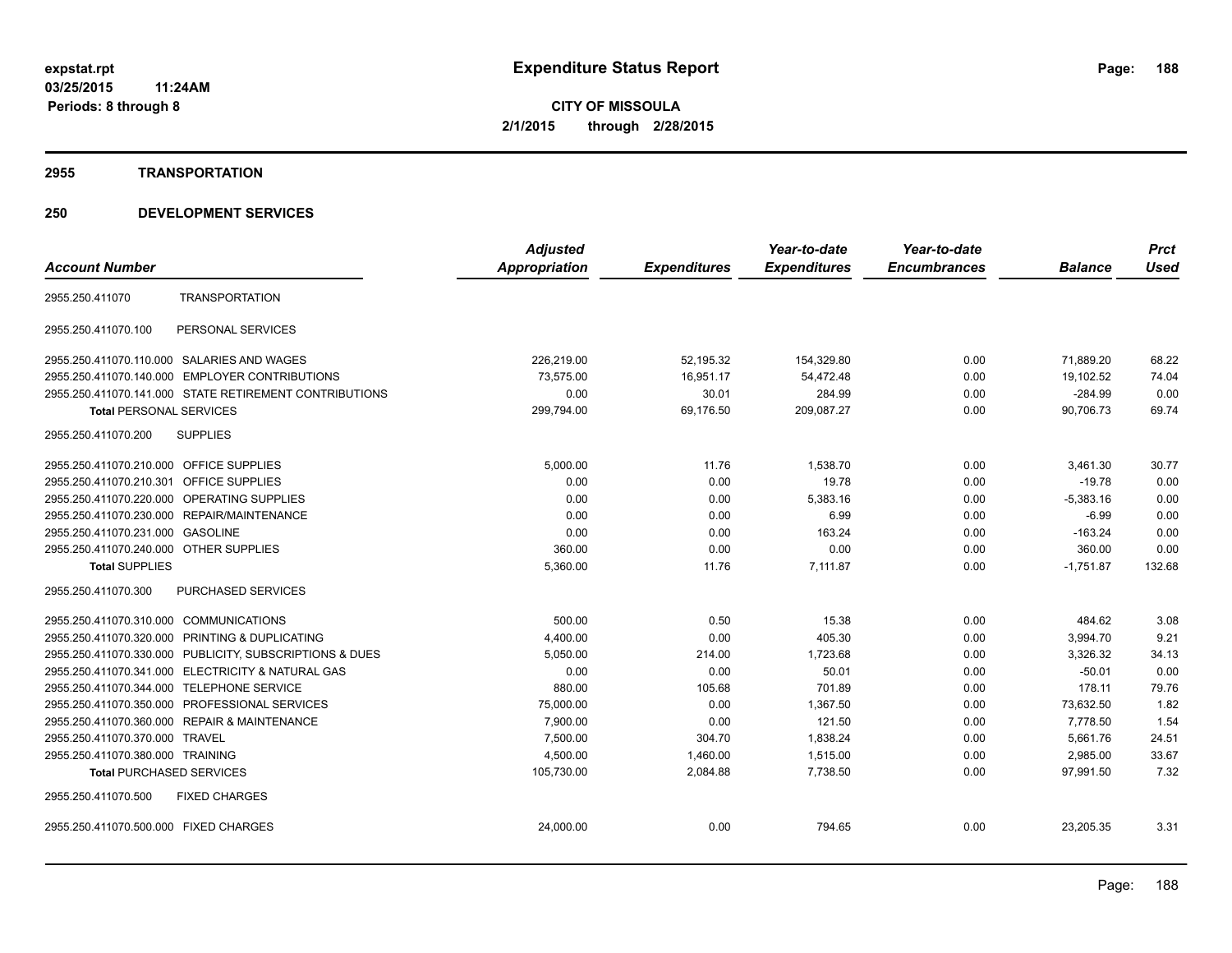**expstat.rpt**
**03/25/2015 11:24AM**
**Periods: 8 through 8**

# Expenditure Status Report

**CITY OF MISSOULA**
**2/1/2015 through 2/28/2015**

## 2955 TRANSPORTATION

## 250 DEVELOPMENT SERVICES

| Account Number | | Adjusted Appropriation | Expenditures | Year-to-date Expenditures | Year-to-date Encumbrances | Balance | Prct Used |
|---|---|---|---|---|---|---|---|
| 2955.250.411070 | TRANSPORTATION | | | | | | |
| 2955.250.411070.100 | PERSONAL SERVICES | | | | | | |
| 2955.250.411070.110.000 | SALARIES AND WAGES | 226,219.00 | 52,195.32 | 154,329.80 | 0.00 | 71,889.20 | 68.22 |
| 2955.250.411070.140.000 | EMPLOYER CONTRIBUTIONS | 73,575.00 | 16,951.17 | 54,472.48 | 0.00 | 19,102.52 | 74.04 |
| 2955.250.411070.141.000 | STATE RETIREMENT CONTRIBUTIONS | 0.00 | 30.01 | 284.99 | 0.00 | -284.99 | 0.00 |
| **Total** PERSONAL SERVICES | | 299,794.00 | 69,176.50 | 209,087.27 | 0.00 | 90,706.73 | 69.74 |
| 2955.250.411070.200 | SUPPLIES | | | | | | |
| 2955.250.411070.210.000 | OFFICE SUPPLIES | 5,000.00 | 11.76 | 1,538.70 | 0.00 | 3,461.30 | 30.77 |
| 2955.250.411070.210.301 | OFFICE SUPPLIES | 0.00 | 0.00 | 19.78 | 0.00 | -19.78 | 0.00 |
| 2955.250.411070.220.000 | OPERATING SUPPLIES | 0.00 | 0.00 | 5,383.16 | 0.00 | -5,383.16 | 0.00 |
| 2955.250.411070.230.000 | REPAIR/MAINTENANCE | 0.00 | 0.00 | 6.99 | 0.00 | -6.99 | 0.00 |
| 2955.250.411070.231.000 | GASOLINE | 0.00 | 0.00 | 163.24 | 0.00 | -163.24 | 0.00 |
| 2955.250.411070.240.000 | OTHER SUPPLIES | 360.00 | 0.00 | 0.00 | 0.00 | 360.00 | 0.00 |
| **Total** SUPPLIES | | 5,360.00 | 11.76 | 7,111.87 | 0.00 | -1,751.87 | 132.68 |
| 2955.250.411070.300 | PURCHASED SERVICES | | | | | | |
| 2955.250.411070.310.000 | COMMUNICATIONS | 500.00 | 0.50 | 15.38 | 0.00 | 484.62 | 3.08 |
| 2955.250.411070.320.000 | PRINTING & DUPLICATING | 4,400.00 | 0.00 | 405.30 | 0.00 | 3,994.70 | 9.21 |
| 2955.250.411070.330.000 | PUBLICITY, SUBSCRIPTIONS & DUES | 5,050.00 | 214.00 | 1,723.68 | 0.00 | 3,326.32 | 34.13 |
| 2955.250.411070.341.000 | ELECTRICITY & NATURAL GAS | 0.00 | 0.00 | 50.01 | 0.00 | -50.01 | 0.00 |
| 2955.250.411070.344.000 | TELEPHONE SERVICE | 880.00 | 105.68 | 701.89 | 0.00 | 178.11 | 79.76 |
| 2955.250.411070.350.000 | PROFESSIONAL SERVICES | 75,000.00 | 0.00 | 1,367.50 | 0.00 | 73,632.50 | 1.82 |
| 2955.250.411070.360.000 | REPAIR & MAINTENANCE | 7,900.00 | 0.00 | 121.50 | 0.00 | 7,778.50 | 1.54 |
| 2955.250.411070.370.000 | TRAVEL | 7,500.00 | 304.70 | 1,838.24 | 0.00 | 5,661.76 | 24.51 |
| 2955.250.411070.380.000 | TRAINING | 4,500.00 | 1,460.00 | 1,515.00 | 0.00 | 2,985.00 | 33.67 |
| **Total** PURCHASED SERVICES | | 105,730.00 | 2,084.88 | 7,738.50 | 0.00 | 97,991.50 | 7.32 |
| 2955.250.411070.500 | FIXED CHARGES | | | | | | |
| 2955.250.411070.500.000 | FIXED CHARGES | 24,000.00 | 0.00 | 794.65 | 0.00 | 23,205.35 | 3.31 |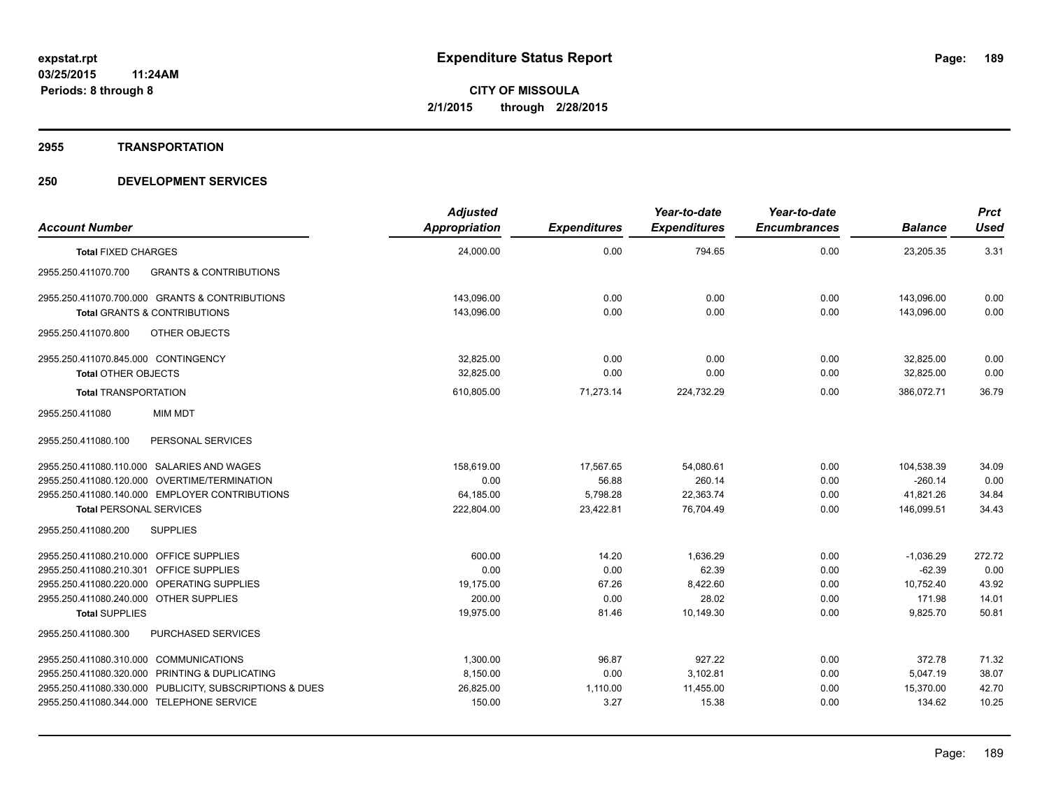# Expenditure Status Report

expstat.rpt
03/25/2015 11:24AM
Periods: 8 through 8

**CITY OF MISSOULA**
**2/1/2015 through 2/28/2015**

## 2955 TRANSPORTATION

## 250 DEVELOPMENT SERVICES

| Account Number | Adjusted Appropriation | Expenditures | Year-to-date Expenditures | Year-to-date Encumbrances | Balance | Prct Used |
|---|---|---|---|---|---|---|
| **Total** FIXED CHARGES | 24,000.00 | 0.00 | 794.65 | 0.00 | 23,205.35 | 3.31 |
| 2955.250.411070.700 GRANTS & CONTRIBUTIONS | | | | | | |
| 2955.250.411070.700.000 GRANTS & CONTRIBUTIONS | 143,096.00 | 0.00 | 0.00 | 0.00 | 143,096.00 | 0.00 |
| **Total** GRANTS & CONTRIBUTIONS | 143,096.00 | 0.00 | 0.00 | 0.00 | 143,096.00 | 0.00 |
| 2955.250.411070.800 OTHER OBJECTS | | | | | | |
| 2955.250.411070.845.000 CONTINGENCY | 32,825.00 | 0.00 | 0.00 | 0.00 | 32,825.00 | 0.00 |
| **Total** OTHER OBJECTS | 32,825.00 | 0.00 | 0.00 | 0.00 | 32,825.00 | 0.00 |
| **Total** TRANSPORTATION | 610,805.00 | 71,273.14 | 224,732.29 | 0.00 | 386,072.71 | 36.79 |
| 2955.250.411080 MIM MDT | | | | | | |
| 2955.250.411080.100 PERSONAL SERVICES | | | | | | |
| 2955.250.411080.110.000 SALARIES AND WAGES | 158,619.00 | 17,567.65 | 54,080.61 | 0.00 | 104,538.39 | 34.09 |
| 2955.250.411080.120.000 OVERTIME/TERMINATION | 0.00 | 56.88 | 260.14 | 0.00 | -260.14 | 0.00 |
| 2955.250.411080.140.000 EMPLOYER CONTRIBUTIONS | 64,185.00 | 5,798.28 | 22,363.74 | 0.00 | 41,821.26 | 34.84 |
| **Total** PERSONAL SERVICES | 222,804.00 | 23,422.81 | 76,704.49 | 0.00 | 146,099.51 | 34.43 |
| 2955.250.411080.200 SUPPLIES | | | | | | |
| 2955.250.411080.210.000 OFFICE SUPPLIES | 600.00 | 14.20 | 1,636.29 | 0.00 | -1,036.29 | 272.72 |
| 2955.250.411080.210.301 OFFICE SUPPLIES | 0.00 | 0.00 | 62.39 | 0.00 | -62.39 | 0.00 |
| 2955.250.411080.220.000 OPERATING SUPPLIES | 19,175.00 | 67.26 | 8,422.60 | 0.00 | 10,752.40 | 43.92 |
| 2955.250.411080.240.000 OTHER SUPPLIES | 200.00 | 0.00 | 28.02 | 0.00 | 171.98 | 14.01 |
| **Total** SUPPLIES | 19,975.00 | 81.46 | 10,149.30 | 0.00 | 9,825.70 | 50.81 |
| 2955.250.411080.300 PURCHASED SERVICES | | | | | | |
| 2955.250.411080.310.000 COMMUNICATIONS | 1,300.00 | 96.87 | 927.22 | 0.00 | 372.78 | 71.32 |
| 2955.250.411080.320.000 PRINTING & DUPLICATING | 8,150.00 | 0.00 | 3,102.81 | 0.00 | 5,047.19 | 38.07 |
| 2955.250.411080.330.000 PUBLICITY, SUBSCRIPTIONS & DUES | 26,825.00 | 1,110.00 | 11,455.00 | 0.00 | 15,370.00 | 42.70 |
| 2955.250.411080.344.000 TELEPHONE SERVICE | 150.00 | 3.27 | 15.38 | 0.00 | 134.62 | 10.25 |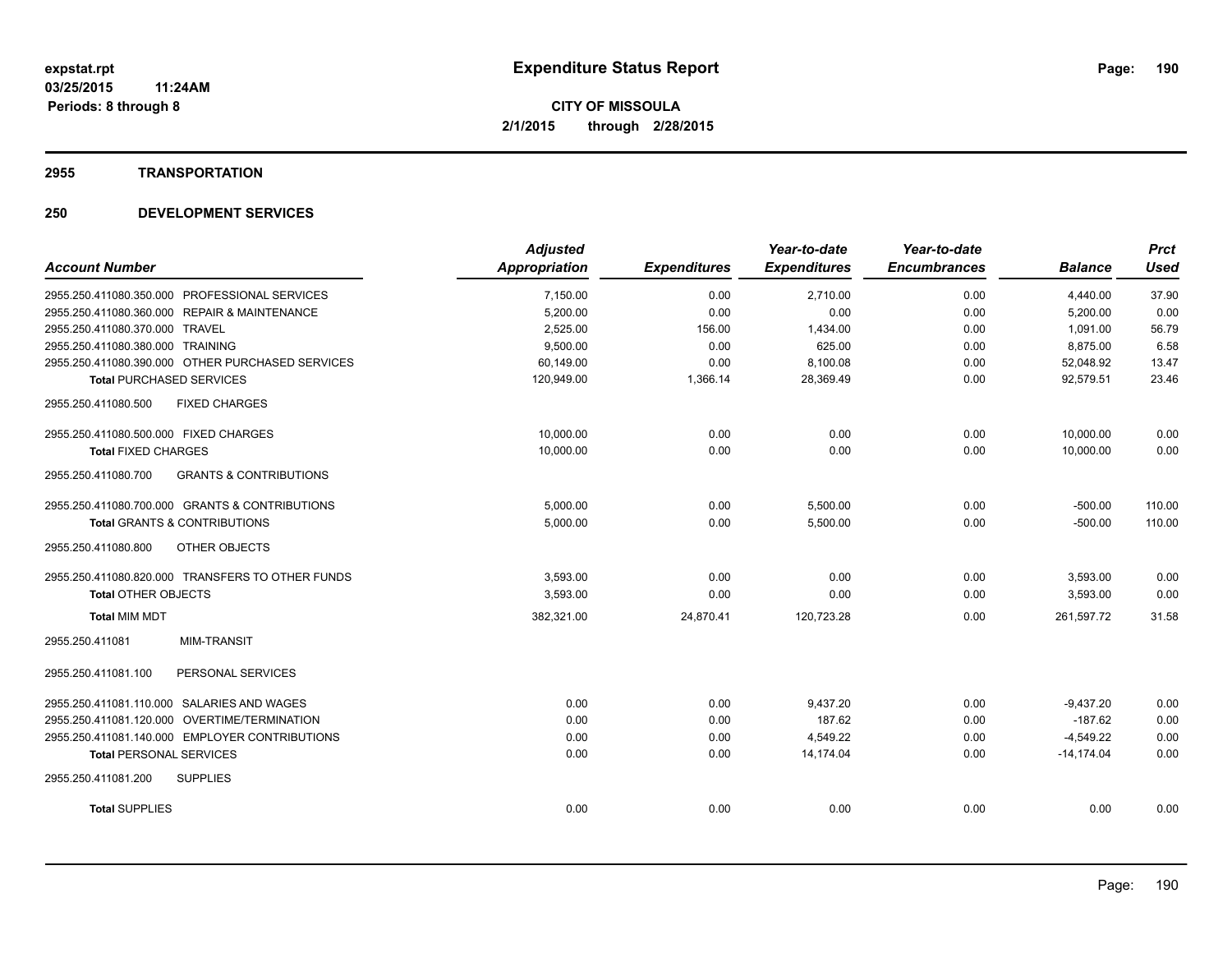expstat.rpt
03/25/2015 11:24AM
Periods: 8 through 8

# Expenditure Status Report

**CITY OF MISSOULA**
**2/1/2015 through 2/28/2015**

## 2955 TRANSPORTATION

## 250 DEVELOPMENT SERVICES

| Account Number | Adjusted Appropriation | Expenditures | Year-to-date Expenditures | Year-to-date Encumbrances | Balance | Prct Used |
|---|---|---|---|---|---|---|
| 2955.250.411080.350.000 PROFESSIONAL SERVICES | 7,150.00 | 0.00 | 2,710.00 | 0.00 | 4,440.00 | 37.90 |
| 2955.250.411080.360.000 REPAIR & MAINTENANCE | 5,200.00 | 0.00 | 0.00 | 0.00 | 5,200.00 | 0.00 |
| 2955.250.411080.370.000 TRAVEL | 2,525.00 | 156.00 | 1,434.00 | 0.00 | 1,091.00 | 56.79 |
| 2955.250.411080.380.000 TRAINING | 9,500.00 | 0.00 | 625.00 | 0.00 | 8,875.00 | 6.58 |
| 2955.250.411080.390.000 OTHER PURCHASED SERVICES | 60,149.00 | 0.00 | 8,100.08 | 0.00 | 52,048.92 | 13.47 |
| **Total** PURCHASED SERVICES | 120,949.00 | 1,366.14 | 28,369.49 | 0.00 | 92,579.51 | 23.46 |
| 2955.250.411080.500 FIXED CHARGES | | | | | | |
| 2955.250.411080.500.000 FIXED CHARGES | 10,000.00 | 0.00 | 0.00 | 0.00 | 10,000.00 | 0.00 |
| **Total** FIXED CHARGES | 10,000.00 | 0.00 | 0.00 | 0.00 | 10,000.00 | 0.00 |
| 2955.250.411080.700 GRANTS & CONTRIBUTIONS | | | | | | |
| 2955.250.411080.700.000 GRANTS & CONTRIBUTIONS | 5,000.00 | 0.00 | 5,500.00 | 0.00 | -500.00 | 110.00 |
| **Total** GRANTS & CONTRIBUTIONS | 5,000.00 | 0.00 | 5,500.00 | 0.00 | -500.00 | 110.00 |
| 2955.250.411080.800 OTHER OBJECTS | | | | | | |
| 2955.250.411080.820.000 TRANSFERS TO OTHER FUNDS | 3,593.00 | 0.00 | 0.00 | 0.00 | 3,593.00 | 0.00 |
| **Total** OTHER OBJECTS | 3,593.00 | 0.00 | 0.00 | 0.00 | 3,593.00 | 0.00 |
| **Total** MIM MDT | 382,321.00 | 24,870.41 | 120,723.28 | 0.00 | 261,597.72 | 31.58 |
| 2955.250.411081 MIM-TRANSIT | | | | | | |
| 2955.250.411081.100 PERSONAL SERVICES | | | | | | |
| 2955.250.411081.110.000 SALARIES AND WAGES | 0.00 | 0.00 | 9,437.20 | 0.00 | -9,437.20 | 0.00 |
| 2955.250.411081.120.000 OVERTIME/TERMINATION | 0.00 | 0.00 | 187.62 | 0.00 | -187.62 | 0.00 |
| 2955.250.411081.140.000 EMPLOYER CONTRIBUTIONS | 0.00 | 0.00 | 4,549.22 | 0.00 | -4,549.22 | 0.00 |
| **Total** PERSONAL SERVICES | 0.00 | 0.00 | 14,174.04 | 0.00 | -14,174.04 | 0.00 |
| 2955.250.411081.200 SUPPLIES | | | | | | |
| **Total** SUPPLIES | 0.00 | 0.00 | 0.00 | 0.00 | 0.00 | 0.00 |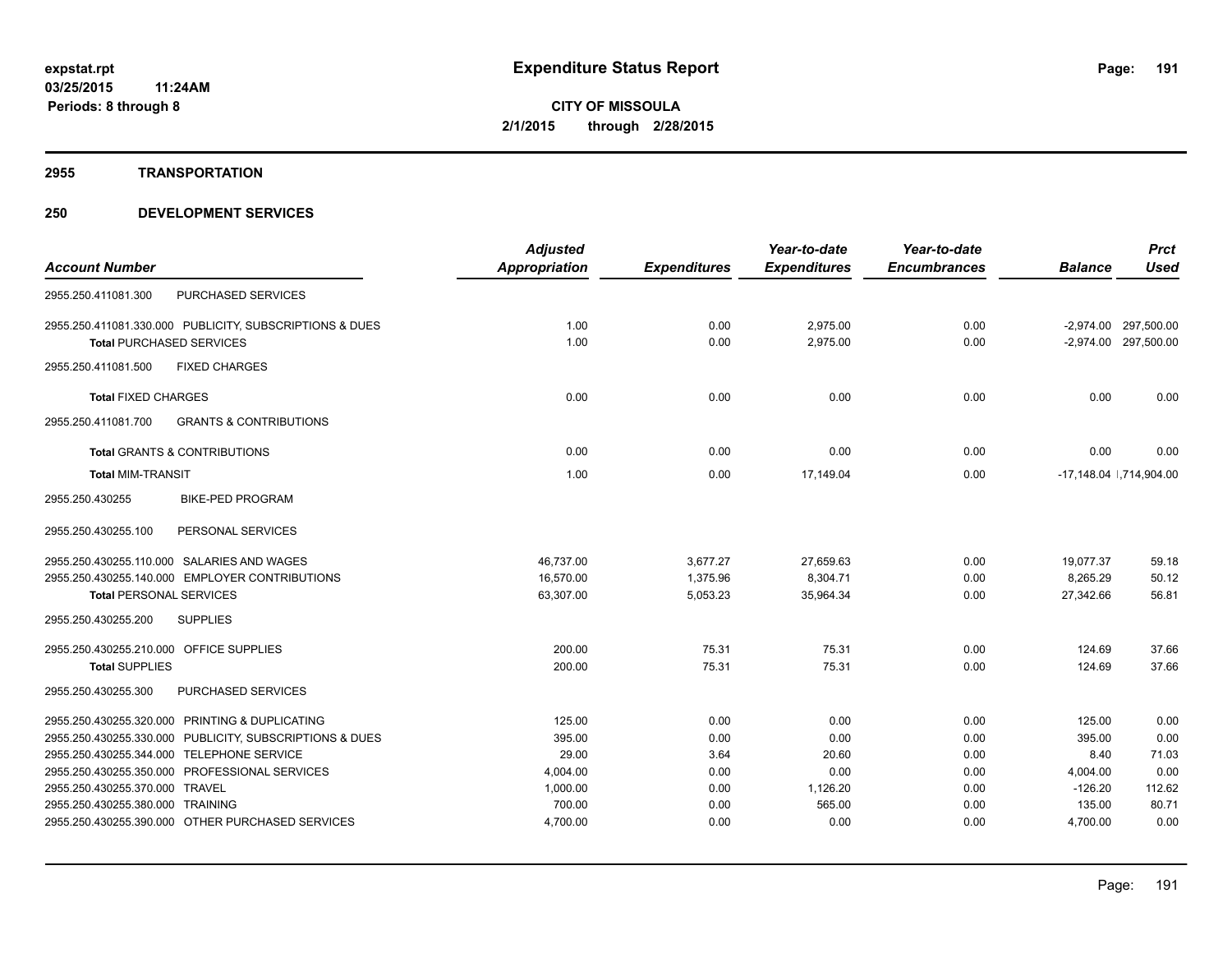**expstat.rpt**
**03/25/2015 11:24AM**
**Periods: 8 through 8**

# Expenditure Status Report

**CITY OF MISSOULA**
**2/1/2015 through 2/28/2015**

## 2955 TRANSPORTATION

## 250 DEVELOPMENT SERVICES

| Account Number | | Adjusted Appropriation | Expenditures | Year-to-date Expenditures | Year-to-date Encumbrances | Balance | Prct Used |
|---|---|---|---|---|---|---|---|
| 2955.250.411081.300 | PURCHASED SERVICES | | | | | | |
| 2955.250.411081.330.000 | PUBLICITY, SUBSCRIPTIONS & DUES | 1.00 | 0.00 | 2,975.00 | 0.00 | -2,974.00 | 297,500.00 |
| **Total** PURCHASED SERVICES | | 1.00 | 0.00 | 2,975.00 | 0.00 | -2,974.00 | 297,500.00 |
| 2955.250.411081.500 | FIXED CHARGES | | | | | | |
| **Total** FIXED CHARGES | | 0.00 | 0.00 | 0.00 | 0.00 | 0.00 | 0.00 |
| 2955.250.411081.700 | GRANTS & CONTRIBUTIONS | | | | | | |
| **Total** GRANTS & CONTRIBUTIONS | | 0.00 | 0.00 | 0.00 | 0.00 | 0.00 | 0.00 |
| **Total** MIM-TRANSIT | | 1.00 | 0.00 | 17,149.04 | 0.00 | -17,148.04 | 1,714,904.00 |
| 2955.250.430255 | BIKE-PED PROGRAM | | | | | | |
| 2955.250.430255.100 | PERSONAL SERVICES | | | | | | |
| 2955.250.430255.110.000 | SALARIES AND WAGES | 46,737.00 | 3,677.27 | 27,659.63 | 0.00 | 19,077.37 | 59.18 |
| 2955.250.430255.140.000 | EMPLOYER CONTRIBUTIONS | 16,570.00 | 1,375.96 | 8,304.71 | 0.00 | 8,265.29 | 50.12 |
| **Total** PERSONAL SERVICES | | 63,307.00 | 5,053.23 | 35,964.34 | 0.00 | 27,342.66 | 56.81 |
| 2955.250.430255.200 | SUPPLIES | | | | | | |
| 2955.250.430255.210.000 | OFFICE SUPPLIES | 200.00 | 75.31 | 75.31 | 0.00 | 124.69 | 37.66 |
| **Total** SUPPLIES | | 200.00 | 75.31 | 75.31 | 0.00 | 124.69 | 37.66 |
| 2955.250.430255.300 | PURCHASED SERVICES | | | | | | |
| 2955.250.430255.320.000 | PRINTING & DUPLICATING | 125.00 | 0.00 | 0.00 | 0.00 | 125.00 | 0.00 |
| 2955.250.430255.330.000 | PUBLICITY, SUBSCRIPTIONS & DUES | 395.00 | 0.00 | 0.00 | 0.00 | 395.00 | 0.00 |
| 2955.250.430255.344.000 | TELEPHONE SERVICE | 29.00 | 3.64 | 20.60 | 0.00 | 8.40 | 71.03 |
| 2955.250.430255.350.000 | PROFESSIONAL SERVICES | 4,004.00 | 0.00 | 0.00 | 0.00 | 4,004.00 | 0.00 |
| 2955.250.430255.370.000 | TRAVEL | 1,000.00 | 0.00 | 1,126.20 | 0.00 | -126.20 | 112.62 |
| 2955.250.430255.380.000 | TRAINING | 700.00 | 0.00 | 565.00 | 0.00 | 135.00 | 80.71 |
| 2955.250.430255.390.000 | OTHER PURCHASED SERVICES | 4,700.00 | 0.00 | 0.00 | 0.00 | 4,700.00 | 0.00 |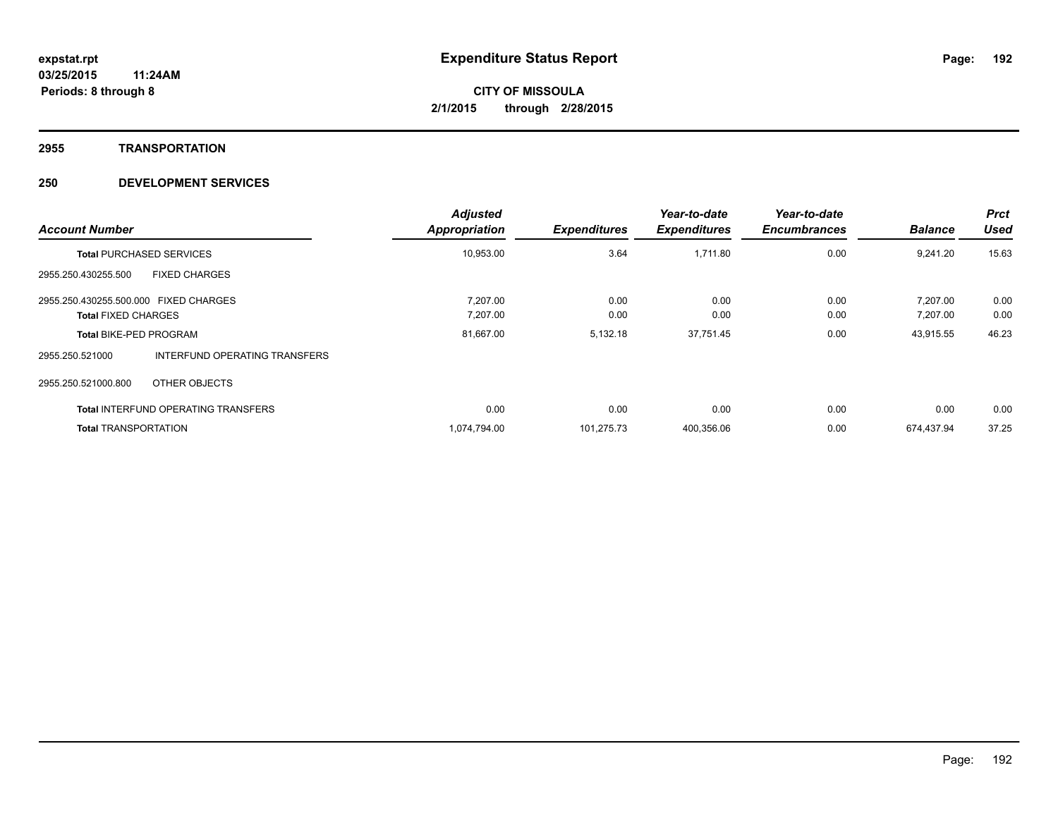**Expenditure Status Report**

**CITY OF MISSOULA**
**2/1/2015 through 2/28/2015**

expstat.rpt
03/25/2015 11:24AM
Periods: 8 through 8

## 2955 TRANSPORTATION

## 250 DEVELOPMENT SERVICES

| Account Number | | Adjusted Appropriation | Expenditures | Year-to-date Expenditures | Year-to-date Encumbrances | Balance | Prct Used |
|---|---|---|---|---|---|---|---|
| **Total** PURCHASED SERVICES | | 10,953.00 | 3.64 | 1,711.80 | 0.00 | 9,241.20 | 15.63 |
| 2955.250.430255.500 | FIXED CHARGES | | | | | | |
| 2955.250.430255.500.000 | FIXED CHARGES | 7,207.00 | 0.00 | 0.00 | 0.00 | 7,207.00 | 0.00 |
| **Total** FIXED CHARGES | | 7,207.00 | 0.00 | 0.00 | 0.00 | 7,207.00 | 0.00 |
| **Total** BIKE-PED PROGRAM | | 81,667.00 | 5,132.18 | 37,751.45 | 0.00 | 43,915.55 | 46.23 |
| 2955.250.521000 | INTERFUND OPERATING TRANSFERS | | | | | | |
| 2955.250.521000.800 | OTHER OBJECTS | | | | | | |
| **Total** INTERFUND OPERATING TRANSFERS | | 0.00 | 0.00 | 0.00 | 0.00 | 0.00 | 0.00 |
| **Total** TRANSPORTATION | | 1,074,794.00 | 101,275.73 | 400,356.06 | 0.00 | 674,437.94 | 37.25 |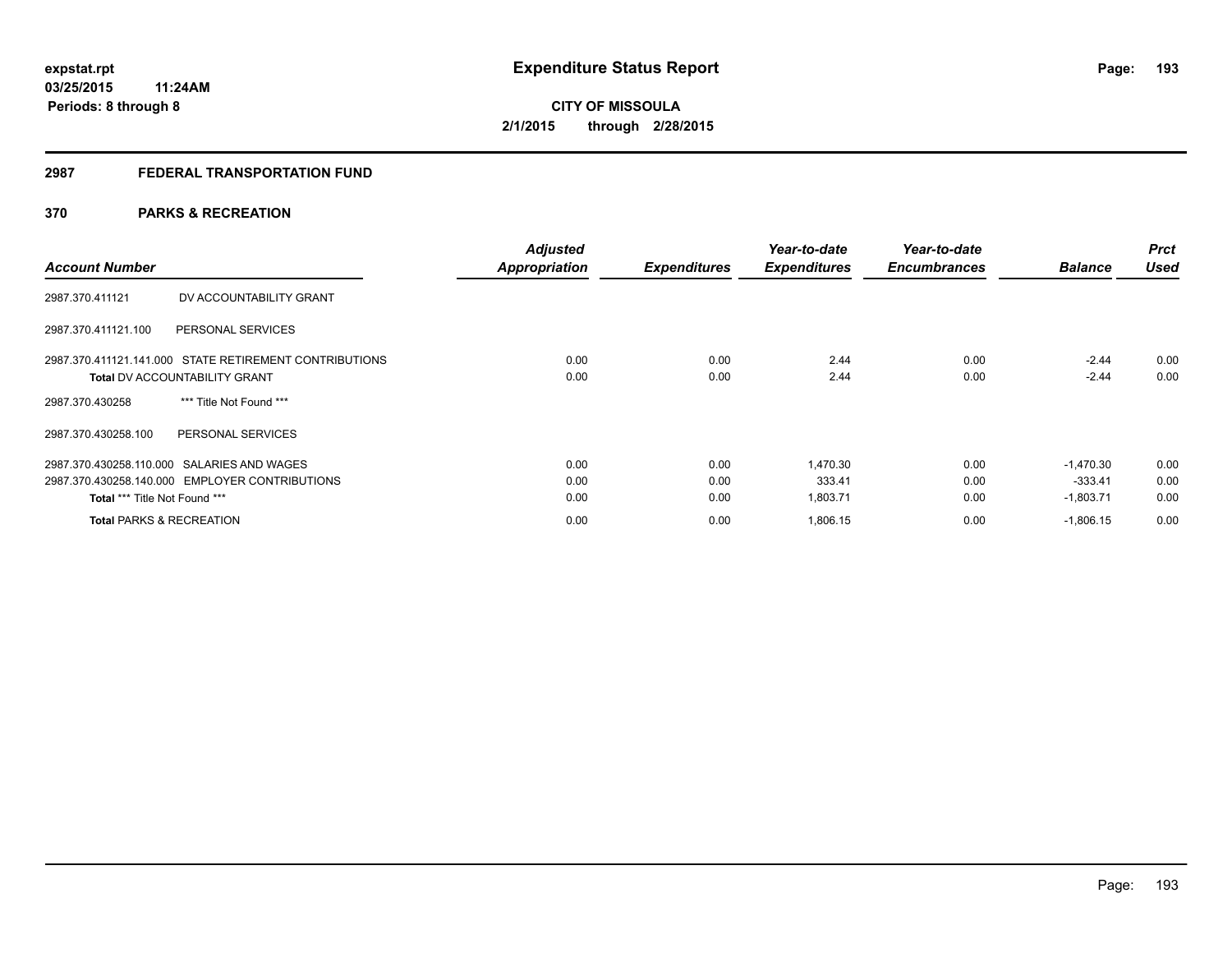**expstat.rpt**
**03/25/2015 11:24AM**
**Periods: 8 through 8**

# Expenditure Status Report

**CITY OF MISSOULA**
**2/1/2015 through 2/28/2015**

## 2987 FEDERAL TRANSPORTATION FUND

### 370 PARKS & RECREATION

| Account Number | | *Adjusted Appropriation* | *Expenditures* | *Year-to-date Expenditures* | *Year-to-date Encumbrances* | *Balance* | *Prct Used* |
|---|---|---|---|---|---|---|---|
| 2987.370.411121 | DV ACCOUNTABILITY GRANT | | | | | | |
| 2987.370.411121.100 | PERSONAL SERVICES | | | | | | |
| 2987.370.411121.141.000 | STATE RETIREMENT CONTRIBUTIONS | 0.00 | 0.00 | 2.44 | 0.00 | -2.44 | 0.00 |
| **Total** DV ACCOUNTABILITY GRANT | | 0.00 | 0.00 | 2.44 | 0.00 | -2.44 | 0.00 |
| 2987.370.430258 | *** Title Not Found *** | | | | | | |
| 2987.370.430258.100 | PERSONAL SERVICES | | | | | | |
| 2987.370.430258.110.000 | SALARIES AND WAGES | 0.00 | 0.00 | 1,470.30 | 0.00 | -1,470.30 | 0.00 |
| 2987.370.430258.140.000 | EMPLOYER CONTRIBUTIONS | 0.00 | 0.00 | 333.41 | 0.00 | -333.41 | 0.00 |
| **Total** *** Title Not Found *** | | 0.00 | 0.00 | 1,803.71 | 0.00 | -1,803.71 | 0.00 |
| **Total** PARKS & RECREATION | | 0.00 | 0.00 | 1,806.15 | 0.00 | -1,806.15 | 0.00 |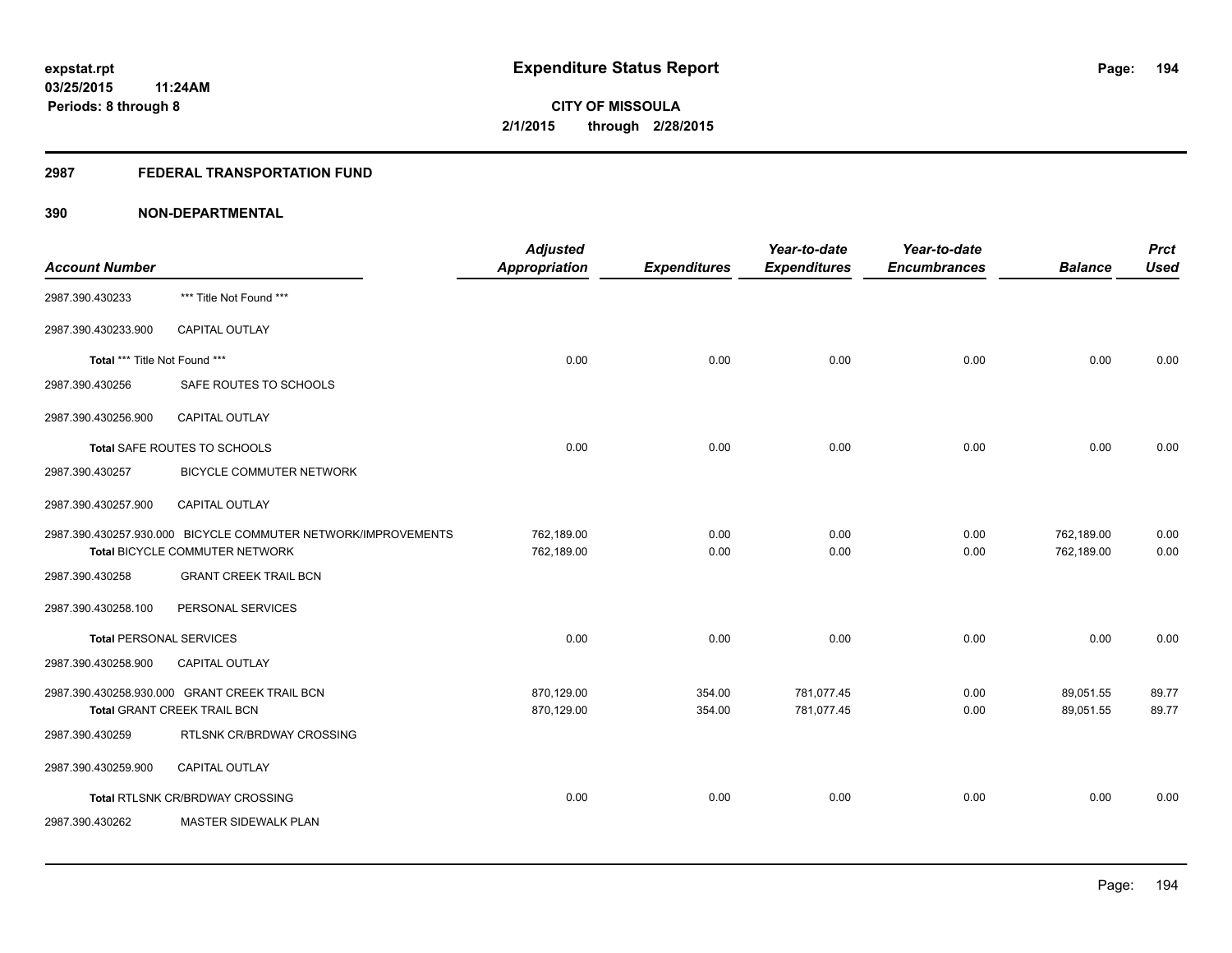expstat.rpt
03/25/2015 11:24AM
Periods: 8 through 8

# Expenditure Status Report

**CITY OF MISSOULA**
**2/1/2015 through 2/28/2015**

## 2987 FEDERAL TRANSPORTATION FUND

## 390 NON-DEPARTMENTAL

| Account Number | | Adjusted Appropriation | Expenditures | Year-to-date Expenditures | Year-to-date Encumbrances | Balance | Prct Used |
|---|---|---|---|---|---|---|---|
| 2987.390.430233 | *** Title Not Found *** | | | | | | |
| 2987.390.430233.900 | CAPITAL OUTLAY | | | | | | |
| **Total** *** Title Not Found *** | | 0.00 | 0.00 | 0.00 | 0.00 | 0.00 | 0.00 |
| 2987.390.430256 | SAFE ROUTES TO SCHOOLS | | | | | | |
| 2987.390.430256.900 | CAPITAL OUTLAY | | | | | | |
| **Total** SAFE ROUTES TO SCHOOLS | | 0.00 | 0.00 | 0.00 | 0.00 | 0.00 | 0.00 |
| 2987.390.430257 | BICYCLE COMMUTER NETWORK | | | | | | |
| 2987.390.430257.900 | CAPITAL OUTLAY | | | | | | |
| 2987.390.430257.930.000 | BICYCLE COMMUTER NETWORK/IMPROVEMENTS | 762,189.00 | 0.00 | 0.00 | 0.00 | 762,189.00 | 0.00 |
| **Total** BICYCLE COMMUTER NETWORK | | 762,189.00 | 0.00 | 0.00 | 0.00 | 762,189.00 | 0.00 |
| 2987.390.430258 | GRANT CREEK TRAIL BCN | | | | | | |
| 2987.390.430258.100 | PERSONAL SERVICES | | | | | | |
| **Total** PERSONAL SERVICES | | 0.00 | 0.00 | 0.00 | 0.00 | 0.00 | 0.00 |
| 2987.390.430258.900 | CAPITAL OUTLAY | | | | | | |
| 2987.390.430258.930.000 | GRANT CREEK TRAIL BCN | 870,129.00 | 354.00 | 781,077.45 | 0.00 | 89,051.55 | 89.77 |
| **Total** GRANT CREEK TRAIL BCN | | 870,129.00 | 354.00 | 781,077.45 | 0.00 | 89,051.55 | 89.77 |
| 2987.390.430259 | RTLSNK CR/BRDWAY CROSSING | | | | | | |
| 2987.390.430259.900 | CAPITAL OUTLAY | | | | | | |
| **Total** RTLSNK CR/BRDWAY CROSSING | | 0.00 | 0.00 | 0.00 | 0.00 | 0.00 | 0.00 |
| 2987.390.430262 | MASTER SIDEWALK PLAN | | | | | | |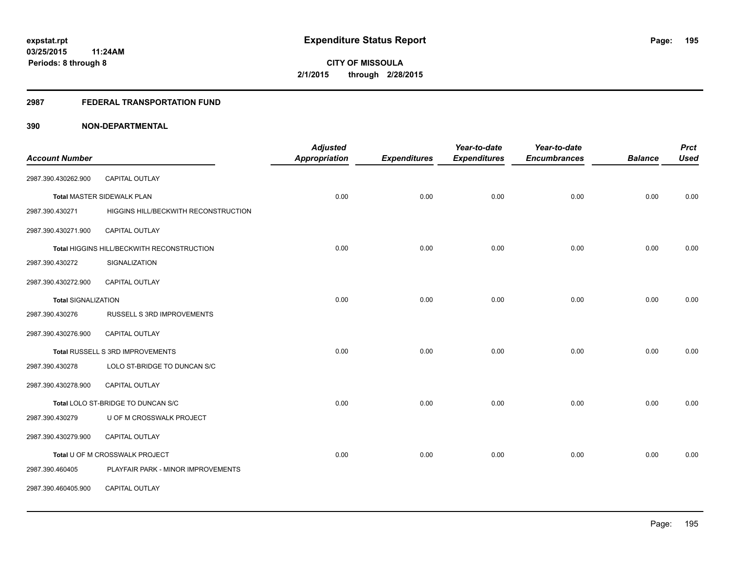expstat.rpt
03/25/2015 11:24AM
Periods: 8 through 8

# Expenditure Status Report

CITY OF MISSOULA
2/1/2015 through 2/28/2015

## 2987 FEDERAL TRANSPORTATION FUND

## 390 NON-DEPARTMENTAL

| Account Number | | Adjusted Appropriation | Expenditures | Year-to-date Expenditures | Year-to-date Encumbrances | Balance | Prct Used |
|---|---|---|---|---|---|---|---|
| 2987.390.430262.900 | CAPITAL OUTLAY | | | | | | |
| Total MASTER SIDEWALK PLAN | | 0.00 | 0.00 | 0.00 | 0.00 | 0.00 | 0.00 |
| 2987.390.430271 | HIGGINS HILL/BECKWITH RECONSTRUCTION | | | | | | |
| 2987.390.430271.900 | CAPITAL OUTLAY | | | | | | |
| Total HIGGINS HILL/BECKWITH RECONSTRUCTION | | 0.00 | 0.00 | 0.00 | 0.00 | 0.00 | 0.00 |
| 2987.390.430272 | SIGNALIZATION | | | | | | |
| 2987.390.430272.900 | CAPITAL OUTLAY | | | | | | |
| Total SIGNALIZATION | | 0.00 | 0.00 | 0.00 | 0.00 | 0.00 | 0.00 |
| 2987.390.430276 | RUSSELL S 3RD IMPROVEMENTS | | | | | | |
| 2987.390.430276.900 | CAPITAL OUTLAY | | | | | | |
| Total RUSSELL S 3RD IMPROVEMENTS | | 0.00 | 0.00 | 0.00 | 0.00 | 0.00 | 0.00 |
| 2987.390.430278 | LOLO ST-BRIDGE TO DUNCAN S/C | | | | | | |
| 2987.390.430278.900 | CAPITAL OUTLAY | | | | | | |
| Total LOLO ST-BRIDGE TO DUNCAN S/C | | 0.00 | 0.00 | 0.00 | 0.00 | 0.00 | 0.00 |
| 2987.390.430279 | U OF M CROSSWALK PROJECT | | | | | | |
| 2987.390.430279.900 | CAPITAL OUTLAY | | | | | | |
| Total U OF M CROSSWALK PROJECT | | 0.00 | 0.00 | 0.00 | 0.00 | 0.00 | 0.00 |
| 2987.390.460405 | PLAYFAIR PARK - MINOR IMPROVEMENTS | | | | | | |
| 2987.390.460405.900 | CAPITAL OUTLAY | | | | | | |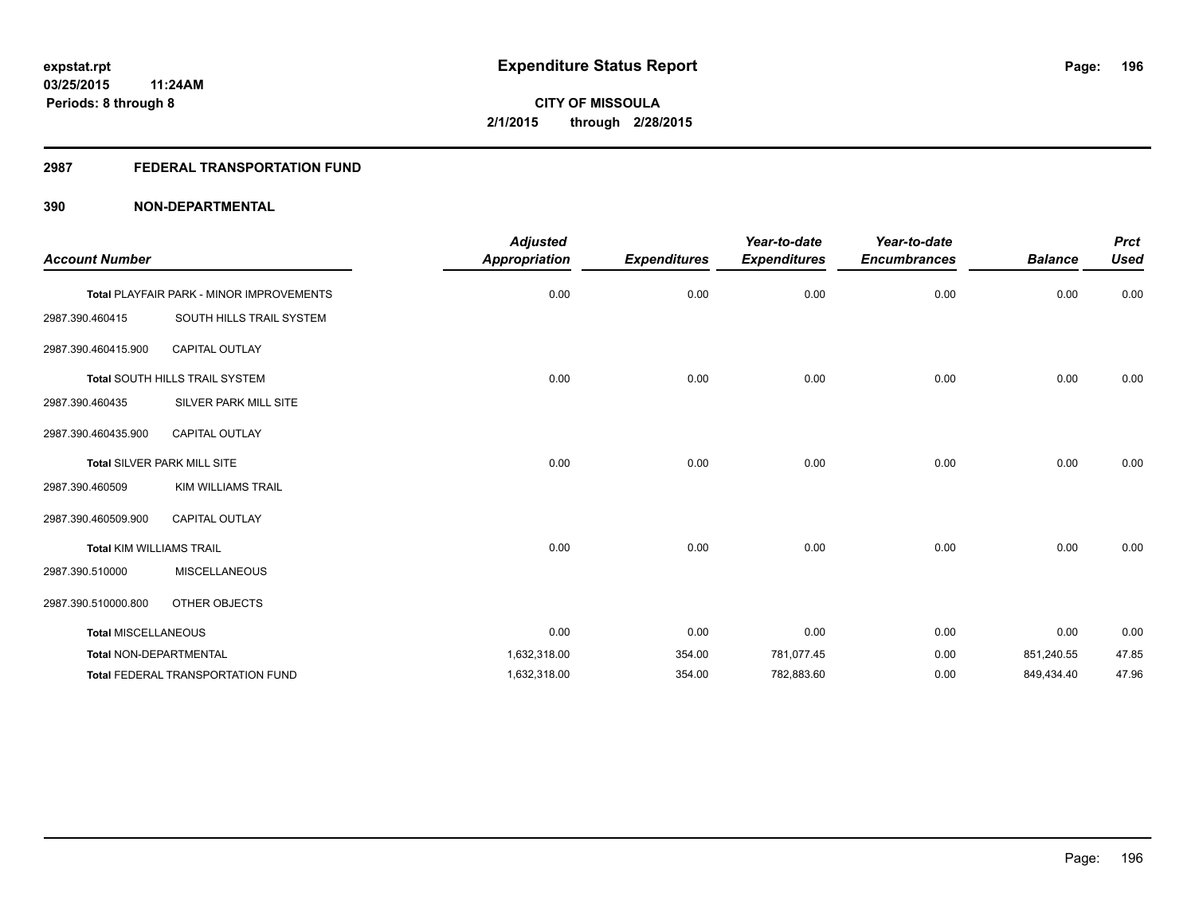**expstat.rpt**
**03/25/2015 11:24AM**
**Periods: 8 through 8**

# Expenditure Status Report

**CITY OF MISSOULA**
**2/1/2015 through 2/28/2015**

## 2987 FEDERAL TRANSPORTATION FUND

## 390 NON-DEPARTMENTAL

| Account Number | | Adjusted Appropriation | Expenditures | Year-to-date Expenditures | Year-to-date Encumbrances | Balance | Prct Used |
|---|---|---|---|---|---|---|---|
| **Total** PLAYFAIR PARK - MINOR IMPROVEMENTS | | 0.00 | 0.00 | 0.00 | 0.00 | 0.00 | 0.00 |
| 2987.390.460415 | SOUTH HILLS TRAIL SYSTEM | | | | | | |
| 2987.390.460415.900 | CAPITAL OUTLAY | | | | | | |
| **Total** SOUTH HILLS TRAIL SYSTEM | | 0.00 | 0.00 | 0.00 | 0.00 | 0.00 | 0.00 |
| 2987.390.460435 | SILVER PARK MILL SITE | | | | | | |
| 2987.390.460435.900 | CAPITAL OUTLAY | | | | | | |
| **Total** SILVER PARK MILL SITE | | 0.00 | 0.00 | 0.00 | 0.00 | 0.00 | 0.00 |
| 2987.390.460509 | KIM WILLIAMS TRAIL | | | | | | |
| 2987.390.460509.900 | CAPITAL OUTLAY | | | | | | |
| **Total** KIM WILLIAMS TRAIL | | 0.00 | 0.00 | 0.00 | 0.00 | 0.00 | 0.00 |
| 2987.390.510000 | MISCELLANEOUS | | | | | | |
| 2987.390.510000.800 | OTHER OBJECTS | | | | | | |
| **Total** MISCELLANEOUS | | 0.00 | 0.00 | 0.00 | 0.00 | 0.00 | 0.00 |
| **Total** NON-DEPARTMENTAL | | 1,632,318.00 | 354.00 | 781,077.45 | 0.00 | 851,240.55 | 47.85 |
| **Total** FEDERAL TRANSPORTATION FUND | | 1,632,318.00 | 354.00 | 782,883.60 | 0.00 | 849,434.40 | 47.96 |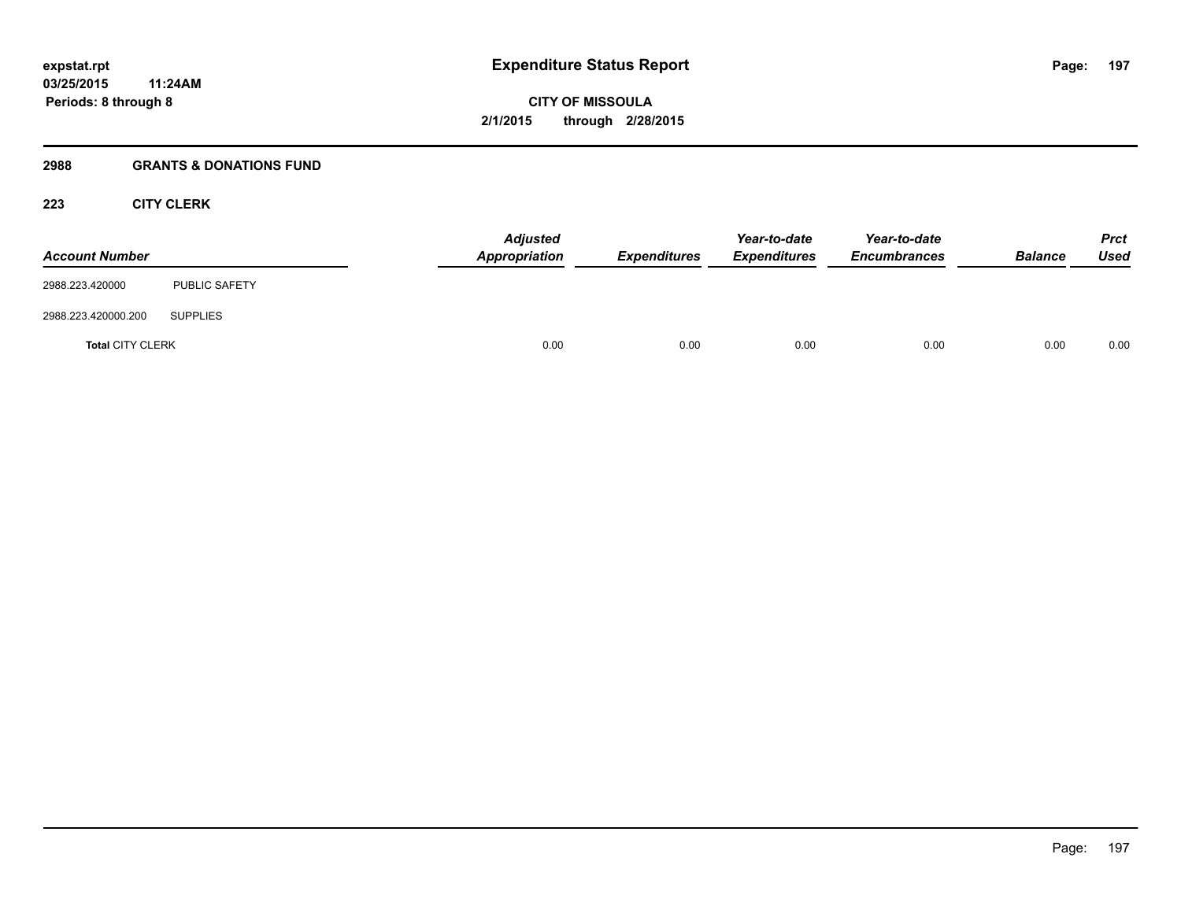**Expenditure Status Report**

**CITY OF MISSOULA**

**2/1/2015 through 2/28/2015**

expstat.rpt
03/25/2015 11:24AM
Periods: 8 through 8

## 2988 GRANTS & DONATIONS FUND

### 223 CITY CLERK

| Account Number | | Adjusted Appropriation | Expenditures | Year-to-date Expenditures | Year-to-date Encumbrances | Balance | Prct Used |
|---|---|---|---|---|---|---|---|
| 2988.223.420000 | PUBLIC SAFETY | | | | | | |
| 2988.223.420000.200 | SUPPLIES | | | | | | |
| **Total** CITY CLERK | | 0.00 | 0.00 | 0.00 | 0.00 | 0.00 | 0.00 |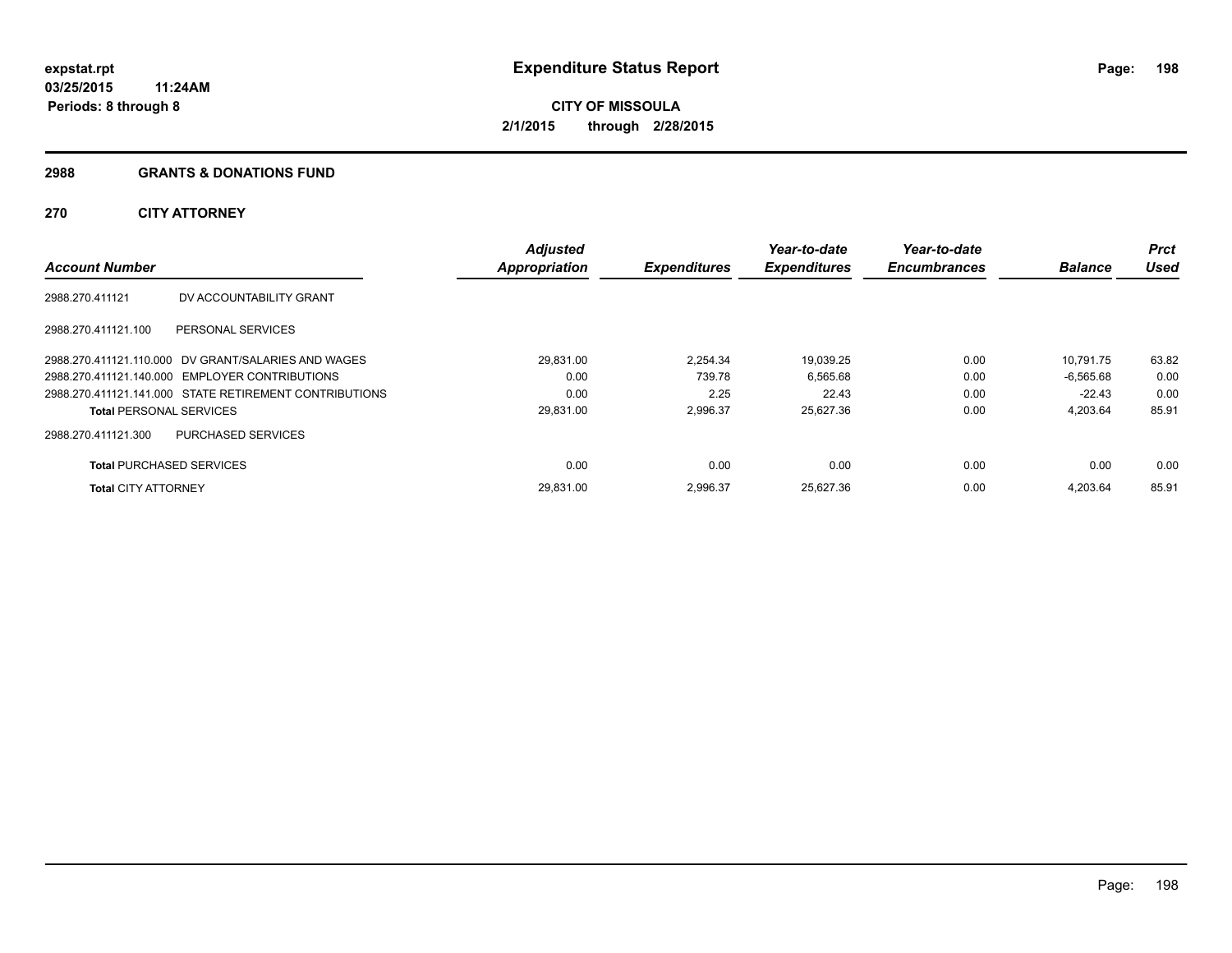**expstat.rpt**
**03/25/2015 11:24AM**
**Periods: 8 through 8**

# Expenditure Status Report

**CITY OF MISSOULA**
**2/1/2015 through 2/28/2015**

## 2988 GRANTS & DONATIONS FUND

### 270 CITY ATTORNEY

| Account Number | | Adjusted Appropriation | Expenditures | Year-to-date Expenditures | Year-to-date Encumbrances | Balance | Prct Used |
|---|---|---|---|---|---|---|---|
| 2988.270.411121 | DV ACCOUNTABILITY GRANT | | | | | | |
| 2988.270.411121.100 | PERSONAL SERVICES | | | | | | |
| 2988.270.411121.110.000 | DV GRANT/SALARIES AND WAGES | 29,831.00 | 2,254.34 | 19,039.25 | 0.00 | 10,791.75 | 63.82 |
| 2988.270.411121.140.000 | EMPLOYER CONTRIBUTIONS | 0.00 | 739.78 | 6,565.68 | 0.00 | -6,565.68 | 0.00 |
| 2988.270.411121.141.000 | STATE RETIREMENT CONTRIBUTIONS | 0.00 | 2.25 | 22.43 | 0.00 | -22.43 | 0.00 |
| **Total** PERSONAL SERVICES | | 29,831.00 | 2,996.37 | 25,627.36 | 0.00 | 4,203.64 | 85.91 |
| 2988.270.411121.300 | PURCHASED SERVICES | | | | | | |
| **Total** PURCHASED SERVICES | | 0.00 | 0.00 | 0.00 | 0.00 | 0.00 | 0.00 |
| **Total** CITY ATTORNEY | | 29,831.00 | 2,996.37 | 25,627.36 | 0.00 | 4,203.64 | 85.91 |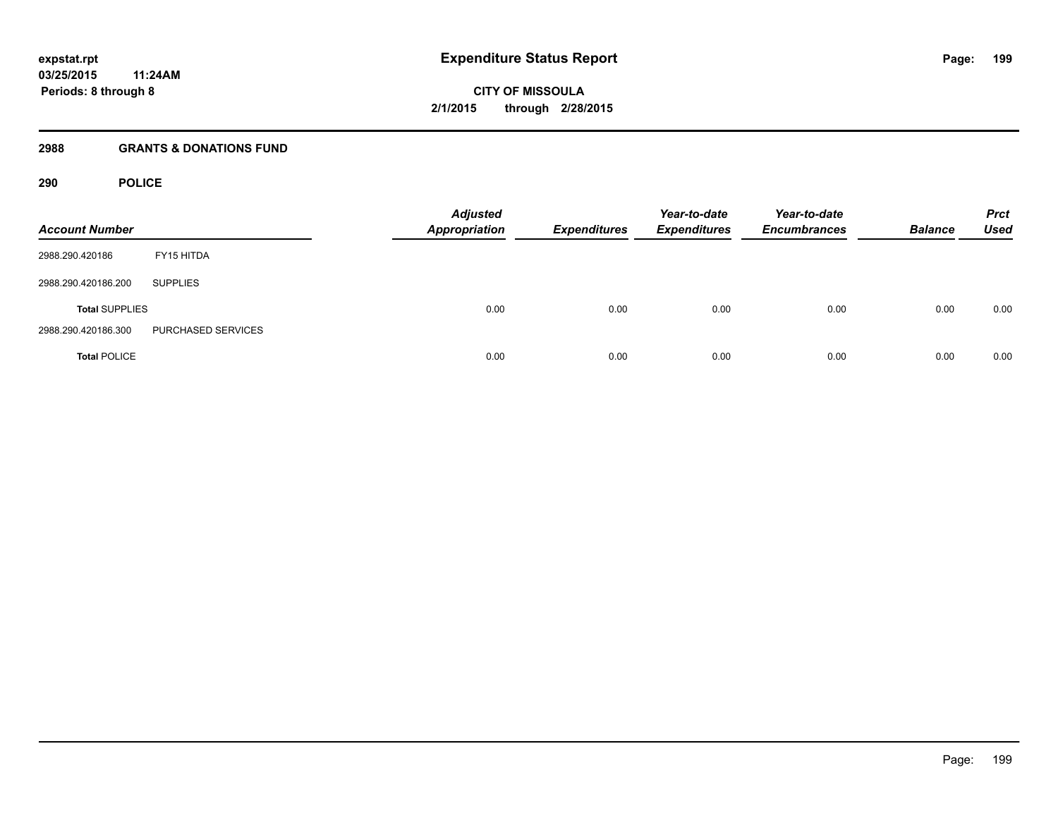# Expenditure Status Report

**CITY OF MISSOULA**
**2/1/2015 through 2/28/2015**

expstat.rpt
03/25/2015 11:24AM
Periods: 8 through 8

## 2988 GRANTS & DONATIONS FUND

### 290 POLICE

| Account Number | | Adjusted Appropriation | Expenditures | Year-to-date Expenditures | Year-to-date Encumbrances | Balance | Prct Used |
|---|---|---|---|---|---|---|---|
| 2988.290.420186 | FY15 HITDA | | | | | | |
| 2988.290.420186.200 | SUPPLIES | | | | | | |
| **Total** SUPPLIES | | 0.00 | 0.00 | 0.00 | 0.00 | 0.00 | 0.00 |
| 2988.290.420186.300 | PURCHASED SERVICES | | | | | | |
| **Total** POLICE | | 0.00 | 0.00 | 0.00 | 0.00 | 0.00 | 0.00 |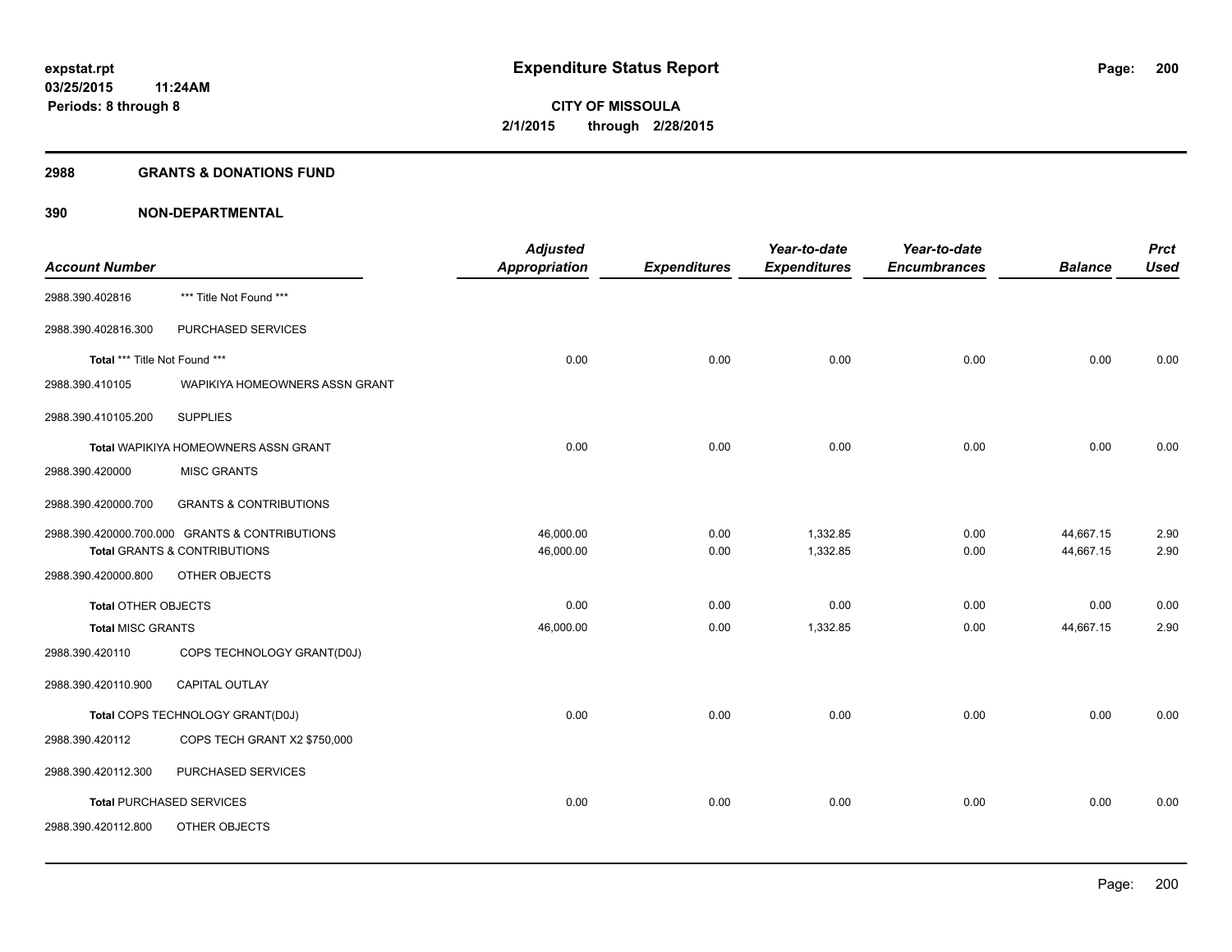**expstat.rpt**
**03/25/2015 11:24AM**
**Periods: 8 through 8**

# Expenditure Status Report

**CITY OF MISSOULA**
**2/1/2015 through 2/28/2015**

## 2988 GRANTS & DONATIONS FUND

### 390 NON-DEPARTMENTAL

| Account Number | | Adjusted Appropriation | Expenditures | Year-to-date Expenditures | Year-to-date Encumbrances | Balance | Prct Used |
|---|---|---|---|---|---|---|---|
| 2988.390.402816 | *** Title Not Found *** | | | | | | |
| 2988.390.402816.300 | PURCHASED SERVICES | | | | | | |
| Total *** Title Not Found *** | | 0.00 | 0.00 | 0.00 | 0.00 | 0.00 | 0.00 |
| 2988.390.410105 | WAPIKIYA HOMEOWNERS ASSN GRANT | | | | | | |
| 2988.390.410105.200 | SUPPLIES | | | | | | |
| Total WAPIKIYA HOMEOWNERS ASSN GRANT | | 0.00 | 0.00 | 0.00 | 0.00 | 0.00 | 0.00 |
| 2988.390.420000 | MISC GRANTS | | | | | | |
| 2988.390.420000.700 | GRANTS & CONTRIBUTIONS | | | | | | |
| 2988.390.420000.700.000 | GRANTS & CONTRIBUTIONS | 46,000.00 | 0.00 | 1,332.85 | 0.00 | 44,667.15 | 2.90 |
| Total GRANTS & CONTRIBUTIONS | | 46,000.00 | 0.00 | 1,332.85 | 0.00 | 44,667.15 | 2.90 |
| 2988.390.420000.800 | OTHER OBJECTS | | | | | | |
| Total OTHER OBJECTS | | 0.00 | 0.00 | 0.00 | 0.00 | 0.00 | 0.00 |
| Total MISC GRANTS | | 46,000.00 | 0.00 | 1,332.85 | 0.00 | 44,667.15 | 2.90 |
| 2988.390.420110 | COPS TECHNOLOGY GRANT(D0J) | | | | | | |
| 2988.390.420110.900 | CAPITAL OUTLAY | | | | | | |
| Total COPS TECHNOLOGY GRANT(D0J) | | 0.00 | 0.00 | 0.00 | 0.00 | 0.00 | 0.00 |
| 2988.390.420112 | COPS TECH GRANT X2 $750,000 | | | | | | |
| 2988.390.420112.300 | PURCHASED SERVICES | | | | | | |
| Total PURCHASED SERVICES | | 0.00 | 0.00 | 0.00 | 0.00 | 0.00 | 0.00 |
| 2988.390.420112.800 | OTHER OBJECTS | | | | | | |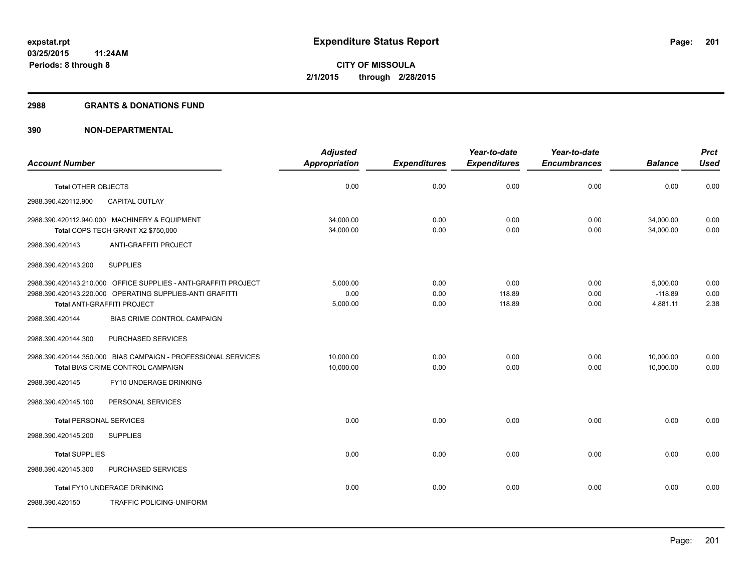# Expenditure Status Report

expstat.rpt
03/25/2015 11:24AM
Periods: 8 through 8

**CITY OF MISSOULA**
**2/1/2015 through 2/28/2015**

## 2988 GRANTS & DONATIONS FUND

## 390 NON-DEPARTMENTAL

| Account Number | Adjusted Appropriation | Expenditures | Year-to-date Expenditures | Year-to-date Encumbrances | Balance | Prct Used |
|---|---|---|---|---|---|---|
| **Total** OTHER OBJECTS | 0.00 | 0.00 | 0.00 | 0.00 | 0.00 | 0.00 |
| 2988.390.420112.900 CAPITAL OUTLAY | | | | | | |
| 2988.390.420112.940.000 MACHINERY & EQUIPMENT | 34,000.00 | 0.00 | 0.00 | 0.00 | 34,000.00 | 0.00 |
| **Total** COPS TECH GRANT X2 $750,000 | 34,000.00 | 0.00 | 0.00 | 0.00 | 34,000.00 | 0.00 |
| 2988.390.420143 ANTI-GRAFFITI PROJECT | | | | | | |
| 2988.390.420143.200 SUPPLIES | | | | | | |
| 2988.390.420143.210.000 OFFICE SUPPLIES - ANTI-GRAFFITI PROJECT | 5,000.00 | 0.00 | 0.00 | 0.00 | 5,000.00 | 0.00 |
| 2988.390.420143.220.000 OPERATING SUPPLIES-ANTI GRAFITTI | 0.00 | 0.00 | 118.89 | 0.00 | -118.89 | 0.00 |
| **Total** ANTI-GRAFFITI PROJECT | 5,000.00 | 0.00 | 118.89 | 0.00 | 4,881.11 | 2.38 |
| 2988.390.420144 BIAS CRIME CONTROL CAMPAIGN | | | | | | |
| 2988.390.420144.300 PURCHASED SERVICES | | | | | | |
| 2988.390.420144.350.000 BIAS CAMPAIGN - PROFESSIONAL SERVICES | 10,000.00 | 0.00 | 0.00 | 0.00 | 10,000.00 | 0.00 |
| **Total** BIAS CRIME CONTROL CAMPAIGN | 10,000.00 | 0.00 | 0.00 | 0.00 | 10,000.00 | 0.00 |
| 2988.390.420145 FY10 UNDERAGE DRINKING | | | | | | |
| 2988.390.420145.100 PERSONAL SERVICES | | | | | | |
| **Total** PERSONAL SERVICES | 0.00 | 0.00 | 0.00 | 0.00 | 0.00 | 0.00 |
| 2988.390.420145.200 SUPPLIES | | | | | | |
| **Total** SUPPLIES | 0.00 | 0.00 | 0.00 | 0.00 | 0.00 | 0.00 |
| 2988.390.420145.300 PURCHASED SERVICES | | | | | | |
| **Total** FY10 UNDERAGE DRINKING | 0.00 | 0.00 | 0.00 | 0.00 | 0.00 | 0.00 |
| 2988.390.420150 TRAFFIC POLICING-UNIFORM | | | | | | |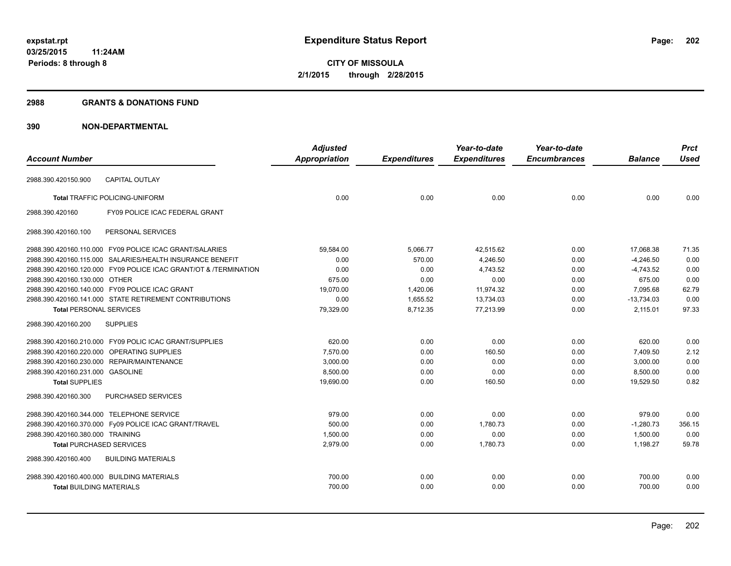# Expenditure Status Report

expstat.rpt
03/25/2015 11:24AM
Periods: 8 through 8

**CITY OF MISSOULA**
**2/1/2015 through 2/28/2015**

## 2988 GRANTS & DONATIONS FUND

## 390 NON-DEPARTMENTAL

| Account Number | Adjusted Appropriation | Expenditures | Year-to-date Expenditures | Year-to-date Encumbrances | Balance | Prct Used |
|---|---|---|---|---|---|---|
| 2988.390.420150.900 CAPITAL OUTLAY | | | | | | |
| **Total** TRAFFIC POLICING-UNIFORM | 0.00 | 0.00 | 0.00 | 0.00 | 0.00 | 0.00 |
| 2988.390.420160 FY09 POLICE ICAC FEDERAL GRANT | | | | | | |
| 2988.390.420160.100 PERSONAL SERVICES | | | | | | |
| 2988.390.420160.110.000 FY09 POLICE ICAC GRANT/SALARIES | 59,584.00 | 5,066.77 | 42,515.62 | 0.00 | 17,068.38 | 71.35 |
| 2988.390.420160.115.000 SALARIES/HEALTH INSURANCE BENEFIT | 0.00 | 570.00 | 4,246.50 | 0.00 | -4,246.50 | 0.00 |
| 2988.390.420160.120.000 FY09 POLICE ICAC GRANT/OT & /TERMINATION | 0.00 | 0.00 | 4,743.52 | 0.00 | -4,743.52 | 0.00 |
| 2988.390.420160.130.000 OTHER | 675.00 | 0.00 | 0.00 | 0.00 | 675.00 | 0.00 |
| 2988.390.420160.140.000 FY09 POLICE ICAC GRANT | 19,070.00 | 1,420.06 | 11,974.32 | 0.00 | 7,095.68 | 62.79 |
| 2988.390.420160.141.000 STATE RETIREMENT CONTRIBUTIONS | 0.00 | 1,655.52 | 13,734.03 | 0.00 | -13,734.03 | 0.00 |
| **Total** PERSONAL SERVICES | 79,329.00 | 8,712.35 | 77,213.99 | 0.00 | 2,115.01 | 97.33 |
| 2988.390.420160.200 SUPPLIES | | | | | | |
| 2988.390.420160.210.000 FY09 POLIC ICAC GRANT/SUPPLIES | 620.00 | 0.00 | 0.00 | 0.00 | 620.00 | 0.00 |
| 2988.390.420160.220.000 OPERATING SUPPLIES | 7,570.00 | 0.00 | 160.50 | 0.00 | 7,409.50 | 2.12 |
| 2988.390.420160.230.000 REPAIR/MAINTENANCE | 3,000.00 | 0.00 | 0.00 | 0.00 | 3,000.00 | 0.00 |
| 2988.390.420160.231.000 GASOLINE | 8,500.00 | 0.00 | 0.00 | 0.00 | 8,500.00 | 0.00 |
| **Total** SUPPLIES | 19,690.00 | 0.00 | 160.50 | 0.00 | 19,529.50 | 0.82 |
| 2988.390.420160.300 PURCHASED SERVICES | | | | | | |
| 2988.390.420160.344.000 TELEPHONE SERVICE | 979.00 | 0.00 | 0.00 | 0.00 | 979.00 | 0.00 |
| 2988.390.420160.370.000 Fy09 POLICE ICAC GRANT/TRAVEL | 500.00 | 0.00 | 1,780.73 | 0.00 | -1,280.73 | 356.15 |
| 2988.390.420160.380.000 TRAINING | 1,500.00 | 0.00 | 0.00 | 0.00 | 1,500.00 | 0.00 |
| **Total** PURCHASED SERVICES | 2,979.00 | 0.00 | 1,780.73 | 0.00 | 1,198.27 | 59.78 |
| 2988.390.420160.400 BUILDING MATERIALS | | | | | | |
| 2988.390.420160.400.000 BUILDING MATERIALS | 700.00 | 0.00 | 0.00 | 0.00 | 700.00 | 0.00 |
| **Total** BUILDING MATERIALS | 700.00 | 0.00 | 0.00 | 0.00 | 700.00 | 0.00 |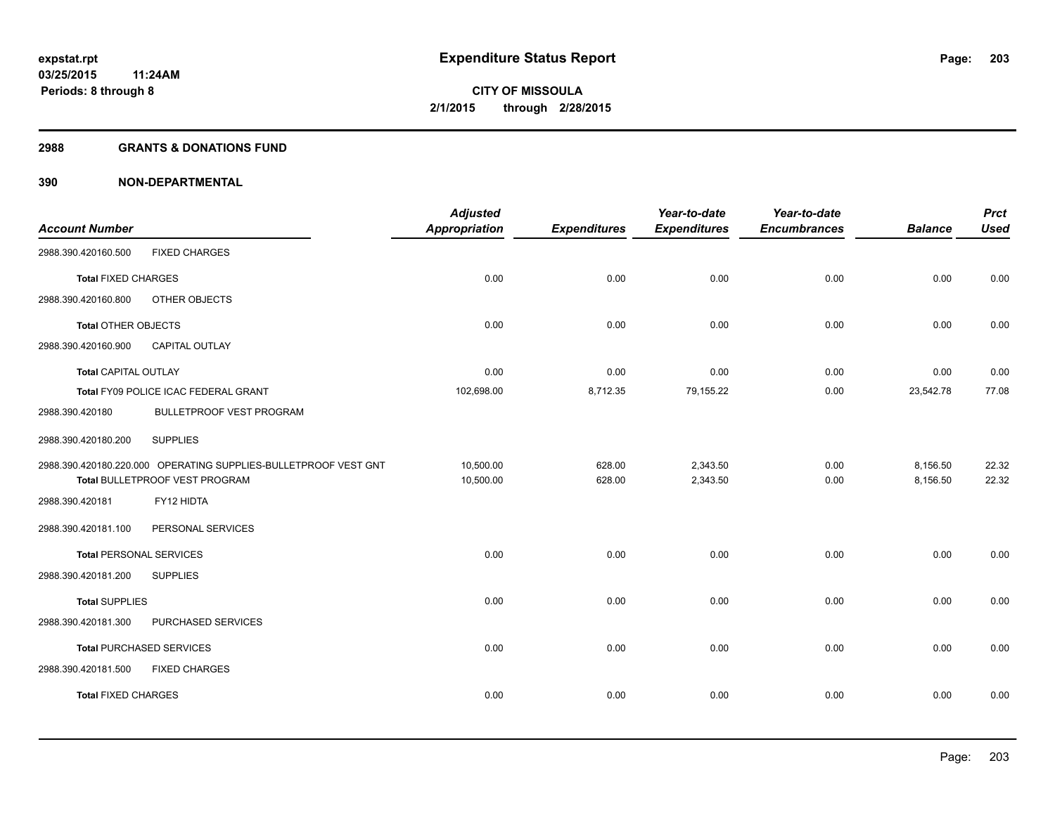**CITY OF MISSOULA**
**2/1/2015 through 2/28/2015**

**expstat.rpt**
**03/25/2015 11:24AM**
**Periods: 8 through 8**

# Expenditure Status Report

## 2988 GRANTS & DONATIONS FUND

### 390 NON-DEPARTMENTAL

| Account Number | | Adjusted Appropriation | Expenditures | Year-to-date Expenditures | Year-to-date Encumbrances | Balance | Prct Used |
|---|---|---|---|---|---|---|---|
| 2988.390.420160.500 | FIXED CHARGES | | | | | | |
| **Total** FIXED CHARGES | | 0.00 | 0.00 | 0.00 | 0.00 | 0.00 | 0.00 |
| 2988.390.420160.800 | OTHER OBJECTS | | | | | | |
| **Total** OTHER OBJECTS | | 0.00 | 0.00 | 0.00 | 0.00 | 0.00 | 0.00 |
| 2988.390.420160.900 | CAPITAL OUTLAY | | | | | | |
| **Total** CAPITAL OUTLAY | | 0.00 | 0.00 | 0.00 | 0.00 | 0.00 | 0.00 |
| **Total** FY09 POLICE ICAC FEDERAL GRANT | | 102,698.00 | 8,712.35 | 79,155.22 | 0.00 | 23,542.78 | 77.08 |
| 2988.390.420180 | BULLETPROOF VEST PROGRAM | | | | | | |
| 2988.390.420180.200 | SUPPLIES | | | | | | |
| 2988.390.420180.220.000 | OPERATING SUPPLIES-BULLETPROOF VEST GNT | 10,500.00 | 628.00 | 2,343.50 | 0.00 | 8,156.50 | 22.32 |
| **Total** BULLETPROOF VEST PROGRAM | | 10,500.00 | 628.00 | 2,343.50 | 0.00 | 8,156.50 | 22.32 |
| 2988.390.420181 | FY12 HIDTA | | | | | | |
| 2988.390.420181.100 | PERSONAL SERVICES | | | | | | |
| **Total** PERSONAL SERVICES | | 0.00 | 0.00 | 0.00 | 0.00 | 0.00 | 0.00 |
| 2988.390.420181.200 | SUPPLIES | | | | | | |
| **Total** SUPPLIES | | 0.00 | 0.00 | 0.00 | 0.00 | 0.00 | 0.00 |
| 2988.390.420181.300 | PURCHASED SERVICES | | | | | | |
| **Total** PURCHASED SERVICES | | 0.00 | 0.00 | 0.00 | 0.00 | 0.00 | 0.00 |
| 2988.390.420181.500 | FIXED CHARGES | | | | | | |
| **Total** FIXED CHARGES | | 0.00 | 0.00 | 0.00 | 0.00 | 0.00 | 0.00 |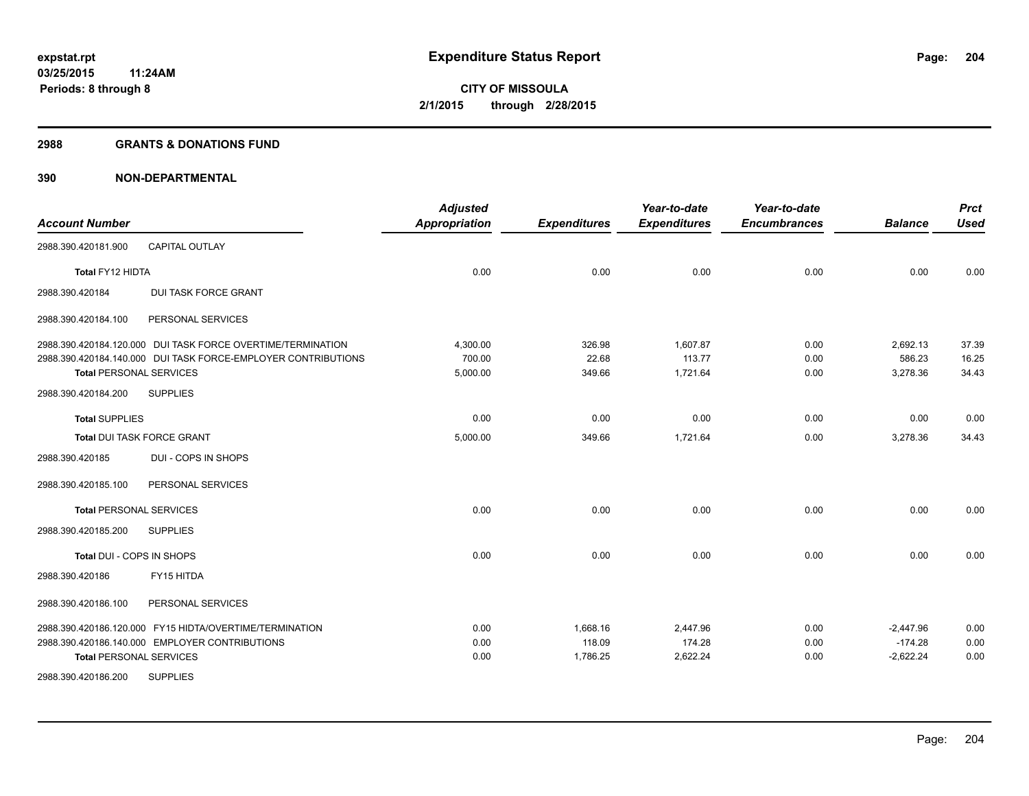expstat.rpt
03/25/2015 11:24AM
Periods: 8 through 8

# Expenditure Status Report

CITY OF MISSOULA
2/1/2015 through 2/28/2015

## 2988 GRANTS & DONATIONS FUND

## 390 NON-DEPARTMENTAL

| Account Number | | Adjusted Appropriation | Expenditures | Year-to-date Expenditures | Year-to-date Encumbrances | Balance | Prct Used |
|---|---|---|---|---|---|---|---|
| 2988.390.420181.900 | CAPITAL OUTLAY | | | | | | |
| **Total** FY12 HIDTA | | 0.00 | 0.00 | 0.00 | 0.00 | 0.00 | 0.00 |
| 2988.390.420184 | DUI TASK FORCE GRANT | | | | | | |
| 2988.390.420184.100 | PERSONAL SERVICES | | | | | | |
| 2988.390.420184.120.000 | DUI TASK FORCE OVERTIME/TERMINATION | 4,300.00 | 326.98 | 1,607.87 | 0.00 | 2,692.13 | 37.39 |
| 2988.390.420184.140.000 | DUI TASK FORCE-EMPLOYER CONTRIBUTIONS | 700.00 | 22.68 | 113.77 | 0.00 | 586.23 | 16.25 |
| **Total** PERSONAL SERVICES | | 5,000.00 | 349.66 | 1,721.64 | 0.00 | 3,278.36 | 34.43 |
| 2988.390.420184.200 | SUPPLIES | | | | | | |
| **Total** SUPPLIES | | 0.00 | 0.00 | 0.00 | 0.00 | 0.00 | 0.00 |
| **Total** DUI TASK FORCE GRANT | | 5,000.00 | 349.66 | 1,721.64 | 0.00 | 3,278.36 | 34.43 |
| 2988.390.420185 | DUI - COPS IN SHOPS | | | | | | |
| 2988.390.420185.100 | PERSONAL SERVICES | | | | | | |
| **Total** PERSONAL SERVICES | | 0.00 | 0.00 | 0.00 | 0.00 | 0.00 | 0.00 |
| 2988.390.420185.200 | SUPPLIES | | | | | | |
| **Total** DUI - COPS IN SHOPS | | 0.00 | 0.00 | 0.00 | 0.00 | 0.00 | 0.00 |
| 2988.390.420186 | FY15 HITDA | | | | | | |
| 2988.390.420186.100 | PERSONAL SERVICES | | | | | | |
| 2988.390.420186.120.000 | FY15 HIDTA/OVERTIME/TERMINATION | 0.00 | 1,668.16 | 2,447.96 | 0.00 | -2,447.96 | 0.00 |
| 2988.390.420186.140.000 | EMPLOYER CONTRIBUTIONS | 0.00 | 118.09 | 174.28 | 0.00 | -174.28 | 0.00 |
| **Total** PERSONAL SERVICES | | 0.00 | 1,786.25 | 2,622.24 | 0.00 | -2,622.24 | 0.00 |
| 2988.390.420186.200 | SUPPLIES | | | | | | |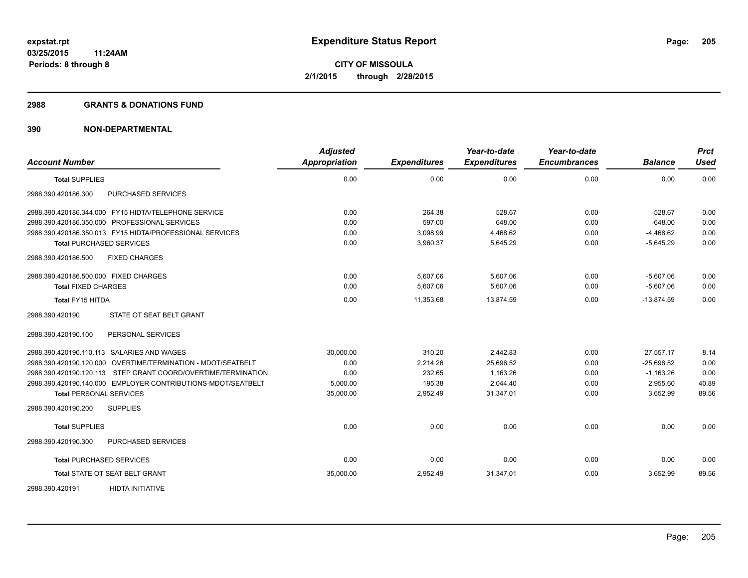**expstat.rpt**
**03/25/2015 11:24AM**
**Periods: 8 through 8**

# Expenditure Status Report

**CITY OF MISSOULA**
**2/1/2015 through 2/28/2015**

## 2988 GRANTS & DONATIONS FUND

## 390 NON-DEPARTMENTAL

| Account Number | Adjusted Appropriation | Expenditures | Year-to-date Expenditures | Year-to-date Encumbrances | Balance | Prct Used |
|---|---|---|---|---|---|---|
| **Total** SUPPLIES | 0.00 | 0.00 | 0.00 | 0.00 | 0.00 | 0.00 |
| 2988.390.420186.300 PURCHASED SERVICES | | | | | | |
| 2988.390.420186.344.000 FY15 HIDTA/TELEPHONE SERVICE | 0.00 | 264.38 | 528.67 | 0.00 | -528.67 | 0.00 |
| 2988.390.420186.350.000 PROFESSIONAL SERVICES | 0.00 | 597.00 | 648.00 | 0.00 | -648.00 | 0.00 |
| 2988.390.420186.350.013 FY15 HIDTA/PROFESSIONAL SERVICES | 0.00 | 3,098.99 | 4,468.62 | 0.00 | -4,468.62 | 0.00 |
| **Total** PURCHASED SERVICES | 0.00 | 3,960.37 | 5,645.29 | 0.00 | -5,645.29 | 0.00 |
| 2988.390.420186.500 FIXED CHARGES | | | | | | |
| 2988.390.420186.500.000 FIXED CHARGES | 0.00 | 5,607.06 | 5,607.06 | 0.00 | -5,607.06 | 0.00 |
| **Total** FIXED CHARGES | 0.00 | 5,607.06 | 5,607.06 | 0.00 | -5,607.06 | 0.00 |
| **Total** FY15 HITDA | 0.00 | 11,353.68 | 13,874.59 | 0.00 | -13,874.59 | 0.00 |
| 2988.390.420190 STATE OT SEAT BELT GRANT | | | | | | |
| 2988.390.420190.100 PERSONAL SERVICES | | | | | | |
| 2988.390.420190.110.113 SALARIES AND WAGES | 30,000.00 | 310.20 | 2,442.83 | 0.00 | 27,557.17 | 8.14 |
| 2988.390.420190.120.000 OVERTIME/TERMINATION - MDOT/SEATBELT | 0.00 | 2,214.26 | 25,696.52 | 0.00 | -25,696.52 | 0.00 |
| 2988.390.420190.120.113 STEP GRANT COORD/OVERTIME/TERMINATION | 0.00 | 232.65 | 1,163.26 | 0.00 | -1,163.26 | 0.00 |
| 2988.390.420190.140.000 EMPLOYER CONTRIBUTIONS-MDOT/SEATBELT | 5,000.00 | 195.38 | 2,044.40 | 0.00 | 2,955.60 | 40.89 |
| **Total** PERSONAL SERVICES | 35,000.00 | 2,952.49 | 31,347.01 | 0.00 | 3,652.99 | 89.56 |
| 2988.390.420190.200 SUPPLIES | | | | | | |
| **Total** SUPPLIES | 0.00 | 0.00 | 0.00 | 0.00 | 0.00 | 0.00 |
| 2988.390.420190.300 PURCHASED SERVICES | | | | | | |
| **Total** PURCHASED SERVICES | 0.00 | 0.00 | 0.00 | 0.00 | 0.00 | 0.00 |
| **Total** STATE OT SEAT BELT GRANT | 35,000.00 | 2,952.49 | 31,347.01 | 0.00 | 3,652.99 | 89.56 |
| 2988.390.420191 HIDTA INITIATIVE | | | | | | |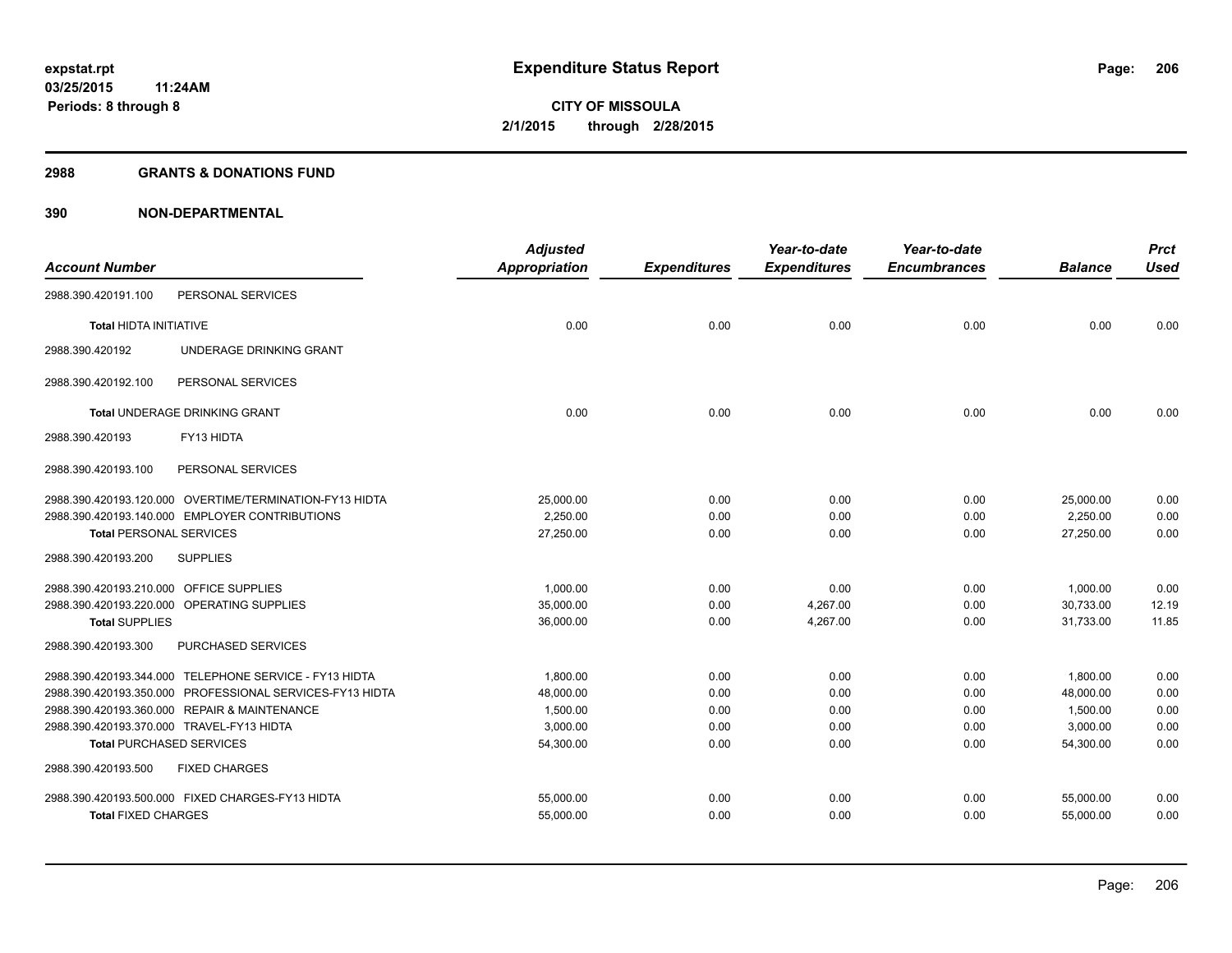expstat.rpt
03/25/2015 11:24AM
Periods: 8 through 8

# Expenditure Status Report

**CITY OF MISSOULA**
**2/1/2015 through 2/28/2015**

## 2988 GRANTS & DONATIONS FUND

## 390 NON-DEPARTMENTAL

| Account Number | | Adjusted Appropriation | Expenditures | Year-to-date Expenditures | Year-to-date Encumbrances | Balance | Prct Used |
|---|---|---|---|---|---|---|---|
| 2988.390.420191.100 | PERSONAL SERVICES | | | | | | |
| **Total** HIDTA INITIATIVE | | 0.00 | 0.00 | 0.00 | 0.00 | 0.00 | 0.00 |
| 2988.390.420192 | UNDERAGE DRINKING GRANT | | | | | | |
| 2988.390.420192.100 | PERSONAL SERVICES | | | | | | |
| **Total** UNDERAGE DRINKING GRANT | | 0.00 | 0.00 | 0.00 | 0.00 | 0.00 | 0.00 |
| 2988.390.420193 | FY13 HIDTA | | | | | | |
| 2988.390.420193.100 | PERSONAL SERVICES | | | | | | |
| 2988.390.420193.120.000 | OVERTIME/TERMINATION-FY13 HIDTA | 25,000.00 | 0.00 | 0.00 | 0.00 | 25,000.00 | 0.00 |
| 2988.390.420193.140.000 | EMPLOYER CONTRIBUTIONS | 2,250.00 | 0.00 | 0.00 | 0.00 | 2,250.00 | 0.00 |
| **Total** PERSONAL SERVICES | | 27,250.00 | 0.00 | 0.00 | 0.00 | 27,250.00 | 0.00 |
| 2988.390.420193.200 | SUPPLIES | | | | | | |
| 2988.390.420193.210.000 | OFFICE SUPPLIES | 1,000.00 | 0.00 | 0.00 | 0.00 | 1,000.00 | 0.00 |
| 2988.390.420193.220.000 | OPERATING SUPPLIES | 35,000.00 | 0.00 | 4,267.00 | 0.00 | 30,733.00 | 12.19 |
| **Total** SUPPLIES | | 36,000.00 | 0.00 | 4,267.00 | 0.00 | 31,733.00 | 11.85 |
| 2988.390.420193.300 | PURCHASED SERVICES | | | | | | |
| 2988.390.420193.344.000 | TELEPHONE SERVICE - FY13 HIDTA | 1,800.00 | 0.00 | 0.00 | 0.00 | 1,800.00 | 0.00 |
| 2988.390.420193.350.000 | PROFESSIONAL SERVICES-FY13 HIDTA | 48,000.00 | 0.00 | 0.00 | 0.00 | 48,000.00 | 0.00 |
| 2988.390.420193.360.000 | REPAIR & MAINTENANCE | 1,500.00 | 0.00 | 0.00 | 0.00 | 1,500.00 | 0.00 |
| 2988.390.420193.370.000 | TRAVEL-FY13 HIDTA | 3,000.00 | 0.00 | 0.00 | 0.00 | 3,000.00 | 0.00 |
| **Total** PURCHASED SERVICES | | 54,300.00 | 0.00 | 0.00 | 0.00 | 54,300.00 | 0.00 |
| 2988.390.420193.500 | FIXED CHARGES | | | | | | |
| 2988.390.420193.500.000 | FIXED CHARGES-FY13 HIDTA | 55,000.00 | 0.00 | 0.00 | 0.00 | 55,000.00 | 0.00 |
| **Total** FIXED CHARGES | | 55,000.00 | 0.00 | 0.00 | 0.00 | 55,000.00 | 0.00 |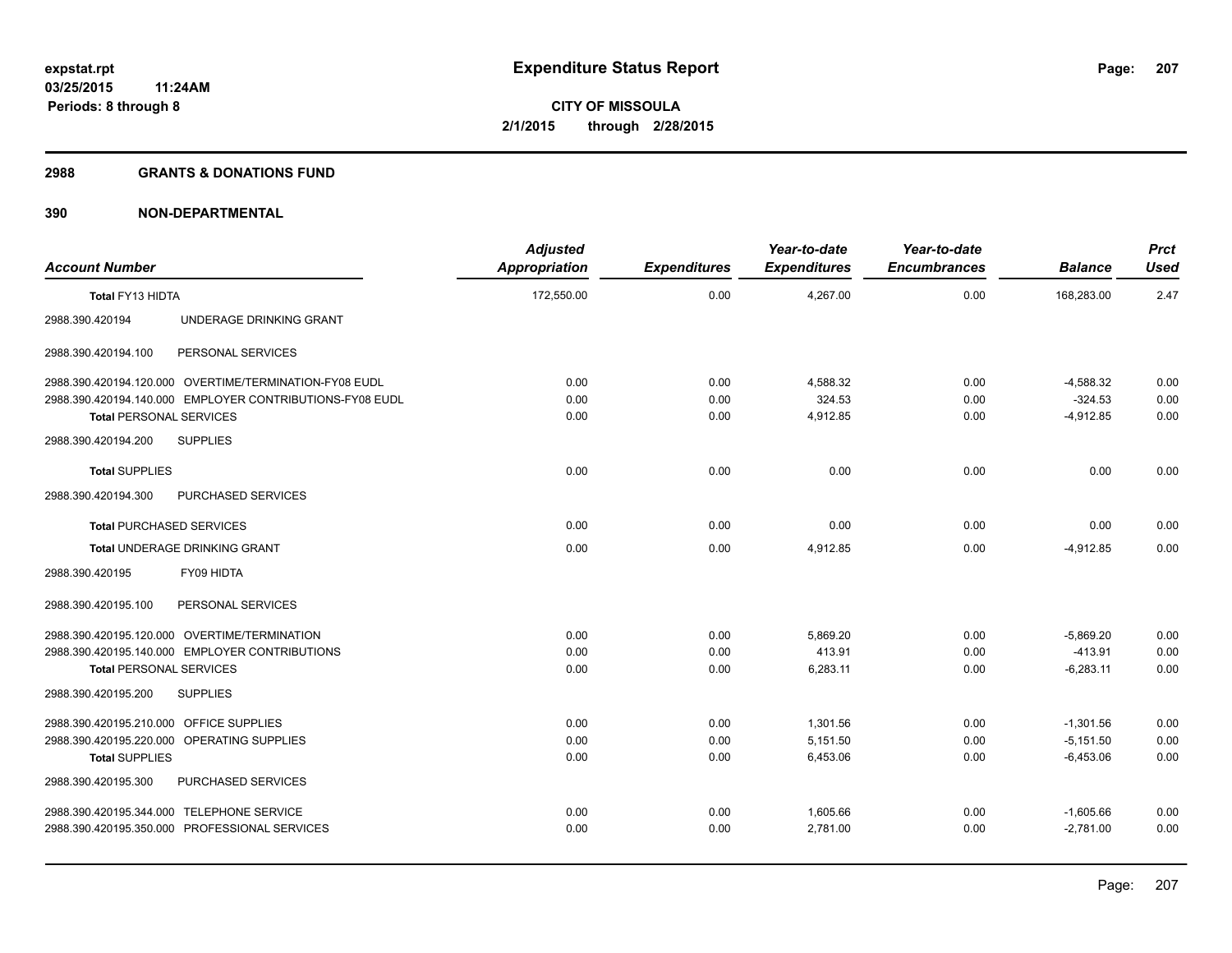**expstat.rpt**
**03/25/2015 11:24AM**
**Periods: 8 through 8**

# Expenditure Status Report

**CITY OF MISSOULA**
**2/1/2015 through 2/28/2015**

## 2988 GRANTS & DONATIONS FUND

## 390 NON-DEPARTMENTAL

| Account Number | Adjusted Appropriation | Expenditures | Year-to-date Expenditures | Year-to-date Encumbrances | Balance | Prct Used |
|---|---|---|---|---|---|---|
| **Total FY13 HIDTA** | 172,550.00 | 0.00 | 4,267.00 | 0.00 | 168,283.00 | 2.47 |
| 2988.390.420194 UNDERAGE DRINKING GRANT | | | | | | |
| 2988.390.420194.100 PERSONAL SERVICES | | | | | | |
| 2988.390.420194.120.000 OVERTIME/TERMINATION-FY08 EUDL | 0.00 | 0.00 | 4,588.32 | 0.00 | -4,588.32 | 0.00 |
| 2988.390.420194.140.000 EMPLOYER CONTRIBUTIONS-FY08 EUDL | 0.00 | 0.00 | 324.53 | 0.00 | -324.53 | 0.00 |
| **Total PERSONAL SERVICES** | 0.00 | 0.00 | 4,912.85 | 0.00 | -4,912.85 | 0.00 |
| 2988.390.420194.200 SUPPLIES | | | | | | |
| **Total SUPPLIES** | 0.00 | 0.00 | 0.00 | 0.00 | 0.00 | 0.00 |
| 2988.390.420194.300 PURCHASED SERVICES | | | | | | |
| **Total PURCHASED SERVICES** | 0.00 | 0.00 | 0.00 | 0.00 | 0.00 | 0.00 |
| **Total UNDERAGE DRINKING GRANT** | 0.00 | 0.00 | 4,912.85 | 0.00 | -4,912.85 | 0.00 |
| 2988.390.420195 FY09 HIDTA | | | | | | |
| 2988.390.420195.100 PERSONAL SERVICES | | | | | | |
| 2988.390.420195.120.000 OVERTIME/TERMINATION | 0.00 | 0.00 | 5,869.20 | 0.00 | -5,869.20 | 0.00 |
| 2988.390.420195.140.000 EMPLOYER CONTRIBUTIONS | 0.00 | 0.00 | 413.91 | 0.00 | -413.91 | 0.00 |
| **Total PERSONAL SERVICES** | 0.00 | 0.00 | 6,283.11 | 0.00 | -6,283.11 | 0.00 |
| 2988.390.420195.200 SUPPLIES | | | | | | |
| 2988.390.420195.210.000 OFFICE SUPPLIES | 0.00 | 0.00 | 1,301.56 | 0.00 | -1,301.56 | 0.00 |
| 2988.390.420195.220.000 OPERATING SUPPLIES | 0.00 | 0.00 | 5,151.50 | 0.00 | -5,151.50 | 0.00 |
| **Total SUPPLIES** | 0.00 | 0.00 | 6,453.06 | 0.00 | -6,453.06 | 0.00 |
| 2988.390.420195.300 PURCHASED SERVICES | | | | | | |
| 2988.390.420195.344.000 TELEPHONE SERVICE | 0.00 | 0.00 | 1,605.66 | 0.00 | -1,605.66 | 0.00 |
| 2988.390.420195.350.000 PROFESSIONAL SERVICES | 0.00 | 0.00 | 2,781.00 | 0.00 | -2,781.00 | 0.00 |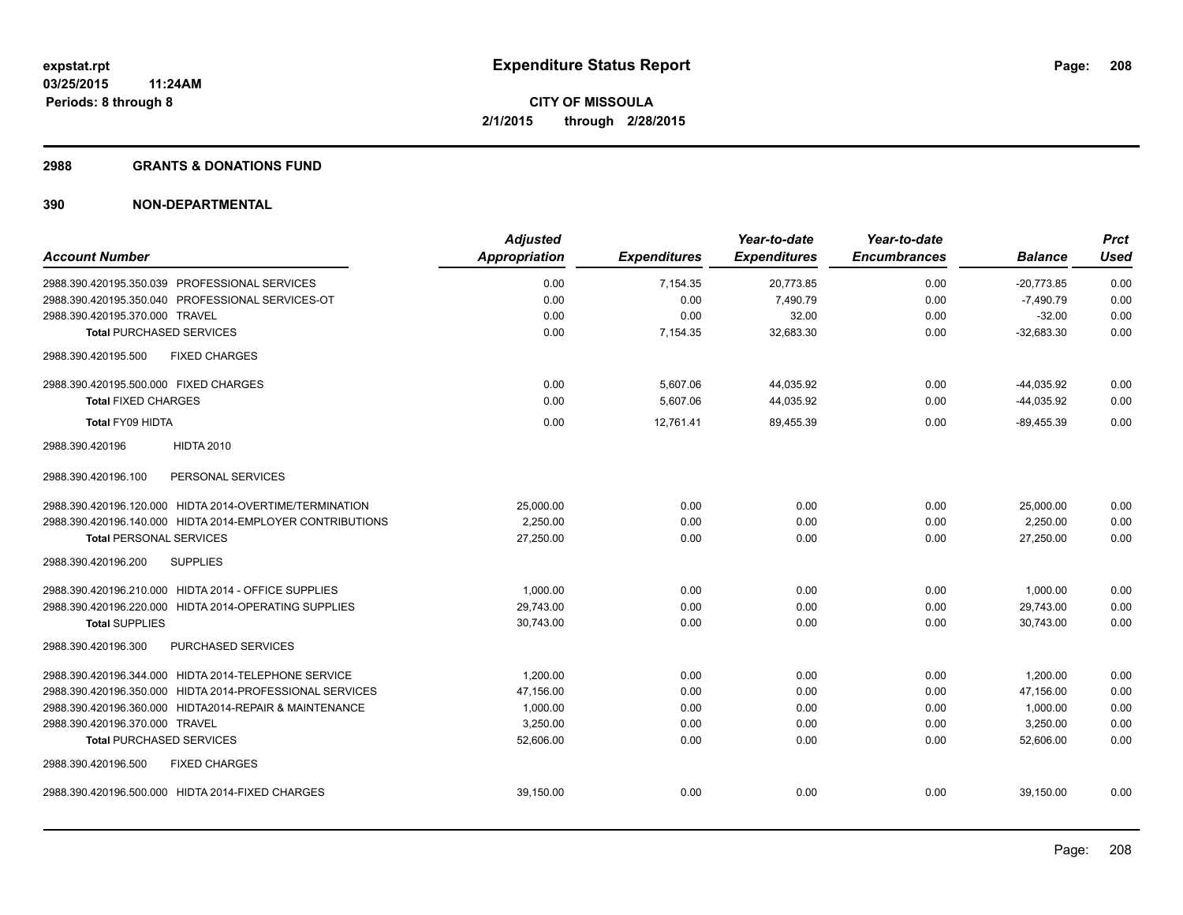# Expenditure Status Report

expstat.rpt
03/25/2015 11:24AM
Periods: 8 through 8

**CITY OF MISSOULA**
**2/1/2015 through 2/28/2015**

## 2988 GRANTS & DONATIONS FUND

## 390 NON-DEPARTMENTAL

| Account Number | Adjusted Appropriation | Expenditures | Year-to-date Expenditures | Year-to-date Encumbrances | Balance | Prct Used |
|---|---|---|---|---|---|---|
| 2988.390.420195.350.039 PROFESSIONAL SERVICES | 0.00 | 7,154.35 | 20,773.85 | 0.00 | -20,773.85 | 0.00 |
| 2988.390.420195.350.040 PROFESSIONAL SERVICES-OT | 0.00 | 0.00 | 7,490.79 | 0.00 | -7,490.79 | 0.00 |
| 2988.390.420195.370.000 TRAVEL | 0.00 | 0.00 | 32.00 | 0.00 | -32.00 | 0.00 |
| **Total** PURCHASED SERVICES | 0.00 | 7,154.35 | 32,683.30 | 0.00 | -32,683.30 | 0.00 |
| 2988.390.420195.500 FIXED CHARGES | | | | | | |
| 2988.390.420195.500.000 FIXED CHARGES | 0.00 | 5,607.06 | 44,035.92 | 0.00 | -44,035.92 | 0.00 |
| **Total** FIXED CHARGES | 0.00 | 5,607.06 | 44,035.92 | 0.00 | -44,035.92 | 0.00 |
| **Total** FY09 HIDTA | 0.00 | 12,761.41 | 89,455.39 | 0.00 | -89,455.39 | 0.00 |
| 2988.390.420196 HIDTA 2010 | | | | | | |
| 2988.390.420196.100 PERSONAL SERVICES | | | | | | |
| 2988.390.420196.120.000 HIDTA 2014-OVERTIME/TERMINATION | 25,000.00 | 0.00 | 0.00 | 0.00 | 25,000.00 | 0.00 |
| 2988.390.420196.140.000 HIDTA 2014-EMPLOYER CONTRIBUTIONS | 2,250.00 | 0.00 | 0.00 | 0.00 | 2,250.00 | 0.00 |
| **Total** PERSONAL SERVICES | 27,250.00 | 0.00 | 0.00 | 0.00 | 27,250.00 | 0.00 |
| 2988.390.420196.200 SUPPLIES | | | | | | |
| 2988.390.420196.210.000 HIDTA 2014 - OFFICE SUPPLIES | 1,000.00 | 0.00 | 0.00 | 0.00 | 1,000.00 | 0.00 |
| 2988.390.420196.220.000 HIDTA 2014-OPERATING SUPPLIES | 29,743.00 | 0.00 | 0.00 | 0.00 | 29,743.00 | 0.00 |
| **Total** SUPPLIES | 30,743.00 | 0.00 | 0.00 | 0.00 | 30,743.00 | 0.00 |
| 2988.390.420196.300 PURCHASED SERVICES | | | | | | |
| 2988.390.420196.344.000 HIDTA 2014-TELEPHONE SERVICE | 1,200.00 | 0.00 | 0.00 | 0.00 | 1,200.00 | 0.00 |
| 2988.390.420196.350.000 HIDTA 2014-PROFESSIONAL SERVICES | 47,156.00 | 0.00 | 0.00 | 0.00 | 47,156.00 | 0.00 |
| 2988.390.420196.360.000 HIDTA2014-REPAIR & MAINTENANCE | 1,000.00 | 0.00 | 0.00 | 0.00 | 1,000.00 | 0.00 |
| 2988.390.420196.370.000 TRAVEL | 3,250.00 | 0.00 | 0.00 | 0.00 | 3,250.00 | 0.00 |
| **Total** PURCHASED SERVICES | 52,606.00 | 0.00 | 0.00 | 0.00 | 52,606.00 | 0.00 |
| 2988.390.420196.500 FIXED CHARGES | | | | | | |
| 2988.390.420196.500.000 HIDTA 2014-FIXED CHARGES | 39,150.00 | 0.00 | 0.00 | 0.00 | 39,150.00 | 0.00 |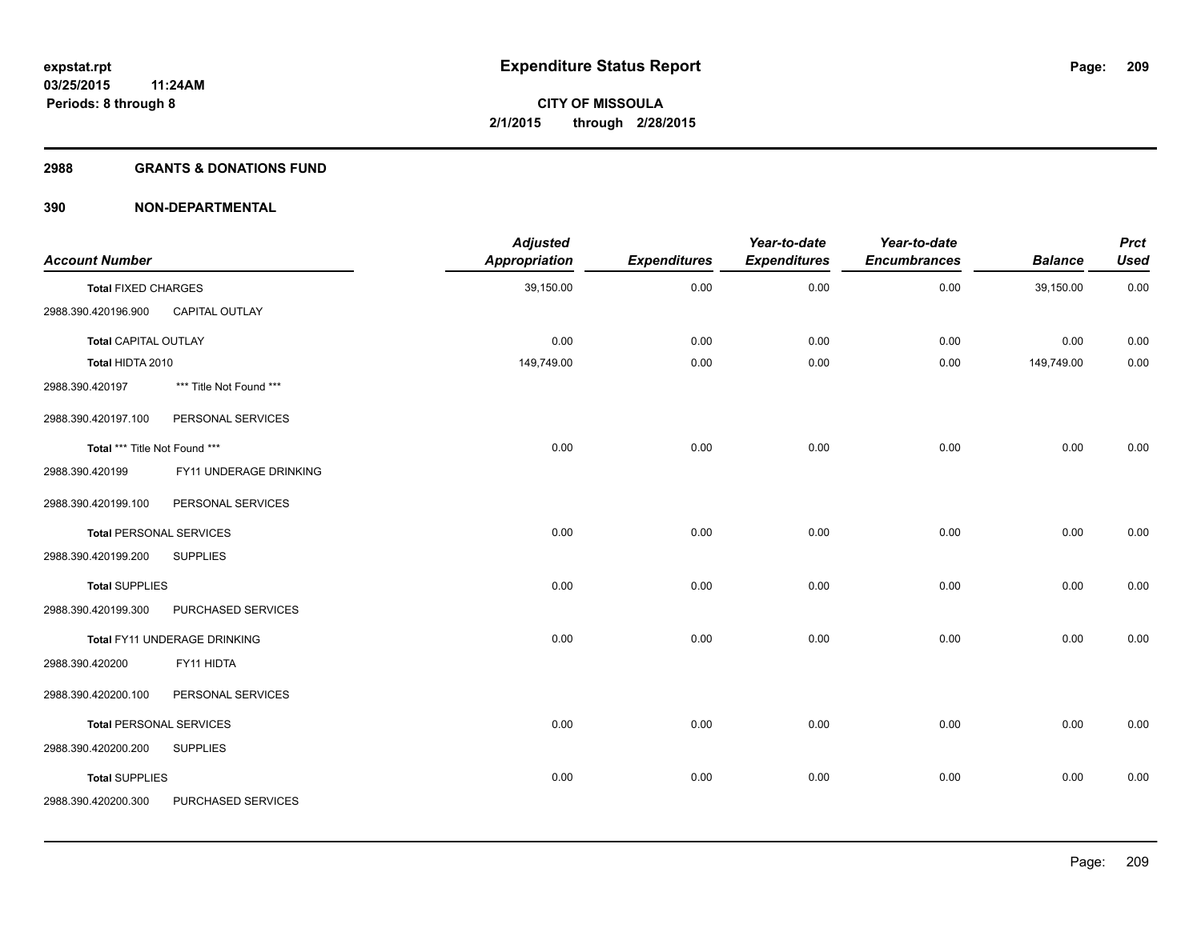**expstat.rpt**
**03/25/2015 11:24AM**
**Periods: 8 through 8**

# Expenditure Status Report

**CITY OF MISSOULA**
**2/1/2015 through 2/28/2015**

## 2988 GRANTS & DONATIONS FUND

## 390 NON-DEPARTMENTAL

| Account Number | | Adjusted Appropriation | Expenditures | Year-to-date Expenditures | Year-to-date Encumbrances | Balance | Prct Used |
|---|---|---|---|---|---|---|---|
| **Total** FIXED CHARGES | | 39,150.00 | 0.00 | 0.00 | 0.00 | 39,150.00 | 0.00 |
| 2988.390.420196.900 | CAPITAL OUTLAY | | | | | | |
| **Total** CAPITAL OUTLAY | | 0.00 | 0.00 | 0.00 | 0.00 | 0.00 | 0.00 |
| **Total** HIDTA 2010 | | 149,749.00 | 0.00 | 0.00 | 0.00 | 149,749.00 | 0.00 |
| 2988.390.420197 | *** Title Not Found *** | | | | | | |
| 2988.390.420197.100 | PERSONAL SERVICES | | | | | | |
| **Total** *** Title Not Found *** | | 0.00 | 0.00 | 0.00 | 0.00 | 0.00 | 0.00 |
| 2988.390.420199 | FY11 UNDERAGE DRINKING | | | | | | |
| 2988.390.420199.100 | PERSONAL SERVICES | | | | | | |
| **Total** PERSONAL SERVICES | | 0.00 | 0.00 | 0.00 | 0.00 | 0.00 | 0.00 |
| 2988.390.420199.200 | SUPPLIES | | | | | | |
| **Total** SUPPLIES | | 0.00 | 0.00 | 0.00 | 0.00 | 0.00 | 0.00 |
| 2988.390.420199.300 | PURCHASED SERVICES | | | | | | |
| **Total** FY11 UNDERAGE DRINKING | | 0.00 | 0.00 | 0.00 | 0.00 | 0.00 | 0.00 |
| 2988.390.420200 | FY11 HIDTA | | | | | | |
| 2988.390.420200.100 | PERSONAL SERVICES | | | | | | |
| **Total** PERSONAL SERVICES | | 0.00 | 0.00 | 0.00 | 0.00 | 0.00 | 0.00 |
| 2988.390.420200.200 | SUPPLIES | | | | | | |
| **Total** SUPPLIES | | 0.00 | 0.00 | 0.00 | 0.00 | 0.00 | 0.00 |
| 2988.390.420200.300 | PURCHASED SERVICES | | | | | | |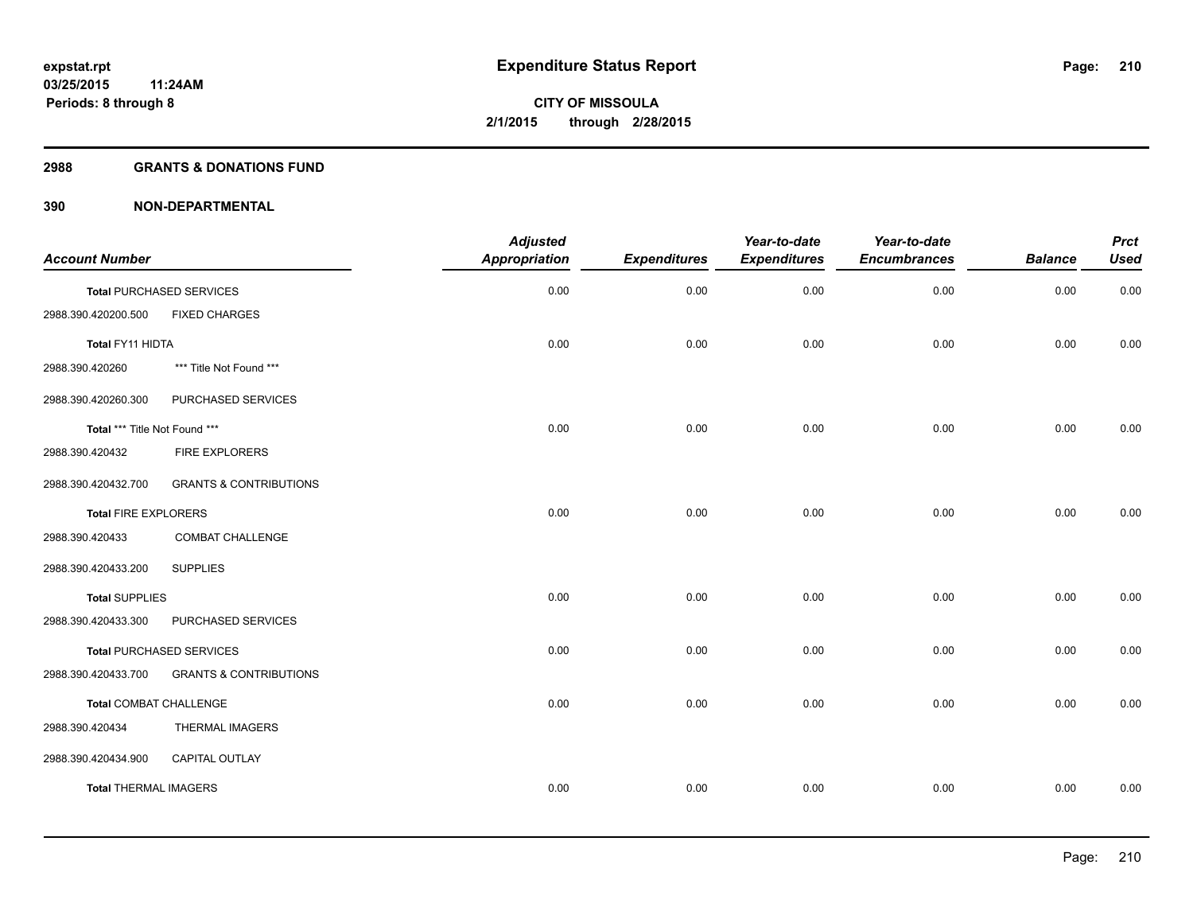# Expenditure Status Report

expstat.rpt
03/25/2015 11:24AM
Periods: 8 through 8

CITY OF MISSOULA
2/1/2015 through 2/28/2015

## 2988 GRANTS & DONATIONS FUND

## 390 NON-DEPARTMENTAL

| Account Number | | Adjusted Appropriation | Expenditures | Year-to-date Expenditures | Year-to-date Encumbrances | Balance | Prct Used |
|---|---|---|---|---|---|---|---|
| **Total** PURCHASED SERVICES | | 0.00 | 0.00 | 0.00 | 0.00 | 0.00 | 0.00 |
| 2988.390.420200.500 | FIXED CHARGES | | | | | | |
| **Total** FY11 HIDTA | | 0.00 | 0.00 | 0.00 | 0.00 | 0.00 | 0.00 |
| 2988.390.420260 | *** Title Not Found *** | | | | | | |
| 2988.390.420260.300 | PURCHASED SERVICES | | | | | | |
| **Total** *** Title Not Found *** | | 0.00 | 0.00 | 0.00 | 0.00 | 0.00 | 0.00 |
| 2988.390.420432 | FIRE EXPLORERS | | | | | | |
| 2988.390.420432.700 | GRANTS & CONTRIBUTIONS | | | | | | |
| **Total** FIRE EXPLORERS | | 0.00 | 0.00 | 0.00 | 0.00 | 0.00 | 0.00 |
| 2988.390.420433 | COMBAT CHALLENGE | | | | | | |
| 2988.390.420433.200 | SUPPLIES | | | | | | |
| **Total** SUPPLIES | | 0.00 | 0.00 | 0.00 | 0.00 | 0.00 | 0.00 |
| 2988.390.420433.300 | PURCHASED SERVICES | | | | | | |
| **Total** PURCHASED SERVICES | | 0.00 | 0.00 | 0.00 | 0.00 | 0.00 | 0.00 |
| 2988.390.420433.700 | GRANTS & CONTRIBUTIONS | | | | | | |
| **Total** COMBAT CHALLENGE | | 0.00 | 0.00 | 0.00 | 0.00 | 0.00 | 0.00 |
| 2988.390.420434 | THERMAL IMAGERS | | | | | | |
| 2988.390.420434.900 | CAPITAL OUTLAY | | | | | | |
| **Total** THERMAL IMAGERS | | 0.00 | 0.00 | 0.00 | 0.00 | 0.00 | 0.00 |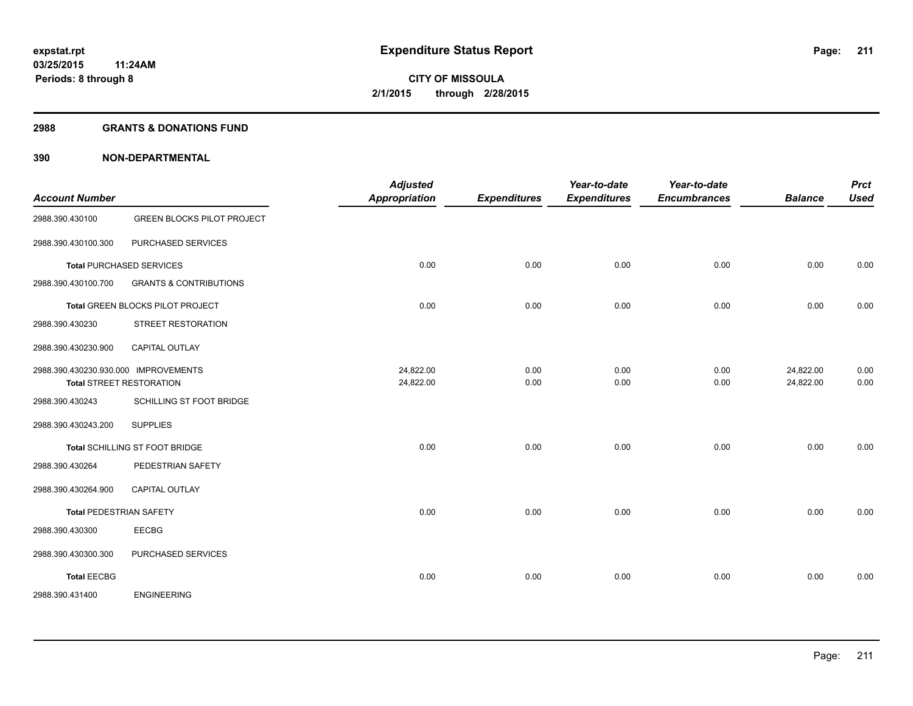# Expenditure Status Report

**CITY OF MISSOULA**

**2/1/2015 through 2/28/2015**

expstat.rpt
03/25/2015 11:24AM
Periods: 8 through 8

## 2988 GRANTS & DONATIONS FUND

## 390 NON-DEPARTMENTAL

| Account Number | | Adjusted Appropriation | Expenditures | Year-to-date Expenditures | Year-to-date Encumbrances | Balance | Prct Used |
|---|---|---|---|---|---|---|---|
| 2988.390.430100 | GREEN BLOCKS PILOT PROJECT | | | | | | |
| 2988.390.430100.300 | PURCHASED SERVICES | | | | | | |
| **Total** PURCHASED SERVICES | | 0.00 | 0.00 | 0.00 | 0.00 | 0.00 | 0.00 |
| 2988.390.430100.700 | GRANTS & CONTRIBUTIONS | | | | | | |
| **Total** GREEN BLOCKS PILOT PROJECT | | 0.00 | 0.00 | 0.00 | 0.00 | 0.00 | 0.00 |
| 2988.390.430230 | STREET RESTORATION | | | | | | |
| 2988.390.430230.900 | CAPITAL OUTLAY | | | | | | |
| 2988.390.430230.930.000 | IMPROVEMENTS | 24,822.00 | 0.00 | 0.00 | 0.00 | 24,822.00 | 0.00 |
| **Total** STREET RESTORATION | | 24,822.00 | 0.00 | 0.00 | 0.00 | 24,822.00 | 0.00 |
| 2988.390.430243 | SCHILLING ST FOOT BRIDGE | | | | | | |
| 2988.390.430243.200 | SUPPLIES | | | | | | |
| **Total** SCHILLING ST FOOT BRIDGE | | 0.00 | 0.00 | 0.00 | 0.00 | 0.00 | 0.00 |
| 2988.390.430264 | PEDESTRIAN SAFETY | | | | | | |
| 2988.390.430264.900 | CAPITAL OUTLAY | | | | | | |
| **Total** PEDESTRIAN SAFETY | | 0.00 | 0.00 | 0.00 | 0.00 | 0.00 | 0.00 |
| 2988.390.430300 | EECBG | | | | | | |
| 2988.390.430300.300 | PURCHASED SERVICES | | | | | | |
| **Total** EECBG | | 0.00 | 0.00 | 0.00 | 0.00 | 0.00 | 0.00 |
| 2988.390.431400 | ENGINEERING | | | | | | |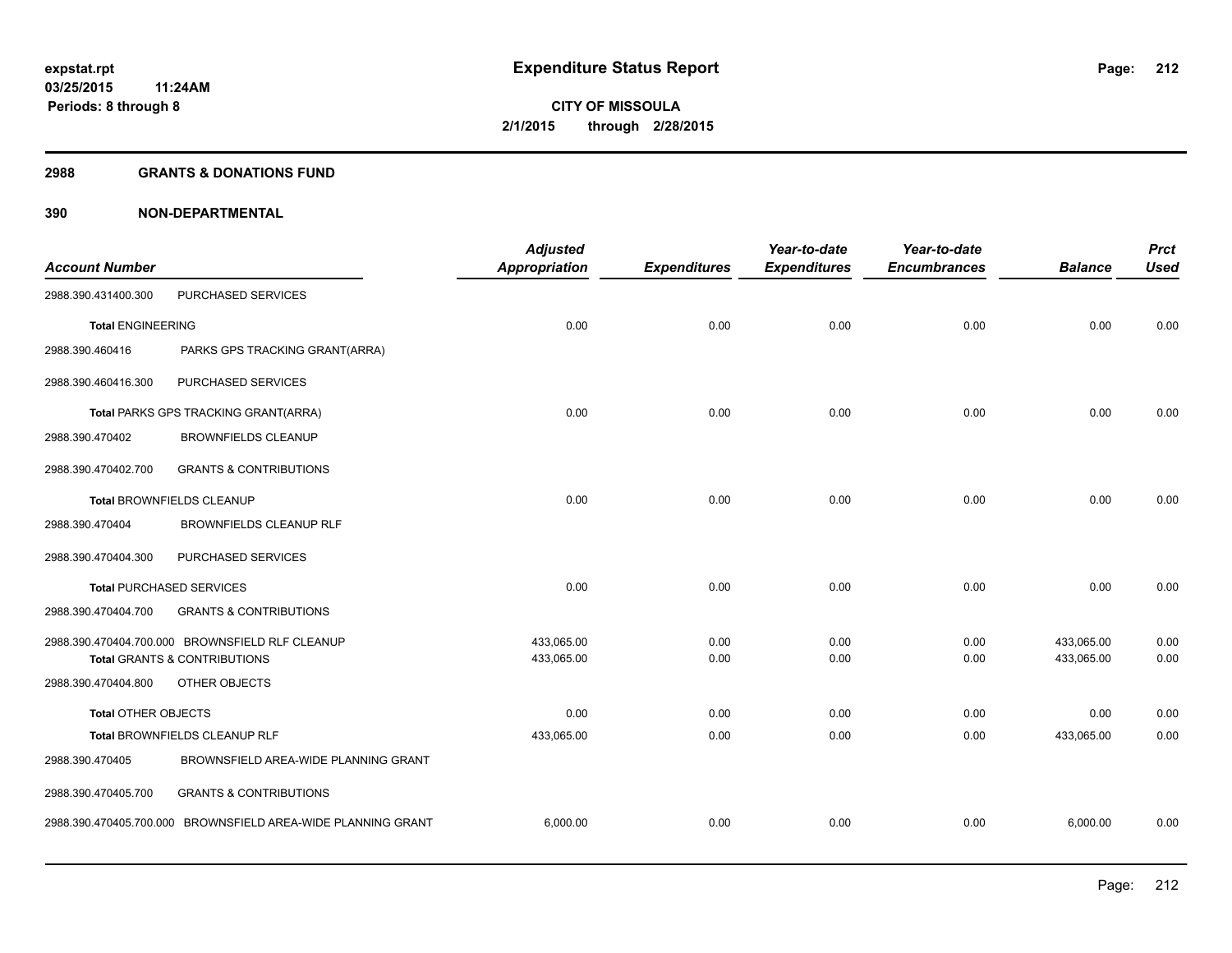**expstat.rpt**
**03/25/2015 11:24AM**
**Periods: 8 through 8**

# Expenditure Status Report

**CITY OF MISSOULA**
**2/1/2015 through 2/28/2015**

## 2988 GRANTS & DONATIONS FUND

### 390 NON-DEPARTMENTAL

| Account Number | | Adjusted Appropriation | Expenditures | Year-to-date Expenditures | Year-to-date Encumbrances | Balance | Prct Used |
|---|---|---|---|---|---|---|---|
| 2988.390.431400.300 | PURCHASED SERVICES | | | | | | |
| **Total** ENGINEERING | | 0.00 | 0.00 | 0.00 | 0.00 | 0.00 | 0.00 |
| 2988.390.460416 | PARKS GPS TRACKING GRANT(ARRA) | | | | | | |
| 2988.390.460416.300 | PURCHASED SERVICES | | | | | | |
| **Total** PARKS GPS TRACKING GRANT(ARRA) | | 0.00 | 0.00 | 0.00 | 0.00 | 0.00 | 0.00 |
| 2988.390.470402 | BROWNFIELDS CLEANUP | | | | | | |
| 2988.390.470402.700 | GRANTS & CONTRIBUTIONS | | | | | | |
| **Total** BROWNFIELDS CLEANUP | | 0.00 | 0.00 | 0.00 | 0.00 | 0.00 | 0.00 |
| 2988.390.470404 | BROWNFIELDS CLEANUP RLF | | | | | | |
| 2988.390.470404.300 | PURCHASED SERVICES | | | | | | |
| **Total** PURCHASED SERVICES | | 0.00 | 0.00 | 0.00 | 0.00 | 0.00 | 0.00 |
| 2988.390.470404.700 | GRANTS & CONTRIBUTIONS | | | | | | |
| 2988.390.470404.700.000 | BROWNSFIELD RLF CLEANUP | 433,065.00 | 0.00 | 0.00 | 0.00 | 433,065.00 | 0.00 |
| **Total** GRANTS & CONTRIBUTIONS | | 433,065.00 | 0.00 | 0.00 | 0.00 | 433,065.00 | 0.00 |
| 2988.390.470404.800 | OTHER OBJECTS | | | | | | |
| **Total** OTHER OBJECTS | | 0.00 | 0.00 | 0.00 | 0.00 | 0.00 | 0.00 |
| **Total** BROWNFIELDS CLEANUP RLF | | 433,065.00 | 0.00 | 0.00 | 0.00 | 433,065.00 | 0.00 |
| 2988.390.470405 | BROWNSFIELD AREA-WIDE PLANNING GRANT | | | | | | |
| 2988.390.470405.700 | GRANTS & CONTRIBUTIONS | | | | | | |
| 2988.390.470405.700.000 | BROWNSFIELD AREA-WIDE PLANNING GRANT | 6,000.00 | 0.00 | 0.00 | 0.00 | 6,000.00 | 0.00 |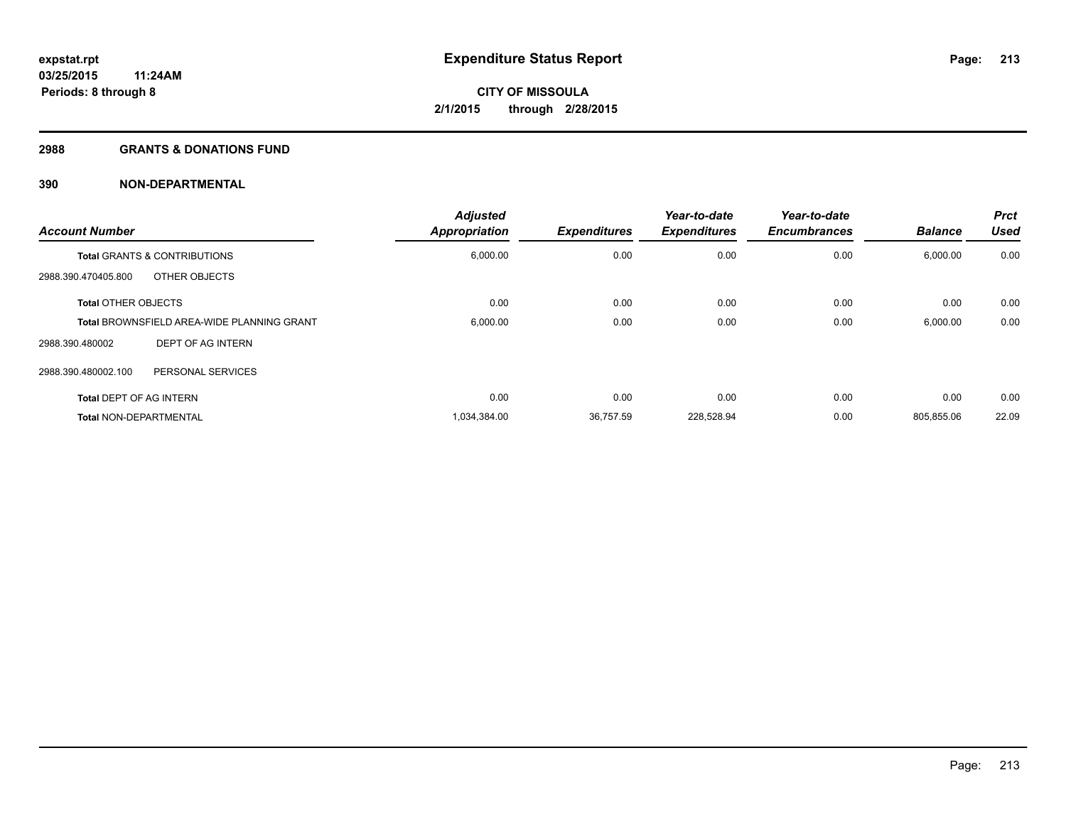**expstat.rpt**
**03/25/2015 11:24AM**
**Periods: 8 through 8**

# Expenditure Status Report

**CITY OF MISSOULA**
**2/1/2015 through 2/28/2015**

## 2988 GRANTS & DONATIONS FUND

## 390 NON-DEPARTMENTAL

| Account Number | | Adjusted Appropriation | Expenditures | Year-to-date Expenditures | Year-to-date Encumbrances | Balance | Prct Used |
|---|---|---|---|---|---|---|---|
| **Total** GRANTS & CONTRIBUTIONS | | 6,000.00 | 0.00 | 0.00 | 0.00 | 6,000.00 | 0.00 |
| 2988.390.470405.800 | OTHER OBJECTS | | | | | | |
| **Total** OTHER OBJECTS | | 0.00 | 0.00 | 0.00 | 0.00 | 0.00 | 0.00 |
| **Total** BROWNSFIELD AREA-WIDE PLANNING GRANT | | 6,000.00 | 0.00 | 0.00 | 0.00 | 6,000.00 | 0.00 |
| 2988.390.480002 | DEPT OF AG INTERN | | | | | | |
| 2988.390.480002.100 | PERSONAL SERVICES | | | | | | |
| **Total** DEPT OF AG INTERN | | 0.00 | 0.00 | 0.00 | 0.00 | 0.00 | 0.00 |
| **Total** NON-DEPARTMENTAL | | 1,034,384.00 | 36,757.59 | 228,528.94 | 0.00 | 805,855.06 | 22.09 |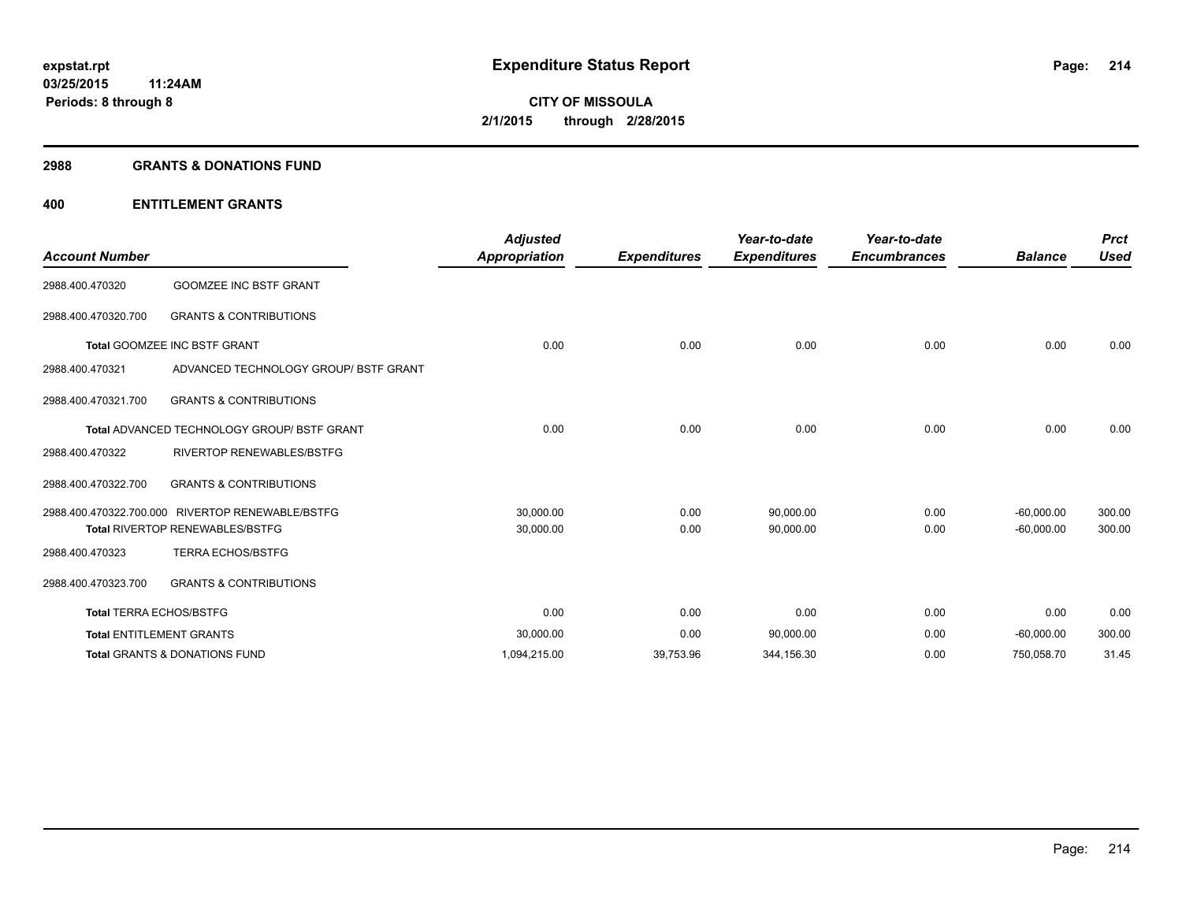**expstat.rpt**
**03/25/2015 11:24AM**
**Periods: 8 through 8**

# Expenditure Status Report

**CITY OF MISSOULA**
**2/1/2015 through 2/28/2015**

## 2988 GRANTS & DONATIONS FUND

## 400 ENTITLEMENT GRANTS

| Account Number | | Adjusted Appropriation | Expenditures | Year-to-date Expenditures | Year-to-date Encumbrances | Balance | Prct Used |
|---|---|---|---|---|---|---|---|
| 2988.400.470320 | GOOMZEE INC BSTF GRANT | | | | | | |
| 2988.400.470320.700 | GRANTS & CONTRIBUTIONS | | | | | | |
| **Total** GOOMZEE INC BSTF GRANT | | 0.00 | 0.00 | 0.00 | 0.00 | 0.00 | 0.00 |
| 2988.400.470321 | ADVANCED TECHNOLOGY GROUP/ BSTF GRANT | | | | | | |
| 2988.400.470321.700 | GRANTS & CONTRIBUTIONS | | | | | | |
| **Total** ADVANCED TECHNOLOGY GROUP/ BSTF GRANT | | 0.00 | 0.00 | 0.00 | 0.00 | 0.00 | 0.00 |
| 2988.400.470322 | RIVERTOP RENEWABLES/BSTFG | | | | | | |
| 2988.400.470322.700 | GRANTS & CONTRIBUTIONS | | | | | | |
| 2988.400.470322.700.000 | RIVERTOP RENEWABLE/BSTFG | 30,000.00 | 0.00 | 90,000.00 | 0.00 | -60,000.00 | 300.00 |
| **Total** RIVERTOP RENEWABLES/BSTFG | | 30,000.00 | 0.00 | 90,000.00 | 0.00 | -60,000.00 | 300.00 |
| 2988.400.470323 | TERRA ECHOS/BSTFG | | | | | | |
| 2988.400.470323.700 | GRANTS & CONTRIBUTIONS | | | | | | |
| **Total** TERRA ECHOS/BSTFG | | 0.00 | 0.00 | 0.00 | 0.00 | 0.00 | 0.00 |
| **Total** ENTITLEMENT GRANTS | | 30,000.00 | 0.00 | 90,000.00 | 0.00 | -60,000.00 | 300.00 |
| **Total** GRANTS & DONATIONS FUND | | 1,094,215.00 | 39,753.96 | 344,156.30 | 0.00 | 750,058.70 | 31.45 |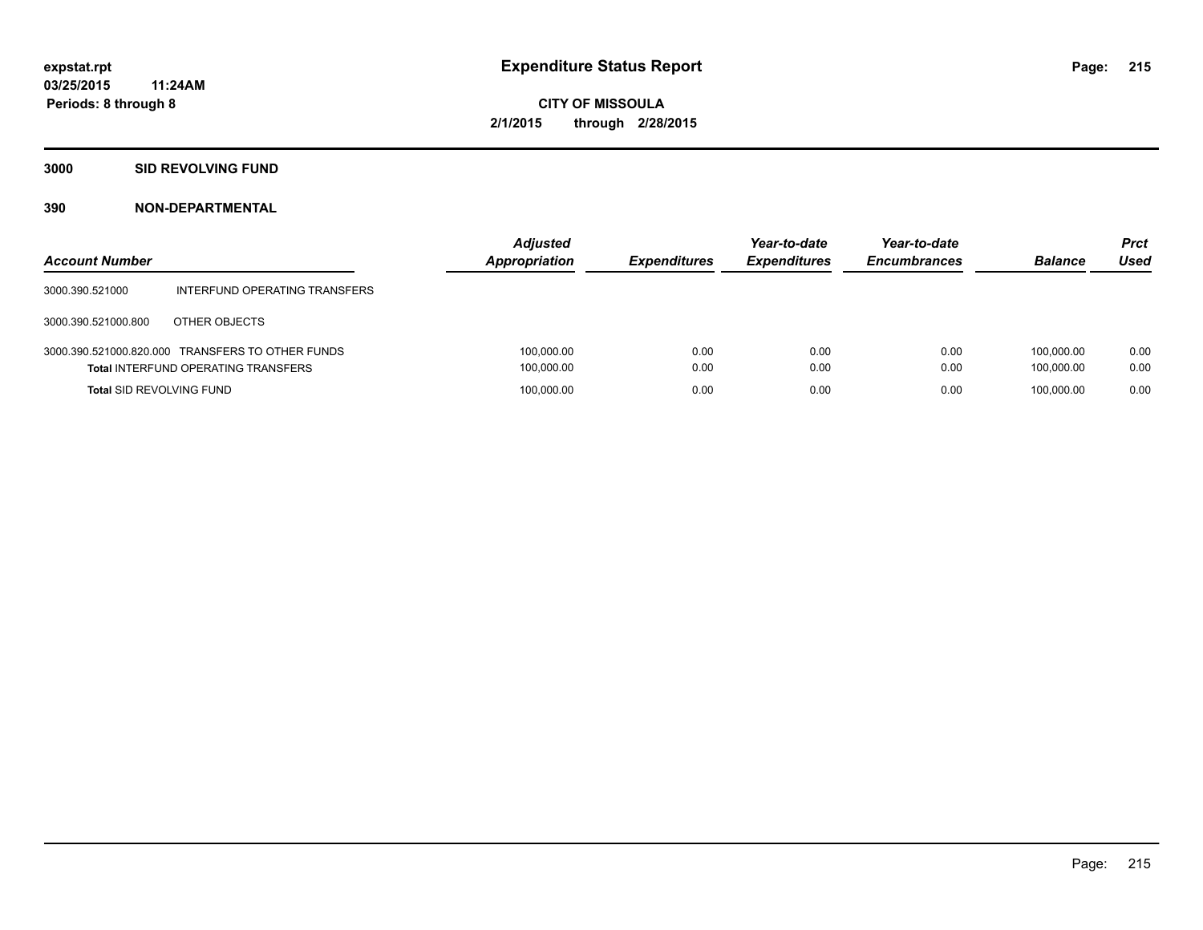**expstat.rpt**
**03/25/2015 11:24AM**
**Periods: 8 through 8**

# Expenditure Status Report

**CITY OF MISSOULA**
**2/1/2015 through 2/28/2015**

## 3000 SID REVOLVING FUND

## 390 NON-DEPARTMENTAL

| Account Number | | Adjusted Appropriation | Expenditures | Year-to-date Expenditures | Year-to-date Encumbrances | Balance | Prct Used |
|---|---|---|---|---|---|---|---|
| 3000.390.521000 | INTERFUND OPERATING TRANSFERS | | | | | | |
| 3000.390.521000.800 | OTHER OBJECTS | | | | | | |
| 3000.390.521000.820.000 | TRANSFERS TO OTHER FUNDS | 100,000.00 | 0.00 | 0.00 | 0.00 | 100,000.00 | 0.00 |
| **Total** INTERFUND OPERATING TRANSFERS | | 100,000.00 | 0.00 | 0.00 | 0.00 | 100,000.00 | 0.00 |
| **Total** SID REVOLVING FUND | | 100,000.00 | 0.00 | 0.00 | 0.00 | 100,000.00 | 0.00 |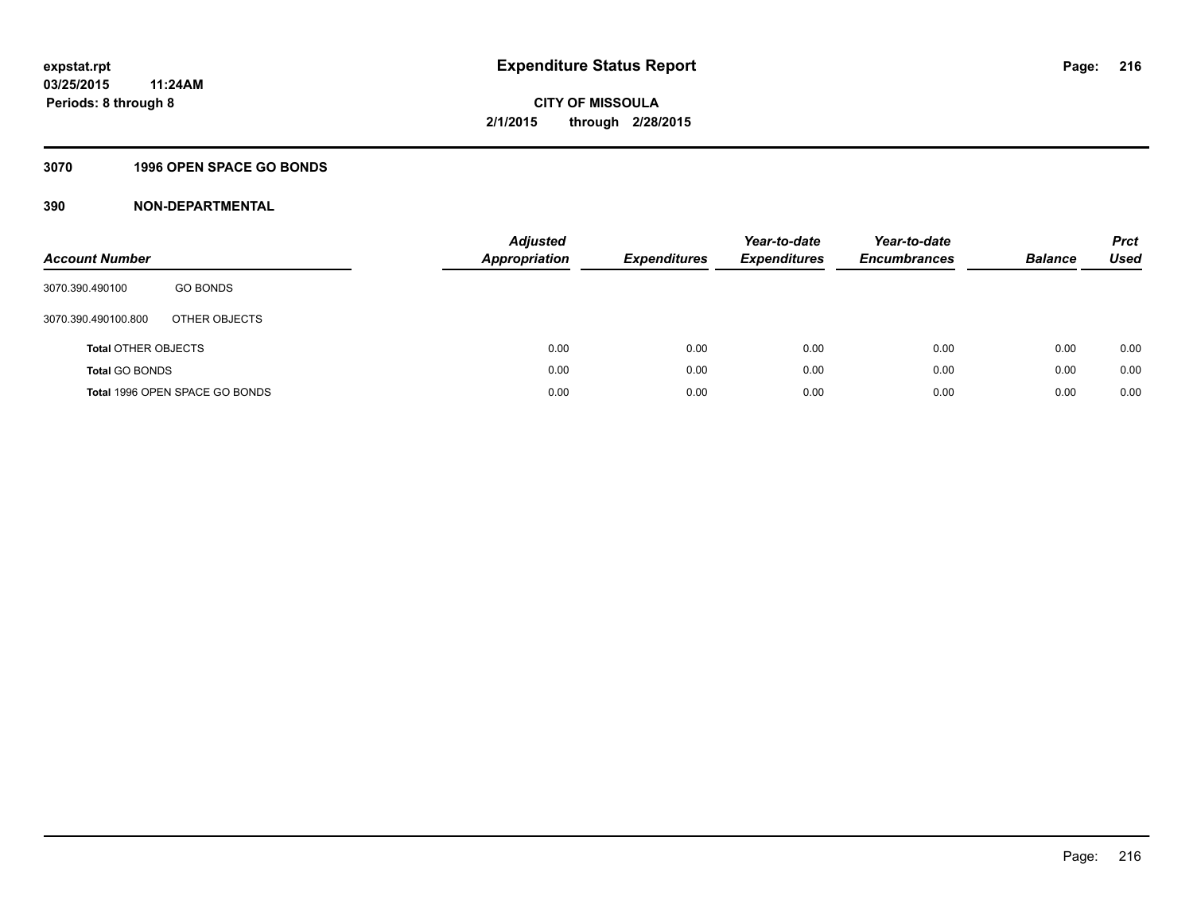# Expenditure Status Report

**CITY OF MISSOULA**

**2/1/2015 through 2/28/2015**

expstat.rpt
03/25/2015 11:24AM
Periods: 8 through 8

## 3070 1996 OPEN SPACE GO BONDS

### 390 NON-DEPARTMENTAL

| Account Number | | Adjusted Appropriation | Expenditures | Year-to-date Expenditures | Year-to-date Encumbrances | Balance | Prct Used |
|---|---|---|---|---|---|---|---|
| 3070.390.490100 | GO BONDS | | | | | | |
| 3070.390.490100.800 | OTHER OBJECTS | | | | | | |
| **Total** OTHER OBJECTS | | 0.00 | 0.00 | 0.00 | 0.00 | 0.00 | 0.00 |
| **Total** GO BONDS | | 0.00 | 0.00 | 0.00 | 0.00 | 0.00 | 0.00 |
| **Total** 1996 OPEN SPACE GO BONDS | | 0.00 | 0.00 | 0.00 | 0.00 | 0.00 | 0.00 |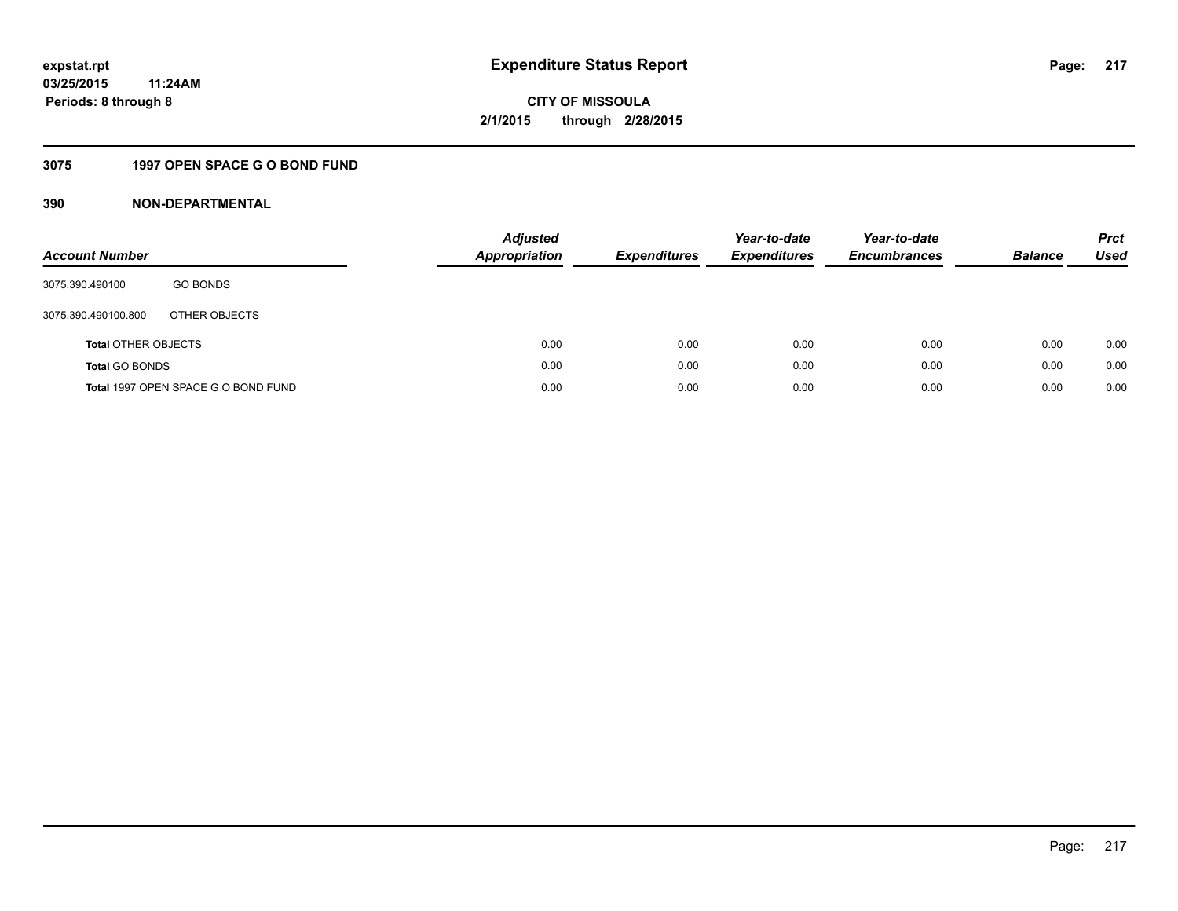**expstat.rpt**
**03/25/2015 11:24AM**
**Periods: 8 through 8**

# Expenditure Status Report

**CITY OF MISSOULA**
**2/1/2015 through 2/28/2015**

## 3075 1997 OPEN SPACE G O BOND FUND

### 390 NON-DEPARTMENTAL

| Account Number | | Adjusted Appropriation | Expenditures | Year-to-date Expenditures | Year-to-date Encumbrances | Balance | Prct Used |
|---|---|---|---|---|---|---|---|
| 3075.390.490100 | GO BONDS | | | | | | |
| 3075.390.490100.800 | OTHER OBJECTS | | | | | | |
| **Total** OTHER OBJECTS | | 0.00 | 0.00 | 0.00 | 0.00 | 0.00 | 0.00 |
| **Total** GO BONDS | | 0.00 | 0.00 | 0.00 | 0.00 | 0.00 | 0.00 |
| **Total** 1997 OPEN SPACE G O BOND FUND | | 0.00 | 0.00 | 0.00 | 0.00 | 0.00 | 0.00 |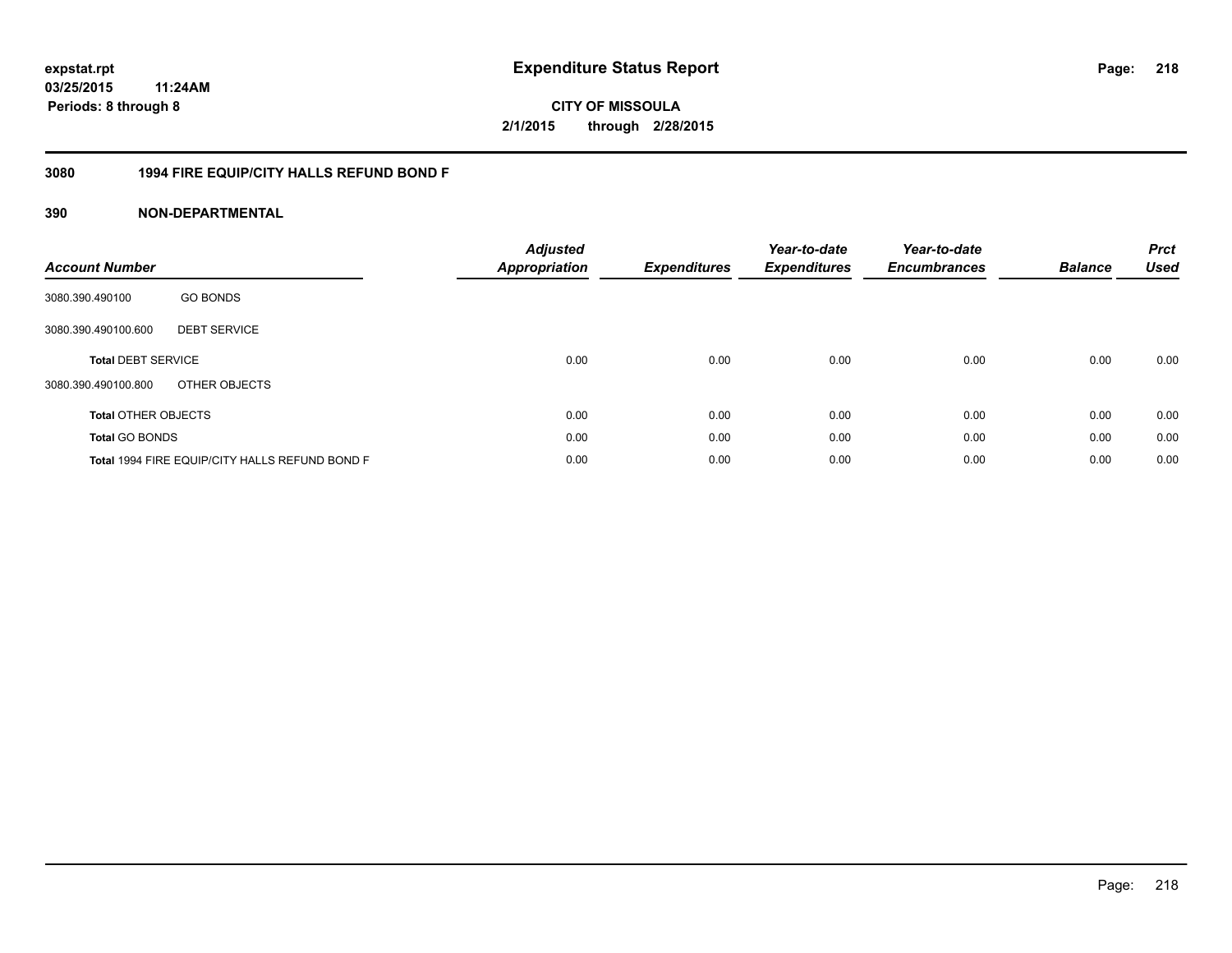**expstat.rpt**
**03/25/2015 11:24AM**
**Periods: 8 through 8**

# Expenditure Status Report

**CITY OF MISSOULA**
**2/1/2015 through 2/28/2015**

## 3080 1994 FIRE EQUIP/CITY HALLS REFUND BOND F

## 390 NON-DEPARTMENTAL

| Account Number | | Adjusted Appropriation | Expenditures | Year-to-date Expenditures | Year-to-date Encumbrances | Balance | Prct Used |
|---|---|---|---|---|---|---|---|
| 3080.390.490100 | GO BONDS | | | | | | |
| 3080.390.490100.600 | DEBT SERVICE | | | | | | |
| **Total** DEBT SERVICE | | 0.00 | 0.00 | 0.00 | 0.00 | 0.00 | 0.00 |
| 3080.390.490100.800 | OTHER OBJECTS | | | | | | |
| **Total** OTHER OBJECTS | | 0.00 | 0.00 | 0.00 | 0.00 | 0.00 | 0.00 |
| **Total** GO BONDS | | 0.00 | 0.00 | 0.00 | 0.00 | 0.00 | 0.00 |
| **Total** 1994 FIRE EQUIP/CITY HALLS REFUND BOND F | | 0.00 | 0.00 | 0.00 | 0.00 | 0.00 | 0.00 |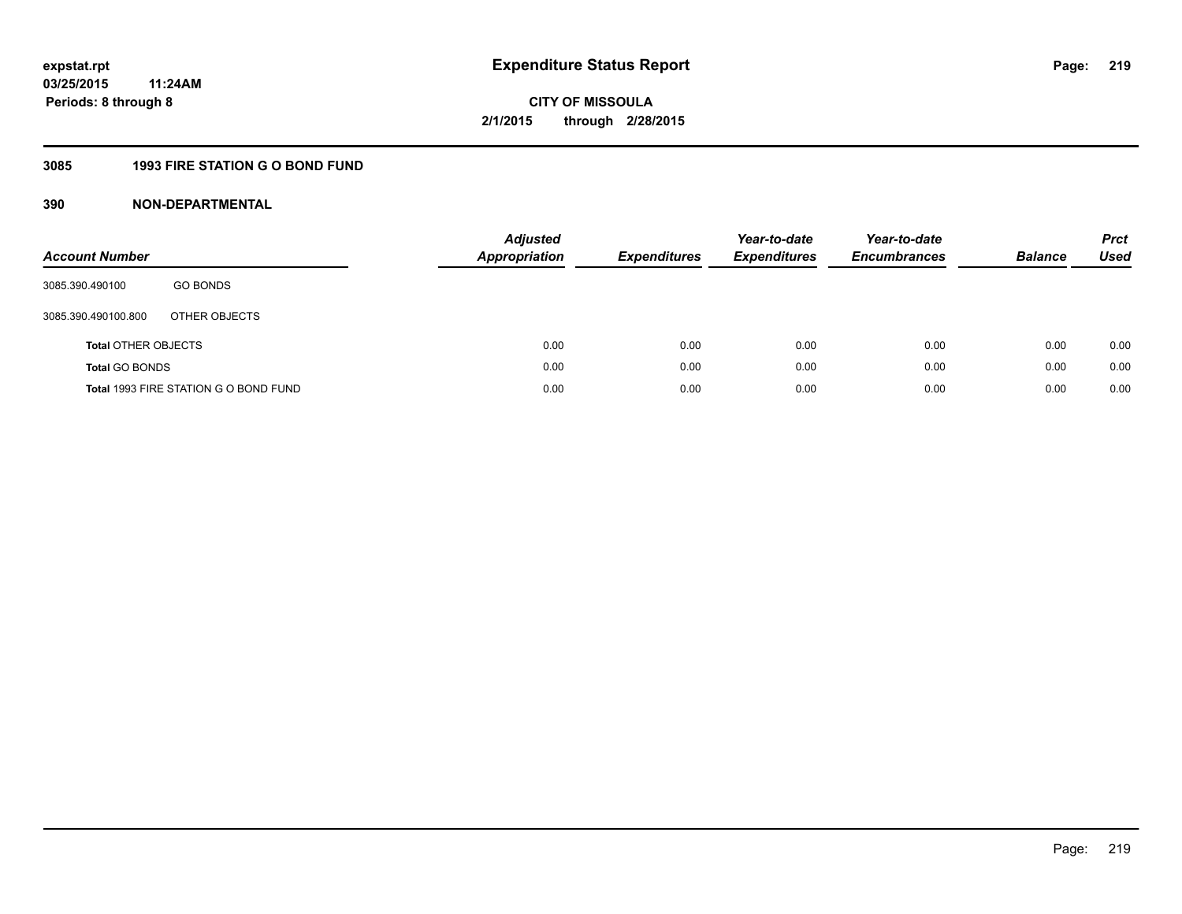# Expenditure Status Report

**expstat.rpt**
**03/25/2015 11:24AM**
**Periods: 8 through 8**

**CITY OF MISSOULA**
**2/1/2015 through 2/28/2015**

## 3085 1993 FIRE STATION G O BOND FUND

## 390 NON-DEPARTMENTAL

| Account Number | | Adjusted Appropriation | Expenditures | Year-to-date Expenditures | Year-to-date Encumbrances | Balance | Prct Used |
|---|---|---|---|---|---|---|---|
| 3085.390.490100 | GO BONDS | | | | | | |
| 3085.390.490100.800 | OTHER OBJECTS | | | | | | |
| **Total** OTHER OBJECTS | | 0.00 | 0.00 | 0.00 | 0.00 | 0.00 | 0.00 |
| **Total** GO BONDS | | 0.00 | 0.00 | 0.00 | 0.00 | 0.00 | 0.00 |
| **Total** 1993 FIRE STATION G O BOND FUND | | 0.00 | 0.00 | 0.00 | 0.00 | 0.00 | 0.00 |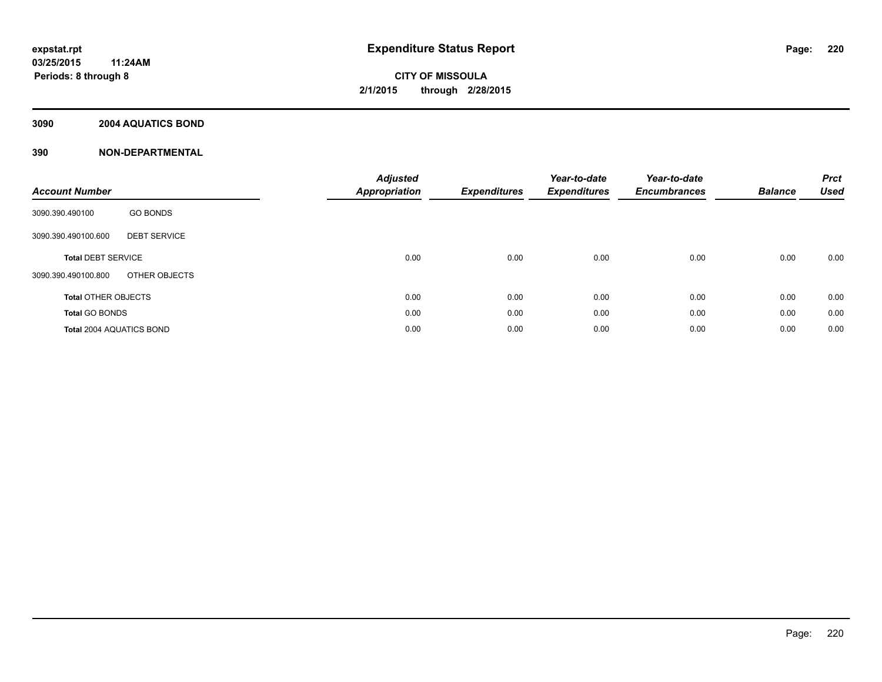**expstat.rpt**
**03/25/2015 11:24AM**
**Periods: 8 through 8**

# Expenditure Status Report

**CITY OF MISSOULA**
**2/1/2015 through 2/28/2015**

## 3090 2004 AQUATICS BOND

## 390 NON-DEPARTMENTAL

| Account Number | | Adjusted Appropriation | Expenditures | Year-to-date Expenditures | Year-to-date Encumbrances | Balance | Prct Used |
|---|---|---|---|---|---|---|---|
| 3090.390.490100 | GO BONDS | | | | | | |
| 3090.390.490100.600 | DEBT SERVICE | | | | | | |
| **Total** DEBT SERVICE | | 0.00 | 0.00 | 0.00 | 0.00 | 0.00 | 0.00 |
| 3090.390.490100.800 | OTHER OBJECTS | | | | | | |
| **Total** OTHER OBJECTS | | 0.00 | 0.00 | 0.00 | 0.00 | 0.00 | 0.00 |
| **Total** GO BONDS | | 0.00 | 0.00 | 0.00 | 0.00 | 0.00 | 0.00 |
| **Total** 2004 AQUATICS BOND | | 0.00 | 0.00 | 0.00 | 0.00 | 0.00 | 0.00 |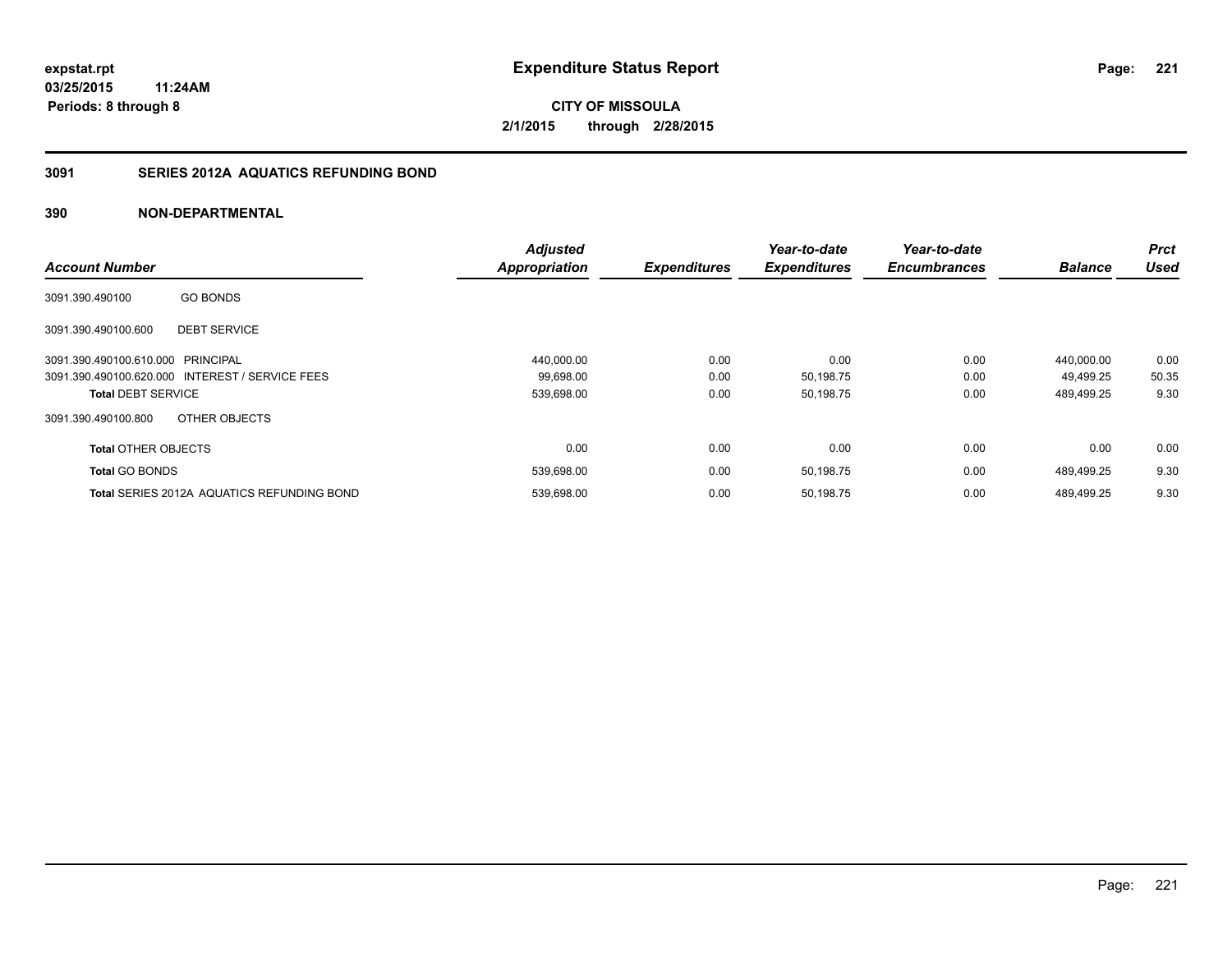# Expenditure Status Report

expstat.rpt
03/25/2015 11:24AM
Periods: 8 through 8

**CITY OF MISSOULA**
**2/1/2015 through 2/28/2015**

## 3091 SERIES 2012A AQUATICS REFUNDING BOND

### 390 NON-DEPARTMENTAL

| Account Number | | Adjusted Appropriation | Expenditures | Year-to-date Expenditures | Year-to-date Encumbrances | Balance | Prct Used |
|---|---|---|---|---|---|---|---|
| 3091.390.490100 | GO BONDS | | | | | | |
| 3091.390.490100.600 | DEBT SERVICE | | | | | | |
| 3091.390.490100.610.000 | PRINCIPAL | 440,000.00 | 0.00 | 0.00 | 0.00 | 440,000.00 | 0.00 |
| 3091.390.490100.620.000 | INTEREST / SERVICE FEES | 99,698.00 | 0.00 | 50,198.75 | 0.00 | 49,499.25 | 50.35 |
| **Total** DEBT SERVICE | | 539,698.00 | 0.00 | 50,198.75 | 0.00 | 489,499.25 | 9.30 |
| 3091.390.490100.800 | OTHER OBJECTS | | | | | | |
| **Total** OTHER OBJECTS | | 0.00 | 0.00 | 0.00 | 0.00 | 0.00 | 0.00 |
| **Total** GO BONDS | | 539,698.00 | 0.00 | 50,198.75 | 0.00 | 489,499.25 | 9.30 |
| **Total** SERIES 2012A AQUATICS REFUNDING BOND | | 539,698.00 | 0.00 | 50,198.75 | 0.00 | 489,499.25 | 9.30 |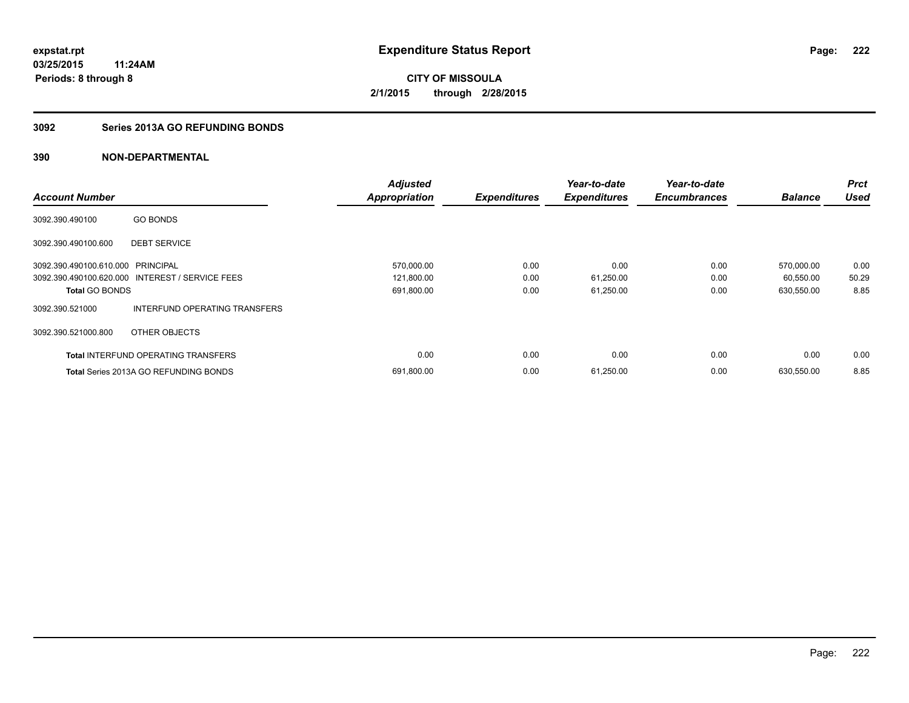# Expenditure Status Report

**CITY OF MISSOULA**
**2/1/2015 through 2/28/2015**

expstat.rpt
03/25/2015 11:24AM
Periods: 8 through 8

## 3092 Series 2013A GO REFUNDING BONDS

## 390 NON-DEPARTMENTAL

| Account Number | | Adjusted Appropriation | Expenditures | Year-to-date Expenditures | Year-to-date Encumbrances | Balance | Prct Used |
|---|---|---|---|---|---|---|---|
| 3092.390.490100 | GO BONDS | | | | | | |
| 3092.390.490100.600 | DEBT SERVICE | | | | | | |
| 3092.390.490100.610.000 | PRINCIPAL | 570,000.00 | 0.00 | 0.00 | 0.00 | 570,000.00 | 0.00 |
| 3092.390.490100.620.000 | INTEREST / SERVICE FEES | 121,800.00 | 0.00 | 61,250.00 | 0.00 | 60,550.00 | 50.29 |
| **Total** GO BONDS | | 691,800.00 | 0.00 | 61,250.00 | 0.00 | 630,550.00 | 8.85 |
| 3092.390.521000 | INTERFUND OPERATING TRANSFERS | | | | | | |
| 3092.390.521000.800 | OTHER OBJECTS | | | | | | |
| **Total** INTERFUND OPERATING TRANSFERS | | 0.00 | 0.00 | 0.00 | 0.00 | 0.00 | 0.00 |
| **Total** Series 2013A GO REFUNDING BONDS | | 691,800.00 | 0.00 | 61,250.00 | 0.00 | 630,550.00 | 8.85 |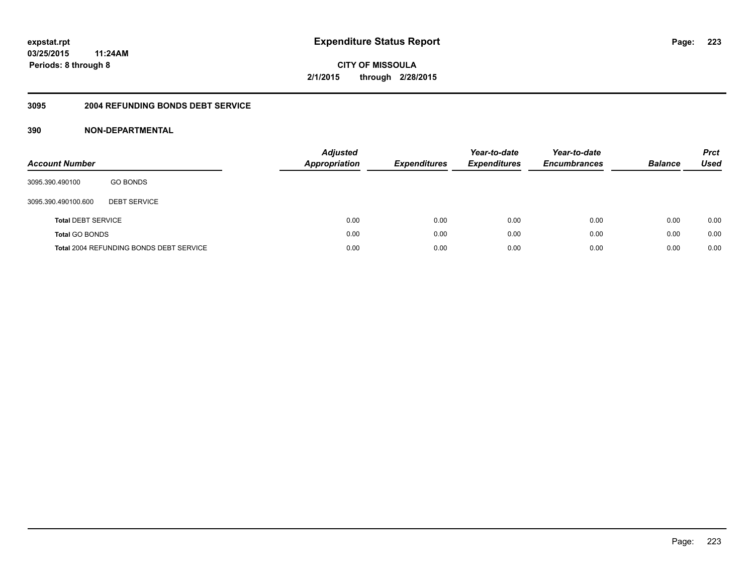# Expenditure Status Report

expstat.rpt
03/25/2015 11:24AM
Periods: 8 through 8

**CITY OF MISSOULA**
**2/1/2015 through 2/28/2015**

## 3095 2004 REFUNDING BONDS DEBT SERVICE

### 390 NON-DEPARTMENTAL

| Account Number | | Adjusted Appropriation | Expenditures | Year-to-date Expenditures | Year-to-date Encumbrances | Balance | Prct Used |
|---|---|---|---|---|---|---|---|
| 3095.390.490100 | GO BONDS | | | | | | |
| 3095.390.490100.600 | DEBT SERVICE | | | | | | |
| **Total** DEBT SERVICE | | 0.00 | 0.00 | 0.00 | 0.00 | 0.00 | 0.00 |
| **Total** GO BONDS | | 0.00 | 0.00 | 0.00 | 0.00 | 0.00 | 0.00 |
| **Total** 2004 REFUNDING BONDS DEBT SERVICE | | 0.00 | 0.00 | 0.00 | 0.00 | 0.00 | 0.00 |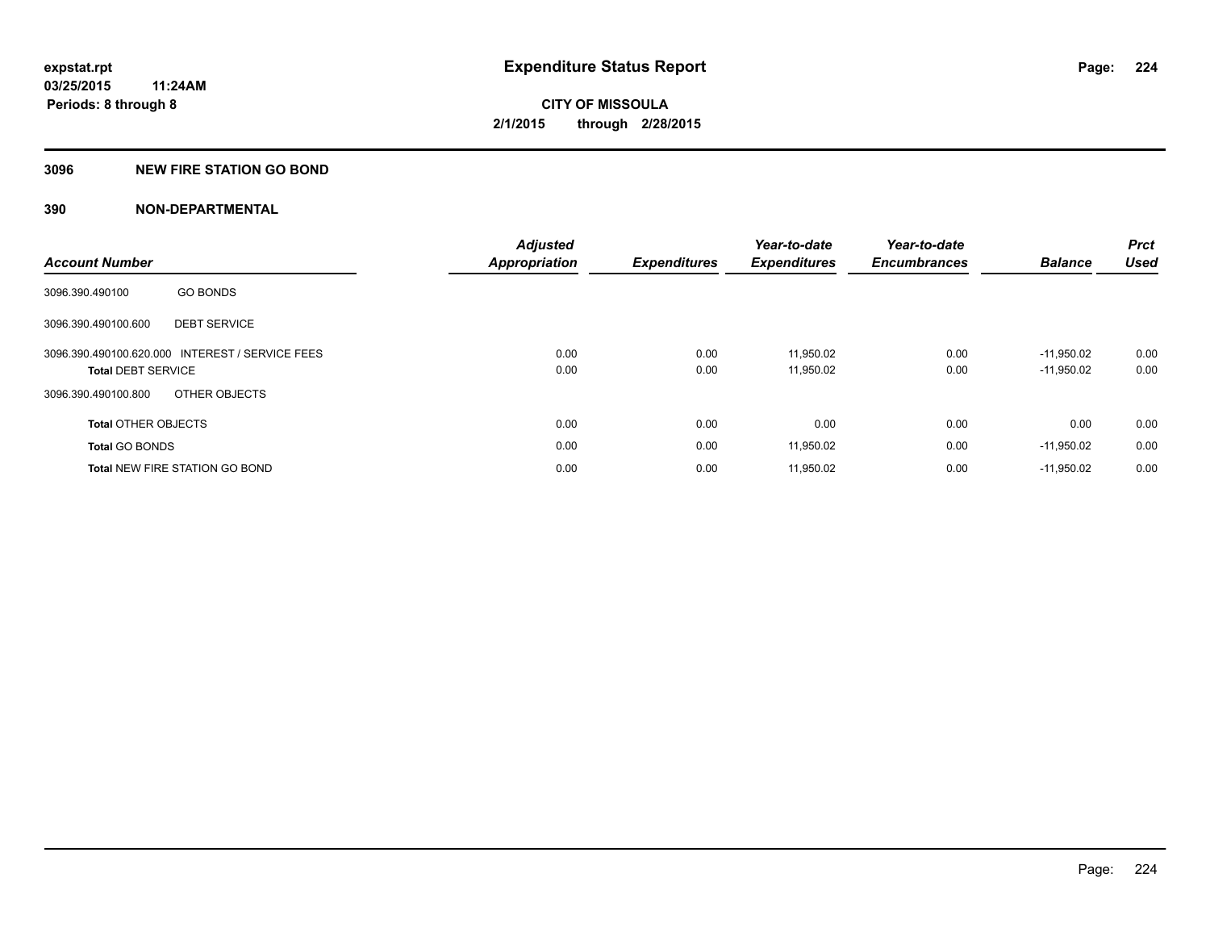# Expenditure Status Report

expstat.rpt
03/25/2015 11:24AM
Periods: 8 through 8

CITY OF MISSOULA
2/1/2015 through 2/28/2015

## 3096 NEW FIRE STATION GO BOND

## 390 NON-DEPARTMENTAL

| Account Number | | Adjusted Appropriation | Expenditures | Year-to-date Expenditures | Year-to-date Encumbrances | Balance | Prct Used |
|---|---|---|---|---|---|---|---|
| 3096.390.490100 | GO BONDS | | | | | | |
| 3096.390.490100.600 | DEBT SERVICE | | | | | | |
| 3096.390.490100.620.000 | INTEREST / SERVICE FEES | 0.00 | 0.00 | 11,950.02 | 0.00 | -11,950.02 | 0.00 |
| **Total** DEBT SERVICE | | 0.00 | 0.00 | 11,950.02 | 0.00 | -11,950.02 | 0.00 |
| 3096.390.490100.800 | OTHER OBJECTS | | | | | | |
| **Total** OTHER OBJECTS | | 0.00 | 0.00 | 0.00 | 0.00 | 0.00 | 0.00 |
| **Total** GO BONDS | | 0.00 | 0.00 | 11,950.02 | 0.00 | -11,950.02 | 0.00 |
| **Total** NEW FIRE STATION GO BOND | | 0.00 | 0.00 | 11,950.02 | 0.00 | -11,950.02 | 0.00 |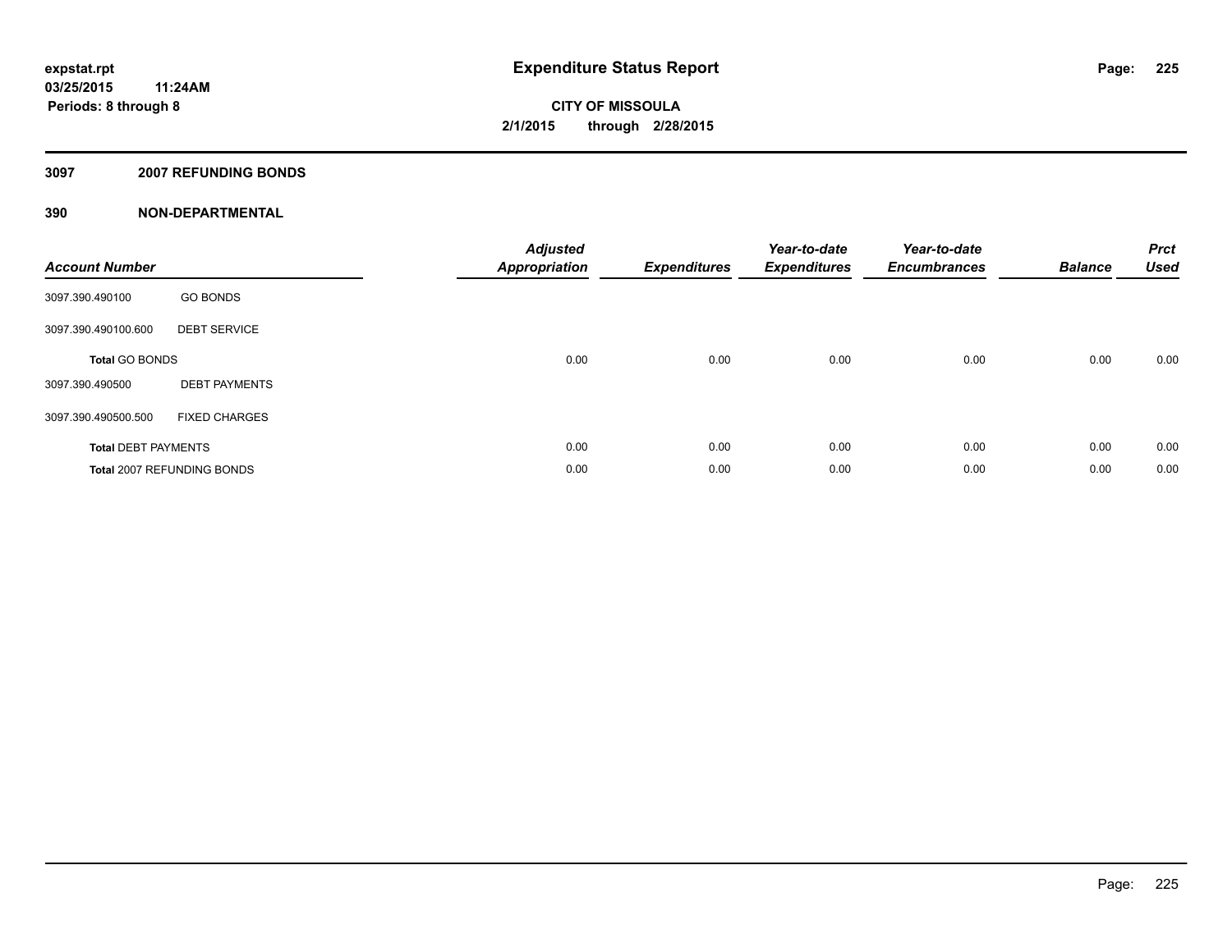# Expenditure Status Report

**expstat.rpt**
**03/25/2015 11:24AM**
**Periods: 8 through 8**

**CITY OF MISSOULA**
**2/1/2015 through 2/28/2015**

## 3097 2007 REFUNDING BONDS

## 390 NON-DEPARTMENTAL

| Account Number | | Adjusted Appropriation | Expenditures | Year-to-date Expenditures | Year-to-date Encumbrances | Balance | Prct Used |
|---|---|---|---|---|---|---|---|
| 3097.390.490100 | GO BONDS | | | | | | |
| 3097.390.490100.600 | DEBT SERVICE | | | | | | |
| **Total** GO BONDS | | 0.00 | 0.00 | 0.00 | 0.00 | 0.00 | 0.00 |
| 3097.390.490500 | DEBT PAYMENTS | | | | | | |
| 3097.390.490500.500 | FIXED CHARGES | | | | | | |
| **Total** DEBT PAYMENTS | | 0.00 | 0.00 | 0.00 | 0.00 | 0.00 | 0.00 |
| **Total** 2007 REFUNDING BONDS | | 0.00 | 0.00 | 0.00 | 0.00 | 0.00 | 0.00 |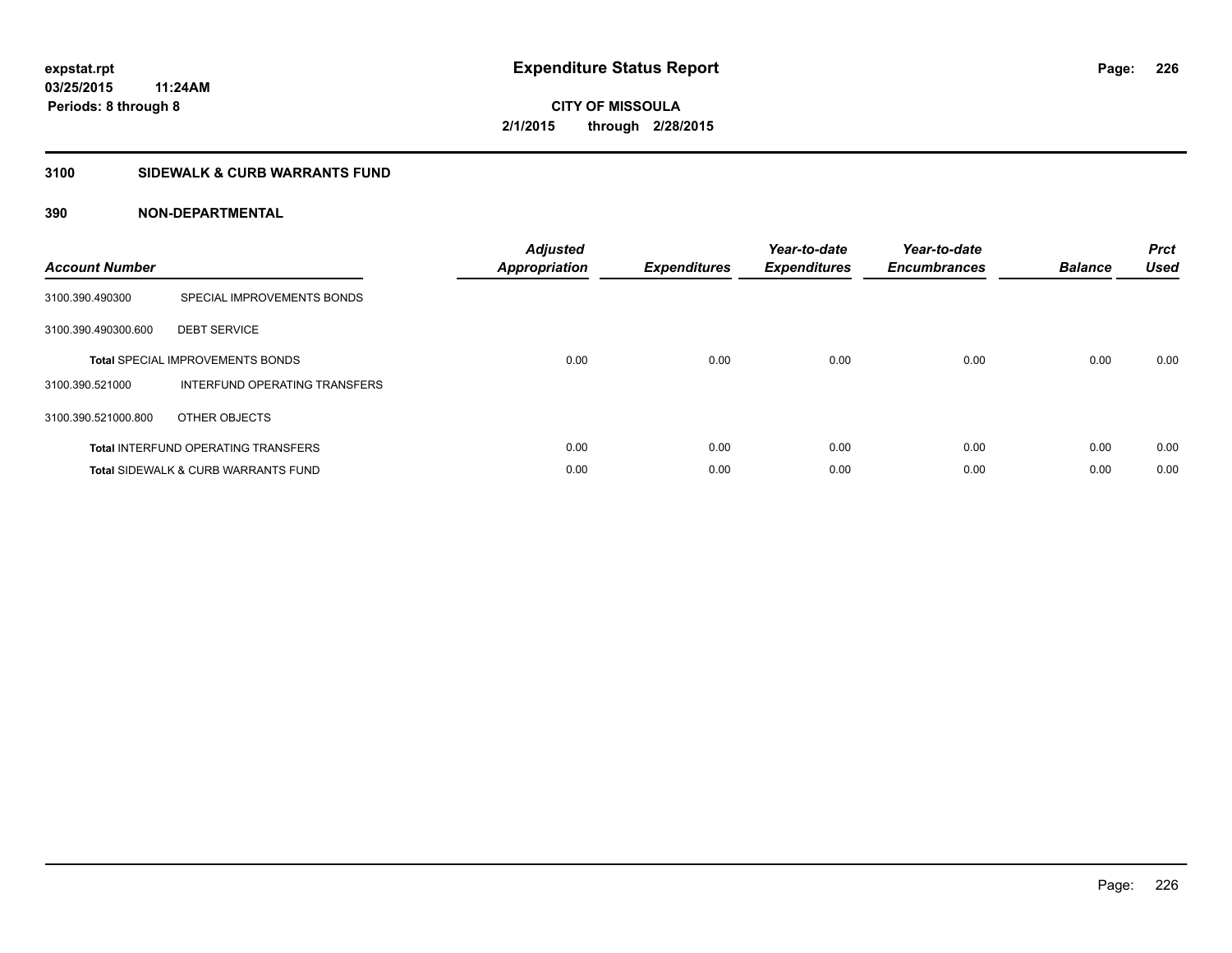# Expenditure Status Report

**CITY OF MISSOULA**
**2/1/2015 through 2/28/2015**

expstat.rpt
03/25/2015 11:24AM
Periods: 8 through 8

## 3100 SIDEWALK & CURB WARRANTS FUND

### 390 NON-DEPARTMENTAL

| Account Number | | Adjusted Appropriation | Expenditures | Year-to-date Expenditures | Year-to-date Encumbrances | Balance | Prct Used |
|---|---|---|---|---|---|---|---|
| 3100.390.490300 | SPECIAL IMPROVEMENTS BONDS | | | | | | |
| 3100.390.490300.600 | DEBT SERVICE | | | | | | |
| **Total** SPECIAL IMPROVEMENTS BONDS | | 0.00 | 0.00 | 0.00 | 0.00 | 0.00 | 0.00 |
| 3100.390.521000 | INTERFUND OPERATING TRANSFERS | | | | | | |
| 3100.390.521000.800 | OTHER OBJECTS | | | | | | |
| **Total** INTERFUND OPERATING TRANSFERS | | 0.00 | 0.00 | 0.00 | 0.00 | 0.00 | 0.00 |
| **Total** SIDEWALK & CURB WARRANTS FUND | | 0.00 | 0.00 | 0.00 | 0.00 | 0.00 | 0.00 |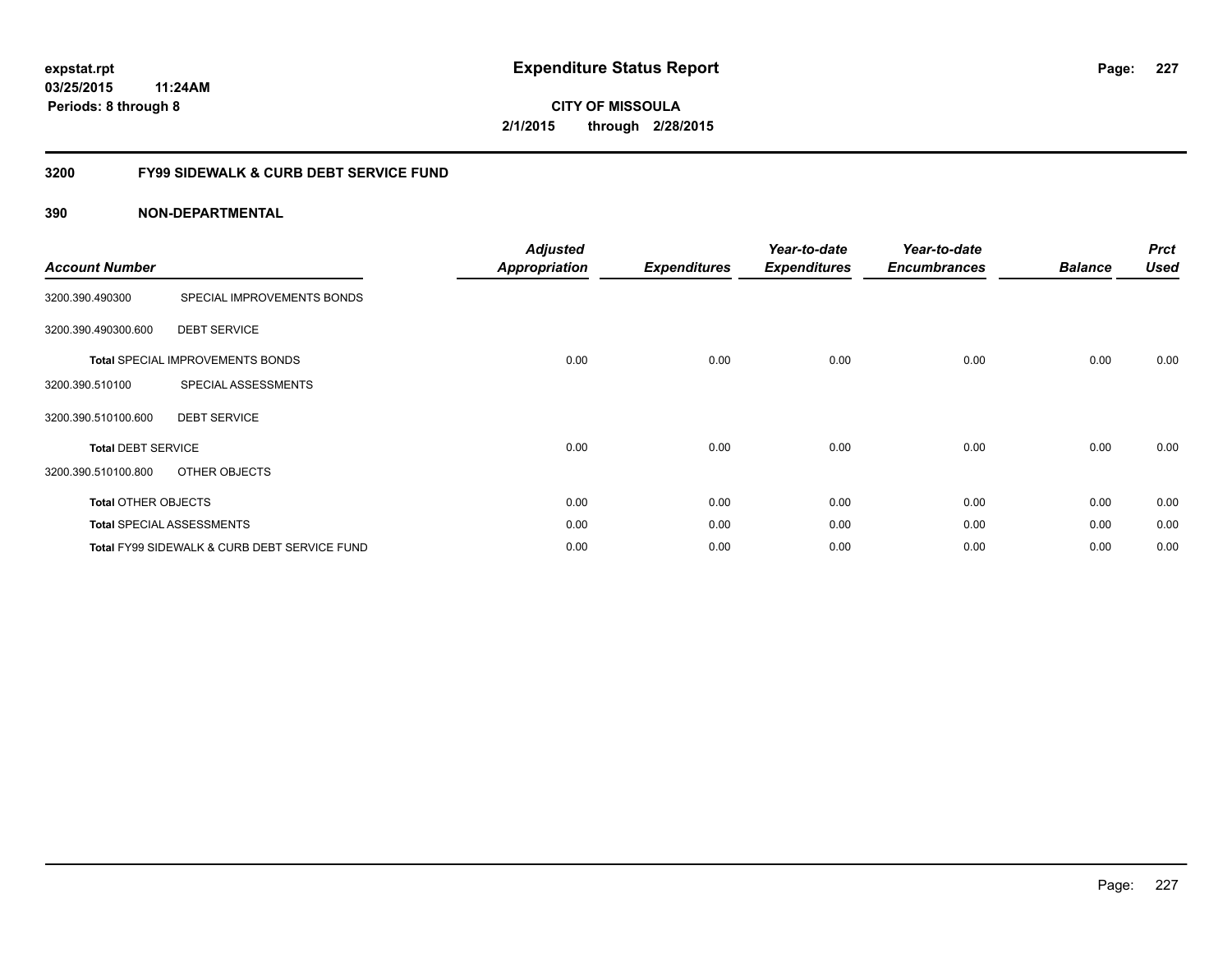**expstat.rpt**
**03/25/2015 11:24AM**
**Periods: 8 through 8**

# Expenditure Status Report

**CITY OF MISSOULA**
**2/1/2015 through 2/28/2015**

## 3200 FY99 SIDEWALK & CURB DEBT SERVICE FUND

### 390 NON-DEPARTMENTAL

| Account Number | | Adjusted Appropriation | Expenditures | Year-to-date Expenditures | Year-to-date Encumbrances | Balance | Prct Used |
|---|---|---|---|---|---|---|---|
| 3200.390.490300 | SPECIAL IMPROVEMENTS BONDS | | | | | | |
| 3200.390.490300.600 | DEBT SERVICE | | | | | | |
| **Total** SPECIAL IMPROVEMENTS BONDS | | 0.00 | 0.00 | 0.00 | 0.00 | 0.00 | 0.00 |
| 3200.390.510100 | SPECIAL ASSESSMENTS | | | | | | |
| 3200.390.510100.600 | DEBT SERVICE | | | | | | |
| **Total** DEBT SERVICE | | 0.00 | 0.00 | 0.00 | 0.00 | 0.00 | 0.00 |
| 3200.390.510100.800 | OTHER OBJECTS | | | | | | |
| **Total** OTHER OBJECTS | | 0.00 | 0.00 | 0.00 | 0.00 | 0.00 | 0.00 |
| **Total** SPECIAL ASSESSMENTS | | 0.00 | 0.00 | 0.00 | 0.00 | 0.00 | 0.00 |
| **Total** FY99 SIDEWALK & CURB DEBT SERVICE FUND | | 0.00 | 0.00 | 0.00 | 0.00 | 0.00 | 0.00 |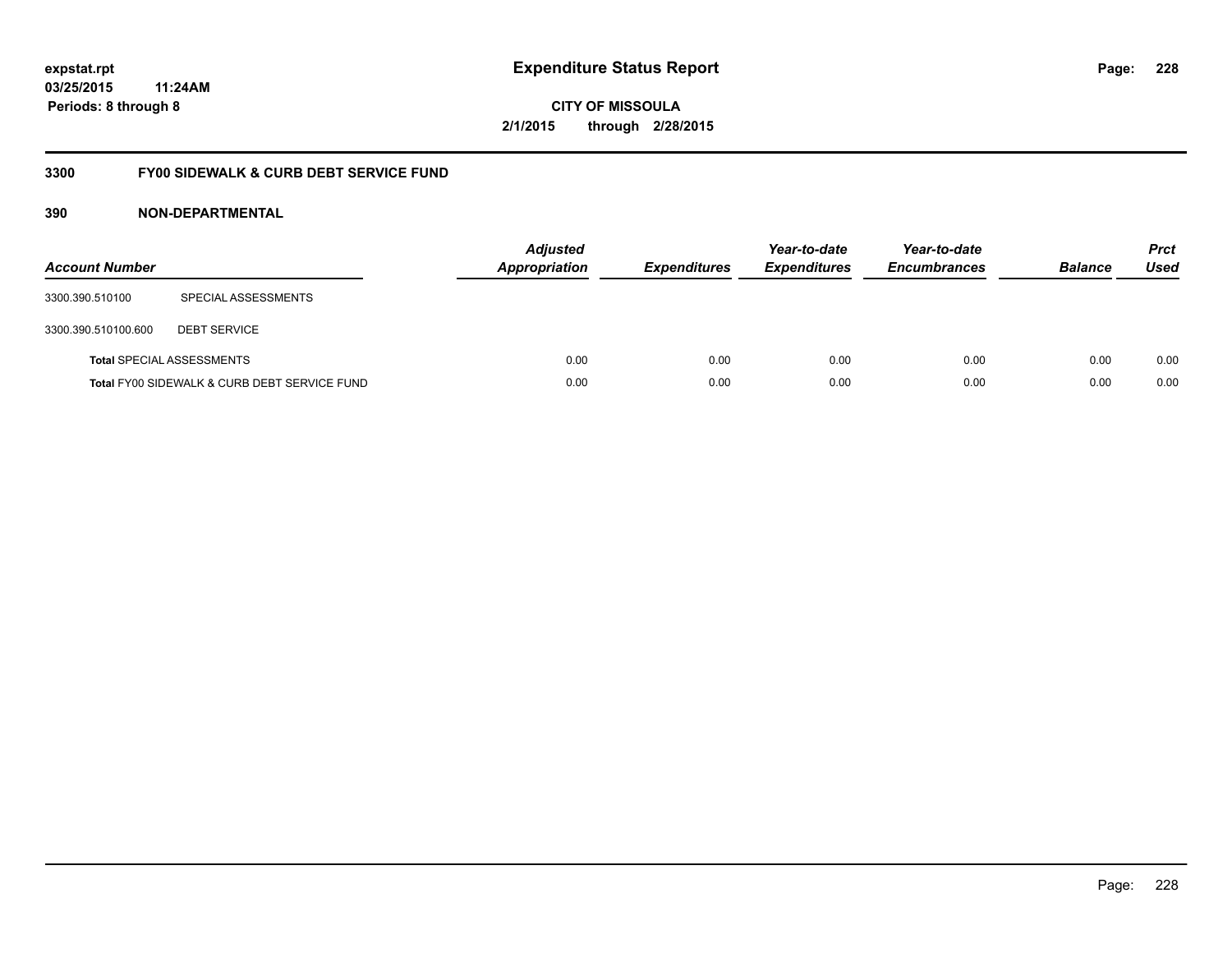**expstat.rpt**
**03/25/2015 11:24AM**
**Periods: 8 through 8**

# Expenditure Status Report

**CITY OF MISSOULA**
**2/1/2015 through 2/28/2015**

## 3300 FY00 SIDEWALK & CURB DEBT SERVICE FUND

## 390 NON-DEPARTMENTAL

| Account Number | | Adjusted Appropriation | Expenditures | Year-to-date Expenditures | Year-to-date Encumbrances | Balance | Prct Used |
|---|---|---|---|---|---|---|---|
| 3300.390.510100 | SPECIAL ASSESSMENTS | | | | | | |
| 3300.390.510100.600 | DEBT SERVICE | | | | | | |
| **Total** SPECIAL ASSESSMENTS | | 0.00 | 0.00 | 0.00 | 0.00 | 0.00 | 0.00 |
| **Total** FY00 SIDEWALK & CURB DEBT SERVICE FUND | | 0.00 | 0.00 | 0.00 | 0.00 | 0.00 | 0.00 |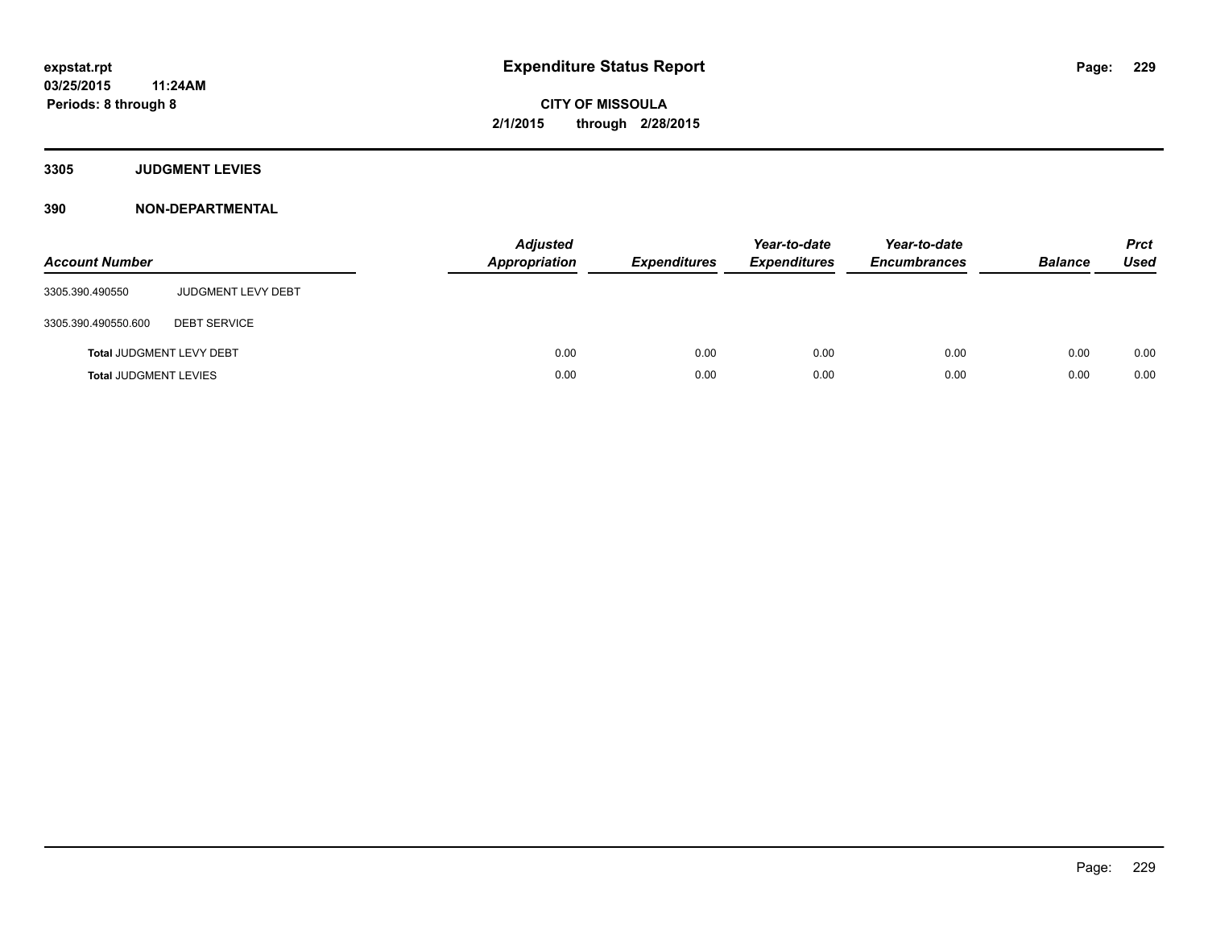expstat.rpt
03/25/2015 11:24AM
Periods: 8 through 8

# Expenditure Status Report

CITY OF MISSOULA
2/1/2015 through 2/28/2015

**3305 JUDGMENT LEVIES**

**390 NON-DEPARTMENTAL**

| Account Number | | Adjusted Appropriation | Expenditures | Year-to-date Expenditures | Year-to-date Encumbrances | Balance | Prct Used |
|---|---|---|---|---|---|---|---|
| 3305.390.490550 | JUDGMENT LEVY DEBT | | | | | | |
| 3305.390.490550.600 | DEBT SERVICE | | | | | | |
| **Total** JUDGMENT LEVY DEBT | | 0.00 | 0.00 | 0.00 | 0.00 | 0.00 | 0.00 |
| **Total** JUDGMENT LEVIES | | 0.00 | 0.00 | 0.00 | 0.00 | 0.00 | 0.00 |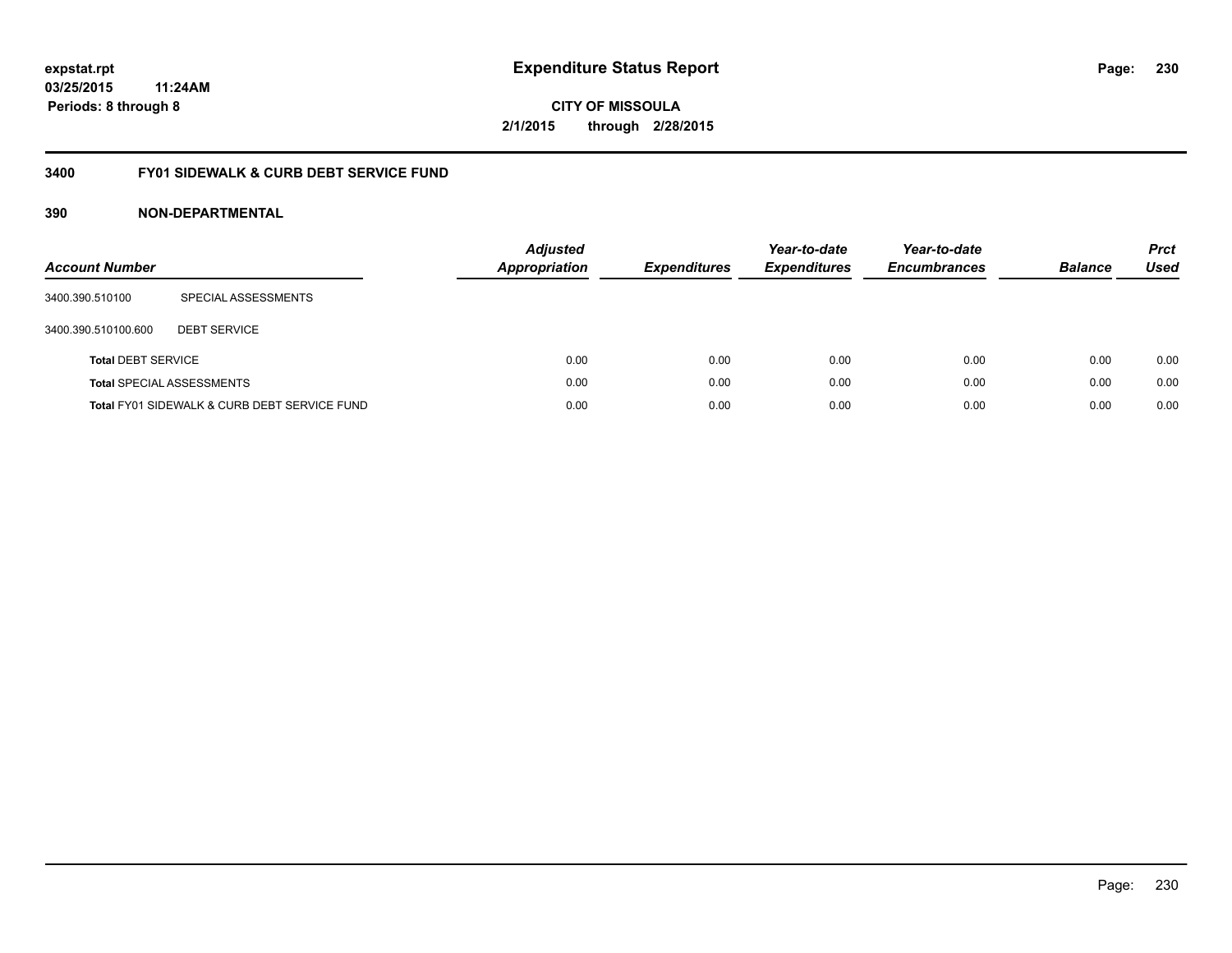expstat.rpt
03/25/2015 11:24AM
Periods: 8 through 8

# Expenditure Status Report

CITY OF MISSOULA
2/1/2015 through 2/28/2015

## 3400 FY01 SIDEWALK & CURB DEBT SERVICE FUND

### 390 NON-DEPARTMENTAL

| Account Number | | *Adjusted Appropriation* | *Expenditures* | *Year-to-date Expenditures* | *Year-to-date Encumbrances* | *Balance* | *Prct Used* |
|---|---|---|---|---|---|---|---|
| 3400.390.510100 | SPECIAL ASSESSMENTS | | | | | | |
| 3400.390.510100.600 | DEBT SERVICE | | | | | | |
| **Total** DEBT SERVICE | | 0.00 | 0.00 | 0.00 | 0.00 | 0.00 | 0.00 |
| **Total** SPECIAL ASSESSMENTS | | 0.00 | 0.00 | 0.00 | 0.00 | 0.00 | 0.00 |
| **Total** FY01 SIDEWALK & CURB DEBT SERVICE FUND | | 0.00 | 0.00 | 0.00 | 0.00 | 0.00 | 0.00 |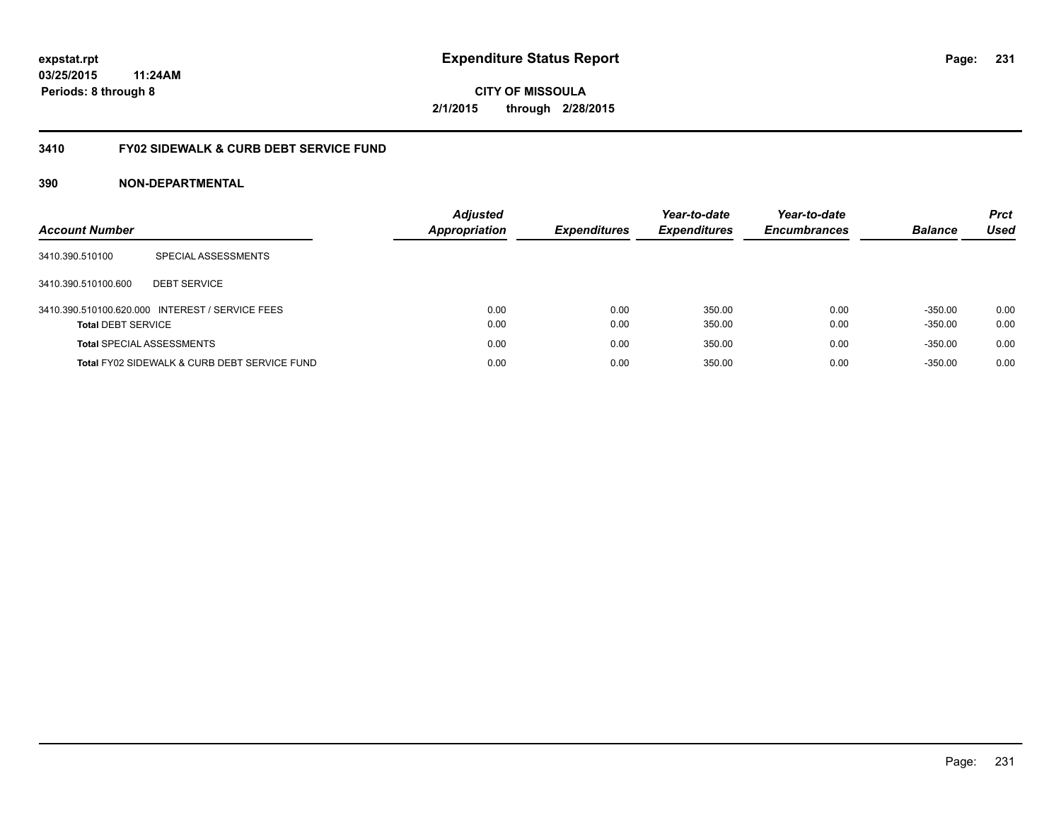# Expenditure Status Report

**expstat.rpt**
**03/25/2015 11:24AM**
**Periods: 8 through 8**

**CITY OF MISSOULA**
**2/1/2015 through 2/28/2015**

## 3410 FY02 SIDEWALK & CURB DEBT SERVICE FUND

### 390 NON-DEPARTMENTAL

| Account Number | | Adjusted Appropriation | Expenditures | Year-to-date Expenditures | Year-to-date Encumbrances | Balance | Prct Used |
|---|---|---|---|---|---|---|---|
| 3410.390.510100 | SPECIAL ASSESSMENTS | | | | | | |
| 3410.390.510100.600 | DEBT SERVICE | | | | | | |
| 3410.390.510100.620.000 | INTEREST / SERVICE FEES | 0.00 | 0.00 | 350.00 | 0.00 | -350.00 | 0.00 |
| **Total** DEBT SERVICE | | 0.00 | 0.00 | 350.00 | 0.00 | -350.00 | 0.00 |
| **Total** SPECIAL ASSESSMENTS | | 0.00 | 0.00 | 350.00 | 0.00 | -350.00 | 0.00 |
| **Total** FY02 SIDEWALK & CURB DEBT SERVICE FUND | | 0.00 | 0.00 | 350.00 | 0.00 | -350.00 | 0.00 |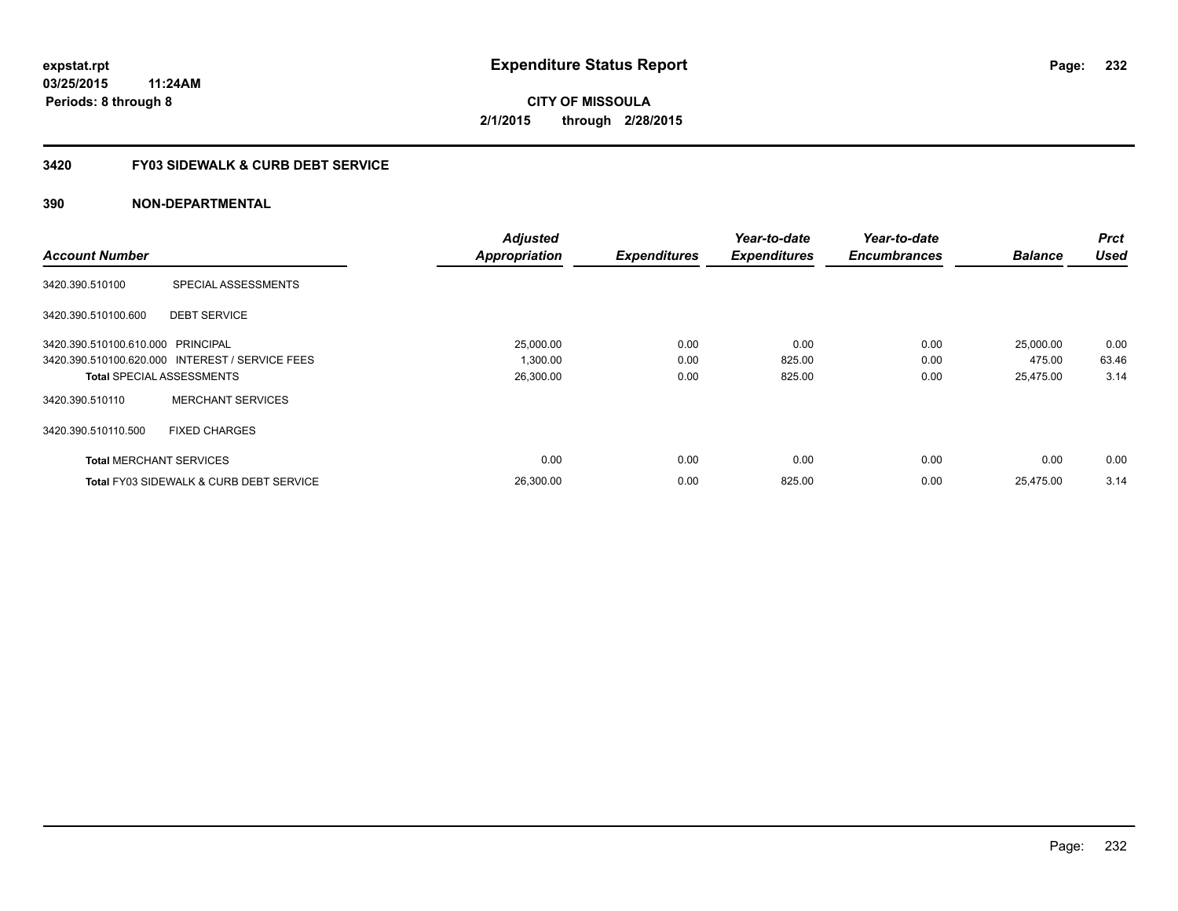# Expenditure Status Report

**CITY OF MISSOULA**
**2/1/2015 through 2/28/2015**

expstat.rpt
03/25/2015 11:24AM
Periods: 8 through 8

## 3420 FY03 SIDEWALK & CURB DEBT SERVICE

### 390 NON-DEPARTMENTAL

| Account Number | | Adjusted Appropriation | Expenditures | Year-to-date Expenditures | Year-to-date Encumbrances | Balance | Prct Used |
|---|---|---|---|---|---|---|---|
| 3420.390.510100 | SPECIAL ASSESSMENTS | | | | | | |
| 3420.390.510100.600 | DEBT SERVICE | | | | | | |
| 3420.390.510100.610.000 | PRINCIPAL | 25,000.00 | 0.00 | 0.00 | 0.00 | 25,000.00 | 0.00 |
| 3420.390.510100.620.000 | INTEREST / SERVICE FEES | 1,300.00 | 0.00 | 825.00 | 0.00 | 475.00 | 63.46 |
| **Total** SPECIAL ASSESSMENTS | | 26,300.00 | 0.00 | 825.00 | 0.00 | 25,475.00 | 3.14 |
| 3420.390.510110 | MERCHANT SERVICES | | | | | | |
| 3420.390.510110.500 | FIXED CHARGES | | | | | | |
| **Total** MERCHANT SERVICES | | 0.00 | 0.00 | 0.00 | 0.00 | 0.00 | 0.00 |
| **Total** FY03 SIDEWALK & CURB DEBT SERVICE | | 26,300.00 | 0.00 | 825.00 | 0.00 | 25,475.00 | 3.14 |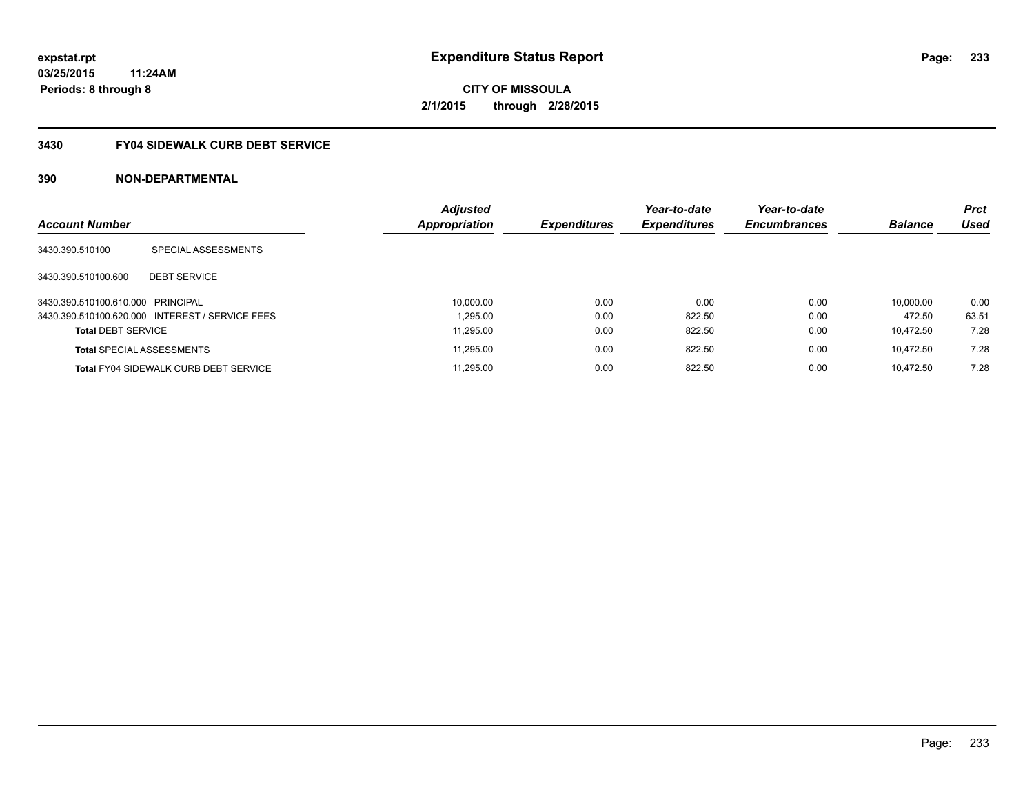**expstat.rpt**
**03/25/2015 11:24AM**
**Periods: 8 through 8**

# Expenditure Status Report

**CITY OF MISSOULA**
**2/1/2015 through 2/28/2015**

## 3430 FY04 SIDEWALK CURB DEBT SERVICE

## 390 NON-DEPARTMENTAL

| Account Number | | Adjusted Appropriation | Expenditures | Year-to-date Expenditures | Year-to-date Encumbrances | Balance | Prct Used |
|---|---|---|---|---|---|---|---|
| 3430.390.510100 | SPECIAL ASSESSMENTS | | | | | | |
| 3430.390.510100.600 | DEBT SERVICE | | | | | | |
| 3430.390.510100.610.000 | PRINCIPAL | 10,000.00 | 0.00 | 0.00 | 0.00 | 10,000.00 | 0.00 |
| 3430.390.510100.620.000 | INTEREST / SERVICE FEES | 1,295.00 | 0.00 | 822.50 | 0.00 | 472.50 | 63.51 |
| **Total** DEBT SERVICE | | 11,295.00 | 0.00 | 822.50 | 0.00 | 10,472.50 | 7.28 |
| **Total** SPECIAL ASSESSMENTS | | 11,295.00 | 0.00 | 822.50 | 0.00 | 10,472.50 | 7.28 |
| **Total** FY04 SIDEWALK CURB DEBT SERVICE | | 11,295.00 | 0.00 | 822.50 | 0.00 | 10,472.50 | 7.28 |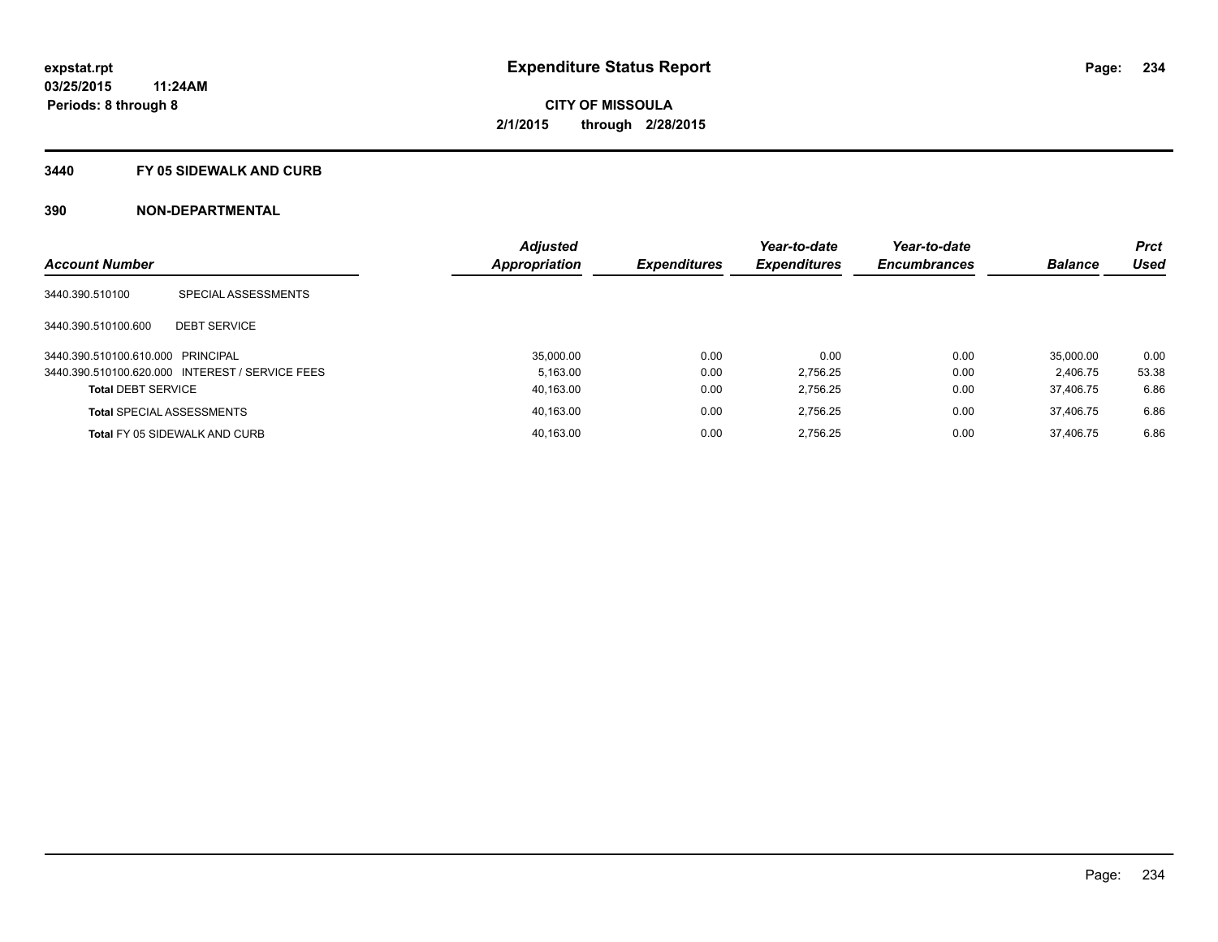**expstat.rpt**
**03/25/2015 11:24AM**
**Periods: 8 through 8**

# Expenditure Status Report

**CITY OF MISSOULA**
**2/1/2015 through 2/28/2015**

## 3440 FY 05 SIDEWALK AND CURB

## 390 NON-DEPARTMENTAL

| Account Number | | Adjusted Appropriation | Expenditures | Year-to-date Expenditures | Year-to-date Encumbrances | Balance | Prct Used |
|---|---|---|---|---|---|---|---|
| 3440.390.510100 | SPECIAL ASSESSMENTS | | | | | | |
| 3440.390.510100.600 | DEBT SERVICE | | | | | | |
| 3440.390.510100.610.000 | PRINCIPAL | 35,000.00 | 0.00 | 0.00 | 0.00 | 35,000.00 | 0.00 |
| 3440.390.510100.620.000 | INTEREST / SERVICE FEES | 5,163.00 | 0.00 | 2,756.25 | 0.00 | 2,406.75 | 53.38 |
| **Total** DEBT SERVICE | | 40,163.00 | 0.00 | 2,756.25 | 0.00 | 37,406.75 | 6.86 |
| **Total** SPECIAL ASSESSMENTS | | 40,163.00 | 0.00 | 2,756.25 | 0.00 | 37,406.75 | 6.86 |
| **Total** FY 05 SIDEWALK AND CURB | | 40,163.00 | 0.00 | 2,756.25 | 0.00 | 37,406.75 | 6.86 |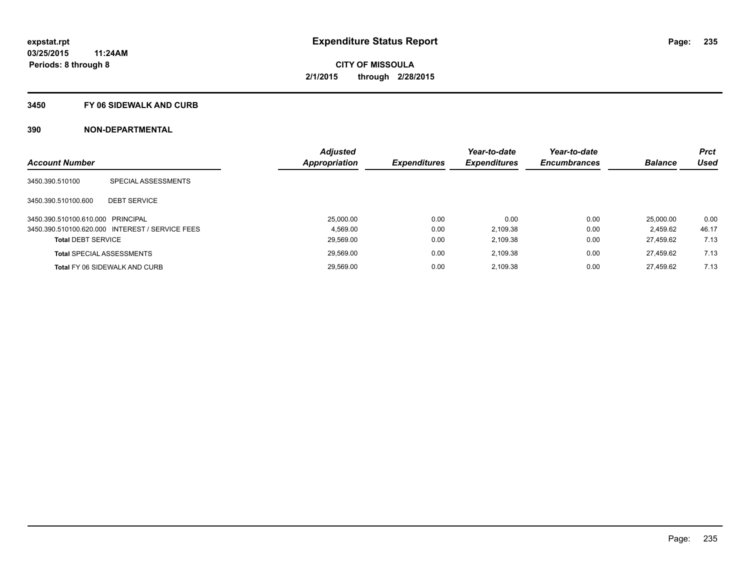expstat.rpt
03/25/2015 11:24AM
Periods: 8 through 8

# Expenditure Status Report

**CITY OF MISSOULA**
**2/1/2015 through 2/28/2015**

## 3450 FY 06 SIDEWALK AND CURB

## 390 NON-DEPARTMENTAL

| Account Number | | Adjusted Appropriation | Expenditures | Year-to-date Expenditures | Year-to-date Encumbrances | Balance | Prct Used |
|---|---|---|---|---|---|---|---|
| 3450.390.510100 | SPECIAL ASSESSMENTS | | | | | | |
| 3450.390.510100.600 | DEBT SERVICE | | | | | | |
| 3450.390.510100.610.000 | PRINCIPAL | 25,000.00 | 0.00 | 0.00 | 0.00 | 25,000.00 | 0.00 |
| 3450.390.510100.620.000 | INTEREST / SERVICE FEES | 4,569.00 | 0.00 | 2,109.38 | 0.00 | 2,459.62 | 46.17 |
| **Total** DEBT SERVICE | | 29,569.00 | 0.00 | 2,109.38 | 0.00 | 27,459.62 | 7.13 |
| **Total** SPECIAL ASSESSMENTS | | 29,569.00 | 0.00 | 2,109.38 | 0.00 | 27,459.62 | 7.13 |
| **Total** FY 06 SIDEWALK AND CURB | | 29,569.00 | 0.00 | 2,109.38 | 0.00 | 27,459.62 | 7.13 |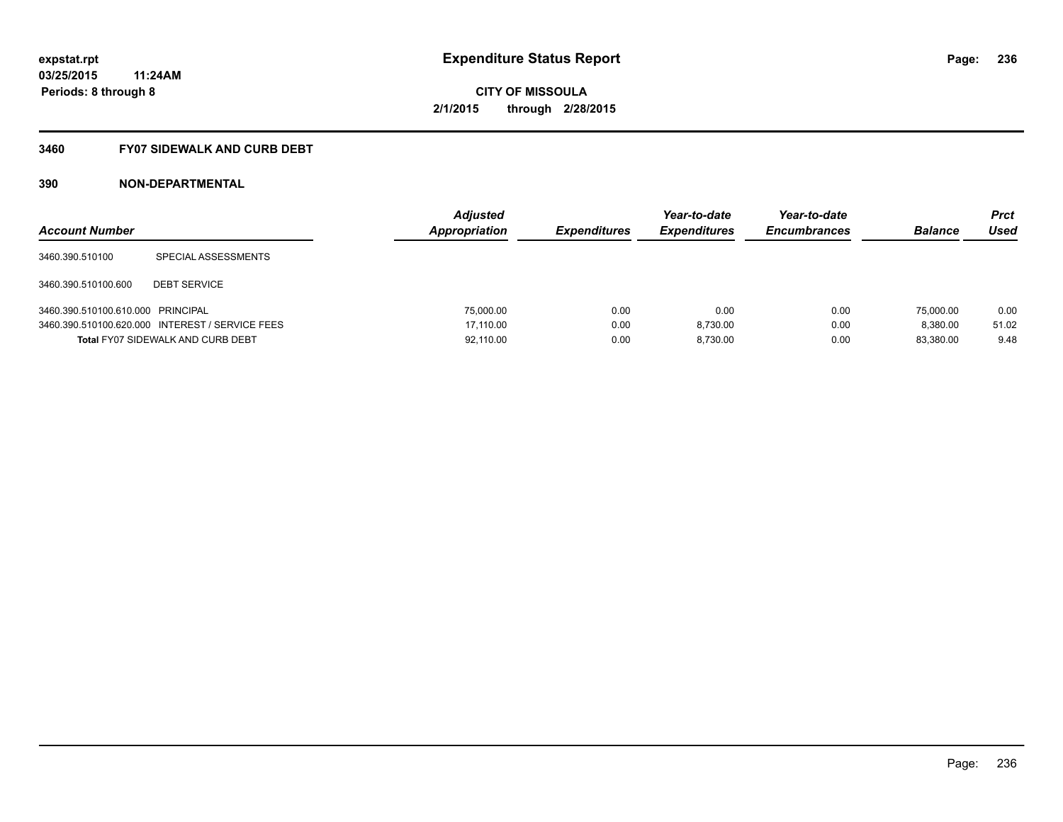**expstat.rpt**
**03/25/2015 11:24AM**
**Periods: 8 through 8**

# Expenditure Status Report

**CITY OF MISSOULA**
**2/1/2015 through 2/28/2015**

## 3460 FY07 SIDEWALK AND CURB DEBT

## 390 NON-DEPARTMENTAL

| Account Number | | Adjusted Appropriation | Expenditures | Year-to-date Expenditures | Year-to-date Encumbrances | Balance | Prct Used |
|---|---|---|---|---|---|---|---|
| 3460.390.510100 | SPECIAL ASSESSMENTS | | | | | | |
| 3460.390.510100.600 | DEBT SERVICE | | | | | | |
| 3460.390.510100.610.000 | PRINCIPAL | 75,000.00 | 0.00 | 0.00 | 0.00 | 75,000.00 | 0.00 |
| 3460.390.510100.620.000 | INTEREST / SERVICE FEES | 17,110.00 | 0.00 | 8,730.00 | 0.00 | 8,380.00 | 51.02 |
| **Total** FY07 SIDEWALK AND CURB DEBT | | 92,110.00 | 0.00 | 8,730.00 | 0.00 | 83,380.00 | 9.48 |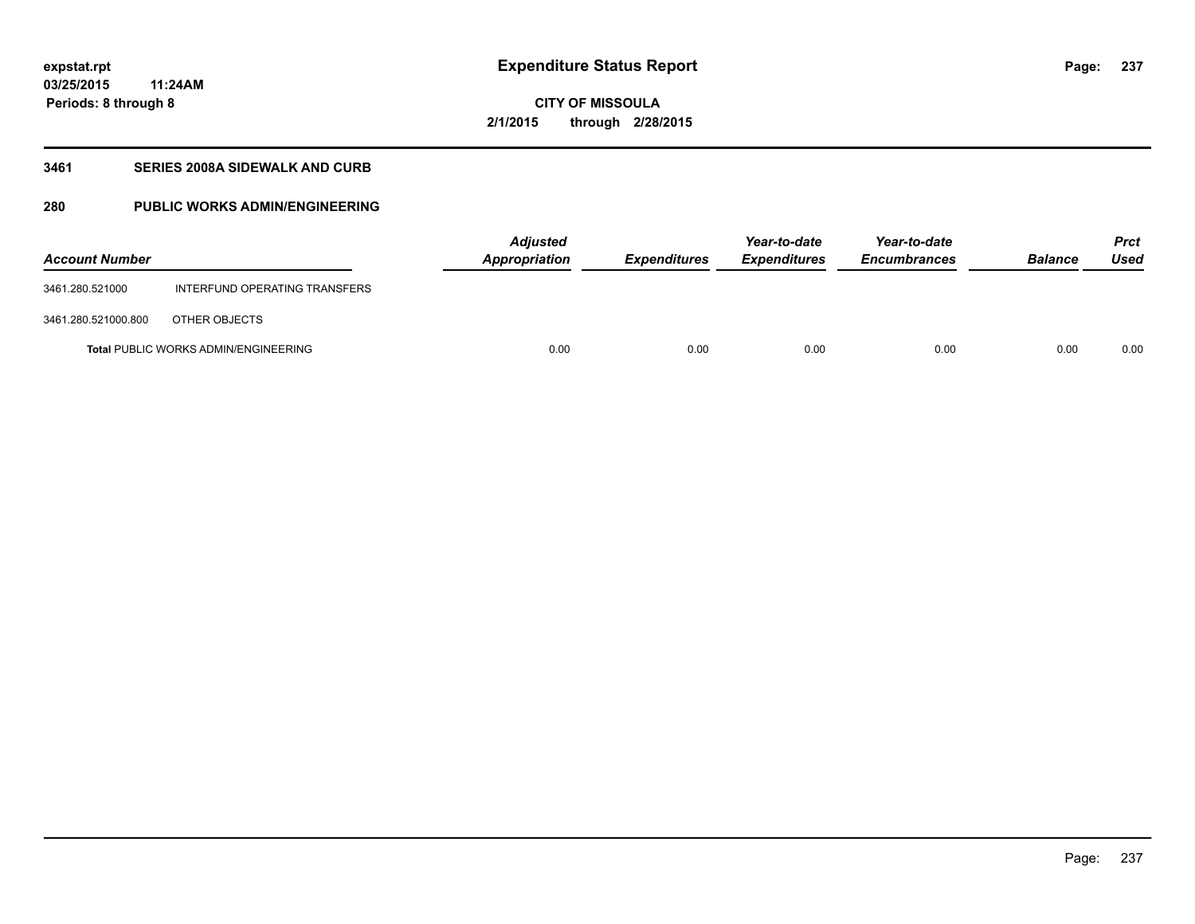**Expenditure Status Report**

**CITY OF MISSOULA**

**2/1/2015 through 2/28/2015**

expstat.rpt
03/25/2015 11:24AM
Periods: 8 through 8

## 3461 SERIES 2008A SIDEWALK AND CURB

## 280 PUBLIC WORKS ADMIN/ENGINEERING

| Account Number | | Adjusted Appropriation | Expenditures | Year-to-date Expenditures | Year-to-date Encumbrances | Balance | Prct Used |
|---|---|---|---|---|---|---|---|
| 3461.280.521000 | INTERFUND OPERATING TRANSFERS | | | | | | |
| 3461.280.521000.800 | OTHER OBJECTS | | | | | | |
| **Total** PUBLIC WORKS ADMIN/ENGINEERING | | 0.00 | 0.00 | 0.00 | 0.00 | 0.00 | 0.00 |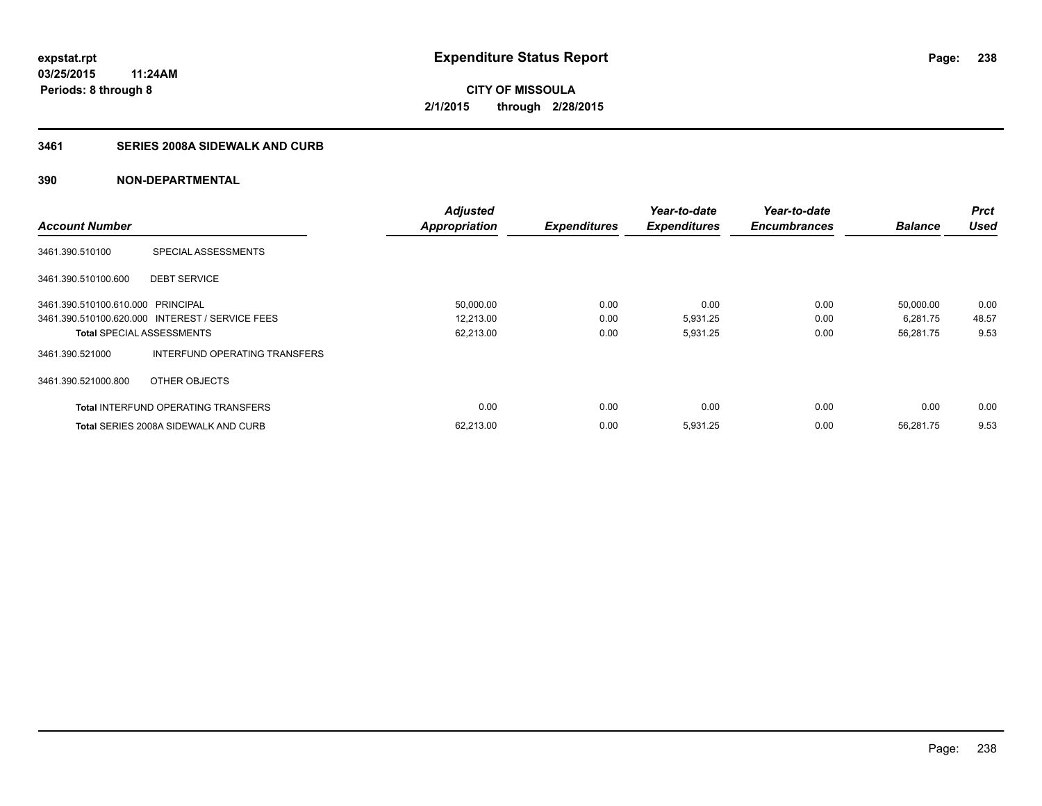**expstat.rpt**
**03/25/2015 11:24AM**
**Periods: 8 through 8**

# Expenditure Status Report

**CITY OF MISSOULA**
**2/1/2015 through 2/28/2015**

## 3461 SERIES 2008A SIDEWALK AND CURB

## 390 NON-DEPARTMENTAL

| Account Number | | Adjusted Appropriation | Expenditures | Year-to-date Expenditures | Year-to-date Encumbrances | Balance | Prct Used |
|---|---|---|---|---|---|---|---|
| 3461.390.510100 | SPECIAL ASSESSMENTS | | | | | | |
| 3461.390.510100.600 | DEBT SERVICE | | | | | | |
| 3461.390.510100.610.000 | PRINCIPAL | 50,000.00 | 0.00 | 0.00 | 0.00 | 50,000.00 | 0.00 |
| 3461.390.510100.620.000 | INTEREST / SERVICE FEES | 12,213.00 | 0.00 | 5,931.25 | 0.00 | 6,281.75 | 48.57 |
| **Total** SPECIAL ASSESSMENTS | | 62,213.00 | 0.00 | 5,931.25 | 0.00 | 56,281.75 | 9.53 |
| 3461.390.521000 | INTERFUND OPERATING TRANSFERS | | | | | | |
| 3461.390.521000.800 | OTHER OBJECTS | | | | | | |
| **Total** INTERFUND OPERATING TRANSFERS | | 0.00 | 0.00 | 0.00 | 0.00 | 0.00 | 0.00 |
| **Total** SERIES 2008A SIDEWALK AND CURB | | 62,213.00 | 0.00 | 5,931.25 | 0.00 | 56,281.75 | 9.53 |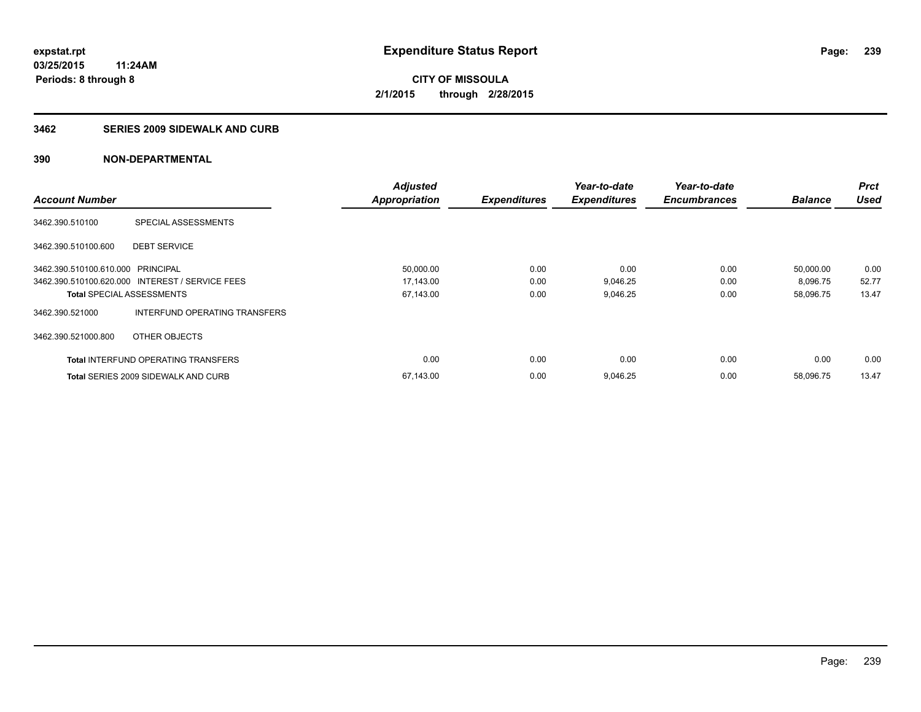**expstat.rpt**
**03/25/2015 11:24AM**
**Periods: 8 through 8**

# Expenditure Status Report

**CITY OF MISSOULA**
**2/1/2015 through 2/28/2015**

## 3462 SERIES 2009 SIDEWALK AND CURB

## 390 NON-DEPARTMENTAL

| Account Number | | Adjusted Appropriation | Expenditures | Year-to-date Expenditures | Year-to-date Encumbrances | Balance | Prct Used |
|---|---|---|---|---|---|---|---|
| 3462.390.510100 | SPECIAL ASSESSMENTS | | | | | | |
| 3462.390.510100.600 | DEBT SERVICE | | | | | | |
| 3462.390.510100.610.000 | PRINCIPAL | 50,000.00 | 0.00 | 0.00 | 0.00 | 50,000.00 | 0.00 |
| 3462.390.510100.620.000 | INTEREST / SERVICE FEES | 17,143.00 | 0.00 | 9,046.25 | 0.00 | 8,096.75 | 52.77 |
| **Total** SPECIAL ASSESSMENTS | | 67,143.00 | 0.00 | 9,046.25 | 0.00 | 58,096.75 | 13.47 |
| 3462.390.521000 | INTERFUND OPERATING TRANSFERS | | | | | | |
| 3462.390.521000.800 | OTHER OBJECTS | | | | | | |
| **Total** INTERFUND OPERATING TRANSFERS | | 0.00 | 0.00 | 0.00 | 0.00 | 0.00 | 0.00 |
| **Total** SERIES 2009 SIDEWALK AND CURB | | 67,143.00 | 0.00 | 9,046.25 | 0.00 | 58,096.75 | 13.47 |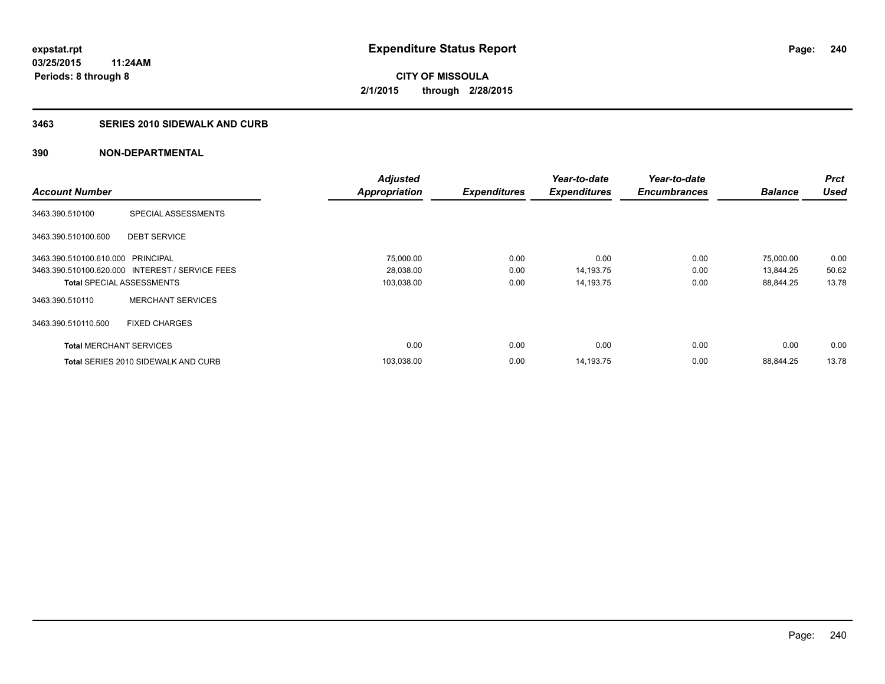**expstat.rpt**
**03/25/2015 11:24AM**
**Periods: 8 through 8**

# Expenditure Status Report

**CITY OF MISSOULA**
**2/1/2015 through 2/28/2015**

## 3463 SERIES 2010 SIDEWALK AND CURB

## 390 NON-DEPARTMENTAL

| Account Number | | Adjusted Appropriation | Expenditures | Year-to-date Expenditures | Year-to-date Encumbrances | Balance | Prct Used |
|---|---|---|---|---|---|---|---|
| 3463.390.510100 | SPECIAL ASSESSMENTS | | | | | | |
| 3463.390.510100.600 | DEBT SERVICE | | | | | | |
| 3463.390.510100.610.000 | PRINCIPAL | 75,000.00 | 0.00 | 0.00 | 0.00 | 75,000.00 | 0.00 |
| 3463.390.510100.620.000 | INTEREST / SERVICE FEES | 28,038.00 | 0.00 | 14,193.75 | 0.00 | 13,844.25 | 50.62 |
| **Total** SPECIAL ASSESSMENTS | | 103,038.00 | 0.00 | 14,193.75 | 0.00 | 88,844.25 | 13.78 |
| 3463.390.510110 | MERCHANT SERVICES | | | | | | |
| 3463.390.510110.500 | FIXED CHARGES | | | | | | |
| **Total** MERCHANT SERVICES | | 0.00 | 0.00 | 0.00 | 0.00 | 0.00 | 0.00 |
| **Total** SERIES 2010 SIDEWALK AND CURB | | 103,038.00 | 0.00 | 14,193.75 | 0.00 | 88,844.25 | 13.78 |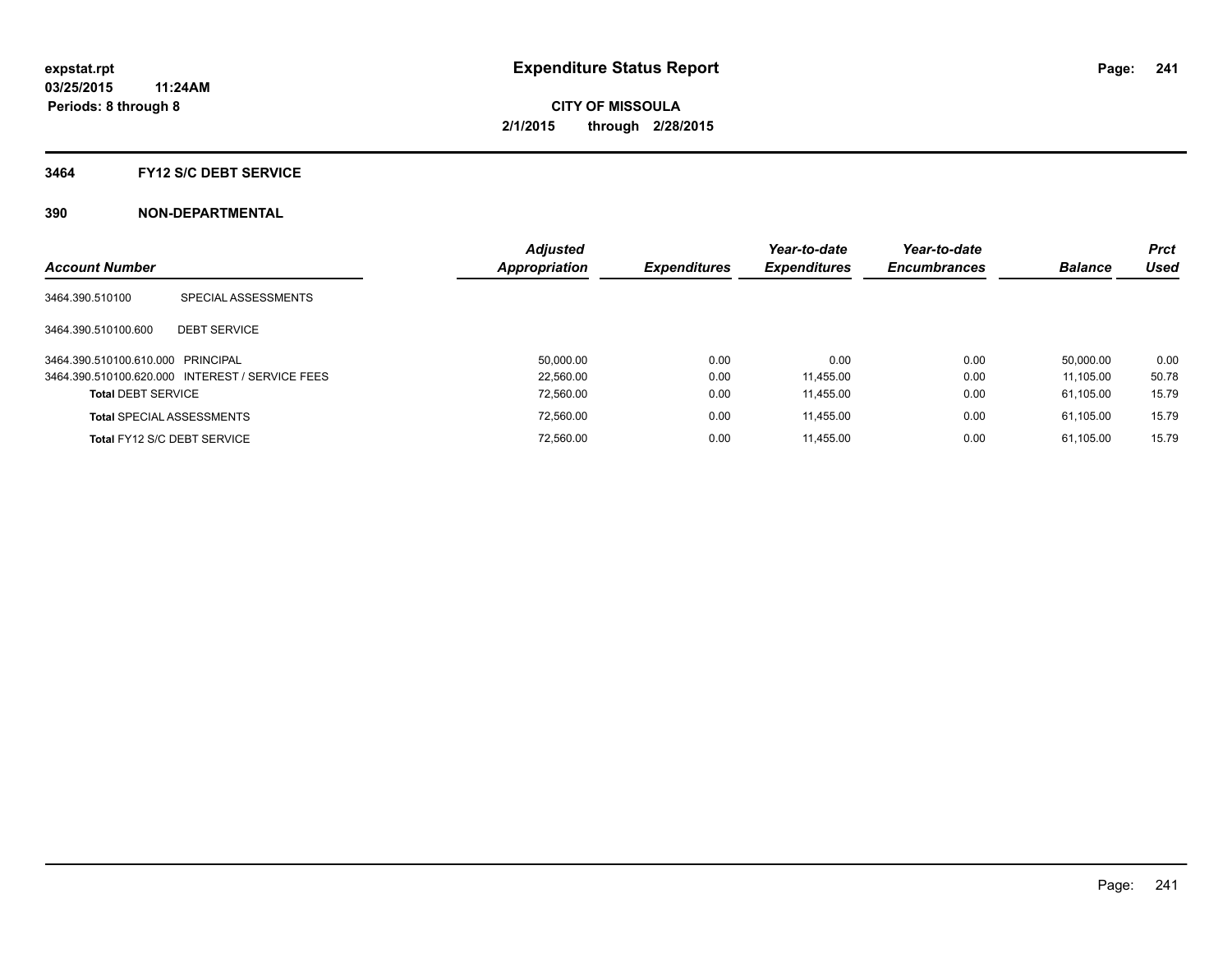# Expenditure Status Report

**expstat.rpt**
**03/25/2015 11:24AM**
**Periods: 8 through 8**

**CITY OF MISSOULA**
**2/1/2015 through 2/28/2015**

## 3464 FY12 S/C DEBT SERVICE

## 390 NON-DEPARTMENTAL

| Account Number | | Adjusted Appropriation | Expenditures | Year-to-date Expenditures | Year-to-date Encumbrances | Balance | Prct Used |
|---|---|---|---|---|---|---|---|
| 3464.390.510100 | SPECIAL ASSESSMENTS | | | | | | |
| 3464.390.510100.600 | DEBT SERVICE | | | | | | |
| 3464.390.510100.610.000 | PRINCIPAL | 50,000.00 | 0.00 | 0.00 | 0.00 | 50,000.00 | 0.00 |
| 3464.390.510100.620.000 | INTEREST / SERVICE FEES | 22,560.00 | 0.00 | 11,455.00 | 0.00 | 11,105.00 | 50.78 |
| **Total** DEBT SERVICE | | 72,560.00 | 0.00 | 11,455.00 | 0.00 | 61,105.00 | 15.79 |
| **Total** SPECIAL ASSESSMENTS | | 72,560.00 | 0.00 | 11,455.00 | 0.00 | 61,105.00 | 15.79 |
| **Total** FY12 S/C DEBT SERVICE | | 72,560.00 | 0.00 | 11,455.00 | 0.00 | 61,105.00 | 15.79 |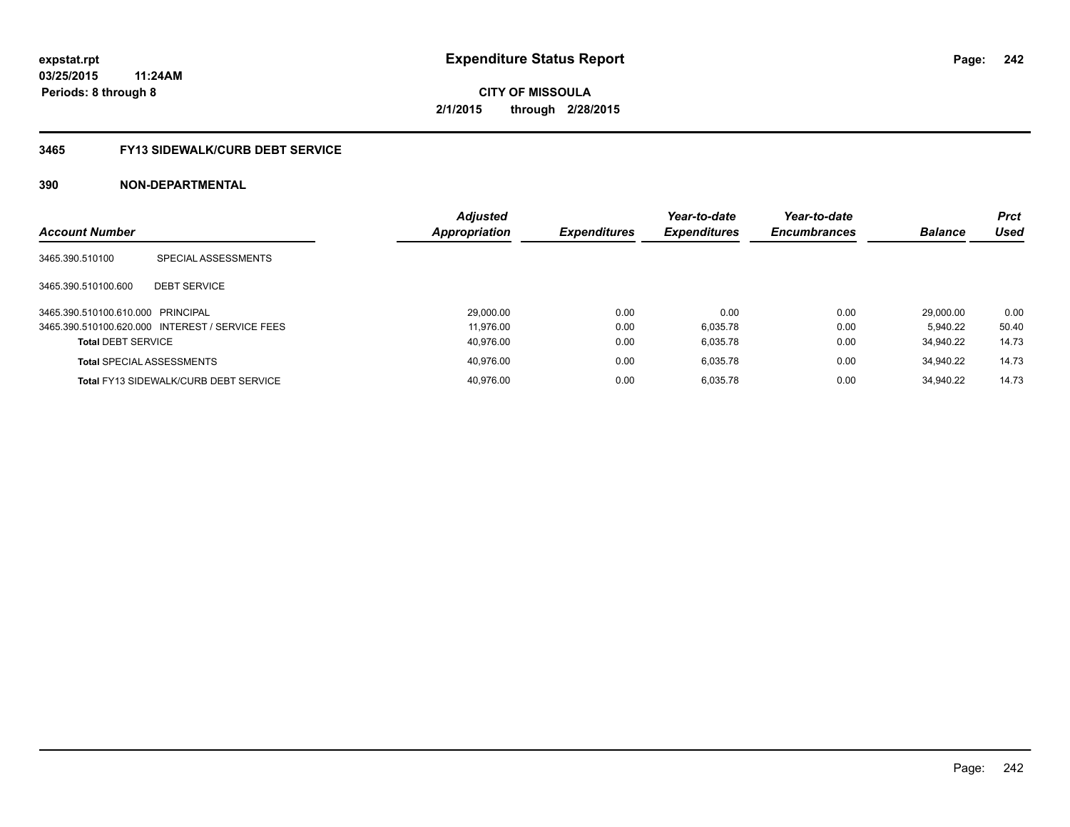**expstat.rpt**
**03/25/2015 11:24AM**
**Periods: 8 through 8**

# Expenditure Status Report

**CITY OF MISSOULA**
**2/1/2015 through 2/28/2015**

## 3465 FY13 SIDEWALK/CURB DEBT SERVICE

### 390 NON-DEPARTMENTAL

| Account Number | | Adjusted Appropriation | Expenditures | Year-to-date Expenditures | Year-to-date Encumbrances | Balance | Prct Used |
|---|---|---|---|---|---|---|---|
| 3465.390.510100 | SPECIAL ASSESSMENTS | | | | | | |
| 3465.390.510100.600 | DEBT SERVICE | | | | | | |
| 3465.390.510100.610.000 | PRINCIPAL | 29,000.00 | 0.00 | 0.00 | 0.00 | 29,000.00 | 0.00 |
| 3465.390.510100.620.000 | INTEREST / SERVICE FEES | 11,976.00 | 0.00 | 6,035.78 | 0.00 | 5,940.22 | 50.40 |
| **Total** DEBT SERVICE | | 40,976.00 | 0.00 | 6,035.78 | 0.00 | 34,940.22 | 14.73 |
| **Total** SPECIAL ASSESSMENTS | | 40,976.00 | 0.00 | 6,035.78 | 0.00 | 34,940.22 | 14.73 |
| **Total** FY13 SIDEWALK/CURB DEBT SERVICE | | 40,976.00 | 0.00 | 6,035.78 | 0.00 | 34,940.22 | 14.73 |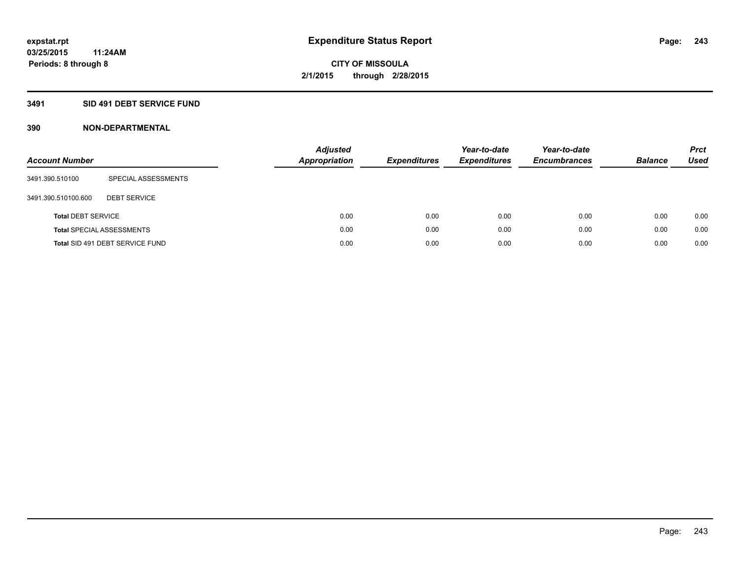# Expenditure Status Report

expstat.rpt
03/25/2015 11:24AM
Periods: 8 through 8

**CITY OF MISSOULA**
**2/1/2015 through 2/28/2015**

## 3491 SID 491 DEBT SERVICE FUND

### 390 NON-DEPARTMENTAL

| Account Number | | Adjusted Appropriation | Expenditures | Year-to-date Expenditures | Year-to-date Encumbrances | Balance | Prct Used |
|---|---|---|---|---|---|---|---|
| 3491.390.510100 | SPECIAL ASSESSMENTS | | | | | | |
| 3491.390.510100.600 | DEBT SERVICE | | | | | | |
| **Total** DEBT SERVICE | | 0.00 | 0.00 | 0.00 | 0.00 | 0.00 | 0.00 |
| **Total** SPECIAL ASSESSMENTS | | 0.00 | 0.00 | 0.00 | 0.00 | 0.00 | 0.00 |
| **Total** SID 491 DEBT SERVICE FUND | | 0.00 | 0.00 | 0.00 | 0.00 | 0.00 | 0.00 |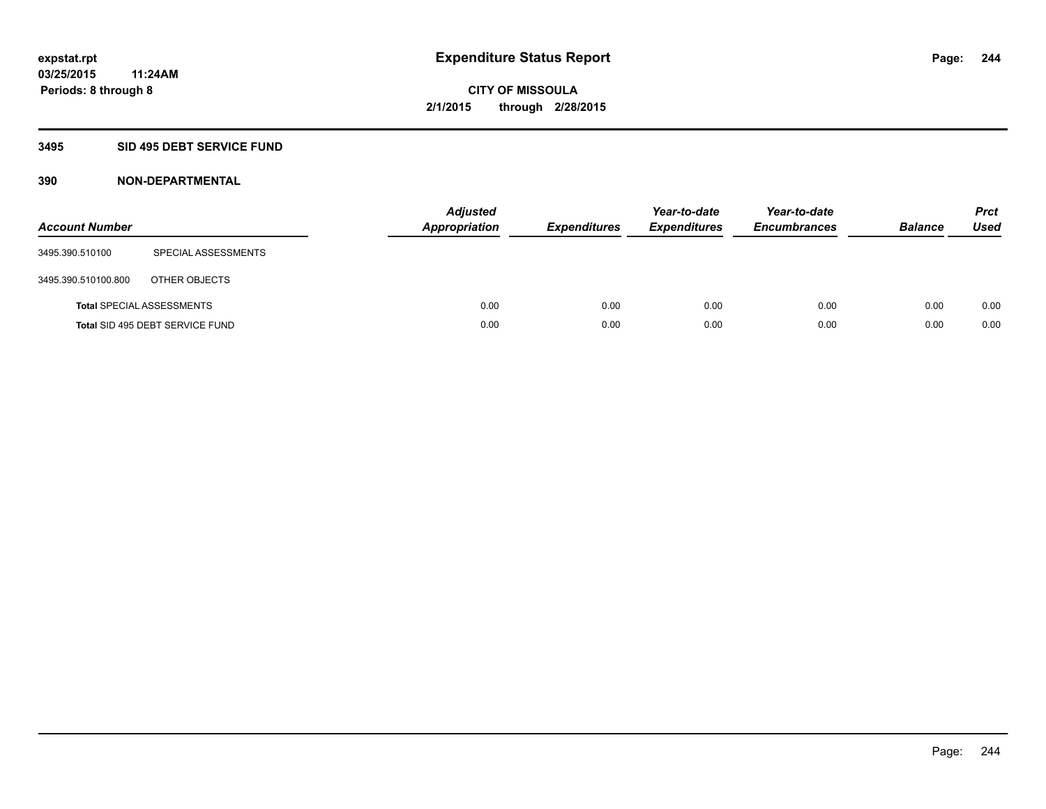# Expenditure Status Report

**CITY OF MISSOULA**

**2/1/2015 through 2/28/2015**

expstat.rpt
03/25/2015 11:24AM
Periods: 8 through 8

## 3495 SID 495 DEBT SERVICE FUND

### 390 NON-DEPARTMENTAL

| Account Number | | Adjusted Appropriation | Expenditures | Year-to-date Expenditures | Year-to-date Encumbrances | Balance | Prct Used |
|---|---|---|---|---|---|---|---|
| 3495.390.510100 | SPECIAL ASSESSMENTS | | | | | | |
| 3495.390.510100.800 | OTHER OBJECTS | | | | | | |
| **Total** SPECIAL ASSESSMENTS | | 0.00 | 0.00 | 0.00 | 0.00 | 0.00 | 0.00 |
| **Total** SID 495 DEBT SERVICE FUND | | 0.00 | 0.00 | 0.00 | 0.00 | 0.00 | 0.00 |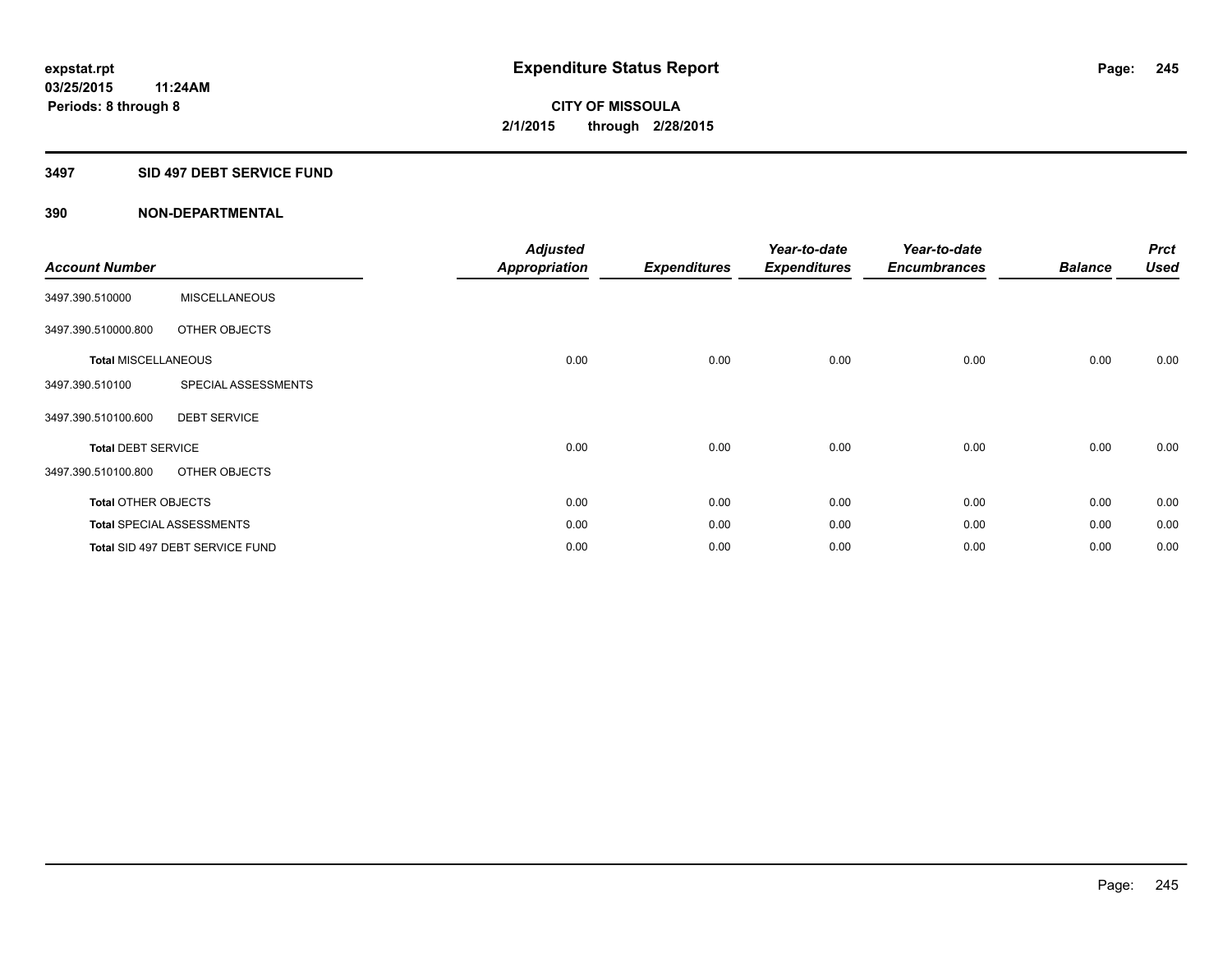**expstat.rpt**
**03/25/2015 11:24AM**
**Periods: 8 through 8**

# Expenditure Status Report

**CITY OF MISSOULA**
**2/1/2015 through 2/28/2015**

## 3497 SID 497 DEBT SERVICE FUND

## 390 NON-DEPARTMENTAL

| Account Number | | Adjusted Appropriation | Expenditures | Year-to-date Expenditures | Year-to-date Encumbrances | Balance | Prct Used |
|---|---|---|---|---|---|---|---|
| 3497.390.510000 | MISCELLANEOUS | | | | | | |
| 3497.390.510000.800 | OTHER OBJECTS | | | | | | |
| **Total** MISCELLANEOUS | | 0.00 | 0.00 | 0.00 | 0.00 | 0.00 | 0.00 |
| 3497.390.510100 | SPECIAL ASSESSMENTS | | | | | | |
| 3497.390.510100.600 | DEBT SERVICE | | | | | | |
| **Total** DEBT SERVICE | | 0.00 | 0.00 | 0.00 | 0.00 | 0.00 | 0.00 |
| 3497.390.510100.800 | OTHER OBJECTS | | | | | | |
| **Total** OTHER OBJECTS | | 0.00 | 0.00 | 0.00 | 0.00 | 0.00 | 0.00 |
| **Total** SPECIAL ASSESSMENTS | | 0.00 | 0.00 | 0.00 | 0.00 | 0.00 | 0.00 |
| **Total** SID 497 DEBT SERVICE FUND | | 0.00 | 0.00 | 0.00 | 0.00 | 0.00 | 0.00 |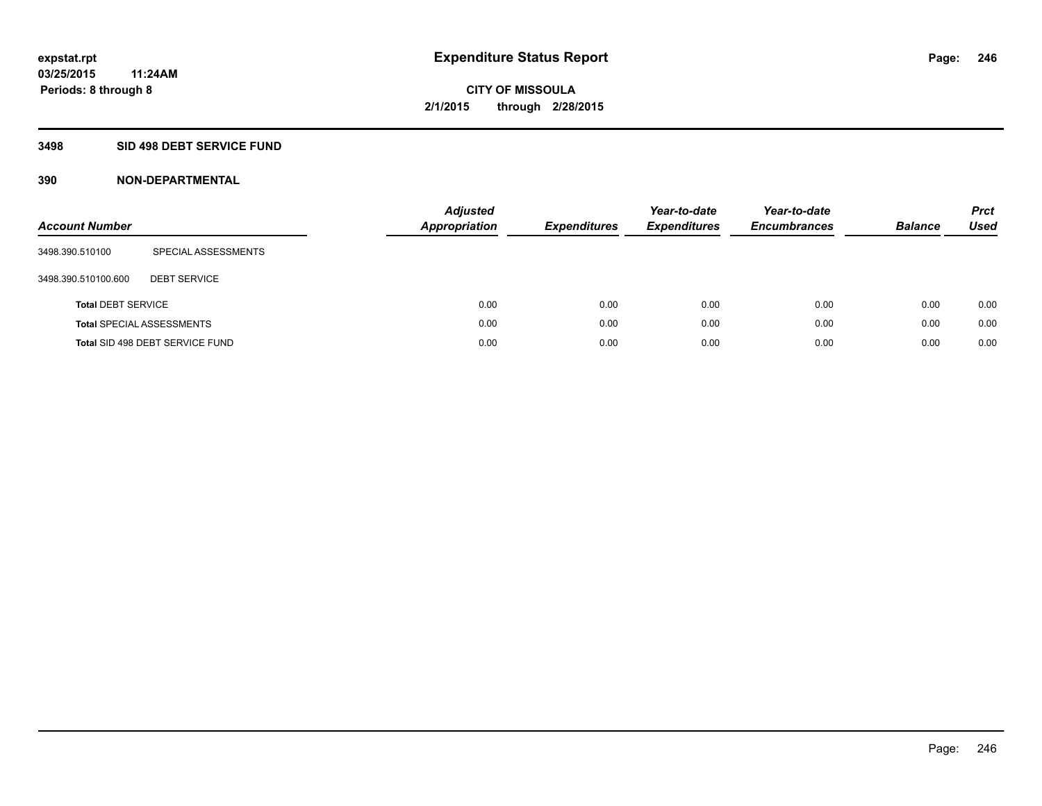**expstat.rpt**
**03/25/2015 11:24AM**
**Periods: 8 through 8**

# Expenditure Status Report

**CITY OF MISSOULA**
**2/1/2015 through 2/28/2015**

## 3498 SID 498 DEBT SERVICE FUND

## 390 NON-DEPARTMENTAL

| Account Number | | Adjusted Appropriation | Expenditures | Year-to-date Expenditures | Year-to-date Encumbrances | Balance | Prct Used |
|---|---|---|---|---|---|---|---|
| 3498.390.510100 | SPECIAL ASSESSMENTS | | | | | | |
| 3498.390.510100.600 | DEBT SERVICE | | | | | | |
| **Total** DEBT SERVICE | | 0.00 | 0.00 | 0.00 | 0.00 | 0.00 | 0.00 |
| **Total** SPECIAL ASSESSMENTS | | 0.00 | 0.00 | 0.00 | 0.00 | 0.00 | 0.00 |
| **Total** SID 498 DEBT SERVICE FUND | | 0.00 | 0.00 | 0.00 | 0.00 | 0.00 | 0.00 |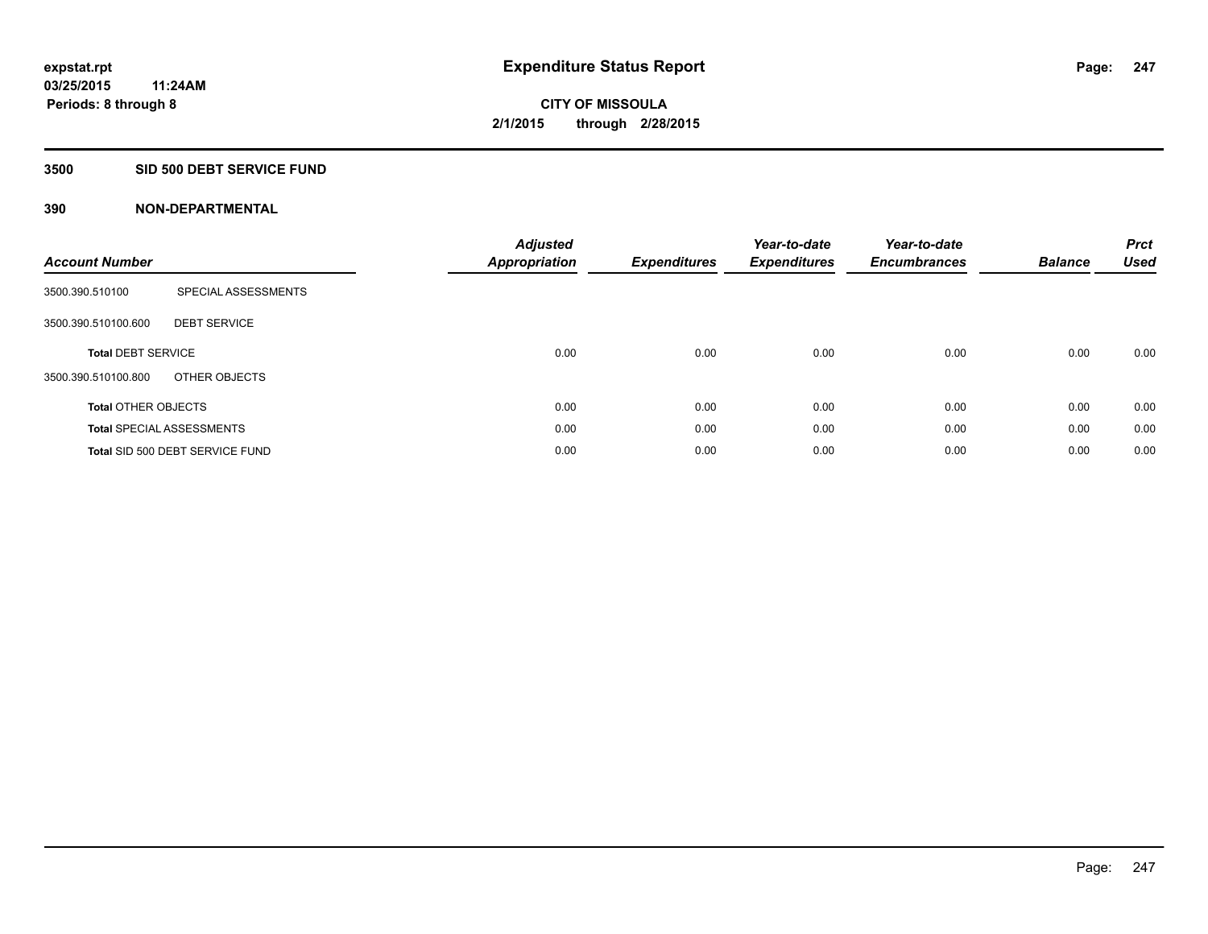# Expenditure Status Report

**expstat.rpt**
**03/25/2015 11:24AM**
**Periods: 8 through 8**

**CITY OF MISSOULA**
**2/1/2015 through 2/28/2015**

## 3500 SID 500 DEBT SERVICE FUND

### 390 NON-DEPARTMENTAL

| Account Number | | Adjusted Appropriation | Expenditures | Year-to-date Expenditures | Year-to-date Encumbrances | Balance | Prct Used |
|---|---|---|---|---|---|---|---|
| 3500.390.510100 | SPECIAL ASSESSMENTS | | | | | | |
| 3500.390.510100.600 | DEBT SERVICE | | | | | | |
| **Total** DEBT SERVICE | | 0.00 | 0.00 | 0.00 | 0.00 | 0.00 | 0.00 |
| 3500.390.510100.800 | OTHER OBJECTS | | | | | | |
| **Total** OTHER OBJECTS | | 0.00 | 0.00 | 0.00 | 0.00 | 0.00 | 0.00 |
| **Total** SPECIAL ASSESSMENTS | | 0.00 | 0.00 | 0.00 | 0.00 | 0.00 | 0.00 |
| **Total** SID 500 DEBT SERVICE FUND | | 0.00 | 0.00 | 0.00 | 0.00 | 0.00 | 0.00 |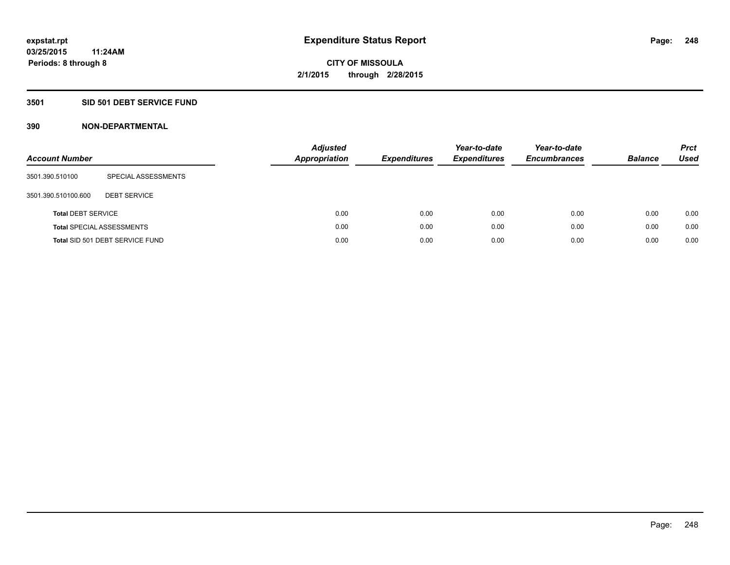# Expenditure Status Report

expstat.rpt
03/25/2015 11:24AM
Periods: 8 through 8

CITY OF MISSOULA
2/1/2015 through 2/28/2015

## 3501 SID 501 DEBT SERVICE FUND

## 390 NON-DEPARTMENTAL

| Account Number | | Adjusted Appropriation | Expenditures | Year-to-date Expenditures | Year-to-date Encumbrances | Balance | Prct Used |
|---|---|---|---|---|---|---|---|
| 3501.390.510100 | SPECIAL ASSESSMENTS | | | | | | |
| 3501.390.510100.600 | DEBT SERVICE | | | | | | |
| **Total** DEBT SERVICE | | 0.00 | 0.00 | 0.00 | 0.00 | 0.00 | 0.00 |
| **Total** SPECIAL ASSESSMENTS | | 0.00 | 0.00 | 0.00 | 0.00 | 0.00 | 0.00 |
| **Total** SID 501 DEBT SERVICE FUND | | 0.00 | 0.00 | 0.00 | 0.00 | 0.00 | 0.00 |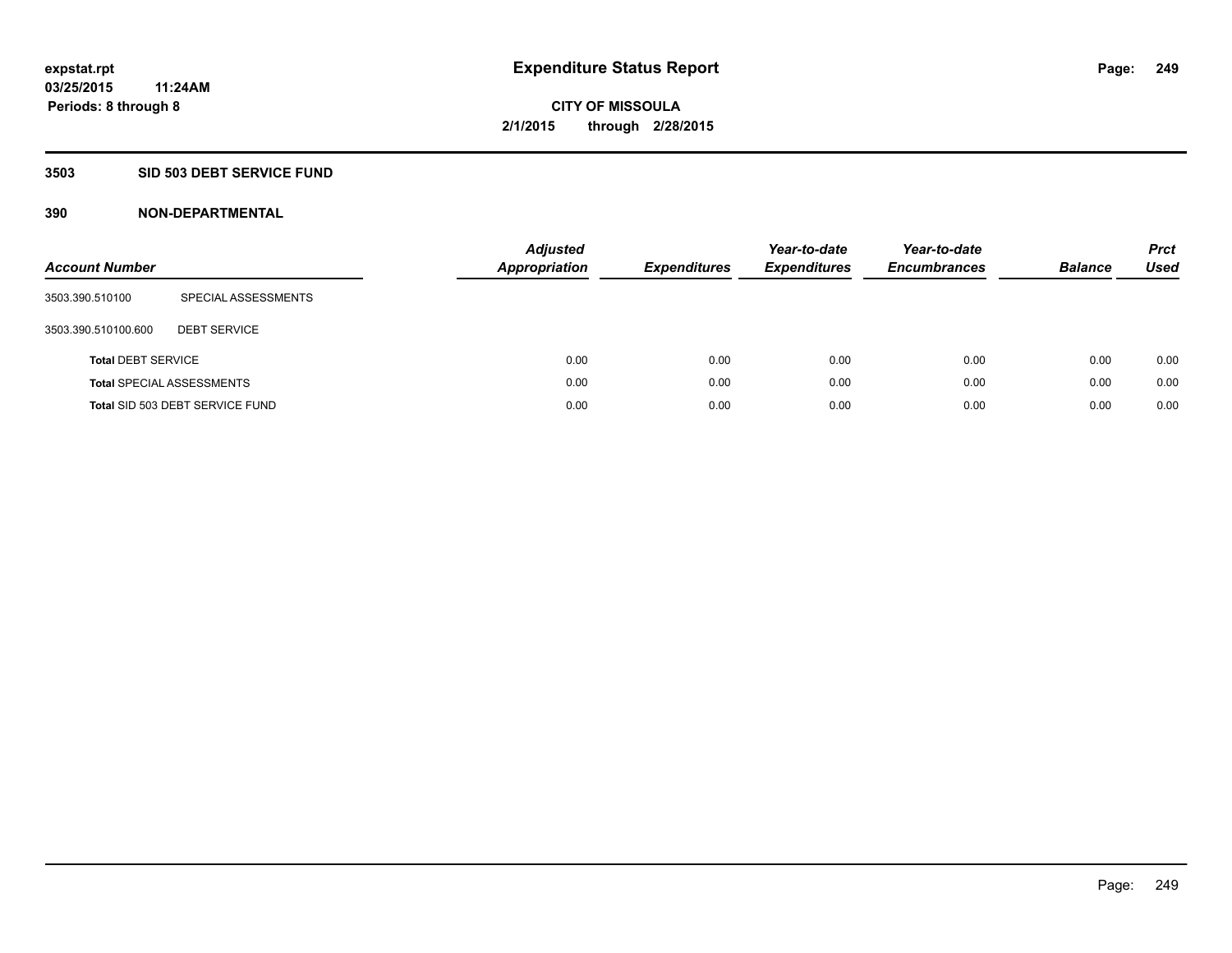# Expenditure Status Report

**expstat.rpt**
**03/25/2015 11:24AM**
**Periods: 8 through 8**

**CITY OF MISSOULA**
**2/1/2015 through 2/28/2015**

## 3503 SID 503 DEBT SERVICE FUND

### 390 NON-DEPARTMENTAL

| Account Number | | Adjusted Appropriation | Expenditures | Year-to-date Expenditures | Year-to-date Encumbrances | Balance | Prct Used |
|---|---|---|---|---|---|---|---|
| 3503.390.510100 | SPECIAL ASSESSMENTS | | | | | | |
| 3503.390.510100.600 | DEBT SERVICE | | | | | | |
| **Total** DEBT SERVICE | | 0.00 | 0.00 | 0.00 | 0.00 | 0.00 | 0.00 |
| **Total** SPECIAL ASSESSMENTS | | 0.00 | 0.00 | 0.00 | 0.00 | 0.00 | 0.00 |
| **Total** SID 503 DEBT SERVICE FUND | | 0.00 | 0.00 | 0.00 | 0.00 | 0.00 | 0.00 |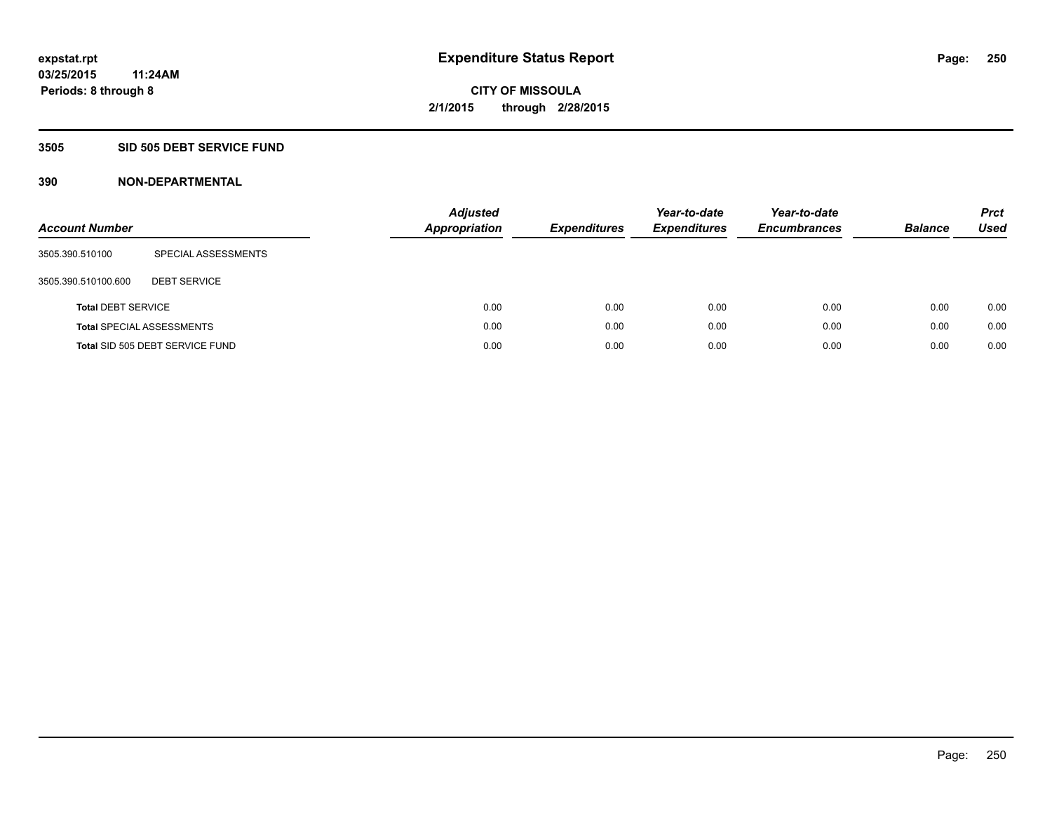# Expenditure Status Report

expstat.rpt
03/25/2015 11:24AM
Periods: 8 through 8

CITY OF MISSOULA
2/1/2015 through 2/28/2015

## 3505 SID 505 DEBT SERVICE FUND

### 390 NON-DEPARTMENTAL

| Account Number | | Adjusted Appropriation | Expenditures | Year-to-date Expenditures | Year-to-date Encumbrances | Balance | Prct Used |
|---|---|---|---|---|---|---|---|
| 3505.390.510100 | SPECIAL ASSESSMENTS | | | | | | |
| 3505.390.510100.600 | DEBT SERVICE | | | | | | |
| **Total** DEBT SERVICE | | 0.00 | 0.00 | 0.00 | 0.00 | 0.00 | 0.00 |
| **Total** SPECIAL ASSESSMENTS | | 0.00 | 0.00 | 0.00 | 0.00 | 0.00 | 0.00 |
| **Total** SID 505 DEBT SERVICE FUND | | 0.00 | 0.00 | 0.00 | 0.00 | 0.00 | 0.00 |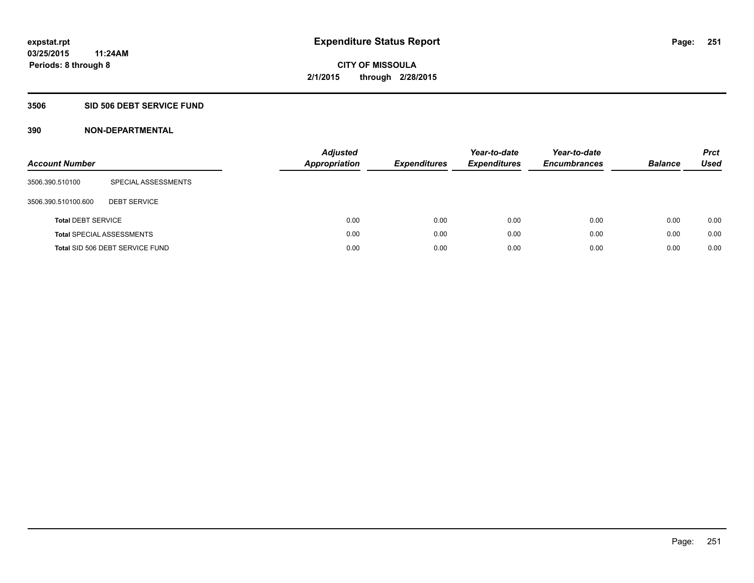# Expenditure Status Report

**CITY OF MISSOULA**

**2/1/2015 through 2/28/2015**

expstat.rpt
03/25/2015 11:24AM
Periods: 8 through 8

## 3506 SID 506 DEBT SERVICE FUND

### 390 NON-DEPARTMENTAL

| Account Number | | Adjusted Appropriation | Expenditures | Year-to-date Expenditures | Year-to-date Encumbrances | Balance | Prct Used |
|---|---|---|---|---|---|---|---|
| 3506.390.510100 | SPECIAL ASSESSMENTS | | | | | | |
| 3506.390.510100.600 | DEBT SERVICE | | | | | | |
| **Total** DEBT SERVICE | | 0.00 | 0.00 | 0.00 | 0.00 | 0.00 | 0.00 |
| **Total** SPECIAL ASSESSMENTS | | 0.00 | 0.00 | 0.00 | 0.00 | 0.00 | 0.00 |
| **Total** SID 506 DEBT SERVICE FUND | | 0.00 | 0.00 | 0.00 | 0.00 | 0.00 | 0.00 |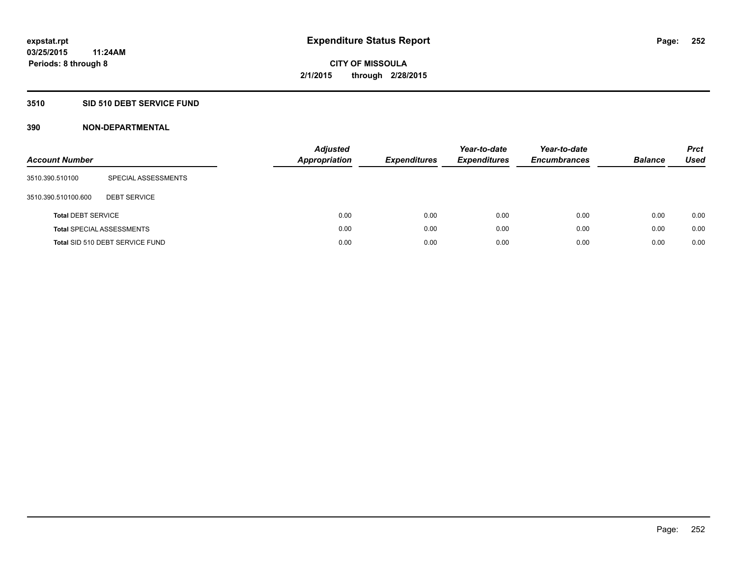# Expenditure Status Report

**expstat.rpt**
**03/25/2015 11:24AM**
**Periods: 8 through 8**

**CITY OF MISSOULA**
**2/1/2015 through 2/28/2015**

## 3510 SID 510 DEBT SERVICE FUND

### 390 NON-DEPARTMENTAL

| Account Number | | *Adjusted Appropriation* | *Expenditures* | *Year-to-date Expenditures* | *Year-to-date Encumbrances* | *Balance* | *Prct Used* |
|---|---|---|---|---|---|---|---|
| 3510.390.510100 | SPECIAL ASSESSMENTS | | | | | | |
| 3510.390.510100.600 | DEBT SERVICE | | | | | | |
| **Total** DEBT SERVICE | | 0.00 | 0.00 | 0.00 | 0.00 | 0.00 | 0.00 |
| **Total** SPECIAL ASSESSMENTS | | 0.00 | 0.00 | 0.00 | 0.00 | 0.00 | 0.00 |
| **Total** SID 510 DEBT SERVICE FUND | | 0.00 | 0.00 | 0.00 | 0.00 | 0.00 | 0.00 |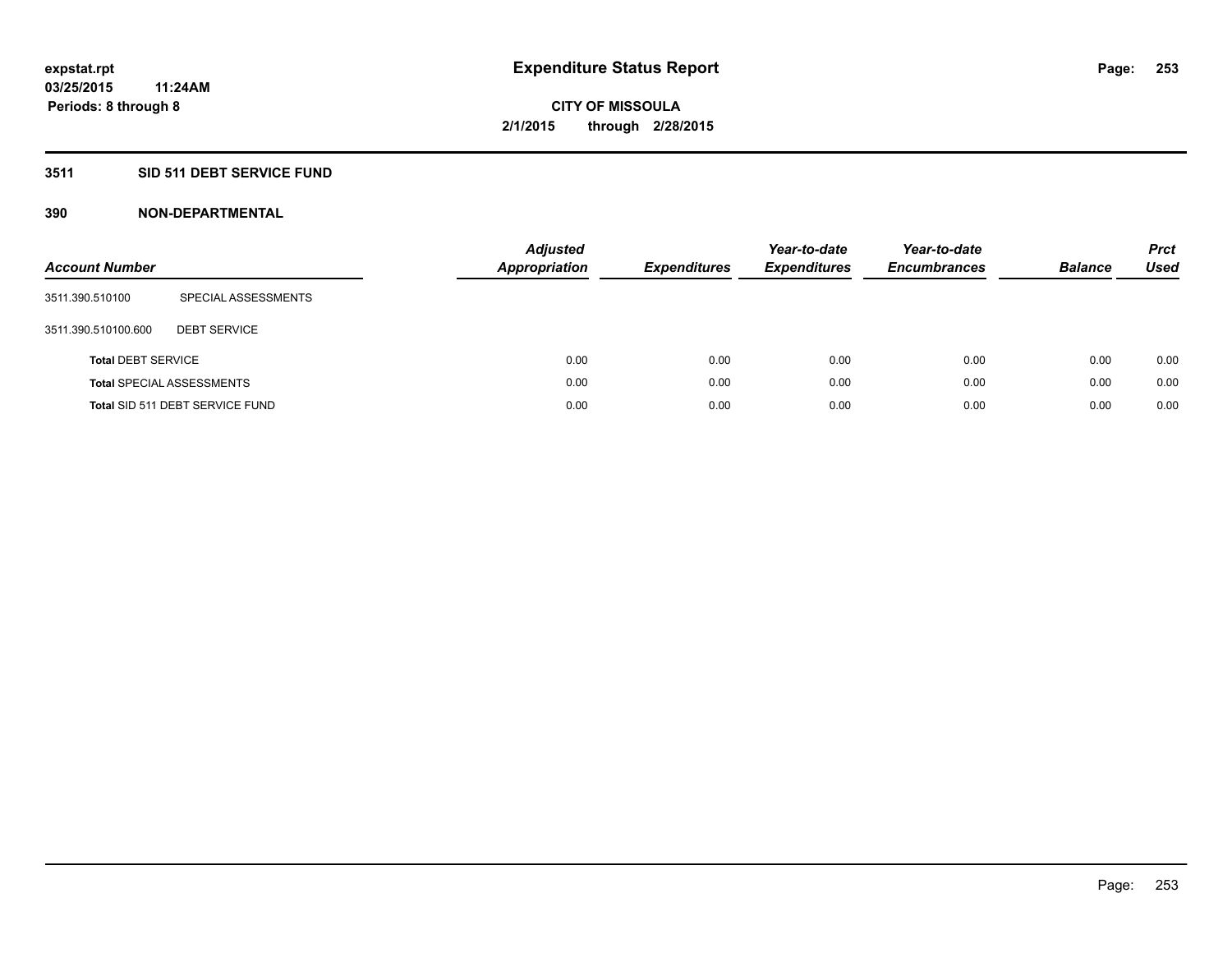**expstat.rpt**
**03/25/2015 11:24AM**
**Periods: 8 through 8**

# Expenditure Status Report

**CITY OF MISSOULA**
**2/1/2015 through 2/28/2015**

## 3511 SID 511 DEBT SERVICE FUND

### 390 NON-DEPARTMENTAL

| Account Number | | Adjusted Appropriation | Expenditures | Year-to-date Expenditures | Year-to-date Encumbrances | Balance | Prct Used |
|---|---|---|---|---|---|---|---|
| 3511.390.510100 | SPECIAL ASSESSMENTS | | | | | | |
| 3511.390.510100.600 | DEBT SERVICE | | | | | | |
| **Total** DEBT SERVICE | | 0.00 | 0.00 | 0.00 | 0.00 | 0.00 | 0.00 |
| **Total** SPECIAL ASSESSMENTS | | 0.00 | 0.00 | 0.00 | 0.00 | 0.00 | 0.00 |
| **Total** SID 511 DEBT SERVICE FUND | | 0.00 | 0.00 | 0.00 | 0.00 | 0.00 | 0.00 |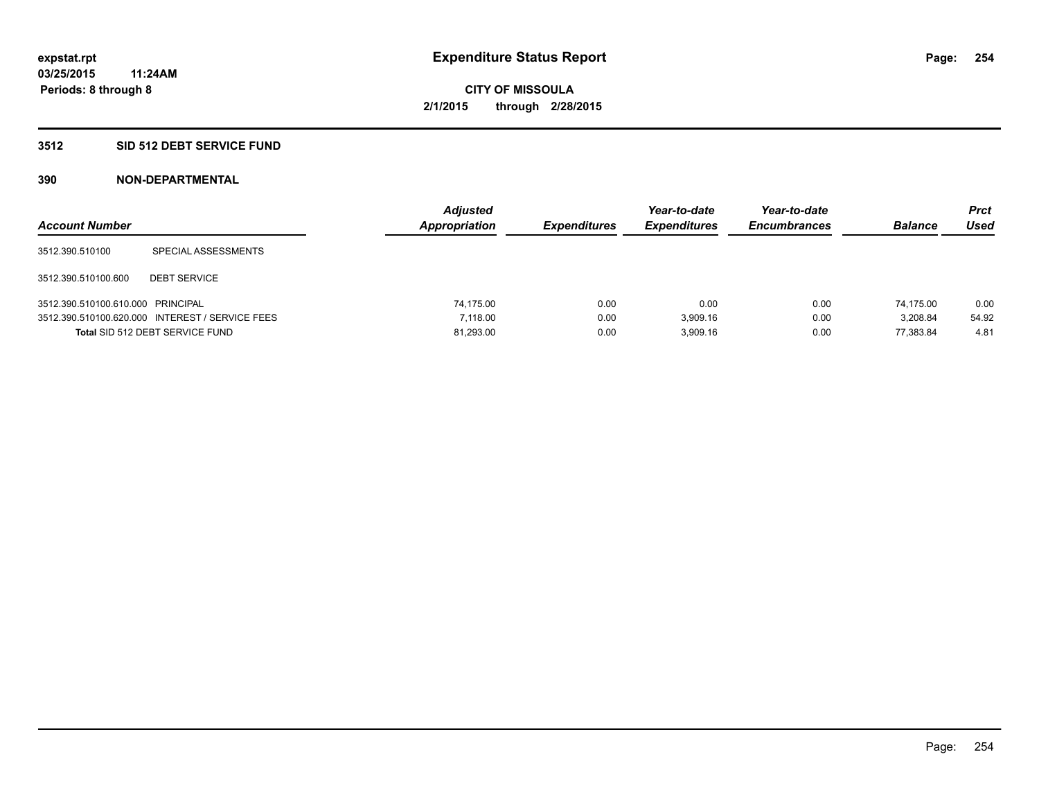**expstat.rpt**
**03/25/2015 11:24AM**
**Periods: 8 through 8**

# Expenditure Status Report

**CITY OF MISSOULA**
**2/1/2015 through 2/28/2015**

## 3512 SID 512 DEBT SERVICE FUND

### 390 NON-DEPARTMENTAL

| Account Number | | Adjusted Appropriation | Expenditures | Year-to-date Expenditures | Year-to-date Encumbrances | Balance | Prct Used |
|---|---|---|---|---|---|---|---|
| 3512.390.510100 | SPECIAL ASSESSMENTS | | | | | | |
| 3512.390.510100.600 | DEBT SERVICE | | | | | | |
| 3512.390.510100.610.000 | PRINCIPAL | 74,175.00 | 0.00 | 0.00 | 0.00 | 74,175.00 | 0.00 |
| 3512.390.510100.620.000 | INTEREST / SERVICE FEES | 7,118.00 | 0.00 | 3,909.16 | 0.00 | 3,208.84 | 54.92 |
| **Total** SID 512 DEBT SERVICE FUND | | 81,293.00 | 0.00 | 3,909.16 | 0.00 | 77,383.84 | 4.81 |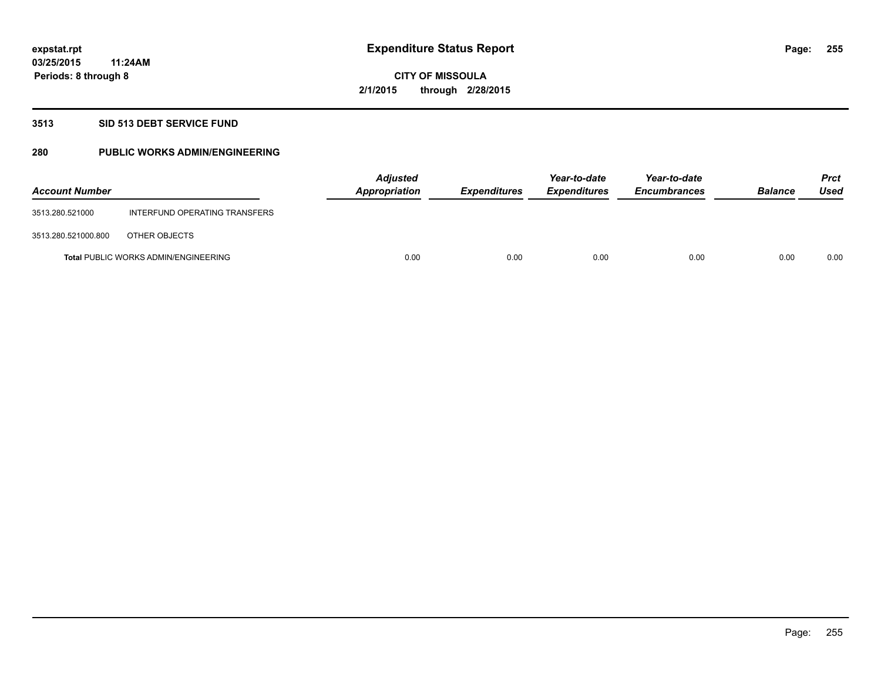# Expenditure Status Report

expstat.rpt
03/25/2015 11:24AM
Periods: 8 through 8

**CITY OF MISSOULA**
**2/1/2015 through 2/28/2015**

## 3513 SID 513 DEBT SERVICE FUND

## 280 PUBLIC WORKS ADMIN/ENGINEERING

| Account Number | | Adjusted Appropriation | Expenditures | Year-to-date Expenditures | Year-to-date Encumbrances | Balance | Prct Used |
|---|---|---|---|---|---|---|---|
| 3513.280.521000 | INTERFUND OPERATING TRANSFERS | | | | | | |
| 3513.280.521000.800 | OTHER OBJECTS | | | | | | |
| **Total** PUBLIC WORKS ADMIN/ENGINEERING | | 0.00 | 0.00 | 0.00 | 0.00 | 0.00 | 0.00 |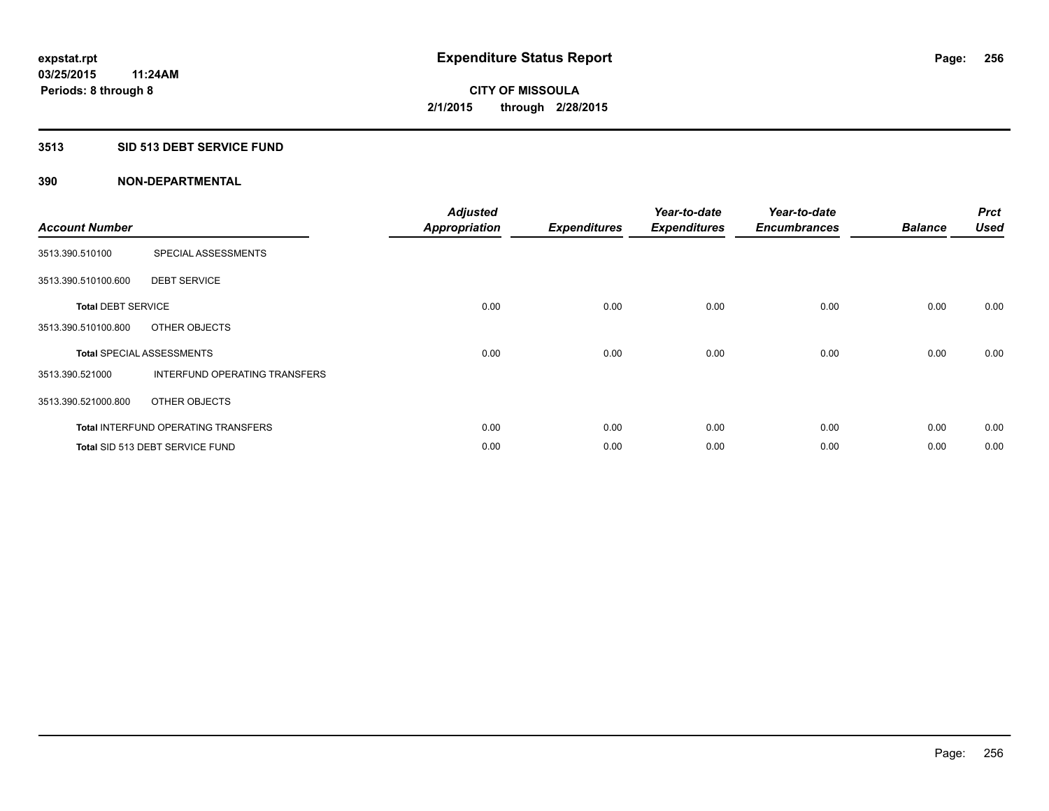**expstat.rpt**
**03/25/2015 11:24AM**
**Periods: 8 through 8**

# Expenditure Status Report

**CITY OF MISSOULA**
**2/1/2015 through 2/28/2015**

## 3513 SID 513 DEBT SERVICE FUND

## 390 NON-DEPARTMENTAL

| Account Number | | Adjusted Appropriation | Expenditures | Year-to-date Expenditures | Year-to-date Encumbrances | Balance | Prct Used |
|---|---|---|---|---|---|---|---|
| 3513.390.510100 | SPECIAL ASSESSMENTS | | | | | | |
| 3513.390.510100.600 | DEBT SERVICE | | | | | | |
| **Total** DEBT SERVICE | | 0.00 | 0.00 | 0.00 | 0.00 | 0.00 | 0.00 |
| 3513.390.510100.800 | OTHER OBJECTS | | | | | | |
| **Total** SPECIAL ASSESSMENTS | | 0.00 | 0.00 | 0.00 | 0.00 | 0.00 | 0.00 |
| 3513.390.521000 | INTERFUND OPERATING TRANSFERS | | | | | | |
| 3513.390.521000.800 | OTHER OBJECTS | | | | | | |
| **Total** INTERFUND OPERATING TRANSFERS | | 0.00 | 0.00 | 0.00 | 0.00 | 0.00 | 0.00 |
| **Total** SID 513 DEBT SERVICE FUND | | 0.00 | 0.00 | 0.00 | 0.00 | 0.00 | 0.00 |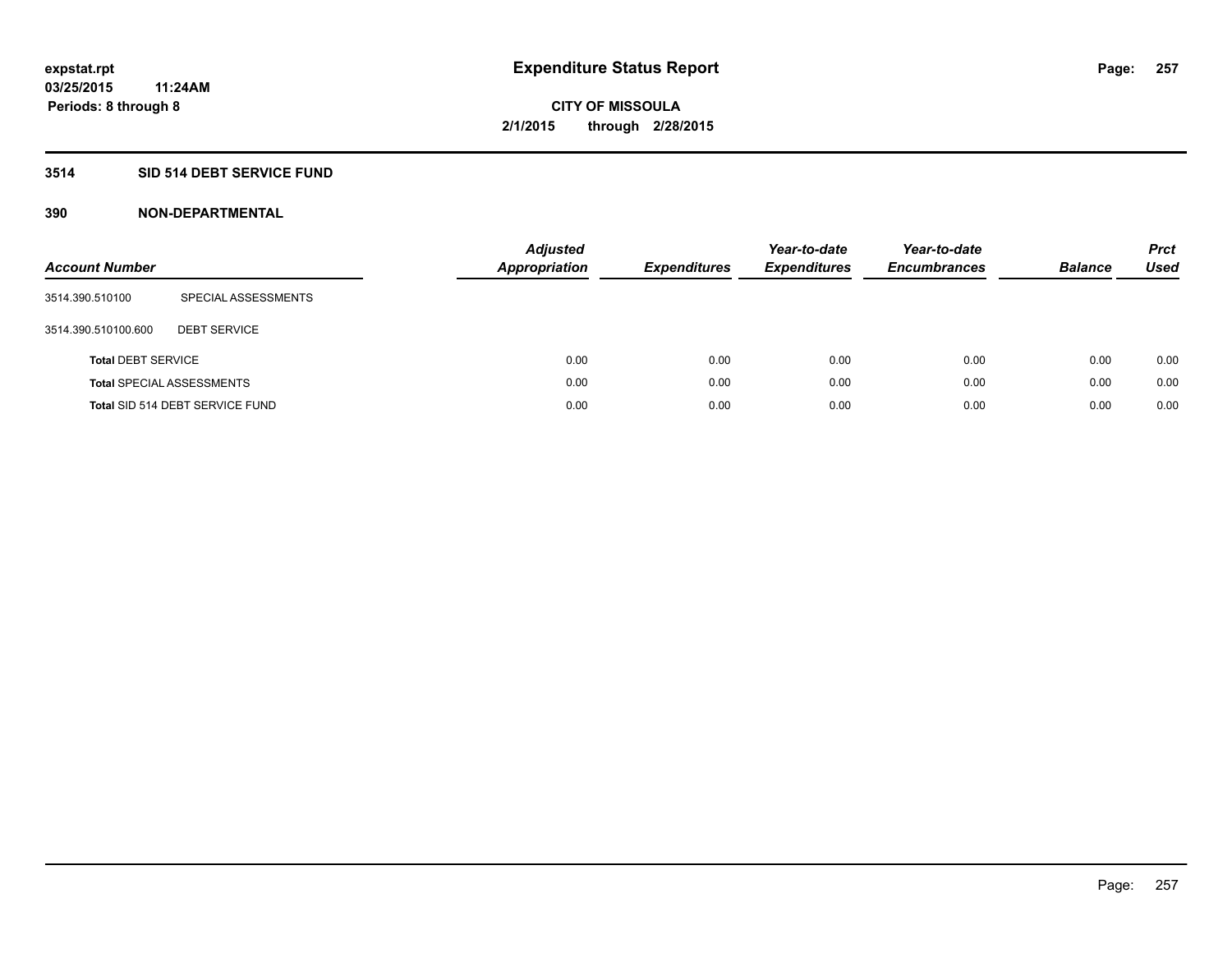expstat.rpt
03/25/2015 11:24AM
Periods: 8 through 8

# Expenditure Status Report

CITY OF MISSOULA
2/1/2015 through 2/28/2015

## 3514 SID 514 DEBT SERVICE FUND

### 390 NON-DEPARTMENTAL

| Account Number | | Adjusted Appropriation | Expenditures | Year-to-date Expenditures | Year-to-date Encumbrances | Balance | Prct Used |
|---|---|---|---|---|---|---|---|
| 3514.390.510100 | SPECIAL ASSESSMENTS | | | | | | |
| 3514.390.510100.600 | DEBT SERVICE | | | | | | |
| **Total** DEBT SERVICE | | 0.00 | 0.00 | 0.00 | 0.00 | 0.00 | 0.00 |
| **Total** SPECIAL ASSESSMENTS | | 0.00 | 0.00 | 0.00 | 0.00 | 0.00 | 0.00 |
| **Total** SID 514 DEBT SERVICE FUND | | 0.00 | 0.00 | 0.00 | 0.00 | 0.00 | 0.00 |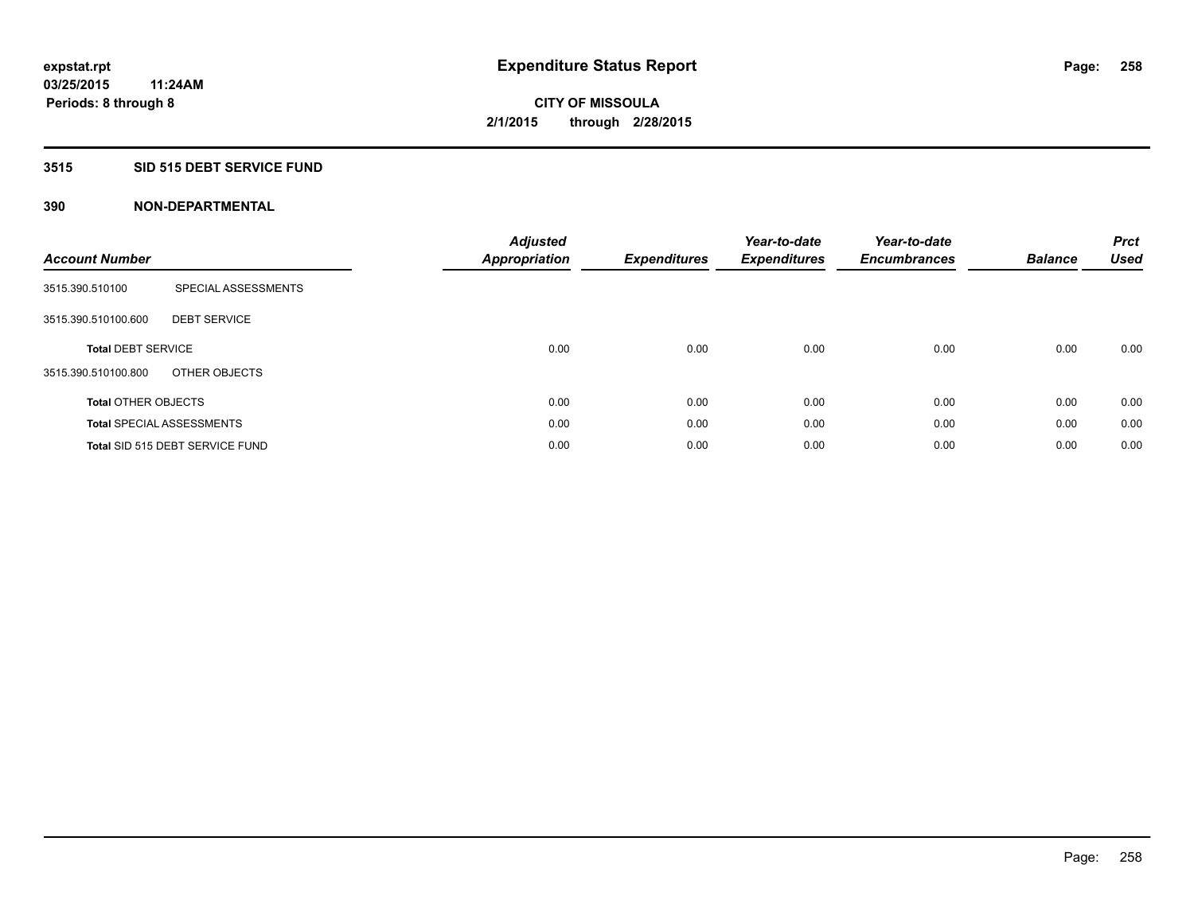# Expenditure Status Report

**expstat.rpt**
**03/25/2015 11:24AM**
**Periods: 8 through 8**

**CITY OF MISSOULA**
**2/1/2015 through 2/28/2015**

## 3515 SID 515 DEBT SERVICE FUND

### 390 NON-DEPARTMENTAL

| Account Number | | Adjusted Appropriation | Expenditures | Year-to-date Expenditures | Year-to-date Encumbrances | Balance | Prct Used |
|---|---|---|---|---|---|---|---|
| 3515.390.510100 | SPECIAL ASSESSMENTS | | | | | | |
| 3515.390.510100.600 | DEBT SERVICE | | | | | | |
| **Total** DEBT SERVICE | | 0.00 | 0.00 | 0.00 | 0.00 | 0.00 | 0.00 |
| 3515.390.510100.800 | OTHER OBJECTS | | | | | | |
| **Total** OTHER OBJECTS | | 0.00 | 0.00 | 0.00 | 0.00 | 0.00 | 0.00 |
| **Total** SPECIAL ASSESSMENTS | | 0.00 | 0.00 | 0.00 | 0.00 | 0.00 | 0.00 |
| **Total** SID 515 DEBT SERVICE FUND | | 0.00 | 0.00 | 0.00 | 0.00 | 0.00 | 0.00 |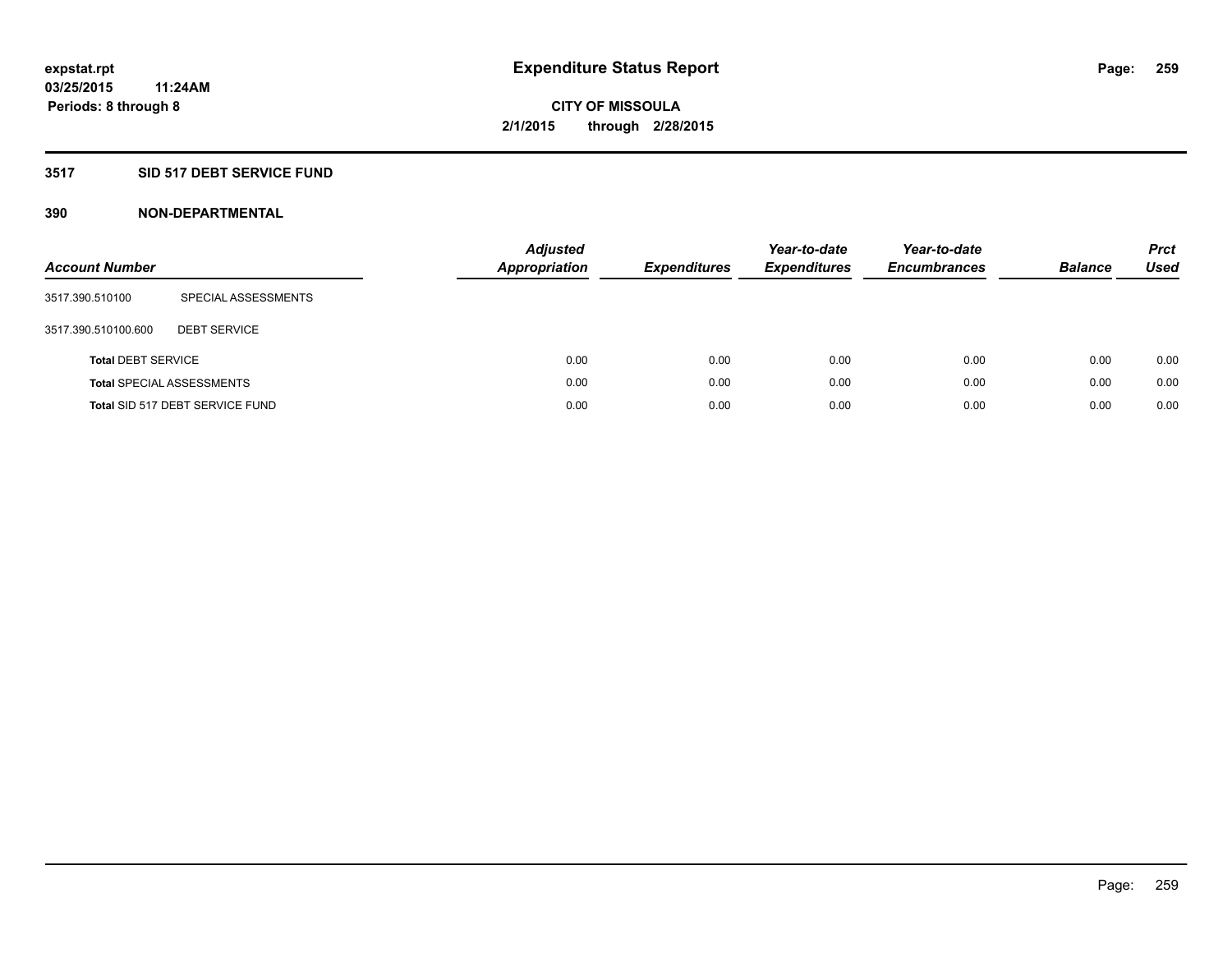# Expenditure Status Report

**expstat.rpt**
**03/25/2015 11:24AM**
**Periods: 8 through 8**

**CITY OF MISSOULA**
**2/1/2015 through 2/28/2015**

## 3517 SID 517 DEBT SERVICE FUND

## 390 NON-DEPARTMENTAL

| Account Number | | Adjusted Appropriation | Expenditures | Year-to-date Expenditures | Year-to-date Encumbrances | Balance | Prct Used |
|---|---|---|---|---|---|---|---|
| 3517.390.510100 | SPECIAL ASSESSMENTS | | | | | | |
| 3517.390.510100.600 | DEBT SERVICE | | | | | | |
| **Total** DEBT SERVICE | | 0.00 | 0.00 | 0.00 | 0.00 | 0.00 | 0.00 |
| **Total** SPECIAL ASSESSMENTS | | 0.00 | 0.00 | 0.00 | 0.00 | 0.00 | 0.00 |
| **Total** SID 517 DEBT SERVICE FUND | | 0.00 | 0.00 | 0.00 | 0.00 | 0.00 | 0.00 |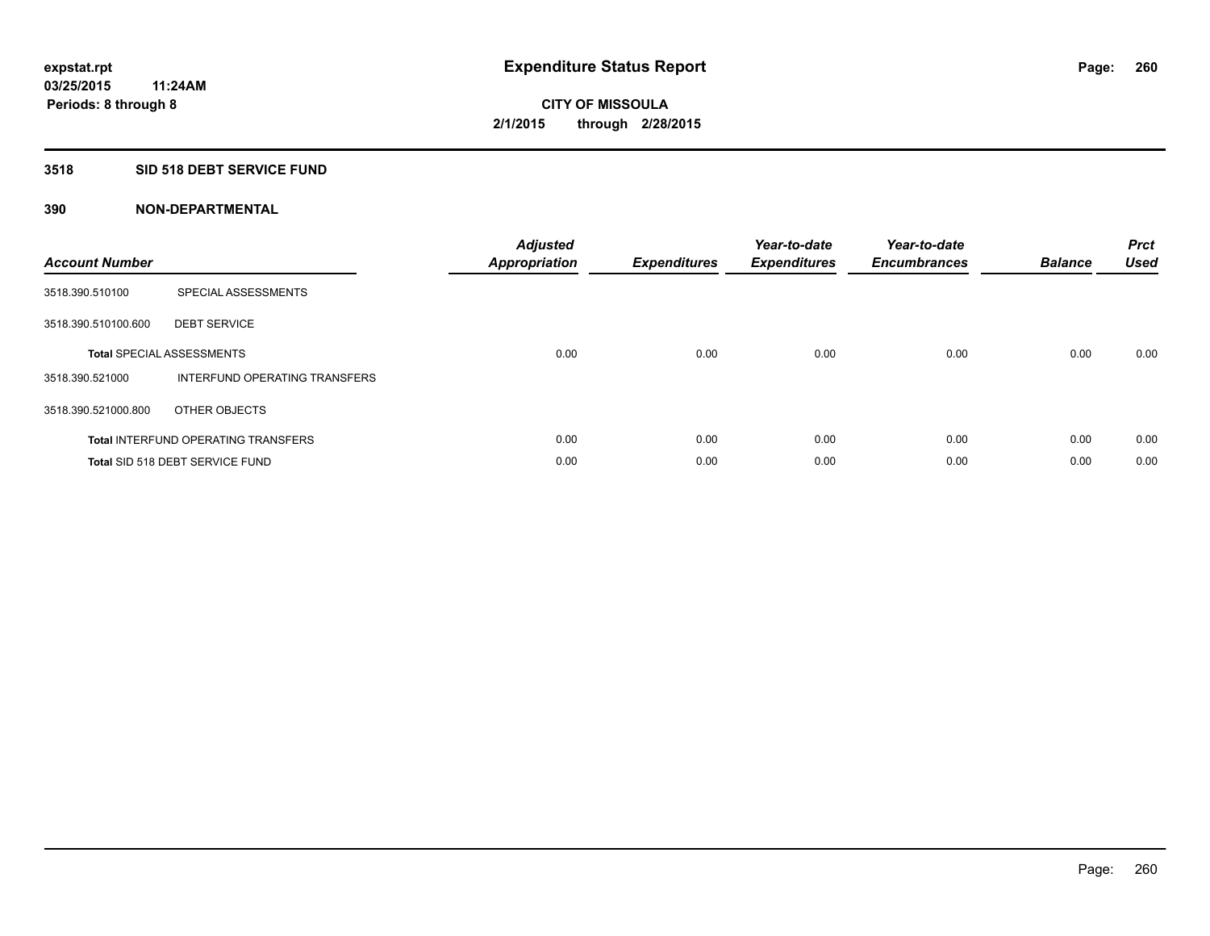**expstat.rpt**
**03/25/2015 11:24AM**
**Periods: 8 through 8**

# Expenditure Status Report

**CITY OF MISSOULA**
**2/1/2015 through 2/28/2015**

## 3518 SID 518 DEBT SERVICE FUND

### 390 NON-DEPARTMENTAL

| Account Number | | Adjusted Appropriation | Expenditures | Year-to-date Expenditures | Year-to-date Encumbrances | Balance | Prct Used |
|---|---|---|---|---|---|---|---|
| 3518.390.510100 | SPECIAL ASSESSMENTS | | | | | | |
| 3518.390.510100.600 | DEBT SERVICE | | | | | | |
| **Total** SPECIAL ASSESSMENTS | | 0.00 | 0.00 | 0.00 | 0.00 | 0.00 | 0.00 |
| 3518.390.521000 | INTERFUND OPERATING TRANSFERS | | | | | | |
| 3518.390.521000.800 | OTHER OBJECTS | | | | | | |
| **Total** INTERFUND OPERATING TRANSFERS | | 0.00 | 0.00 | 0.00 | 0.00 | 0.00 | 0.00 |
| **Total** SID 518 DEBT SERVICE FUND | | 0.00 | 0.00 | 0.00 | 0.00 | 0.00 | 0.00 |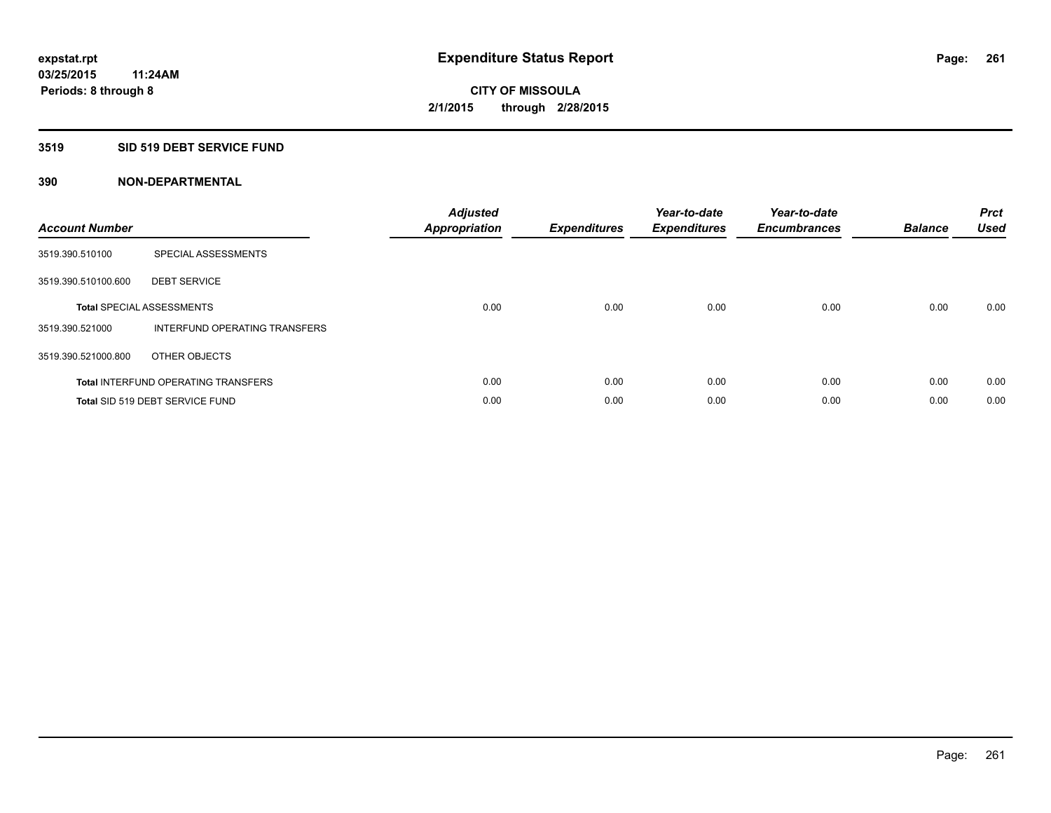**expstat.rpt**
**03/25/2015 11:24AM**
**Periods: 8 through 8**

# Expenditure Status Report

**CITY OF MISSOULA**
**2/1/2015 through 2/28/2015**

## 3519 SID 519 DEBT SERVICE FUND

### 390 NON-DEPARTMENTAL

| Account Number | | Adjusted Appropriation | Expenditures | Year-to-date Expenditures | Year-to-date Encumbrances | Balance | Prct Used |
|---|---|---|---|---|---|---|---|
| 3519.390.510100 | SPECIAL ASSESSMENTS | | | | | | |
| 3519.390.510100.600 | DEBT SERVICE | | | | | | |
| **Total** SPECIAL ASSESSMENTS | | 0.00 | 0.00 | 0.00 | 0.00 | 0.00 | 0.00 |
| 3519.390.521000 | INTERFUND OPERATING TRANSFERS | | | | | | |
| 3519.390.521000.800 | OTHER OBJECTS | | | | | | |
| **Total** INTERFUND OPERATING TRANSFERS | | 0.00 | 0.00 | 0.00 | 0.00 | 0.00 | 0.00 |
| **Total** SID 519 DEBT SERVICE FUND | | 0.00 | 0.00 | 0.00 | 0.00 | 0.00 | 0.00 |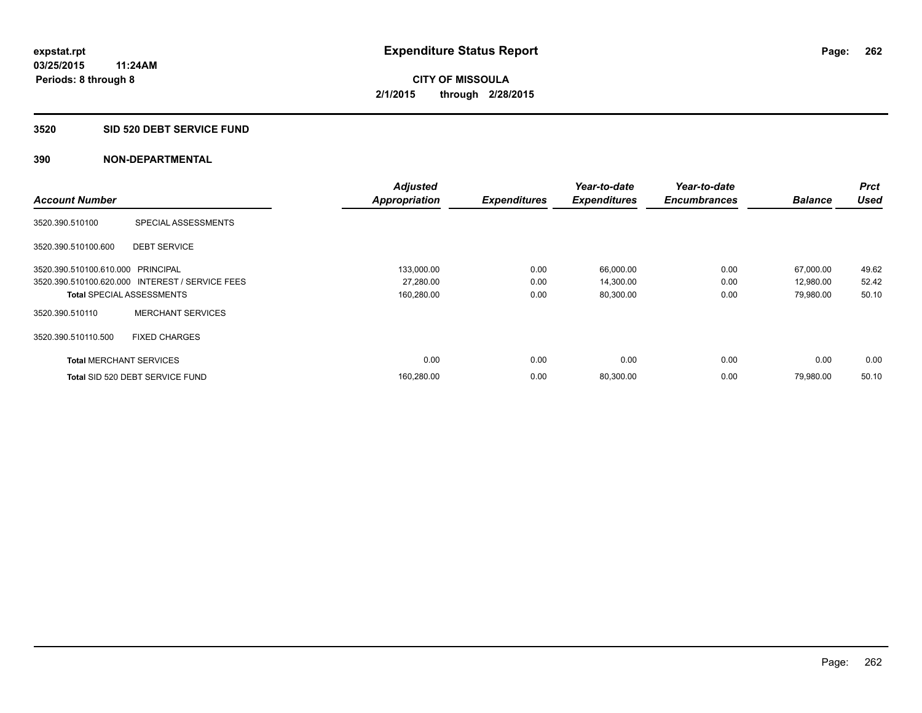**expstat.rpt**
**03/25/2015 11:24AM**
**Periods: 8 through 8**

# Expenditure Status Report

**CITY OF MISSOULA**
**2/1/2015 through 2/28/2015**

## 3520 SID 520 DEBT SERVICE FUND

### 390 NON-DEPARTMENTAL

| Account Number | | Adjusted Appropriation | Expenditures | Year-to-date Expenditures | Year-to-date Encumbrances | Balance | Prct Used |
|---|---|---|---|---|---|---|---|
| 3520.390.510100 | SPECIAL ASSESSMENTS | | | | | | |
| 3520.390.510100.600 | DEBT SERVICE | | | | | | |
| 3520.390.510100.610.000 | PRINCIPAL | 133,000.00 | 0.00 | 66,000.00 | 0.00 | 67,000.00 | 49.62 |
| 3520.390.510100.620.000 | INTEREST / SERVICE FEES | 27,280.00 | 0.00 | 14,300.00 | 0.00 | 12,980.00 | 52.42 |
| **Total** SPECIAL ASSESSMENTS | | 160,280.00 | 0.00 | 80,300.00 | 0.00 | 79,980.00 | 50.10 |
| 3520.390.510110 | MERCHANT SERVICES | | | | | | |
| 3520.390.510110.500 | FIXED CHARGES | | | | | | |
| **Total** MERCHANT SERVICES | | 0.00 | 0.00 | 0.00 | 0.00 | 0.00 | 0.00 |
| **Total** SID 520 DEBT SERVICE FUND | | 160,280.00 | 0.00 | 80,300.00 | 0.00 | 79,980.00 | 50.10 |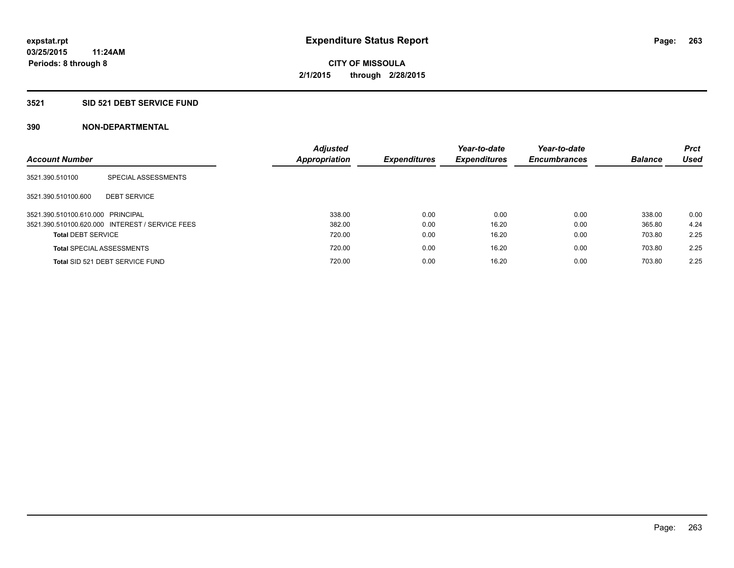**expstat.rpt**
**03/25/2015 11:24AM**
**Periods: 8 through 8**

# Expenditure Status Report

**CITY OF MISSOULA**
**2/1/2015 through 2/28/2015**

## 3521 SID 521 DEBT SERVICE FUND

## 390 NON-DEPARTMENTAL

| Account Number | | Adjusted Appropriation | Expenditures | Year-to-date Expenditures | Year-to-date Encumbrances | Balance | Prct Used |
|---|---|---|---|---|---|---|---|
| 3521.390.510100 | SPECIAL ASSESSMENTS | | | | | | |
| 3521.390.510100.600 | DEBT SERVICE | | | | | | |
| 3521.390.510100.610.000 | PRINCIPAL | 338.00 | 0.00 | 0.00 | 0.00 | 338.00 | 0.00 |
| 3521.390.510100.620.000 | INTEREST / SERVICE FEES | 382.00 | 0.00 | 16.20 | 0.00 | 365.80 | 4.24 |
| **Total** DEBT SERVICE | | 720.00 | 0.00 | 16.20 | 0.00 | 703.80 | 2.25 |
| **Total** SPECIAL ASSESSMENTS | | 720.00 | 0.00 | 16.20 | 0.00 | 703.80 | 2.25 |
| **Total** SID 521 DEBT SERVICE FUND | | 720.00 | 0.00 | 16.20 | 0.00 | 703.80 | 2.25 |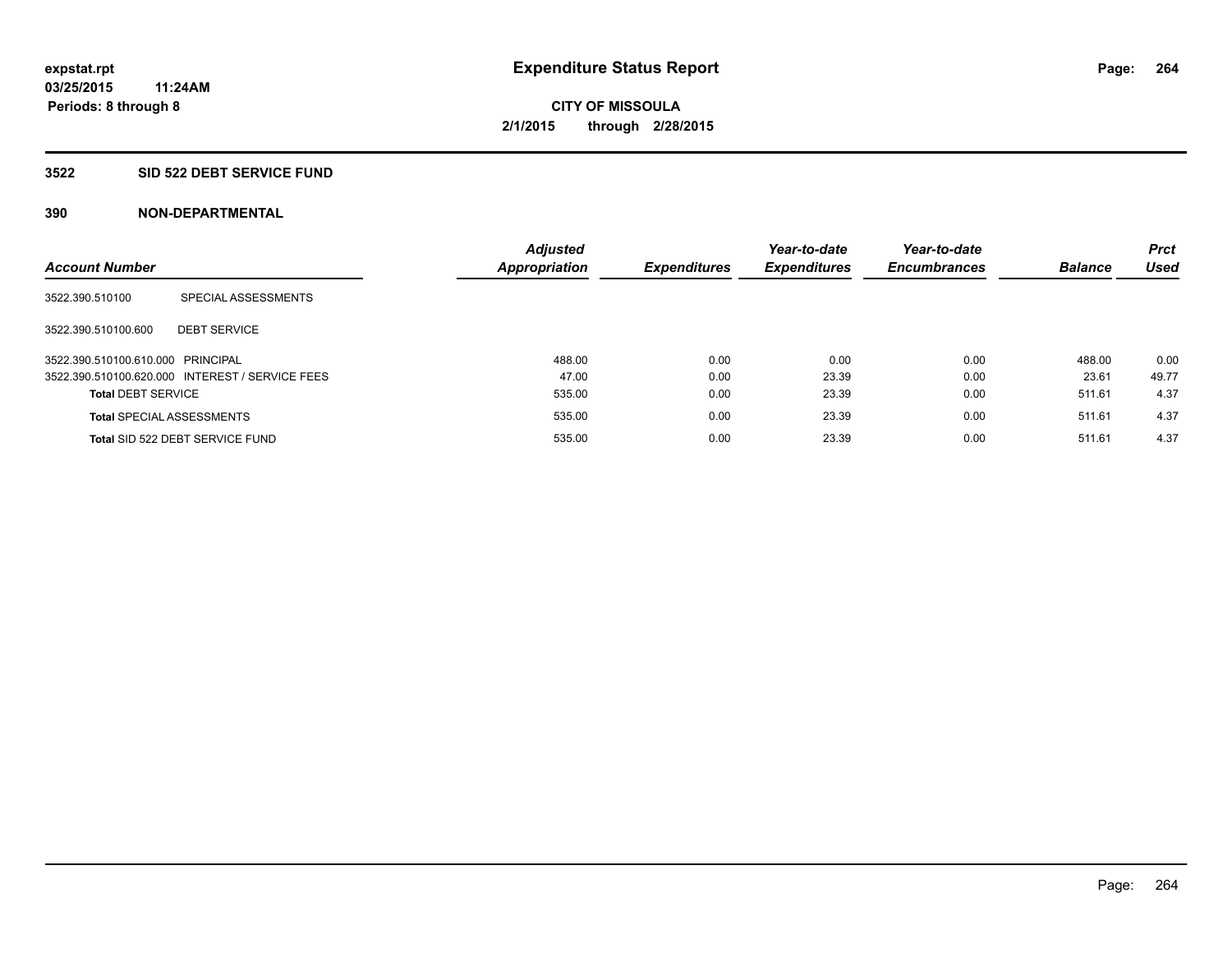**expstat.rpt**
**03/25/2015 11:24AM**
**Periods: 8 through 8**

# Expenditure Status Report

**CITY OF MISSOULA**
**2/1/2015 through 2/28/2015**

## 3522 SID 522 DEBT SERVICE FUND

### 390 NON-DEPARTMENTAL

| Account Number | | Adjusted Appropriation | Expenditures | Year-to-date Expenditures | Year-to-date Encumbrances | Balance | Prct Used |
|---|---|---|---|---|---|---|---|
| 3522.390.510100 | SPECIAL ASSESSMENTS | | | | | | |
| 3522.390.510100.600 | DEBT SERVICE | | | | | | |
| 3522.390.510100.610.000 | PRINCIPAL | 488.00 | 0.00 | 0.00 | 0.00 | 488.00 | 0.00 |
| 3522.390.510100.620.000 | INTEREST / SERVICE FEES | 47.00 | 0.00 | 23.39 | 0.00 | 23.61 | 49.77 |
| **Total** DEBT SERVICE | | 535.00 | 0.00 | 23.39 | 0.00 | 511.61 | 4.37 |
| **Total** SPECIAL ASSESSMENTS | | 535.00 | 0.00 | 23.39 | 0.00 | 511.61 | 4.37 |
| **Total** SID 522 DEBT SERVICE FUND | | 535.00 | 0.00 | 23.39 | 0.00 | 511.61 | 4.37 |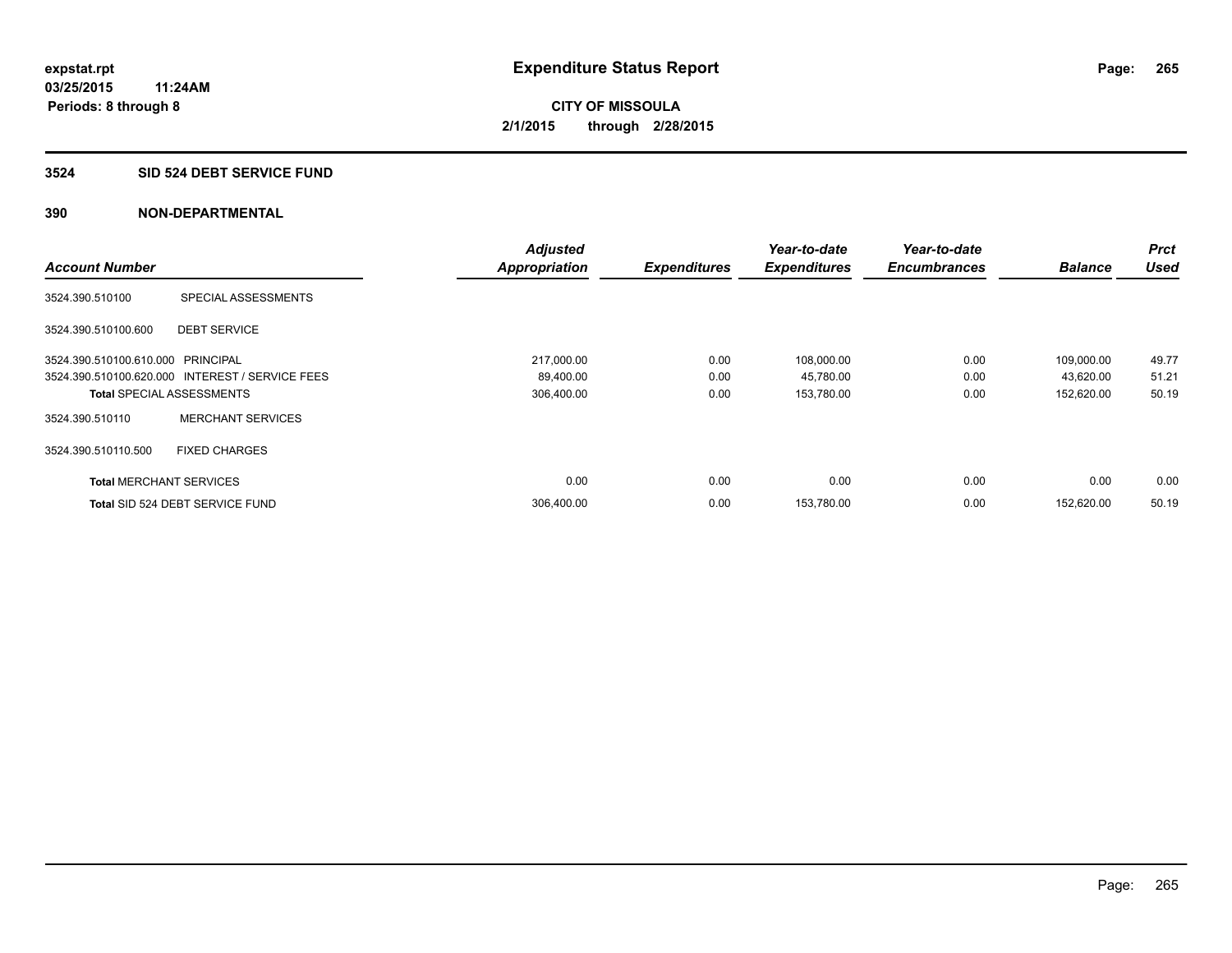# Expenditure Status Report

expstat.rpt
03/25/2015 11:24AM
Periods: 8 through 8

**CITY OF MISSOULA**
**2/1/2015 through 2/28/2015**

## 3524 SID 524 DEBT SERVICE FUND

### 390 NON-DEPARTMENTAL

| Account Number | | Adjusted Appropriation | Expenditures | Year-to-date Expenditures | Year-to-date Encumbrances | Balance | Prct Used |
|---|---|---|---|---|---|---|---|
| 3524.390.510100 | SPECIAL ASSESSMENTS | | | | | | |
| 3524.390.510100.600 | DEBT SERVICE | | | | | | |
| 3524.390.510100.610.000 | PRINCIPAL | 217,000.00 | 0.00 | 108,000.00 | 0.00 | 109,000.00 | 49.77 |
| 3524.390.510100.620.000 | INTEREST / SERVICE FEES | 89,400.00 | 0.00 | 45,780.00 | 0.00 | 43,620.00 | 51.21 |
| **Total** SPECIAL ASSESSMENTS | | 306,400.00 | 0.00 | 153,780.00 | 0.00 | 152,620.00 | 50.19 |
| 3524.390.510110 | MERCHANT SERVICES | | | | | | |
| 3524.390.510110.500 | FIXED CHARGES | | | | | | |
| **Total** MERCHANT SERVICES | | 0.00 | 0.00 | 0.00 | 0.00 | 0.00 | 0.00 |
| **Total** SID 524 DEBT SERVICE FUND | | 306,400.00 | 0.00 | 153,780.00 | 0.00 | 152,620.00 | 50.19 |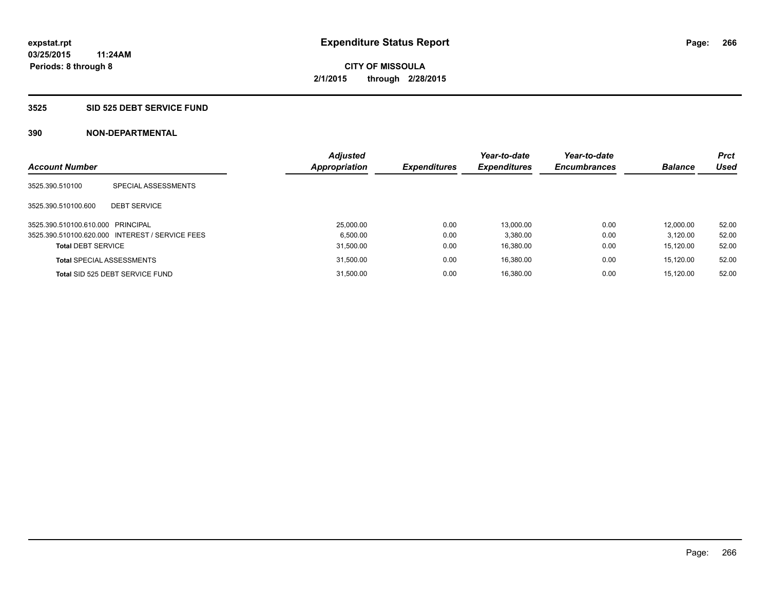**expstat.rpt**
**03/25/2015 11:24AM**
**Periods: 8 through 8**

# Expenditure Status Report

**CITY OF MISSOULA**
**2/1/2015 through 2/28/2015**

## 3525 SID 525 DEBT SERVICE FUND

### 390 NON-DEPARTMENTAL

| Account Number | | Adjusted Appropriation | Expenditures | Year-to-date Expenditures | Year-to-date Encumbrances | Balance | Prct Used |
|---|---|---|---|---|---|---|---|
| 3525.390.510100 | SPECIAL ASSESSMENTS | | | | | | |
| 3525.390.510100.600 | DEBT SERVICE | | | | | | |
| 3525.390.510100.610.000 | PRINCIPAL | 25,000.00 | 0.00 | 13,000.00 | 0.00 | 12,000.00 | 52.00 |
| 3525.390.510100.620.000 | INTEREST / SERVICE FEES | 6,500.00 | 0.00 | 3,380.00 | 0.00 | 3,120.00 | 52.00 |
| **Total** DEBT SERVICE | | 31,500.00 | 0.00 | 16,380.00 | 0.00 | 15,120.00 | 52.00 |
| **Total** SPECIAL ASSESSMENTS | | 31,500.00 | 0.00 | 16,380.00 | 0.00 | 15,120.00 | 52.00 |
| **Total** SID 525 DEBT SERVICE FUND | | 31,500.00 | 0.00 | 16,380.00 | 0.00 | 15,120.00 | 52.00 |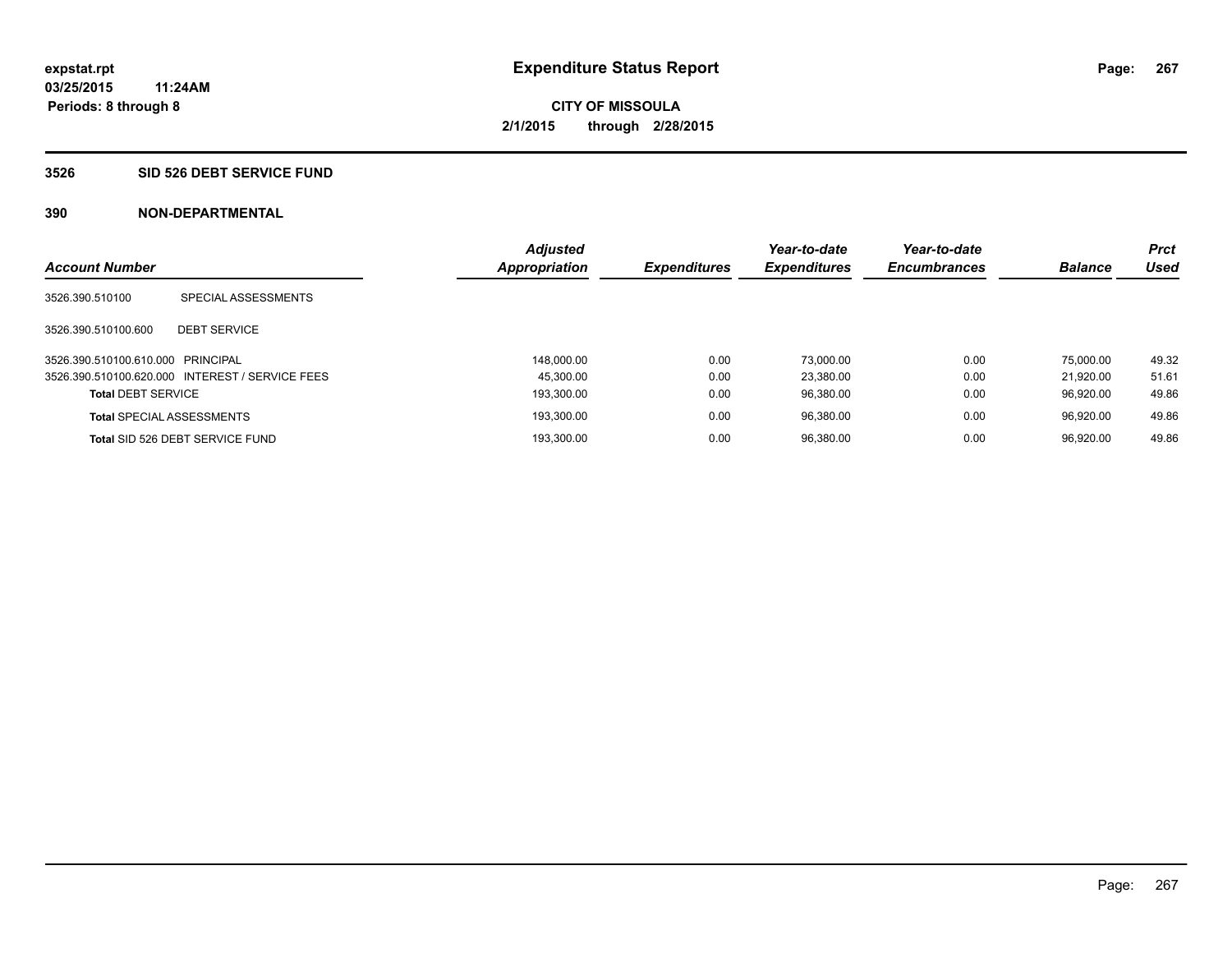expstat.rpt
03/25/2015 11:24AM
Periods: 8 through 8

# Expenditure Status Report

CITY OF MISSOULA
2/1/2015 through 2/28/2015

## 3526 SID 526 DEBT SERVICE FUND

## 390 NON-DEPARTMENTAL

| Account Number | | Adjusted Appropriation | Expenditures | Year-to-date Expenditures | Year-to-date Encumbrances | Balance | Prct Used |
|---|---|---|---|---|---|---|---|
| 3526.390.510100 | SPECIAL ASSESSMENTS | | | | | | |
| 3526.390.510100.600 | DEBT SERVICE | | | | | | |
| 3526.390.510100.610.000 | PRINCIPAL | 148,000.00 | 0.00 | 73,000.00 | 0.00 | 75,000.00 | 49.32 |
| 3526.390.510100.620.000 | INTEREST / SERVICE FEES | 45,300.00 | 0.00 | 23,380.00 | 0.00 | 21,920.00 | 51.61 |
| **Total** DEBT SERVICE | | 193,300.00 | 0.00 | 96,380.00 | 0.00 | 96,920.00 | 49.86 |
| **Total** SPECIAL ASSESSMENTS | | 193,300.00 | 0.00 | 96,380.00 | 0.00 | 96,920.00 | 49.86 |
| **Total** SID 526 DEBT SERVICE FUND | | 193,300.00 | 0.00 | 96,380.00 | 0.00 | 96,920.00 | 49.86 |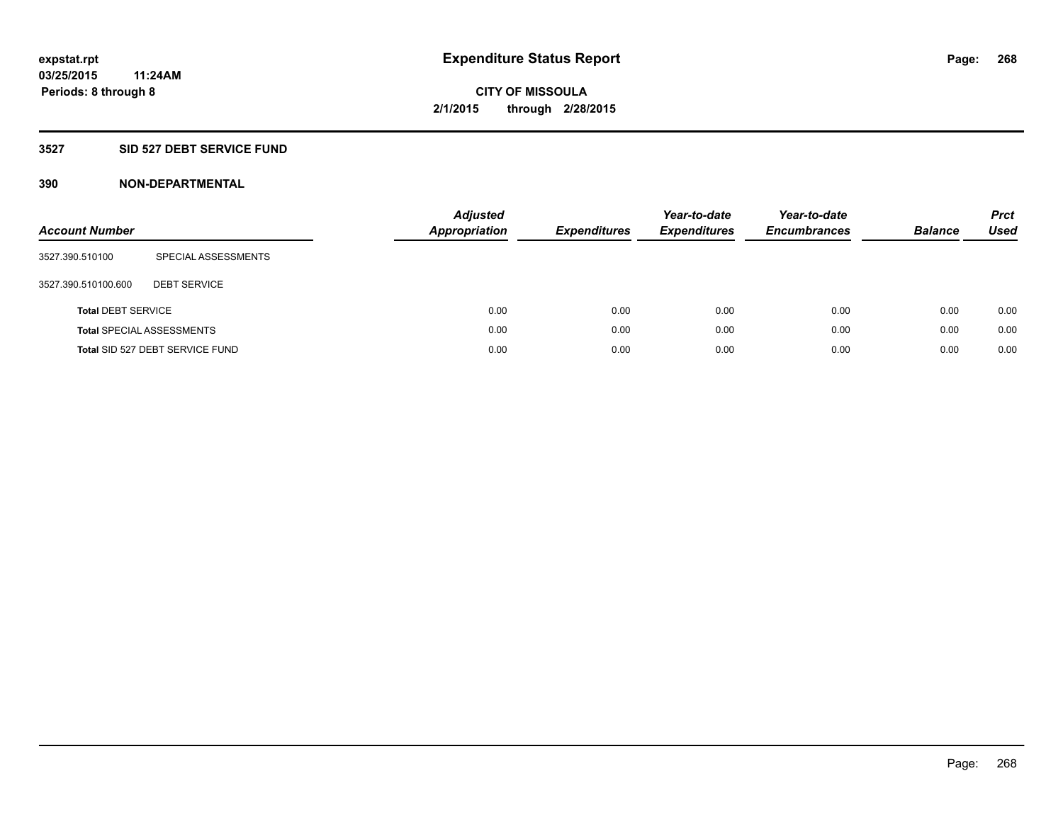# Expenditure Status Report

expstat.rpt
03/25/2015 11:24AM
Periods: 8 through 8

CITY OF MISSOULA
2/1/2015 through 2/28/2015

## 3527 SID 527 DEBT SERVICE FUND

### 390 NON-DEPARTMENTAL

| Account Number | | Adjusted Appropriation | Expenditures | Year-to-date Expenditures | Year-to-date Encumbrances | Balance | Prct Used |
|---|---|---|---|---|---|---|---|
| 3527.390.510100 | SPECIAL ASSESSMENTS | | | | | | |
| 3527.390.510100.600 | DEBT SERVICE | | | | | | |
| **Total** DEBT SERVICE | | 0.00 | 0.00 | 0.00 | 0.00 | 0.00 | 0.00 |
| **Total** SPECIAL ASSESSMENTS | | 0.00 | 0.00 | 0.00 | 0.00 | 0.00 | 0.00 |
| **Total** SID 527 DEBT SERVICE FUND | | 0.00 | 0.00 | 0.00 | 0.00 | 0.00 | 0.00 |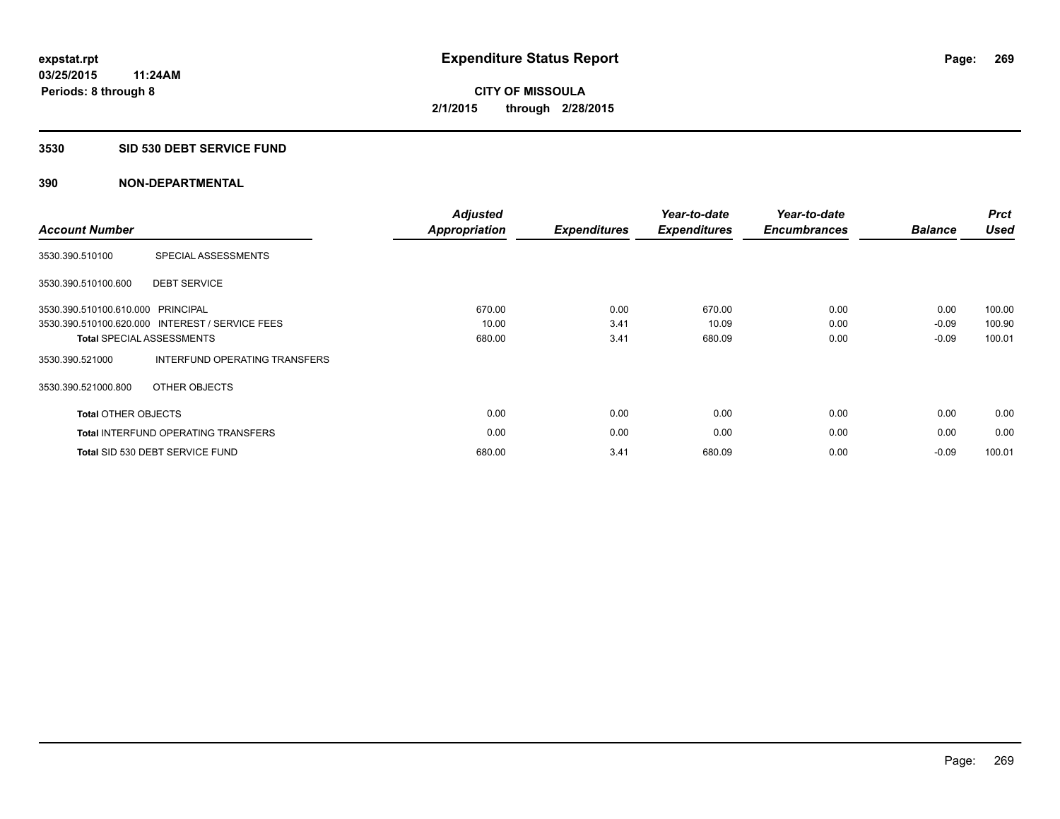# Expenditure Status Report

**CITY OF MISSOULA**

**2/1/2015 through 2/28/2015**

expstat.rpt
03/25/2015 11:24AM
Periods: 8 through 8

## 3530 SID 530 DEBT SERVICE FUND

### 390 NON-DEPARTMENTAL

| Account Number | | Adjusted Appropriation | Expenditures | Year-to-date Expenditures | Year-to-date Encumbrances | Balance | Prct Used |
|---|---|---|---|---|---|---|---|
| 3530.390.510100 | SPECIAL ASSESSMENTS | | | | | | |
| 3530.390.510100.600 | DEBT SERVICE | | | | | | |
| 3530.390.510100.610.000 | PRINCIPAL | 670.00 | 0.00 | 670.00 | 0.00 | 0.00 | 100.00 |
| 3530.390.510100.620.000 | INTEREST / SERVICE FEES | 10.00 | 3.41 | 10.09 | 0.00 | -0.09 | 100.90 |
| **Total** SPECIAL ASSESSMENTS | | 680.00 | 3.41 | 680.09 | 0.00 | -0.09 | 100.01 |
| 3530.390.521000 | INTERFUND OPERATING TRANSFERS | | | | | | |
| 3530.390.521000.800 | OTHER OBJECTS | | | | | | |
| **Total** OTHER OBJECTS | | 0.00 | 0.00 | 0.00 | 0.00 | 0.00 | 0.00 |
| **Total** INTERFUND OPERATING TRANSFERS | | 0.00 | 0.00 | 0.00 | 0.00 | 0.00 | 0.00 |
| **Total** SID 530 DEBT SERVICE FUND | | 680.00 | 3.41 | 680.09 | 0.00 | -0.09 | 100.01 |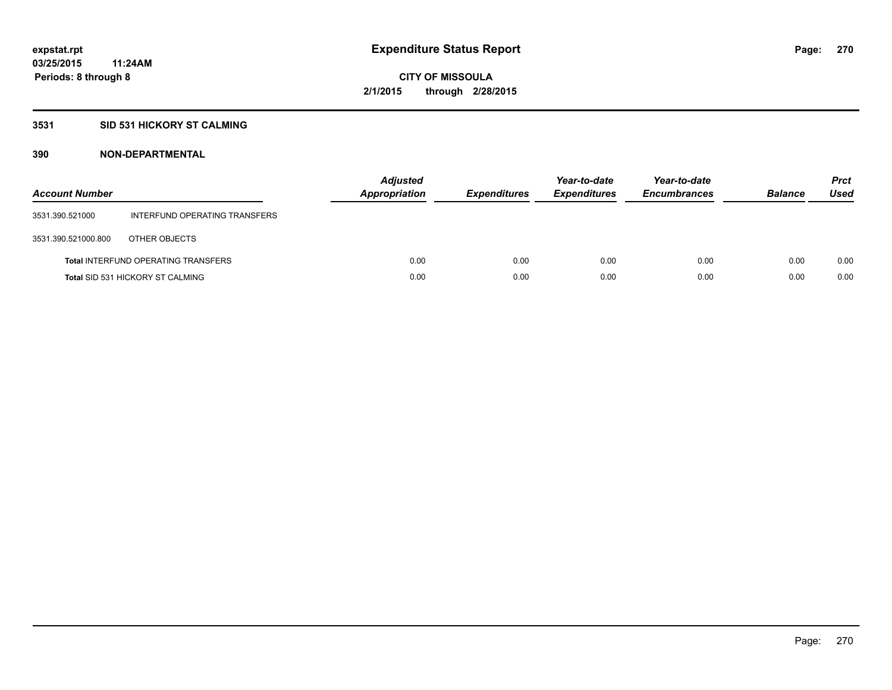**expstat.rpt**
**03/25/2015 11:24AM**
**Periods: 8 through 8**

# Expenditure Status Report

**CITY OF MISSOULA**
**2/1/2015 through 2/28/2015**

## 3531 SID 531 HICKORY ST CALMING

## 390 NON-DEPARTMENTAL

| Account Number | | Adjusted Appropriation | Expenditures | Year-to-date Expenditures | Year-to-date Encumbrances | Balance | Prct Used |
|---|---|---|---|---|---|---|---|
| 3531.390.521000 | INTERFUND OPERATING TRANSFERS | | | | | | |
| 3531.390.521000.800 | OTHER OBJECTS | | | | | | |
| **Total** INTERFUND OPERATING TRANSFERS | | 0.00 | 0.00 | 0.00 | 0.00 | 0.00 | 0.00 |
| **Total** SID 531 HICKORY ST CALMING | | 0.00 | 0.00 | 0.00 | 0.00 | 0.00 | 0.00 |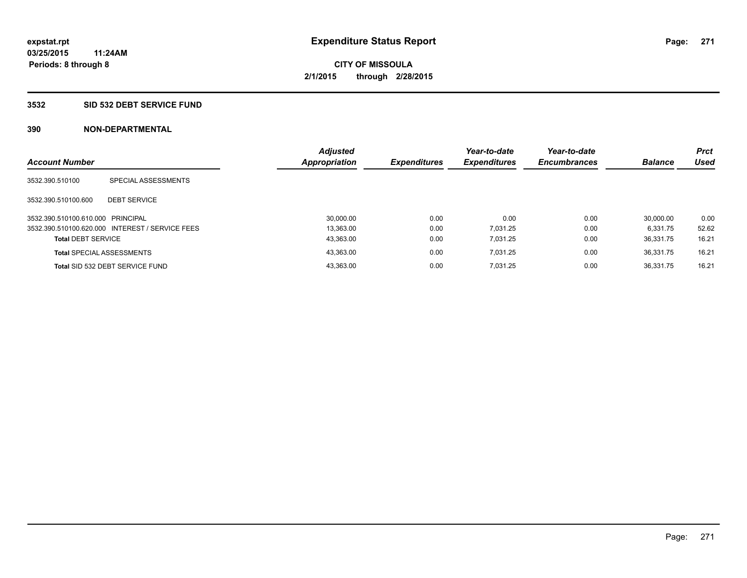**expstat.rpt**
**03/25/2015 11:24AM**
**Periods: 8 through 8**

# Expenditure Status Report

**CITY OF MISSOULA**
**2/1/2015 through 2/28/2015**

## 3532 SID 532 DEBT SERVICE FUND

## 390 NON-DEPARTMENTAL

| Account Number | | Adjusted Appropriation | Expenditures | Year-to-date Expenditures | Year-to-date Encumbrances | Balance | Prct Used |
|---|---|---|---|---|---|---|---|
| 3532.390.510100 | SPECIAL ASSESSMENTS | | | | | | |
| 3532.390.510100.600 | DEBT SERVICE | | | | | | |
| 3532.390.510100.610.000 | PRINCIPAL | 30,000.00 | 0.00 | 0.00 | 0.00 | 30,000.00 | 0.00 |
| 3532.390.510100.620.000 | INTEREST / SERVICE FEES | 13,363.00 | 0.00 | 7,031.25 | 0.00 | 6,331.75 | 52.62 |
| **Total** DEBT SERVICE | | 43,363.00 | 0.00 | 7,031.25 | 0.00 | 36,331.75 | 16.21 |
| **Total** SPECIAL ASSESSMENTS | | 43,363.00 | 0.00 | 7,031.25 | 0.00 | 36,331.75 | 16.21 |
| **Total** SID 532 DEBT SERVICE FUND | | 43,363.00 | 0.00 | 7,031.25 | 0.00 | 36,331.75 | 16.21 |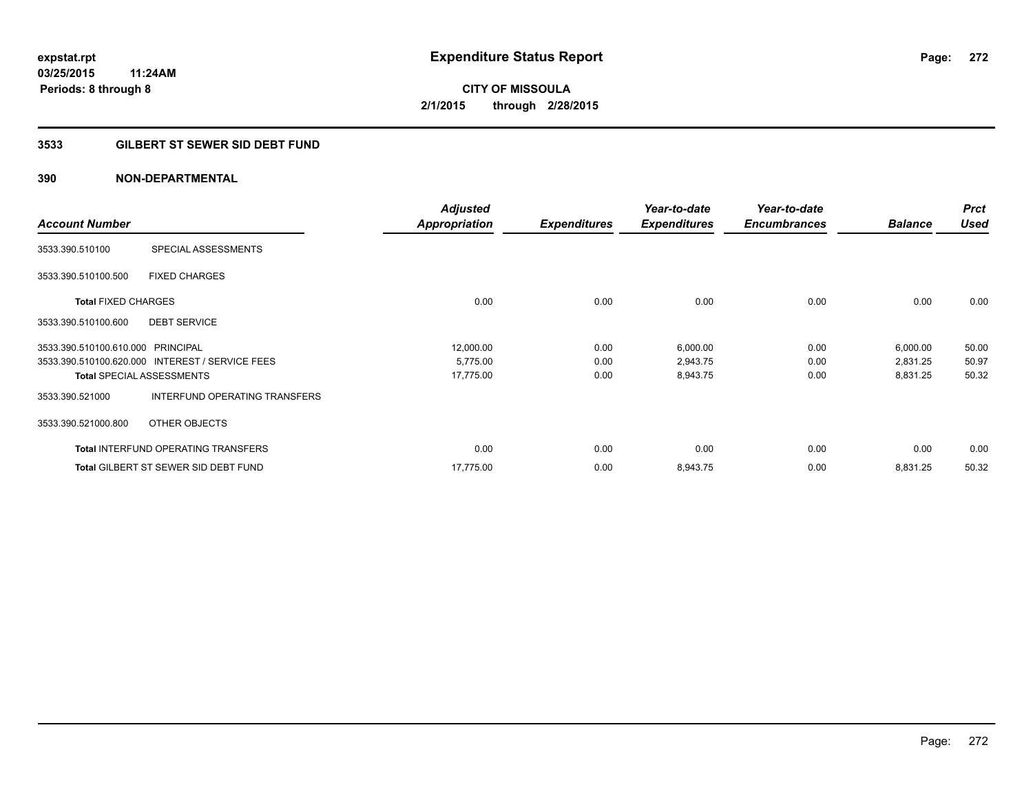**expstat.rpt**
**03/25/2015 11:24AM**
**Periods: 8 through 8**

# Expenditure Status Report

**CITY OF MISSOULA**
**2/1/2015 through 2/28/2015**

## 3533 GILBERT ST SEWER SID DEBT FUND

### 390 NON-DEPARTMENTAL

| Account Number | | Adjusted Appropriation | Expenditures | Year-to-date Expenditures | Year-to-date Encumbrances | Balance | Prct Used |
|---|---|---|---|---|---|---|---|
| 3533.390.510100 | SPECIAL ASSESSMENTS | | | | | | |
| 3533.390.510100.500 | FIXED CHARGES | | | | | | |
| **Total** FIXED CHARGES | | 0.00 | 0.00 | 0.00 | 0.00 | 0.00 | 0.00 |
| 3533.390.510100.600 | DEBT SERVICE | | | | | | |
| 3533.390.510100.610.000 | PRINCIPAL | 12,000.00 | 0.00 | 6,000.00 | 0.00 | 6,000.00 | 50.00 |
| 3533.390.510100.620.000 | INTEREST / SERVICE FEES | 5,775.00 | 0.00 | 2,943.75 | 0.00 | 2,831.25 | 50.97 |
| **Total** SPECIAL ASSESSMENTS | | 17,775.00 | 0.00 | 8,943.75 | 0.00 | 8,831.25 | 50.32 |
| 3533.390.521000 | INTERFUND OPERATING TRANSFERS | | | | | | |
| 3533.390.521000.800 | OTHER OBJECTS | | | | | | |
| **Total** INTERFUND OPERATING TRANSFERS | | 0.00 | 0.00 | 0.00 | 0.00 | 0.00 | 0.00 |
| **Total** GILBERT ST SEWER SID DEBT FUND | | 17,775.00 | 0.00 | 8,943.75 | 0.00 | 8,831.25 | 50.32 |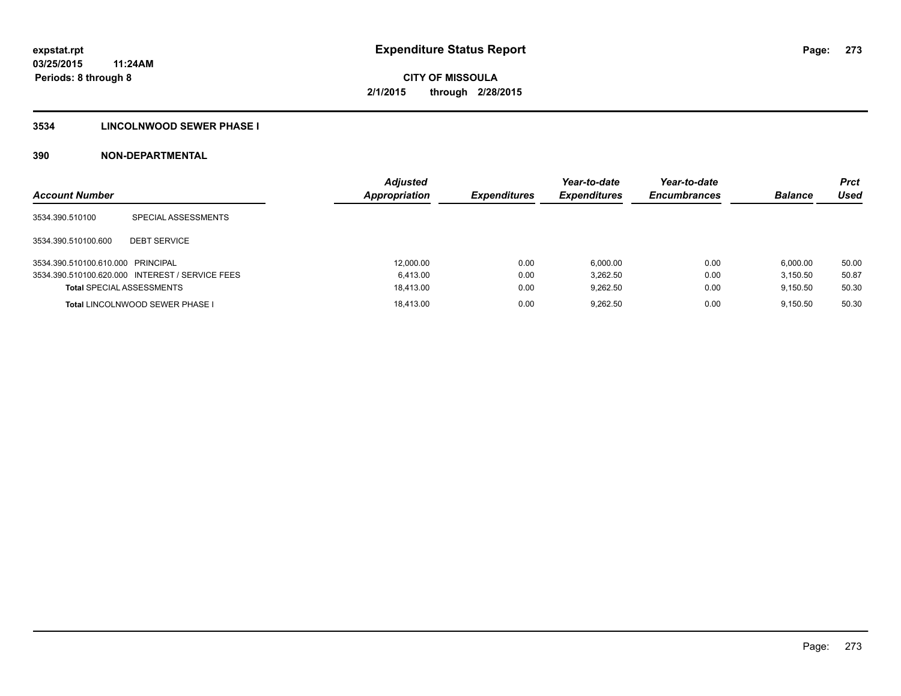**expstat.rpt**
**03/25/2015 11:24AM**
**Periods: 8 through 8**

# Expenditure Status Report

**CITY OF MISSOULA**
**2/1/2015 through 2/28/2015**

## 3534 LINCOLNWOOD SEWER PHASE I

### 390 NON-DEPARTMENTAL

| Account Number | | Adjusted Appropriation | Expenditures | Year-to-date Expenditures | Year-to-date Encumbrances | Balance | Prct Used |
|---|---|---|---|---|---|---|---|
| 3534.390.510100 | SPECIAL ASSESSMENTS | | | | | | |
| 3534.390.510100.600 | DEBT SERVICE | | | | | | |
| 3534.390.510100.610.000 | PRINCIPAL | 12,000.00 | 0.00 | 6,000.00 | 0.00 | 6,000.00 | 50.00 |
| 3534.390.510100.620.000 | INTEREST / SERVICE FEES | 6,413.00 | 0.00 | 3,262.50 | 0.00 | 3,150.50 | 50.87 |
| **Total** SPECIAL ASSESSMENTS | | 18,413.00 | 0.00 | 9,262.50 | 0.00 | 9,150.50 | 50.30 |
| **Total** LINCOLNWOOD SEWER PHASE I | | 18,413.00 | 0.00 | 9,262.50 | 0.00 | 9,150.50 | 50.30 |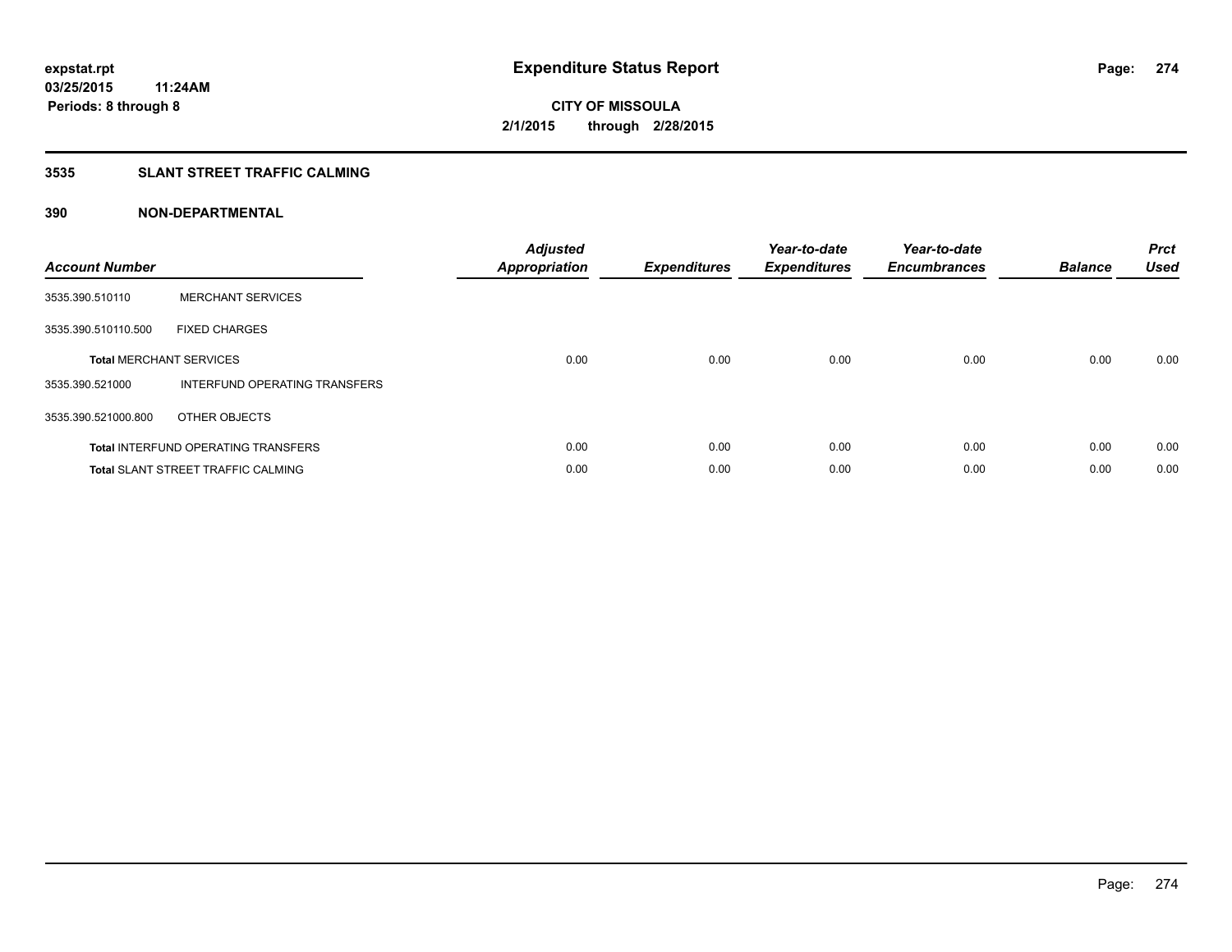expstat.rpt
03/25/2015 11:24AM
Periods: 8 through 8

# Expenditure Status Report

**CITY OF MISSOULA**
**2/1/2015 through 2/28/2015**

## 3535 SLANT STREET TRAFFIC CALMING

### 390 NON-DEPARTMENTAL

| Account Number | | Adjusted Appropriation | Expenditures | Year-to-date Expenditures | Year-to-date Encumbrances | Balance | Prct Used |
|---|---|---|---|---|---|---|---|
| 3535.390.510110 | MERCHANT SERVICES | | | | | | |
| 3535.390.510110.500 | FIXED CHARGES | | | | | | |
| **Total** MERCHANT SERVICES | | 0.00 | 0.00 | 0.00 | 0.00 | 0.00 | 0.00 |
| 3535.390.521000 | INTERFUND OPERATING TRANSFERS | | | | | | |
| 3535.390.521000.800 | OTHER OBJECTS | | | | | | |
| **Total** INTERFUND OPERATING TRANSFERS | | 0.00 | 0.00 | 0.00 | 0.00 | 0.00 | 0.00 |
| **Total** SLANT STREET TRAFFIC CALMING | | 0.00 | 0.00 | 0.00 | 0.00 | 0.00 | 0.00 |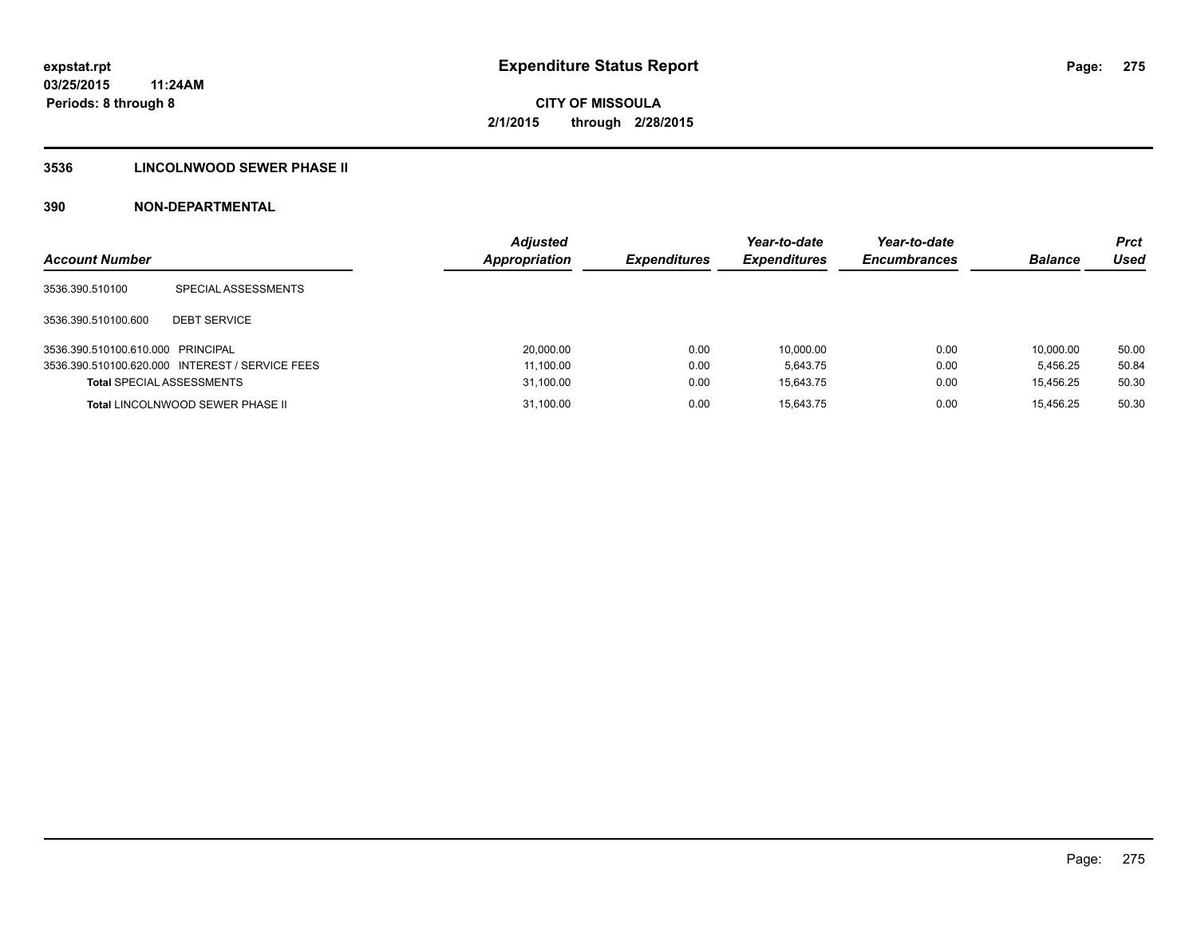**expstat.rpt**
**03/25/2015 11:24AM**
**Periods: 8 through 8**

# Expenditure Status Report

**CITY OF MISSOULA**
**2/1/2015 through 2/28/2015**

## 3536 LINCOLNWOOD SEWER PHASE II

## 390 NON-DEPARTMENTAL

| Account Number | | Adjusted Appropriation | Expenditures | Year-to-date Expenditures | Year-to-date Encumbrances | Balance | Prct Used |
|---|---|---|---|---|---|---|---|
| 3536.390.510100 | SPECIAL ASSESSMENTS | | | | | | |
| 3536.390.510100.600 | DEBT SERVICE | | | | | | |
| 3536.390.510100.610.000 | PRINCIPAL | 20,000.00 | 0.00 | 10,000.00 | 0.00 | 10,000.00 | 50.00 |
| 3536.390.510100.620.000 | INTEREST / SERVICE FEES | 11,100.00 | 0.00 | 5,643.75 | 0.00 | 5,456.25 | 50.84 |
| **Total** SPECIAL ASSESSMENTS | | 31,100.00 | 0.00 | 15,643.75 | 0.00 | 15,456.25 | 50.30 |
| **Total** LINCOLNWOOD SEWER PHASE II | | 31,100.00 | 0.00 | 15,643.75 | 0.00 | 15,456.25 | 50.30 |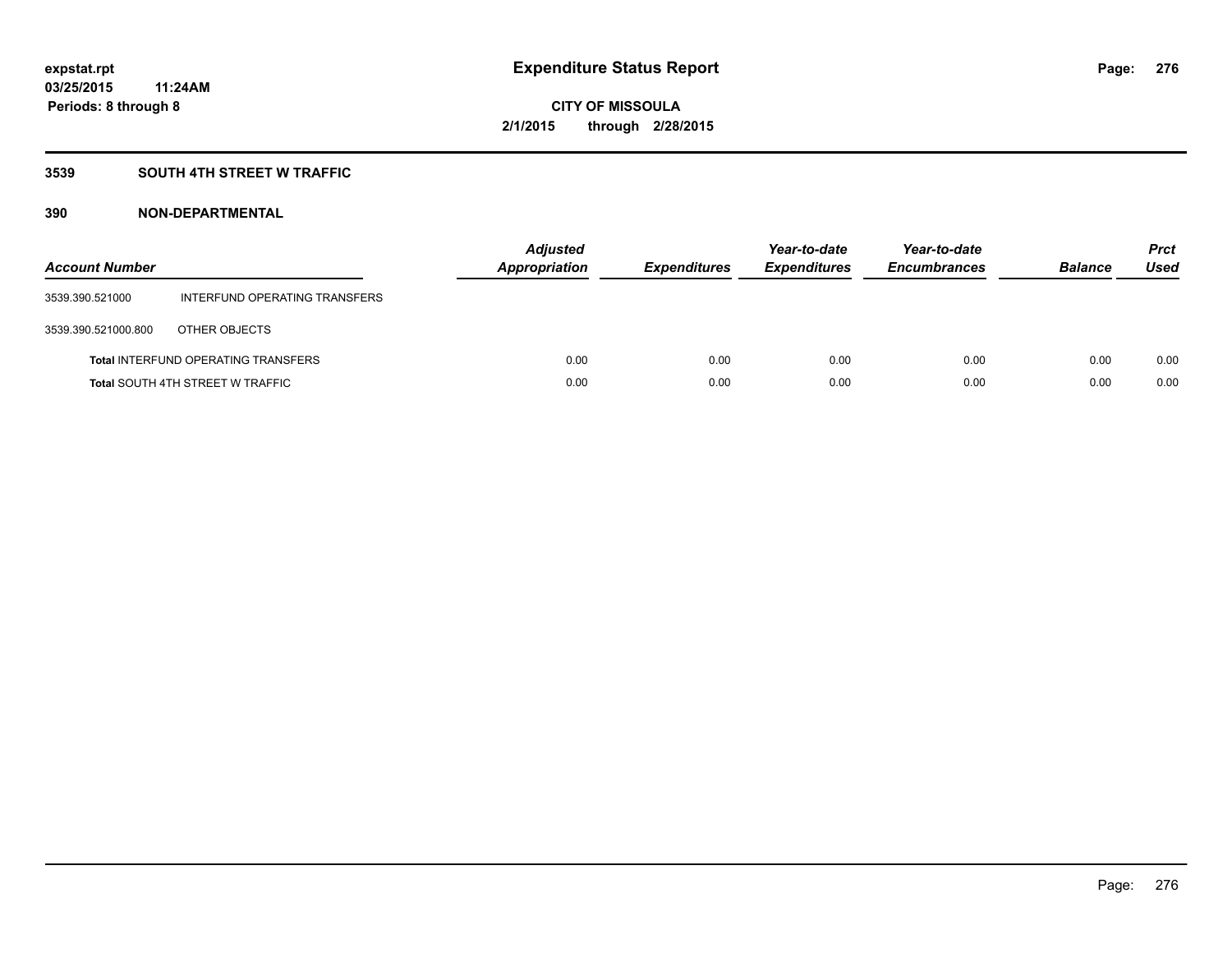**expstat.rpt**
**03/25/2015 11:24AM**
**Periods: 8 through 8**

# Expenditure Status Report

**CITY OF MISSOULA**
**2/1/2015 through 2/28/2015**

## 3539 SOUTH 4TH STREET W TRAFFIC

## 390 NON-DEPARTMENTAL

| Account Number | | Adjusted Appropriation | Expenditures | Year-to-date Expenditures | Year-to-date Encumbrances | Balance | Prct Used |
|---|---|---|---|---|---|---|---|
| 3539.390.521000 | INTERFUND OPERATING TRANSFERS | | | | | | |
| 3539.390.521000.800 | OTHER OBJECTS | | | | | | |
| **Total** INTERFUND OPERATING TRANSFERS | | 0.00 | 0.00 | 0.00 | 0.00 | 0.00 | 0.00 |
| **Total** SOUTH 4TH STREET W TRAFFIC | | 0.00 | 0.00 | 0.00 | 0.00 | 0.00 | 0.00 |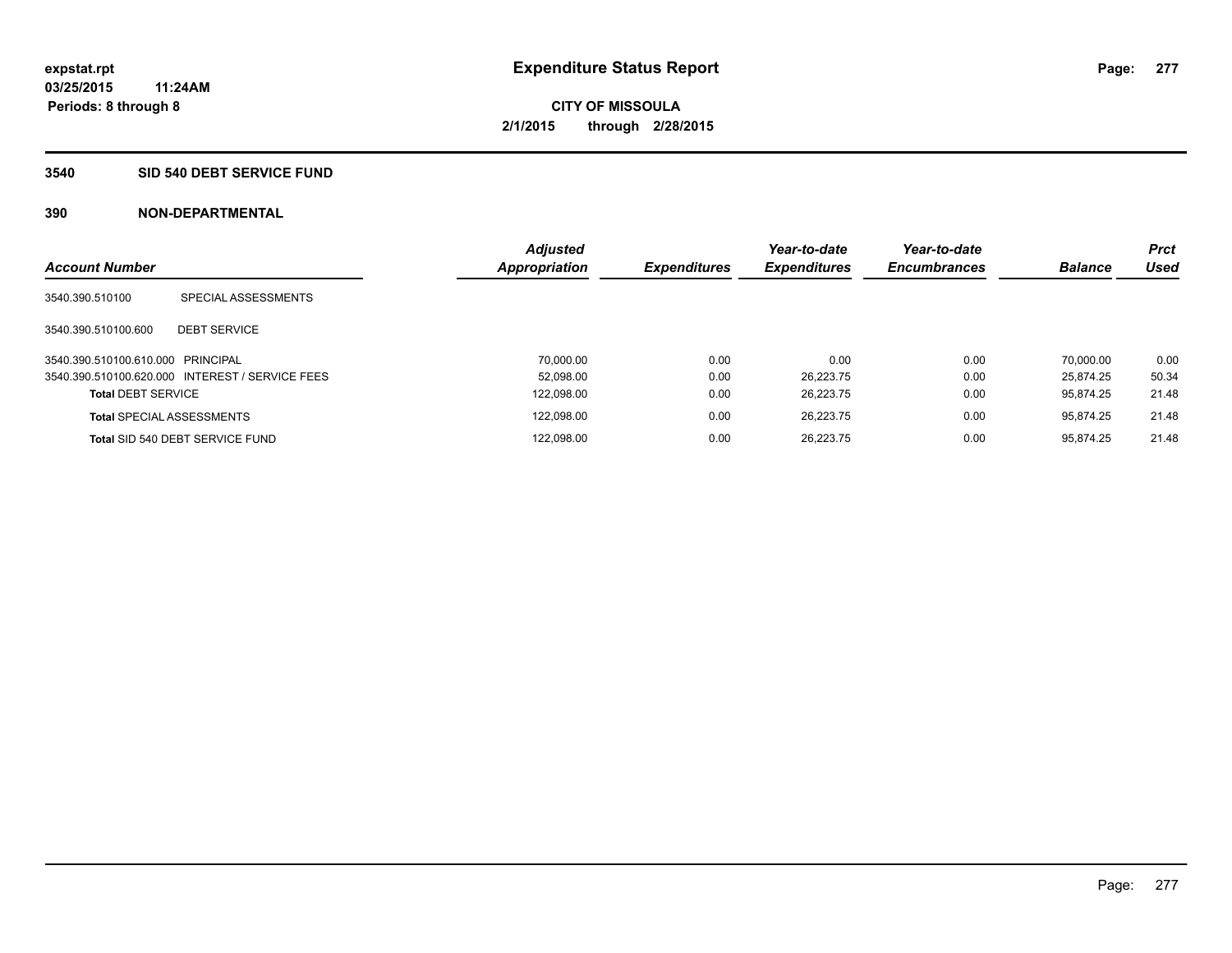# Expenditure Status Report

expstat.rpt
03/25/2015 11:24AM
Periods: 8 through 8

**CITY OF MISSOULA**
**2/1/2015 through 2/28/2015**

## 3540 SID 540 DEBT SERVICE FUND

### 390 NON-DEPARTMENTAL

| Account Number | | Adjusted Appropriation | Expenditures | Year-to-date Expenditures | Year-to-date Encumbrances | Balance | Prct Used |
|---|---|---|---|---|---|---|---|
| 3540.390.510100 | SPECIAL ASSESSMENTS | | | | | | |
| 3540.390.510100.600 | DEBT SERVICE | | | | | | |
| 3540.390.510100.610.000 | PRINCIPAL | 70,000.00 | 0.00 | 0.00 | 0.00 | 70,000.00 | 0.00 |
| 3540.390.510100.620.000 | INTEREST / SERVICE FEES | 52,098.00 | 0.00 | 26,223.75 | 0.00 | 25,874.25 | 50.34 |
| **Total** DEBT SERVICE | | 122,098.00 | 0.00 | 26,223.75 | 0.00 | 95,874.25 | 21.48 |
| **Total** SPECIAL ASSESSMENTS | | 122,098.00 | 0.00 | 26,223.75 | 0.00 | 95,874.25 | 21.48 |
| **Total** SID 540 DEBT SERVICE FUND | | 122,098.00 | 0.00 | 26,223.75 | 0.00 | 95,874.25 | 21.48 |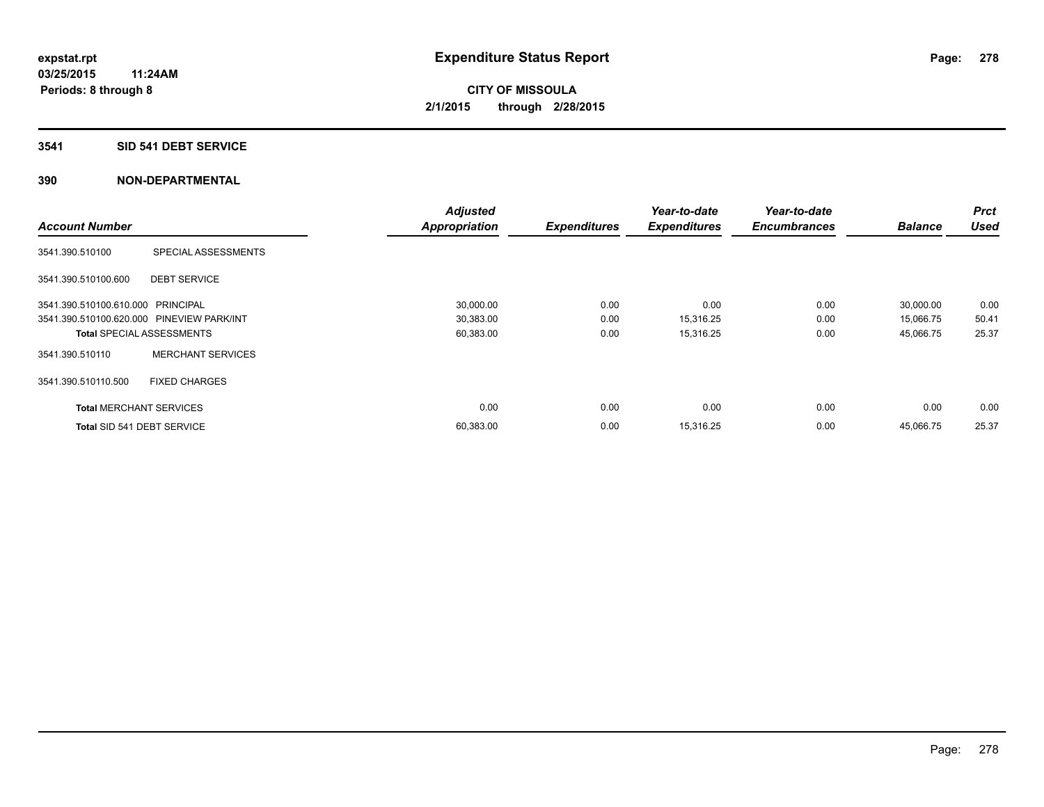**expstat.rpt**
**03/25/2015 11:24AM**
**Periods: 8 through 8**

# Expenditure Status Report

**CITY OF MISSOULA**
**2/1/2015 through 2/28/2015**

## 3541 SID 541 DEBT SERVICE

## 390 NON-DEPARTMENTAL

| Account Number | | Adjusted Appropriation | Expenditures | Year-to-date Expenditures | Year-to-date Encumbrances | Balance | Prct Used |
|---|---|---|---|---|---|---|---|
| 3541.390.510100 | SPECIAL ASSESSMENTS | | | | | | |
| 3541.390.510100.600 | DEBT SERVICE | | | | | | |
| 3541.390.510100.610.000 | PRINCIPAL | 30,000.00 | 0.00 | 0.00 | 0.00 | 30,000.00 | 0.00 |
| 3541.390.510100.620.000 | PINEVIEW PARK/INT | 30,383.00 | 0.00 | 15,316.25 | 0.00 | 15,066.75 | 50.41 |
| **Total** SPECIAL ASSESSMENTS | | 60,383.00 | 0.00 | 15,316.25 | 0.00 | 45,066.75 | 25.37 |
| 3541.390.510110 | MERCHANT SERVICES | | | | | | |
| 3541.390.510110.500 | FIXED CHARGES | | | | | | |
| **Total** MERCHANT SERVICES | | 0.00 | 0.00 | 0.00 | 0.00 | 0.00 | 0.00 |
| **Total** SID 541 DEBT SERVICE | | 60,383.00 | 0.00 | 15,316.25 | 0.00 | 45,066.75 | 25.37 |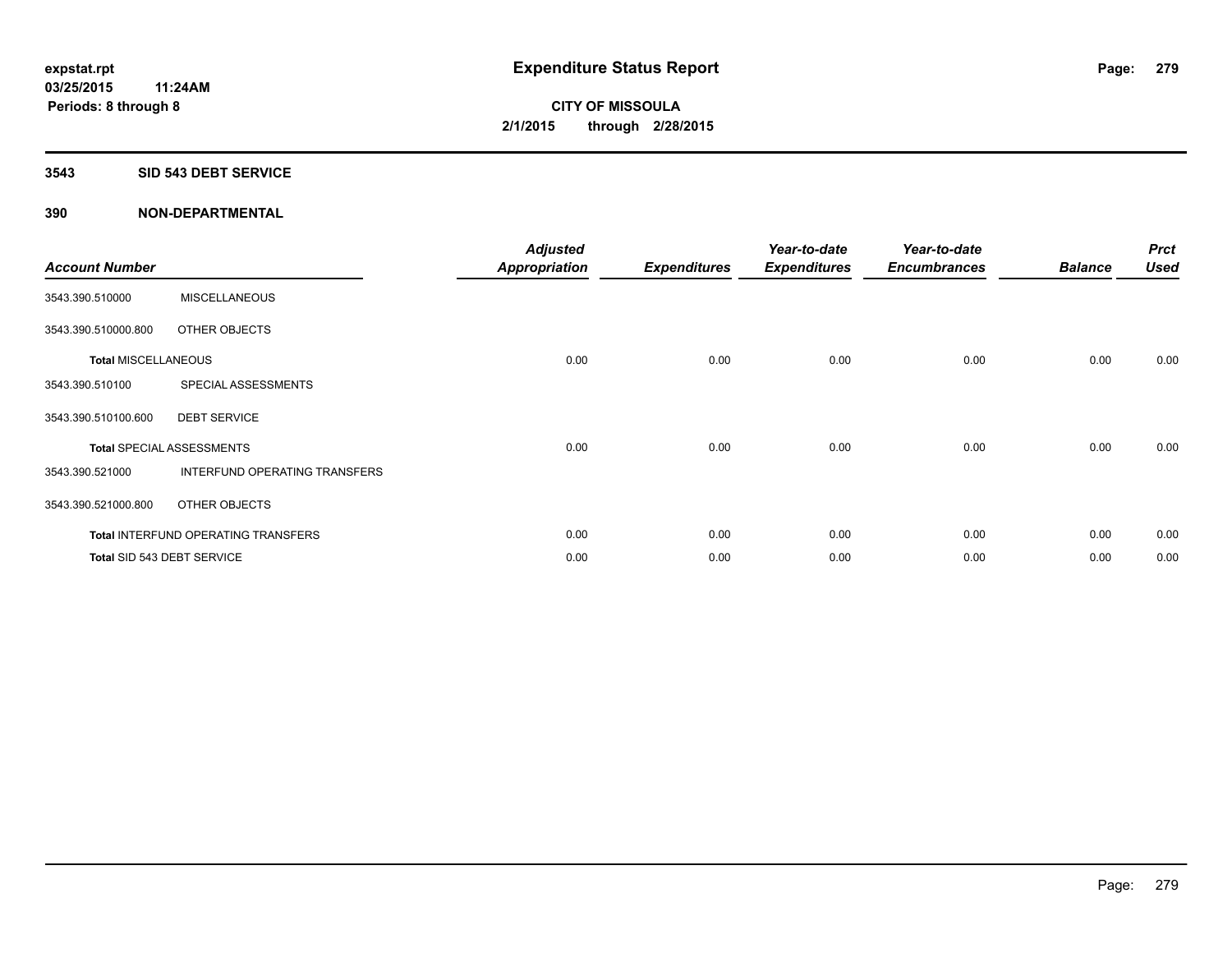# Expenditure Status Report

**CITY OF MISSOULA**

**2/1/2015 through 2/28/2015**

expstat.rpt
03/25/2015 11:24AM
Periods: 8 through 8

## 3543 SID 543 DEBT SERVICE

## 390 NON-DEPARTMENTAL

| Account Number | | Adjusted Appropriation | Expenditures | Year-to-date Expenditures | Year-to-date Encumbrances | Balance | Prct Used |
|---|---|---|---|---|---|---|---|
| 3543.390.510000 | MISCELLANEOUS | | | | | | |
| 3543.390.510000.800 | OTHER OBJECTS | | | | | | |
| Total MISCELLANEOUS | | 0.00 | 0.00 | 0.00 | 0.00 | 0.00 | 0.00 |
| 3543.390.510100 | SPECIAL ASSESSMENTS | | | | | | |
| 3543.390.510100.600 | DEBT SERVICE | | | | | | |
| Total SPECIAL ASSESSMENTS | | 0.00 | 0.00 | 0.00 | 0.00 | 0.00 | 0.00 |
| 3543.390.521000 | INTERFUND OPERATING TRANSFERS | | | | | | |
| 3543.390.521000.800 | OTHER OBJECTS | | | | | | |
| Total INTERFUND OPERATING TRANSFERS | | 0.00 | 0.00 | 0.00 | 0.00 | 0.00 | 0.00 |
| Total SID 543 DEBT SERVICE | | 0.00 | 0.00 | 0.00 | 0.00 | 0.00 | 0.00 |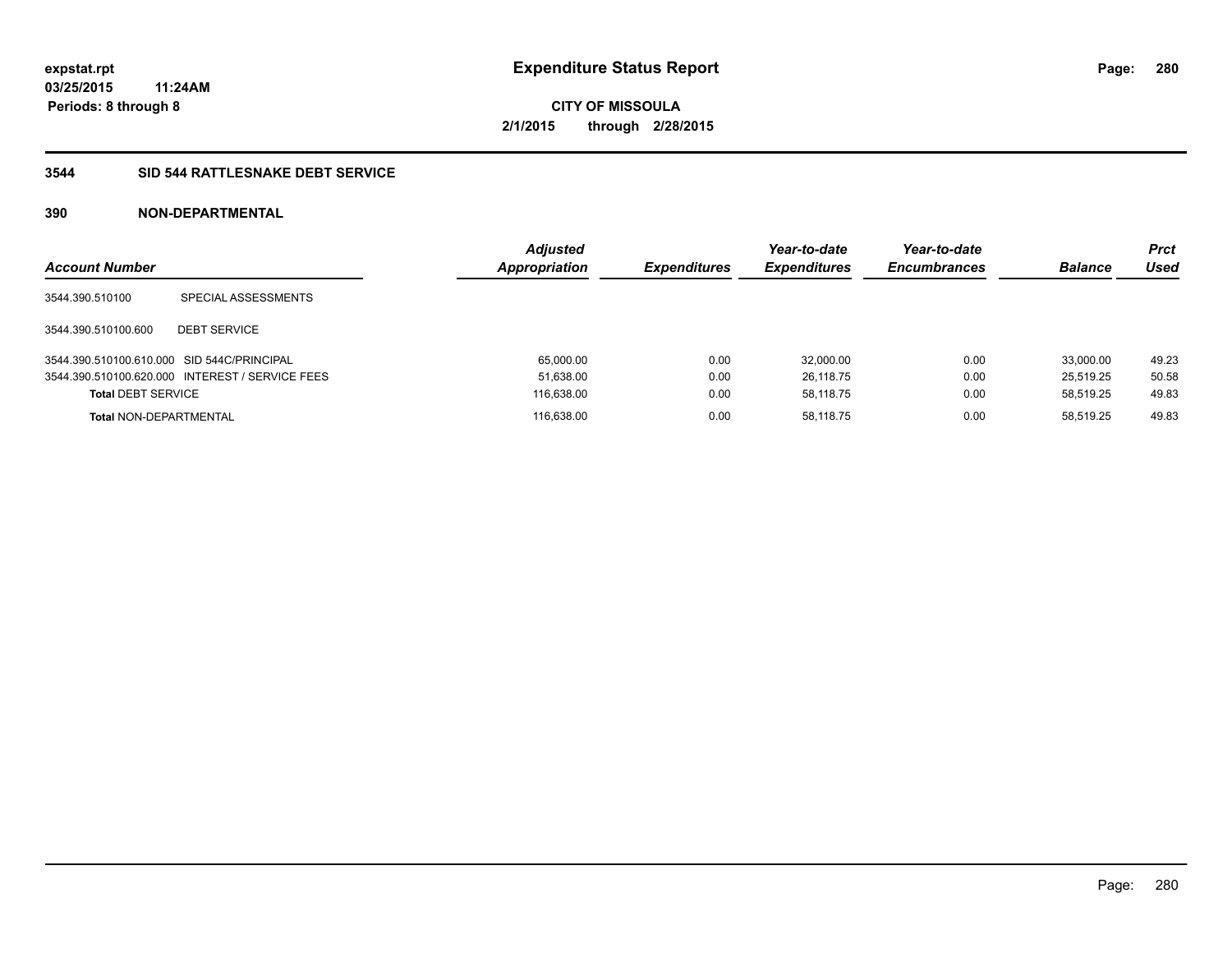expstat.rpt
03/25/2015 11:24AM
Periods: 8 through 8

# Expenditure Status Report

CITY OF MISSOULA
2/1/2015 through 2/28/2015

## 3544 SID 544 RATTLESNAKE DEBT SERVICE

### 390 NON-DEPARTMENTAL

| Account Number | | Adjusted Appropriation | Expenditures | Year-to-date Expenditures | Year-to-date Encumbrances | Balance | Prct Used |
|---|---|---|---|---|---|---|---|
| 3544.390.510100 | SPECIAL ASSESSMENTS | | | | | | |
| 3544.390.510100.600 | DEBT SERVICE | | | | | | |
| 3544.390.510100.610.000 | SID 544C/PRINCIPAL | 65,000.00 | 0.00 | 32,000.00 | 0.00 | 33,000.00 | 49.23 |
| 3544.390.510100.620.000 | INTEREST / SERVICE FEES | 51,638.00 | 0.00 | 26,118.75 | 0.00 | 25,519.25 | 50.58 |
| **Total** DEBT SERVICE | | 116,638.00 | 0.00 | 58,118.75 | 0.00 | 58,519.25 | 49.83 |
| **Total** NON-DEPARTMENTAL | | 116,638.00 | 0.00 | 58,118.75 | 0.00 | 58,519.25 | 49.83 |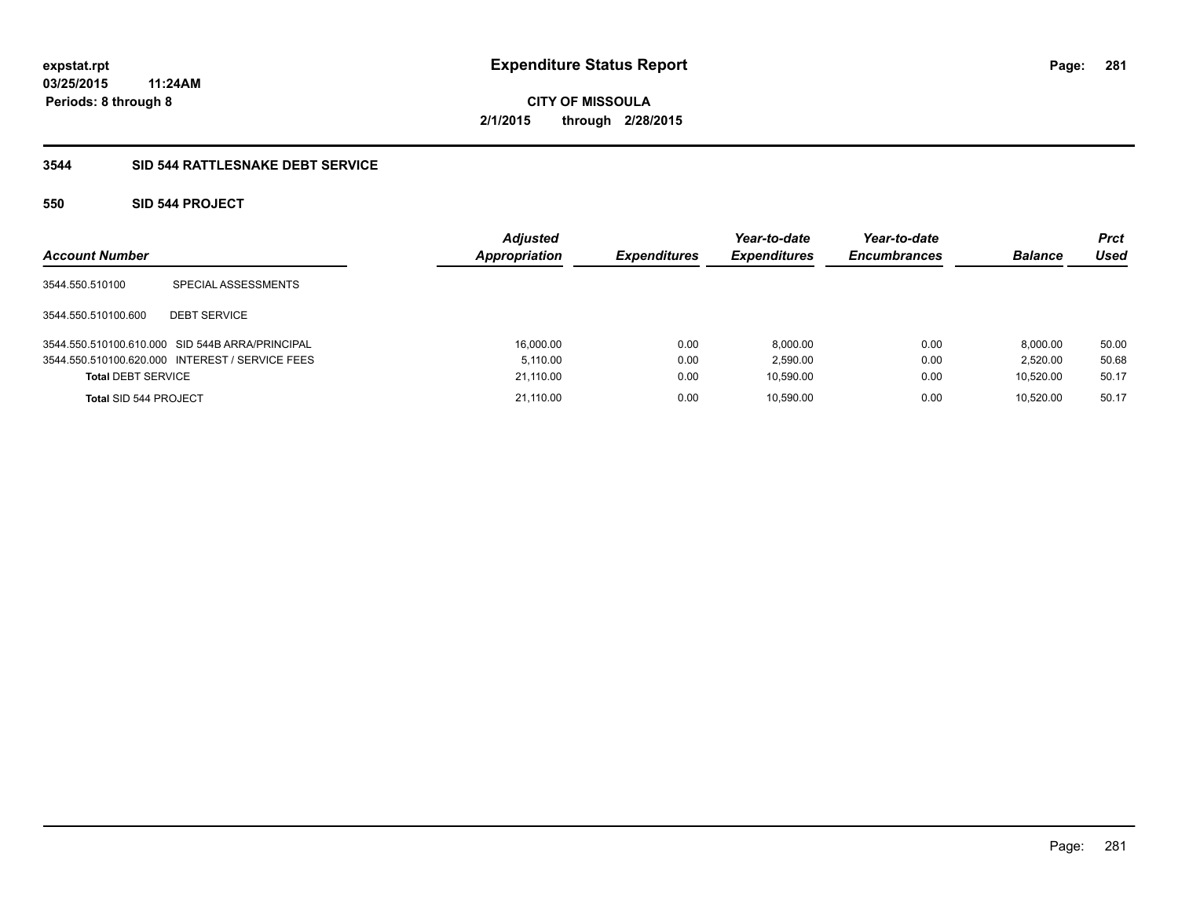**expstat.rpt**
**03/25/2015 11:24AM**
**Periods: 8 through 8**

# Expenditure Status Report

**CITY OF MISSOULA**
**2/1/2015 through 2/28/2015**

## 3544 SID 544 RATTLESNAKE DEBT SERVICE

### 550 SID 544 PROJECT

| Account Number | | Adjusted Appropriation | Expenditures | Year-to-date Expenditures | Year-to-date Encumbrances | Balance | Prct Used |
|---|---|---|---|---|---|---|---|
| 3544.550.510100 | SPECIAL ASSESSMENTS | | | | | | |
| 3544.550.510100.600 | DEBT SERVICE | | | | | | |
| 3544.550.510100.610.000 | SID 544B ARRA/PRINCIPAL | 16,000.00 | 0.00 | 8,000.00 | 0.00 | 8,000.00 | 50.00 |
| 3544.550.510100.620.000 | INTEREST / SERVICE FEES | 5,110.00 | 0.00 | 2,590.00 | 0.00 | 2,520.00 | 50.68 |
| **Total** DEBT SERVICE | | 21,110.00 | 0.00 | 10,590.00 | 0.00 | 10,520.00 | 50.17 |
| **Total** SID 544 PROJECT | | 21,110.00 | 0.00 | 10,590.00 | 0.00 | 10,520.00 | 50.17 |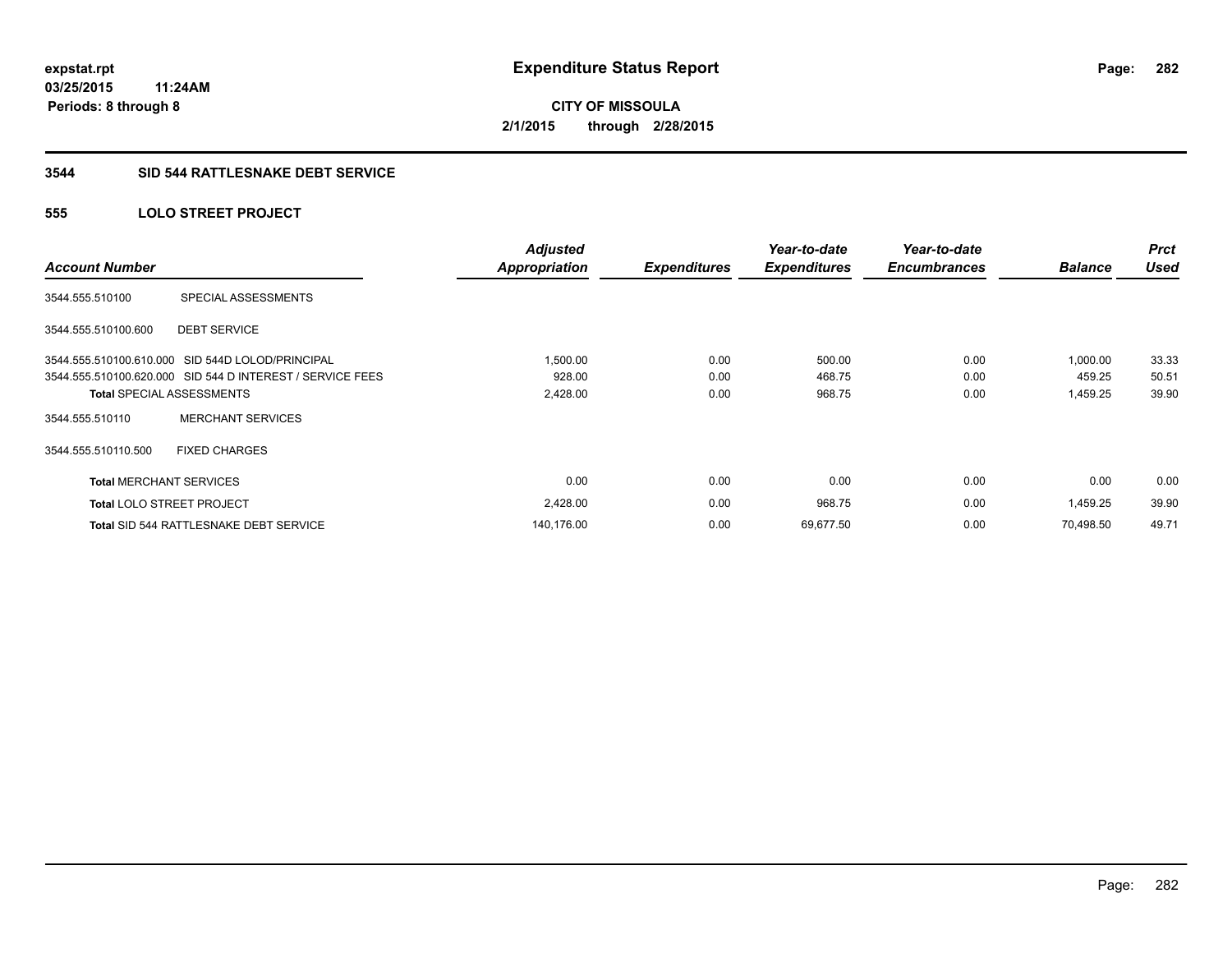**expstat.rpt**
**03/25/2015 11:24AM**
**Periods: 8 through 8**

# Expenditure Status Report

**CITY OF MISSOULA**
**2/1/2015 through 2/28/2015**

## 3544 SID 544 RATTLESNAKE DEBT SERVICE

### 555 LOLO STREET PROJECT

| Account Number | | Adjusted Appropriation | Expenditures | Year-to-date Expenditures | Year-to-date Encumbrances | Balance | Prct Used |
|---|---|---|---|---|---|---|---|
| 3544.555.510100 | SPECIAL ASSESSMENTS | | | | | | |
| 3544.555.510100.600 | DEBT SERVICE | | | | | | |
| 3544.555.510100.610.000 | SID 544D LOLOD/PRINCIPAL | 1,500.00 | 0.00 | 500.00 | 0.00 | 1,000.00 | 33.33 |
| 3544.555.510100.620.000 | SID 544 D INTEREST / SERVICE FEES | 928.00 | 0.00 | 468.75 | 0.00 | 459.25 | 50.51 |
| **Total** SPECIAL ASSESSMENTS | | 2,428.00 | 0.00 | 968.75 | 0.00 | 1,459.25 | 39.90 |
| 3544.555.510110 | MERCHANT SERVICES | | | | | | |
| 3544.555.510110.500 | FIXED CHARGES | | | | | | |
| **Total** MERCHANT SERVICES | | 0.00 | 0.00 | 0.00 | 0.00 | 0.00 | 0.00 |
| **Total** LOLO STREET PROJECT | | 2,428.00 | 0.00 | 968.75 | 0.00 | 1,459.25 | 39.90 |
| **Total** SID 544 RATTLESNAKE DEBT SERVICE | | 140,176.00 | 0.00 | 69,677.50 | 0.00 | 70,498.50 | 49.71 |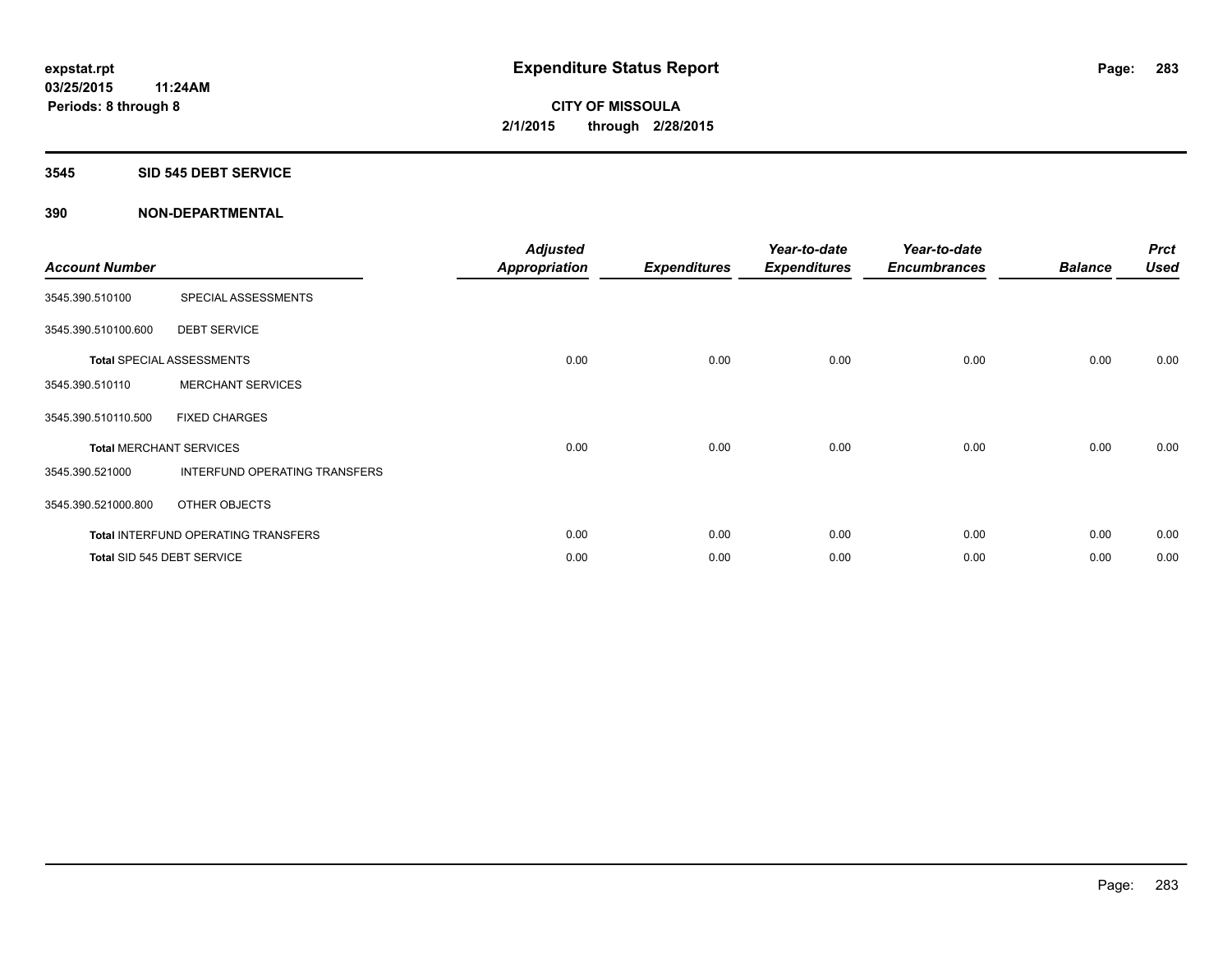# Expenditure Status Report

**CITY OF MISSOULA**
**2/1/2015 through 2/28/2015**

expstat.rpt
03/25/2015 11:24AM
Periods: 8 through 8

**3545 SID 545 DEBT SERVICE**

**390 NON-DEPARTMENTAL**

| Account Number | | Adjusted Appropriation | Expenditures | Year-to-date Expenditures | Year-to-date Encumbrances | Balance | Prct Used |
|---|---|---|---|---|---|---|---|
| 3545.390.510100 | SPECIAL ASSESSMENTS | | | | | | |
| 3545.390.510100.600 | DEBT SERVICE | | | | | | |
| **Total** SPECIAL ASSESSMENTS | | 0.00 | 0.00 | 0.00 | 0.00 | 0.00 | 0.00 |
| 3545.390.510110 | MERCHANT SERVICES | | | | | | |
| 3545.390.510110.500 | FIXED CHARGES | | | | | | |
| **Total** MERCHANT SERVICES | | 0.00 | 0.00 | 0.00 | 0.00 | 0.00 | 0.00 |
| 3545.390.521000 | INTERFUND OPERATING TRANSFERS | | | | | | |
| 3545.390.521000.800 | OTHER OBJECTS | | | | | | |
| **Total** INTERFUND OPERATING TRANSFERS | | 0.00 | 0.00 | 0.00 | 0.00 | 0.00 | 0.00 |
| **Total** SID 545 DEBT SERVICE | | 0.00 | 0.00 | 0.00 | 0.00 | 0.00 | 0.00 |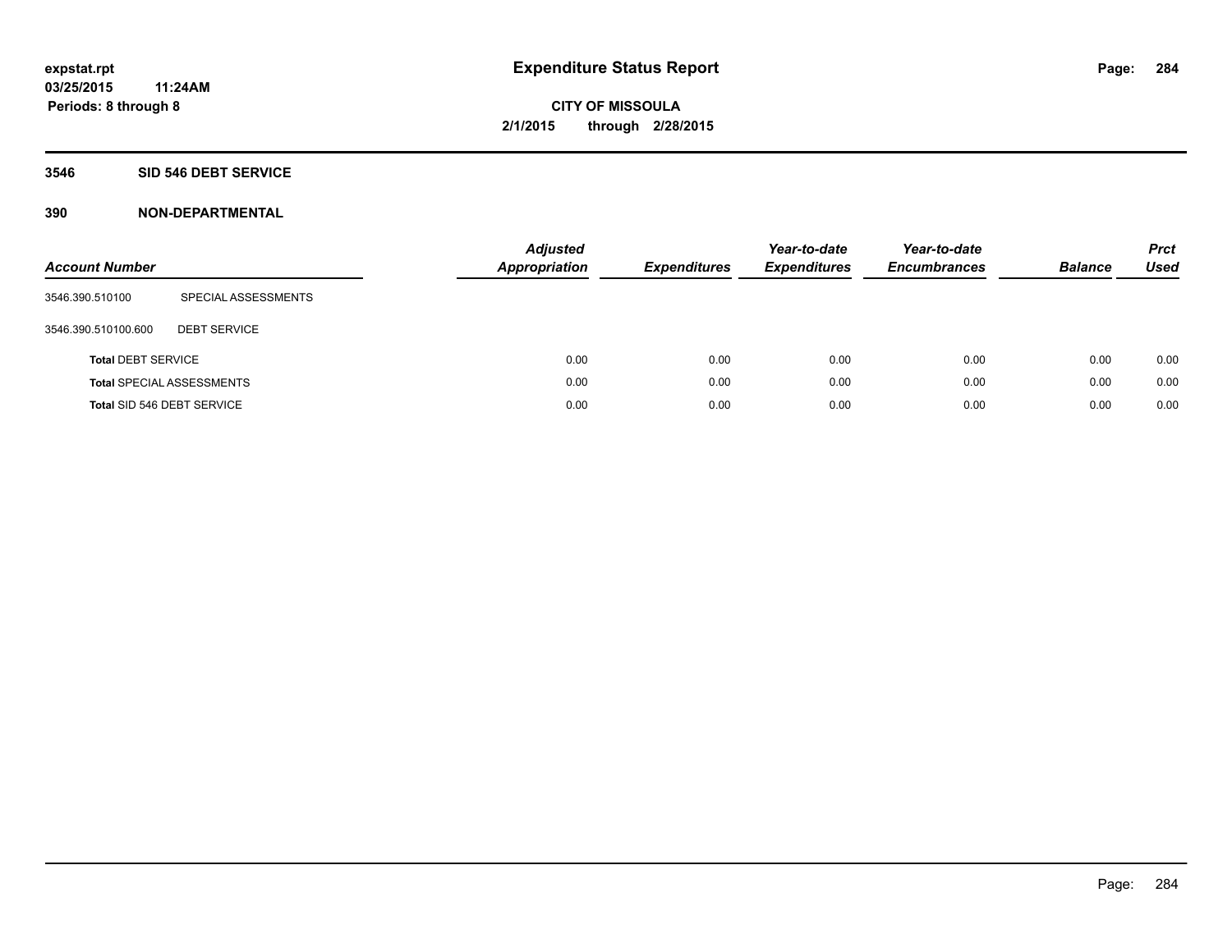**expstat.rpt**
**03/25/2015 11:24AM**
**Periods: 8 through 8**

# Expenditure Status Report

**CITY OF MISSOULA**
**2/1/2015 through 2/28/2015**

## 3546 SID 546 DEBT SERVICE

## 390 NON-DEPARTMENTAL

| Account Number | | Adjusted Appropriation | Expenditures | Year-to-date Expenditures | Year-to-date Encumbrances | Balance | Prct Used |
|---|---|---|---|---|---|---|---|
| 3546.390.510100 | SPECIAL ASSESSMENTS | | | | | | |
| 3546.390.510100.600 | DEBT SERVICE | | | | | | |
| **Total** DEBT SERVICE | | 0.00 | 0.00 | 0.00 | 0.00 | 0.00 | 0.00 |
| **Total** SPECIAL ASSESSMENTS | | 0.00 | 0.00 | 0.00 | 0.00 | 0.00 | 0.00 |
| **Total** SID 546 DEBT SERVICE | | 0.00 | 0.00 | 0.00 | 0.00 | 0.00 | 0.00 |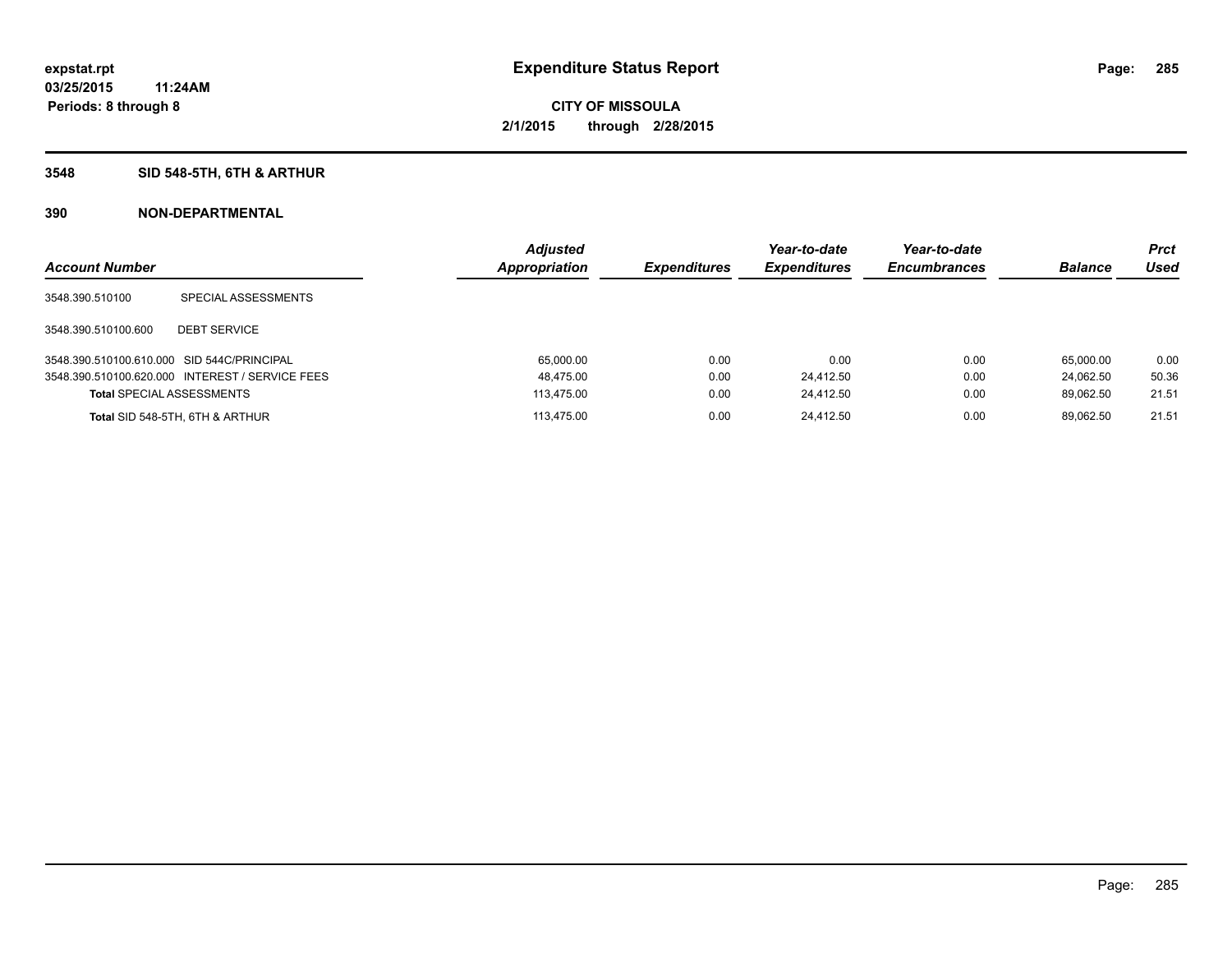# Expenditure Status Report

expstat.rpt
03/25/2015 11:24AM
Periods: 8 through 8

**CITY OF MISSOULA**
**2/1/2015 through 2/28/2015**

## 3548 SID 548-5TH, 6TH & ARTHUR

## 390 NON-DEPARTMENTAL

| Account Number | | Adjusted Appropriation | Expenditures | Year-to-date Expenditures | Year-to-date Encumbrances | Balance | Prct Used |
|---|---|---|---|---|---|---|---|
| 3548.390.510100 | SPECIAL ASSESSMENTS | | | | | | |
| 3548.390.510100.600 | DEBT SERVICE | | | | | | |
| 3548.390.510100.610.000 | SID 544C/PRINCIPAL | 65,000.00 | 0.00 | 0.00 | 0.00 | 65,000.00 | 0.00 |
| 3548.390.510100.620.000 | INTEREST / SERVICE FEES | 48,475.00 | 0.00 | 24,412.50 | 0.00 | 24,062.50 | 50.36 |
| **Total** SPECIAL ASSESSMENTS | | 113,475.00 | 0.00 | 24,412.50 | 0.00 | 89,062.50 | 21.51 |
| **Total** SID 548-5TH, 6TH & ARTHUR | | 113,475.00 | 0.00 | 24,412.50 | 0.00 | 89,062.50 | 21.51 |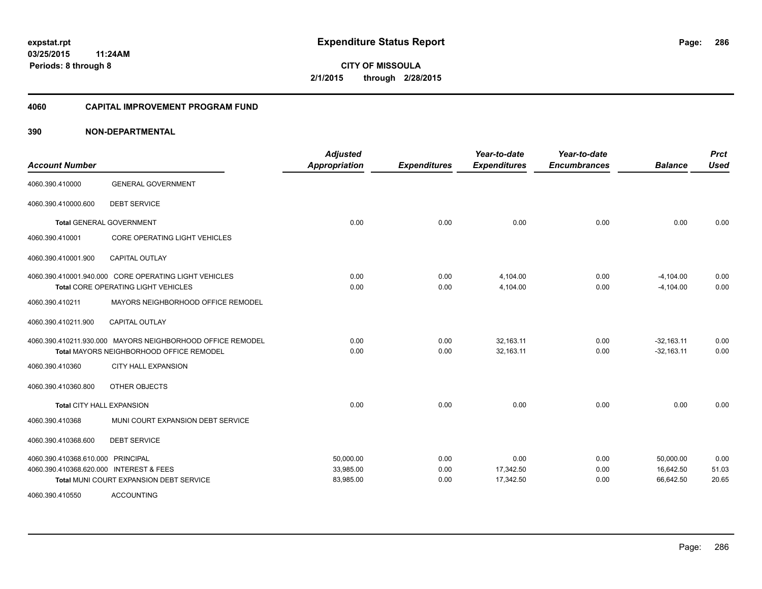# Expenditure Status Report

**CITY OF MISSOULA**

**2/1/2015 through 2/28/2015**

expstat.rpt
03/25/2015 11:24AM
Periods: 8 through 8

## 4060 CAPITAL IMPROVEMENT PROGRAM FUND

### 390 NON-DEPARTMENTAL

| Account Number | | Adjusted Appropriation | Expenditures | Year-to-date Expenditures | Year-to-date Encumbrances | Balance | Prct Used |
|---|---|---|---|---|---|---|---|
| 4060.390.410000 | GENERAL GOVERNMENT | | | | | | |
| 4060.390.410000.600 | DEBT SERVICE | | | | | | |
| **Total** GENERAL GOVERNMENT | | 0.00 | 0.00 | 0.00 | 0.00 | 0.00 | 0.00 |
| 4060.390.410001 | CORE OPERATING LIGHT VEHICLES | | | | | | |
| 4060.390.410001.900 | CAPITAL OUTLAY | | | | | | |
| 4060.390.410001.940.000 | CORE OPERATING LIGHT VEHICLES | 0.00 | 0.00 | 4,104.00 | 0.00 | -4,104.00 | 0.00 |
| **Total** CORE OPERATING LIGHT VEHICLES | | 0.00 | 0.00 | 4,104.00 | 0.00 | -4,104.00 | 0.00 |
| 4060.390.410211 | MAYORS NEIGHBORHOOD OFFICE REMODEL | | | | | | |
| 4060.390.410211.900 | CAPITAL OUTLAY | | | | | | |
| 4060.390.410211.930.000 | MAYORS NEIGHBORHOOD OFFICE REMODEL | 0.00 | 0.00 | 32,163.11 | 0.00 | -32,163.11 | 0.00 |
| **Total** MAYORS NEIGHBORHOOD OFFICE REMODEL | | 0.00 | 0.00 | 32,163.11 | 0.00 | -32,163.11 | 0.00 |
| 4060.390.410360 | CITY HALL EXPANSION | | | | | | |
| 4060.390.410360.800 | OTHER OBJECTS | | | | | | |
| **Total** CITY HALL EXPANSION | | 0.00 | 0.00 | 0.00 | 0.00 | 0.00 | 0.00 |
| 4060.390.410368 | MUNI COURT EXPANSION DEBT SERVICE | | | | | | |
| 4060.390.410368.600 | DEBT SERVICE | | | | | | |
| 4060.390.410368.610.000 | PRINCIPAL | 50,000.00 | 0.00 | 0.00 | 0.00 | 50,000.00 | 0.00 |
| 4060.390.410368.620.000 | INTEREST & FEES | 33,985.00 | 0.00 | 17,342.50 | 0.00 | 16,642.50 | 51.03 |
| **Total** MUNI COURT EXPANSION DEBT SERVICE | | 83,985.00 | 0.00 | 17,342.50 | 0.00 | 66,642.50 | 20.65 |
| 4060.390.410550 | ACCOUNTING | | | | | | |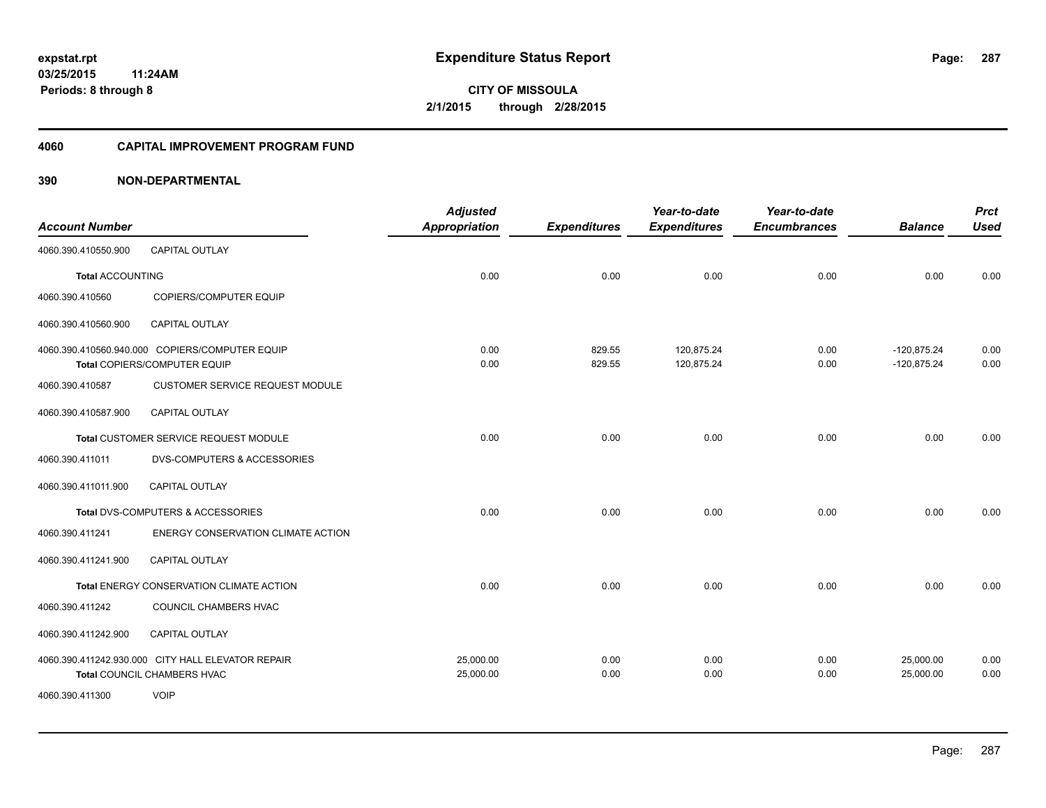**expstat.rpt**
**03/25/2015 11:24AM**
**Periods: 8 through 8**

# Expenditure Status Report

**CITY OF MISSOULA**
**2/1/2015 through 2/28/2015**

## 4060 CAPITAL IMPROVEMENT PROGRAM FUND

## 390 NON-DEPARTMENTAL

| Account Number | | Adjusted Appropriation | Expenditures | Year-to-date Expenditures | Year-to-date Encumbrances | Balance | Prct Used |
|---|---|---|---|---|---|---|---|
| 4060.390.410550.900 | CAPITAL OUTLAY | | | | | | |
| **Total** ACCOUNTING | | 0.00 | 0.00 | 0.00 | 0.00 | 0.00 | 0.00 |
| 4060.390.410560 | COPIERS/COMPUTER EQUIP | | | | | | |
| 4060.390.410560.900 | CAPITAL OUTLAY | | | | | | |
| 4060.390.410560.940.000 | COPIERS/COMPUTER EQUIP | 0.00 | 829.55 | 120,875.24 | 0.00 | -120,875.24 | 0.00 |
| **Total** COPIERS/COMPUTER EQUIP | | 0.00 | 829.55 | 120,875.24 | 0.00 | -120,875.24 | 0.00 |
| 4060.390.410587 | CUSTOMER SERVICE REQUEST MODULE | | | | | | |
| 4060.390.410587.900 | CAPITAL OUTLAY | | | | | | |
| **Total** CUSTOMER SERVICE REQUEST MODULE | | 0.00 | 0.00 | 0.00 | 0.00 | 0.00 | 0.00 |
| 4060.390.411011 | DVS-COMPUTERS & ACCESSORIES | | | | | | |
| 4060.390.411011.900 | CAPITAL OUTLAY | | | | | | |
| **Total** DVS-COMPUTERS & ACCESSORIES | | 0.00 | 0.00 | 0.00 | 0.00 | 0.00 | 0.00 |
| 4060.390.411241 | ENERGY CONSERVATION CLIMATE ACTION | | | | | | |
| 4060.390.411241.900 | CAPITAL OUTLAY | | | | | | |
| **Total** ENERGY CONSERVATION CLIMATE ACTION | | 0.00 | 0.00 | 0.00 | 0.00 | 0.00 | 0.00 |
| 4060.390.411242 | COUNCIL CHAMBERS HVAC | | | | | | |
| 4060.390.411242.900 | CAPITAL OUTLAY | | | | | | |
| 4060.390.411242.930.000 | CITY HALL ELEVATOR REPAIR | 25,000.00 | 0.00 | 0.00 | 0.00 | 25,000.00 | 0.00 |
| **Total** COUNCIL CHAMBERS HVAC | | 25,000.00 | 0.00 | 0.00 | 0.00 | 25,000.00 | 0.00 |
| 4060.390.411300 | VOIP | | | | | | |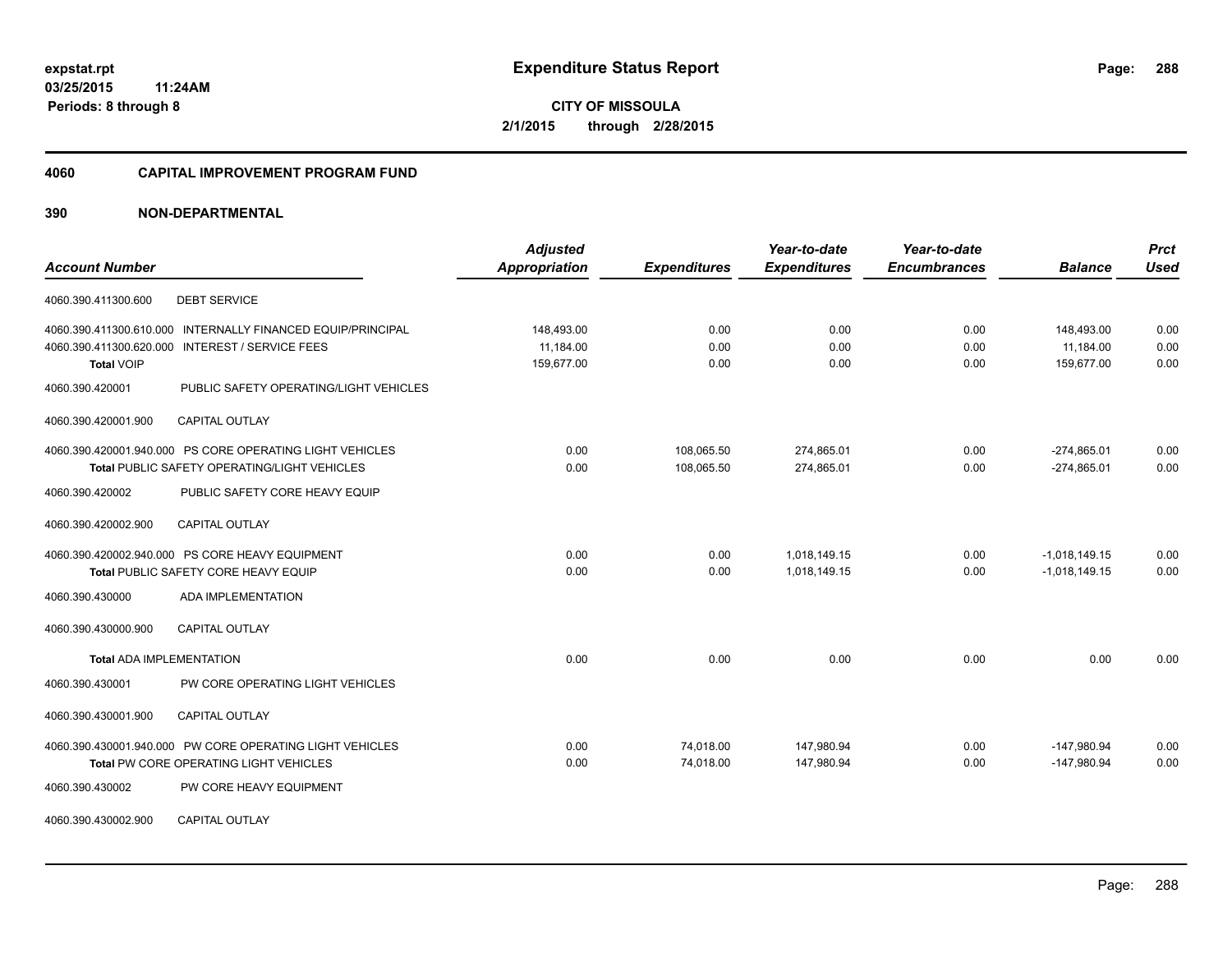**expstat.rpt**
**03/25/2015 11:24AM**
**Periods: 8 through 8**

# Expenditure Status Report

**CITY OF MISSOULA**
**2/1/2015 through 2/28/2015**

## 4060 CAPITAL IMPROVEMENT PROGRAM FUND

## 390 NON-DEPARTMENTAL

| Account Number | | Adjusted Appropriation | Expenditures | Year-to-date Expenditures | Year-to-date Encumbrances | Balance | Prct Used |
|---|---|---|---|---|---|---|---|
| 4060.390.411300.600 | DEBT SERVICE | | | | | | |
| 4060.390.411300.610.000 | INTERNALLY FINANCED EQUIP/PRINCIPAL | 148,493.00 | 0.00 | 0.00 | 0.00 | 148,493.00 | 0.00 |
| 4060.390.411300.620.000 | INTEREST / SERVICE FEES | 11,184.00 | 0.00 | 0.00 | 0.00 | 11,184.00 | 0.00 |
| **Total** VOIP | | 159,677.00 | 0.00 | 0.00 | 0.00 | 159,677.00 | 0.00 |
| 4060.390.420001 | PUBLIC SAFETY OPERATING/LIGHT VEHICLES | | | | | | |
| 4060.390.420001.900 | CAPITAL OUTLAY | | | | | | |
| 4060.390.420001.940.000 | PS CORE OPERATING LIGHT VEHICLES | 0.00 | 108,065.50 | 274,865.01 | 0.00 | -274,865.01 | 0.00 |
| **Total** PUBLIC SAFETY OPERATING/LIGHT VEHICLES | | 0.00 | 108,065.50 | 274,865.01 | 0.00 | -274,865.01 | 0.00 |
| 4060.390.420002 | PUBLIC SAFETY CORE HEAVY EQUIP | | | | | | |
| 4060.390.420002.900 | CAPITAL OUTLAY | | | | | | |
| 4060.390.420002.940.000 | PS CORE HEAVY EQUIPMENT | 0.00 | 0.00 | 1,018,149.15 | 0.00 | -1,018,149.15 | 0.00 |
| **Total** PUBLIC SAFETY CORE HEAVY EQUIP | | 0.00 | 0.00 | 1,018,149.15 | 0.00 | -1,018,149.15 | 0.00 |
| 4060.390.430000 | ADA IMPLEMENTATION | | | | | | |
| 4060.390.430000.900 | CAPITAL OUTLAY | | | | | | |
| **Total** ADA IMPLEMENTATION | | 0.00 | 0.00 | 0.00 | 0.00 | 0.00 | 0.00 |
| 4060.390.430001 | PW CORE OPERATING LIGHT VEHICLES | | | | | | |
| 4060.390.430001.900 | CAPITAL OUTLAY | | | | | | |
| 4060.390.430001.940.000 | PW CORE OPERATING LIGHT VEHICLES | 0.00 | 74,018.00 | 147,980.94 | 0.00 | -147,980.94 | 0.00 |
| **Total** PW CORE OPERATING LIGHT VEHICLES | | 0.00 | 74,018.00 | 147,980.94 | 0.00 | -147,980.94 | 0.00 |
| 4060.390.430002 | PW CORE HEAVY EQUIPMENT | | | | | | |
| 4060.390.430002.900 | CAPITAL OUTLAY | | | | | | |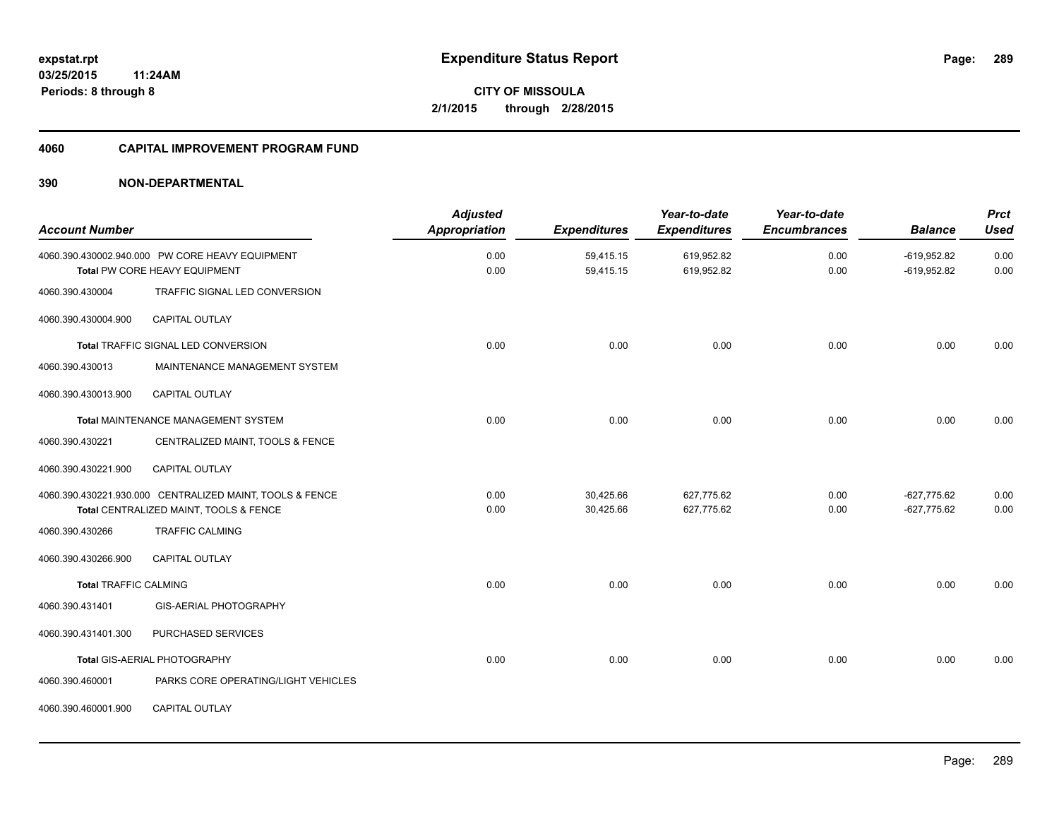**expstat.rpt**
**03/25/2015 11:24AM**
**Periods: 8 through 8**

# Expenditure Status Report

**CITY OF MISSOULA**
**2/1/2015 through 2/28/2015**

## 4060 CAPITAL IMPROVEMENT PROGRAM FUND

## 390 NON-DEPARTMENTAL

| Account Number | | Adjusted Appropriation | Expenditures | Year-to-date Expenditures | Year-to-date Encumbrances | Balance | Prct Used |
|---|---|---|---|---|---|---|---|
| 4060.390.430002.940.000 | PW CORE HEAVY EQUIPMENT | 0.00 | 59,415.15 | 619,952.82 | 0.00 | -619,952.82 | 0.00 |
| **Total** PW CORE HEAVY EQUIPMENT | | 0.00 | 59,415.15 | 619,952.82 | 0.00 | -619,952.82 | 0.00 |
| 4060.390.430004 | TRAFFIC SIGNAL LED CONVERSION | | | | | | |
| 4060.390.430004.900 | CAPITAL OUTLAY | | | | | | |
| **Total** TRAFFIC SIGNAL LED CONVERSION | | 0.00 | 0.00 | 0.00 | 0.00 | 0.00 | 0.00 |
| 4060.390.430013 | MAINTENANCE MANAGEMENT SYSTEM | | | | | | |
| 4060.390.430013.900 | CAPITAL OUTLAY | | | | | | |
| **Total** MAINTENANCE MANAGEMENT SYSTEM | | 0.00 | 0.00 | 0.00 | 0.00 | 0.00 | 0.00 |
| 4060.390.430221 | CENTRALIZED MAINT, TOOLS & FENCE | | | | | | |
| 4060.390.430221.900 | CAPITAL OUTLAY | | | | | | |
| 4060.390.430221.930.000 | CENTRALIZED MAINT, TOOLS & FENCE | 0.00 | 30,425.66 | 627,775.62 | 0.00 | -627,775.62 | 0.00 |
| **Total** CENTRALIZED MAINT, TOOLS & FENCE | | 0.00 | 30,425.66 | 627,775.62 | 0.00 | -627,775.62 | 0.00 |
| 4060.390.430266 | TRAFFIC CALMING | | | | | | |
| 4060.390.430266.900 | CAPITAL OUTLAY | | | | | | |
| **Total** TRAFFIC CALMING | | 0.00 | 0.00 | 0.00 | 0.00 | 0.00 | 0.00 |
| 4060.390.431401 | GIS-AERIAL PHOTOGRAPHY | | | | | | |
| 4060.390.431401.300 | PURCHASED SERVICES | | | | | | |
| **Total** GIS-AERIAL PHOTOGRAPHY | | 0.00 | 0.00 | 0.00 | 0.00 | 0.00 | 0.00 |
| 4060.390.460001 | PARKS CORE OPERATING/LIGHT VEHICLES | | | | | | |
| 4060.390.460001.900 | CAPITAL OUTLAY | | | | | | |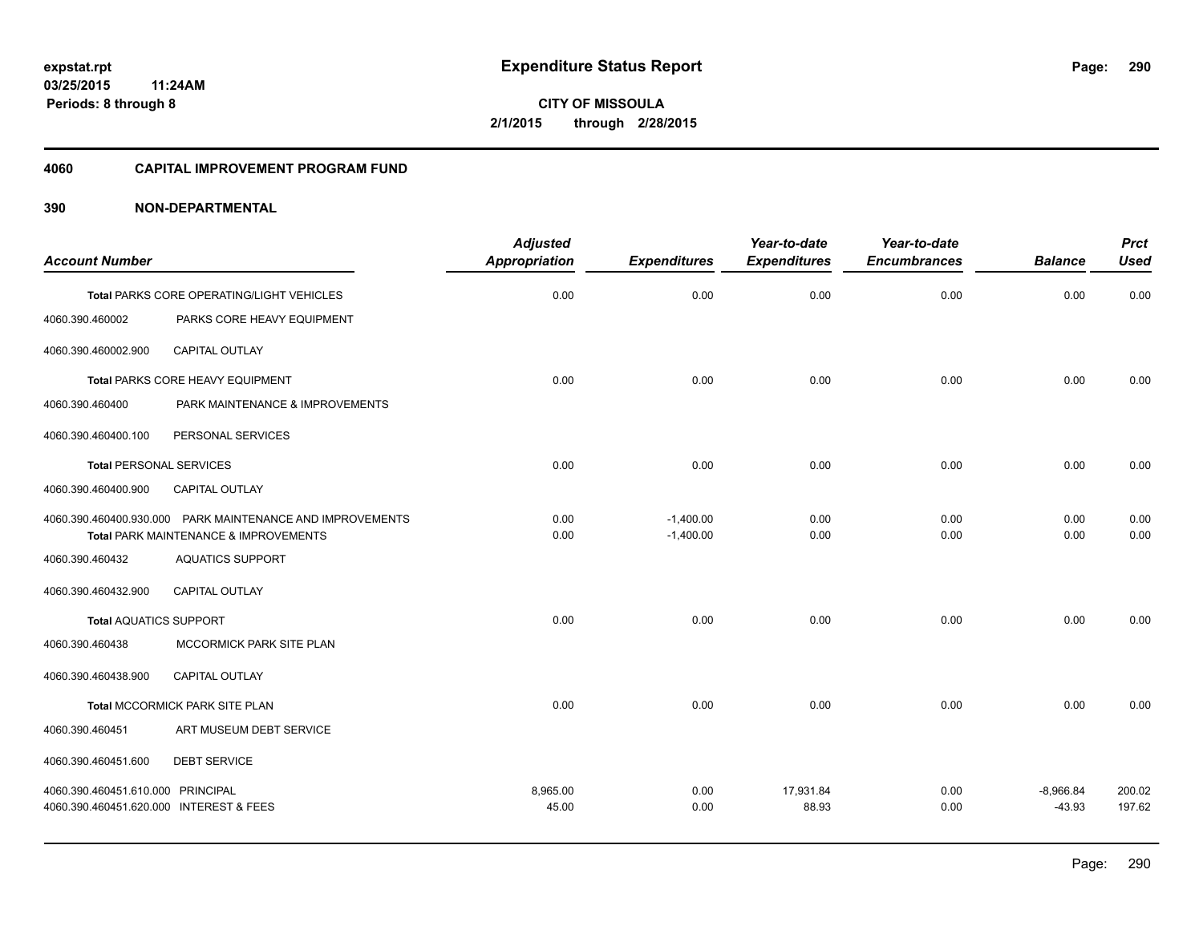**expstat.rpt**
**03/25/2015 11:24AM**
**Periods: 8 through 8**

# Expenditure Status Report

**CITY OF MISSOULA**
**2/1/2015 through 2/28/2015**

## 4060 CAPITAL IMPROVEMENT PROGRAM FUND

## 390 NON-DEPARTMENTAL

| Account Number | | Adjusted Appropriation | Expenditures | Year-to-date Expenditures | Year-to-date Encumbrances | Balance | Prct Used |
|---|---|---|---|---|---|---|---|
| **Total** PARKS CORE OPERATING/LIGHT VEHICLES | | 0.00 | 0.00 | 0.00 | 0.00 | 0.00 | 0.00 |
| 4060.390.460002 | PARKS CORE HEAVY EQUIPMENT | | | | | | |
| 4060.390.460002.900 | CAPITAL OUTLAY | | | | | | |
| **Total** PARKS CORE HEAVY EQUIPMENT | | 0.00 | 0.00 | 0.00 | 0.00 | 0.00 | 0.00 |
| 4060.390.460400 | PARK MAINTENANCE & IMPROVEMENTS | | | | | | |
| 4060.390.460400.100 | PERSONAL SERVICES | | | | | | |
| **Total** PERSONAL SERVICES | | 0.00 | 0.00 | 0.00 | 0.00 | 0.00 | 0.00 |
| 4060.390.460400.900 | CAPITAL OUTLAY | | | | | | |
| 4060.390.460400.930.000 | PARK MAINTENANCE AND IMPROVEMENTS | 0.00 | -1,400.00 | 0.00 | 0.00 | 0.00 | 0.00 |
| **Total** PARK MAINTENANCE & IMPROVEMENTS | | 0.00 | -1,400.00 | 0.00 | 0.00 | 0.00 | 0.00 |
| 4060.390.460432 | AQUATICS SUPPORT | | | | | | |
| 4060.390.460432.900 | CAPITAL OUTLAY | | | | | | |
| **Total** AQUATICS SUPPORT | | 0.00 | 0.00 | 0.00 | 0.00 | 0.00 | 0.00 |
| 4060.390.460438 | MCCORMICK PARK SITE PLAN | | | | | | |
| 4060.390.460438.900 | CAPITAL OUTLAY | | | | | | |
| **Total** MCCORMICK PARK SITE PLAN | | 0.00 | 0.00 | 0.00 | 0.00 | 0.00 | 0.00 |
| 4060.390.460451 | ART MUSEUM DEBT SERVICE | | | | | | |
| 4060.390.460451.600 | DEBT SERVICE | | | | | | |
| 4060.390.460451.610.000 | PRINCIPAL | 8,965.00 | 0.00 | 17,931.84 | 0.00 | -8,966.84 | 200.02 |
| 4060.390.460451.620.000 | INTEREST & FEES | 45.00 | 0.00 | 88.93 | 0.00 | -43.93 | 197.62 |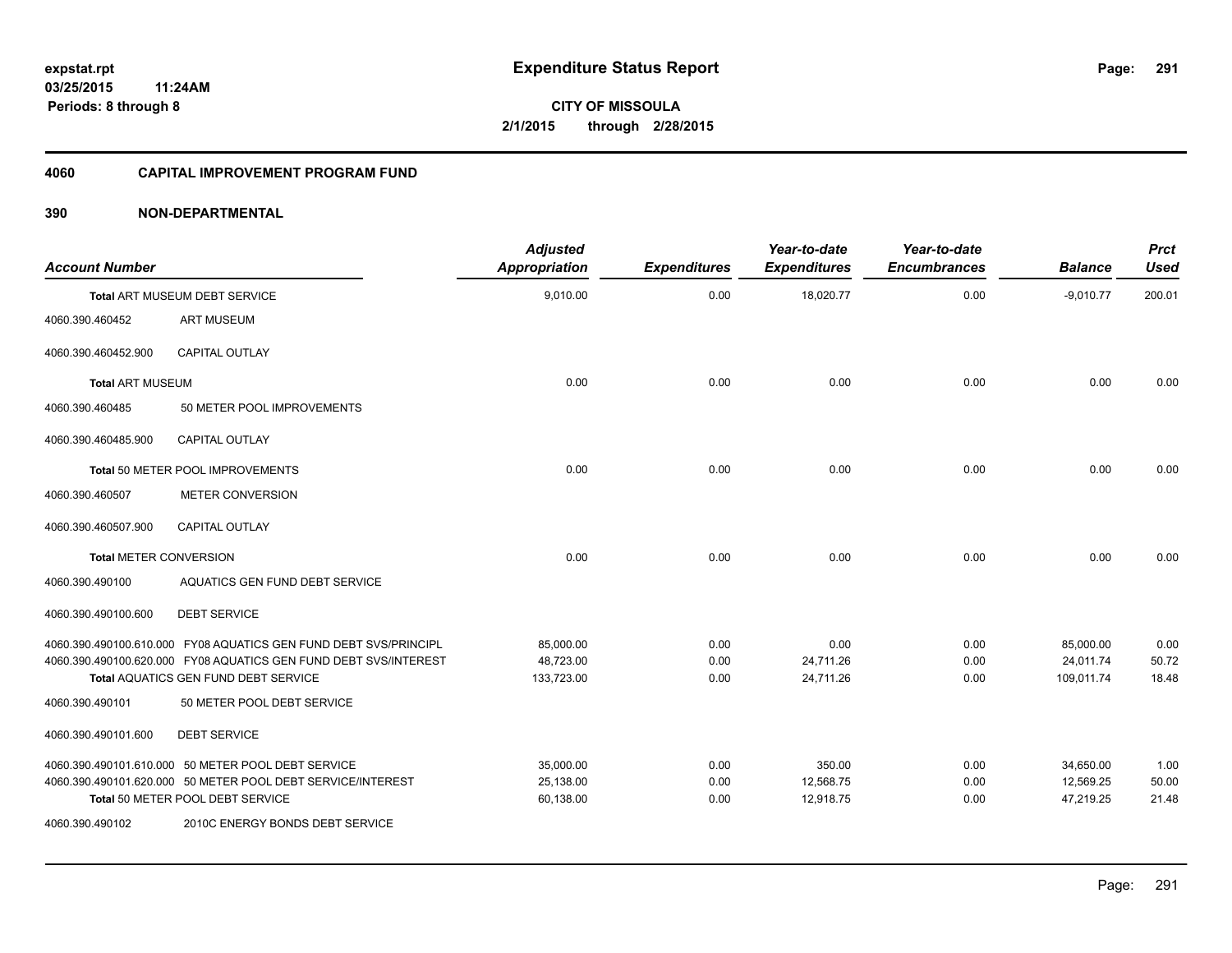**expstat.rpt**
**03/25/2015 11:24AM**
**Periods: 8 through 8**

# Expenditure Status Report

**CITY OF MISSOULA**
**2/1/2015 through 2/28/2015**

## 4060 CAPITAL IMPROVEMENT PROGRAM FUND

### 390 NON-DEPARTMENTAL

| Account Number | | Adjusted Appropriation | Expenditures | Year-to-date Expenditures | Year-to-date Encumbrances | Balance | Prct Used |
|---|---|---|---|---|---|---|---|
| **Total** ART MUSEUM DEBT SERVICE | | 9,010.00 | 0.00 | 18,020.77 | 0.00 | -9,010.77 | 200.01 |
| 4060.390.460452 | ART MUSEUM | | | | | | |
| 4060.390.460452.900 | CAPITAL OUTLAY | | | | | | |
| **Total** ART MUSEUM | | 0.00 | 0.00 | 0.00 | 0.00 | 0.00 | 0.00 |
| 4060.390.460485 | 50 METER POOL IMPROVEMENTS | | | | | | |
| 4060.390.460485.900 | CAPITAL OUTLAY | | | | | | |
| **Total** 50 METER POOL IMPROVEMENTS | | 0.00 | 0.00 | 0.00 | 0.00 | 0.00 | 0.00 |
| 4060.390.460507 | METER CONVERSION | | | | | | |
| 4060.390.460507.900 | CAPITAL OUTLAY | | | | | | |
| **Total** METER CONVERSION | | 0.00 | 0.00 | 0.00 | 0.00 | 0.00 | 0.00 |
| 4060.390.490100 | AQUATICS GEN FUND DEBT SERVICE | | | | | | |
| 4060.390.490100.600 | DEBT SERVICE | | | | | | |
| 4060.390.490100.610.000 | FY08 AQUATICS GEN FUND DEBT SVS/PRINCIPL | 85,000.00 | 0.00 | 0.00 | 0.00 | 85,000.00 | 0.00 |
| 4060.390.490100.620.000 | FY08 AQUATICS GEN FUND DEBT SVS/INTEREST | 48,723.00 | 0.00 | 24,711.26 | 0.00 | 24,011.74 | 50.72 |
| **Total** AQUATICS GEN FUND DEBT SERVICE | | 133,723.00 | 0.00 | 24,711.26 | 0.00 | 109,011.74 | 18.48 |
| 4060.390.490101 | 50 METER POOL DEBT SERVICE | | | | | | |
| 4060.390.490101.600 | DEBT SERVICE | | | | | | |
| 4060.390.490101.610.000 | 50 METER POOL DEBT SERVICE | 35,000.00 | 0.00 | 350.00 | 0.00 | 34,650.00 | 1.00 |
| 4060.390.490101.620.000 | 50 METER POOL DEBT SERVICE/INTEREST | 25,138.00 | 0.00 | 12,568.75 | 0.00 | 12,569.25 | 50.00 |
| **Total** 50 METER POOL DEBT SERVICE | | 60,138.00 | 0.00 | 12,918.75 | 0.00 | 47,219.25 | 21.48 |
| 4060.390.490102 | 2010C ENERGY BONDS DEBT SERVICE | | | | | | |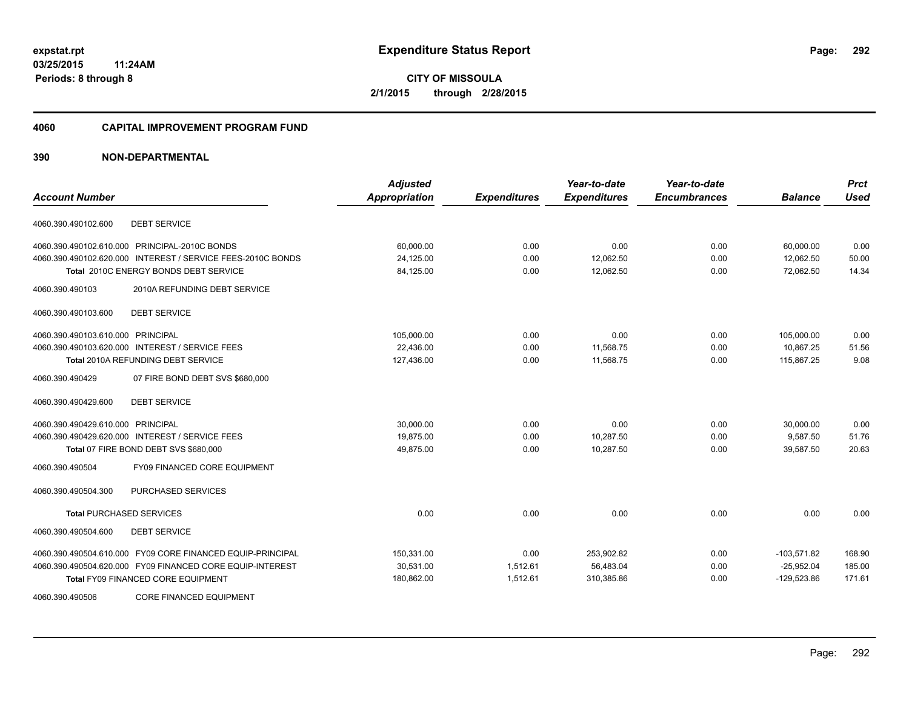**expstat.rpt**
**03/25/2015 11:24AM**
**Periods: 8 through 8**

# Expenditure Status Report

**CITY OF MISSOULA**
**2/1/2015 through 2/28/2015**

## 4060 CAPITAL IMPROVEMENT PROGRAM FUND

## 390 NON-DEPARTMENTAL

| Account Number | | Adjusted Appropriation | Expenditures | Year-to-date Expenditures | Year-to-date Encumbrances | Balance | Prct Used |
|---|---|---|---|---|---|---|---|
| 4060.390.490102.600 | DEBT SERVICE | | | | | | |
| 4060.390.490102.610.000 | PRINCIPAL-2010C BONDS | 60,000.00 | 0.00 | 0.00 | 0.00 | 60,000.00 | 0.00 |
| 4060.390.490102.620.000 | INTEREST / SERVICE FEES-2010C BONDS | 24,125.00 | 0.00 | 12,062.50 | 0.00 | 12,062.50 | 50.00 |
| Total 2010C ENERGY BONDS DEBT SERVICE | | 84,125.00 | 0.00 | 12,062.50 | 0.00 | 72,062.50 | 14.34 |
| 4060.390.490103 | 2010A REFUNDING DEBT SERVICE | | | | | | |
| 4060.390.490103.600 | DEBT SERVICE | | | | | | |
| 4060.390.490103.610.000 | PRINCIPAL | 105,000.00 | 0.00 | 0.00 | 0.00 | 105,000.00 | 0.00 |
| 4060.390.490103.620.000 | INTEREST / SERVICE FEES | 22,436.00 | 0.00 | 11,568.75 | 0.00 | 10,867.25 | 51.56 |
| Total 2010A REFUNDING DEBT SERVICE | | 127,436.00 | 0.00 | 11,568.75 | 0.00 | 115,867.25 | 9.08 |
| 4060.390.490429 | 07 FIRE BOND DEBT SVS $680,000 | | | | | | |
| 4060.390.490429.600 | DEBT SERVICE | | | | | | |
| 4060.390.490429.610.000 | PRINCIPAL | 30,000.00 | 0.00 | 0.00 | 0.00 | 30,000.00 | 0.00 |
| 4060.390.490429.620.000 | INTEREST / SERVICE FEES | 19,875.00 | 0.00 | 10,287.50 | 0.00 | 9,587.50 | 51.76 |
| Total 07 FIRE BOND DEBT SVS $680,000 | | 49,875.00 | 0.00 | 10,287.50 | 0.00 | 39,587.50 | 20.63 |
| 4060.390.490504 | FY09 FINANCED CORE EQUIPMENT | | | | | | |
| 4060.390.490504.300 | PURCHASED SERVICES | | | | | | |
| Total PURCHASED SERVICES | | 0.00 | 0.00 | 0.00 | 0.00 | 0.00 | 0.00 |
| 4060.390.490504.600 | DEBT SERVICE | | | | | | |
| 4060.390.490504.610.000 | FY09 CORE FINANCED EQUIP-PRINCIPAL | 150,331.00 | 0.00 | 253,902.82 | 0.00 | -103,571.82 | 168.90 |
| 4060.390.490504.620.000 | FY09 FINANCED CORE EQUIP-INTEREST | 30,531.00 | 1,512.61 | 56,483.04 | 0.00 | -25,952.04 | 185.00 |
| Total FY09 FINANCED CORE EQUIPMENT | | 180,862.00 | 1,512.61 | 310,385.86 | 0.00 | -129,523.86 | 171.61 |
| 4060.390.490506 | CORE FINANCED EQUIPMENT | | | | | | |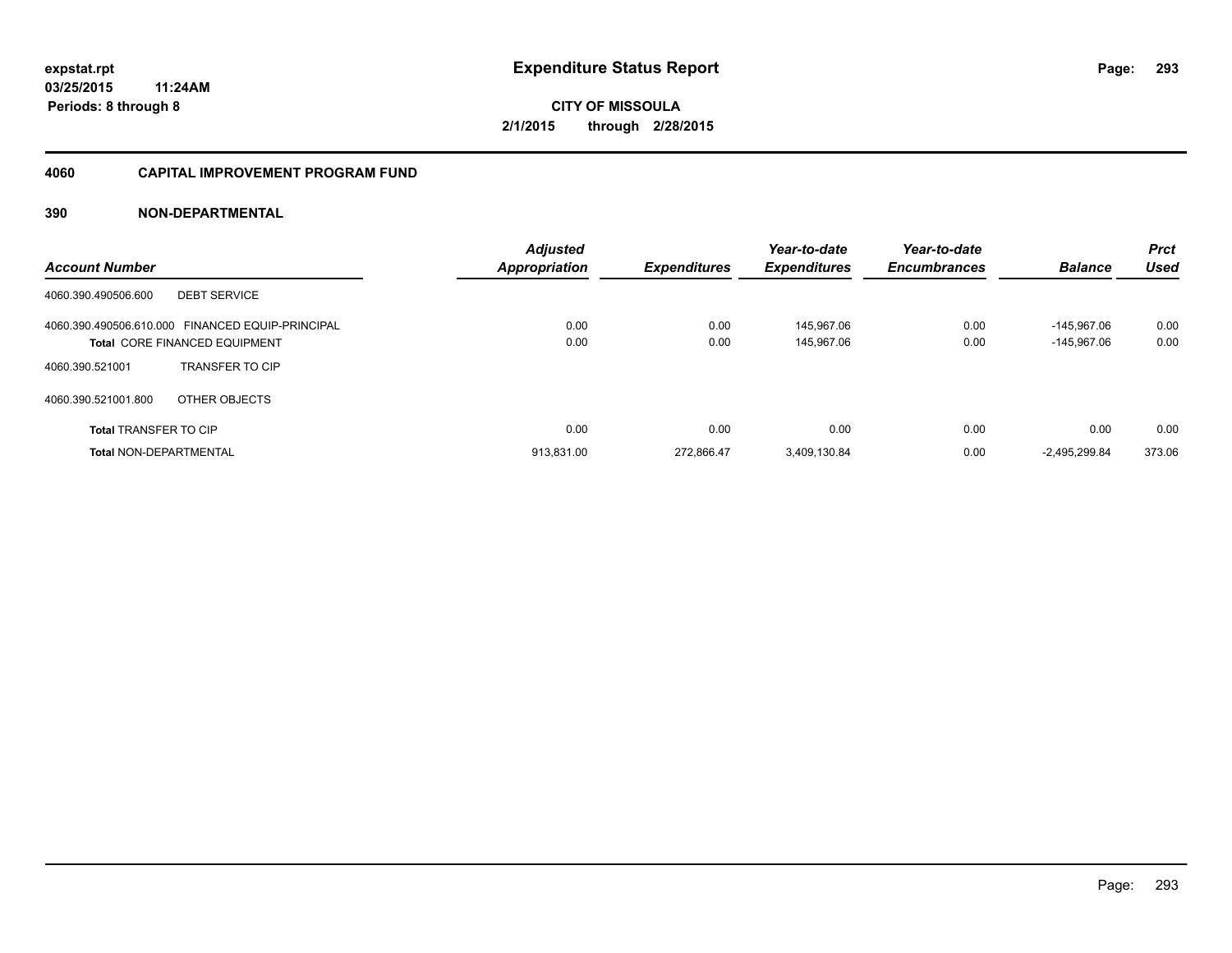**expstat.rpt**
**03/25/2015 11:24AM**
**Periods: 8 through 8**

# Expenditure Status Report

**CITY OF MISSOULA**
**2/1/2015 through 2/28/2015**

## 4060 CAPITAL IMPROVEMENT PROGRAM FUND

### 390 NON-DEPARTMENTAL

| Account Number | | Adjusted Appropriation | Expenditures | Year-to-date Expenditures | Year-to-date Encumbrances | Balance | Prct Used |
|---|---|---|---|---|---|---|---|
| 4060.390.490506.600 | DEBT SERVICE | | | | | | |
| 4060.390.490506.610.000 | FINANCED EQUIP-PRINCIPAL | 0.00 | 0.00 | 145,967.06 | 0.00 | -145,967.06 | 0.00 |
| **Total** CORE FINANCED EQUIPMENT | | 0.00 | 0.00 | 145,967.06 | 0.00 | -145,967.06 | 0.00 |
| 4060.390.521001 | TRANSFER TO CIP | | | | | | |
| 4060.390.521001.800 | OTHER OBJECTS | | | | | | |
| **Total** TRANSFER TO CIP | | 0.00 | 0.00 | 0.00 | 0.00 | 0.00 | 0.00 |
| **Total** NON-DEPARTMENTAL | | 913,831.00 | 272,866.47 | 3,409,130.84 | 0.00 | -2,495,299.84 | 373.06 |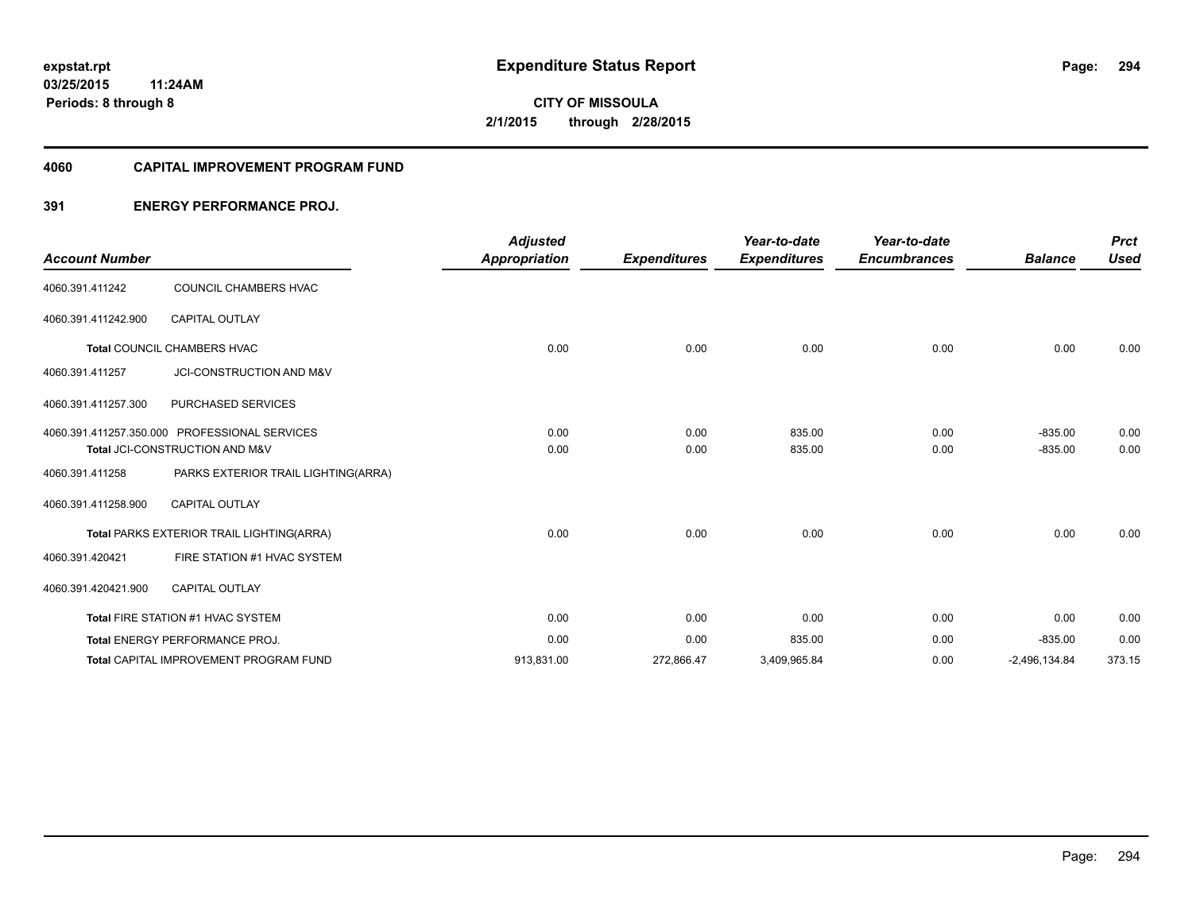**expstat.rpt**
**03/25/2015 11:24AM**
**Periods: 8 through 8**

# Expenditure Status Report

**CITY OF MISSOULA**
**2/1/2015 through 2/28/2015**

## 4060 CAPITAL IMPROVEMENT PROGRAM FUND

### 391 ENERGY PERFORMANCE PROJ.

| Account Number | | Adjusted Appropriation | Expenditures | Year-to-date Expenditures | Year-to-date Encumbrances | Balance | Prct Used |
|---|---|---|---|---|---|---|---|
| 4060.391.411242 | COUNCIL CHAMBERS HVAC | | | | | | |
| 4060.391.411242.900 | CAPITAL OUTLAY | | | | | | |
| **Total** COUNCIL CHAMBERS HVAC | | 0.00 | 0.00 | 0.00 | 0.00 | 0.00 | 0.00 |
| 4060.391.411257 | JCI-CONSTRUCTION AND M&V | | | | | | |
| 4060.391.411257.300 | PURCHASED SERVICES | | | | | | |
| 4060.391.411257.350.000 | PROFESSIONAL SERVICES | 0.00 | 0.00 | 835.00 | 0.00 | -835.00 | 0.00 |
| **Total** JCI-CONSTRUCTION AND M&V | | 0.00 | 0.00 | 835.00 | 0.00 | -835.00 | 0.00 |
| 4060.391.411258 | PARKS EXTERIOR TRAIL LIGHTING(ARRA) | | | | | | |
| 4060.391.411258.900 | CAPITAL OUTLAY | | | | | | |
| **Total** PARKS EXTERIOR TRAIL LIGHTING(ARRA) | | 0.00 | 0.00 | 0.00 | 0.00 | 0.00 | 0.00 |
| 4060.391.420421 | FIRE STATION #1 HVAC SYSTEM | | | | | | |
| 4060.391.420421.900 | CAPITAL OUTLAY | | | | | | |
| **Total** FIRE STATION #1 HVAC SYSTEM | | 0.00 | 0.00 | 0.00 | 0.00 | 0.00 | 0.00 |
| **Total** ENERGY PERFORMANCE PROJ. | | 0.00 | 0.00 | 835.00 | 0.00 | -835.00 | 0.00 |
| **Total** CAPITAL IMPROVEMENT PROGRAM FUND | | 913,831.00 | 272,866.47 | 3,409,965.84 | 0.00 | -2,496,134.84 | 373.15 |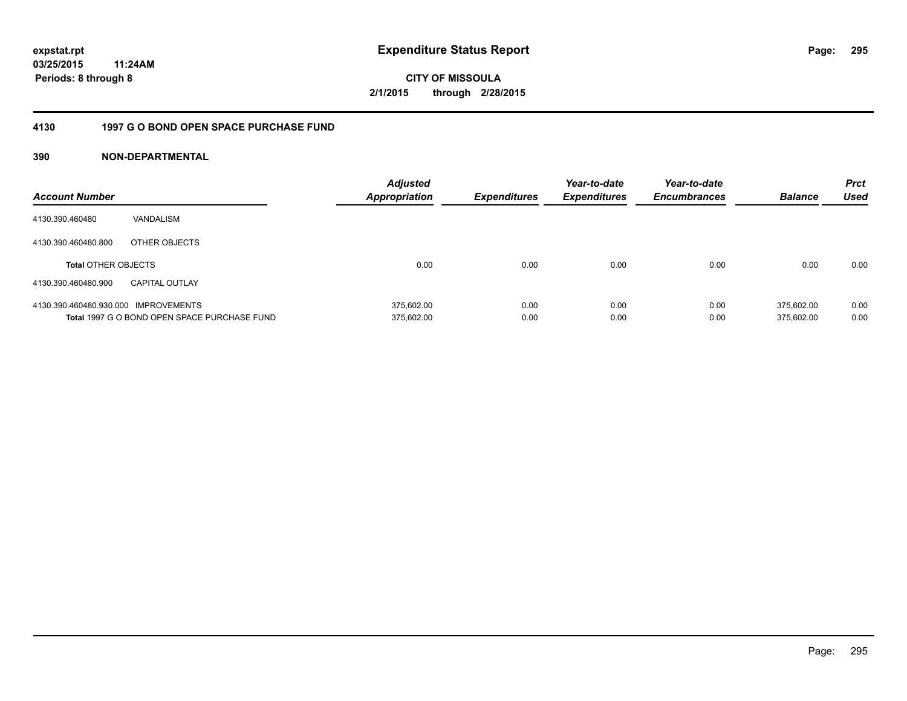**expstat.rpt**
**03/25/2015 11:24AM**
**Periods: 8 through 8**

# Expenditure Status Report

**CITY OF MISSOULA**
**2/1/2015 through 2/28/2015**

## 4130 1997 G O BOND OPEN SPACE PURCHASE FUND

### 390 NON-DEPARTMENTAL

| Account Number | | Adjusted Appropriation | Expenditures | Year-to-date Expenditures | Year-to-date Encumbrances | Balance | Prct Used |
|---|---|---|---|---|---|---|---|
| 4130.390.460480 | VANDALISM | | | | | | |
| 4130.390.460480.800 | OTHER OBJECTS | | | | | | |
| **Total** OTHER OBJECTS | | 0.00 | 0.00 | 0.00 | 0.00 | 0.00 | 0.00 |
| 4130.390.460480.900 | CAPITAL OUTLAY | | | | | | |
| 4130.390.460480.930.000 | IMPROVEMENTS | 375,602.00 | 0.00 | 0.00 | 0.00 | 375,602.00 | 0.00 |
| **Total** 1997 G O BOND OPEN SPACE PURCHASE FUND | | 375,602.00 | 0.00 | 0.00 | 0.00 | 375,602.00 | 0.00 |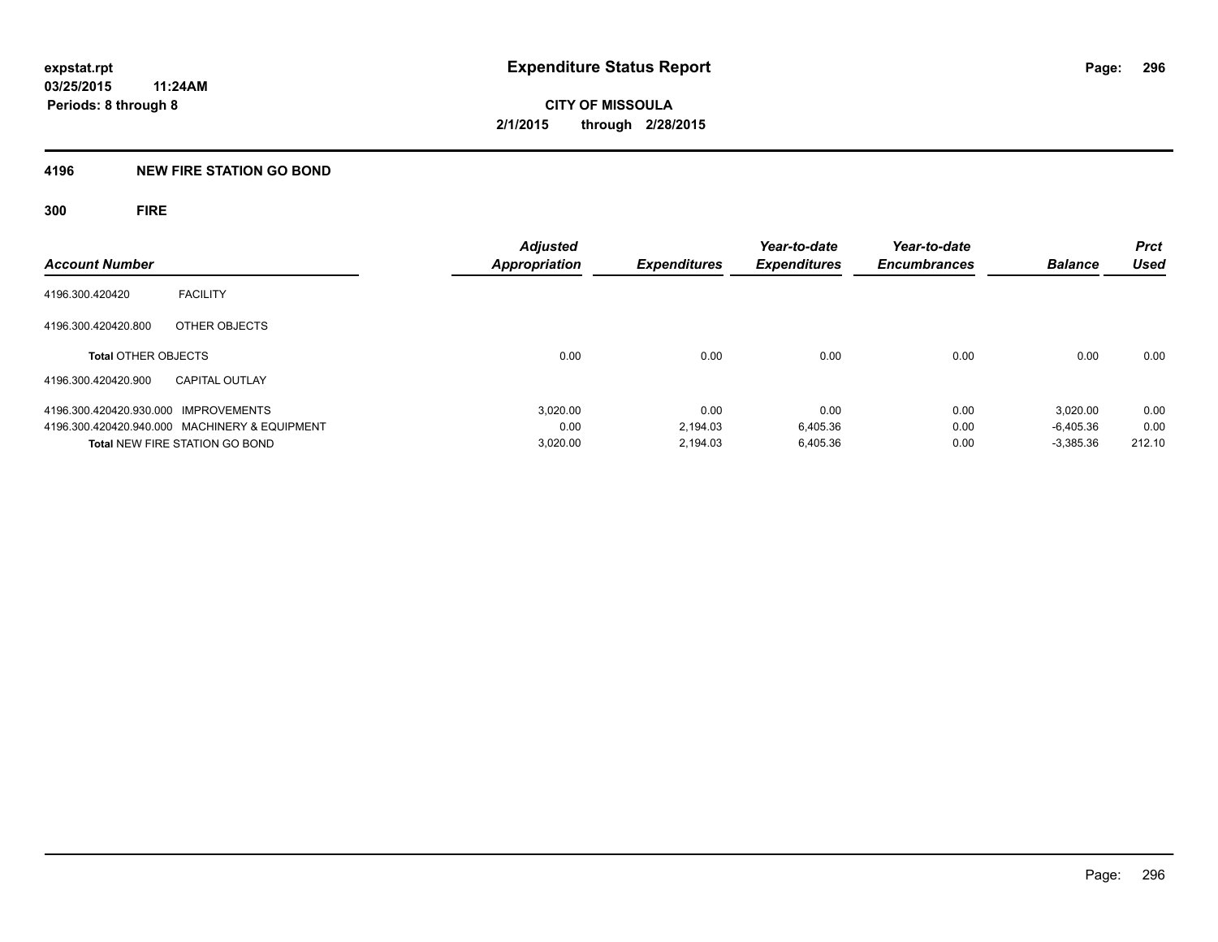expstat.rpt
03/25/2015 11:24AM
Periods: 8 through 8

# Expenditure Status Report

**CITY OF MISSOULA**
**2/1/2015 through 2/28/2015**

## 4196 NEW FIRE STATION GO BOND

### 300 FIRE

| Account Number | | Adjusted Appropriation | Expenditures | Year-to-date Expenditures | Year-to-date Encumbrances | Balance | Prct Used |
|---|---|---|---|---|---|---|---|
| 4196.300.420420 | FACILITY | | | | | | |
| 4196.300.420420.800 | OTHER OBJECTS | | | | | | |
| **Total** OTHER OBJECTS | | 0.00 | 0.00 | 0.00 | 0.00 | 0.00 | 0.00 |
| 4196.300.420420.900 | CAPITAL OUTLAY | | | | | | |
| 4196.300.420420.930.000 | IMPROVEMENTS | 3,020.00 | 0.00 | 0.00 | 0.00 | 3,020.00 | 0.00 |
| 4196.300.420420.940.000 | MACHINERY & EQUIPMENT | 0.00 | 2,194.03 | 6,405.36 | 0.00 | -6,405.36 | 0.00 |
| **Total** NEW FIRE STATION GO BOND | | 3,020.00 | 2,194.03 | 6,405.36 | 0.00 | -3,385.36 | 212.10 |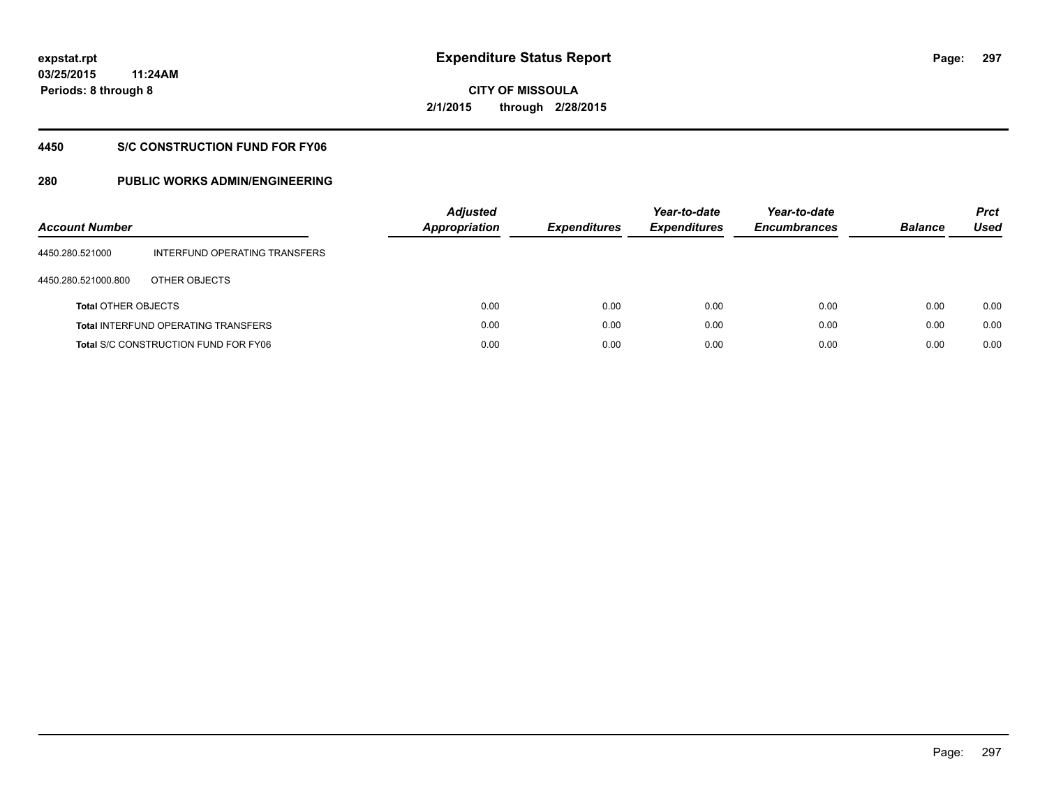# Expenditure Status Report

**CITY OF MISSOULA**
**2/1/2015 through 2/28/2015**

expstat.rpt
03/25/2015 11:24AM
Periods: 8 through 8

## 4450 S/C CONSTRUCTION FUND FOR FY06

## 280 PUBLIC WORKS ADMIN/ENGINEERING

| Account Number | | Adjusted Appropriation | Expenditures | Year-to-date Expenditures | Year-to-date Encumbrances | Balance | Prct Used |
|---|---|---|---|---|---|---|---|
| 4450.280.521000 | INTERFUND OPERATING TRANSFERS | | | | | | |
| 4450.280.521000.800 | OTHER OBJECTS | | | | | | |
| **Total** OTHER OBJECTS | | 0.00 | 0.00 | 0.00 | 0.00 | 0.00 | 0.00 |
| **Total** INTERFUND OPERATING TRANSFERS | | 0.00 | 0.00 | 0.00 | 0.00 | 0.00 | 0.00 |
| **Total** S/C CONSTRUCTION FUND FOR FY06 | | 0.00 | 0.00 | 0.00 | 0.00 | 0.00 | 0.00 |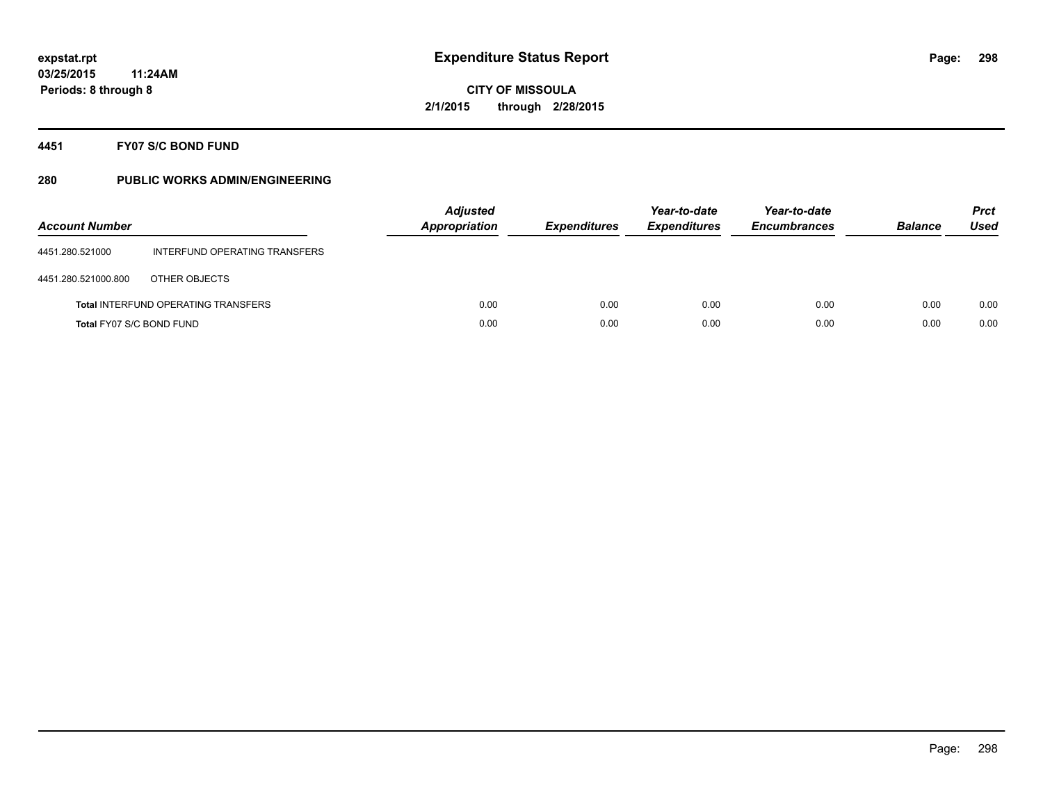**Expenditure Status Report**

**CITY OF MISSOULA**
**2/1/2015 through 2/28/2015**

expstat.rpt
03/25/2015 11:24AM
Periods: 8 through 8

## 4451 FY07 S/C BOND FUND

## 280 PUBLIC WORKS ADMIN/ENGINEERING

| Account Number | | Adjusted Appropriation | Expenditures | Year-to-date Expenditures | Year-to-date Encumbrances | Balance | Prct Used |
|---|---|---|---|---|---|---|---|
| 4451.280.521000 | INTERFUND OPERATING TRANSFERS | | | | | | |
| 4451.280.521000.800 | OTHER OBJECTS | | | | | | |
| **Total** INTERFUND OPERATING TRANSFERS | | 0.00 | 0.00 | 0.00 | 0.00 | 0.00 | 0.00 |
| **Total** FY07 S/C BOND FUND | | 0.00 | 0.00 | 0.00 | 0.00 | 0.00 | 0.00 |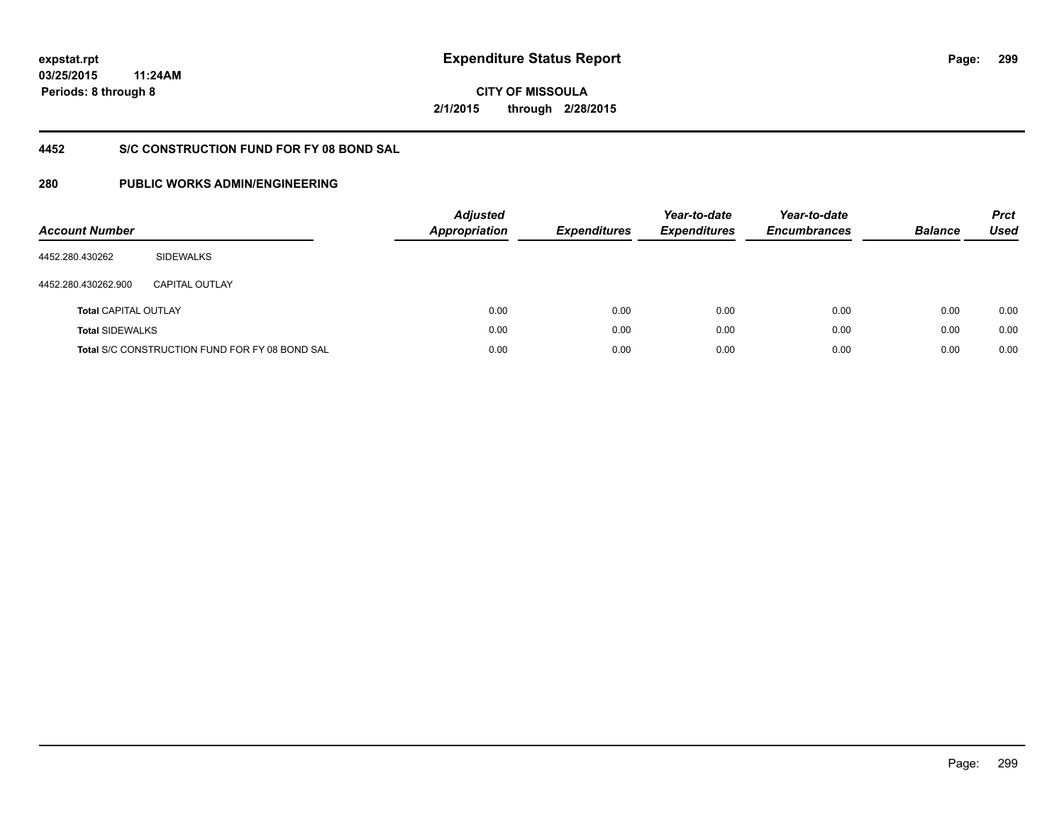**expstat.rpt**
**03/25/2015 11:24AM**
**Periods: 8 through 8**

# Expenditure Status Report

**CITY OF MISSOULA**
**2/1/2015 through 2/28/2015**

## 4452 S/C CONSTRUCTION FUND FOR FY 08 BOND SAL

## 280 PUBLIC WORKS ADMIN/ENGINEERING

| Account Number | | Adjusted Appropriation | Expenditures | Year-to-date Expenditures | Year-to-date Encumbrances | Balance | Prct Used |
|---|---|---|---|---|---|---|---|
| 4452.280.430262 | SIDEWALKS | | | | | | |
| 4452.280.430262.900 | CAPITAL OUTLAY | | | | | | |
| **Total** CAPITAL OUTLAY | | 0.00 | 0.00 | 0.00 | 0.00 | 0.00 | 0.00 |
| **Total** SIDEWALKS | | 0.00 | 0.00 | 0.00 | 0.00 | 0.00 | 0.00 |
| **Total** S/C CONSTRUCTION FUND FOR FY 08 BOND SAL | | 0.00 | 0.00 | 0.00 | 0.00 | 0.00 | 0.00 |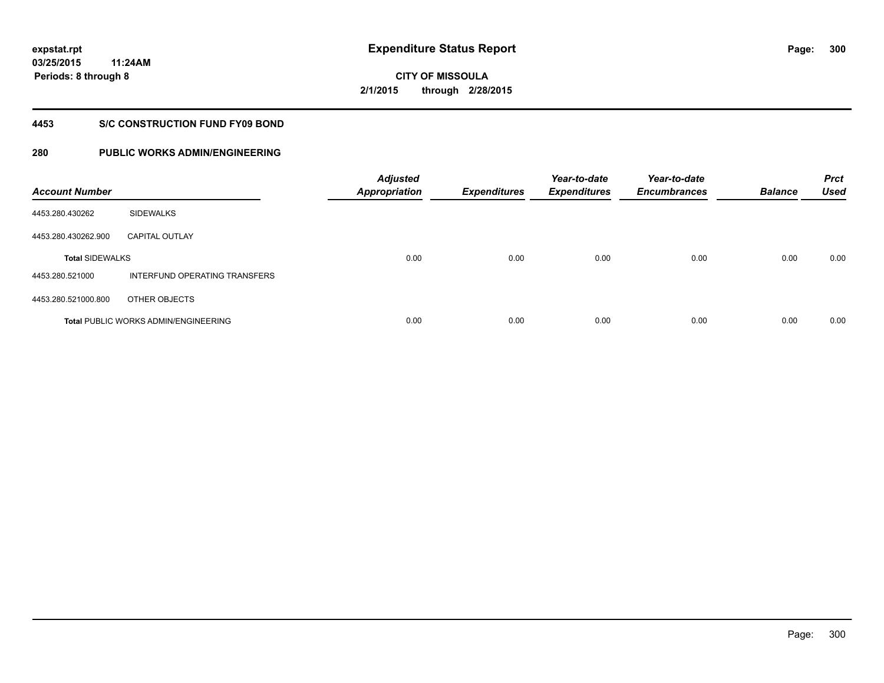# Expenditure Status Report

expstat.rpt
03/25/2015 11:24AM
Periods: 8 through 8

**CITY OF MISSOULA**
**2/1/2015 through 2/28/2015**

## 4453 S/C CONSTRUCTION FUND FY09 BOND

## 280 PUBLIC WORKS ADMIN/ENGINEERING

| Account Number | | *Adjusted Appropriation* | *Expenditures* | *Year-to-date Expenditures* | *Year-to-date Encumbrances* | *Balance* | *Prct Used* |
|---|---|---|---|---|---|---|---|
| 4453.280.430262 | SIDEWALKS | | | | | | |
| 4453.280.430262.900 | CAPITAL OUTLAY | | | | | | |
| **Total** SIDEWALKS | | 0.00 | 0.00 | 0.00 | 0.00 | 0.00 | 0.00 |
| 4453.280.521000 | INTERFUND OPERATING TRANSFERS | | | | | | |
| 4453.280.521000.800 | OTHER OBJECTS | | | | | | |
| **Total** PUBLIC WORKS ADMIN/ENGINEERING | | 0.00 | 0.00 | 0.00 | 0.00 | 0.00 | 0.00 |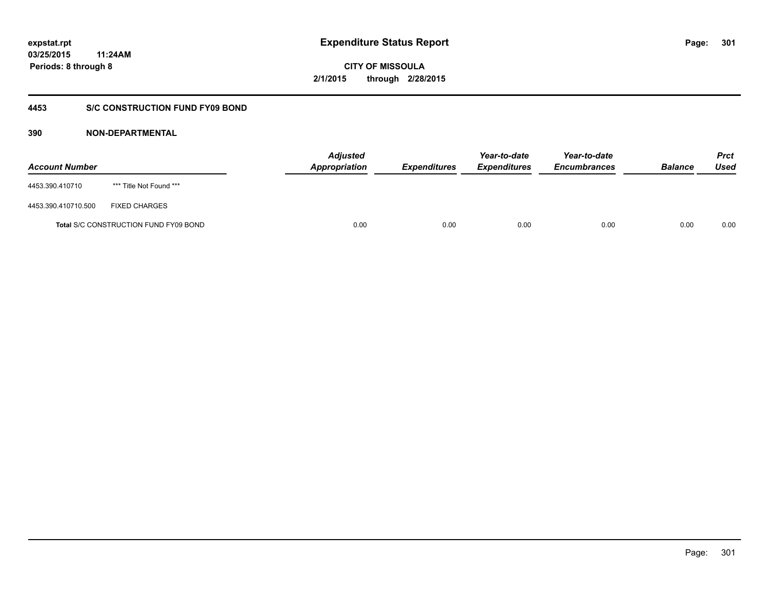# Expenditure Status Report

**CITY OF MISSOULA**

**2/1/2015 through 2/28/2015**

expstat.rpt
03/25/2015 11:24AM
Periods: 8 through 8

## 4453 S/C CONSTRUCTION FUND FY09 BOND

### 390 NON-DEPARTMENTAL

| Account Number | | Adjusted Appropriation | Expenditures | Year-to-date Expenditures | Year-to-date Encumbrances | Balance | Prct Used |
|---|---|---|---|---|---|---|---|
| 4453.390.410710 | *** Title Not Found *** | | | | | | |
| 4453.390.410710.500 | FIXED CHARGES | | | | | | |
| **Total** S/C CONSTRUCTION FUND FY09 BOND | | 0.00 | 0.00 | 0.00 | 0.00 | 0.00 | 0.00 |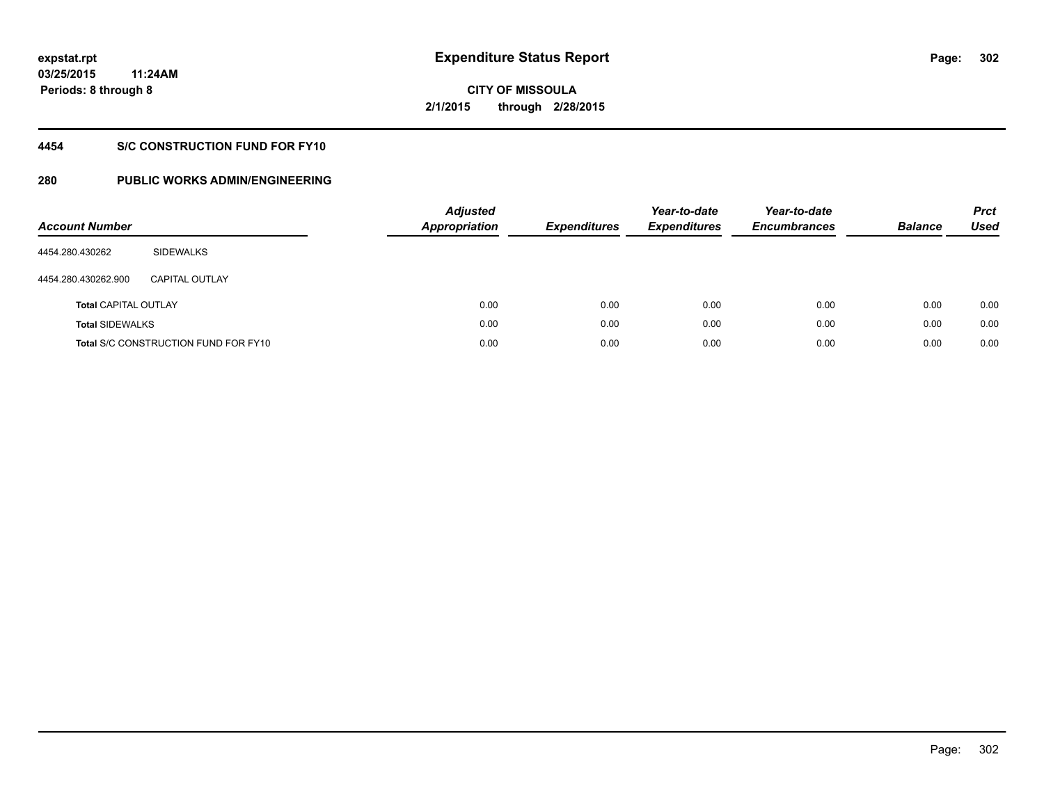**4454 S/C CONSTRUCTION FUND FOR FY10**

**280 PUBLIC WORKS ADMIN/ENGINEERING**

| Account Number | | Adjusted Appropriation | Expenditures | Year-to-date Expenditures | Year-to-date Encumbrances | Balance | Prct Used |
|---|---|---|---|---|---|---|---|
| 4454.280.430262 | SIDEWALKS | | | | | | |
| 4454.280.430262.900 | CAPITAL OUTLAY | | | | | | |
| **Total** CAPITAL OUTLAY | | 0.00 | 0.00 | 0.00 | 0.00 | 0.00 | 0.00 |
| **Total** SIDEWALKS | | 0.00 | 0.00 | 0.00 | 0.00 | 0.00 | 0.00 |
| **Total** S/C CONSTRUCTION FUND FOR FY10 | | 0.00 | 0.00 | 0.00 | 0.00 | 0.00 | 0.00 |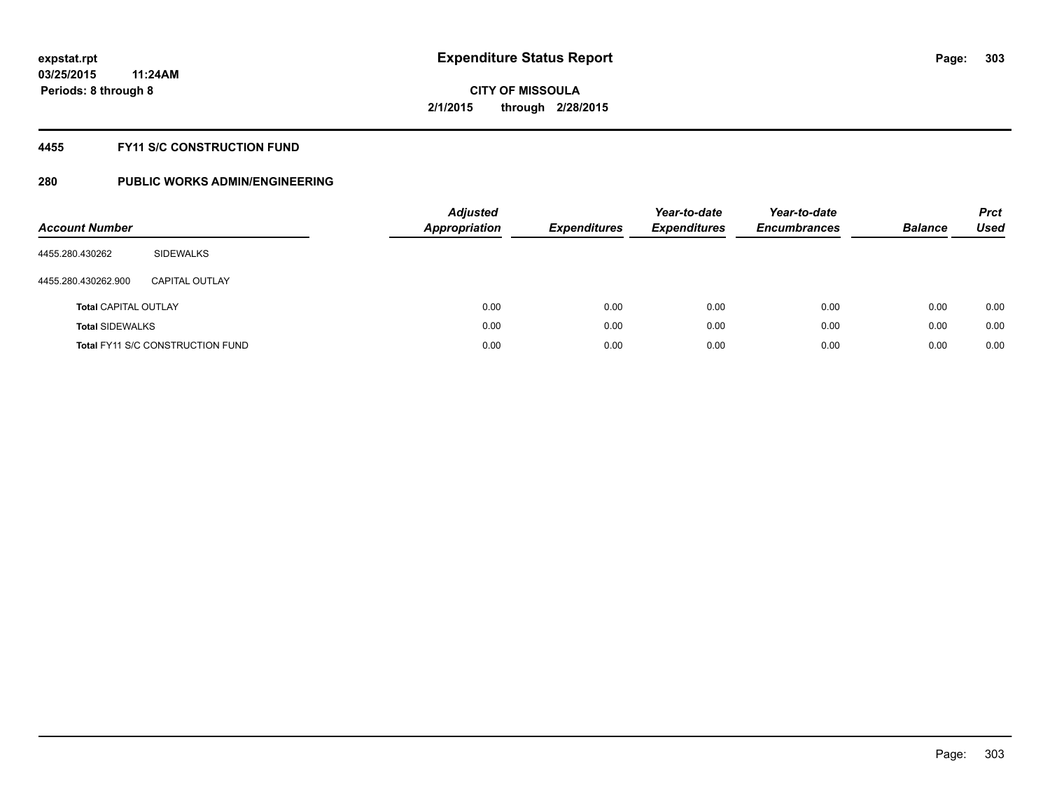# Expenditure Status Report

**CITY OF MISSOULA**
**2/1/2015 through 2/28/2015**

expstat.rpt
03/25/2015 11:24AM
Periods: 8 through 8

## 4455 FY11 S/C CONSTRUCTION FUND

## 280 PUBLIC WORKS ADMIN/ENGINEERING

| Account Number | | Adjusted Appropriation | Expenditures | Year-to-date Expenditures | Year-to-date Encumbrances | Balance | Prct Used |
|---|---|---|---|---|---|---|---|
| 4455.280.430262 | SIDEWALKS | | | | | | |
| 4455.280.430262.900 | CAPITAL OUTLAY | | | | | | |
| **Total** CAPITAL OUTLAY | | 0.00 | 0.00 | 0.00 | 0.00 | 0.00 | 0.00 |
| **Total** SIDEWALKS | | 0.00 | 0.00 | 0.00 | 0.00 | 0.00 | 0.00 |
| **Total** FY11 S/C CONSTRUCTION FUND | | 0.00 | 0.00 | 0.00 | 0.00 | 0.00 | 0.00 |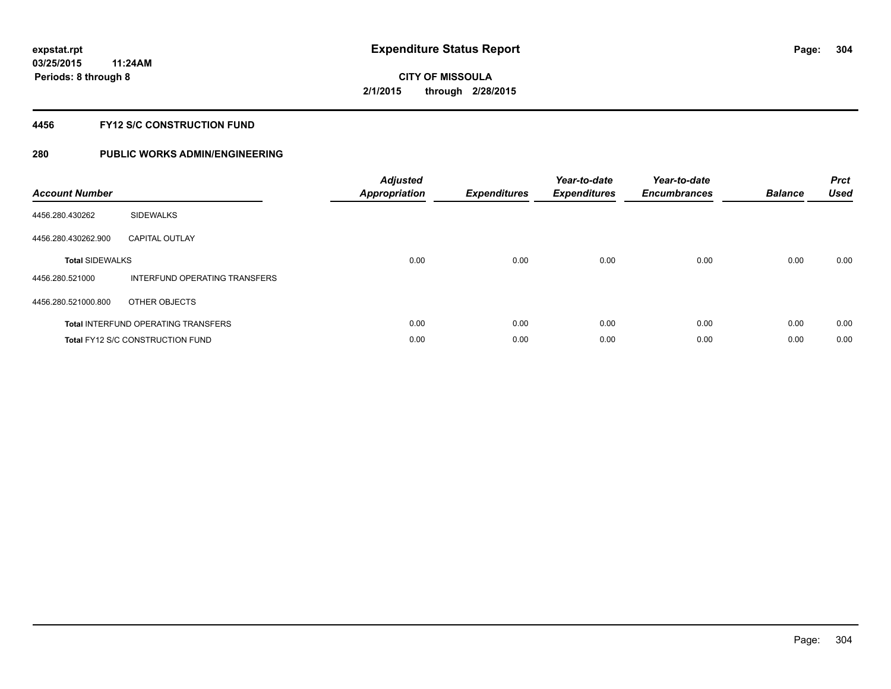**expstat.rpt**
**03/25/2015 11:24AM**
**Periods: 8 through 8**

# Expenditure Status Report

**CITY OF MISSOULA**
**2/1/2015 through 2/28/2015**

## 4456 FY12 S/C CONSTRUCTION FUND

## 280 PUBLIC WORKS ADMIN/ENGINEERING

| Account Number | | Adjusted Appropriation | Expenditures | Year-to-date Expenditures | Year-to-date Encumbrances | Balance | Prct Used |
|---|---|---|---|---|---|---|---|
| 4456.280.430262 | SIDEWALKS | | | | | | |
| 4456.280.430262.900 | CAPITAL OUTLAY | | | | | | |
| **Total** SIDEWALKS | | 0.00 | 0.00 | 0.00 | 0.00 | 0.00 | 0.00 |
| 4456.280.521000 | INTERFUND OPERATING TRANSFERS | | | | | | |
| 4456.280.521000.800 | OTHER OBJECTS | | | | | | |
| **Total** INTERFUND OPERATING TRANSFERS | | 0.00 | 0.00 | 0.00 | 0.00 | 0.00 | 0.00 |
| **Total** FY12 S/C CONSTRUCTION FUND | | 0.00 | 0.00 | 0.00 | 0.00 | 0.00 | 0.00 |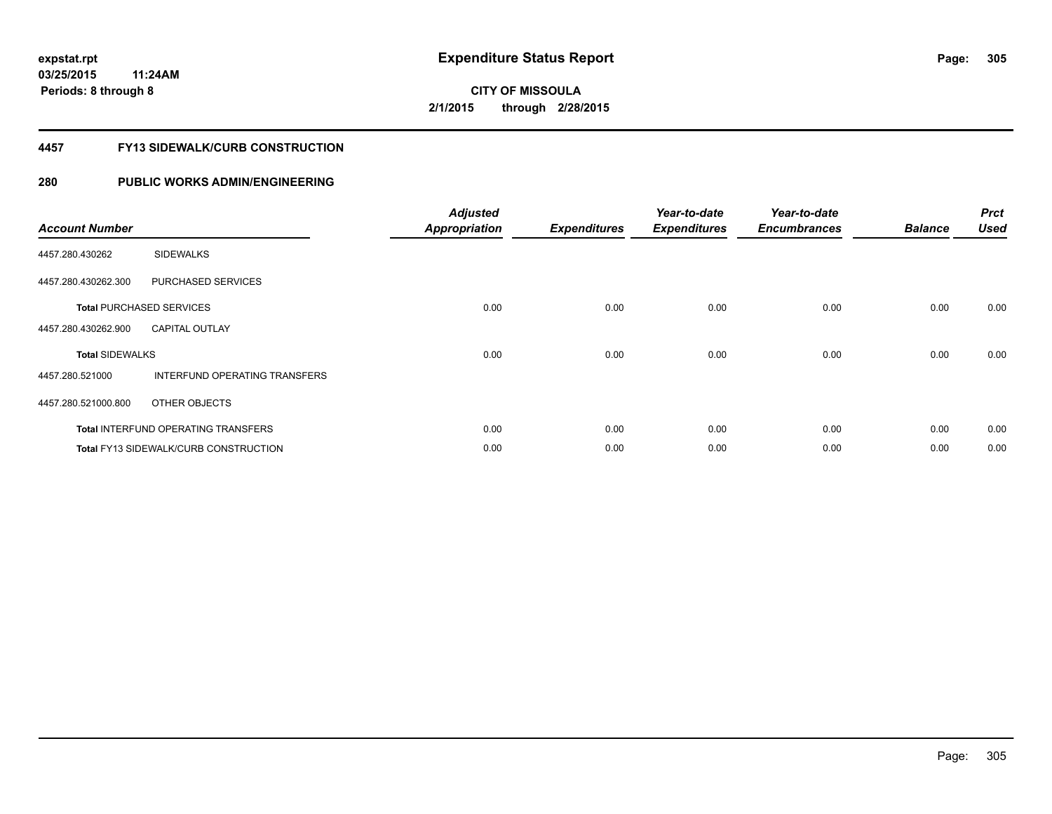**Expenditure Status Report**

**CITY OF MISSOULA**
**2/1/2015 through 2/28/2015**

expstat.rpt
03/25/2015 11:24AM
Periods: 8 through 8

## 4457 FY13 SIDEWALK/CURB CONSTRUCTION

## 280 PUBLIC WORKS ADMIN/ENGINEERING

| Account Number | | Adjusted Appropriation | Expenditures | Year-to-date Expenditures | Year-to-date Encumbrances | Balance | Prct Used |
|---|---|---|---|---|---|---|---|
| 4457.280.430262 | SIDEWALKS | | | | | | |
| 4457.280.430262.300 | PURCHASED SERVICES | | | | | | |
| **Total** PURCHASED SERVICES | | 0.00 | 0.00 | 0.00 | 0.00 | 0.00 | 0.00 |
| 4457.280.430262.900 | CAPITAL OUTLAY | | | | | | |
| **Total** SIDEWALKS | | 0.00 | 0.00 | 0.00 | 0.00 | 0.00 | 0.00 |
| 4457.280.521000 | INTERFUND OPERATING TRANSFERS | | | | | | |
| 4457.280.521000.800 | OTHER OBJECTS | | | | | | |
| **Total** INTERFUND OPERATING TRANSFERS | | 0.00 | 0.00 | 0.00 | 0.00 | 0.00 | 0.00 |
| **Total** FY13 SIDEWALK/CURB CONSTRUCTION | | 0.00 | 0.00 | 0.00 | 0.00 | 0.00 | 0.00 |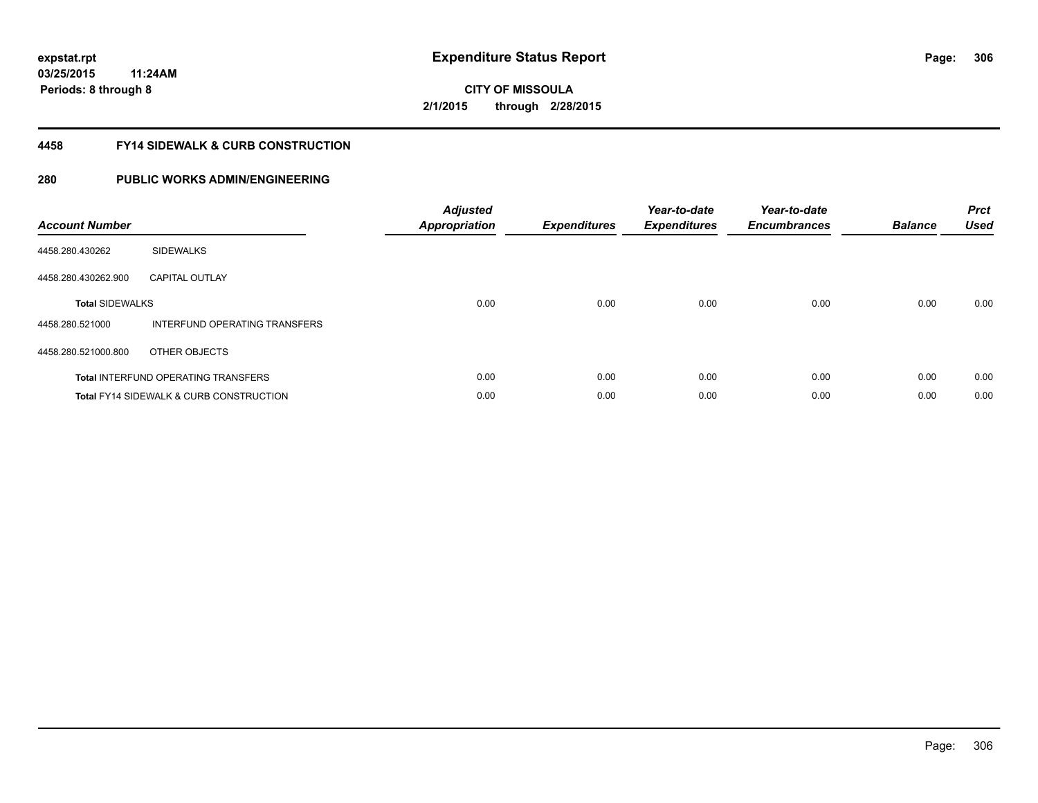**expstat.rpt**
**03/25/2015 11:24AM**
**Periods: 8 through 8**

# Expenditure Status Report

**CITY OF MISSOULA**
**2/1/2015 through 2/28/2015**

## 4458 FY14 SIDEWALK & CURB CONSTRUCTION

## 280 PUBLIC WORKS ADMIN/ENGINEERING

| Account Number | | Adjusted Appropriation | Expenditures | Year-to-date Expenditures | Year-to-date Encumbrances | Balance | Prct Used |
|---|---|---|---|---|---|---|---|
| 4458.280.430262 | SIDEWALKS | | | | | | |
| 4458.280.430262.900 | CAPITAL OUTLAY | | | | | | |
| **Total** SIDEWALKS | | 0.00 | 0.00 | 0.00 | 0.00 | 0.00 | 0.00 |
| 4458.280.521000 | INTERFUND OPERATING TRANSFERS | | | | | | |
| 4458.280.521000.800 | OTHER OBJECTS | | | | | | |
| **Total** INTERFUND OPERATING TRANSFERS | | 0.00 | 0.00 | 0.00 | 0.00 | 0.00 | 0.00 |
| **Total** FY14 SIDEWALK & CURB CONSTRUCTION | | 0.00 | 0.00 | 0.00 | 0.00 | 0.00 | 0.00 |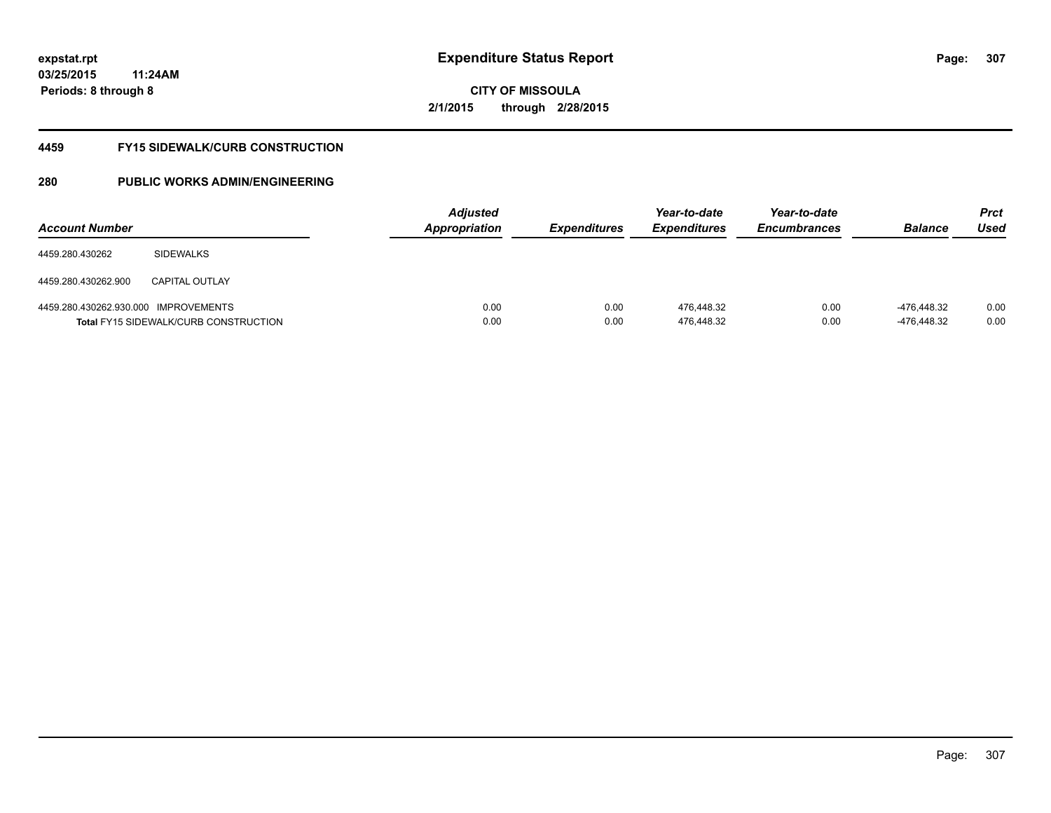**expstat.rpt**
**03/25/2015 11:24AM**
**Periods: 8 through 8**

# Expenditure Status Report

**CITY OF MISSOULA**
**2/1/2015 through 2/28/2015**

## 4459 FY15 SIDEWALK/CURB CONSTRUCTION

## 280 PUBLIC WORKS ADMIN/ENGINEERING

| Account Number | | Adjusted Appropriation | Expenditures | Year-to-date Expenditures | Year-to-date Encumbrances | Balance | Prct Used |
|---|---|---|---|---|---|---|---|
| 4459.280.430262 | SIDEWALKS | | | | | | |
| 4459.280.430262.900 | CAPITAL OUTLAY | | | | | | |
| 4459.280.430262.930.000 | IMPROVEMENTS | 0.00 | 0.00 | 476,448.32 | 0.00 | -476,448.32 | 0.00 |
| **Total** FY15 SIDEWALK/CURB CONSTRUCTION | | 0.00 | 0.00 | 476,448.32 | 0.00 | -476,448.32 | 0.00 |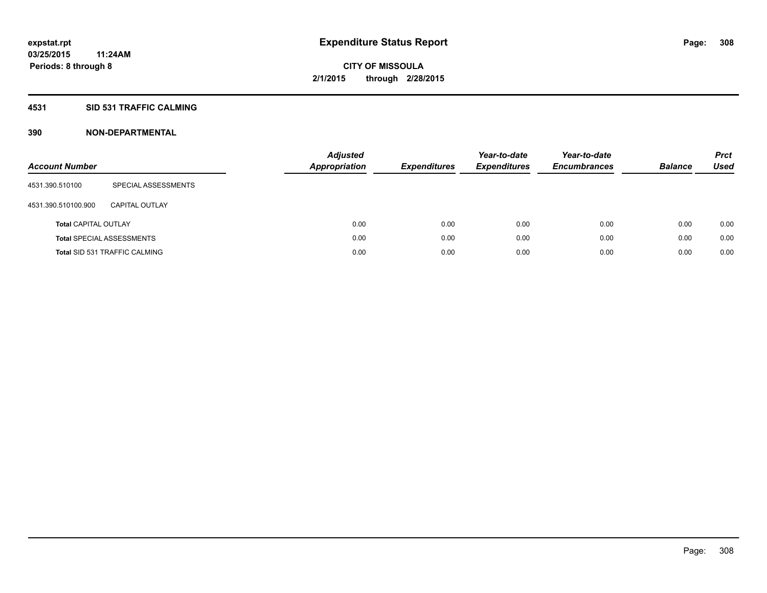**expstat.rpt**
**03/25/2015 11:24AM**
**Periods: 8 through 8**

# Expenditure Status Report

**CITY OF MISSOULA**
**2/1/2015 through 2/28/2015**

## 4531 SID 531 TRAFFIC CALMING

## 390 NON-DEPARTMENTAL

| Account Number | | Adjusted Appropriation | Expenditures | Year-to-date Expenditures | Year-to-date Encumbrances | Balance | Prct Used |
|---|---|---|---|---|---|---|---|
| 4531.390.510100 | SPECIAL ASSESSMENTS | | | | | | |
| 4531.390.510100.900 | CAPITAL OUTLAY | | | | | | |
| **Total** CAPITAL OUTLAY | | 0.00 | 0.00 | 0.00 | 0.00 | 0.00 | 0.00 |
| **Total** SPECIAL ASSESSMENTS | | 0.00 | 0.00 | 0.00 | 0.00 | 0.00 | 0.00 |
| **Total** SID 531 TRAFFIC CALMING | | 0.00 | 0.00 | 0.00 | 0.00 | 0.00 | 0.00 |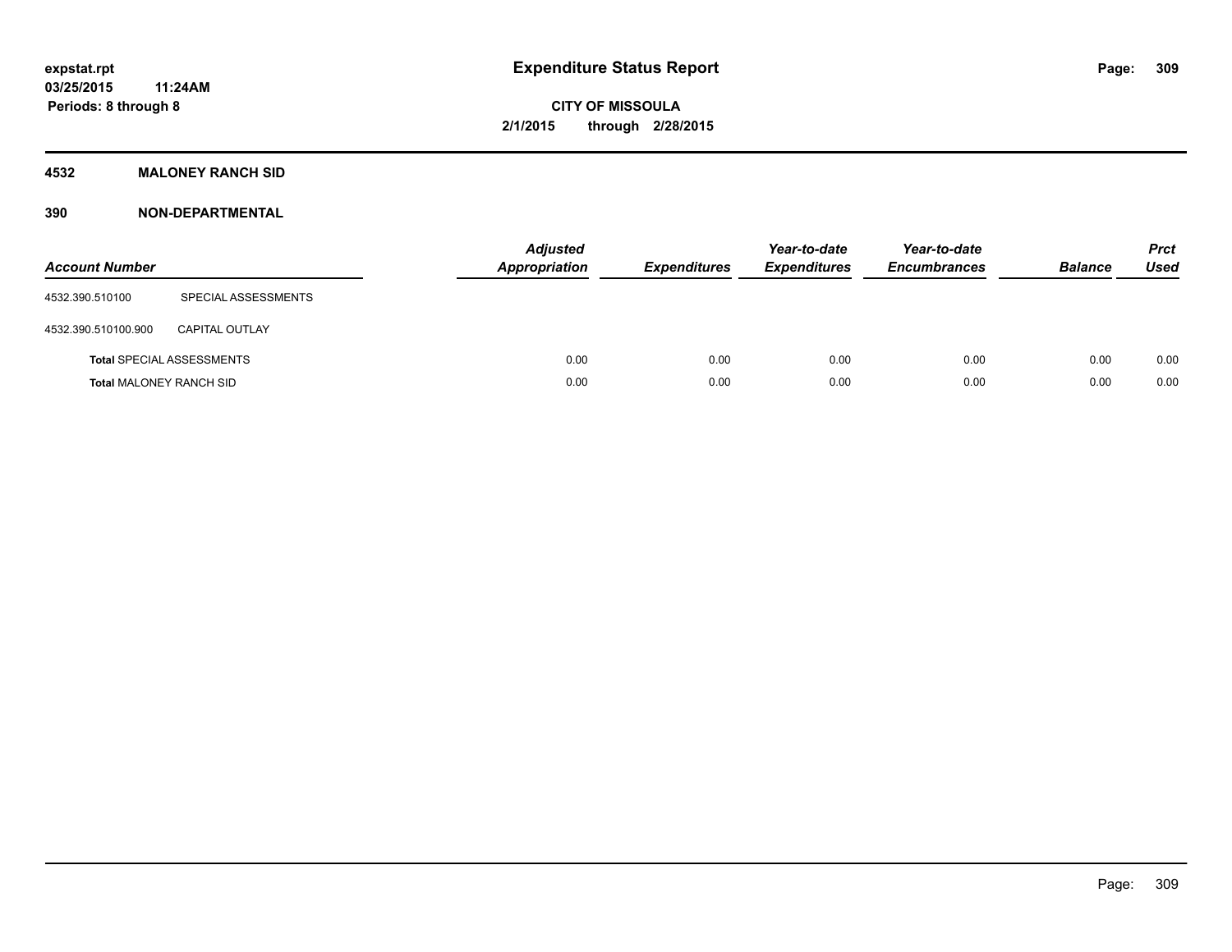# Expenditure Status Report

**CITY OF MISSOULA**

**2/1/2015 through 2/28/2015**

expstat.rpt
03/25/2015 11:24AM
Periods: 8 through 8

## 4532 MALONEY RANCH SID

## 390 NON-DEPARTMENTAL

| Account Number | | Adjusted Appropriation | Expenditures | Year-to-date Expenditures | Year-to-date Encumbrances | Balance | Prct Used |
|---|---|---|---|---|---|---|---|
| 4532.390.510100 | SPECIAL ASSESSMENTS | | | | | | |
| 4532.390.510100.900 | CAPITAL OUTLAY | | | | | | |
| **Total** SPECIAL ASSESSMENTS | | 0.00 | 0.00 | 0.00 | 0.00 | 0.00 | 0.00 |
| **Total** MALONEY RANCH SID | | 0.00 | 0.00 | 0.00 | 0.00 | 0.00 | 0.00 |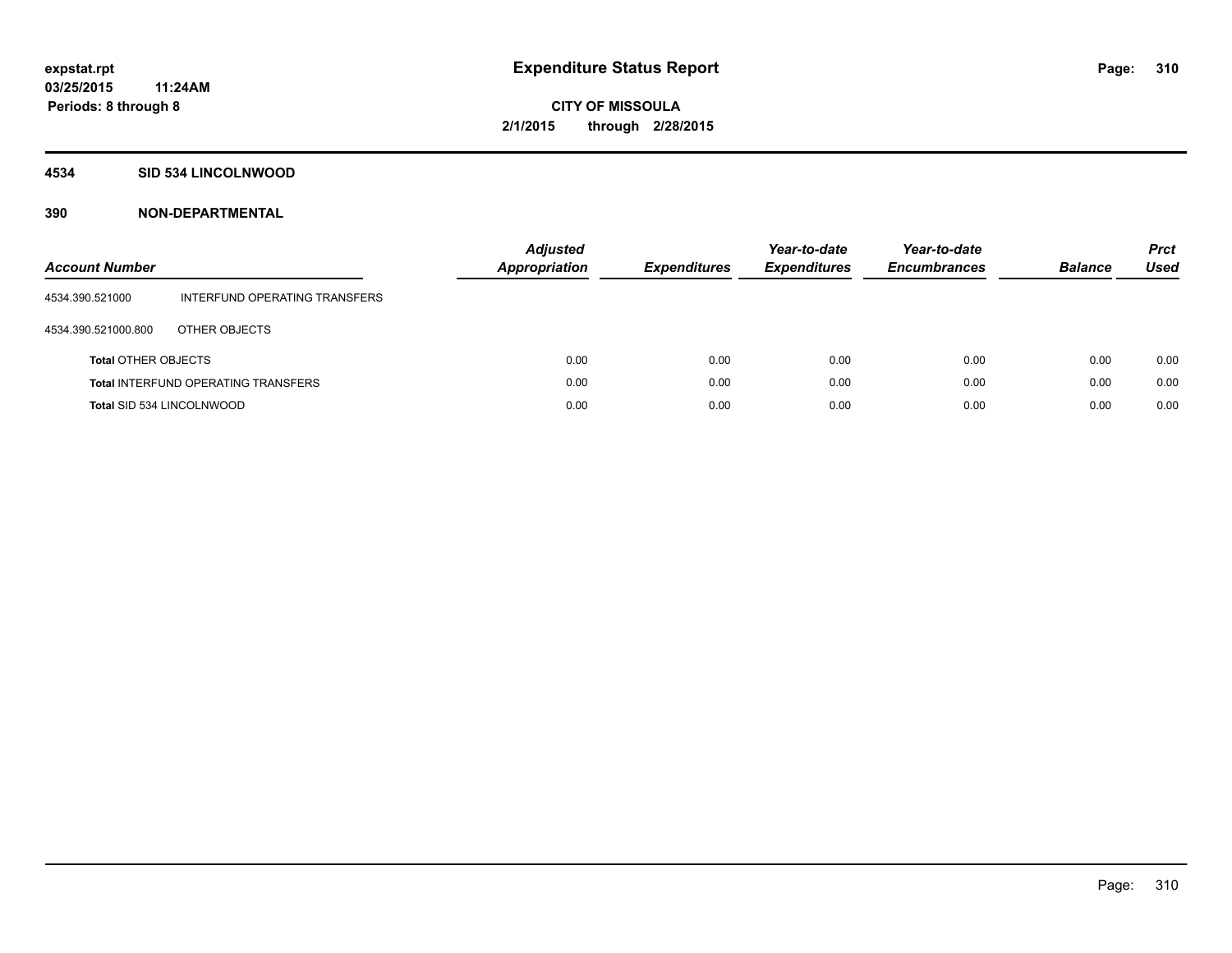**Expenditure Status Report**

**CITY OF MISSOULA**
**2/1/2015 through 2/28/2015**

expstat.rpt
03/25/2015 11:24AM
Periods: 8 through 8

## 4534 SID 534 LINCOLNWOOD

## 390 NON-DEPARTMENTAL

| Account Number | | Adjusted Appropriation | Expenditures | Year-to-date Expenditures | Year-to-date Encumbrances | Balance | Prct Used |
|---|---|---|---|---|---|---|---|
| 4534.390.521000 | INTERFUND OPERATING TRANSFERS | | | | | | |
| 4534.390.521000.800 | OTHER OBJECTS | | | | | | |
| **Total** OTHER OBJECTS | | 0.00 | 0.00 | 0.00 | 0.00 | 0.00 | 0.00 |
| **Total** INTERFUND OPERATING TRANSFERS | | 0.00 | 0.00 | 0.00 | 0.00 | 0.00 | 0.00 |
| **Total** SID 534 LINCOLNWOOD | | 0.00 | 0.00 | 0.00 | 0.00 | 0.00 | 0.00 |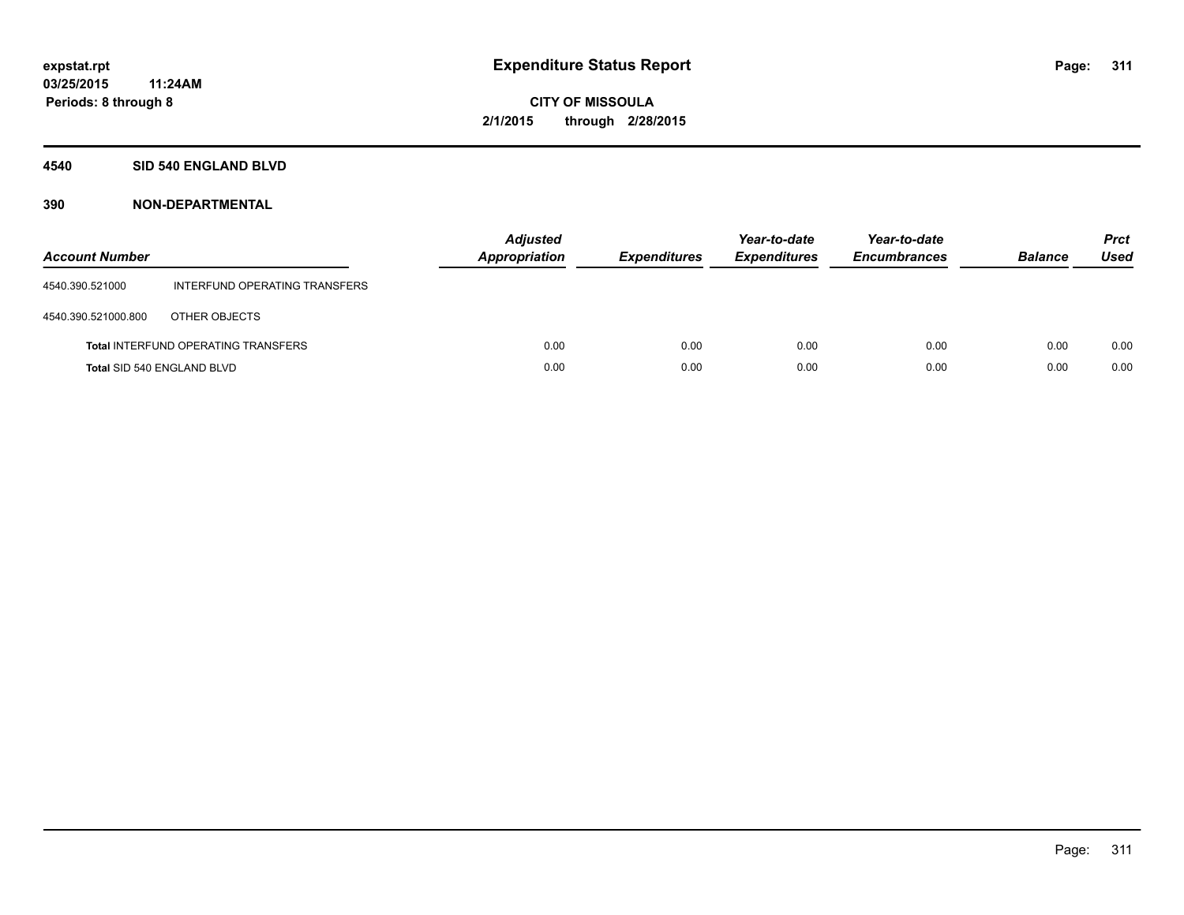# Expenditure Status Report

**CITY OF MISSOULA**
**2/1/2015 through 2/28/2015**

expstat.rpt
03/25/2015 11:24AM
Periods: 8 through 8

## 4540 SID 540 ENGLAND BLVD

### 390 NON-DEPARTMENTAL

| Account Number | | Adjusted Appropriation | Expenditures | Year-to-date Expenditures | Year-to-date Encumbrances | Balance | Prct Used |
|---|---|---|---|---|---|---|---|
| 4540.390.521000 | INTERFUND OPERATING TRANSFERS | | | | | | |
| 4540.390.521000.800 | OTHER OBJECTS | | | | | | |
| **Total** INTERFUND OPERATING TRANSFERS | | 0.00 | 0.00 | 0.00 | 0.00 | 0.00 | 0.00 |
| **Total** SID 540 ENGLAND BLVD | | 0.00 | 0.00 | 0.00 | 0.00 | 0.00 | 0.00 |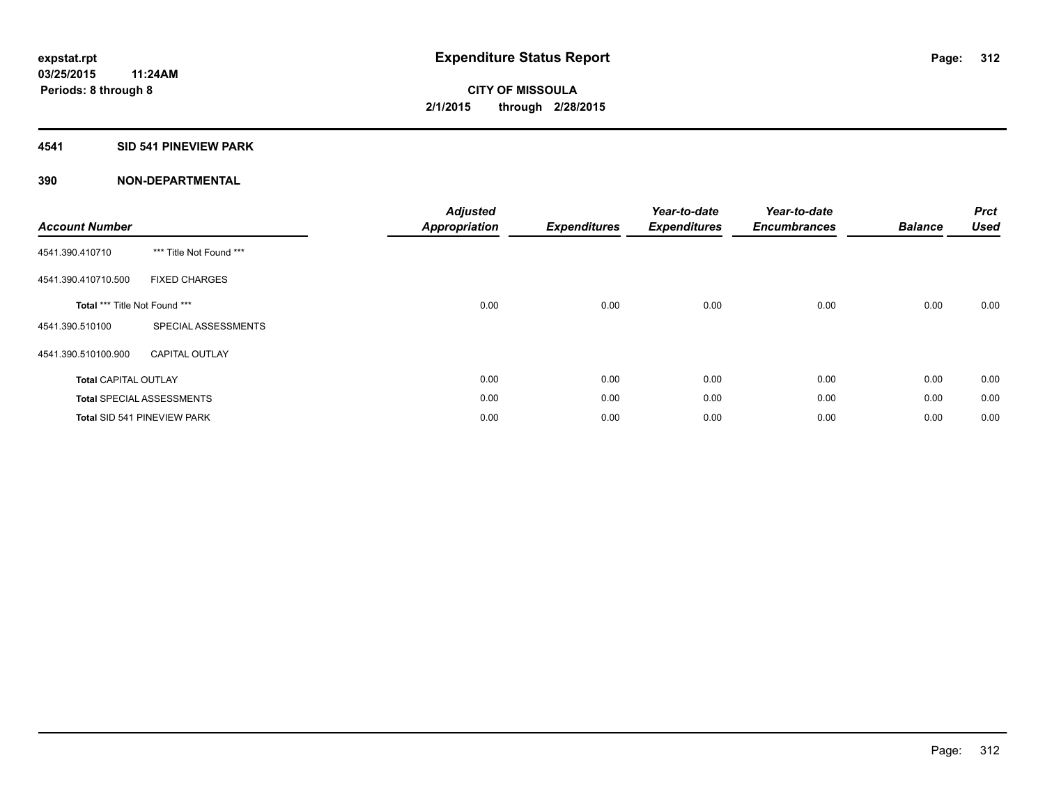# Expenditure Status Report

**expstat.rpt**
**03/25/2015 11:24AM**
**Periods: 8 through 8**

**CITY OF MISSOULA**
**2/1/2015 through 2/28/2015**

## 4541 SID 541 PINEVIEW PARK

## 390 NON-DEPARTMENTAL

| Account Number | | Adjusted Appropriation | Expenditures | Year-to-date Expenditures | Year-to-date Encumbrances | Balance | Prct Used |
|---|---|---|---|---|---|---|---|
| 4541.390.410710 | *** Title Not Found *** | | | | | | |
| 4541.390.410710.500 | FIXED CHARGES | | | | | | |
| **Total** *** Title Not Found *** | | 0.00 | 0.00 | 0.00 | 0.00 | 0.00 | 0.00 |
| 4541.390.510100 | SPECIAL ASSESSMENTS | | | | | | |
| 4541.390.510100.900 | CAPITAL OUTLAY | | | | | | |
| **Total** CAPITAL OUTLAY | | 0.00 | 0.00 | 0.00 | 0.00 | 0.00 | 0.00 |
| **Total** SPECIAL ASSESSMENTS | | 0.00 | 0.00 | 0.00 | 0.00 | 0.00 | 0.00 |
| **Total** SID 541 PINEVIEW PARK | | 0.00 | 0.00 | 0.00 | 0.00 | 0.00 | 0.00 |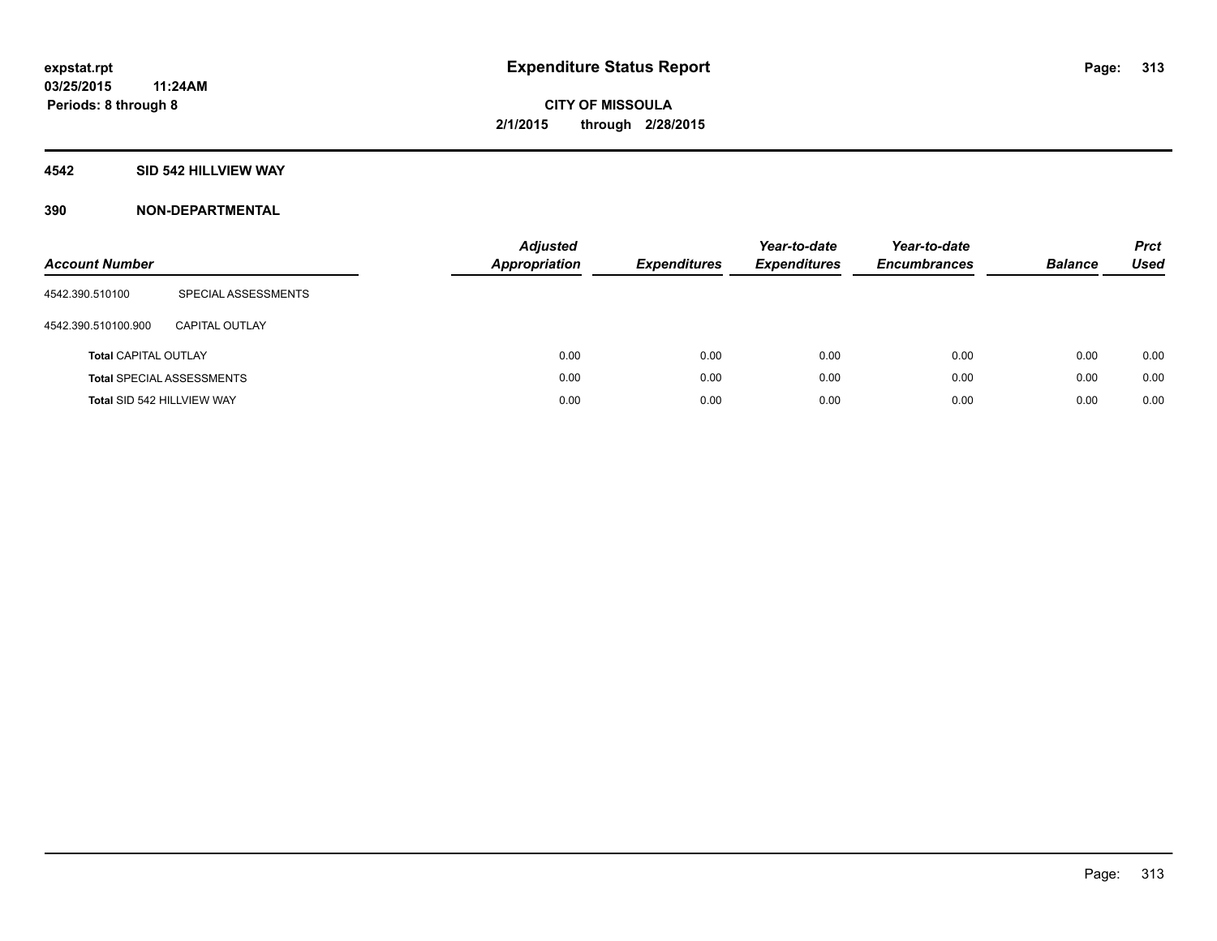**expstat.rpt**
**03/25/2015 11:24AM**
**Periods: 8 through 8**

# Expenditure Status Report

**CITY OF MISSOULA**
**2/1/2015 through 2/28/2015**

## 4542 SID 542 HILLVIEW WAY

## 390 NON-DEPARTMENTAL

| Account Number | | Adjusted Appropriation | Expenditures | Year-to-date Expenditures | Year-to-date Encumbrances | Balance | Prct Used |
|---|---|---|---|---|---|---|---|
| 4542.390.510100 | SPECIAL ASSESSMENTS | | | | | | |
| 4542.390.510100.900 | CAPITAL OUTLAY | | | | | | |
| **Total** CAPITAL OUTLAY | | 0.00 | 0.00 | 0.00 | 0.00 | 0.00 | 0.00 |
| **Total** SPECIAL ASSESSMENTS | | 0.00 | 0.00 | 0.00 | 0.00 | 0.00 | 0.00 |
| **Total** SID 542 HILLVIEW WAY | | 0.00 | 0.00 | 0.00 | 0.00 | 0.00 | 0.00 |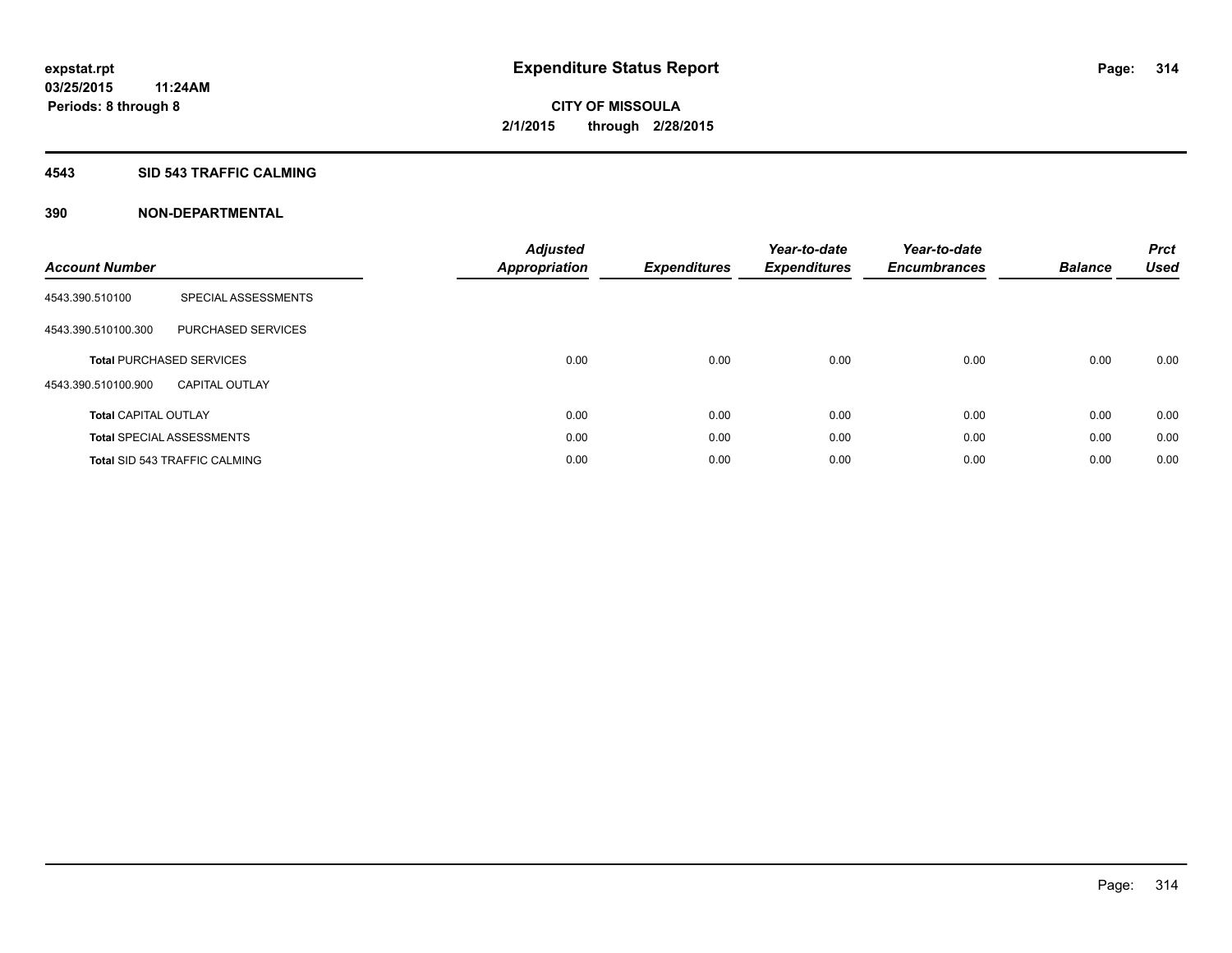# Expenditure Status Report

**expstat.rpt**
**03/25/2015 11:24AM**
**Periods: 8 through 8**

**CITY OF MISSOULA**
**2/1/2015 through 2/28/2015**

## 4543 SID 543 TRAFFIC CALMING

## 390 NON-DEPARTMENTAL

| Account Number | | Adjusted Appropriation | Expenditures | Year-to-date Expenditures | Year-to-date Encumbrances | Balance | Prct Used |
|---|---|---|---|---|---|---|---|
| 4543.390.510100 | SPECIAL ASSESSMENTS | | | | | | |
| 4543.390.510100.300 | PURCHASED SERVICES | | | | | | |
| **Total** PURCHASED SERVICES | | 0.00 | 0.00 | 0.00 | 0.00 | 0.00 | 0.00 |
| 4543.390.510100.900 | CAPITAL OUTLAY | | | | | | |
| **Total** CAPITAL OUTLAY | | 0.00 | 0.00 | 0.00 | 0.00 | 0.00 | 0.00 |
| **Total** SPECIAL ASSESSMENTS | | 0.00 | 0.00 | 0.00 | 0.00 | 0.00 | 0.00 |
| **Total** SID 543 TRAFFIC CALMING | | 0.00 | 0.00 | 0.00 | 0.00 | 0.00 | 0.00 |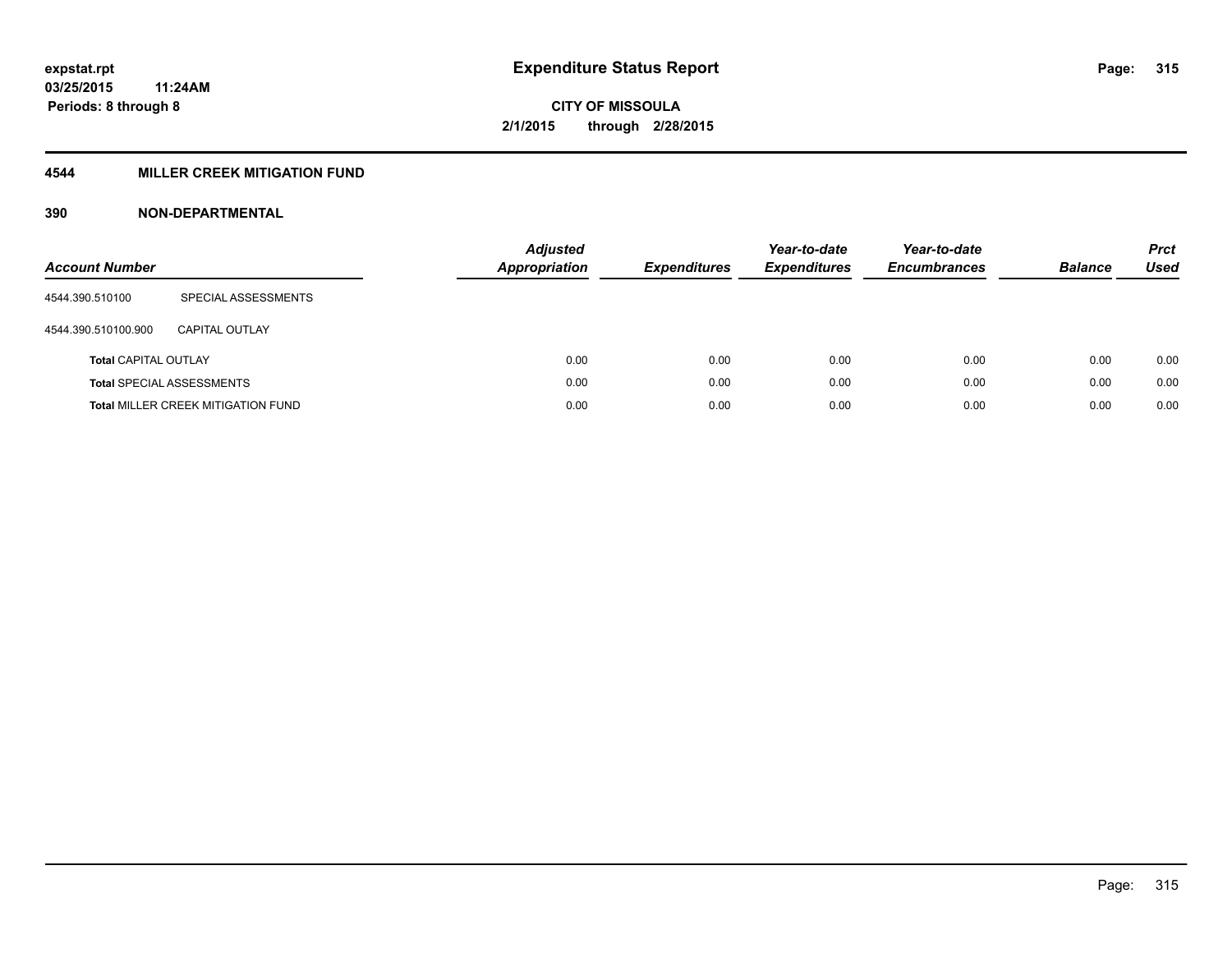**Expenditure Status Report**

**CITY OF MISSOULA**

**2/1/2015 through 2/28/2015**

**expstat.rpt**
**03/25/2015 11:24AM**
**Periods: 8 through 8**

## 4544 MILLER CREEK MITIGATION FUND

### 390 NON-DEPARTMENTAL

| Account Number | | Adjusted Appropriation | Expenditures | Year-to-date Expenditures | Year-to-date Encumbrances | Balance | Prct Used |
|---|---|---|---|---|---|---|---|
| 4544.390.510100 | SPECIAL ASSESSMENTS | | | | | | |
| 4544.390.510100.900 | CAPITAL OUTLAY | | | | | | |
| **Total** CAPITAL OUTLAY | | 0.00 | 0.00 | 0.00 | 0.00 | 0.00 | 0.00 |
| **Total** SPECIAL ASSESSMENTS | | 0.00 | 0.00 | 0.00 | 0.00 | 0.00 | 0.00 |
| **Total** MILLER CREEK MITIGATION FUND | | 0.00 | 0.00 | 0.00 | 0.00 | 0.00 | 0.00 |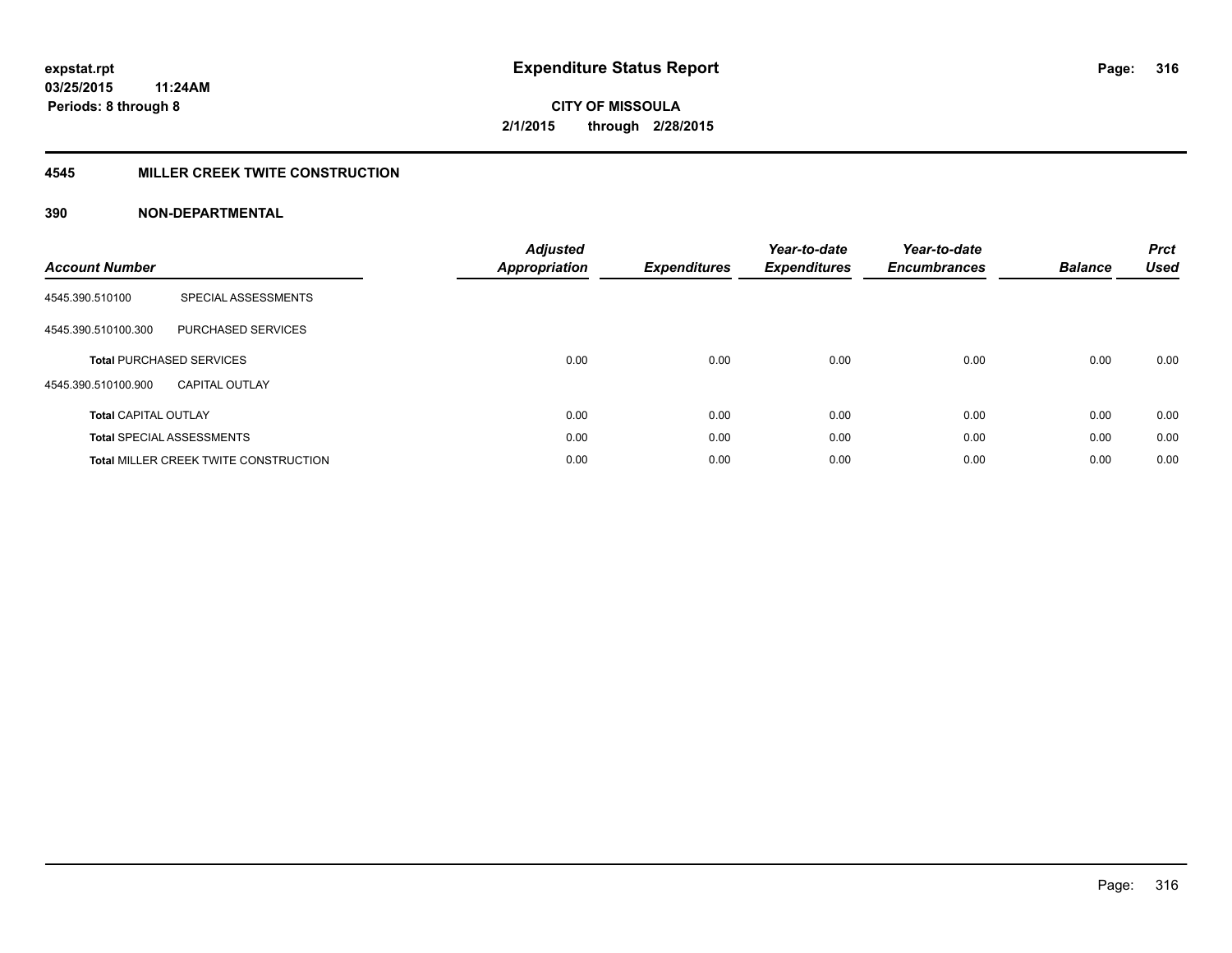**expstat.rpt**
**03/25/2015 11:24AM**
**Periods: 8 through 8**

# Expenditure Status Report

**CITY OF MISSOULA**
**2/1/2015 through 2/28/2015**

## 4545 MILLER CREEK TWITE CONSTRUCTION

## 390 NON-DEPARTMENTAL

| Account Number | | Adjusted Appropriation | Expenditures | Year-to-date Expenditures | Year-to-date Encumbrances | Balance | Prct Used |
|---|---|---|---|---|---|---|---|
| 4545.390.510100 | SPECIAL ASSESSMENTS | | | | | | |
| 4545.390.510100.300 | PURCHASED SERVICES | | | | | | |
| **Total** PURCHASED SERVICES | | 0.00 | 0.00 | 0.00 | 0.00 | 0.00 | 0.00 |
| 4545.390.510100.900 | CAPITAL OUTLAY | | | | | | |
| **Total** CAPITAL OUTLAY | | 0.00 | 0.00 | 0.00 | 0.00 | 0.00 | 0.00 |
| **Total** SPECIAL ASSESSMENTS | | 0.00 | 0.00 | 0.00 | 0.00 | 0.00 | 0.00 |
| **Total** MILLER CREEK TWITE CONSTRUCTION | | 0.00 | 0.00 | 0.00 | 0.00 | 0.00 | 0.00 |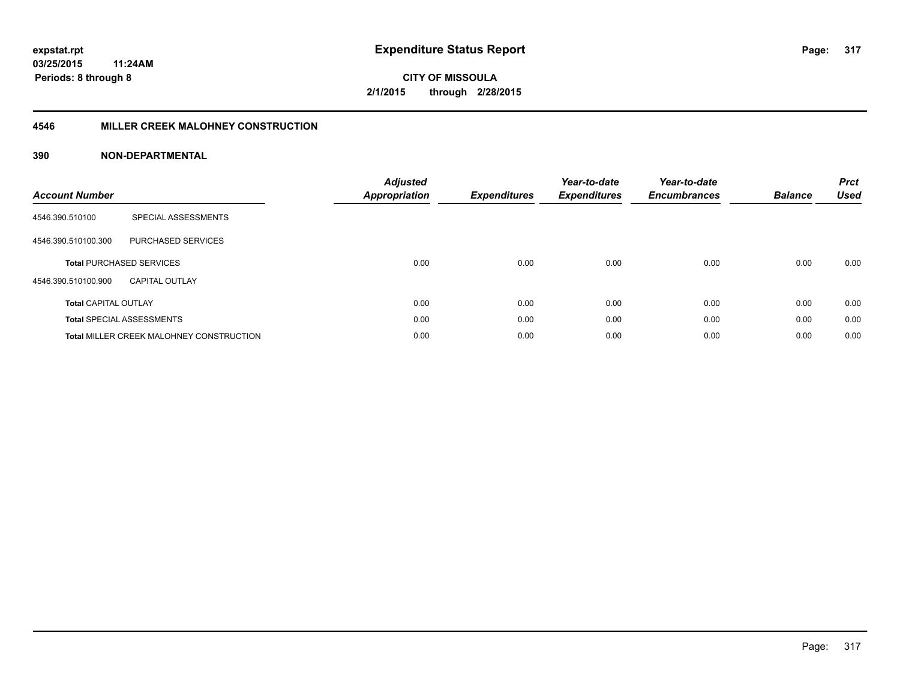## 4546 MILLER CREEK MALOHNEY CONSTRUCTION

### 390 NON-DEPARTMENTAL

| Account Number | | Adjusted Appropriation | Expenditures | Year-to-date Expenditures | Year-to-date Encumbrances | Balance | Prct Used |
|---|---|---|---|---|---|---|---|
| 4546.390.510100 | SPECIAL ASSESSMENTS | | | | | | |
| 4546.390.510100.300 | PURCHASED SERVICES | | | | | | |
| **Total** PURCHASED SERVICES | | 0.00 | 0.00 | 0.00 | 0.00 | 0.00 | 0.00 |
| 4546.390.510100.900 | CAPITAL OUTLAY | | | | | | |
| **Total** CAPITAL OUTLAY | | 0.00 | 0.00 | 0.00 | 0.00 | 0.00 | 0.00 |
| **Total** SPECIAL ASSESSMENTS | | 0.00 | 0.00 | 0.00 | 0.00 | 0.00 | 0.00 |
| **Total** MILLER CREEK MALOHNEY CONSTRUCTION | | 0.00 | 0.00 | 0.00 | 0.00 | 0.00 | 0.00 |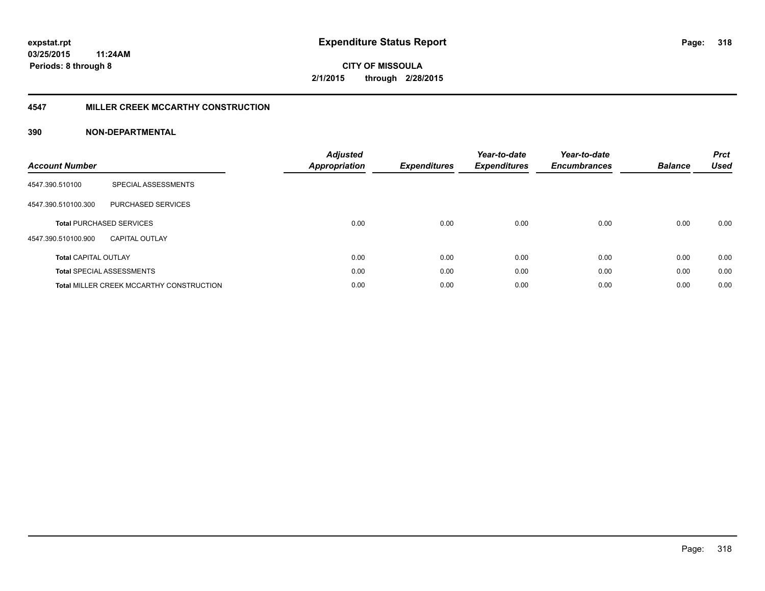# Expenditure Status Report

**CITY OF MISSOULA**
**2/1/2015 through 2/28/2015**

expstat.rpt
03/25/2015 11:24AM
Periods: 8 through 8

## 4547 MILLER CREEK MCCARTHY CONSTRUCTION

### 390 NON-DEPARTMENTAL

| Account Number | | Adjusted Appropriation | Expenditures | Year-to-date Expenditures | Year-to-date Encumbrances | Balance | Prct Used |
|---|---|---|---|---|---|---|---|
| 4547.390.510100 | SPECIAL ASSESSMENTS | | | | | | |
| 4547.390.510100.300 | PURCHASED SERVICES | | | | | | |
| **Total** PURCHASED SERVICES | | 0.00 | 0.00 | 0.00 | 0.00 | 0.00 | 0.00 |
| 4547.390.510100.900 | CAPITAL OUTLAY | | | | | | |
| **Total** CAPITAL OUTLAY | | 0.00 | 0.00 | 0.00 | 0.00 | 0.00 | 0.00 |
| **Total** SPECIAL ASSESSMENTS | | 0.00 | 0.00 | 0.00 | 0.00 | 0.00 | 0.00 |
| **Total** MILLER CREEK MCCARTHY CONSTRUCTION | | 0.00 | 0.00 | 0.00 | 0.00 | 0.00 | 0.00 |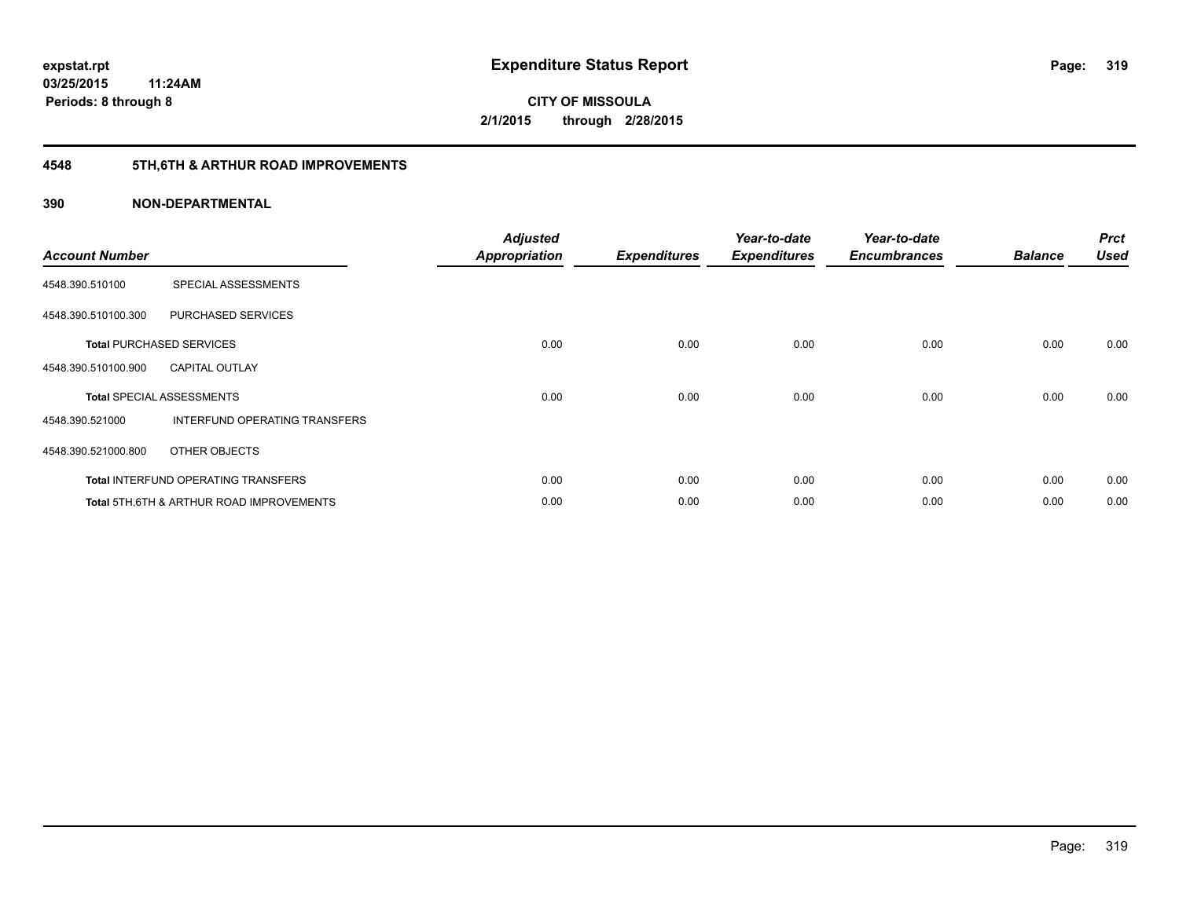**expstat.rpt**
**03/25/2015 11:24AM**
**Periods: 8 through 8**

# Expenditure Status Report

**CITY OF MISSOULA**
**2/1/2015 through 2/28/2015**

## 4548 5TH,6TH & ARTHUR ROAD IMPROVEMENTS

### 390 NON-DEPARTMENTAL

| Account Number | | Adjusted Appropriation | Expenditures | Year-to-date Expenditures | Year-to-date Encumbrances | Balance | Prct Used |
|---|---|---|---|---|---|---|---|
| 4548.390.510100 | SPECIAL ASSESSMENTS | | | | | | |
| 4548.390.510100.300 | PURCHASED SERVICES | | | | | | |
| **Total** PURCHASED SERVICES | | 0.00 | 0.00 | 0.00 | 0.00 | 0.00 | 0.00 |
| 4548.390.510100.900 | CAPITAL OUTLAY | | | | | | |
| **Total** SPECIAL ASSESSMENTS | | 0.00 | 0.00 | 0.00 | 0.00 | 0.00 | 0.00 |
| 4548.390.521000 | INTERFUND OPERATING TRANSFERS | | | | | | |
| 4548.390.521000.800 | OTHER OBJECTS | | | | | | |
| **Total** INTERFUND OPERATING TRANSFERS | | 0.00 | 0.00 | 0.00 | 0.00 | 0.00 | 0.00 |
| **Total** 5TH,6TH & ARTHUR ROAD IMPROVEMENTS | | 0.00 | 0.00 | 0.00 | 0.00 | 0.00 | 0.00 |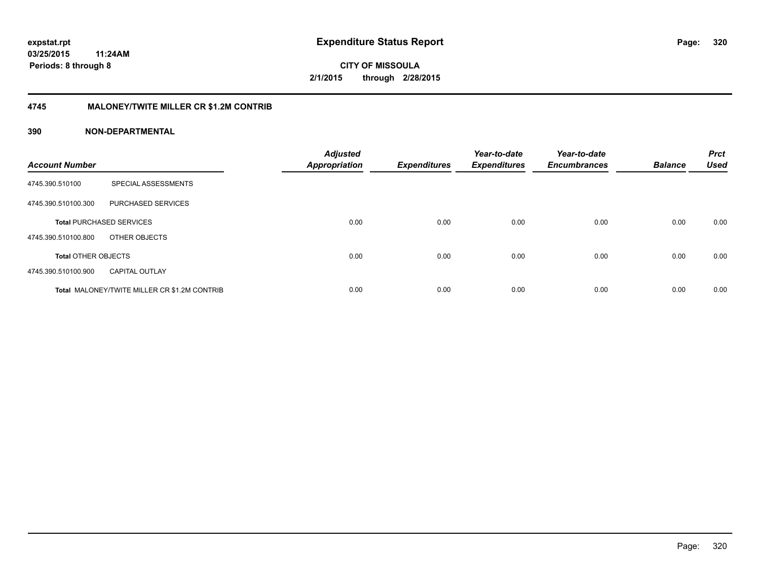# Expenditure Status Report

**CITY OF MISSOULA**

**2/1/2015 through 2/28/2015**

expstat.rpt
03/25/2015 11:24AM
Periods: 8 through 8

## 4745 MALONEY/TWITE MILLER CR $1.2M CONTRIB

### 390 NON-DEPARTMENTAL

| Account Number | | Adjusted Appropriation | Expenditures | Year-to-date Expenditures | Year-to-date Encumbrances | Balance | Prct Used |
|---|---|---|---|---|---|---|---|
| 4745.390.510100 | SPECIAL ASSESSMENTS | | | | | | |
| 4745.390.510100.300 | PURCHASED SERVICES | | | | | | |
| **Total** PURCHASED SERVICES | | 0.00 | 0.00 | 0.00 | 0.00 | 0.00 | 0.00 |
| 4745.390.510100.800 | OTHER OBJECTS | | | | | | |
| **Total** OTHER OBJECTS | | 0.00 | 0.00 | 0.00 | 0.00 | 0.00 | 0.00 |
| 4745.390.510100.900 | CAPITAL OUTLAY | | | | | | |
| **Total** MALONEY/TWITE MILLER CR $1.2M CONTRIB | | 0.00 | 0.00 | 0.00 | 0.00 | 0.00 | 0.00 |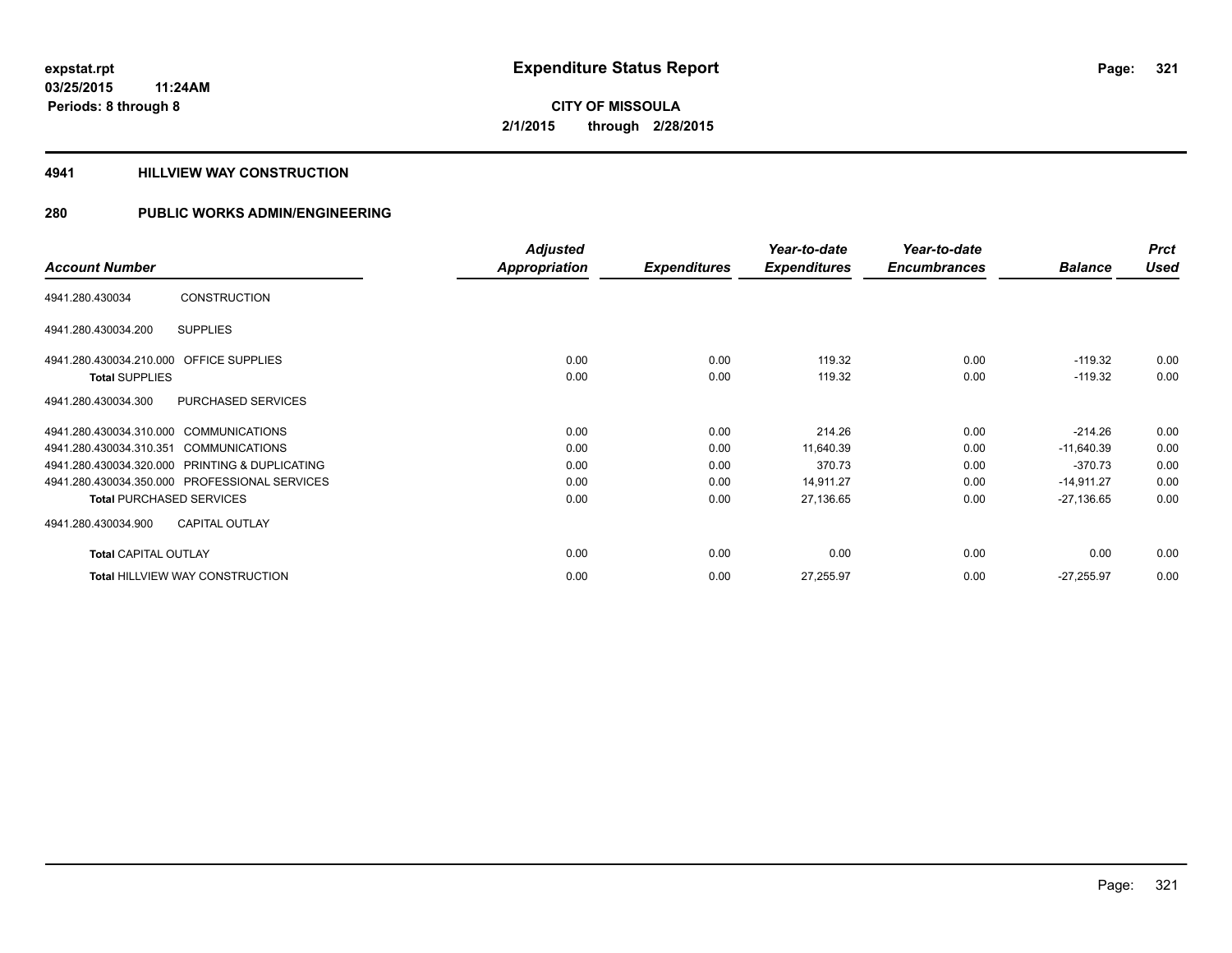expstat.rpt
03/25/2015 11:24AM
Periods: 8 through 8

# Expenditure Status Report

CITY OF MISSOULA
2/1/2015 through 2/28/2015

## 4941 HILLVIEW WAY CONSTRUCTION

## 280 PUBLIC WORKS ADMIN/ENGINEERING

| Account Number | | Adjusted Appropriation | Expenditures | Year-to-date Expenditures | Year-to-date Encumbrances | Balance | Prct Used |
|---|---|---|---|---|---|---|---|
| 4941.280.430034 | CONSTRUCTION | | | | | | |
| 4941.280.430034.200 | SUPPLIES | | | | | | |
| 4941.280.430034.210.000 | OFFICE SUPPLIES | 0.00 | 0.00 | 119.32 | 0.00 | -119.32 | 0.00 |
| Total SUPPLIES | | 0.00 | 0.00 | 119.32 | 0.00 | -119.32 | 0.00 |
| 4941.280.430034.300 | PURCHASED SERVICES | | | | | | |
| 4941.280.430034.310.000 | COMMUNICATIONS | 0.00 | 0.00 | 214.26 | 0.00 | -214.26 | 0.00 |
| 4941.280.430034.310.351 | COMMUNICATIONS | 0.00 | 0.00 | 11,640.39 | 0.00 | -11,640.39 | 0.00 |
| 4941.280.430034.320.000 | PRINTING & DUPLICATING | 0.00 | 0.00 | 370.73 | 0.00 | -370.73 | 0.00 |
| 4941.280.430034.350.000 | PROFESSIONAL SERVICES | 0.00 | 0.00 | 14,911.27 | 0.00 | -14,911.27 | 0.00 |
| Total PURCHASED SERVICES | | 0.00 | 0.00 | 27,136.65 | 0.00 | -27,136.65 | 0.00 |
| 4941.280.430034.900 | CAPITAL OUTLAY | | | | | | |
| Total CAPITAL OUTLAY | | 0.00 | 0.00 | 0.00 | 0.00 | 0.00 | 0.00 |
| Total HILLVIEW WAY CONSTRUCTION | | 0.00 | 0.00 | 27,255.97 | 0.00 | -27,255.97 | 0.00 |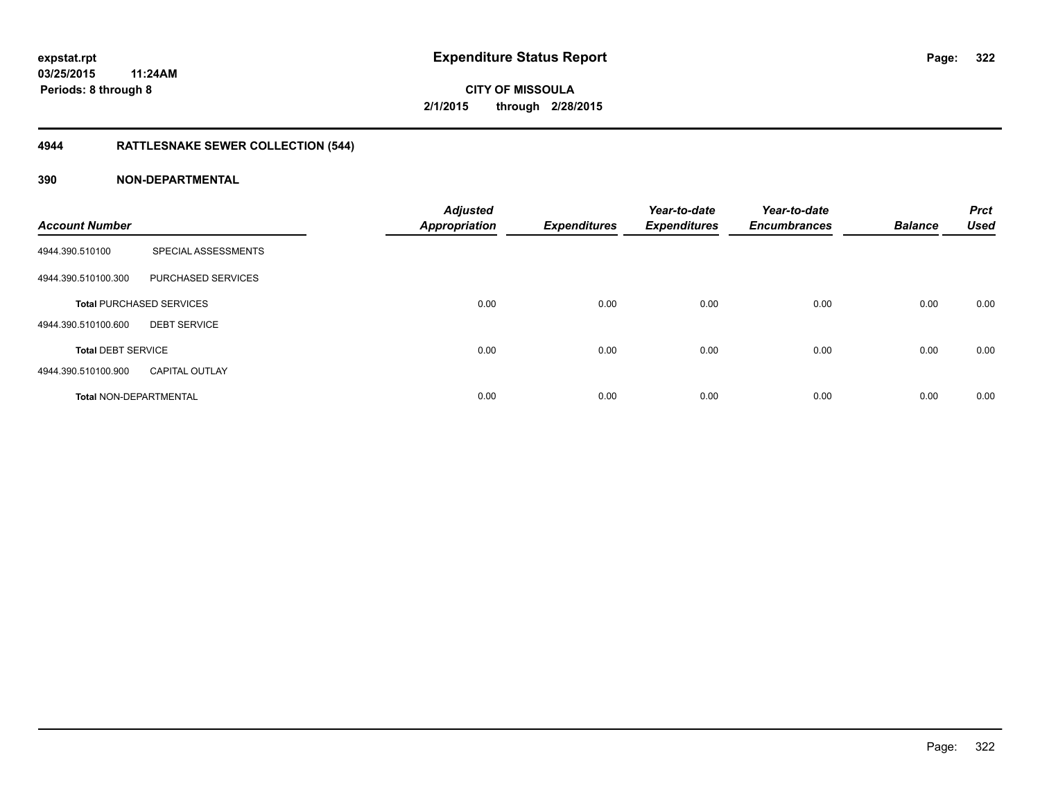**expstat.rpt**
**03/25/2015 11:24AM**
**Periods: 8 through 8**

# Expenditure Status Report

**CITY OF MISSOULA**
**2/1/2015 through 2/28/2015**

## 4944 RATTLESNAKE SEWER COLLECTION (544)

## 390 NON-DEPARTMENTAL

| Account Number | | Adjusted Appropriation | Expenditures | Year-to-date Expenditures | Year-to-date Encumbrances | Balance | Prct Used |
|---|---|---|---|---|---|---|---|
| 4944.390.510100 | SPECIAL ASSESSMENTS | | | | | | |
| 4944.390.510100.300 | PURCHASED SERVICES | | | | | | |
| **Total** PURCHASED SERVICES | | 0.00 | 0.00 | 0.00 | 0.00 | 0.00 | 0.00 |
| 4944.390.510100.600 | DEBT SERVICE | | | | | | |
| **Total** DEBT SERVICE | | 0.00 | 0.00 | 0.00 | 0.00 | 0.00 | 0.00 |
| 4944.390.510100.900 | CAPITAL OUTLAY | | | | | | |
| **Total** NON-DEPARTMENTAL | | 0.00 | 0.00 | 0.00 | 0.00 | 0.00 | 0.00 |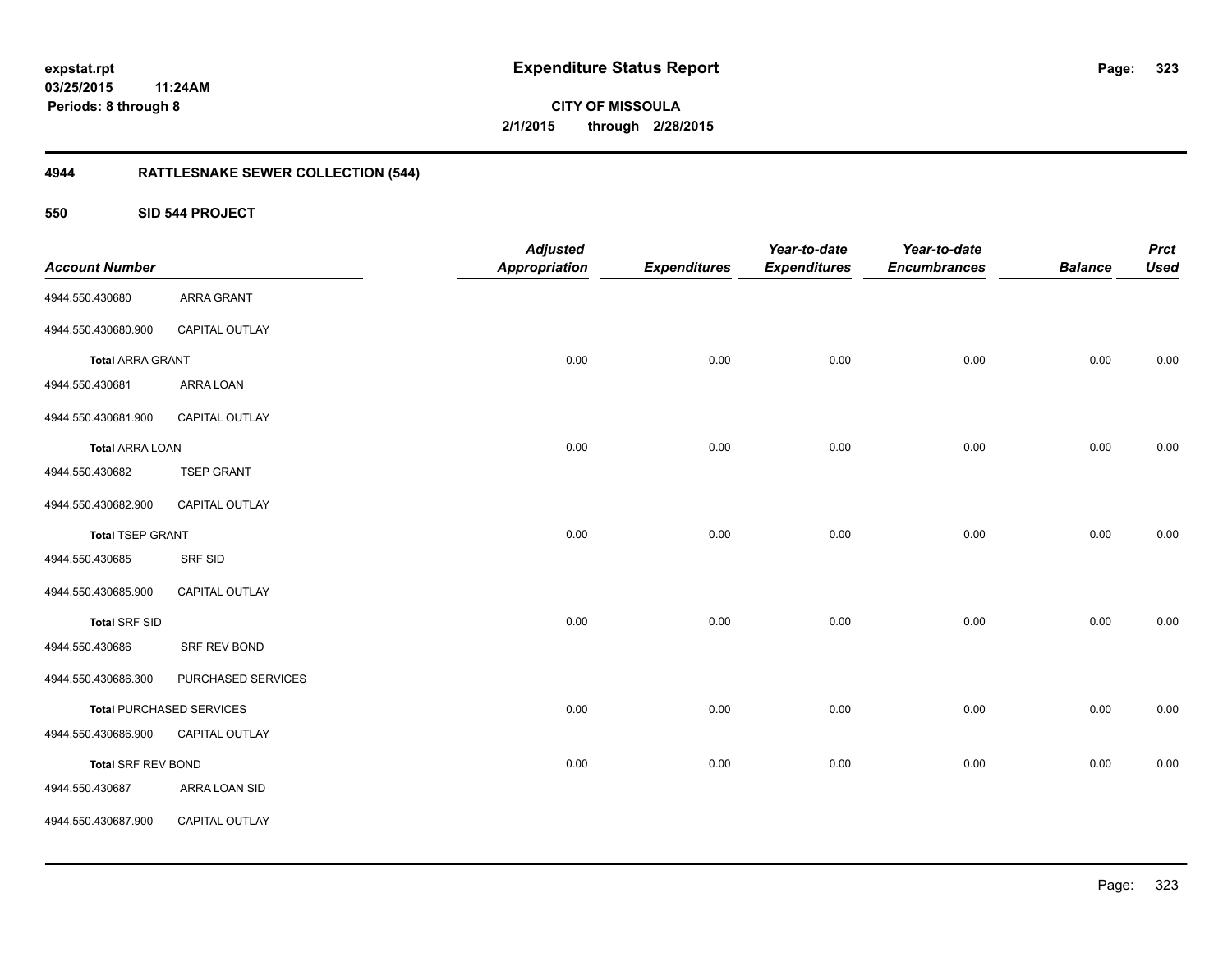**Expenditure Status Report**

**CITY OF MISSOULA**

**2/1/2015 through 2/28/2015**

expstat.rpt
03/25/2015 11:24AM
Periods: 8 through 8

## 4944 RATTLESNAKE SEWER COLLECTION (544)

### 550 SID 544 PROJECT

| Account Number | | Adjusted Appropriation | Expenditures | Year-to-date Expenditures | Year-to-date Encumbrances | Balance | Prct Used |
|---|---|---|---|---|---|---|---|
| 4944.550.430680 | ARRA GRANT | | | | | | |
| 4944.550.430680.900 | CAPITAL OUTLAY | | | | | | |
| **Total** ARRA GRANT | | 0.00 | 0.00 | 0.00 | 0.00 | 0.00 | 0.00 |
| 4944.550.430681 | ARRA LOAN | | | | | | |
| 4944.550.430681.900 | CAPITAL OUTLAY | | | | | | |
| **Total** ARRA LOAN | | 0.00 | 0.00 | 0.00 | 0.00 | 0.00 | 0.00 |
| 4944.550.430682 | TSEP GRANT | | | | | | |
| 4944.550.430682.900 | CAPITAL OUTLAY | | | | | | |
| **Total** TSEP GRANT | | 0.00 | 0.00 | 0.00 | 0.00 | 0.00 | 0.00 |
| 4944.550.430685 | SRF SID | | | | | | |
| 4944.550.430685.900 | CAPITAL OUTLAY | | | | | | |
| **Total** SRF SID | | 0.00 | 0.00 | 0.00 | 0.00 | 0.00 | 0.00 |
| 4944.550.430686 | SRF REV BOND | | | | | | |
| 4944.550.430686.300 | PURCHASED SERVICES | | | | | | |
| **Total** PURCHASED SERVICES | | 0.00 | 0.00 | 0.00 | 0.00 | 0.00 | 0.00 |
| 4944.550.430686.900 | CAPITAL OUTLAY | | | | | | |
| **Total** SRF REV BOND | | 0.00 | 0.00 | 0.00 | 0.00 | 0.00 | 0.00 |
| 4944.550.430687 | ARRA LOAN SID | | | | | | |
| 4944.550.430687.900 | CAPITAL OUTLAY | | | | | | |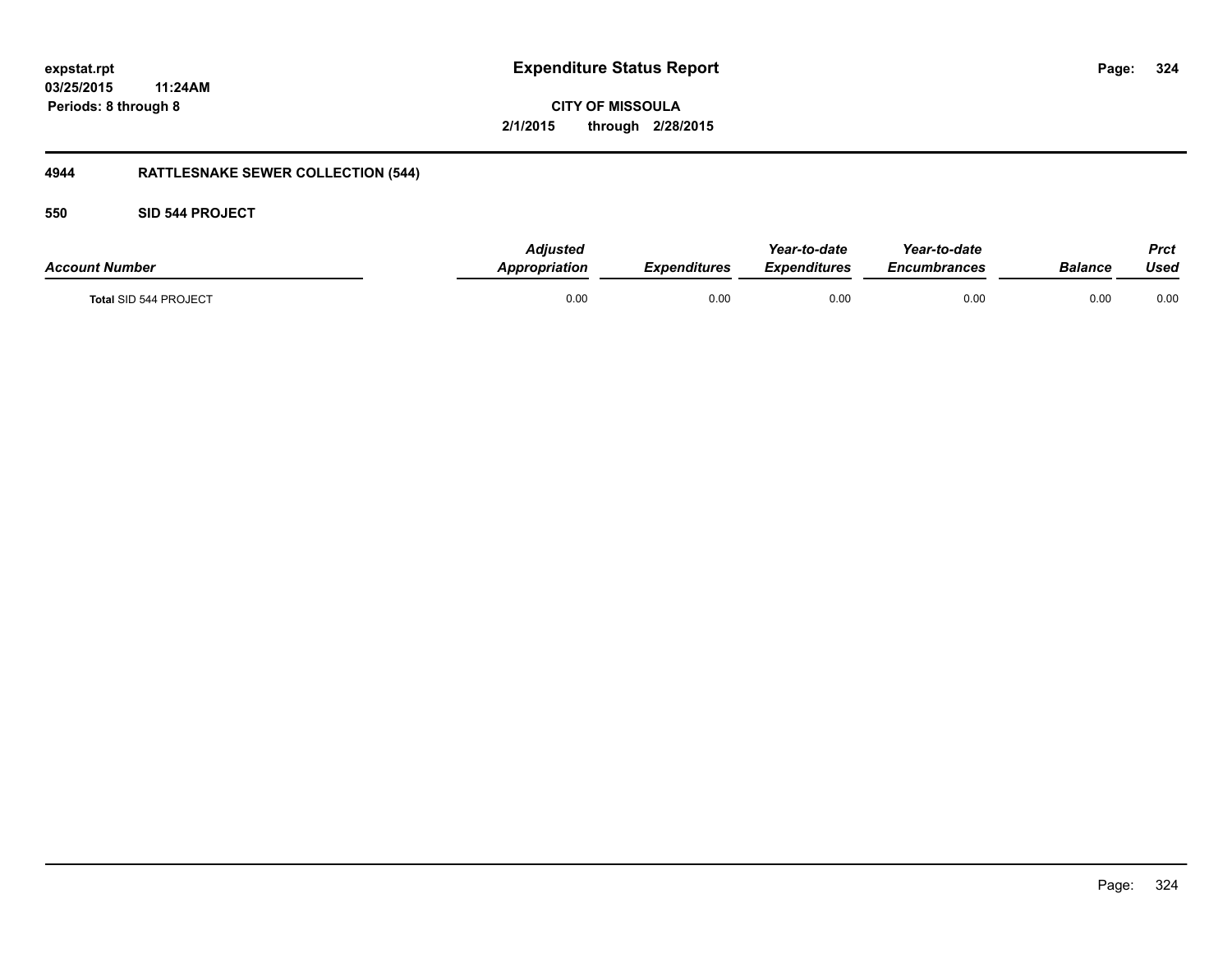# Expenditure Status Report

**CITY OF MISSOULA**

**2/1/2015 through 2/28/2015**

expstat.rpt
03/25/2015 11:24AM
Periods: 8 through 8

## 4944 RATTLESNAKE SEWER COLLECTION (544)

### 550 SID 544 PROJECT

| Account Number | Adjusted Appropriation | Expenditures | Year-to-date Expenditures | Year-to-date Encumbrances | Balance | Prct Used |
|---|---|---|---|---|---|---|
| Total SID 544 PROJECT | 0.00 | 0.00 | 0.00 | 0.00 | 0.00 | 0.00 |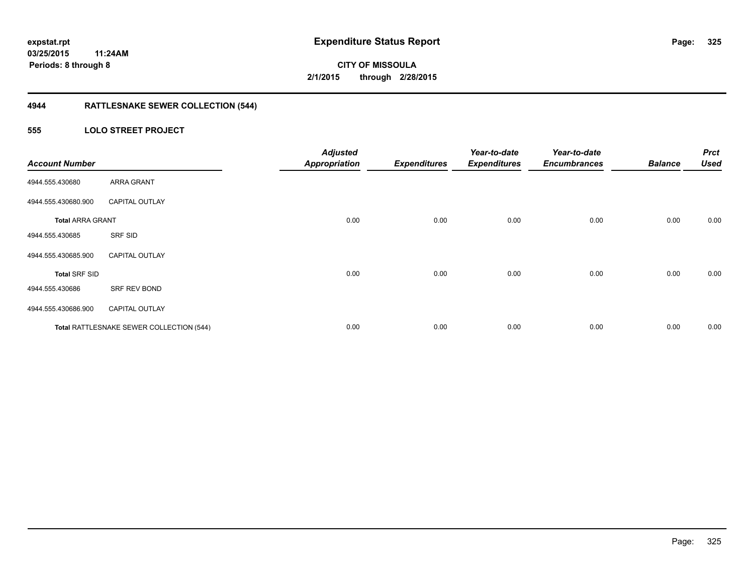**expstat.rpt**
**03/25/2015 11:24AM**
**Periods: 8 through 8**

# Expenditure Status Report

**CITY OF MISSOULA**
**2/1/2015 through 2/28/2015**

## 4944 RATTLESNAKE SEWER COLLECTION (544)

### 555 LOLO STREET PROJECT

| Account Number | | Adjusted Appropriation | Expenditures | Year-to-date Expenditures | Year-to-date Encumbrances | Balance | Prct Used |
|---|---|---|---|---|---|---|---|
| 4944.555.430680 | ARRA GRANT | | | | | | |
| 4944.555.430680.900 | CAPITAL OUTLAY | | | | | | |
| **Total** ARRA GRANT | | 0.00 | 0.00 | 0.00 | 0.00 | 0.00 | 0.00 |
| 4944.555.430685 | SRF SID | | | | | | |
| 4944.555.430685.900 | CAPITAL OUTLAY | | | | | | |
| **Total** SRF SID | | 0.00 | 0.00 | 0.00 | 0.00 | 0.00 | 0.00 |
| 4944.555.430686 | SRF REV BOND | | | | | | |
| 4944.555.430686.900 | CAPITAL OUTLAY | | | | | | |
| **Total** RATTLESNAKE SEWER COLLECTION (544) | | 0.00 | 0.00 | 0.00 | 0.00 | 0.00 | 0.00 |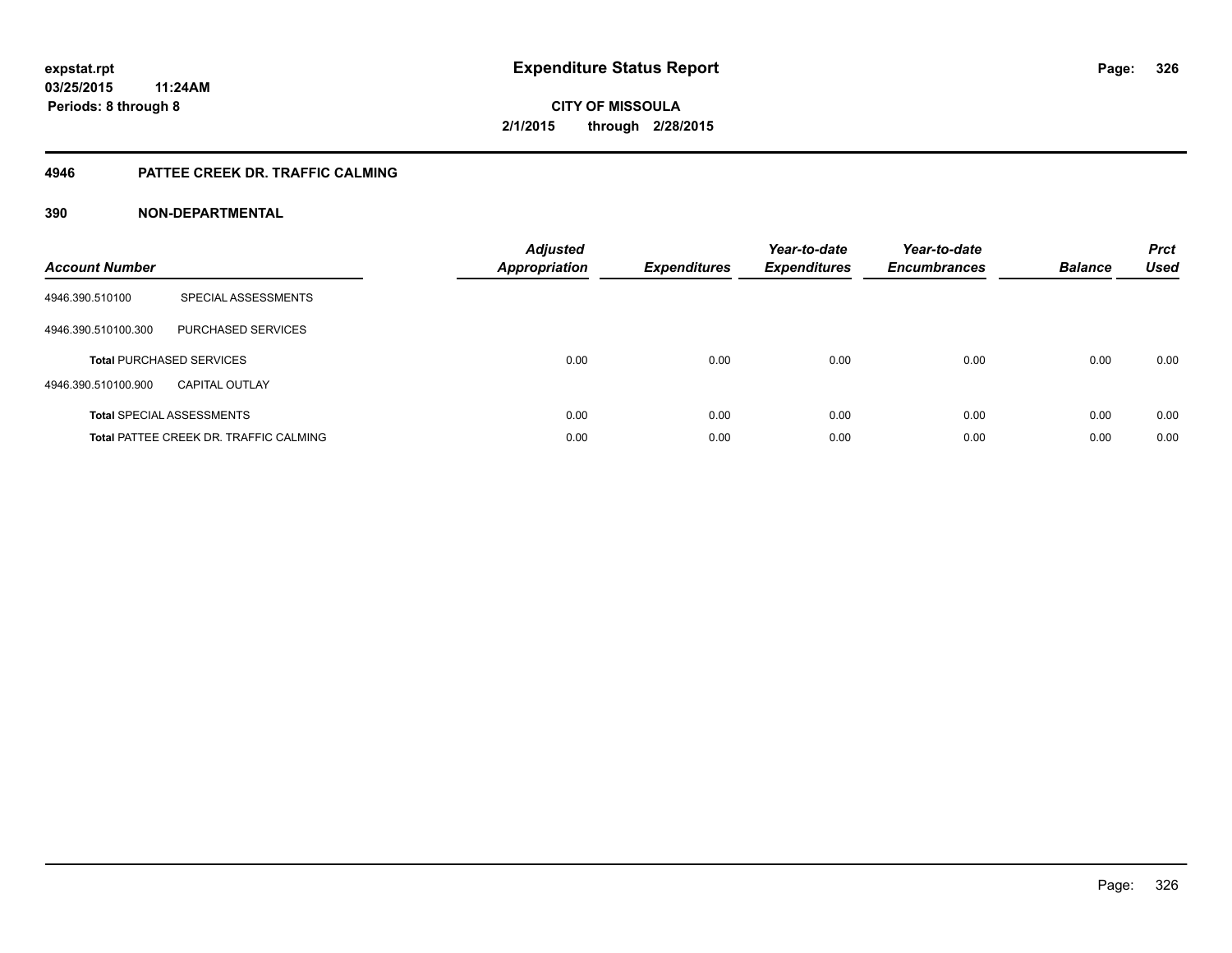**expstat.rpt**
**03/25/2015 11:24AM**
**Periods: 8 through 8**

# Expenditure Status Report

**CITY OF MISSOULA**
**2/1/2015 through 2/28/2015**

## 4946 PATTEE CREEK DR. TRAFFIC CALMING

## 390 NON-DEPARTMENTAL

| Account Number | | Adjusted Appropriation | Expenditures | Year-to-date Expenditures | Year-to-date Encumbrances | Balance | Prct Used |
|---|---|---|---|---|---|---|---|
| 4946.390.510100 | SPECIAL ASSESSMENTS | | | | | | |
| 4946.390.510100.300 | PURCHASED SERVICES | | | | | | |
| **Total** PURCHASED SERVICES | | 0.00 | 0.00 | 0.00 | 0.00 | 0.00 | 0.00 |
| 4946.390.510100.900 | CAPITAL OUTLAY | | | | | | |
| **Total** SPECIAL ASSESSMENTS | | 0.00 | 0.00 | 0.00 | 0.00 | 0.00 | 0.00 |
| **Total** PATTEE CREEK DR. TRAFFIC CALMING | | 0.00 | 0.00 | 0.00 | 0.00 | 0.00 | 0.00 |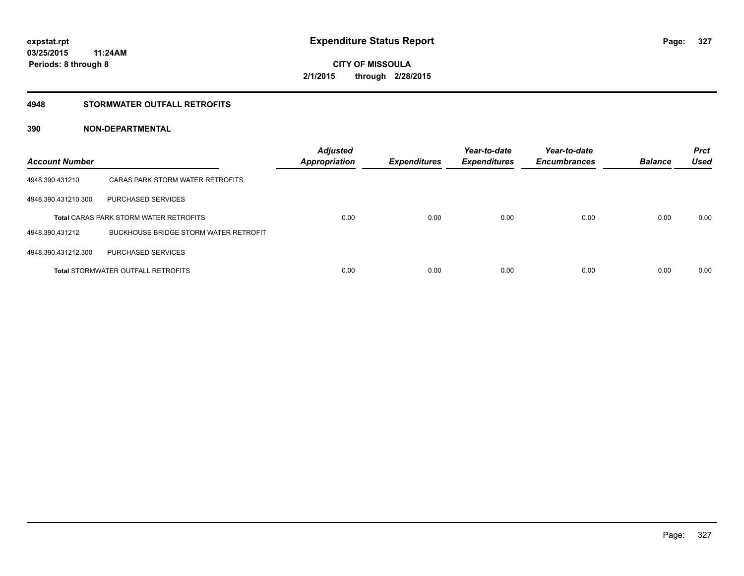**Expenditure Status Report**

**CITY OF MISSOULA**

**2/1/2015 through 2/28/2015**

expstat.rpt
03/25/2015 11:24AM
Periods: 8 through 8

## 4948 STORMWATER OUTFALL RETROFITS

## 390 NON-DEPARTMENTAL

| Account Number | | Adjusted Appropriation | Expenditures | Year-to-date Expenditures | Year-to-date Encumbrances | Balance | Prct Used |
|---|---|---|---|---|---|---|---|
| 4948.390.431210 | CARAS PARK STORM WATER RETROFITS | | | | | | |
| 4948.390.431210.300 | PURCHASED SERVICES | | | | | | |
| **Total** CARAS PARK STORM WATER RETROFITS | | 0.00 | 0.00 | 0.00 | 0.00 | 0.00 | 0.00 |
| 4948.390.431212 | BUCKHOUSE BRIDGE STORM WATER RETROFIT | | | | | | |
| 4948.390.431212.300 | PURCHASED SERVICES | | | | | | |
| **Total** STORMWATER OUTFALL RETROFITS | | 0.00 | 0.00 | 0.00 | 0.00 | 0.00 | 0.00 |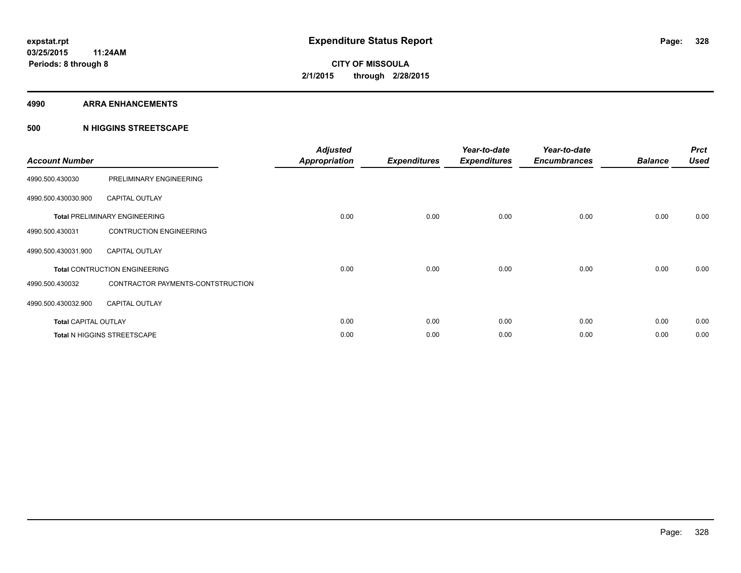**expstat.rpt**
**03/25/2015 11:24AM**
**Periods: 8 through 8**

# Expenditure Status Report

**CITY OF MISSOULA**
**2/1/2015 through 2/28/2015**

## 4990 ARRA ENHANCEMENTS

## 500 N HIGGINS STREETSCAPE

| Account Number | | Adjusted Appropriation | Expenditures | Year-to-date Expenditures | Year-to-date Encumbrances | Balance | Prct Used |
|---|---|---|---|---|---|---|---|
| 4990.500.430030 | PRELIMINARY ENGINEERING | | | | | | |
| 4990.500.430030.900 | CAPITAL OUTLAY | | | | | | |
| **Total** PRELIMINARY ENGINEERING | | 0.00 | 0.00 | 0.00 | 0.00 | 0.00 | 0.00 |
| 4990.500.430031 | CONTRUCTION ENGINEERING | | | | | | |
| 4990.500.430031.900 | CAPITAL OUTLAY | | | | | | |
| **Total** CONTRUCTION ENGINEERING | | 0.00 | 0.00 | 0.00 | 0.00 | 0.00 | 0.00 |
| 4990.500.430032 | CONTRACTOR PAYMENTS-CONTSTRUCTION | | | | | | |
| 4990.500.430032.900 | CAPITAL OUTLAY | | | | | | |
| **Total** CAPITAL OUTLAY | | 0.00 | 0.00 | 0.00 | 0.00 | 0.00 | 0.00 |
| **Total** N HIGGINS STREETSCAPE | | 0.00 | 0.00 | 0.00 | 0.00 | 0.00 | 0.00 |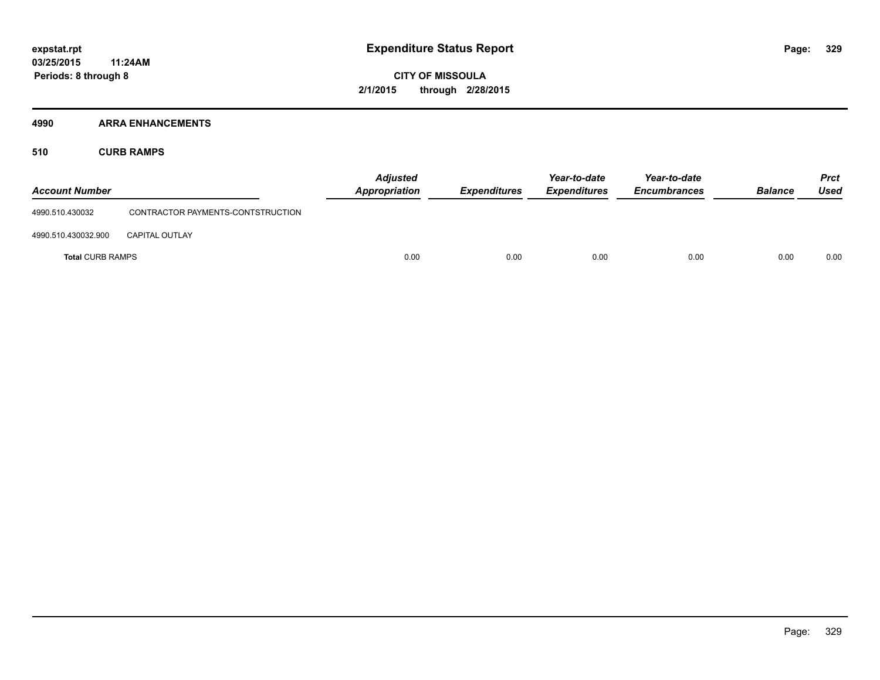**expstat.rpt**
**03/25/2015 11:24AM**
**Periods: 8 through 8**

# Expenditure Status Report

**CITY OF MISSOULA**
**2/1/2015 through 2/28/2015**

## 4990 ARRA ENHANCEMENTS

### 510 CURB RAMPS

| Account Number | | Adjusted Appropriation | Expenditures | Year-to-date Expenditures | Year-to-date Encumbrances | Balance | Prct Used |
|---|---|---|---|---|---|---|---|
| 4990.510.430032 | CONTRACTOR PAYMENTS-CONTSTRUCTION | | | | | | |
| 4990.510.430032.900 | CAPITAL OUTLAY | | | | | | |
| **Total** CURB RAMPS | | 0.00 | 0.00 | 0.00 | 0.00 | 0.00 | 0.00 |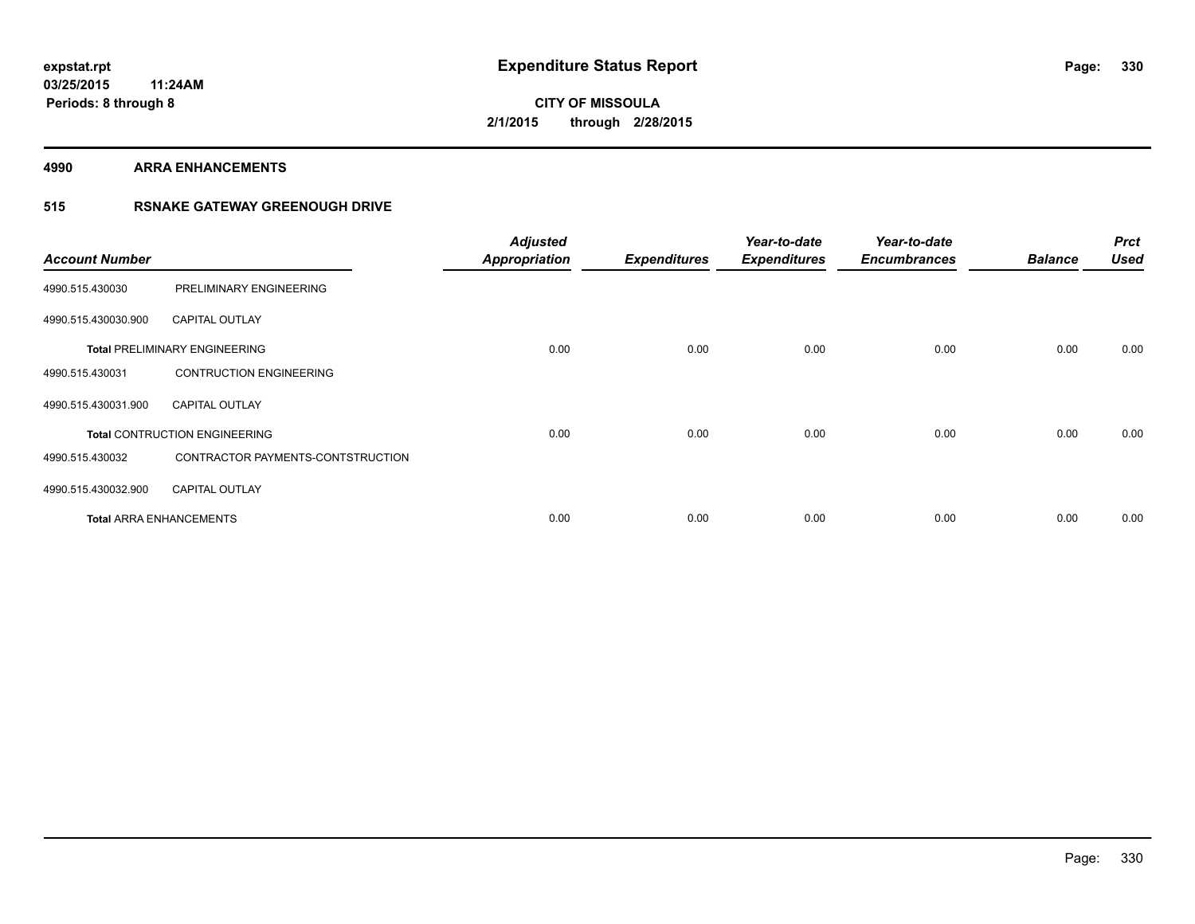# Expenditure Status Report

**CITY OF MISSOULA**

**2/1/2015 through 2/28/2015**

expstat.rpt
03/25/2015 11:24AM
Periods: 8 through 8

## 4990 ARRA ENHANCEMENTS

### 515 RSNAKE GATEWAY GREENOUGH DRIVE

| Account Number | | Adjusted Appropriation | Expenditures | Year-to-date Expenditures | Year-to-date Encumbrances | Balance | Prct Used |
|---|---|---|---|---|---|---|---|
| 4990.515.430030 | PRELIMINARY ENGINEERING | | | | | | |
| 4990.515.430030.900 | CAPITAL OUTLAY | | | | | | |
| **Total** PRELIMINARY ENGINEERING | | 0.00 | 0.00 | 0.00 | 0.00 | 0.00 | 0.00 |
| 4990.515.430031 | CONTRUCTION ENGINEERING | | | | | | |
| 4990.515.430031.900 | CAPITAL OUTLAY | | | | | | |
| **Total** CONTRUCTION ENGINEERING | | 0.00 | 0.00 | 0.00 | 0.00 | 0.00 | 0.00 |
| 4990.515.430032 | CONTRACTOR PAYMENTS-CONTSTRUCTION | | | | | | |
| 4990.515.430032.900 | CAPITAL OUTLAY | | | | | | |
| **Total** ARRA ENHANCEMENTS | | 0.00 | 0.00 | 0.00 | 0.00 | 0.00 | 0.00 |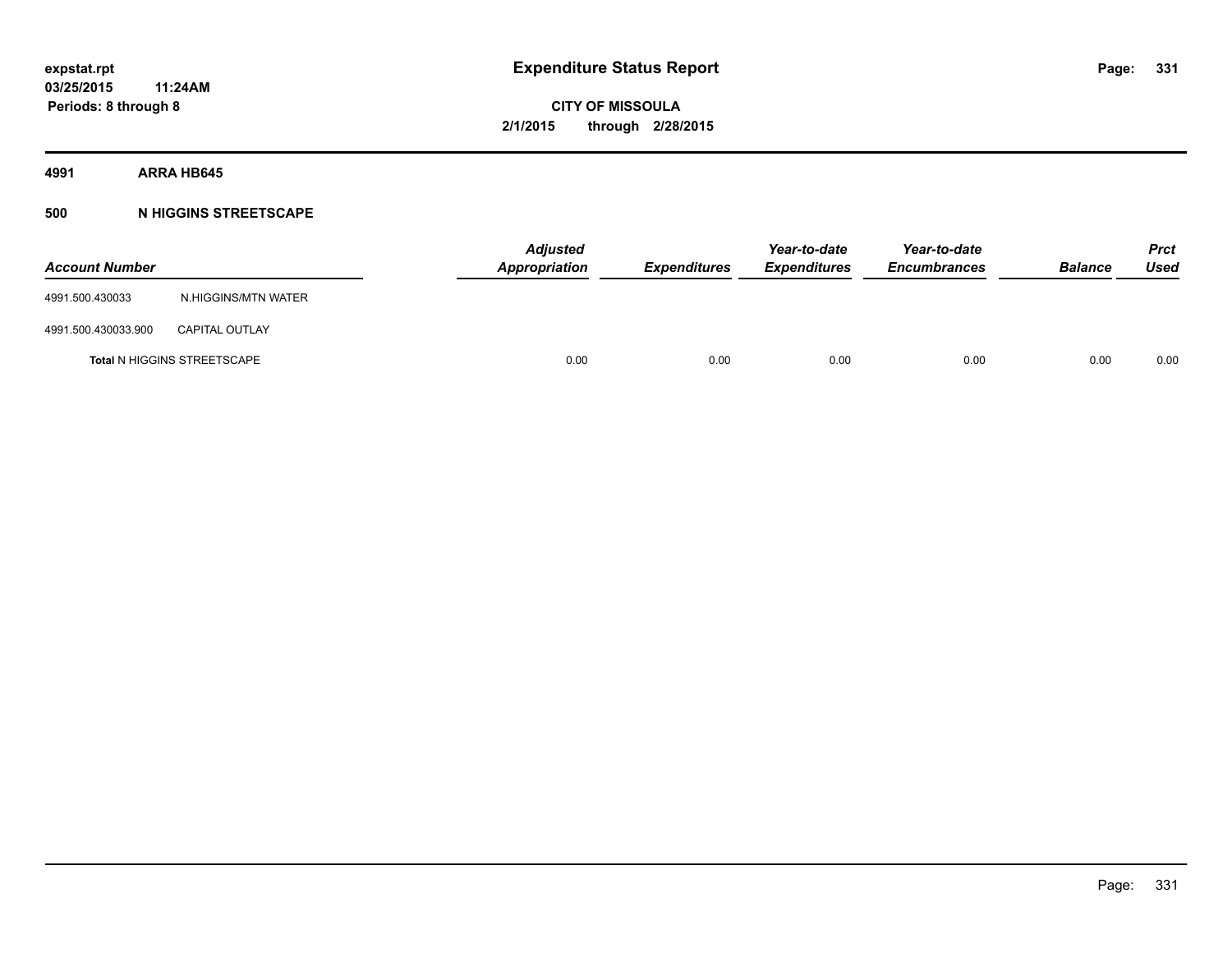**expstat.rpt**
**03/25/2015 11:24AM**
**Periods: 8 through 8**

# Expenditure Status Report

**CITY OF MISSOULA**
**2/1/2015 through 2/28/2015**

## 4991 ARRA HB645

## 500 N HIGGINS STREETSCAPE

| Account Number | | Adjusted Appropriation | Expenditures | Year-to-date Expenditures | Year-to-date Encumbrances | Balance | Prct Used |
|---|---|---|---|---|---|---|---|
| 4991.500.430033 | N.HIGGINS/MTN WATER | | | | | | |
| 4991.500.430033.900 | CAPITAL OUTLAY | | | | | | |
| **Total** N HIGGINS STREETSCAPE | | 0.00 | 0.00 | 0.00 | 0.00 | 0.00 | 0.00 |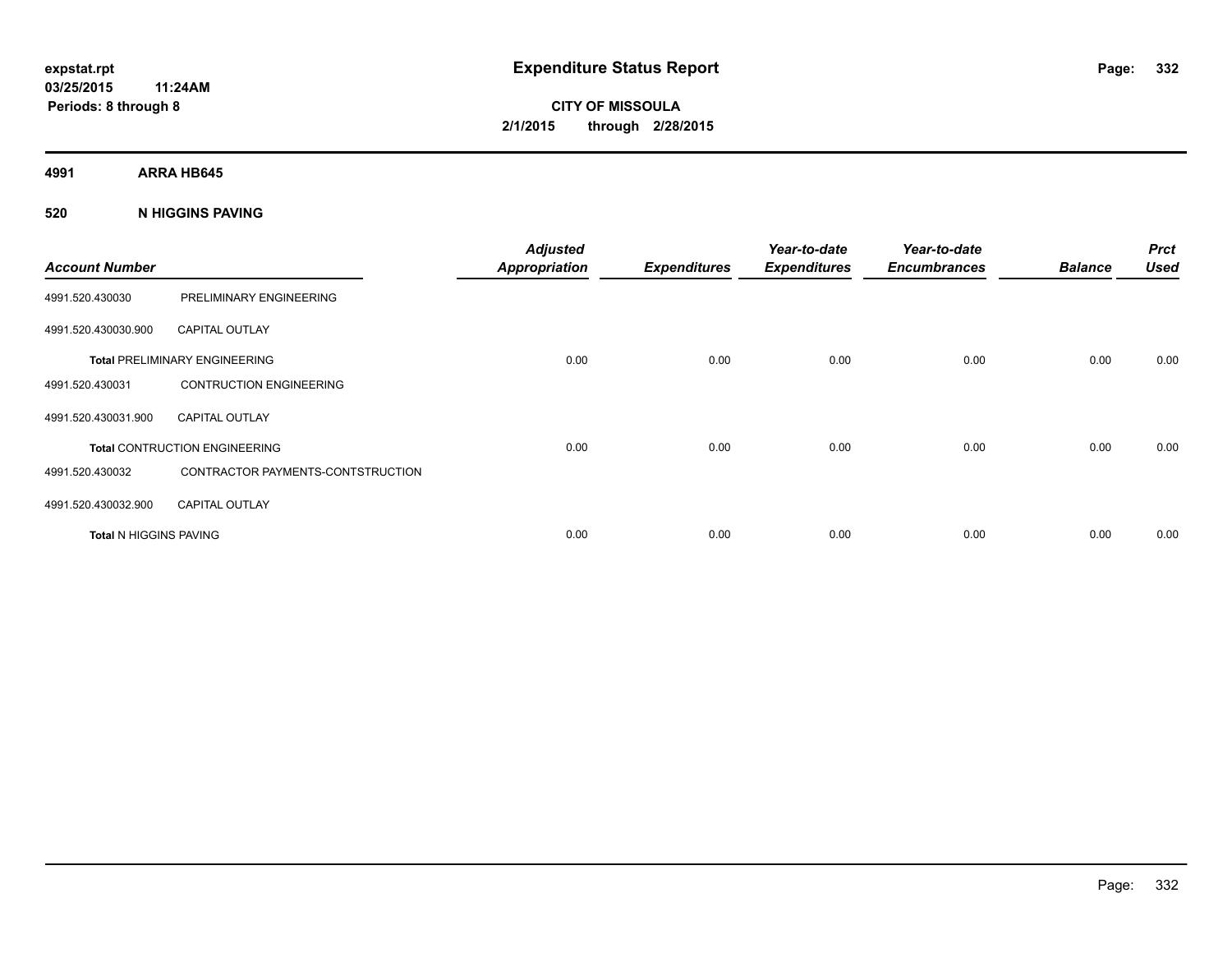**expstat.rpt**
**03/25/2015 11:24AM**
**Periods: 8 through 8**

# Expenditure Status Report

**CITY OF MISSOULA**
**2/1/2015 through 2/28/2015**

**4991 ARRA HB645**

**520 N HIGGINS PAVING**

| Account Number | | Adjusted Appropriation | Expenditures | Year-to-date Expenditures | Year-to-date Encumbrances | Balance | Prct Used |
|---|---|---|---|---|---|---|---|
| 4991.520.430030 | PRELIMINARY ENGINEERING | | | | | | |
| 4991.520.430030.900 | CAPITAL OUTLAY | | | | | | |
| **Total** PRELIMINARY ENGINEERING | | 0.00 | 0.00 | 0.00 | 0.00 | 0.00 | 0.00 |
| 4991.520.430031 | CONTRUCTION ENGINEERING | | | | | | |
| 4991.520.430031.900 | CAPITAL OUTLAY | | | | | | |
| **Total** CONTRUCTION ENGINEERING | | 0.00 | 0.00 | 0.00 | 0.00 | 0.00 | 0.00 |
| 4991.520.430032 | CONTRACTOR PAYMENTS-CONTSTRUCTION | | | | | | |
| 4991.520.430032.900 | CAPITAL OUTLAY | | | | | | |
| **Total** N HIGGINS PAVING | | 0.00 | 0.00 | 0.00 | 0.00 | 0.00 | 0.00 |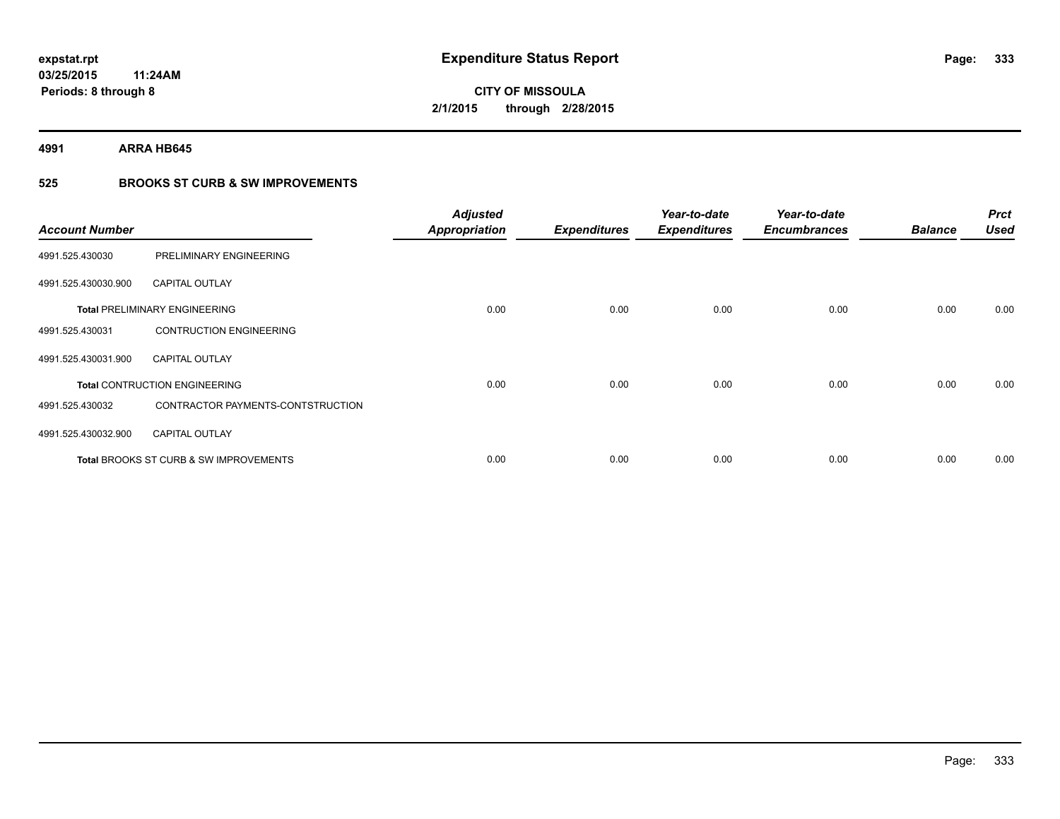**expstat.rpt**
**03/25/2015 11:24AM**
**Periods: 8 through 8**

# Expenditure Status Report

**CITY OF MISSOULA**
**2/1/2015 through 2/28/2015**

**4991 ARRA HB645**

## 525 BROOKS ST CURB & SW IMPROVEMENTS

| Account Number | | Adjusted Appropriation | Expenditures | Year-to-date Expenditures | Year-to-date Encumbrances | Balance | Prct Used |
|---|---|---|---|---|---|---|---|
| 4991.525.430030 | PRELIMINARY ENGINEERING | | | | | | |
| 4991.525.430030.900 | CAPITAL OUTLAY | | | | | | |
| **Total** PRELIMINARY ENGINEERING | | 0.00 | 0.00 | 0.00 | 0.00 | 0.00 | 0.00 |
| 4991.525.430031 | CONTRUCTION ENGINEERING | | | | | | |
| 4991.525.430031.900 | CAPITAL OUTLAY | | | | | | |
| **Total** CONTRUCTION ENGINEERING | | 0.00 | 0.00 | 0.00 | 0.00 | 0.00 | 0.00 |
| 4991.525.430032 | CONTRACTOR PAYMENTS-CONTSTRUCTION | | | | | | |
| 4991.525.430032.900 | CAPITAL OUTLAY | | | | | | |
| **Total** BROOKS ST CURB & SW IMPROVEMENTS | | 0.00 | 0.00 | 0.00 | 0.00 | 0.00 | 0.00 |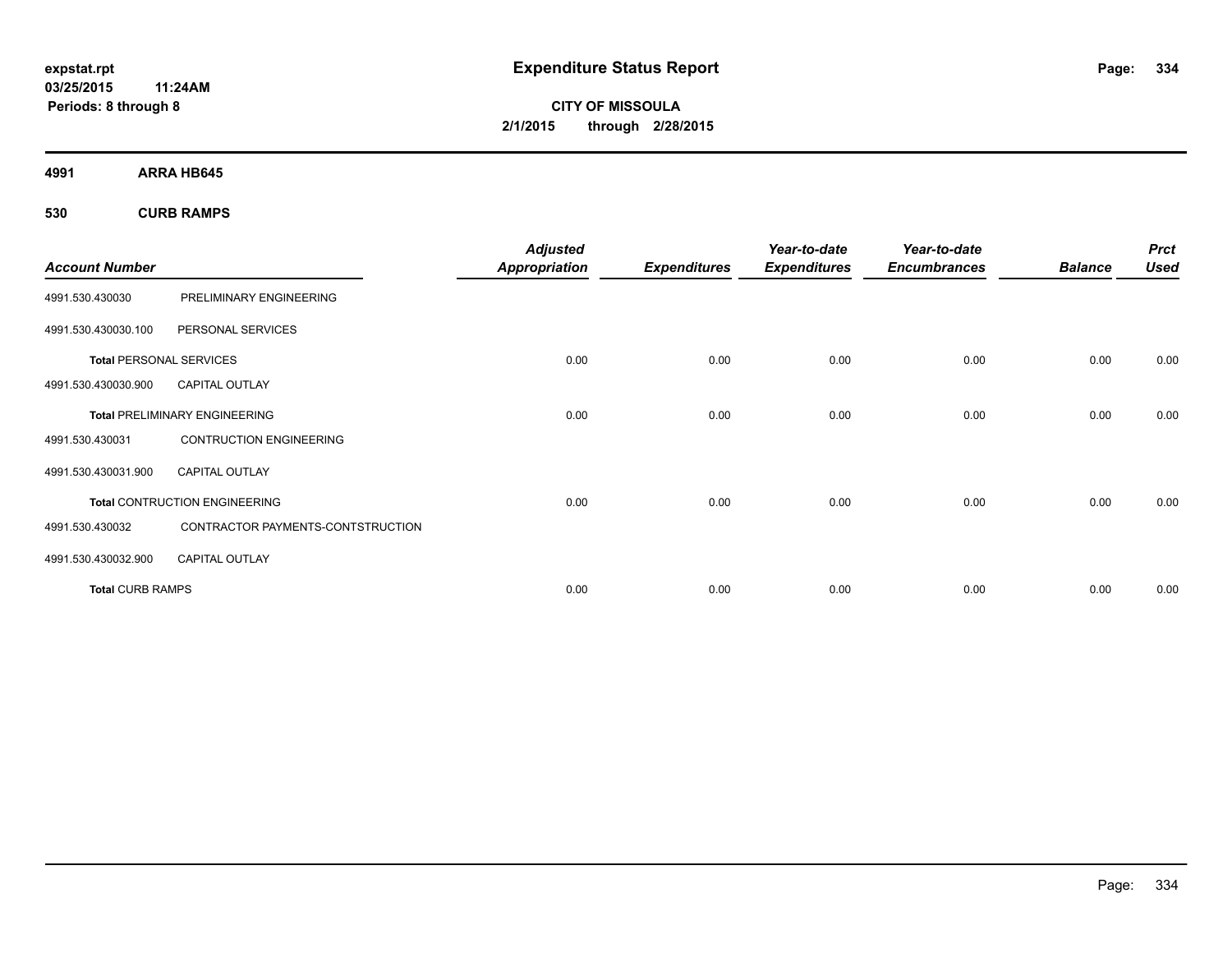# Expenditure Status Report

expstat.rpt
03/25/2015 11:24AM
Periods: 8 through 8

**CITY OF MISSOULA**
**2/1/2015 through 2/28/2015**

## 4991 ARRA HB645

### 530 CURB RAMPS

| Account Number | | Adjusted Appropriation | Expenditures | Year-to-date Expenditures | Year-to-date Encumbrances | Balance | Prct Used |
|---|---|---|---|---|---|---|---|
| 4991.530.430030 | PRELIMINARY ENGINEERING | | | | | | |
| 4991.530.430030.100 | PERSONAL SERVICES | | | | | | |
| **Total** PERSONAL SERVICES | | 0.00 | 0.00 | 0.00 | 0.00 | 0.00 | 0.00 |
| 4991.530.430030.900 | CAPITAL OUTLAY | | | | | | |
| **Total** PRELIMINARY ENGINEERING | | 0.00 | 0.00 | 0.00 | 0.00 | 0.00 | 0.00 |
| 4991.530.430031 | CONTRUCTION ENGINEERING | | | | | | |
| 4991.530.430031.900 | CAPITAL OUTLAY | | | | | | |
| **Total** CONTRUCTION ENGINEERING | | 0.00 | 0.00 | 0.00 | 0.00 | 0.00 | 0.00 |
| 4991.530.430032 | CONTRACTOR PAYMENTS-CONTSTRUCTION | | | | | | |
| 4991.530.430032.900 | CAPITAL OUTLAY | | | | | | |
| **Total** CURB RAMPS | | 0.00 | 0.00 | 0.00 | 0.00 | 0.00 | 0.00 |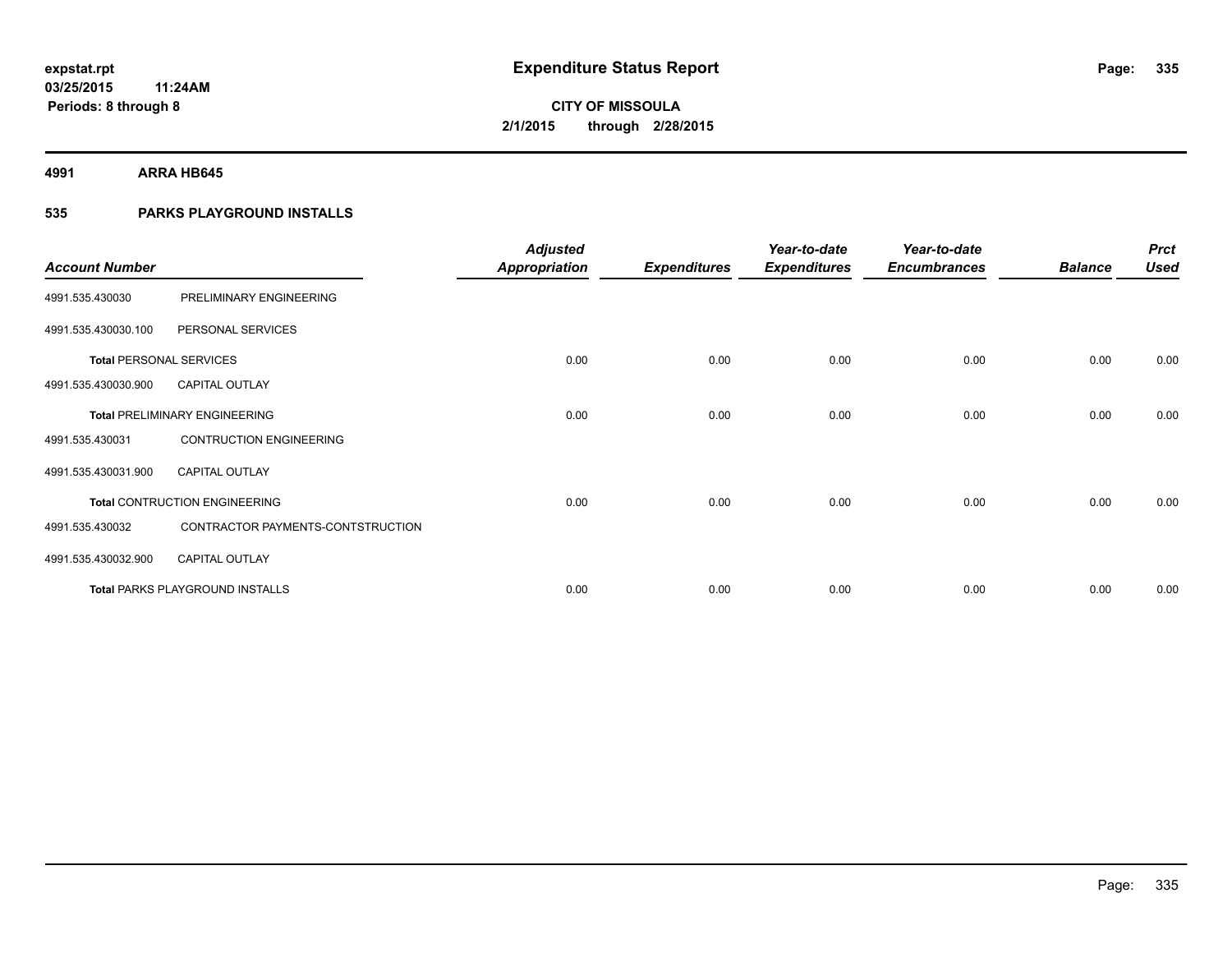# Expenditure Status Report

**expstat.rpt**
**03/25/2015 11:24AM**
**Periods: 8 through 8**

**CITY OF MISSOULA**
**2/1/2015 through 2/28/2015**

**4991 ARRA HB645**

**535 PARKS PLAYGROUND INSTALLS**

| Account Number | | Adjusted Appropriation | Expenditures | Year-to-date Expenditures | Year-to-date Encumbrances | Balance | Prct Used |
|---|---|---|---|---|---|---|---|
| 4991.535.430030 | PRELIMINARY ENGINEERING | | | | | | |
| 4991.535.430030.100 | PERSONAL SERVICES | | | | | | |
| **Total** PERSONAL SERVICES | | 0.00 | 0.00 | 0.00 | 0.00 | 0.00 | 0.00 |
| 4991.535.430030.900 | CAPITAL OUTLAY | | | | | | |
| **Total** PRELIMINARY ENGINEERING | | 0.00 | 0.00 | 0.00 | 0.00 | 0.00 | 0.00 |
| 4991.535.430031 | CONTRUCTION ENGINEERING | | | | | | |
| 4991.535.430031.900 | CAPITAL OUTLAY | | | | | | |
| **Total** CONTRUCTION ENGINEERING | | 0.00 | 0.00 | 0.00 | 0.00 | 0.00 | 0.00 |
| 4991.535.430032 | CONTRACTOR PAYMENTS-CONTSTRUCTION | | | | | | |
| 4991.535.430032.900 | CAPITAL OUTLAY | | | | | | |
| **Total** PARKS PLAYGROUND INSTALLS | | 0.00 | 0.00 | 0.00 | 0.00 | 0.00 | 0.00 |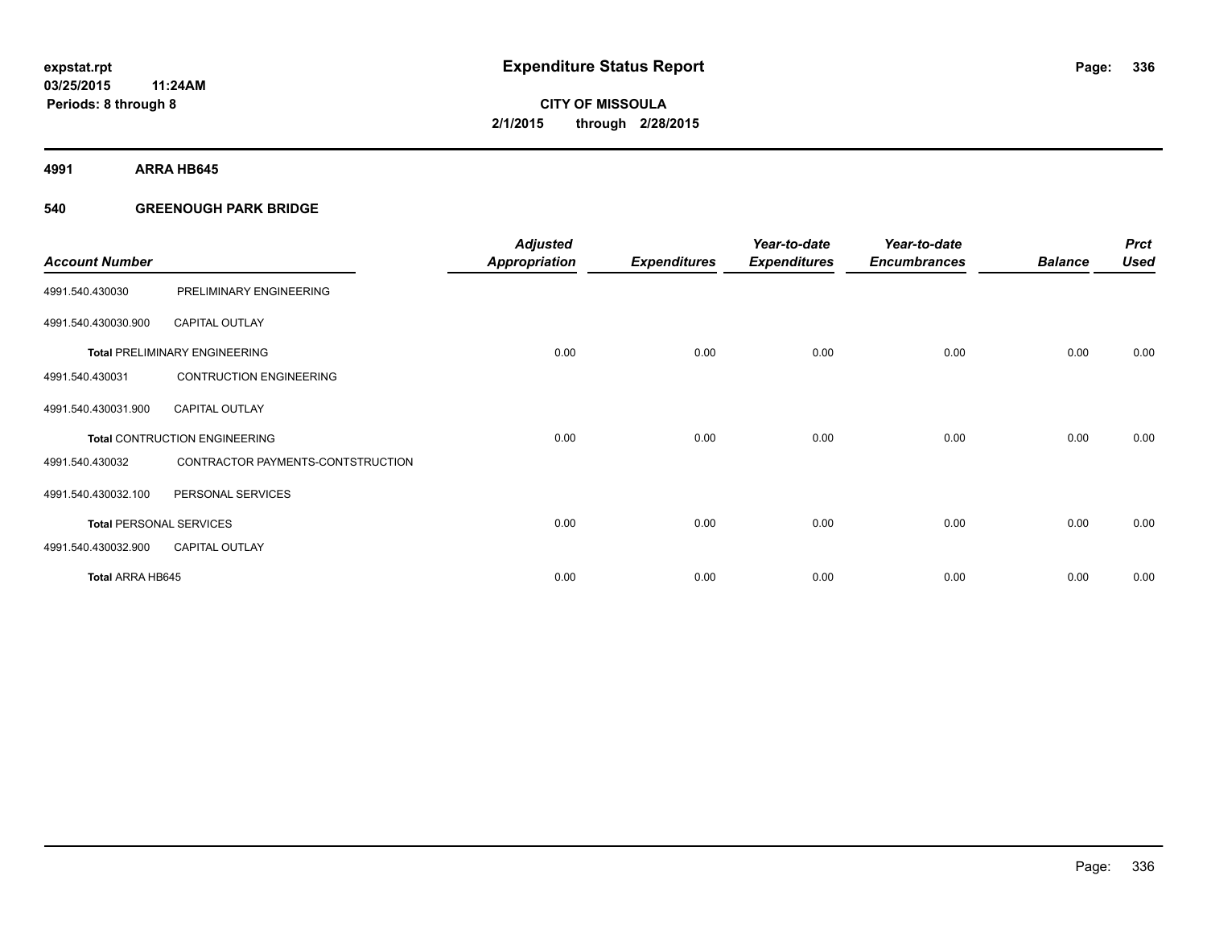**expstat.rpt**
**03/25/2015 11:24AM**
**Periods: 8 through 8**

# Expenditure Status Report

**CITY OF MISSOULA**
**2/1/2015 through 2/28/2015**

## 4991 ARRA HB645

### 540 GREENOUGH PARK BRIDGE

| Account Number | | Adjusted Appropriation | Expenditures | Year-to-date Expenditures | Year-to-date Encumbrances | Balance | Prct Used |
|---|---|---|---|---|---|---|---|
| 4991.540.430030 | PRELIMINARY ENGINEERING | | | | | | |
| 4991.540.430030.900 | CAPITAL OUTLAY | | | | | | |
| **Total** PRELIMINARY ENGINEERING | | 0.00 | 0.00 | 0.00 | 0.00 | 0.00 | 0.00 |
| 4991.540.430031 | CONTRUCTION ENGINEERING | | | | | | |
| 4991.540.430031.900 | CAPITAL OUTLAY | | | | | | |
| **Total** CONTRUCTION ENGINEERING | | 0.00 | 0.00 | 0.00 | 0.00 | 0.00 | 0.00 |
| 4991.540.430032 | CONTRACTOR PAYMENTS-CONTSTRUCTION | | | | | | |
| 4991.540.430032.100 | PERSONAL SERVICES | | | | | | |
| **Total** PERSONAL SERVICES | | 0.00 | 0.00 | 0.00 | 0.00 | 0.00 | 0.00 |
| 4991.540.430032.900 | CAPITAL OUTLAY | | | | | | |
| **Total ARRA HB645** | | 0.00 | 0.00 | 0.00 | 0.00 | 0.00 | 0.00 |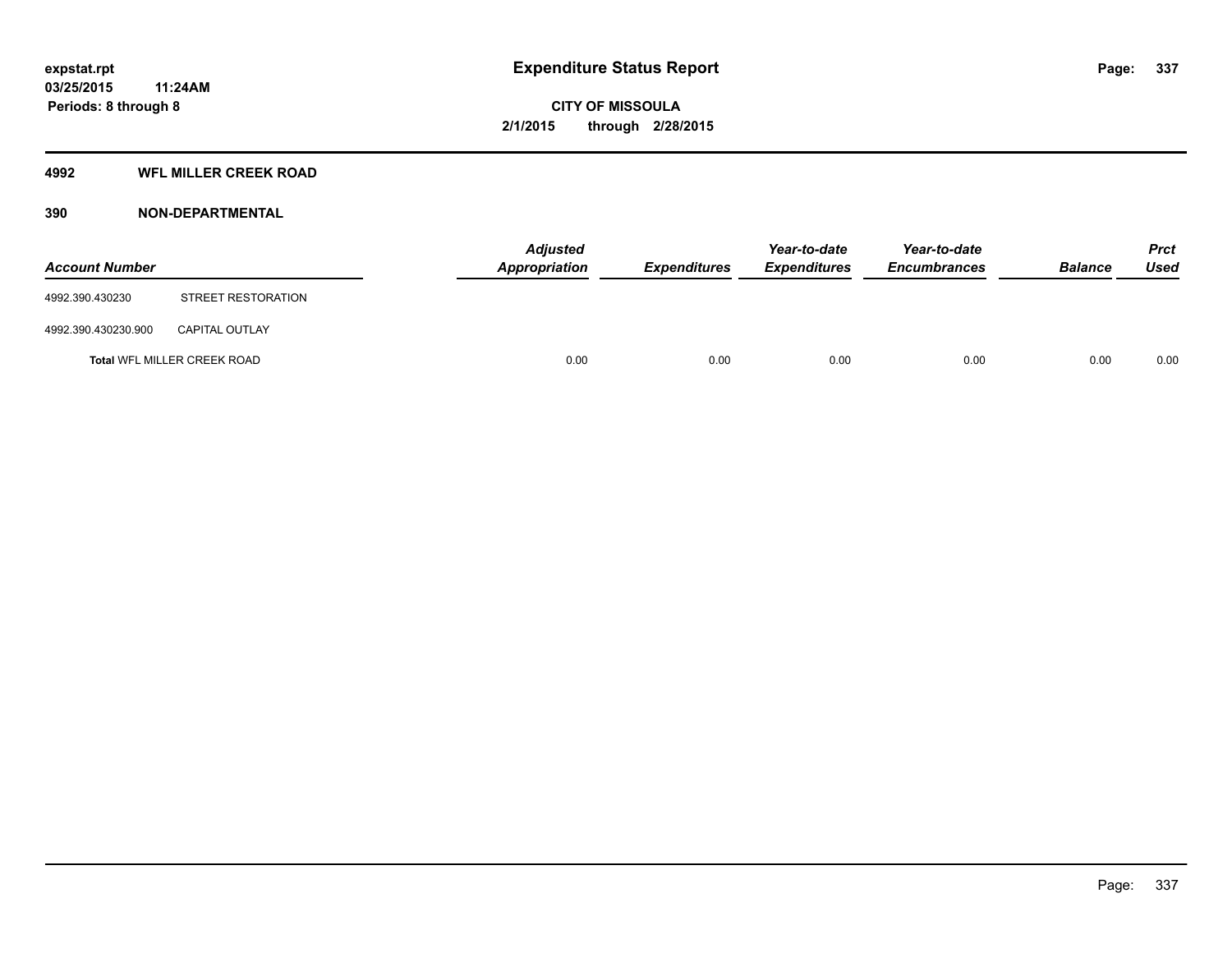# Expenditure Status Report

**CITY OF MISSOULA**

**2/1/2015 through 2/28/2015**

expstat.rpt
03/25/2015 11:24AM
Periods: 8 through 8

## 4992 WFL MILLER CREEK ROAD

### 390 NON-DEPARTMENTAL

| Account Number | | Adjusted Appropriation | Expenditures | Year-to-date Expenditures | Year-to-date Encumbrances | Balance | Prct Used |
|---|---|---|---|---|---|---|---|
| 4992.390.430230 | STREET RESTORATION | | | | | | |
| 4992.390.430230.900 | CAPITAL OUTLAY | | | | | | |
| **Total** WFL MILLER CREEK ROAD | | 0.00 | 0.00 | 0.00 | 0.00 | 0.00 | 0.00 |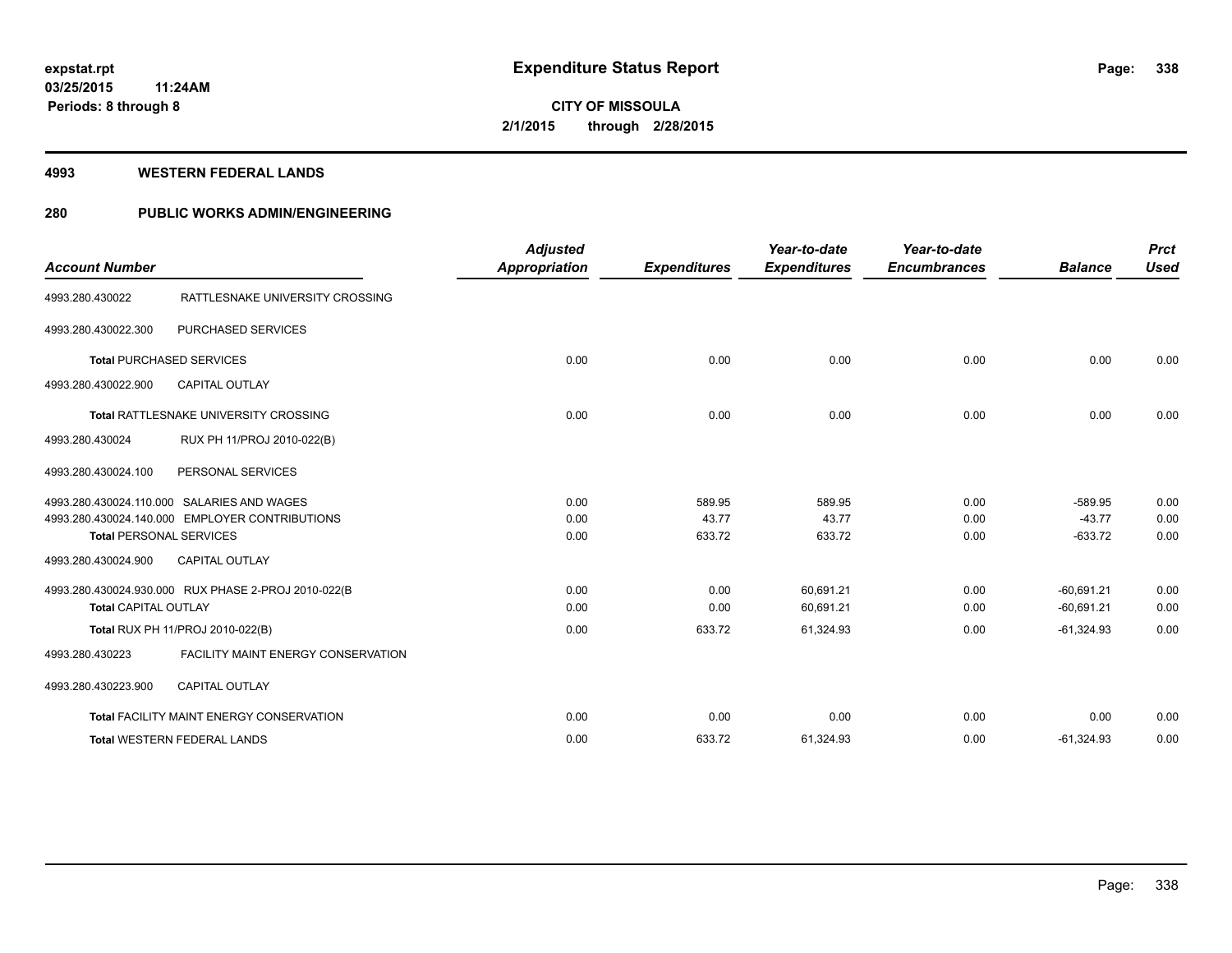**expstat.rpt**
**03/25/2015 11:24AM**
**Periods: 8 through 8**

# Expenditure Status Report

**CITY OF MISSOULA**
**2/1/2015 through 2/28/2015**

## 4993 WESTERN FEDERAL LANDS

## 280 PUBLIC WORKS ADMIN/ENGINEERING

| Account Number | | Adjusted Appropriation | Expenditures | Year-to-date Expenditures | Year-to-date Encumbrances | Balance | Prct Used |
|---|---|---|---|---|---|---|---|
| 4993.280.430022 | RATTLESNAKE UNIVERSITY CROSSING | | | | | | |
| 4993.280.430022.300 | PURCHASED SERVICES | | | | | | |
| **Total** PURCHASED SERVICES | | 0.00 | 0.00 | 0.00 | 0.00 | 0.00 | 0.00 |
| 4993.280.430022.900 | CAPITAL OUTLAY | | | | | | |
| **Total** RATTLESNAKE UNIVERSITY CROSSING | | 0.00 | 0.00 | 0.00 | 0.00 | 0.00 | 0.00 |
| 4993.280.430024 | RUX PH 11/PROJ 2010-022(B) | | | | | | |
| 4993.280.430024.100 | PERSONAL SERVICES | | | | | | |
| 4993.280.430024.110.000 | SALARIES AND WAGES | 0.00 | 589.95 | 589.95 | 0.00 | -589.95 | 0.00 |
| 4993.280.430024.140.000 | EMPLOYER CONTRIBUTIONS | 0.00 | 43.77 | 43.77 | 0.00 | -43.77 | 0.00 |
| **Total** PERSONAL SERVICES | | 0.00 | 633.72 | 633.72 | 0.00 | -633.72 | 0.00 |
| 4993.280.430024.900 | CAPITAL OUTLAY | | | | | | |
| 4993.280.430024.930.000 | RUX PHASE 2-PROJ 2010-022(B | 0.00 | 0.00 | 60,691.21 | 0.00 | -60,691.21 | 0.00 |
| **Total** CAPITAL OUTLAY | | 0.00 | 0.00 | 60,691.21 | 0.00 | -60,691.21 | 0.00 |
| **Total** RUX PH 11/PROJ 2010-022(B) | | 0.00 | 633.72 | 61,324.93 | 0.00 | -61,324.93 | 0.00 |
| 4993.280.430223 | FACILITY MAINT ENERGY CONSERVATION | | | | | | |
| 4993.280.430223.900 | CAPITAL OUTLAY | | | | | | |
| **Total** FACILITY MAINT ENERGY CONSERVATION | | 0.00 | 0.00 | 0.00 | 0.00 | 0.00 | 0.00 |
| **Total** WESTERN FEDERAL LANDS | | 0.00 | 633.72 | 61,324.93 | 0.00 | -61,324.93 | 0.00 |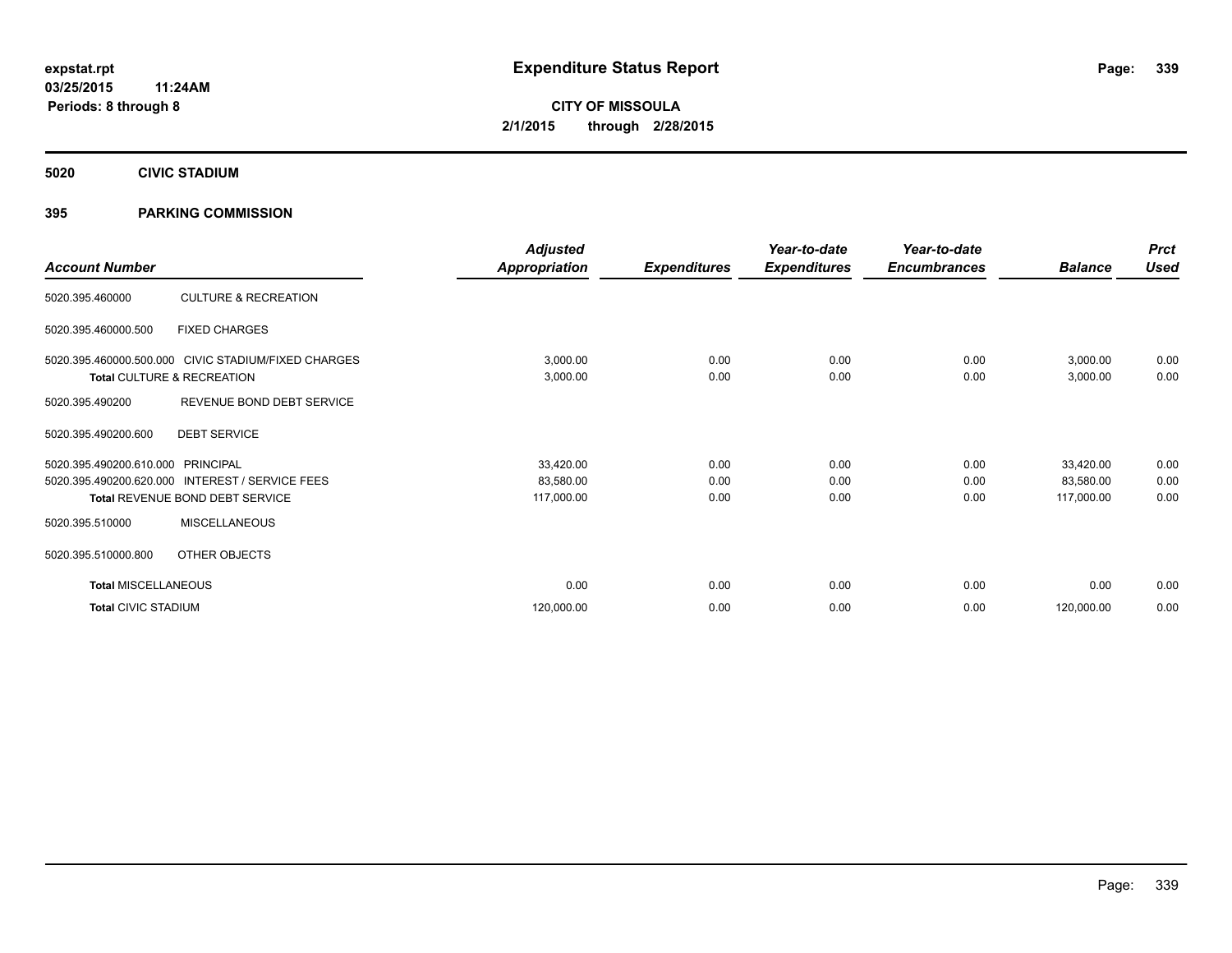expstat.rpt
03/25/2015 11:24AM
Periods: 8 through 8

# Expenditure Status Report

**CITY OF MISSOULA**
**2/1/2015 through 2/28/2015**

## 5020 CIVIC STADIUM

### 395 PARKING COMMISSION

| Account Number | | Adjusted Appropriation | Expenditures | Year-to-date Expenditures | Year-to-date Encumbrances | Balance | Prct Used |
|---|---|---|---|---|---|---|---|
| 5020.395.460000 | CULTURE & RECREATION | | | | | | |
| 5020.395.460000.500 | FIXED CHARGES | | | | | | |
| 5020.395.460000.500.000 | CIVIC STADIUM/FIXED CHARGES | 3,000.00 | 0.00 | 0.00 | 0.00 | 3,000.00 | 0.00 |
| Total CULTURE & RECREATION | | 3,000.00 | 0.00 | 0.00 | 0.00 | 3,000.00 | 0.00 |
| 5020.395.490200 | REVENUE BOND DEBT SERVICE | | | | | | |
| 5020.395.490200.600 | DEBT SERVICE | | | | | | |
| 5020.395.490200.610.000 | PRINCIPAL | 33,420.00 | 0.00 | 0.00 | 0.00 | 33,420.00 | 0.00 |
| 5020.395.490200.620.000 | INTEREST / SERVICE FEES | 83,580.00 | 0.00 | 0.00 | 0.00 | 83,580.00 | 0.00 |
| Total REVENUE BOND DEBT SERVICE | | 117,000.00 | 0.00 | 0.00 | 0.00 | 117,000.00 | 0.00 |
| 5020.395.510000 | MISCELLANEOUS | | | | | | |
| 5020.395.510000.800 | OTHER OBJECTS | | | | | | |
| Total MISCELLANEOUS | | 0.00 | 0.00 | 0.00 | 0.00 | 0.00 | 0.00 |
| Total CIVIC STADIUM | | 120,000.00 | 0.00 | 0.00 | 0.00 | 120,000.00 | 0.00 |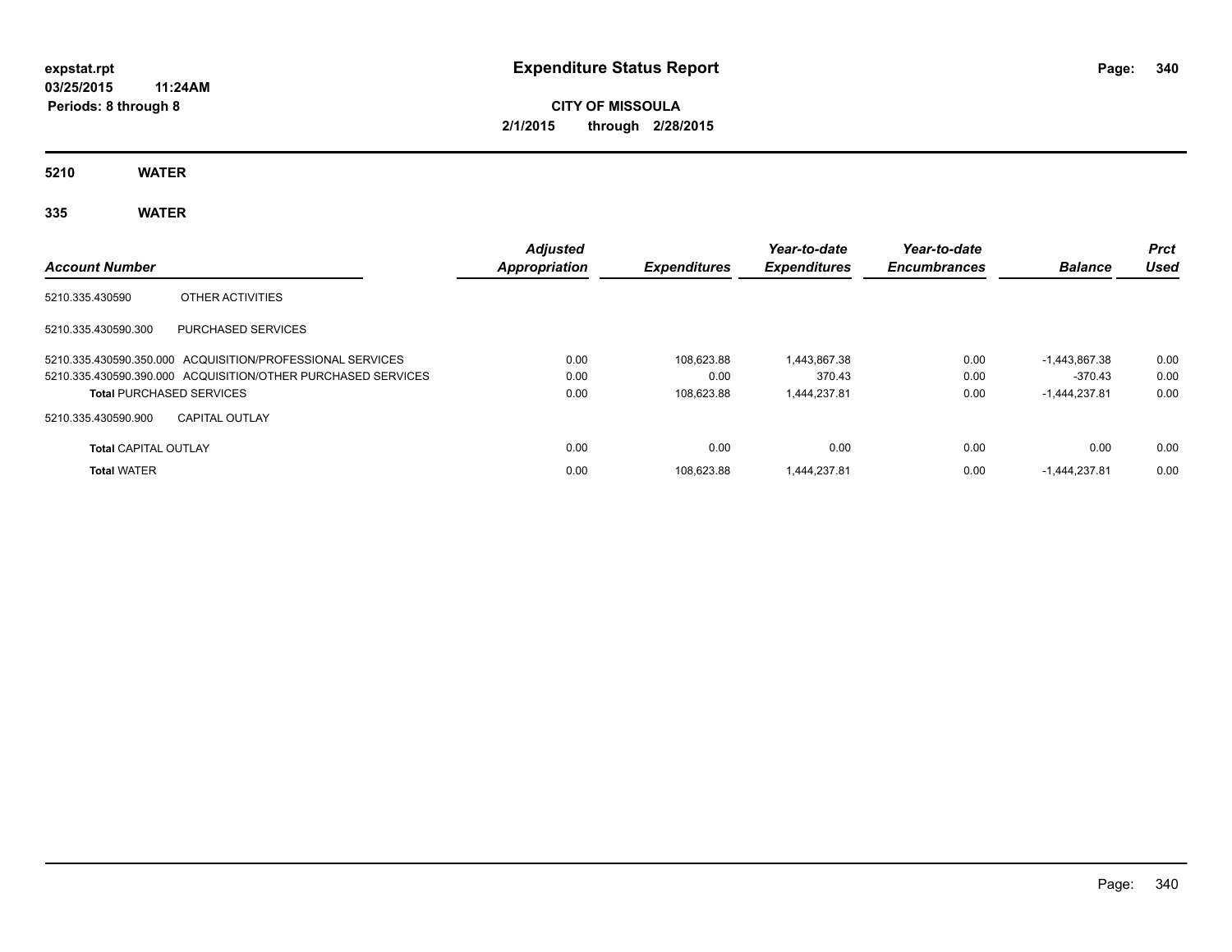**expstat.rpt**
**03/25/2015 11:24AM**
**Periods: 8 through 8**

# Expenditure Status Report

**CITY OF MISSOULA**
**2/1/2015 through 2/28/2015**

## 5210 WATER

## 335 WATER

| Account Number | | Adjusted Appropriation | Expenditures | Year-to-date Expenditures | Year-to-date Encumbrances | Balance | Prct Used |
|---|---|---|---|---|---|---|---|
| 5210.335.430590 | OTHER ACTIVITIES | | | | | | |
| 5210.335.430590.300 | PURCHASED SERVICES | | | | | | |
| 5210.335.430590.350.000 | ACQUISITION/PROFESSIONAL SERVICES | 0.00 | 108,623.88 | 1,443,867.38 | 0.00 | -1,443,867.38 | 0.00 |
| 5210.335.430590.390.000 | ACQUISITION/OTHER PURCHASED SERVICES | 0.00 | 0.00 | 370.43 | 0.00 | -370.43 | 0.00 |
| **Total** PURCHASED SERVICES | | 0.00 | 108,623.88 | 1,444,237.81 | 0.00 | -1,444,237.81 | 0.00 |
| 5210.335.430590.900 | CAPITAL OUTLAY | | | | | | |
| **Total** CAPITAL OUTLAY | | 0.00 | 0.00 | 0.00 | 0.00 | 0.00 | 0.00 |
| **Total** WATER | | 0.00 | 108,623.88 | 1,444,237.81 | 0.00 | -1,444,237.81 | 0.00 |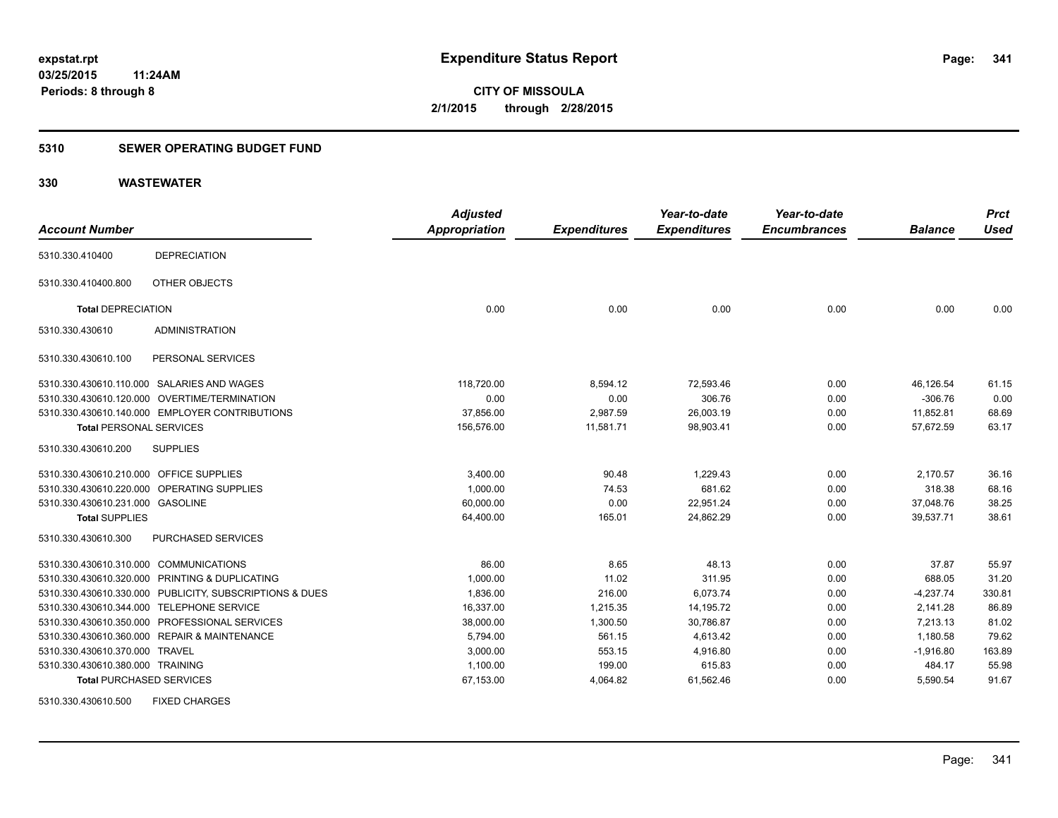**expstat.rpt**
**03/25/2015 11:24AM**
**Periods: 8 through 8**

# Expenditure Status Report

**CITY OF MISSOULA**
**2/1/2015 through 2/28/2015**

## 5310 SEWER OPERATING BUDGET FUND

## 330 WASTEWATER

| Account Number | | Adjusted Appropriation | Expenditures | Year-to-date Expenditures | Year-to-date Encumbrances | Balance | Prct Used |
|---|---|---|---|---|---|---|---|
| 5310.330.410400 | DEPRECIATION | | | | | | |
| 5310.330.410400.800 | OTHER OBJECTS | | | | | | |
| **Total** DEPRECIATION | | 0.00 | 0.00 | 0.00 | 0.00 | 0.00 | 0.00 |
| 5310.330.430610 | ADMINISTRATION | | | | | | |
| 5310.330.430610.100 | PERSONAL SERVICES | | | | | | |
| 5310.330.430610.110.000 | SALARIES AND WAGES | 118,720.00 | 8,594.12 | 72,593.46 | 0.00 | 46,126.54 | 61.15 |
| 5310.330.430610.120.000 | OVERTIME/TERMINATION | 0.00 | 0.00 | 306.76 | 0.00 | -306.76 | 0.00 |
| 5310.330.430610.140.000 | EMPLOYER CONTRIBUTIONS | 37,856.00 | 2,987.59 | 26,003.19 | 0.00 | 11,852.81 | 68.69 |
| **Total** PERSONAL SERVICES | | 156,576.00 | 11,581.71 | 98,903.41 | 0.00 | 57,672.59 | 63.17 |
| 5310.330.430610.200 | SUPPLIES | | | | | | |
| 5310.330.430610.210.000 | OFFICE SUPPLIES | 3,400.00 | 90.48 | 1,229.43 | 0.00 | 2,170.57 | 36.16 |
| 5310.330.430610.220.000 | OPERATING SUPPLIES | 1,000.00 | 74.53 | 681.62 | 0.00 | 318.38 | 68.16 |
| 5310.330.430610.231.000 | GASOLINE | 60,000.00 | 0.00 | 22,951.24 | 0.00 | 37,048.76 | 38.25 |
| **Total** SUPPLIES | | 64,400.00 | 165.01 | 24,862.29 | 0.00 | 39,537.71 | 38.61 |
| 5310.330.430610.300 | PURCHASED SERVICES | | | | | | |
| 5310.330.430610.310.000 | COMMUNICATIONS | 86.00 | 8.65 | 48.13 | 0.00 | 37.87 | 55.97 |
| 5310.330.430610.320.000 | PRINTING & DUPLICATING | 1,000.00 | 11.02 | 311.95 | 0.00 | 688.05 | 31.20 |
| 5310.330.430610.330.000 | PUBLICITY, SUBSCRIPTIONS & DUES | 1,836.00 | 216.00 | 6,073.74 | 0.00 | -4,237.74 | 330.81 |
| 5310.330.430610.344.000 | TELEPHONE SERVICE | 16,337.00 | 1,215.35 | 14,195.72 | 0.00 | 2,141.28 | 86.89 |
| 5310.330.430610.350.000 | PROFESSIONAL SERVICES | 38,000.00 | 1,300.50 | 30,786.87 | 0.00 | 7,213.13 | 81.02 |
| 5310.330.430610.360.000 | REPAIR & MAINTENANCE | 5,794.00 | 561.15 | 4,613.42 | 0.00 | 1,180.58 | 79.62 |
| 5310.330.430610.370.000 | TRAVEL | 3,000.00 | 553.15 | 4,916.80 | 0.00 | -1,916.80 | 163.89 |
| 5310.330.430610.380.000 | TRAINING | 1,100.00 | 199.00 | 615.83 | 0.00 | 484.17 | 55.98 |
| **Total** PURCHASED SERVICES | | 67,153.00 | 4,064.82 | 61,562.46 | 0.00 | 5,590.54 | 91.67 |
| 5310.330.430610.500 | FIXED CHARGES | | | | | | |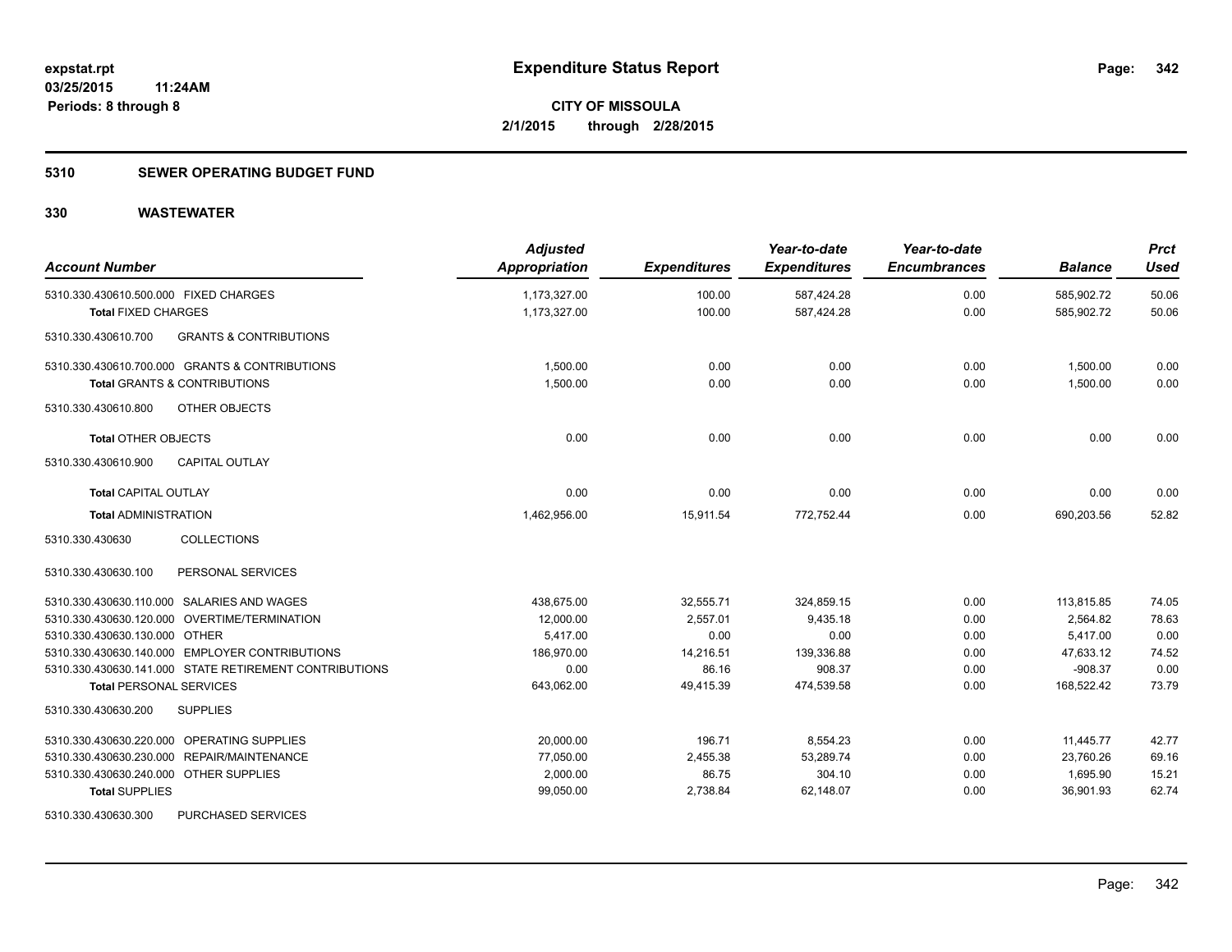**expstat.rpt**
**03/25/2015 11:24AM**
**Periods: 8 through 8**

# Expenditure Status Report

**CITY OF MISSOULA**
**2/1/2015 through 2/28/2015**

## 5310 SEWER OPERATING BUDGET FUND

## 330 WASTEWATER

| Account Number | Adjusted Appropriation | Expenditures | Year-to-date Expenditures | Year-to-date Encumbrances | Balance | Prct Used |
|---|---|---|---|---|---|---|
| 5310.330.430610.500.000 FIXED CHARGES | 1,173,327.00 | 100.00 | 587,424.28 | 0.00 | 585,902.72 | 50.06 |
| **Total** FIXED CHARGES | 1,173,327.00 | 100.00 | 587,424.28 | 0.00 | 585,902.72 | 50.06 |
| 5310.330.430610.700 GRANTS & CONTRIBUTIONS | | | | | | |
| 5310.330.430610.700.000 GRANTS & CONTRIBUTIONS | 1,500.00 | 0.00 | 0.00 | 0.00 | 1,500.00 | 0.00 |
| **Total** GRANTS & CONTRIBUTIONS | 1,500.00 | 0.00 | 0.00 | 0.00 | 1,500.00 | 0.00 |
| 5310.330.430610.800 OTHER OBJECTS | | | | | | |
| **Total** OTHER OBJECTS | 0.00 | 0.00 | 0.00 | 0.00 | 0.00 | 0.00 |
| 5310.330.430610.900 CAPITAL OUTLAY | | | | | | |
| **Total** CAPITAL OUTLAY | 0.00 | 0.00 | 0.00 | 0.00 | 0.00 | 0.00 |
| **Total** ADMINISTRATION | 1,462,956.00 | 15,911.54 | 772,752.44 | 0.00 | 690,203.56 | 52.82 |
| 5310.330.430630 COLLECTIONS | | | | | | |
| 5310.330.430630.100 PERSONAL SERVICES | | | | | | |
| 5310.330.430630.110.000 SALARIES AND WAGES | 438,675.00 | 32,555.71 | 324,859.15 | 0.00 | 113,815.85 | 74.05 |
| 5310.330.430630.120.000 OVERTIME/TERMINATION | 12,000.00 | 2,557.01 | 9,435.18 | 0.00 | 2,564.82 | 78.63 |
| 5310.330.430630.130.000 OTHER | 5,417.00 | 0.00 | 0.00 | 0.00 | 5,417.00 | 0.00 |
| 5310.330.430630.140.000 EMPLOYER CONTRIBUTIONS | 186,970.00 | 14,216.51 | 139,336.88 | 0.00 | 47,633.12 | 74.52 |
| 5310.330.430630.141.000 STATE RETIREMENT CONTRIBUTIONS | 0.00 | 86.16 | 908.37 | 0.00 | -908.37 | 0.00 |
| **Total** PERSONAL SERVICES | 643,062.00 | 49,415.39 | 474,539.58 | 0.00 | 168,522.42 | 73.79 |
| 5310.330.430630.200 SUPPLIES | | | | | | |
| 5310.330.430630.220.000 OPERATING SUPPLIES | 20,000.00 | 196.71 | 8,554.23 | 0.00 | 11,445.77 | 42.77 |
| 5310.330.430630.230.000 REPAIR/MAINTENANCE | 77,050.00 | 2,455.38 | 53,289.74 | 0.00 | 23,760.26 | 69.16 |
| 5310.330.430630.240.000 OTHER SUPPLIES | 2,000.00 | 86.75 | 304.10 | 0.00 | 1,695.90 | 15.21 |
| **Total** SUPPLIES | 99,050.00 | 2,738.84 | 62,148.07 | 0.00 | 36,901.93 | 62.74 |
| 5310.330.430630.300 PURCHASED SERVICES | | | | | | |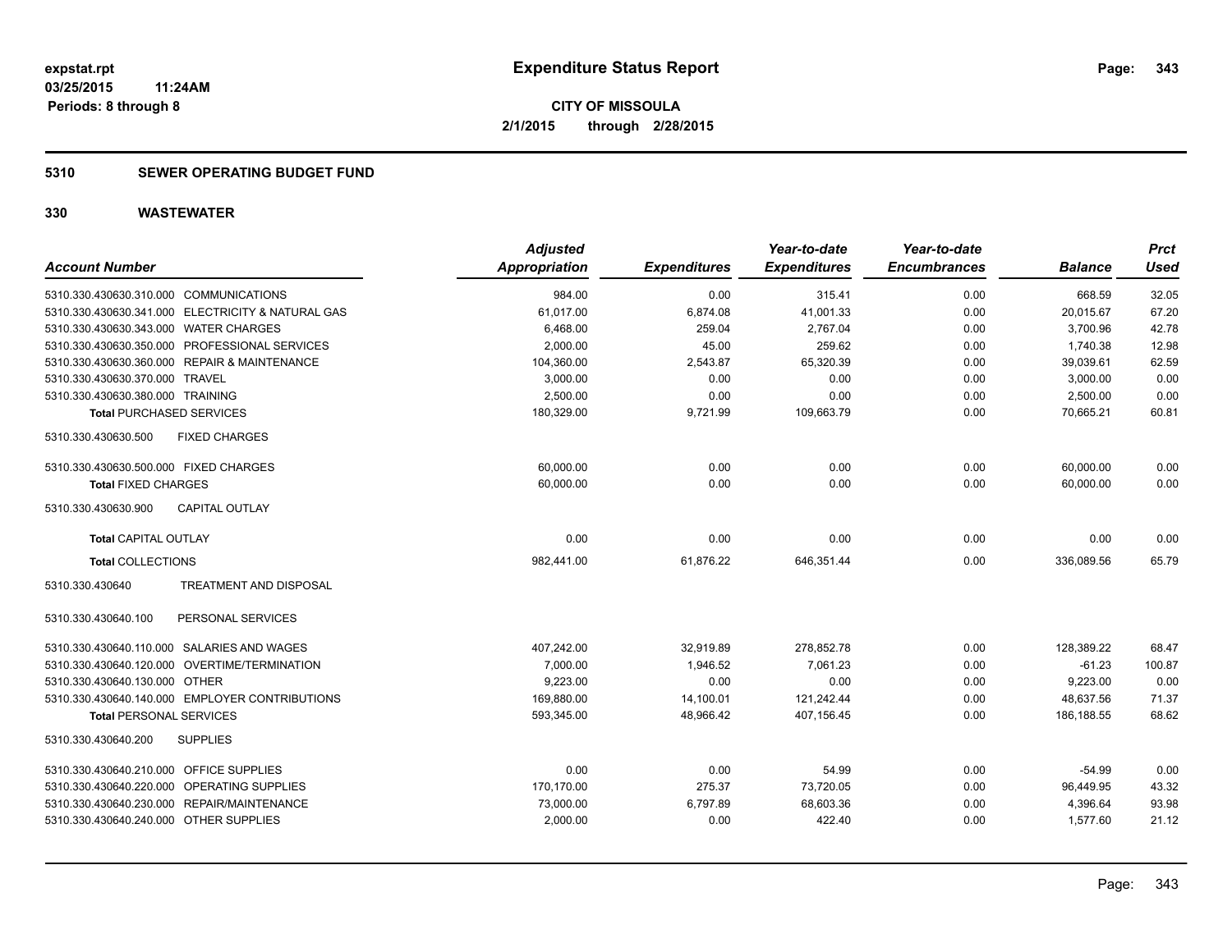**expstat.rpt**
**03/25/2015 11:24AM**
**Periods: 8 through 8**

# Expenditure Status Report

**CITY OF MISSOULA**
**2/1/2015 through 2/28/2015**

## 5310 SEWER OPERATING BUDGET FUND

## 330 WASTEWATER

| Account Number | Adjusted Appropriation | Expenditures | Year-to-date Expenditures | Year-to-date Encumbrances | Balance | Prct Used |
|---|---|---|---|---|---|---|
| 5310.330.430630.310.000 COMMUNICATIONS | 984.00 | 0.00 | 315.41 | 0.00 | 668.59 | 32.05 |
| 5310.330.430630.341.000 ELECTRICITY & NATURAL GAS | 61,017.00 | 6,874.08 | 41,001.33 | 0.00 | 20,015.67 | 67.20 |
| 5310.330.430630.343.000 WATER CHARGES | 6,468.00 | 259.04 | 2,767.04 | 0.00 | 3,700.96 | 42.78 |
| 5310.330.430630.350.000 PROFESSIONAL SERVICES | 2,000.00 | 45.00 | 259.62 | 0.00 | 1,740.38 | 12.98 |
| 5310.330.430630.360.000 REPAIR & MAINTENANCE | 104,360.00 | 2,543.87 | 65,320.39 | 0.00 | 39,039.61 | 62.59 |
| 5310.330.430630.370.000 TRAVEL | 3,000.00 | 0.00 | 0.00 | 0.00 | 3,000.00 | 0.00 |
| 5310.330.430630.380.000 TRAINING | 2,500.00 | 0.00 | 0.00 | 0.00 | 2,500.00 | 0.00 |
| **Total** PURCHASED SERVICES | 180,329.00 | 9,721.99 | 109,663.79 | 0.00 | 70,665.21 | 60.81 |
| 5310.330.430630.500 FIXED CHARGES | | | | | | |
| 5310.330.430630.500.000 FIXED CHARGES | 60,000.00 | 0.00 | 0.00 | 0.00 | 60,000.00 | 0.00 |
| **Total** FIXED CHARGES | 60,000.00 | 0.00 | 0.00 | 0.00 | 60,000.00 | 0.00 |
| 5310.330.430630.900 CAPITAL OUTLAY | | | | | | |
| **Total** CAPITAL OUTLAY | 0.00 | 0.00 | 0.00 | 0.00 | 0.00 | 0.00 |
| **Total** COLLECTIONS | 982,441.00 | 61,876.22 | 646,351.44 | 0.00 | 336,089.56 | 65.79 |
| 5310.330.430640 TREATMENT AND DISPOSAL | | | | | | |
| 5310.330.430640.100 PERSONAL SERVICES | | | | | | |
| 5310.330.430640.110.000 SALARIES AND WAGES | 407,242.00 | 32,919.89 | 278,852.78 | 0.00 | 128,389.22 | 68.47 |
| 5310.330.430640.120.000 OVERTIME/TERMINATION | 7,000.00 | 1,946.52 | 7,061.23 | 0.00 | -61.23 | 100.87 |
| 5310.330.430640.130.000 OTHER | 9,223.00 | 0.00 | 0.00 | 0.00 | 9,223.00 | 0.00 |
| 5310.330.430640.140.000 EMPLOYER CONTRIBUTIONS | 169,880.00 | 14,100.01 | 121,242.44 | 0.00 | 48,637.56 | 71.37 |
| **Total** PERSONAL SERVICES | 593,345.00 | 48,966.42 | 407,156.45 | 0.00 | 186,188.55 | 68.62 |
| 5310.330.430640.200 SUPPLIES | | | | | | |
| 5310.330.430640.210.000 OFFICE SUPPLIES | 0.00 | 0.00 | 54.99 | 0.00 | -54.99 | 0.00 |
| 5310.330.430640.220.000 OPERATING SUPPLIES | 170,170.00 | 275.37 | 73,720.05 | 0.00 | 96,449.95 | 43.32 |
| 5310.330.430640.230.000 REPAIR/MAINTENANCE | 73,000.00 | 6,797.89 | 68,603.36 | 0.00 | 4,396.64 | 93.98 |
| 5310.330.430640.240.000 OTHER SUPPLIES | 2,000.00 | 0.00 | 422.40 | 0.00 | 1,577.60 | 21.12 |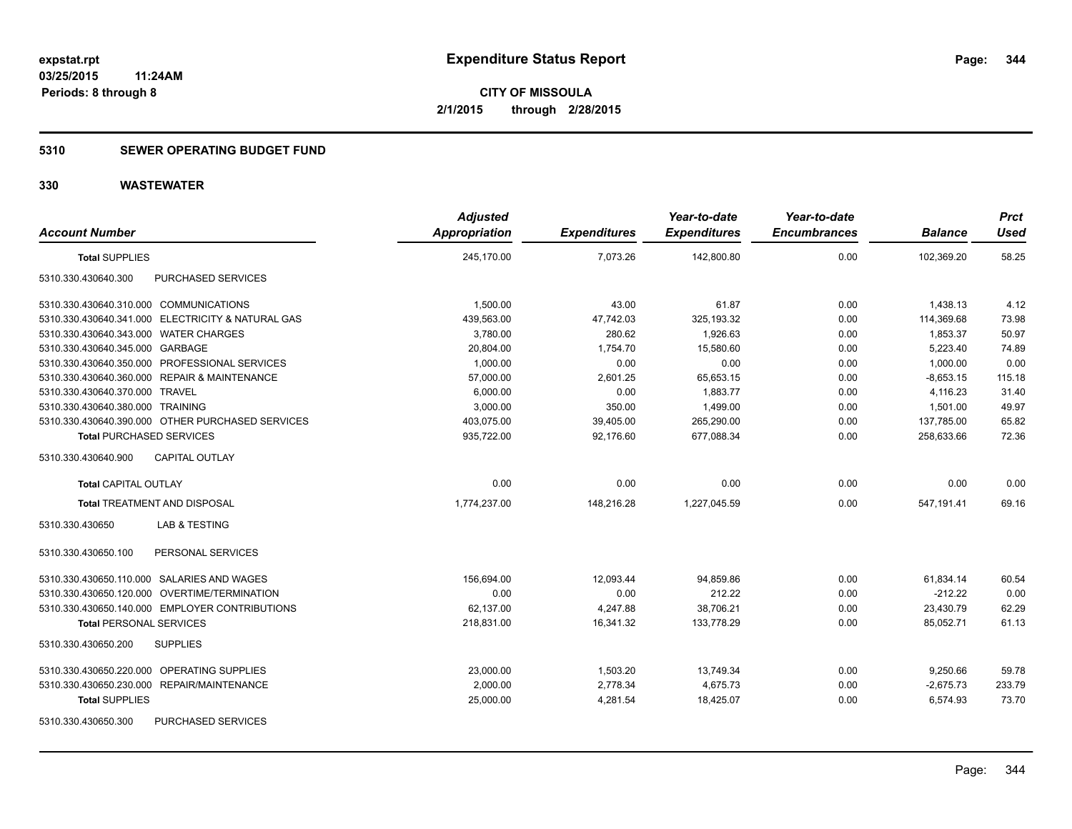**expstat.rpt**
**03/25/2015 11:24AM**
**Periods: 8 through 8**

# Expenditure Status Report

**CITY OF MISSOULA**
**2/1/2015 through 2/28/2015**

## 5310 SEWER OPERATING BUDGET FUND

## 330 WASTEWATER

| Account Number | Adjusted Appropriation | Expenditures | Year-to-date Expenditures | Year-to-date Encumbrances | Balance | Prct Used |
|---|---|---|---|---|---|---|
| **Total** SUPPLIES | 245,170.00 | 7,073.26 | 142,800.80 | 0.00 | 102,369.20 | 58.25 |
| 5310.330.430640.300 PURCHASED SERVICES | | | | | | |
| 5310.330.430640.310.000 COMMUNICATIONS | 1,500.00 | 43.00 | 61.87 | 0.00 | 1,438.13 | 4.12 |
| 5310.330.430640.341.000 ELECTRICITY & NATURAL GAS | 439,563.00 | 47,742.03 | 325,193.32 | 0.00 | 114,369.68 | 73.98 |
| 5310.330.430640.343.000 WATER CHARGES | 3,780.00 | 280.62 | 1,926.63 | 0.00 | 1,853.37 | 50.97 |
| 5310.330.430640.345.000 GARBAGE | 20,804.00 | 1,754.70 | 15,580.60 | 0.00 | 5,223.40 | 74.89 |
| 5310.330.430640.350.000 PROFESSIONAL SERVICES | 1,000.00 | 0.00 | 0.00 | 0.00 | 1,000.00 | 0.00 |
| 5310.330.430640.360.000 REPAIR & MAINTENANCE | 57,000.00 | 2,601.25 | 65,653.15 | 0.00 | -8,653.15 | 115.18 |
| 5310.330.430640.370.000 TRAVEL | 6,000.00 | 0.00 | 1,883.77 | 0.00 | 4,116.23 | 31.40 |
| 5310.330.430640.380.000 TRAINING | 3,000.00 | 350.00 | 1,499.00 | 0.00 | 1,501.00 | 49.97 |
| 5310.330.430640.390.000 OTHER PURCHASED SERVICES | 403,075.00 | 39,405.00 | 265,290.00 | 0.00 | 137,785.00 | 65.82 |
| **Total** PURCHASED SERVICES | 935,722.00 | 92,176.60 | 677,088.34 | 0.00 | 258,633.66 | 72.36 |
| 5310.330.430640.900 CAPITAL OUTLAY | | | | | | |
| **Total** CAPITAL OUTLAY | 0.00 | 0.00 | 0.00 | 0.00 | 0.00 | 0.00 |
| **Total** TREATMENT AND DISPOSAL | 1,774,237.00 | 148,216.28 | 1,227,045.59 | 0.00 | 547,191.41 | 69.16 |
| 5310.330.430650 LAB & TESTING | | | | | | |
| 5310.330.430650.100 PERSONAL SERVICES | | | | | | |
| 5310.330.430650.110.000 SALARIES AND WAGES | 156,694.00 | 12,093.44 | 94,859.86 | 0.00 | 61,834.14 | 60.54 |
| 5310.330.430650.120.000 OVERTIME/TERMINATION | 0.00 | 0.00 | 212.22 | 0.00 | -212.22 | 0.00 |
| 5310.330.430650.140.000 EMPLOYER CONTRIBUTIONS | 62,137.00 | 4,247.88 | 38,706.21 | 0.00 | 23,430.79 | 62.29 |
| **Total** PERSONAL SERVICES | 218,831.00 | 16,341.32 | 133,778.29 | 0.00 | 85,052.71 | 61.13 |
| 5310.330.430650.200 SUPPLIES | | | | | | |
| 5310.330.430650.220.000 OPERATING SUPPLIES | 23,000.00 | 1,503.20 | 13,749.34 | 0.00 | 9,250.66 | 59.78 |
| 5310.330.430650.230.000 REPAIR/MAINTENANCE | 2,000.00 | 2,778.34 | 4,675.73 | 0.00 | -2,675.73 | 233.79 |
| **Total** SUPPLIES | 25,000.00 | 4,281.54 | 18,425.07 | 0.00 | 6,574.93 | 73.70 |
| 5310.330.430650.300 PURCHASED SERVICES | | | | | | |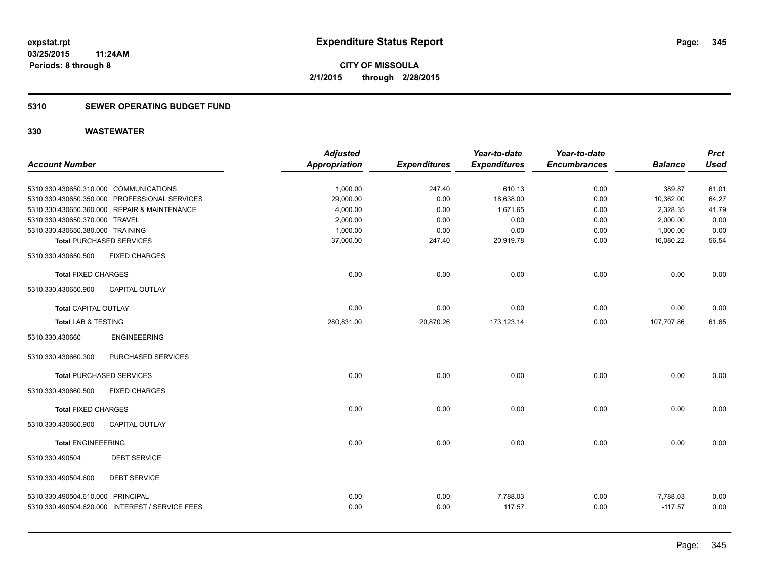**expstat.rpt**
**03/25/2015 11:24AM**
**Periods: 8 through 8**

# Expenditure Status Report

**CITY OF MISSOULA**
**2/1/2015 through 2/28/2015**

## 5310 SEWER OPERATING BUDGET FUND

## 330 WASTEWATER

| Account Number | Adjusted Appropriation | Expenditures | Year-to-date Expenditures | Year-to-date Encumbrances | Balance | Prct Used |
|---|---|---|---|---|---|---|
| 5310.330.430650.310.000 COMMUNICATIONS | 1,000.00 | 247.40 | 610.13 | 0.00 | 389.87 | 61.01 |
| 5310.330.430650.350.000 PROFESSIONAL SERVICES | 29,000.00 | 0.00 | 18,638.00 | 0.00 | 10,362.00 | 64.27 |
| 5310.330.430650.360.000 REPAIR & MAINTENANCE | 4,000.00 | 0.00 | 1,671.65 | 0.00 | 2,328.35 | 41.79 |
| 5310.330.430650.370.000 TRAVEL | 2,000.00 | 0.00 | 0.00 | 0.00 | 2,000.00 | 0.00 |
| 5310.330.430650.380.000 TRAINING | 1,000.00 | 0.00 | 0.00 | 0.00 | 1,000.00 | 0.00 |
| **Total** PURCHASED SERVICES | 37,000.00 | 247.40 | 20,919.78 | 0.00 | 16,080.22 | 56.54 |
| 5310.330.430650.500 FIXED CHARGES | | | | | | |
| **Total** FIXED CHARGES | 0.00 | 0.00 | 0.00 | 0.00 | 0.00 | 0.00 |
| 5310.330.430650.900 CAPITAL OUTLAY | | | | | | |
| **Total** CAPITAL OUTLAY | 0.00 | 0.00 | 0.00 | 0.00 | 0.00 | 0.00 |
| **Total LAB & TESTING** | 280,831.00 | 20,870.26 | 173,123.14 | 0.00 | 107,707.86 | 61.65 |
| 5310.330.430660 ENGINEEERING | | | | | | |
| 5310.330.430660.300 PURCHASED SERVICES | | | | | | |
| **Total** PURCHASED SERVICES | 0.00 | 0.00 | 0.00 | 0.00 | 0.00 | 0.00 |
| 5310.330.430660.500 FIXED CHARGES | | | | | | |
| **Total** FIXED CHARGES | 0.00 | 0.00 | 0.00 | 0.00 | 0.00 | 0.00 |
| 5310.330.430660.900 CAPITAL OUTLAY | | | | | | |
| **Total** ENGINEEERING | 0.00 | 0.00 | 0.00 | 0.00 | 0.00 | 0.00 |
| 5310.330.490504 DEBT SERVICE | | | | | | |
| 5310.330.490504.600 DEBT SERVICE | | | | | | |
| 5310.330.490504.610.000 PRINCIPAL | 0.00 | 0.00 | 7,788.03 | 0.00 | -7,788.03 | 0.00 |
| 5310.330.490504.620.000 INTEREST / SERVICE FEES | 0.00 | 0.00 | 117.57 | 0.00 | -117.57 | 0.00 |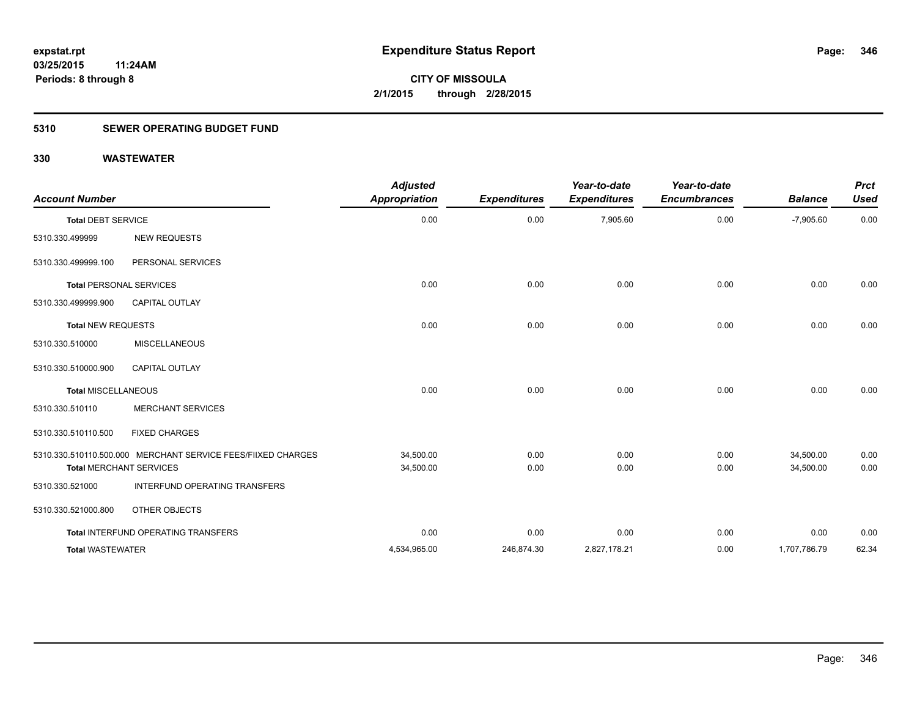**expstat.rpt**
**03/25/2015 11:24AM**
**Periods: 8 through 8**

# Expenditure Status Report

**CITY OF MISSOULA**
**2/1/2015 through 2/28/2015**

## 5310 SEWER OPERATING BUDGET FUND

## 330 WASTEWATER

| Account Number | | Adjusted Appropriation | Expenditures | Year-to-date Expenditures | Year-to-date Encumbrances | Balance | Prct Used |
|---|---|---|---|---|---|---|---|
| **Total** DEBT SERVICE | | 0.00 | 0.00 | 7,905.60 | 0.00 | -7,905.60 | 0.00 |
| 5310.330.499999 | NEW REQUESTS | | | | | | |
| 5310.330.499999.100 | PERSONAL SERVICES | | | | | | |
| **Total** PERSONAL SERVICES | | 0.00 | 0.00 | 0.00 | 0.00 | 0.00 | 0.00 |
| 5310.330.499999.900 | CAPITAL OUTLAY | | | | | | |
| **Total** NEW REQUESTS | | 0.00 | 0.00 | 0.00 | 0.00 | 0.00 | 0.00 |
| 5310.330.510000 | MISCELLANEOUS | | | | | | |
| 5310.330.510000.900 | CAPITAL OUTLAY | | | | | | |
| **Total** MISCELLANEOUS | | 0.00 | 0.00 | 0.00 | 0.00 | 0.00 | 0.00 |
| 5310.330.510110 | MERCHANT SERVICES | | | | | | |
| 5310.330.510110.500 | FIXED CHARGES | | | | | | |
| 5310.330.510110.500.000 | MERCHANT SERVICE FEES/FIIXED CHARGES | 34,500.00 | 0.00 | 0.00 | 0.00 | 34,500.00 | 0.00 |
| **Total** MERCHANT SERVICES | | 34,500.00 | 0.00 | 0.00 | 0.00 | 34,500.00 | 0.00 |
| 5310.330.521000 | INTERFUND OPERATING TRANSFERS | | | | | | |
| 5310.330.521000.800 | OTHER OBJECTS | | | | | | |
| **Total** INTERFUND OPERATING TRANSFERS | | 0.00 | 0.00 | 0.00 | 0.00 | 0.00 | 0.00 |
| **Total** WASTEWATER | | 4,534,965.00 | 246,874.30 | 2,827,178.21 | 0.00 | 1,707,786.79 | 62.34 |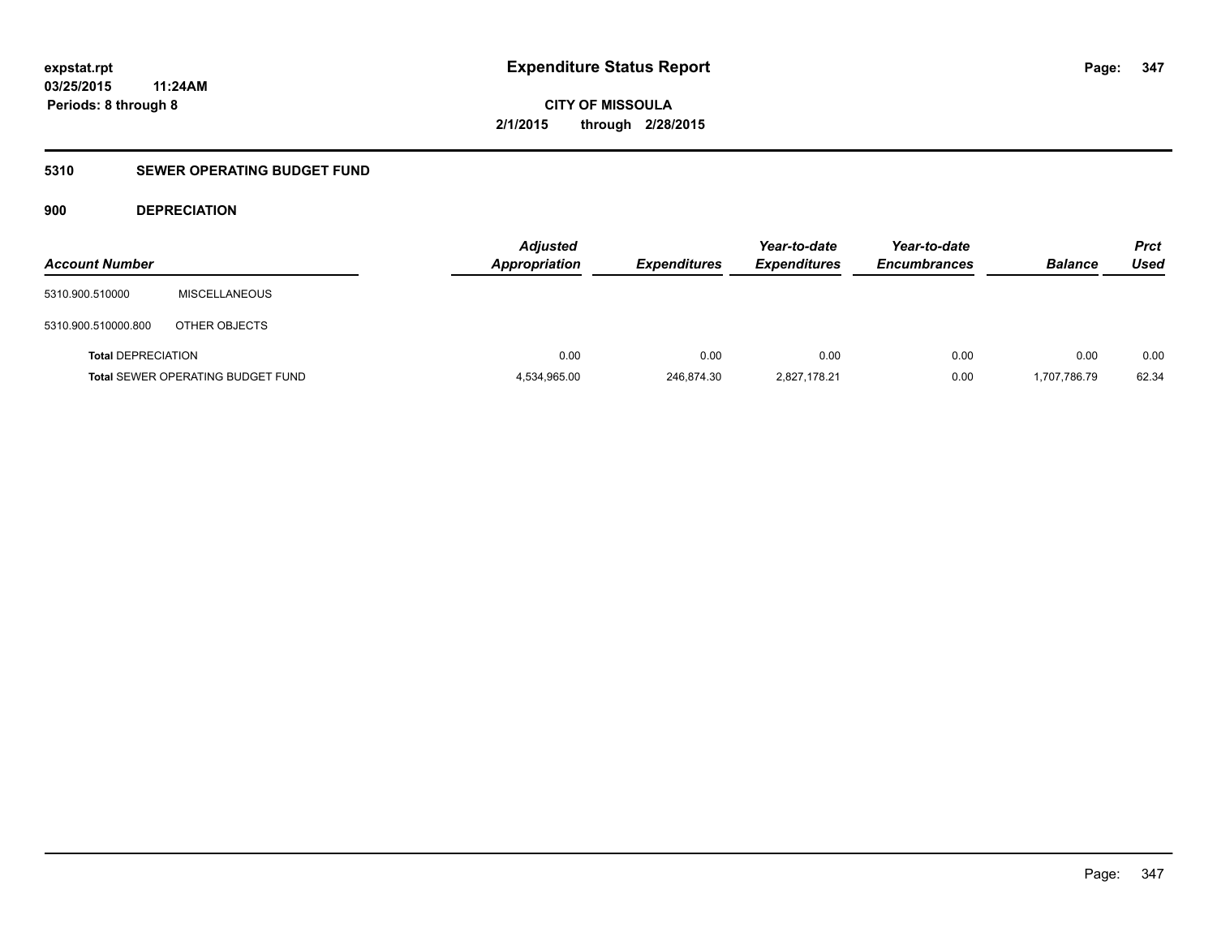# Expenditure Status Report

expstat.rpt
03/25/2015 11:24AM
Periods: 8 through 8

CITY OF MISSOULA
2/1/2015 through 2/28/2015

## 5310 SEWER OPERATING BUDGET FUND

### 900 DEPRECIATION

| Account Number | | Adjusted Appropriation | Expenditures | Year-to-date Expenditures | Year-to-date Encumbrances | Balance | Prct Used |
|---|---|---|---|---|---|---|---|
| 5310.900.510000 | MISCELLANEOUS | | | | | | |
| 5310.900.510000.800 | OTHER OBJECTS | | | | | | |
| **Total** DEPRECIATION | | 0.00 | 0.00 | 0.00 | 0.00 | 0.00 | 0.00 |
| **Total** SEWER OPERATING BUDGET FUND | | 4,534,965.00 | 246,874.30 | 2,827,178.21 | 0.00 | 1,707,786.79 | 62.34 |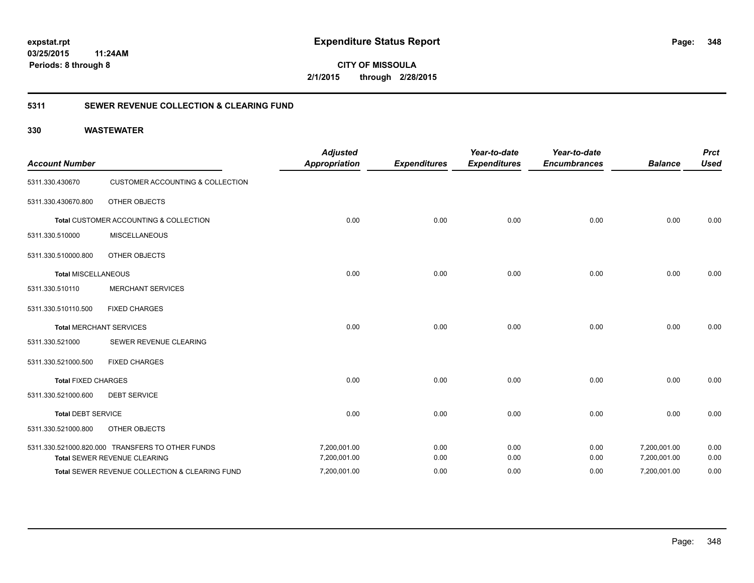**expstat.rpt**
**03/25/2015 11:24AM**
**Periods: 8 through 8**

# Expenditure Status Report

**CITY OF MISSOULA**
**2/1/2015 through 2/28/2015**

## 5311 SEWER REVENUE COLLECTION & CLEARING FUND

### 330 WASTEWATER

| Account Number | | Adjusted Appropriation | Expenditures | Year-to-date Expenditures | Year-to-date Encumbrances | Balance | Prct Used |
|---|---|---|---|---|---|---|---|
| 5311.330.430670 | CUSTOMER ACCOUNTING & COLLECTION | | | | | | |
| 5311.330.430670.800 | OTHER OBJECTS | | | | | | |
| **Total** CUSTOMER ACCOUNTING & COLLECTION | | 0.00 | 0.00 | 0.00 | 0.00 | 0.00 | 0.00 |
| 5311.330.510000 | MISCELLANEOUS | | | | | | |
| 5311.330.510000.800 | OTHER OBJECTS | | | | | | |
| **Total** MISCELLANEOUS | | 0.00 | 0.00 | 0.00 | 0.00 | 0.00 | 0.00 |
| 5311.330.510110 | MERCHANT SERVICES | | | | | | |
| 5311.330.510110.500 | FIXED CHARGES | | | | | | |
| **Total** MERCHANT SERVICES | | 0.00 | 0.00 | 0.00 | 0.00 | 0.00 | 0.00 |
| 5311.330.521000 | SEWER REVENUE CLEARING | | | | | | |
| 5311.330.521000.500 | FIXED CHARGES | | | | | | |
| **Total** FIXED CHARGES | | 0.00 | 0.00 | 0.00 | 0.00 | 0.00 | 0.00 |
| 5311.330.521000.600 | DEBT SERVICE | | | | | | |
| **Total** DEBT SERVICE | | 0.00 | 0.00 | 0.00 | 0.00 | 0.00 | 0.00 |
| 5311.330.521000.800 | OTHER OBJECTS | | | | | | |
| 5311.330.521000.820.000 | TRANSFERS TO OTHER FUNDS | 7,200,001.00 | 0.00 | 0.00 | 0.00 | 7,200,001.00 | 0.00 |
| **Total** SEWER REVENUE CLEARING | | 7,200,001.00 | 0.00 | 0.00 | 0.00 | 7,200,001.00 | 0.00 |
| **Total** SEWER REVENUE COLLECTION & CLEARING FUND | | 7,200,001.00 | 0.00 | 0.00 | 0.00 | 7,200,001.00 | 0.00 |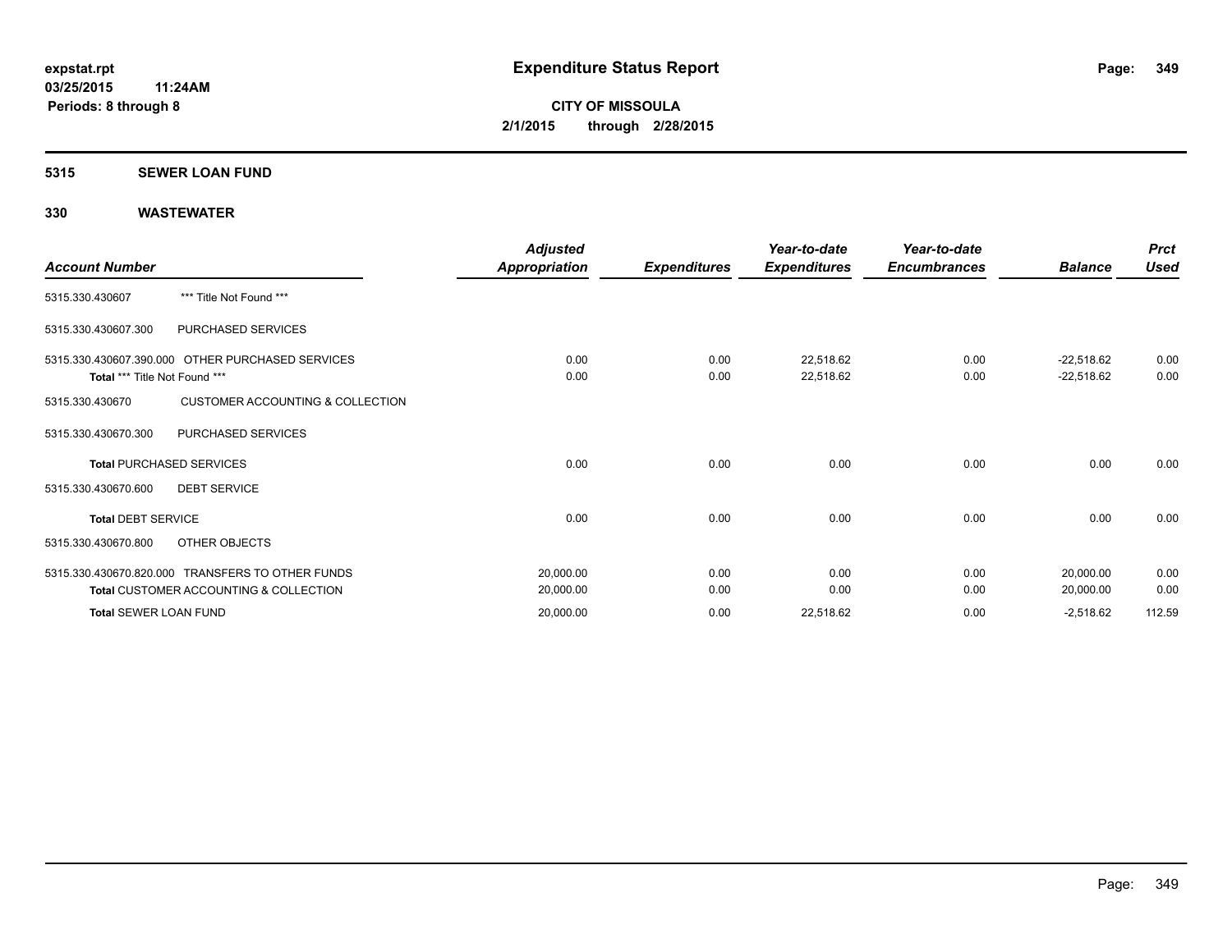# Expenditure Status Report

expstat.rpt
03/25/2015 11:24AM
Periods: 8 through 8

**CITY OF MISSOULA**
**2/1/2015 through 2/28/2015**

## 5315 SEWER LOAN FUND

### 330 WASTEWATER

| Account Number | | Adjusted Appropriation | Expenditures | Year-to-date Expenditures | Year-to-date Encumbrances | Balance | Prct Used |
|---|---|---|---|---|---|---|---|
| 5315.330.430607 | *** Title Not Found *** | | | | | | |
| 5315.330.430607.300 | PURCHASED SERVICES | | | | | | |
| 5315.330.430607.390.000 | OTHER PURCHASED SERVICES | 0.00 | 0.00 | 22,518.62 | 0.00 | -22,518.62 | 0.00 |
| **Total** *** Title Not Found *** | | 0.00 | 0.00 | 22,518.62 | 0.00 | -22,518.62 | 0.00 |
| 5315.330.430670 | CUSTOMER ACCOUNTING & COLLECTION | | | | | | |
| 5315.330.430670.300 | PURCHASED SERVICES | | | | | | |
| **Total** PURCHASED SERVICES | | 0.00 | 0.00 | 0.00 | 0.00 | 0.00 | 0.00 |
| 5315.330.430670.600 | DEBT SERVICE | | | | | | |
| **Total** DEBT SERVICE | | 0.00 | 0.00 | 0.00 | 0.00 | 0.00 | 0.00 |
| 5315.330.430670.800 | OTHER OBJECTS | | | | | | |
| 5315.330.430670.820.000 | TRANSFERS TO OTHER FUNDS | 20,000.00 | 0.00 | 0.00 | 0.00 | 20,000.00 | 0.00 |
| **Total** CUSTOMER ACCOUNTING & COLLECTION | | 20,000.00 | 0.00 | 0.00 | 0.00 | 20,000.00 | 0.00 |
| **Total** SEWER LOAN FUND | | 20,000.00 | 0.00 | 22,518.62 | 0.00 | -2,518.62 | 112.59 |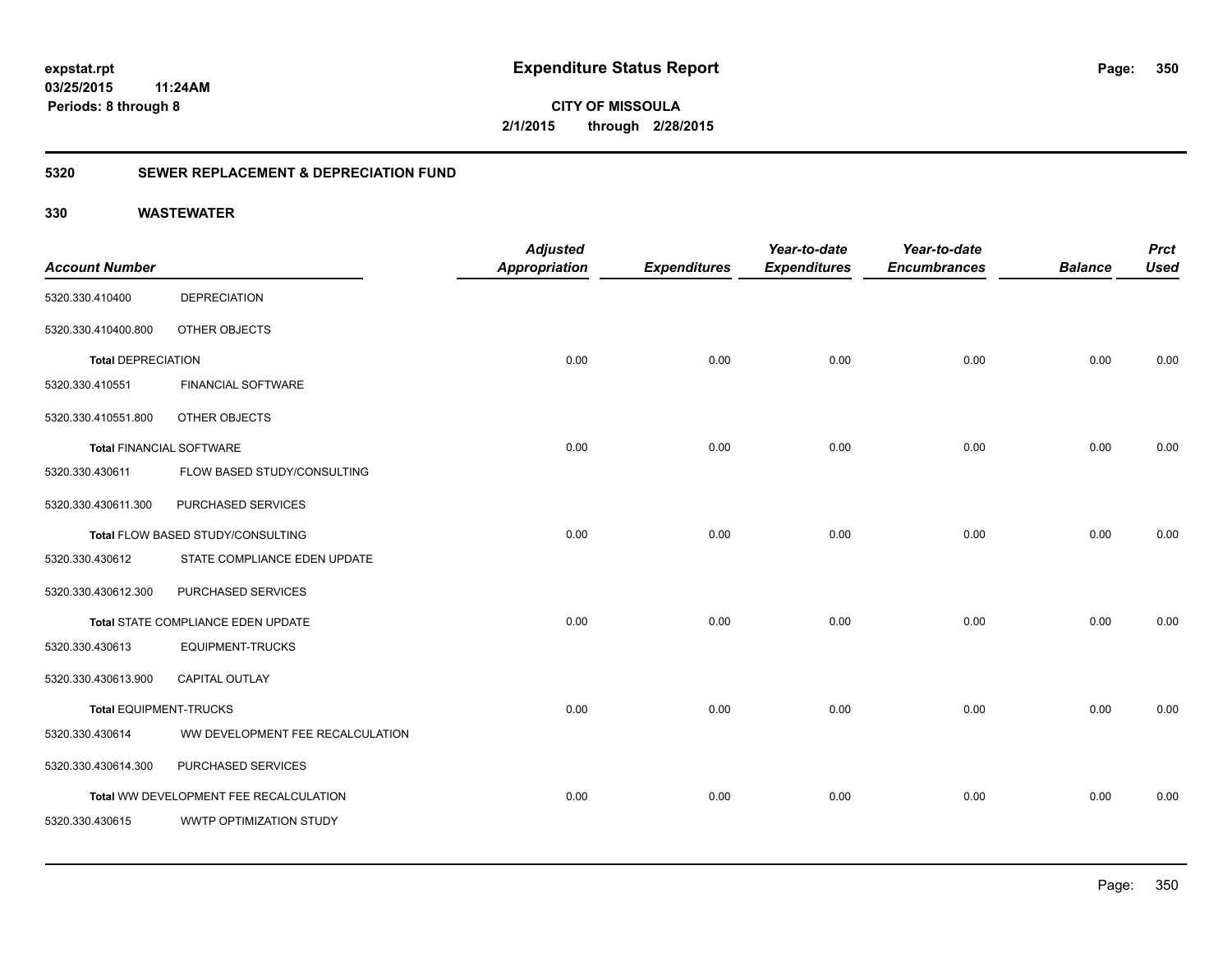**expstat.rpt**
**03/25/2015 11:24AM**
**Periods: 8 through 8**

# Expenditure Status Report

**CITY OF MISSOULA**
**2/1/2015 through 2/28/2015**

## 5320 SEWER REPLACEMENT & DEPRECIATION FUND

## 330 WASTEWATER

| Account Number | | Adjusted Appropriation | Expenditures | Year-to-date Expenditures | Year-to-date Encumbrances | Balance | Prct Used |
|---|---|---|---|---|---|---|---|
| 5320.330.410400 | DEPRECIATION | | | | | | |
| 5320.330.410400.800 | OTHER OBJECTS | | | | | | |
| **Total** DEPRECIATION | | 0.00 | 0.00 | 0.00 | 0.00 | 0.00 | 0.00 |
| 5320.330.410551 | FINANCIAL SOFTWARE | | | | | | |
| 5320.330.410551.800 | OTHER OBJECTS | | | | | | |
| **Total** FINANCIAL SOFTWARE | | 0.00 | 0.00 | 0.00 | 0.00 | 0.00 | 0.00 |
| 5320.330.430611 | FLOW BASED STUDY/CONSULTING | | | | | | |
| 5320.330.430611.300 | PURCHASED SERVICES | | | | | | |
| **Total** FLOW BASED STUDY/CONSULTING | | 0.00 | 0.00 | 0.00 | 0.00 | 0.00 | 0.00 |
| 5320.330.430612 | STATE COMPLIANCE EDEN UPDATE | | | | | | |
| 5320.330.430612.300 | PURCHASED SERVICES | | | | | | |
| **Total** STATE COMPLIANCE EDEN UPDATE | | 0.00 | 0.00 | 0.00 | 0.00 | 0.00 | 0.00 |
| 5320.330.430613 | EQUIPMENT-TRUCKS | | | | | | |
| 5320.330.430613.900 | CAPITAL OUTLAY | | | | | | |
| **Total** EQUIPMENT-TRUCKS | | 0.00 | 0.00 | 0.00 | 0.00 | 0.00 | 0.00 |
| 5320.330.430614 | WW DEVELOPMENT FEE RECALCULATION | | | | | | |
| 5320.330.430614.300 | PURCHASED SERVICES | | | | | | |
| **Total** WW DEVELOPMENT FEE RECALCULATION | | 0.00 | 0.00 | 0.00 | 0.00 | 0.00 | 0.00 |
| 5320.330.430615 | WWTP OPTIMIZATION STUDY | | | | | | |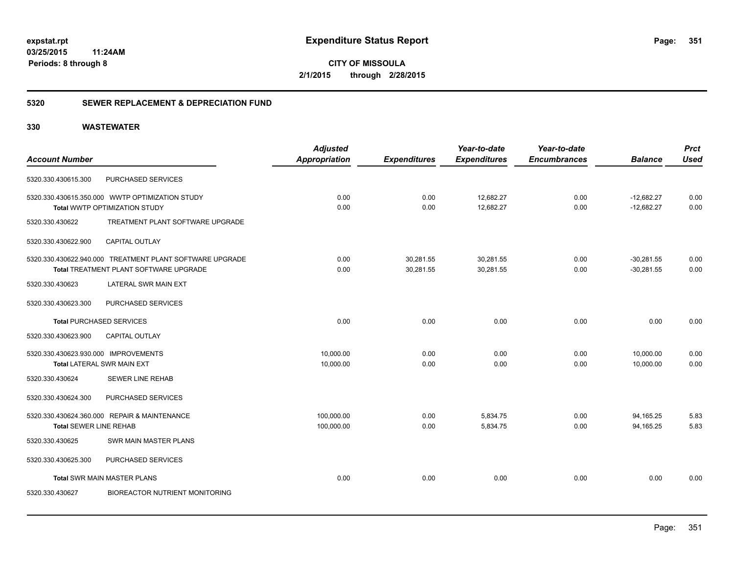# Expenditure Status Report

expstat.rpt
03/25/2015 11:24AM
Periods: 8 through 8

**CITY OF MISSOULA**
**2/1/2015 through 2/28/2015**

## 5320 SEWER REPLACEMENT & DEPRECIATION FUND

## 330 WASTEWATER

| Account Number | | Adjusted Appropriation | Expenditures | Year-to-date Expenditures | Year-to-date Encumbrances | Balance | Prct Used |
|---|---|---|---|---|---|---|---|
| 5320.330.430615.300 | PURCHASED SERVICES | | | | | | |
| 5320.330.430615.350.000 | WWTP OPTIMIZATION STUDY | 0.00 | 0.00 | 12,682.27 | 0.00 | -12,682.27 | 0.00 |
| **Total** WWTP OPTIMIZATION STUDY | | 0.00 | 0.00 | 12,682.27 | 0.00 | -12,682.27 | 0.00 |
| 5320.330.430622 | TREATMENT PLANT SOFTWARE UPGRADE | | | | | | |
| 5320.330.430622.900 | CAPITAL OUTLAY | | | | | | |
| 5320.330.430622.940.000 | TREATMENT PLANT SOFTWARE UPGRADE | 0.00 | 30,281.55 | 30,281.55 | 0.00 | -30,281.55 | 0.00 |
| **Total** TREATMENT PLANT SOFTWARE UPGRADE | | 0.00 | 30,281.55 | 30,281.55 | 0.00 | -30,281.55 | 0.00 |
| 5320.330.430623 | LATERAL SWR MAIN EXT | | | | | | |
| 5320.330.430623.300 | PURCHASED SERVICES | | | | | | |
| **Total** PURCHASED SERVICES | | 0.00 | 0.00 | 0.00 | 0.00 | 0.00 | 0.00 |
| 5320.330.430623.900 | CAPITAL OUTLAY | | | | | | |
| 5320.330.430623.930.000 | IMPROVEMENTS | 10,000.00 | 0.00 | 0.00 | 0.00 | 10,000.00 | 0.00 |
| **Total** LATERAL SWR MAIN EXT | | 10,000.00 | 0.00 | 0.00 | 0.00 | 10,000.00 | 0.00 |
| 5320.330.430624 | SEWER LINE REHAB | | | | | | |
| 5320.330.430624.300 | PURCHASED SERVICES | | | | | | |
| 5320.330.430624.360.000 | REPAIR & MAINTENANCE | 100,000.00 | 0.00 | 5,834.75 | 0.00 | 94,165.25 | 5.83 |
| **Total** SEWER LINE REHAB | | 100,000.00 | 0.00 | 5,834.75 | 0.00 | 94,165.25 | 5.83 |
| 5320.330.430625 | SWR MAIN MASTER PLANS | | | | | | |
| 5320.330.430625.300 | PURCHASED SERVICES | | | | | | |
| **Total** SWR MAIN MASTER PLANS | | 0.00 | 0.00 | 0.00 | 0.00 | 0.00 | 0.00 |
| 5320.330.430627 | BIOREACTOR NUTRIENT MONITORING | | | | | | |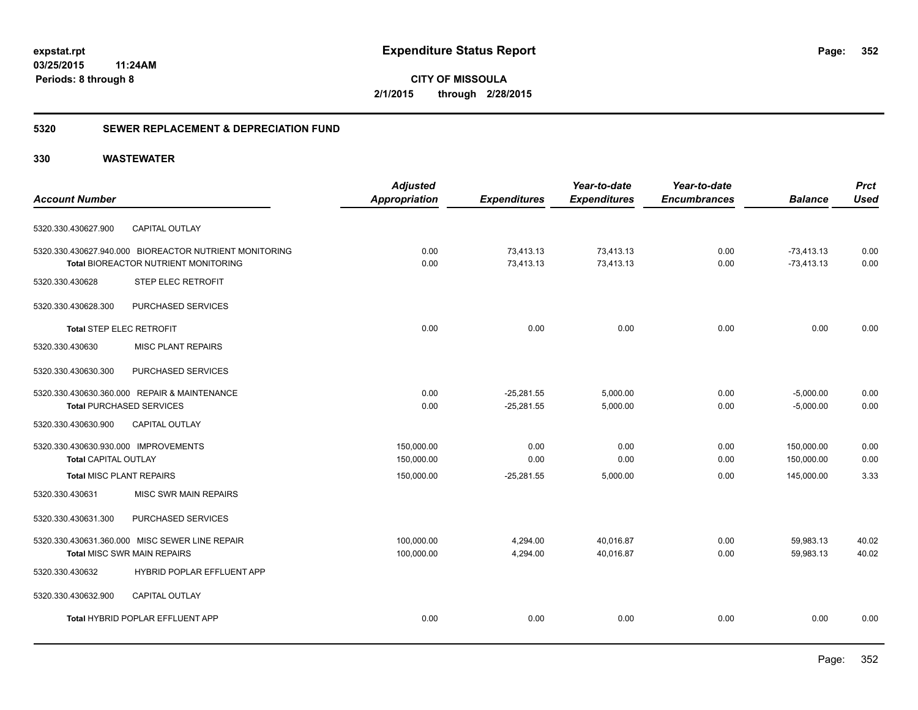**expstat.rpt**
**03/25/2015 11:24AM**
**Periods: 8 through 8**

# Expenditure Status Report

**CITY OF MISSOULA**
**2/1/2015 through 2/28/2015**

## 5320 SEWER REPLACEMENT & DEPRECIATION FUND

### 330 WASTEWATER

| Account Number | | Adjusted Appropriation | Expenditures | Year-to-date Expenditures | Year-to-date Encumbrances | Balance | Prct Used |
|---|---|---|---|---|---|---|---|
| 5320.330.430627.900 | CAPITAL OUTLAY | | | | | | |
| 5320.330.430627.940.000 | BIOREACTOR NUTRIENT MONITORING | 0.00 | 73,413.13 | 73,413.13 | 0.00 | -73,413.13 | 0.00 |
| | **Total** BIOREACTOR NUTRIENT MONITORING | 0.00 | 73,413.13 | 73,413.13 | 0.00 | -73,413.13 | 0.00 |
| 5320.330.430628 | STEP ELEC RETROFIT | | | | | | |
| 5320.330.430628.300 | PURCHASED SERVICES | | | | | | |
| | **Total** STEP ELEC RETROFIT | 0.00 | 0.00 | 0.00 | 0.00 | 0.00 | 0.00 |
| 5320.330.430630 | MISC PLANT REPAIRS | | | | | | |
| 5320.330.430630.300 | PURCHASED SERVICES | | | | | | |
| 5320.330.430630.360.000 | REPAIR & MAINTENANCE | 0.00 | -25,281.55 | 5,000.00 | 0.00 | -5,000.00 | 0.00 |
| | **Total** PURCHASED SERVICES | 0.00 | -25,281.55 | 5,000.00 | 0.00 | -5,000.00 | 0.00 |
| 5320.330.430630.900 | CAPITAL OUTLAY | | | | | | |
| 5320.330.430630.930.000 | IMPROVEMENTS | 150,000.00 | 0.00 | 0.00 | 0.00 | 150,000.00 | 0.00 |
| | **Total** CAPITAL OUTLAY | 150,000.00 | 0.00 | 0.00 | 0.00 | 150,000.00 | 0.00 |
| | **Total** MISC PLANT REPAIRS | 150,000.00 | -25,281.55 | 5,000.00 | 0.00 | 145,000.00 | 3.33 |
| 5320.330.430631 | MISC SWR MAIN REPAIRS | | | | | | |
| 5320.330.430631.300 | PURCHASED SERVICES | | | | | | |
| 5320.330.430631.360.000 | MISC SEWER LINE REPAIR | 100,000.00 | 4,294.00 | 40,016.87 | 0.00 | 59,983.13 | 40.02 |
| | **Total** MISC SWR MAIN REPAIRS | 100,000.00 | 4,294.00 | 40,016.87 | 0.00 | 59,983.13 | 40.02 |
| 5320.330.430632 | HYBRID POPLAR EFFLUENT APP | | | | | | |
| 5320.330.430632.900 | CAPITAL OUTLAY | | | | | | |
| | **Total** HYBRID POPLAR EFFLUENT APP | 0.00 | 0.00 | 0.00 | 0.00 | 0.00 | 0.00 |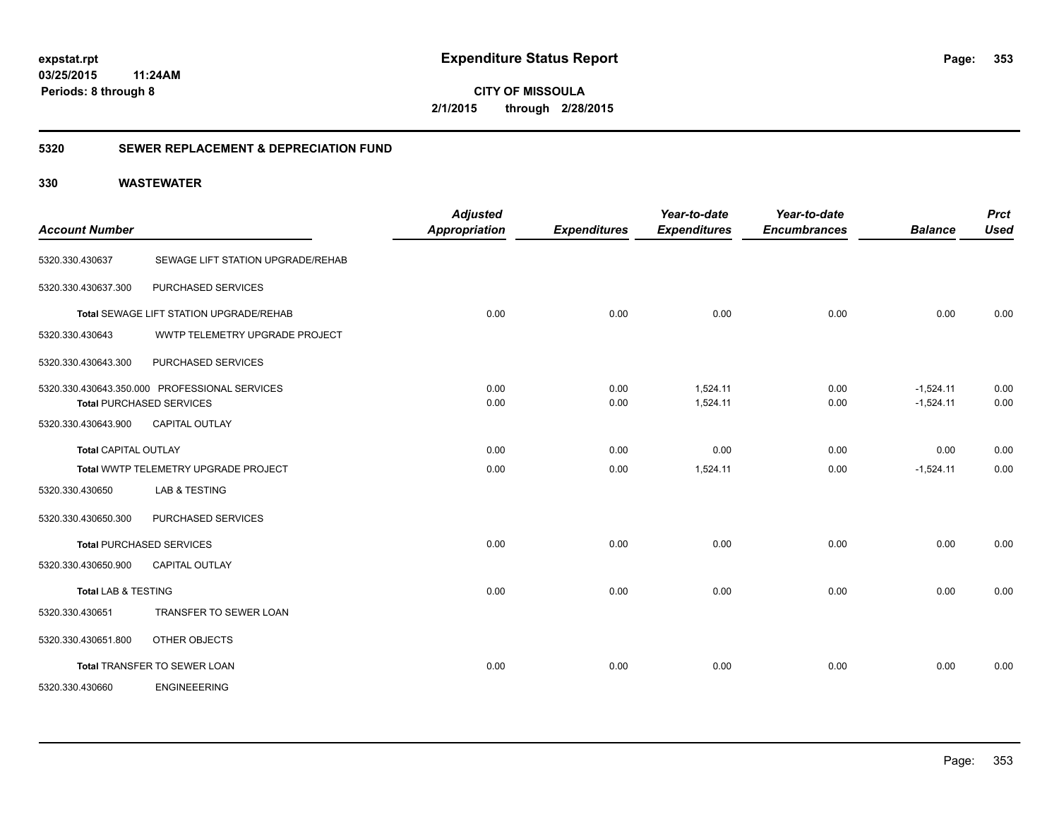**expstat.rpt**
**03/25/2015 11:24AM**
**Periods: 8 through 8**

# Expenditure Status Report

**CITY OF MISSOULA**
**2/1/2015 through 2/28/2015**

## 5320 SEWER REPLACEMENT & DEPRECIATION FUND

### 330 WASTEWATER

| Account Number | | Adjusted Appropriation | Expenditures | Year-to-date Expenditures | Year-to-date Encumbrances | Balance | Prct Used |
|---|---|---|---|---|---|---|---|
| 5320.330.430637 | SEWAGE LIFT STATION UPGRADE/REHAB | | | | | | |
| 5320.330.430637.300 | PURCHASED SERVICES | | | | | | |
| **Total** SEWAGE LIFT STATION UPGRADE/REHAB | | 0.00 | 0.00 | 0.00 | 0.00 | 0.00 | 0.00 |
| 5320.330.430643 | WWTP TELEMETRY UPGRADE PROJECT | | | | | | |
| 5320.330.430643.300 | PURCHASED SERVICES | | | | | | |
| 5320.330.430643.350.000 | PROFESSIONAL SERVICES | 0.00 | 0.00 | 1,524.11 | 0.00 | -1,524.11 | 0.00 |
| **Total** PURCHASED SERVICES | | 0.00 | 0.00 | 1,524.11 | 0.00 | -1,524.11 | 0.00 |
| 5320.330.430643.900 | CAPITAL OUTLAY | | | | | | |
| **Total** CAPITAL OUTLAY | | 0.00 | 0.00 | 0.00 | 0.00 | 0.00 | 0.00 |
| **Total** WWTP TELEMETRY UPGRADE PROJECT | | 0.00 | 0.00 | 1,524.11 | 0.00 | -1,524.11 | 0.00 |
| 5320.330.430650 | LAB & TESTING | | | | | | |
| 5320.330.430650.300 | PURCHASED SERVICES | | | | | | |
| **Total** PURCHASED SERVICES | | 0.00 | 0.00 | 0.00 | 0.00 | 0.00 | 0.00 |
| 5320.330.430650.900 | CAPITAL OUTLAY | | | | | | |
| **Total** LAB & TESTING | | 0.00 | 0.00 | 0.00 | 0.00 | 0.00 | 0.00 |
| 5320.330.430651 | TRANSFER TO SEWER LOAN | | | | | | |
| 5320.330.430651.800 | OTHER OBJECTS | | | | | | |
| **Total** TRANSFER TO SEWER LOAN | | 0.00 | 0.00 | 0.00 | 0.00 | 0.00 | 0.00 |
| 5320.330.430660 | ENGINEEERING | | | | | | |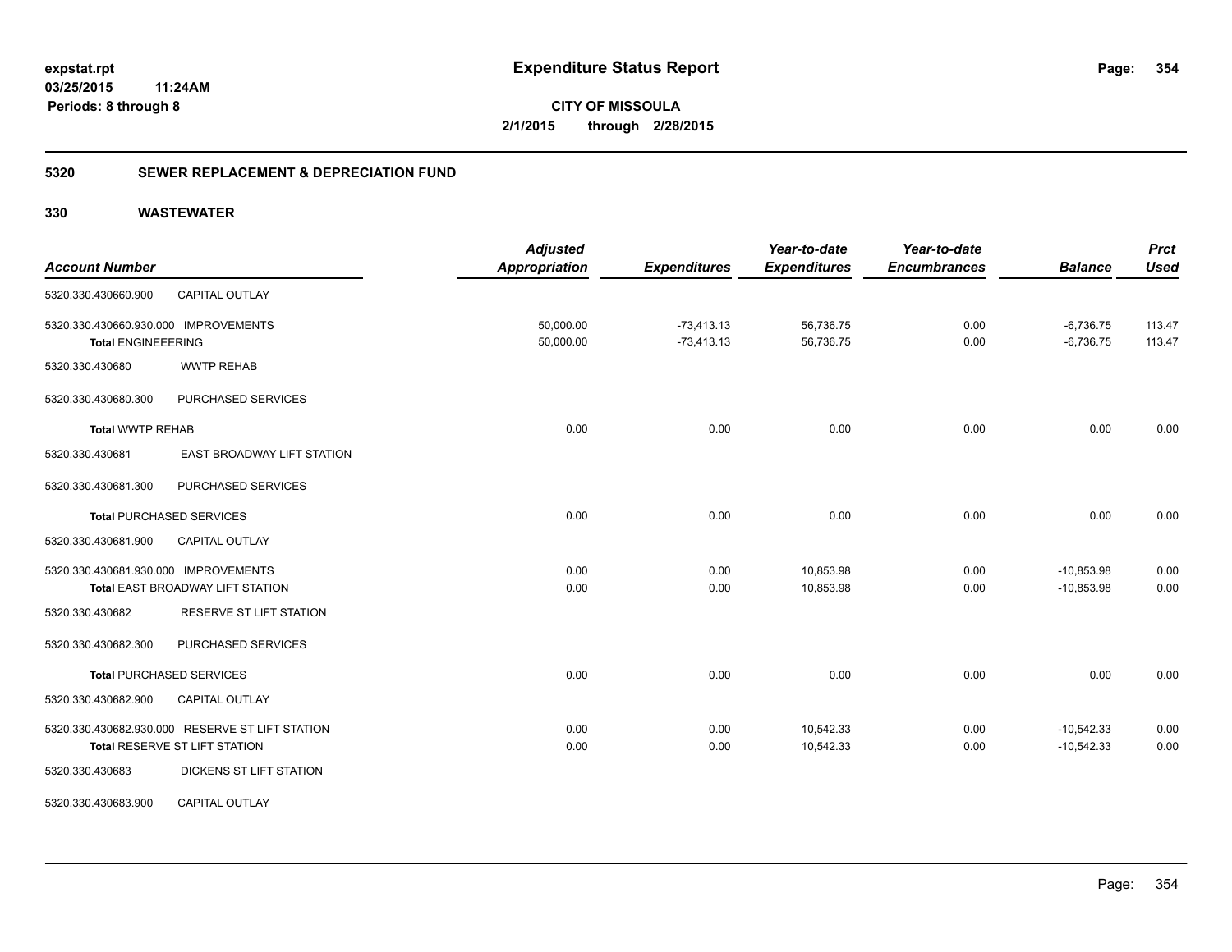# Expenditure Status Report

expstat.rpt
03/25/2015 11:24AM
Periods: 8 through 8

**CITY OF MISSOULA**
**2/1/2015 through 2/28/2015**

## 5320 SEWER REPLACEMENT & DEPRECIATION FUND

### 330 WASTEWATER

| Account Number | | Adjusted Appropriation | Expenditures | Year-to-date Expenditures | Year-to-date Encumbrances | Balance | Prct Used |
|---|---|---|---|---|---|---|---|
| 5320.330.430660.900 | CAPITAL OUTLAY | | | | | | |
| 5320.330.430660.930.000 | IMPROVEMENTS | 50,000.00 | -73,413.13 | 56,736.75 | 0.00 | -6,736.75 | 113.47 |
| **Total** ENGINEEERING | | 50,000.00 | -73,413.13 | 56,736.75 | 0.00 | -6,736.75 | 113.47 |
| 5320.330.430680 | WWTP REHAB | | | | | | |
| 5320.330.430680.300 | PURCHASED SERVICES | | | | | | |
| **Total** WWTP REHAB | | 0.00 | 0.00 | 0.00 | 0.00 | 0.00 | 0.00 |
| 5320.330.430681 | EAST BROADWAY LIFT STATION | | | | | | |
| 5320.330.430681.300 | PURCHASED SERVICES | | | | | | |
| **Total** PURCHASED SERVICES | | 0.00 | 0.00 | 0.00 | 0.00 | 0.00 | 0.00 |
| 5320.330.430681.900 | CAPITAL OUTLAY | | | | | | |
| 5320.330.430681.930.000 | IMPROVEMENTS | 0.00 | 0.00 | 10,853.98 | 0.00 | -10,853.98 | 0.00 |
| **Total** EAST BROADWAY LIFT STATION | | 0.00 | 0.00 | 10,853.98 | 0.00 | -10,853.98 | 0.00 |
| 5320.330.430682 | RESERVE ST LIFT STATION | | | | | | |
| 5320.330.430682.300 | PURCHASED SERVICES | | | | | | |
| **Total** PURCHASED SERVICES | | 0.00 | 0.00 | 0.00 | 0.00 | 0.00 | 0.00 |
| 5320.330.430682.900 | CAPITAL OUTLAY | | | | | | |
| 5320.330.430682.930.000 | RESERVE ST LIFT STATION | 0.00 | 0.00 | 10,542.33 | 0.00 | -10,542.33 | 0.00 |
| **Total** RESERVE ST LIFT STATION | | 0.00 | 0.00 | 10,542.33 | 0.00 | -10,542.33 | 0.00 |
| 5320.330.430683 | DICKENS ST LIFT STATION | | | | | | |
| 5320.330.430683.900 | CAPITAL OUTLAY | | | | | | |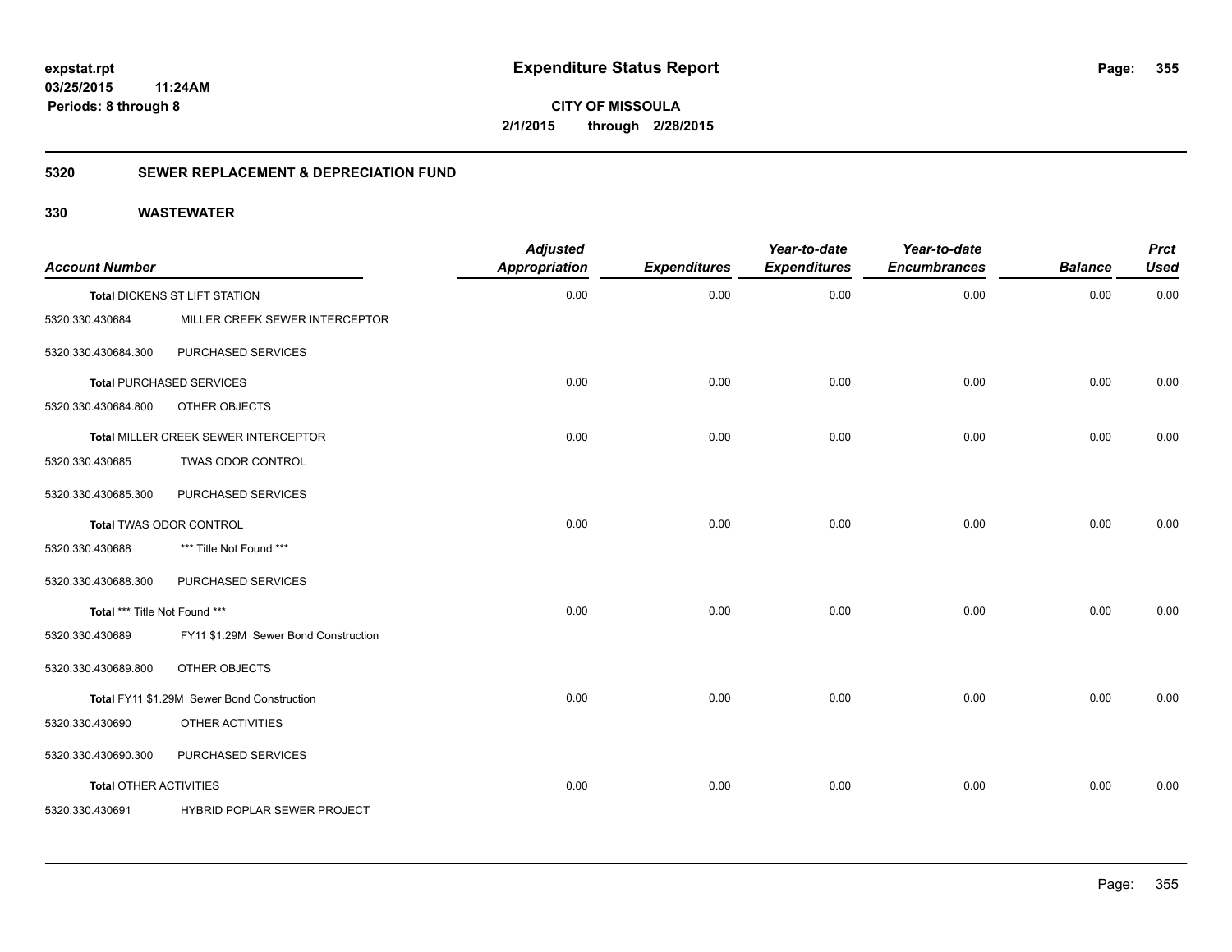**expstat.rpt**
**03/25/2015 11:24AM**
**Periods: 8 through 8**

# Expenditure Status Report

**CITY OF MISSOULA**
**2/1/2015 through 2/28/2015**

## 5320 SEWER REPLACEMENT & DEPRECIATION FUND

### 330 WASTEWATER

| Account Number | | Adjusted Appropriation | Expenditures | Year-to-date Expenditures | Year-to-date Encumbrances | Balance | Prct Used |
|---|---|---|---|---|---|---|---|
| **Total** DICKENS ST LIFT STATION | | 0.00 | 0.00 | 0.00 | 0.00 | 0.00 | 0.00 |
| 5320.330.430684 | MILLER CREEK SEWER INTERCEPTOR | | | | | | |
| 5320.330.430684.300 | PURCHASED SERVICES | | | | | | |
| **Total** PURCHASED SERVICES | | 0.00 | 0.00 | 0.00 | 0.00 | 0.00 | 0.00 |
| 5320.330.430684.800 | OTHER OBJECTS | | | | | | |
| **Total** MILLER CREEK SEWER INTERCEPTOR | | 0.00 | 0.00 | 0.00 | 0.00 | 0.00 | 0.00 |
| 5320.330.430685 | TWAS ODOR CONTROL | | | | | | |
| 5320.330.430685.300 | PURCHASED SERVICES | | | | | | |
| **Total** TWAS ODOR CONTROL | | 0.00 | 0.00 | 0.00 | 0.00 | 0.00 | 0.00 |
| 5320.330.430688 | *** Title Not Found *** | | | | | | |
| 5320.330.430688.300 | PURCHASED SERVICES | | | | | | |
| **Total** *** Title Not Found *** | | 0.00 | 0.00 | 0.00 | 0.00 | 0.00 | 0.00 |
| 5320.330.430689 | FY11 $1.29M Sewer Bond Construction | | | | | | |
| 5320.330.430689.800 | OTHER OBJECTS | | | | | | |
| **Total** FY11 $1.29M Sewer Bond Construction | | 0.00 | 0.00 | 0.00 | 0.00 | 0.00 | 0.00 |
| 5320.330.430690 | OTHER ACTIVITIES | | | | | | |
| 5320.330.430690.300 | PURCHASED SERVICES | | | | | | |
| **Total** OTHER ACTIVITIES | | 0.00 | 0.00 | 0.00 | 0.00 | 0.00 | 0.00 |
| 5320.330.430691 | HYBRID POPLAR SEWER PROJECT | | | | | | |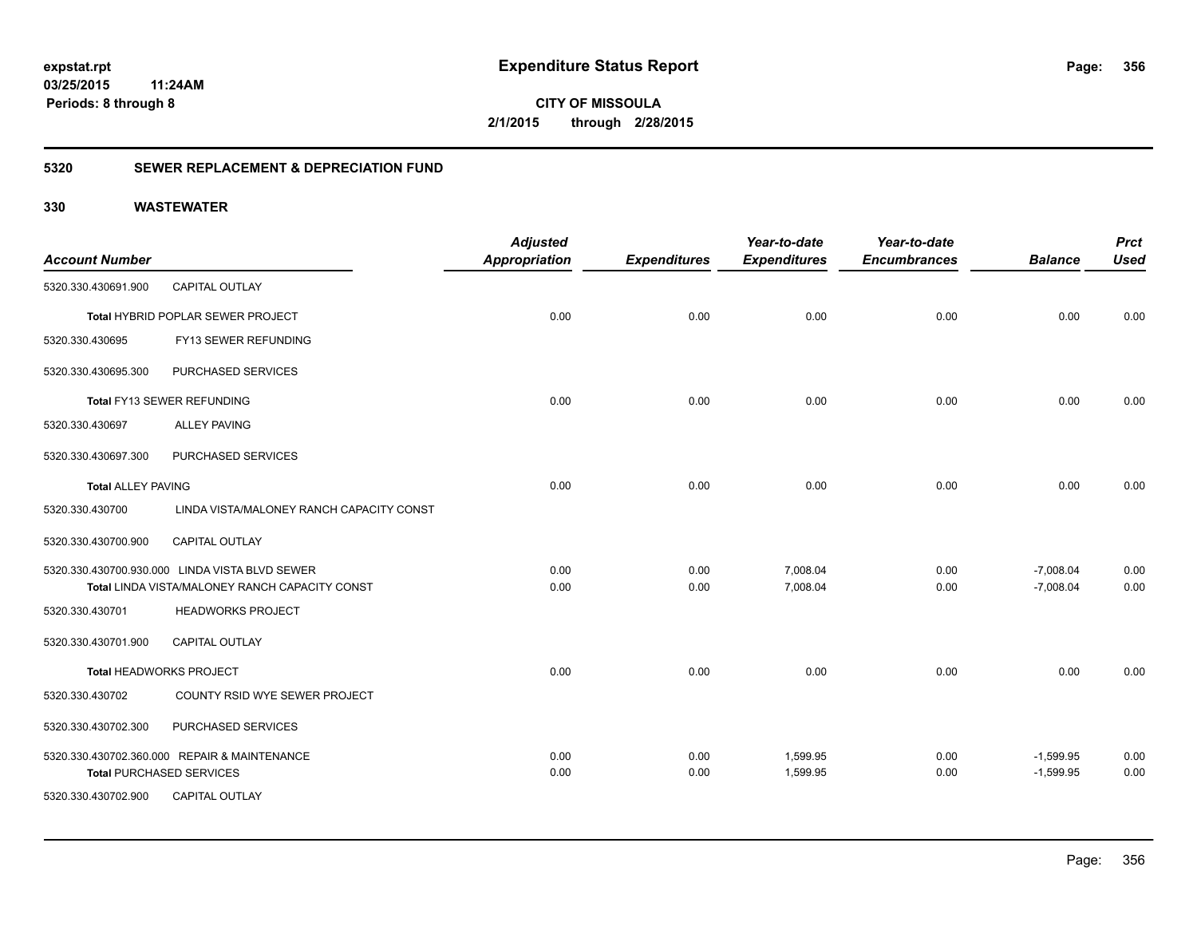**expstat.rpt**
**03/25/2015 11:24AM**
**Periods: 8 through 8**

# Expenditure Status Report

**CITY OF MISSOULA**
**2/1/2015 through 2/28/2015**

## 5320 SEWER REPLACEMENT & DEPRECIATION FUND

### 330 WASTEWATER

| Account Number | | Adjusted Appropriation | Expenditures | Year-to-date Expenditures | Year-to-date Encumbrances | Balance | Prct Used |
|---|---|---|---|---|---|---|---|
| 5320.330.430691.900 | CAPITAL OUTLAY | | | | | | |
| **Total** HYBRID POPLAR SEWER PROJECT | | 0.00 | 0.00 | 0.00 | 0.00 | 0.00 | 0.00 |
| 5320.330.430695 | FY13 SEWER REFUNDING | | | | | | |
| 5320.330.430695.300 | PURCHASED SERVICES | | | | | | |
| **Total** FY13 SEWER REFUNDING | | 0.00 | 0.00 | 0.00 | 0.00 | 0.00 | 0.00 |
| 5320.330.430697 | ALLEY PAVING | | | | | | |
| 5320.330.430697.300 | PURCHASED SERVICES | | | | | | |
| **Total** ALLEY PAVING | | 0.00 | 0.00 | 0.00 | 0.00 | 0.00 | 0.00 |
| 5320.330.430700 | LINDA VISTA/MALONEY RANCH CAPACITY CONST | | | | | | |
| 5320.330.430700.900 | CAPITAL OUTLAY | | | | | | |
| 5320.330.430700.930.000 | LINDA VISTA BLVD SEWER | 0.00 | 0.00 | 7,008.04 | 0.00 | -7,008.04 | 0.00 |
| **Total** LINDA VISTA/MALONEY RANCH CAPACITY CONST | | 0.00 | 0.00 | 7,008.04 | 0.00 | -7,008.04 | 0.00 |
| 5320.330.430701 | HEADWORKS PROJECT | | | | | | |
| 5320.330.430701.900 | CAPITAL OUTLAY | | | | | | |
| **Total** HEADWORKS PROJECT | | 0.00 | 0.00 | 0.00 | 0.00 | 0.00 | 0.00 |
| 5320.330.430702 | COUNTY RSID WYE SEWER PROJECT | | | | | | |
| 5320.330.430702.300 | PURCHASED SERVICES | | | | | | |
| 5320.330.430702.360.000 | REPAIR & MAINTENANCE | 0.00 | 0.00 | 1,599.95 | 0.00 | -1,599.95 | 0.00 |
| **Total** PURCHASED SERVICES | | 0.00 | 0.00 | 1,599.95 | 0.00 | -1,599.95 | 0.00 |
| 5320.330.430702.900 | CAPITAL OUTLAY | | | | | | |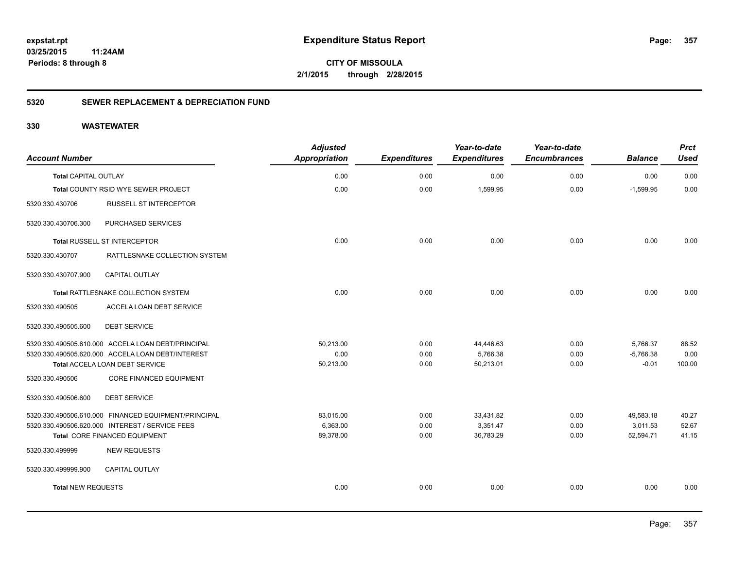**expstat.rpt**
**03/25/2015 11:24AM**
**Periods: 8 through 8**

# Expenditure Status Report

**CITY OF MISSOULA**
**2/1/2015 through 2/28/2015**

## 5320 SEWER REPLACEMENT & DEPRECIATION FUND

### 330 WASTEWATER

| Account Number | | Adjusted Appropriation | Expenditures | Year-to-date Expenditures | Year-to-date Encumbrances | Balance | Prct Used |
|---|---|---|---|---|---|---|---|
| **Total** CAPITAL OUTLAY | | 0.00 | 0.00 | 0.00 | 0.00 | 0.00 | 0.00 |
| **Total** COUNTY RSID WYE SEWER PROJECT | | 0.00 | 0.00 | 1,599.95 | 0.00 | -1,599.95 | 0.00 |
| 5320.330.430706 | RUSSELL ST INTERCEPTOR | | | | | | |
| 5320.330.430706.300 | PURCHASED SERVICES | | | | | | |
| **Total** RUSSELL ST INTERCEPTOR | | 0.00 | 0.00 | 0.00 | 0.00 | 0.00 | 0.00 |
| 5320.330.430707 | RATTLESNAKE COLLECTION SYSTEM | | | | | | |
| 5320.330.430707.900 | CAPITAL OUTLAY | | | | | | |
| **Total** RATTLESNAKE COLLECTION SYSTEM | | 0.00 | 0.00 | 0.00 | 0.00 | 0.00 | 0.00 |
| 5320.330.490505 | ACCELA LOAN DEBT SERVICE | | | | | | |
| 5320.330.490505.600 | DEBT SERVICE | | | | | | |
| 5320.330.490505.610.000 | ACCELA LOAN DEBT/PRINCIPAL | 50,213.00 | 0.00 | 44,446.63 | 0.00 | 5,766.37 | 88.52 |
| 5320.330.490505.620.000 | ACCELA LOAN DEBT/INTEREST | 0.00 | 0.00 | 5,766.38 | 0.00 | -5,766.38 | 0.00 |
| **Total** ACCELA LOAN DEBT SERVICE | | 50,213.00 | 0.00 | 50,213.01 | 0.00 | -0.01 | 100.00 |
| 5320.330.490506 | CORE FINANCED EQUIPMENT | | | | | | |
| 5320.330.490506.600 | DEBT SERVICE | | | | | | |
| 5320.330.490506.610.000 | FINANCED EQUIPMENT/PRINCIPAL | 83,015.00 | 0.00 | 33,431.82 | 0.00 | 49,583.18 | 40.27 |
| 5320.330.490506.620.000 | INTEREST / SERVICE FEES | 6,363.00 | 0.00 | 3,351.47 | 0.00 | 3,011.53 | 52.67 |
| **Total** CORE FINANCED EQUIPMENT | | 89,378.00 | 0.00 | 36,783.29 | 0.00 | 52,594.71 | 41.15 |
| 5320.330.499999 | NEW REQUESTS | | | | | | |
| 5320.330.499999.900 | CAPITAL OUTLAY | | | | | | |
| **Total** NEW REQUESTS | | 0.00 | 0.00 | 0.00 | 0.00 | 0.00 | 0.00 |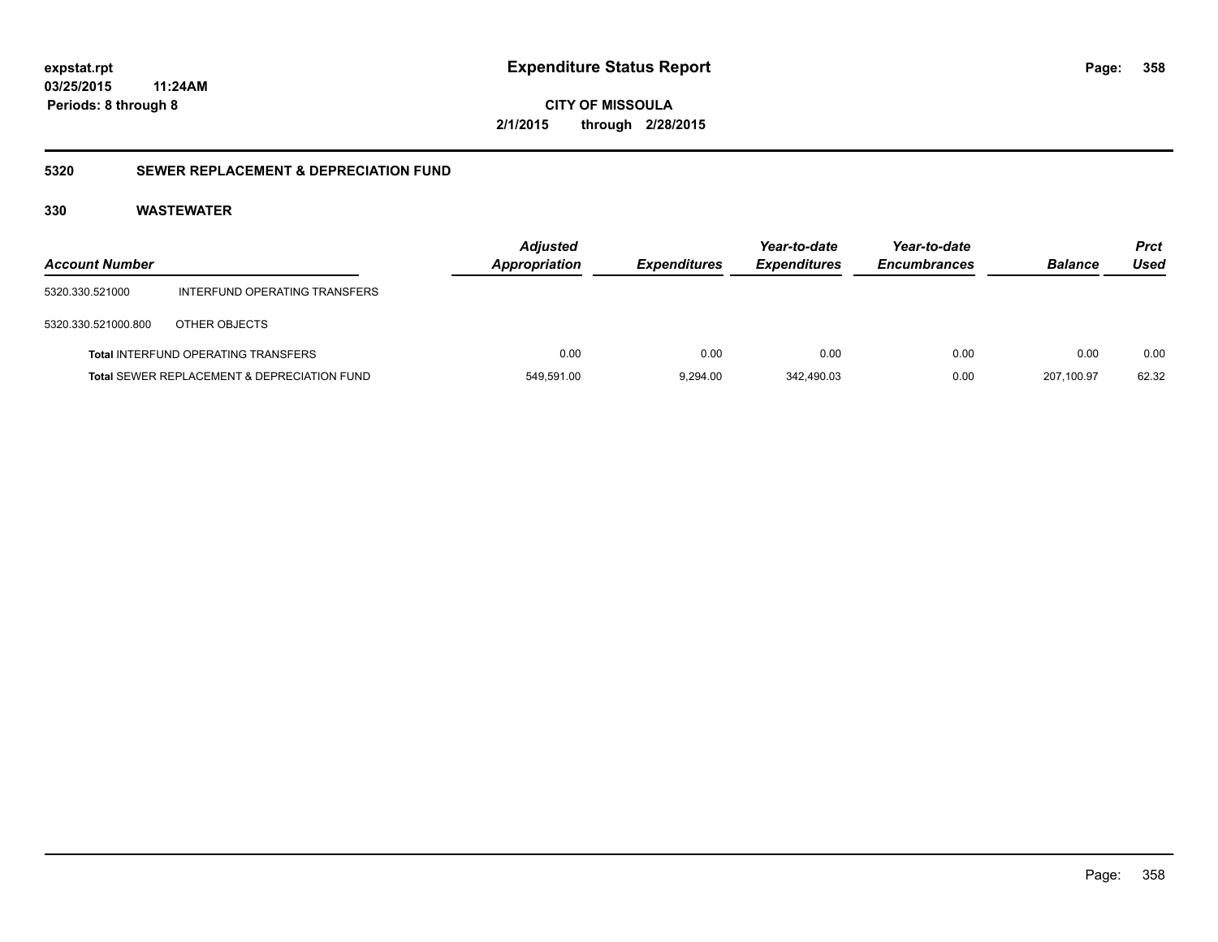# Expenditure Status Report

**expstat.rpt**
**03/25/2015 11:24AM**
**Periods: 8 through 8**

**CITY OF MISSOULA**
**2/1/2015 through 2/28/2015**

## 5320 SEWER REPLACEMENT & DEPRECIATION FUND

### 330 WASTEWATER

| Account Number | | Adjusted Appropriation | Expenditures | Year-to-date Expenditures | Year-to-date Encumbrances | Balance | Prct Used |
|---|---|---|---|---|---|---|---|
| 5320.330.521000 | INTERFUND OPERATING TRANSFERS | | | | | | |
| 5320.330.521000.800 | OTHER OBJECTS | | | | | | |
| **Total** INTERFUND OPERATING TRANSFERS | | 0.00 | 0.00 | 0.00 | 0.00 | 0.00 | 0.00 |
| **Total** SEWER REPLACEMENT & DEPRECIATION FUND | | 549,591.00 | 9,294.00 | 342,490.03 | 0.00 | 207,100.97 | 62.32 |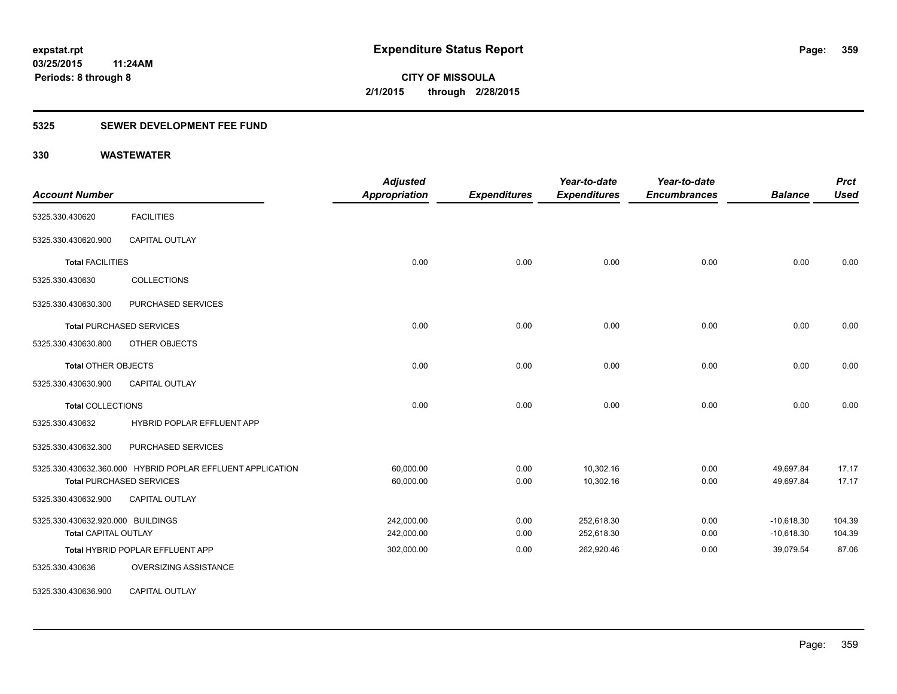**expstat.rpt**
**03/25/2015 11:24AM**
**Periods: 8 through 8**

# Expenditure Status Report

**CITY OF MISSOULA**
**2/1/2015 through 2/28/2015**

## 5325 SEWER DEVELOPMENT FEE FUND

## 330 WASTEWATER

| Account Number | | Adjusted Appropriation | Expenditures | Year-to-date Expenditures | Year-to-date Encumbrances | Balance | Prct Used |
|---|---|---|---|---|---|---|---|
| 5325.330.430620 | FACILITIES | | | | | | |
| 5325.330.430620.900 | CAPITAL OUTLAY | | | | | | |
| **Total** FACILITIES | | 0.00 | 0.00 | 0.00 | 0.00 | 0.00 | 0.00 |
| 5325.330.430630 | COLLECTIONS | | | | | | |
| 5325.330.430630.300 | PURCHASED SERVICES | | | | | | |
| **Total** PURCHASED SERVICES | | 0.00 | 0.00 | 0.00 | 0.00 | 0.00 | 0.00 |
| 5325.330.430630.800 | OTHER OBJECTS | | | | | | |
| **Total** OTHER OBJECTS | | 0.00 | 0.00 | 0.00 | 0.00 | 0.00 | 0.00 |
| 5325.330.430630.900 | CAPITAL OUTLAY | | | | | | |
| **Total** COLLECTIONS | | 0.00 | 0.00 | 0.00 | 0.00 | 0.00 | 0.00 |
| 5325.330.430632 | HYBRID POPLAR EFFLUENT APP | | | | | | |
| 5325.330.430632.300 | PURCHASED SERVICES | | | | | | |
| 5325.330.430632.360.000 | HYBRID POPLAR EFFLUENT APPLICATION | 60,000.00 | 0.00 | 10,302.16 | 0.00 | 49,697.84 | 17.17 |
| **Total** PURCHASED SERVICES | | 60,000.00 | 0.00 | 10,302.16 | 0.00 | 49,697.84 | 17.17 |
| 5325.330.430632.900 | CAPITAL OUTLAY | | | | | | |
| 5325.330.430632.920.000 | BUILDINGS | 242,000.00 | 0.00 | 252,618.30 | 0.00 | -10,618.30 | 104.39 |
| **Total** CAPITAL OUTLAY | | 242,000.00 | 0.00 | 252,618.30 | 0.00 | -10,618.30 | 104.39 |
| **Total** HYBRID POPLAR EFFLUENT APP | | 302,000.00 | 0.00 | 262,920.46 | 0.00 | 39,079.54 | 87.06 |
| 5325.330.430636 | OVERSIZING ASSISTANCE | | | | | | |
| 5325.330.430636.900 | CAPITAL OUTLAY | | | | | | |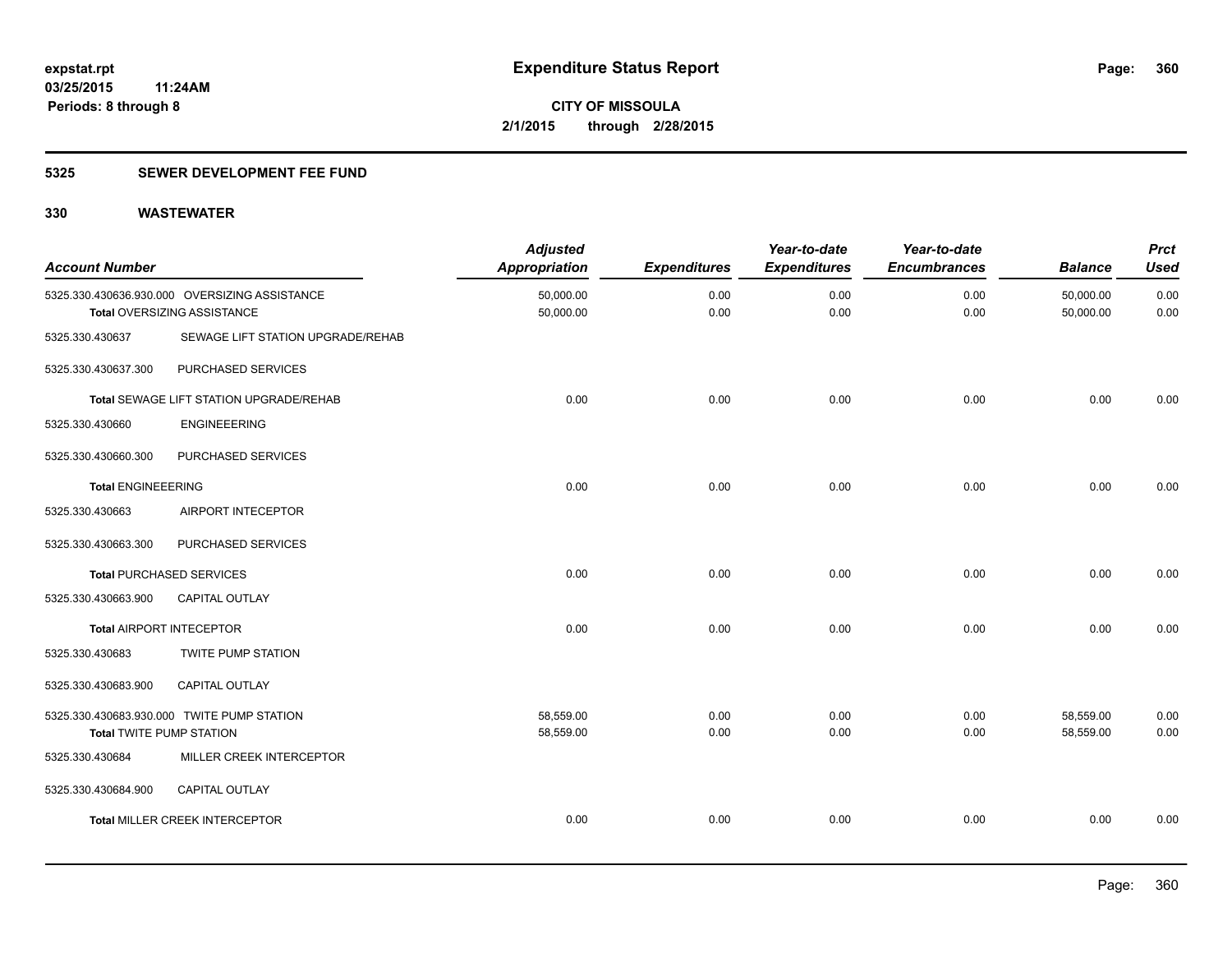**expstat.rpt**
**03/25/2015 11:24AM**
**Periods: 8 through 8**

# Expenditure Status Report

**CITY OF MISSOULA**
**2/1/2015 through 2/28/2015**

## 5325 SEWER DEVELOPMENT FEE FUND

## 330 WASTEWATER

| Account Number | | Adjusted Appropriation | Expenditures | Year-to-date Expenditures | Year-to-date Encumbrances | Balance | Prct Used |
|---|---|---|---|---|---|---|---|
| 5325.330.430636.930.000 | OVERSIZING ASSISTANCE | 50,000.00 | 0.00 | 0.00 | 0.00 | 50,000.00 | 0.00 |
| **Total** OVERSIZING ASSISTANCE | | 50,000.00 | 0.00 | 0.00 | 0.00 | 50,000.00 | 0.00 |
| 5325.330.430637 | SEWAGE LIFT STATION UPGRADE/REHAB | | | | | | |
| 5325.330.430637.300 | PURCHASED SERVICES | | | | | | |
| **Total** SEWAGE LIFT STATION UPGRADE/REHAB | | 0.00 | 0.00 | 0.00 | 0.00 | 0.00 | 0.00 |
| 5325.330.430660 | ENGINEEERING | | | | | | |
| 5325.330.430660.300 | PURCHASED SERVICES | | | | | | |
| **Total** ENGINEEERING | | 0.00 | 0.00 | 0.00 | 0.00 | 0.00 | 0.00 |
| 5325.330.430663 | AIRPORT INTECEPTOR | | | | | | |
| 5325.330.430663.300 | PURCHASED SERVICES | | | | | | |
| **Total** PURCHASED SERVICES | | 0.00 | 0.00 | 0.00 | 0.00 | 0.00 | 0.00 |
| 5325.330.430663.900 | CAPITAL OUTLAY | | | | | | |
| **Total** AIRPORT INTECEPTOR | | 0.00 | 0.00 | 0.00 | 0.00 | 0.00 | 0.00 |
| 5325.330.430683 | TWITE PUMP STATION | | | | | | |
| 5325.330.430683.900 | CAPITAL OUTLAY | | | | | | |
| 5325.330.430683.930.000 | TWITE PUMP STATION | 58,559.00 | 0.00 | 0.00 | 0.00 | 58,559.00 | 0.00 |
| **Total** TWITE PUMP STATION | | 58,559.00 | 0.00 | 0.00 | 0.00 | 58,559.00 | 0.00 |
| 5325.330.430684 | MILLER CREEK INTERCEPTOR | | | | | | |
| 5325.330.430684.900 | CAPITAL OUTLAY | | | | | | |
| **Total** MILLER CREEK INTERCEPTOR | | 0.00 | 0.00 | 0.00 | 0.00 | 0.00 | 0.00 |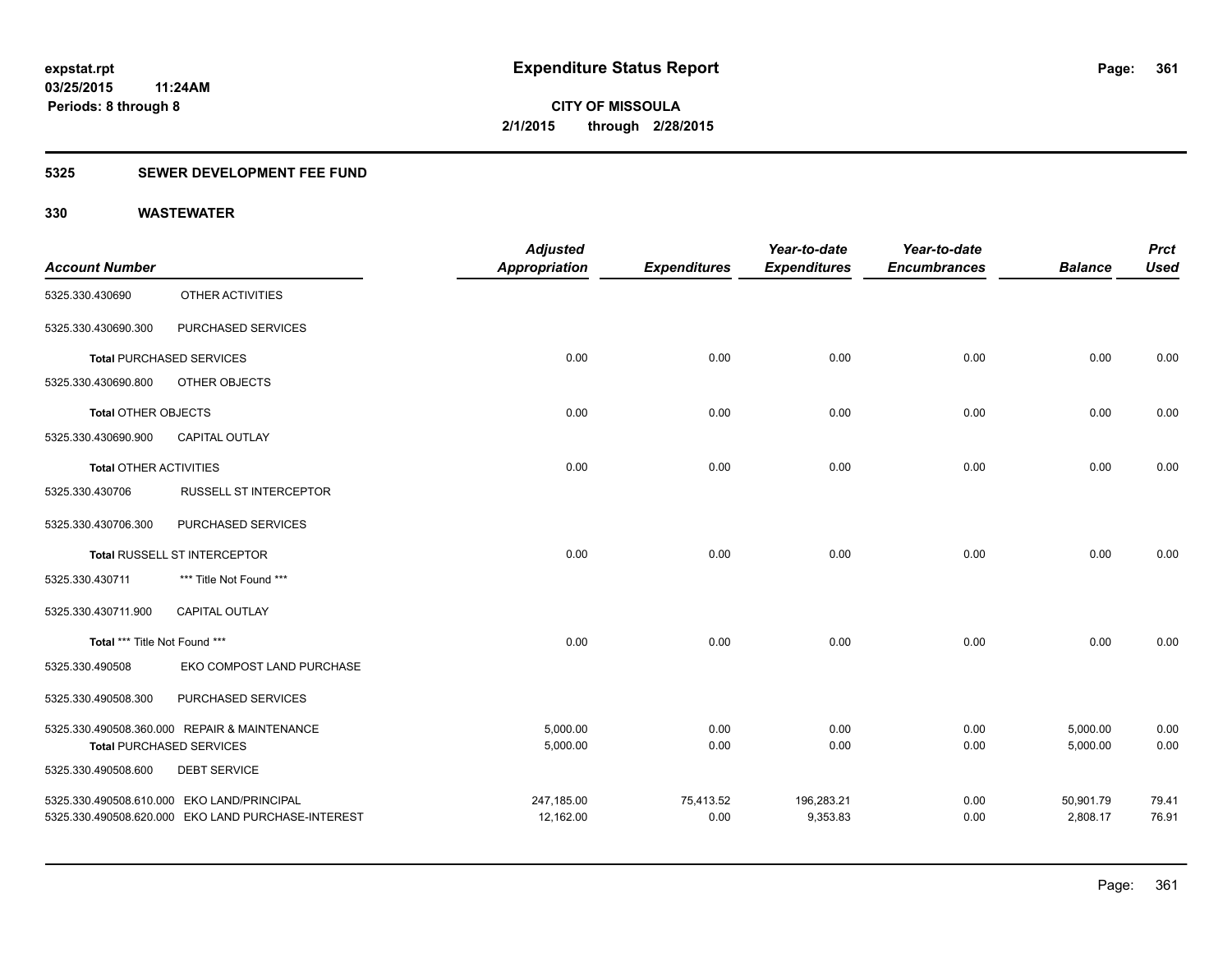**expstat.rpt**
**03/25/2015 11:24AM**
**Periods: 8 through 8**

# Expenditure Status Report

**CITY OF MISSOULA**
**2/1/2015 through 2/28/2015**

## 5325 SEWER DEVELOPMENT FEE FUND

## 330 WASTEWATER

| Account Number | | Adjusted Appropriation | Expenditures | Year-to-date Expenditures | Year-to-date Encumbrances | Balance | Prct Used |
|---|---|---|---|---|---|---|---|
| 5325.330.430690 | OTHER ACTIVITIES | | | | | | |
| 5325.330.430690.300 | PURCHASED SERVICES | | | | | | |
| **Total** PURCHASED SERVICES | | 0.00 | 0.00 | 0.00 | 0.00 | 0.00 | 0.00 |
| 5325.330.430690.800 | OTHER OBJECTS | | | | | | |
| **Total** OTHER OBJECTS | | 0.00 | 0.00 | 0.00 | 0.00 | 0.00 | 0.00 |
| 5325.330.430690.900 | CAPITAL OUTLAY | | | | | | |
| **Total** OTHER ACTIVITIES | | 0.00 | 0.00 | 0.00 | 0.00 | 0.00 | 0.00 |
| 5325.330.430706 | RUSSELL ST INTERCEPTOR | | | | | | |
| 5325.330.430706.300 | PURCHASED SERVICES | | | | | | |
| **Total** RUSSELL ST INTERCEPTOR | | 0.00 | 0.00 | 0.00 | 0.00 | 0.00 | 0.00 |
| 5325.330.430711 | *** Title Not Found *** | | | | | | |
| 5325.330.430711.900 | CAPITAL OUTLAY | | | | | | |
| **Total** *** Title Not Found *** | | 0.00 | 0.00 | 0.00 | 0.00 | 0.00 | 0.00 |
| 5325.330.490508 | EKO COMPOST LAND PURCHASE | | | | | | |
| 5325.330.490508.300 | PURCHASED SERVICES | | | | | | |
| 5325.330.490508.360.000 | REPAIR & MAINTENANCE | 5,000.00 | 0.00 | 0.00 | 0.00 | 5,000.00 | 0.00 |
| **Total** PURCHASED SERVICES | | 5,000.00 | 0.00 | 0.00 | 0.00 | 5,000.00 | 0.00 |
| 5325.330.490508.600 | DEBT SERVICE | | | | | | |
| 5325.330.490508.610.000 | EKO LAND/PRINCIPAL | 247,185.00 | 75,413.52 | 196,283.21 | 0.00 | 50,901.79 | 79.41 |
| 5325.330.490508.620.000 | EKO LAND PURCHASE-INTEREST | 12,162.00 | 0.00 | 9,353.83 | 0.00 | 2,808.17 | 76.91 |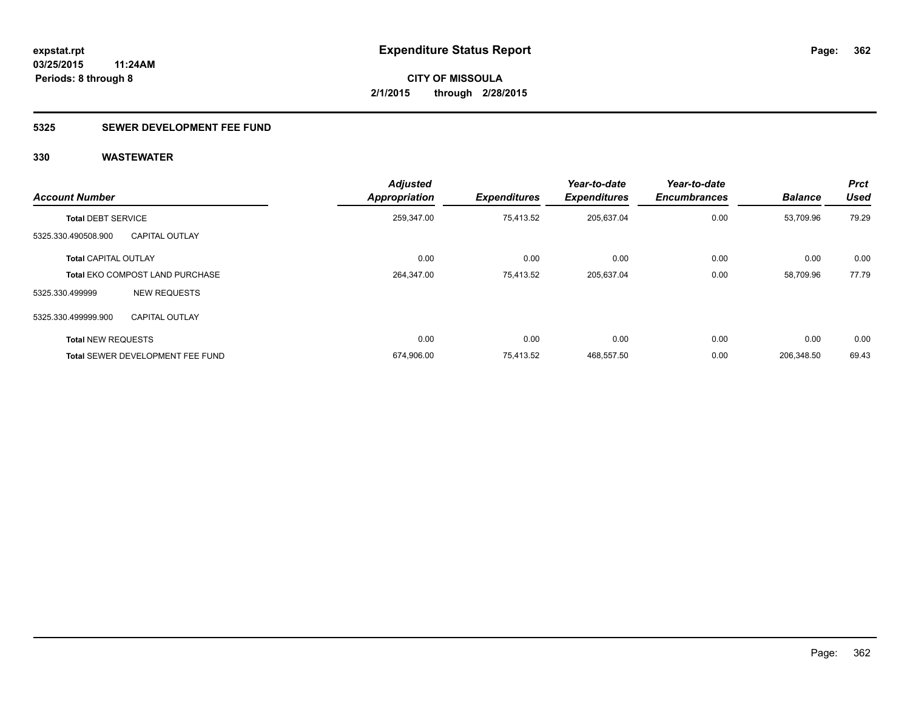**Expenditure Status Report**

**CITY OF MISSOULA**

**2/1/2015 through 2/28/2015**

expstat.rpt
03/25/2015 11:24AM
Periods: 8 through 8

## 5325 SEWER DEVELOPMENT FEE FUND

## 330 WASTEWATER

| Account Number | | Adjusted Appropriation | Expenditures | Year-to-date Expenditures | Year-to-date Encumbrances | Balance | Prct Used |
|---|---|---|---|---|---|---|---|
| **Total** DEBT SERVICE | | 259,347.00 | 75,413.52 | 205,637.04 | 0.00 | 53,709.96 | 79.29 |
| 5325.330.490508.900 | CAPITAL OUTLAY | | | | | | |
| **Total** CAPITAL OUTLAY | | 0.00 | 0.00 | 0.00 | 0.00 | 0.00 | 0.00 |
| **Total** EKO COMPOST LAND PURCHASE | | 264,347.00 | 75,413.52 | 205,637.04 | 0.00 | 58,709.96 | 77.79 |
| 5325.330.499999 | NEW REQUESTS | | | | | | |
| 5325.330.499999.900 | CAPITAL OUTLAY | | | | | | |
| **Total** NEW REQUESTS | | 0.00 | 0.00 | 0.00 | 0.00 | 0.00 | 0.00 |
| **Total** SEWER DEVELOPMENT FEE FUND | | 674,906.00 | 75,413.52 | 468,557.50 | 0.00 | 206,348.50 | 69.43 |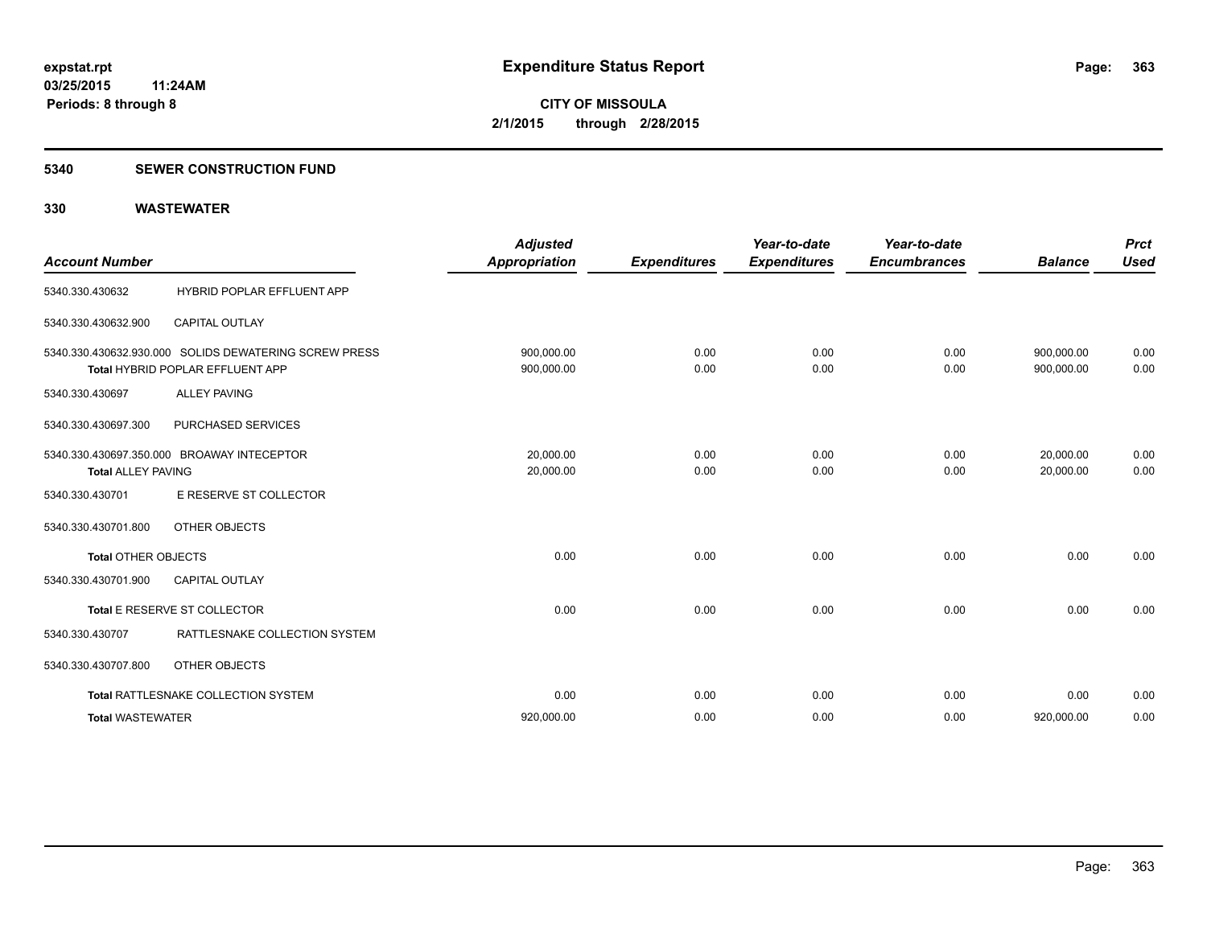**expstat.rpt**
**03/25/2015 11:24AM**
**Periods: 8 through 8**

# Expenditure Status Report

**CITY OF MISSOULA**
**2/1/2015 through 2/28/2015**

## 5340 SEWER CONSTRUCTION FUND

## 330 WASTEWATER

| Account Number | | Adjusted Appropriation | Expenditures | Year-to-date Expenditures | Year-to-date Encumbrances | Balance | Prct Used |
|---|---|---|---|---|---|---|---|
| 5340.330.430632 | HYBRID POPLAR EFFLUENT APP | | | | | | |
| 5340.330.430632.900 | CAPITAL OUTLAY | | | | | | |
| 5340.330.430632.930.000 | SOLIDS DEWATERING SCREW PRESS | 900,000.00 | 0.00 | 0.00 | 0.00 | 900,000.00 | 0.00 |
| **Total** HYBRID POPLAR EFFLUENT APP | | 900,000.00 | 0.00 | 0.00 | 0.00 | 900,000.00 | 0.00 |
| 5340.330.430697 | ALLEY PAVING | | | | | | |
| 5340.330.430697.300 | PURCHASED SERVICES | | | | | | |
| 5340.330.430697.350.000 | BROAWAY INTECEPTOR | 20,000.00 | 0.00 | 0.00 | 0.00 | 20,000.00 | 0.00 |
| **Total ALLEY PAVING** | | 20,000.00 | 0.00 | 0.00 | 0.00 | 20,000.00 | 0.00 |
| 5340.330.430701 | E RESERVE ST COLLECTOR | | | | | | |
| 5340.330.430701.800 | OTHER OBJECTS | | | | | | |
| **Total** OTHER OBJECTS | | 0.00 | 0.00 | 0.00 | 0.00 | 0.00 | 0.00 |
| 5340.330.430701.900 | CAPITAL OUTLAY | | | | | | |
| **Total** E RESERVE ST COLLECTOR | | 0.00 | 0.00 | 0.00 | 0.00 | 0.00 | 0.00 |
| 5340.330.430707 | RATTLESNAKE COLLECTION SYSTEM | | | | | | |
| 5340.330.430707.800 | OTHER OBJECTS | | | | | | |
| **Total** RATTLESNAKE COLLECTION SYSTEM | | 0.00 | 0.00 | 0.00 | 0.00 | 0.00 | 0.00 |
| **Total WASTEWATER** | | 920,000.00 | 0.00 | 0.00 | 0.00 | 920,000.00 | 0.00 |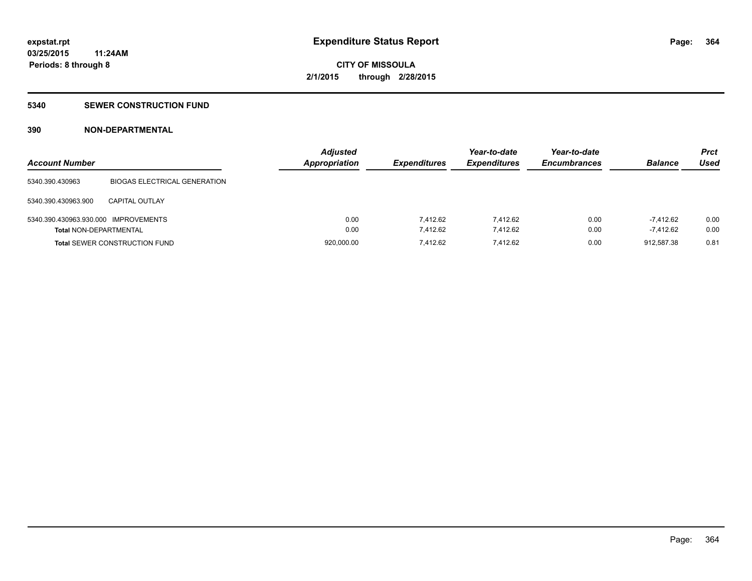**Expenditure Status Report**

**CITY OF MISSOULA**

**2/1/2015 through 2/28/2015**

expstat.rpt
03/25/2015 11:24AM
Periods: 8 through 8

## 5340 SEWER CONSTRUCTION FUND

### 390 NON-DEPARTMENTAL

| Account Number | | Adjusted Appropriation | Expenditures | Year-to-date Expenditures | Year-to-date Encumbrances | Balance | Prct Used |
|---|---|---|---|---|---|---|---|
| 5340.390.430963 | BIOGAS ELECTRICAL GENERATION | | | | | | |
| 5340.390.430963.900 | CAPITAL OUTLAY | | | | | | |
| 5340.390.430963.930.000 | IMPROVEMENTS | 0.00 | 7,412.62 | 7,412.62 | 0.00 | -7,412.62 | 0.00 |
| **Total** NON-DEPARTMENTAL | | 0.00 | 7,412.62 | 7,412.62 | 0.00 | -7,412.62 | 0.00 |
| **Total** SEWER CONSTRUCTION FUND | | 920,000.00 | 7,412.62 | 7,412.62 | 0.00 | 912,587.38 | 0.81 |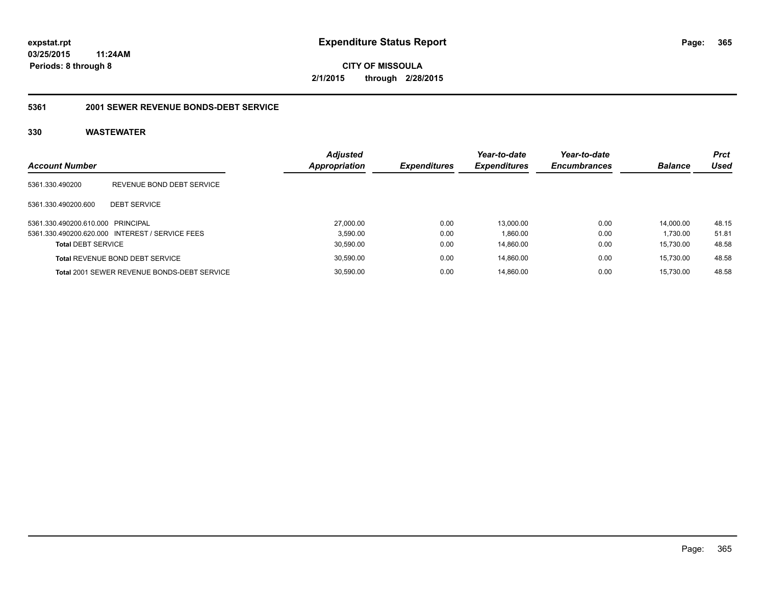**expstat.rpt**
**03/25/2015 11:24AM**
**Periods: 8 through 8**

# Expenditure Status Report

**CITY OF MISSOULA**
**2/1/2015 through 2/28/2015**

## 5361 2001 SEWER REVENUE BONDS-DEBT SERVICE

## 330 WASTEWATER

| Account Number | | Adjusted Appropriation | Expenditures | Year-to-date Expenditures | Year-to-date Encumbrances | Balance | Prct Used |
|---|---|---|---|---|---|---|---|
| 5361.330.490200 | REVENUE BOND DEBT SERVICE | | | | | | |
| 5361.330.490200.600 | DEBT SERVICE | | | | | | |
| 5361.330.490200.610.000 | PRINCIPAL | 27,000.00 | 0.00 | 13,000.00 | 0.00 | 14,000.00 | 48.15 |
| 5361.330.490200.620.000 | INTEREST / SERVICE FEES | 3,590.00 | 0.00 | 1,860.00 | 0.00 | 1,730.00 | 51.81 |
| **Total** DEBT SERVICE | | 30,590.00 | 0.00 | 14,860.00 | 0.00 | 15,730.00 | 48.58 |
| **Total** REVENUE BOND DEBT SERVICE | | 30,590.00 | 0.00 | 14,860.00 | 0.00 | 15,730.00 | 48.58 |
| **Total** 2001 SEWER REVENUE BONDS-DEBT SERVICE | | 30,590.00 | 0.00 | 14,860.00 | 0.00 | 15,730.00 | 48.58 |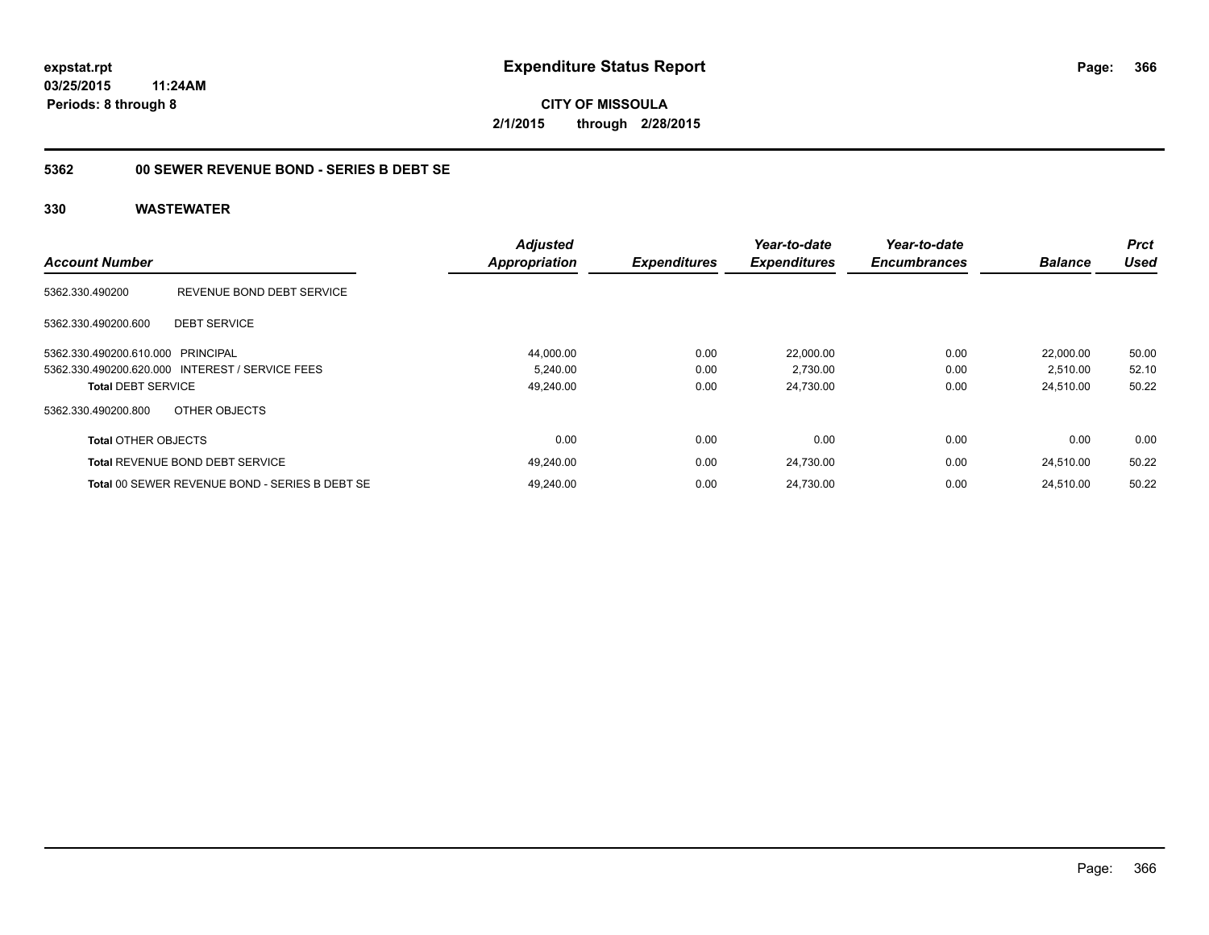**expstat.rpt**
**03/25/2015 11:24AM**
**Periods: 8 through 8**

# Expenditure Status Report

**CITY OF MISSOULA**
**2/1/2015 through 2/28/2015**

## 5362 00 SEWER REVENUE BOND - SERIES B DEBT SE

### 330 WASTEWATER

| Account Number | | Adjusted Appropriation | Expenditures | Year-to-date Expenditures | Year-to-date Encumbrances | Balance | Prct Used |
|---|---|---|---|---|---|---|---|
| 5362.330.490200 | REVENUE BOND DEBT SERVICE | | | | | | |
| 5362.330.490200.600 | DEBT SERVICE | | | | | | |
| 5362.330.490200.610.000 | PRINCIPAL | 44,000.00 | 0.00 | 22,000.00 | 0.00 | 22,000.00 | 50.00 |
| 5362.330.490200.620.000 | INTEREST / SERVICE FEES | 5,240.00 | 0.00 | 2,730.00 | 0.00 | 2,510.00 | 52.10 |
| **Total** DEBT SERVICE | | 49,240.00 | 0.00 | 24,730.00 | 0.00 | 24,510.00 | 50.22 |
| 5362.330.490200.800 | OTHER OBJECTS | | | | | | |
| **Total** OTHER OBJECTS | | 0.00 | 0.00 | 0.00 | 0.00 | 0.00 | 0.00 |
| **Total** REVENUE BOND DEBT SERVICE | | 49,240.00 | 0.00 | 24,730.00 | 0.00 | 24,510.00 | 50.22 |
| **Total** 00 SEWER REVENUE BOND - SERIES B DEBT SE | | 49,240.00 | 0.00 | 24,730.00 | 0.00 | 24,510.00 | 50.22 |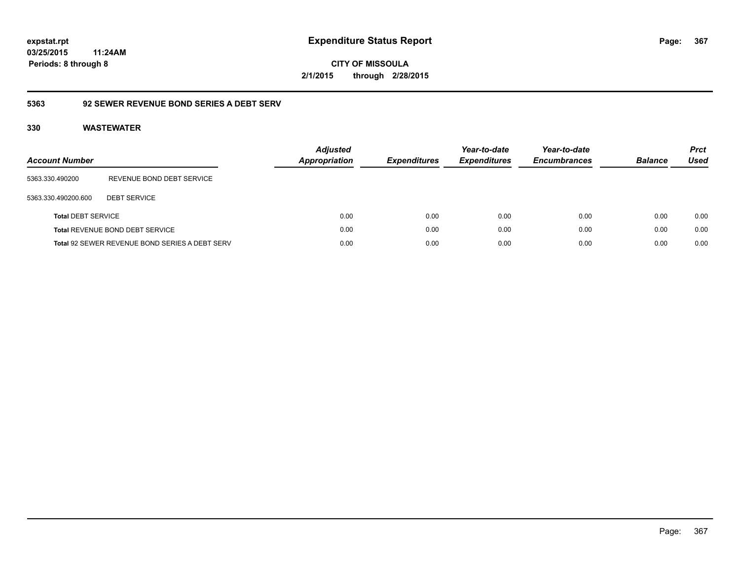**expstat.rpt**
**03/25/2015 11:24AM**
**Periods: 8 through 8**

# Expenditure Status Report

**CITY OF MISSOULA**
**2/1/2015 through 2/28/2015**

## 5363 92 SEWER REVENUE BOND SERIES A DEBT SERV

### 330 WASTEWATER

| Account Number | | Adjusted Appropriation | Expenditures | Year-to-date Expenditures | Year-to-date Encumbrances | Balance | Prct Used |
|---|---|---|---|---|---|---|---|
| 5363.330.490200 | REVENUE BOND DEBT SERVICE | | | | | | |
| 5363.330.490200.600 | DEBT SERVICE | | | | | | |
| **Total** DEBT SERVICE | | 0.00 | 0.00 | 0.00 | 0.00 | 0.00 | 0.00 |
| **Total** REVENUE BOND DEBT SERVICE | | 0.00 | 0.00 | 0.00 | 0.00 | 0.00 | 0.00 |
| **Total** 92 SEWER REVENUE BOND SERIES A DEBT SERV | | 0.00 | 0.00 | 0.00 | 0.00 | 0.00 | 0.00 |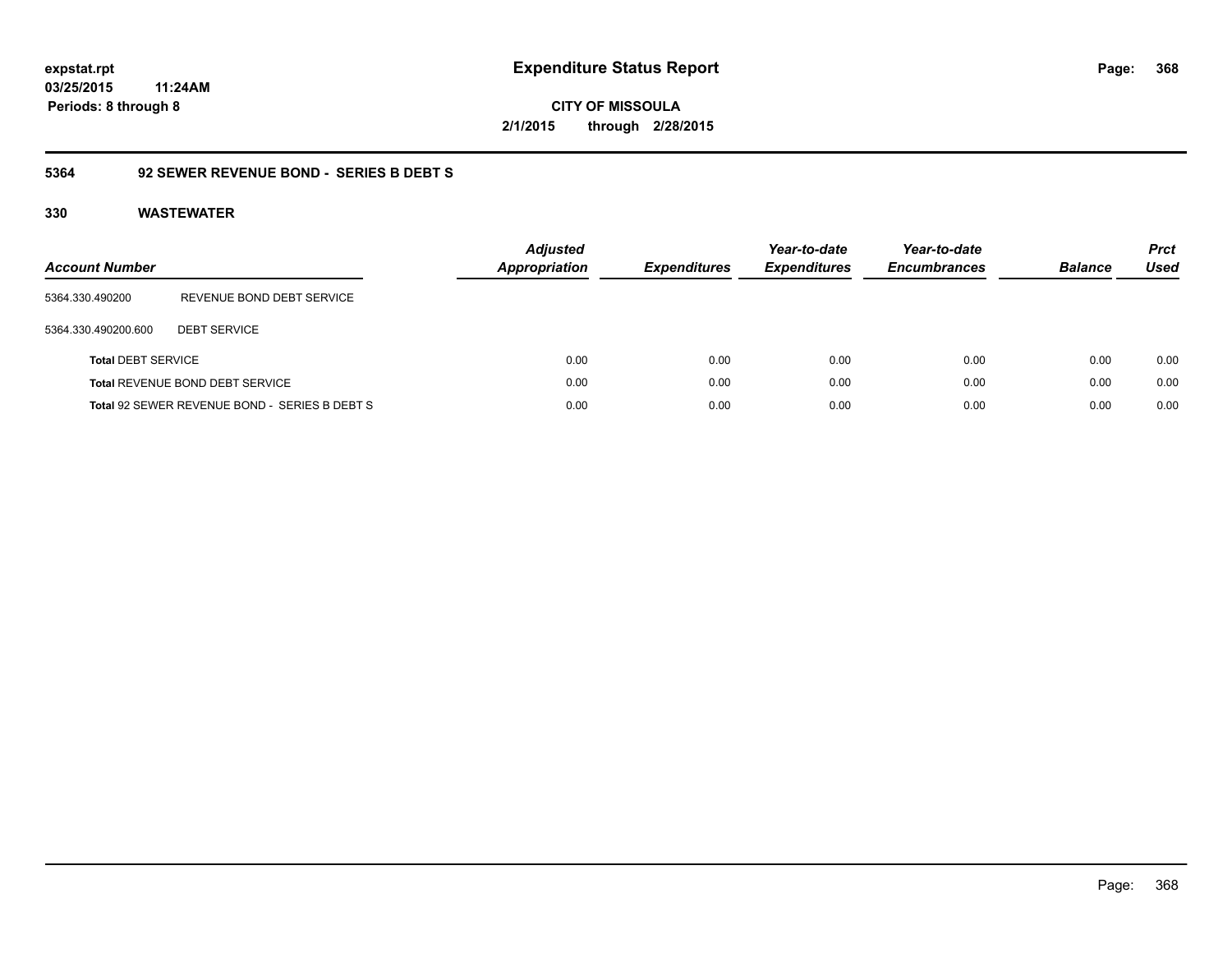# Expenditure Status Report

expstat.rpt
03/25/2015 11:24AM
Periods: 8 through 8

CITY OF MISSOULA
2/1/2015 through 2/28/2015

## 5364 92 SEWER REVENUE BOND - SERIES B DEBT S

### 330 WASTEWATER

| Account Number | | Adjusted Appropriation | Expenditures | Year-to-date Expenditures | Year-to-date Encumbrances | Balance | Prct Used |
|---|---|---|---|---|---|---|---|
| 5364.330.490200 | REVENUE BOND DEBT SERVICE | | | | | | |
| 5364.330.490200.600 | DEBT SERVICE | | | | | | |
| **Total** DEBT SERVICE | | 0.00 | 0.00 | 0.00 | 0.00 | 0.00 | 0.00 |
| **Total** REVENUE BOND DEBT SERVICE | | 0.00 | 0.00 | 0.00 | 0.00 | 0.00 | 0.00 |
| **Total** 92 SEWER REVENUE BOND - SERIES B DEBT S | | 0.00 | 0.00 | 0.00 | 0.00 | 0.00 | 0.00 |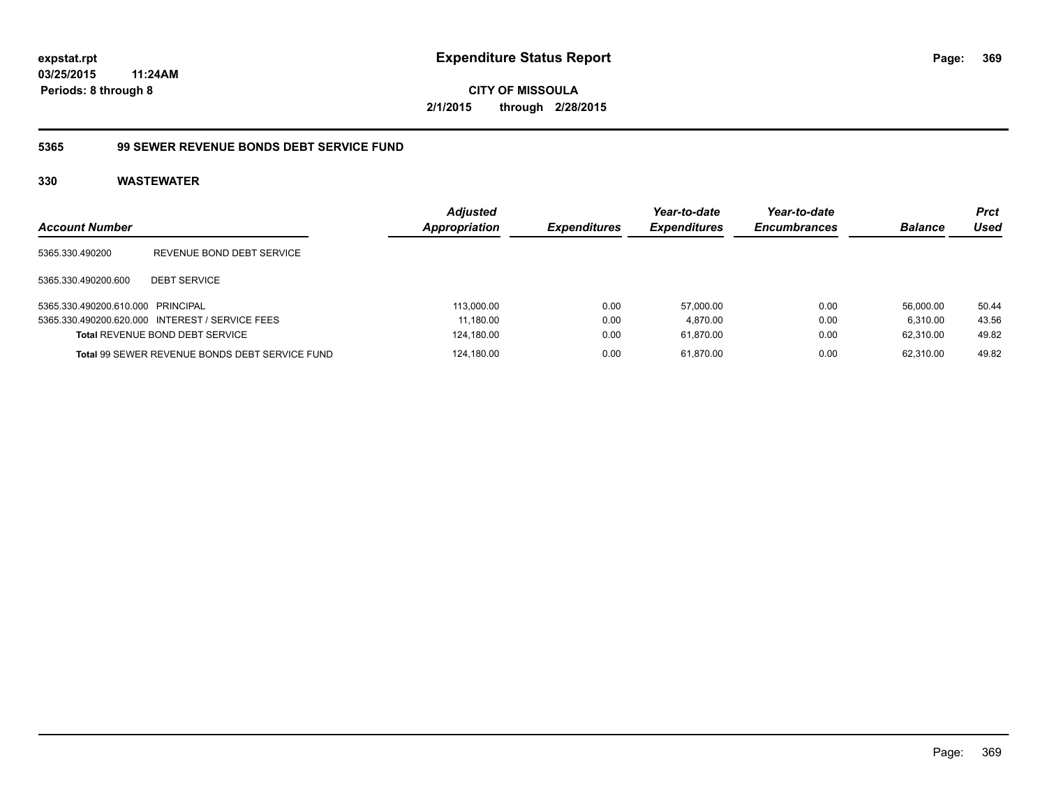**expstat.rpt**
**03/25/2015 11:24AM**
**Periods: 8 through 8**

# Expenditure Status Report

**CITY OF MISSOULA**
**2/1/2015 through 2/28/2015**

## 5365 99 SEWER REVENUE BONDS DEBT SERVICE FUND

### 330 WASTEWATER

| Account Number | | Adjusted Appropriation | Expenditures | Year-to-date Expenditures | Year-to-date Encumbrances | Balance | Prct Used |
|---|---|---|---|---|---|---|---|
| 5365.330.490200 | REVENUE BOND DEBT SERVICE | | | | | | |
| 5365.330.490200.600 | DEBT SERVICE | | | | | | |
| 5365.330.490200.610.000 | PRINCIPAL | 113,000.00 | 0.00 | 57,000.00 | 0.00 | 56,000.00 | 50.44 |
| 5365.330.490200.620.000 | INTEREST / SERVICE FEES | 11,180.00 | 0.00 | 4,870.00 | 0.00 | 6,310.00 | 43.56 |
| **Total** REVENUE BOND DEBT SERVICE | | 124,180.00 | 0.00 | 61,870.00 | 0.00 | 62,310.00 | 49.82 |
| **Total** 99 SEWER REVENUE BONDS DEBT SERVICE FUND | | 124,180.00 | 0.00 | 61,870.00 | 0.00 | 62,310.00 | 49.82 |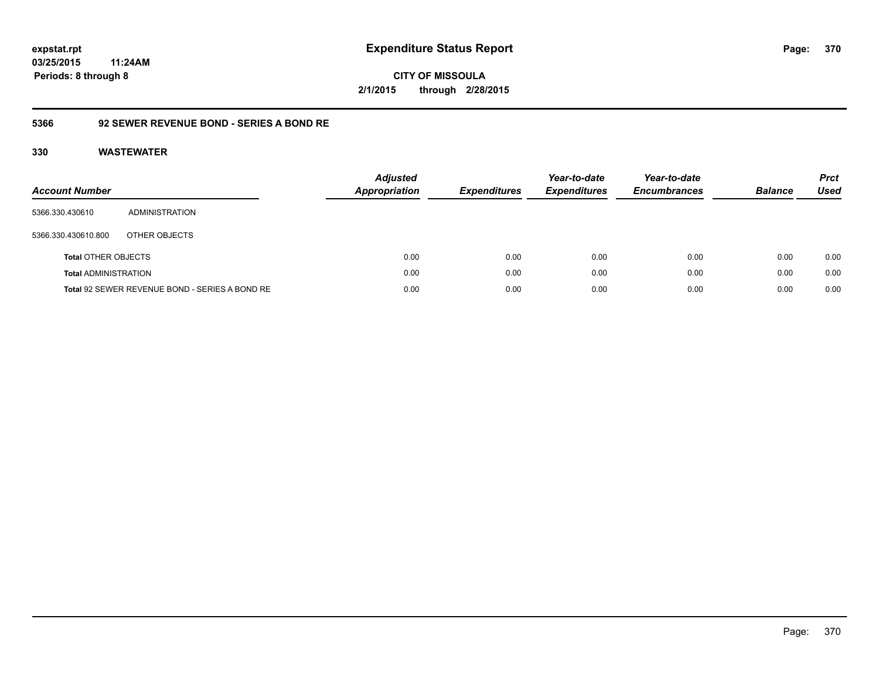**expstat.rpt**
**03/25/2015 11:24AM**
**Periods: 8 through 8**

# Expenditure Status Report

**CITY OF MISSOULA**
**2/1/2015 through 2/28/2015**

## 5366 92 SEWER REVENUE BOND - SERIES A BOND RE

### 330 WASTEWATER

| Account Number | | Adjusted Appropriation | Expenditures | Year-to-date Expenditures | Year-to-date Encumbrances | Balance | Prct Used |
|---|---|---|---|---|---|---|---|
| 5366.330.430610 | ADMINISTRATION | | | | | | |
| 5366.330.430610.800 | OTHER OBJECTS | | | | | | |
| **Total** OTHER OBJECTS | | 0.00 | 0.00 | 0.00 | 0.00 | 0.00 | 0.00 |
| **Total** ADMINISTRATION | | 0.00 | 0.00 | 0.00 | 0.00 | 0.00 | 0.00 |
| **Total** 92 SEWER REVENUE BOND - SERIES A BOND RE | | 0.00 | 0.00 | 0.00 | 0.00 | 0.00 | 0.00 |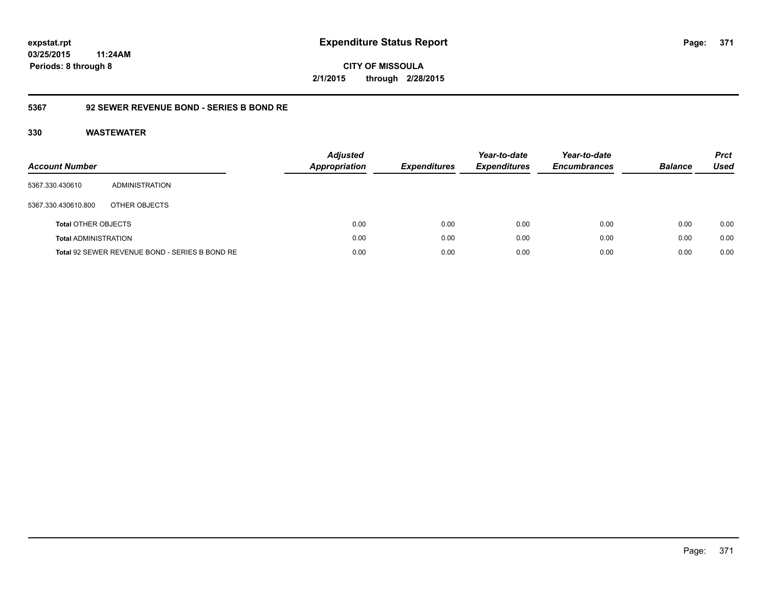**Expenditure Status Report**

**CITY OF MISSOULA**

**2/1/2015 through 2/28/2015**

expstat.rpt
03/25/2015 11:24AM
Periods: 8 through 8

## 5367 92 SEWER REVENUE BOND - SERIES B BOND RE

### 330 WASTEWATER

| Account Number | | Adjusted Appropriation | Expenditures | Year-to-date Expenditures | Year-to-date Encumbrances | Balance | Prct Used |
|---|---|---|---|---|---|---|---|
| 5367.330.430610 | ADMINISTRATION | | | | | | |
| 5367.330.430610.800 | OTHER OBJECTS | | | | | | |
| **Total** OTHER OBJECTS | | 0.00 | 0.00 | 0.00 | 0.00 | 0.00 | 0.00 |
| **Total** ADMINISTRATION | | 0.00 | 0.00 | 0.00 | 0.00 | 0.00 | 0.00 |
| **Total** 92 SEWER REVENUE BOND - SERIES B BOND RE | | 0.00 | 0.00 | 0.00 | 0.00 | 0.00 | 0.00 |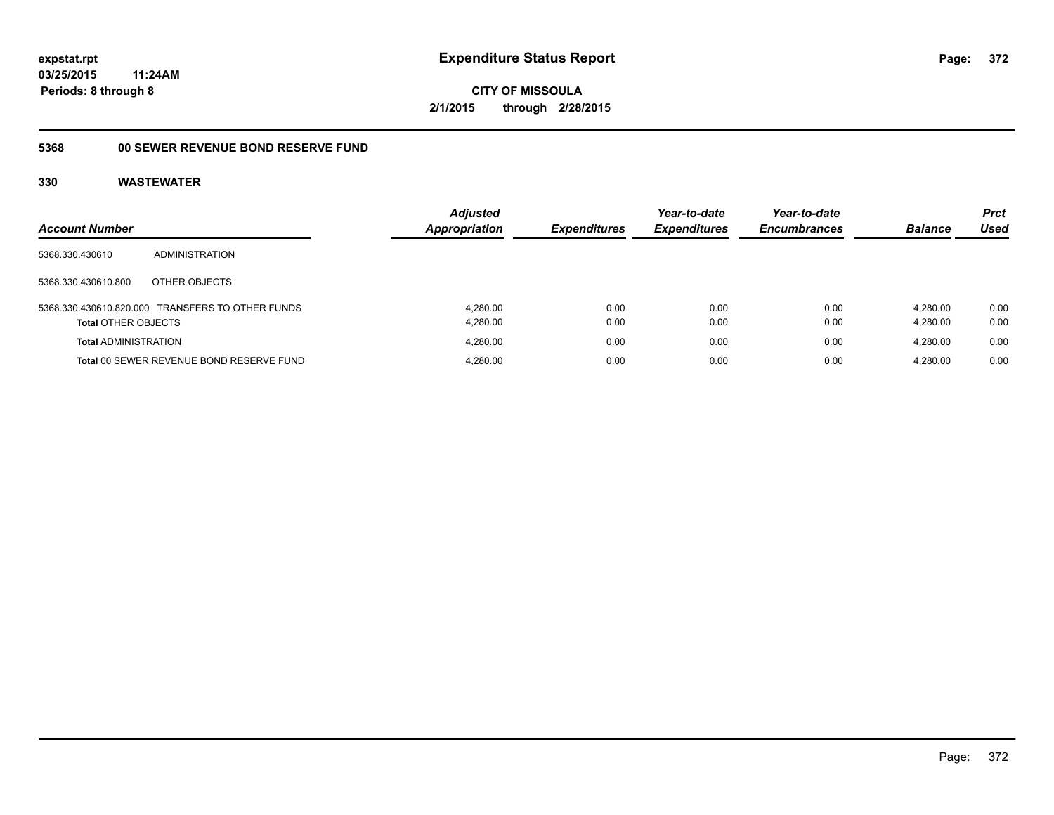expstat.rpt
03/25/2015 11:24AM
Periods: 8 through 8

# Expenditure Status Report

CITY OF MISSOULA
2/1/2015 through 2/28/2015

## 5368 00 SEWER REVENUE BOND RESERVE FUND

### 330 WASTEWATER

| Account Number | | Adjusted Appropriation | Expenditures | Year-to-date Expenditures | Year-to-date Encumbrances | Balance | Prct Used |
|---|---|---|---|---|---|---|---|
| 5368.330.430610 | ADMINISTRATION | | | | | | |
| 5368.330.430610.800 | OTHER OBJECTS | | | | | | |
| 5368.330.430610.820.000 | TRANSFERS TO OTHER FUNDS | 4,280.00 | 0.00 | 0.00 | 0.00 | 4,280.00 | 0.00 |
| **Total** OTHER OBJECTS | | 4,280.00 | 0.00 | 0.00 | 0.00 | 4,280.00 | 0.00 |
| **Total** ADMINISTRATION | | 4,280.00 | 0.00 | 0.00 | 0.00 | 4,280.00 | 0.00 |
| **Total** 00 SEWER REVENUE BOND RESERVE FUND | | 4,280.00 | 0.00 | 0.00 | 0.00 | 4,280.00 | 0.00 |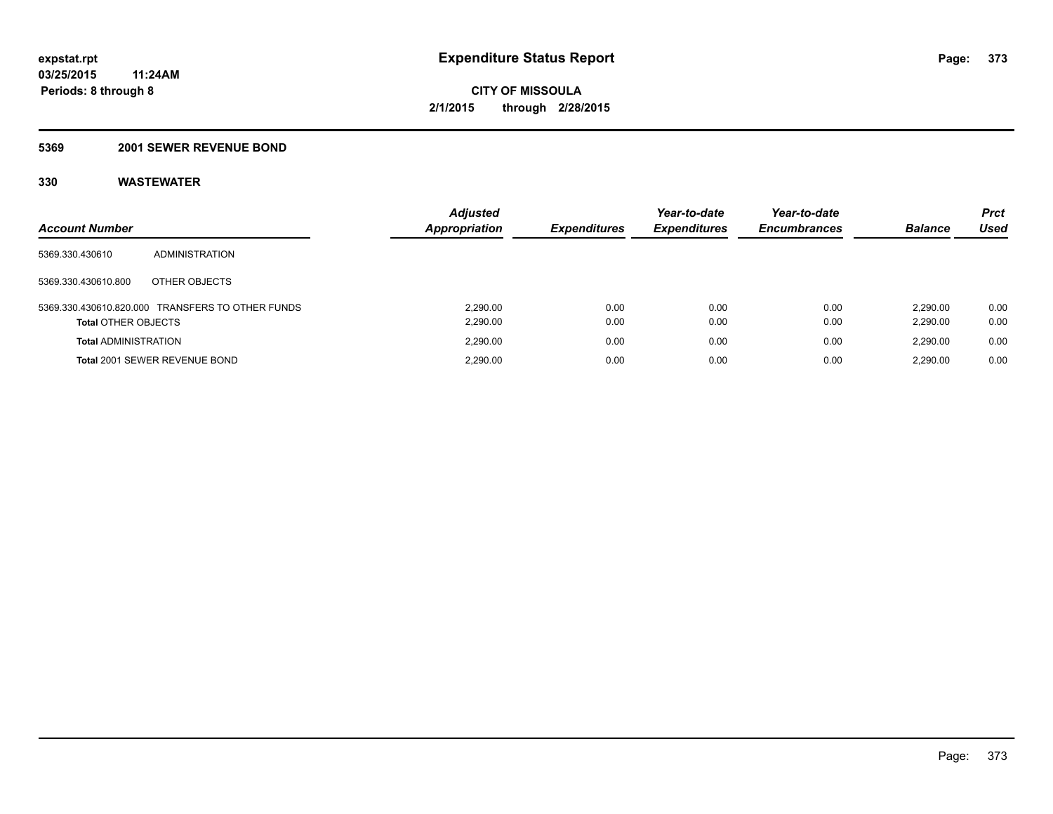# Expenditure Status Report

**expstat.rpt**
**03/25/2015 11:24AM**
**Periods: 8 through 8**

**CITY OF MISSOULA**
**2/1/2015 through 2/28/2015**

## 5369 2001 SEWER REVENUE BOND

## 330 WASTEWATER

| Account Number | | Adjusted Appropriation | Expenditures | Year-to-date Expenditures | Year-to-date Encumbrances | Balance | Prct Used |
|---|---|---|---|---|---|---|---|
| 5369.330.430610 | ADMINISTRATION | | | | | | |
| 5369.330.430610.800 | OTHER OBJECTS | | | | | | |
| 5369.330.430610.820.000 | TRANSFERS TO OTHER FUNDS | 2,290.00 | 0.00 | 0.00 | 0.00 | 2,290.00 | 0.00 |
| **Total** OTHER OBJECTS | | 2,290.00 | 0.00 | 0.00 | 0.00 | 2,290.00 | 0.00 |
| **Total** ADMINISTRATION | | 2,290.00 | 0.00 | 0.00 | 0.00 | 2,290.00 | 0.00 |
| **Total** 2001 SEWER REVENUE BOND | | 2,290.00 | 0.00 | 0.00 | 0.00 | 2,290.00 | 0.00 |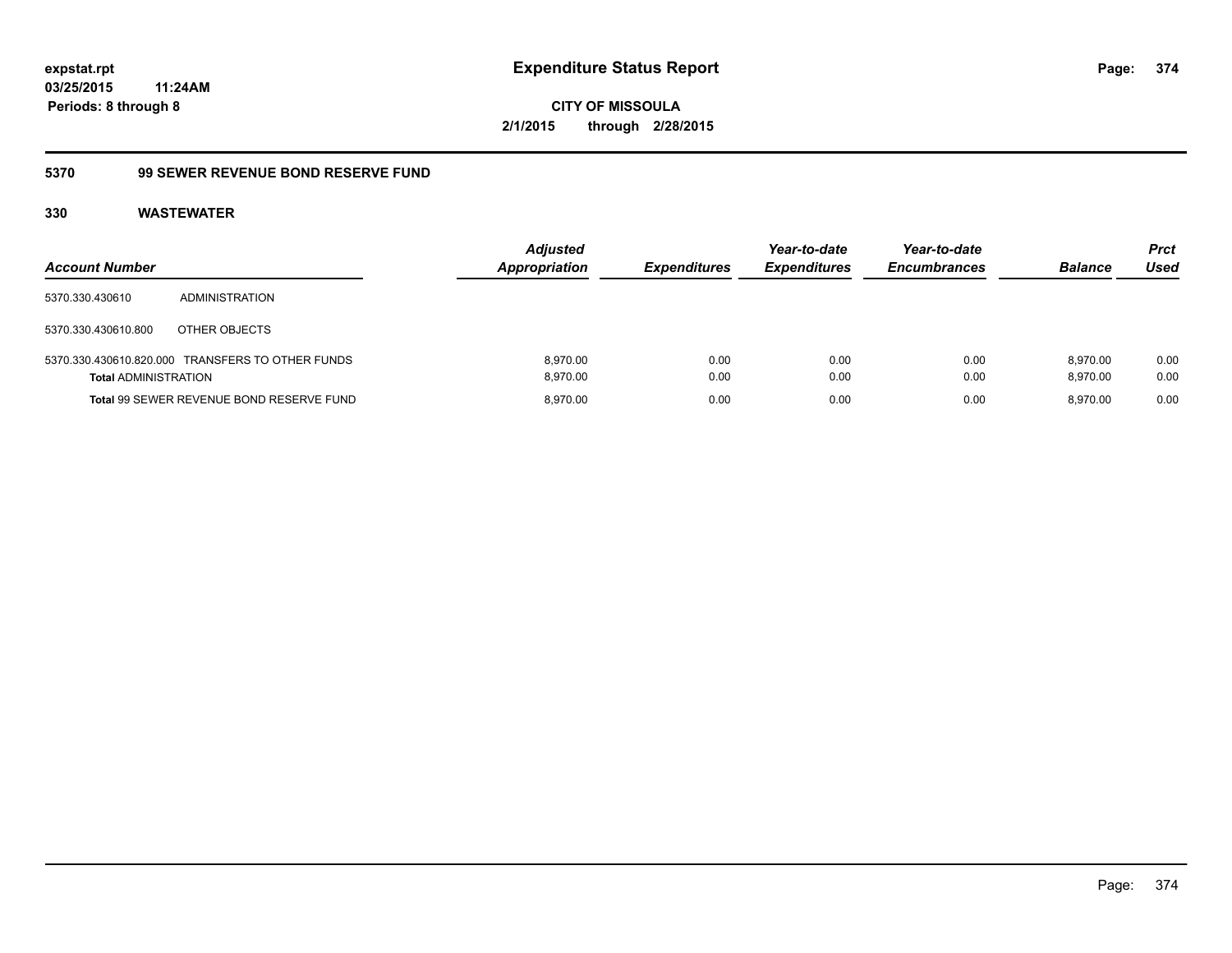**expstat.rpt**
**03/25/2015 11:24AM**
**Periods: 8 through 8**

# Expenditure Status Report

**CITY OF MISSOULA**
**2/1/2015 through 2/28/2015**

## 5370 99 SEWER REVENUE BOND RESERVE FUND

### 330 WASTEWATER

| Account Number | | Adjusted Appropriation | Expenditures | Year-to-date Expenditures | Year-to-date Encumbrances | Balance | Prct Used |
|---|---|---|---|---|---|---|---|
| 5370.330.430610 | ADMINISTRATION | | | | | | |
| 5370.330.430610.800 | OTHER OBJECTS | | | | | | |
| 5370.330.430610.820.000 | TRANSFERS TO OTHER FUNDS | 8,970.00 | 0.00 | 0.00 | 0.00 | 8,970.00 | 0.00 |
| **Total** ADMINISTRATION | | 8,970.00 | 0.00 | 0.00 | 0.00 | 8,970.00 | 0.00 |
| **Total** 99 SEWER REVENUE BOND RESERVE FUND | | 8,970.00 | 0.00 | 0.00 | 0.00 | 8,970.00 | 0.00 |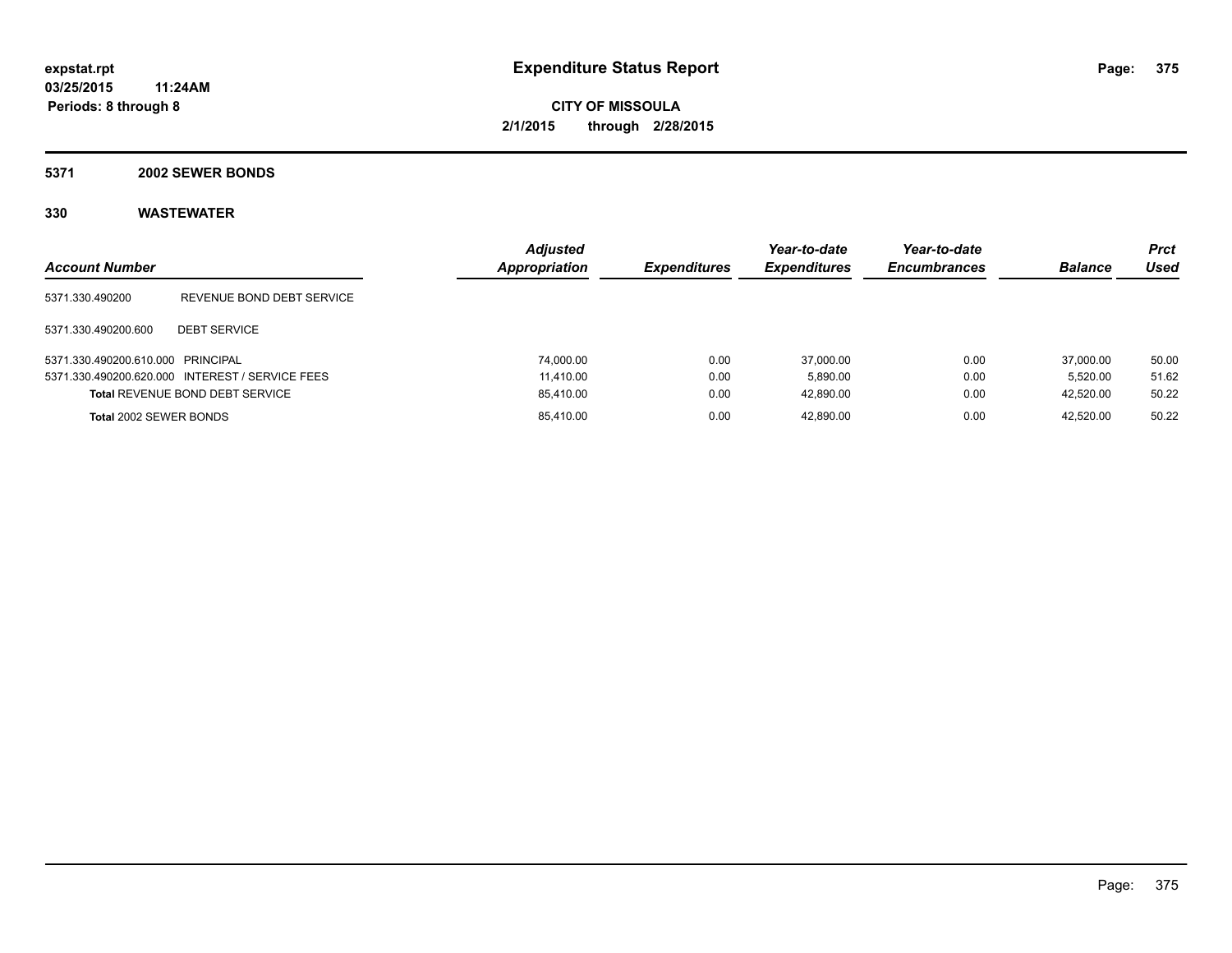**expstat.rpt**
**03/25/2015 11:24AM**
**Periods: 8 through 8**

# Expenditure Status Report

**CITY OF MISSOULA**
**2/1/2015 through 2/28/2015**

## 5371 2002 SEWER BONDS

### 330 WASTEWATER

| Account Number | | Adjusted Appropriation | Expenditures | Year-to-date Expenditures | Year-to-date Encumbrances | Balance | Prct Used |
|---|---|---|---|---|---|---|---|
| 5371.330.490200 | REVENUE BOND DEBT SERVICE | | | | | | |
| 5371.330.490200.600 | DEBT SERVICE | | | | | | |
| 5371.330.490200.610.000 | PRINCIPAL | 74,000.00 | 0.00 | 37,000.00 | 0.00 | 37,000.00 | 50.00 |
| 5371.330.490200.620.000 | INTEREST / SERVICE FEES | 11,410.00 | 0.00 | 5,890.00 | 0.00 | 5,520.00 | 51.62 |
| **Total** REVENUE BOND DEBT SERVICE | | 85,410.00 | 0.00 | 42,890.00 | 0.00 | 42,520.00 | 50.22 |
| **Total** 2002 SEWER BONDS | | 85,410.00 | 0.00 | 42,890.00 | 0.00 | 42,520.00 | 50.22 |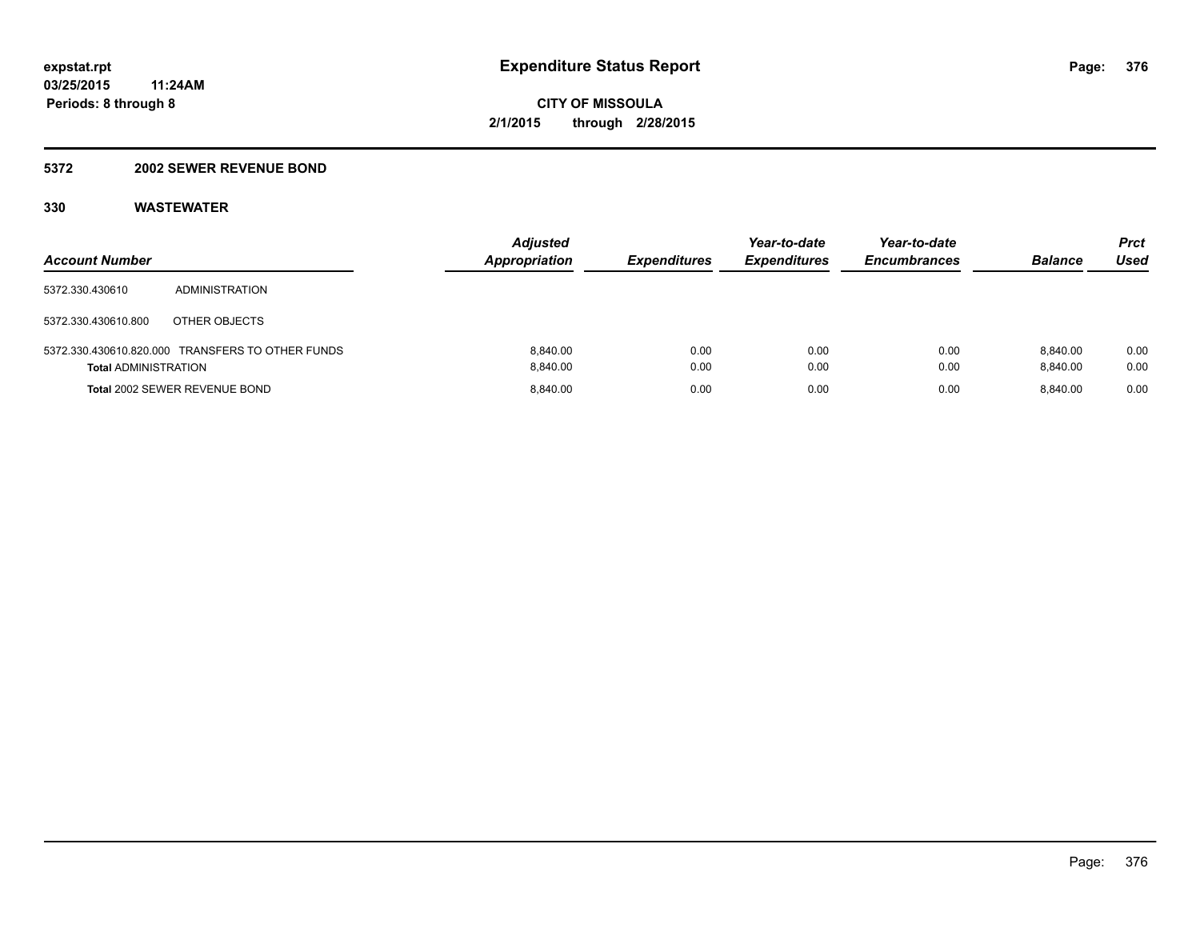expstat.rpt
03/25/2015 11:24AM
Periods: 8 through 8

# Expenditure Status Report

**CITY OF MISSOULA**
**2/1/2015 through 2/28/2015**

## 5372 2002 SEWER REVENUE BOND

### 330 WASTEWATER

| Account Number | | Adjusted Appropriation | Expenditures | Year-to-date Expenditures | Year-to-date Encumbrances | Balance | Prct Used |
|---|---|---|---|---|---|---|---|
| 5372.330.430610 | ADMINISTRATION | | | | | | |
| 5372.330.430610.800 | OTHER OBJECTS | | | | | | |
| 5372.330.430610.820.000 | TRANSFERS TO OTHER FUNDS | 8,840.00 | 0.00 | 0.00 | 0.00 | 8,840.00 | 0.00 |
| **Total** ADMINISTRATION | | 8,840.00 | 0.00 | 0.00 | 0.00 | 8,840.00 | 0.00 |
| **Total** 2002 SEWER REVENUE BOND | | 8,840.00 | 0.00 | 0.00 | 0.00 | 8,840.00 | 0.00 |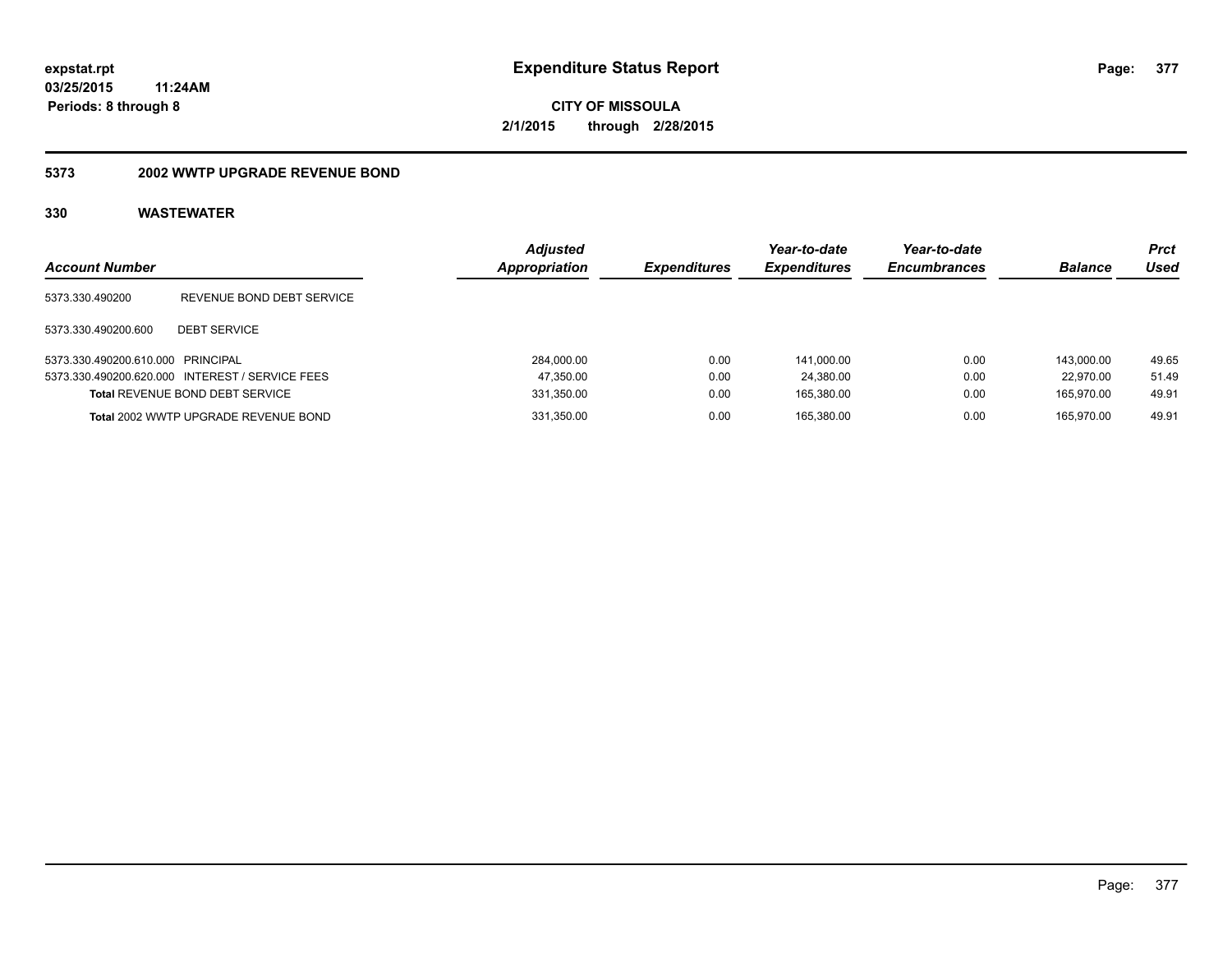**expstat.rpt**
**03/25/2015 11:24AM**
**Periods: 8 through 8**

# Expenditure Status Report

**CITY OF MISSOULA**
**2/1/2015 through 2/28/2015**

## 5373 2002 WWTP UPGRADE REVENUE BOND

### 330 WASTEWATER

| Account Number | | Adjusted Appropriation | Expenditures | Year-to-date Expenditures | Year-to-date Encumbrances | Balance | Prct Used |
|---|---|---|---|---|---|---|---|
| 5373.330.490200 | REVENUE BOND DEBT SERVICE | | | | | | |
| 5373.330.490200.600 | DEBT SERVICE | | | | | | |
| 5373.330.490200.610.000 | PRINCIPAL | 284,000.00 | 0.00 | 141,000.00 | 0.00 | 143,000.00 | 49.65 |
| 5373.330.490200.620.000 | INTEREST / SERVICE FEES | 47,350.00 | 0.00 | 24,380.00 | 0.00 | 22,970.00 | 51.49 |
| **Total** REVENUE BOND DEBT SERVICE | | 331,350.00 | 0.00 | 165,380.00 | 0.00 | 165,970.00 | 49.91 |
| **Total** 2002 WWTP UPGRADE REVENUE BOND | | 331,350.00 | 0.00 | 165,380.00 | 0.00 | 165,970.00 | 49.91 |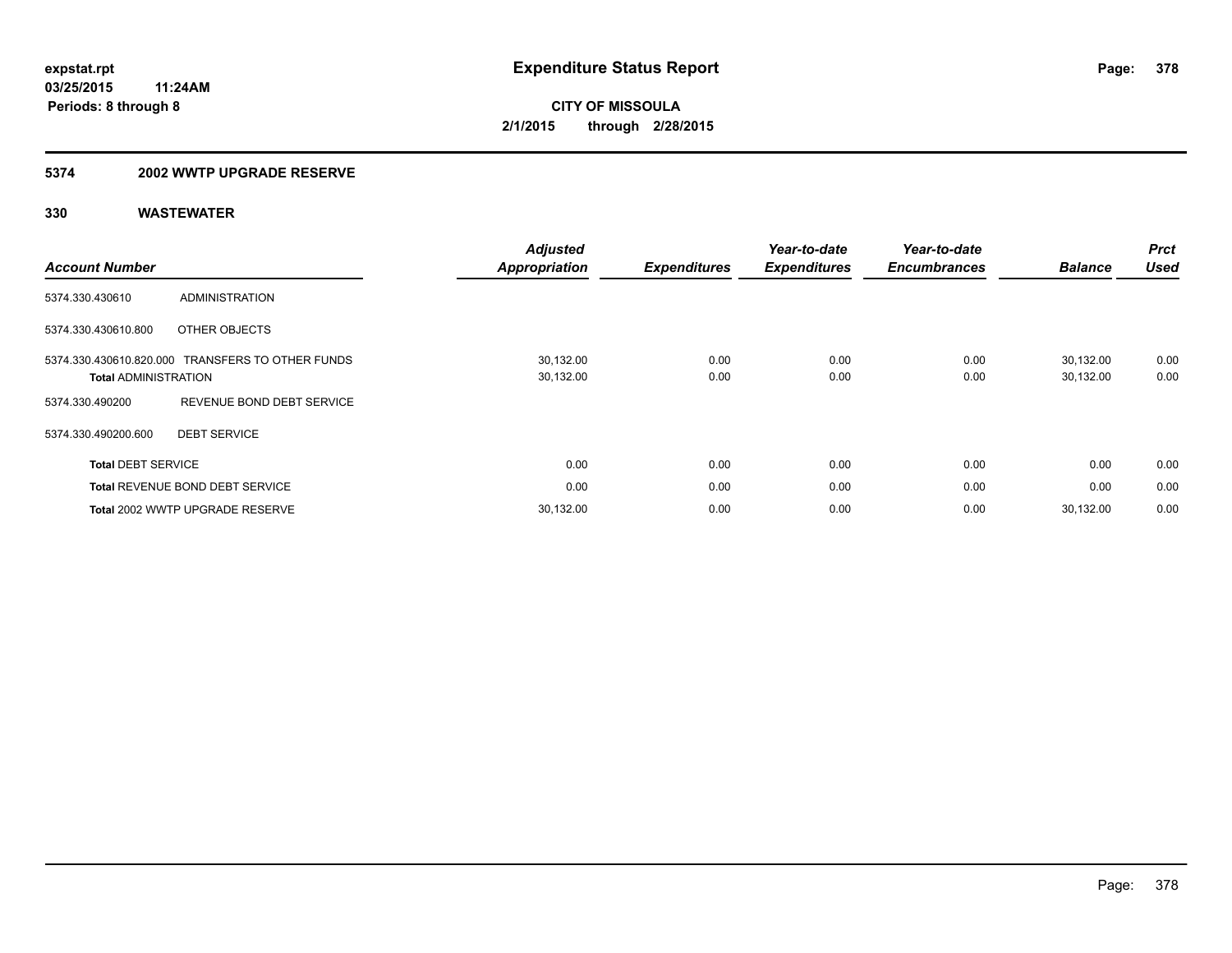expstat.rpt
03/25/2015 11:24AM
Periods: 8 through 8

# Expenditure Status Report

**CITY OF MISSOULA**
**2/1/2015 through 2/28/2015**

## 5374 2002 WWTP UPGRADE RESERVE

### 330 WASTEWATER

| Account Number | | Adjusted Appropriation | Expenditures | Year-to-date Expenditures | Year-to-date Encumbrances | Balance | Prct Used |
|---|---|---|---|---|---|---|---|
| 5374.330.430610 | ADMINISTRATION | | | | | | |
| 5374.330.430610.800 | OTHER OBJECTS | | | | | | |
| 5374.330.430610.820.000 | TRANSFERS TO OTHER FUNDS | 30,132.00 | 0.00 | 0.00 | 0.00 | 30,132.00 | 0.00 |
| **Total** ADMINISTRATION | | 30,132.00 | 0.00 | 0.00 | 0.00 | 30,132.00 | 0.00 |
| 5374.330.490200 | REVENUE BOND DEBT SERVICE | | | | | | |
| 5374.330.490200.600 | DEBT SERVICE | | | | | | |
| **Total** DEBT SERVICE | | 0.00 | 0.00 | 0.00 | 0.00 | 0.00 | 0.00 |
| **Total** REVENUE BOND DEBT SERVICE | | 0.00 | 0.00 | 0.00 | 0.00 | 0.00 | 0.00 |
| **Total** 2002 WWTP UPGRADE RESERVE | | 30,132.00 | 0.00 | 0.00 | 0.00 | 30,132.00 | 0.00 |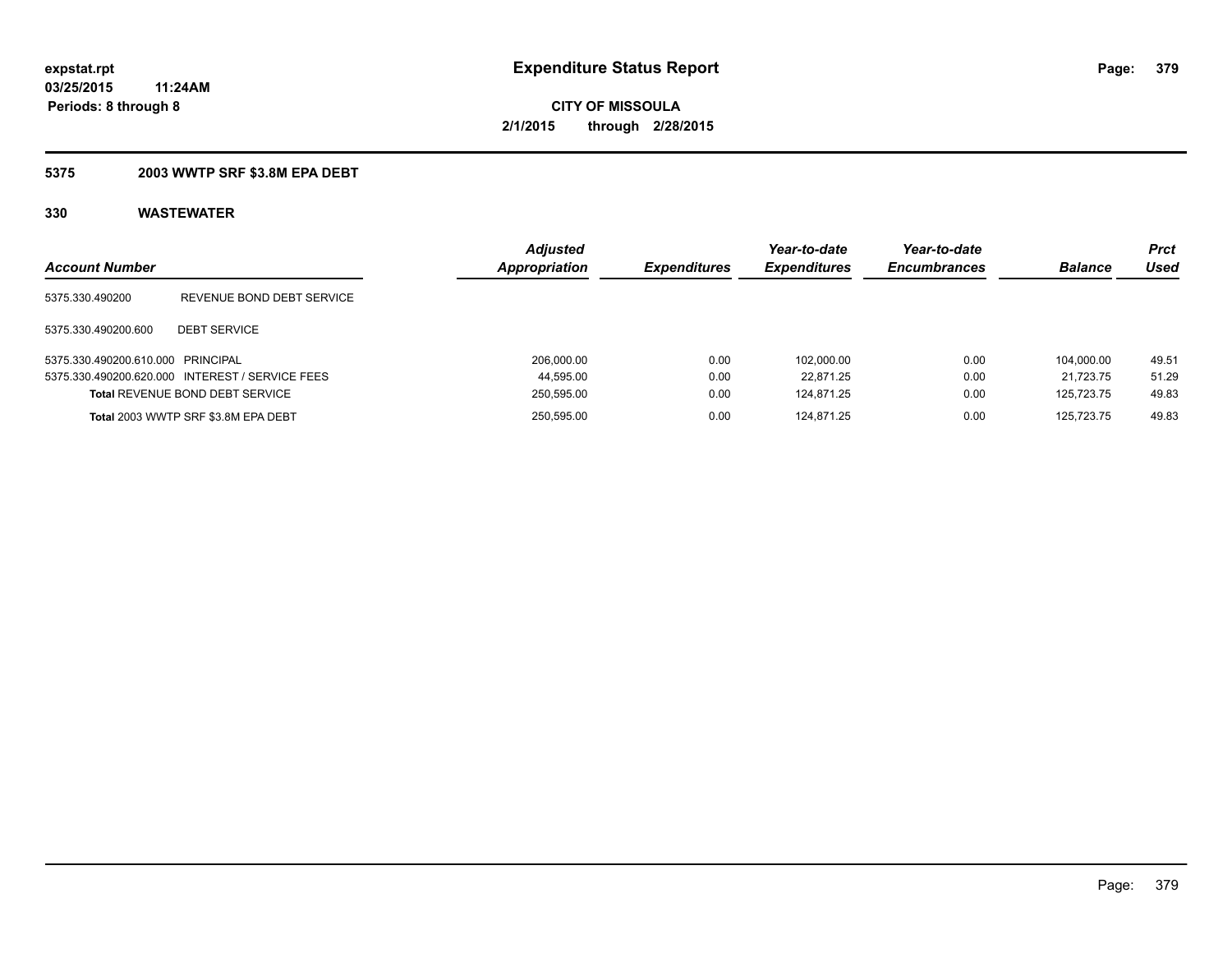**expstat.rpt**
**03/25/2015 11:24AM**
**Periods: 8 through 8**

# Expenditure Status Report

**CITY OF MISSOULA**
**2/1/2015 through 2/28/2015**

## 5375 2003 WWTP SRF $3.8M EPA DEBT

### 330 WASTEWATER

| Account Number | | Adjusted Appropriation | Expenditures | Year-to-date Expenditures | Year-to-date Encumbrances | Balance | Prct Used |
|---|---|---|---|---|---|---|---|
| 5375.330.490200 | REVENUE BOND DEBT SERVICE | | | | | | |
| 5375.330.490200.600 | DEBT SERVICE | | | | | | |
| 5375.330.490200.610.000 | PRINCIPAL | 206,000.00 | 0.00 | 102,000.00 | 0.00 | 104,000.00 | 49.51 |
| 5375.330.490200.620.000 | INTEREST / SERVICE FEES | 44,595.00 | 0.00 | 22,871.25 | 0.00 | 21,723.75 | 51.29 |
| **Total** REVENUE BOND DEBT SERVICE | | 250,595.00 | 0.00 | 124,871.25 | 0.00 | 125,723.75 | 49.83 |
| **Total** 2003 WWTP SRF $3.8M EPA DEBT | | 250,595.00 | 0.00 | 124,871.25 | 0.00 | 125,723.75 | 49.83 |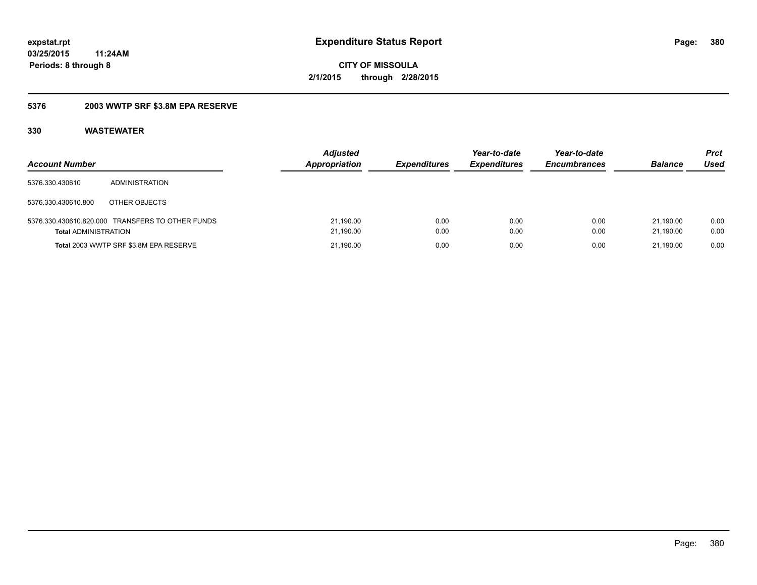# Expenditure Status Report

**expstat.rpt**
**03/25/2015 11:24AM**
**Periods: 8 through 8**

**CITY OF MISSOULA**
**2/1/2015 through 2/28/2015**

## 5376 2003 WWTP SRF $3.8M EPA RESERVE

### 330 WASTEWATER

| Account Number | | Adjusted Appropriation | Expenditures | Year-to-date Expenditures | Year-to-date Encumbrances | Balance | Prct Used |
|---|---|---|---|---|---|---|---|
| 5376.330.430610 | ADMINISTRATION | | | | | | |
| 5376.330.430610.800 | OTHER OBJECTS | | | | | | |
| 5376.330.430610.820.000 | TRANSFERS TO OTHER FUNDS | 21,190.00 | 0.00 | 0.00 | 0.00 | 21,190.00 | 0.00 |
| **Total** ADMINISTRATION | | 21,190.00 | 0.00 | 0.00 | 0.00 | 21,190.00 | 0.00 |
| **Total** 2003 WWTP SRF $3.8M EPA RESERVE | | 21,190.00 | 0.00 | 0.00 | 0.00 | 21,190.00 | 0.00 |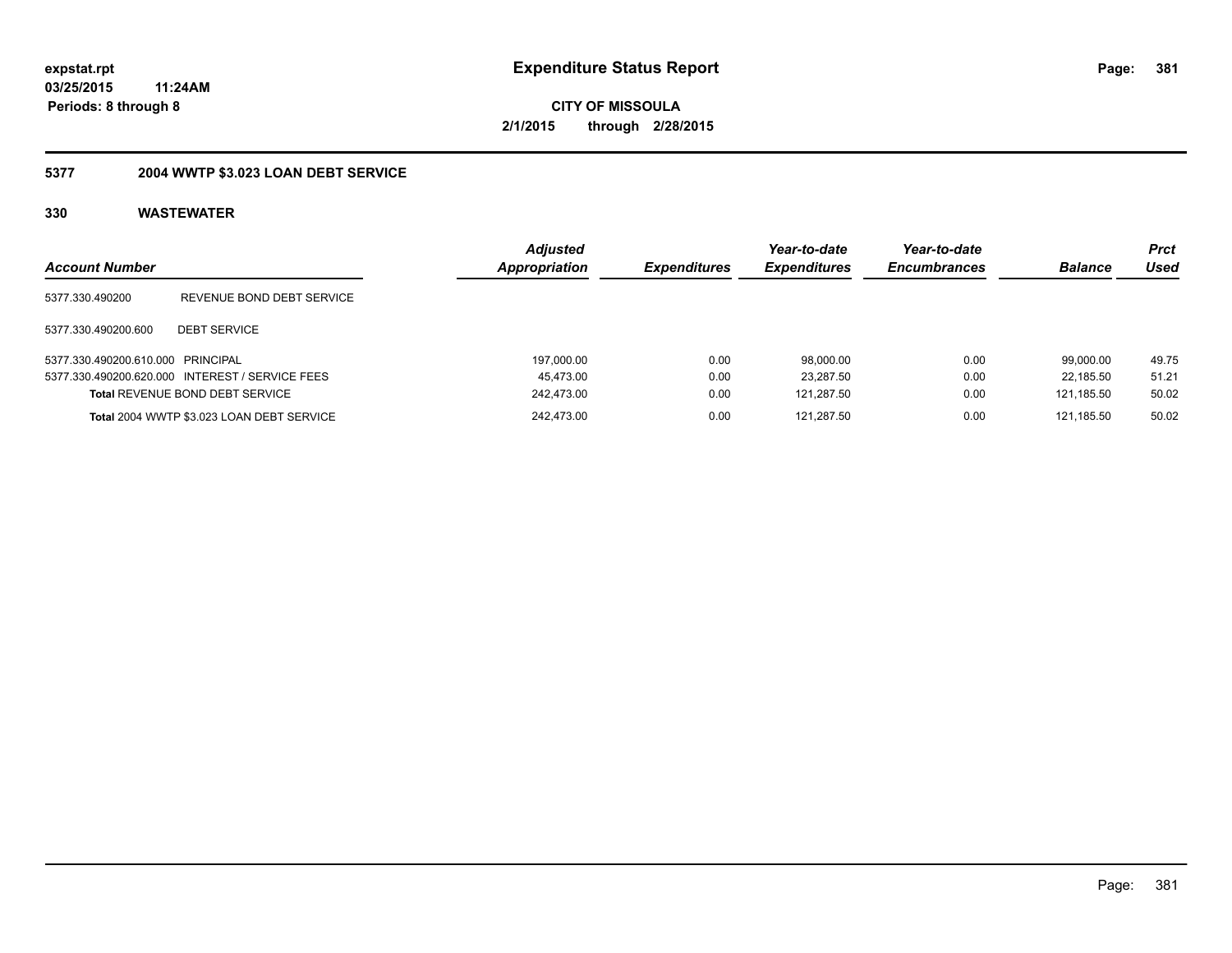**expstat.rpt**
**03/25/2015 11:24AM**
**Periods: 8 through 8**

# Expenditure Status Report

**CITY OF MISSOULA**
**2/1/2015 through 2/28/2015**

## 5377 2004 WWTP $3.023 LOAN DEBT SERVICE

## 330 WASTEWATER

| Account Number | | Adjusted Appropriation | Expenditures | Year-to-date Expenditures | Year-to-date Encumbrances | Balance | Prct Used |
|---|---|---|---|---|---|---|---|
| 5377.330.490200 | REVENUE BOND DEBT SERVICE | | | | | | |
| 5377.330.490200.600 | DEBT SERVICE | | | | | | |
| 5377.330.490200.610.000 | PRINCIPAL | 197,000.00 | 0.00 | 98,000.00 | 0.00 | 99,000.00 | 49.75 |
| 5377.330.490200.620.000 | INTEREST / SERVICE FEES | 45,473.00 | 0.00 | 23,287.50 | 0.00 | 22,185.50 | 51.21 |
| **Total** REVENUE BOND DEBT SERVICE | | 242,473.00 | 0.00 | 121,287.50 | 0.00 | 121,185.50 | 50.02 |
| **Total** 2004 WWTP $3.023 LOAN DEBT SERVICE | | 242,473.00 | 0.00 | 121,287.50 | 0.00 | 121,185.50 | 50.02 |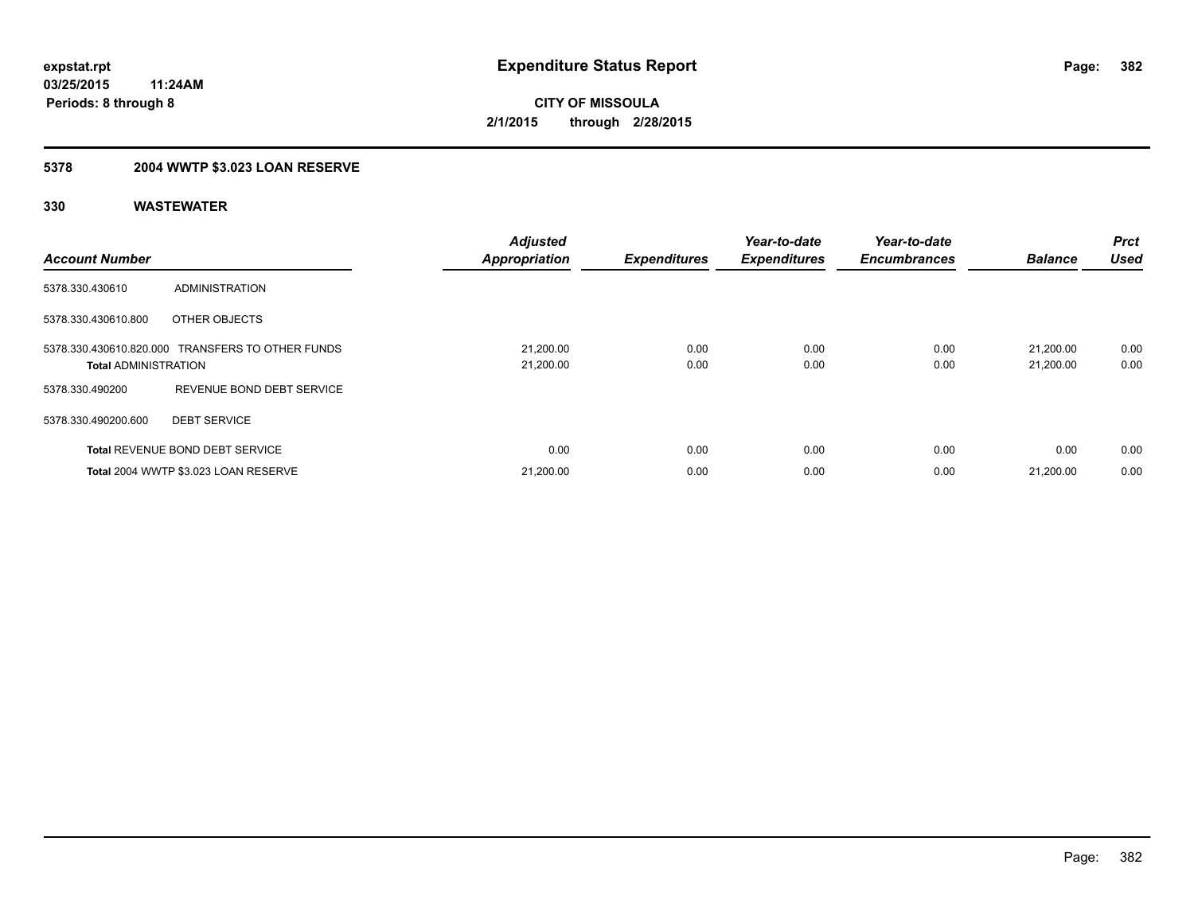# Expenditure Status Report

**CITY OF MISSOULA**

**2/1/2015 through 2/28/2015**

expstat.rpt
03/25/2015 11:24AM
Periods: 8 through 8

## 5378 2004 WWTP $3.023 LOAN RESERVE

### 330 WASTEWATER

| Account Number | | Adjusted Appropriation | Expenditures | Year-to-date Expenditures | Year-to-date Encumbrances | Balance | Prct Used |
|---|---|---|---|---|---|---|---|
| 5378.330.430610 | ADMINISTRATION | | | | | | |
| 5378.330.430610.800 | OTHER OBJECTS | | | | | | |
| 5378.330.430610.820.000 | TRANSFERS TO OTHER FUNDS | 21,200.00 | 0.00 | 0.00 | 0.00 | 21,200.00 | 0.00 |
| **Total** ADMINISTRATION | | 21,200.00 | 0.00 | 0.00 | 0.00 | 21,200.00 | 0.00 |
| 5378.330.490200 | REVENUE BOND DEBT SERVICE | | | | | | |
| 5378.330.490200.600 | DEBT SERVICE | | | | | | |
| **Total** REVENUE BOND DEBT SERVICE | | 0.00 | 0.00 | 0.00 | 0.00 | 0.00 | 0.00 |
| **Total** 2004 WWTP $3.023 LOAN RESERVE | | 21,200.00 | 0.00 | 0.00 | 0.00 | 21,200.00 | 0.00 |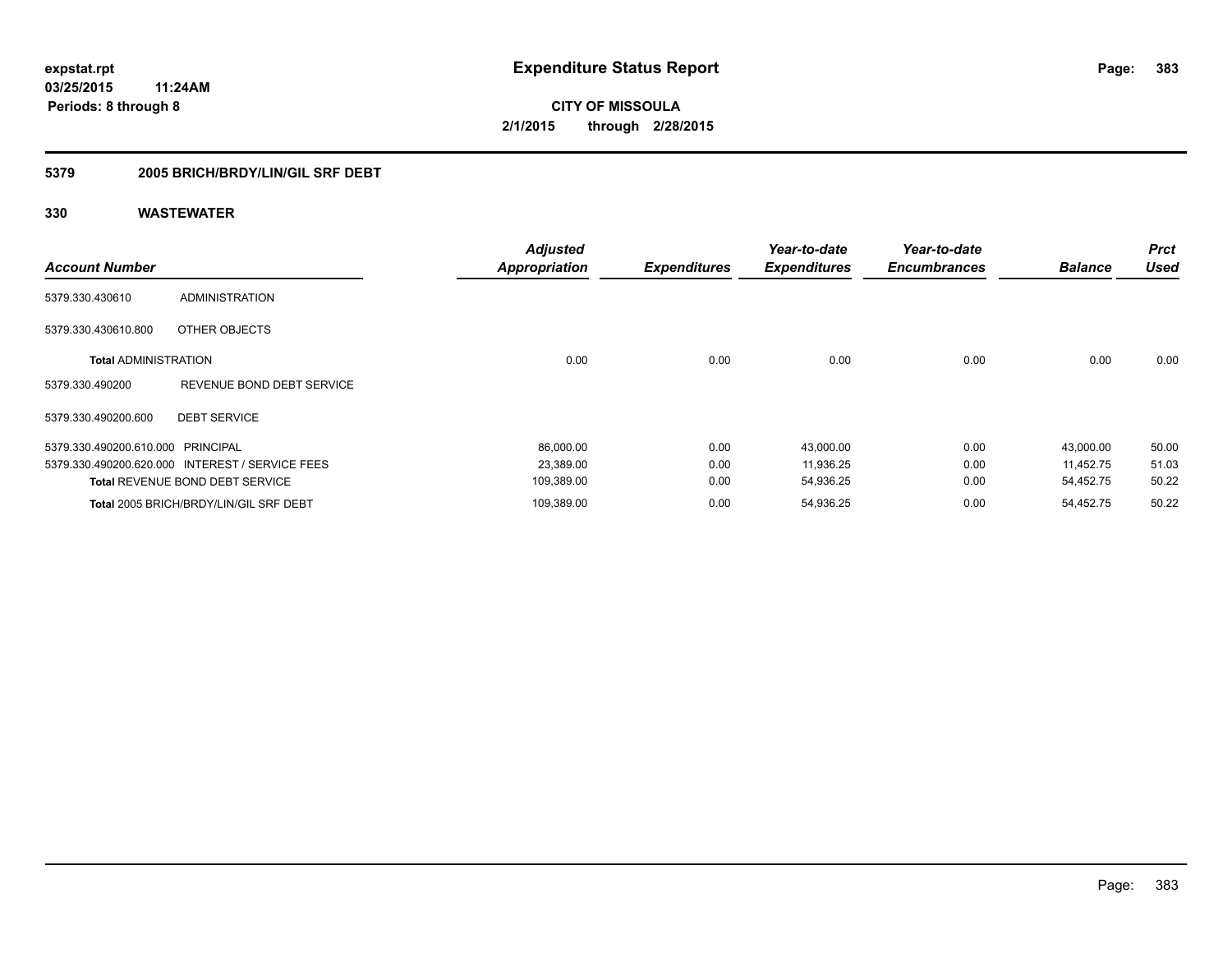# Expenditure Status Report

**expstat.rpt**
**03/25/2015 11:24AM**
**Periods: 8 through 8**

**CITY OF MISSOULA**
**2/1/2015 through 2/28/2015**

## 5379 2005 BRICH/BRDY/LIN/GIL SRF DEBT

## 330 WASTEWATER

| Account Number | | Adjusted Appropriation | Expenditures | Year-to-date Expenditures | Year-to-date Encumbrances | Balance | Prct Used |
|---|---|---|---|---|---|---|---|
| 5379.330.430610 | ADMINISTRATION | | | | | | |
| 5379.330.430610.800 | OTHER OBJECTS | | | | | | |
| **Total** ADMINISTRATION | | 0.00 | 0.00 | 0.00 | 0.00 | 0.00 | 0.00 |
| 5379.330.490200 | REVENUE BOND DEBT SERVICE | | | | | | |
| 5379.330.490200.600 | DEBT SERVICE | | | | | | |
| 5379.330.490200.610.000 | PRINCIPAL | 86,000.00 | 0.00 | 43,000.00 | 0.00 | 43,000.00 | 50.00 |
| 5379.330.490200.620.000 | INTEREST / SERVICE FEES | 23,389.00 | 0.00 | 11,936.25 | 0.00 | 11,452.75 | 51.03 |
| **Total** REVENUE BOND DEBT SERVICE | | 109,389.00 | 0.00 | 54,936.25 | 0.00 | 54,452.75 | 50.22 |
| **Total** 2005 BRICH/BRDY/LIN/GIL SRF DEBT | | 109,389.00 | 0.00 | 54,936.25 | 0.00 | 54,452.75 | 50.22 |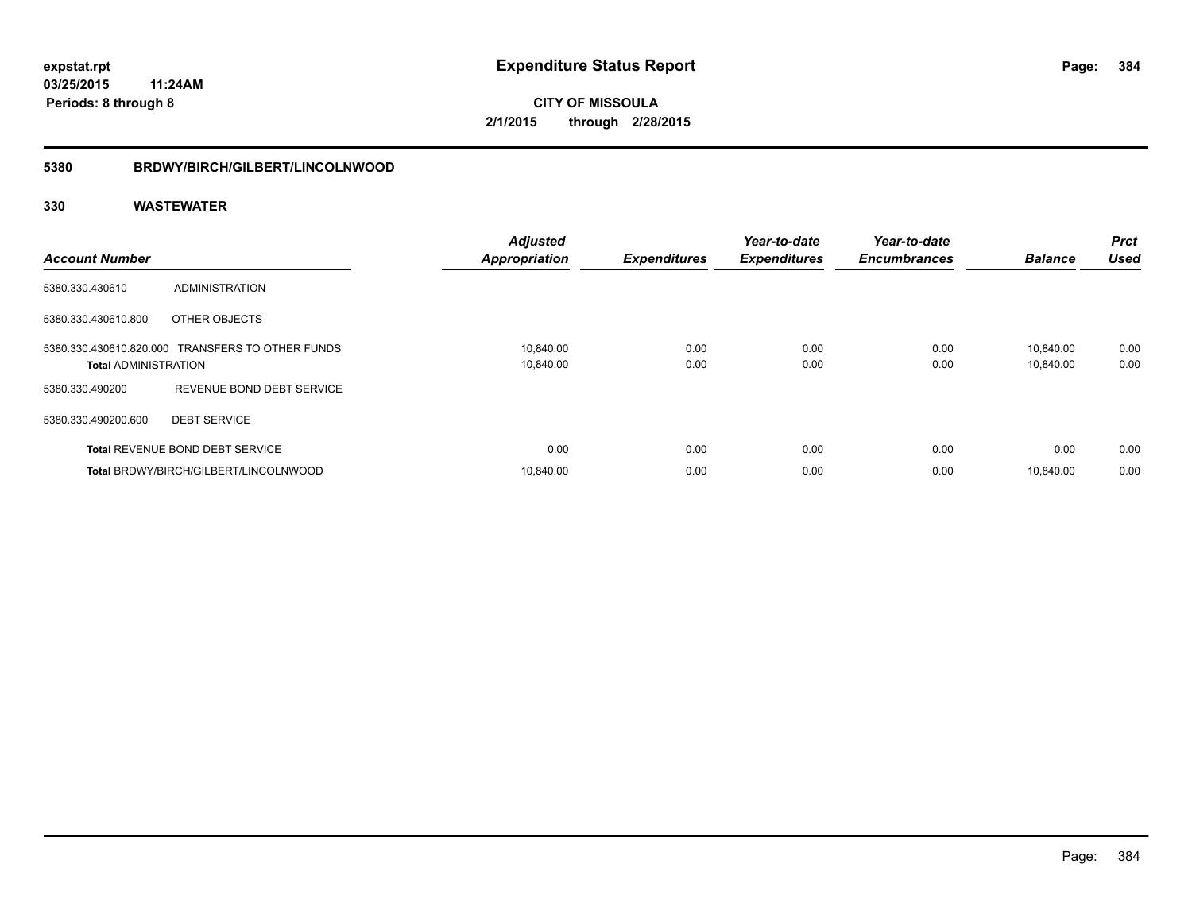**expstat.rpt**
**03/25/2015 11:24AM**
**Periods: 8 through 8**

# Expenditure Status Report

**CITY OF MISSOULA**
**2/1/2015 through 2/28/2015**

## 5380 BRDWY/BIRCH/GILBERT/LINCOLNWOOD

## 330 WASTEWATER

| Account Number | | Adjusted Appropriation | Expenditures | Year-to-date Expenditures | Year-to-date Encumbrances | Balance | Prct Used |
|---|---|---|---|---|---|---|---|
| 5380.330.430610 | ADMINISTRATION | | | | | | |
| 5380.330.430610.800 | OTHER OBJECTS | | | | | | |
| 5380.330.430610.820.000 | TRANSFERS TO OTHER FUNDS | 10,840.00 | 0.00 | 0.00 | 0.00 | 10,840.00 | 0.00 |
| **Total** ADMINISTRATION | | 10,840.00 | 0.00 | 0.00 | 0.00 | 10,840.00 | 0.00 |
| 5380.330.490200 | REVENUE BOND DEBT SERVICE | | | | | | |
| 5380.330.490200.600 | DEBT SERVICE | | | | | | |
| **Total** REVENUE BOND DEBT SERVICE | | 0.00 | 0.00 | 0.00 | 0.00 | 0.00 | 0.00 |
| **Total** BRDWY/BIRCH/GILBERT/LINCOLNWOOD | | 10,840.00 | 0.00 | 0.00 | 0.00 | 10,840.00 | 0.00 |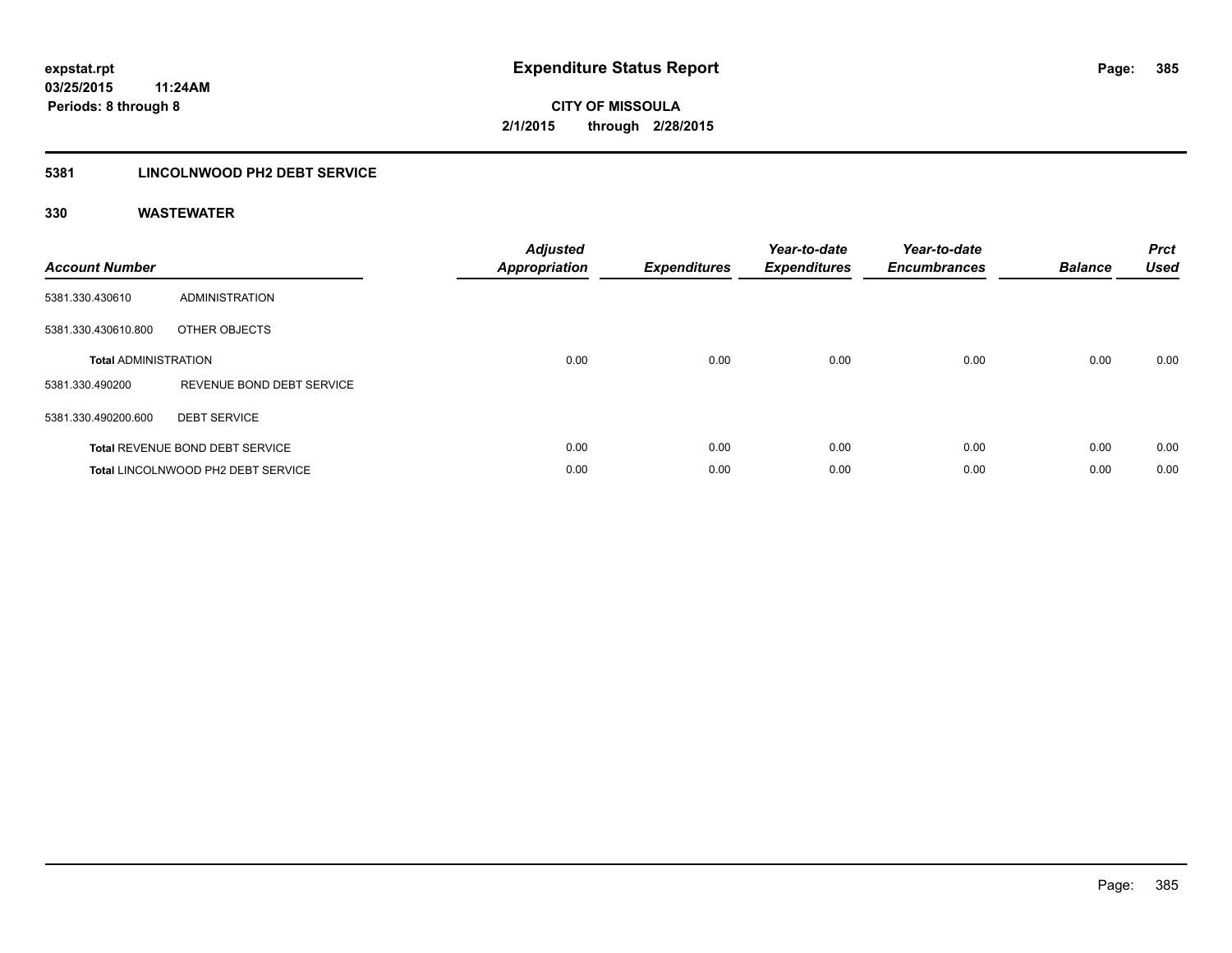# Expenditure Status Report

expstat.rpt
03/25/2015 11:24AM
Periods: 8 through 8

**CITY OF MISSOULA**
**2/1/2015 through 2/28/2015**

## 5381 LINCOLNWOOD PH2 DEBT SERVICE

### 330 WASTEWATER

| Account Number | | Adjusted Appropriation | Expenditures | Year-to-date Expenditures | Year-to-date Encumbrances | Balance | Prct Used |
|---|---|---|---|---|---|---|---|
| 5381.330.430610 | ADMINISTRATION | | | | | | |
| 5381.330.430610.800 | OTHER OBJECTS | | | | | | |
| **Total** ADMINISTRATION | | 0.00 | 0.00 | 0.00 | 0.00 | 0.00 | 0.00 |
| 5381.330.490200 | REVENUE BOND DEBT SERVICE | | | | | | |
| 5381.330.490200.600 | DEBT SERVICE | | | | | | |
| **Total** REVENUE BOND DEBT SERVICE | | 0.00 | 0.00 | 0.00 | 0.00 | 0.00 | 0.00 |
| **Total** LINCOLNWOOD PH2 DEBT SERVICE | | 0.00 | 0.00 | 0.00 | 0.00 | 0.00 | 0.00 |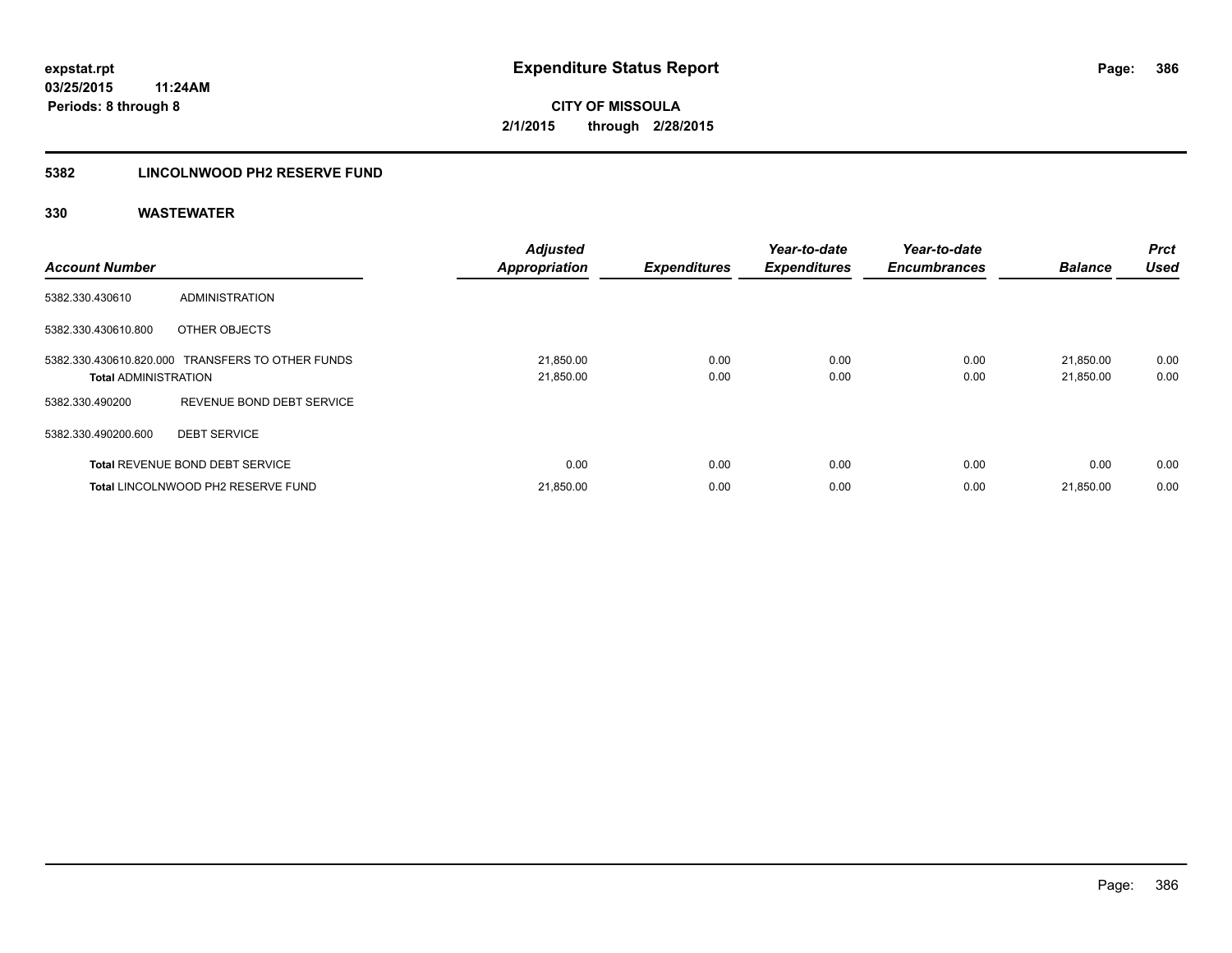**expstat.rpt**
**03/25/2015 11:24AM**
**Periods: 8 through 8**

# Expenditure Status Report

**CITY OF MISSOULA**
**2/1/2015 through 2/28/2015**

## 5382 LINCOLNWOOD PH2 RESERVE FUND

### 330 WASTEWATER

| Account Number | | Adjusted Appropriation | Expenditures | Year-to-date Expenditures | Year-to-date Encumbrances | Balance | Prct Used |
|---|---|---|---|---|---|---|---|
| 5382.330.430610 | ADMINISTRATION | | | | | | |
| 5382.330.430610.800 | OTHER OBJECTS | | | | | | |
| 5382.330.430610.820.000 | TRANSFERS TO OTHER FUNDS | 21,850.00 | 0.00 | 0.00 | 0.00 | 21,850.00 | 0.00 |
| **Total** ADMINISTRATION | | 21,850.00 | 0.00 | 0.00 | 0.00 | 21,850.00 | 0.00 |
| 5382.330.490200 | REVENUE BOND DEBT SERVICE | | | | | | |
| 5382.330.490200.600 | DEBT SERVICE | | | | | | |
| **Total** REVENUE BOND DEBT SERVICE | | 0.00 | 0.00 | 0.00 | 0.00 | 0.00 | 0.00 |
| **Total** LINCOLNWOOD PH2 RESERVE FUND | | 21,850.00 | 0.00 | 0.00 | 0.00 | 21,850.00 | 0.00 |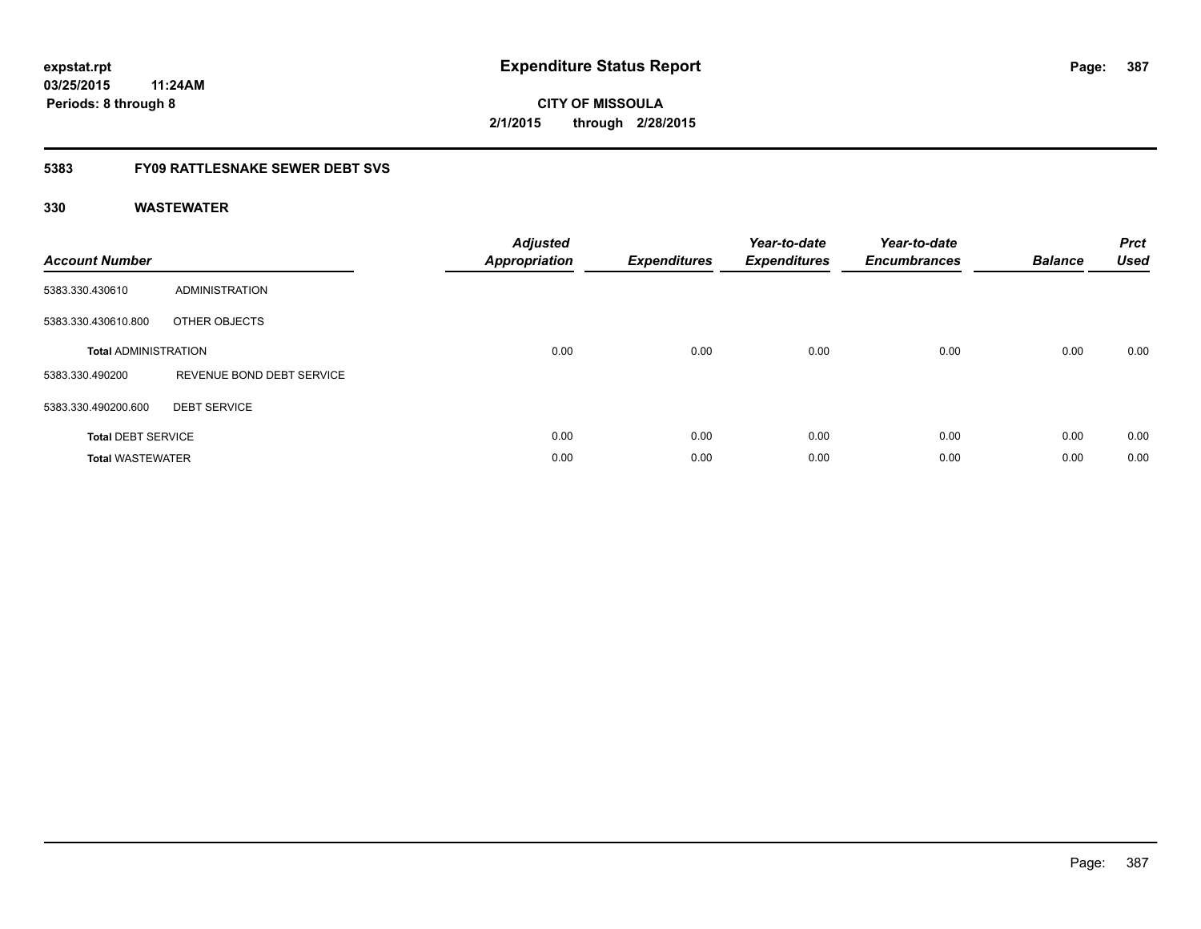expstat.rpt
03/25/2015 11:24AM
Periods: 8 through 8

# Expenditure Status Report

CITY OF MISSOULA
2/1/2015 through 2/28/2015

## 5383 FY09 RATTLESNAKE SEWER DEBT SVS

## 330 WASTEWATER

| Account Number | | Adjusted Appropriation | Expenditures | Year-to-date Expenditures | Year-to-date Encumbrances | Balance | Prct Used |
|---|---|---|---|---|---|---|---|
| 5383.330.430610 | ADMINISTRATION | | | | | | |
| 5383.330.430610.800 | OTHER OBJECTS | | | | | | |
| **Total** ADMINISTRATION | | 0.00 | 0.00 | 0.00 | 0.00 | 0.00 | 0.00 |
| 5383.330.490200 | REVENUE BOND DEBT SERVICE | | | | | | |
| 5383.330.490200.600 | DEBT SERVICE | | | | | | |
| **Total** DEBT SERVICE | | 0.00 | 0.00 | 0.00 | 0.00 | 0.00 | 0.00 |
| **Total** WASTEWATER | | 0.00 | 0.00 | 0.00 | 0.00 | 0.00 | 0.00 |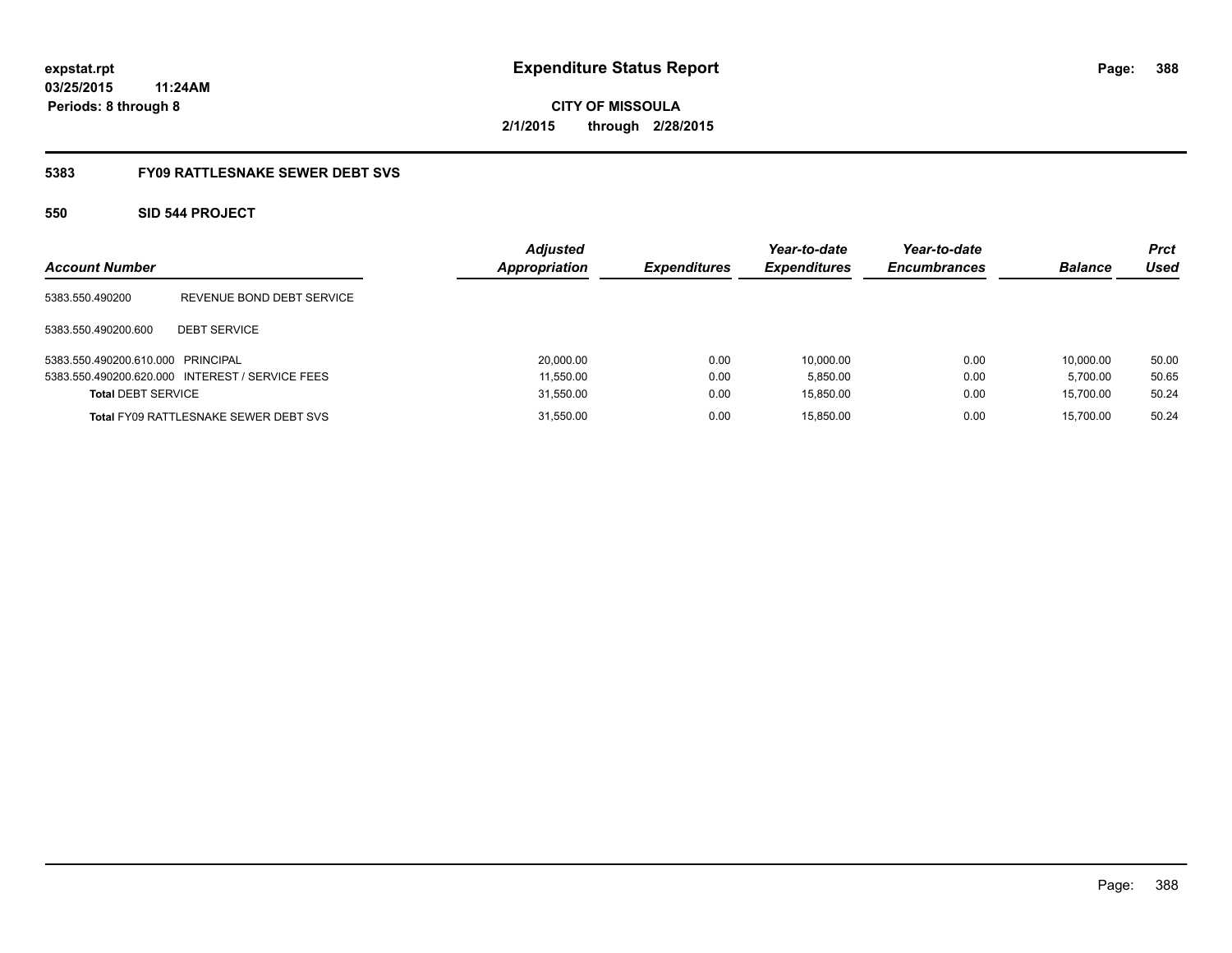**expstat.rpt**
**03/25/2015 11:24AM**
**Periods: 8 through 8**

# Expenditure Status Report

**CITY OF MISSOULA**
**2/1/2015 through 2/28/2015**

## 5383 FY09 RATTLESNAKE SEWER DEBT SVS

### 550 SID 544 PROJECT

| Account Number | | Adjusted Appropriation | Expenditures | Year-to-date Expenditures | Year-to-date Encumbrances | Balance | Prct Used |
|---|---|---|---|---|---|---|---|
| 5383.550.490200 | REVENUE BOND DEBT SERVICE | | | | | | |
| 5383.550.490200.600 | DEBT SERVICE | | | | | | |
| 5383.550.490200.610.000 | PRINCIPAL | 20,000.00 | 0.00 | 10,000.00 | 0.00 | 10,000.00 | 50.00 |
| 5383.550.490200.620.000 | INTEREST / SERVICE FEES | 11,550.00 | 0.00 | 5,850.00 | 0.00 | 5,700.00 | 50.65 |
| **Total** DEBT SERVICE | | 31,550.00 | 0.00 | 15,850.00 | 0.00 | 15,700.00 | 50.24 |
| **Total** FY09 RATTLESNAKE SEWER DEBT SVS | | 31,550.00 | 0.00 | 15,850.00 | 0.00 | 15,700.00 | 50.24 |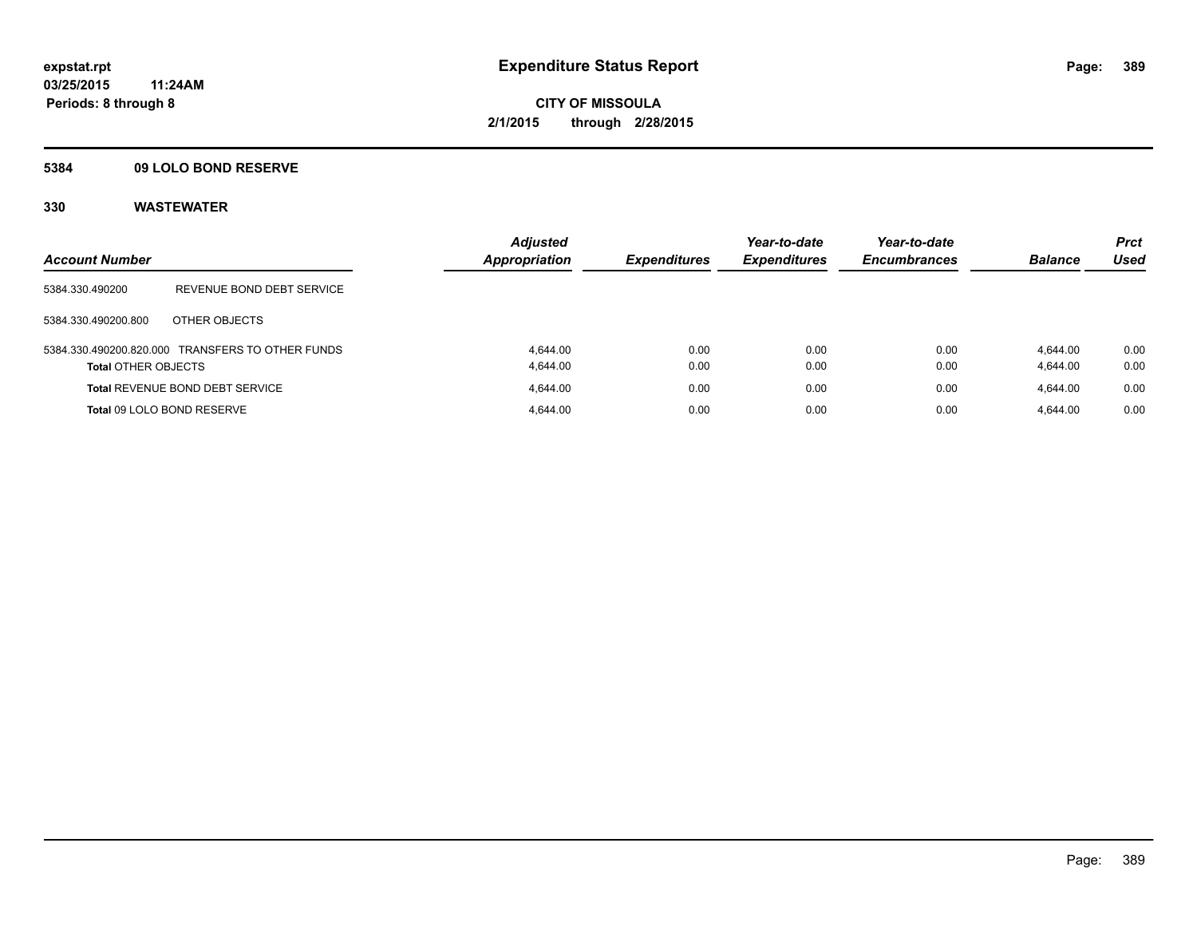expstat.rpt
03/25/2015 11:24AM
Periods: 8 through 8

# Expenditure Status Report

CITY OF MISSOULA
2/1/2015 through 2/28/2015

## 5384 09 LOLO BOND RESERVE

## 330 WASTEWATER

| Account Number | | Adjusted Appropriation | Expenditures | Year-to-date Expenditures | Year-to-date Encumbrances | Balance | Prct Used |
|---|---|---|---|---|---|---|---|
| 5384.330.490200 | REVENUE BOND DEBT SERVICE | | | | | | |
| 5384.330.490200.800 | OTHER OBJECTS | | | | | | |
| 5384.330.490200.820.000 | TRANSFERS TO OTHER FUNDS | 4,644.00 | 0.00 | 0.00 | 0.00 | 4,644.00 | 0.00 |
| **Total** OTHER OBJECTS | | 4,644.00 | 0.00 | 0.00 | 0.00 | 4,644.00 | 0.00 |
| **Total** REVENUE BOND DEBT SERVICE | | 4,644.00 | 0.00 | 0.00 | 0.00 | 4,644.00 | 0.00 |
| **Total** 09 LOLO BOND RESERVE | | 4,644.00 | 0.00 | 0.00 | 0.00 | 4,644.00 | 0.00 |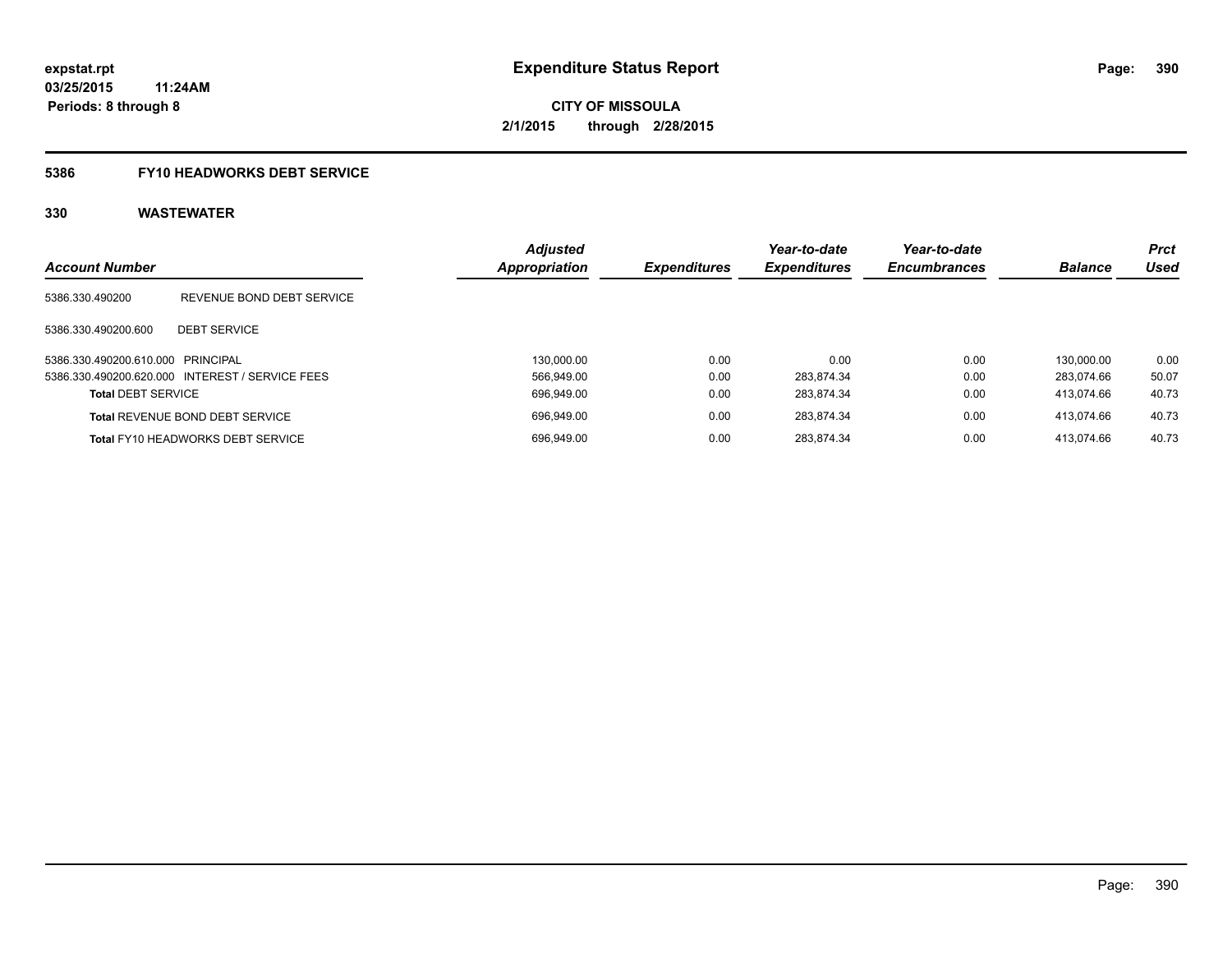expstat.rpt
03/25/2015 11:24AM
Periods: 8 through 8

# Expenditure Status Report

CITY OF MISSOULA
2/1/2015 through 2/28/2015

## 5386 FY10 HEADWORKS DEBT SERVICE

### 330 WASTEWATER

| Account Number | | Adjusted Appropriation | Expenditures | Year-to-date Expenditures | Year-to-date Encumbrances | Balance | Prct Used |
|---|---|---|---|---|---|---|---|
| 5386.330.490200 | REVENUE BOND DEBT SERVICE | | | | | | |
| 5386.330.490200.600 | DEBT SERVICE | | | | | | |
| 5386.330.490200.610.000 | PRINCIPAL | 130,000.00 | 0.00 | 0.00 | 0.00 | 130,000.00 | 0.00 |
| 5386.330.490200.620.000 | INTEREST / SERVICE FEES | 566,949.00 | 0.00 | 283,874.34 | 0.00 | 283,074.66 | 50.07 |
| **Total** DEBT SERVICE | | 696,949.00 | 0.00 | 283,874.34 | 0.00 | 413,074.66 | 40.73 |
| **Total** REVENUE BOND DEBT SERVICE | | 696,949.00 | 0.00 | 283,874.34 | 0.00 | 413,074.66 | 40.73 |
| **Total** FY10 HEADWORKS DEBT SERVICE | | 696,949.00 | 0.00 | 283,874.34 | 0.00 | 413,074.66 | 40.73 |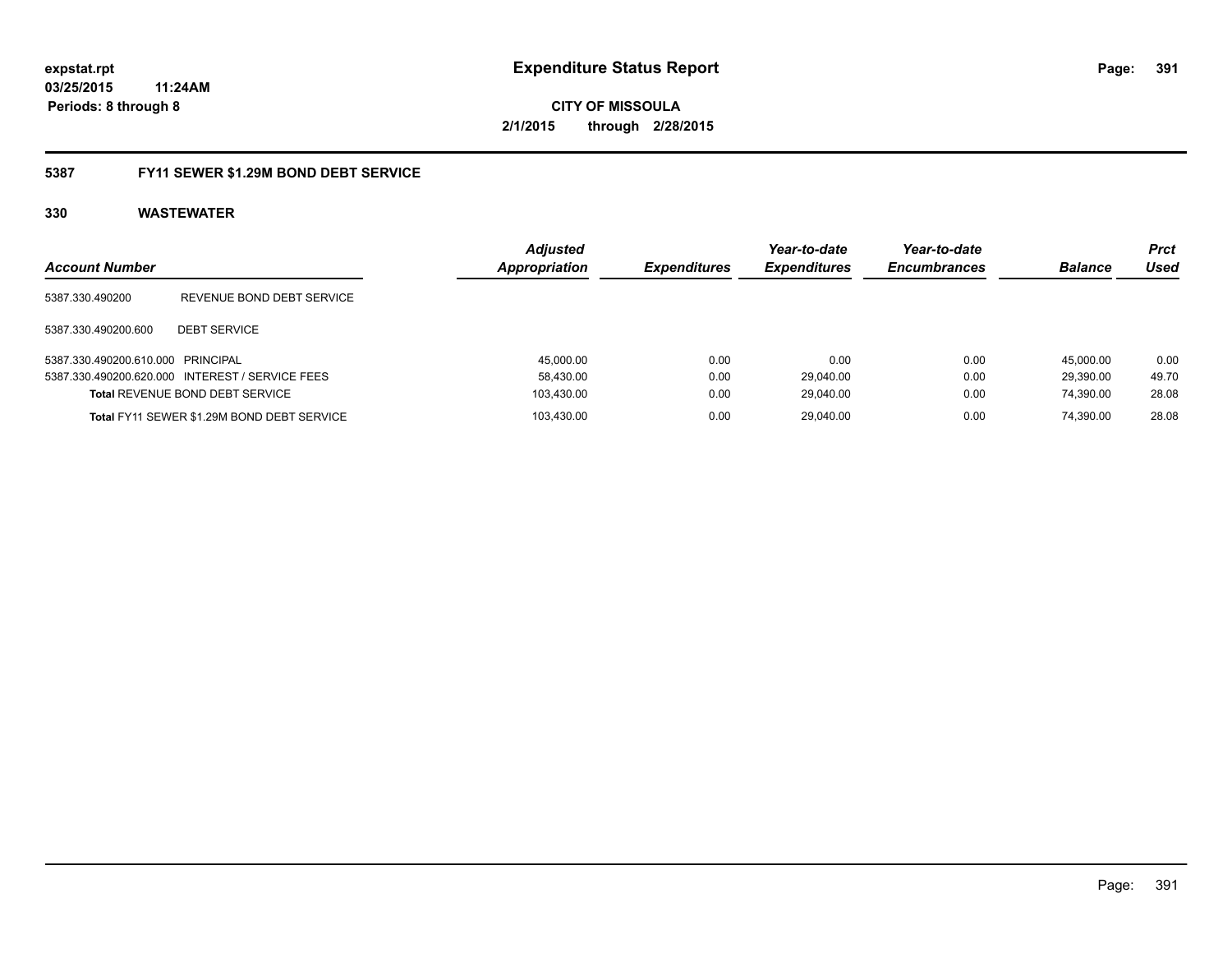**expstat.rpt**
**03/25/2015 11:24AM**
**Periods: 8 through 8**

# Expenditure Status Report

**CITY OF MISSOULA**
**2/1/2015 through 2/28/2015**

## 5387 FY11 SEWER $1.29M BOND DEBT SERVICE

### 330 WASTEWATER

| Account Number | | Adjusted Appropriation | Expenditures | Year-to-date Expenditures | Year-to-date Encumbrances | Balance | Prct Used |
|---|---|---|---|---|---|---|---|
| 5387.330.490200 | REVENUE BOND DEBT SERVICE | | | | | | |
| 5387.330.490200.600 | DEBT SERVICE | | | | | | |
| 5387.330.490200.610.000 | PRINCIPAL | 45,000.00 | 0.00 | 0.00 | 0.00 | 45,000.00 | 0.00 |
| 5387.330.490200.620.000 | INTEREST / SERVICE FEES | 58,430.00 | 0.00 | 29,040.00 | 0.00 | 29,390.00 | 49.70 |
| **Total** REVENUE BOND DEBT SERVICE | | 103,430.00 | 0.00 | 29,040.00 | 0.00 | 74,390.00 | 28.08 |
| **Total** FY11 SEWER $1.29M BOND DEBT SERVICE | | 103,430.00 | 0.00 | 29,040.00 | 0.00 | 74,390.00 | 28.08 |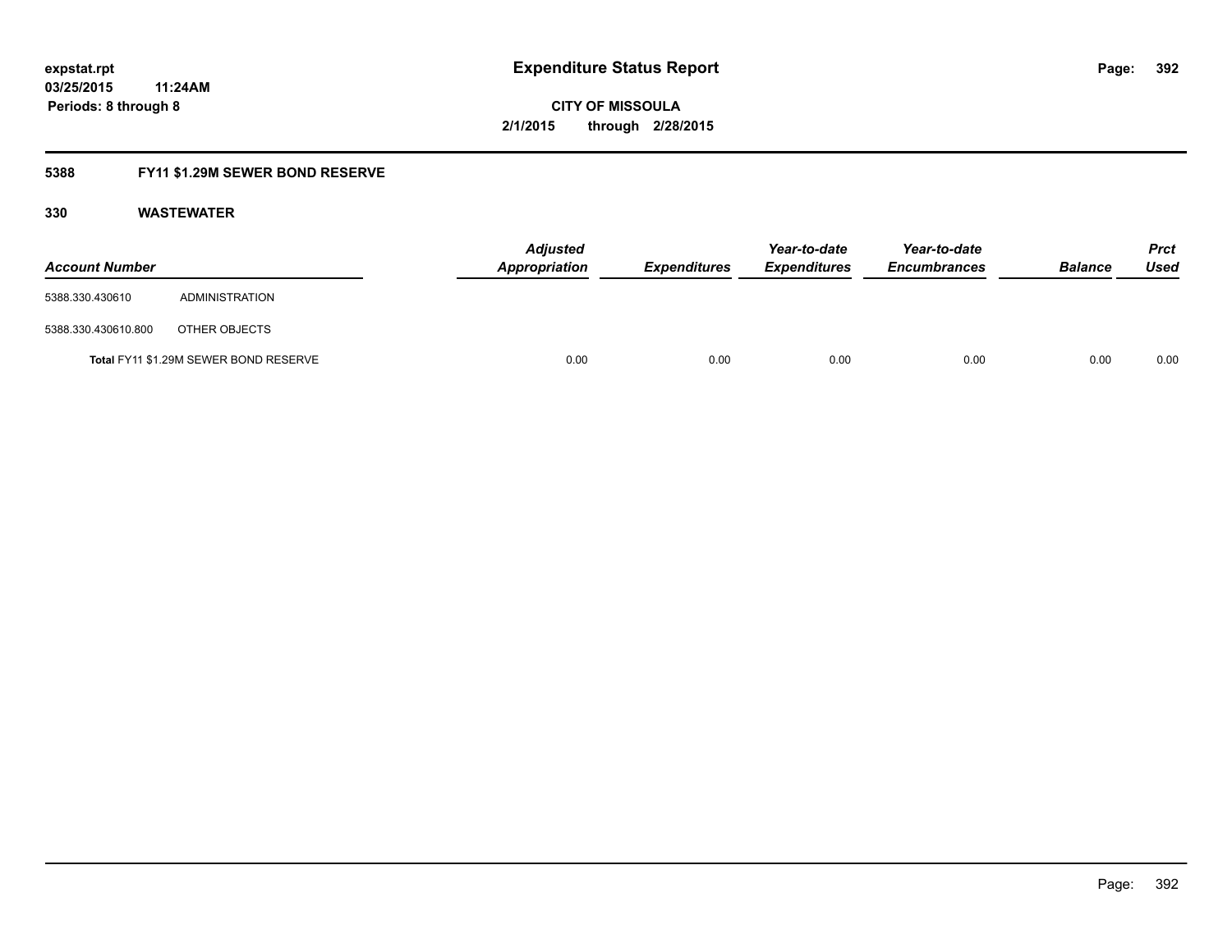# Expenditure Status Report

**expstat.rpt**
**03/25/2015 11:24AM**
**Periods: 8 through 8**

**CITY OF MISSOULA**
**2/1/2015 through 2/28/2015**

## 5388 FY11 $1.29M SEWER BOND RESERVE

### 330 WASTEWATER

| Account Number | | Adjusted Appropriation | Expenditures | Year-to-date Expenditures | Year-to-date Encumbrances | Balance | Prct Used |
|---|---|---|---|---|---|---|---|
| 5388.330.430610 | ADMINISTRATION | | | | | | |
| 5388.330.430610.800 | OTHER OBJECTS | | | | | | |
| **Total** FY11 $1.29M SEWER BOND RESERVE | | 0.00 | 0.00 | 0.00 | 0.00 | 0.00 | 0.00 |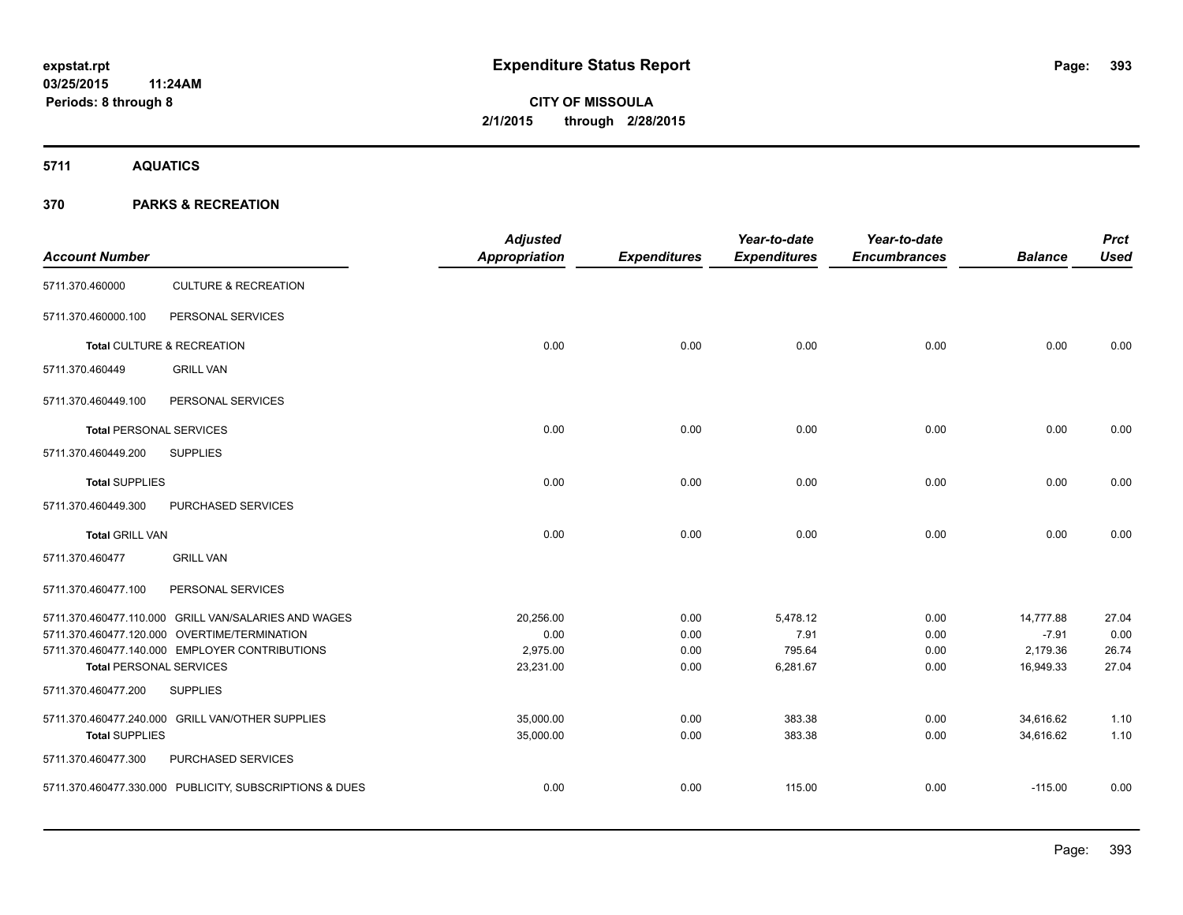**expstat.rpt**
**03/25/2015 11:24AM**
**Periods: 8 through 8**

# Expenditure Status Report

**CITY OF MISSOULA**
**2/1/2015 through 2/28/2015**

## 5711 AQUATICS

## 370 PARKS & RECREATION

| Account Number | | Adjusted Appropriation | Expenditures | Year-to-date Expenditures | Year-to-date Encumbrances | Balance | Prct Used |
|---|---|---|---|---|---|---|---|
| 5711.370.460000 | CULTURE & RECREATION | | | | | | |
| 5711.370.460000.100 | PERSONAL SERVICES | | | | | | |
| **Total** CULTURE & RECREATION | | 0.00 | 0.00 | 0.00 | 0.00 | 0.00 | 0.00 |
| 5711.370.460449 | GRILL VAN | | | | | | |
| 5711.370.460449.100 | PERSONAL SERVICES | | | | | | |
| **Total** PERSONAL SERVICES | | 0.00 | 0.00 | 0.00 | 0.00 | 0.00 | 0.00 |
| 5711.370.460449.200 | SUPPLIES | | | | | | |
| **Total** SUPPLIES | | 0.00 | 0.00 | 0.00 | 0.00 | 0.00 | 0.00 |
| 5711.370.460449.300 | PURCHASED SERVICES | | | | | | |
| **Total** GRILL VAN | | 0.00 | 0.00 | 0.00 | 0.00 | 0.00 | 0.00 |
| 5711.370.460477 | GRILL VAN | | | | | | |
| 5711.370.460477.100 | PERSONAL SERVICES | | | | | | |
| 5711.370.460477.110.000 | GRILL VAN/SALARIES AND WAGES | 20,256.00 | 0.00 | 5,478.12 | 0.00 | 14,777.88 | 27.04 |
| 5711.370.460477.120.000 | OVERTIME/TERMINATION | 0.00 | 0.00 | 7.91 | 0.00 | -7.91 | 0.00 |
| 5711.370.460477.140.000 | EMPLOYER CONTRIBUTIONS | 2,975.00 | 0.00 | 795.64 | 0.00 | 2,179.36 | 26.74 |
| **Total** PERSONAL SERVICES | | 23,231.00 | 0.00 | 6,281.67 | 0.00 | 16,949.33 | 27.04 |
| 5711.370.460477.200 | SUPPLIES | | | | | | |
| 5711.370.460477.240.000 | GRILL VAN/OTHER SUPPLIES | 35,000.00 | 0.00 | 383.38 | 0.00 | 34,616.62 | 1.10 |
| **Total** SUPPLIES | | 35,000.00 | 0.00 | 383.38 | 0.00 | 34,616.62 | 1.10 |
| 5711.370.460477.300 | PURCHASED SERVICES | | | | | | |
| 5711.370.460477.330.000 | PUBLICITY, SUBSCRIPTIONS & DUES | 0.00 | 0.00 | 115.00 | 0.00 | -115.00 | 0.00 |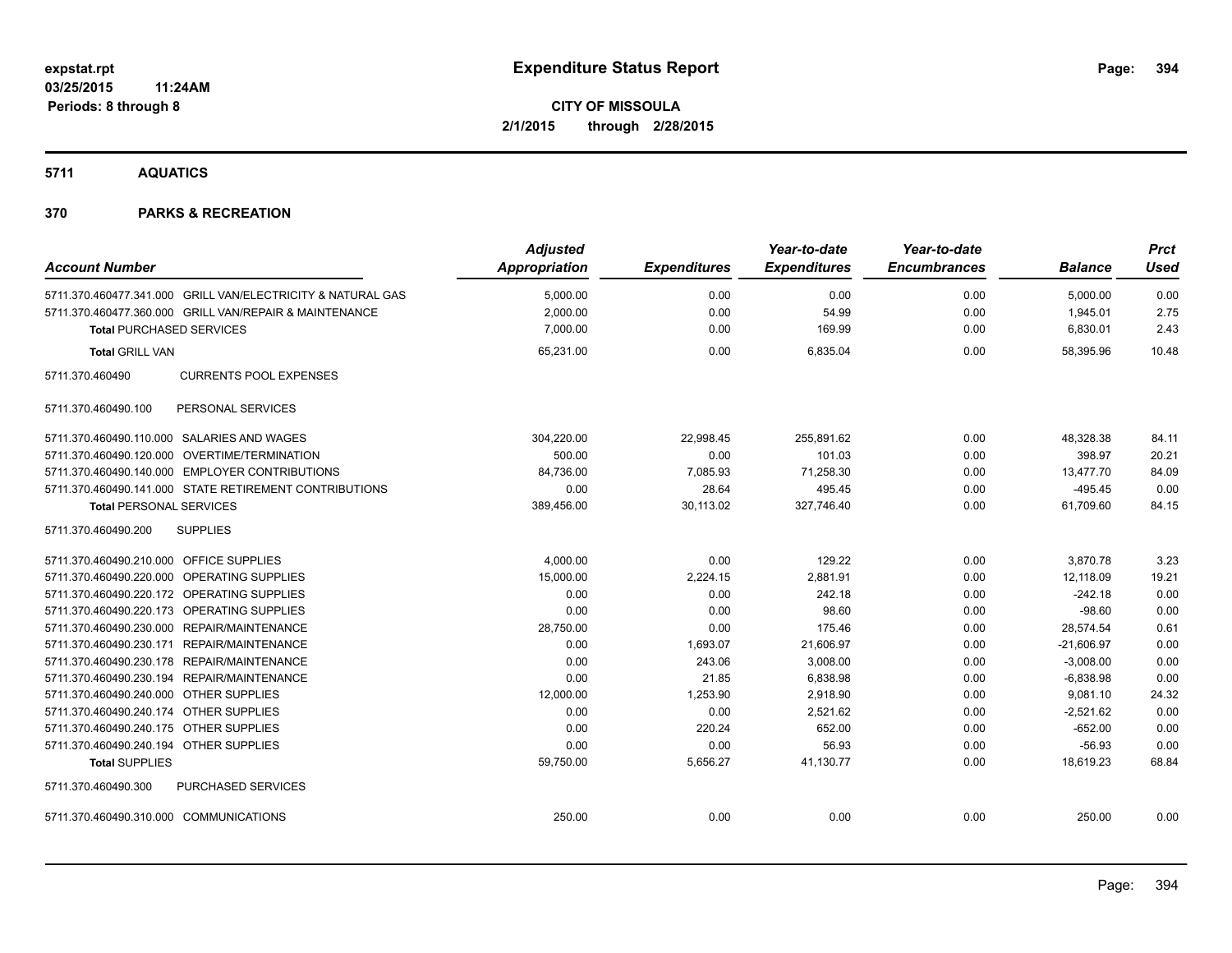# Expenditure Status Report

**expstat.rpt**
**03/25/2015 11:24AM**
**Periods: 8 through 8**

**CITY OF MISSOULA**
**2/1/2015 through 2/28/2015**

## 5711 AQUATICS

## 370 PARKS & RECREATION

| Account Number | Adjusted Appropriation | Expenditures | Year-to-date Expenditures | Year-to-date Encumbrances | Balance | Prct Used |
|---|---|---|---|---|---|---|
| 5711.370.460477.341.000 GRILL VAN/ELECTRICITY & NATURAL GAS | 5,000.00 | 0.00 | 0.00 | 0.00 | 5,000.00 | 0.00 |
| 5711.370.460477.360.000 GRILL VAN/REPAIR & MAINTENANCE | 2,000.00 | 0.00 | 54.99 | 0.00 | 1,945.01 | 2.75 |
| **Total** PURCHASED SERVICES | 7,000.00 | 0.00 | 169.99 | 0.00 | 6,830.01 | 2.43 |
| **Total** GRILL VAN | 65,231.00 | 0.00 | 6,835.04 | 0.00 | 58,395.96 | 10.48 |
| 5711.370.460490 CURRENTS POOL EXPENSES | | | | | | |
| 5711.370.460490.100 PERSONAL SERVICES | | | | | | |
| 5711.370.460490.110.000 SALARIES AND WAGES | 304,220.00 | 22,998.45 | 255,891.62 | 0.00 | 48,328.38 | 84.11 |
| 5711.370.460490.120.000 OVERTIME/TERMINATION | 500.00 | 0.00 | 101.03 | 0.00 | 398.97 | 20.21 |
| 5711.370.460490.140.000 EMPLOYER CONTRIBUTIONS | 84,736.00 | 7,085.93 | 71,258.30 | 0.00 | 13,477.70 | 84.09 |
| 5711.370.460490.141.000 STATE RETIREMENT CONTRIBUTIONS | 0.00 | 28.64 | 495.45 | 0.00 | -495.45 | 0.00 |
| **Total** PERSONAL SERVICES | 389,456.00 | 30,113.02 | 327,746.40 | 0.00 | 61,709.60 | 84.15 |
| 5711.370.460490.200 SUPPLIES | | | | | | |
| 5711.370.460490.210.000 OFFICE SUPPLIES | 4,000.00 | 0.00 | 129.22 | 0.00 | 3,870.78 | 3.23 |
| 5711.370.460490.220.000 OPERATING SUPPLIES | 15,000.00 | 2,224.15 | 2,881.91 | 0.00 | 12,118.09 | 19.21 |
| 5711.370.460490.220.172 OPERATING SUPPLIES | 0.00 | 0.00 | 242.18 | 0.00 | -242.18 | 0.00 |
| 5711.370.460490.220.173 OPERATING SUPPLIES | 0.00 | 0.00 | 98.60 | 0.00 | -98.60 | 0.00 |
| 5711.370.460490.230.000 REPAIR/MAINTENANCE | 28,750.00 | 0.00 | 175.46 | 0.00 | 28,574.54 | 0.61 |
| 5711.370.460490.230.171 REPAIR/MAINTENANCE | 0.00 | 1,693.07 | 21,606.97 | 0.00 | -21,606.97 | 0.00 |
| 5711.370.460490.230.178 REPAIR/MAINTENANCE | 0.00 | 243.06 | 3,008.00 | 0.00 | -3,008.00 | 0.00 |
| 5711.370.460490.230.194 REPAIR/MAINTENANCE | 0.00 | 21.85 | 6,838.98 | 0.00 | -6,838.98 | 0.00 |
| 5711.370.460490.240.000 OTHER SUPPLIES | 12,000.00 | 1,253.90 | 2,918.90 | 0.00 | 9,081.10 | 24.32 |
| 5711.370.460490.240.174 OTHER SUPPLIES | 0.00 | 0.00 | 2,521.62 | 0.00 | -2,521.62 | 0.00 |
| 5711.370.460490.240.175 OTHER SUPPLIES | 0.00 | 220.24 | 652.00 | 0.00 | -652.00 | 0.00 |
| 5711.370.460490.240.194 OTHER SUPPLIES | 0.00 | 0.00 | 56.93 | 0.00 | -56.93 | 0.00 |
| **Total** SUPPLIES | 59,750.00 | 5,656.27 | 41,130.77 | 0.00 | 18,619.23 | 68.84 |
| 5711.370.460490.300 PURCHASED SERVICES | | | | | | |
| 5711.370.460490.310.000 COMMUNICATIONS | 250.00 | 0.00 | 0.00 | 0.00 | 250.00 | 0.00 |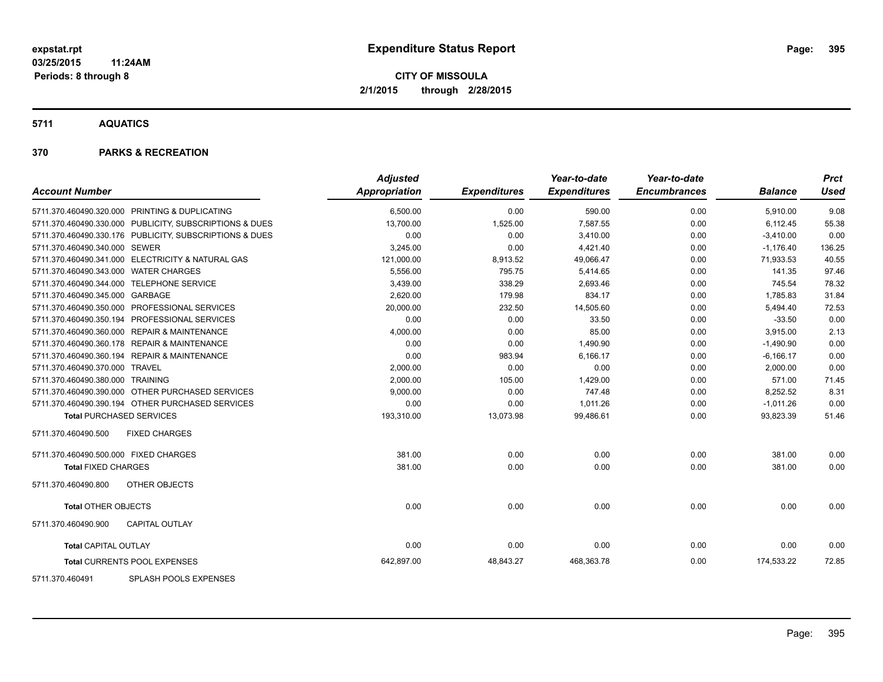**expstat.rpt**
**03/25/2015 11:24AM**
**Periods: 8 through 8**

# Expenditure Status Report

**CITY OF MISSOULA**
**2/1/2015 through 2/28/2015**

## 5711 AQUATICS

## 370 PARKS & RECREATION

| Account Number | | Adjusted Appropriation | Expenditures | Year-to-date Expenditures | Year-to-date Encumbrances | Balance | Prct Used |
|---|---|---|---|---|---|---|---|
| 5711.370.460490.320.000 | PRINTING & DUPLICATING | 6,500.00 | 0.00 | 590.00 | 0.00 | 5,910.00 | 9.08 |
| 5711.370.460490.330.000 | PUBLICITY, SUBSCRIPTIONS & DUES | 13,700.00 | 1,525.00 | 7,587.55 | 0.00 | 6,112.45 | 55.38 |
| 5711.370.460490.330.176 | PUBLICITY, SUBSCRIPTIONS & DUES | 0.00 | 0.00 | 3,410.00 | 0.00 | -3,410.00 | 0.00 |
| 5711.370.460490.340.000 | SEWER | 3,245.00 | 0.00 | 4,421.40 | 0.00 | -1,176.40 | 136.25 |
| 5711.370.460490.341.000 | ELECTRICITY & NATURAL GAS | 121,000.00 | 8,913.52 | 49,066.47 | 0.00 | 71,933.53 | 40.55 |
| 5711.370.460490.343.000 | WATER CHARGES | 5,556.00 | 795.75 | 5,414.65 | 0.00 | 141.35 | 97.46 |
| 5711.370.460490.344.000 | TELEPHONE SERVICE | 3,439.00 | 338.29 | 2,693.46 | 0.00 | 745.54 | 78.32 |
| 5711.370.460490.345.000 | GARBAGE | 2,620.00 | 179.98 | 834.17 | 0.00 | 1,785.83 | 31.84 |
| 5711.370.460490.350.000 | PROFESSIONAL SERVICES | 20,000.00 | 232.50 | 14,505.60 | 0.00 | 5,494.40 | 72.53 |
| 5711.370.460490.350.194 | PROFESSIONAL SERVICES | 0.00 | 0.00 | 33.50 | 0.00 | -33.50 | 0.00 |
| 5711.370.460490.360.000 | REPAIR & MAINTENANCE | 4,000.00 | 0.00 | 85.00 | 0.00 | 3,915.00 | 2.13 |
| 5711.370.460490.360.178 | REPAIR & MAINTENANCE | 0.00 | 0.00 | 1,490.90 | 0.00 | -1,490.90 | 0.00 |
| 5711.370.460490.360.194 | REPAIR & MAINTENANCE | 0.00 | 983.94 | 6,166.17 | 0.00 | -6,166.17 | 0.00 |
| 5711.370.460490.370.000 | TRAVEL | 2,000.00 | 0.00 | 0.00 | 0.00 | 2,000.00 | 0.00 |
| 5711.370.460490.380.000 | TRAINING | 2,000.00 | 105.00 | 1,429.00 | 0.00 | 571.00 | 71.45 |
| 5711.370.460490.390.000 | OTHER PURCHASED SERVICES | 9,000.00 | 0.00 | 747.48 | 0.00 | 8,252.52 | 8.31 |
| 5711.370.460490.390.194 | OTHER PURCHASED SERVICES | 0.00 | 0.00 | 1,011.26 | 0.00 | -1,011.26 | 0.00 |
| **Total PURCHASED SERVICES** | | 193,310.00 | 13,073.98 | 99,486.61 | 0.00 | 93,823.39 | 51.46 |
| 5711.370.460490.500 | FIXED CHARGES | | | | | | |
| 5711.370.460490.500.000 | FIXED CHARGES | 381.00 | 0.00 | 0.00 | 0.00 | 381.00 | 0.00 |
| **Total FIXED CHARGES** | | 381.00 | 0.00 | 0.00 | 0.00 | 381.00 | 0.00 |
| 5711.370.460490.800 | OTHER OBJECTS | | | | | | |
| **Total OTHER OBJECTS** | | 0.00 | 0.00 | 0.00 | 0.00 | 0.00 | 0.00 |
| 5711.370.460490.900 | CAPITAL OUTLAY | | | | | | |
| **Total CAPITAL OUTLAY** | | 0.00 | 0.00 | 0.00 | 0.00 | 0.00 | 0.00 |
| **Total CURRENTS POOL EXPENSES** | | 642,897.00 | 48,843.27 | 468,363.78 | 0.00 | 174,533.22 | 72.85 |
| 5711.370.460491 | SPLASH POOLS EXPENSES | | | | | | |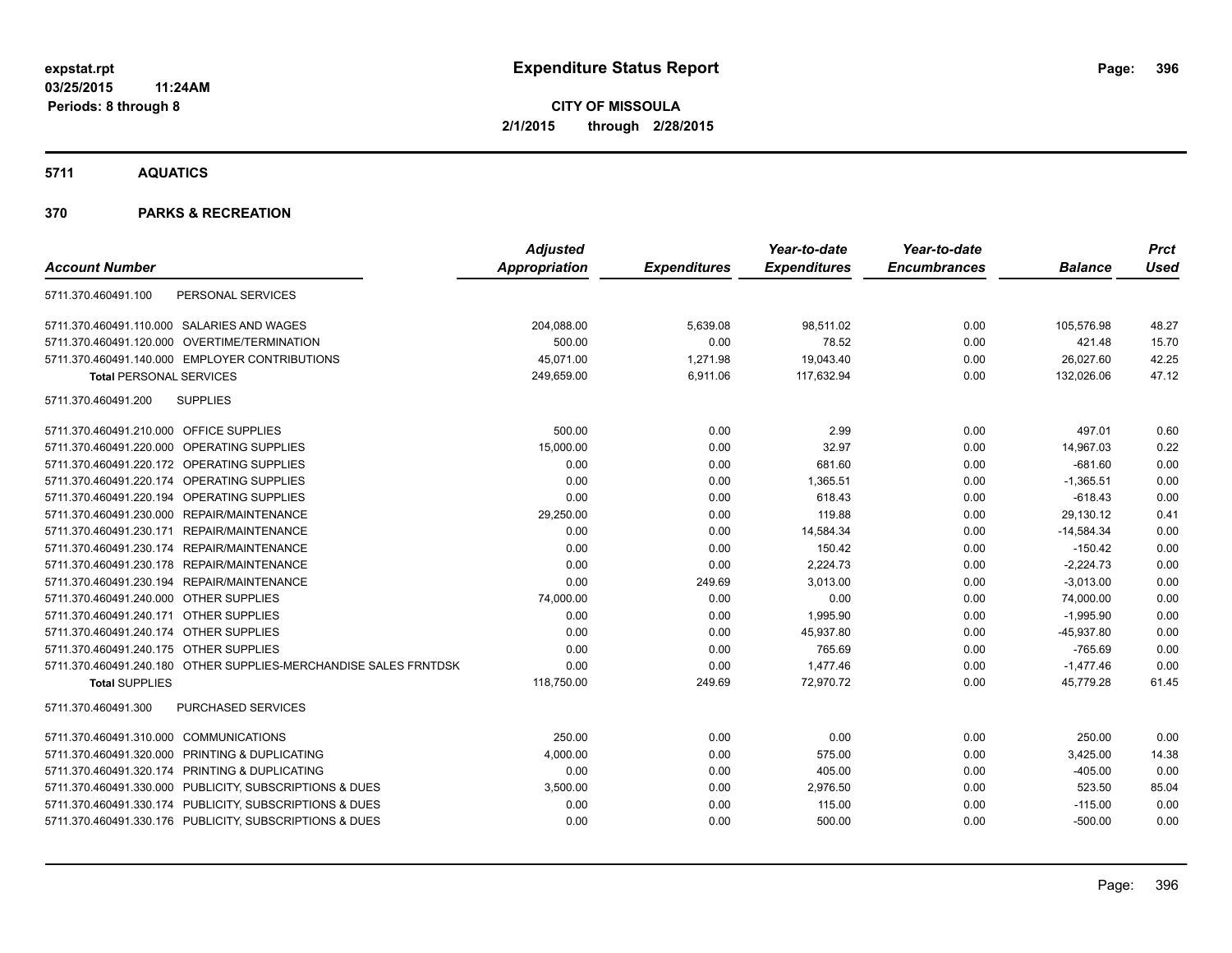**expstat.rpt**
**03/25/2015 11:24AM**
**Periods: 8 through 8**

# Expenditure Status Report

**CITY OF MISSOULA**
**2/1/2015 through 2/28/2015**

## 5711 AQUATICS

## 370 PARKS & RECREATION

| Account Number | | Adjusted Appropriation | Expenditures | Year-to-date Expenditures | Year-to-date Encumbrances | Balance | Prct Used |
|---|---|---|---|---|---|---|---|
| 5711.370.460491.100 | PERSONAL SERVICES | | | | | | |
| 5711.370.460491.110.000 | SALARIES AND WAGES | 204,088.00 | 5,639.08 | 98,511.02 | 0.00 | 105,576.98 | 48.27 |
| 5711.370.460491.120.000 | OVERTIME/TERMINATION | 500.00 | 0.00 | 78.52 | 0.00 | 421.48 | 15.70 |
| 5711.370.460491.140.000 | EMPLOYER CONTRIBUTIONS | 45,071.00 | 1,271.98 | 19,043.40 | 0.00 | 26,027.60 | 42.25 |
| **Total** PERSONAL SERVICES | | 249,659.00 | 6,911.06 | 117,632.94 | 0.00 | 132,026.06 | 47.12 |
| 5711.370.460491.200 | SUPPLIES | | | | | | |
| 5711.370.460491.210.000 | OFFICE SUPPLIES | 500.00 | 0.00 | 2.99 | 0.00 | 497.01 | 0.60 |
| 5711.370.460491.220.000 | OPERATING SUPPLIES | 15,000.00 | 0.00 | 32.97 | 0.00 | 14,967.03 | 0.22 |
| 5711.370.460491.220.172 | OPERATING SUPPLIES | 0.00 | 0.00 | 681.60 | 0.00 | -681.60 | 0.00 |
| 5711.370.460491.220.174 | OPERATING SUPPLIES | 0.00 | 0.00 | 1,365.51 | 0.00 | -1,365.51 | 0.00 |
| 5711.370.460491.220.194 | OPERATING SUPPLIES | 0.00 | 0.00 | 618.43 | 0.00 | -618.43 | 0.00 |
| 5711.370.460491.230.000 | REPAIR/MAINTENANCE | 29,250.00 | 0.00 | 119.88 | 0.00 | 29,130.12 | 0.41 |
| 5711.370.460491.230.171 | REPAIR/MAINTENANCE | 0.00 | 0.00 | 14,584.34 | 0.00 | -14,584.34 | 0.00 |
| 5711.370.460491.230.174 | REPAIR/MAINTENANCE | 0.00 | 0.00 | 150.42 | 0.00 | -150.42 | 0.00 |
| 5711.370.460491.230.178 | REPAIR/MAINTENANCE | 0.00 | 0.00 | 2,224.73 | 0.00 | -2,224.73 | 0.00 |
| 5711.370.460491.230.194 | REPAIR/MAINTENANCE | 0.00 | 249.69 | 3,013.00 | 0.00 | -3,013.00 | 0.00 |
| 5711.370.460491.240.000 | OTHER SUPPLIES | 74,000.00 | 0.00 | 0.00 | 0.00 | 74,000.00 | 0.00 |
| 5711.370.460491.240.171 | OTHER SUPPLIES | 0.00 | 0.00 | 1,995.90 | 0.00 | -1,995.90 | 0.00 |
| 5711.370.460491.240.174 | OTHER SUPPLIES | 0.00 | 0.00 | 45,937.80 | 0.00 | -45,937.80 | 0.00 |
| 5711.370.460491.240.175 | OTHER SUPPLIES | 0.00 | 0.00 | 765.69 | 0.00 | -765.69 | 0.00 |
| 5711.370.460491.240.180 | OTHER SUPPLIES-MERCHANDISE SALES FRNTDSK | 0.00 | 0.00 | 1,477.46 | 0.00 | -1,477.46 | 0.00 |
| **Total** SUPPLIES | | 118,750.00 | 249.69 | 72,970.72 | 0.00 | 45,779.28 | 61.45 |
| 5711.370.460491.300 | PURCHASED SERVICES | | | | | | |
| 5711.370.460491.310.000 | COMMUNICATIONS | 250.00 | 0.00 | 0.00 | 0.00 | 250.00 | 0.00 |
| 5711.370.460491.320.000 | PRINTING & DUPLICATING | 4,000.00 | 0.00 | 575.00 | 0.00 | 3,425.00 | 14.38 |
| 5711.370.460491.320.174 | PRINTING & DUPLICATING | 0.00 | 0.00 | 405.00 | 0.00 | -405.00 | 0.00 |
| 5711.370.460491.330.000 | PUBLICITY, SUBSCRIPTIONS & DUES | 3,500.00 | 0.00 | 2,976.50 | 0.00 | 523.50 | 85.04 |
| 5711.370.460491.330.174 | PUBLICITY, SUBSCRIPTIONS & DUES | 0.00 | 0.00 | 115.00 | 0.00 | -115.00 | 0.00 |
| 5711.370.460491.330.176 | PUBLICITY, SUBSCRIPTIONS & DUES | 0.00 | 0.00 | 500.00 | 0.00 | -500.00 | 0.00 |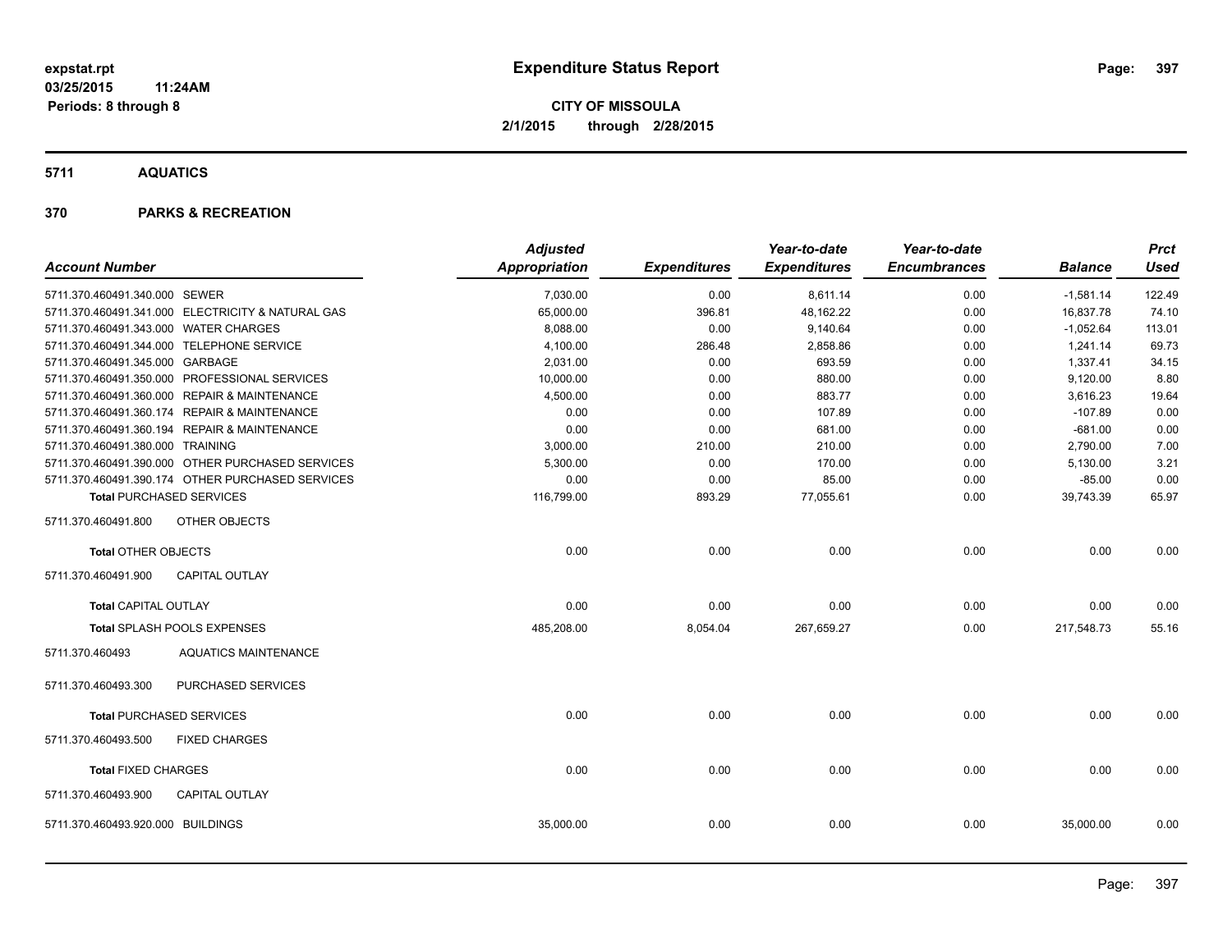**expstat.rpt**
**03/25/2015 11:24AM**
**Periods: 8 through 8**

# Expenditure Status Report

**CITY OF MISSOULA**
**2/1/2015 through 2/28/2015**

## 5711 AQUATICS

## 370 PARKS & RECREATION

| Account Number | | Adjusted Appropriation | Expenditures | Year-to-date Expenditures | Year-to-date Encumbrances | Balance | Prct Used |
|---|---|---|---|---|---|---|---|
| 5711.370.460491.340.000 | SEWER | 7,030.00 | 0.00 | 8,611.14 | 0.00 | -1,581.14 | 122.49 |
| 5711.370.460491.341.000 | ELECTRICITY & NATURAL GAS | 65,000.00 | 396.81 | 48,162.22 | 0.00 | 16,837.78 | 74.10 |
| 5711.370.460491.343.000 | WATER CHARGES | 8,088.00 | 0.00 | 9,140.64 | 0.00 | -1,052.64 | 113.01 |
| 5711.370.460491.344.000 | TELEPHONE SERVICE | 4,100.00 | 286.48 | 2,858.86 | 0.00 | 1,241.14 | 69.73 |
| 5711.370.460491.345.000 | GARBAGE | 2,031.00 | 0.00 | 693.59 | 0.00 | 1,337.41 | 34.15 |
| 5711.370.460491.350.000 | PROFESSIONAL SERVICES | 10,000.00 | 0.00 | 880.00 | 0.00 | 9,120.00 | 8.80 |
| 5711.370.460491.360.000 | REPAIR & MAINTENANCE | 4,500.00 | 0.00 | 883.77 | 0.00 | 3,616.23 | 19.64 |
| 5711.370.460491.360.174 | REPAIR & MAINTENANCE | 0.00 | 0.00 | 107.89 | 0.00 | -107.89 | 0.00 |
| 5711.370.460491.360.194 | REPAIR & MAINTENANCE | 0.00 | 0.00 | 681.00 | 0.00 | -681.00 | 0.00 |
| 5711.370.460491.380.000 | TRAINING | 3,000.00 | 210.00 | 210.00 | 0.00 | 2,790.00 | 7.00 |
| 5711.370.460491.390.000 | OTHER PURCHASED SERVICES | 5,300.00 | 0.00 | 170.00 | 0.00 | 5,130.00 | 3.21 |
| 5711.370.460491.390.174 | OTHER PURCHASED SERVICES | 0.00 | 0.00 | 85.00 | 0.00 | -85.00 | 0.00 |
| **Total PURCHASED SERVICES** | | 116,799.00 | 893.29 | 77,055.61 | 0.00 | 39,743.39 | 65.97 |
| 5711.370.460491.800 | OTHER OBJECTS | | | | | | |
| **Total OTHER OBJECTS** | | 0.00 | 0.00 | 0.00 | 0.00 | 0.00 | 0.00 |
| 5711.370.460491.900 | CAPITAL OUTLAY | | | | | | |
| **Total CAPITAL OUTLAY** | | 0.00 | 0.00 | 0.00 | 0.00 | 0.00 | 0.00 |
| **Total SPLASH POOLS EXPENSES** | | 485,208.00 | 8,054.04 | 267,659.27 | 0.00 | 217,548.73 | 55.16 |
| 5711.370.460493 | AQUATICS MAINTENANCE | | | | | | |
| 5711.370.460493.300 | PURCHASED SERVICES | | | | | | |
| **Total PURCHASED SERVICES** | | 0.00 | 0.00 | 0.00 | 0.00 | 0.00 | 0.00 |
| 5711.370.460493.500 | FIXED CHARGES | | | | | | |
| **Total FIXED CHARGES** | | 0.00 | 0.00 | 0.00 | 0.00 | 0.00 | 0.00 |
| 5711.370.460493.900 | CAPITAL OUTLAY | | | | | | |
| 5711.370.460493.920.000 | BUILDINGS | 35,000.00 | 0.00 | 0.00 | 0.00 | 35,000.00 | 0.00 |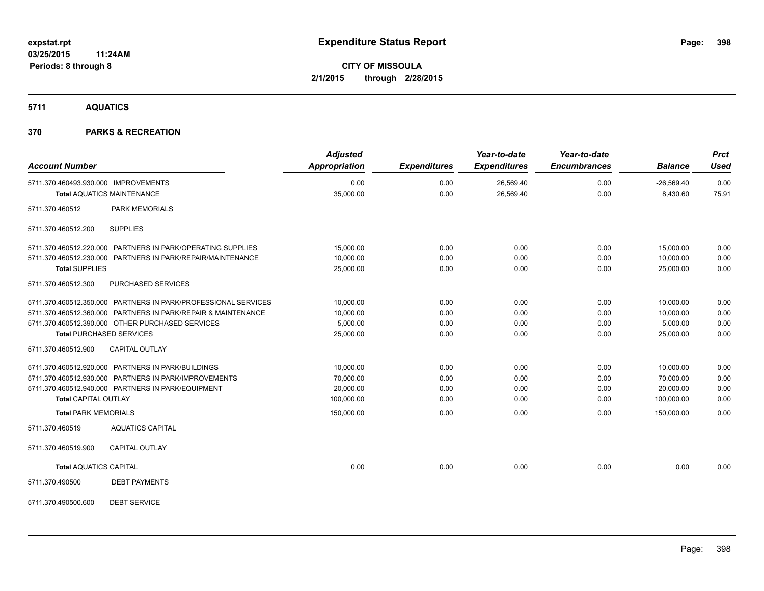**expstat.rpt**
**03/25/2015 11:24AM**
**Periods: 8 through 8**

# Expenditure Status Report

**CITY OF MISSOULA**
**2/1/2015 through 2/28/2015**

## 5711 AQUATICS

## 370 PARKS & RECREATION

| Account Number | | Adjusted Appropriation | Expenditures | Year-to-date Expenditures | Year-to-date Encumbrances | Balance | Prct Used |
|---|---|---|---|---|---|---|---|
| 5711.370.460493.930.000 | IMPROVEMENTS | 0.00 | 0.00 | 26,569.40 | 0.00 | -26,569.40 | 0.00 |
| **Total** AQUATICS MAINTENANCE | | 35,000.00 | 0.00 | 26,569.40 | 0.00 | 8,430.60 | 75.91 |
| 5711.370.460512 | PARK MEMORIALS | | | | | | |
| 5711.370.460512.200 | SUPPLIES | | | | | | |
| 5711.370.460512.220.000 | PARTNERS IN PARK/OPERATING SUPPLIES | 15,000.00 | 0.00 | 0.00 | 0.00 | 15,000.00 | 0.00 |
| 5711.370.460512.230.000 | PARTNERS IN PARK/REPAIR/MAINTENANCE | 10,000.00 | 0.00 | 0.00 | 0.00 | 10,000.00 | 0.00 |
| **Total** SUPPLIES | | 25,000.00 | 0.00 | 0.00 | 0.00 | 25,000.00 | 0.00 |
| 5711.370.460512.300 | PURCHASED SERVICES | | | | | | |
| 5711.370.460512.350.000 | PARTNERS IN PARK/PROFESSIONAL SERVICES | 10,000.00 | 0.00 | 0.00 | 0.00 | 10,000.00 | 0.00 |
| 5711.370.460512.360.000 | PARTNERS IN PARK/REPAIR & MAINTENANCE | 10,000.00 | 0.00 | 0.00 | 0.00 | 10,000.00 | 0.00 |
| 5711.370.460512.390.000 | OTHER PURCHASED SERVICES | 5,000.00 | 0.00 | 0.00 | 0.00 | 5,000.00 | 0.00 |
| **Total** PURCHASED SERVICES | | 25,000.00 | 0.00 | 0.00 | 0.00 | 25,000.00 | 0.00 |
| 5711.370.460512.900 | CAPITAL OUTLAY | | | | | | |
| 5711.370.460512.920.000 | PARTNERS IN PARK/BUILDINGS | 10,000.00 | 0.00 | 0.00 | 0.00 | 10,000.00 | 0.00 |
| 5711.370.460512.930.000 | PARTNERS IN PARK/IMPROVEMENTS | 70,000.00 | 0.00 | 0.00 | 0.00 | 70,000.00 | 0.00 |
| 5711.370.460512.940.000 | PARTNERS IN PARK/EQUIPMENT | 20,000.00 | 0.00 | 0.00 | 0.00 | 20,000.00 | 0.00 |
| **Total** CAPITAL OUTLAY | | 100,000.00 | 0.00 | 0.00 | 0.00 | 100,000.00 | 0.00 |
| **Total** PARK MEMORIALS | | 150,000.00 | 0.00 | 0.00 | 0.00 | 150,000.00 | 0.00 |
| 5711.370.460519 | AQUATICS CAPITAL | | | | | | |
| 5711.370.460519.900 | CAPITAL OUTLAY | | | | | | |
| **Total** AQUATICS CAPITAL | | 0.00 | 0.00 | 0.00 | 0.00 | 0.00 | 0.00 |
| 5711.370.490500 | DEBT PAYMENTS | | | | | | |
| 5711.370.490500.600 | DEBT SERVICE | | | | | | |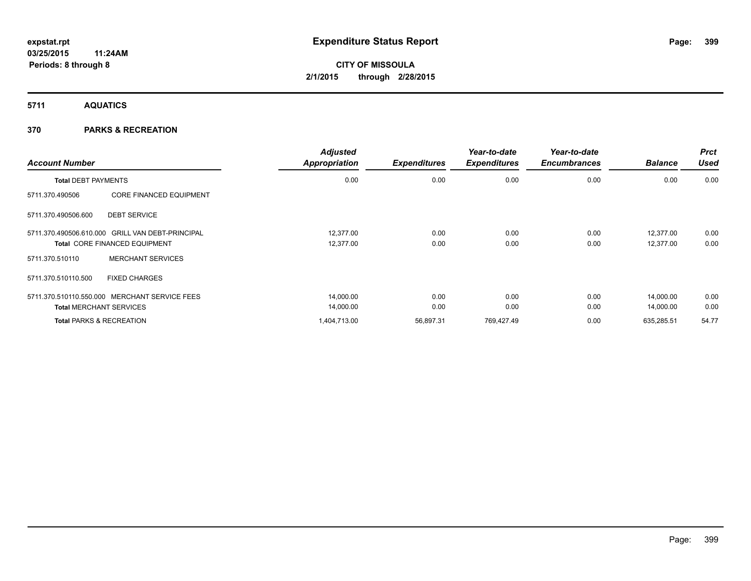expstat.rpt
03/25/2015 11:24AM
Periods: 8 through 8

# Expenditure Status Report

**CITY OF MISSOULA**
**2/1/2015 through 2/28/2015**

## 5711 AQUATICS

## 370 PARKS & RECREATION

| Account Number | | Adjusted Appropriation | Expenditures | Year-to-date Expenditures | Year-to-date Encumbrances | Balance | Prct Used |
|---|---|---|---|---|---|---|---|
| **Total DEBT PAYMENTS** | | 0.00 | 0.00 | 0.00 | 0.00 | 0.00 | 0.00 |
| 5711.370.490506 | CORE FINANCED EQUIPMENT | | | | | | |
| 5711.370.490506.600 | DEBT SERVICE | | | | | | |
| 5711.370.490506.610.000 | GRILL VAN DEBT-PRINCIPAL | 12,377.00 | 0.00 | 0.00 | 0.00 | 12,377.00 | 0.00 |
| **Total** CORE FINANCED EQUIPMENT | | 12,377.00 | 0.00 | 0.00 | 0.00 | 12,377.00 | 0.00 |
| 5711.370.510110 | MERCHANT SERVICES | | | | | | |
| 5711.370.510110.500 | FIXED CHARGES | | | | | | |
| 5711.370.510110.550.000 | MERCHANT SERVICE FEES | 14,000.00 | 0.00 | 0.00 | 0.00 | 14,000.00 | 0.00 |
| **Total** MERCHANT SERVICES | | 14,000.00 | 0.00 | 0.00 | 0.00 | 14,000.00 | 0.00 |
| **Total** PARKS & RECREATION | | 1,404,713.00 | 56,897.31 | 769,427.49 | 0.00 | 635,285.51 | 54.77 |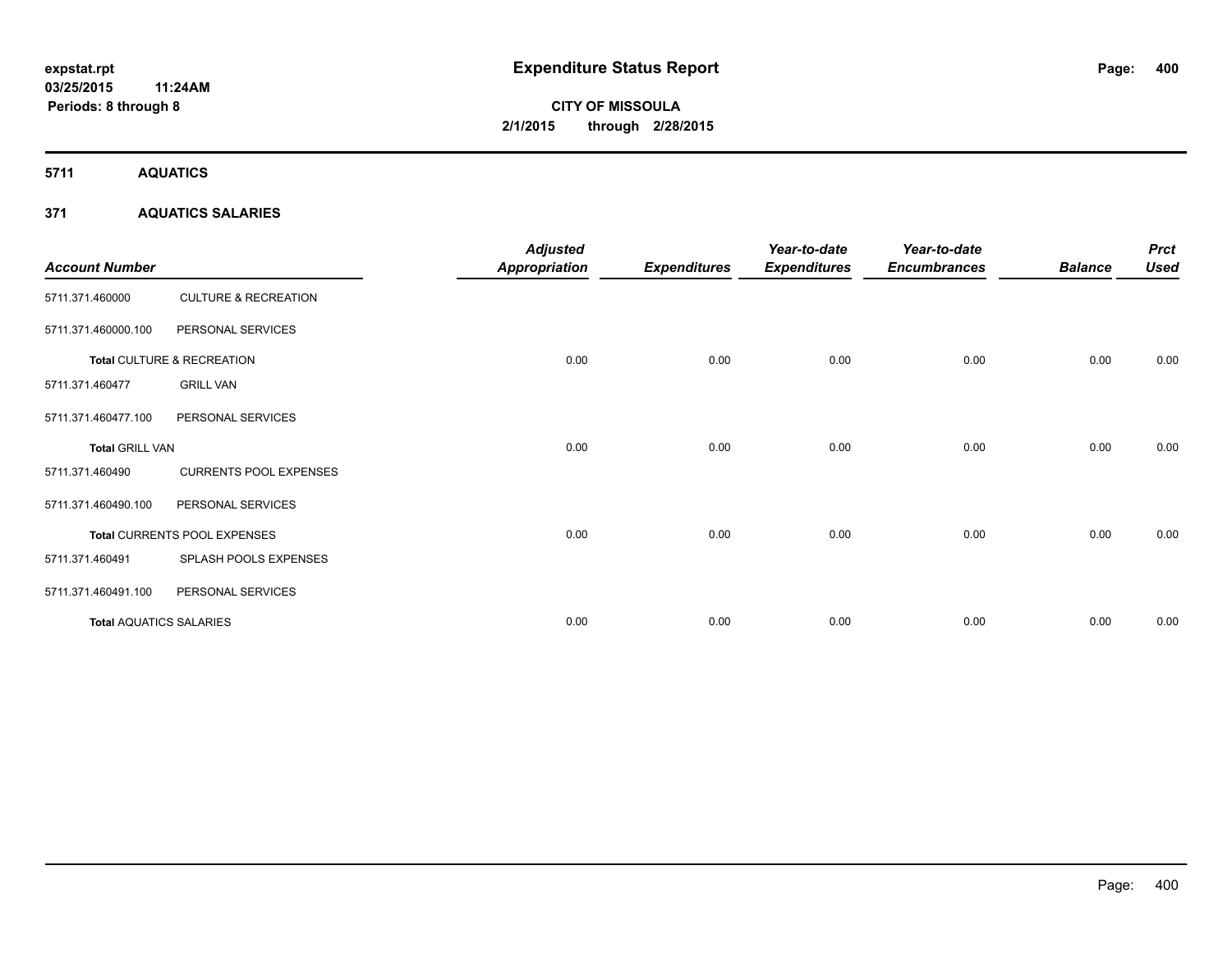expstat.rpt
03/25/2015 11:24AM
Periods: 8 through 8

# Expenditure Status Report

CITY OF MISSOULA
2/1/2015 through 2/28/2015

## 5711 AQUATICS

### 371 AQUATICS SALARIES

| Account Number | | Adjusted Appropriation | Expenditures | Year-to-date Expenditures | Year-to-date Encumbrances | Balance | Prct Used |
|---|---|---|---|---|---|---|---|
| 5711.371.460000 | CULTURE & RECREATION | | | | | | |
| 5711.371.460000.100 | PERSONAL SERVICES | | | | | | |
| **Total** CULTURE & RECREATION | | 0.00 | 0.00 | 0.00 | 0.00 | 0.00 | 0.00 |
| 5711.371.460477 | GRILL VAN | | | | | | |
| 5711.371.460477.100 | PERSONAL SERVICES | | | | | | |
| **Total** GRILL VAN | | 0.00 | 0.00 | 0.00 | 0.00 | 0.00 | 0.00 |
| 5711.371.460490 | CURRENTS POOL EXPENSES | | | | | | |
| 5711.371.460490.100 | PERSONAL SERVICES | | | | | | |
| **Total** CURRENTS POOL EXPENSES | | 0.00 | 0.00 | 0.00 | 0.00 | 0.00 | 0.00 |
| 5711.371.460491 | SPLASH POOLS EXPENSES | | | | | | |
| 5711.371.460491.100 | PERSONAL SERVICES | | | | | | |
| **Total** AQUATICS SALARIES | | 0.00 | 0.00 | 0.00 | 0.00 | 0.00 | 0.00 |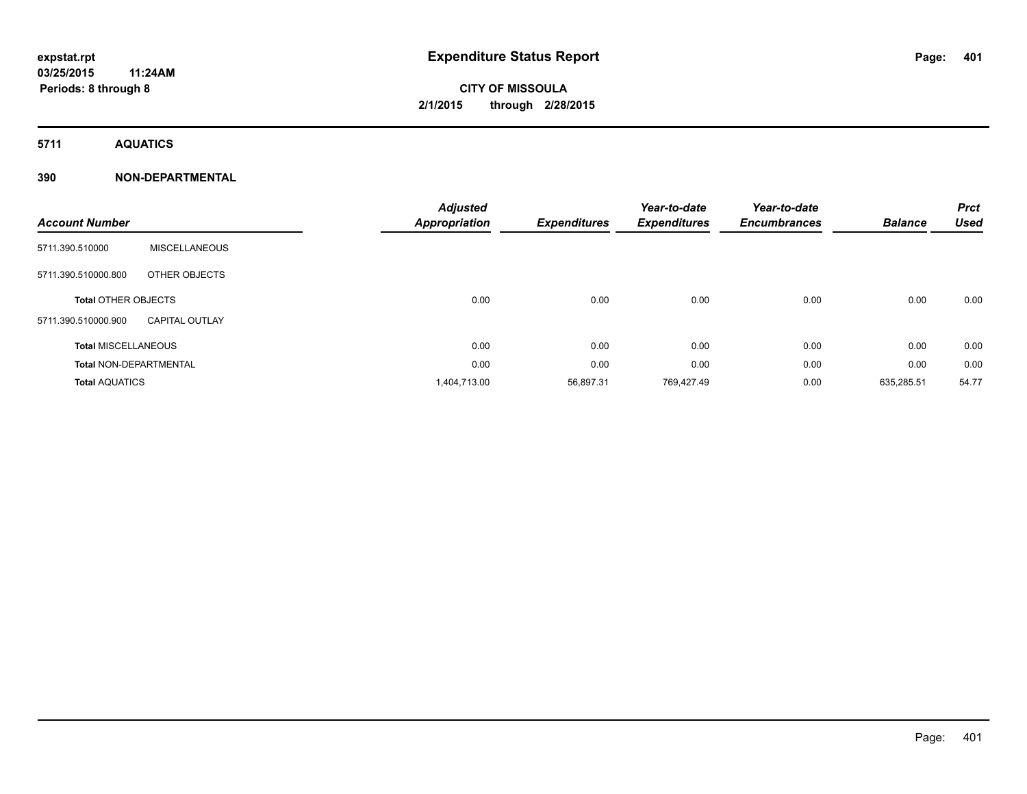# Expenditure Status Report

**expstat.rpt**
**03/25/2015 11:24AM**
**Periods: 8 through 8**

**CITY OF MISSOULA**
**2/1/2015 through 2/28/2015**

## 5711 AQUATICS

### 390 NON-DEPARTMENTAL

| Account Number | | Adjusted Appropriation | Expenditures | Year-to-date Expenditures | Year-to-date Encumbrances | Balance | Prct Used |
|---|---|---|---|---|---|---|---|
| 5711.390.510000 | MISCELLANEOUS | | | | | | |
| 5711.390.510000.800 | OTHER OBJECTS | | | | | | |
| **Total** OTHER OBJECTS | | 0.00 | 0.00 | 0.00 | 0.00 | 0.00 | 0.00 |
| 5711.390.510000.900 | CAPITAL OUTLAY | | | | | | |
| **Total** MISCELLANEOUS | | 0.00 | 0.00 | 0.00 | 0.00 | 0.00 | 0.00 |
| **Total** NON-DEPARTMENTAL | | 0.00 | 0.00 | 0.00 | 0.00 | 0.00 | 0.00 |
| **Total** AQUATICS | | 1,404,713.00 | 56,897.31 | 769,427.49 | 0.00 | 635,285.51 | 54.77 |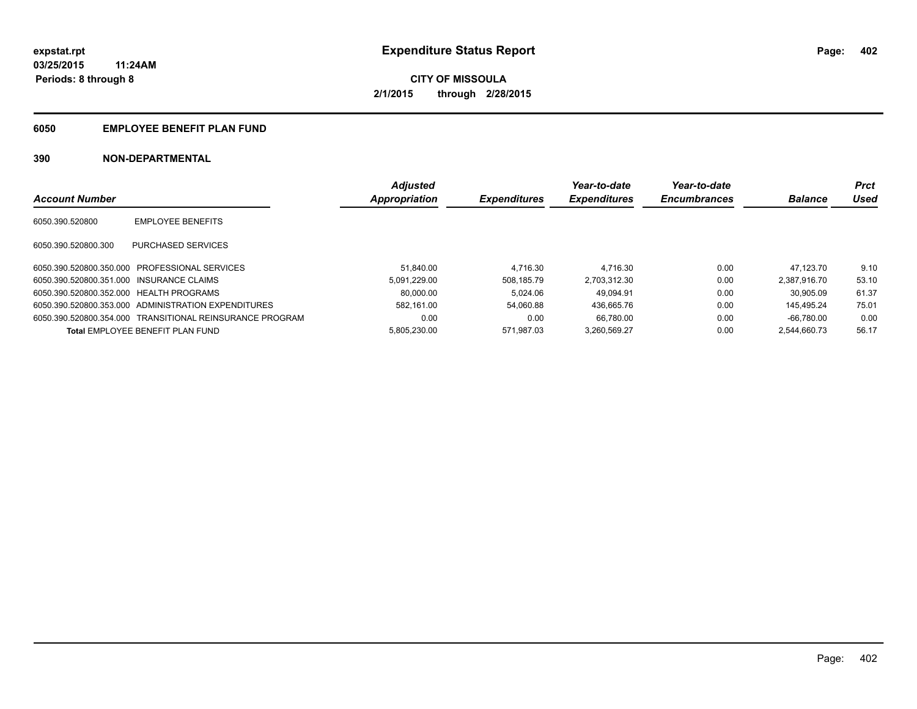**expstat.rpt**
**03/25/2015 11:24AM**
**Periods: 8 through 8**

# Expenditure Status Report

**CITY OF MISSOULA**
**2/1/2015 through 2/28/2015**

## 6050 EMPLOYEE BENEFIT PLAN FUND

### 390 NON-DEPARTMENTAL

| Account Number | | Adjusted Appropriation | Expenditures | Year-to-date Expenditures | Year-to-date Encumbrances | Balance | Prct Used |
|---|---|---|---|---|---|---|---|
| 6050.390.520800 | EMPLOYEE BENEFITS | | | | | | |
| 6050.390.520800.300 | PURCHASED SERVICES | | | | | | |
| 6050.390.520800.350.000 | PROFESSIONAL SERVICES | 51,840.00 | 4,716.30 | 4,716.30 | 0.00 | 47,123.70 | 9.10 |
| 6050.390.520800.351.000 | INSURANCE CLAIMS | 5,091,229.00 | 508,185.79 | 2,703,312.30 | 0.00 | 2,387,916.70 | 53.10 |
| 6050.390.520800.352.000 | HEALTH PROGRAMS | 80,000.00 | 5,024.06 | 49,094.91 | 0.00 | 30,905.09 | 61.37 |
| 6050.390.520800.353.000 | ADMINISTRATION EXPENDITURES | 582,161.00 | 54,060.88 | 436,665.76 | 0.00 | 145,495.24 | 75.01 |
| 6050.390.520800.354.000 | TRANSITIONAL REINSURANCE PROGRAM | 0.00 | 0.00 | 66,780.00 | 0.00 | -66,780.00 | 0.00 |
| **Total** EMPLOYEE BENEFIT PLAN FUND | | 5,805,230.00 | 571,987.03 | 3,260,569.27 | 0.00 | 2,544,660.73 | 56.17 |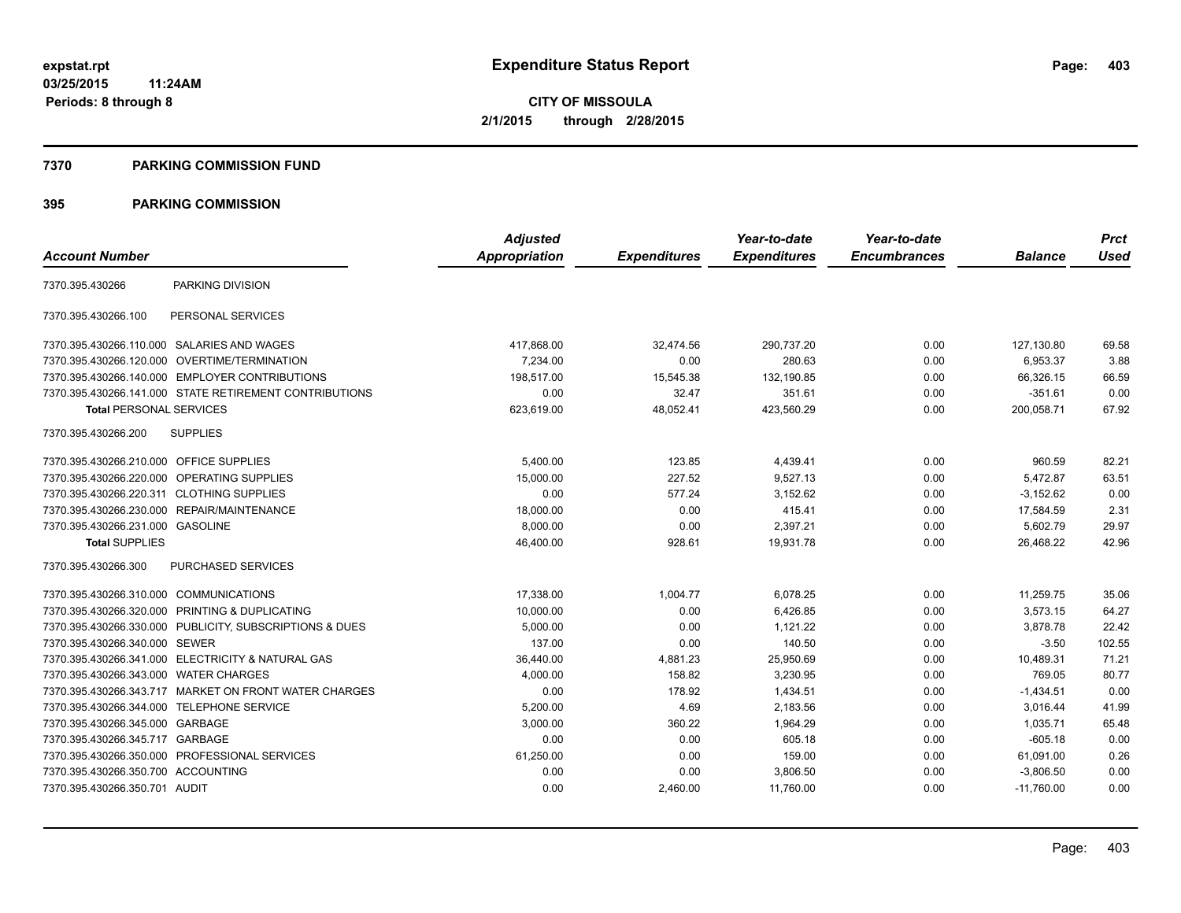**expstat.rpt**
**03/25/2015 11:24AM**
**Periods: 8 through 8**

# Expenditure Status Report

**CITY OF MISSOULA**
**2/1/2015 through 2/28/2015**

## 7370 PARKING COMMISSION FUND

## 395 PARKING COMMISSION

| Account Number | | Adjusted Appropriation | Expenditures | Year-to-date Expenditures | Year-to-date Encumbrances | Balance | Prct Used |
|---|---|---|---|---|---|---|---|
| 7370.395.430266 | PARKING DIVISION | | | | | | |
| 7370.395.430266.100 | PERSONAL SERVICES | | | | | | |
| 7370.395.430266.110.000 | SALARIES AND WAGES | 417,868.00 | 32,474.56 | 290,737.20 | 0.00 | 127,130.80 | 69.58 |
| 7370.395.430266.120.000 | OVERTIME/TERMINATION | 7,234.00 | 0.00 | 280.63 | 0.00 | 6,953.37 | 3.88 |
| 7370.395.430266.140.000 | EMPLOYER CONTRIBUTIONS | 198,517.00 | 15,545.38 | 132,190.85 | 0.00 | 66,326.15 | 66.59 |
| 7370.395.430266.141.000 | STATE RETIREMENT CONTRIBUTIONS | 0.00 | 32.47 | 351.61 | 0.00 | -351.61 | 0.00 |
| **Total** PERSONAL SERVICES | | 623,619.00 | 48,052.41 | 423,560.29 | 0.00 | 200,058.71 | 67.92 |
| 7370.395.430266.200 | SUPPLIES | | | | | | |
| 7370.395.430266.210.000 | OFFICE SUPPLIES | 5,400.00 | 123.85 | 4,439.41 | 0.00 | 960.59 | 82.21 |
| 7370.395.430266.220.000 | OPERATING SUPPLIES | 15,000.00 | 227.52 | 9,527.13 | 0.00 | 5,472.87 | 63.51 |
| 7370.395.430266.220.311 | CLOTHING SUPPLIES | 0.00 | 577.24 | 3,152.62 | 0.00 | -3,152.62 | 0.00 |
| 7370.395.430266.230.000 | REPAIR/MAINTENANCE | 18,000.00 | 0.00 | 415.41 | 0.00 | 17,584.59 | 2.31 |
| 7370.395.430266.231.000 | GASOLINE | 8,000.00 | 0.00 | 2,397.21 | 0.00 | 5,602.79 | 29.97 |
| **Total** SUPPLIES | | 46,400.00 | 928.61 | 19,931.78 | 0.00 | 26,468.22 | 42.96 |
| 7370.395.430266.300 | PURCHASED SERVICES | | | | | | |
| 7370.395.430266.310.000 | COMMUNICATIONS | 17,338.00 | 1,004.77 | 6,078.25 | 0.00 | 11,259.75 | 35.06 |
| 7370.395.430266.320.000 | PRINTING & DUPLICATING | 10,000.00 | 0.00 | 6,426.85 | 0.00 | 3,573.15 | 64.27 |
| 7370.395.430266.330.000 | PUBLICITY, SUBSCRIPTIONS & DUES | 5,000.00 | 0.00 | 1,121.22 | 0.00 | 3,878.78 | 22.42 |
| 7370.395.430266.340.000 | SEWER | 137.00 | 0.00 | 140.50 | 0.00 | -3.50 | 102.55 |
| 7370.395.430266.341.000 | ELECTRICITY & NATURAL GAS | 36,440.00 | 4,881.23 | 25,950.69 | 0.00 | 10,489.31 | 71.21 |
| 7370.395.430266.343.000 | WATER CHARGES | 4,000.00 | 158.82 | 3,230.95 | 0.00 | 769.05 | 80.77 |
| 7370.395.430266.343.717 | MARKET ON FRONT WATER CHARGES | 0.00 | 178.92 | 1,434.51 | 0.00 | -1,434.51 | 0.00 |
| 7370.395.430266.344.000 | TELEPHONE SERVICE | 5,200.00 | 4.69 | 2,183.56 | 0.00 | 3,016.44 | 41.99 |
| 7370.395.430266.345.000 | GARBAGE | 3,000.00 | 360.22 | 1,964.29 | 0.00 | 1,035.71 | 65.48 |
| 7370.395.430266.345.717 | GARBAGE | 0.00 | 0.00 | 605.18 | 0.00 | -605.18 | 0.00 |
| 7370.395.430266.350.000 | PROFESSIONAL SERVICES | 61,250.00 | 0.00 | 159.00 | 0.00 | 61,091.00 | 0.26 |
| 7370.395.430266.350.700 | ACCOUNTING | 0.00 | 0.00 | 3,806.50 | 0.00 | -3,806.50 | 0.00 |
| 7370.395.430266.350.701 | AUDIT | 0.00 | 2,460.00 | 11,760.00 | 0.00 | -11,760.00 | 0.00 |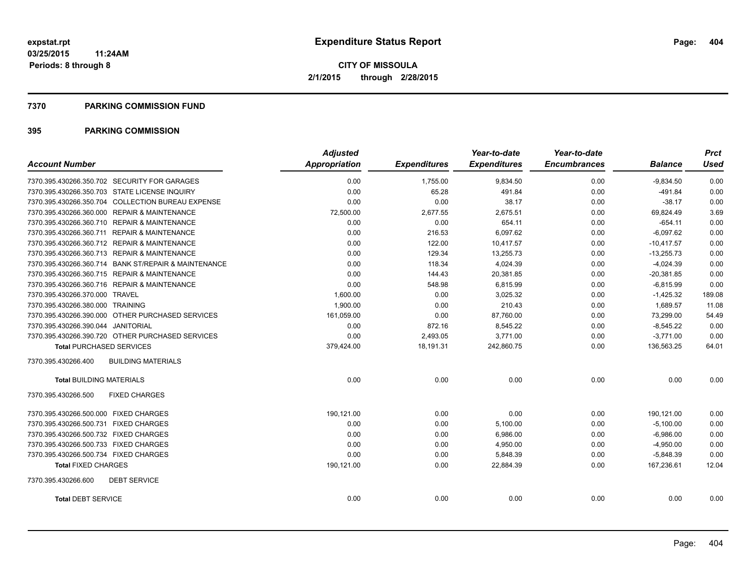# Expenditure Status Report

**CITY OF MISSOULA**

**2/1/2015 through 2/28/2015**

expstat.rpt
03/25/2015 11:24AM
Periods: 8 through 8

## 7370 PARKING COMMISSION FUND

### 395 PARKING COMMISSION

| Account Number | Adjusted Appropriation | Expenditures | Year-to-date Expenditures | Year-to-date Encumbrances | Balance | Prct Used |
|---|---|---|---|---|---|---|
| 7370.395.430266.350.702 SECURITY FOR GARAGES | 0.00 | 1,755.00 | 9,834.50 | 0.00 | -9,834.50 | 0.00 |
| 7370.395.430266.350.703 STATE LICENSE INQUIRY | 0.00 | 65.28 | 491.84 | 0.00 | -491.84 | 0.00 |
| 7370.395.430266.350.704 COLLECTION BUREAU EXPENSE | 0.00 | 0.00 | 38.17 | 0.00 | -38.17 | 0.00 |
| 7370.395.430266.360.000 REPAIR & MAINTENANCE | 72,500.00 | 2,677.55 | 2,675.51 | 0.00 | 69,824.49 | 3.69 |
| 7370.395.430266.360.710 REPAIR & MAINTENANCE | 0.00 | 0.00 | 654.11 | 0.00 | -654.11 | 0.00 |
| 7370.395.430266.360.711 REPAIR & MAINTENANCE | 0.00 | 216.53 | 6,097.62 | 0.00 | -6,097.62 | 0.00 |
| 7370.395.430266.360.712 REPAIR & MAINTENANCE | 0.00 | 122.00 | 10,417.57 | 0.00 | -10,417.57 | 0.00 |
| 7370.395.430266.360.713 REPAIR & MAINTENANCE | 0.00 | 129.34 | 13,255.73 | 0.00 | -13,255.73 | 0.00 |
| 7370.395.430266.360.714 BANK ST/REPAIR & MAINTENANCE | 0.00 | 118.34 | 4,024.39 | 0.00 | -4,024.39 | 0.00 |
| 7370.395.430266.360.715 REPAIR & MAINTENANCE | 0.00 | 144.43 | 20,381.85 | 0.00 | -20,381.85 | 0.00 |
| 7370.395.430266.360.716 REPAIR & MAINTENANCE | 0.00 | 548.98 | 6,815.99 | 0.00 | -6,815.99 | 0.00 |
| 7370.395.430266.370.000 TRAVEL | 1,600.00 | 0.00 | 3,025.32 | 0.00 | -1,425.32 | 189.08 |
| 7370.395.430266.380.000 TRAINING | 1,900.00 | 0.00 | 210.43 | 0.00 | 1,689.57 | 11.08 |
| 7370.395.430266.390.000 OTHER PURCHASED SERVICES | 161,059.00 | 0.00 | 87,760.00 | 0.00 | 73,299.00 | 54.49 |
| 7370.395.430266.390.044 JANITORIAL | 0.00 | 872.16 | 8,545.22 | 0.00 | -8,545.22 | 0.00 |
| 7370.395.430266.390.720 OTHER PURCHASED SERVICES | 0.00 | 2,493.05 | 3,771.00 | 0.00 | -3,771.00 | 0.00 |
| **Total** PURCHASED SERVICES | 379,424.00 | 18,191.31 | 242,860.75 | 0.00 | 136,563.25 | 64.01 |
| 7370.395.430266.400 BUILDING MATERIALS | | | | | | |
| **Total** BUILDING MATERIALS | 0.00 | 0.00 | 0.00 | 0.00 | 0.00 | 0.00 |
| 7370.395.430266.500 FIXED CHARGES | | | | | | |
| 7370.395.430266.500.000 FIXED CHARGES | 190,121.00 | 0.00 | 0.00 | 0.00 | 190,121.00 | 0.00 |
| 7370.395.430266.500.731 FIXED CHARGES | 0.00 | 0.00 | 5,100.00 | 0.00 | -5,100.00 | 0.00 |
| 7370.395.430266.500.732 FIXED CHARGES | 0.00 | 0.00 | 6,986.00 | 0.00 | -6,986.00 | 0.00 |
| 7370.395.430266.500.733 FIXED CHARGES | 0.00 | 0.00 | 4,950.00 | 0.00 | -4,950.00 | 0.00 |
| 7370.395.430266.500.734 FIXED CHARGES | 0.00 | 0.00 | 5,848.39 | 0.00 | -5,848.39 | 0.00 |
| **Total** FIXED CHARGES | 190,121.00 | 0.00 | 22,884.39 | 0.00 | 167,236.61 | 12.04 |
| 7370.395.430266.600 DEBT SERVICE | | | | | | |
| **Total** DEBT SERVICE | 0.00 | 0.00 | 0.00 | 0.00 | 0.00 | 0.00 |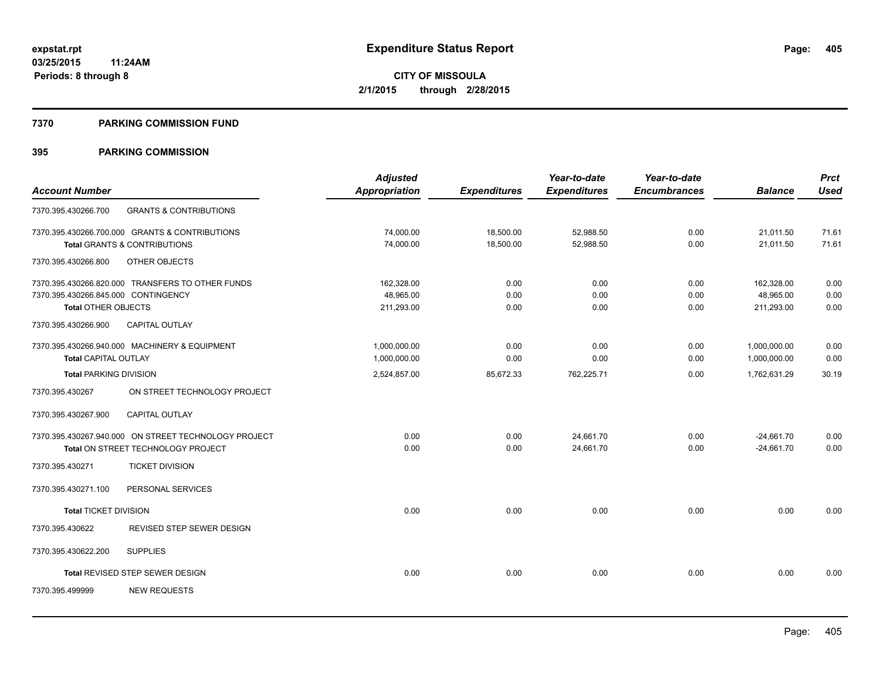**expstat.rpt**
**03/25/2015 11:24AM**
**Periods: 8 through 8**

# Expenditure Status Report

**CITY OF MISSOULA**
**2/1/2015 through 2/28/2015**

## 7370 PARKING COMMISSION FUND

## 395 PARKING COMMISSION

| Account Number | | Adjusted Appropriation | Expenditures | Year-to-date Expenditures | Year-to-date Encumbrances | Balance | Prct Used |
|---|---|---|---|---|---|---|---|
| 7370.395.430266.700 | GRANTS & CONTRIBUTIONS | | | | | | |
| 7370.395.430266.700.000 GRANTS & CONTRIBUTIONS | | 74,000.00 | 18,500.00 | 52,988.50 | 0.00 | 21,011.50 | 71.61 |
| **Total** GRANTS & CONTRIBUTIONS | | 74,000.00 | 18,500.00 | 52,988.50 | 0.00 | 21,011.50 | 71.61 |
| 7370.395.430266.800 | OTHER OBJECTS | | | | | | |
| 7370.395.430266.820.000 TRANSFERS TO OTHER FUNDS | | 162,328.00 | 0.00 | 0.00 | 0.00 | 162,328.00 | 0.00 |
| 7370.395.430266.845.000 CONTINGENCY | | 48,965.00 | 0.00 | 0.00 | 0.00 | 48,965.00 | 0.00 |
| **Total** OTHER OBJECTS | | 211,293.00 | 0.00 | 0.00 | 0.00 | 211,293.00 | 0.00 |
| 7370.395.430266.900 | CAPITAL OUTLAY | | | | | | |
| 7370.395.430266.940.000 MACHINERY & EQUIPMENT | | 1,000,000.00 | 0.00 | 0.00 | 0.00 | 1,000,000.00 | 0.00 |
| **Total** CAPITAL OUTLAY | | 1,000,000.00 | 0.00 | 0.00 | 0.00 | 1,000,000.00 | 0.00 |
| **Total** PARKING DIVISION | | 2,524,857.00 | 85,672.33 | 762,225.71 | 0.00 | 1,762,631.29 | 30.19 |
| 7370.395.430267 | ON STREET TECHNOLOGY PROJECT | | | | | | |
| 7370.395.430267.900 | CAPITAL OUTLAY | | | | | | |
| 7370.395.430267.940.000 ON STREET TECHNOLOGY PROJECT | | 0.00 | 0.00 | 24,661.70 | 0.00 | -24,661.70 | 0.00 |
| **Total** ON STREET TECHNOLOGY PROJECT | | 0.00 | 0.00 | 24,661.70 | 0.00 | -24,661.70 | 0.00 |
| 7370.395.430271 | TICKET DIVISION | | | | | | |
| 7370.395.430271.100 | PERSONAL SERVICES | | | | | | |
| **Total** TICKET DIVISION | | 0.00 | 0.00 | 0.00 | 0.00 | 0.00 | 0.00 |
| 7370.395.430622 | REVISED STEP SEWER DESIGN | | | | | | |
| 7370.395.430622.200 | SUPPLIES | | | | | | |
| **Total** REVISED STEP SEWER DESIGN | | 0.00 | 0.00 | 0.00 | 0.00 | 0.00 | 0.00 |
| 7370.395.499999 | NEW REQUESTS | | | | | | |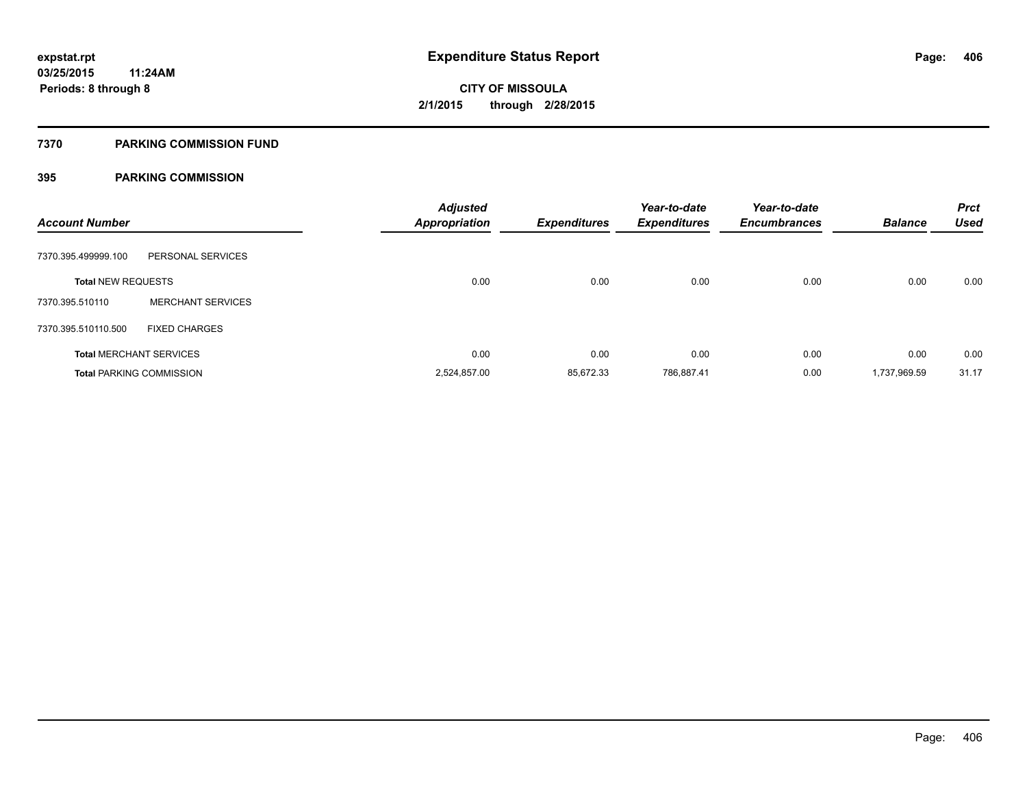# Expenditure Status Report

**expstat.rpt**
**03/25/2015 11:24AM**
**Periods: 8 through 8**

**CITY OF MISSOULA**
**2/1/2015 through 2/28/2015**

## 7370 PARKING COMMISSION FUND

### 395 PARKING COMMISSION

| Account Number | | Adjusted Appropriation | Expenditures | Year-to-date Expenditures | Year-to-date Encumbrances | Balance | Prct Used |
|---|---|---|---|---|---|---|---|
| 7370.395.499999.100 | PERSONAL SERVICES | | | | | | |
| **Total** NEW REQUESTS | | 0.00 | 0.00 | 0.00 | 0.00 | 0.00 | 0.00 |
| 7370.395.510110 | MERCHANT SERVICES | | | | | | |
| 7370.395.510110.500 | FIXED CHARGES | | | | | | |
| **Total** MERCHANT SERVICES | | 0.00 | 0.00 | 0.00 | 0.00 | 0.00 | 0.00 |
| **Total** PARKING COMMISSION | | 2,524,857.00 | 85,672.33 | 786,887.41 | 0.00 | 1,737,969.59 | 31.17 |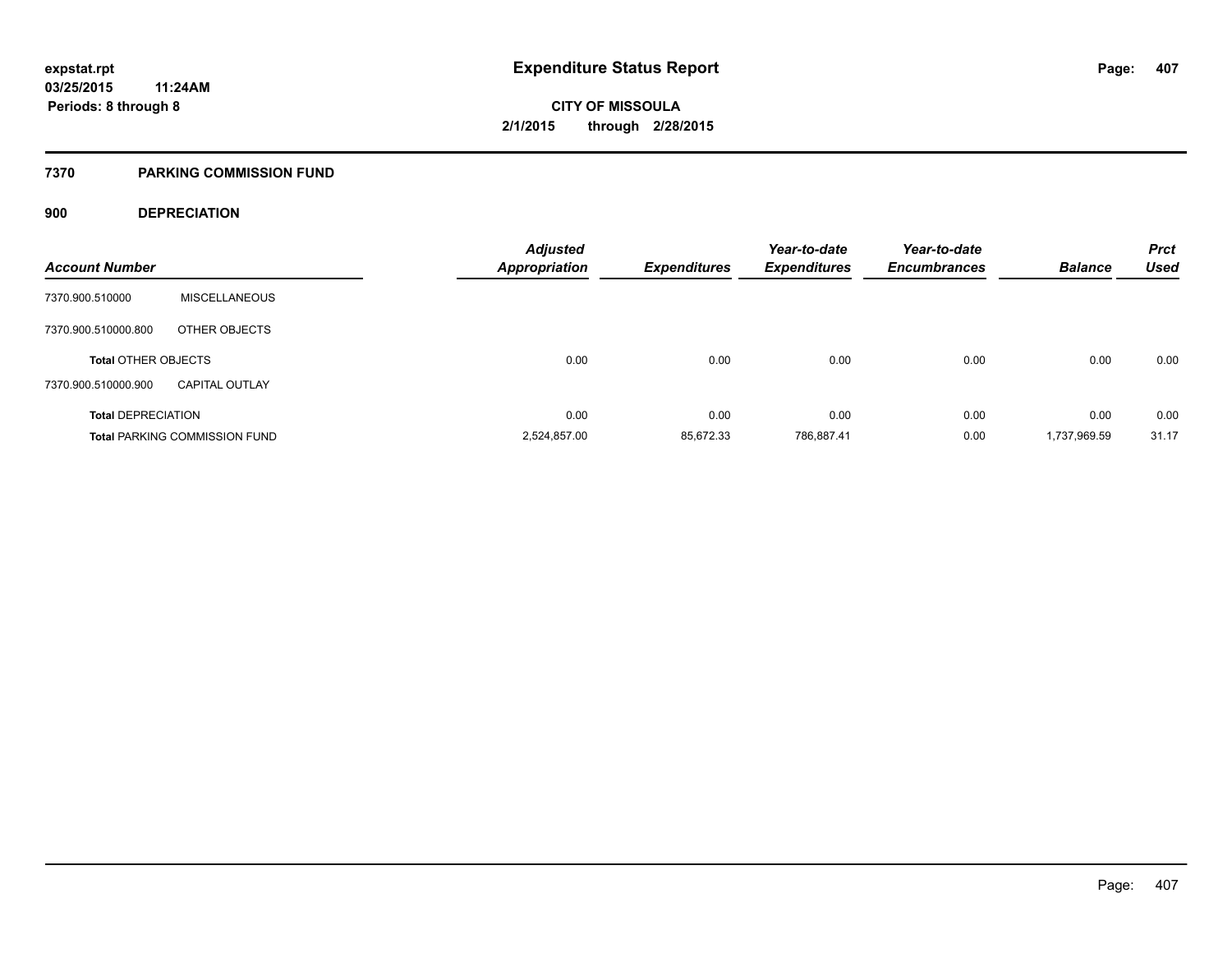**expstat.rpt**
**03/25/2015 11:24AM**
**Periods: 8 through 8**

# Expenditure Status Report

**CITY OF MISSOULA**
**2/1/2015 through 2/28/2015**

## 7370 PARKING COMMISSION FUND

### 900 DEPRECIATION

| Account Number | | Adjusted Appropriation | Expenditures | Year-to-date Expenditures | Year-to-date Encumbrances | Balance | Prct Used |
|---|---|---|---|---|---|---|---|
| 7370.900.510000 | MISCELLANEOUS | | | | | | |
| 7370.900.510000.800 | OTHER OBJECTS | | | | | | |
| **Total** OTHER OBJECTS | | 0.00 | 0.00 | 0.00 | 0.00 | 0.00 | 0.00 |
| 7370.900.510000.900 | CAPITAL OUTLAY | | | | | | |
| **Total** DEPRECIATION | | 0.00 | 0.00 | 0.00 | 0.00 | 0.00 | 0.00 |
| **Total** PARKING COMMISSION FUND | | 2,524,857.00 | 85,672.33 | 786,887.41 | 0.00 | 1,737,969.59 | 31.17 |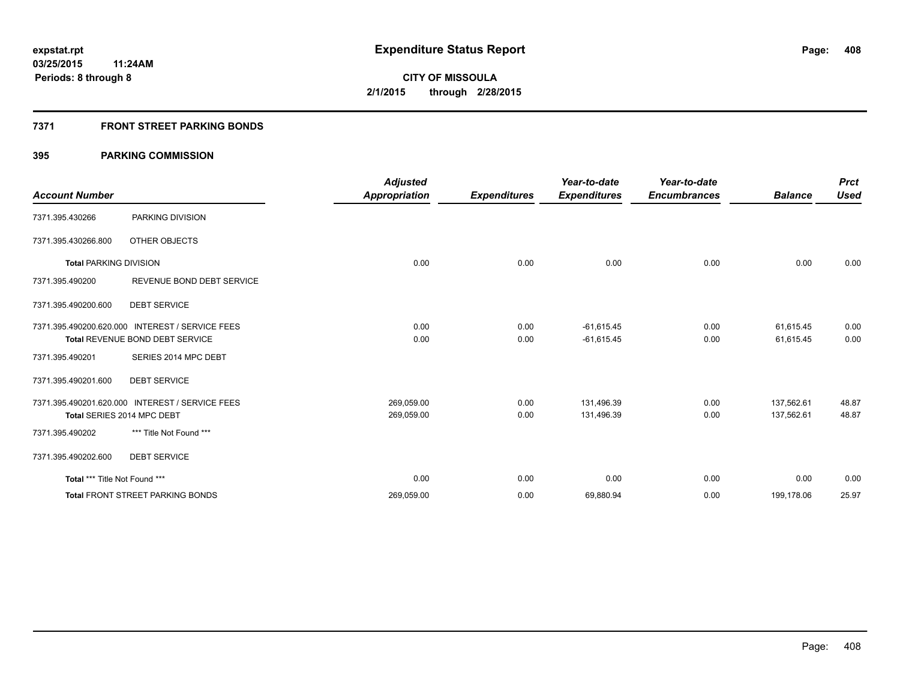**expstat.rpt**
**03/25/2015 11:24AM**
**Periods: 8 through 8**

# Expenditure Status Report

**CITY OF MISSOULA**
**2/1/2015 through 2/28/2015**

## 7371 FRONT STREET PARKING BONDS

## 395 PARKING COMMISSION

| Account Number | | Adjusted Appropriation | Expenditures | Year-to-date Expenditures | Year-to-date Encumbrances | Balance | Prct Used |
|---|---|---|---|---|---|---|---|
| 7371.395.430266 | PARKING DIVISION | | | | | | |
| 7371.395.430266.800 | OTHER OBJECTS | | | | | | |
| **Total** PARKING DIVISION | | 0.00 | 0.00 | 0.00 | 0.00 | 0.00 | 0.00 |
| 7371.395.490200 | REVENUE BOND DEBT SERVICE | | | | | | |
| 7371.395.490200.600 | DEBT SERVICE | | | | | | |
| 7371.395.490200.620.000 | INTEREST / SERVICE FEES | 0.00 | 0.00 | -61,615.45 | 0.00 | 61,615.45 | 0.00 |
| **Total** REVENUE BOND DEBT SERVICE | | 0.00 | 0.00 | -61,615.45 | 0.00 | 61,615.45 | 0.00 |
| 7371.395.490201 | SERIES 2014 MPC DEBT | | | | | | |
| 7371.395.490201.600 | DEBT SERVICE | | | | | | |
| 7371.395.490201.620.000 | INTEREST / SERVICE FEES | 269,059.00 | 0.00 | 131,496.39 | 0.00 | 137,562.61 | 48.87 |
| **Total** SERIES 2014 MPC DEBT | | 269,059.00 | 0.00 | 131,496.39 | 0.00 | 137,562.61 | 48.87 |
| 7371.395.490202 | *** Title Not Found *** | | | | | | |
| 7371.395.490202.600 | DEBT SERVICE | | | | | | |
| **Total** *** Title Not Found *** | | 0.00 | 0.00 | 0.00 | 0.00 | 0.00 | 0.00 |
| **Total** FRONT STREET PARKING BONDS | | 269,059.00 | 0.00 | 69,880.94 | 0.00 | 199,178.06 | 25.97 |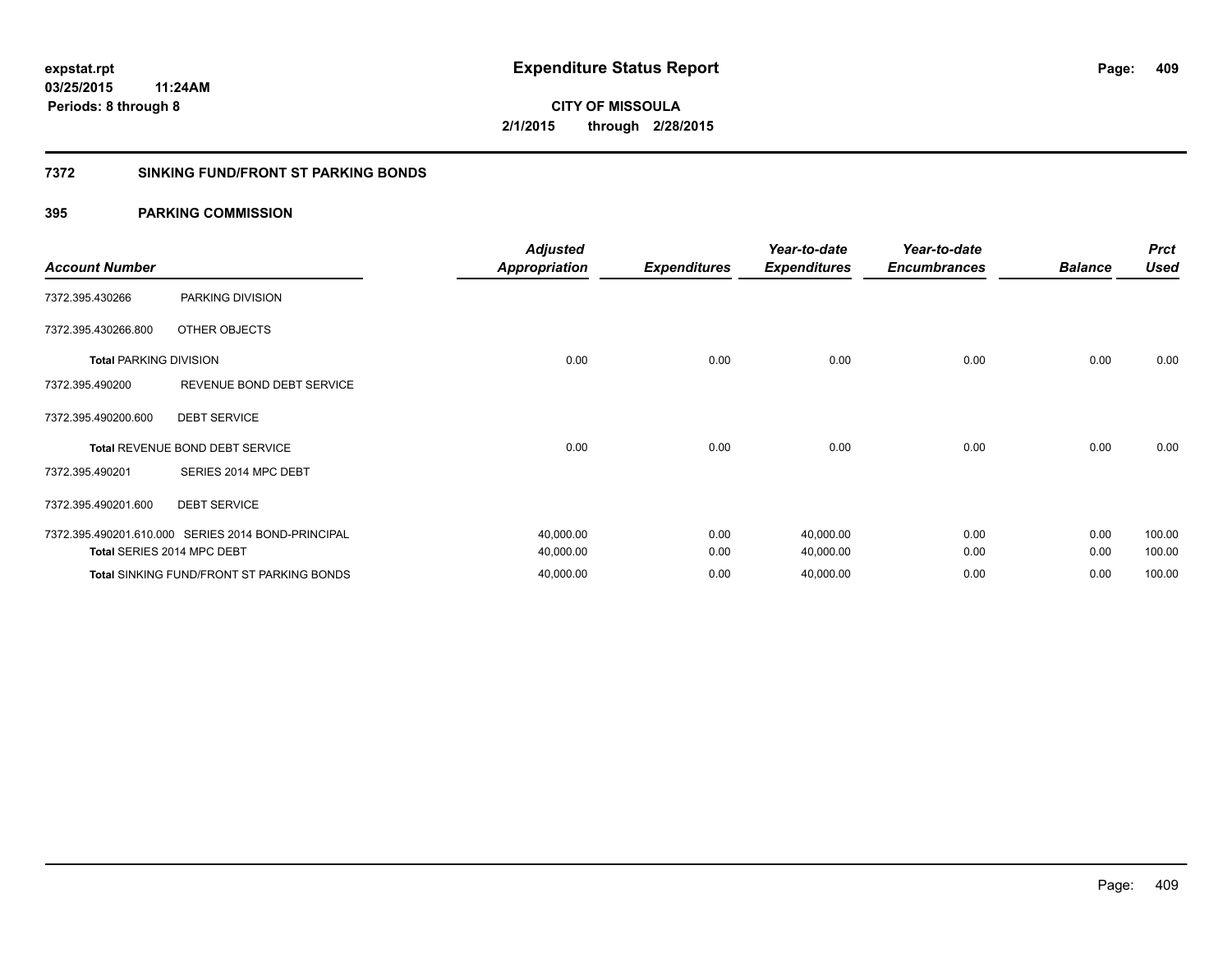**expstat.rpt**
**03/25/2015 11:24AM**
**Periods: 8 through 8**

# Expenditure Status Report

**CITY OF MISSOULA**
**2/1/2015 through 2/28/2015**

## 7372 SINKING FUND/FRONT ST PARKING BONDS

## 395 PARKING COMMISSION

| Account Number | | Adjusted Appropriation | Expenditures | Year-to-date Expenditures | Year-to-date Encumbrances | Balance | Prct Used |
|---|---|---|---|---|---|---|---|
| 7372.395.430266 | PARKING DIVISION | | | | | | |
| 7372.395.430266.800 | OTHER OBJECTS | | | | | | |
| **Total** PARKING DIVISION | | 0.00 | 0.00 | 0.00 | 0.00 | 0.00 | 0.00 |
| 7372.395.490200 | REVENUE BOND DEBT SERVICE | | | | | | |
| 7372.395.490200.600 | DEBT SERVICE | | | | | | |
| **Total** REVENUE BOND DEBT SERVICE | | 0.00 | 0.00 | 0.00 | 0.00 | 0.00 | 0.00 |
| 7372.395.490201 | SERIES 2014 MPC DEBT | | | | | | |
| 7372.395.490201.600 | DEBT SERVICE | | | | | | |
| 7372.395.490201.610.000 | SERIES 2014 BOND-PRINCIPAL | 40,000.00 | 0.00 | 40,000.00 | 0.00 | 0.00 | 100.00 |
| **Total** SERIES 2014 MPC DEBT | | 40,000.00 | 0.00 | 40,000.00 | 0.00 | 0.00 | 100.00 |
| **Total** SINKING FUND/FRONT ST PARKING BONDS | | 40,000.00 | 0.00 | 40,000.00 | 0.00 | 0.00 | 100.00 |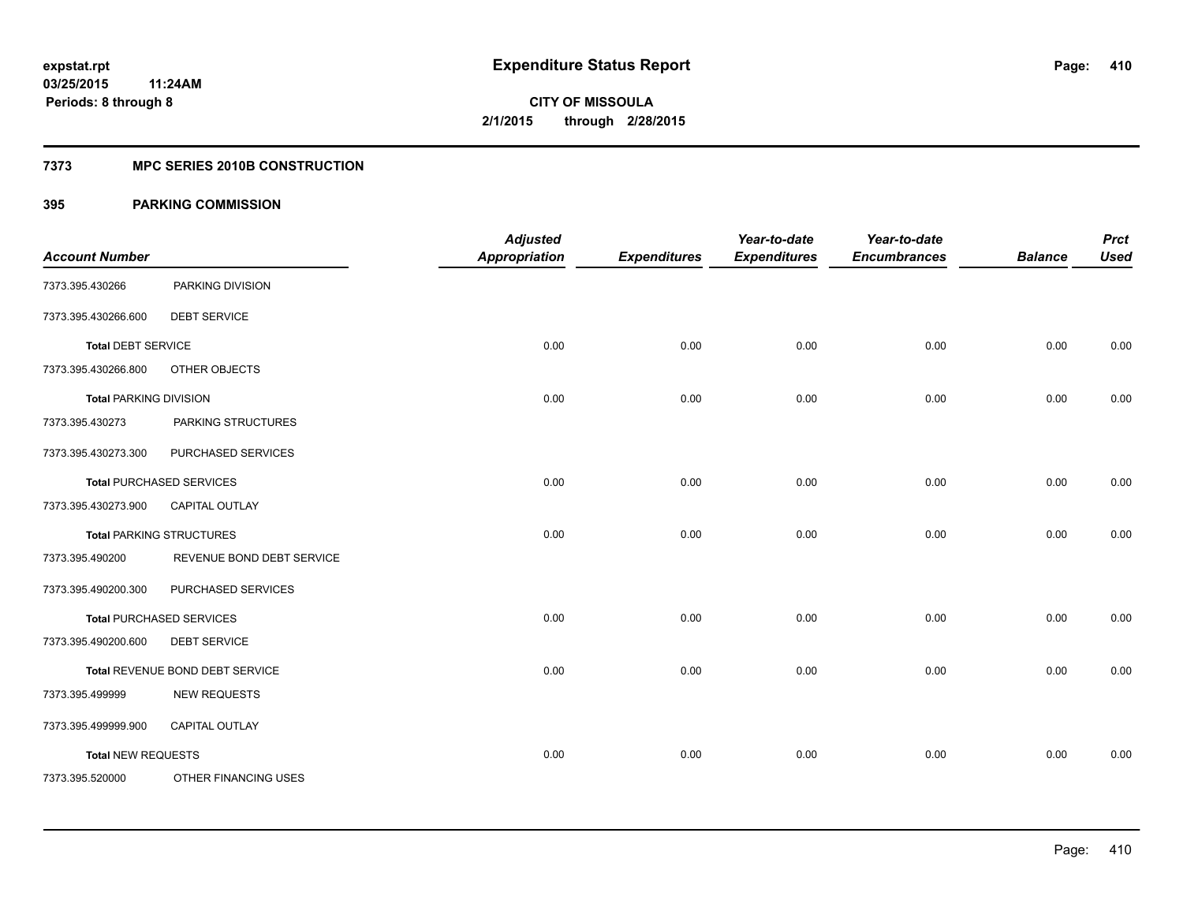**expstat.rpt**
**03/25/2015 11:24AM**
**Periods: 8 through 8**

# Expenditure Status Report

**CITY OF MISSOULA**
**2/1/2015 through 2/28/2015**

## 7373 MPC SERIES 2010B CONSTRUCTION

## 395 PARKING COMMISSION

| Account Number | | Adjusted Appropriation | Expenditures | Year-to-date Expenditures | Year-to-date Encumbrances | Balance | Prct Used |
|---|---|---|---|---|---|---|---|
| 7373.395.430266 | PARKING DIVISION | | | | | | |
| 7373.395.430266.600 | DEBT SERVICE | | | | | | |
| **Total** DEBT SERVICE | | 0.00 | 0.00 | 0.00 | 0.00 | 0.00 | 0.00 |
| 7373.395.430266.800 | OTHER OBJECTS | | | | | | |
| **Total** PARKING DIVISION | | 0.00 | 0.00 | 0.00 | 0.00 | 0.00 | 0.00 |
| 7373.395.430273 | PARKING STRUCTURES | | | | | | |
| 7373.395.430273.300 | PURCHASED SERVICES | | | | | | |
| **Total** PURCHASED SERVICES | | 0.00 | 0.00 | 0.00 | 0.00 | 0.00 | 0.00 |
| 7373.395.430273.900 | CAPITAL OUTLAY | | | | | | |
| **Total** PARKING STRUCTURES | | 0.00 | 0.00 | 0.00 | 0.00 | 0.00 | 0.00 |
| 7373.395.490200 | REVENUE BOND DEBT SERVICE | | | | | | |
| 7373.395.490200.300 | PURCHASED SERVICES | | | | | | |
| **Total** PURCHASED SERVICES | | 0.00 | 0.00 | 0.00 | 0.00 | 0.00 | 0.00 |
| 7373.395.490200.600 | DEBT SERVICE | | | | | | |
| **Total** REVENUE BOND DEBT SERVICE | | 0.00 | 0.00 | 0.00 | 0.00 | 0.00 | 0.00 |
| 7373.395.499999 | NEW REQUESTS | | | | | | |
| 7373.395.499999.900 | CAPITAL OUTLAY | | | | | | |
| **Total** NEW REQUESTS | | 0.00 | 0.00 | 0.00 | 0.00 | 0.00 | 0.00 |
| 7373.395.520000 | OTHER FINANCING USES | | | | | | |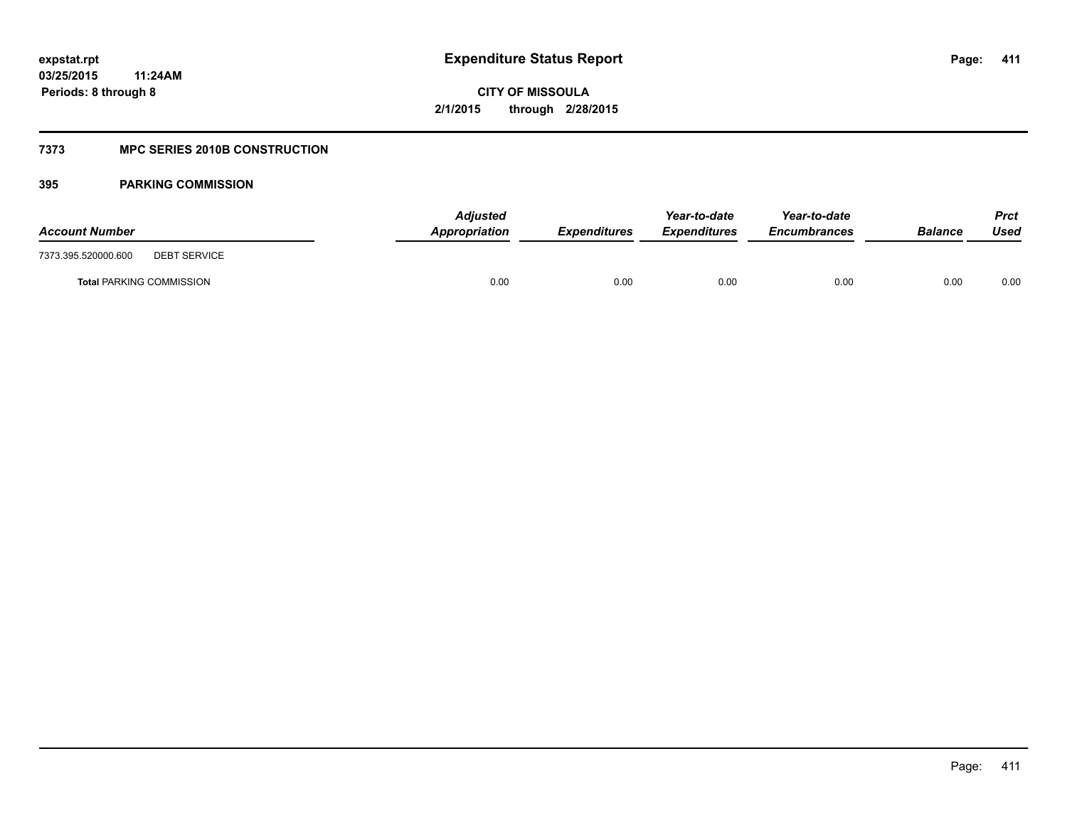# Expenditure Status Report

**CITY OF MISSOULA**

**2/1/2015 through 2/28/2015**

expstat.rpt
03/25/2015 11:24AM
Periods: 8 through 8

## 7373 MPC SERIES 2010B CONSTRUCTION

### 395 PARKING COMMISSION

| Account Number | | Adjusted Appropriation | Expenditures | Year-to-date Expenditures | Year-to-date Encumbrances | Balance | Prct Used |
|---|---|---|---|---|---|---|---|
| 7373.395.520000.600 | DEBT SERVICE | | | | | | |
| **Total** PARKING COMMISSION | | 0.00 | 0.00 | 0.00 | 0.00 | 0.00 | 0.00 |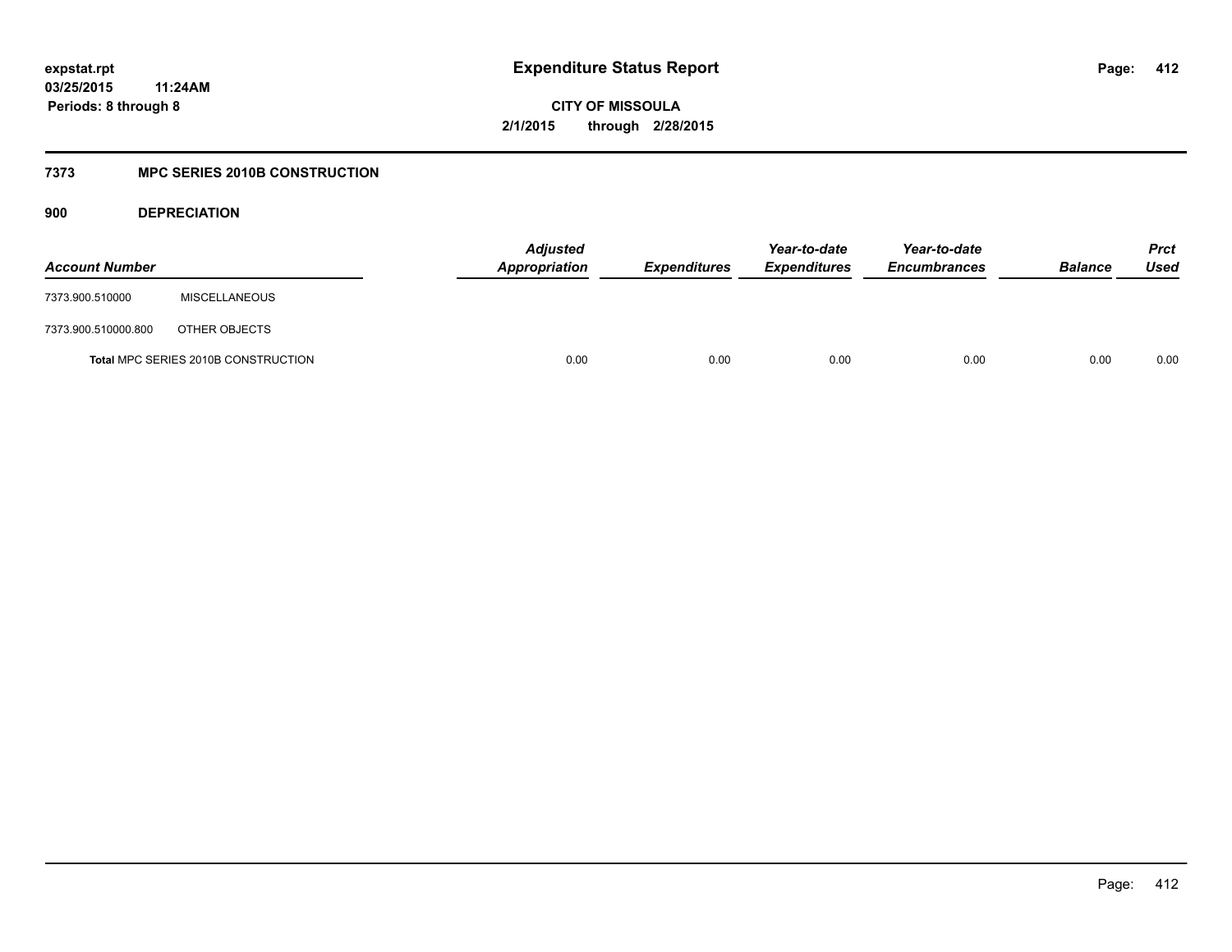# Expenditure Status Report

**expstat.rpt**
**03/25/2015 11:24AM**
**Periods: 8 through 8**

**CITY OF MISSOULA**
**2/1/2015 through 2/28/2015**

## 7373 MPC SERIES 2010B CONSTRUCTION

### 900 DEPRECIATION

| Account Number | | Adjusted Appropriation | Expenditures | Year-to-date Expenditures | Year-to-date Encumbrances | Balance | Prct Used |
|---|---|---|---|---|---|---|---|
| 7373.900.510000 | MISCELLANEOUS | | | | | | |
| 7373.900.510000.800 | OTHER OBJECTS | | | | | | |
| **Total** MPC SERIES 2010B CONSTRUCTION | | 0.00 | 0.00 | 0.00 | 0.00 | 0.00 | 0.00 |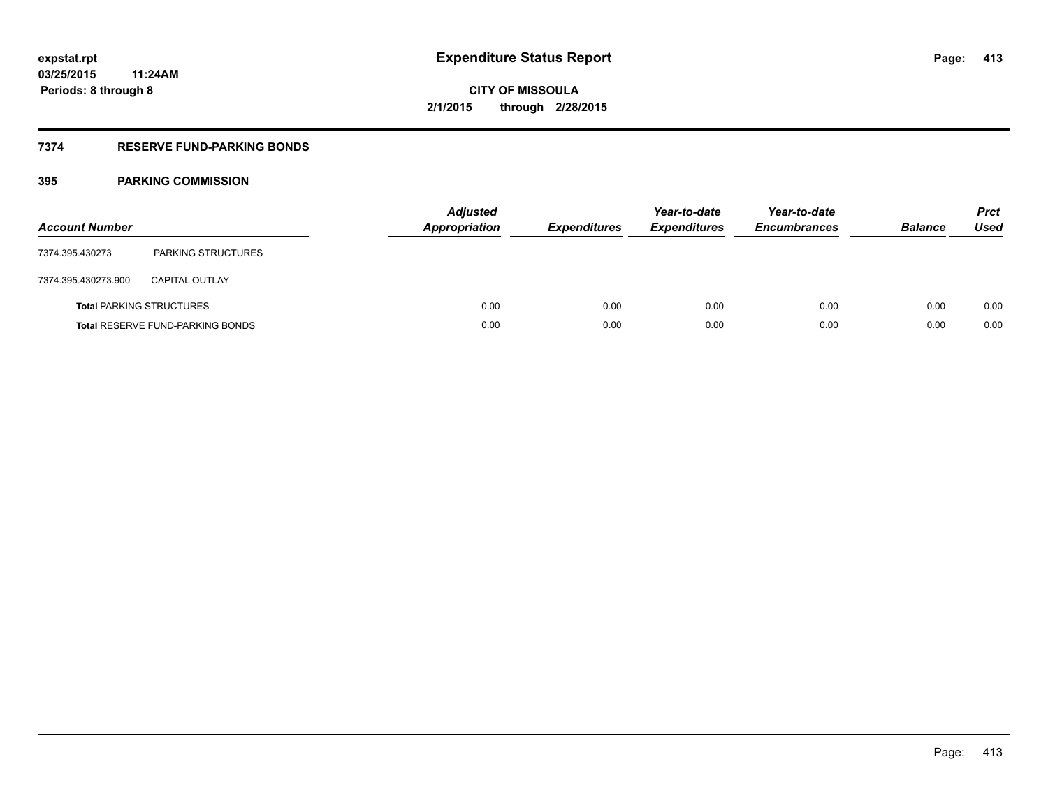# Expenditure Status Report

**expstat.rpt**
**03/25/2015 11:24AM**
**Periods: 8 through 8**

**CITY OF MISSOULA**
**2/1/2015 through 2/28/2015**

## 7374 RESERVE FUND-PARKING BONDS

### 395 PARKING COMMISSION

| Account Number | | Adjusted Appropriation | Expenditures | Year-to-date Expenditures | Year-to-date Encumbrances | Balance | Prct Used |
|---|---|---|---|---|---|---|---|
| 7374.395.430273 | PARKING STRUCTURES | | | | | | |
| 7374.395.430273.900 | CAPITAL OUTLAY | | | | | | |
| **Total** PARKING STRUCTURES | | 0.00 | 0.00 | 0.00 | 0.00 | 0.00 | 0.00 |
| **Total** RESERVE FUND-PARKING BONDS | | 0.00 | 0.00 | 0.00 | 0.00 | 0.00 | 0.00 |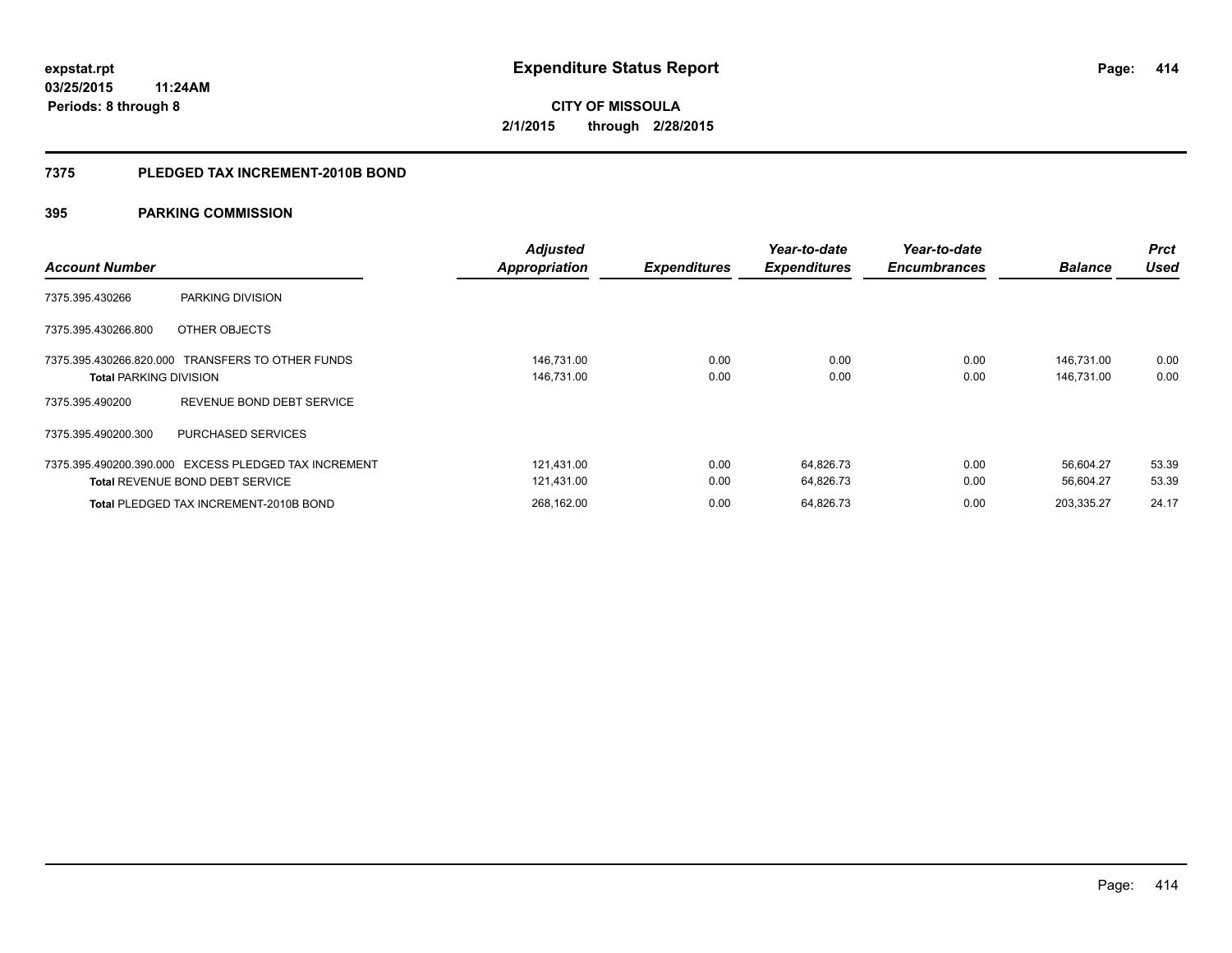**expstat.rpt**
**03/25/2015 11:24AM**
**Periods: 8 through 8**

# Expenditure Status Report

**CITY OF MISSOULA**
**2/1/2015 through 2/28/2015**

## 7375 PLEDGED TAX INCREMENT-2010B BOND

### 395 PARKING COMMISSION

| Account Number | | Adjusted Appropriation | Expenditures | Year-to-date Expenditures | Year-to-date Encumbrances | Balance | Prct Used |
|---|---|---|---|---|---|---|---|
| 7375.395.430266 | PARKING DIVISION | | | | | | |
| 7375.395.430266.800 | OTHER OBJECTS | | | | | | |
| 7375.395.430266.820.000 | TRANSFERS TO OTHER FUNDS | 146,731.00 | 0.00 | 0.00 | 0.00 | 146,731.00 | 0.00 |
| **Total** PARKING DIVISION | | 146,731.00 | 0.00 | 0.00 | 0.00 | 146,731.00 | 0.00 |
| 7375.395.490200 | REVENUE BOND DEBT SERVICE | | | | | | |
| 7375.395.490200.300 | PURCHASED SERVICES | | | | | | |
| 7375.395.490200.390.000 | EXCESS PLEDGED TAX INCREMENT | 121,431.00 | 0.00 | 64,826.73 | 0.00 | 56,604.27 | 53.39 |
| **Total** REVENUE BOND DEBT SERVICE | | 121,431.00 | 0.00 | 64,826.73 | 0.00 | 56,604.27 | 53.39 |
| **Total** PLEDGED TAX INCREMENT-2010B BOND | | 268,162.00 | 0.00 | 64,826.73 | 0.00 | 203,335.27 | 24.17 |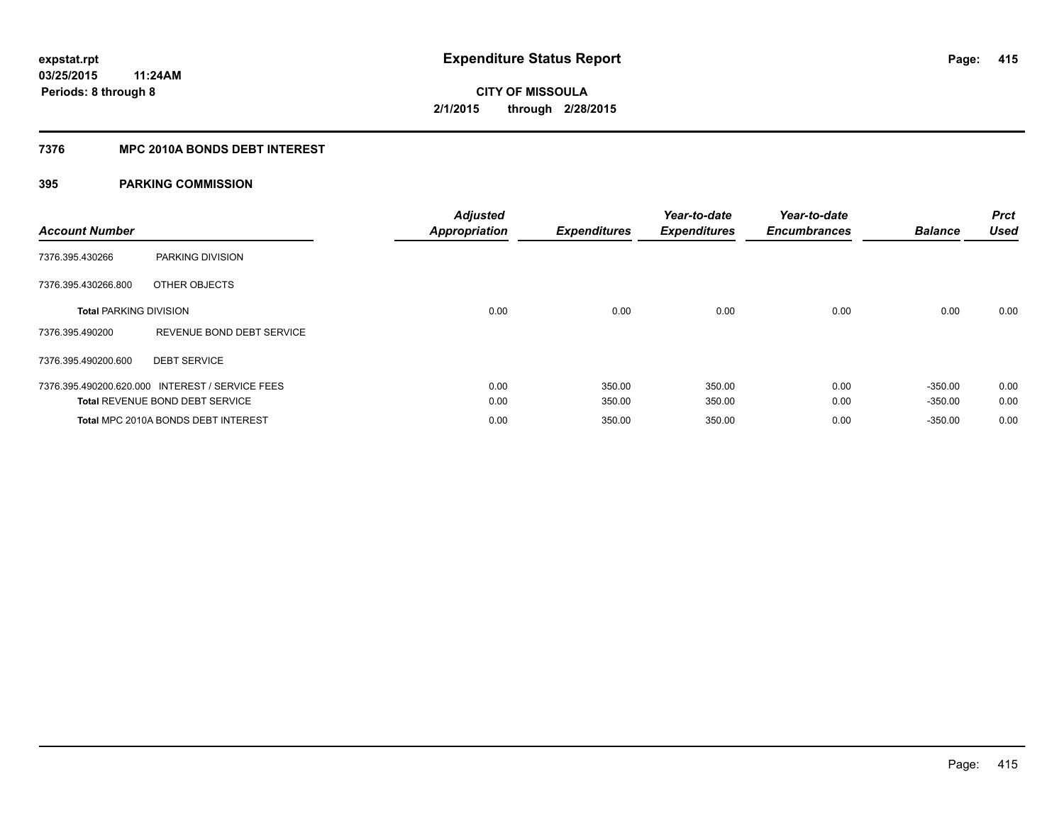**expstat.rpt**
**03/25/2015 11:24AM**
**Periods: 8 through 8**

# Expenditure Status Report

**CITY OF MISSOULA**
**2/1/2015 through 2/28/2015**

## 7376 MPC 2010A BONDS DEBT INTEREST

## 395 PARKING COMMISSION

| Account Number | | Adjusted Appropriation | Expenditures | Year-to-date Expenditures | Year-to-date Encumbrances | Balance | Prct Used |
|---|---|---|---|---|---|---|---|
| 7376.395.430266 | PARKING DIVISION | | | | | | |
| 7376.395.430266.800 | OTHER OBJECTS | | | | | | |
| **Total** PARKING DIVISION | | 0.00 | 0.00 | 0.00 | 0.00 | 0.00 | 0.00 |
| 7376.395.490200 | REVENUE BOND DEBT SERVICE | | | | | | |
| 7376.395.490200.600 | DEBT SERVICE | | | | | | |
| 7376.395.490200.620.000 | INTEREST / SERVICE FEES | 0.00 | 350.00 | 350.00 | 0.00 | -350.00 | 0.00 |
| **Total** REVENUE BOND DEBT SERVICE | | 0.00 | 350.00 | 350.00 | 0.00 | -350.00 | 0.00 |
| **Total** MPC 2010A BONDS DEBT INTEREST | | 0.00 | 350.00 | 350.00 | 0.00 | -350.00 | 0.00 |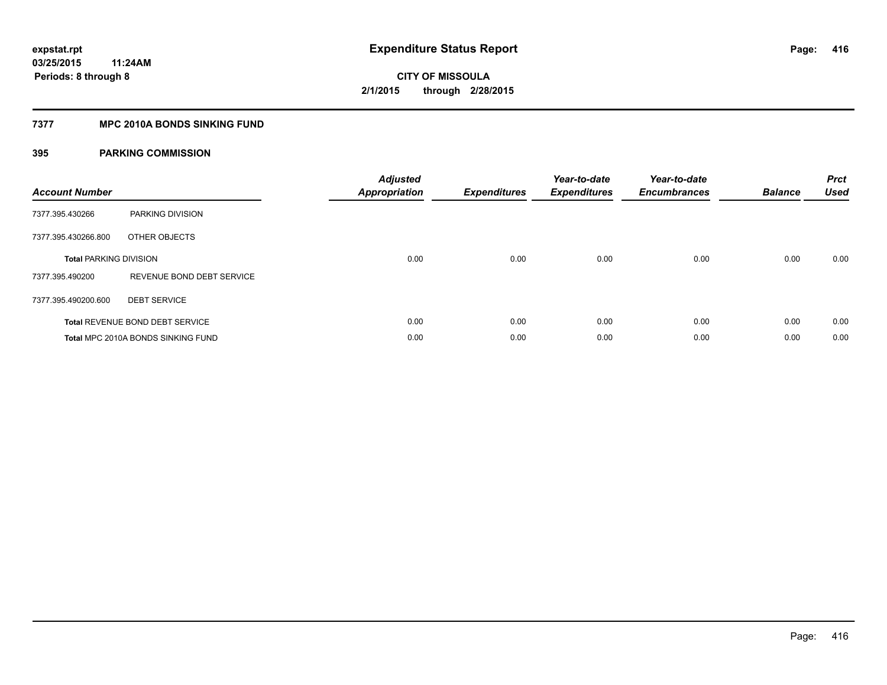**expstat.rpt**
**03/25/2015 11:24AM**
**Periods: 8 through 8**

# Expenditure Status Report

**CITY OF MISSOULA**
**2/1/2015 through 2/28/2015**

## 7377 MPC 2010A BONDS SINKING FUND

### 395 PARKING COMMISSION

| Account Number | | Adjusted Appropriation | Expenditures | Year-to-date Expenditures | Year-to-date Encumbrances | Balance | Prct Used |
|---|---|---|---|---|---|---|---|
| 7377.395.430266 | PARKING DIVISION | | | | | | |
| 7377.395.430266.800 | OTHER OBJECTS | | | | | | |
| **Total** PARKING DIVISION | | 0.00 | 0.00 | 0.00 | 0.00 | 0.00 | 0.00 |
| 7377.395.490200 | REVENUE BOND DEBT SERVICE | | | | | | |
| 7377.395.490200.600 | DEBT SERVICE | | | | | | |
| **Total** REVENUE BOND DEBT SERVICE | | 0.00 | 0.00 | 0.00 | 0.00 | 0.00 | 0.00 |
| **Total** MPC 2010A BONDS SINKING FUND | | 0.00 | 0.00 | 0.00 | 0.00 | 0.00 | 0.00 |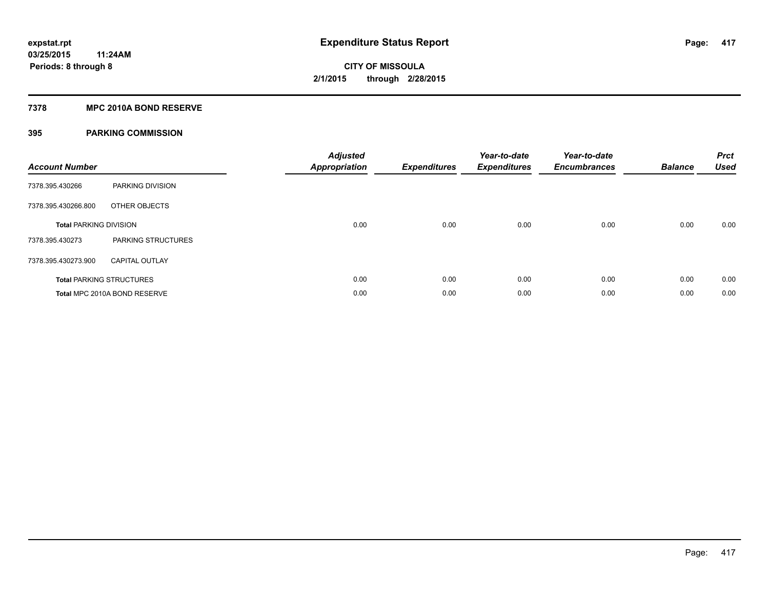**expstat.rpt**
**03/25/2015 11:24AM**
**Periods: 8 through 8**

# Expenditure Status Report

**CITY OF MISSOULA**
**2/1/2015 through 2/28/2015**

## 7378 MPC 2010A BOND RESERVE

## 395 PARKING COMMISSION

| Account Number | | Adjusted Appropriation | Expenditures | Year-to-date Expenditures | Year-to-date Encumbrances | Balance | Prct Used |
|---|---|---|---|---|---|---|---|
| 7378.395.430266 | PARKING DIVISION | | | | | | |
| 7378.395.430266.800 | OTHER OBJECTS | | | | | | |
| **Total** PARKING DIVISION | | 0.00 | 0.00 | 0.00 | 0.00 | 0.00 | 0.00 |
| 7378.395.430273 | PARKING STRUCTURES | | | | | | |
| 7378.395.430273.900 | CAPITAL OUTLAY | | | | | | |
| **Total** PARKING STRUCTURES | | 0.00 | 0.00 | 0.00 | 0.00 | 0.00 | 0.00 |
| **Total** MPC 2010A BOND RESERVE | | 0.00 | 0.00 | 0.00 | 0.00 | 0.00 | 0.00 |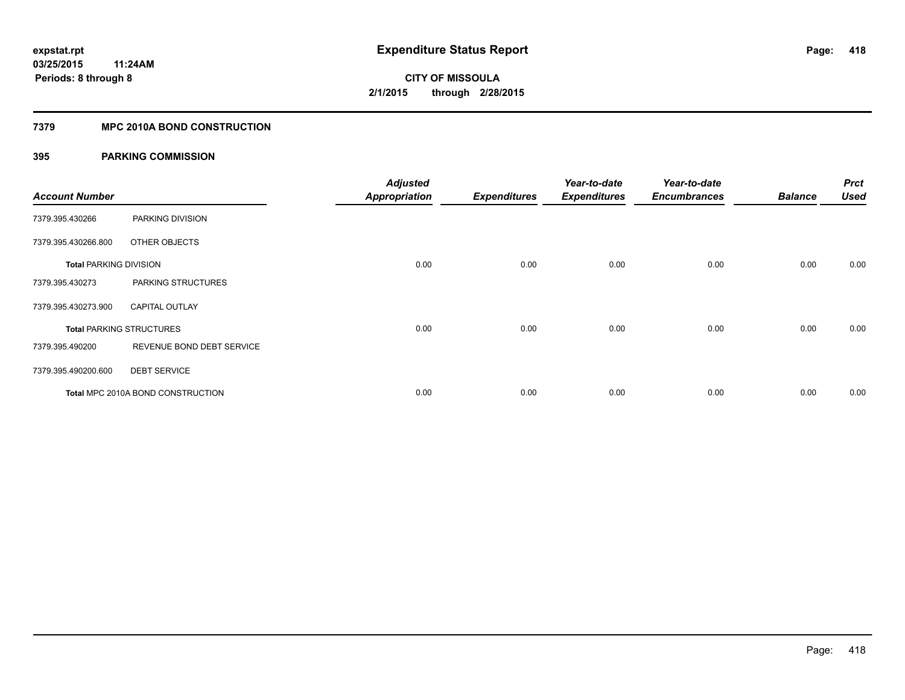**expstat.rpt**
**03/25/2015 11:24AM**
**Periods: 8 through 8**

# Expenditure Status Report

**CITY OF MISSOULA**
**2/1/2015 through 2/28/2015**

## 7379 MPC 2010A BOND CONSTRUCTION

## 395 PARKING COMMISSION

| Account Number | | Adjusted Appropriation | Expenditures | Year-to-date Expenditures | Year-to-date Encumbrances | Balance | Prct Used |
|---|---|---|---|---|---|---|---|
| 7379.395.430266 | PARKING DIVISION | | | | | | |
| 7379.395.430266.800 | OTHER OBJECTS | | | | | | |
| **Total** PARKING DIVISION | | 0.00 | 0.00 | 0.00 | 0.00 | 0.00 | 0.00 |
| 7379.395.430273 | PARKING STRUCTURES | | | | | | |
| 7379.395.430273.900 | CAPITAL OUTLAY | | | | | | |
| **Total** PARKING STRUCTURES | | 0.00 | 0.00 | 0.00 | 0.00 | 0.00 | 0.00 |
| 7379.395.490200 | REVENUE BOND DEBT SERVICE | | | | | | |
| 7379.395.490200.600 | DEBT SERVICE | | | | | | |
| **Total** MPC 2010A BOND CONSTRUCTION | | 0.00 | 0.00 | 0.00 | 0.00 | 0.00 | 0.00 |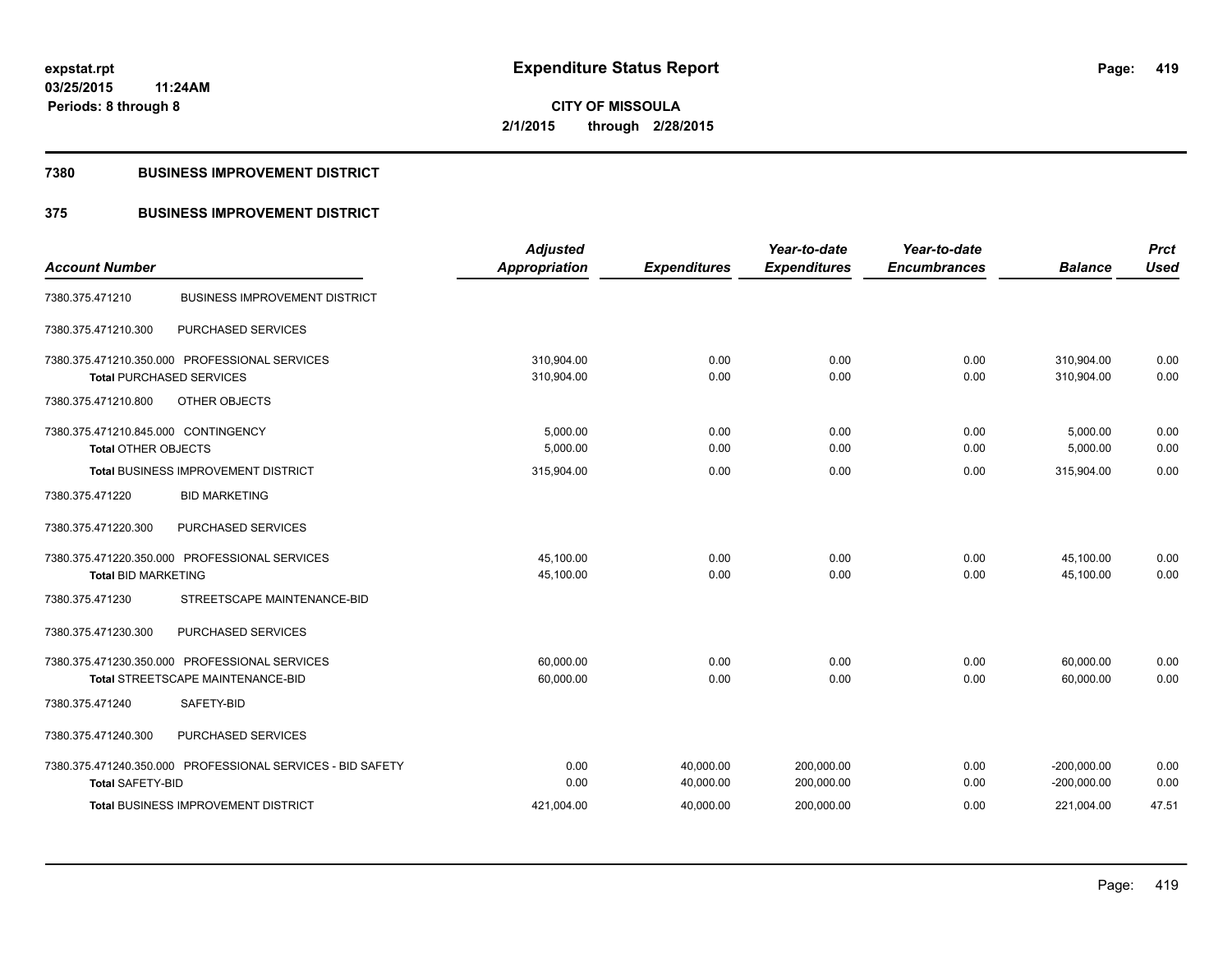**expstat.rpt**
**03/25/2015 11:24AM**
**Periods: 8 through 8**

# Expenditure Status Report

**CITY OF MISSOULA**
**2/1/2015 through 2/28/2015**

## 7380 BUSINESS IMPROVEMENT DISTRICT

## 375 BUSINESS IMPROVEMENT DISTRICT

| Account Number | | Adjusted Appropriation | Expenditures | Year-to-date Expenditures | Year-to-date Encumbrances | Balance | Prct Used |
|---|---|---|---|---|---|---|---|
| 7380.375.471210 | BUSINESS IMPROVEMENT DISTRICT | | | | | | |
| 7380.375.471210.300 | PURCHASED SERVICES | | | | | | |
| 7380.375.471210.350.000 | PROFESSIONAL SERVICES | 310,904.00 | 0.00 | 0.00 | 0.00 | 310,904.00 | 0.00 |
| **Total** PURCHASED SERVICES | | 310,904.00 | 0.00 | 0.00 | 0.00 | 310,904.00 | 0.00 |
| 7380.375.471210.800 | OTHER OBJECTS | | | | | | |
| 7380.375.471210.845.000 | CONTINGENCY | 5,000.00 | 0.00 | 0.00 | 0.00 | 5,000.00 | 0.00 |
| **Total** OTHER OBJECTS | | 5,000.00 | 0.00 | 0.00 | 0.00 | 5,000.00 | 0.00 |
| **Total** BUSINESS IMPROVEMENT DISTRICT | | 315,904.00 | 0.00 | 0.00 | 0.00 | 315,904.00 | 0.00 |
| 7380.375.471220 | BID MARKETING | | | | | | |
| 7380.375.471220.300 | PURCHASED SERVICES | | | | | | |
| 7380.375.471220.350.000 | PROFESSIONAL SERVICES | 45,100.00 | 0.00 | 0.00 | 0.00 | 45,100.00 | 0.00 |
| **Total** BID MARKETING | | 45,100.00 | 0.00 | 0.00 | 0.00 | 45,100.00 | 0.00 |
| 7380.375.471230 | STREETSCAPE MAINTENANCE-BID | | | | | | |
| 7380.375.471230.300 | PURCHASED SERVICES | | | | | | |
| 7380.375.471230.350.000 | PROFESSIONAL SERVICES | 60,000.00 | 0.00 | 0.00 | 0.00 | 60,000.00 | 0.00 |
| **Total** STREETSCAPE MAINTENANCE-BID | | 60,000.00 | 0.00 | 0.00 | 0.00 | 60,000.00 | 0.00 |
| 7380.375.471240 | SAFETY-BID | | | | | | |
| 7380.375.471240.300 | PURCHASED SERVICES | | | | | | |
| 7380.375.471240.350.000 | PROFESSIONAL SERVICES - BID SAFETY | 0.00 | 40,000.00 | 200,000.00 | 0.00 | -200,000.00 | 0.00 |
| **Total** SAFETY-BID | | 0.00 | 40,000.00 | 200,000.00 | 0.00 | -200,000.00 | 0.00 |
| **Total** BUSINESS IMPROVEMENT DISTRICT | | 421,004.00 | 40,000.00 | 200,000.00 | 0.00 | 221,004.00 | 47.51 |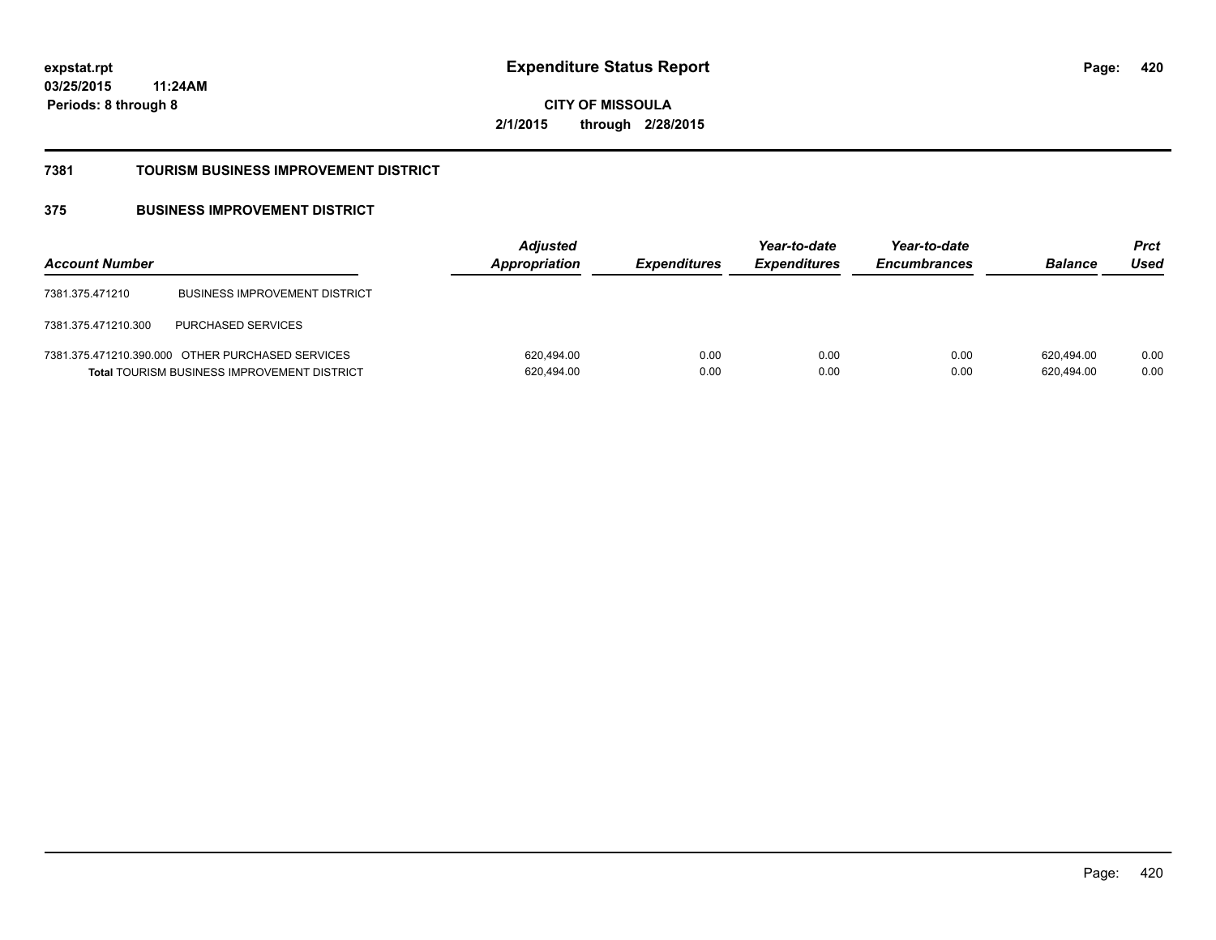expstat.rpt
03/25/2015 11:24AM
Periods: 8 through 8

# Expenditure Status Report

CITY OF MISSOULA
2/1/2015 through 2/28/2015

## 7381 TOURISM BUSINESS IMPROVEMENT DISTRICT

### 375 BUSINESS IMPROVEMENT DISTRICT

| Account Number | | Adjusted Appropriation | Expenditures | Year-to-date Expenditures | Year-to-date Encumbrances | Balance | Prct Used |
|---|---|---|---|---|---|---|---|
| 7381.375.471210 | BUSINESS IMPROVEMENT DISTRICT | | | | | | |
| 7381.375.471210.300 | PURCHASED SERVICES | | | | | | |
| 7381.375.471210.390.000 | OTHER PURCHASED SERVICES | 620,494.00 | 0.00 | 0.00 | 0.00 | 620,494.00 | 0.00 |
| **Total** TOURISM BUSINESS IMPROVEMENT DISTRICT | | 620,494.00 | 0.00 | 0.00 | 0.00 | 620,494.00 | 0.00 |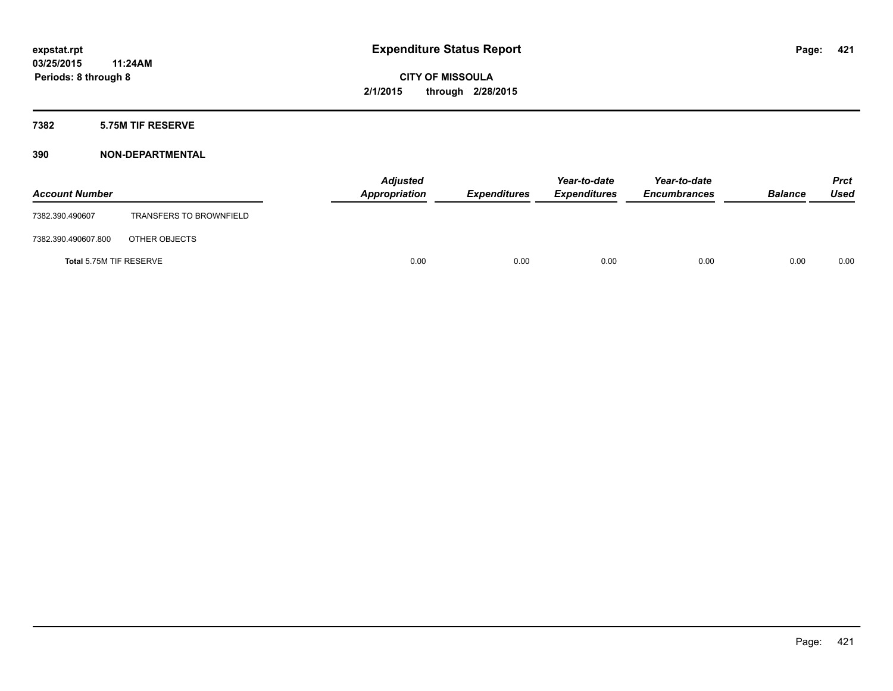expstat.rpt
03/25/2015 11:24AM
Periods: 8 through 8

# Expenditure Status Report

CITY OF MISSOULA
2/1/2015 through 2/28/2015

## 7382 5.75M TIF RESERVE

## 390 NON-DEPARTMENTAL

| Account Number | | *Adjusted Appropriation* | *Expenditures* | *Year-to-date Expenditures* | *Year-to-date Encumbrances* | *Balance* | *Prct Used* |
|---|---|---|---|---|---|---|---|
| 7382.390.490607 | TRANSFERS TO BROWNFIELD | | | | | | |
| 7382.390.490607.800 | OTHER OBJECTS | | | | | | |
| **Total** 5.75M TIF RESERVE | | 0.00 | 0.00 | 0.00 | 0.00 | 0.00 | 0.00 |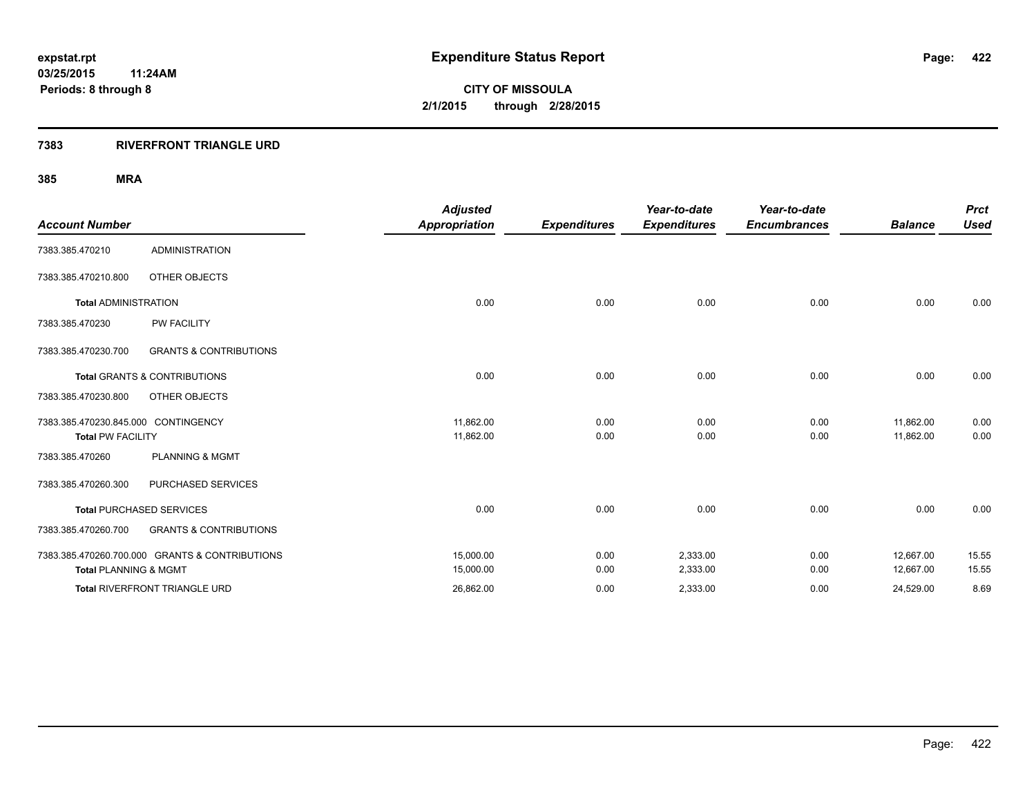# Expenditure Status Report

expstat.rpt
03/25/2015 11:24AM
Periods: 8 through 8

**CITY OF MISSOULA**
**2/1/2015 through 2/28/2015**

## 7383 RIVERFRONT TRIANGLE URD

### 385 MRA

| Account Number | | Adjusted Appropriation | Expenditures | Year-to-date Expenditures | Year-to-date Encumbrances | Balance | Prct Used |
|---|---|---|---|---|---|---|---|
| 7383.385.470210 | ADMINISTRATION | | | | | | |
| 7383.385.470210.800 | OTHER OBJECTS | | | | | | |
| **Total** ADMINISTRATION | | 0.00 | 0.00 | 0.00 | 0.00 | 0.00 | 0.00 |
| 7383.385.470230 | PW FACILITY | | | | | | |
| 7383.385.470230.700 | GRANTS & CONTRIBUTIONS | | | | | | |
| **Total** GRANTS & CONTRIBUTIONS | | 0.00 | 0.00 | 0.00 | 0.00 | 0.00 | 0.00 |
| 7383.385.470230.800 | OTHER OBJECTS | | | | | | |
| 7383.385.470230.845.000 | CONTINGENCY | 11,862.00 | 0.00 | 0.00 | 0.00 | 11,862.00 | 0.00 |
| **Total** PW FACILITY | | 11,862.00 | 0.00 | 0.00 | 0.00 | 11,862.00 | 0.00 |
| 7383.385.470260 | PLANNING & MGMT | | | | | | |
| 7383.385.470260.300 | PURCHASED SERVICES | | | | | | |
| **Total** PURCHASED SERVICES | | 0.00 | 0.00 | 0.00 | 0.00 | 0.00 | 0.00 |
| 7383.385.470260.700 | GRANTS & CONTRIBUTIONS | | | | | | |
| 7383.385.470260.700.000 | GRANTS & CONTRIBUTIONS | 15,000.00 | 0.00 | 2,333.00 | 0.00 | 12,667.00 | 15.55 |
| **Total** PLANNING & MGMT | | 15,000.00 | 0.00 | 2,333.00 | 0.00 | 12,667.00 | 15.55 |
| **Total** RIVERFRONT TRIANGLE URD | | 26,862.00 | 0.00 | 2,333.00 | 0.00 | 24,529.00 | 8.69 |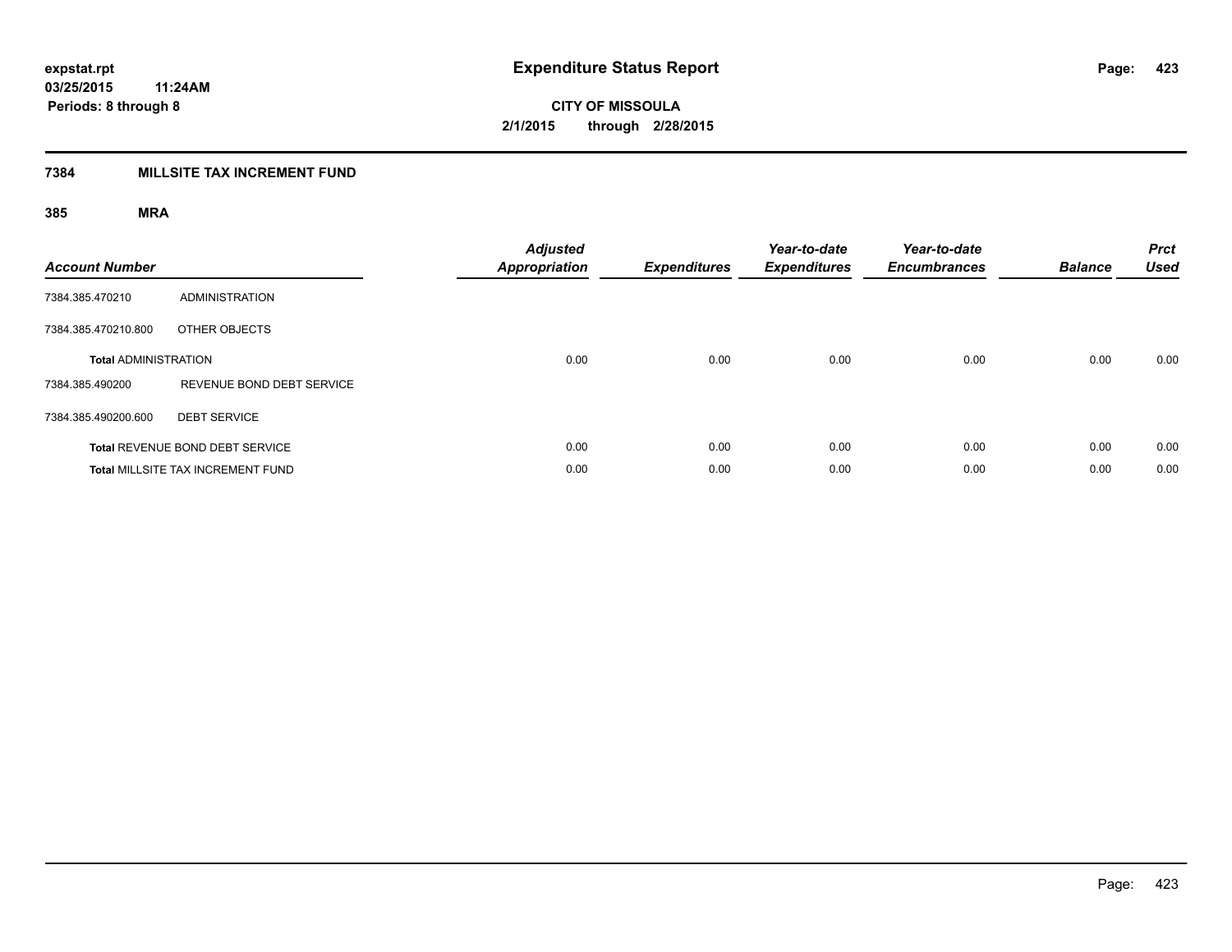**expstat.rpt**
**03/25/2015 11:24AM**
**Periods: 8 through 8**

# Expenditure Status Report

**CITY OF MISSOULA**
**2/1/2015 through 2/28/2015**

## 7384 MILLSITE TAX INCREMENT FUND

### 385 MRA

| Account Number | | Adjusted Appropriation | Expenditures | Year-to-date Expenditures | Year-to-date Encumbrances | Balance | Prct Used |
|---|---|---|---|---|---|---|---|
| 7384.385.470210 | ADMINISTRATION | | | | | | |
| 7384.385.470210.800 | OTHER OBJECTS | | | | | | |
| **Total** ADMINISTRATION | | 0.00 | 0.00 | 0.00 | 0.00 | 0.00 | 0.00 |
| 7384.385.490200 | REVENUE BOND DEBT SERVICE | | | | | | |
| 7384.385.490200.600 | DEBT SERVICE | | | | | | |
| **Total** REVENUE BOND DEBT SERVICE | | 0.00 | 0.00 | 0.00 | 0.00 | 0.00 | 0.00 |
| **Total** MILLSITE TAX INCREMENT FUND | | 0.00 | 0.00 | 0.00 | 0.00 | 0.00 | 0.00 |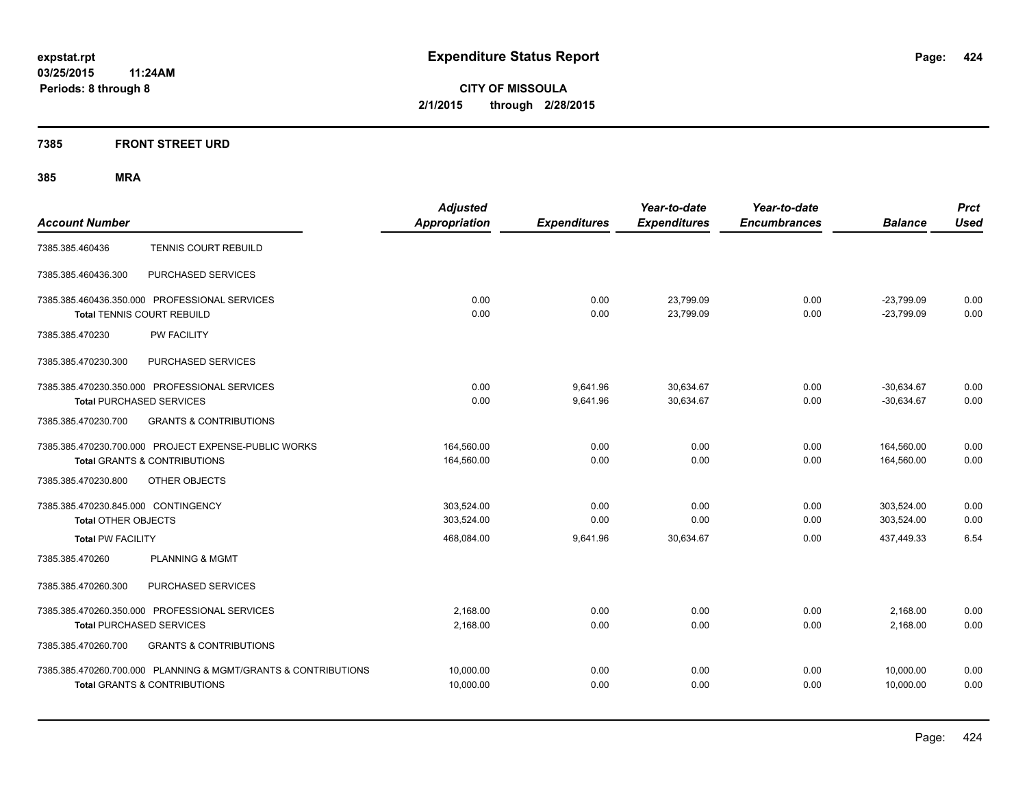# Expenditure Status Report

expstat.rpt
03/25/2015 11:24AM
Periods: 8 through 8

**CITY OF MISSOULA**
**2/1/2015 through 2/28/2015**

## 7385 FRONT STREET URD

## 385 MRA

| Account Number | | Adjusted Appropriation | Expenditures | Year-to-date Expenditures | Year-to-date Encumbrances | Balance | Prct Used |
|---|---|---|---|---|---|---|---|
| 7385.385.460436 | TENNIS COURT REBUILD | | | | | | |
| 7385.385.460436.300 | PURCHASED SERVICES | | | | | | |
| 7385.385.460436.350.000 PROFESSIONAL SERVICES | | 0.00 | 0.00 | 23,799.09 | 0.00 | -23,799.09 | 0.00 |
| **Total** TENNIS COURT REBUILD | | 0.00 | 0.00 | 23,799.09 | 0.00 | -23,799.09 | 0.00 |
| 7385.385.470230 | PW FACILITY | | | | | | |
| 7385.385.470230.300 | PURCHASED SERVICES | | | | | | |
| 7385.385.470230.350.000 PROFESSIONAL SERVICES | | 0.00 | 9,641.96 | 30,634.67 | 0.00 | -30,634.67 | 0.00 |
| **Total** PURCHASED SERVICES | | 0.00 | 9,641.96 | 30,634.67 | 0.00 | -30,634.67 | 0.00 |
| 7385.385.470230.700 | GRANTS & CONTRIBUTIONS | | | | | | |
| 7385.385.470230.700.000 PROJECT EXPENSE-PUBLIC WORKS | | 164,560.00 | 0.00 | 0.00 | 0.00 | 164,560.00 | 0.00 |
| **Total** GRANTS & CONTRIBUTIONS | | 164,560.00 | 0.00 | 0.00 | 0.00 | 164,560.00 | 0.00 |
| 7385.385.470230.800 | OTHER OBJECTS | | | | | | |
| 7385.385.470230.845.000 CONTINGENCY | | 303,524.00 | 0.00 | 0.00 | 0.00 | 303,524.00 | 0.00 |
| **Total** OTHER OBJECTS | | 303,524.00 | 0.00 | 0.00 | 0.00 | 303,524.00 | 0.00 |
| **Total** PW FACILITY | | 468,084.00 | 9,641.96 | 30,634.67 | 0.00 | 437,449.33 | 6.54 |
| 7385.385.470260 | PLANNING & MGMT | | | | | | |
| 7385.385.470260.300 | PURCHASED SERVICES | | | | | | |
| 7385.385.470260.350.000 PROFESSIONAL SERVICES | | 2,168.00 | 0.00 | 0.00 | 0.00 | 2,168.00 | 0.00 |
| **Total** PURCHASED SERVICES | | 2,168.00 | 0.00 | 0.00 | 0.00 | 2,168.00 | 0.00 |
| 7385.385.470260.700 | GRANTS & CONTRIBUTIONS | | | | | | |
| 7385.385.470260.700.000 PLANNING & MGMT/GRANTS & CONTRIBUTIONS | | 10,000.00 | 0.00 | 0.00 | 0.00 | 10,000.00 | 0.00 |
| **Total** GRANTS & CONTRIBUTIONS | | 10,000.00 | 0.00 | 0.00 | 0.00 | 10,000.00 | 0.00 |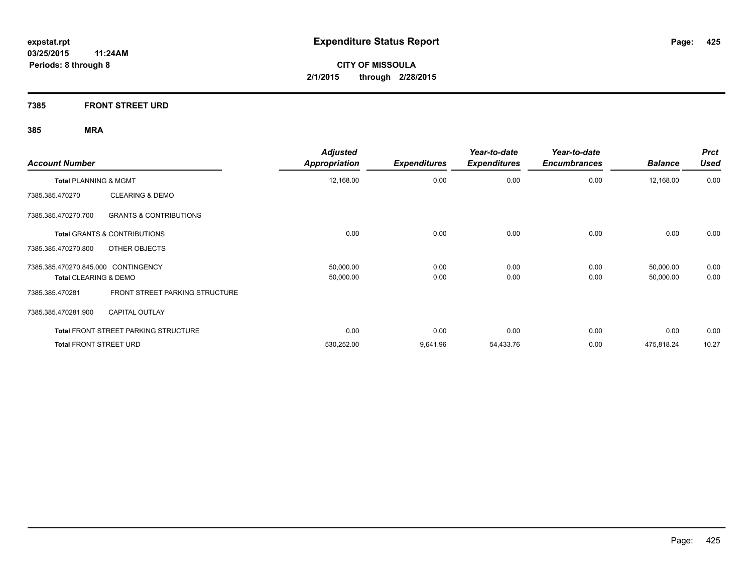**expstat.rpt**
**03/25/2015 11:24AM**
**Periods: 8 through 8**

# Expenditure Status Report

**CITY OF MISSOULA**
**2/1/2015 through 2/28/2015**

## 7385 FRONT STREET URD

### 385 MRA

| Account Number | | Adjusted Appropriation | Expenditures | Year-to-date Expenditures | Year-to-date Encumbrances | Balance | Prct Used |
|---|---|---|---|---|---|---|---|
| **Total** PLANNING & MGMT | | 12,168.00 | 0.00 | 0.00 | 0.00 | 12,168.00 | 0.00 |
| 7385.385.470270 | CLEARING & DEMO | | | | | | |
| 7385.385.470270.700 | GRANTS & CONTRIBUTIONS | | | | | | |
| **Total** GRANTS & CONTRIBUTIONS | | 0.00 | 0.00 | 0.00 | 0.00 | 0.00 | 0.00 |
| 7385.385.470270.800 | OTHER OBJECTS | | | | | | |
| 7385.385.470270.845.000 | CONTINGENCY | 50,000.00 | 0.00 | 0.00 | 0.00 | 50,000.00 | 0.00 |
| **Total** CLEARING & DEMO | | 50,000.00 | 0.00 | 0.00 | 0.00 | 50,000.00 | 0.00 |
| 7385.385.470281 | FRONT STREET PARKING STRUCTURE | | | | | | |
| 7385.385.470281.900 | CAPITAL OUTLAY | | | | | | |
| **Total** FRONT STREET PARKING STRUCTURE | | 0.00 | 0.00 | 0.00 | 0.00 | 0.00 | 0.00 |
| **Total** FRONT STREET URD | | 530,252.00 | 9,641.96 | 54,433.76 | 0.00 | 475,818.24 | 10.27 |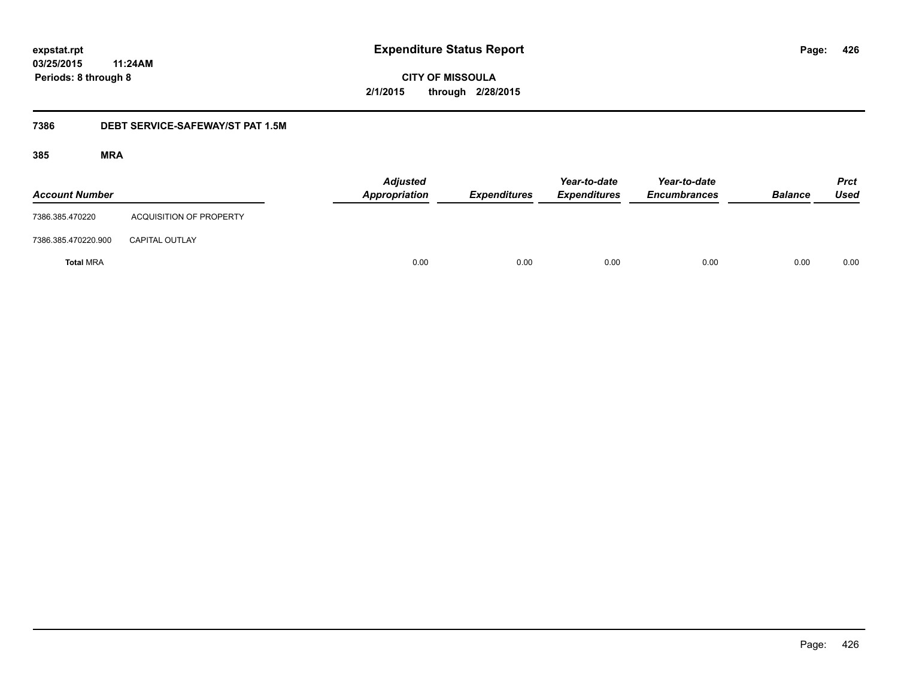# Expenditure Status Report

**expstat.rpt**
**03/25/2015 11:24AM**
**Periods: 8 through 8**

**CITY OF MISSOULA**
**2/1/2015 through 2/28/2015**

## 7386 DEBT SERVICE-SAFEWAY/ST PAT 1.5M

### 385 MRA

| Account Number | | Adjusted Appropriation | Expenditures | Year-to-date Expenditures | Year-to-date Encumbrances | Balance | Prct Used |
|---|---|---|---|---|---|---|---|
| 7386.385.470220 | ACQUISITION OF PROPERTY | | | | | | |
| 7386.385.470220.900 | CAPITAL OUTLAY | | | | | | |
| **Total** MRA | | 0.00 | 0.00 | 0.00 | 0.00 | 0.00 | 0.00 |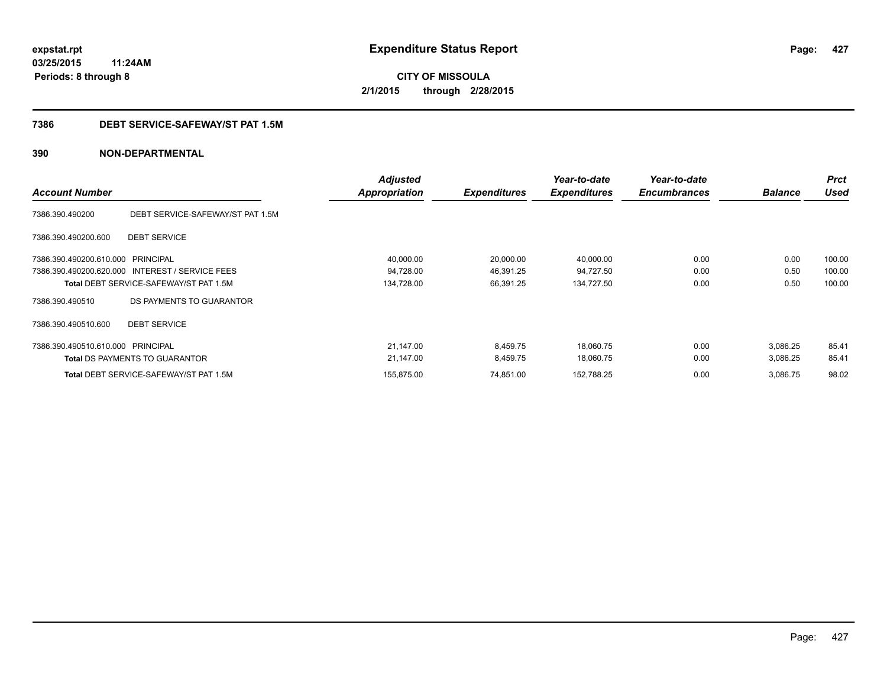**expstat.rpt**
**03/25/2015 11:24AM**
**Periods: 8 through 8**

# Expenditure Status Report

**CITY OF MISSOULA**
**2/1/2015 through 2/28/2015**

## 7386 DEBT SERVICE-SAFEWAY/ST PAT 1.5M

## 390 NON-DEPARTMENTAL

| Account Number | | Adjusted Appropriation | Expenditures | Year-to-date Expenditures | Year-to-date Encumbrances | Balance | Prct Used |
|---|---|---|---|---|---|---|---|
| 7386.390.490200 | DEBT SERVICE-SAFEWAY/ST PAT 1.5M | | | | | | |
| 7386.390.490200.600 | DEBT SERVICE | | | | | | |
| 7386.390.490200.610.000 | PRINCIPAL | 40,000.00 | 20,000.00 | 40,000.00 | 0.00 | 0.00 | 100.00 |
| 7386.390.490200.620.000 | INTEREST / SERVICE FEES | 94,728.00 | 46,391.25 | 94,727.50 | 0.00 | 0.50 | 100.00 |
| **Total** DEBT SERVICE-SAFEWAY/ST PAT 1.5M | | 134,728.00 | 66,391.25 | 134,727.50 | 0.00 | 0.50 | 100.00 |
| 7386.390.490510 | DS PAYMENTS TO GUARANTOR | | | | | | |
| 7386.390.490510.600 | DEBT SERVICE | | | | | | |
| 7386.390.490510.610.000 | PRINCIPAL | 21,147.00 | 8,459.75 | 18,060.75 | 0.00 | 3,086.25 | 85.41 |
| **Total** DS PAYMENTS TO GUARANTOR | | 21,147.00 | 8,459.75 | 18,060.75 | 0.00 | 3,086.25 | 85.41 |
| **Total** DEBT SERVICE-SAFEWAY/ST PAT 1.5M | | 155,875.00 | 74,851.00 | 152,788.25 | 0.00 | 3,086.75 | 98.02 |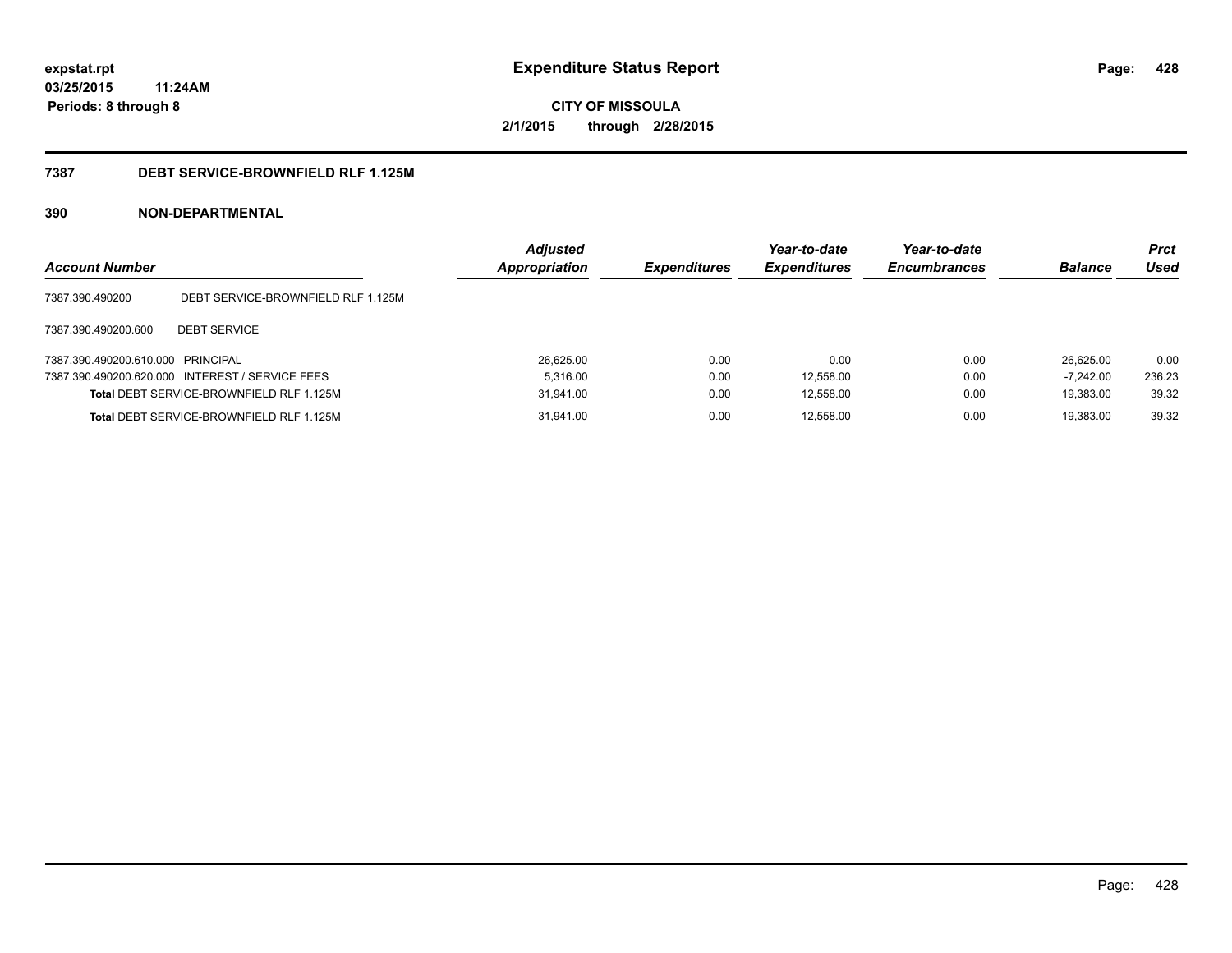**expstat.rpt**
**03/25/2015 11:24AM**
**Periods: 8 through 8**

# Expenditure Status Report

**CITY OF MISSOULA**
**2/1/2015 through 2/28/2015**

## 7387 DEBT SERVICE-BROWNFIELD RLF 1.125M

## 390 NON-DEPARTMENTAL

| Account Number | | Adjusted Appropriation | Expenditures | Year-to-date Expenditures | Year-to-date Encumbrances | Balance | Prct Used |
|---|---|---|---|---|---|---|---|
| 7387.390.490200 | DEBT SERVICE-BROWNFIELD RLF 1.125M | | | | | | |
| 7387.390.490200.600 | DEBT SERVICE | | | | | | |
| 7387.390.490200.610.000 | PRINCIPAL | 26,625.00 | 0.00 | 0.00 | 0.00 | 26,625.00 | 0.00 |
| 7387.390.490200.620.000 | INTEREST / SERVICE FEES | 5,316.00 | 0.00 | 12,558.00 | 0.00 | -7,242.00 | 236.23 |
| **Total** DEBT SERVICE-BROWNFIELD RLF 1.125M | | 31,941.00 | 0.00 | 12,558.00 | 0.00 | 19,383.00 | 39.32 |
| **Total** DEBT SERVICE-BROWNFIELD RLF 1.125M | | 31,941.00 | 0.00 | 12,558.00 | 0.00 | 19,383.00 | 39.32 |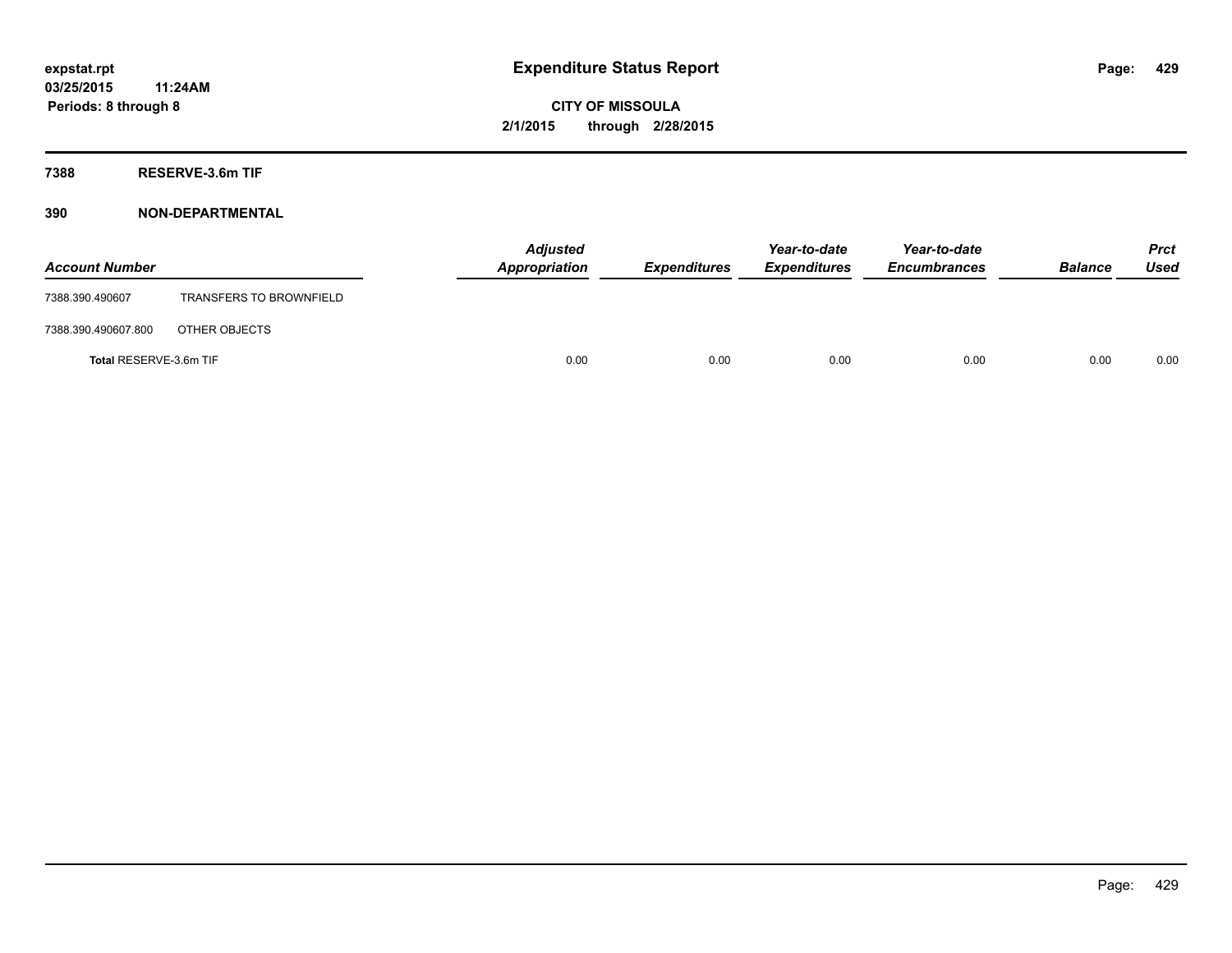# Expenditure Status Report

**CITY OF MISSOULA**

**2/1/2015 through 2/28/2015**

**expstat.rpt**
**03/25/2015 11:24AM**
**Periods: 8 through 8**

## 7388 RESERVE-3.6m TIF

## 390 NON-DEPARTMENTAL

| Account Number | | Adjusted Appropriation | Expenditures | Year-to-date Expenditures | Year-to-date Encumbrances | Balance | Prct Used |
|---|---|---|---|---|---|---|---|
| 7388.390.490607 | TRANSFERS TO BROWNFIELD | | | | | | |
| 7388.390.490607.800 | OTHER OBJECTS | | | | | | |
| **Total** RESERVE-3.6m TIF | | 0.00 | 0.00 | 0.00 | 0.00 | 0.00 | 0.00 |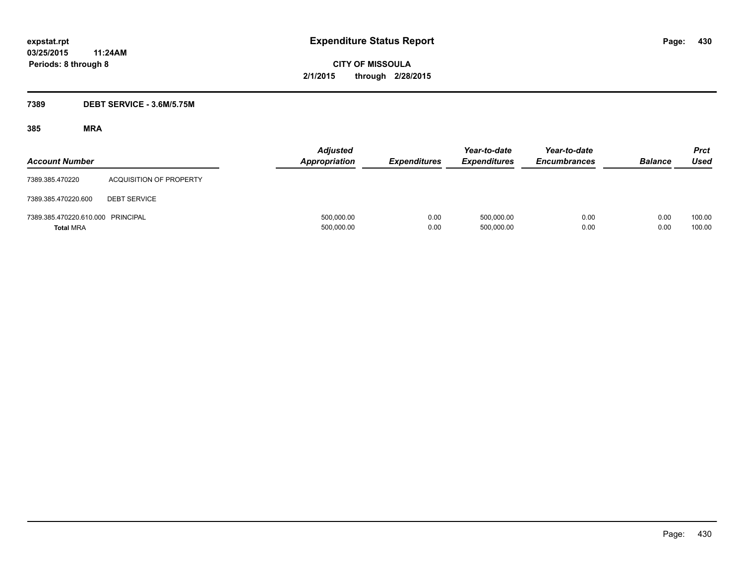expstat.rpt
03/25/2015 11:24AM
Periods: 8 through 8

# Expenditure Status Report

CITY OF MISSOULA
2/1/2015 through 2/28/2015

## 7389 DEBT SERVICE - 3.6M/5.75M

### 385 MRA

| Account Number | | Adjusted Appropriation | Expenditures | Year-to-date Expenditures | Year-to-date Encumbrances | Balance | Prct Used |
|---|---|---|---|---|---|---|---|
| 7389.385.470220 | ACQUISITION OF PROPERTY | | | | | | |
| 7389.385.470220.600 | DEBT SERVICE | | | | | | |
| 7389.385.470220.610.000 | PRINCIPAL | 500,000.00 | 0.00 | 500,000.00 | 0.00 | 0.00 | 100.00 |
| **Total** MRA | | 500,000.00 | 0.00 | 500,000.00 | 0.00 | 0.00 | 100.00 |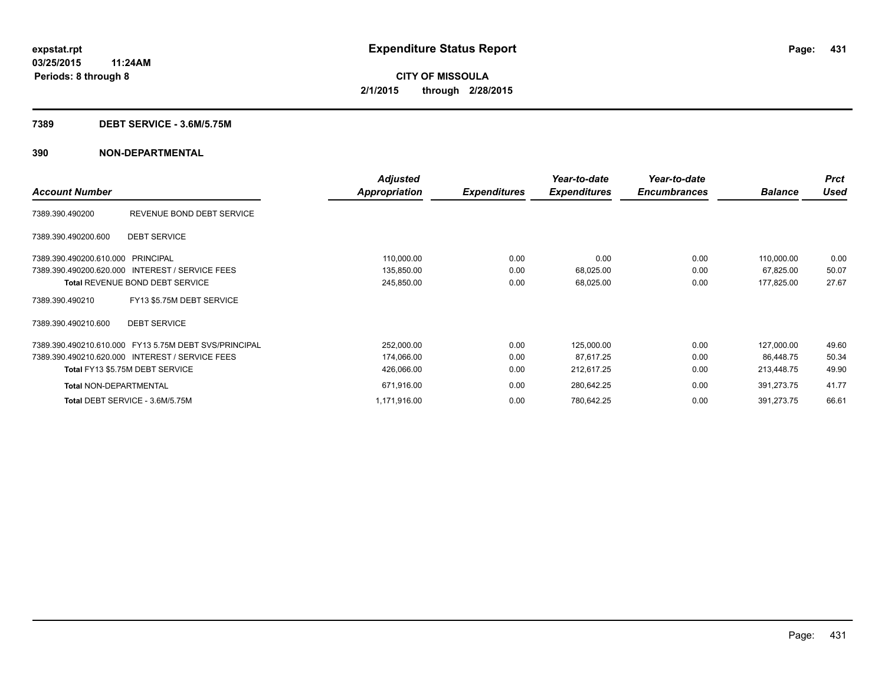# Expenditure Status Report

**CITY OF MISSOULA**

**2/1/2015 through 2/28/2015**

expstat.rpt
03/25/2015 11:24AM
Periods: 8 through 8

## 7389 DEBT SERVICE - 3.6M/5.75M

## 390 NON-DEPARTMENTAL

| Account Number | | Adjusted Appropriation | Expenditures | Year-to-date Expenditures | Year-to-date Encumbrances | Balance | Prct Used |
|---|---|---|---|---|---|---|---|
| 7389.390.490200 | REVENUE BOND DEBT SERVICE | | | | | | |
| 7389.390.490200.600 | DEBT SERVICE | | | | | | |
| 7389.390.490200.610.000 | PRINCIPAL | 110,000.00 | 0.00 | 0.00 | 0.00 | 110,000.00 | 0.00 |
| 7389.390.490200.620.000 | INTEREST / SERVICE FEES | 135,850.00 | 0.00 | 68,025.00 | 0.00 | 67,825.00 | 50.07 |
| **Total** REVENUE BOND DEBT SERVICE | | 245,850.00 | 0.00 | 68,025.00 | 0.00 | 177,825.00 | 27.67 |
| 7389.390.490210 | FY13 $5.75M DEBT SERVICE | | | | | | |
| 7389.390.490210.600 | DEBT SERVICE | | | | | | |
| 7389.390.490210.610.000 | FY13 5.75M DEBT SVS/PRINCIPAL | 252,000.00 | 0.00 | 125,000.00 | 0.00 | 127,000.00 | 49.60 |
| 7389.390.490210.620.000 | INTEREST / SERVICE FEES | 174,066.00 | 0.00 | 87,617.25 | 0.00 | 86,448.75 | 50.34 |
| **Total** FY13 $5.75M DEBT SERVICE | | 426,066.00 | 0.00 | 212,617.25 | 0.00 | 213,448.75 | 49.90 |
| **Total** NON-DEPARTMENTAL | | 671,916.00 | 0.00 | 280,642.25 | 0.00 | 391,273.75 | 41.77 |
| **Total** DEBT SERVICE - 3.6M/5.75M | | 1,171,916.00 | 0.00 | 780,642.25 | 0.00 | 391,273.75 | 66.61 |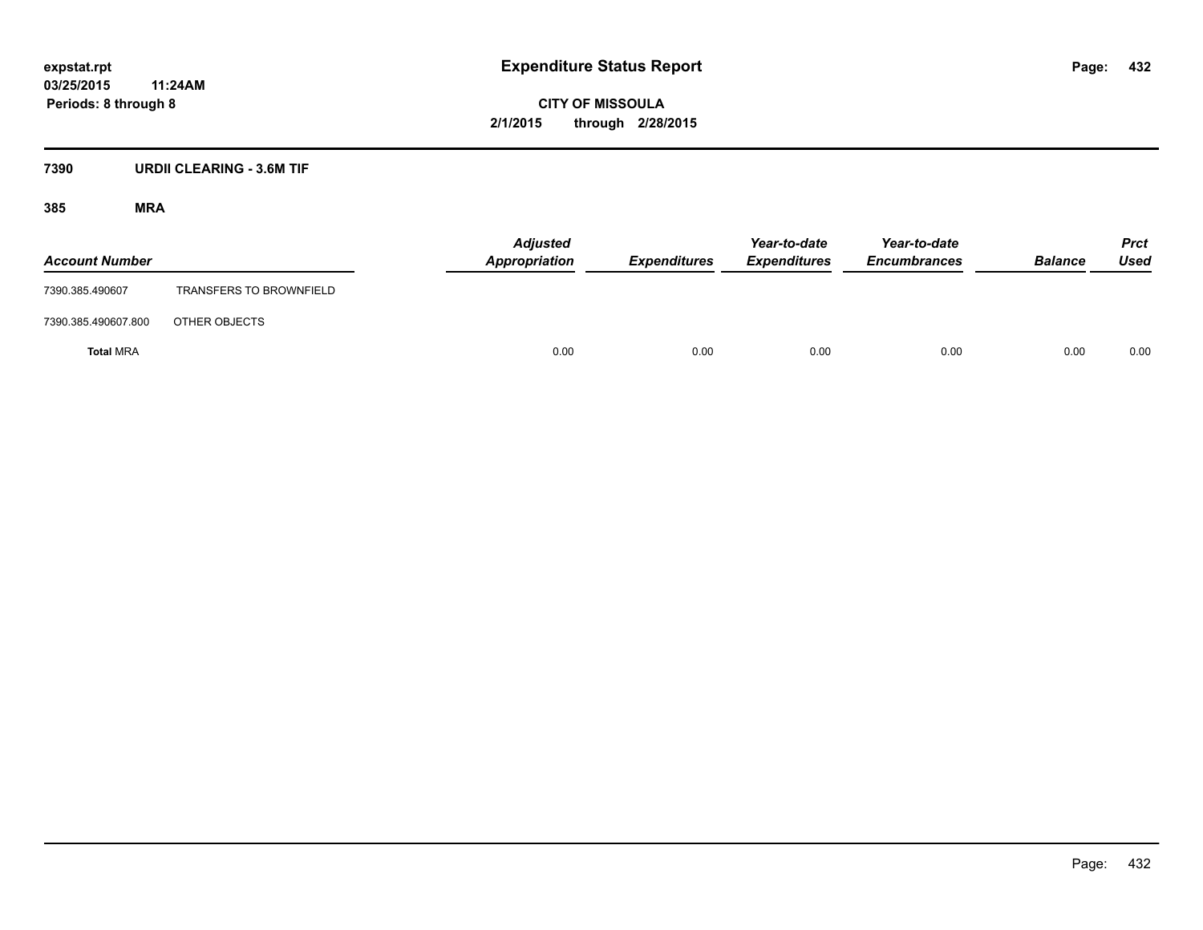**expstat.rpt**
**03/25/2015 11:24AM**
**Periods: 8 through 8**

# Expenditure Status Report

**CITY OF MISSOULA**
**2/1/2015 through 2/28/2015**

## 7390 URDII CLEARING - 3.6M TIF

### 385 MRA

| Account Number | | Adjusted Appropriation | Expenditures | Year-to-date Expenditures | Year-to-date Encumbrances | Balance | Prct Used |
|---|---|---|---|---|---|---|---|
| 7390.385.490607 | TRANSFERS TO BROWNFIELD | | | | | | |
| 7390.385.490607.800 | OTHER OBJECTS | | | | | | |
| **Total** MRA | | 0.00 | 0.00 | 0.00 | 0.00 | 0.00 | 0.00 |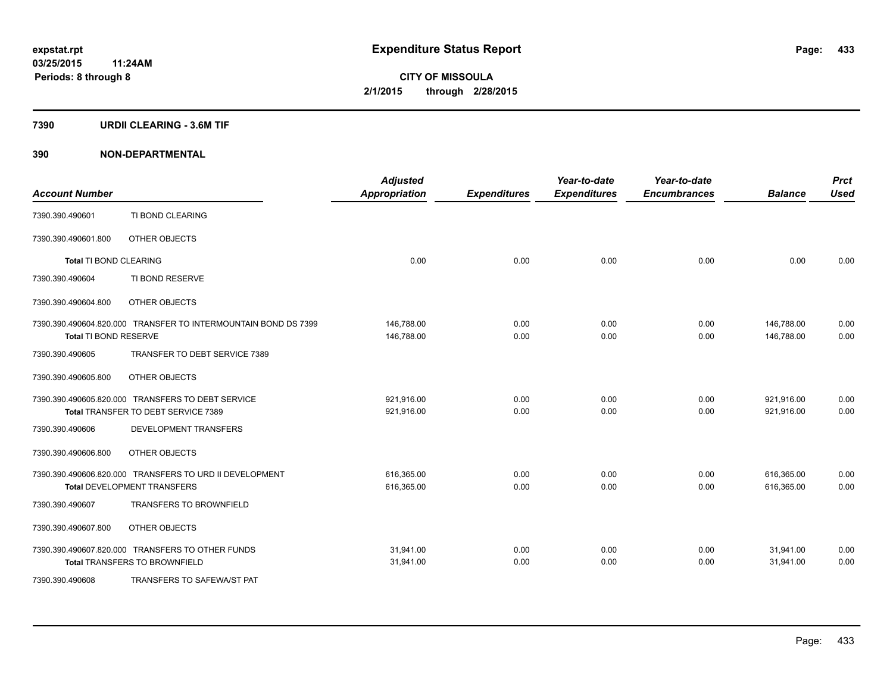**expstat.rpt**
**03/25/2015 11:24AM**
**Periods: 8 through 8**

# Expenditure Status Report

**CITY OF MISSOULA**
**2/1/2015 through 2/28/2015**

## 7390 URDII CLEARING - 3.6M TIF

## 390 NON-DEPARTMENTAL

| Account Number | | Adjusted Appropriation | Expenditures | Year-to-date Expenditures | Year-to-date Encumbrances | Balance | Prct Used |
|---|---|---|---|---|---|---|---|
| 7390.390.490601 | TI BOND CLEARING | | | | | | |
| 7390.390.490601.800 | OTHER OBJECTS | | | | | | |
| **Total** TI BOND CLEARING | | 0.00 | 0.00 | 0.00 | 0.00 | 0.00 | 0.00 |
| 7390.390.490604 | TI BOND RESERVE | | | | | | |
| 7390.390.490604.800 | OTHER OBJECTS | | | | | | |
| 7390.390.490604.820.000 | TRANSFER TO INTERMOUNTAIN BOND DS 7399 | 146,788.00 | 0.00 | 0.00 | 0.00 | 146,788.00 | 0.00 |
| **Total** TI BOND RESERVE | | 146,788.00 | 0.00 | 0.00 | 0.00 | 146,788.00 | 0.00 |
| 7390.390.490605 | TRANSFER TO DEBT SERVICE 7389 | | | | | | |
| 7390.390.490605.800 | OTHER OBJECTS | | | | | | |
| 7390.390.490605.820.000 | TRANSFERS TO DEBT SERVICE | 921,916.00 | 0.00 | 0.00 | 0.00 | 921,916.00 | 0.00 |
| **Total** TRANSFER TO DEBT SERVICE 7389 | | 921,916.00 | 0.00 | 0.00 | 0.00 | 921,916.00 | 0.00 |
| 7390.390.490606 | DEVELOPMENT TRANSFERS | | | | | | |
| 7390.390.490606.800 | OTHER OBJECTS | | | | | | |
| 7390.390.490606.820.000 | TRANSFERS TO URD II DEVELOPMENT | 616,365.00 | 0.00 | 0.00 | 0.00 | 616,365.00 | 0.00 |
| **Total** DEVELOPMENT TRANSFERS | | 616,365.00 | 0.00 | 0.00 | 0.00 | 616,365.00 | 0.00 |
| 7390.390.490607 | TRANSFERS TO BROWNFIELD | | | | | | |
| 7390.390.490607.800 | OTHER OBJECTS | | | | | | |
| 7390.390.490607.820.000 | TRANSFERS TO OTHER FUNDS | 31,941.00 | 0.00 | 0.00 | 0.00 | 31,941.00 | 0.00 |
| **Total** TRANSFERS TO BROWNFIELD | | 31,941.00 | 0.00 | 0.00 | 0.00 | 31,941.00 | 0.00 |
| 7390.390.490608 | TRANSFERS TO SAFEWA/ST PAT | | | | | | |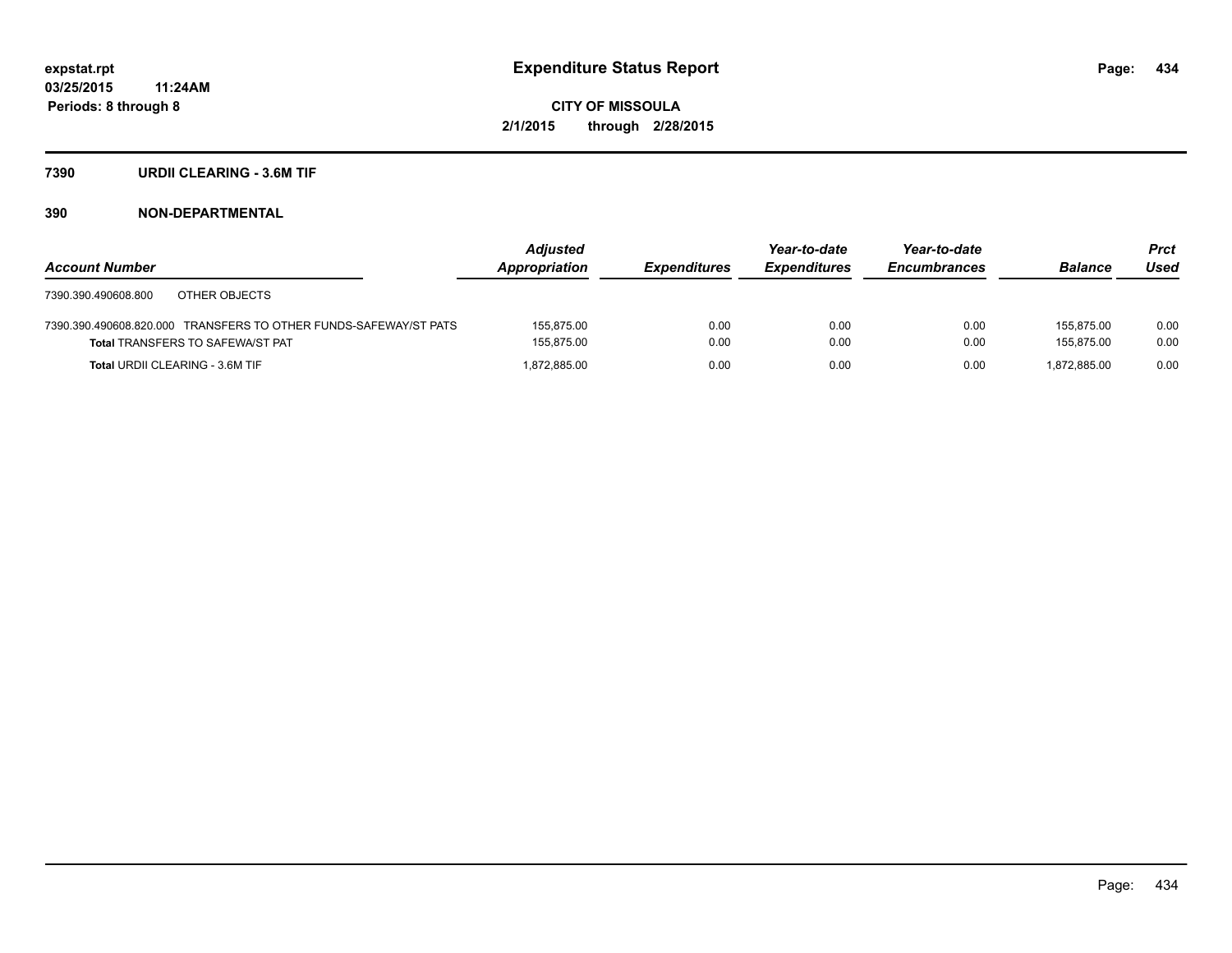expstat.rpt
03/25/2015 11:24AM
Periods: 8 through 8

# Expenditure Status Report

**CITY OF MISSOULA**
**2/1/2015 through 2/28/2015**

## 7390 URDII CLEARING - 3.6M TIF

## 390 NON-DEPARTMENTAL

| Account Number | Adjusted Appropriation | Expenditures | Year-to-date Expenditures | Year-to-date Encumbrances | Balance | Prct Used |
|---|---|---|---|---|---|---|
| 7390.390.490608.800 OTHER OBJECTS | | | | | | |
| 7390.390.490608.820.000 TRANSFERS TO OTHER FUNDS-SAFEWAY/ST PATS | 155,875.00 | 0.00 | 0.00 | 0.00 | 155,875.00 | 0.00 |
| **Total** TRANSFERS TO SAFEWA/ST PAT | 155,875.00 | 0.00 | 0.00 | 0.00 | 155,875.00 | 0.00 |
| **Total** URDII CLEARING - 3.6M TIF | 1,872,885.00 | 0.00 | 0.00 | 0.00 | 1,872,885.00 | 0.00 |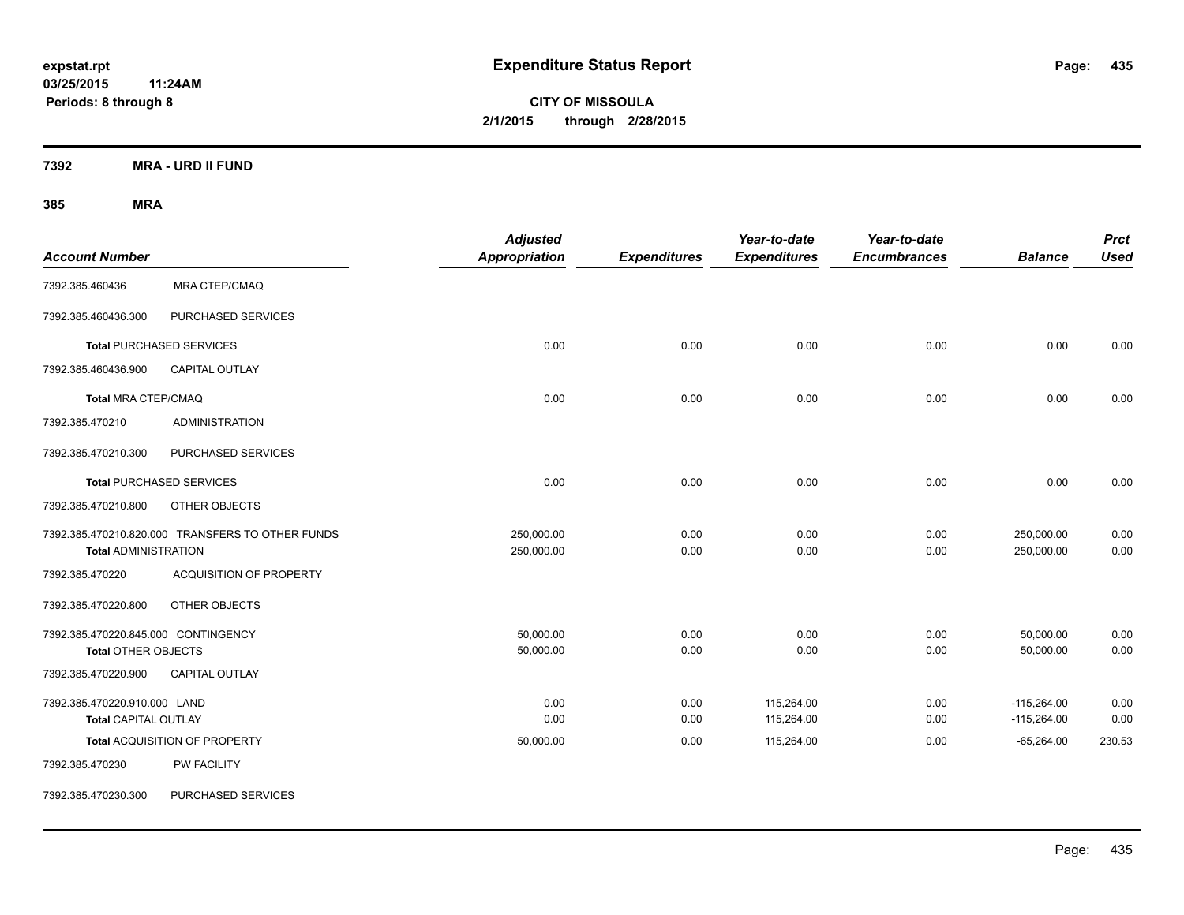# Expenditure Status Report

expstat.rpt
03/25/2015 11:24AM
Periods: 8 through 8

CITY OF MISSOULA
2/1/2015 through 2/28/2015

**7392 MRA - URD II FUND**

**385 MRA**

| Account Number | | Adjusted Appropriation | Expenditures | Year-to-date Expenditures | Year-to-date Encumbrances | Balance | Prct Used |
|---|---|---|---|---|---|---|---|
| 7392.385.460436 | MRA CTEP/CMAQ | | | | | | |
| 7392.385.460436.300 | PURCHASED SERVICES | | | | | | |
| **Total** PURCHASED SERVICES | | 0.00 | 0.00 | 0.00 | 0.00 | 0.00 | 0.00 |
| 7392.385.460436.900 | CAPITAL OUTLAY | | | | | | |
| **Total** MRA CTEP/CMAQ | | 0.00 | 0.00 | 0.00 | 0.00 | 0.00 | 0.00 |
| 7392.385.470210 | ADMINISTRATION | | | | | | |
| 7392.385.470210.300 | PURCHASED SERVICES | | | | | | |
| **Total** PURCHASED SERVICES | | 0.00 | 0.00 | 0.00 | 0.00 | 0.00 | 0.00 |
| 7392.385.470210.800 | OTHER OBJECTS | | | | | | |
| 7392.385.470210.820.000 | TRANSFERS TO OTHER FUNDS | 250,000.00 | 0.00 | 0.00 | 0.00 | 250,000.00 | 0.00 |
| **Total** ADMINISTRATION | | 250,000.00 | 0.00 | 0.00 | 0.00 | 250,000.00 | 0.00 |
| 7392.385.470220 | ACQUISITION OF PROPERTY | | | | | | |
| 7392.385.470220.800 | OTHER OBJECTS | | | | | | |
| 7392.385.470220.845.000 | CONTINGENCY | 50,000.00 | 0.00 | 0.00 | 0.00 | 50,000.00 | 0.00 |
| **Total** OTHER OBJECTS | | 50,000.00 | 0.00 | 0.00 | 0.00 | 50,000.00 | 0.00 |
| 7392.385.470220.900 | CAPITAL OUTLAY | | | | | | |
| 7392.385.470220.910.000 | LAND | 0.00 | 0.00 | 115,264.00 | 0.00 | -115,264.00 | 0.00 |
| **Total** CAPITAL OUTLAY | | 0.00 | 0.00 | 115,264.00 | 0.00 | -115,264.00 | 0.00 |
| **Total** ACQUISITION OF PROPERTY | | 50,000.00 | 0.00 | 115,264.00 | 0.00 | -65,264.00 | 230.53 |
| 7392.385.470230 | PW FACILITY | | | | | | |
| 7392.385.470230.300 | PURCHASED SERVICES | | | | | | |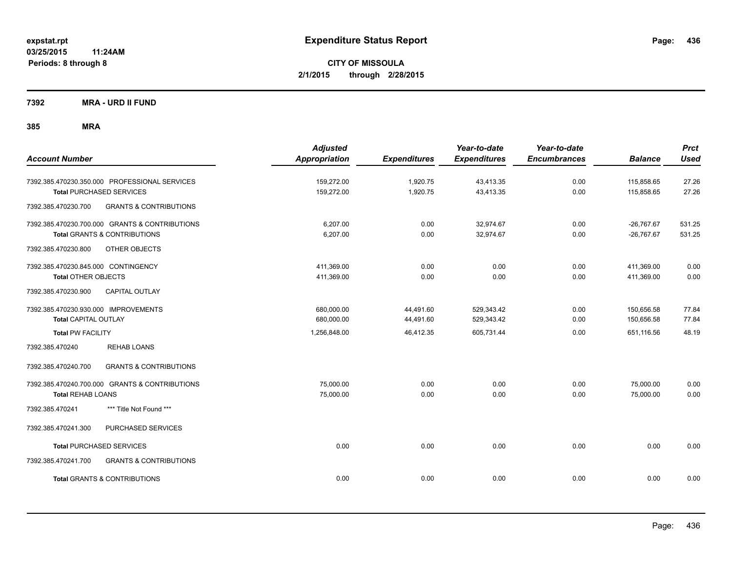**expstat.rpt**
**03/25/2015 11:24AM**
**Periods: 8 through 8**

# Expenditure Status Report

**CITY OF MISSOULA**
**2/1/2015 through 2/28/2015**

## 7392 MRA - URD II FUND

## 385 MRA

| Account Number | Adjusted Appropriation | Expenditures | Year-to-date Expenditures | Year-to-date Encumbrances | Balance | Prct Used |
|---|---|---|---|---|---|---|
| 7392.385.470230.350.000 PROFESSIONAL SERVICES | 159,272.00 | 1,920.75 | 43,413.35 | 0.00 | 115,858.65 | 27.26 |
| **Total** PURCHASED SERVICES | 159,272.00 | 1,920.75 | 43,413.35 | 0.00 | 115,858.65 | 27.26 |
| 7392.385.470230.700 GRANTS & CONTRIBUTIONS | | | | | | |
| 7392.385.470230.700.000 GRANTS & CONTRIBUTIONS | 6,207.00 | 0.00 | 32,974.67 | 0.00 | -26,767.67 | 531.25 |
| **Total** GRANTS & CONTRIBUTIONS | 6,207.00 | 0.00 | 32,974.67 | 0.00 | -26,767.67 | 531.25 |
| 7392.385.470230.800 OTHER OBJECTS | | | | | | |
| 7392.385.470230.845.000 CONTINGENCY | 411,369.00 | 0.00 | 0.00 | 0.00 | 411,369.00 | 0.00 |
| **Total** OTHER OBJECTS | 411,369.00 | 0.00 | 0.00 | 0.00 | 411,369.00 | 0.00 |
| 7392.385.470230.900 CAPITAL OUTLAY | | | | | | |
| 7392.385.470230.930.000 IMPROVEMENTS | 680,000.00 | 44,491.60 | 529,343.42 | 0.00 | 150,656.58 | 77.84 |
| **Total** CAPITAL OUTLAY | 680,000.00 | 44,491.60 | 529,343.42 | 0.00 | 150,656.58 | 77.84 |
| **Total** PW FACILITY | 1,256,848.00 | 46,412.35 | 605,731.44 | 0.00 | 651,116.56 | 48.19 |
| 7392.385.470240 REHAB LOANS | | | | | | |
| 7392.385.470240.700 GRANTS & CONTRIBUTIONS | | | | | | |
| 7392.385.470240.700.000 GRANTS & CONTRIBUTIONS | 75,000.00 | 0.00 | 0.00 | 0.00 | 75,000.00 | 0.00 |
| **Total** REHAB LOANS | 75,000.00 | 0.00 | 0.00 | 0.00 | 75,000.00 | 0.00 |
| 7392.385.470241 *** Title Not Found *** | | | | | | |
| 7392.385.470241.300 PURCHASED SERVICES | | | | | | |
| **Total** PURCHASED SERVICES | 0.00 | 0.00 | 0.00 | 0.00 | 0.00 | 0.00 |
| 7392.385.470241.700 GRANTS & CONTRIBUTIONS | | | | | | |
| **Total** GRANTS & CONTRIBUTIONS | 0.00 | 0.00 | 0.00 | 0.00 | 0.00 | 0.00 |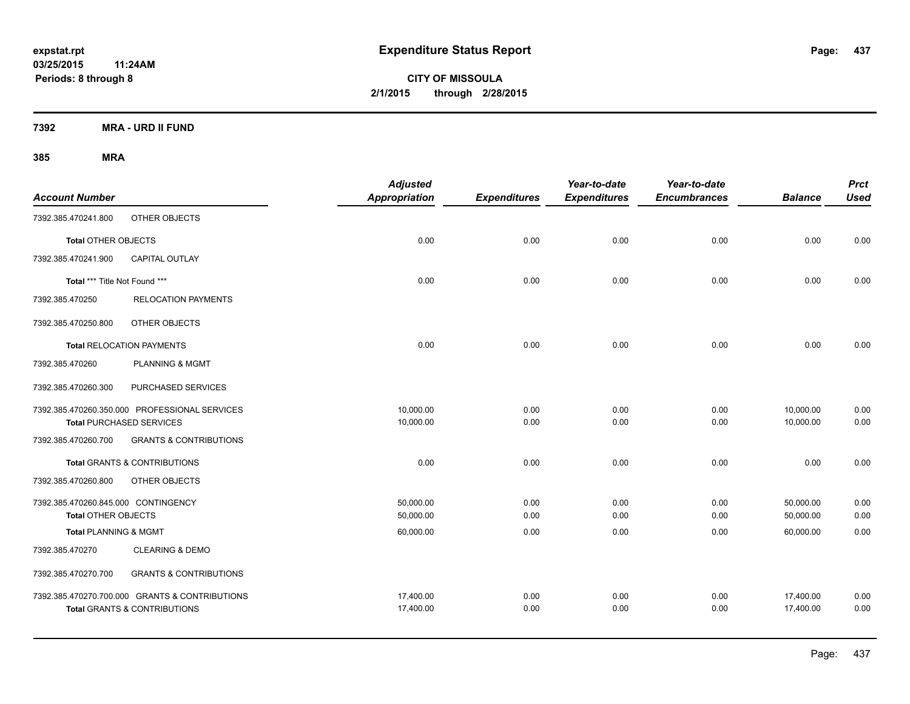**expstat.rpt**
**03/25/2015 11:24AM**
**Periods: 8 through 8**

# Expenditure Status Report

**CITY OF MISSOULA**
**2/1/2015 through 2/28/2015**

**7392 MRA - URD II FUND**

**385 MRA**

| Account Number | | Adjusted Appropriation | Expenditures | Year-to-date Expenditures | Year-to-date Encumbrances | Balance | Prct Used |
|---|---|---|---|---|---|---|---|
| 7392.385.470241.800 | OTHER OBJECTS | | | | | | |
| **Total** OTHER OBJECTS | | 0.00 | 0.00 | 0.00 | 0.00 | 0.00 | 0.00 |
| 7392.385.470241.900 | CAPITAL OUTLAY | | | | | | |
| **Total** *** Title Not Found *** | | 0.00 | 0.00 | 0.00 | 0.00 | 0.00 | 0.00 |
| 7392.385.470250 | RELOCATION PAYMENTS | | | | | | |
| 7392.385.470250.800 | OTHER OBJECTS | | | | | | |
| **Total** RELOCATION PAYMENTS | | 0.00 | 0.00 | 0.00 | 0.00 | 0.00 | 0.00 |
| 7392.385.470260 | PLANNING & MGMT | | | | | | |
| 7392.385.470260.300 | PURCHASED SERVICES | | | | | | |
| 7392.385.470260.350.000 | PROFESSIONAL SERVICES | 10,000.00 | 0.00 | 0.00 | 0.00 | 10,000.00 | 0.00 |
| **Total** PURCHASED SERVICES | | 10,000.00 | 0.00 | 0.00 | 0.00 | 10,000.00 | 0.00 |
| 7392.385.470260.700 | GRANTS & CONTRIBUTIONS | | | | | | |
| **Total** GRANTS & CONTRIBUTIONS | | 0.00 | 0.00 | 0.00 | 0.00 | 0.00 | 0.00 |
| 7392.385.470260.800 | OTHER OBJECTS | | | | | | |
| 7392.385.470260.845.000 | CONTINGENCY | 50,000.00 | 0.00 | 0.00 | 0.00 | 50,000.00 | 0.00 |
| **Total** OTHER OBJECTS | | 50,000.00 | 0.00 | 0.00 | 0.00 | 50,000.00 | 0.00 |
| **Total** PLANNING & MGMT | | 60,000.00 | 0.00 | 0.00 | 0.00 | 60,000.00 | 0.00 |
| 7392.385.470270 | CLEARING & DEMO | | | | | | |
| 7392.385.470270.700 | GRANTS & CONTRIBUTIONS | | | | | | |
| 7392.385.470270.700.000 | GRANTS & CONTRIBUTIONS | 17,400.00 | 0.00 | 0.00 | 0.00 | 17,400.00 | 0.00 |
| **Total** GRANTS & CONTRIBUTIONS | | 17,400.00 | 0.00 | 0.00 | 0.00 | 17,400.00 | 0.00 |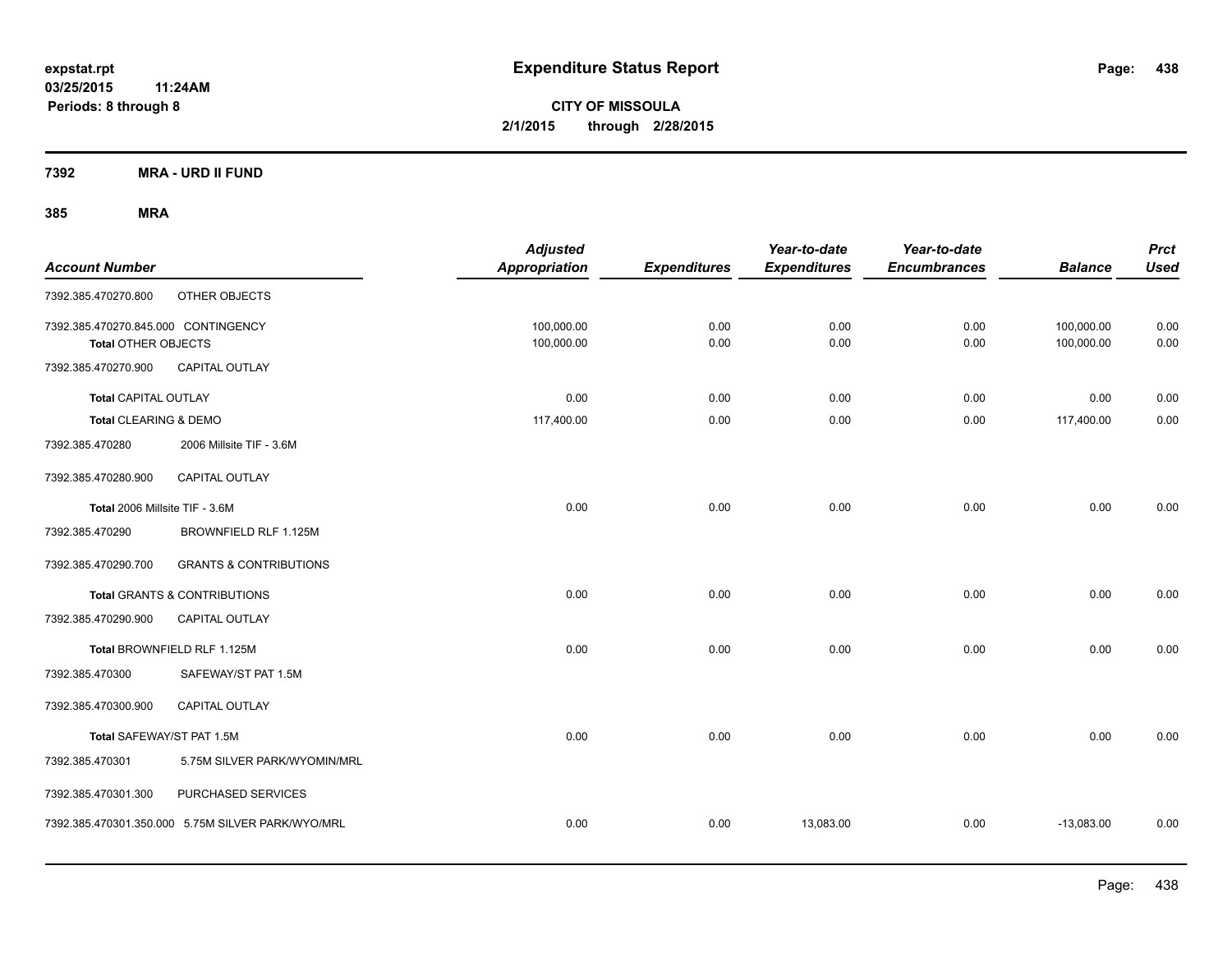**expstat.rpt**
**03/25/2015 11:24AM**
**Periods: 8 through 8**

# Expenditure Status Report

**CITY OF MISSOULA**
**2/1/2015 through 2/28/2015**

## 7392 MRA - URD II FUND

## 385 MRA

| Account Number | | Adjusted Appropriation | Expenditures | Year-to-date Expenditures | Year-to-date Encumbrances | Balance | Prct Used |
|---|---|---|---|---|---|---|---|
| 7392.385.470270.800 | OTHER OBJECTS | | | | | | |
| 7392.385.470270.845.000 CONTINGENCY | | 100,000.00 | 0.00 | 0.00 | 0.00 | 100,000.00 | 0.00 |
| Total OTHER OBJECTS | | 100,000.00 | 0.00 | 0.00 | 0.00 | 100,000.00 | 0.00 |
| 7392.385.470270.900 | CAPITAL OUTLAY | | | | | | |
| Total CAPITAL OUTLAY | | 0.00 | 0.00 | 0.00 | 0.00 | 0.00 | 0.00 |
| Total CLEARING & DEMO | | 117,400.00 | 0.00 | 0.00 | 0.00 | 117,400.00 | 0.00 |
| 7392.385.470280 | 2006 Millsite TIF - 3.6M | | | | | | |
| 7392.385.470280.900 | CAPITAL OUTLAY | | | | | | |
| Total 2006 Millsite TIF - 3.6M | | 0.00 | 0.00 | 0.00 | 0.00 | 0.00 | 0.00 |
| 7392.385.470290 | BROWNFIELD RLF 1.125M | | | | | | |
| 7392.385.470290.700 | GRANTS & CONTRIBUTIONS | | | | | | |
| Total GRANTS & CONTRIBUTIONS | | 0.00 | 0.00 | 0.00 | 0.00 | 0.00 | 0.00 |
| 7392.385.470290.900 | CAPITAL OUTLAY | | | | | | |
| Total BROWNFIELD RLF 1.125M | | 0.00 | 0.00 | 0.00 | 0.00 | 0.00 | 0.00 |
| 7392.385.470300 | SAFEWAY/ST PAT 1.5M | | | | | | |
| 7392.385.470300.900 | CAPITAL OUTLAY | | | | | | |
| Total SAFEWAY/ST PAT 1.5M | | 0.00 | 0.00 | 0.00 | 0.00 | 0.00 | 0.00 |
| 7392.385.470301 | 5.75M SILVER PARK/WYOMIN/MRL | | | | | | |
| 7392.385.470301.300 | PURCHASED SERVICES | | | | | | |
| 7392.385.470301.350.000 5.75M SILVER PARK/WYO/MRL | | 0.00 | 0.00 | 13,083.00 | 0.00 | -13,083.00 | 0.00 |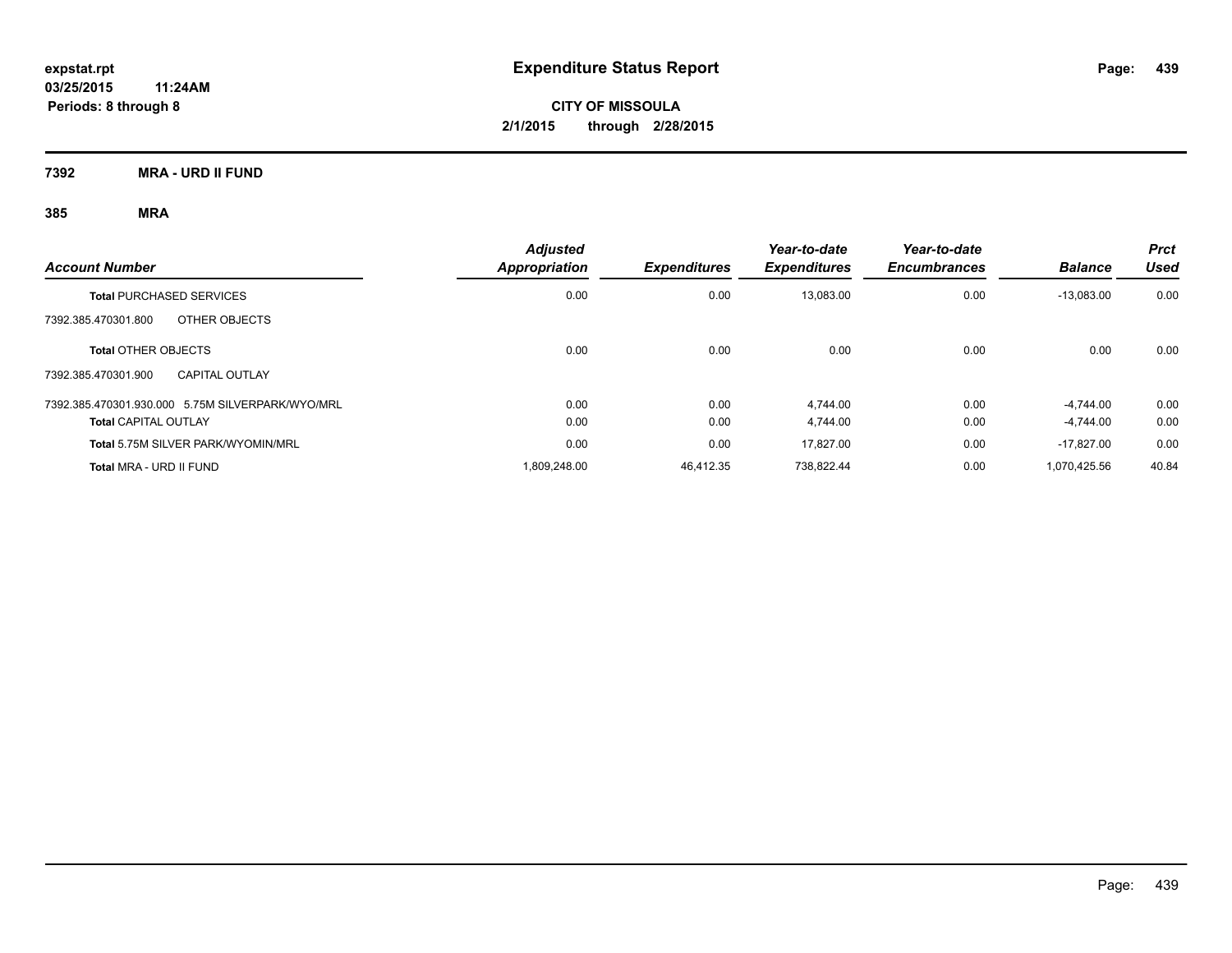**expstat.rpt**
**03/25/2015 11:24AM**
**Periods: 8 through 8**

# Expenditure Status Report

**CITY OF MISSOULA**
**2/1/2015 through 2/28/2015**

## 7392 MRA - URD II FUND

### 385 MRA

| Account Number | Adjusted Appropriation | Expenditures | Year-to-date Expenditures | Year-to-date Encumbrances | Balance | Prct Used |
|---|---|---|---|---|---|---|
| **Total** PURCHASED SERVICES | 0.00 | 0.00 | 13,083.00 | 0.00 | -13,083.00 | 0.00 |
| 7392.385.470301.800 OTHER OBJECTS | | | | | | |
| **Total** OTHER OBJECTS | 0.00 | 0.00 | 0.00 | 0.00 | 0.00 | 0.00 |
| 7392.385.470301.900 CAPITAL OUTLAY | | | | | | |
| 7392.385.470301.930.000 5.75M SILVERPARK/WYO/MRL | 0.00 | 0.00 | 4,744.00 | 0.00 | -4,744.00 | 0.00 |
| **Total** CAPITAL OUTLAY | 0.00 | 0.00 | 4,744.00 | 0.00 | -4,744.00 | 0.00 |
| **Total** 5.75M SILVER PARK/WYOMIN/MRL | 0.00 | 0.00 | 17,827.00 | 0.00 | -17,827.00 | 0.00 |
| **Total** MRA - URD II FUND | 1,809,248.00 | 46,412.35 | 738,822.44 | 0.00 | 1,070,425.56 | 40.84 |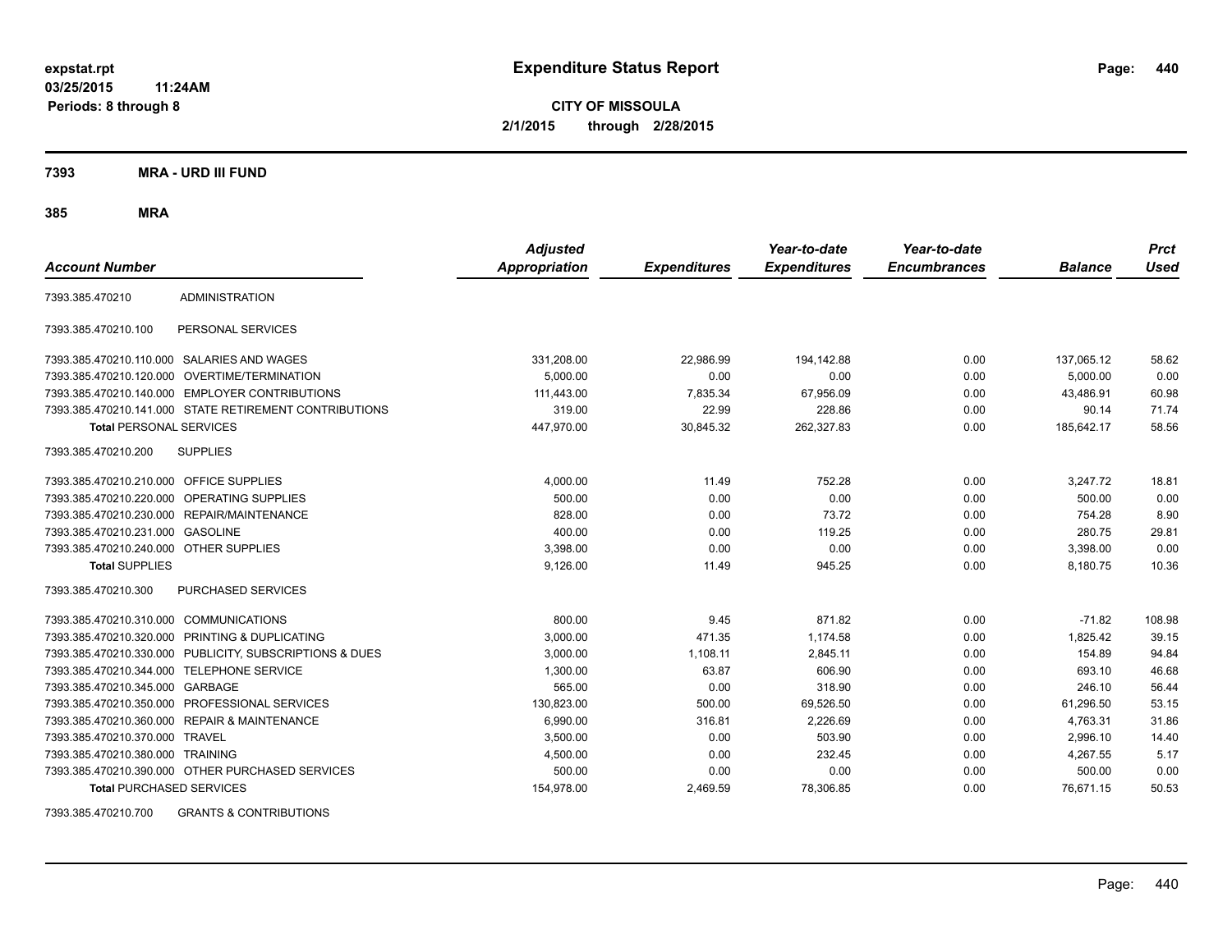# Expenditure Status Report

**CITY OF MISSOULA**
**2/1/2015 through 2/28/2015**

expstat.rpt
03/25/2015 11:24AM
Periods: 8 through 8

## 7393 MRA - URD III FUND

## 385 MRA

| Account Number | | Adjusted Appropriation | Expenditures | Year-to-date Expenditures | Year-to-date Encumbrances | Balance | Prct Used |
|---|---|---|---|---|---|---|---|
| 7393.385.470210 | ADMINISTRATION | | | | | | |
| 7393.385.470210.100 | PERSONAL SERVICES | | | | | | |
| 7393.385.470210.110.000 | SALARIES AND WAGES | 331,208.00 | 22,986.99 | 194,142.88 | 0.00 | 137,065.12 | 58.62 |
| 7393.385.470210.120.000 | OVERTIME/TERMINATION | 5,000.00 | 0.00 | 0.00 | 0.00 | 5,000.00 | 0.00 |
| 7393.385.470210.140.000 | EMPLOYER CONTRIBUTIONS | 111,443.00 | 7,835.34 | 67,956.09 | 0.00 | 43,486.91 | 60.98 |
| 7393.385.470210.141.000 | STATE RETIREMENT CONTRIBUTIONS | 319.00 | 22.99 | 228.86 | 0.00 | 90.14 | 71.74 |
| **Total** PERSONAL SERVICES | | 447,970.00 | 30,845.32 | 262,327.83 | 0.00 | 185,642.17 | 58.56 |
| 7393.385.470210.200 | SUPPLIES | | | | | | |
| 7393.385.470210.210.000 | OFFICE SUPPLIES | 4,000.00 | 11.49 | 752.28 | 0.00 | 3,247.72 | 18.81 |
| 7393.385.470210.220.000 | OPERATING SUPPLIES | 500.00 | 0.00 | 0.00 | 0.00 | 500.00 | 0.00 |
| 7393.385.470210.230.000 | REPAIR/MAINTENANCE | 828.00 | 0.00 | 73.72 | 0.00 | 754.28 | 8.90 |
| 7393.385.470210.231.000 | GASOLINE | 400.00 | 0.00 | 119.25 | 0.00 | 280.75 | 29.81 |
| 7393.385.470210.240.000 | OTHER SUPPLIES | 3,398.00 | 0.00 | 0.00 | 0.00 | 3,398.00 | 0.00 |
| **Total** SUPPLIES | | 9,126.00 | 11.49 | 945.25 | 0.00 | 8,180.75 | 10.36 |
| 7393.385.470210.300 | PURCHASED SERVICES | | | | | | |
| 7393.385.470210.310.000 | COMMUNICATIONS | 800.00 | 9.45 | 871.82 | 0.00 | -71.82 | 108.98 |
| 7393.385.470210.320.000 | PRINTING & DUPLICATING | 3,000.00 | 471.35 | 1,174.58 | 0.00 | 1,825.42 | 39.15 |
| 7393.385.470210.330.000 | PUBLICITY, SUBSCRIPTIONS & DUES | 3,000.00 | 1,108.11 | 2,845.11 | 0.00 | 154.89 | 94.84 |
| 7393.385.470210.344.000 | TELEPHONE SERVICE | 1,300.00 | 63.87 | 606.90 | 0.00 | 693.10 | 46.68 |
| 7393.385.470210.345.000 | GARBAGE | 565.00 | 0.00 | 318.90 | 0.00 | 246.10 | 56.44 |
| 7393.385.470210.350.000 | PROFESSIONAL SERVICES | 130,823.00 | 500.00 | 69,526.50 | 0.00 | 61,296.50 | 53.15 |
| 7393.385.470210.360.000 | REPAIR & MAINTENANCE | 6,990.00 | 316.81 | 2,226.69 | 0.00 | 4,763.31 | 31.86 |
| 7393.385.470210.370.000 | TRAVEL | 3,500.00 | 0.00 | 503.90 | 0.00 | 2,996.10 | 14.40 |
| 7393.385.470210.380.000 | TRAINING | 4,500.00 | 0.00 | 232.45 | 0.00 | 4,267.55 | 5.17 |
| 7393.385.470210.390.000 | OTHER PURCHASED SERVICES | 500.00 | 0.00 | 0.00 | 0.00 | 500.00 | 0.00 |
| **Total** PURCHASED SERVICES | | 154,978.00 | 2,469.59 | 78,306.85 | 0.00 | 76,671.15 | 50.53 |
| 7393.385.470210.700 | GRANTS & CONTRIBUTIONS | | | | | | |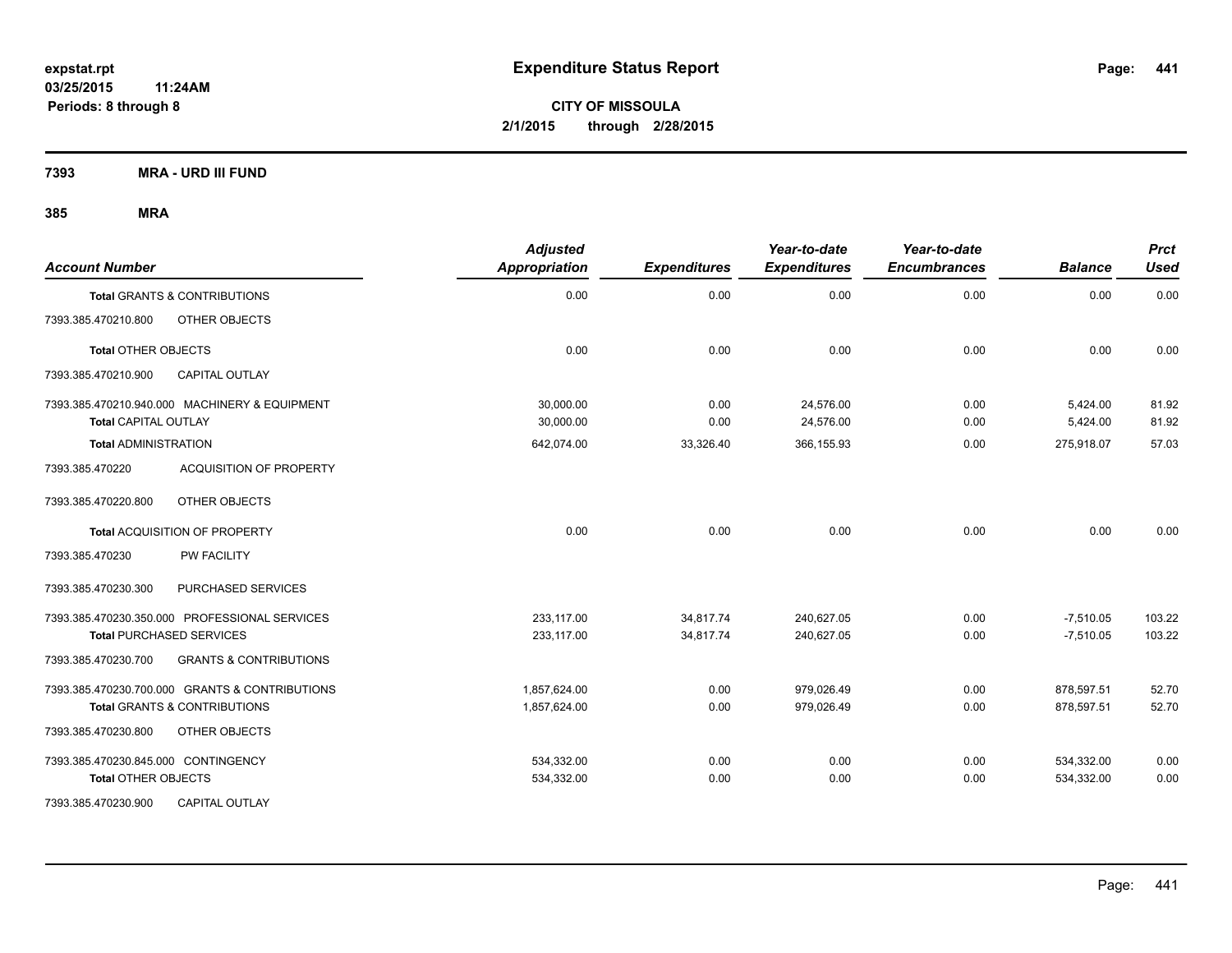**expstat.rpt**
**03/25/2015 11:24AM**
**Periods: 8 through 8**

# Expenditure Status Report

**CITY OF MISSOULA**
**2/1/2015 through 2/28/2015**

**7393 MRA - URD III FUND**

**385 MRA**

| Account Number | | Adjusted Appropriation | Expenditures | Year-to-date Expenditures | Year-to-date Encumbrances | Balance | Prct Used |
|---|---|---|---|---|---|---|---|
| **Total** GRANTS & CONTRIBUTIONS | | 0.00 | 0.00 | 0.00 | 0.00 | 0.00 | 0.00 |
| 7393.385.470210.800 | OTHER OBJECTS | | | | | | |
| **Total** OTHER OBJECTS | | 0.00 | 0.00 | 0.00 | 0.00 | 0.00 | 0.00 |
| 7393.385.470210.900 | CAPITAL OUTLAY | | | | | | |
| 7393.385.470210.940.000 | MACHINERY & EQUIPMENT | 30,000.00 | 0.00 | 24,576.00 | 0.00 | 5,424.00 | 81.92 |
| **Total** CAPITAL OUTLAY | | 30,000.00 | 0.00 | 24,576.00 | 0.00 | 5,424.00 | 81.92 |
| **Total** ADMINISTRATION | | 642,074.00 | 33,326.40 | 366,155.93 | 0.00 | 275,918.07 | 57.03 |
| 7393.385.470220 | ACQUISITION OF PROPERTY | | | | | | |
| 7393.385.470220.800 | OTHER OBJECTS | | | | | | |
| **Total** ACQUISITION OF PROPERTY | | 0.00 | 0.00 | 0.00 | 0.00 | 0.00 | 0.00 |
| 7393.385.470230 | PW FACILITY | | | | | | |
| 7393.385.470230.300 | PURCHASED SERVICES | | | | | | |
| 7393.385.470230.350.000 | PROFESSIONAL SERVICES | 233,117.00 | 34,817.74 | 240,627.05 | 0.00 | -7,510.05 | 103.22 |
| **Total** PURCHASED SERVICES | | 233,117.00 | 34,817.74 | 240,627.05 | 0.00 | -7,510.05 | 103.22 |
| 7393.385.470230.700 | GRANTS & CONTRIBUTIONS | | | | | | |
| 7393.385.470230.700.000 | GRANTS & CONTRIBUTIONS | 1,857,624.00 | 0.00 | 979,026.49 | 0.00 | 878,597.51 | 52.70 |
| **Total** GRANTS & CONTRIBUTIONS | | 1,857,624.00 | 0.00 | 979,026.49 | 0.00 | 878,597.51 | 52.70 |
| 7393.385.470230.800 | OTHER OBJECTS | | | | | | |
| 7393.385.470230.845.000 | CONTINGENCY | 534,332.00 | 0.00 | 0.00 | 0.00 | 534,332.00 | 0.00 |
| **Total** OTHER OBJECTS | | 534,332.00 | 0.00 | 0.00 | 0.00 | 534,332.00 | 0.00 |
| 7393.385.470230.900 | CAPITAL OUTLAY | | | | | | |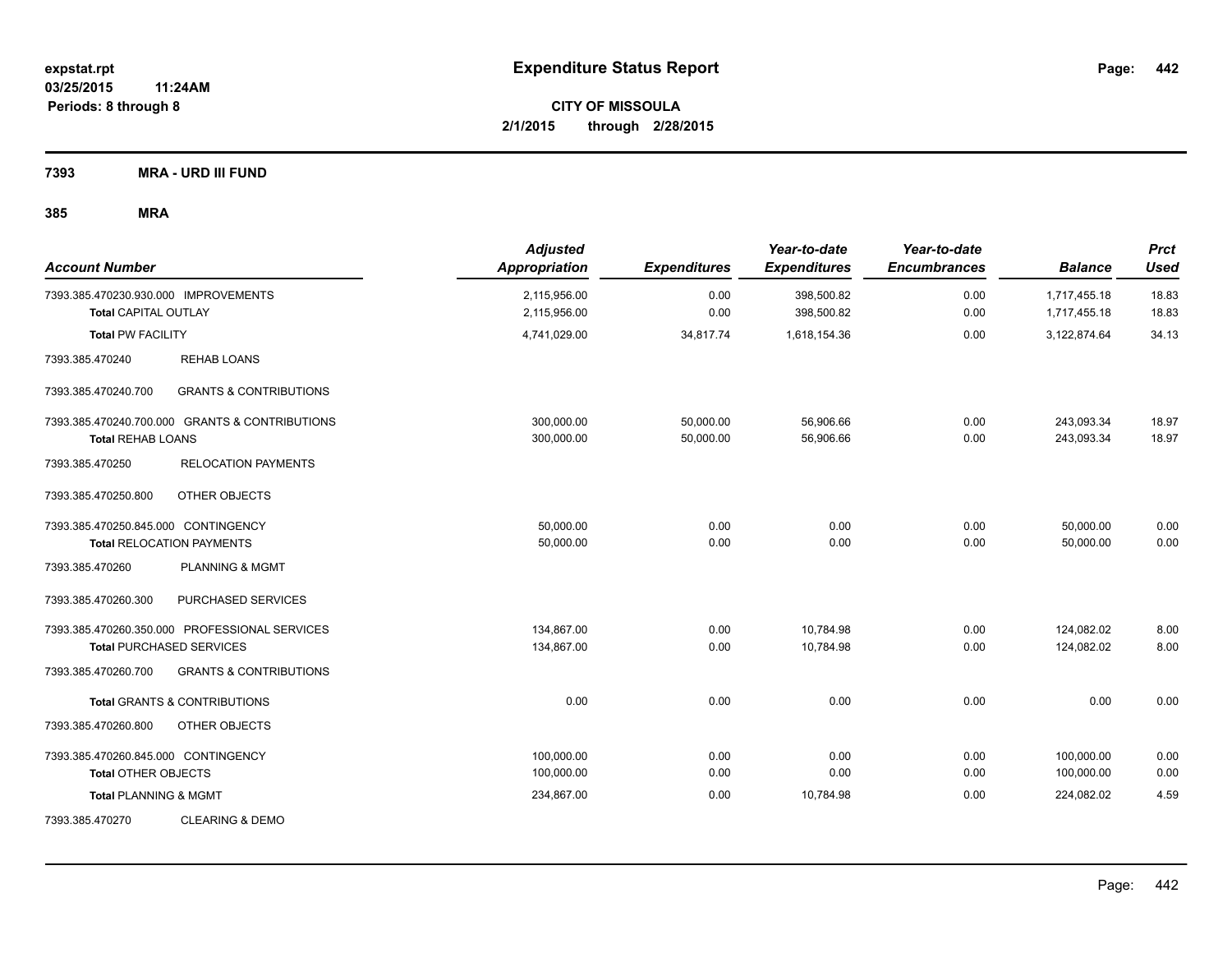**expstat.rpt**
**03/25/2015 11:24AM**
**Periods: 8 through 8**

# Expenditure Status Report

**CITY OF MISSOULA**
**2/1/2015 through 2/28/2015**

## 7393 MRA - URD III FUND

### 385 MRA

| Account Number | | Adjusted Appropriation | Expenditures | Year-to-date Expenditures | Year-to-date Encumbrances | Balance | Prct Used |
|---|---|---|---|---|---|---|---|
| 7393.385.470230.930.000 | IMPROVEMENTS | 2,115,956.00 | 0.00 | 398,500.82 | 0.00 | 1,717,455.18 | 18.83 |
| **Total** CAPITAL OUTLAY | | 2,115,956.00 | 0.00 | 398,500.82 | 0.00 | 1,717,455.18 | 18.83 |
| **Total** PW FACILITY | | 4,741,029.00 | 34,817.74 | 1,618,154.36 | 0.00 | 3,122,874.64 | 34.13 |
| 7393.385.470240 | REHAB LOANS | | | | | | |
| 7393.385.470240.700 | GRANTS & CONTRIBUTIONS | | | | | | |
| 7393.385.470240.700.000 | GRANTS & CONTRIBUTIONS | 300,000.00 | 50,000.00 | 56,906.66 | 0.00 | 243,093.34 | 18.97 |
| **Total** REHAB LOANS | | 300,000.00 | 50,000.00 | 56,906.66 | 0.00 | 243,093.34 | 18.97 |
| 7393.385.470250 | RELOCATION PAYMENTS | | | | | | |
| 7393.385.470250.800 | OTHER OBJECTS | | | | | | |
| 7393.385.470250.845.000 | CONTINGENCY | 50,000.00 | 0.00 | 0.00 | 0.00 | 50,000.00 | 0.00 |
| **Total** RELOCATION PAYMENTS | | 50,000.00 | 0.00 | 0.00 | 0.00 | 50,000.00 | 0.00 |
| 7393.385.470260 | PLANNING & MGMT | | | | | | |
| 7393.385.470260.300 | PURCHASED SERVICES | | | | | | |
| 7393.385.470260.350.000 | PROFESSIONAL SERVICES | 134,867.00 | 0.00 | 10,784.98 | 0.00 | 124,082.02 | 8.00 |
| **Total** PURCHASED SERVICES | | 134,867.00 | 0.00 | 10,784.98 | 0.00 | 124,082.02 | 8.00 |
| 7393.385.470260.700 | GRANTS & CONTRIBUTIONS | | | | | | |
| **Total** GRANTS & CONTRIBUTIONS | | 0.00 | 0.00 | 0.00 | 0.00 | 0.00 | 0.00 |
| 7393.385.470260.800 | OTHER OBJECTS | | | | | | |
| 7393.385.470260.845.000 | CONTINGENCY | 100,000.00 | 0.00 | 0.00 | 0.00 | 100,000.00 | 0.00 |
| **Total** OTHER OBJECTS | | 100,000.00 | 0.00 | 0.00 | 0.00 | 100,000.00 | 0.00 |
| **Total** PLANNING & MGMT | | 234,867.00 | 0.00 | 10,784.98 | 0.00 | 224,082.02 | 4.59 |
| 7393.385.470270 | CLEARING & DEMO | | | | | | |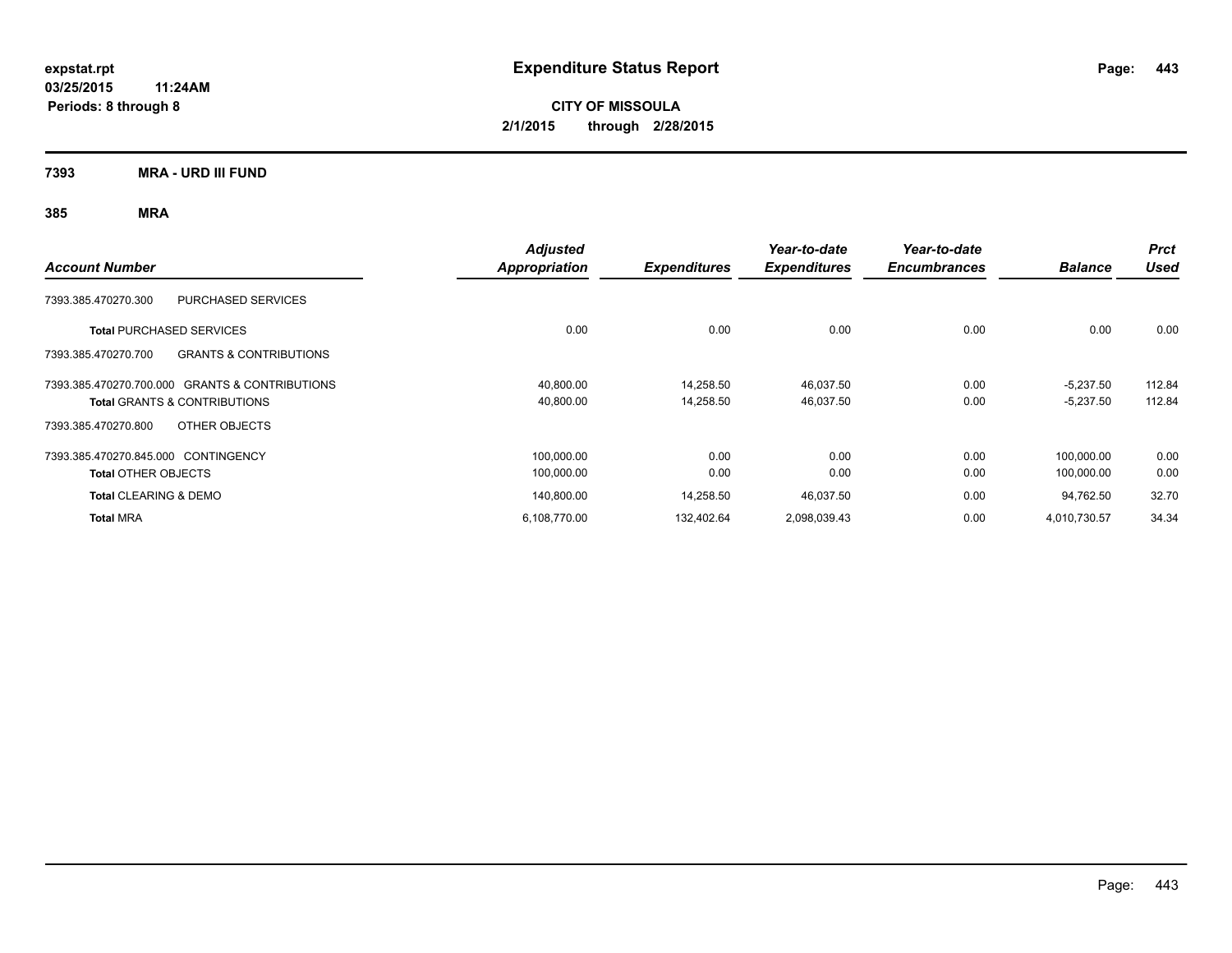**expstat.rpt**
**03/25/2015 11:24AM**
**Periods: 8 through 8**

# Expenditure Status Report

**CITY OF MISSOULA**
**2/1/2015 through 2/28/2015**

**7393 MRA - URD III FUND**

**385 MRA**

| Account Number | | Adjusted Appropriation | Expenditures | Year-to-date Expenditures | Year-to-date Encumbrances | Balance | Prct Used |
|---|---|---|---|---|---|---|---|
| 7393.385.470270.300 | PURCHASED SERVICES | | | | | | |
| **Total** PURCHASED SERVICES | | 0.00 | 0.00 | 0.00 | 0.00 | 0.00 | 0.00 |
| 7393.385.470270.700 | GRANTS & CONTRIBUTIONS | | | | | | |
| 7393.385.470270.700.000 | GRANTS & CONTRIBUTIONS | 40,800.00 | 14,258.50 | 46,037.50 | 0.00 | -5,237.50 | 112.84 |
| **Total** GRANTS & CONTRIBUTIONS | | 40,800.00 | 14,258.50 | 46,037.50 | 0.00 | -5,237.50 | 112.84 |
| 7393.385.470270.800 | OTHER OBJECTS | | | | | | |
| 7393.385.470270.845.000 | CONTINGENCY | 100,000.00 | 0.00 | 0.00 | 0.00 | 100,000.00 | 0.00 |
| **Total** OTHER OBJECTS | | 100,000.00 | 0.00 | 0.00 | 0.00 | 100,000.00 | 0.00 |
| **Total** CLEARING & DEMO | | 140,800.00 | 14,258.50 | 46,037.50 | 0.00 | 94,762.50 | 32.70 |
| **Total** MRA | | 6,108,770.00 | 132,402.64 | 2,098,039.43 | 0.00 | 4,010,730.57 | 34.34 |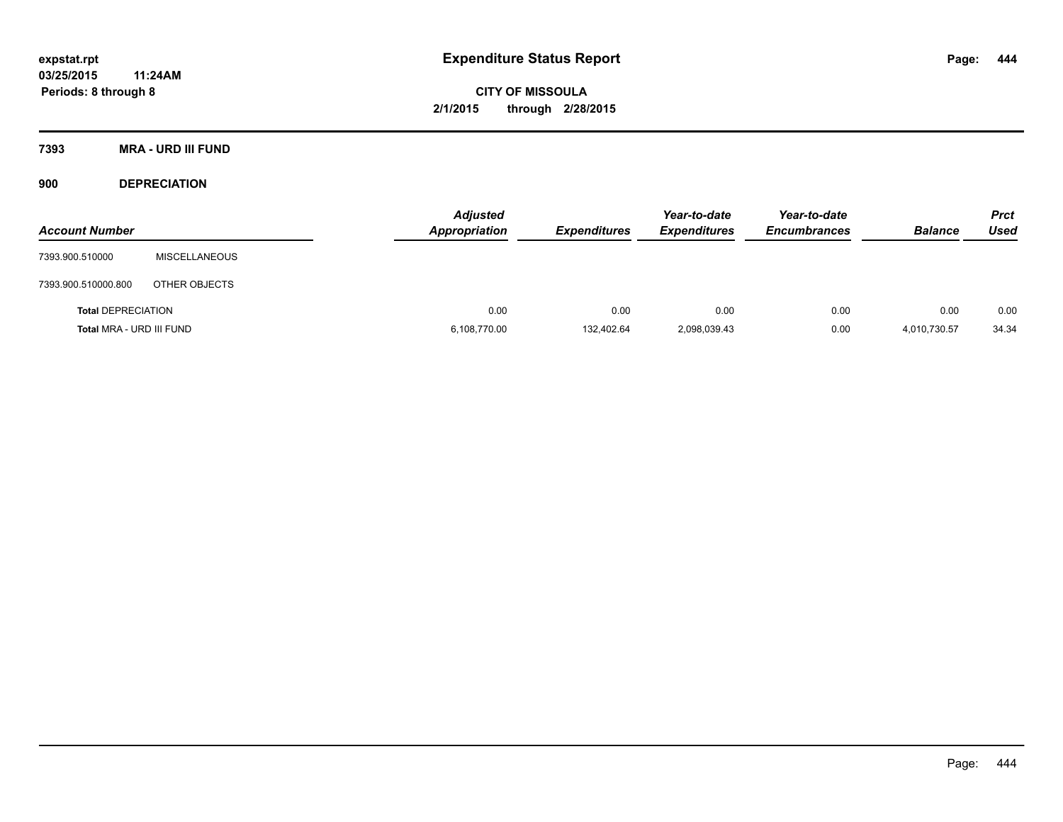# Expenditure Status Report

**CITY OF MISSOULA**
**2/1/2015 through 2/28/2015**

expstat.rpt
03/25/2015 11:24AM
Periods: 8 through 8

## 7393 MRA - URD III FUND

### 900 DEPRECIATION

| Account Number | | Adjusted Appropriation | Expenditures | Year-to-date Expenditures | Year-to-date Encumbrances | Balance | Prct Used |
|---|---|---|---|---|---|---|---|
| 7393.900.510000 | MISCELLANEOUS | | | | | | |
| 7393.900.510000.800 | OTHER OBJECTS | | | | | | |
| **Total** DEPRECIATION | | 0.00 | 0.00 | 0.00 | 0.00 | 0.00 | 0.00 |
| **Total** MRA - URD III FUND | | 6,108,770.00 | 132,402.64 | 2,098,039.43 | 0.00 | 4,010,730.57 | 34.34 |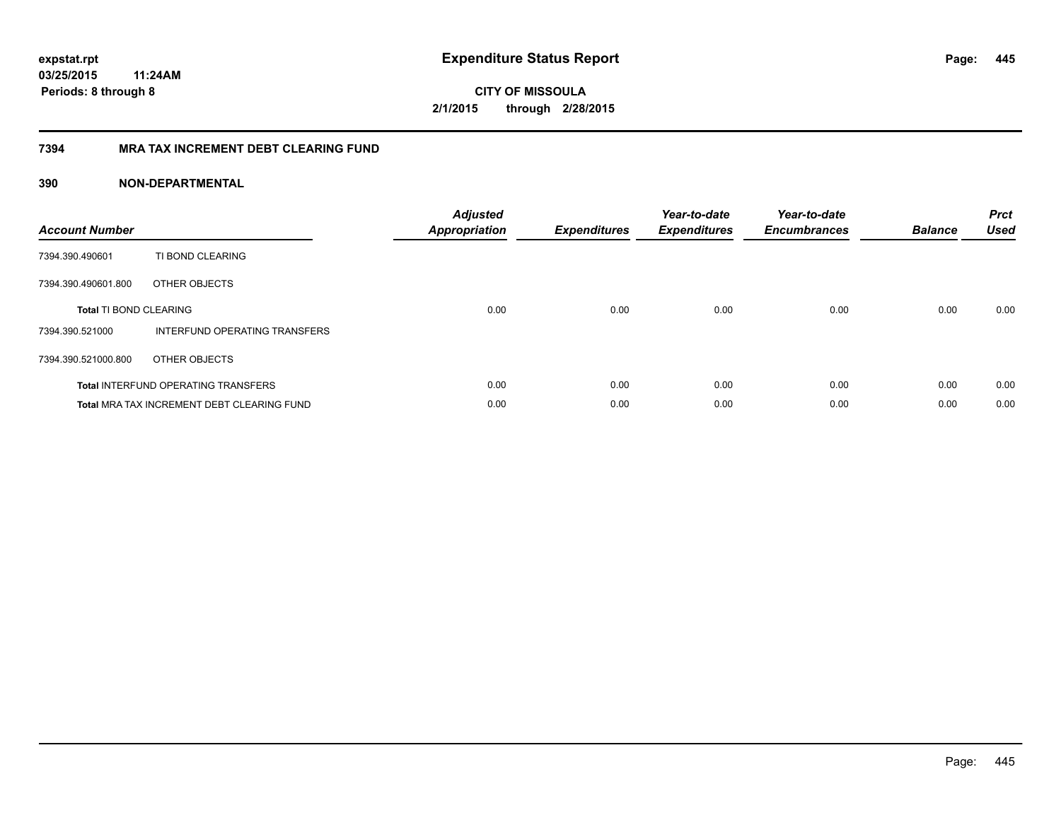# Expenditure Status Report

**expstat.rpt**
**03/25/2015 11:24AM**
**Periods: 8 through 8**

**CITY OF MISSOULA**
**2/1/2015 through 2/28/2015**

## 7394 MRA TAX INCREMENT DEBT CLEARING FUND

### 390 NON-DEPARTMENTAL

| Account Number | | Adjusted Appropriation | Expenditures | Year-to-date Expenditures | Year-to-date Encumbrances | Balance | Prct Used |
|---|---|---|---|---|---|---|---|
| 7394.390.490601 | TI BOND CLEARING | | | | | | |
| 7394.390.490601.800 | OTHER OBJECTS | | | | | | |
| **Total** TI BOND CLEARING | | 0.00 | 0.00 | 0.00 | 0.00 | 0.00 | 0.00 |
| 7394.390.521000 | INTERFUND OPERATING TRANSFERS | | | | | | |
| 7394.390.521000.800 | OTHER OBJECTS | | | | | | |
| **Total** INTERFUND OPERATING TRANSFERS | | 0.00 | 0.00 | 0.00 | 0.00 | 0.00 | 0.00 |
| **Total** MRA TAX INCREMENT DEBT CLEARING FUND | | 0.00 | 0.00 | 0.00 | 0.00 | 0.00 | 0.00 |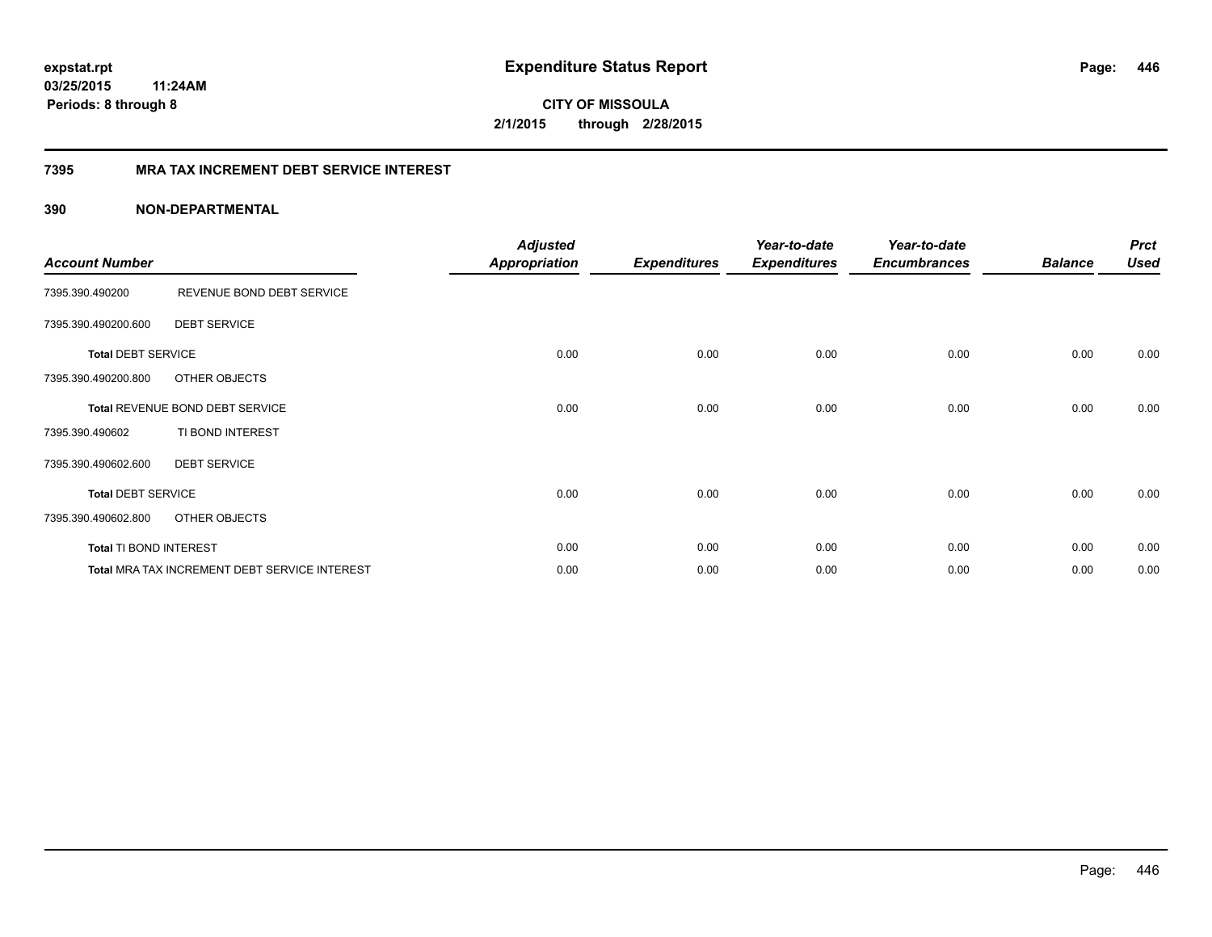**expstat.rpt**
**03/25/2015 11:24AM**
**Periods: 8 through 8**

# Expenditure Status Report

**CITY OF MISSOULA**
**2/1/2015 through 2/28/2015**

## 7395 MRA TAX INCREMENT DEBT SERVICE INTEREST

### 390 NON-DEPARTMENTAL

| Account Number | | Adjusted Appropriation | Expenditures | Year-to-date Expenditures | Year-to-date Encumbrances | Balance | Prct Used |
|---|---|---|---|---|---|---|---|
| 7395.390.490200 | REVENUE BOND DEBT SERVICE | | | | | | |
| 7395.390.490200.600 | DEBT SERVICE | | | | | | |
| **Total** DEBT SERVICE | | 0.00 | 0.00 | 0.00 | 0.00 | 0.00 | 0.00 |
| 7395.390.490200.800 | OTHER OBJECTS | | | | | | |
| **Total** REVENUE BOND DEBT SERVICE | | 0.00 | 0.00 | 0.00 | 0.00 | 0.00 | 0.00 |
| 7395.390.490602 | TI BOND INTEREST | | | | | | |
| 7395.390.490602.600 | DEBT SERVICE | | | | | | |
| **Total** DEBT SERVICE | | 0.00 | 0.00 | 0.00 | 0.00 | 0.00 | 0.00 |
| 7395.390.490602.800 | OTHER OBJECTS | | | | | | |
| **Total** TI BOND INTEREST | | 0.00 | 0.00 | 0.00 | 0.00 | 0.00 | 0.00 |
| **Total** MRA TAX INCREMENT DEBT SERVICE INTEREST | | 0.00 | 0.00 | 0.00 | 0.00 | 0.00 | 0.00 |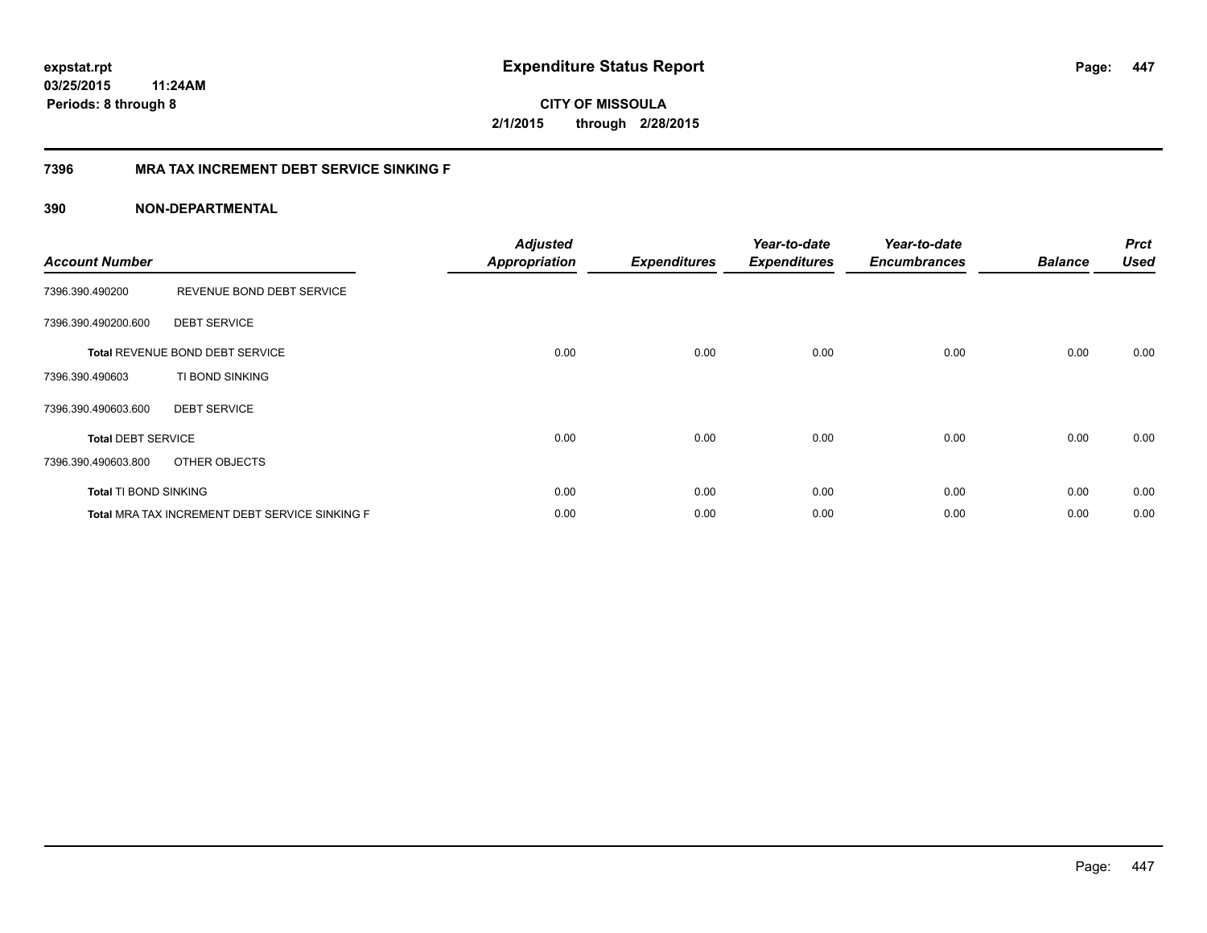# Expenditure Status Report

**CITY OF MISSOULA**
**2/1/2015 through 2/28/2015**

expstat.rpt
03/25/2015 11:24AM
Periods: 8 through 8

## 7396 MRA TAX INCREMENT DEBT SERVICE SINKING F

## 390 NON-DEPARTMENTAL

| Account Number | | Adjusted Appropriation | Expenditures | Year-to-date Expenditures | Year-to-date Encumbrances | Balance | Prct Used |
|---|---|---|---|---|---|---|---|
| 7396.390.490200 | REVENUE BOND DEBT SERVICE | | | | | | |
| 7396.390.490200.600 | DEBT SERVICE | | | | | | |
| **Total** REVENUE BOND DEBT SERVICE | | 0.00 | 0.00 | 0.00 | 0.00 | 0.00 | 0.00 |
| 7396.390.490603 | TI BOND SINKING | | | | | | |
| 7396.390.490603.600 | DEBT SERVICE | | | | | | |
| **Total** DEBT SERVICE | | 0.00 | 0.00 | 0.00 | 0.00 | 0.00 | 0.00 |
| 7396.390.490603.800 | OTHER OBJECTS | | | | | | |
| **Total** TI BOND SINKING | | 0.00 | 0.00 | 0.00 | 0.00 | 0.00 | 0.00 |
| **Total** MRA TAX INCREMENT DEBT SERVICE SINKING F | | 0.00 | 0.00 | 0.00 | 0.00 | 0.00 | 0.00 |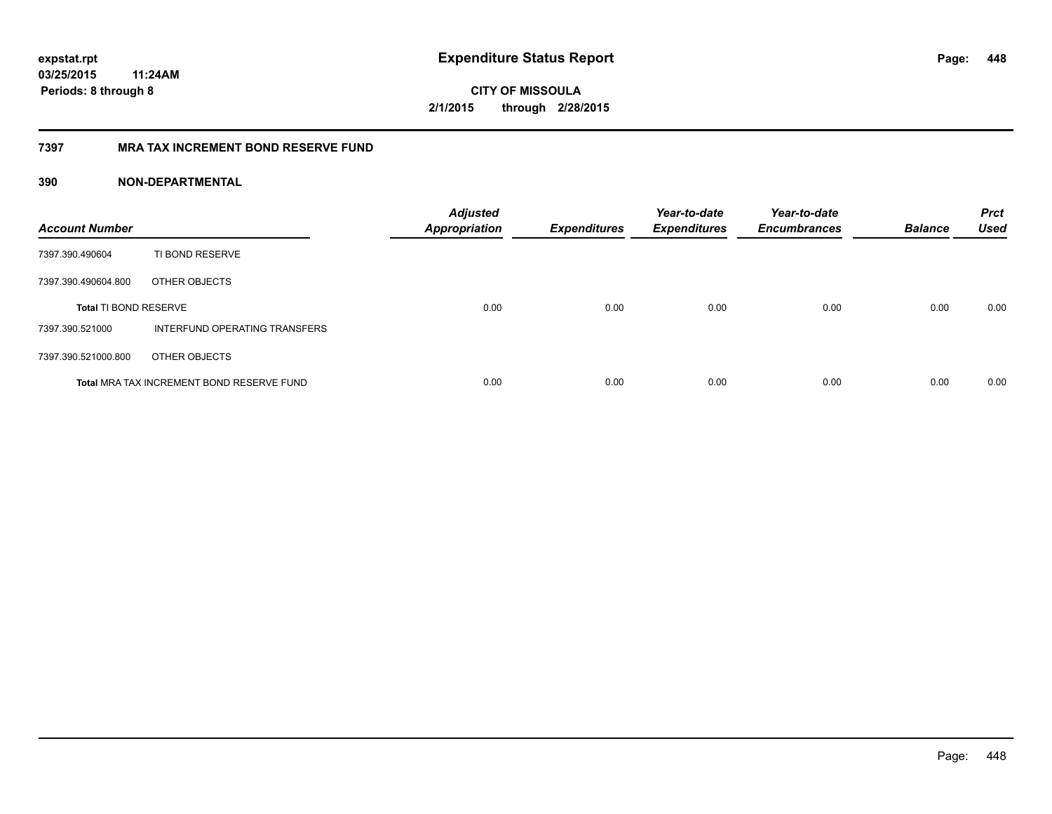expstat.rpt
03/25/2015 11:24AM
Periods: 8 through 8

# Expenditure Status Report

CITY OF MISSOULA
2/1/2015 through 2/28/2015

## 7397 MRA TAX INCREMENT BOND RESERVE FUND

### 390 NON-DEPARTMENTAL

| Account Number | | Adjusted Appropriation | Expenditures | Year-to-date Expenditures | Year-to-date Encumbrances | Balance | Prct Used |
|---|---|---|---|---|---|---|---|
| 7397.390.490604 | TI BOND RESERVE | | | | | | |
| 7397.390.490604.800 | OTHER OBJECTS | | | | | | |
| **Total** TI BOND RESERVE | | 0.00 | 0.00 | 0.00 | 0.00 | 0.00 | 0.00 |
| 7397.390.521000 | INTERFUND OPERATING TRANSFERS | | | | | | |
| 7397.390.521000.800 | OTHER OBJECTS | | | | | | |
| **Total** MRA TAX INCREMENT BOND RESERVE FUND | | 0.00 | 0.00 | 0.00 | 0.00 | 0.00 | 0.00 |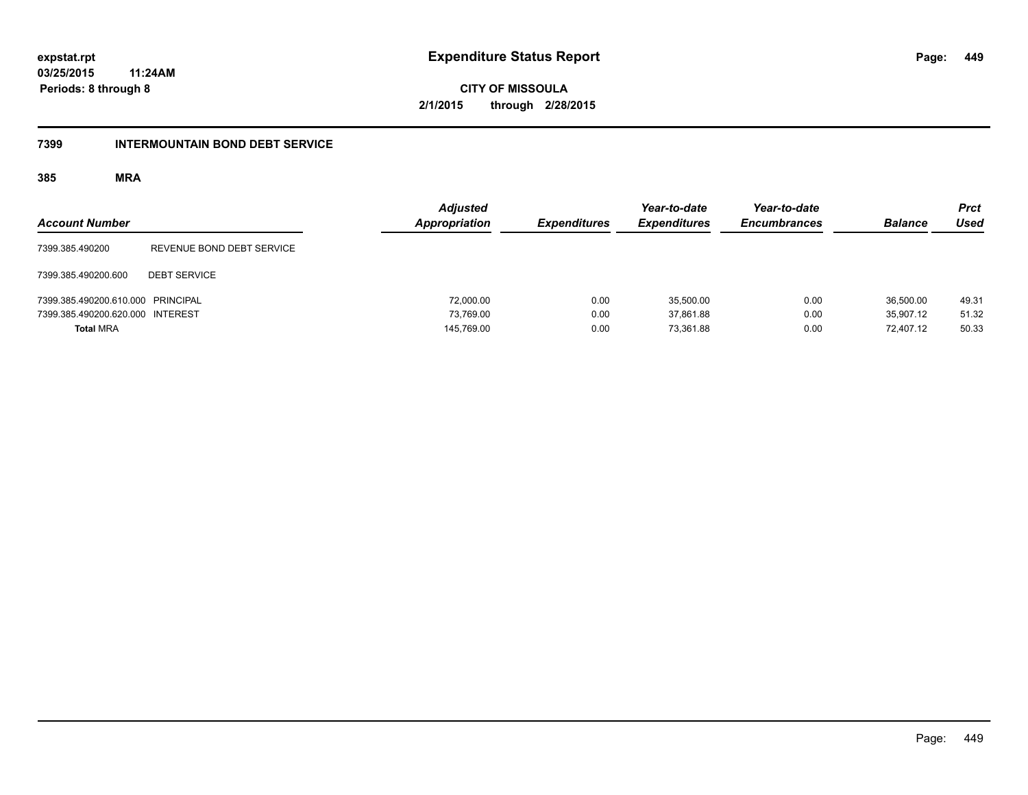# Expenditure Status Report

expstat.rpt
03/25/2015 11:24AM
Periods: 8 through 8

**CITY OF MISSOULA**
**2/1/2015 through 2/28/2015**

## 7399 INTERMOUNTAIN BOND DEBT SERVICE

### 385 MRA

| Account Number | | Adjusted Appropriation | Expenditures | Year-to-date Expenditures | Year-to-date Encumbrances | Balance | Prct Used |
|---|---|---|---|---|---|---|---|
| 7399.385.490200 | REVENUE BOND DEBT SERVICE | | | | | | |
| 7399.385.490200.600 | DEBT SERVICE | | | | | | |
| 7399.385.490200.610.000 | PRINCIPAL | 72,000.00 | 0.00 | 35,500.00 | 0.00 | 36,500.00 | 49.31 |
| 7399.385.490200.620.000 | INTEREST | 73,769.00 | 0.00 | 37,861.88 | 0.00 | 35,907.12 | 51.32 |
| **Total** MRA | | 145,769.00 | 0.00 | 73,361.88 | 0.00 | 72,407.12 | 50.33 |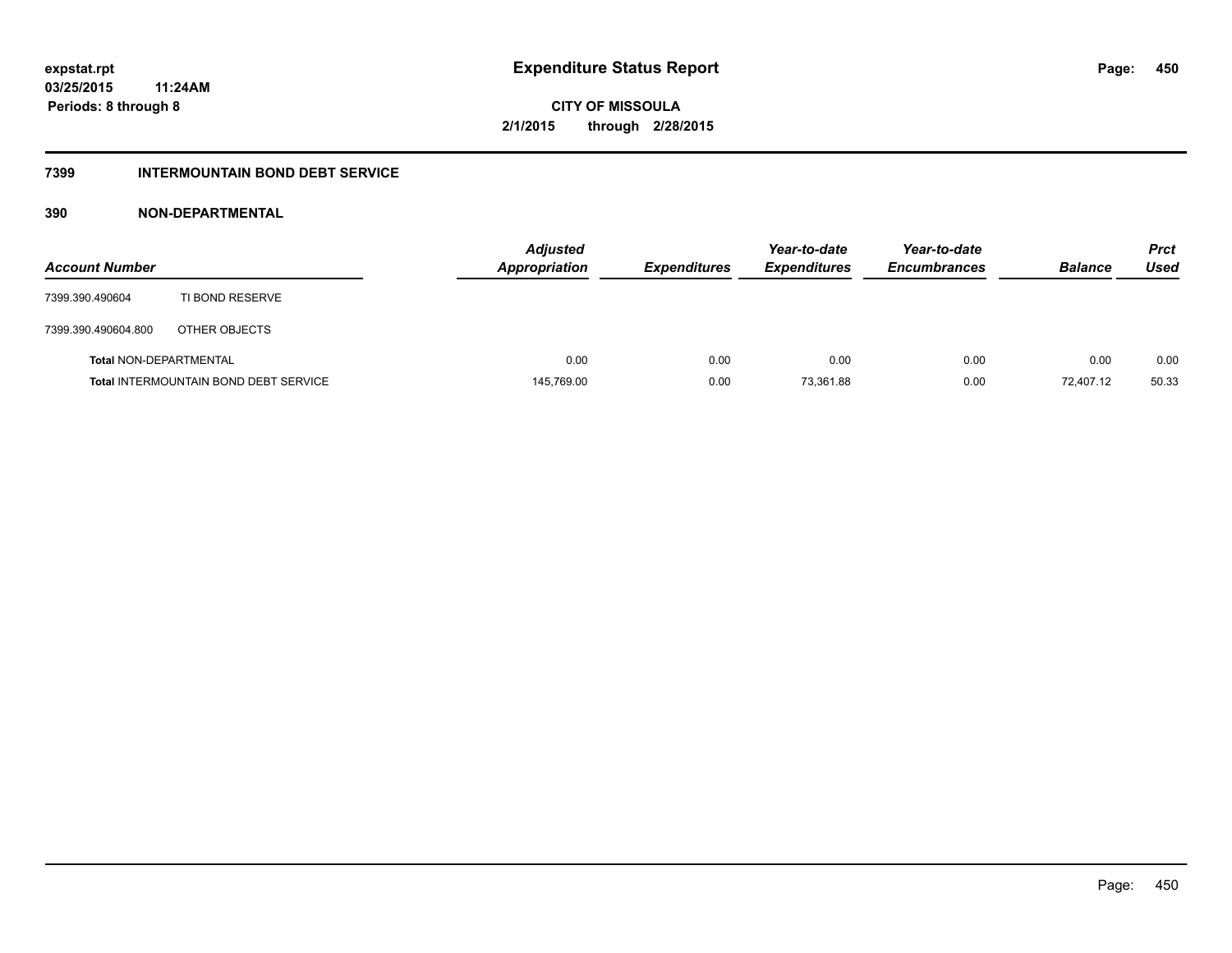# Expenditure Status Report

expstat.rpt
03/25/2015 11:24AM
Periods: 8 through 8

**CITY OF MISSOULA**
**2/1/2015 through 2/28/2015**

## 7399 INTERMOUNTAIN BOND DEBT SERVICE

### 390 NON-DEPARTMENTAL

| Account Number | | Adjusted Appropriation | Expenditures | Year-to-date Expenditures | Year-to-date Encumbrances | Balance | Prct Used |
|---|---|---|---|---|---|---|---|
| 7399.390.490604 | TI BOND RESERVE | | | | | | |
| 7399.390.490604.800 | OTHER OBJECTS | | | | | | |
| **Total** NON-DEPARTMENTAL | | 0.00 | 0.00 | 0.00 | 0.00 | 0.00 | 0.00 |
| **Total** INTERMOUNTAIN BOND DEBT SERVICE | | 145,769.00 | 0.00 | 73,361.88 | 0.00 | 72,407.12 | 50.33 |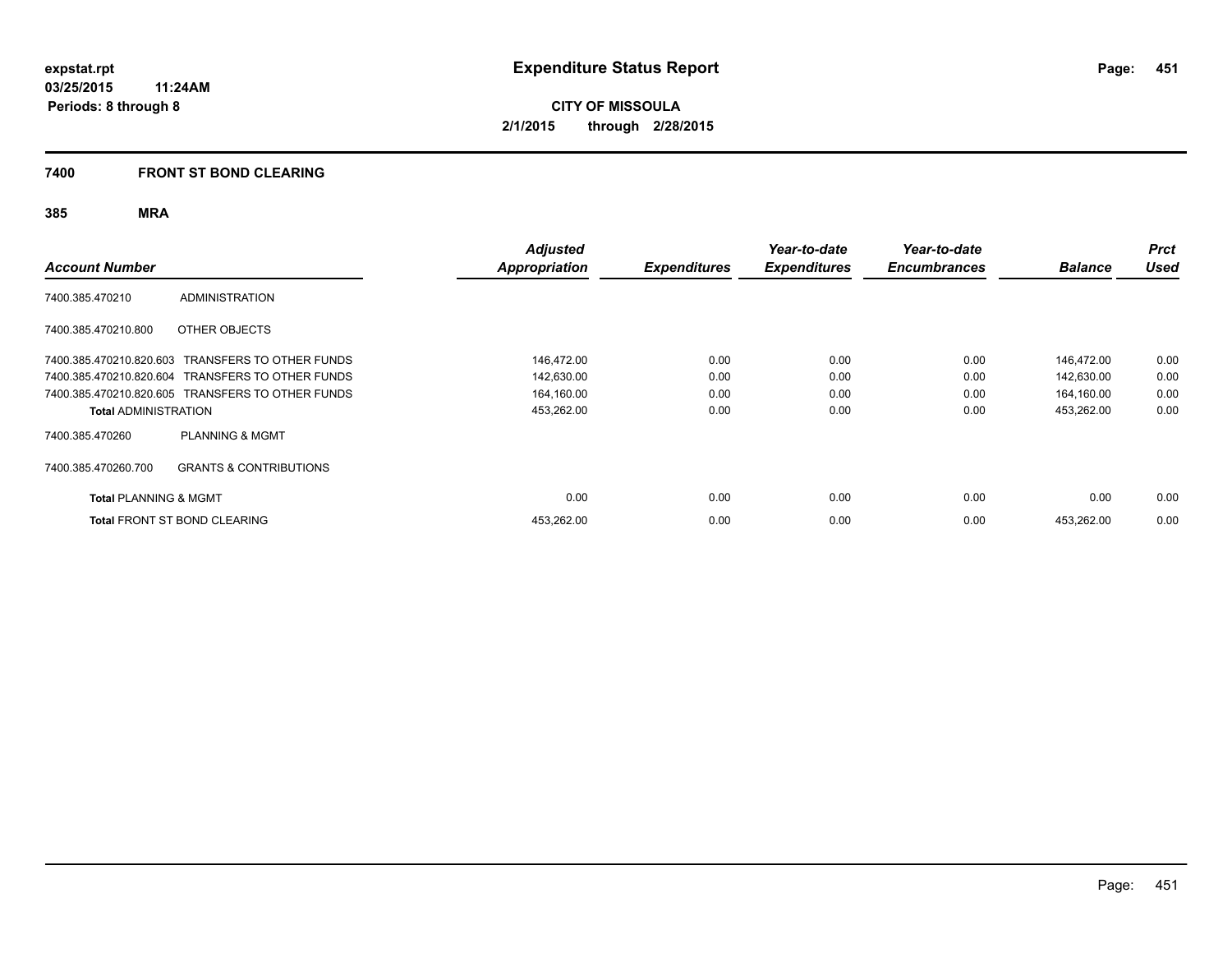**expstat.rpt**
**03/25/2015 11:24AM**
**Periods: 8 through 8**

# Expenditure Status Report

**CITY OF MISSOULA**
**2/1/2015 through 2/28/2015**

## 7400 FRONT ST BOND CLEARING

### 385 MRA

| Account Number | | Adjusted Appropriation | Expenditures | Year-to-date Expenditures | Year-to-date Encumbrances | Balance | Prct Used |
|---|---|---|---|---|---|---|---|
| 7400.385.470210 | ADMINISTRATION | | | | | | |
| 7400.385.470210.800 | OTHER OBJECTS | | | | | | |
| 7400.385.470210.820.603 | TRANSFERS TO OTHER FUNDS | 146,472.00 | 0.00 | 0.00 | 0.00 | 146,472.00 | 0.00 |
| 7400.385.470210.820.604 | TRANSFERS TO OTHER FUNDS | 142,630.00 | 0.00 | 0.00 | 0.00 | 142,630.00 | 0.00 |
| 7400.385.470210.820.605 | TRANSFERS TO OTHER FUNDS | 164,160.00 | 0.00 | 0.00 | 0.00 | 164,160.00 | 0.00 |
| **Total** ADMINISTRATION | | 453,262.00 | 0.00 | 0.00 | 0.00 | 453,262.00 | 0.00 |
| 7400.385.470260 | PLANNING & MGMT | | | | | | |
| 7400.385.470260.700 | GRANTS & CONTRIBUTIONS | | | | | | |
| **Total** PLANNING & MGMT | | 0.00 | 0.00 | 0.00 | 0.00 | 0.00 | 0.00 |
| **Total** FRONT ST BOND CLEARING | | 453,262.00 | 0.00 | 0.00 | 0.00 | 453,262.00 | 0.00 |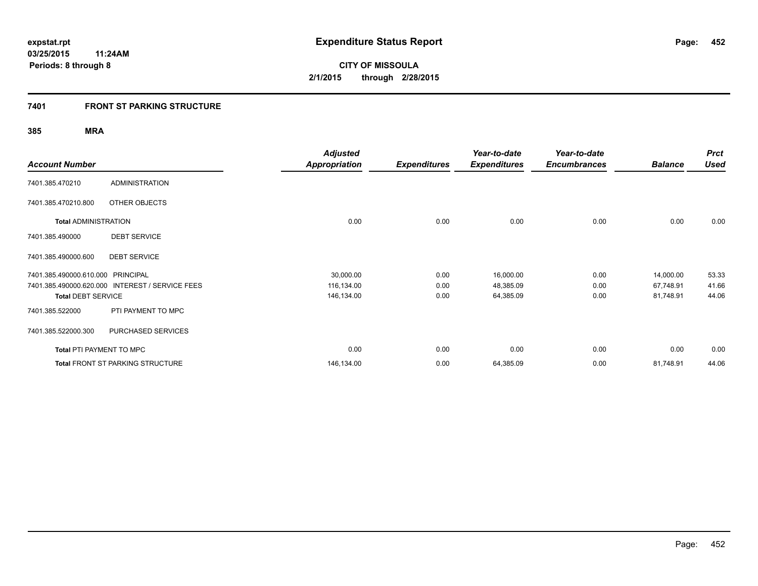# Expenditure Status Report

expstat.rpt
03/25/2015 11:24AM
Periods: 8 through 8

**CITY OF MISSOULA**
**2/1/2015 through 2/28/2015**

## 7401 FRONT ST PARKING STRUCTURE

### 385 MRA

| Account Number | | Adjusted Appropriation | Expenditures | Year-to-date Expenditures | Year-to-date Encumbrances | Balance | Prct Used |
|---|---|---|---|---|---|---|---|
| 7401.385.470210 | ADMINISTRATION | | | | | | |
| 7401.385.470210.800 | OTHER OBJECTS | | | | | | |
| **Total** ADMINISTRATION | | 0.00 | 0.00 | 0.00 | 0.00 | 0.00 | 0.00 |
| 7401.385.490000 | DEBT SERVICE | | | | | | |
| 7401.385.490000.600 | DEBT SERVICE | | | | | | |
| 7401.385.490000.610.000 | PRINCIPAL | 30,000.00 | 0.00 | 16,000.00 | 0.00 | 14,000.00 | 53.33 |
| 7401.385.490000.620.000 | INTEREST / SERVICE FEES | 116,134.00 | 0.00 | 48,385.09 | 0.00 | 67,748.91 | 41.66 |
| **Total** DEBT SERVICE | | 146,134.00 | 0.00 | 64,385.09 | 0.00 | 81,748.91 | 44.06 |
| 7401.385.522000 | PTI PAYMENT TO MPC | | | | | | |
| 7401.385.522000.300 | PURCHASED SERVICES | | | | | | |
| **Total** PTI PAYMENT TO MPC | | 0.00 | 0.00 | 0.00 | 0.00 | 0.00 | 0.00 |
| **Total** FRONT ST PARKING STRUCTURE | | 146,134.00 | 0.00 | 64,385.09 | 0.00 | 81,748.91 | 44.06 |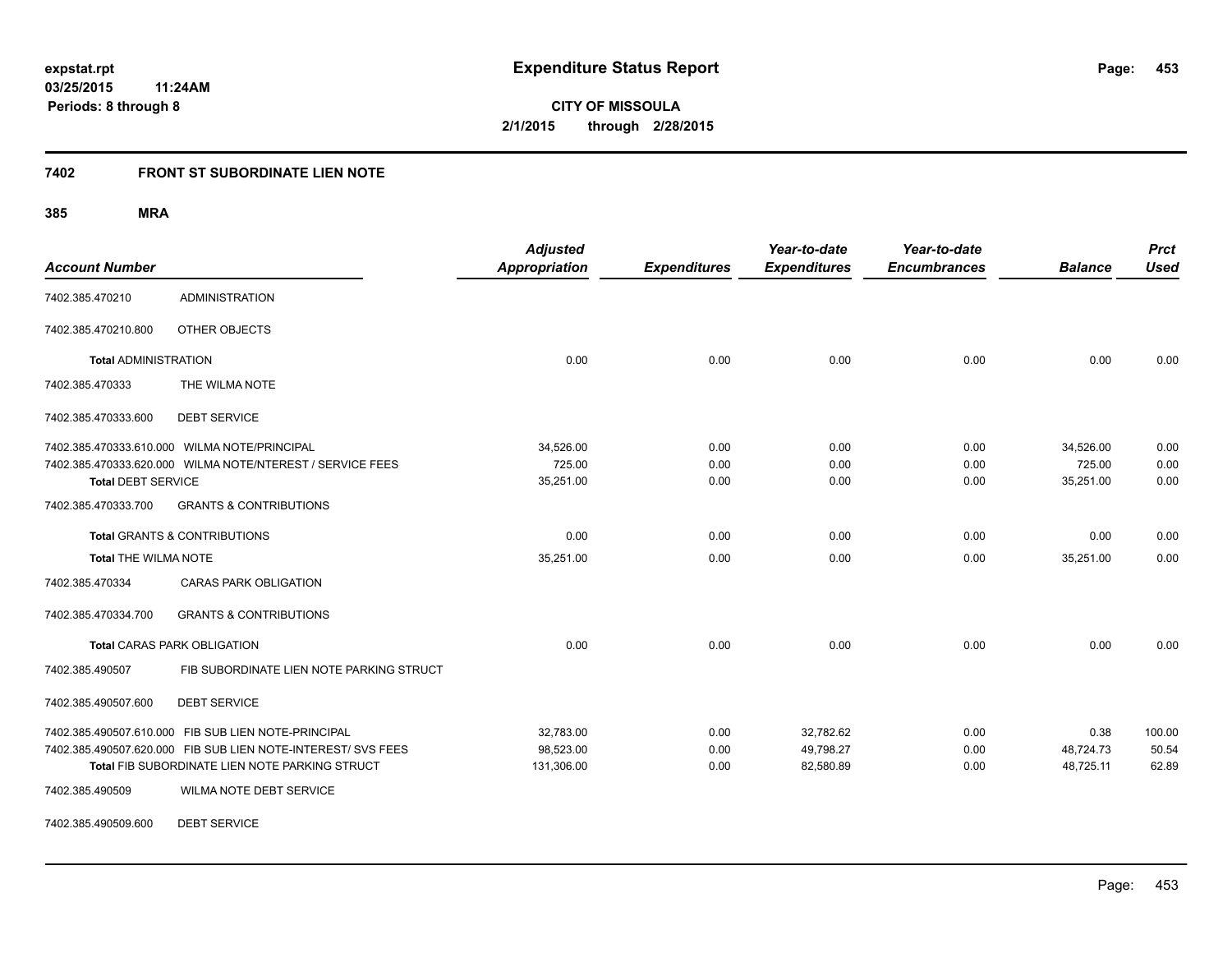**expstat.rpt**
**03/25/2015 11:24AM**
**Periods: 8 through 8**

# Expenditure Status Report

**CITY OF MISSOULA**
**2/1/2015 through 2/28/2015**

## 7402 FRONT ST SUBORDINATE LIEN NOTE

### 385 MRA

| Account Number | | Adjusted Appropriation | Expenditures | Year-to-date Expenditures | Year-to-date Encumbrances | Balance | Prct Used |
|---|---|---|---|---|---|---|---|
| 7402.385.470210 | ADMINISTRATION | | | | | | |
| 7402.385.470210.800 | OTHER OBJECTS | | | | | | |
| **Total** ADMINISTRATION | | 0.00 | 0.00 | 0.00 | 0.00 | 0.00 | 0.00 |
| 7402.385.470333 | THE WILMA NOTE | | | | | | |
| 7402.385.470333.600 | DEBT SERVICE | | | | | | |
| 7402.385.470333.610.000 | WILMA NOTE/PRINCIPAL | 34,526.00 | 0.00 | 0.00 | 0.00 | 34,526.00 | 0.00 |
| 7402.385.470333.620.000 | WILMA NOTE/NTEREST / SERVICE FEES | 725.00 | 0.00 | 0.00 | 0.00 | 725.00 | 0.00 |
| **Total** DEBT SERVICE | | 35,251.00 | 0.00 | 0.00 | 0.00 | 35,251.00 | 0.00 |
| 7402.385.470333.700 | GRANTS & CONTRIBUTIONS | | | | | | |
| **Total** GRANTS & CONTRIBUTIONS | | 0.00 | 0.00 | 0.00 | 0.00 | 0.00 | 0.00 |
| **Total** THE WILMA NOTE | | 35,251.00 | 0.00 | 0.00 | 0.00 | 35,251.00 | 0.00 |
| 7402.385.470334 | CARAS PARK OBLIGATION | | | | | | |
| 7402.385.470334.700 | GRANTS & CONTRIBUTIONS | | | | | | |
| **Total** CARAS PARK OBLIGATION | | 0.00 | 0.00 | 0.00 | 0.00 | 0.00 | 0.00 |
| 7402.385.490507 | FIB SUBORDINATE LIEN NOTE PARKING STRUCT | | | | | | |
| 7402.385.490507.600 | DEBT SERVICE | | | | | | |
| 7402.385.490507.610.000 | FIB SUB LIEN NOTE-PRINCIPAL | 32,783.00 | 0.00 | 32,782.62 | 0.00 | 0.38 | 100.00 |
| 7402.385.490507.620.000 | FIB SUB LIEN NOTE-INTEREST/ SVS FEES | 98,523.00 | 0.00 | 49,798.27 | 0.00 | 48,724.73 | 50.54 |
| **Total** FIB SUBORDINATE LIEN NOTE PARKING STRUCT | | 131,306.00 | 0.00 | 82,580.89 | 0.00 | 48,725.11 | 62.89 |
| 7402.385.490509 | WILMA NOTE DEBT SERVICE | | | | | | |
| 7402.385.490509.600 | DEBT SERVICE | | | | | | |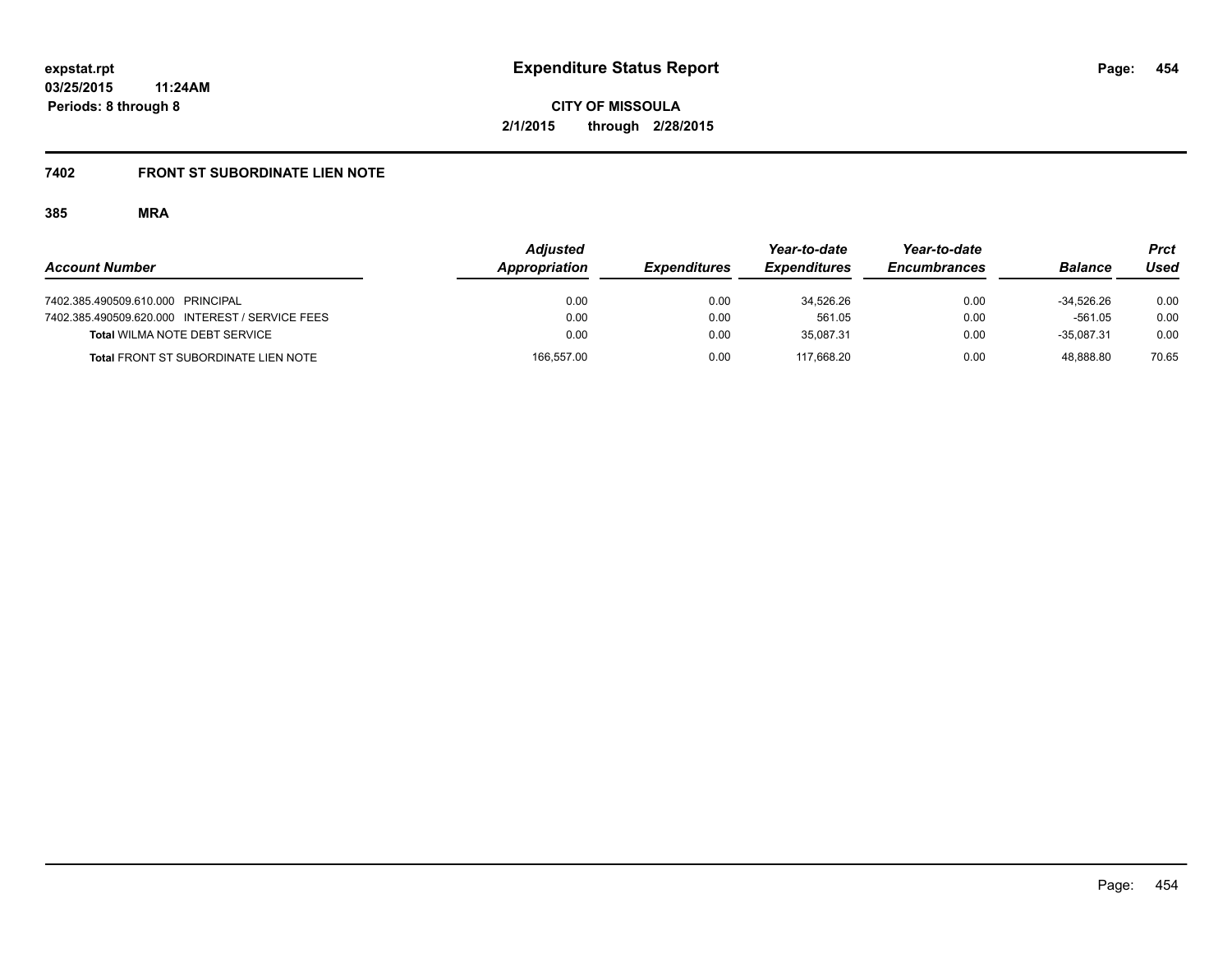expstat.rpt
03/25/2015 11:24AM
Periods: 8 through 8

# Expenditure Status Report

CITY OF MISSOULA
2/1/2015 through 2/28/2015

## 7402 FRONT ST SUBORDINATE LIEN NOTE

### 385 MRA

| Account Number | Adjusted Appropriation | Expenditures | Year-to-date Expenditures | Year-to-date Encumbrances | Balance | Prct Used |
|---|---|---|---|---|---|---|
| 7402.385.490509.610.000 PRINCIPAL | 0.00 | 0.00 | 34,526.26 | 0.00 | -34,526.26 | 0.00 |
| 7402.385.490509.620.000 INTEREST / SERVICE FEES | 0.00 | 0.00 | 561.05 | 0.00 | -561.05 | 0.00 |
| **Total** WILMA NOTE DEBT SERVICE | 0.00 | 0.00 | 35,087.31 | 0.00 | -35,087.31 | 0.00 |
| **Total** FRONT ST SUBORDINATE LIEN NOTE | 166,557.00 | 0.00 | 117,668.20 | 0.00 | 48,888.80 | 70.65 |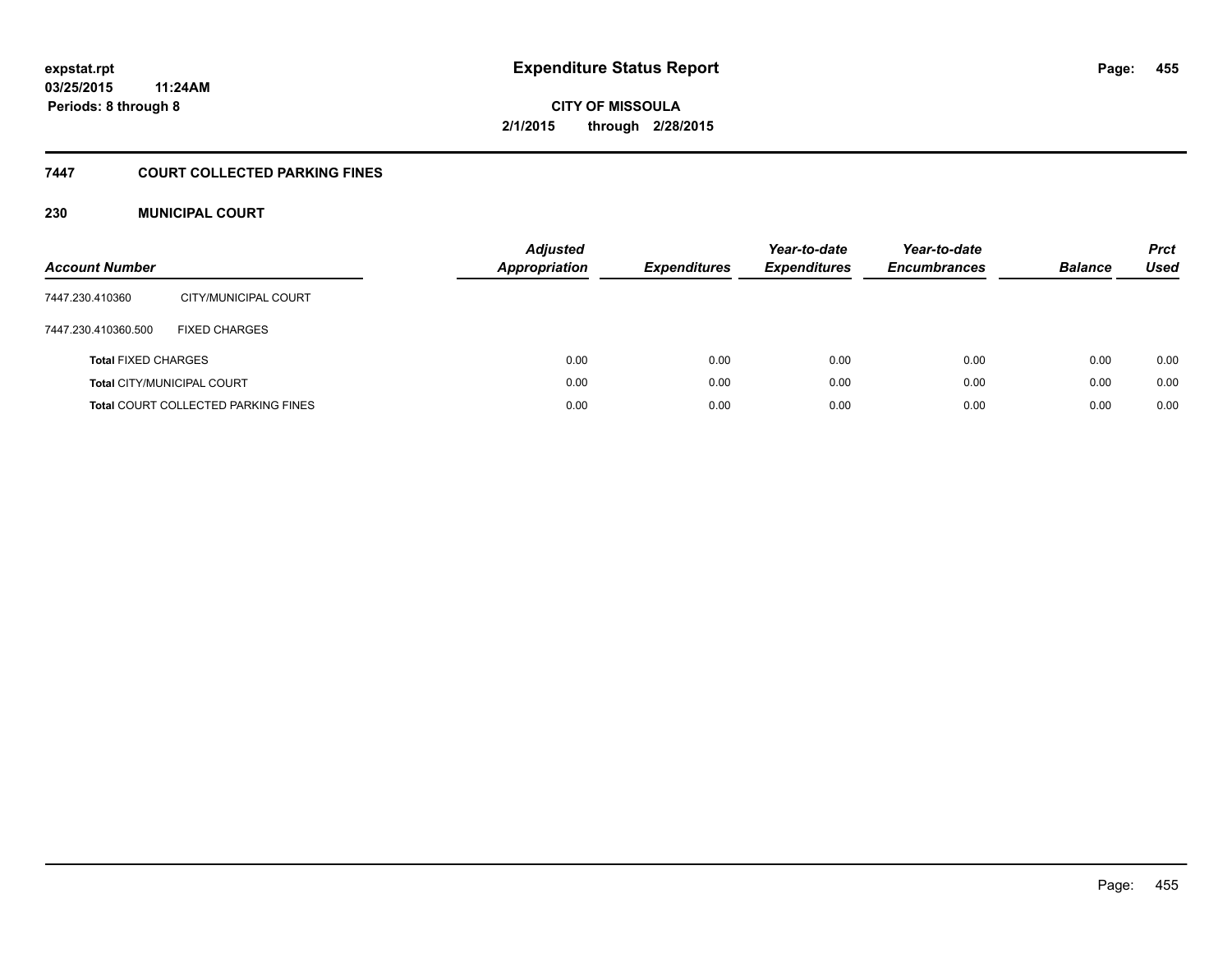**expstat.rpt**
**03/25/2015 11:24AM**
**Periods: 8 through 8**

# Expenditure Status Report

**CITY OF MISSOULA**
**2/1/2015 through 2/28/2015**

## 7447 COURT COLLECTED PARKING FINES

### 230 MUNICIPAL COURT

| Account Number | | Adjusted Appropriation | Expenditures | Year-to-date Expenditures | Year-to-date Encumbrances | Balance | Prct Used |
|---|---|---|---|---|---|---|---|
| 7447.230.410360 | CITY/MUNICIPAL COURT | | | | | | |
| 7447.230.410360.500 | FIXED CHARGES | | | | | | |
| **Total** FIXED CHARGES | | 0.00 | 0.00 | 0.00 | 0.00 | 0.00 | 0.00 |
| **Total** CITY/MUNICIPAL COURT | | 0.00 | 0.00 | 0.00 | 0.00 | 0.00 | 0.00 |
| **Total** COURT COLLECTED PARKING FINES | | 0.00 | 0.00 | 0.00 | 0.00 | 0.00 | 0.00 |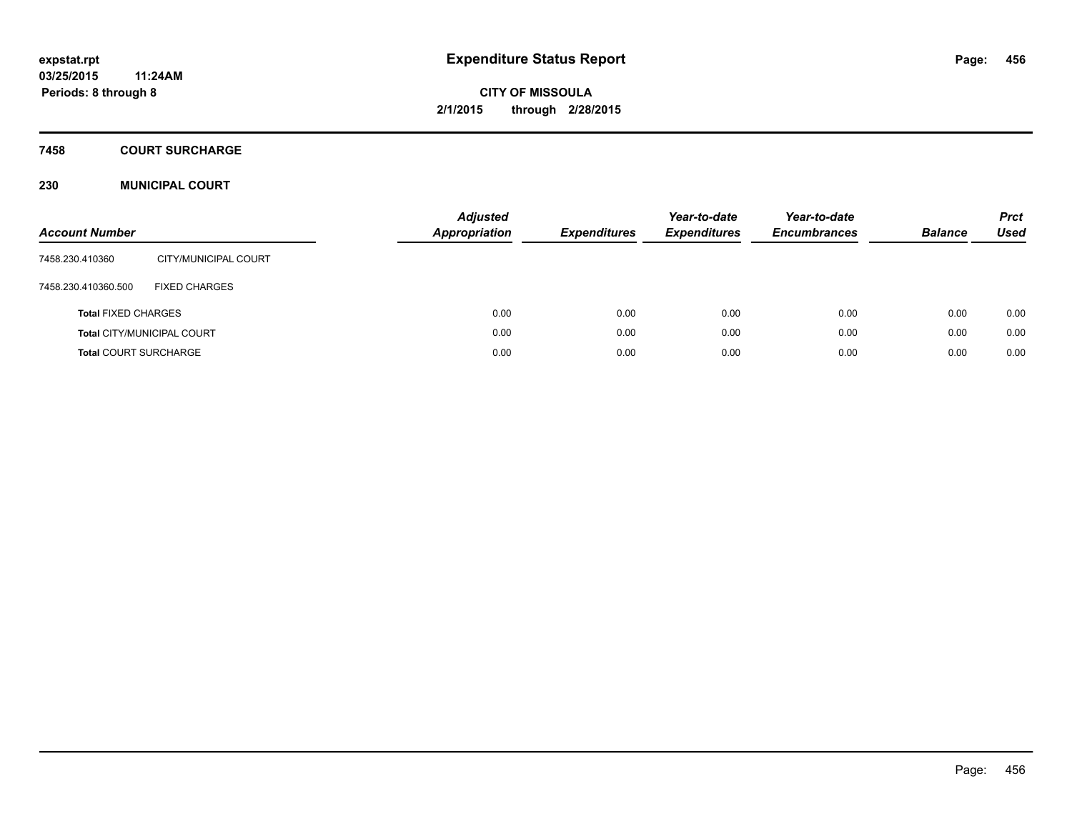expstat.rpt
03/25/2015 11:24AM
Periods: 8 through 8

# Expenditure Status Report

**CITY OF MISSOULA**
**2/1/2015 through 2/28/2015**

## 7458 COURT SURCHARGE

### 230 MUNICIPAL COURT

| Account Number | | Adjusted Appropriation | Expenditures | Year-to-date Expenditures | Year-to-date Encumbrances | Balance | Prct Used |
|---|---|---|---|---|---|---|---|
| 7458.230.410360 | CITY/MUNICIPAL COURT | | | | | | |
| 7458.230.410360.500 | FIXED CHARGES | | | | | | |
| **Total** FIXED CHARGES | | 0.00 | 0.00 | 0.00 | 0.00 | 0.00 | 0.00 |
| **Total** CITY/MUNICIPAL COURT | | 0.00 | 0.00 | 0.00 | 0.00 | 0.00 | 0.00 |
| **Total** COURT SURCHARGE | | 0.00 | 0.00 | 0.00 | 0.00 | 0.00 | 0.00 |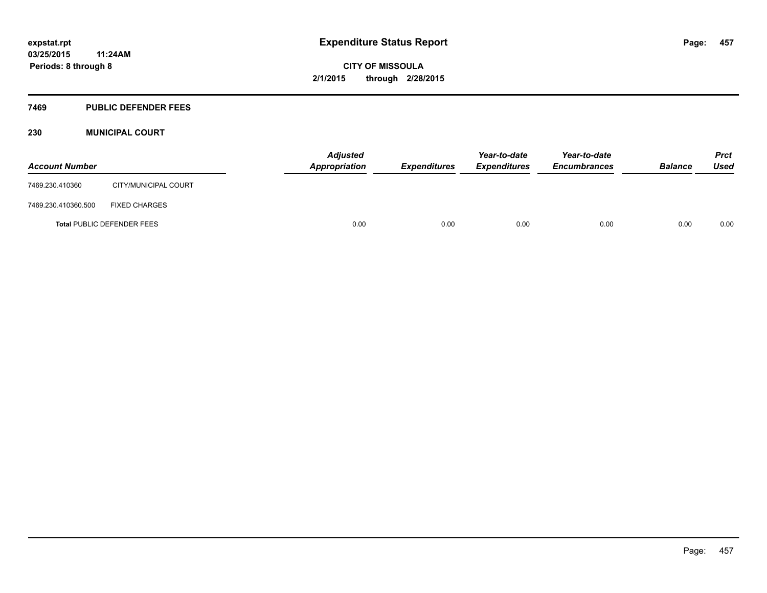# Expenditure Status Report

**CITY OF MISSOULA**

**2/1/2015 through 2/28/2015**

expstat.rpt
03/25/2015 11:24AM
Periods: 8 through 8

## 7469 PUBLIC DEFENDER FEES

### 230 MUNICIPAL COURT

| Account Number | | Adjusted Appropriation | Expenditures | Year-to-date Expenditures | Year-to-date Encumbrances | Balance | Prct Used |
|---|---|---|---|---|---|---|---|
| 7469.230.410360 | CITY/MUNICIPAL COURT | | | | | | |
| 7469.230.410360.500 | FIXED CHARGES | | | | | | |
| **Total** PUBLIC DEFENDER FEES | | 0.00 | 0.00 | 0.00 | 0.00 | 0.00 | 0.00 |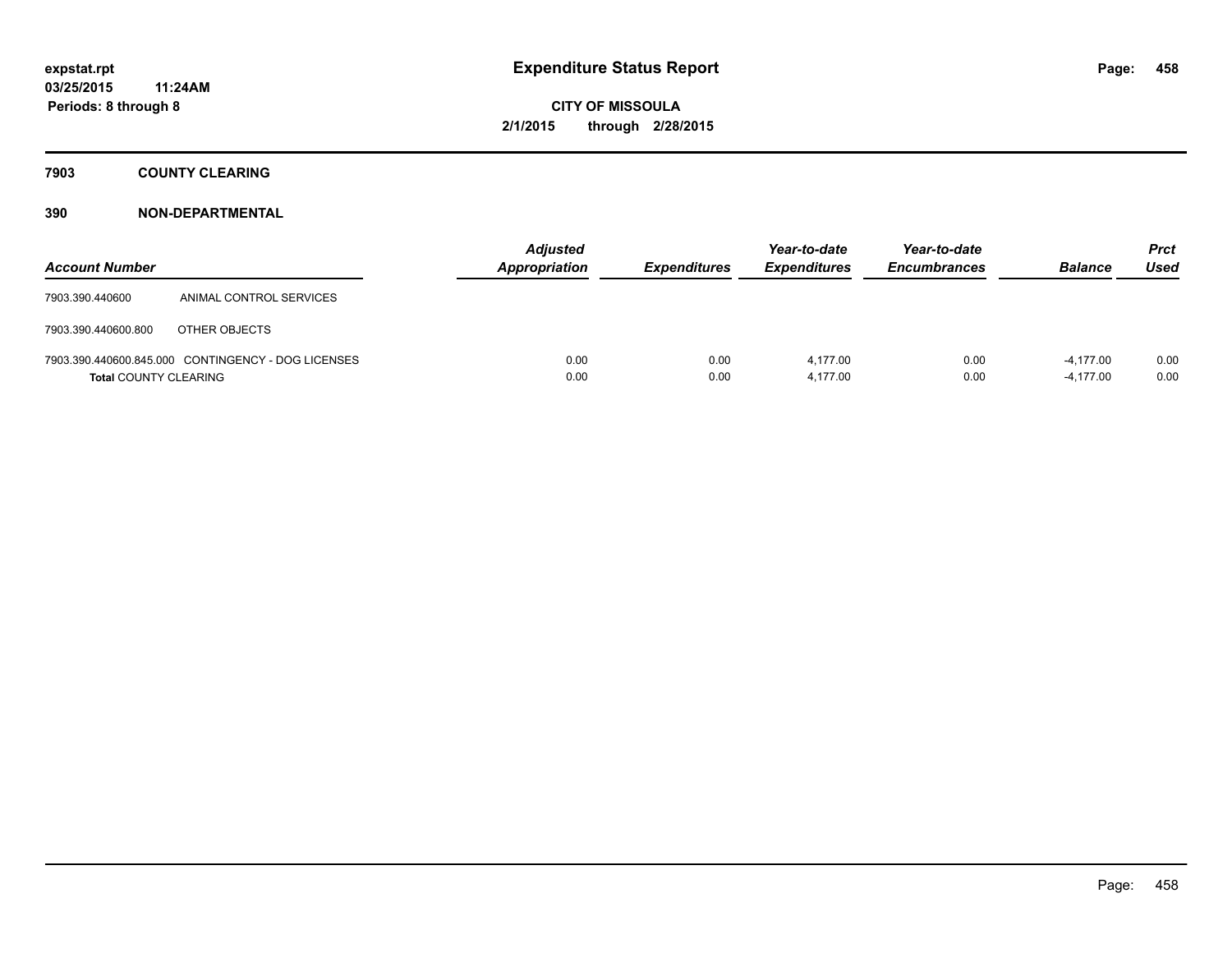**expstat.rpt**
**03/25/2015 11:24AM**
**Periods: 8 through 8**

# Expenditure Status Report

**CITY OF MISSOULA**
**2/1/2015 through 2/28/2015**

## 7903 COUNTY CLEARING

### 390 NON-DEPARTMENTAL

| Account Number | | Adjusted Appropriation | Expenditures | Year-to-date Expenditures | Year-to-date Encumbrances | Balance | Prct Used |
|---|---|---|---|---|---|---|---|
| 7903.390.440600 | ANIMAL CONTROL SERVICES | | | | | | |
| 7903.390.440600.800 | OTHER OBJECTS | | | | | | |
| 7903.390.440600.845.000 | CONTINGENCY - DOG LICENSES | 0.00 | 0.00 | 4,177.00 | 0.00 | -4,177.00 | 0.00 |
| **Total** COUNTY CLEARING | | 0.00 | 0.00 | 4,177.00 | 0.00 | -4,177.00 | 0.00 |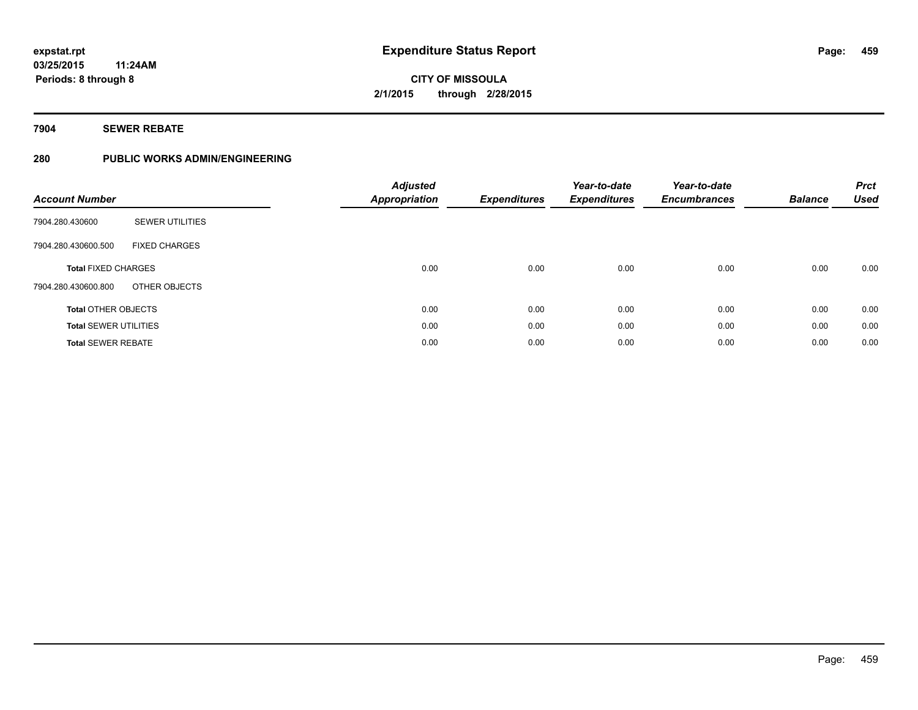**expstat.rpt**
**03/25/2015 11:24AM**
**Periods: 8 through 8**

# Expenditure Status Report

**CITY OF MISSOULA**
**2/1/2015 through 2/28/2015**

## 7904 SEWER REBATE

## 280 PUBLIC WORKS ADMIN/ENGINEERING

| Account Number | | Adjusted Appropriation | Expenditures | Year-to-date Expenditures | Year-to-date Encumbrances | Balance | Prct Used |
|---|---|---|---|---|---|---|---|
| 7904.280.430600 | SEWER UTILITIES | | | | | | |
| 7904.280.430600.500 | FIXED CHARGES | | | | | | |
| **Total** FIXED CHARGES | | 0.00 | 0.00 | 0.00 | 0.00 | 0.00 | 0.00 |
| 7904.280.430600.800 | OTHER OBJECTS | | | | | | |
| **Total** OTHER OBJECTS | | 0.00 | 0.00 | 0.00 | 0.00 | 0.00 | 0.00 |
| **Total** SEWER UTILITIES | | 0.00 | 0.00 | 0.00 | 0.00 | 0.00 | 0.00 |
| **Total** SEWER REBATE | | 0.00 | 0.00 | 0.00 | 0.00 | 0.00 | 0.00 |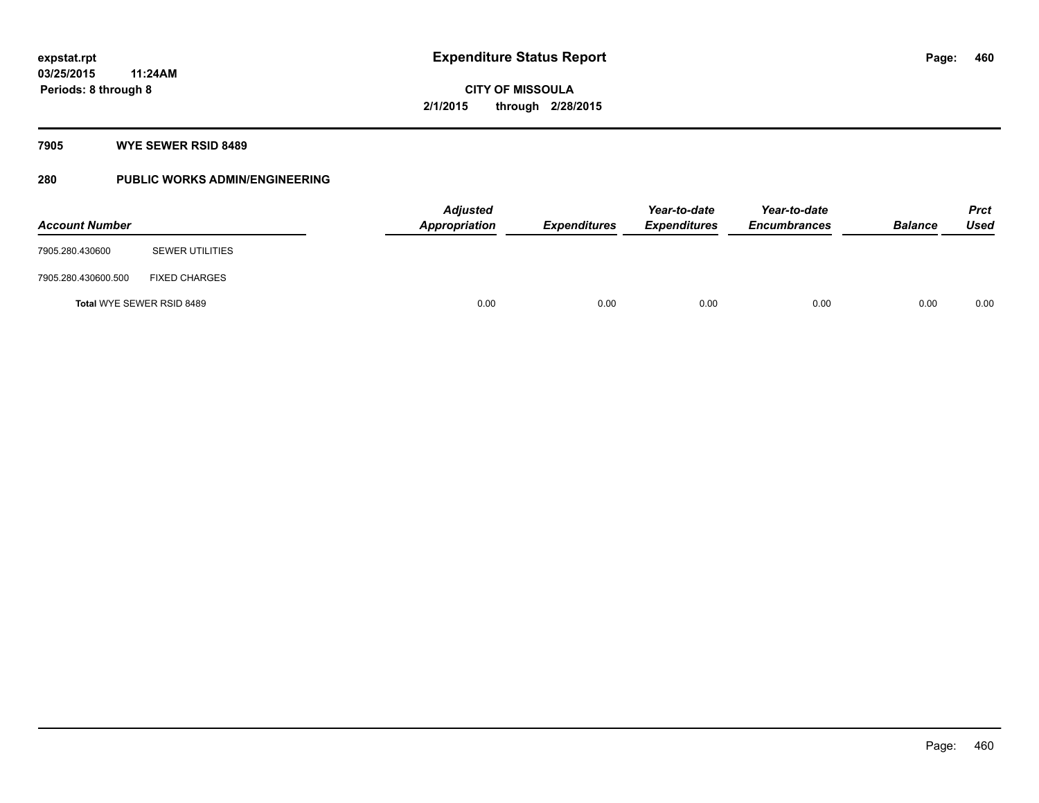# Expenditure Status Report

expstat.rpt
03/25/2015 11:24AM
Periods: 8 through 8

**CITY OF MISSOULA**
**2/1/2015 through 2/28/2015**

## 7905 WYE SEWER RSID 8489

## 280 PUBLIC WORKS ADMIN/ENGINEERING

| Account Number | | Adjusted Appropriation | Expenditures | Year-to-date Expenditures | Year-to-date Encumbrances | Balance | Prct Used |
|---|---|---|---|---|---|---|---|
| 7905.280.430600 | SEWER UTILITIES | | | | | | |
| 7905.280.430600.500 | FIXED CHARGES | | | | | | |
| **Total** WYE SEWER RSID 8489 | | 0.00 | 0.00 | 0.00 | 0.00 | 0.00 | 0.00 |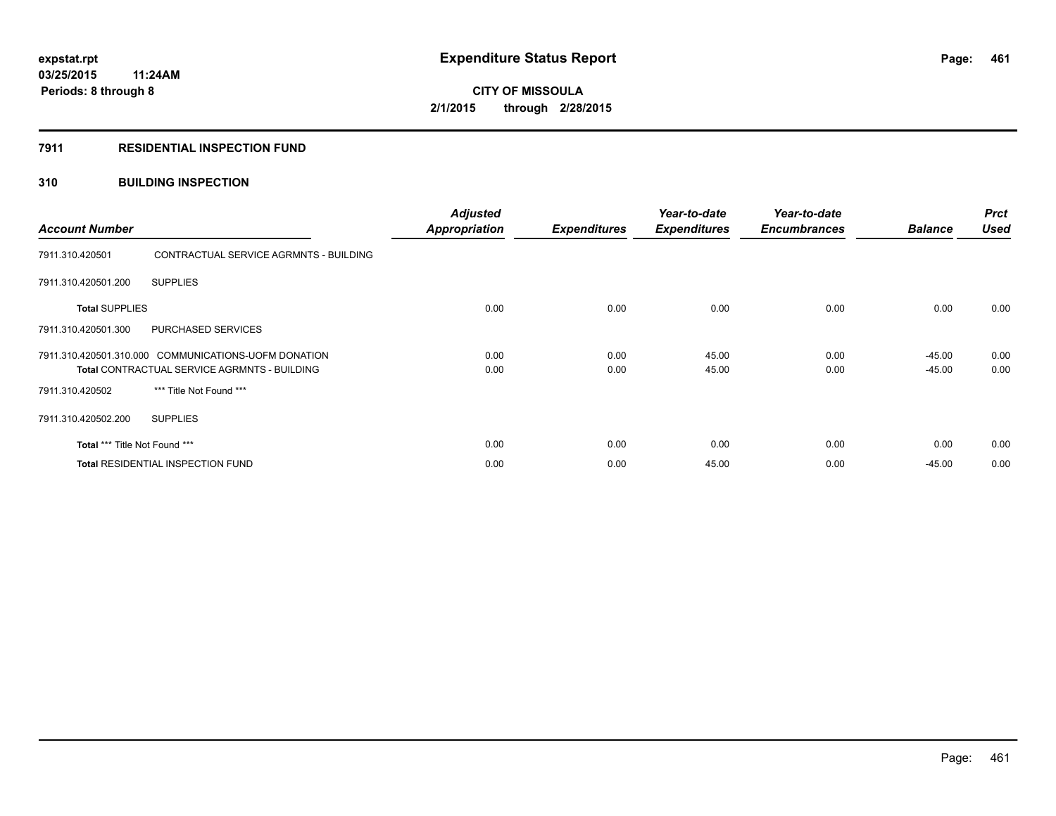**expstat.rpt**
**03/25/2015 11:24AM**
**Periods: 8 through 8**

# Expenditure Status Report

**CITY OF MISSOULA**
**2/1/2015 through 2/28/2015**

## 7911 RESIDENTIAL INSPECTION FUND

### 310 BUILDING INSPECTION

| Account Number | | Adjusted Appropriation | Expenditures | Year-to-date Expenditures | Year-to-date Encumbrances | Balance | Prct Used |
|---|---|---|---|---|---|---|---|
| 7911.310.420501 | CONTRACTUAL SERVICE AGRMNTS - BUILDING | | | | | | |
| 7911.310.420501.200 | SUPPLIES | | | | | | |
| **Total** SUPPLIES | | 0.00 | 0.00 | 0.00 | 0.00 | 0.00 | 0.00 |
| 7911.310.420501.300 | PURCHASED SERVICES | | | | | | |
| 7911.310.420501.310.000 | COMMUNICATIONS-UOFM DONATION | 0.00 | 0.00 | 45.00 | 0.00 | -45.00 | 0.00 |
| **Total** CONTRACTUAL SERVICE AGRMNTS - BUILDING | | 0.00 | 0.00 | 45.00 | 0.00 | -45.00 | 0.00 |
| 7911.310.420502 | *** Title Not Found *** | | | | | | |
| 7911.310.420502.200 | SUPPLIES | | | | | | |
| **Total** *** Title Not Found *** | | 0.00 | 0.00 | 0.00 | 0.00 | 0.00 | 0.00 |
| **Total** RESIDENTIAL INSPECTION FUND | | 0.00 | 0.00 | 45.00 | 0.00 | -45.00 | 0.00 |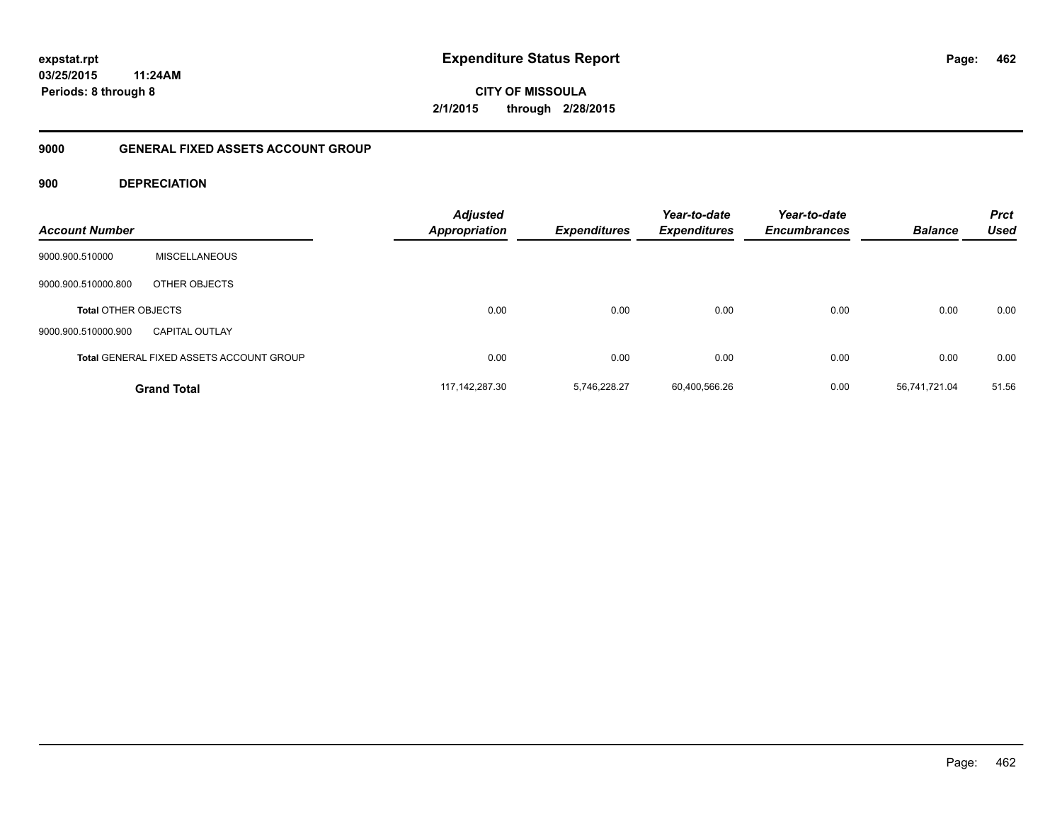**expstat.rpt**
**03/25/2015 11:24AM**
**Periods: 8 through 8**

# Expenditure Status Report

**CITY OF MISSOULA**
**2/1/2015 through 2/28/2015**

## 9000 GENERAL FIXED ASSETS ACCOUNT GROUP

### 900 DEPRECIATION

| Account Number | | Adjusted Appropriation | Expenditures | Year-to-date Expenditures | Year-to-date Encumbrances | Balance | Prct Used |
|---|---|---|---|---|---|---|---|
| 9000.900.510000 | MISCELLANEOUS | | | | | | |
| 9000.900.510000.800 | OTHER OBJECTS | | | | | | |
| **Total** OTHER OBJECTS | | 0.00 | 0.00 | 0.00 | 0.00 | 0.00 | 0.00 |
| 9000.900.510000.900 | CAPITAL OUTLAY | | | | | | |
| **Total** GENERAL FIXED ASSETS ACCOUNT GROUP | | 0.00 | 0.00 | 0.00 | 0.00 | 0.00 | 0.00 |
| **Grand Total** | | 117,142,287.30 | 5,746,228.27 | 60,400,566.26 | 0.00 | 56,741,721.04 | 51.56 |